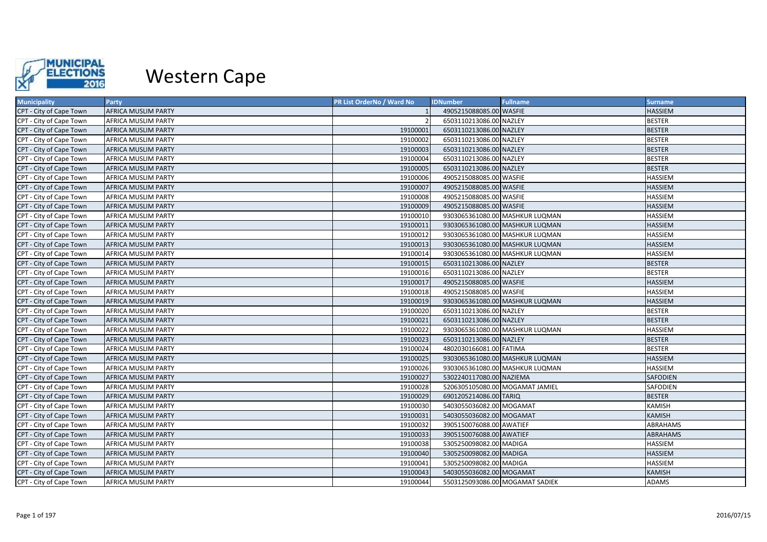# Western Cape

| Municipality | Party | PR List OrderNo / Ward No | IDNumber | Fullname | Surname |
|---|---|---|---|---|---|
| CPT - City of Cape Town | AFRICA MUSLIM PARTY | 1 | 4905215088085.00 | WASFIE | HASSIEM |
| CPT - City of Cape Town | AFRICA MUSLIM PARTY | 2 | 6503110213086.00 | NAZLEY | BESTER |
| CPT - City of Cape Town | AFRICA MUSLIM PARTY | 19100001 | 6503110213086.00 | NAZLEY | BESTER |
| CPT - City of Cape Town | AFRICA MUSLIM PARTY | 19100002 | 6503110213086.00 | NAZLEY | BESTER |
| CPT - City of Cape Town | AFRICA MUSLIM PARTY | 19100003 | 6503110213086.00 | NAZLEY | BESTER |
| CPT - City of Cape Town | AFRICA MUSLIM PARTY | 19100004 | 6503110213086.00 | NAZLEY | BESTER |
| CPT - City of Cape Town | AFRICA MUSLIM PARTY | 19100005 | 6503110213086.00 | NAZLEY | BESTER |
| CPT - City of Cape Town | AFRICA MUSLIM PARTY | 19100006 | 4905215088085.00 | WASFIE | HASSIEM |
| CPT - City of Cape Town | AFRICA MUSLIM PARTY | 19100007 | 4905215088085.00 | WASFIE | HASSIEM |
| CPT - City of Cape Town | AFRICA MUSLIM PARTY | 19100008 | 4905215088085.00 | WASFIE | HASSIEM |
| CPT - City of Cape Town | AFRICA MUSLIM PARTY | 19100009 | 4905215088085.00 | WASFIE | HASSIEM |
| CPT - City of Cape Town | AFRICA MUSLIM PARTY | 19100010 | 9303065361080.00 | MASHKUR LUQMAN | HASSIEM |
| CPT - City of Cape Town | AFRICA MUSLIM PARTY | 19100011 | 9303065361080.00 | MASHKUR LUQMAN | HASSIEM |
| CPT - City of Cape Town | AFRICA MUSLIM PARTY | 19100012 | 9303065361080.00 | MASHKUR LUQMAN | HASSIEM |
| CPT - City of Cape Town | AFRICA MUSLIM PARTY | 19100013 | 9303065361080.00 | MASHKUR LUQMAN | HASSIEM |
| CPT - City of Cape Town | AFRICA MUSLIM PARTY | 19100014 | 9303065361080.00 | MASHKUR LUQMAN | HASSIEM |
| CPT - City of Cape Town | AFRICA MUSLIM PARTY | 19100015 | 6503110213086.00 | NAZLEY | BESTER |
| CPT - City of Cape Town | AFRICA MUSLIM PARTY | 19100016 | 6503110213086.00 | NAZLEY | BESTER |
| CPT - City of Cape Town | AFRICA MUSLIM PARTY | 19100017 | 4905215088085.00 | WASFIE | HASSIEM |
| CPT - City of Cape Town | AFRICA MUSLIM PARTY | 19100018 | 4905215088085.00 | WASFIE | HASSIEM |
| CPT - City of Cape Town | AFRICA MUSLIM PARTY | 19100019 | 9303065361080.00 | MASHKUR LUQMAN | HASSIEM |
| CPT - City of Cape Town | AFRICA MUSLIM PARTY | 19100020 | 6503110213086.00 | NAZLEY | BESTER |
| CPT - City of Cape Town | AFRICA MUSLIM PARTY | 19100021 | 6503110213086.00 | NAZLEY | BESTER |
| CPT - City of Cape Town | AFRICA MUSLIM PARTY | 19100022 | 9303065361080.00 | MASHKUR LUQMAN | HASSIEM |
| CPT - City of Cape Town | AFRICA MUSLIM PARTY | 19100023 | 6503110213086.00 | NAZLEY | BESTER |
| CPT - City of Cape Town | AFRICA MUSLIM PARTY | 19100024 | 4802030166081.00 | FATIMA | BESTER |
| CPT - City of Cape Town | AFRICA MUSLIM PARTY | 19100025 | 9303065361080.00 | MASHKUR LUQMAN | HASSIEM |
| CPT - City of Cape Town | AFRICA MUSLIM PARTY | 19100026 | 9303065361080.00 | MASHKUR LUQMAN | HASSIEM |
| CPT - City of Cape Town | AFRICA MUSLIM PARTY | 19100027 | 5302240117080.00 | NAZIEMA | SAFODIEN |
| CPT - City of Cape Town | AFRICA MUSLIM PARTY | 19100028 | 5206305105080.00 | MOGAMAT JAMIEL | SAFODIEN |
| CPT - City of Cape Town | AFRICA MUSLIM PARTY | 19100029 | 6901205214086.00 | TARIQ | BESTER |
| CPT - City of Cape Town | AFRICA MUSLIM PARTY | 19100030 | 5403055036082.00 | MOGAMAT | KAMISH |
| CPT - City of Cape Town | AFRICA MUSLIM PARTY | 19100031 | 5403055036082.00 | MOGAMAT | KAMISH |
| CPT - City of Cape Town | AFRICA MUSLIM PARTY | 19100032 | 3905150076088.00 | AWATIEF | ABRAHAMS |
| CPT - City of Cape Town | AFRICA MUSLIM PARTY | 19100033 | 3905150076088.00 | AWATIEF | ABRAHAMS |
| CPT - City of Cape Town | AFRICA MUSLIM PARTY | 19100038 | 5305250098082.00 | MADIGA | HASSIEM |
| CPT - City of Cape Town | AFRICA MUSLIM PARTY | 19100040 | 5305250098082.00 | MADIGA | HASSIEM |
| CPT - City of Cape Town | AFRICA MUSLIM PARTY | 19100041 | 5305250098082.00 | MADIGA | HASSIEM |
| CPT - City of Cape Town | AFRICA MUSLIM PARTY | 19100043 | 5403055036082.00 | MOGAMAT | KAMISH |
| CPT - City of Cape Town | AFRICA MUSLIM PARTY | 19100044 | 5503125093086.00 | MOGAMAT SADIEK | ADAMS |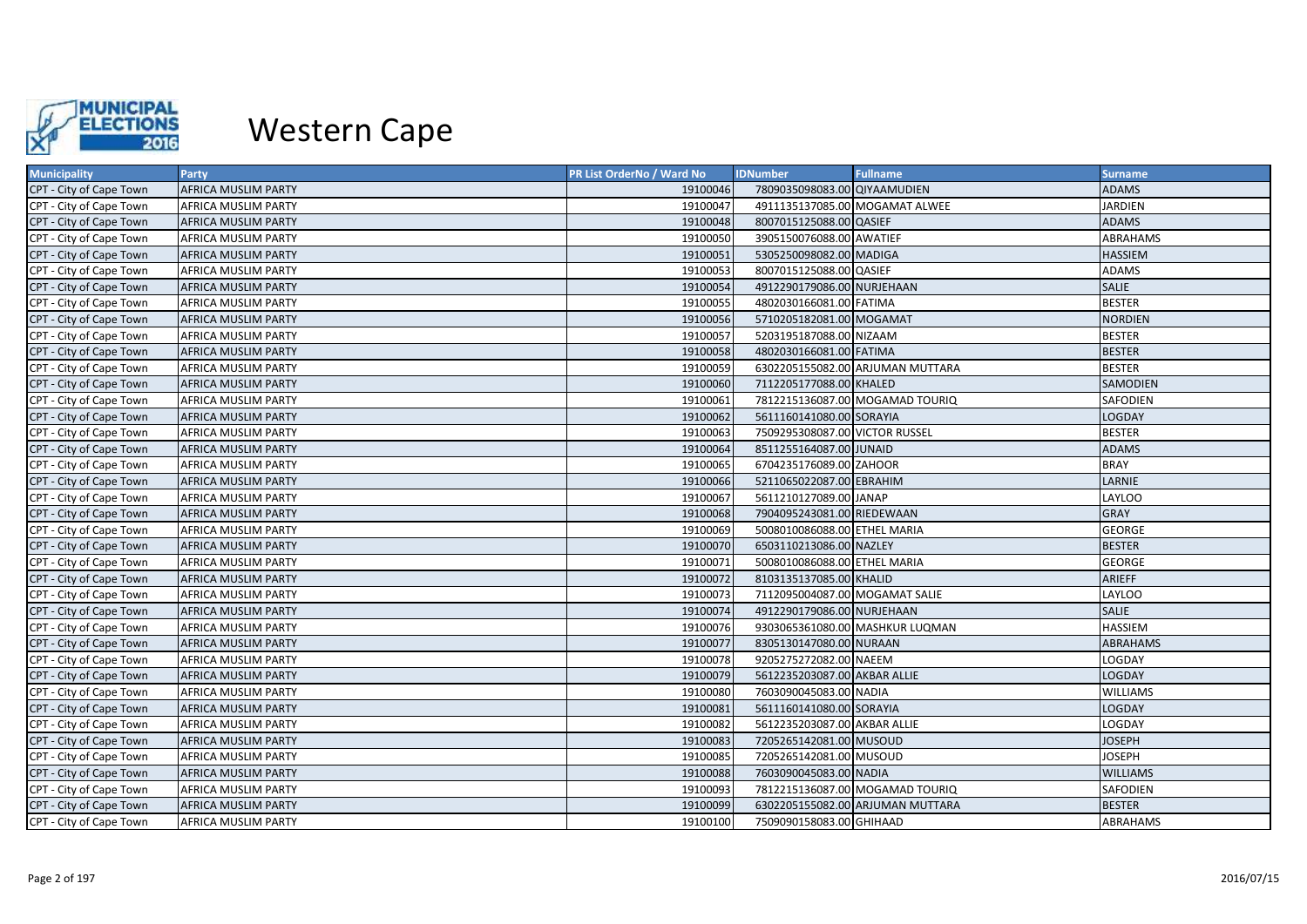# Western Cape

| Municipality | Party | PR List OrderNo / Ward No | IDNumber | Fullname | Surname |
|---|---|---|---|---|---|
| CPT - City of Cape Town | AFRICA MUSLIM PARTY | 19100046 | 7809035098083.00 | QIYAAMUDIEN | ADAMS |
| CPT - City of Cape Town | AFRICA MUSLIM PARTY | 19100047 | 4911135137085.00 | MOGAMAT ALWEE | JARDIEN |
| CPT - City of Cape Town | AFRICA MUSLIM PARTY | 19100048 | 8007015125088.00 | QASIEF | ADAMS |
| CPT - City of Cape Town | AFRICA MUSLIM PARTY | 19100050 | 3905150076088.00 | AWATIEF | ABRAHAMS |
| CPT - City of Cape Town | AFRICA MUSLIM PARTY | 19100051 | 5305250098082.00 | MADIGA | HASSIEM |
| CPT - City of Cape Town | AFRICA MUSLIM PARTY | 19100053 | 8007015125088.00 | QASIEF | ADAMS |
| CPT - City of Cape Town | AFRICA MUSLIM PARTY | 19100054 | 4912290179086.00 | NURJEHAAN | SALIE |
| CPT - City of Cape Town | AFRICA MUSLIM PARTY | 19100055 | 4802030166081.00 | FATIMA | BESTER |
| CPT - City of Cape Town | AFRICA MUSLIM PARTY | 19100056 | 5710205182081.00 | MOGAMAT | NORDIEN |
| CPT - City of Cape Town | AFRICA MUSLIM PARTY | 19100057 | 5203195187088.00 | NIZAAM | BESTER |
| CPT - City of Cape Town | AFRICA MUSLIM PARTY | 19100058 | 4802030166081.00 | FATIMA | BESTER |
| CPT - City of Cape Town | AFRICA MUSLIM PARTY | 19100059 | 6302205155082.00 | ARJUMAN MUTTARA | BESTER |
| CPT - City of Cape Town | AFRICA MUSLIM PARTY | 19100060 | 7112205177088.00 | KHALED | SAMODIEN |
| CPT - City of Cape Town | AFRICA MUSLIM PARTY | 19100061 | 7812215136087.00 | MOGAMAD TOURIQ | SAFODIEN |
| CPT - City of Cape Town | AFRICA MUSLIM PARTY | 19100062 | 5611160141080.00 | SORAYIA | LOGDAY |
| CPT - City of Cape Town | AFRICA MUSLIM PARTY | 19100063 | 7509295308087.00 | VICTOR RUSSEL | BESTER |
| CPT - City of Cape Town | AFRICA MUSLIM PARTY | 19100064 | 8511255164087.00 | JUNAID | ADAMS |
| CPT - City of Cape Town | AFRICA MUSLIM PARTY | 19100065 | 6704235176089.00 | ZAHOOR | BRAY |
| CPT - City of Cape Town | AFRICA MUSLIM PARTY | 19100066 | 5211065022087.00 | EBRAHIM | LARNIE |
| CPT - City of Cape Town | AFRICA MUSLIM PARTY | 19100067 | 5611210127089.00 | JANAP | LAYLOO |
| CPT - City of Cape Town | AFRICA MUSLIM PARTY | 19100068 | 7904095243081.00 | RIEDEWAAN | GRAY |
| CPT - City of Cape Town | AFRICA MUSLIM PARTY | 19100069 | 5008010086088.00 | ETHEL MARIA | GEORGE |
| CPT - City of Cape Town | AFRICA MUSLIM PARTY | 19100070 | 6503110213086.00 | NAZLEY | BESTER |
| CPT - City of Cape Town | AFRICA MUSLIM PARTY | 19100071 | 5008010086088.00 | ETHEL MARIA | GEORGE |
| CPT - City of Cape Town | AFRICA MUSLIM PARTY | 19100072 | 8103135137085.00 | KHALID | ARIEFF |
| CPT - City of Cape Town | AFRICA MUSLIM PARTY | 19100073 | 7112095004087.00 | MOGAMAT SALIE | LAYLOO |
| CPT - City of Cape Town | AFRICA MUSLIM PARTY | 19100074 | 4912290179086.00 | NURJEHAAN | SALIE |
| CPT - City of Cape Town | AFRICA MUSLIM PARTY | 19100076 | 9303065361080.00 | MASHKUR LUQMAN | HASSIEM |
| CPT - City of Cape Town | AFRICA MUSLIM PARTY | 19100077 | 8305130147080.00 | NURAAN | ABRAHAMS |
| CPT - City of Cape Town | AFRICA MUSLIM PARTY | 19100078 | 9205275272082.00 | NAEEM | LOGDAY |
| CPT - City of Cape Town | AFRICA MUSLIM PARTY | 19100079 | 5612235203087.00 | AKBAR ALLIE | LOGDAY |
| CPT - City of Cape Town | AFRICA MUSLIM PARTY | 19100080 | 7603090045083.00 | NADIA | WILLIAMS |
| CPT - City of Cape Town | AFRICA MUSLIM PARTY | 19100081 | 5611160141080.00 | SORAYIA | LOGDAY |
| CPT - City of Cape Town | AFRICA MUSLIM PARTY | 19100082 | 5612235203087.00 | AKBAR ALLIE | LOGDAY |
| CPT - City of Cape Town | AFRICA MUSLIM PARTY | 19100083 | 7205265142081.00 | MUSOUD | JOSEPH |
| CPT - City of Cape Town | AFRICA MUSLIM PARTY | 19100085 | 7205265142081.00 | MUSOUD | JOSEPH |
| CPT - City of Cape Town | AFRICA MUSLIM PARTY | 19100088 | 7603090045083.00 | NADIA | WILLIAMS |
| CPT - City of Cape Town | AFRICA MUSLIM PARTY | 19100093 | 7812215136087.00 | MOGAMAD TOURIQ | SAFODIEN |
| CPT - City of Cape Town | AFRICA MUSLIM PARTY | 19100099 | 6302205155082.00 | ARJUMAN MUTTARA | BESTER |
| CPT - City of Cape Town | AFRICA MUSLIM PARTY | 19100100 | 7509090158083.00 | GHIHAAD | ABRAHAMS |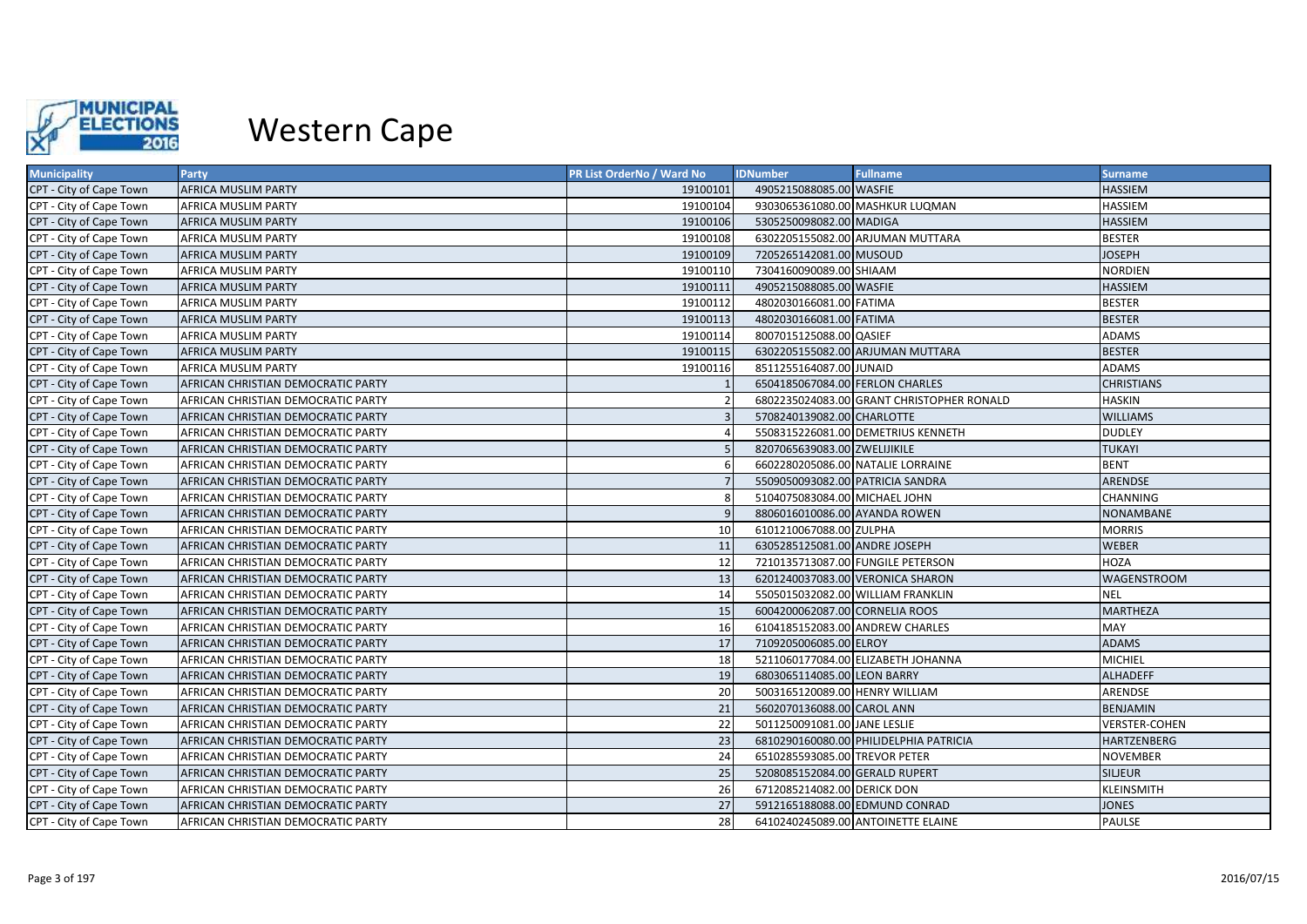# Western Cape

| Municipality | Party | PR List OrderNo / Ward No | IDNumber | Fullname | Surname |
|---|---|---|---|---|---|
| CPT - City of Cape Town | AFRICA MUSLIM PARTY | 19100101 | 4905215088085.00 | WASFIE | HASSIEM |
| CPT - City of Cape Town | AFRICA MUSLIM PARTY | 19100104 | 9303065361080.00 | MASHKUR LUQMAN | HASSIEM |
| CPT - City of Cape Town | AFRICA MUSLIM PARTY | 19100106 | 5305250098082.00 | MADIGA | HASSIEM |
| CPT - City of Cape Town | AFRICA MUSLIM PARTY | 19100108 | 6302205155082.00 | ARJUMAN MUTTARA | BESTER |
| CPT - City of Cape Town | AFRICA MUSLIM PARTY | 19100109 | 7205265142081.00 | MUSOUD | JOSEPH |
| CPT - City of Cape Town | AFRICA MUSLIM PARTY | 19100110 | 7304160090089.00 | SHIAAM | NORDIEN |
| CPT - City of Cape Town | AFRICA MUSLIM PARTY | 19100111 | 4905215088085.00 | WASFIE | HASSIEM |
| CPT - City of Cape Town | AFRICA MUSLIM PARTY | 19100112 | 4802030166081.00 | FATIMA | BESTER |
| CPT - City of Cape Town | AFRICA MUSLIM PARTY | 19100113 | 4802030166081.00 | FATIMA | BESTER |
| CPT - City of Cape Town | AFRICA MUSLIM PARTY | 19100114 | 8007015125088.00 | QASIEF | ADAMS |
| CPT - City of Cape Town | AFRICA MUSLIM PARTY | 19100115 | 6302205155082.00 | ARJUMAN MUTTARA | BESTER |
| CPT - City of Cape Town | AFRICA MUSLIM PARTY | 19100116 | 8511255164087.00 | JUNAID | ADAMS |
| CPT - City of Cape Town | AFRICAN CHRISTIAN DEMOCRATIC PARTY | 1 | 6504185067084.00 | FERLON CHARLES | CHRISTIANS |
| CPT - City of Cape Town | AFRICAN CHRISTIAN DEMOCRATIC PARTY | 2 | 6802235024083.00 | GRANT CHRISTOPHER RONALD | HASKIN |
| CPT - City of Cape Town | AFRICAN CHRISTIAN DEMOCRATIC PARTY | 3 | 5708240139082.00 | CHARLOTTE | WILLIAMS |
| CPT - City of Cape Town | AFRICAN CHRISTIAN DEMOCRATIC PARTY | 4 | 5508315226081.00 | DEMETRIUS KENNETH | DUDLEY |
| CPT - City of Cape Town | AFRICAN CHRISTIAN DEMOCRATIC PARTY | 5 | 8207065639083.00 | ZWELIJIKILE | TUKAYI |
| CPT - City of Cape Town | AFRICAN CHRISTIAN DEMOCRATIC PARTY | 6 | 6602280205086.00 | NATALIE LORRAINE | BENT |
| CPT - City of Cape Town | AFRICAN CHRISTIAN DEMOCRATIC PARTY | 7 | 5509050093082.00 | PATRICIA SANDRA | ARENDSE |
| CPT - City of Cape Town | AFRICAN CHRISTIAN DEMOCRATIC PARTY | 8 | 5104075083084.00 | MICHAEL JOHN | CHANNING |
| CPT - City of Cape Town | AFRICAN CHRISTIAN DEMOCRATIC PARTY | 9 | 8806016010086.00 | AYANDA ROWEN | NONAMBANE |
| CPT - City of Cape Town | AFRICAN CHRISTIAN DEMOCRATIC PARTY | 10 | 6101210067088.00 | ZULPHA | MORRIS |
| CPT - City of Cape Town | AFRICAN CHRISTIAN DEMOCRATIC PARTY | 11 | 6305285125081.00 | ANDRE JOSEPH | WEBER |
| CPT - City of Cape Town | AFRICAN CHRISTIAN DEMOCRATIC PARTY | 12 | 7210135713087.00 | FUNGILE PETERSON | HOZA |
| CPT - City of Cape Town | AFRICAN CHRISTIAN DEMOCRATIC PARTY | 13 | 6201240037083.00 | VERONICA SHARON | WAGENSTROOM |
| CPT - City of Cape Town | AFRICAN CHRISTIAN DEMOCRATIC PARTY | 14 | 5505015032082.00 | WILLIAM FRANKLIN | NEL |
| CPT - City of Cape Town | AFRICAN CHRISTIAN DEMOCRATIC PARTY | 15 | 6004200062087.00 | CORNELIA ROOS | MARTHEZA |
| CPT - City of Cape Town | AFRICAN CHRISTIAN DEMOCRATIC PARTY | 16 | 6104185152083.00 | ANDREW CHARLES | MAY |
| CPT - City of Cape Town | AFRICAN CHRISTIAN DEMOCRATIC PARTY | 17 | 7109205006085.00 | ELROY | ADAMS |
| CPT - City of Cape Town | AFRICAN CHRISTIAN DEMOCRATIC PARTY | 18 | 5211060177084.00 | ELIZABETH JOHANNA | MICHIEL |
| CPT - City of Cape Town | AFRICAN CHRISTIAN DEMOCRATIC PARTY | 19 | 6803065114085.00 | LEON BARRY | ALHADEFF |
| CPT - City of Cape Town | AFRICAN CHRISTIAN DEMOCRATIC PARTY | 20 | 5003165120089.00 | HENRY WILLIAM | ARENDSE |
| CPT - City of Cape Town | AFRICAN CHRISTIAN DEMOCRATIC PARTY | 21 | 5602070136088.00 | CAROL ANN | BENJAMIN |
| CPT - City of Cape Town | AFRICAN CHRISTIAN DEMOCRATIC PARTY | 22 | 5011250091081.00 | JANE LESLIE | VERSTER-COHEN |
| CPT - City of Cape Town | AFRICAN CHRISTIAN DEMOCRATIC PARTY | 23 | 6810290160080.00 | PHILIDELPHIA PATRICIA | HARTZENBERG |
| CPT - City of Cape Town | AFRICAN CHRISTIAN DEMOCRATIC PARTY | 24 | 6510285593085.00 | TREVOR PETER | NOVEMBER |
| CPT - City of Cape Town | AFRICAN CHRISTIAN DEMOCRATIC PARTY | 25 | 5208085152084.00 | GERALD RUPERT | SILJEUR |
| CPT - City of Cape Town | AFRICAN CHRISTIAN DEMOCRATIC PARTY | 26 | 6712085214082.00 | DERICK DON | KLEINSMITH |
| CPT - City of Cape Town | AFRICAN CHRISTIAN DEMOCRATIC PARTY | 27 | 5912165188088.00 | EDMUND CONRAD | JONES |
| CPT - City of Cape Town | AFRICAN CHRISTIAN DEMOCRATIC PARTY | 28 | 6410240245089.00 | ANTOINETTE ELAINE | PAULSE |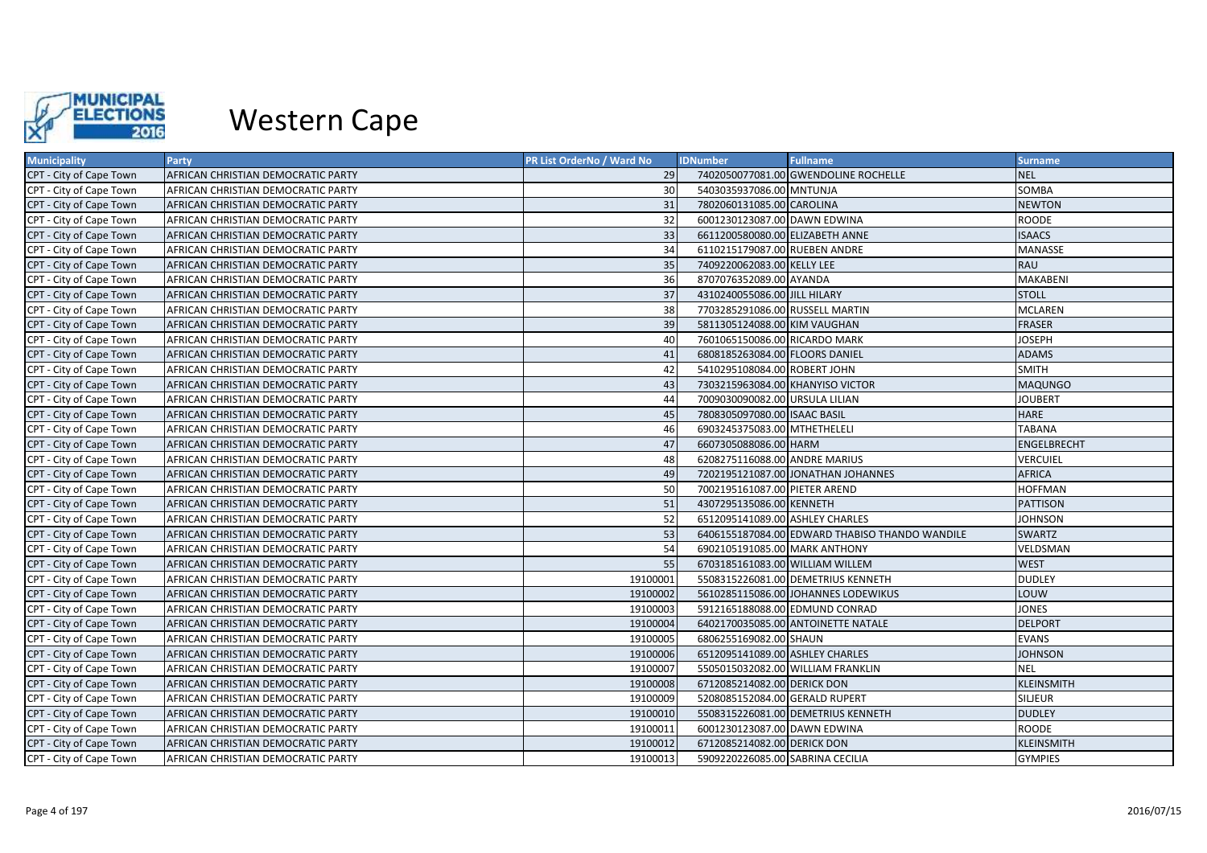# Western Cape

| Municipality | Party | PR List OrderNo / Ward No | IDNumber | Fullname | Surname |
|---|---|---|---|---|---|
| CPT - City of Cape Town | AFRICAN CHRISTIAN DEMOCRATIC PARTY | 29 | 7402050077081.00 | GWENDOLINE ROCHELLE | NEL |
| CPT - City of Cape Town | AFRICAN CHRISTIAN DEMOCRATIC PARTY | 30 | 5403035937086.00 | MNTUNJA | SOMBA |
| CPT - City of Cape Town | AFRICAN CHRISTIAN DEMOCRATIC PARTY | 31 | 7802060131085.00 | CAROLINA | NEWTON |
| CPT - City of Cape Town | AFRICAN CHRISTIAN DEMOCRATIC PARTY | 32 | 6001230123087.00 | DAWN EDWINA | ROODE |
| CPT - City of Cape Town | AFRICAN CHRISTIAN DEMOCRATIC PARTY | 33 | 6611200580080.00 | ELIZABETH ANNE | ISAACS |
| CPT - City of Cape Town | AFRICAN CHRISTIAN DEMOCRATIC PARTY | 34 | 6110215179087.00 | RUEBEN ANDRE | MANASSE |
| CPT - City of Cape Town | AFRICAN CHRISTIAN DEMOCRATIC PARTY | 35 | 7409220062083.00 | KELLY LEE | RAU |
| CPT - City of Cape Town | AFRICAN CHRISTIAN DEMOCRATIC PARTY | 36 | 8707076352089.00 | AYANDA | MAKABENI |
| CPT - City of Cape Town | AFRICAN CHRISTIAN DEMOCRATIC PARTY | 37 | 4310240055086.00 | JILL HILARY | STOLL |
| CPT - City of Cape Town | AFRICAN CHRISTIAN DEMOCRATIC PARTY | 38 | 7703285291086.00 | RUSSELL MARTIN | MCLAREN |
| CPT - City of Cape Town | AFRICAN CHRISTIAN DEMOCRATIC PARTY | 39 | 5811305124088.00 | KIM VAUGHAN | FRASER |
| CPT - City of Cape Town | AFRICAN CHRISTIAN DEMOCRATIC PARTY | 40 | 7601065150086.00 | RICARDO MARK | JOSEPH |
| CPT - City of Cape Town | AFRICAN CHRISTIAN DEMOCRATIC PARTY | 41 | 6808185263084.00 | FLOORS DANIEL | ADAMS |
| CPT - City of Cape Town | AFRICAN CHRISTIAN DEMOCRATIC PARTY | 42 | 5410295108084.00 | ROBERT JOHN | SMITH |
| CPT - City of Cape Town | AFRICAN CHRISTIAN DEMOCRATIC PARTY | 43 | 7303215963084.00 | KHANYISO VICTOR | MAQUNGO |
| CPT - City of Cape Town | AFRICAN CHRISTIAN DEMOCRATIC PARTY | 44 | 7009030090082.00 | URSULA LILIAN | JOUBERT |
| CPT - City of Cape Town | AFRICAN CHRISTIAN DEMOCRATIC PARTY | 45 | 7808305097080.00 | ISAAC BASIL | HARE |
| CPT - City of Cape Town | AFRICAN CHRISTIAN DEMOCRATIC PARTY | 46 | 6903245375083.00 | MTHETHELELI | TABANA |
| CPT - City of Cape Town | AFRICAN CHRISTIAN DEMOCRATIC PARTY | 47 | 6607305088086.00 | HARM | ENGELBRECHT |
| CPT - City of Cape Town | AFRICAN CHRISTIAN DEMOCRATIC PARTY | 48 | 6208275116088.00 | ANDRE MARIUS | VERCUIEL |
| CPT - City of Cape Town | AFRICAN CHRISTIAN DEMOCRATIC PARTY | 49 | 7202195121087.00 | JONATHAN JOHANNES | AFRICA |
| CPT - City of Cape Town | AFRICAN CHRISTIAN DEMOCRATIC PARTY | 50 | 7002195161087.00 | PIETER AREND | HOFFMAN |
| CPT - City of Cape Town | AFRICAN CHRISTIAN DEMOCRATIC PARTY | 51 | 4307295135086.00 | KENNETH | PATTISON |
| CPT - City of Cape Town | AFRICAN CHRISTIAN DEMOCRATIC PARTY | 52 | 6512095141089.00 | ASHLEY CHARLES | JOHNSON |
| CPT - City of Cape Town | AFRICAN CHRISTIAN DEMOCRATIC PARTY | 53 | 6406155187084.00 | EDWARD THABISO THANDO WANDILE | SWARTZ |
| CPT - City of Cape Town | AFRICAN CHRISTIAN DEMOCRATIC PARTY | 54 | 6902105191085.00 | MARK ANTHONY | VELDSMAN |
| CPT - City of Cape Town | AFRICAN CHRISTIAN DEMOCRATIC PARTY | 55 | 6703185161083.00 | WILLIAM WILLEM | WEST |
| CPT - City of Cape Town | AFRICAN CHRISTIAN DEMOCRATIC PARTY | 19100001 | 5508315226081.00 | DEMETRIUS KENNETH | DUDLEY |
| CPT - City of Cape Town | AFRICAN CHRISTIAN DEMOCRATIC PARTY | 19100002 | 5610285115086.00 | JOHANNES LODEWIKUS | LOUW |
| CPT - City of Cape Town | AFRICAN CHRISTIAN DEMOCRATIC PARTY | 19100003 | 5912165188088.00 | EDMUND CONRAD | JONES |
| CPT - City of Cape Town | AFRICAN CHRISTIAN DEMOCRATIC PARTY | 19100004 | 6402170035085.00 | ANTOINETTE NATALE | DELPORT |
| CPT - City of Cape Town | AFRICAN CHRISTIAN DEMOCRATIC PARTY | 19100005 | 6806255169082.00 | SHAUN | EVANS |
| CPT - City of Cape Town | AFRICAN CHRISTIAN DEMOCRATIC PARTY | 19100006 | 6512095141089.00 | ASHLEY CHARLES | JOHNSON |
| CPT - City of Cape Town | AFRICAN CHRISTIAN DEMOCRATIC PARTY | 19100007 | 5505015032082.00 | WILLIAM FRANKLIN | NEL |
| CPT - City of Cape Town | AFRICAN CHRISTIAN DEMOCRATIC PARTY | 19100008 | 6712085214082.00 | DERICK DON | KLEINSMITH |
| CPT - City of Cape Town | AFRICAN CHRISTIAN DEMOCRATIC PARTY | 19100009 | 5208085152084.00 | GERALD RUPERT | SILJEUR |
| CPT - City of Cape Town | AFRICAN CHRISTIAN DEMOCRATIC PARTY | 19100010 | 5508315226081.00 | DEMETRIUS KENNETH | DUDLEY |
| CPT - City of Cape Town | AFRICAN CHRISTIAN DEMOCRATIC PARTY | 19100011 | 6001230123087.00 | DAWN EDWINA | ROODE |
| CPT - City of Cape Town | AFRICAN CHRISTIAN DEMOCRATIC PARTY | 19100012 | 6712085214082.00 | DERICK DON | KLEINSMITH |
| CPT - City of Cape Town | AFRICAN CHRISTIAN DEMOCRATIC PARTY | 19100013 | 5909220226085.00 | SABRINA CECILIA | GYMPIES |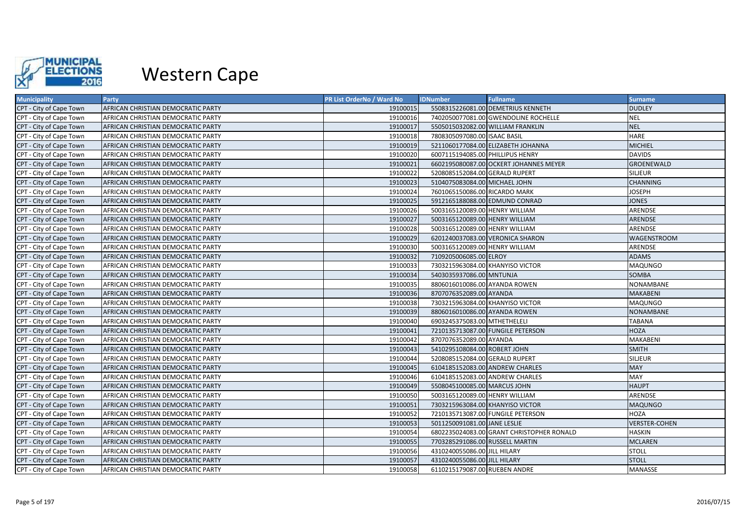# Western Cape

| Municipality | Party | PR List OrderNo / Ward No | IDNumber | Fullname | Surname |
|---|---|---|---|---|---|
| CPT - City of Cape Town | AFRICAN CHRISTIAN DEMOCRATIC PARTY | 19100015 | 5508315226081.00 | DEMETRIUS KENNETH | DUDLEY |
| CPT - City of Cape Town | AFRICAN CHRISTIAN DEMOCRATIC PARTY | 19100016 | 7402050077081.00 | GWENDOLINE ROCHELLE | NEL |
| CPT - City of Cape Town | AFRICAN CHRISTIAN DEMOCRATIC PARTY | 19100017 | 5505015032082.00 | WILLIAM FRANKLIN | NEL |
| CPT - City of Cape Town | AFRICAN CHRISTIAN DEMOCRATIC PARTY | 19100018 | 7808305097080.00 | ISAAC BASIL | HARE |
| CPT - City of Cape Town | AFRICAN CHRISTIAN DEMOCRATIC PARTY | 19100019 | 5211060177084.00 | ELIZABETH JOHANNA | MICHIEL |
| CPT - City of Cape Town | AFRICAN CHRISTIAN DEMOCRATIC PARTY | 19100020 | 6007115194085.00 | PHILLIPUS HENRY | DAVIDS |
| CPT - City of Cape Town | AFRICAN CHRISTIAN DEMOCRATIC PARTY | 19100021 | 6602195080087.00 | OCKERT JOHANNES MEYER | GROENEWALD |
| CPT - City of Cape Town | AFRICAN CHRISTIAN DEMOCRATIC PARTY | 19100022 | 5208085152084.00 | GERALD RUPERT | SILJEUR |
| CPT - City of Cape Town | AFRICAN CHRISTIAN DEMOCRATIC PARTY | 19100023 | 5104075083084.00 | MICHAEL JOHN | CHANNING |
| CPT - City of Cape Town | AFRICAN CHRISTIAN DEMOCRATIC PARTY | 19100024 | 7601065150086.00 | RICARDO MARK | JOSEPH |
| CPT - City of Cape Town | AFRICAN CHRISTIAN DEMOCRATIC PARTY | 19100025 | 5912165188088.00 | EDMUND CONRAD | JONES |
| CPT - City of Cape Town | AFRICAN CHRISTIAN DEMOCRATIC PARTY | 19100026 | 5003165120089.00 | HENRY WILLIAM | ARENDSE |
| CPT - City of Cape Town | AFRICAN CHRISTIAN DEMOCRATIC PARTY | 19100027 | 5003165120089.00 | HENRY WILLIAM | ARENDSE |
| CPT - City of Cape Town | AFRICAN CHRISTIAN DEMOCRATIC PARTY | 19100028 | 5003165120089.00 | HENRY WILLIAM | ARENDSE |
| CPT - City of Cape Town | AFRICAN CHRISTIAN DEMOCRATIC PARTY | 19100029 | 6201240037083.00 | VERONICA SHARON | WAGENSTROOM |
| CPT - City of Cape Town | AFRICAN CHRISTIAN DEMOCRATIC PARTY | 19100030 | 5003165120089.00 | HENRY WILLIAM | ARENDSE |
| CPT - City of Cape Town | AFRICAN CHRISTIAN DEMOCRATIC PARTY | 19100032 | 7109205006085.00 | ELROY | ADAMS |
| CPT - City of Cape Town | AFRICAN CHRISTIAN DEMOCRATIC PARTY | 19100033 | 7303215963084.00 | KHANYISO VICTOR | MAQUNGO |
| CPT - City of Cape Town | AFRICAN CHRISTIAN DEMOCRATIC PARTY | 19100034 | 5403035937086.00 | MNTUNJA | SOMBA |
| CPT - City of Cape Town | AFRICAN CHRISTIAN DEMOCRATIC PARTY | 19100035 | 8806016010086.00 | AYANDA ROWEN | NONAMBANE |
| CPT - City of Cape Town | AFRICAN CHRISTIAN DEMOCRATIC PARTY | 19100036 | 8707076352089.00 | AYANDA | MAKABENI |
| CPT - City of Cape Town | AFRICAN CHRISTIAN DEMOCRATIC PARTY | 19100038 | 7303215963084.00 | KHANYISO VICTOR | MAQUNGO |
| CPT - City of Cape Town | AFRICAN CHRISTIAN DEMOCRATIC PARTY | 19100039 | 8806016010086.00 | AYANDA ROWEN | NONAMBANE |
| CPT - City of Cape Town | AFRICAN CHRISTIAN DEMOCRATIC PARTY | 19100040 | 6903245375083.00 | MTHETHELELI | TABANA |
| CPT - City of Cape Town | AFRICAN CHRISTIAN DEMOCRATIC PARTY | 19100041 | 7210135713087.00 | FUNGILE PETERSON | HOZA |
| CPT - City of Cape Town | AFRICAN CHRISTIAN DEMOCRATIC PARTY | 19100042 | 8707076352089.00 | AYANDA | MAKABENI |
| CPT - City of Cape Town | AFRICAN CHRISTIAN DEMOCRATIC PARTY | 19100043 | 5410295108084.00 | ROBERT JOHN | SMITH |
| CPT - City of Cape Town | AFRICAN CHRISTIAN DEMOCRATIC PARTY | 19100044 | 5208085152084.00 | GERALD RUPERT | SILJEUR |
| CPT - City of Cape Town | AFRICAN CHRISTIAN DEMOCRATIC PARTY | 19100045 | 6104185152083.00 | ANDREW CHARLES | MAY |
| CPT - City of Cape Town | AFRICAN CHRISTIAN DEMOCRATIC PARTY | 19100046 | 6104185152083.00 | ANDREW CHARLES | MAY |
| CPT - City of Cape Town | AFRICAN CHRISTIAN DEMOCRATIC PARTY | 19100049 | 5508045100085.00 | MARCUS JOHN | HAUPT |
| CPT - City of Cape Town | AFRICAN CHRISTIAN DEMOCRATIC PARTY | 19100050 | 5003165120089.00 | HENRY WILLIAM | ARENDSE |
| CPT - City of Cape Town | AFRICAN CHRISTIAN DEMOCRATIC PARTY | 19100051 | 7303215963084.00 | KHANYISO VICTOR | MAQUNGO |
| CPT - City of Cape Town | AFRICAN CHRISTIAN DEMOCRATIC PARTY | 19100052 | 7210135713087.00 | FUNGILE PETERSON | HOZA |
| CPT - City of Cape Town | AFRICAN CHRISTIAN DEMOCRATIC PARTY | 19100053 | 5011250091081.00 | JANE LESLIE | VERSTER-COHEN |
| CPT - City of Cape Town | AFRICAN CHRISTIAN DEMOCRATIC PARTY | 19100054 | 6802235024083.00 | GRANT CHRISTOPHER RONALD | HASKIN |
| CPT - City of Cape Town | AFRICAN CHRISTIAN DEMOCRATIC PARTY | 19100055 | 7703285291086.00 | RUSSELL MARTIN | MCLAREN |
| CPT - City of Cape Town | AFRICAN CHRISTIAN DEMOCRATIC PARTY | 19100056 | 4310240055086.00 | JILL HILARY | STOLL |
| CPT - City of Cape Town | AFRICAN CHRISTIAN DEMOCRATIC PARTY | 19100057 | 4310240055086.00 | JILL HILARY | STOLL |
| CPT - City of Cape Town | AFRICAN CHRISTIAN DEMOCRATIC PARTY | 19100058 | 6110215179087.00 | RUEBEN ANDRE | MANASSE |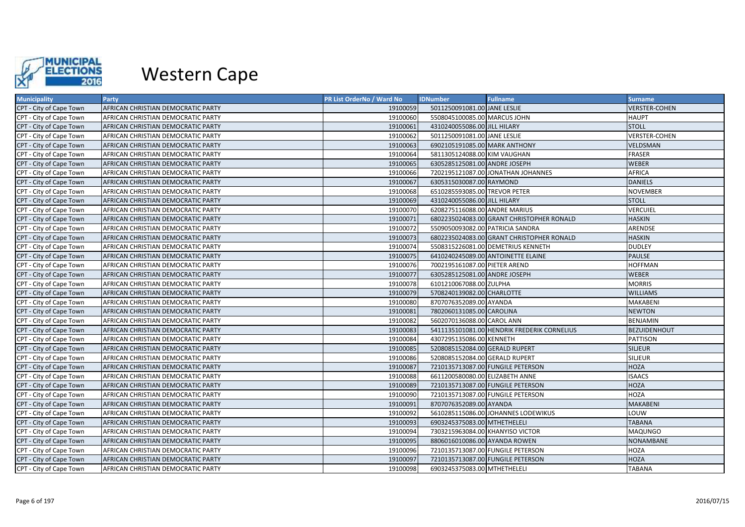# Western Cape

| Municipality | Party | PR List OrderNo / Ward No | IDNumber | Fullname | Surname |
|---|---|---|---|---|---|
| CPT - City of Cape Town | AFRICAN CHRISTIAN DEMOCRATIC PARTY | 19100059 | 5011250091081.00 | JANE LESLIE | VERSTER-COHEN |
| CPT - City of Cape Town | AFRICAN CHRISTIAN DEMOCRATIC PARTY | 19100060 | 5508045100085.00 | MARCUS JOHN | HAUPT |
| CPT - City of Cape Town | AFRICAN CHRISTIAN DEMOCRATIC PARTY | 19100061 | 4310240055086.00 | JILL HILARY | STOLL |
| CPT - City of Cape Town | AFRICAN CHRISTIAN DEMOCRATIC PARTY | 19100062 | 5011250091081.00 | JANE LESLIE | VERSTER-COHEN |
| CPT - City of Cape Town | AFRICAN CHRISTIAN DEMOCRATIC PARTY | 19100063 | 6902105191085.00 | MARK ANTHONY | VELDSMAN |
| CPT - City of Cape Town | AFRICAN CHRISTIAN DEMOCRATIC PARTY | 19100064 | 5811305124088.00 | KIM VAUGHAN | FRASER |
| CPT - City of Cape Town | AFRICAN CHRISTIAN DEMOCRATIC PARTY | 19100065 | 6305285125081.00 | ANDRE JOSEPH | WEBER |
| CPT - City of Cape Town | AFRICAN CHRISTIAN DEMOCRATIC PARTY | 19100066 | 7202195121087.00 | JONATHAN JOHANNES | AFRICA |
| CPT - City of Cape Town | AFRICAN CHRISTIAN DEMOCRATIC PARTY | 19100067 | 6305315030087.00 | RAYMOND | DANIELS |
| CPT - City of Cape Town | AFRICAN CHRISTIAN DEMOCRATIC PARTY | 19100068 | 6510285593085.00 | TREVOR PETER | NOVEMBER |
| CPT - City of Cape Town | AFRICAN CHRISTIAN DEMOCRATIC PARTY | 19100069 | 4310240055086.00 | JILL HILARY | STOLL |
| CPT - City of Cape Town | AFRICAN CHRISTIAN DEMOCRATIC PARTY | 19100070 | 6208275116088.00 | ANDRE MARIUS | VERCUIEL |
| CPT - City of Cape Town | AFRICAN CHRISTIAN DEMOCRATIC PARTY | 19100071 | 6802235024083.00 | GRANT CHRISTOPHER RONALD | HASKIN |
| CPT - City of Cape Town | AFRICAN CHRISTIAN DEMOCRATIC PARTY | 19100072 | 5509050093082.00 | PATRICIA SANDRA | ARENDSE |
| CPT - City of Cape Town | AFRICAN CHRISTIAN DEMOCRATIC PARTY | 19100073 | 6802235024083.00 | GRANT CHRISTOPHER RONALD | HASKIN |
| CPT - City of Cape Town | AFRICAN CHRISTIAN DEMOCRATIC PARTY | 19100074 | 5508315226081.00 | DEMETRIUS KENNETH | DUDLEY |
| CPT - City of Cape Town | AFRICAN CHRISTIAN DEMOCRATIC PARTY | 19100075 | 6410240245089.00 | ANTOINETTE ELAINE | PAULSE |
| CPT - City of Cape Town | AFRICAN CHRISTIAN DEMOCRATIC PARTY | 19100076 | 7002195161087.00 | PIETER AREND | HOFFMAN |
| CPT - City of Cape Town | AFRICAN CHRISTIAN DEMOCRATIC PARTY | 19100077 | 6305285125081.00 | ANDRE JOSEPH | WEBER |
| CPT - City of Cape Town | AFRICAN CHRISTIAN DEMOCRATIC PARTY | 19100078 | 6101210067088.00 | ZULPHA | MORRIS |
| CPT - City of Cape Town | AFRICAN CHRISTIAN DEMOCRATIC PARTY | 19100079 | 5708240139082.00 | CHARLOTTE | WILLIAMS |
| CPT - City of Cape Town | AFRICAN CHRISTIAN DEMOCRATIC PARTY | 19100080 | 8707076352089.00 | AYANDA | MAKABENI |
| CPT - City of Cape Town | AFRICAN CHRISTIAN DEMOCRATIC PARTY | 19100081 | 7802060131085.00 | CAROLINA | NEWTON |
| CPT - City of Cape Town | AFRICAN CHRISTIAN DEMOCRATIC PARTY | 19100082 | 5602070136088.00 | CAROL ANN | BENJAMIN |
| CPT - City of Cape Town | AFRICAN CHRISTIAN DEMOCRATIC PARTY | 19100083 | 5411135101081.00 | HENDRIK FREDERIK CORNELIUS | BEZUIDENHOUT |
| CPT - City of Cape Town | AFRICAN CHRISTIAN DEMOCRATIC PARTY | 19100084 | 4307295135086.00 | KENNETH | PATTISON |
| CPT - City of Cape Town | AFRICAN CHRISTIAN DEMOCRATIC PARTY | 19100085 | 5208085152084.00 | GERALD RUPERT | SILJEUR |
| CPT - City of Cape Town | AFRICAN CHRISTIAN DEMOCRATIC PARTY | 19100086 | 5208085152084.00 | GERALD RUPERT | SILJEUR |
| CPT - City of Cape Town | AFRICAN CHRISTIAN DEMOCRATIC PARTY | 19100087 | 7210135713087.00 | FUNGILE PETERSON | HOZA |
| CPT - City of Cape Town | AFRICAN CHRISTIAN DEMOCRATIC PARTY | 19100088 | 6611200580080.00 | ELIZABETH ANNE | ISAACS |
| CPT - City of Cape Town | AFRICAN CHRISTIAN DEMOCRATIC PARTY | 19100089 | 7210135713087.00 | FUNGILE PETERSON | HOZA |
| CPT - City of Cape Town | AFRICAN CHRISTIAN DEMOCRATIC PARTY | 19100090 | 7210135713087.00 | FUNGILE PETERSON | HOZA |
| CPT - City of Cape Town | AFRICAN CHRISTIAN DEMOCRATIC PARTY | 19100091 | 8707076352089.00 | AYANDA | MAKABENI |
| CPT - City of Cape Town | AFRICAN CHRISTIAN DEMOCRATIC PARTY | 19100092 | 5610285115086.00 | JOHANNES LODEWIKUS | LOUW |
| CPT - City of Cape Town | AFRICAN CHRISTIAN DEMOCRATIC PARTY | 19100093 | 6903245375083.00 | MTHETHELELI | TABANA |
| CPT - City of Cape Town | AFRICAN CHRISTIAN DEMOCRATIC PARTY | 19100094 | 7303215963084.00 | KHANYISO VICTOR | MAQUNGO |
| CPT - City of Cape Town | AFRICAN CHRISTIAN DEMOCRATIC PARTY | 19100095 | 8806016010086.00 | AYANDA ROWEN | NONAMBANE |
| CPT - City of Cape Town | AFRICAN CHRISTIAN DEMOCRATIC PARTY | 19100096 | 7210135713087.00 | FUNGILE PETERSON | HOZA |
| CPT - City of Cape Town | AFRICAN CHRISTIAN DEMOCRATIC PARTY | 19100097 | 7210135713087.00 | FUNGILE PETERSON | HOZA |
| CPT - City of Cape Town | AFRICAN CHRISTIAN DEMOCRATIC PARTY | 19100098 | 6903245375083.00 | MTHETHELELI | TABANA |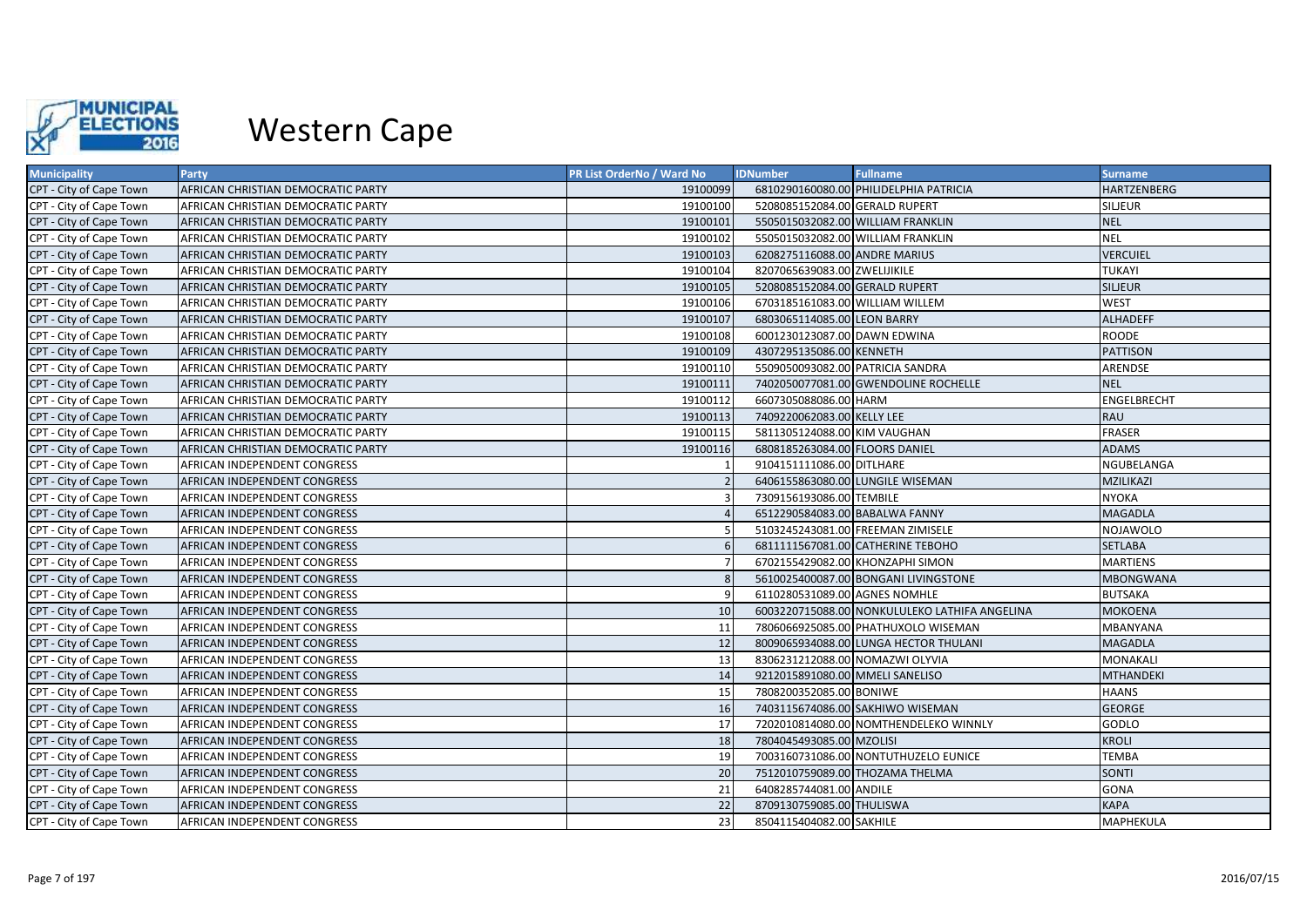# Western Cape

| Municipality | Party | PR List OrderNo / Ward No | IDNumber | Fullname | Surname |
|---|---|---|---|---|---|
| CPT - City of Cape Town | AFRICAN CHRISTIAN DEMOCRATIC PARTY | 19100099 | 6810290160080.00 | PHILIDELPHIA PATRICIA | HARTZENBERG |
| CPT - City of Cape Town | AFRICAN CHRISTIAN DEMOCRATIC PARTY | 19100100 | 5208085152084.00 | GERALD RUPERT | SILJEUR |
| CPT - City of Cape Town | AFRICAN CHRISTIAN DEMOCRATIC PARTY | 19100101 | 5505015032082.00 | WILLIAM FRANKLIN | NEL |
| CPT - City of Cape Town | AFRICAN CHRISTIAN DEMOCRATIC PARTY | 19100102 | 5505015032082.00 | WILLIAM FRANKLIN | NEL |
| CPT - City of Cape Town | AFRICAN CHRISTIAN DEMOCRATIC PARTY | 19100103 | 6208275116088.00 | ANDRE MARIUS | VERCUIEL |
| CPT - City of Cape Town | AFRICAN CHRISTIAN DEMOCRATIC PARTY | 19100104 | 8207065639083.00 | ZWELIJIKILE | TUKAYI |
| CPT - City of Cape Town | AFRICAN CHRISTIAN DEMOCRATIC PARTY | 19100105 | 5208085152084.00 | GERALD RUPERT | SILJEUR |
| CPT - City of Cape Town | AFRICAN CHRISTIAN DEMOCRATIC PARTY | 19100106 | 6703185161083.00 | WILLIAM WILLEM | WEST |
| CPT - City of Cape Town | AFRICAN CHRISTIAN DEMOCRATIC PARTY | 19100107 | 6803065114085.00 | LEON BARRY | ALHADEFF |
| CPT - City of Cape Town | AFRICAN CHRISTIAN DEMOCRATIC PARTY | 19100108 | 6001230123087.00 | DAWN EDWINA | ROODE |
| CPT - City of Cape Town | AFRICAN CHRISTIAN DEMOCRATIC PARTY | 19100109 | 4307295135086.00 | KENNETH | PATTISON |
| CPT - City of Cape Town | AFRICAN CHRISTIAN DEMOCRATIC PARTY | 19100110 | 5509050093082.00 | PATRICIA SANDRA | ARENDSE |
| CPT - City of Cape Town | AFRICAN CHRISTIAN DEMOCRATIC PARTY | 19100111 | 7402050077081.00 | GWENDOLINE ROCHELLE | NEL |
| CPT - City of Cape Town | AFRICAN CHRISTIAN DEMOCRATIC PARTY | 19100112 | 6607305088086.00 | HARM | ENGELBRECHT |
| CPT - City of Cape Town | AFRICAN CHRISTIAN DEMOCRATIC PARTY | 19100113 | 7409220062083.00 | KELLY LEE | RAU |
| CPT - City of Cape Town | AFRICAN CHRISTIAN DEMOCRATIC PARTY | 19100115 | 5811305124088.00 | KIM VAUGHAN | FRASER |
| CPT - City of Cape Town | AFRICAN CHRISTIAN DEMOCRATIC PARTY | 19100116 | 6808185263084.00 | FLOORS DANIEL | ADAMS |
| CPT - City of Cape Town | AFRICAN INDEPENDENT CONGRESS | 1 | 9104151111086.00 | DITLHARE | NGUBELANGA |
| CPT - City of Cape Town | AFRICAN INDEPENDENT CONGRESS | 2 | 6406155863080.00 | LUNGILE WISEMAN | MZILIKAZI |
| CPT - City of Cape Town | AFRICAN INDEPENDENT CONGRESS | 3 | 7309156193086.00 | TEMBILE | NYOKA |
| CPT - City of Cape Town | AFRICAN INDEPENDENT CONGRESS | 4 | 6512290584083.00 | BABALWA FANNY | MAGADLA |
| CPT - City of Cape Town | AFRICAN INDEPENDENT CONGRESS | 5 | 5103245243081.00 | FREEMAN ZIMISELE | NOJAWOLO |
| CPT - City of Cape Town | AFRICAN INDEPENDENT CONGRESS | 6 | 6811111567081.00 | CATHERINE TEBOHO | SETLABA |
| CPT - City of Cape Town | AFRICAN INDEPENDENT CONGRESS | 7 | 6702155429082.00 | KHONZAPHI SIMON | MARTIENS |
| CPT - City of Cape Town | AFRICAN INDEPENDENT CONGRESS | 8 | 5610025400087.00 | BONGANI LIVINGSTONE | MBONGWANA |
| CPT - City of Cape Town | AFRICAN INDEPENDENT CONGRESS | 9 | 6110280531089.00 | AGNES NOMHLE | BUTSAKA |
| CPT - City of Cape Town | AFRICAN INDEPENDENT CONGRESS | 10 | 6003220715088.00 | NONKULULEKO LATHIFA ANGELINA | MOKOENA |
| CPT - City of Cape Town | AFRICAN INDEPENDENT CONGRESS | 11 | 7806066925085.00 | PHATHUXOLO WISEMAN | MBANYANA |
| CPT - City of Cape Town | AFRICAN INDEPENDENT CONGRESS | 12 | 8009065934088.00 | LUNGA HECTOR THULANI | MAGADLA |
| CPT - City of Cape Town | AFRICAN INDEPENDENT CONGRESS | 13 | 8306231212088.00 | NOMAZWI OLYVIA | MONAKALI |
| CPT - City of Cape Town | AFRICAN INDEPENDENT CONGRESS | 14 | 9212015891080.00 | MMELI SANELISO | MTHANDEKI |
| CPT - City of Cape Town | AFRICAN INDEPENDENT CONGRESS | 15 | 7808200352085.00 | BONIWE | HAANS |
| CPT - City of Cape Town | AFRICAN INDEPENDENT CONGRESS | 16 | 7403115674086.00 | SAKHIWO WISEMAN | GEORGE |
| CPT - City of Cape Town | AFRICAN INDEPENDENT CONGRESS | 17 | 7202010814080.00 | NOMTHENDELEKO WINNLY | GODLO |
| CPT - City of Cape Town | AFRICAN INDEPENDENT CONGRESS | 18 | 7804045493085.00 | MZOLISI | KROLI |
| CPT - City of Cape Town | AFRICAN INDEPENDENT CONGRESS | 19 | 7003160731086.00 | NONTUTHUZELO EUNICE | TEMBA |
| CPT - City of Cape Town | AFRICAN INDEPENDENT CONGRESS | 20 | 7512010759089.00 | THOZAMA THELMA | SONTI |
| CPT - City of Cape Town | AFRICAN INDEPENDENT CONGRESS | 21 | 6408285744081.00 | ANDILE | GONA |
| CPT - City of Cape Town | AFRICAN INDEPENDENT CONGRESS | 22 | 8709130759085.00 | THULISWA | KAPA |
| CPT - City of Cape Town | AFRICAN INDEPENDENT CONGRESS | 23 | 8504115404082.00 | SAKHILE | MAPHEKULA |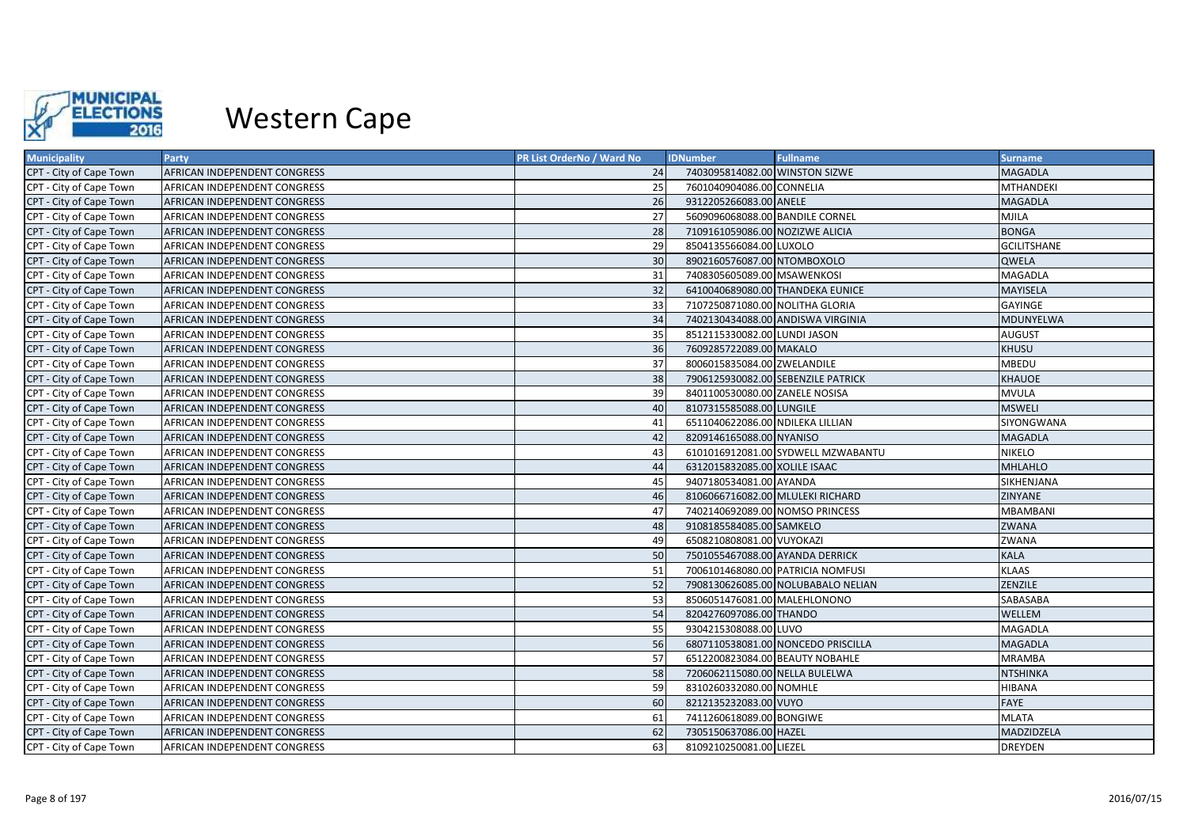# Western Cape

| Municipality | Party | PR List OrderNo / Ward No | IDNumber | Fullname | Surname |
|---|---|---|---|---|---|
| CPT - City of Cape Town | AFRICAN INDEPENDENT CONGRESS | 24 | 7403095814082.00 | WINSTON SIZWE | MAGADLA |
| CPT - City of Cape Town | AFRICAN INDEPENDENT CONGRESS | 25 | 7601040904086.00 | CONNELIA | MTHANDEKI |
| CPT - City of Cape Town | AFRICAN INDEPENDENT CONGRESS | 26 | 9312205266083.00 | ANELE | MAGADLA |
| CPT - City of Cape Town | AFRICAN INDEPENDENT CONGRESS | 27 | 5609096068088.00 | BANDILE CORNEL | MJILA |
| CPT - City of Cape Town | AFRICAN INDEPENDENT CONGRESS | 28 | 7109161059086.00 | NOZIZWE ALICIA | BONGA |
| CPT - City of Cape Town | AFRICAN INDEPENDENT CONGRESS | 29 | 8504135566084.00 | LUXOLO | GCILITSHANE |
| CPT - City of Cape Town | AFRICAN INDEPENDENT CONGRESS | 30 | 8902160576087.00 | NTOMBOXOLO | QWELA |
| CPT - City of Cape Town | AFRICAN INDEPENDENT CONGRESS | 31 | 7408305605089.00 | MSAWENKOSI | MAGADLA |
| CPT - City of Cape Town | AFRICAN INDEPENDENT CONGRESS | 32 | 6410040689080.00 | THANDEKA EUNICE | MAYISELA |
| CPT - City of Cape Town | AFRICAN INDEPENDENT CONGRESS | 33 | 7107250871080.00 | NOLITHA GLORIA | GAYINGE |
| CPT - City of Cape Town | AFRICAN INDEPENDENT CONGRESS | 34 | 7402130434088.00 | ANDISWA VIRGINIA | MDUNYELWA |
| CPT - City of Cape Town | AFRICAN INDEPENDENT CONGRESS | 35 | 8512115330082.00 | LUNDI JASON | AUGUST |
| CPT - City of Cape Town | AFRICAN INDEPENDENT CONGRESS | 36 | 7609285722089.00 | MAKALO | KHUSU |
| CPT - City of Cape Town | AFRICAN INDEPENDENT CONGRESS | 37 | 8006015835084.00 | ZWELANDILE | MBEDU |
| CPT - City of Cape Town | AFRICAN INDEPENDENT CONGRESS | 38 | 7906125930082.00 | SEBENZILE PATRICK | KHAUOE |
| CPT - City of Cape Town | AFRICAN INDEPENDENT CONGRESS | 39 | 8401100530080.00 | ZANELE NOSISA | MVULA |
| CPT - City of Cape Town | AFRICAN INDEPENDENT CONGRESS | 40 | 8107315585088.00 | LUNGILE | MSWELI |
| CPT - City of Cape Town | AFRICAN INDEPENDENT CONGRESS | 41 | 6511040622086.00 | NDILEKA LILLIAN | SIYONGWANA |
| CPT - City of Cape Town | AFRICAN INDEPENDENT CONGRESS | 42 | 8209146165088.00 | NYANISO | MAGADLA |
| CPT - City of Cape Town | AFRICAN INDEPENDENT CONGRESS | 43 | 6101016912081.00 | SYDWELL MZWABANTU | NIKELO |
| CPT - City of Cape Town | AFRICAN INDEPENDENT CONGRESS | 44 | 6312015832085.00 | XOLILE ISAAC | MHLAHLO |
| CPT - City of Cape Town | AFRICAN INDEPENDENT CONGRESS | 45 | 9407180534081.00 | AYANDA | SIKHENJANA |
| CPT - City of Cape Town | AFRICAN INDEPENDENT CONGRESS | 46 | 8106066716082.00 | MLULEKI RICHARD | ZINYANE |
| CPT - City of Cape Town | AFRICAN INDEPENDENT CONGRESS | 47 | 7402140692089.00 | NOMSO PRINCESS | MBAMBANI |
| CPT - City of Cape Town | AFRICAN INDEPENDENT CONGRESS | 48 | 9108185584085.00 | SAMKELO | ZWANA |
| CPT - City of Cape Town | AFRICAN INDEPENDENT CONGRESS | 49 | 6508210808081.00 | VUYOKAZI | ZWANA |
| CPT - City of Cape Town | AFRICAN INDEPENDENT CONGRESS | 50 | 7501055467088.00 | AYANDA DERRICK | KALA |
| CPT - City of Cape Town | AFRICAN INDEPENDENT CONGRESS | 51 | 7006101468080.00 | PATRICIA NOMFUSI | KLAAS |
| CPT - City of Cape Town | AFRICAN INDEPENDENT CONGRESS | 52 | 7908130626085.00 | NOLUBABALO NELIAN | ZENZILE |
| CPT - City of Cape Town | AFRICAN INDEPENDENT CONGRESS | 53 | 8506051476081.00 | MALEHLONONO | SABASABA |
| CPT - City of Cape Town | AFRICAN INDEPENDENT CONGRESS | 54 | 8204276097086.00 | THANDO | WELLEM |
| CPT - City of Cape Town | AFRICAN INDEPENDENT CONGRESS | 55 | 9304215308088.00 | LUVO | MAGADLA |
| CPT - City of Cape Town | AFRICAN INDEPENDENT CONGRESS | 56 | 6807110538081.00 | NONCEDO PRISCILLA | MAGADLA |
| CPT - City of Cape Town | AFRICAN INDEPENDENT CONGRESS | 57 | 6512200823084.00 | BEAUTY NOBAHLE | MRAMBA |
| CPT - City of Cape Town | AFRICAN INDEPENDENT CONGRESS | 58 | 7206062115080.00 | NELLA BULELWA | NTSHINKA |
| CPT - City of Cape Town | AFRICAN INDEPENDENT CONGRESS | 59 | 8310260332080.00 | NOMHLE | HIBANA |
| CPT - City of Cape Town | AFRICAN INDEPENDENT CONGRESS | 60 | 8212135232083.00 | VUYO | FAYE |
| CPT - City of Cape Town | AFRICAN INDEPENDENT CONGRESS | 61 | 7411260618089.00 | BONGIWE | MLATA |
| CPT - City of Cape Town | AFRICAN INDEPENDENT CONGRESS | 62 | 7305150637086.00 | HAZEL | MADZIDZELA |
| CPT - City of Cape Town | AFRICAN INDEPENDENT CONGRESS | 63 | 8109210250081.00 | LIEZEL | DREYDEN |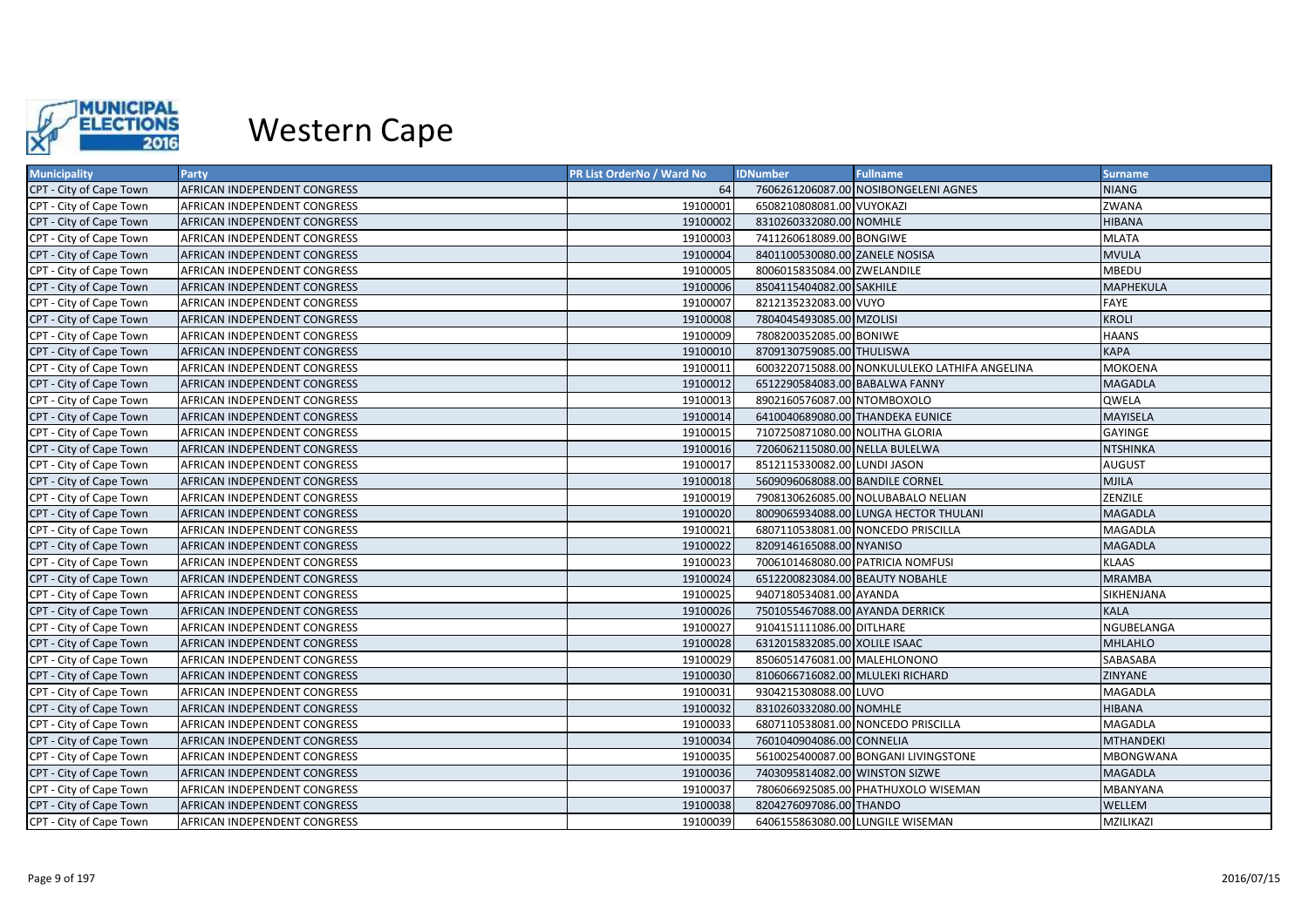# Western Cape

| Municipality | Party | PR List OrderNo / Ward No | IDNumber | Fullname | Surname |
|---|---|---|---|---|---|
| CPT - City of Cape Town | AFRICAN INDEPENDENT CONGRESS | 64 | 7606261206087.00 | NOSIBONGELENI AGNES | NIANG |
| CPT - City of Cape Town | AFRICAN INDEPENDENT CONGRESS | 19100001 | 6508210808081.00 | VUYOKAZI | ZWANA |
| CPT - City of Cape Town | AFRICAN INDEPENDENT CONGRESS | 19100002 | 8310260332080.00 | NOMHLE | HIBANA |
| CPT - City of Cape Town | AFRICAN INDEPENDENT CONGRESS | 19100003 | 7411260618089.00 | BONGIWE | MLATA |
| CPT - City of Cape Town | AFRICAN INDEPENDENT CONGRESS | 19100004 | 8401100530080.00 | ZANELE NOSISA | MVULA |
| CPT - City of Cape Town | AFRICAN INDEPENDENT CONGRESS | 19100005 | 8006015835084.00 | ZWELANDILE | MBEDU |
| CPT - City of Cape Town | AFRICAN INDEPENDENT CONGRESS | 19100006 | 8504115404082.00 | SAKHILE | MAPHEKULA |
| CPT - City of Cape Town | AFRICAN INDEPENDENT CONGRESS | 19100007 | 8212135232083.00 | VUYO | FAYE |
| CPT - City of Cape Town | AFRICAN INDEPENDENT CONGRESS | 19100008 | 7804045493085.00 | MZOLISI | KROLI |
| CPT - City of Cape Town | AFRICAN INDEPENDENT CONGRESS | 19100009 | 7808200352085.00 | BONIWE | HAANS |
| CPT - City of Cape Town | AFRICAN INDEPENDENT CONGRESS | 19100010 | 8709130759085.00 | THULISWA | KAPA |
| CPT - City of Cape Town | AFRICAN INDEPENDENT CONGRESS | 19100011 | 6003220715088.00 | NONKULULEKO LATHIFA ANGELINA | MOKOENA |
| CPT - City of Cape Town | AFRICAN INDEPENDENT CONGRESS | 19100012 | 6512290584083.00 | BABALWA FANNY | MAGADLA |
| CPT - City of Cape Town | AFRICAN INDEPENDENT CONGRESS | 19100013 | 8902160576087.00 | NTOMBOXOLO | QWELA |
| CPT - City of Cape Town | AFRICAN INDEPENDENT CONGRESS | 19100014 | 6410040689080.00 | THANDEKA EUNICE | MAYISELA |
| CPT - City of Cape Town | AFRICAN INDEPENDENT CONGRESS | 19100015 | 7107250871080.00 | NOLITHA GLORIA | GAYINGE |
| CPT - City of Cape Town | AFRICAN INDEPENDENT CONGRESS | 19100016 | 7206062115080.00 | NELLA BULELWA | NTSHINKA |
| CPT - City of Cape Town | AFRICAN INDEPENDENT CONGRESS | 19100017 | 8512115330082.00 | LUNDI JASON | AUGUST |
| CPT - City of Cape Town | AFRICAN INDEPENDENT CONGRESS | 19100018 | 5609096068088.00 | BANDILE CORNEL | MJILA |
| CPT - City of Cape Town | AFRICAN INDEPENDENT CONGRESS | 19100019 | 7908130626085.00 | NOLUBABALO NELIAN | ZENZILE |
| CPT - City of Cape Town | AFRICAN INDEPENDENT CONGRESS | 19100020 | 8009065934088.00 | LUNGA HECTOR THULANI | MAGADLA |
| CPT - City of Cape Town | AFRICAN INDEPENDENT CONGRESS | 19100021 | 6807110538081.00 | NONCEDO PRISCILLA | MAGADLA |
| CPT - City of Cape Town | AFRICAN INDEPENDENT CONGRESS | 19100022 | 8209146165088.00 | NYANISO | MAGADLA |
| CPT - City of Cape Town | AFRICAN INDEPENDENT CONGRESS | 19100023 | 7006101468080.00 | PATRICIA NOMFUSI | KLAAS |
| CPT - City of Cape Town | AFRICAN INDEPENDENT CONGRESS | 19100024 | 6512200823084.00 | BEAUTY NOBAHLE | MRAMBA |
| CPT - City of Cape Town | AFRICAN INDEPENDENT CONGRESS | 19100025 | 9407180534081.00 | AYANDA | SIKHENJANA |
| CPT - City of Cape Town | AFRICAN INDEPENDENT CONGRESS | 19100026 | 7501055467088.00 | AYANDA DERRICK | KALA |
| CPT - City of Cape Town | AFRICAN INDEPENDENT CONGRESS | 19100027 | 9104151111086.00 | DITLHARE | NGUBELANGA |
| CPT - City of Cape Town | AFRICAN INDEPENDENT CONGRESS | 19100028 | 6312015832085.00 | XOLILE ISAAC | MHLAHLO |
| CPT - City of Cape Town | AFRICAN INDEPENDENT CONGRESS | 19100029 | 8506051476081.00 | MALEHLONONO | SABASABA |
| CPT - City of Cape Town | AFRICAN INDEPENDENT CONGRESS | 19100030 | 8106066716082.00 | MLULEKI RICHARD | ZINYANE |
| CPT - City of Cape Town | AFRICAN INDEPENDENT CONGRESS | 19100031 | 9304215308088.00 | LUVO | MAGADLA |
| CPT - City of Cape Town | AFRICAN INDEPENDENT CONGRESS | 19100032 | 8310260332080.00 | NOMHLE | HIBANA |
| CPT - City of Cape Town | AFRICAN INDEPENDENT CONGRESS | 19100033 | 6807110538081.00 | NONCEDO PRISCILLA | MAGADLA |
| CPT - City of Cape Town | AFRICAN INDEPENDENT CONGRESS | 19100034 | 7601040904086.00 | CONNELIA | MTHANDEKI |
| CPT - City of Cape Town | AFRICAN INDEPENDENT CONGRESS | 19100035 | 5610025400087.00 | BONGANI LIVINGSTONE | MBONGWANA |
| CPT - City of Cape Town | AFRICAN INDEPENDENT CONGRESS | 19100036 | 7403095814082.00 | WINSTON SIZWE | MAGADLA |
| CPT - City of Cape Town | AFRICAN INDEPENDENT CONGRESS | 19100037 | 7806066925085.00 | PHATHUXOLO WISEMAN | MBANYANA |
| CPT - City of Cape Town | AFRICAN INDEPENDENT CONGRESS | 19100038 | 8204276097086.00 | THANDO | WELLEM |
| CPT - City of Cape Town | AFRICAN INDEPENDENT CONGRESS | 19100039 | 6406155863080.00 | LUNGILE WISEMAN | MZILIKAZI |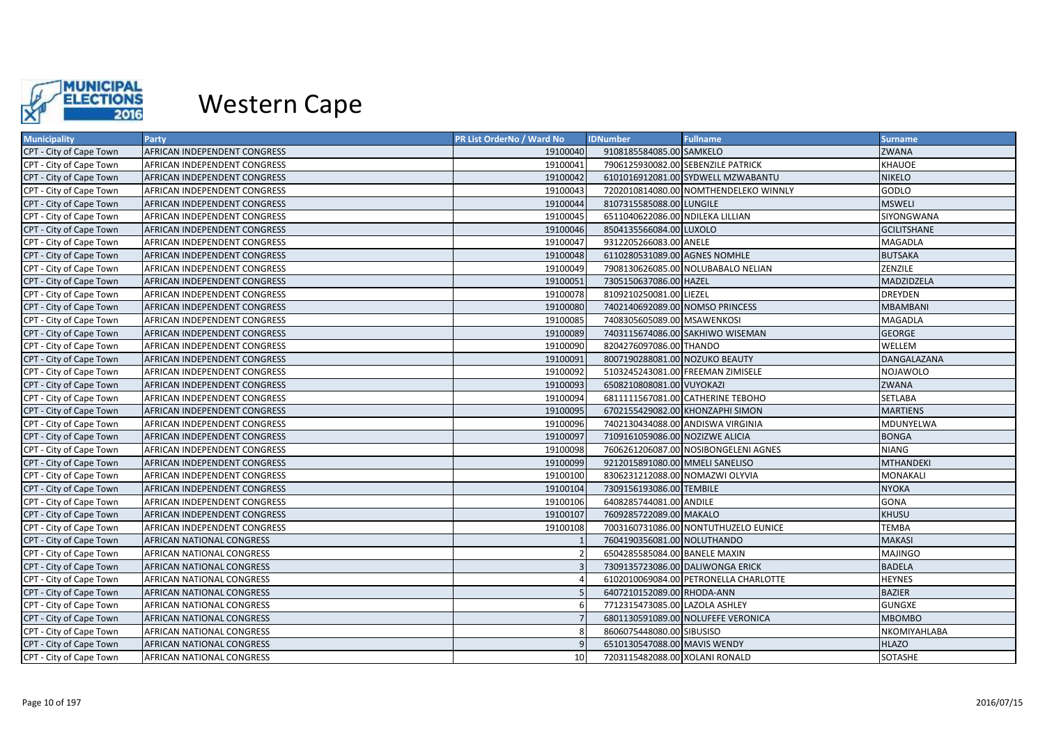# Western Cape

| Municipality | Party | PR List OrderNo / Ward No | IDNumber | Fullname | Surname |
|---|---|---|---|---|---|
| CPT - City of Cape Town | AFRICAN INDEPENDENT CONGRESS | 19100040 | 9108185584085.00 | SAMKELO | ZWANA |
| CPT - City of Cape Town | AFRICAN INDEPENDENT CONGRESS | 19100041 | 7906125930082.00 | SEBENZILE PATRICK | KHAUOE |
| CPT - City of Cape Town | AFRICAN INDEPENDENT CONGRESS | 19100042 | 6101016912081.00 | SYDWELL MZWABANTU | NIKELO |
| CPT - City of Cape Town | AFRICAN INDEPENDENT CONGRESS | 19100043 | 7202010814080.00 | NOMTHENDELEKO WINNLY | GODLO |
| CPT - City of Cape Town | AFRICAN INDEPENDENT CONGRESS | 19100044 | 8107315585088.00 | LUNGILE | MSWELI |
| CPT - City of Cape Town | AFRICAN INDEPENDENT CONGRESS | 19100045 | 6511040622086.00 | NDILEKA LILLIAN | SIYONGWANA |
| CPT - City of Cape Town | AFRICAN INDEPENDENT CONGRESS | 19100046 | 8504135566084.00 | LUXOLO | GCILITSHANE |
| CPT - City of Cape Town | AFRICAN INDEPENDENT CONGRESS | 19100047 | 9312205266083.00 | ANELE | MAGADLA |
| CPT - City of Cape Town | AFRICAN INDEPENDENT CONGRESS | 19100048 | 6110280531089.00 | AGNES NOMHLE | BUTSAKA |
| CPT - City of Cape Town | AFRICAN INDEPENDENT CONGRESS | 19100049 | 7908130626085.00 | NOLUBABALO NELIAN | ZENZILE |
| CPT - City of Cape Town | AFRICAN INDEPENDENT CONGRESS | 19100051 | 7305150637086.00 | HAZEL | MADZIDZELA |
| CPT - City of Cape Town | AFRICAN INDEPENDENT CONGRESS | 19100078 | 8109210250081.00 | LIEZEL | DREYDEN |
| CPT - City of Cape Town | AFRICAN INDEPENDENT CONGRESS | 19100080 | 7402140692089.00 | NOMSO PRINCESS | MBAMBANI |
| CPT - City of Cape Town | AFRICAN INDEPENDENT CONGRESS | 19100085 | 7408305605089.00 | MSAWENKOSI | MAGADLA |
| CPT - City of Cape Town | AFRICAN INDEPENDENT CONGRESS | 19100089 | 7403115674086.00 | SAKHIWO WISEMAN | GEORGE |
| CPT - City of Cape Town | AFRICAN INDEPENDENT CONGRESS | 19100090 | 8204276097086.00 | THANDO | WELLEM |
| CPT - City of Cape Town | AFRICAN INDEPENDENT CONGRESS | 19100091 | 8007190288081.00 | NOZUKO BEAUTY | DANGALAZANA |
| CPT - City of Cape Town | AFRICAN INDEPENDENT CONGRESS | 19100092 | 5103245243081.00 | FREEMAN ZIMISELE | NOJAWOLO |
| CPT - City of Cape Town | AFRICAN INDEPENDENT CONGRESS | 19100093 | 6508210808081.00 | VUYOKAZI | ZWANA |
| CPT - City of Cape Town | AFRICAN INDEPENDENT CONGRESS | 19100094 | 6811111567081.00 | CATHERINE TEBOHO | SETLABA |
| CPT - City of Cape Town | AFRICAN INDEPENDENT CONGRESS | 19100095 | 6702155429082.00 | KHONZAPHI SIMON | MARTIENS |
| CPT - City of Cape Town | AFRICAN INDEPENDENT CONGRESS | 19100096 | 7402130434088.00 | ANDISWA VIRGINIA | MDUNYELWA |
| CPT - City of Cape Town | AFRICAN INDEPENDENT CONGRESS | 19100097 | 7109161059086.00 | NOZIZWE ALICIA | BONGA |
| CPT - City of Cape Town | AFRICAN INDEPENDENT CONGRESS | 19100098 | 7606261206087.00 | NOSIBONGELENI AGNES | NIANG |
| CPT - City of Cape Town | AFRICAN INDEPENDENT CONGRESS | 19100099 | 9212015891080.00 | MMELI SANELISO | MTHANDEKI |
| CPT - City of Cape Town | AFRICAN INDEPENDENT CONGRESS | 19100100 | 8306231212088.00 | NOMAZWI OLYVIA | MONAKALI |
| CPT - City of Cape Town | AFRICAN INDEPENDENT CONGRESS | 19100104 | 7309156193086.00 | TEMBILE | NYOKA |
| CPT - City of Cape Town | AFRICAN INDEPENDENT CONGRESS | 19100106 | 6408285744081.00 | ANDILE | GONA |
| CPT - City of Cape Town | AFRICAN INDEPENDENT CONGRESS | 19100107 | 7609285722089.00 | MAKALO | KHUSU |
| CPT - City of Cape Town | AFRICAN INDEPENDENT CONGRESS | 19100108 | 7003160731086.00 | NONTUTHUZELO EUNICE | TEMBA |
| CPT - City of Cape Town | AFRICAN NATIONAL CONGRESS | 1 | 7604190356081.00 | NOLUTHANDO | MAKASI |
| CPT - City of Cape Town | AFRICAN NATIONAL CONGRESS | 2 | 6504285585084.00 | BANELE MAXIN | MAJINGO |
| CPT - City of Cape Town | AFRICAN NATIONAL CONGRESS | 3 | 7309135723086.00 | DALIWONGA ERICK | BADELA |
| CPT - City of Cape Town | AFRICAN NATIONAL CONGRESS | 4 | 6102010069084.00 | PETRONELLA CHARLOTTE | HEYNES |
| CPT - City of Cape Town | AFRICAN NATIONAL CONGRESS | 5 | 6407210152089.00 | RHODA-ANN | BAZIER |
| CPT - City of Cape Town | AFRICAN NATIONAL CONGRESS | 6 | 7712315473085.00 | LAZOLA ASHLEY | GUNGXE |
| CPT - City of Cape Town | AFRICAN NATIONAL CONGRESS | 7 | 6801130591089.00 | NOLUFEFE VERONICA | MBOMBO |
| CPT - City of Cape Town | AFRICAN NATIONAL CONGRESS | 8 | 8606075448080.00 | SIBUSISO | NKOMIYAHLABA |
| CPT - City of Cape Town | AFRICAN NATIONAL CONGRESS | 9 | 6510130547088.00 | MAVIS WENDY | HLAZO |
| CPT - City of Cape Town | AFRICAN NATIONAL CONGRESS | 10 | 7203115482088.00 | XOLANI RONALD | SOTASHE |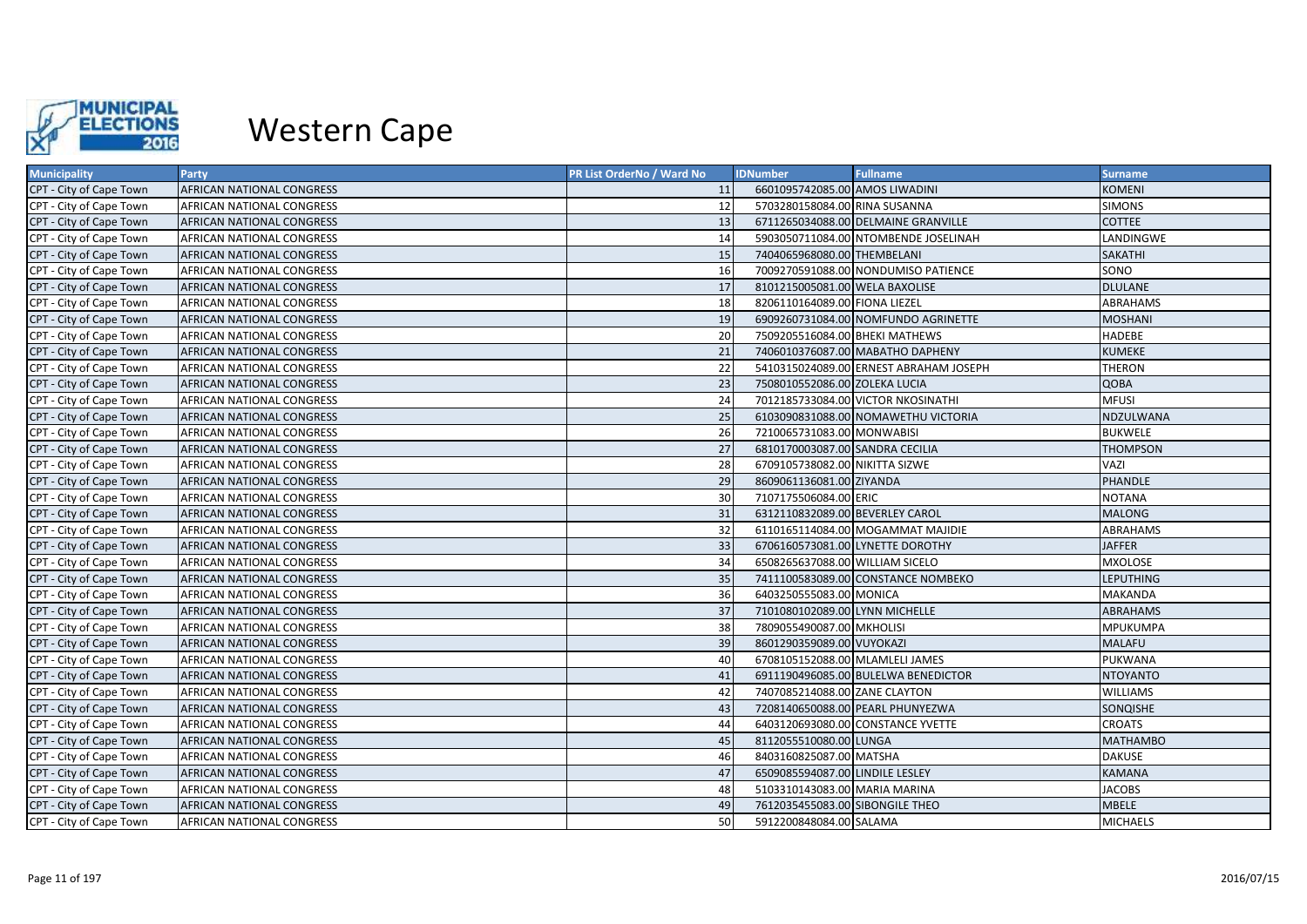# Western Cape

| Municipality | Party | PR List OrderNo / Ward No | IDNumber | Fullname | Surname |
|---|---|---|---|---|---|
| CPT - City of Cape Town | AFRICAN NATIONAL CONGRESS | 11 | 6601095742085.00 | AMOS LIWADINI | KOMENI |
| CPT - City of Cape Town | AFRICAN NATIONAL CONGRESS | 12 | 5703280158084.00 | RINA SUSANNA | SIMONS |
| CPT - City of Cape Town | AFRICAN NATIONAL CONGRESS | 13 | 6711265034088.00 | DELMAINE GRANVILLE | COTTEE |
| CPT - City of Cape Town | AFRICAN NATIONAL CONGRESS | 14 | 5903050711084.00 | NTOMBENDE JOSELINAH | LANDINGWE |
| CPT - City of Cape Town | AFRICAN NATIONAL CONGRESS | 15 | 7404065968080.00 | THEMBELANI | SAKATHI |
| CPT - City of Cape Town | AFRICAN NATIONAL CONGRESS | 16 | 7009270591088.00 | NONDUMISO PATIENCE | SONO |
| CPT - City of Cape Town | AFRICAN NATIONAL CONGRESS | 17 | 8101215005081.00 | WELA BAXOLISE | DLULANE |
| CPT - City of Cape Town | AFRICAN NATIONAL CONGRESS | 18 | 8206110164089.00 | FIONA LIEZEL | ABRAHAMS |
| CPT - City of Cape Town | AFRICAN NATIONAL CONGRESS | 19 | 6909260731084.00 | NOMFUNDO AGRINETTE | MOSHANI |
| CPT - City of Cape Town | AFRICAN NATIONAL CONGRESS | 20 | 7509205516084.00 | BHEKI MATHEWS | HADEBE |
| CPT - City of Cape Town | AFRICAN NATIONAL CONGRESS | 21 | 7406010376087.00 | MABATHO DAPHENY | KUMEKE |
| CPT - City of Cape Town | AFRICAN NATIONAL CONGRESS | 22 | 5410315024089.00 | ERNEST ABRAHAM JOSEPH | THERON |
| CPT - City of Cape Town | AFRICAN NATIONAL CONGRESS | 23 | 7508010552086.00 | ZOLEKA LUCIA | QOBA |
| CPT - City of Cape Town | AFRICAN NATIONAL CONGRESS | 24 | 7012185733084.00 | VICTOR NKOSINATHI | MFUSI |
| CPT - City of Cape Town | AFRICAN NATIONAL CONGRESS | 25 | 6103090831088.00 | NOMAWETHU VICTORIA | NDZULWANA |
| CPT - City of Cape Town | AFRICAN NATIONAL CONGRESS | 26 | 7210065731083.00 | MONWABISI | BUKWELE |
| CPT - City of Cape Town | AFRICAN NATIONAL CONGRESS | 27 | 6810170003087.00 | SANDRA CECILIA | THOMPSON |
| CPT - City of Cape Town | AFRICAN NATIONAL CONGRESS | 28 | 6709105738082.00 | NIKITTA SIZWE | VAZI |
| CPT - City of Cape Town | AFRICAN NATIONAL CONGRESS | 29 | 8609061136081.00 | ZIYANDA | PHANDLE |
| CPT - City of Cape Town | AFRICAN NATIONAL CONGRESS | 30 | 7107175506084.00 | ERIC | NOTANA |
| CPT - City of Cape Town | AFRICAN NATIONAL CONGRESS | 31 | 6312110832089.00 | BEVERLEY CAROL | MALONG |
| CPT - City of Cape Town | AFRICAN NATIONAL CONGRESS | 32 | 6110165114084.00 | MOGAMMAT MAJIDIE | ABRAHAMS |
| CPT - City of Cape Town | AFRICAN NATIONAL CONGRESS | 33 | 6706160573081.00 | LYNETTE DOROTHY | JAFFER |
| CPT - City of Cape Town | AFRICAN NATIONAL CONGRESS | 34 | 6508265637088.00 | WILLIAM SICELO | MXOLOSE |
| CPT - City of Cape Town | AFRICAN NATIONAL CONGRESS | 35 | 7411100583089.00 | CONSTANCE NOMBEKO | LEPUTHING |
| CPT - City of Cape Town | AFRICAN NATIONAL CONGRESS | 36 | 6403250555083.00 | MONICA | MAKANDA |
| CPT - City of Cape Town | AFRICAN NATIONAL CONGRESS | 37 | 7101080102089.00 | LYNN MICHELLE | ABRAHAMS |
| CPT - City of Cape Town | AFRICAN NATIONAL CONGRESS | 38 | 7809055490087.00 | MKHOLISI | MPUKUMPA |
| CPT - City of Cape Town | AFRICAN NATIONAL CONGRESS | 39 | 8601290359089.00 | VUYOKAZI | MALAFU |
| CPT - City of Cape Town | AFRICAN NATIONAL CONGRESS | 40 | 6708105152088.00 | MLAMLELI JAMES | PUKWANA |
| CPT - City of Cape Town | AFRICAN NATIONAL CONGRESS | 41 | 6911190496085.00 | BULELWA BENEDICTOR | NTOYANTO |
| CPT - City of Cape Town | AFRICAN NATIONAL CONGRESS | 42 | 7407085214088.00 | ZANE CLAYTON | WILLIAMS |
| CPT - City of Cape Town | AFRICAN NATIONAL CONGRESS | 43 | 7208140650088.00 | PEARL PHUNYEZWA | SONQISHE |
| CPT - City of Cape Town | AFRICAN NATIONAL CONGRESS | 44 | 6403120693080.00 | CONSTANCE YVETTE | CROATS |
| CPT - City of Cape Town | AFRICAN NATIONAL CONGRESS | 45 | 8112055510080.00 | LUNGA | MATHAMBO |
| CPT - City of Cape Town | AFRICAN NATIONAL CONGRESS | 46 | 8403160825087.00 | MATSHA | DAKUSE |
| CPT - City of Cape Town | AFRICAN NATIONAL CONGRESS | 47 | 6509085594087.00 | LINDILE LESLEY | KAMANA |
| CPT - City of Cape Town | AFRICAN NATIONAL CONGRESS | 48 | 5103310143083.00 | MARIA MARINA | JACOBS |
| CPT - City of Cape Town | AFRICAN NATIONAL CONGRESS | 49 | 7612035455083.00 | SIBONGILE THEO | MBELE |
| CPT - City of Cape Town | AFRICAN NATIONAL CONGRESS | 50 | 5912200848084.00 | SALAMA | MICHAELS |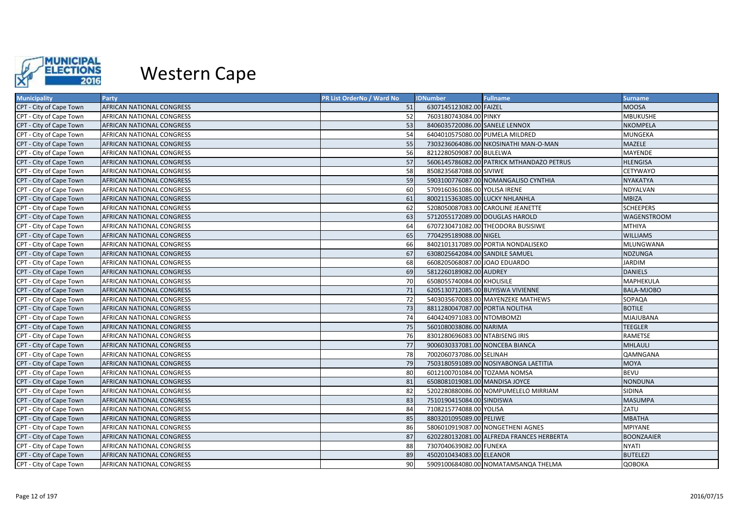# Western Cape

| Municipality | Party | PR List OrderNo / Ward No | IDNumber | Fullname | Surname |
|---|---|---|---|---|---|
| CPT - City of Cape Town | AFRICAN NATIONAL CONGRESS | 51 | 6307145123082.00 | FAIZEL | MOOSA |
| CPT - City of Cape Town | AFRICAN NATIONAL CONGRESS | 52 | 7603180743084.00 | PINKY | MBUKUSHE |
| CPT - City of Cape Town | AFRICAN NATIONAL CONGRESS | 53 | 8406035720086.00 | SANELE LENNOX | NKOMPELA |
| CPT - City of Cape Town | AFRICAN NATIONAL CONGRESS | 54 | 6404010575080.00 | PUMELA MILDRED | MUNGEKA |
| CPT - City of Cape Town | AFRICAN NATIONAL CONGRESS | 55 | 7303236064086.00 | NKOSINATHI MAN-O-MAN | MAZELE |
| CPT - City of Cape Town | AFRICAN NATIONAL CONGRESS | 56 | 8212280509087.00 | BULELWA | MAYENDE |
| CPT - City of Cape Town | AFRICAN NATIONAL CONGRESS | 57 | 5606145786082.00 | PATRICK MTHANDAZO PETRUS | HLENGISA |
| CPT - City of Cape Town | AFRICAN NATIONAL CONGRESS | 58 | 8508235687088.00 | SIVIWE | CETYWAYO |
| CPT - City of Cape Town | AFRICAN NATIONAL CONGRESS | 59 | 5903100776087.00 | NOMANGALISO CYNTHIA | NYAKATYA |
| CPT - City of Cape Town | AFRICAN NATIONAL CONGRESS | 60 | 5709160361086.00 | YOLISA IRENE | NDYALVAN |
| CPT - City of Cape Town | AFRICAN NATIONAL CONGRESS | 61 | 8002115363085.00 | LUCKY NHLANHLA | MBIZA |
| CPT - City of Cape Town | AFRICAN NATIONAL CONGRESS | 62 | 5208050087083.00 | CAROLINE JEANETTE | SCHEEPERS |
| CPT - City of Cape Town | AFRICAN NATIONAL CONGRESS | 63 | 5712055172089.00 | DOUGLAS HAROLD | WAGENSTROOM |
| CPT - City of Cape Town | AFRICAN NATIONAL CONGRESS | 64 | 6707230471082.00 | THEODORA BUSISIWE | MTHIYA |
| CPT - City of Cape Town | AFRICAN NATIONAL CONGRESS | 65 | 7704295189088.00 | NIGEL | WILLIAMS |
| CPT - City of Cape Town | AFRICAN NATIONAL CONGRESS | 66 | 8402101317089.00 | PORTIA NONDALISEKO | MLUNGWANA |
| CPT - City of Cape Town | AFRICAN NATIONAL CONGRESS | 67 | 6308025642084.00 | SANDILE SAMUEL | NDZUNGA |
| CPT - City of Cape Town | AFRICAN NATIONAL CONGRESS | 68 | 6608205068087.00 | JOAO EDUARDO | JARDIM |
| CPT - City of Cape Town | AFRICAN NATIONAL CONGRESS | 69 | 5812260189082.00 | AUDREY | DANIELS |
| CPT - City of Cape Town | AFRICAN NATIONAL CONGRESS | 70 | 6508055740084.00 | KHOLISILE | MAPHEKULA |
| CPT - City of Cape Town | AFRICAN NATIONAL CONGRESS | 71 | 6205130712085.00 | BUYISWA VIVIENNE | BALA-MJOBO |
| CPT - City of Cape Town | AFRICAN NATIONAL CONGRESS | 72 | 5403035670083.00 | MAYENZEKE MATHEWS | SOPAQA |
| CPT - City of Cape Town | AFRICAN NATIONAL CONGRESS | 73 | 8811280047087.00 | PORTIA NOLITHA | BOTILE |
| CPT - City of Cape Town | AFRICAN NATIONAL CONGRESS | 74 | 6404240971083.00 | NTOMBOMZI | MJAJUBANA |
| CPT - City of Cape Town | AFRICAN NATIONAL CONGRESS | 75 | 5601080038086.00 | NARIMA | TEEGLER |
| CPT - City of Cape Town | AFRICAN NATIONAL CONGRESS | 76 | 8301280696083.00 | NTABISENG IRIS | RAMETSE |
| CPT - City of Cape Town | AFRICAN NATIONAL CONGRESS | 77 | 9006030337081.00 | NONCEBA BIANCA | MHLAULI |
| CPT - City of Cape Town | AFRICAN NATIONAL CONGRESS | 78 | 7002060737086.00 | SELINAH | QAMNGANA |
| CPT - City of Cape Town | AFRICAN NATIONAL CONGRESS | 79 | 7503180591089.00 | NOSIYABONGA LAETITIA | MOYA |
| CPT - City of Cape Town | AFRICAN NATIONAL CONGRESS | 80 | 6012100701084.00 | TOZAMA NOMSA | BEVU |
| CPT - City of Cape Town | AFRICAN NATIONAL CONGRESS | 81 | 6508081019081.00 | MANDISA JOYCE | NONDUNA |
| CPT - City of Cape Town | AFRICAN NATIONAL CONGRESS | 82 | 5202280880086.00 | NOMPUMELELO MIRRIAM | SIDINA |
| CPT - City of Cape Town | AFRICAN NATIONAL CONGRESS | 83 | 7510190415084.00 | SINDISWA | MASUMPA |
| CPT - City of Cape Town | AFRICAN NATIONAL CONGRESS | 84 | 7108215774088.00 | YOLISA | ZATU |
| CPT - City of Cape Town | AFRICAN NATIONAL CONGRESS | 85 | 8803201095089.00 | PELIWE | MBATHA |
| CPT - City of Cape Town | AFRICAN NATIONAL CONGRESS | 86 | 5806010919087.00 | NONGETHENI AGNES | MPIYANE |
| CPT - City of Cape Town | AFRICAN NATIONAL CONGRESS | 87 | 6202280132081.00 | ALFREDA FRANCES HERBERTA | BOONZAAIER |
| CPT - City of Cape Town | AFRICAN NATIONAL CONGRESS | 88 | 7307040639082.00 | FUNEKA | NYATI |
| CPT - City of Cape Town | AFRICAN NATIONAL CONGRESS | 89 | 4502010434083.00 | ELEANOR | BUTELEZI |
| CPT - City of Cape Town | AFRICAN NATIONAL CONGRESS | 90 | 5909100684080.00 | NOMATAMSANQA THELMA | QOBOKA |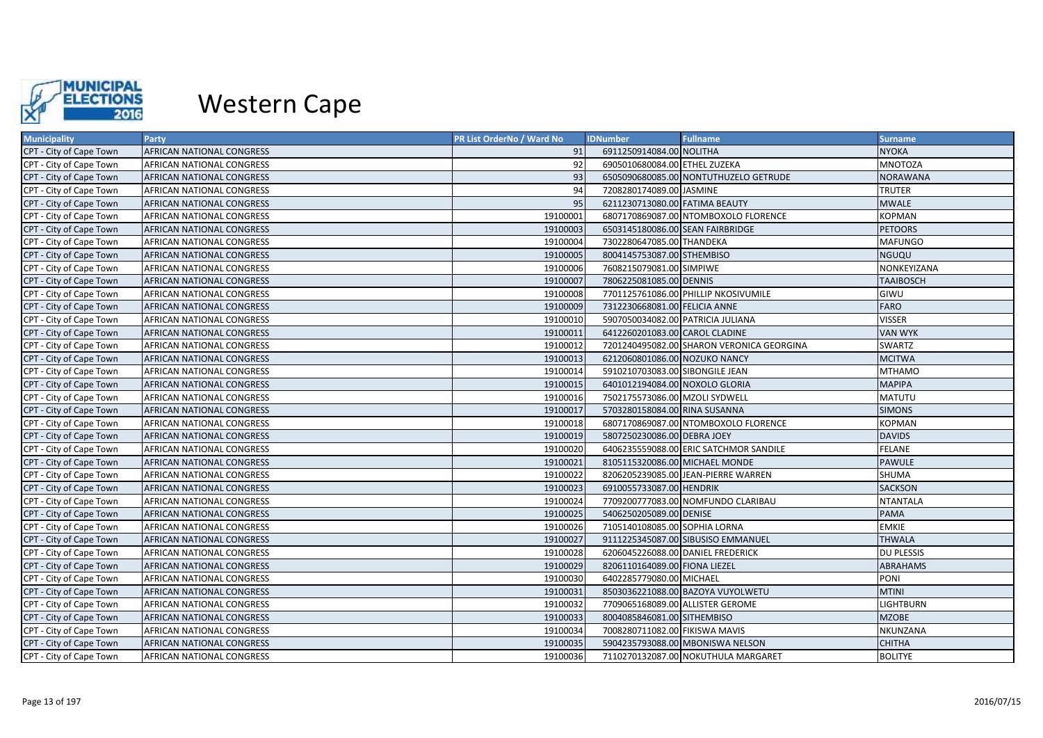# Western Cape

| Municipality | Party | PR List OrderNo / Ward No | IDNumber | Fullname | Surname |
| --- | --- | --- | --- | --- | --- |
| CPT - City of Cape Town | AFRICAN NATIONAL CONGRESS | 91 | 6911250914084.00 | NOLITHA | NYOKA |
| CPT - City of Cape Town | AFRICAN NATIONAL CONGRESS | 92 | 6905010680084.00 | ETHEL ZUZEKA | MNOTOZA |
| CPT - City of Cape Town | AFRICAN NATIONAL CONGRESS | 93 | 6505090680085.00 | NONTUTHUZELO GETRUDE | NORAWANA |
| CPT - City of Cape Town | AFRICAN NATIONAL CONGRESS | 94 | 7208280174089.00 | JASMINE | TRUTER |
| CPT - City of Cape Town | AFRICAN NATIONAL CONGRESS | 95 | 6211230713080.00 | FATIMA BEAUTY | MWALE |
| CPT - City of Cape Town | AFRICAN NATIONAL CONGRESS | 19100001 | 6807170869087.00 | NTOMBOXOLO FLORENCE | KOPMAN |
| CPT - City of Cape Town | AFRICAN NATIONAL CONGRESS | 19100003 | 6503145180086.00 | SEAN FAIRBRIDGE | PETOORS |
| CPT - City of Cape Town | AFRICAN NATIONAL CONGRESS | 19100004 | 7302280647085.00 | THANDEKA | MAFUNGO |
| CPT - City of Cape Town | AFRICAN NATIONAL CONGRESS | 19100005 | 8004145753087.00 | STHEMBISO | NGUQU |
| CPT - City of Cape Town | AFRICAN NATIONAL CONGRESS | 19100006 | 7608215079081.00 | SIMPIWE | NONKEYIZANA |
| CPT - City of Cape Town | AFRICAN NATIONAL CONGRESS | 19100007 | 7806225081085.00 | DENNIS | TAAIBOSCH |
| CPT - City of Cape Town | AFRICAN NATIONAL CONGRESS | 19100008 | 7701125761086.00 | PHILLIP NKOSIVUMILE | GIWU |
| CPT - City of Cape Town | AFRICAN NATIONAL CONGRESS | 19100009 | 7312230668081.00 | FELICIA ANNE | FARO |
| CPT - City of Cape Town | AFRICAN NATIONAL CONGRESS | 19100010 | 5907050034082.00 | PATRICIA JULIANA | VISSER |
| CPT - City of Cape Town | AFRICAN NATIONAL CONGRESS | 19100011 | 6412260201083.00 | CAROL CLADINE | VAN WYK |
| CPT - City of Cape Town | AFRICAN NATIONAL CONGRESS | 19100012 | 7201240495082.00 | SHARON VERONICA GEORGINA | SWARTZ |
| CPT - City of Cape Town | AFRICAN NATIONAL CONGRESS | 19100013 | 6212060801086.00 | NOZUKO NANCY | MCITWA |
| CPT - City of Cape Town | AFRICAN NATIONAL CONGRESS | 19100014 | 5910210703083.00 | SIBONGILE JEAN | MTHAMO |
| CPT - City of Cape Town | AFRICAN NATIONAL CONGRESS | 19100015 | 6401012194084.00 | NOXOLO GLORIA | MAPIPA |
| CPT - City of Cape Town | AFRICAN NATIONAL CONGRESS | 19100016 | 7502175573086.00 | MZOLI SYDWELL | MATUTU |
| CPT - City of Cape Town | AFRICAN NATIONAL CONGRESS | 19100017 | 5703280158084.00 | RINA SUSANNA | SIMONS |
| CPT - City of Cape Town | AFRICAN NATIONAL CONGRESS | 19100018 | 6807170869087.00 | NTOMBOXOLO FLORENCE | KOPMAN |
| CPT - City of Cape Town | AFRICAN NATIONAL CONGRESS | 19100019 | 5807250230086.00 | DEBRA JOEY | DAVIDS |
| CPT - City of Cape Town | AFRICAN NATIONAL CONGRESS | 19100020 | 6406235559088.00 | ERIC SATCHMOR SANDILE | FELANE |
| CPT - City of Cape Town | AFRICAN NATIONAL CONGRESS | 19100021 | 8105115320086.00 | MICHAEL MONDE | PAWULE |
| CPT - City of Cape Town | AFRICAN NATIONAL CONGRESS | 19100022 | 8206205239085.00 | JEAN-PIERRE WARREN | SHUMA |
| CPT - City of Cape Town | AFRICAN NATIONAL CONGRESS | 19100023 | 6910055733087.00 | HENDRIK | SACKSON |
| CPT - City of Cape Town | AFRICAN NATIONAL CONGRESS | 19100024 | 7709200777083.00 | NOMFUNDO CLARIBAU | NTANTALA |
| CPT - City of Cape Town | AFRICAN NATIONAL CONGRESS | 19100025 | 5406250205089.00 | DENISE | PAMA |
| CPT - City of Cape Town | AFRICAN NATIONAL CONGRESS | 19100026 | 7105140108085.00 | SOPHIA LORNA | EMKIE |
| CPT - City of Cape Town | AFRICAN NATIONAL CONGRESS | 19100027 | 9111225345087.00 | SIBUSISO EMMANUEL | THWALA |
| CPT - City of Cape Town | AFRICAN NATIONAL CONGRESS | 19100028 | 6206045226088.00 | DANIEL FREDERICK | DU PLESSIS |
| CPT - City of Cape Town | AFRICAN NATIONAL CONGRESS | 19100029 | 8206110164089.00 | FIONA LIEZEL | ABRAHAMS |
| CPT - City of Cape Town | AFRICAN NATIONAL CONGRESS | 19100030 | 6402285779080.00 | MICHAEL | PONI |
| CPT - City of Cape Town | AFRICAN NATIONAL CONGRESS | 19100031 | 8503036221088.00 | BAZOYA VUYOLWETU | MTINI |
| CPT - City of Cape Town | AFRICAN NATIONAL CONGRESS | 19100032 | 7709065168089.00 | ALLISTER GEROME | LIGHTBURN |
| CPT - City of Cape Town | AFRICAN NATIONAL CONGRESS | 19100033 | 8004085846081.00 | SITHEMBISO | MZOBE |
| CPT - City of Cape Town | AFRICAN NATIONAL CONGRESS | 19100034 | 7008280711082.00 | FIKISWA MAVIS | NKUNZANA |
| CPT - City of Cape Town | AFRICAN NATIONAL CONGRESS | 19100035 | 5904235793088.00 | MBONISWA NELSON | CHITHA |
| CPT - City of Cape Town | AFRICAN NATIONAL CONGRESS | 19100036 | 7110270132087.00 | NOKUTHULA MARGARET | BOLITYE |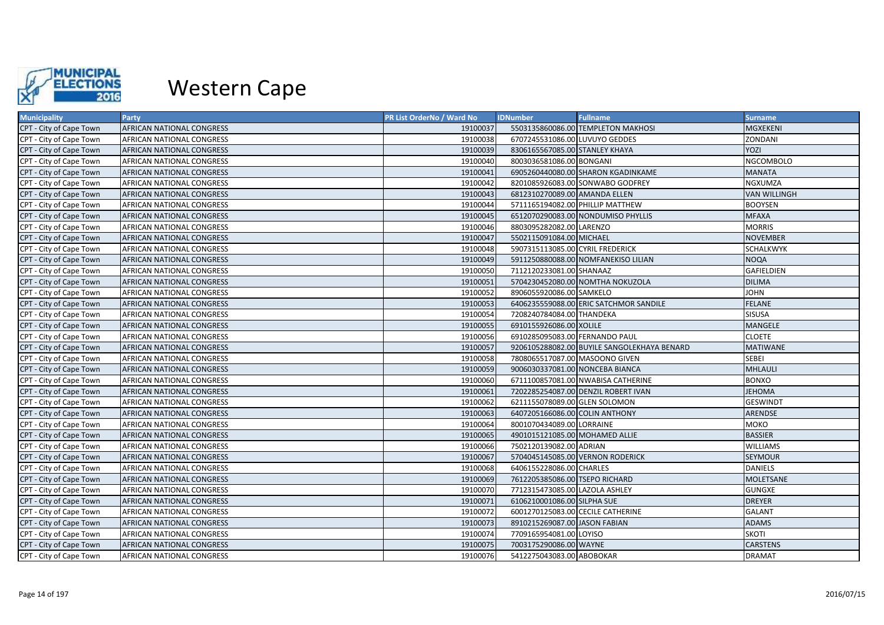# Western Cape

| Municipality | Party | PR List OrderNo / Ward No | IDNumber | Fullname | Surname |
| --- | --- | --- | --- | --- | --- |
| CPT - City of Cape Town | AFRICAN NATIONAL CONGRESS | 19100037 | 5503135860086.00 | TEMPLETON MAKHOSI | MGXEKENI |
| CPT - City of Cape Town | AFRICAN NATIONAL CONGRESS | 19100038 | 6707245531086.00 | LUVUYO GEDDES | ZONDANI |
| CPT - City of Cape Town | AFRICAN NATIONAL CONGRESS | 19100039 | 8306165567085.00 | STANLEY KHAYA | YOZI |
| CPT - City of Cape Town | AFRICAN NATIONAL CONGRESS | 19100040 | 8003036581086.00 | BONGANI | NGCOMBOLO |
| CPT - City of Cape Town | AFRICAN NATIONAL CONGRESS | 19100041 | 6905260440080.00 | SHARON KGADINKAME | MANATA |
| CPT - City of Cape Town | AFRICAN NATIONAL CONGRESS | 19100042 | 8201085926083.00 | SONWABO GODFREY | NGXUMZA |
| CPT - City of Cape Town | AFRICAN NATIONAL CONGRESS | 19100043 | 6812310270089.00 | AMANDA ELLEN | VAN WILLINGH |
| CPT - City of Cape Town | AFRICAN NATIONAL CONGRESS | 19100044 | 5711165194082.00 | PHILLIP MATTHEW | BOOYSEN |
| CPT - City of Cape Town | AFRICAN NATIONAL CONGRESS | 19100045 | 6512070290083.00 | NONDUMISO PHYLLIS | MFAXA |
| CPT - City of Cape Town | AFRICAN NATIONAL CONGRESS | 19100046 | 8803095282082.00 | LARENZO | MORRIS |
| CPT - City of Cape Town | AFRICAN NATIONAL CONGRESS | 19100047 | 5502115091084.00 | MICHAEL | NOVEMBER |
| CPT - City of Cape Town | AFRICAN NATIONAL CONGRESS | 19100048 | 5907315113085.00 | CYRIL FREDERICK | SCHALKWYK |
| CPT - City of Cape Town | AFRICAN NATIONAL CONGRESS | 19100049 | 5911250880088.00 | NOMFANEKISO LILIAN | NOQA |
| CPT - City of Cape Town | AFRICAN NATIONAL CONGRESS | 19100050 | 7112120233081.00 | SHANAAZ | GAFIELDIEN |
| CPT - City of Cape Town | AFRICAN NATIONAL CONGRESS | 19100051 | 5704230452080.00 | NOMTHA NOKUZOLA | DILIMA |
| CPT - City of Cape Town | AFRICAN NATIONAL CONGRESS | 19100052 | 8906055920086.00 | SAMKELO | JOHN |
| CPT - City of Cape Town | AFRICAN NATIONAL CONGRESS | 19100053 | 6406235559088.00 | ERIC SATCHMOR SANDILE | FELANE |
| CPT - City of Cape Town | AFRICAN NATIONAL CONGRESS | 19100054 | 7208240784084.00 | THANDEKA | SISUSA |
| CPT - City of Cape Town | AFRICAN NATIONAL CONGRESS | 19100055 | 6910155926086.00 | XOLILE | MANGELE |
| CPT - City of Cape Town | AFRICAN NATIONAL CONGRESS | 19100056 | 6910285095083.00 | FERNANDO PAUL | CLOETE |
| CPT - City of Cape Town | AFRICAN NATIONAL CONGRESS | 19100057 | 9206105288082.00 | BUYILE SANGOLEKHAYA BENARD | MATIWANE |
| CPT - City of Cape Town | AFRICAN NATIONAL CONGRESS | 19100058 | 7808065517087.00 | MASOONO GIVEN | SEBEI |
| CPT - City of Cape Town | AFRICAN NATIONAL CONGRESS | 19100059 | 9006030337081.00 | NONCEBA BIANCA | MHLAULI |
| CPT - City of Cape Town | AFRICAN NATIONAL CONGRESS | 19100060 | 6711100857081.00 | NWABISA CATHERINE | BONXO |
| CPT - City of Cape Town | AFRICAN NATIONAL CONGRESS | 19100061 | 7202285254087.00 | DENZIL ROBERT IVAN | JEHOMA |
| CPT - City of Cape Town | AFRICAN NATIONAL CONGRESS | 19100062 | 6211155078089.00 | GLEN SOLOMON | GESWINDT |
| CPT - City of Cape Town | AFRICAN NATIONAL CONGRESS | 19100063 | 6407205166086.00 | COLIN ANTHONY | ARENDSE |
| CPT - City of Cape Town | AFRICAN NATIONAL CONGRESS | 19100064 | 8001070434089.00 | LORRAINE | MOKO |
| CPT - City of Cape Town | AFRICAN NATIONAL CONGRESS | 19100065 | 4901015121085.00 | MOHAMED ALLIE | BASSIER |
| CPT - City of Cape Town | AFRICAN NATIONAL CONGRESS | 19100066 | 7502120139082.00 | ADRIAN | WILLIAMS |
| CPT - City of Cape Town | AFRICAN NATIONAL CONGRESS | 19100067 | 5704045145085.00 | VERNON RODERICK | SEYMOUR |
| CPT - City of Cape Town | AFRICAN NATIONAL CONGRESS | 19100068 | 6406155228086.00 | CHARLES | DANIELS |
| CPT - City of Cape Town | AFRICAN NATIONAL CONGRESS | 19100069 | 7612205385086.00 | TSEPO RICHARD | MOLETSANE |
| CPT - City of Cape Town | AFRICAN NATIONAL CONGRESS | 19100070 | 7712315473085.00 | LAZOLA ASHLEY | GUNGXE |
| CPT - City of Cape Town | AFRICAN NATIONAL CONGRESS | 19100071 | 6106210001086.00 | SILPHA SUE | DREYER |
| CPT - City of Cape Town | AFRICAN NATIONAL CONGRESS | 19100072 | 6001270125083.00 | CECILE CATHERINE | GALANT |
| CPT - City of Cape Town | AFRICAN NATIONAL CONGRESS | 19100073 | 8910215269087.00 | JASON FABIAN | ADAMS |
| CPT - City of Cape Town | AFRICAN NATIONAL CONGRESS | 19100074 | 7709165954081.00 | LOYISO | SKOTI |
| CPT - City of Cape Town | AFRICAN NATIONAL CONGRESS | 19100075 | 7003175290086.00 | WAYNE | CARSTENS |
| CPT - City of Cape Town | AFRICAN NATIONAL CONGRESS | 19100076 | 5412275043083.00 | ABOBOKAR | DRAMAT |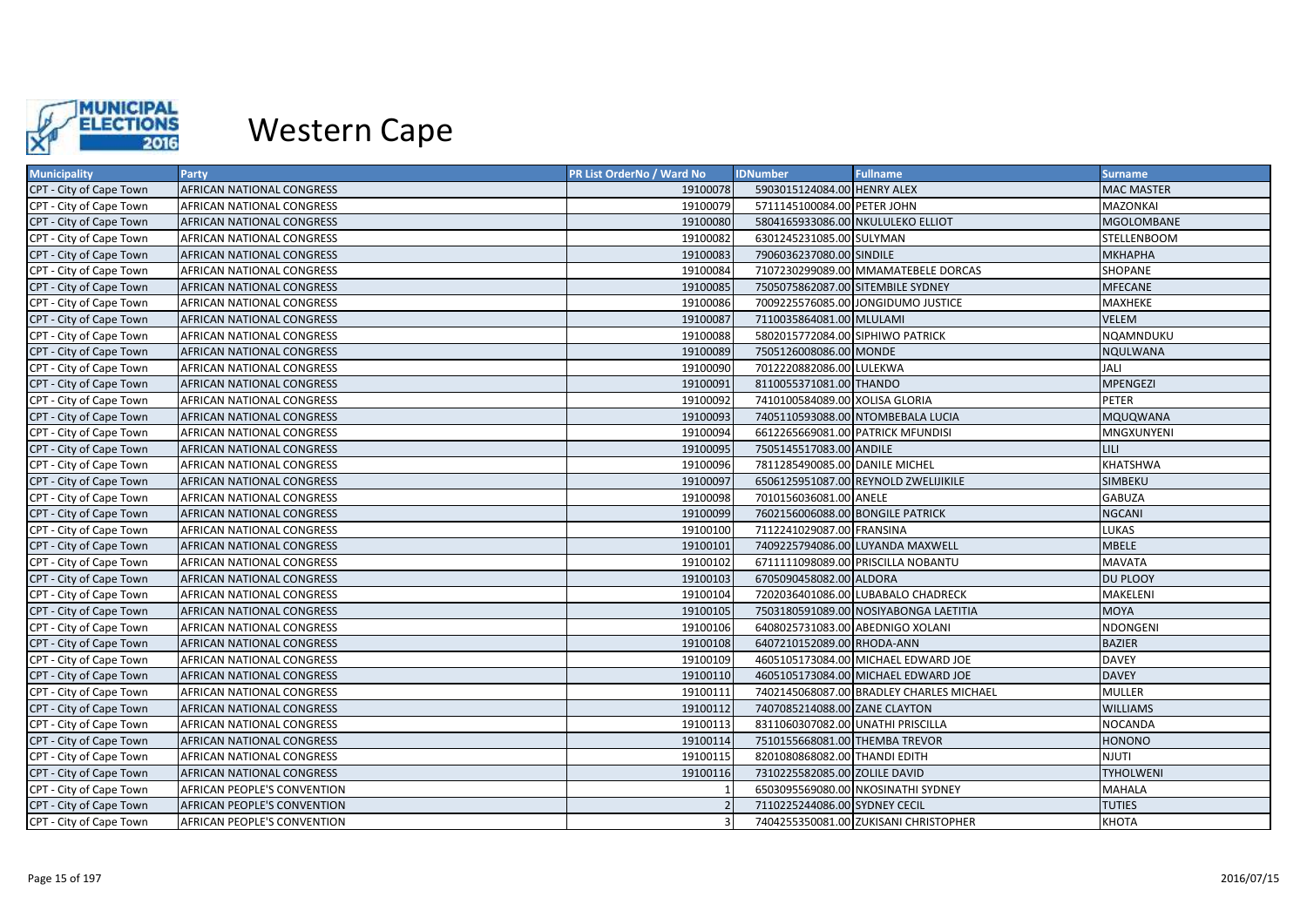# Western Cape

| Municipality | Party | PR List OrderNo / Ward No | IDNumber | Fullname | Surname |
|---|---|---|---|---|---|
| CPT - City of Cape Town | AFRICAN NATIONAL CONGRESS | 19100078 | 5903015124084.00 | HENRY ALEX | MAC MASTER |
| CPT - City of Cape Town | AFRICAN NATIONAL CONGRESS | 19100079 | 5711145100084.00 | PETER JOHN | MAZONKAI |
| CPT - City of Cape Town | AFRICAN NATIONAL CONGRESS | 19100080 | 5804165933086.00 | NKULULEKO ELLIOT | MGOLOMBANE |
| CPT - City of Cape Town | AFRICAN NATIONAL CONGRESS | 19100082 | 6301245231085.00 | SULYMAN | STELLENBOOM |
| CPT - City of Cape Town | AFRICAN NATIONAL CONGRESS | 19100083 | 7906036237080.00 | SINDILE | MKHAPHA |
| CPT - City of Cape Town | AFRICAN NATIONAL CONGRESS | 19100084 | 7107230299089.00 | MMAMATEBELE DORCAS | SHOPANE |
| CPT - City of Cape Town | AFRICAN NATIONAL CONGRESS | 19100085 | 7505075862087.00 | SITEMBILE SYDNEY | MFECANE |
| CPT - City of Cape Town | AFRICAN NATIONAL CONGRESS | 19100086 | 7009225576085.00 | JONGIDUMO JUSTICE | MAXHEKE |
| CPT - City of Cape Town | AFRICAN NATIONAL CONGRESS | 19100087 | 7110035864081.00 | MLULAMI | VELEM |
| CPT - City of Cape Town | AFRICAN NATIONAL CONGRESS | 19100088 | 5802015772084.00 | SIPHIWO PATRICK | NQAMNDUKU |
| CPT - City of Cape Town | AFRICAN NATIONAL CONGRESS | 19100089 | 7505126008086.00 | MONDE | NQULWANA |
| CPT - City of Cape Town | AFRICAN NATIONAL CONGRESS | 19100090 | 7012220882086.00 | LULEKWA | JALI |
| CPT - City of Cape Town | AFRICAN NATIONAL CONGRESS | 19100091 | 8110055371081.00 | THANDO | MPENGEZI |
| CPT - City of Cape Town | AFRICAN NATIONAL CONGRESS | 19100092 | 7410100584089.00 | XOLISA GLORIA | PETER |
| CPT - City of Cape Town | AFRICAN NATIONAL CONGRESS | 19100093 | 7405110593088.00 | NTOMBEBALA LUCIA | MQUQWANA |
| CPT - City of Cape Town | AFRICAN NATIONAL CONGRESS | 19100094 | 6612265669081.00 | PATRICK MFUNDISI | MNGXUNYENI |
| CPT - City of Cape Town | AFRICAN NATIONAL CONGRESS | 19100095 | 7505145517083.00 | ANDILE | LILI |
| CPT - City of Cape Town | AFRICAN NATIONAL CONGRESS | 19100096 | 7811285490085.00 | DANILE MICHEL | KHATSHWA |
| CPT - City of Cape Town | AFRICAN NATIONAL CONGRESS | 19100097 | 6506125951087.00 | REYNOLD ZWELIJIKILE | SIMBEKU |
| CPT - City of Cape Town | AFRICAN NATIONAL CONGRESS | 19100098 | 7010156036081.00 | ANELE | GABUZA |
| CPT - City of Cape Town | AFRICAN NATIONAL CONGRESS | 19100099 | 7602156006088.00 | BONGILE PATRICK | NGCANI |
| CPT - City of Cape Town | AFRICAN NATIONAL CONGRESS | 19100100 | 7112241029087.00 | FRANSINA | LUKAS |
| CPT - City of Cape Town | AFRICAN NATIONAL CONGRESS | 19100101 | 7409225794086.00 | LUYANDA MAXWELL | MBELE |
| CPT - City of Cape Town | AFRICAN NATIONAL CONGRESS | 19100102 | 6711111098089.00 | PRISCILLA NOBANTU | MAVATA |
| CPT - City of Cape Town | AFRICAN NATIONAL CONGRESS | 19100103 | 6705090458082.00 | ALDORA | DU PLOOY |
| CPT - City of Cape Town | AFRICAN NATIONAL CONGRESS | 19100104 | 7202036401086.00 | LUBABALO CHADRECK | MAKELENI |
| CPT - City of Cape Town | AFRICAN NATIONAL CONGRESS | 19100105 | 7503180591089.00 | NOSIYABONGA LAETITIA | MOYA |
| CPT - City of Cape Town | AFRICAN NATIONAL CONGRESS | 19100106 | 6408025731083.00 | ABEDNIGO XOLANI | NDONGENI |
| CPT - City of Cape Town | AFRICAN NATIONAL CONGRESS | 19100108 | 6407210152089.00 | RHODA-ANN | BAZIER |
| CPT - City of Cape Town | AFRICAN NATIONAL CONGRESS | 19100109 | 4605105173084.00 | MICHAEL EDWARD JOE | DAVEY |
| CPT - City of Cape Town | AFRICAN NATIONAL CONGRESS | 19100110 | 4605105173084.00 | MICHAEL EDWARD JOE | DAVEY |
| CPT - City of Cape Town | AFRICAN NATIONAL CONGRESS | 19100111 | 7402145068087.00 | BRADLEY CHARLES MICHAEL | MULLER |
| CPT - City of Cape Town | AFRICAN NATIONAL CONGRESS | 19100112 | 7407085214088.00 | ZANE CLAYTON | WILLIAMS |
| CPT - City of Cape Town | AFRICAN NATIONAL CONGRESS | 19100113 | 8311060307082.00 | UNATHI PRISCILLA | NOCANDA |
| CPT - City of Cape Town | AFRICAN NATIONAL CONGRESS | 19100114 | 7510155668081.00 | THEMBA TREVOR | HONONO |
| CPT - City of Cape Town | AFRICAN NATIONAL CONGRESS | 19100115 | 8201080868082.00 | THANDI EDITH | NJUTI |
| CPT - City of Cape Town | AFRICAN NATIONAL CONGRESS | 19100116 | 7310225582085.00 | ZOLILE DAVID | TYHOLWENI |
| CPT - City of Cape Town | AFRICAN PEOPLE'S CONVENTION | 1 | 6503095569080.00 | NKOSINATHI SYDNEY | MAHALA |
| CPT - City of Cape Town | AFRICAN PEOPLE'S CONVENTION | 2 | 7110225244086.00 | SYDNEY CECIL | TUTIES |
| CPT - City of Cape Town | AFRICAN PEOPLE'S CONVENTION | 3 | 7404255350081.00 | ZUKISANI CHRISTOPHER | KHOTA |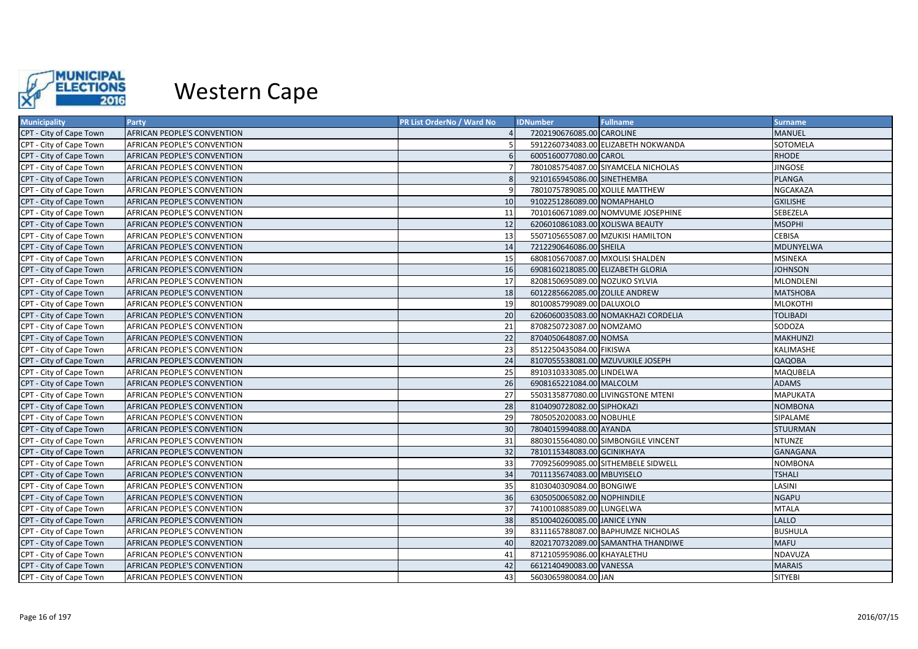# Western Cape

| Municipality | Party | PR List OrderNo / Ward No | IDNumber | Fullname | Surname |
|---|---|---|---|---|---|
| CPT - City of Cape Town | AFRICAN PEOPLE'S CONVENTION | 4 | 7202190676085.00 | CAROLINE | MANUEL |
| CPT - City of Cape Town | AFRICAN PEOPLE'S CONVENTION | 5 | 5912260734083.00 | ELIZABETH NOKWANDA | SOTOMELA |
| CPT - City of Cape Town | AFRICAN PEOPLE'S CONVENTION | 6 | 6005160077080.00 | CAROL | RHODE |
| CPT - City of Cape Town | AFRICAN PEOPLE'S CONVENTION | 7 | 7801085754087.00 | SIYAMCELA NICHOLAS | JINGOSE |
| CPT - City of Cape Town | AFRICAN PEOPLE'S CONVENTION | 8 | 9210165945086.00 | SINETHEMBA | PLANGA |
| CPT - City of Cape Town | AFRICAN PEOPLE'S CONVENTION | 9 | 7801075789085.00 | XOLILE MATTHEW | NGCAKAZA |
| CPT - City of Cape Town | AFRICAN PEOPLE'S CONVENTION | 10 | 9102251286089.00 | NOMAPHAHLO | GXILISHE |
| CPT - City of Cape Town | AFRICAN PEOPLE'S CONVENTION | 11 | 7010160671089.00 | NOMVUME JOSEPHINE | SEBEZELA |
| CPT - City of Cape Town | AFRICAN PEOPLE'S CONVENTION | 12 | 6206010861083.00 | XOLISWA BEAUTY | MSOPHI |
| CPT - City of Cape Town | AFRICAN PEOPLE'S CONVENTION | 13 | 5507105655087.00 | MZUKISI HAMILTON | CEBISA |
| CPT - City of Cape Town | AFRICAN PEOPLE'S CONVENTION | 14 | 7212290646086.00 | SHEILA | MDUNYELWA |
| CPT - City of Cape Town | AFRICAN PEOPLE'S CONVENTION | 15 | 6808105670087.00 | MXOLISI SHALDEN | MSINEKA |
| CPT - City of Cape Town | AFRICAN PEOPLE'S CONVENTION | 16 | 6908160218085.00 | ELIZABETH GLORIA | JOHNSON |
| CPT - City of Cape Town | AFRICAN PEOPLE'S CONVENTION | 17 | 8208150695089.00 | NOZUKO SYLVIA | MLONDLENI |
| CPT - City of Cape Town | AFRICAN PEOPLE'S CONVENTION | 18 | 6012285662085.00 | ZOLILE ANDREW | MATSHOBA |
| CPT - City of Cape Town | AFRICAN PEOPLE'S CONVENTION | 19 | 8010085799089.00 | DALUXOLO | MLOKOTHI |
| CPT - City of Cape Town | AFRICAN PEOPLE'S CONVENTION | 20 | 6206060035083.00 | NOMAKHAZI CORDELIA | TOLIBADI |
| CPT - City of Cape Town | AFRICAN PEOPLE'S CONVENTION | 21 | 8708250723087.00 | NOMZAMO | SODOZA |
| CPT - City of Cape Town | AFRICAN PEOPLE'S CONVENTION | 22 | 8704050648087.00 | NOMSA | MAKHUNZI |
| CPT - City of Cape Town | AFRICAN PEOPLE'S CONVENTION | 23 | 8512250435084.00 | FIKISWA | KALIMASHE |
| CPT - City of Cape Town | AFRICAN PEOPLE'S CONVENTION | 24 | 8107055538081.00 | MZUVUKILE JOSEPH | QAQOBA |
| CPT - City of Cape Town | AFRICAN PEOPLE'S CONVENTION | 25 | 8910310333085.00 | LINDELWA | MAQUBELA |
| CPT - City of Cape Town | AFRICAN PEOPLE'S CONVENTION | 26 | 6908165221084.00 | MALCOLM | ADAMS |
| CPT - City of Cape Town | AFRICAN PEOPLE'S CONVENTION | 27 | 5503135877080.00 | LIVINGSTONE MTENI | MAPUKATA |
| CPT - City of Cape Town | AFRICAN PEOPLE'S CONVENTION | 28 | 8104090728082.00 | SIPHOKAZI | NOMBONA |
| CPT - City of Cape Town | AFRICAN PEOPLE'S CONVENTION | 29 | 7805052020083.00 | NOBUHLE | SIPALAME |
| CPT - City of Cape Town | AFRICAN PEOPLE'S CONVENTION | 30 | 7804015994088.00 | AYANDA | STUURMAN |
| CPT - City of Cape Town | AFRICAN PEOPLE'S CONVENTION | 31 | 8803015564080.00 | SIMBONGILE VINCENT | NTUNZE |
| CPT - City of Cape Town | AFRICAN PEOPLE'S CONVENTION | 32 | 7810115348083.00 | GCINIKHAYA | GANAGANA |
| CPT - City of Cape Town | AFRICAN PEOPLE'S CONVENTION | 33 | 7709256099085.00 | SITHEMBELE SIDWELL | NOMBONA |
| CPT - City of Cape Town | AFRICAN PEOPLE'S CONVENTION | 34 | 7011135674083.00 | MBUYISELO | TSHALI |
| CPT - City of Cape Town | AFRICAN PEOPLE'S CONVENTION | 35 | 8103040309084.00 | BONGIWE | LASINI |
| CPT - City of Cape Town | AFRICAN PEOPLE'S CONVENTION | 36 | 6305050065082.00 | NOPHINDILE | NGAPU |
| CPT - City of Cape Town | AFRICAN PEOPLE'S CONVENTION | 37 | 7410010885089.00 | LUNGELWA | MTALA |
| CPT - City of Cape Town | AFRICAN PEOPLE'S CONVENTION | 38 | 8510040260085.00 | JANICE LYNN | LALLO |
| CPT - City of Cape Town | AFRICAN PEOPLE'S CONVENTION | 39 | 8311165788087.00 | BAPHUMZE NICHOLAS | BUSHULA |
| CPT - City of Cape Town | AFRICAN PEOPLE'S CONVENTION | 40 | 8202170732089.00 | SAMANTHA THANDIWE | MAFU |
| CPT - City of Cape Town | AFRICAN PEOPLE'S CONVENTION | 41 | 8712105959086.00 | KHAYALETHU | NDAVUZA |
| CPT - City of Cape Town | AFRICAN PEOPLE'S CONVENTION | 42 | 6612140490083.00 | VANESSA | MARAIS |
| CPT - City of Cape Town | AFRICAN PEOPLE'S CONVENTION | 43 | 5603065980084.00 | JAN | SITYEBI |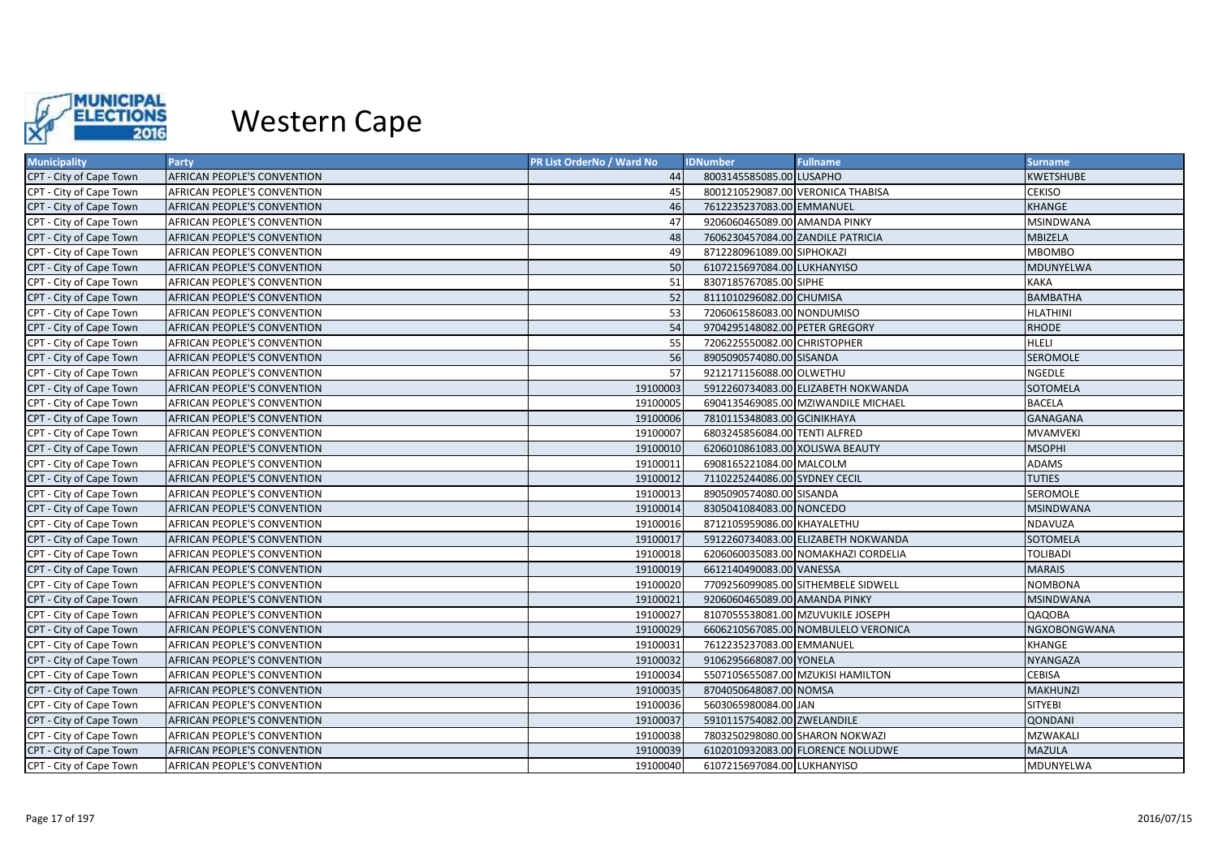# Western Cape

| Municipality | Party | PR List OrderNo / Ward No | IDNumber | Fullname | Surname |
|---|---|---|---|---|---|
| CPT - City of Cape Town | AFRICAN PEOPLE'S CONVENTION | 44 | 8003145585085.00 | LUSAPHO | KWETSHUBE |
| CPT - City of Cape Town | AFRICAN PEOPLE'S CONVENTION | 45 | 8001210529087.00 | VERONICA THABISA | CEKISO |
| CPT - City of Cape Town | AFRICAN PEOPLE'S CONVENTION | 46 | 7612235237083.00 | EMMANUEL | KHANGE |
| CPT - City of Cape Town | AFRICAN PEOPLE'S CONVENTION | 47 | 9206060465089.00 | AMANDA PINKY | MSINDWANA |
| CPT - City of Cape Town | AFRICAN PEOPLE'S CONVENTION | 48 | 7606230457084.00 | ZANDILE PATRICIA | MBIZELA |
| CPT - City of Cape Town | AFRICAN PEOPLE'S CONVENTION | 49 | 8712280961089.00 | SIPHOKAZI | MBOMBO |
| CPT - City of Cape Town | AFRICAN PEOPLE'S CONVENTION | 50 | 6107215697084.00 | LUKHANYISO | MDUNYELWA |
| CPT - City of Cape Town | AFRICAN PEOPLE'S CONVENTION | 51 | 8307185767085.00 | SIPHE | KAKA |
| CPT - City of Cape Town | AFRICAN PEOPLE'S CONVENTION | 52 | 8111010296082.00 | CHUMISA | BAMBATHA |
| CPT - City of Cape Town | AFRICAN PEOPLE'S CONVENTION | 53 | 7206061586083.00 | NONDUMISO | HLATHINI |
| CPT - City of Cape Town | AFRICAN PEOPLE'S CONVENTION | 54 | 9704295148082.00 | PETER GREGORY | RHODE |
| CPT - City of Cape Town | AFRICAN PEOPLE'S CONVENTION | 55 | 7206225550082.00 | CHRISTOPHER | HLELI |
| CPT - City of Cape Town | AFRICAN PEOPLE'S CONVENTION | 56 | 8905090574080.00 | SISANDA | SEROMOLE |
| CPT - City of Cape Town | AFRICAN PEOPLE'S CONVENTION | 57 | 9212171156088.00 | OLWETHU | NGEDLE |
| CPT - City of Cape Town | AFRICAN PEOPLE'S CONVENTION | 19100003 | 5912260734083.00 | ELIZABETH NOKWANDA | SOTOMELA |
| CPT - City of Cape Town | AFRICAN PEOPLE'S CONVENTION | 19100005 | 6904135469085.00 | MZIWANDILE MICHAEL | BACELA |
| CPT - City of Cape Town | AFRICAN PEOPLE'S CONVENTION | 19100006 | 7810115348083.00 | GCINIKHAYA | GANAGANA |
| CPT - City of Cape Town | AFRICAN PEOPLE'S CONVENTION | 19100007 | 6803245856084.00 | TENTI ALFRED | MVAMVEKI |
| CPT - City of Cape Town | AFRICAN PEOPLE'S CONVENTION | 19100010 | 6206010861083.00 | XOLISWA BEAUTY | MSOPHI |
| CPT - City of Cape Town | AFRICAN PEOPLE'S CONVENTION | 19100011 | 6908165221084.00 | MALCOLM | ADAMS |
| CPT - City of Cape Town | AFRICAN PEOPLE'S CONVENTION | 19100012 | 7110225244086.00 | SYDNEY CECIL | TUTIES |
| CPT - City of Cape Town | AFRICAN PEOPLE'S CONVENTION | 19100013 | 8905090574080.00 | SISANDA | SEROMOLE |
| CPT - City of Cape Town | AFRICAN PEOPLE'S CONVENTION | 19100014 | 8305041084083.00 | NONCEDO | MSINDWANA |
| CPT - City of Cape Town | AFRICAN PEOPLE'S CONVENTION | 19100016 | 8712105959086.00 | KHAYALETHU | NDAVUZA |
| CPT - City of Cape Town | AFRICAN PEOPLE'S CONVENTION | 19100017 | 5912260734083.00 | ELIZABETH NOKWANDA | SOTOMELA |
| CPT - City of Cape Town | AFRICAN PEOPLE'S CONVENTION | 19100018 | 6206060035083.00 | NOMAKHAZI CORDELIA | TOLIBADI |
| CPT - City of Cape Town | AFRICAN PEOPLE'S CONVENTION | 19100019 | 6612140490083.00 | VANESSA | MARAIS |
| CPT - City of Cape Town | AFRICAN PEOPLE'S CONVENTION | 19100020 | 7709256099085.00 | SITHEMBELE SIDWELL | NOMBONA |
| CPT - City of Cape Town | AFRICAN PEOPLE'S CONVENTION | 19100021 | 9206060465089.00 | AMANDA PINKY | MSINDWANA |
| CPT - City of Cape Town | AFRICAN PEOPLE'S CONVENTION | 19100027 | 8107055538081.00 | MZUVUKILE JOSEPH | QAQOBA |
| CPT - City of Cape Town | AFRICAN PEOPLE'S CONVENTION | 19100029 | 6606210567085.00 | NOMBULELO VERONICA | NGXOBONGWANA |
| CPT - City of Cape Town | AFRICAN PEOPLE'S CONVENTION | 19100031 | 7612235237083.00 | EMMANUEL | KHANGE |
| CPT - City of Cape Town | AFRICAN PEOPLE'S CONVENTION | 19100032 | 9106295668087.00 | YONELA | NYANGAZA |
| CPT - City of Cape Town | AFRICAN PEOPLE'S CONVENTION | 19100034 | 5507105655087.00 | MZUKISI HAMILTON | CEBISA |
| CPT - City of Cape Town | AFRICAN PEOPLE'S CONVENTION | 19100035 | 8704050648087.00 | NOMSA | MAKHUNZI |
| CPT - City of Cape Town | AFRICAN PEOPLE'S CONVENTION | 19100036 | 5603065980084.00 | JAN | SITYEBI |
| CPT - City of Cape Town | AFRICAN PEOPLE'S CONVENTION | 19100037 | 5910115754082.00 | ZWELANDILE | QONDANI |
| CPT - City of Cape Town | AFRICAN PEOPLE'S CONVENTION | 19100038 | 7803250298080.00 | SHARON NOKWAZI | MZWAKALI |
| CPT - City of Cape Town | AFRICAN PEOPLE'S CONVENTION | 19100039 | 6102010932083.00 | FLORENCE NOLUDWE | MAZULA |
| CPT - City of Cape Town | AFRICAN PEOPLE'S CONVENTION | 19100040 | 6107215697084.00 | LUKHANYISO | MDUNYELWA |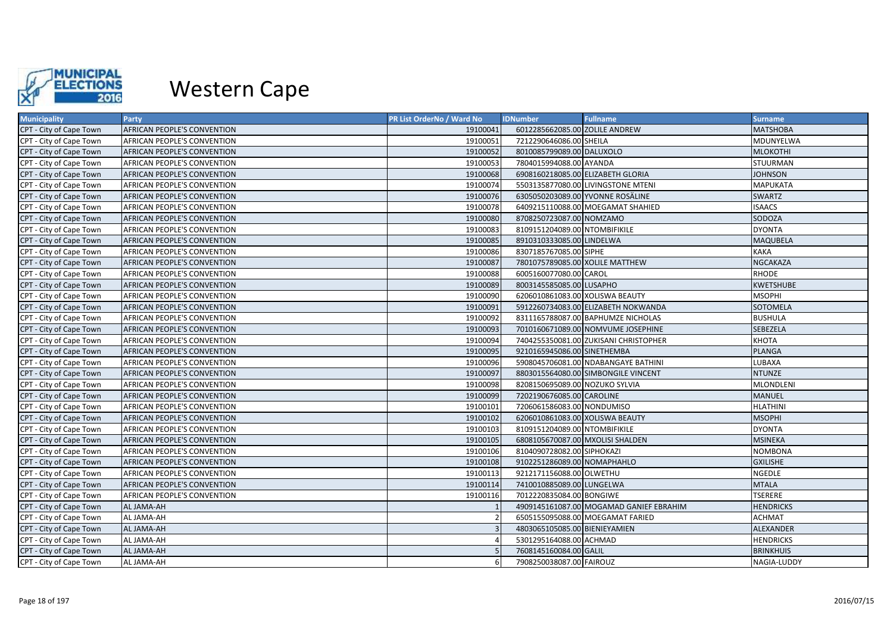# Western Cape

| Municipality | Party | PR List OrderNo / Ward No | IDNumber | Fullname | Surname |
|---|---|---|---|---|---|
| CPT - City of Cape Town | AFRICAN PEOPLE'S CONVENTION | 19100041 | 6012285662085.00 | ZOLILE ANDREW | MATSHOBA |
| CPT - City of Cape Town | AFRICAN PEOPLE'S CONVENTION | 19100051 | 7212290646086.00 | SHEILA | MDUNYELWA |
| CPT - City of Cape Town | AFRICAN PEOPLE'S CONVENTION | 19100052 | 8010085799089.00 | DALUXOLO | MLOKOTHI |
| CPT - City of Cape Town | AFRICAN PEOPLE'S CONVENTION | 19100053 | 7804015994088.00 | AYANDA | STUURMAN |
| CPT - City of Cape Town | AFRICAN PEOPLE'S CONVENTION | 19100068 | 6908160218085.00 | ELIZABETH GLORIA | JOHNSON |
| CPT - City of Cape Town | AFRICAN PEOPLE'S CONVENTION | 19100074 | 5503135877080.00 | LIVINGSTONE MTENI | MAPUKATA |
| CPT - City of Cape Town | AFRICAN PEOPLE'S CONVENTION | 19100076 | 6305050203089.00 | YVONNE ROSÄLINE | SWARTZ |
| CPT - City of Cape Town | AFRICAN PEOPLE'S CONVENTION | 19100078 | 6409215110088.00 | MOEGAMAT SHAHIED | ISAACS |
| CPT - City of Cape Town | AFRICAN PEOPLE'S CONVENTION | 19100080 | 8708250723087.00 | NOMZAMO | SODOZA |
| CPT - City of Cape Town | AFRICAN PEOPLE'S CONVENTION | 19100083 | 8109151204089.00 | NTOMBIFIKILE | DYONTA |
| CPT - City of Cape Town | AFRICAN PEOPLE'S CONVENTION | 19100085 | 8910310333085.00 | LINDELWA | MAQUBELA |
| CPT - City of Cape Town | AFRICAN PEOPLE'S CONVENTION | 19100086 | 8307185767085.00 | SIPHE | KAKA |
| CPT - City of Cape Town | AFRICAN PEOPLE'S CONVENTION | 19100087 | 7801075789085.00 | XOLILE MATTHEW | NGCAKAZA |
| CPT - City of Cape Town | AFRICAN PEOPLE'S CONVENTION | 19100088 | 6005160077080.00 | CAROL | RHODE |
| CPT - City of Cape Town | AFRICAN PEOPLE'S CONVENTION | 19100089 | 8003145585085.00 | LUSAPHO | KWETSHUBE |
| CPT - City of Cape Town | AFRICAN PEOPLE'S CONVENTION | 19100090 | 6206010861083.00 | XOLISWA BEAUTY | MSOPHI |
| CPT - City of Cape Town | AFRICAN PEOPLE'S CONVENTION | 19100091 | 5912260734083.00 | ELIZABETH NOKWANDA | SOTOMELA |
| CPT - City of Cape Town | AFRICAN PEOPLE'S CONVENTION | 19100092 | 8311165788087.00 | BAPHUMZE NICHOLAS | BUSHULA |
| CPT - City of Cape Town | AFRICAN PEOPLE'S CONVENTION | 19100093 | 7010160671089.00 | NOMVUME JOSEPHINE | SEBEZELA |
| CPT - City of Cape Town | AFRICAN PEOPLE'S CONVENTION | 19100094 | 7404255350081.00 | ZUKISANI CHRISTOPHER | KHOTA |
| CPT - City of Cape Town | AFRICAN PEOPLE'S CONVENTION | 19100095 | 9210165945086.00 | SINETHEMBA | PLANGA |
| CPT - City of Cape Town | AFRICAN PEOPLE'S CONVENTION | 19100096 | 5908045706081.00 | NDABANGAYE BATHINI | LUBAXA |
| CPT - City of Cape Town | AFRICAN PEOPLE'S CONVENTION | 19100097 | 8803015564080.00 | SIMBONGILE VINCENT | NTUNZE |
| CPT - City of Cape Town | AFRICAN PEOPLE'S CONVENTION | 19100098 | 8208150695089.00 | NOZUKO SYLVIA | MLONDLENI |
| CPT - City of Cape Town | AFRICAN PEOPLE'S CONVENTION | 19100099 | 7202190676085.00 | CAROLINE | MANUEL |
| CPT - City of Cape Town | AFRICAN PEOPLE'S CONVENTION | 19100101 | 7206061586083.00 | NONDUMISO | HLATHINI |
| CPT - City of Cape Town | AFRICAN PEOPLE'S CONVENTION | 19100102 | 6206010861083.00 | XOLISWA BEAUTY | MSOPHI |
| CPT - City of Cape Town | AFRICAN PEOPLE'S CONVENTION | 19100103 | 8109151204089.00 | NTOMBIFIKILE | DYONTA |
| CPT - City of Cape Town | AFRICAN PEOPLE'S CONVENTION | 19100105 | 6808105670087.00 | MXOLISI SHALDEN | MSINEKA |
| CPT - City of Cape Town | AFRICAN PEOPLE'S CONVENTION | 19100106 | 8104090728082.00 | SIPHOKAZI | NOMBONA |
| CPT - City of Cape Town | AFRICAN PEOPLE'S CONVENTION | 19100108 | 9102251286089.00 | NOMAPHAHLO | GXILISHE |
| CPT - City of Cape Town | AFRICAN PEOPLE'S CONVENTION | 19100113 | 9212171156088.00 | OLWETHU | NGEDLE |
| CPT - City of Cape Town | AFRICAN PEOPLE'S CONVENTION | 19100114 | 7410010885089.00 | LUNGELWA | MTALA |
| CPT - City of Cape Town | AFRICAN PEOPLE'S CONVENTION | 19100116 | 7012220835084.00 | BONGIWE | TSERERE |
| CPT - City of Cape Town | AL JAMA-AH | 1 | 4909145161087.00 | MOGAMAD GANIEF EBRAHIM | HENDRICKS |
| CPT - City of Cape Town | AL JAMA-AH | 2 | 6505155095088.00 | MOEGAMAT FARIED | ACHMAT |
| CPT - City of Cape Town | AL JAMA-AH | 3 | 4803065105085.00 | BIENIEYAMIEN | ALEXANDER |
| CPT - City of Cape Town | AL JAMA-AH | 4 | 5301295164088.00 | ACHMAD | HENDRICKS |
| CPT - City of Cape Town | AL JAMA-AH | 5 | 7608145160084.00 | GALIL | BRINKHUIS |
| CPT - City of Cape Town | AL JAMA-AH | 6 | 7908250038087.00 | FAIROUZ | NAGIA-LUDDY |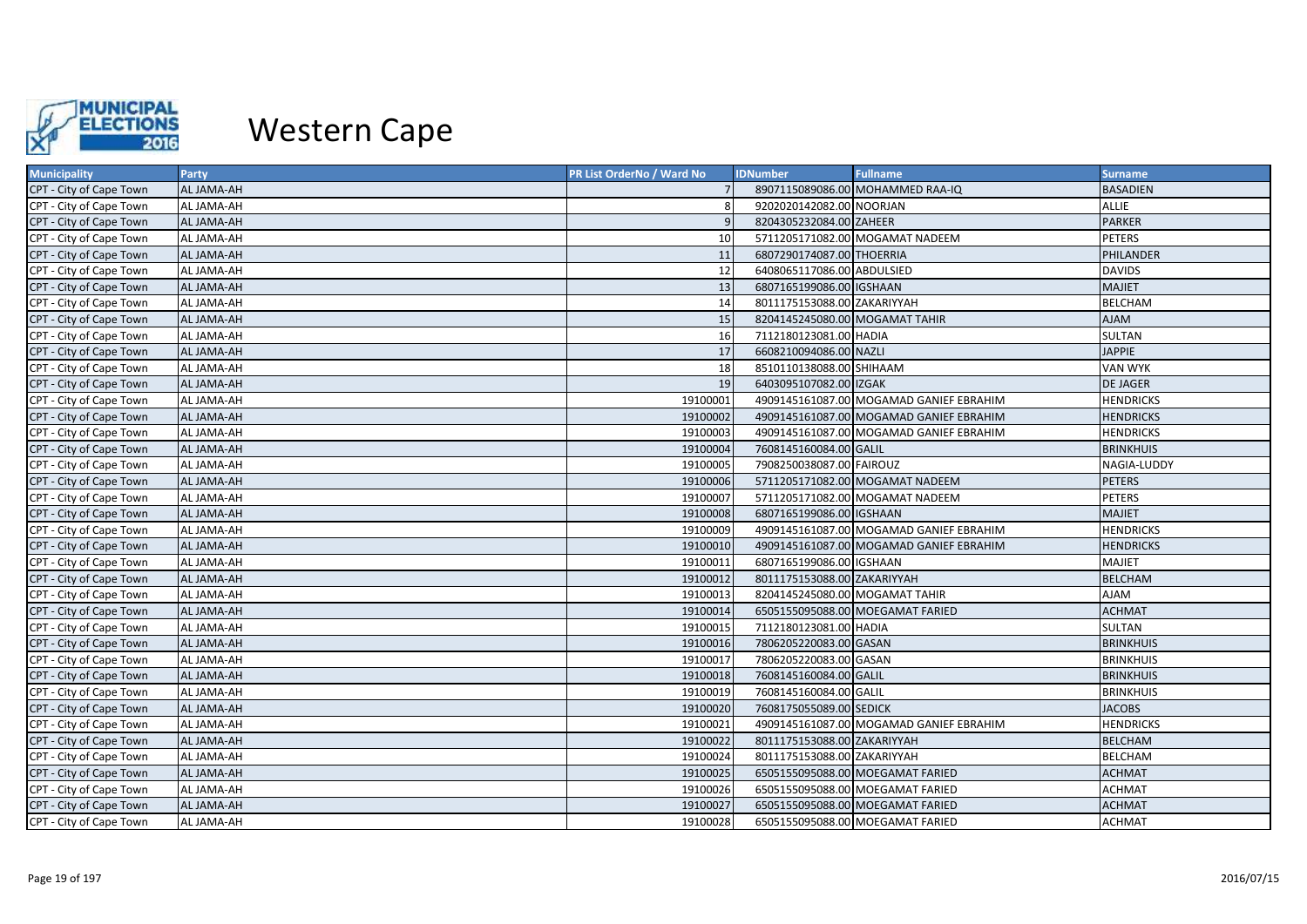# Western Cape

| Municipality | Party | PR List OrderNo / Ward No | IDNumber | Fullname | Surname |
|---|---|---|---|---|---|
| CPT - City of Cape Town | AL JAMA-AH | 7 | 8907115089086.00 | MOHAMMED RAA-IQ | BASADIEN |
| CPT - City of Cape Town | AL JAMA-AH | 8 | 9202020142082.00 | NOORJAN | ALLIE |
| CPT - City of Cape Town | AL JAMA-AH | 9 | 8204305232084.00 | ZAHEER | PARKER |
| CPT - City of Cape Town | AL JAMA-AH | 10 | 5711205171082.00 | MOGAMAT NADEEM | PETERS |
| CPT - City of Cape Town | AL JAMA-AH | 11 | 6807290174087.00 | THOERRIA | PHILANDER |
| CPT - City of Cape Town | AL JAMA-AH | 12 | 6408065117086.00 | ABDULSIED | DAVIDS |
| CPT - City of Cape Town | AL JAMA-AH | 13 | 6807165199086.00 | IGSHAAN | MAJIET |
| CPT - City of Cape Town | AL JAMA-AH | 14 | 8011175153088.00 | ZAKARIYYAH | BELCHAM |
| CPT - City of Cape Town | AL JAMA-AH | 15 | 8204145245080.00 | MOGAMAT TAHIR | AJAM |
| CPT - City of Cape Town | AL JAMA-AH | 16 | 7112180123081.00 | HADIA | SULTAN |
| CPT - City of Cape Town | AL JAMA-AH | 17 | 6608210094086.00 | NAZLI | JAPPIE |
| CPT - City of Cape Town | AL JAMA-AH | 18 | 8510110138088.00 | SHIHAAM | VAN WYK |
| CPT - City of Cape Town | AL JAMA-AH | 19 | 6403095107082.00 | IZGAK | DE JAGER |
| CPT - City of Cape Town | AL JAMA-AH | 19100001 | 4909145161087.00 | MOGAMAD GANIEF EBRAHIM | HENDRICKS |
| CPT - City of Cape Town | AL JAMA-AH | 19100002 | 4909145161087.00 | MOGAMAD GANIEF EBRAHIM | HENDRICKS |
| CPT - City of Cape Town | AL JAMA-AH | 19100003 | 4909145161087.00 | MOGAMAD GANIEF EBRAHIM | HENDRICKS |
| CPT - City of Cape Town | AL JAMA-AH | 19100004 | 7608145160084.00 | GALIL | BRINKHUIS |
| CPT - City of Cape Town | AL JAMA-AH | 19100005 | 7908250038087.00 | FAIROUZ | NAGIA-LUDDY |
| CPT - City of Cape Town | AL JAMA-AH | 19100006 | 5711205171082.00 | MOGAMAT NADEEM | PETERS |
| CPT - City of Cape Town | AL JAMA-AH | 19100007 | 5711205171082.00 | MOGAMAT NADEEM | PETERS |
| CPT - City of Cape Town | AL JAMA-AH | 19100008 | 6807165199086.00 | IGSHAAN | MAJIET |
| CPT - City of Cape Town | AL JAMA-AH | 19100009 | 4909145161087.00 | MOGAMAD GANIEF EBRAHIM | HENDRICKS |
| CPT - City of Cape Town | AL JAMA-AH | 19100010 | 4909145161087.00 | MOGAMAD GANIEF EBRAHIM | HENDRICKS |
| CPT - City of Cape Town | AL JAMA-AH | 19100011 | 6807165199086.00 | IGSHAAN | MAJIET |
| CPT - City of Cape Town | AL JAMA-AH | 19100012 | 8011175153088.00 | ZAKARIYYAH | BELCHAM |
| CPT - City of Cape Town | AL JAMA-AH | 19100013 | 8204145245080.00 | MOGAMAT TAHIR | AJAM |
| CPT - City of Cape Town | AL JAMA-AH | 19100014 | 6505155095088.00 | MOEGAMAT FARIED | ACHMAT |
| CPT - City of Cape Town | AL JAMA-AH | 19100015 | 7112180123081.00 | HADIA | SULTAN |
| CPT - City of Cape Town | AL JAMA-AH | 19100016 | 7806205220083.00 | GASAN | BRINKHUIS |
| CPT - City of Cape Town | AL JAMA-AH | 19100017 | 7806205220083.00 | GASAN | BRINKHUIS |
| CPT - City of Cape Town | AL JAMA-AH | 19100018 | 7608145160084.00 | GALIL | BRINKHUIS |
| CPT - City of Cape Town | AL JAMA-AH | 19100019 | 7608145160084.00 | GALIL | BRINKHUIS |
| CPT - City of Cape Town | AL JAMA-AH | 19100020 | 7608175055089.00 | SEDICK | JACOBS |
| CPT - City of Cape Town | AL JAMA-AH | 19100021 | 4909145161087.00 | MOGAMAD GANIEF EBRAHIM | HENDRICKS |
| CPT - City of Cape Town | AL JAMA-AH | 19100022 | 8011175153088.00 | ZAKARIYYAH | BELCHAM |
| CPT - City of Cape Town | AL JAMA-AH | 19100024 | 8011175153088.00 | ZAKARIYYAH | BELCHAM |
| CPT - City of Cape Town | AL JAMA-AH | 19100025 | 6505155095088.00 | MOEGAMAT FARIED | ACHMAT |
| CPT - City of Cape Town | AL JAMA-AH | 19100026 | 6505155095088.00 | MOEGAMAT FARIED | ACHMAT |
| CPT - City of Cape Town | AL JAMA-AH | 19100027 | 6505155095088.00 | MOEGAMAT FARIED | ACHMAT |
| CPT - City of Cape Town | AL JAMA-AH | 19100028 | 6505155095088.00 | MOEGAMAT FARIED | ACHMAT |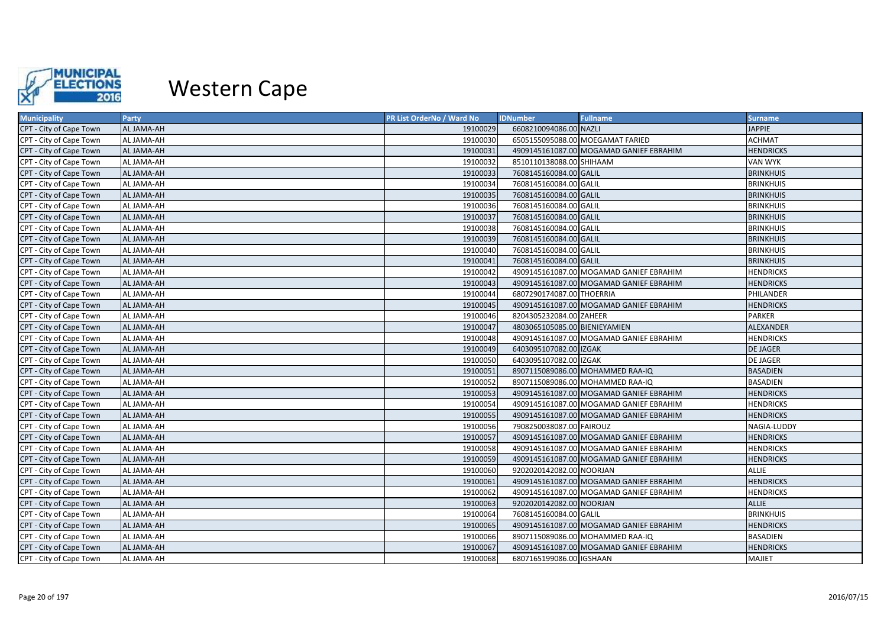# Western Cape

| Municipality | Party | PR List OrderNo / Ward No | IDNumber | Fullname | Surname |
|---|---|---|---|---|---|
| CPT - City of Cape Town | AL JAMA-AH | 19100029 | 6608210094086.00 | NAZLI | JAPPIE |
| CPT - City of Cape Town | AL JAMA-AH | 19100030 | 6505155095088.00 | MOEGAMAT FARIED | ACHMAT |
| CPT - City of Cape Town | AL JAMA-AH | 19100031 | 4909145161087.00 | MOGAMAD GANIEF EBRAHIM | HENDRICKS |
| CPT - City of Cape Town | AL JAMA-AH | 19100032 | 8510110138088.00 | SHIHAAM | VAN WYK |
| CPT - City of Cape Town | AL JAMA-AH | 19100033 | 7608145160084.00 | GALIL | BRINKHUIS |
| CPT - City of Cape Town | AL JAMA-AH | 19100034 | 7608145160084.00 | GALIL | BRINKHUIS |
| CPT - City of Cape Town | AL JAMA-AH | 19100035 | 7608145160084.00 | GALIL | BRINKHUIS |
| CPT - City of Cape Town | AL JAMA-AH | 19100036 | 7608145160084.00 | GALIL | BRINKHUIS |
| CPT - City of Cape Town | AL JAMA-AH | 19100037 | 7608145160084.00 | GALIL | BRINKHUIS |
| CPT - City of Cape Town | AL JAMA-AH | 19100038 | 7608145160084.00 | GALIL | BRINKHUIS |
| CPT - City of Cape Town | AL JAMA-AH | 19100039 | 7608145160084.00 | GALIL | BRINKHUIS |
| CPT - City of Cape Town | AL JAMA-AH | 19100040 | 7608145160084.00 | GALIL | BRINKHUIS |
| CPT - City of Cape Town | AL JAMA-AH | 19100041 | 7608145160084.00 | GALIL | BRINKHUIS |
| CPT - City of Cape Town | AL JAMA-AH | 19100042 | 4909145161087.00 | MOGAMAD GANIEF EBRAHIM | HENDRICKS |
| CPT - City of Cape Town | AL JAMA-AH | 19100043 | 4909145161087.00 | MOGAMAD GANIEF EBRAHIM | HENDRICKS |
| CPT - City of Cape Town | AL JAMA-AH | 19100044 | 6807290174087.00 | THOERRIA | PHILANDER |
| CPT - City of Cape Town | AL JAMA-AH | 19100045 | 4909145161087.00 | MOGAMAD GANIEF EBRAHIM | HENDRICKS |
| CPT - City of Cape Town | AL JAMA-AH | 19100046 | 8204305232084.00 | ZAHEER | PARKER |
| CPT - City of Cape Town | AL JAMA-AH | 19100047 | 4803065105085.00 | BIENIEYAMIEN | ALEXANDER |
| CPT - City of Cape Town | AL JAMA-AH | 19100048 | 4909145161087.00 | MOGAMAD GANIEF EBRAHIM | HENDRICKS |
| CPT - City of Cape Town | AL JAMA-AH | 19100049 | 6403095107082.00 | IZGAK | DE JAGER |
| CPT - City of Cape Town | AL JAMA-AH | 19100050 | 6403095107082.00 | IZGAK | DE JAGER |
| CPT - City of Cape Town | AL JAMA-AH | 19100051 | 8907115089086.00 | MOHAMMED RAA-IQ | BASADIEN |
| CPT - City of Cape Town | AL JAMA-AH | 19100052 | 8907115089086.00 | MOHAMMED RAA-IQ | BASADIEN |
| CPT - City of Cape Town | AL JAMA-AH | 19100053 | 4909145161087.00 | MOGAMAD GANIEF EBRAHIM | HENDRICKS |
| CPT - City of Cape Town | AL JAMA-AH | 19100054 | 4909145161087.00 | MOGAMAD GANIEF EBRAHIM | HENDRICKS |
| CPT - City of Cape Town | AL JAMA-AH | 19100055 | 4909145161087.00 | MOGAMAD GANIEF EBRAHIM | HENDRICKS |
| CPT - City of Cape Town | AL JAMA-AH | 19100056 | 7908250038087.00 | FAIROUZ | NAGIA-LUDDY |
| CPT - City of Cape Town | AL JAMA-AH | 19100057 | 4909145161087.00 | MOGAMAD GANIEF EBRAHIM | HENDRICKS |
| CPT - City of Cape Town | AL JAMA-AH | 19100058 | 4909145161087.00 | MOGAMAD GANIEF EBRAHIM | HENDRICKS |
| CPT - City of Cape Town | AL JAMA-AH | 19100059 | 4909145161087.00 | MOGAMAD GANIEF EBRAHIM | HENDRICKS |
| CPT - City of Cape Town | AL JAMA-AH | 19100060 | 9202020142082.00 | NOORJAN | ALLIE |
| CPT - City of Cape Town | AL JAMA-AH | 19100061 | 4909145161087.00 | MOGAMAD GANIEF EBRAHIM | HENDRICKS |
| CPT - City of Cape Town | AL JAMA-AH | 19100062 | 4909145161087.00 | MOGAMAD GANIEF EBRAHIM | HENDRICKS |
| CPT - City of Cape Town | AL JAMA-AH | 19100063 | 9202020142082.00 | NOORJAN | ALLIE |
| CPT - City of Cape Town | AL JAMA-AH | 19100064 | 7608145160084.00 | GALIL | BRINKHUIS |
| CPT - City of Cape Town | AL JAMA-AH | 19100065 | 4909145161087.00 | MOGAMAD GANIEF EBRAHIM | HENDRICKS |
| CPT - City of Cape Town | AL JAMA-AH | 19100066 | 8907115089086.00 | MOHAMMED RAA-IQ | BASADIEN |
| CPT - City of Cape Town | AL JAMA-AH | 19100067 | 4909145161087.00 | MOGAMAD GANIEF EBRAHIM | HENDRICKS |
| CPT - City of Cape Town | AL JAMA-AH | 19100068 | 6807165199086.00 | IGSHAAN | MAJIET |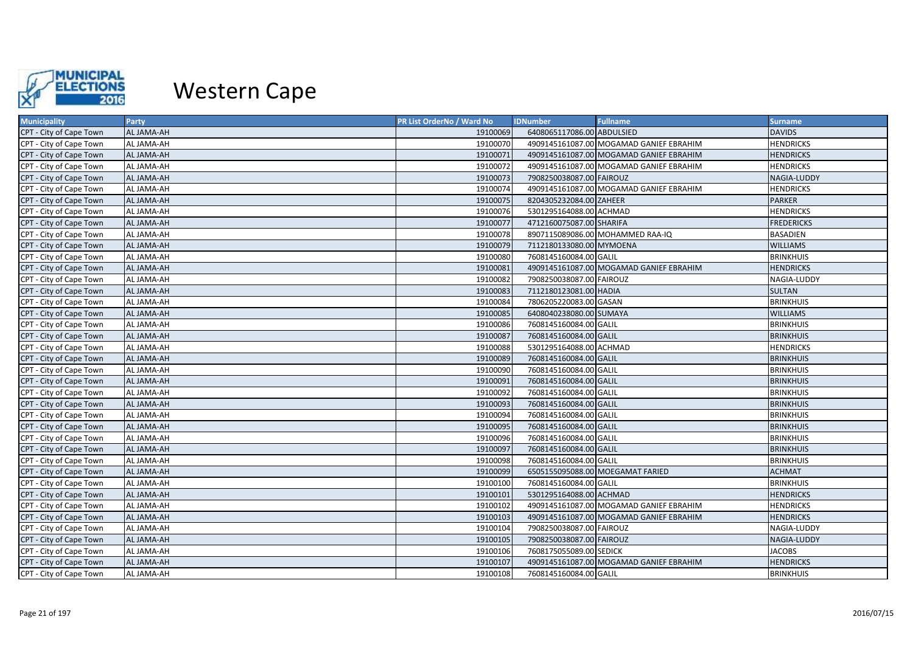# Western Cape

| Municipality | Party | PR List OrderNo / Ward No | IDNumber | Fullname | Surname |
|---|---|---|---|---|---|
| CPT - City of Cape Town | AL JAMA-AH | 19100069 | 6408065117086.00 | ABDULSIED | DAVIDS |
| CPT - City of Cape Town | AL JAMA-AH | 19100070 | 4909145161087.00 | MOGAMAD GANIEF EBRAHIM | HENDRICKS |
| CPT - City of Cape Town | AL JAMA-AH | 19100071 | 4909145161087.00 | MOGAMAD GANIEF EBRAHIM | HENDRICKS |
| CPT - City of Cape Town | AL JAMA-AH | 19100072 | 4909145161087.00 | MOGAMAD GANIEF EBRAHIM | HENDRICKS |
| CPT - City of Cape Town | AL JAMA-AH | 19100073 | 7908250038087.00 | FAIROUZ | NAGIA-LUDDY |
| CPT - City of Cape Town | AL JAMA-AH | 19100074 | 4909145161087.00 | MOGAMAD GANIEF EBRAHIM | HENDRICKS |
| CPT - City of Cape Town | AL JAMA-AH | 19100075 | 8204305232084.00 | ZAHEER | PARKER |
| CPT - City of Cape Town | AL JAMA-AH | 19100076 | 5301295164088.00 | ACHMAD | HENDRICKS |
| CPT - City of Cape Town | AL JAMA-AH | 19100077 | 4712160075087.00 | SHARIFA | FREDERICKS |
| CPT - City of Cape Town | AL JAMA-AH | 19100078 | 8907115089086.00 | MOHAMMED RAA-IQ | BASADIEN |
| CPT - City of Cape Town | AL JAMA-AH | 19100079 | 7112180133080.00 | MYMOENA | WILLIAMS |
| CPT - City of Cape Town | AL JAMA-AH | 19100080 | 7608145160084.00 | GALIL | BRINKHUIS |
| CPT - City of Cape Town | AL JAMA-AH | 19100081 | 4909145161087.00 | MOGAMAD GANIEF EBRAHIM | HENDRICKS |
| CPT - City of Cape Town | AL JAMA-AH | 19100082 | 7908250038087.00 | FAIROUZ | NAGIA-LUDDY |
| CPT - City of Cape Town | AL JAMA-AH | 19100083 | 7112180123081.00 | HADIA | SULTAN |
| CPT - City of Cape Town | AL JAMA-AH | 19100084 | 7806205220083.00 | GASAN | BRINKHUIS |
| CPT - City of Cape Town | AL JAMA-AH | 19100085 | 6408040238080.00 | SUMAYA | WILLIAMS |
| CPT - City of Cape Town | AL JAMA-AH | 19100086 | 7608145160084.00 | GALIL | BRINKHUIS |
| CPT - City of Cape Town | AL JAMA-AH | 19100087 | 7608145160084.00 | GALIL | BRINKHUIS |
| CPT - City of Cape Town | AL JAMA-AH | 19100088 | 5301295164088.00 | ACHMAD | HENDRICKS |
| CPT - City of Cape Town | AL JAMA-AH | 19100089 | 7608145160084.00 | GALIL | BRINKHUIS |
| CPT - City of Cape Town | AL JAMA-AH | 19100090 | 7608145160084.00 | GALIL | BRINKHUIS |
| CPT - City of Cape Town | AL JAMA-AH | 19100091 | 7608145160084.00 | GALIL | BRINKHUIS |
| CPT - City of Cape Town | AL JAMA-AH | 19100092 | 7608145160084.00 | GALIL | BRINKHUIS |
| CPT - City of Cape Town | AL JAMA-AH | 19100093 | 7608145160084.00 | GALIL | BRINKHUIS |
| CPT - City of Cape Town | AL JAMA-AH | 19100094 | 7608145160084.00 | GALIL | BRINKHUIS |
| CPT - City of Cape Town | AL JAMA-AH | 19100095 | 7608145160084.00 | GALIL | BRINKHUIS |
| CPT - City of Cape Town | AL JAMA-AH | 19100096 | 7608145160084.00 | GALIL | BRINKHUIS |
| CPT - City of Cape Town | AL JAMA-AH | 19100097 | 7608145160084.00 | GALIL | BRINKHUIS |
| CPT - City of Cape Town | AL JAMA-AH | 19100098 | 7608145160084.00 | GALIL | BRINKHUIS |
| CPT - City of Cape Town | AL JAMA-AH | 19100099 | 6505155095088.00 | MOEGAMAT FARIED | ACHMAT |
| CPT - City of Cape Town | AL JAMA-AH | 19100100 | 7608145160084.00 | GALIL | BRINKHUIS |
| CPT - City of Cape Town | AL JAMA-AH | 19100101 | 5301295164088.00 | ACHMAD | HENDRICKS |
| CPT - City of Cape Town | AL JAMA-AH | 19100102 | 4909145161087.00 | MOGAMAD GANIEF EBRAHIM | HENDRICKS |
| CPT - City of Cape Town | AL JAMA-AH | 19100103 | 4909145161087.00 | MOGAMAD GANIEF EBRAHIM | HENDRICKS |
| CPT - City of Cape Town | AL JAMA-AH | 19100104 | 7908250038087.00 | FAIROUZ | NAGIA-LUDDY |
| CPT - City of Cape Town | AL JAMA-AH | 19100105 | 7908250038087.00 | FAIROUZ | NAGIA-LUDDY |
| CPT - City of Cape Town | AL JAMA-AH | 19100106 | 7608175055089.00 | SEDICK | JACOBS |
| CPT - City of Cape Town | AL JAMA-AH | 19100107 | 4909145161087.00 | MOGAMAD GANIEF EBRAHIM | HENDRICKS |
| CPT - City of Cape Town | AL JAMA-AH | 19100108 | 7608145160084.00 | GALIL | BRINKHUIS |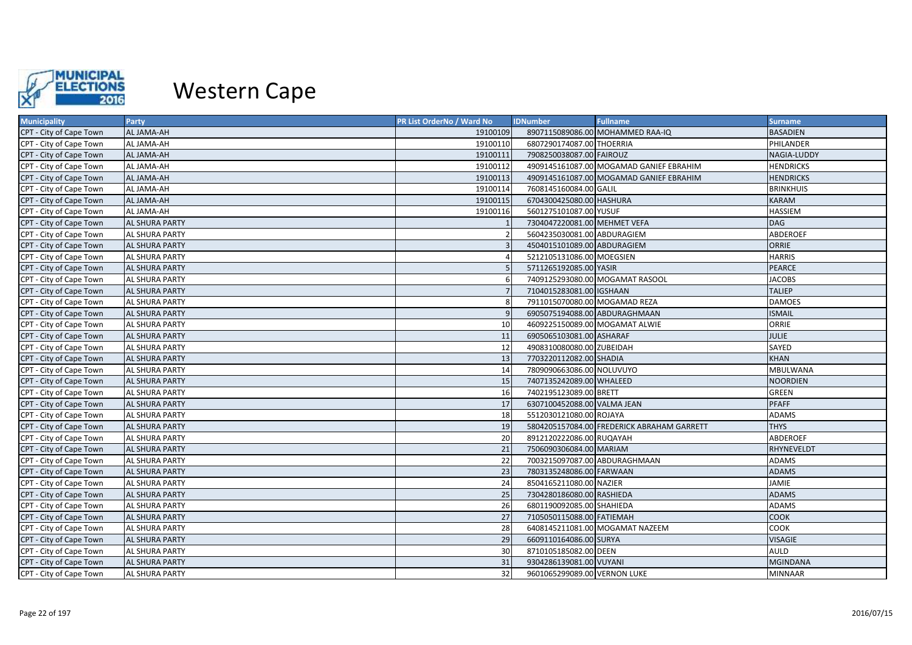# Western Cape

| Municipality | Party | PR List OrderNo / Ward No | IDNumber | Fullname | Surname |
|---|---|---|---|---|---|
| CPT - City of Cape Town | AL JAMA-AH | 19100109 | 8907115089086.00 | MOHAMMED RAA-IQ | BASADIEN |
| CPT - City of Cape Town | AL JAMA-AH | 19100110 | 6807290174087.00 | THOERRIA | PHILANDER |
| CPT - City of Cape Town | AL JAMA-AH | 19100111 | 7908250038087.00 | FAIROUZ | NAGIA-LUDDY |
| CPT - City of Cape Town | AL JAMA-AH | 19100112 | 4909145161087.00 | MOGAMAD GANIEF EBRAHIM | HENDRICKS |
| CPT - City of Cape Town | AL JAMA-AH | 19100113 | 4909145161087.00 | MOGAMAD GANIEF EBRAHIM | HENDRICKS |
| CPT - City of Cape Town | AL JAMA-AH | 19100114 | 7608145160084.00 | GALIL | BRINKHUIS |
| CPT - City of Cape Town | AL JAMA-AH | 19100115 | 6704300425080.00 | HASHURA | KARAM |
| CPT - City of Cape Town | AL JAMA-AH | 19100116 | 5601275101087.00 | YUSUF | HASSIEM |
| CPT - City of Cape Town | AL SHURA PARTY | 1 | 7304047220081.00 | MEHMET VEFA | DAG |
| CPT - City of Cape Town | AL SHURA PARTY | 2 | 5604235030081.00 | ABDURAGIEM | ABDEROEF |
| CPT - City of Cape Town | AL SHURA PARTY | 3 | 4504015101089.00 | ABDURAGIEM | ORRIE |
| CPT - City of Cape Town | AL SHURA PARTY | 4 | 5212105131086.00 | MOEGSIEN | HARRIS |
| CPT - City of Cape Town | AL SHURA PARTY | 5 | 5711265192085.00 | YASIR | PEARCE |
| CPT - City of Cape Town | AL SHURA PARTY | 6 | 7409125293080.00 | MOGAMAT RASOOL | JACOBS |
| CPT - City of Cape Town | AL SHURA PARTY | 7 | 7104015283081.00 | IGSHAAN | TALIEP |
| CPT - City of Cape Town | AL SHURA PARTY | 8 | 7911015070080.00 | MOGAMAD REZA | DAMOES |
| CPT - City of Cape Town | AL SHURA PARTY | 9 | 6905075194088.00 | ABDURAGHMAAN | ISMAIL |
| CPT - City of Cape Town | AL SHURA PARTY | 10 | 4609225150089.00 | MOGAMAT ALWIE | ORRIE |
| CPT - City of Cape Town | AL SHURA PARTY | 11 | 6905065103081.00 | ASHARAF | JULIE |
| CPT - City of Cape Town | AL SHURA PARTY | 12 | 4908310080080.00 | ZUBEIDAH | SAYED |
| CPT - City of Cape Town | AL SHURA PARTY | 13 | 7703220112082.00 | SHADIA | KHAN |
| CPT - City of Cape Town | AL SHURA PARTY | 14 | 7809090663086.00 | NOLUVUYO | MBULWANA |
| CPT - City of Cape Town | AL SHURA PARTY | 15 | 7407135242089.00 | WHALEED | NOORDIEN |
| CPT - City of Cape Town | AL SHURA PARTY | 16 | 7402195123089.00 | BRETT | GREEN |
| CPT - City of Cape Town | AL SHURA PARTY | 17 | 6307100452088.00 | VALMA JEAN | PFAFF |
| CPT - City of Cape Town | AL SHURA PARTY | 18 | 5512030121080.00 | ROJAYA | ADAMS |
| CPT - City of Cape Town | AL SHURA PARTY | 19 | 5804205157084.00 | FREDERICK ABRAHAM GARRETT | THYS |
| CPT - City of Cape Town | AL SHURA PARTY | 20 | 8912120222086.00 | RUQAYAH | ABDEROEF |
| CPT - City of Cape Town | AL SHURA PARTY | 21 | 7506090306084.00 | MARIAM | RHYNEVELDT |
| CPT - City of Cape Town | AL SHURA PARTY | 22 | 7003215097087.00 | ABDURAGHMAAN | ADAMS |
| CPT - City of Cape Town | AL SHURA PARTY | 23 | 7803135248086.00 | FARWAAN | ADAMS |
| CPT - City of Cape Town | AL SHURA PARTY | 24 | 8504165211080.00 | NAZIER | JAMIE |
| CPT - City of Cape Town | AL SHURA PARTY | 25 | 7304280186080.00 | RASHIEDA | ADAMS |
| CPT - City of Cape Town | AL SHURA PARTY | 26 | 6801190092085.00 | SHAHIEDA | ADAMS |
| CPT - City of Cape Town | AL SHURA PARTY | 27 | 7105050115088.00 | FATIEMAH | COOK |
| CPT - City of Cape Town | AL SHURA PARTY | 28 | 6408145211081.00 | MOGAMAT NAZEEM | COOK |
| CPT - City of Cape Town | AL SHURA PARTY | 29 | 6609110164086.00 | SURYA | VISAGIE |
| CPT - City of Cape Town | AL SHURA PARTY | 30 | 8710105185082.00 | DEEN | AULD |
| CPT - City of Cape Town | AL SHURA PARTY | 31 | 9304286139081.00 | VUYANI | MGINDANA |
| CPT - City of Cape Town | AL SHURA PARTY | 32 | 9601065299089.00 | VERNON LUKE | MINNAAR |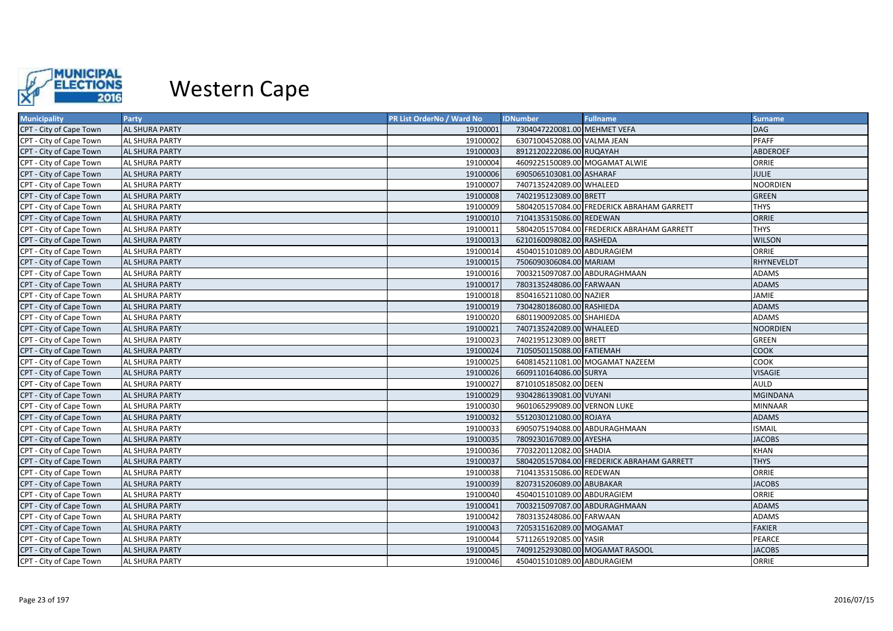# Western Cape

| Municipality | Party | PR List OrderNo / Ward No | IDNumber | Fullname | Surname |
|---|---|---|---|---|---|
| CPT - City of Cape Town | AL SHURA PARTY | 19100001 | 7304047220081.00 | MEHMET VEFA | DAG |
| CPT - City of Cape Town | AL SHURA PARTY | 19100002 | 6307100452088.00 | VALMA JEAN | PFAFF |
| CPT - City of Cape Town | AL SHURA PARTY | 19100003 | 8912120222086.00 | RUQAYAH | ABDEROEF |
| CPT - City of Cape Town | AL SHURA PARTY | 19100004 | 4609225150089.00 | MOGAMAT ALWIE | ORRIE |
| CPT - City of Cape Town | AL SHURA PARTY | 19100006 | 6905065103081.00 | ASHARAF | JULIE |
| CPT - City of Cape Town | AL SHURA PARTY | 19100007 | 7407135242089.00 | WHALEED | NOORDIEN |
| CPT - City of Cape Town | AL SHURA PARTY | 19100008 | 7402195123089.00 | BRETT | GREEN |
| CPT - City of Cape Town | AL SHURA PARTY | 19100009 | 5804205157084.00 | FREDERICK ABRAHAM GARRETT | THYS |
| CPT - City of Cape Town | AL SHURA PARTY | 19100010 | 7104135315086.00 | REDEWAN | ORRIE |
| CPT - City of Cape Town | AL SHURA PARTY | 19100011 | 5804205157084.00 | FREDERICK ABRAHAM GARRETT | THYS |
| CPT - City of Cape Town | AL SHURA PARTY | 19100013 | 6210160098082.00 | RASHEDA | WILSON |
| CPT - City of Cape Town | AL SHURA PARTY | 19100014 | 4504015101089.00 | ABDURAGIEM | ORRIE |
| CPT - City of Cape Town | AL SHURA PARTY | 19100015 | 7506090306084.00 | MARIAM | RHYNEVELDT |
| CPT - City of Cape Town | AL SHURA PARTY | 19100016 | 7003215097087.00 | ABDURAGHMAAN | ADAMS |
| CPT - City of Cape Town | AL SHURA PARTY | 19100017 | 7803135248086.00 | FARWAAN | ADAMS |
| CPT - City of Cape Town | AL SHURA PARTY | 19100018 | 8504165211080.00 | NAZIER | JAMIE |
| CPT - City of Cape Town | AL SHURA PARTY | 19100019 | 7304280186080.00 | RASHIEDA | ADAMS |
| CPT - City of Cape Town | AL SHURA PARTY | 19100020 | 6801190092085.00 | SHAHIEDA | ADAMS |
| CPT - City of Cape Town | AL SHURA PARTY | 19100021 | 7407135242089.00 | WHALEED | NOORDIEN |
| CPT - City of Cape Town | AL SHURA PARTY | 19100023 | 7402195123089.00 | BRETT | GREEN |
| CPT - City of Cape Town | AL SHURA PARTY | 19100024 | 7105050115088.00 | FATIEMAH | COOK |
| CPT - City of Cape Town | AL SHURA PARTY | 19100025 | 6408145211081.00 | MOGAMAT NAZEEM | COOK |
| CPT - City of Cape Town | AL SHURA PARTY | 19100026 | 6609110164086.00 | SURYA | VISAGIE |
| CPT - City of Cape Town | AL SHURA PARTY | 19100027 | 8710105185082.00 | DEEN | AULD |
| CPT - City of Cape Town | AL SHURA PARTY | 19100029 | 9304286139081.00 | VUYANI | MGINDANA |
| CPT - City of Cape Town | AL SHURA PARTY | 19100030 | 9601065299089.00 | VERNON LUKE | MINNAAR |
| CPT - City of Cape Town | AL SHURA PARTY | 19100032 | 5512030121080.00 | ROJAYA | ADAMS |
| CPT - City of Cape Town | AL SHURA PARTY | 19100033 | 6905075194088.00 | ABDURAGHMAAN | ISMAIL |
| CPT - City of Cape Town | AL SHURA PARTY | 19100035 | 7809230167089.00 | AYESHA | JACOBS |
| CPT - City of Cape Town | AL SHURA PARTY | 19100036 | 7703220112082.00 | SHADIA | KHAN |
| CPT - City of Cape Town | AL SHURA PARTY | 19100037 | 5804205157084.00 | FREDERICK ABRAHAM GARRETT | THYS |
| CPT - City of Cape Town | AL SHURA PARTY | 19100038 | 7104135315086.00 | REDEWAN | ORRIE |
| CPT - City of Cape Town | AL SHURA PARTY | 19100039 | 8207315206089.00 | ABUBAKAR | JACOBS |
| CPT - City of Cape Town | AL SHURA PARTY | 19100040 | 4504015101089.00 | ABDURAGIEM | ORRIE |
| CPT - City of Cape Town | AL SHURA PARTY | 19100041 | 7003215097087.00 | ABDURAGHMAAN | ADAMS |
| CPT - City of Cape Town | AL SHURA PARTY | 19100042 | 7803135248086.00 | FARWAAN | ADAMS |
| CPT - City of Cape Town | AL SHURA PARTY | 19100043 | 7205315162089.00 | MOGAMAT | FAKIER |
| CPT - City of Cape Town | AL SHURA PARTY | 19100044 | 5711265192085.00 | YASIR | PEARCE |
| CPT - City of Cape Town | AL SHURA PARTY | 19100045 | 7409125293080.00 | MOGAMAT RASOOL | JACOBS |
| CPT - City of Cape Town | AL SHURA PARTY | 19100046 | 4504015101089.00 | ABDURAGIEM | ORRIE |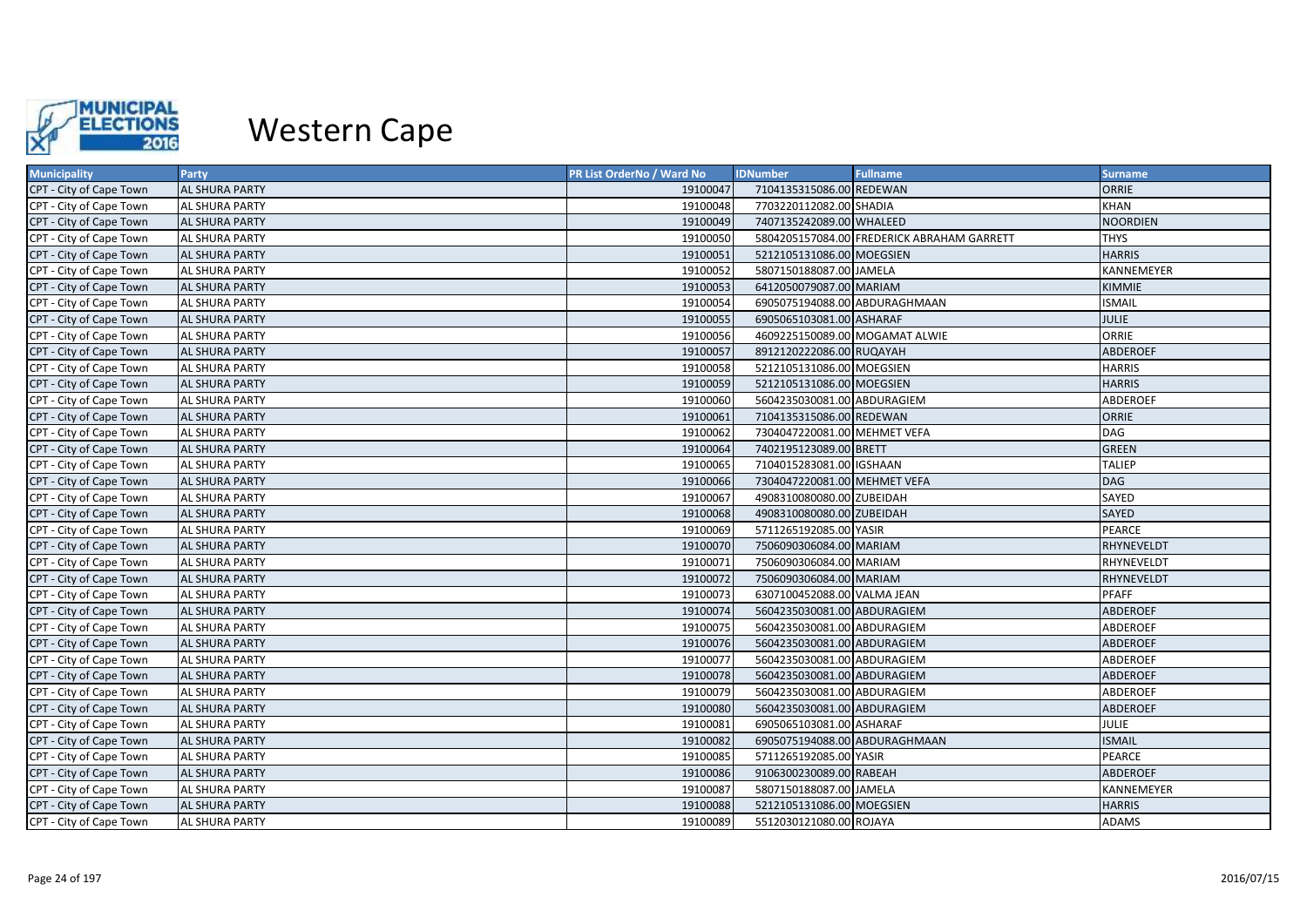# Western Cape

| Municipality | Party | PR List OrderNo / Ward No | IDNumber | Fullname | Surname |
|---|---|---|---|---|---|
| CPT - City of Cape Town | AL SHURA PARTY | 19100047 | 7104135315086.00 | REDEWAN | ORRIE |
| CPT - City of Cape Town | AL SHURA PARTY | 19100048 | 7703220112082.00 | SHADIA | KHAN |
| CPT - City of Cape Town | AL SHURA PARTY | 19100049 | 7407135242089.00 | WHALEED | NOORDIEN |
| CPT - City of Cape Town | AL SHURA PARTY | 19100050 | 5804205157084.00 | FREDERICK ABRAHAM GARRETT | THYS |
| CPT - City of Cape Town | AL SHURA PARTY | 19100051 | 5212105131086.00 | MOEGSIEN | HARRIS |
| CPT - City of Cape Town | AL SHURA PARTY | 19100052 | 5807150188087.00 | JAMELA | KANNEMEYER |
| CPT - City of Cape Town | AL SHURA PARTY | 19100053 | 6412050079087.00 | MARIAM | KIMMIE |
| CPT - City of Cape Town | AL SHURA PARTY | 19100054 | 6905075194088.00 | ABDURAGHMAAN | ISMAIL |
| CPT - City of Cape Town | AL SHURA PARTY | 19100055 | 6905065103081.00 | ASHARAF | JULIE |
| CPT - City of Cape Town | AL SHURA PARTY | 19100056 | 4609225150089.00 | MOGAMAT ALWIE | ORRIE |
| CPT - City of Cape Town | AL SHURA PARTY | 19100057 | 8912120222086.00 | RUQAYAH | ABDEROEF |
| CPT - City of Cape Town | AL SHURA PARTY | 19100058 | 5212105131086.00 | MOEGSIEN | HARRIS |
| CPT - City of Cape Town | AL SHURA PARTY | 19100059 | 5212105131086.00 | MOEGSIEN | HARRIS |
| CPT - City of Cape Town | AL SHURA PARTY | 19100060 | 5604235030081.00 | ABDURAGIEM | ABDEROEF |
| CPT - City of Cape Town | AL SHURA PARTY | 19100061 | 7104135315086.00 | REDEWAN | ORRIE |
| CPT - City of Cape Town | AL SHURA PARTY | 19100062 | 7304047220081.00 | MEHMET VEFA | DAG |
| CPT - City of Cape Town | AL SHURA PARTY | 19100064 | 7402195123089.00 | BRETT | GREEN |
| CPT - City of Cape Town | AL SHURA PARTY | 19100065 | 7104015283081.00 | IGSHAAN | TALIEP |
| CPT - City of Cape Town | AL SHURA PARTY | 19100066 | 7304047220081.00 | MEHMET VEFA | DAG |
| CPT - City of Cape Town | AL SHURA PARTY | 19100067 | 4908310080080.00 | ZUBEIDAH | SAYED |
| CPT - City of Cape Town | AL SHURA PARTY | 19100068 | 4908310080080.00 | ZUBEIDAH | SAYED |
| CPT - City of Cape Town | AL SHURA PARTY | 19100069 | 5711265192085.00 | YASIR | PEARCE |
| CPT - City of Cape Town | AL SHURA PARTY | 19100070 | 7506090306084.00 | MARIAM | RHYNEVELDT |
| CPT - City of Cape Town | AL SHURA PARTY | 19100071 | 7506090306084.00 | MARIAM | RHYNEVELDT |
| CPT - City of Cape Town | AL SHURA PARTY | 19100072 | 7506090306084.00 | MARIAM | RHYNEVELDT |
| CPT - City of Cape Town | AL SHURA PARTY | 19100073 | 6307100452088.00 | VALMA JEAN | PFAFF |
| CPT - City of Cape Town | AL SHURA PARTY | 19100074 | 5604235030081.00 | ABDURAGIEM | ABDEROEF |
| CPT - City of Cape Town | AL SHURA PARTY | 19100075 | 5604235030081.00 | ABDURAGIEM | ABDEROEF |
| CPT - City of Cape Town | AL SHURA PARTY | 19100076 | 5604235030081.00 | ABDURAGIEM | ABDEROEF |
| CPT - City of Cape Town | AL SHURA PARTY | 19100077 | 5604235030081.00 | ABDURAGIEM | ABDEROEF |
| CPT - City of Cape Town | AL SHURA PARTY | 19100078 | 5604235030081.00 | ABDURAGIEM | ABDEROEF |
| CPT - City of Cape Town | AL SHURA PARTY | 19100079 | 5604235030081.00 | ABDURAGIEM | ABDEROEF |
| CPT - City of Cape Town | AL SHURA PARTY | 19100080 | 5604235030081.00 | ABDURAGIEM | ABDEROEF |
| CPT - City of Cape Town | AL SHURA PARTY | 19100081 | 6905065103081.00 | ASHARAF | JULIE |
| CPT - City of Cape Town | AL SHURA PARTY | 19100082 | 6905075194088.00 | ABDURAGHMAAN | ISMAIL |
| CPT - City of Cape Town | AL SHURA PARTY | 19100085 | 5711265192085.00 | YASIR | PEARCE |
| CPT - City of Cape Town | AL SHURA PARTY | 19100086 | 9106300230089.00 | RABEAH | ABDEROEF |
| CPT - City of Cape Town | AL SHURA PARTY | 19100087 | 5807150188087.00 | JAMELA | KANNEMEYER |
| CPT - City of Cape Town | AL SHURA PARTY | 19100088 | 5212105131086.00 | MOEGSIEN | HARRIS |
| CPT - City of Cape Town | AL SHURA PARTY | 19100089 | 5512030121080.00 | ROJAYA | ADAMS |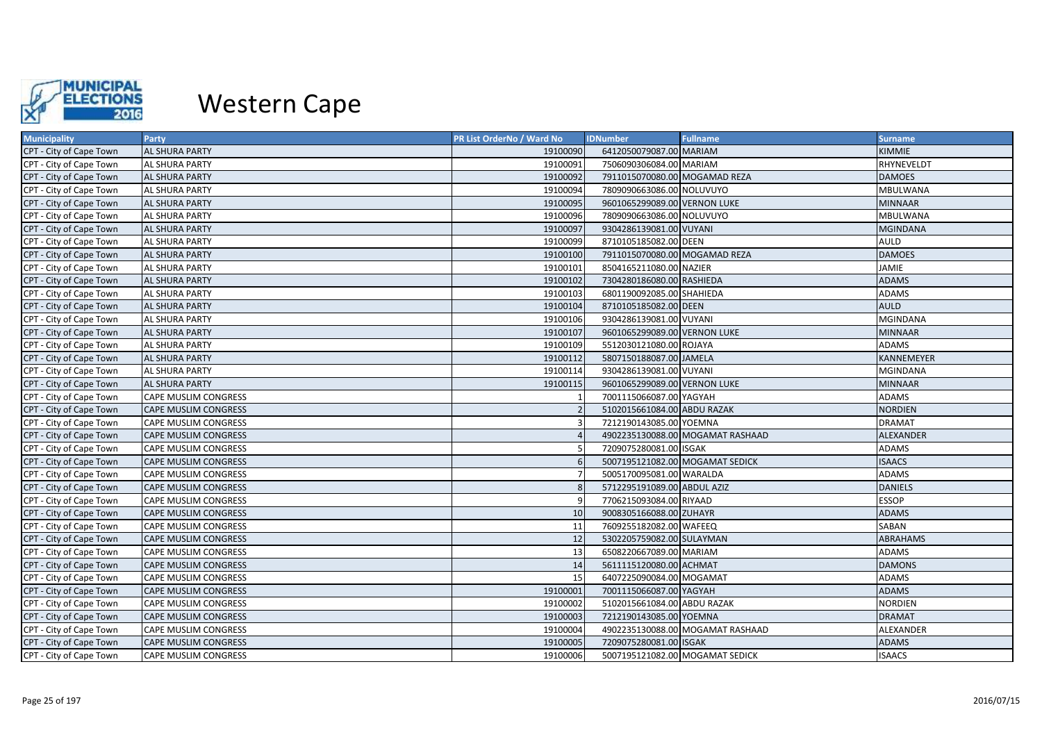# Western Cape

| Municipality | Party | PR List OrderNo / Ward No | IDNumber | Fullname | Surname |
|---|---|---|---|---|---|
| CPT - City of Cape Town | AL SHURA PARTY | 19100090 | 6412050079087.00 | MARIAM | KIMMIE |
| CPT - City of Cape Town | AL SHURA PARTY | 19100091 | 7506090306084.00 | MARIAM | RHYNEVELDT |
| CPT - City of Cape Town | AL SHURA PARTY | 19100092 | 7911015070080.00 | MOGAMAD REZA | DAMOES |
| CPT - City of Cape Town | AL SHURA PARTY | 19100094 | 7809090663086.00 | NOLUVUYO | MBULWANA |
| CPT - City of Cape Town | AL SHURA PARTY | 19100095 | 9601065299089.00 | VERNON LUKE | MINNAAR |
| CPT - City of Cape Town | AL SHURA PARTY | 19100096 | 7809090663086.00 | NOLUVUYO | MBULWANA |
| CPT - City of Cape Town | AL SHURA PARTY | 19100097 | 9304286139081.00 | VUYANI | MGINDANA |
| CPT - City of Cape Town | AL SHURA PARTY | 19100099 | 8710105185082.00 | DEEN | AULD |
| CPT - City of Cape Town | AL SHURA PARTY | 19100100 | 7911015070080.00 | MOGAMAD REZA | DAMOES |
| CPT - City of Cape Town | AL SHURA PARTY | 19100101 | 8504165211080.00 | NAZIER | JAMIE |
| CPT - City of Cape Town | AL SHURA PARTY | 19100102 | 7304280186080.00 | RASHIEDA | ADAMS |
| CPT - City of Cape Town | AL SHURA PARTY | 19100103 | 6801190092085.00 | SHAHIEDA | ADAMS |
| CPT - City of Cape Town | AL SHURA PARTY | 19100104 | 8710105185082.00 | DEEN | AULD |
| CPT - City of Cape Town | AL SHURA PARTY | 19100106 | 9304286139081.00 | VUYANI | MGINDANA |
| CPT - City of Cape Town | AL SHURA PARTY | 19100107 | 9601065299089.00 | VERNON LUKE | MINNAAR |
| CPT - City of Cape Town | AL SHURA PARTY | 19100109 | 5512030121080.00 | ROJAYA | ADAMS |
| CPT - City of Cape Town | AL SHURA PARTY | 19100112 | 5807150188087.00 | JAMELA | KANNEMEYER |
| CPT - City of Cape Town | AL SHURA PARTY | 19100114 | 9304286139081.00 | VUYANI | MGINDANA |
| CPT - City of Cape Town | AL SHURA PARTY | 19100115 | 9601065299089.00 | VERNON LUKE | MINNAAR |
| CPT - City of Cape Town | CAPE MUSLIM CONGRESS | 1 | 7001115066087.00 | YAGYAH | ADAMS |
| CPT - City of Cape Town | CAPE MUSLIM CONGRESS | 2 | 5102015661084.00 | ABDU RAZAK | NORDIEN |
| CPT - City of Cape Town | CAPE MUSLIM CONGRESS | 3 | 7212190143085.00 | YOEMNA | DRAMAT |
| CPT - City of Cape Town | CAPE MUSLIM CONGRESS | 4 | 4902235130088.00 | MOGAMAT RASHAAD | ALEXANDER |
| CPT - City of Cape Town | CAPE MUSLIM CONGRESS | 5 | 7209075280081.00 | ISGAK | ADAMS |
| CPT - City of Cape Town | CAPE MUSLIM CONGRESS | 6 | 5007195121082.00 | MOGAMAT SEDICK | ISAACS |
| CPT - City of Cape Town | CAPE MUSLIM CONGRESS | 7 | 5005170095081.00 | WARALDA | ADAMS |
| CPT - City of Cape Town | CAPE MUSLIM CONGRESS | 8 | 5712295191089.00 | ABDUL AZIZ | DANIELS |
| CPT - City of Cape Town | CAPE MUSLIM CONGRESS | 9 | 7706215093084.00 | RIYAAD | ESSOP |
| CPT - City of Cape Town | CAPE MUSLIM CONGRESS | 10 | 9008305166088.00 | ZUHAYR | ADAMS |
| CPT - City of Cape Town | CAPE MUSLIM CONGRESS | 11 | 7609255182082.00 | WAFEEQ | SABAN |
| CPT - City of Cape Town | CAPE MUSLIM CONGRESS | 12 | 5302205759082.00 | SULAYMAN | ABRAHAMS |
| CPT - City of Cape Town | CAPE MUSLIM CONGRESS | 13 | 6508220667089.00 | MARIAM | ADAMS |
| CPT - City of Cape Town | CAPE MUSLIM CONGRESS | 14 | 5611115120080.00 | ACHMAT | DAMONS |
| CPT - City of Cape Town | CAPE MUSLIM CONGRESS | 15 | 6407225090084.00 | MOGAMAT | ADAMS |
| CPT - City of Cape Town | CAPE MUSLIM CONGRESS | 19100001 | 7001115066087.00 | YAGYAH | ADAMS |
| CPT - City of Cape Town | CAPE MUSLIM CONGRESS | 19100002 | 5102015661084.00 | ABDU RAZAK | NORDIEN |
| CPT - City of Cape Town | CAPE MUSLIM CONGRESS | 19100003 | 7212190143085.00 | YOEMNA | DRAMAT |
| CPT - City of Cape Town | CAPE MUSLIM CONGRESS | 19100004 | 4902235130088.00 | MOGAMAT RASHAAD | ALEXANDER |
| CPT - City of Cape Town | CAPE MUSLIM CONGRESS | 19100005 | 7209075280081.00 | ISGAK | ADAMS |
| CPT - City of Cape Town | CAPE MUSLIM CONGRESS | 19100006 | 5007195121082.00 | MOGAMAT SEDICK | ISAACS |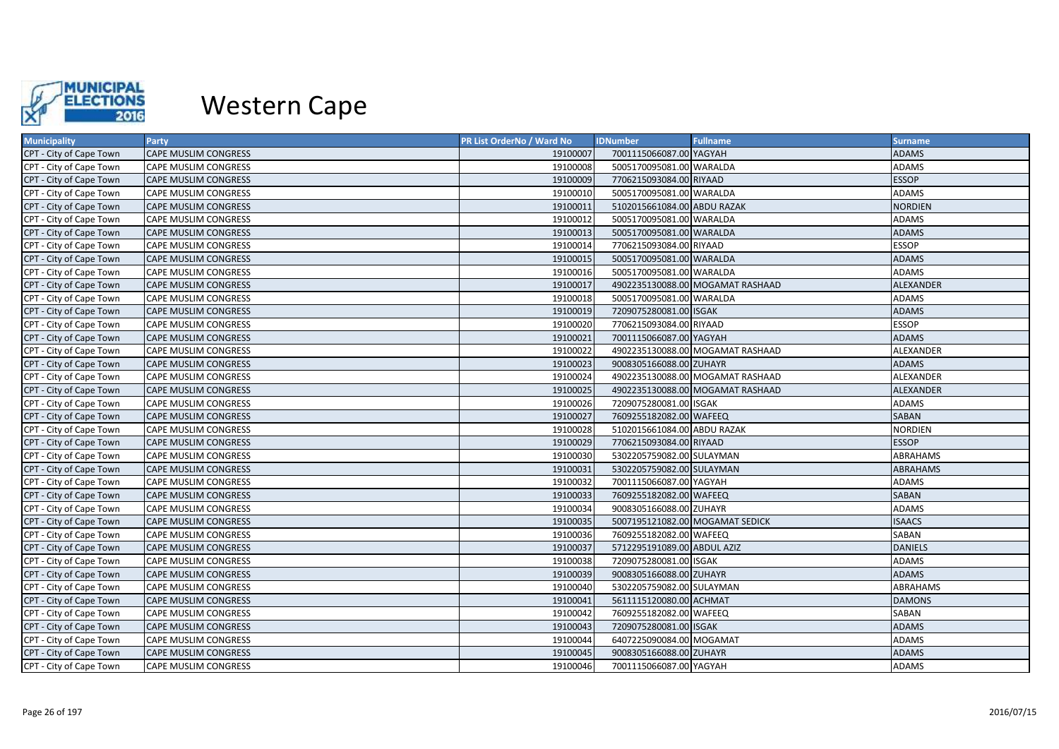# Western Cape

| Municipality | Party | PR List OrderNo / Ward No | IDNumber | Fullname | Surname |
|---|---|---|---|---|---|
| CPT - City of Cape Town | CAPE MUSLIM CONGRESS | 19100007 | 7001115066087.00 | YAGYAH | ADAMS |
| CPT - City of Cape Town | CAPE MUSLIM CONGRESS | 19100008 | 5005170095081.00 | WARALDA | ADAMS |
| CPT - City of Cape Town | CAPE MUSLIM CONGRESS | 19100009 | 7706215093084.00 | RIYAAD | ESSOP |
| CPT - City of Cape Town | CAPE MUSLIM CONGRESS | 19100010 | 5005170095081.00 | WARALDA | ADAMS |
| CPT - City of Cape Town | CAPE MUSLIM CONGRESS | 19100011 | 5102015661084.00 | ABDU RAZAK | NORDIEN |
| CPT - City of Cape Town | CAPE MUSLIM CONGRESS | 19100012 | 5005170095081.00 | WARALDA | ADAMS |
| CPT - City of Cape Town | CAPE MUSLIM CONGRESS | 19100013 | 5005170095081.00 | WARALDA | ADAMS |
| CPT - City of Cape Town | CAPE MUSLIM CONGRESS | 19100014 | 7706215093084.00 | RIYAAD | ESSOP |
| CPT - City of Cape Town | CAPE MUSLIM CONGRESS | 19100015 | 5005170095081.00 | WARALDA | ADAMS |
| CPT - City of Cape Town | CAPE MUSLIM CONGRESS | 19100016 | 5005170095081.00 | WARALDA | ADAMS |
| CPT - City of Cape Town | CAPE MUSLIM CONGRESS | 19100017 | 4902235130088.00 | MOGAMAT RASHAAD | ALEXANDER |
| CPT - City of Cape Town | CAPE MUSLIM CONGRESS | 19100018 | 5005170095081.00 | WARALDA | ADAMS |
| CPT - City of Cape Town | CAPE MUSLIM CONGRESS | 19100019 | 7209075280081.00 | ISGAK | ADAMS |
| CPT - City of Cape Town | CAPE MUSLIM CONGRESS | 19100020 | 7706215093084.00 | RIYAAD | ESSOP |
| CPT - City of Cape Town | CAPE MUSLIM CONGRESS | 19100021 | 7001115066087.00 | YAGYAH | ADAMS |
| CPT - City of Cape Town | CAPE MUSLIM CONGRESS | 19100022 | 4902235130088.00 | MOGAMAT RASHAAD | ALEXANDER |
| CPT - City of Cape Town | CAPE MUSLIM CONGRESS | 19100023 | 9008305166088.00 | ZUHAYR | ADAMS |
| CPT - City of Cape Town | CAPE MUSLIM CONGRESS | 19100024 | 4902235130088.00 | MOGAMAT RASHAAD | ALEXANDER |
| CPT - City of Cape Town | CAPE MUSLIM CONGRESS | 19100025 | 4902235130088.00 | MOGAMAT RASHAAD | ALEXANDER |
| CPT - City of Cape Town | CAPE MUSLIM CONGRESS | 19100026 | 7209075280081.00 | ISGAK | ADAMS |
| CPT - City of Cape Town | CAPE MUSLIM CONGRESS | 19100027 | 7609255182082.00 | WAFEEQ | SABAN |
| CPT - City of Cape Town | CAPE MUSLIM CONGRESS | 19100028 | 5102015661084.00 | ABDU RAZAK | NORDIEN |
| CPT - City of Cape Town | CAPE MUSLIM CONGRESS | 19100029 | 7706215093084.00 | RIYAAD | ESSOP |
| CPT - City of Cape Town | CAPE MUSLIM CONGRESS | 19100030 | 5302205759082.00 | SULAYMAN | ABRAHAMS |
| CPT - City of Cape Town | CAPE MUSLIM CONGRESS | 19100031 | 5302205759082.00 | SULAYMAN | ABRAHAMS |
| CPT - City of Cape Town | CAPE MUSLIM CONGRESS | 19100032 | 7001115066087.00 | YAGYAH | ADAMS |
| CPT - City of Cape Town | CAPE MUSLIM CONGRESS | 19100033 | 7609255182082.00 | WAFEEQ | SABAN |
| CPT - City of Cape Town | CAPE MUSLIM CONGRESS | 19100034 | 9008305166088.00 | ZUHAYR | ADAMS |
| CPT - City of Cape Town | CAPE MUSLIM CONGRESS | 19100035 | 5007195121082.00 | MOGAMAT SEDICK | ISAACS |
| CPT - City of Cape Town | CAPE MUSLIM CONGRESS | 19100036 | 7609255182082.00 | WAFEEQ | SABAN |
| CPT - City of Cape Town | CAPE MUSLIM CONGRESS | 19100037 | 5712295191089.00 | ABDUL AZIZ | DANIELS |
| CPT - City of Cape Town | CAPE MUSLIM CONGRESS | 19100038 | 7209075280081.00 | ISGAK | ADAMS |
| CPT - City of Cape Town | CAPE MUSLIM CONGRESS | 19100039 | 9008305166088.00 | ZUHAYR | ADAMS |
| CPT - City of Cape Town | CAPE MUSLIM CONGRESS | 19100040 | 5302205759082.00 | SULAYMAN | ABRAHAMS |
| CPT - City of Cape Town | CAPE MUSLIM CONGRESS | 19100041 | 5611115120080.00 | ACHMAT | DAMONS |
| CPT - City of Cape Town | CAPE MUSLIM CONGRESS | 19100042 | 7609255182082.00 | WAFEEQ | SABAN |
| CPT - City of Cape Town | CAPE MUSLIM CONGRESS | 19100043 | 7209075280081.00 | ISGAK | ADAMS |
| CPT - City of Cape Town | CAPE MUSLIM CONGRESS | 19100044 | 6407225090084.00 | MOGAMAT | ADAMS |
| CPT - City of Cape Town | CAPE MUSLIM CONGRESS | 19100045 | 9008305166088.00 | ZUHAYR | ADAMS |
| CPT - City of Cape Town | CAPE MUSLIM CONGRESS | 19100046 | 7001115066087.00 | YAGYAH | ADAMS |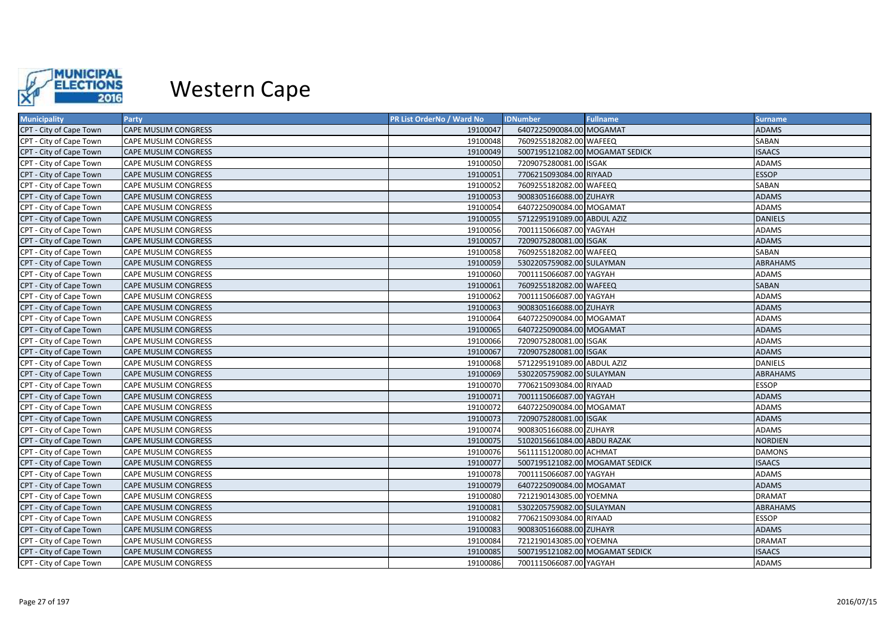# Western Cape

| Municipality | Party | PR List OrderNo / Ward No | IDNumber | Fullname | Surname |
|---|---|---|---|---|---|
| CPT - City of Cape Town | CAPE MUSLIM CONGRESS | 19100047 | 6407225090084.00 | MOGAMAT | ADAMS |
| CPT - City of Cape Town | CAPE MUSLIM CONGRESS | 19100048 | 7609255182082.00 | WAFEEQ | SABAN |
| CPT - City of Cape Town | CAPE MUSLIM CONGRESS | 19100049 | 5007195121082.00 | MOGAMAT SEDICK | ISAACS |
| CPT - City of Cape Town | CAPE MUSLIM CONGRESS | 19100050 | 7209075280081.00 | ISGAK | ADAMS |
| CPT - City of Cape Town | CAPE MUSLIM CONGRESS | 19100051 | 7706215093084.00 | RIYAAD | ESSOP |
| CPT - City of Cape Town | CAPE MUSLIM CONGRESS | 19100052 | 7609255182082.00 | WAFEEQ | SABAN |
| CPT - City of Cape Town | CAPE MUSLIM CONGRESS | 19100053 | 9008305166088.00 | ZUHAYR | ADAMS |
| CPT - City of Cape Town | CAPE MUSLIM CONGRESS | 19100054 | 6407225090084.00 | MOGAMAT | ADAMS |
| CPT - City of Cape Town | CAPE MUSLIM CONGRESS | 19100055 | 5712295191089.00 | ABDUL AZIZ | DANIELS |
| CPT - City of Cape Town | CAPE MUSLIM CONGRESS | 19100056 | 7001115066087.00 | YAGYAH | ADAMS |
| CPT - City of Cape Town | CAPE MUSLIM CONGRESS | 19100057 | 7209075280081.00 | ISGAK | ADAMS |
| CPT - City of Cape Town | CAPE MUSLIM CONGRESS | 19100058 | 7609255182082.00 | WAFEEQ | SABAN |
| CPT - City of Cape Town | CAPE MUSLIM CONGRESS | 19100059 | 5302205759082.00 | SULAYMAN | ABRAHAMS |
| CPT - City of Cape Town | CAPE MUSLIM CONGRESS | 19100060 | 7001115066087.00 | YAGYAH | ADAMS |
| CPT - City of Cape Town | CAPE MUSLIM CONGRESS | 19100061 | 7609255182082.00 | WAFEEQ | SABAN |
| CPT - City of Cape Town | CAPE MUSLIM CONGRESS | 19100062 | 7001115066087.00 | YAGYAH | ADAMS |
| CPT - City of Cape Town | CAPE MUSLIM CONGRESS | 19100063 | 9008305166088.00 | ZUHAYR | ADAMS |
| CPT - City of Cape Town | CAPE MUSLIM CONGRESS | 19100064 | 6407225090084.00 | MOGAMAT | ADAMS |
| CPT - City of Cape Town | CAPE MUSLIM CONGRESS | 19100065 | 6407225090084.00 | MOGAMAT | ADAMS |
| CPT - City of Cape Town | CAPE MUSLIM CONGRESS | 19100066 | 7209075280081.00 | ISGAK | ADAMS |
| CPT - City of Cape Town | CAPE MUSLIM CONGRESS | 19100067 | 7209075280081.00 | ISGAK | ADAMS |
| CPT - City of Cape Town | CAPE MUSLIM CONGRESS | 19100068 | 5712295191089.00 | ABDUL AZIZ | DANIELS |
| CPT - City of Cape Town | CAPE MUSLIM CONGRESS | 19100069 | 5302205759082.00 | SULAYMAN | ABRAHAMS |
| CPT - City of Cape Town | CAPE MUSLIM CONGRESS | 19100070 | 7706215093084.00 | RIYAAD | ESSOP |
| CPT - City of Cape Town | CAPE MUSLIM CONGRESS | 19100071 | 7001115066087.00 | YAGYAH | ADAMS |
| CPT - City of Cape Town | CAPE MUSLIM CONGRESS | 19100072 | 6407225090084.00 | MOGAMAT | ADAMS |
| CPT - City of Cape Town | CAPE MUSLIM CONGRESS | 19100073 | 7209075280081.00 | ISGAK | ADAMS |
| CPT - City of Cape Town | CAPE MUSLIM CONGRESS | 19100074 | 9008305166088.00 | ZUHAYR | ADAMS |
| CPT - City of Cape Town | CAPE MUSLIM CONGRESS | 19100075 | 5102015661084.00 | ABDU RAZAK | NORDIEN |
| CPT - City of Cape Town | CAPE MUSLIM CONGRESS | 19100076 | 5611115120080.00 | ACHMAT | DAMONS |
| CPT - City of Cape Town | CAPE MUSLIM CONGRESS | 19100077 | 5007195121082.00 | MOGAMAT SEDICK | ISAACS |
| CPT - City of Cape Town | CAPE MUSLIM CONGRESS | 19100078 | 7001115066087.00 | YAGYAH | ADAMS |
| CPT - City of Cape Town | CAPE MUSLIM CONGRESS | 19100079 | 6407225090084.00 | MOGAMAT | ADAMS |
| CPT - City of Cape Town | CAPE MUSLIM CONGRESS | 19100080 | 7212190143085.00 | YOEMNA | DRAMAT |
| CPT - City of Cape Town | CAPE MUSLIM CONGRESS | 19100081 | 5302205759082.00 | SULAYMAN | ABRAHAMS |
| CPT - City of Cape Town | CAPE MUSLIM CONGRESS | 19100082 | 7706215093084.00 | RIYAAD | ESSOP |
| CPT - City of Cape Town | CAPE MUSLIM CONGRESS | 19100083 | 9008305166088.00 | ZUHAYR | ADAMS |
| CPT - City of Cape Town | CAPE MUSLIM CONGRESS | 19100084 | 7212190143085.00 | YOEMNA | DRAMAT |
| CPT - City of Cape Town | CAPE MUSLIM CONGRESS | 19100085 | 5007195121082.00 | MOGAMAT SEDICK | ISAACS |
| CPT - City of Cape Town | CAPE MUSLIM CONGRESS | 19100086 | 7001115066087.00 | YAGYAH | ADAMS |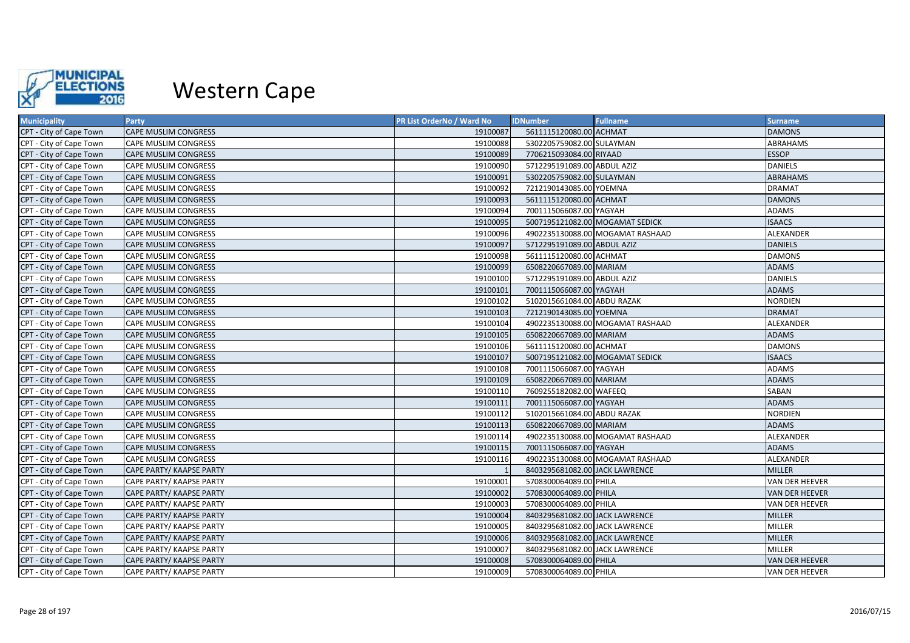# Western Cape

| Municipality | Party | PR List OrderNo / Ward No | IDNumber | Fullname | Surname |
|---|---|---|---|---|---|
| CPT - City of Cape Town | CAPE MUSLIM CONGRESS | 19100087 | 5611115120080.00 | ACHMAT | DAMONS |
| CPT - City of Cape Town | CAPE MUSLIM CONGRESS | 19100088 | 5302205759082.00 | SULAYMAN | ABRAHAMS |
| CPT - City of Cape Town | CAPE MUSLIM CONGRESS | 19100089 | 7706215093084.00 | RIYAAD | ESSOP |
| CPT - City of Cape Town | CAPE MUSLIM CONGRESS | 19100090 | 5712295191089.00 | ABDUL AZIZ | DANIELS |
| CPT - City of Cape Town | CAPE MUSLIM CONGRESS | 19100091 | 5302205759082.00 | SULAYMAN | ABRAHAMS |
| CPT - City of Cape Town | CAPE MUSLIM CONGRESS | 19100092 | 7212190143085.00 | YOEMNA | DRAMAT |
| CPT - City of Cape Town | CAPE MUSLIM CONGRESS | 19100093 | 5611115120080.00 | ACHMAT | DAMONS |
| CPT - City of Cape Town | CAPE MUSLIM CONGRESS | 19100094 | 7001115066087.00 | YAGYAH | ADAMS |
| CPT - City of Cape Town | CAPE MUSLIM CONGRESS | 19100095 | 5007195121082.00 | MOGAMAT SEDICK | ISAACS |
| CPT - City of Cape Town | CAPE MUSLIM CONGRESS | 19100096 | 4902235130088.00 | MOGAMAT RASHAAD | ALEXANDER |
| CPT - City of Cape Town | CAPE MUSLIM CONGRESS | 19100097 | 5712295191089.00 | ABDUL AZIZ | DANIELS |
| CPT - City of Cape Town | CAPE MUSLIM CONGRESS | 19100098 | 5611115120080.00 | ACHMAT | DAMONS |
| CPT - City of Cape Town | CAPE MUSLIM CONGRESS | 19100099 | 6508220667089.00 | MARIAM | ADAMS |
| CPT - City of Cape Town | CAPE MUSLIM CONGRESS | 19100100 | 5712295191089.00 | ABDUL AZIZ | DANIELS |
| CPT - City of Cape Town | CAPE MUSLIM CONGRESS | 19100101 | 7001115066087.00 | YAGYAH | ADAMS |
| CPT - City of Cape Town | CAPE MUSLIM CONGRESS | 19100102 | 5102015661084.00 | ABDU RAZAK | NORDIEN |
| CPT - City of Cape Town | CAPE MUSLIM CONGRESS | 19100103 | 7212190143085.00 | YOEMNA | DRAMAT |
| CPT - City of Cape Town | CAPE MUSLIM CONGRESS | 19100104 | 4902235130088.00 | MOGAMAT RASHAAD | ALEXANDER |
| CPT - City of Cape Town | CAPE MUSLIM CONGRESS | 19100105 | 6508220667089.00 | MARIAM | ADAMS |
| CPT - City of Cape Town | CAPE MUSLIM CONGRESS | 19100106 | 5611115120080.00 | ACHMAT | DAMONS |
| CPT - City of Cape Town | CAPE MUSLIM CONGRESS | 19100107 | 5007195121082.00 | MOGAMAT SEDICK | ISAACS |
| CPT - City of Cape Town | CAPE MUSLIM CONGRESS | 19100108 | 7001115066087.00 | YAGYAH | ADAMS |
| CPT - City of Cape Town | CAPE MUSLIM CONGRESS | 19100109 | 6508220667089.00 | MARIAM | ADAMS |
| CPT - City of Cape Town | CAPE MUSLIM CONGRESS | 19100110 | 7609255182082.00 | WAFEEQ | SABAN |
| CPT - City of Cape Town | CAPE MUSLIM CONGRESS | 19100111 | 7001115066087.00 | YAGYAH | ADAMS |
| CPT - City of Cape Town | CAPE MUSLIM CONGRESS | 19100112 | 5102015661084.00 | ABDU RAZAK | NORDIEN |
| CPT - City of Cape Town | CAPE MUSLIM CONGRESS | 19100113 | 6508220667089.00 | MARIAM | ADAMS |
| CPT - City of Cape Town | CAPE MUSLIM CONGRESS | 19100114 | 4902235130088.00 | MOGAMAT RASHAAD | ALEXANDER |
| CPT - City of Cape Town | CAPE MUSLIM CONGRESS | 19100115 | 7001115066087.00 | YAGYAH | ADAMS |
| CPT - City of Cape Town | CAPE MUSLIM CONGRESS | 19100116 | 4902235130088.00 | MOGAMAT RASHAAD | ALEXANDER |
| CPT - City of Cape Town | CAPE PARTY/ KAAPSE PARTY | 1 | 8403295681082.00 | JACK LAWRENCE | MILLER |
| CPT - City of Cape Town | CAPE PARTY/ KAAPSE PARTY | 19100001 | 5708300064089.00 | PHILA | VAN DER HEEVER |
| CPT - City of Cape Town | CAPE PARTY/ KAAPSE PARTY | 19100002 | 5708300064089.00 | PHILA | VAN DER HEEVER |
| CPT - City of Cape Town | CAPE PARTY/ KAAPSE PARTY | 19100003 | 5708300064089.00 | PHILA | VAN DER HEEVER |
| CPT - City of Cape Town | CAPE PARTY/ KAAPSE PARTY | 19100004 | 8403295681082.00 | JACK LAWRENCE | MILLER |
| CPT - City of Cape Town | CAPE PARTY/ KAAPSE PARTY | 19100005 | 8403295681082.00 | JACK LAWRENCE | MILLER |
| CPT - City of Cape Town | CAPE PARTY/ KAAPSE PARTY | 19100006 | 8403295681082.00 | JACK LAWRENCE | MILLER |
| CPT - City of Cape Town | CAPE PARTY/ KAAPSE PARTY | 19100007 | 8403295681082.00 | JACK LAWRENCE | MILLER |
| CPT - City of Cape Town | CAPE PARTY/ KAAPSE PARTY | 19100008 | 5708300064089.00 | PHILA | VAN DER HEEVER |
| CPT - City of Cape Town | CAPE PARTY/ KAAPSE PARTY | 19100009 | 5708300064089.00 | PHILA | VAN DER HEEVER |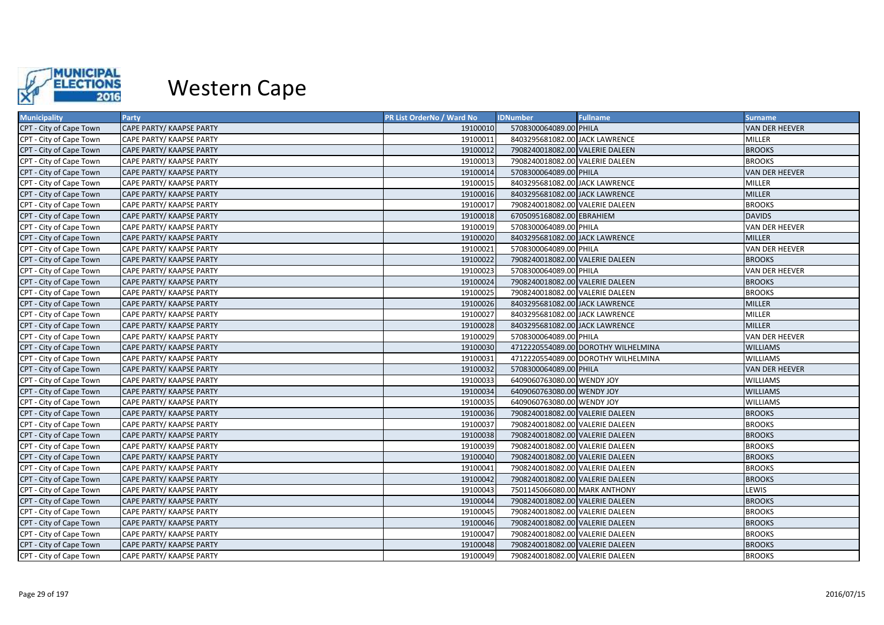# Western Cape

| Municipality | Party | PR List OrderNo / Ward No | IDNumber | Fullname | Surname |
|---|---|---|---|---|---|
| CPT - City of Cape Town | CAPE PARTY/ KAAPSE PARTY | 19100010 | 5708300064089.00 | PHILA | VAN DER HEEVER |
| CPT - City of Cape Town | CAPE PARTY/ KAAPSE PARTY | 19100011 | 8403295681082.00 | JACK LAWRENCE | MILLER |
| CPT - City of Cape Town | CAPE PARTY/ KAAPSE PARTY | 19100012 | 7908240018082.00 | VALERIE DALEEN | BROOKS |
| CPT - City of Cape Town | CAPE PARTY/ KAAPSE PARTY | 19100013 | 7908240018082.00 | VALERIE DALEEN | BROOKS |
| CPT - City of Cape Town | CAPE PARTY/ KAAPSE PARTY | 19100014 | 5708300064089.00 | PHILA | VAN DER HEEVER |
| CPT - City of Cape Town | CAPE PARTY/ KAAPSE PARTY | 19100015 | 8403295681082.00 | JACK LAWRENCE | MILLER |
| CPT - City of Cape Town | CAPE PARTY/ KAAPSE PARTY | 19100016 | 8403295681082.00 | JACK LAWRENCE | MILLER |
| CPT - City of Cape Town | CAPE PARTY/ KAAPSE PARTY | 19100017 | 7908240018082.00 | VALERIE DALEEN | BROOKS |
| CPT - City of Cape Town | CAPE PARTY/ KAAPSE PARTY | 19100018 | 6705095168082.00 | EBRAHIEM | DAVIDS |
| CPT - City of Cape Town | CAPE PARTY/ KAAPSE PARTY | 19100019 | 5708300064089.00 | PHILA | VAN DER HEEVER |
| CPT - City of Cape Town | CAPE PARTY/ KAAPSE PARTY | 19100020 | 8403295681082.00 | JACK LAWRENCE | MILLER |
| CPT - City of Cape Town | CAPE PARTY/ KAAPSE PARTY | 19100021 | 5708300064089.00 | PHILA | VAN DER HEEVER |
| CPT - City of Cape Town | CAPE PARTY/ KAAPSE PARTY | 19100022 | 7908240018082.00 | VALERIE DALEEN | BROOKS |
| CPT - City of Cape Town | CAPE PARTY/ KAAPSE PARTY | 19100023 | 5708300064089.00 | PHILA | VAN DER HEEVER |
| CPT - City of Cape Town | CAPE PARTY/ KAAPSE PARTY | 19100024 | 7908240018082.00 | VALERIE DALEEN | BROOKS |
| CPT - City of Cape Town | CAPE PARTY/ KAAPSE PARTY | 19100025 | 7908240018082.00 | VALERIE DALEEN | BROOKS |
| CPT - City of Cape Town | CAPE PARTY/ KAAPSE PARTY | 19100026 | 8403295681082.00 | JACK LAWRENCE | MILLER |
| CPT - City of Cape Town | CAPE PARTY/ KAAPSE PARTY | 19100027 | 8403295681082.00 | JACK LAWRENCE | MILLER |
| CPT - City of Cape Town | CAPE PARTY/ KAAPSE PARTY | 19100028 | 8403295681082.00 | JACK LAWRENCE | MILLER |
| CPT - City of Cape Town | CAPE PARTY/ KAAPSE PARTY | 19100029 | 5708300064089.00 | PHILA | VAN DER HEEVER |
| CPT - City of Cape Town | CAPE PARTY/ KAAPSE PARTY | 19100030 | 4712220554089.00 | DOROTHY WILHELMINA | WILLIAMS |
| CPT - City of Cape Town | CAPE PARTY/ KAAPSE PARTY | 19100031 | 4712220554089.00 | DOROTHY WILHELMINA | WILLIAMS |
| CPT - City of Cape Town | CAPE PARTY/ KAAPSE PARTY | 19100032 | 5708300064089.00 | PHILA | VAN DER HEEVER |
| CPT - City of Cape Town | CAPE PARTY/ KAAPSE PARTY | 19100033 | 6409060763080.00 | WENDY JOY | WILLIAMS |
| CPT - City of Cape Town | CAPE PARTY/ KAAPSE PARTY | 19100034 | 6409060763080.00 | WENDY JOY | WILLIAMS |
| CPT - City of Cape Town | CAPE PARTY/ KAAPSE PARTY | 19100035 | 6409060763080.00 | WENDY JOY | WILLIAMS |
| CPT - City of Cape Town | CAPE PARTY/ KAAPSE PARTY | 19100036 | 7908240018082.00 | VALERIE DALEEN | BROOKS |
| CPT - City of Cape Town | CAPE PARTY/ KAAPSE PARTY | 19100037 | 7908240018082.00 | VALERIE DALEEN | BROOKS |
| CPT - City of Cape Town | CAPE PARTY/ KAAPSE PARTY | 19100038 | 7908240018082.00 | VALERIE DALEEN | BROOKS |
| CPT - City of Cape Town | CAPE PARTY/ KAAPSE PARTY | 19100039 | 7908240018082.00 | VALERIE DALEEN | BROOKS |
| CPT - City of Cape Town | CAPE PARTY/ KAAPSE PARTY | 19100040 | 7908240018082.00 | VALERIE DALEEN | BROOKS |
| CPT - City of Cape Town | CAPE PARTY/ KAAPSE PARTY | 19100041 | 7908240018082.00 | VALERIE DALEEN | BROOKS |
| CPT - City of Cape Town | CAPE PARTY/ KAAPSE PARTY | 19100042 | 7908240018082.00 | VALERIE DALEEN | BROOKS |
| CPT - City of Cape Town | CAPE PARTY/ KAAPSE PARTY | 19100043 | 7501145066080.00 | MARK ANTHONY | LEWIS |
| CPT - City of Cape Town | CAPE PARTY/ KAAPSE PARTY | 19100044 | 7908240018082.00 | VALERIE DALEEN | BROOKS |
| CPT - City of Cape Town | CAPE PARTY/ KAAPSE PARTY | 19100045 | 7908240018082.00 | VALERIE DALEEN | BROOKS |
| CPT - City of Cape Town | CAPE PARTY/ KAAPSE PARTY | 19100046 | 7908240018082.00 | VALERIE DALEEN | BROOKS |
| CPT - City of Cape Town | CAPE PARTY/ KAAPSE PARTY | 19100047 | 7908240018082.00 | VALERIE DALEEN | BROOKS |
| CPT - City of Cape Town | CAPE PARTY/ KAAPSE PARTY | 19100048 | 7908240018082.00 | VALERIE DALEEN | BROOKS |
| CPT - City of Cape Town | CAPE PARTY/ KAAPSE PARTY | 19100049 | 7908240018082.00 | VALERIE DALEEN | BROOKS |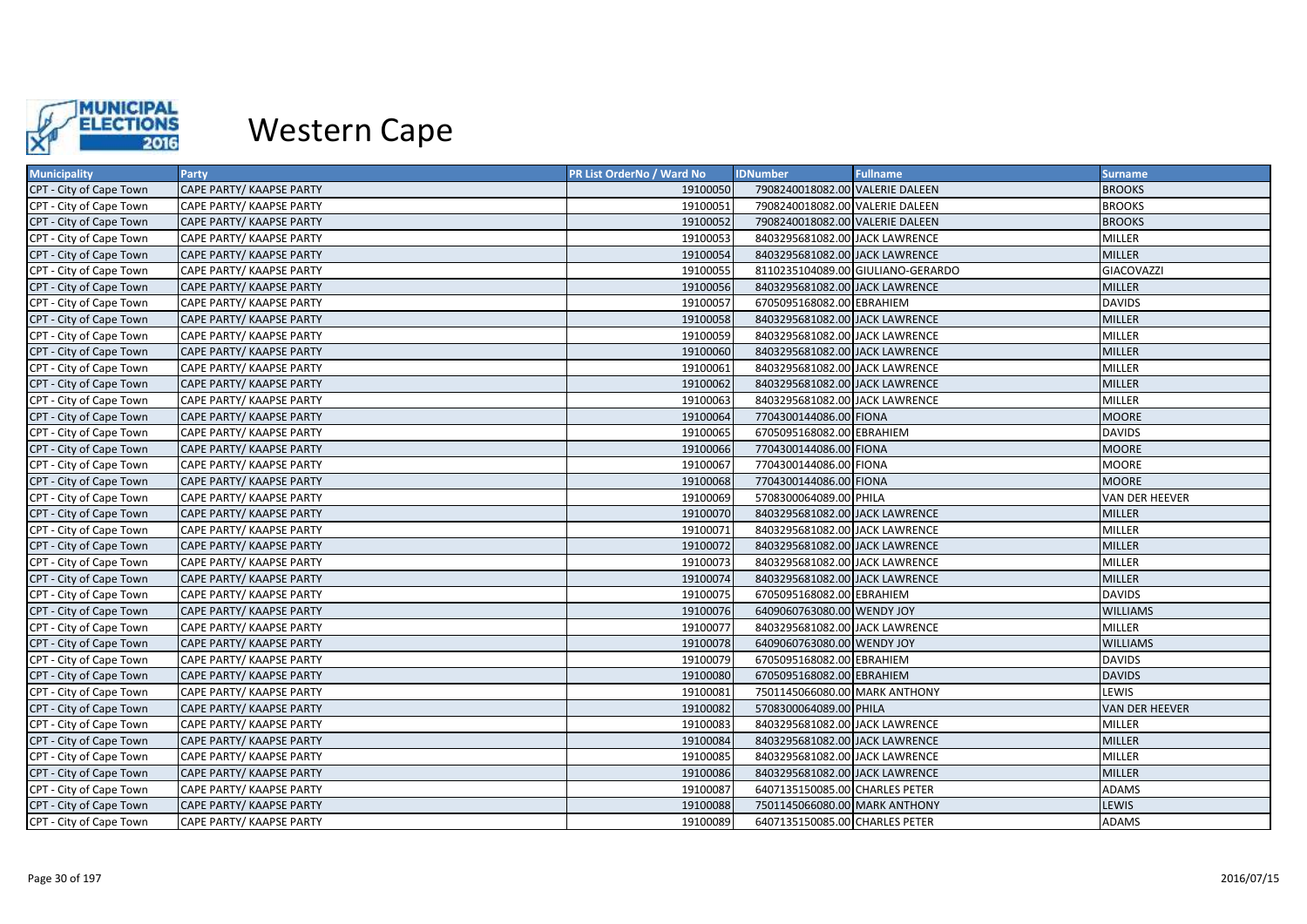# Western Cape

| Municipality | Party | PR List OrderNo / Ward No | IDNumber | Fullname | Surname |
|---|---|---|---|---|---|
| CPT - City of Cape Town | CAPE PARTY/ KAAPSE PARTY | 19100050 | 7908240018082.00 | VALERIE DALEEN | BROOKS |
| CPT - City of Cape Town | CAPE PARTY/ KAAPSE PARTY | 19100051 | 7908240018082.00 | VALERIE DALEEN | BROOKS |
| CPT - City of Cape Town | CAPE PARTY/ KAAPSE PARTY | 19100052 | 7908240018082.00 | VALERIE DALEEN | BROOKS |
| CPT - City of Cape Town | CAPE PARTY/ KAAPSE PARTY | 19100053 | 8403295681082.00 | JACK LAWRENCE | MILLER |
| CPT - City of Cape Town | CAPE PARTY/ KAAPSE PARTY | 19100054 | 8403295681082.00 | JACK LAWRENCE | MILLER |
| CPT - City of Cape Town | CAPE PARTY/ KAAPSE PARTY | 19100055 | 8110235104089.00 | GIULIANO-GERARDO | GIACOVAZZI |
| CPT - City of Cape Town | CAPE PARTY/ KAAPSE PARTY | 19100056 | 8403295681082.00 | JACK LAWRENCE | MILLER |
| CPT - City of Cape Town | CAPE PARTY/ KAAPSE PARTY | 19100057 | 6705095168082.00 | EBRAHIEM | DAVIDS |
| CPT - City of Cape Town | CAPE PARTY/ KAAPSE PARTY | 19100058 | 8403295681082.00 | JACK LAWRENCE | MILLER |
| CPT - City of Cape Town | CAPE PARTY/ KAAPSE PARTY | 19100059 | 8403295681082.00 | JACK LAWRENCE | MILLER |
| CPT - City of Cape Town | CAPE PARTY/ KAAPSE PARTY | 19100060 | 8403295681082.00 | JACK LAWRENCE | MILLER |
| CPT - City of Cape Town | CAPE PARTY/ KAAPSE PARTY | 19100061 | 8403295681082.00 | JACK LAWRENCE | MILLER |
| CPT - City of Cape Town | CAPE PARTY/ KAAPSE PARTY | 19100062 | 8403295681082.00 | JACK LAWRENCE | MILLER |
| CPT - City of Cape Town | CAPE PARTY/ KAAPSE PARTY | 19100063 | 8403295681082.00 | JACK LAWRENCE | MILLER |
| CPT - City of Cape Town | CAPE PARTY/ KAAPSE PARTY | 19100064 | 7704300144086.00 | FIONA | MOORE |
| CPT - City of Cape Town | CAPE PARTY/ KAAPSE PARTY | 19100065 | 6705095168082.00 | EBRAHIEM | DAVIDS |
| CPT - City of Cape Town | CAPE PARTY/ KAAPSE PARTY | 19100066 | 7704300144086.00 | FIONA | MOORE |
| CPT - City of Cape Town | CAPE PARTY/ KAAPSE PARTY | 19100067 | 7704300144086.00 | FIONA | MOORE |
| CPT - City of Cape Town | CAPE PARTY/ KAAPSE PARTY | 19100068 | 7704300144086.00 | FIONA | MOORE |
| CPT - City of Cape Town | CAPE PARTY/ KAAPSE PARTY | 19100069 | 5708300064089.00 | PHILA | VAN DER HEEVER |
| CPT - City of Cape Town | CAPE PARTY/ KAAPSE PARTY | 19100070 | 8403295681082.00 | JACK LAWRENCE | MILLER |
| CPT - City of Cape Town | CAPE PARTY/ KAAPSE PARTY | 19100071 | 8403295681082.00 | JACK LAWRENCE | MILLER |
| CPT - City of Cape Town | CAPE PARTY/ KAAPSE PARTY | 19100072 | 8403295681082.00 | JACK LAWRENCE | MILLER |
| CPT - City of Cape Town | CAPE PARTY/ KAAPSE PARTY | 19100073 | 8403295681082.00 | JACK LAWRENCE | MILLER |
| CPT - City of Cape Town | CAPE PARTY/ KAAPSE PARTY | 19100074 | 8403295681082.00 | JACK LAWRENCE | MILLER |
| CPT - City of Cape Town | CAPE PARTY/ KAAPSE PARTY | 19100075 | 6705095168082.00 | EBRAHIEM | DAVIDS |
| CPT - City of Cape Town | CAPE PARTY/ KAAPSE PARTY | 19100076 | 6409060763080.00 | WENDY JOY | WILLIAMS |
| CPT - City of Cape Town | CAPE PARTY/ KAAPSE PARTY | 19100077 | 8403295681082.00 | JACK LAWRENCE | MILLER |
| CPT - City of Cape Town | CAPE PARTY/ KAAPSE PARTY | 19100078 | 6409060763080.00 | WENDY JOY | WILLIAMS |
| CPT - City of Cape Town | CAPE PARTY/ KAAPSE PARTY | 19100079 | 6705095168082.00 | EBRAHIEM | DAVIDS |
| CPT - City of Cape Town | CAPE PARTY/ KAAPSE PARTY | 19100080 | 6705095168082.00 | EBRAHIEM | DAVIDS |
| CPT - City of Cape Town | CAPE PARTY/ KAAPSE PARTY | 19100081 | 7501145066080.00 | MARK ANTHONY | LEWIS |
| CPT - City of Cape Town | CAPE PARTY/ KAAPSE PARTY | 19100082 | 5708300064089.00 | PHILA | VAN DER HEEVER |
| CPT - City of Cape Town | CAPE PARTY/ KAAPSE PARTY | 19100083 | 8403295681082.00 | JACK LAWRENCE | MILLER |
| CPT - City of Cape Town | CAPE PARTY/ KAAPSE PARTY | 19100084 | 8403295681082.00 | JACK LAWRENCE | MILLER |
| CPT - City of Cape Town | CAPE PARTY/ KAAPSE PARTY | 19100085 | 8403295681082.00 | JACK LAWRENCE | MILLER |
| CPT - City of Cape Town | CAPE PARTY/ KAAPSE PARTY | 19100086 | 8403295681082.00 | JACK LAWRENCE | MILLER |
| CPT - City of Cape Town | CAPE PARTY/ KAAPSE PARTY | 19100087 | 6407135150085.00 | CHARLES PETER | ADAMS |
| CPT - City of Cape Town | CAPE PARTY/ KAAPSE PARTY | 19100088 | 7501145066080.00 | MARK ANTHONY | LEWIS |
| CPT - City of Cape Town | CAPE PARTY/ KAAPSE PARTY | 19100089 | 6407135150085.00 | CHARLES PETER | ADAMS |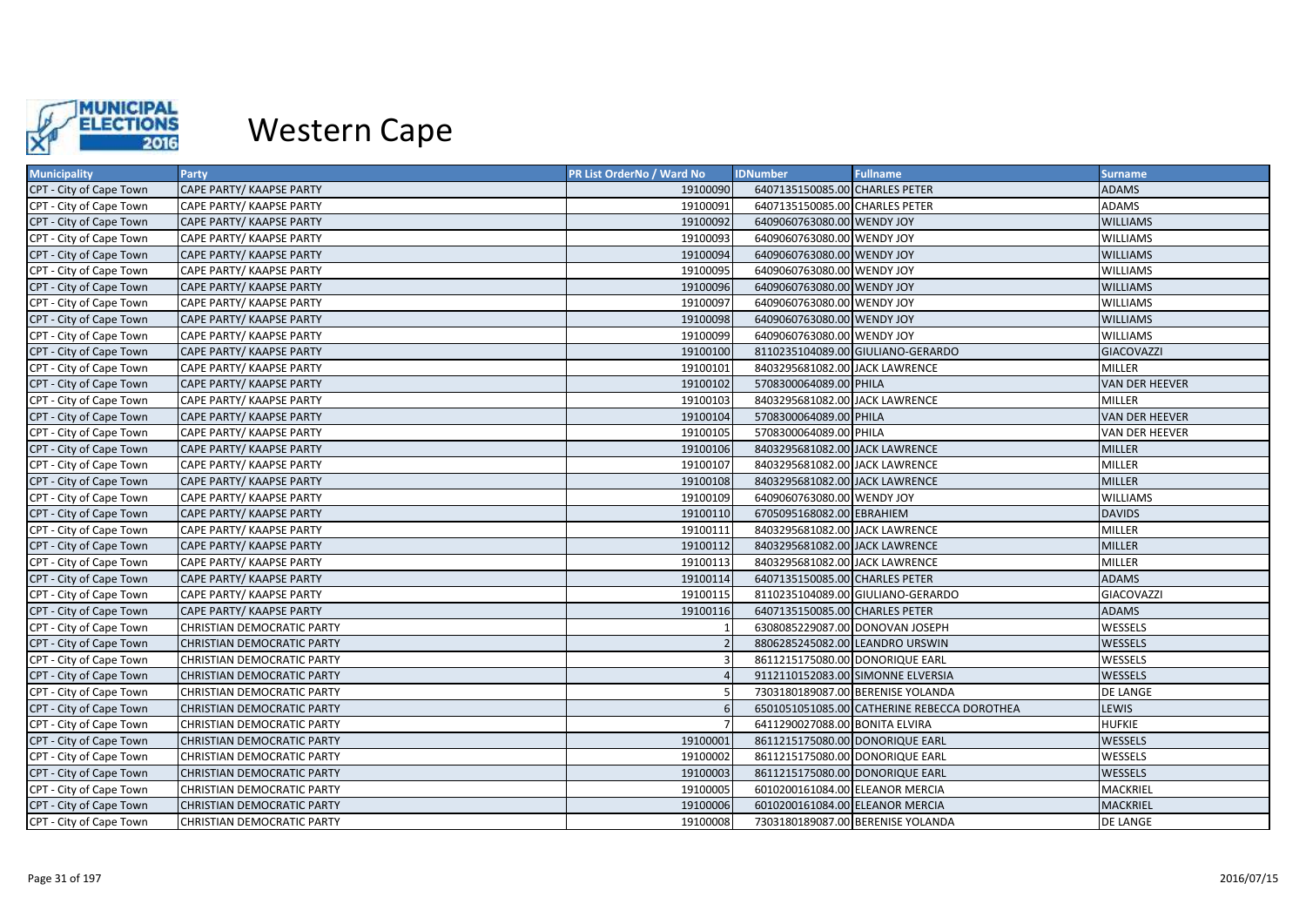# Western Cape

| Municipality | Party | PR List OrderNo / Ward No | IDNumber | Fullname | Surname |
|---|---|---|---|---|---|
| CPT - City of Cape Town | CAPE PARTY/ KAAPSE PARTY | 19100090 | 6407135150085.00 | CHARLES PETER | ADAMS |
| CPT - City of Cape Town | CAPE PARTY/ KAAPSE PARTY | 19100091 | 6407135150085.00 | CHARLES PETER | ADAMS |
| CPT - City of Cape Town | CAPE PARTY/ KAAPSE PARTY | 19100092 | 6409060763080.00 | WENDY JOY | WILLIAMS |
| CPT - City of Cape Town | CAPE PARTY/ KAAPSE PARTY | 19100093 | 6409060763080.00 | WENDY JOY | WILLIAMS |
| CPT - City of Cape Town | CAPE PARTY/ KAAPSE PARTY | 19100094 | 6409060763080.00 | WENDY JOY | WILLIAMS |
| CPT - City of Cape Town | CAPE PARTY/ KAAPSE PARTY | 19100095 | 6409060763080.00 | WENDY JOY | WILLIAMS |
| CPT - City of Cape Town | CAPE PARTY/ KAAPSE PARTY | 19100096 | 6409060763080.00 | WENDY JOY | WILLIAMS |
| CPT - City of Cape Town | CAPE PARTY/ KAAPSE PARTY | 19100097 | 6409060763080.00 | WENDY JOY | WILLIAMS |
| CPT - City of Cape Town | CAPE PARTY/ KAAPSE PARTY | 19100098 | 6409060763080.00 | WENDY JOY | WILLIAMS |
| CPT - City of Cape Town | CAPE PARTY/ KAAPSE PARTY | 19100099 | 6409060763080.00 | WENDY JOY | WILLIAMS |
| CPT - City of Cape Town | CAPE PARTY/ KAAPSE PARTY | 19100100 | 8110235104089.00 | GIULIANO-GERARDO | GIACOVAZZI |
| CPT - City of Cape Town | CAPE PARTY/ KAAPSE PARTY | 19100101 | 8403295681082.00 | JACK LAWRENCE | MILLER |
| CPT - City of Cape Town | CAPE PARTY/ KAAPSE PARTY | 19100102 | 5708300064089.00 | PHILA | VAN DER HEEVER |
| CPT - City of Cape Town | CAPE PARTY/ KAAPSE PARTY | 19100103 | 8403295681082.00 | JACK LAWRENCE | MILLER |
| CPT - City of Cape Town | CAPE PARTY/ KAAPSE PARTY | 19100104 | 5708300064089.00 | PHILA | VAN DER HEEVER |
| CPT - City of Cape Town | CAPE PARTY/ KAAPSE PARTY | 19100105 | 5708300064089.00 | PHILA | VAN DER HEEVER |
| CPT - City of Cape Town | CAPE PARTY/ KAAPSE PARTY | 19100106 | 8403295681082.00 | JACK LAWRENCE | MILLER |
| CPT - City of Cape Town | CAPE PARTY/ KAAPSE PARTY | 19100107 | 8403295681082.00 | JACK LAWRENCE | MILLER |
| CPT - City of Cape Town | CAPE PARTY/ KAAPSE PARTY | 19100108 | 8403295681082.00 | JACK LAWRENCE | MILLER |
| CPT - City of Cape Town | CAPE PARTY/ KAAPSE PARTY | 19100109 | 6409060763080.00 | WENDY JOY | WILLIAMS |
| CPT - City of Cape Town | CAPE PARTY/ KAAPSE PARTY | 19100110 | 6705095168082.00 | EBRAHIEM | DAVIDS |
| CPT - City of Cape Town | CAPE PARTY/ KAAPSE PARTY | 19100111 | 8403295681082.00 | JACK LAWRENCE | MILLER |
| CPT - City of Cape Town | CAPE PARTY/ KAAPSE PARTY | 19100112 | 8403295681082.00 | JACK LAWRENCE | MILLER |
| CPT - City of Cape Town | CAPE PARTY/ KAAPSE PARTY | 19100113 | 8403295681082.00 | JACK LAWRENCE | MILLER |
| CPT - City of Cape Town | CAPE PARTY/ KAAPSE PARTY | 19100114 | 6407135150085.00 | CHARLES PETER | ADAMS |
| CPT - City of Cape Town | CAPE PARTY/ KAAPSE PARTY | 19100115 | 8110235104089.00 | GIULIANO-GERARDO | GIACOVAZZI |
| CPT - City of Cape Town | CAPE PARTY/ KAAPSE PARTY | 19100116 | 6407135150085.00 | CHARLES PETER | ADAMS |
| CPT - City of Cape Town | CHRISTIAN DEMOCRATIC PARTY | 1 | 6308085229087.00 | DONOVAN JOSEPH | WESSELS |
| CPT - City of Cape Town | CHRISTIAN DEMOCRATIC PARTY | 2 | 8806285245082.00 | LEANDRO URSWIN | WESSELS |
| CPT - City of Cape Town | CHRISTIAN DEMOCRATIC PARTY | 3 | 8611215175080.00 | DONORIQUE EARL | WESSELS |
| CPT - City of Cape Town | CHRISTIAN DEMOCRATIC PARTY | 4 | 9112110152083.00 | SIMONNE ELVERSIA | WESSELS |
| CPT - City of Cape Town | CHRISTIAN DEMOCRATIC PARTY | 5 | 7303180189087.00 | BERENISE YOLANDA | DE LANGE |
| CPT - City of Cape Town | CHRISTIAN DEMOCRATIC PARTY | 6 | 6501051051085.00 | CATHERINE REBECCA DOROTHEA | LEWIS |
| CPT - City of Cape Town | CHRISTIAN DEMOCRATIC PARTY | 7 | 6411290027088.00 | BONITA ELVIRA | HUFKIE |
| CPT - City of Cape Town | CHRISTIAN DEMOCRATIC PARTY | 19100001 | 8611215175080.00 | DONORIQUE EARL | WESSELS |
| CPT - City of Cape Town | CHRISTIAN DEMOCRATIC PARTY | 19100002 | 8611215175080.00 | DONORIQUE EARL | WESSELS |
| CPT - City of Cape Town | CHRISTIAN DEMOCRATIC PARTY | 19100003 | 8611215175080.00 | DONORIQUE EARL | WESSELS |
| CPT - City of Cape Town | CHRISTIAN DEMOCRATIC PARTY | 19100005 | 6010200161084.00 | ELEANOR MERCIA | MACKRIEL |
| CPT - City of Cape Town | CHRISTIAN DEMOCRATIC PARTY | 19100006 | 6010200161084.00 | ELEANOR MERCIA | MACKRIEL |
| CPT - City of Cape Town | CHRISTIAN DEMOCRATIC PARTY | 19100008 | 7303180189087.00 | BERENISE YOLANDA | DE LANGE |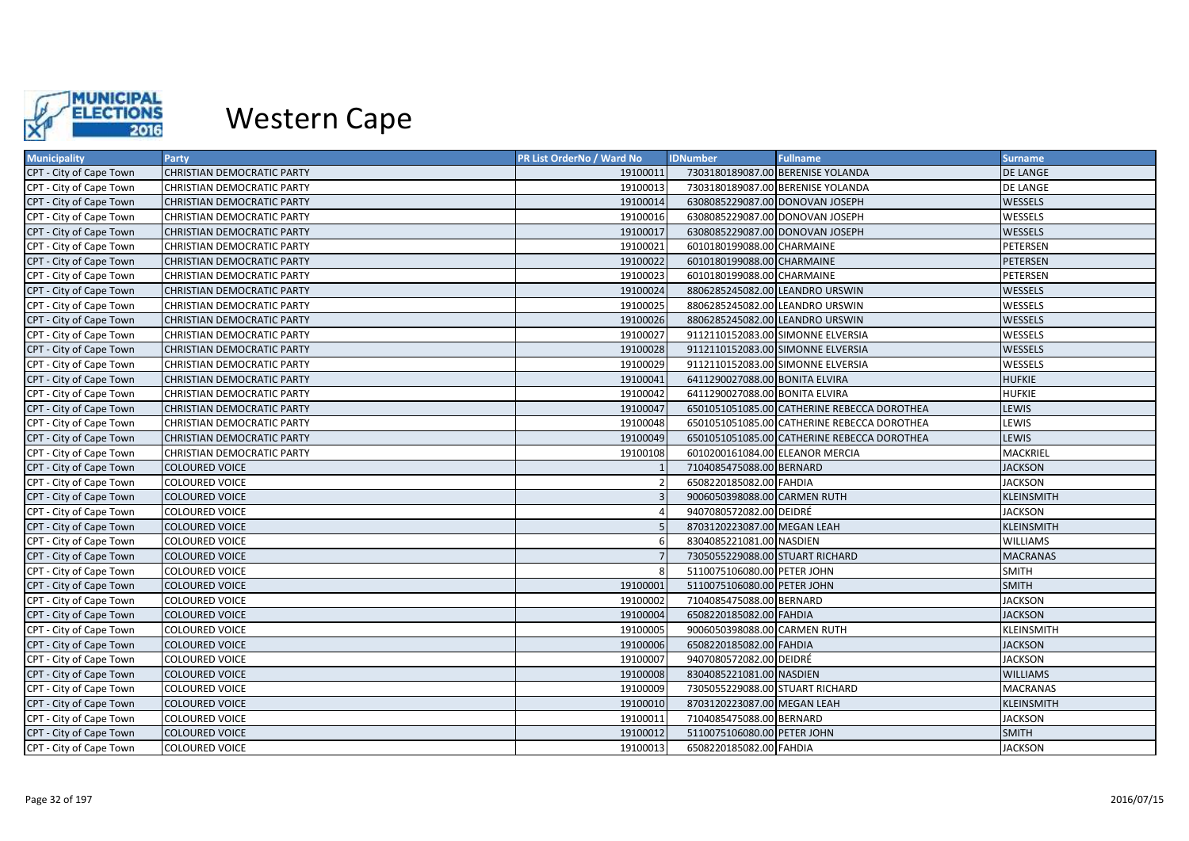# Western Cape

| Municipality | Party | PR List OrderNo / Ward No | IDNumber | Fullname | Surname |
|---|---|---|---|---|---|
| CPT - City of Cape Town | CHRISTIAN DEMOCRATIC PARTY | 19100011 | 7303180189087.00 | BERENISE YOLANDA | DE LANGE |
| CPT - City of Cape Town | CHRISTIAN DEMOCRATIC PARTY | 19100013 | 7303180189087.00 | BERENISE YOLANDA | DE LANGE |
| CPT - City of Cape Town | CHRISTIAN DEMOCRATIC PARTY | 19100014 | 6308085229087.00 | DONOVAN JOSEPH | WESSELS |
| CPT - City of Cape Town | CHRISTIAN DEMOCRATIC PARTY | 19100016 | 6308085229087.00 | DONOVAN JOSEPH | WESSELS |
| CPT - City of Cape Town | CHRISTIAN DEMOCRATIC PARTY | 19100017 | 6308085229087.00 | DONOVAN JOSEPH | WESSELS |
| CPT - City of Cape Town | CHRISTIAN DEMOCRATIC PARTY | 19100021 | 6010180199088.00 | CHARMAINE | PETERSEN |
| CPT - City of Cape Town | CHRISTIAN DEMOCRATIC PARTY | 19100022 | 6010180199088.00 | CHARMAINE | PETERSEN |
| CPT - City of Cape Town | CHRISTIAN DEMOCRATIC PARTY | 19100023 | 6010180199088.00 | CHARMAINE | PETERSEN |
| CPT - City of Cape Town | CHRISTIAN DEMOCRATIC PARTY | 19100024 | 8806285245082.00 | LEANDRO URSWIN | WESSELS |
| CPT - City of Cape Town | CHRISTIAN DEMOCRATIC PARTY | 19100025 | 8806285245082.00 | LEANDRO URSWIN | WESSELS |
| CPT - City of Cape Town | CHRISTIAN DEMOCRATIC PARTY | 19100026 | 8806285245082.00 | LEANDRO URSWIN | WESSELS |
| CPT - City of Cape Town | CHRISTIAN DEMOCRATIC PARTY | 19100027 | 9112110152083.00 | SIMONNE ELVERSIA | WESSELS |
| CPT - City of Cape Town | CHRISTIAN DEMOCRATIC PARTY | 19100028 | 9112110152083.00 | SIMONNE ELVERSIA | WESSELS |
| CPT - City of Cape Town | CHRISTIAN DEMOCRATIC PARTY | 19100029 | 9112110152083.00 | SIMONNE ELVERSIA | WESSELS |
| CPT - City of Cape Town | CHRISTIAN DEMOCRATIC PARTY | 19100041 | 6411290027088.00 | BONITA ELVIRA | HUFKIE |
| CPT - City of Cape Town | CHRISTIAN DEMOCRATIC PARTY | 19100042 | 6411290027088.00 | BONITA ELVIRA | HUFKIE |
| CPT - City of Cape Town | CHRISTIAN DEMOCRATIC PARTY | 19100047 | 6501051051085.00 | CATHERINE REBECCA DOROTHEA | LEWIS |
| CPT - City of Cape Town | CHRISTIAN DEMOCRATIC PARTY | 19100048 | 6501051051085.00 | CATHERINE REBECCA DOROTHEA | LEWIS |
| CPT - City of Cape Town | CHRISTIAN DEMOCRATIC PARTY | 19100049 | 6501051051085.00 | CATHERINE REBECCA DOROTHEA | LEWIS |
| CPT - City of Cape Town | CHRISTIAN DEMOCRATIC PARTY | 19100108 | 6010200161084.00 | ELEANOR MERCIA | MACKRIEL |
| CPT - City of Cape Town | COLOURED VOICE | 1 | 7104085475088.00 | BERNARD | JACKSON |
| CPT - City of Cape Town | COLOURED VOICE | 2 | 6508220185082.00 | FAHDIA | JACKSON |
| CPT - City of Cape Town | COLOURED VOICE | 3 | 9006050398088.00 | CARMEN RUTH | KLEINSMITH |
| CPT - City of Cape Town | COLOURED VOICE | 4 | 9407080572082.00 | DEIDRÉ | JACKSON |
| CPT - City of Cape Town | COLOURED VOICE | 5 | 8703120223087.00 | MEGAN LEAH | KLEINSMITH |
| CPT - City of Cape Town | COLOURED VOICE | 6 | 8304085221081.00 | NASDIEN | WILLIAMS |
| CPT - City of Cape Town | COLOURED VOICE | 7 | 7305055229088.00 | STUART RICHARD | MACRANAS |
| CPT - City of Cape Town | COLOURED VOICE | 8 | 5110075106080.00 | PETER JOHN | SMITH |
| CPT - City of Cape Town | COLOURED VOICE | 19100001 | 5110075106080.00 | PETER JOHN | SMITH |
| CPT - City of Cape Town | COLOURED VOICE | 19100002 | 7104085475088.00 | BERNARD | JACKSON |
| CPT - City of Cape Town | COLOURED VOICE | 19100004 | 6508220185082.00 | FAHDIA | JACKSON |
| CPT - City of Cape Town | COLOURED VOICE | 19100005 | 9006050398088.00 | CARMEN RUTH | KLEINSMITH |
| CPT - City of Cape Town | COLOURED VOICE | 19100006 | 6508220185082.00 | FAHDIA | JACKSON |
| CPT - City of Cape Town | COLOURED VOICE | 19100007 | 9407080572082.00 | DEIDRÉ | JACKSON |
| CPT - City of Cape Town | COLOURED VOICE | 19100008 | 8304085221081.00 | NASDIEN | WILLIAMS |
| CPT - City of Cape Town | COLOURED VOICE | 19100009 | 7305055229088.00 | STUART RICHARD | MACRANAS |
| CPT - City of Cape Town | COLOURED VOICE | 19100010 | 8703120223087.00 | MEGAN LEAH | KLEINSMITH |
| CPT - City of Cape Town | COLOURED VOICE | 19100011 | 7104085475088.00 | BERNARD | JACKSON |
| CPT - City of Cape Town | COLOURED VOICE | 19100012 | 5110075106080.00 | PETER JOHN | SMITH |
| CPT - City of Cape Town | COLOURED VOICE | 19100013 | 6508220185082.00 | FAHDIA | JACKSON |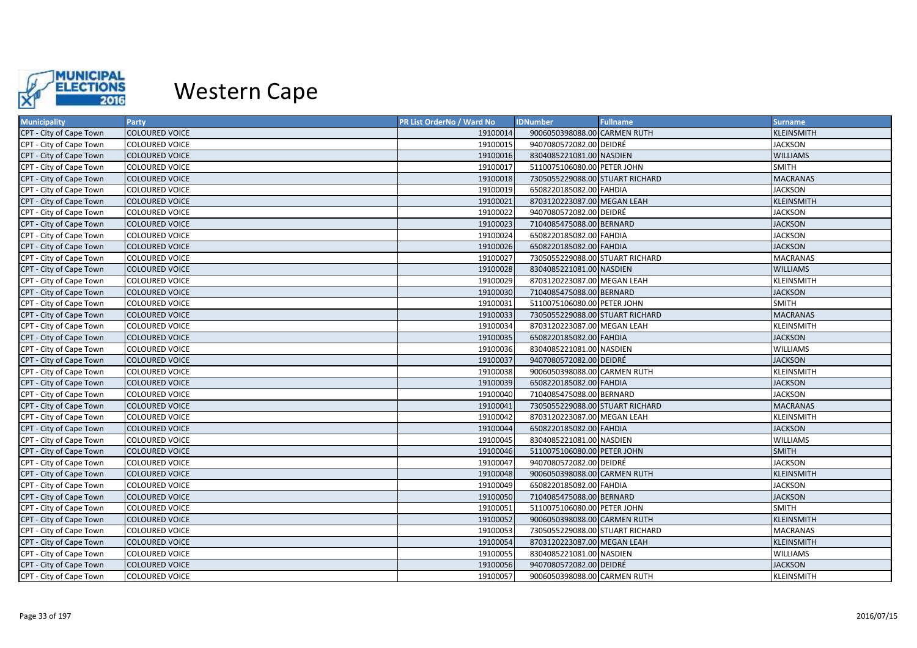# Western Cape

| Municipality | Party | PR List OrderNo / Ward No | IDNumber | Fullname | Surname |
|---|---|---|---|---|---|
| CPT - City of Cape Town | COLOURED VOICE | 19100014 | 9006050398088.00 | CARMEN RUTH | KLEINSMITH |
| CPT - City of Cape Town | COLOURED VOICE | 19100015 | 9407080572082.00 | DEIDRÉ | JACKSON |
| CPT - City of Cape Town | COLOURED VOICE | 19100016 | 8304085221081.00 | NASDIEN | WILLIAMS |
| CPT - City of Cape Town | COLOURED VOICE | 19100017 | 5110075106080.00 | PETER JOHN | SMITH |
| CPT - City of Cape Town | COLOURED VOICE | 19100018 | 7305055229088.00 | STUART RICHARD | MACRANAS |
| CPT - City of Cape Town | COLOURED VOICE | 19100019 | 6508220185082.00 | FAHDIA | JACKSON |
| CPT - City of Cape Town | COLOURED VOICE | 19100021 | 8703120223087.00 | MEGAN LEAH | KLEINSMITH |
| CPT - City of Cape Town | COLOURED VOICE | 19100022 | 9407080572082.00 | DEIDRÉ | JACKSON |
| CPT - City of Cape Town | COLOURED VOICE | 19100023 | 7104085475088.00 | BERNARD | JACKSON |
| CPT - City of Cape Town | COLOURED VOICE | 19100024 | 6508220185082.00 | FAHDIA | JACKSON |
| CPT - City of Cape Town | COLOURED VOICE | 19100026 | 6508220185082.00 | FAHDIA | JACKSON |
| CPT - City of Cape Town | COLOURED VOICE | 19100027 | 7305055229088.00 | STUART RICHARD | MACRANAS |
| CPT - City of Cape Town | COLOURED VOICE | 19100028 | 8304085221081.00 | NASDIEN | WILLIAMS |
| CPT - City of Cape Town | COLOURED VOICE | 19100029 | 8703120223087.00 | MEGAN LEAH | KLEINSMITH |
| CPT - City of Cape Town | COLOURED VOICE | 19100030 | 7104085475088.00 | BERNARD | JACKSON |
| CPT - City of Cape Town | COLOURED VOICE | 19100031 | 5110075106080.00 | PETER JOHN | SMITH |
| CPT - City of Cape Town | COLOURED VOICE | 19100033 | 7305055229088.00 | STUART RICHARD | MACRANAS |
| CPT - City of Cape Town | COLOURED VOICE | 19100034 | 8703120223087.00 | MEGAN LEAH | KLEINSMITH |
| CPT - City of Cape Town | COLOURED VOICE | 19100035 | 6508220185082.00 | FAHDIA | JACKSON |
| CPT - City of Cape Town | COLOURED VOICE | 19100036 | 8304085221081.00 | NASDIEN | WILLIAMS |
| CPT - City of Cape Town | COLOURED VOICE | 19100037 | 9407080572082.00 | DEIDRÉ | JACKSON |
| CPT - City of Cape Town | COLOURED VOICE | 19100038 | 9006050398088.00 | CARMEN RUTH | KLEINSMITH |
| CPT - City of Cape Town | COLOURED VOICE | 19100039 | 6508220185082.00 | FAHDIA | JACKSON |
| CPT - City of Cape Town | COLOURED VOICE | 19100040 | 7104085475088.00 | BERNARD | JACKSON |
| CPT - City of Cape Town | COLOURED VOICE | 19100041 | 7305055229088.00 | STUART RICHARD | MACRANAS |
| CPT - City of Cape Town | COLOURED VOICE | 19100042 | 8703120223087.00 | MEGAN LEAH | KLEINSMITH |
| CPT - City of Cape Town | COLOURED VOICE | 19100044 | 6508220185082.00 | FAHDIA | JACKSON |
| CPT - City of Cape Town | COLOURED VOICE | 19100045 | 8304085221081.00 | NASDIEN | WILLIAMS |
| CPT - City of Cape Town | COLOURED VOICE | 19100046 | 5110075106080.00 | PETER JOHN | SMITH |
| CPT - City of Cape Town | COLOURED VOICE | 19100047 | 9407080572082.00 | DEIDRÉ | JACKSON |
| CPT - City of Cape Town | COLOURED VOICE | 19100048 | 9006050398088.00 | CARMEN RUTH | KLEINSMITH |
| CPT - City of Cape Town | COLOURED VOICE | 19100049 | 6508220185082.00 | FAHDIA | JACKSON |
| CPT - City of Cape Town | COLOURED VOICE | 19100050 | 7104085475088.00 | BERNARD | JACKSON |
| CPT - City of Cape Town | COLOURED VOICE | 19100051 | 5110075106080.00 | PETER JOHN | SMITH |
| CPT - City of Cape Town | COLOURED VOICE | 19100052 | 9006050398088.00 | CARMEN RUTH | KLEINSMITH |
| CPT - City of Cape Town | COLOURED VOICE | 19100053 | 7305055229088.00 | STUART RICHARD | MACRANAS |
| CPT - City of Cape Town | COLOURED VOICE | 19100054 | 8703120223087.00 | MEGAN LEAH | KLEINSMITH |
| CPT - City of Cape Town | COLOURED VOICE | 19100055 | 8304085221081.00 | NASDIEN | WILLIAMS |
| CPT - City of Cape Town | COLOURED VOICE | 19100056 | 9407080572082.00 | DEIDRÉ | JACKSON |
| CPT - City of Cape Town | COLOURED VOICE | 19100057 | 9006050398088.00 | CARMEN RUTH | KLEINSMITH |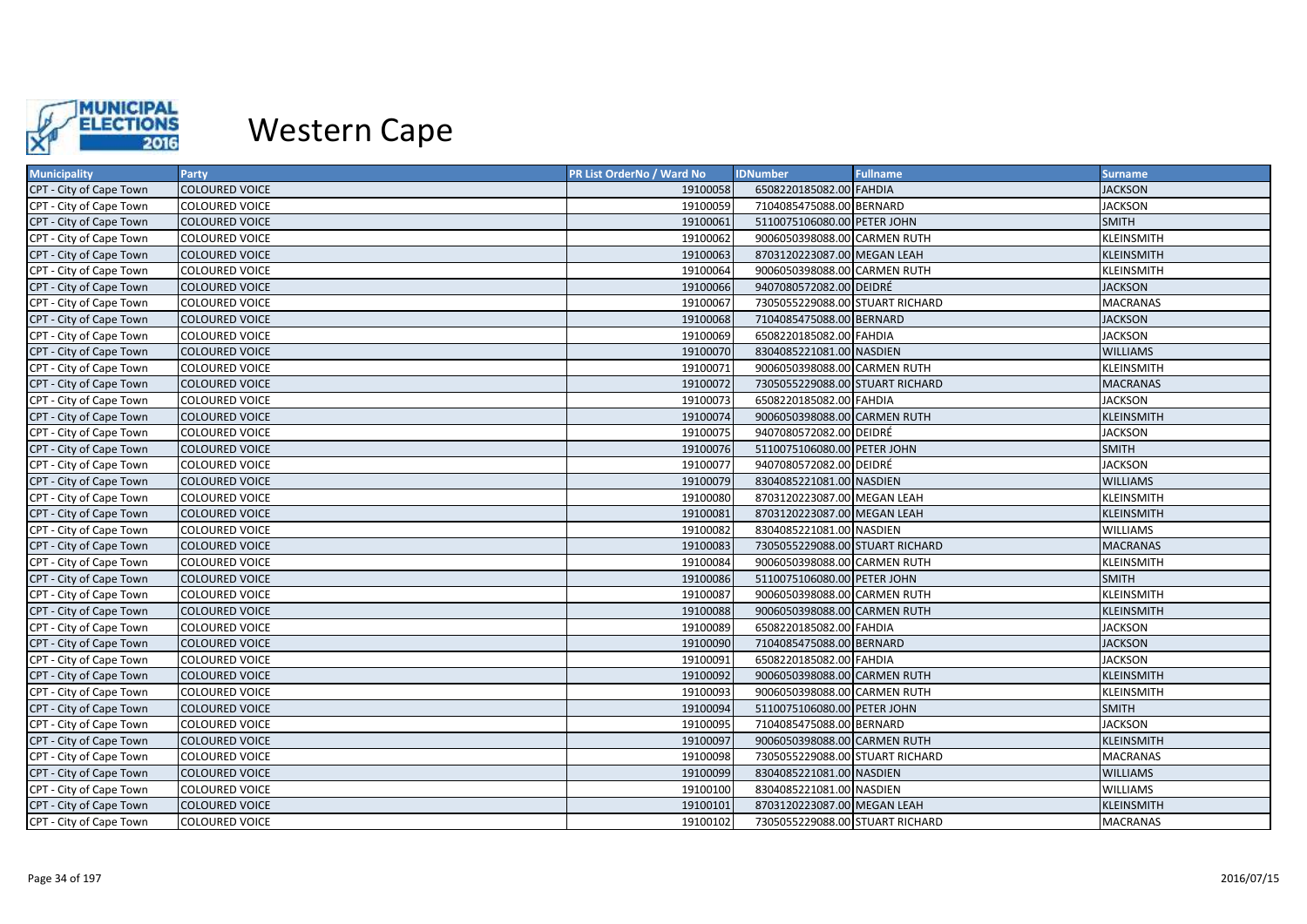# Western Cape

| Municipality | Party | PR List OrderNo / Ward No | IDNumber | Fullname | Surname |
|---|---|---|---|---|---|
| CPT - City of Cape Town | COLOURED VOICE | 19100058 | 6508220185082.00 | FAHDIA | JACKSON |
| CPT - City of Cape Town | COLOURED VOICE | 19100059 | 7104085475088.00 | BERNARD | JACKSON |
| CPT - City of Cape Town | COLOURED VOICE | 19100061 | 5110075106080.00 | PETER JOHN | SMITH |
| CPT - City of Cape Town | COLOURED VOICE | 19100062 | 9006050398088.00 | CARMEN RUTH | KLEINSMITH |
| CPT - City of Cape Town | COLOURED VOICE | 19100063 | 8703120223087.00 | MEGAN LEAH | KLEINSMITH |
| CPT - City of Cape Town | COLOURED VOICE | 19100064 | 9006050398088.00 | CARMEN RUTH | KLEINSMITH |
| CPT - City of Cape Town | COLOURED VOICE | 19100066 | 9407080572082.00 | DEIDRÉ | JACKSON |
| CPT - City of Cape Town | COLOURED VOICE | 19100067 | 7305055229088.00 | STUART RICHARD | MACRANAS |
| CPT - City of Cape Town | COLOURED VOICE | 19100068 | 7104085475088.00 | BERNARD | JACKSON |
| CPT - City of Cape Town | COLOURED VOICE | 19100069 | 6508220185082.00 | FAHDIA | JACKSON |
| CPT - City of Cape Town | COLOURED VOICE | 19100070 | 8304085221081.00 | NASDIEN | WILLIAMS |
| CPT - City of Cape Town | COLOURED VOICE | 19100071 | 9006050398088.00 | CARMEN RUTH | KLEINSMITH |
| CPT - City of Cape Town | COLOURED VOICE | 19100072 | 7305055229088.00 | STUART RICHARD | MACRANAS |
| CPT - City of Cape Town | COLOURED VOICE | 19100073 | 6508220185082.00 | FAHDIA | JACKSON |
| CPT - City of Cape Town | COLOURED VOICE | 19100074 | 9006050398088.00 | CARMEN RUTH | KLEINSMITH |
| CPT - City of Cape Town | COLOURED VOICE | 19100075 | 9407080572082.00 | DEIDRÉ | JACKSON |
| CPT - City of Cape Town | COLOURED VOICE | 19100076 | 5110075106080.00 | PETER JOHN | SMITH |
| CPT - City of Cape Town | COLOURED VOICE | 19100077 | 9407080572082.00 | DEIDRÉ | JACKSON |
| CPT - City of Cape Town | COLOURED VOICE | 19100079 | 8304085221081.00 | NASDIEN | WILLIAMS |
| CPT - City of Cape Town | COLOURED VOICE | 19100080 | 8703120223087.00 | MEGAN LEAH | KLEINSMITH |
| CPT - City of Cape Town | COLOURED VOICE | 19100081 | 8703120223087.00 | MEGAN LEAH | KLEINSMITH |
| CPT - City of Cape Town | COLOURED VOICE | 19100082 | 8304085221081.00 | NASDIEN | WILLIAMS |
| CPT - City of Cape Town | COLOURED VOICE | 19100083 | 7305055229088.00 | STUART RICHARD | MACRANAS |
| CPT - City of Cape Town | COLOURED VOICE | 19100084 | 9006050398088.00 | CARMEN RUTH | KLEINSMITH |
| CPT - City of Cape Town | COLOURED VOICE | 19100086 | 5110075106080.00 | PETER JOHN | SMITH |
| CPT - City of Cape Town | COLOURED VOICE | 19100087 | 9006050398088.00 | CARMEN RUTH | KLEINSMITH |
| CPT - City of Cape Town | COLOURED VOICE | 19100088 | 9006050398088.00 | CARMEN RUTH | KLEINSMITH |
| CPT - City of Cape Town | COLOURED VOICE | 19100089 | 6508220185082.00 | FAHDIA | JACKSON |
| CPT - City of Cape Town | COLOURED VOICE | 19100090 | 7104085475088.00 | BERNARD | JACKSON |
| CPT - City of Cape Town | COLOURED VOICE | 19100091 | 6508220185082.00 | FAHDIA | JACKSON |
| CPT - City of Cape Town | COLOURED VOICE | 19100092 | 9006050398088.00 | CARMEN RUTH | KLEINSMITH |
| CPT - City of Cape Town | COLOURED VOICE | 19100093 | 9006050398088.00 | CARMEN RUTH | KLEINSMITH |
| CPT - City of Cape Town | COLOURED VOICE | 19100094 | 5110075106080.00 | PETER JOHN | SMITH |
| CPT - City of Cape Town | COLOURED VOICE | 19100095 | 7104085475088.00 | BERNARD | JACKSON |
| CPT - City of Cape Town | COLOURED VOICE | 19100097 | 9006050398088.00 | CARMEN RUTH | KLEINSMITH |
| CPT - City of Cape Town | COLOURED VOICE | 19100098 | 7305055229088.00 | STUART RICHARD | MACRANAS |
| CPT - City of Cape Town | COLOURED VOICE | 19100099 | 8304085221081.00 | NASDIEN | WILLIAMS |
| CPT - City of Cape Town | COLOURED VOICE | 19100100 | 8304085221081.00 | NASDIEN | WILLIAMS |
| CPT - City of Cape Town | COLOURED VOICE | 19100101 | 8703120223087.00 | MEGAN LEAH | KLEINSMITH |
| CPT - City of Cape Town | COLOURED VOICE | 19100102 | 7305055229088.00 | STUART RICHARD | MACRANAS |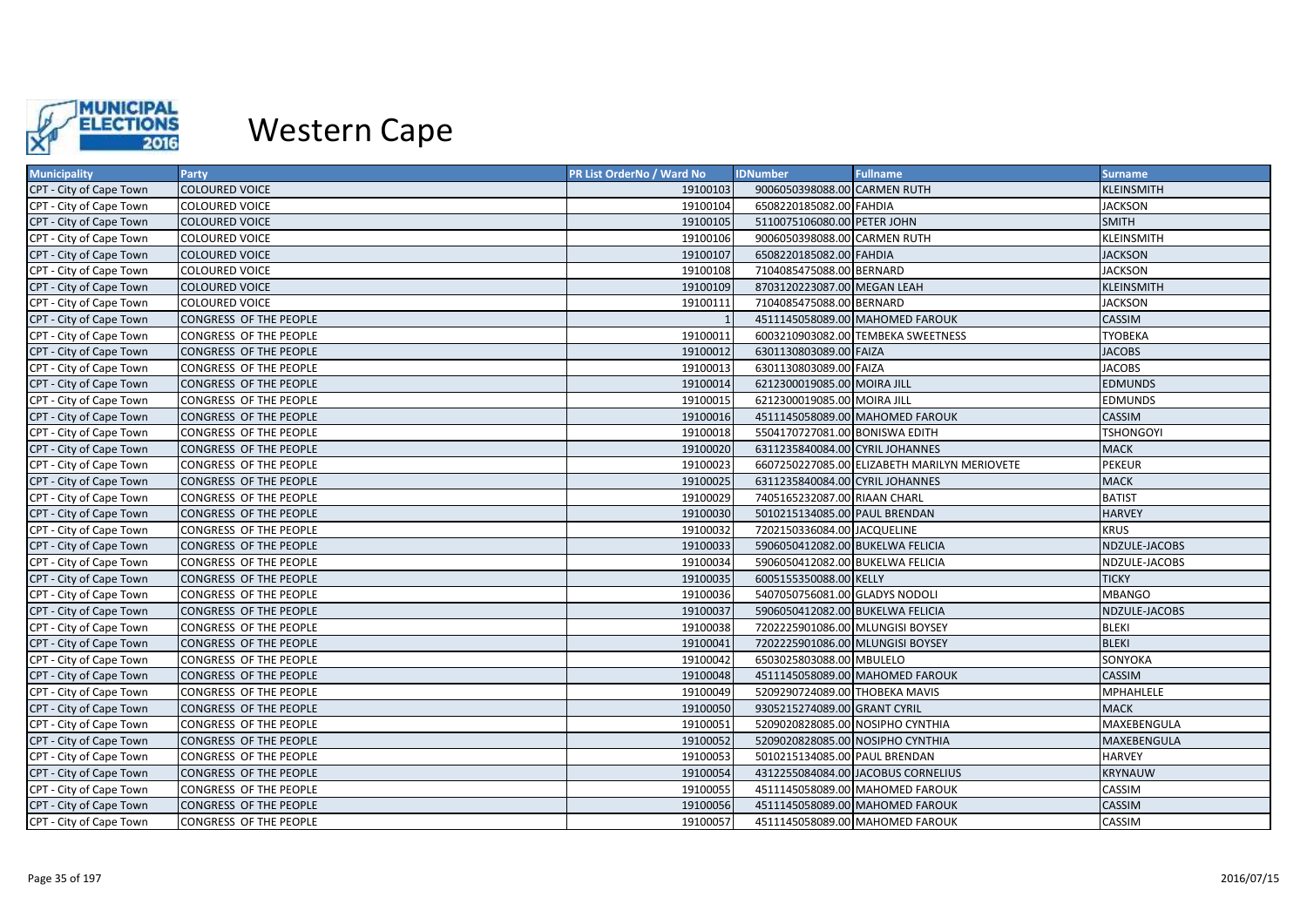# Western Cape

| Municipality | Party | PR List OrderNo / Ward No | IDNumber | Fullname | Surname |
|---|---|---|---|---|---|
| CPT - City of Cape Town | COLOURED VOICE | 19100103 | 9006050398088.00 | CARMEN RUTH | KLEINSMITH |
| CPT - City of Cape Town | COLOURED VOICE | 19100104 | 6508220185082.00 | FAHDIA | JACKSON |
| CPT - City of Cape Town | COLOURED VOICE | 19100105 | 5110075106080.00 | PETER JOHN | SMITH |
| CPT - City of Cape Town | COLOURED VOICE | 19100106 | 9006050398088.00 | CARMEN RUTH | KLEINSMITH |
| CPT - City of Cape Town | COLOURED VOICE | 19100107 | 6508220185082.00 | FAHDIA | JACKSON |
| CPT - City of Cape Town | COLOURED VOICE | 19100108 | 7104085475088.00 | BERNARD | JACKSON |
| CPT - City of Cape Town | COLOURED VOICE | 19100109 | 8703120223087.00 | MEGAN LEAH | KLEINSMITH |
| CPT - City of Cape Town | COLOURED VOICE | 19100111 | 7104085475088.00 | BERNARD | JACKSON |
| CPT - City of Cape Town | CONGRESS OF THE PEOPLE | 1 | 4511145058089.00 | MAHOMED FAROUK | CASSIM |
| CPT - City of Cape Town | CONGRESS OF THE PEOPLE | 19100011 | 6003210903082.00 | TEMBEKA SWEETNESS | TYOBEKA |
| CPT - City of Cape Town | CONGRESS OF THE PEOPLE | 19100012 | 6301130803089.00 | FAIZA | JACOBS |
| CPT - City of Cape Town | CONGRESS OF THE PEOPLE | 19100013 | 6301130803089.00 | FAIZA | JACOBS |
| CPT - City of Cape Town | CONGRESS OF THE PEOPLE | 19100014 | 6212300019085.00 | MOIRA JILL | EDMUNDS |
| CPT - City of Cape Town | CONGRESS OF THE PEOPLE | 19100015 | 6212300019085.00 | MOIRA JILL | EDMUNDS |
| CPT - City of Cape Town | CONGRESS OF THE PEOPLE | 19100016 | 4511145058089.00 | MAHOMED FAROUK | CASSIM |
| CPT - City of Cape Town | CONGRESS OF THE PEOPLE | 19100018 | 5504170727081.00 | BONISWA EDITH | TSHONGOYI |
| CPT - City of Cape Town | CONGRESS OF THE PEOPLE | 19100020 | 6311235840084.00 | CYRIL JOHANNES | MACK |
| CPT - City of Cape Town | CONGRESS OF THE PEOPLE | 19100023 | 6607250227085.00 | ELIZABETH MARILYN MERIOVETE | PEKEUR |
| CPT - City of Cape Town | CONGRESS OF THE PEOPLE | 19100025 | 6311235840084.00 | CYRIL JOHANNES | MACK |
| CPT - City of Cape Town | CONGRESS OF THE PEOPLE | 19100029 | 7405165232087.00 | RIAAN CHARL | BATIST |
| CPT - City of Cape Town | CONGRESS OF THE PEOPLE | 19100030 | 5010215134085.00 | PAUL BRENDAN | HARVEY |
| CPT - City of Cape Town | CONGRESS OF THE PEOPLE | 19100032 | 7202150336084.00 | JACQUELINE | KRUS |
| CPT - City of Cape Town | CONGRESS OF THE PEOPLE | 19100033 | 5906050412082.00 | BUKELWA FELICIA | NDZULE-JACOBS |
| CPT - City of Cape Town | CONGRESS OF THE PEOPLE | 19100034 | 5906050412082.00 | BUKELWA FELICIA | NDZULE-JACOBS |
| CPT - City of Cape Town | CONGRESS OF THE PEOPLE | 19100035 | 6005155350088.00 | KELLY | TICKY |
| CPT - City of Cape Town | CONGRESS OF THE PEOPLE | 19100036 | 5407050756081.00 | GLADYS NODOLI | MBANGO |
| CPT - City of Cape Town | CONGRESS OF THE PEOPLE | 19100037 | 5906050412082.00 | BUKELWA FELICIA | NDZULE-JACOBS |
| CPT - City of Cape Town | CONGRESS OF THE PEOPLE | 19100038 | 7202225901086.00 | MLUNGISI BOYSEY | BLEKI |
| CPT - City of Cape Town | CONGRESS OF THE PEOPLE | 19100041 | 7202225901086.00 | MLUNGISI BOYSEY | BLEKI |
| CPT - City of Cape Town | CONGRESS OF THE PEOPLE | 19100042 | 6503025803088.00 | MBULELO | SONYOKA |
| CPT - City of Cape Town | CONGRESS OF THE PEOPLE | 19100048 | 4511145058089.00 | MAHOMED FAROUK | CASSIM |
| CPT - City of Cape Town | CONGRESS OF THE PEOPLE | 19100049 | 5209290724089.00 | THOBEKA MAVIS | MPHAHLELE |
| CPT - City of Cape Town | CONGRESS OF THE PEOPLE | 19100050 | 9305215274089.00 | GRANT CYRIL | MACK |
| CPT - City of Cape Town | CONGRESS OF THE PEOPLE | 19100051 | 5209020828085.00 | NOSIPHO CYNTHIA | MAXEBENGULA |
| CPT - City of Cape Town | CONGRESS OF THE PEOPLE | 19100052 | 5209020828085.00 | NOSIPHO CYNTHIA | MAXEBENGULA |
| CPT - City of Cape Town | CONGRESS OF THE PEOPLE | 19100053 | 5010215134085.00 | PAUL BRENDAN | HARVEY |
| CPT - City of Cape Town | CONGRESS OF THE PEOPLE | 19100054 | 4312255084084.00 | JACOBUS CORNELIUS | KRYNAUW |
| CPT - City of Cape Town | CONGRESS OF THE PEOPLE | 19100055 | 4511145058089.00 | MAHOMED FAROUK | CASSIM |
| CPT - City of Cape Town | CONGRESS OF THE PEOPLE | 19100056 | 4511145058089.00 | MAHOMED FAROUK | CASSIM |
| CPT - City of Cape Town | CONGRESS OF THE PEOPLE | 19100057 | 4511145058089.00 | MAHOMED FAROUK | CASSIM |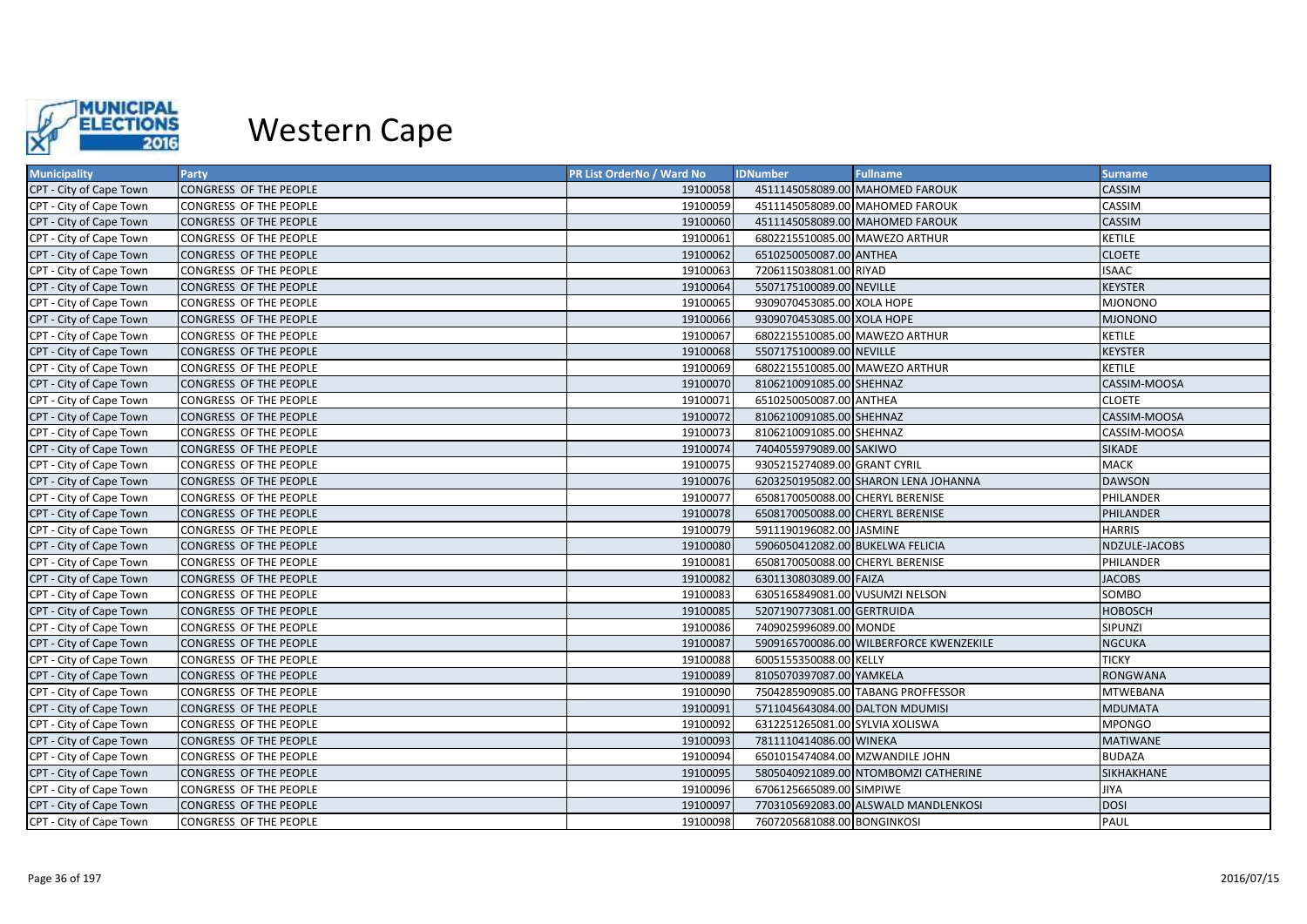# Western Cape

| Municipality | Party | PR List OrderNo / Ward No | IDNumber | Fullname | Surname |
|---|---|---|---|---|---|
| CPT - City of Cape Town | CONGRESS OF THE PEOPLE | 19100058 | 4511145058089.00 | MAHOMED FAROUK | CASSIM |
| CPT - City of Cape Town | CONGRESS OF THE PEOPLE | 19100059 | 4511145058089.00 | MAHOMED FAROUK | CASSIM |
| CPT - City of Cape Town | CONGRESS OF THE PEOPLE | 19100060 | 4511145058089.00 | MAHOMED FAROUK | CASSIM |
| CPT - City of Cape Town | CONGRESS OF THE PEOPLE | 19100061 | 6802215510085.00 | MAWEZO ARTHUR | KETILE |
| CPT - City of Cape Town | CONGRESS OF THE PEOPLE | 19100062 | 6510250050087.00 | ANTHEA | CLOETE |
| CPT - City of Cape Town | CONGRESS OF THE PEOPLE | 19100063 | 7206115038081.00 | RIYAD | ISAAC |
| CPT - City of Cape Town | CONGRESS OF THE PEOPLE | 19100064 | 5507175100089.00 | NEVILLE | KEYSTER |
| CPT - City of Cape Town | CONGRESS OF THE PEOPLE | 19100065 | 9309070453085.00 | XOLA HOPE | MJONONO |
| CPT - City of Cape Town | CONGRESS OF THE PEOPLE | 19100066 | 9309070453085.00 | XOLA HOPE | MJONONO |
| CPT - City of Cape Town | CONGRESS OF THE PEOPLE | 19100067 | 6802215510085.00 | MAWEZO ARTHUR | KETILE |
| CPT - City of Cape Town | CONGRESS OF THE PEOPLE | 19100068 | 5507175100089.00 | NEVILLE | KEYSTER |
| CPT - City of Cape Town | CONGRESS OF THE PEOPLE | 19100069 | 6802215510085.00 | MAWEZO ARTHUR | KETILE |
| CPT - City of Cape Town | CONGRESS OF THE PEOPLE | 19100070 | 8106210091085.00 | SHEHNAZ | CASSIM-MOOSA |
| CPT - City of Cape Town | CONGRESS OF THE PEOPLE | 19100071 | 6510250050087.00 | ANTHEA | CLOETE |
| CPT - City of Cape Town | CONGRESS OF THE PEOPLE | 19100072 | 8106210091085.00 | SHEHNAZ | CASSIM-MOOSA |
| CPT - City of Cape Town | CONGRESS OF THE PEOPLE | 19100073 | 8106210091085.00 | SHEHNAZ | CASSIM-MOOSA |
| CPT - City of Cape Town | CONGRESS OF THE PEOPLE | 19100074 | 7404055979089.00 | SAKIWO | SIKADE |
| CPT - City of Cape Town | CONGRESS OF THE PEOPLE | 19100075 | 9305215274089.00 | GRANT CYRIL | MACK |
| CPT - City of Cape Town | CONGRESS OF THE PEOPLE | 19100076 | 6203250195082.00 | SHARON LENA JOHANNA | DAWSON |
| CPT - City of Cape Town | CONGRESS OF THE PEOPLE | 19100077 | 6508170050088.00 | CHERYL BERENISE | PHILANDER |
| CPT - City of Cape Town | CONGRESS OF THE PEOPLE | 19100078 | 6508170050088.00 | CHERYL BERENISE | PHILANDER |
| CPT - City of Cape Town | CONGRESS OF THE PEOPLE | 19100079 | 5911190196082.00 | JASMINE | HARRIS |
| CPT - City of Cape Town | CONGRESS OF THE PEOPLE | 19100080 | 5906050412082.00 | BUKELWA FELICIA | NDZULE-JACOBS |
| CPT - City of Cape Town | CONGRESS OF THE PEOPLE | 19100081 | 6508170050088.00 | CHERYL BERENISE | PHILANDER |
| CPT - City of Cape Town | CONGRESS OF THE PEOPLE | 19100082 | 6301130803089.00 | FAIZA | JACOBS |
| CPT - City of Cape Town | CONGRESS OF THE PEOPLE | 19100083 | 6305165849081.00 | VUSUMZI NELSON | SOMBO |
| CPT - City of Cape Town | CONGRESS OF THE PEOPLE | 19100085 | 5207190773081.00 | GERTRUIDA | HOBOSCH |
| CPT - City of Cape Town | CONGRESS OF THE PEOPLE | 19100086 | 7409025996089.00 | MONDE | SIPUNZI |
| CPT - City of Cape Town | CONGRESS OF THE PEOPLE | 19100087 | 5909165700086.00 | WILBERFORCE KWENZEKILE | NGCUKA |
| CPT - City of Cape Town | CONGRESS OF THE PEOPLE | 19100088 | 6005155350088.00 | KELLY | TICKY |
| CPT - City of Cape Town | CONGRESS OF THE PEOPLE | 19100089 | 8105070397087.00 | YAMKELA | RONGWANA |
| CPT - City of Cape Town | CONGRESS OF THE PEOPLE | 19100090 | 7504285909085.00 | TABANG PROFFESSOR | MTWEBANA |
| CPT - City of Cape Town | CONGRESS OF THE PEOPLE | 19100091 | 5711045643084.00 | DALTON MDUMISI | MDUMATA |
| CPT - City of Cape Town | CONGRESS OF THE PEOPLE | 19100092 | 6312251265081.00 | SYLVIA XOLISWA | MPONGO |
| CPT - City of Cape Town | CONGRESS OF THE PEOPLE | 19100093 | 7811110414086.00 | WINEKA | MATIWANE |
| CPT - City of Cape Town | CONGRESS OF THE PEOPLE | 19100094 | 6501015474084.00 | MZWANDILE JOHN | BUDAZA |
| CPT - City of Cape Town | CONGRESS OF THE PEOPLE | 19100095 | 5805040921089.00 | NTOMBOMZI CATHERINE | SIKHAKHANE |
| CPT - City of Cape Town | CONGRESS OF THE PEOPLE | 19100096 | 6706125665089.00 | SIMPIWE | JIYA |
| CPT - City of Cape Town | CONGRESS OF THE PEOPLE | 19100097 | 7703105692083.00 | ALSWALD MANDLENKOSI | DOSI |
| CPT - City of Cape Town | CONGRESS OF THE PEOPLE | 19100098 | 7607205681088.00 | BONGINKOSI | PAUL |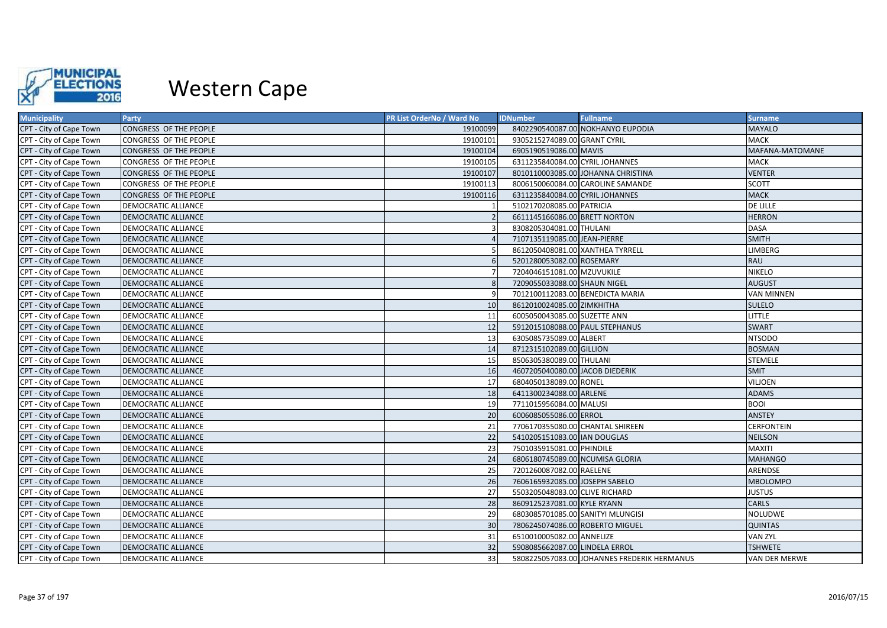# Western Cape

| Municipality | Party | PR List OrderNo / Ward No | IDNumber | Fullname | Surname |
|---|---|---|---|---|---|
| CPT - City of Cape Town | CONGRESS OF THE PEOPLE | 19100099 | 8402290540087.00 | NOKHANYO EUPODIA | MAYALO |
| CPT - City of Cape Town | CONGRESS OF THE PEOPLE | 19100101 | 9305215274089.00 | GRANT CYRIL | MACK |
| CPT - City of Cape Town | CONGRESS OF THE PEOPLE | 19100104 | 6905190519086.00 | MAVIS | MAFANA-MATOMANE |
| CPT - City of Cape Town | CONGRESS OF THE PEOPLE | 19100105 | 6311235840084.00 | CYRIL JOHANNES | MACK |
| CPT - City of Cape Town | CONGRESS OF THE PEOPLE | 19100107 | 8010110003085.00 | JOHANNA CHRISTINA | VENTER |
| CPT - City of Cape Town | CONGRESS OF THE PEOPLE | 19100113 | 8006150060084.00 | CAROLINE SAMANDE | SCOTT |
| CPT - City of Cape Town | CONGRESS OF THE PEOPLE | 19100116 | 6311235840084.00 | CYRIL JOHANNES | MACK |
| CPT - City of Cape Town | DEMOCRATIC ALLIANCE | 1 | 5102170208085.00 | PATRICIA | DE LILLE |
| CPT - City of Cape Town | DEMOCRATIC ALLIANCE | 2 | 6611145166086.00 | BRETT NORTON | HERRON |
| CPT - City of Cape Town | DEMOCRATIC ALLIANCE | 3 | 8308205304081.00 | THULANI | DASA |
| CPT - City of Cape Town | DEMOCRATIC ALLIANCE | 4 | 7107135119085.00 | JEAN-PIERRE | SMITH |
| CPT - City of Cape Town | DEMOCRATIC ALLIANCE | 5 | 8612050408081.00 | XANTHEA TYRRELL | LIMBERG |
| CPT - City of Cape Town | DEMOCRATIC ALLIANCE | 6 | 5201280053082.00 | ROSEMARY | RAU |
| CPT - City of Cape Town | DEMOCRATIC ALLIANCE | 7 | 7204046151081.00 | MZUVUKILE | NIKELO |
| CPT - City of Cape Town | DEMOCRATIC ALLIANCE | 8 | 7209055033088.00 | SHAUN NIGEL | AUGUST |
| CPT - City of Cape Town | DEMOCRATIC ALLIANCE | 9 | 7012100112083.00 | BENEDICTA MARIA | VAN MINNEN |
| CPT - City of Cape Town | DEMOCRATIC ALLIANCE | 10 | 8612010024085.00 | ZIMKHITHA | SULELO |
| CPT - City of Cape Town | DEMOCRATIC ALLIANCE | 11 | 6005050043085.00 | SUZETTE ANN | LITTLE |
| CPT - City of Cape Town | DEMOCRATIC ALLIANCE | 12 | 5912015108088.00 | PAUL STEPHANUS | SWART |
| CPT - City of Cape Town | DEMOCRATIC ALLIANCE | 13 | 6305085735089.00 | ALBERT | NTSODO |
| CPT - City of Cape Town | DEMOCRATIC ALLIANCE | 14 | 8712315102089.00 | GILLION | BOSMAN |
| CPT - City of Cape Town | DEMOCRATIC ALLIANCE | 15 | 8506305380089.00 | THULANI | STEMELE |
| CPT - City of Cape Town | DEMOCRATIC ALLIANCE | 16 | 4607205040080.00 | JACOB DIEDERIK | SMIT |
| CPT - City of Cape Town | DEMOCRATIC ALLIANCE | 17 | 6804050138089.00 | RONEL | VILJOEN |
| CPT - City of Cape Town | DEMOCRATIC ALLIANCE | 18 | 6411300234088.00 | ARLENE | ADAMS |
| CPT - City of Cape Town | DEMOCRATIC ALLIANCE | 19 | 7711015956084.00 | MALUSI | BOOI |
| CPT - City of Cape Town | DEMOCRATIC ALLIANCE | 20 | 6006085055086.00 | ERROL | ANSTEY |
| CPT - City of Cape Town | DEMOCRATIC ALLIANCE | 21 | 7706170355080.00 | CHANTAL SHIREEN | CERFONTEIN |
| CPT - City of Cape Town | DEMOCRATIC ALLIANCE | 22 | 5410205151083.00 | IAN DOUGLAS | NEILSON |
| CPT - City of Cape Town | DEMOCRATIC ALLIANCE | 23 | 7501035915081.00 | PHINDILE | MAXITI |
| CPT - City of Cape Town | DEMOCRATIC ALLIANCE | 24 | 6806180745089.00 | NCUMISA GLORIA | MAHANGO |
| CPT - City of Cape Town | DEMOCRATIC ALLIANCE | 25 | 7201260087082.00 | RAELENE | ARENDSE |
| CPT - City of Cape Town | DEMOCRATIC ALLIANCE | 26 | 7606165932085.00 | JOSEPH SABELO | MBOLOMPO |
| CPT - City of Cape Town | DEMOCRATIC ALLIANCE | 27 | 5503205048083.00 | CLIVE RICHARD | JUSTUS |
| CPT - City of Cape Town | DEMOCRATIC ALLIANCE | 28 | 8609125237081.00 | KYLE RYANN | CARLS |
| CPT - City of Cape Town | DEMOCRATIC ALLIANCE | 29 | 6803085701085.00 | SANITYI MLUNGISI | NOLUDWE |
| CPT - City of Cape Town | DEMOCRATIC ALLIANCE | 30 | 7806245074086.00 | ROBERTO MIGUEL | QUINTAS |
| CPT - City of Cape Town | DEMOCRATIC ALLIANCE | 31 | 6510010005082.00 | ANNELIZE | VAN ZYL |
| CPT - City of Cape Town | DEMOCRATIC ALLIANCE | 32 | 5908085662087.00 | LINDELA ERROL | TSHWETE |
| CPT - City of Cape Town | DEMOCRATIC ALLIANCE | 33 | 5808225057083.00 | JOHANNES FREDERIK HERMANUS | VAN DER MERWE |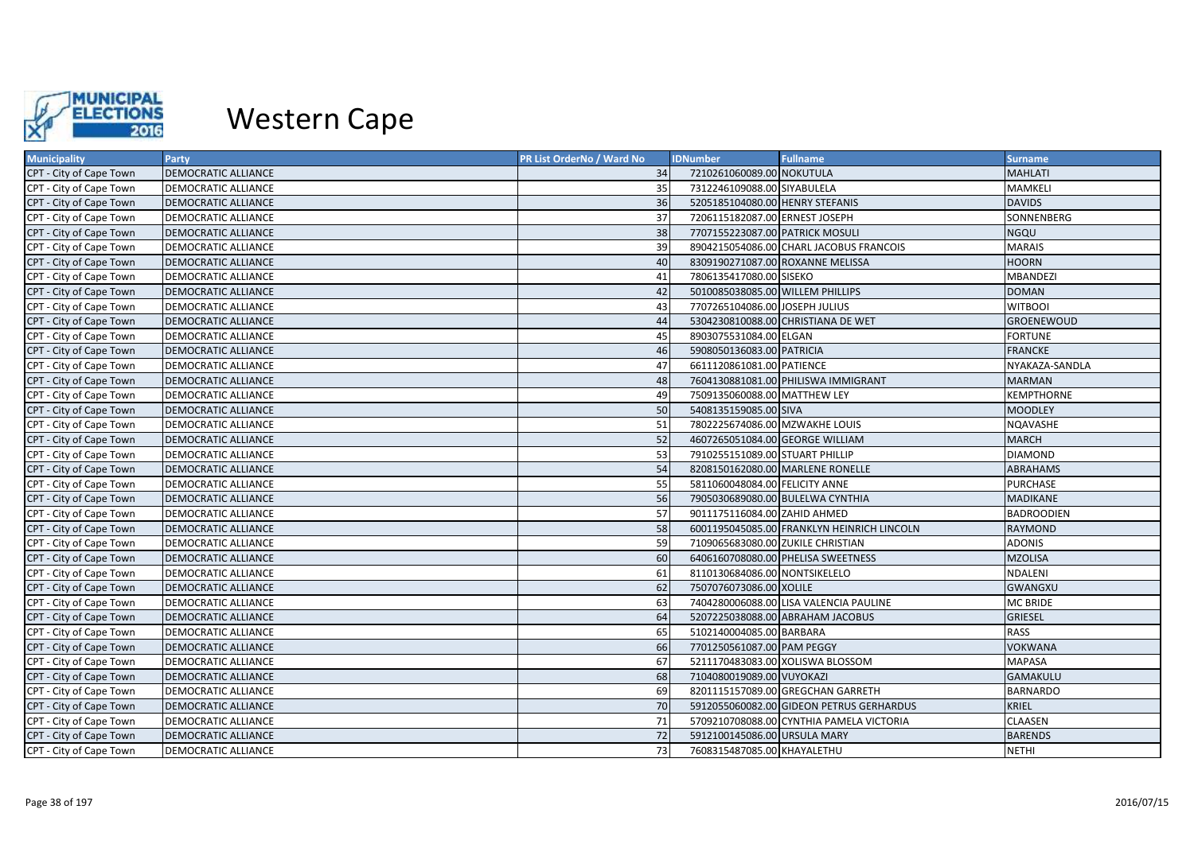# Western Cape

| Municipality | Party | PR List OrderNo / Ward No | IDNumber | Fullname | Surname |
|---|---|---|---|---|---|
| CPT - City of Cape Town | DEMOCRATIC ALLIANCE | 34 | 7210261060089.00 | NOKUTULA | MAHLATI |
| CPT - City of Cape Town | DEMOCRATIC ALLIANCE | 35 | 7312246109088.00 | SIYABULELA | MAMKELI |
| CPT - City of Cape Town | DEMOCRATIC ALLIANCE | 36 | 5205185104080.00 | HENRY STEFANIS | DAVIDS |
| CPT - City of Cape Town | DEMOCRATIC ALLIANCE | 37 | 7206115182087.00 | ERNEST JOSEPH | SONNENBERG |
| CPT - City of Cape Town | DEMOCRATIC ALLIANCE | 38 | 7707155223087.00 | PATRICK MOSULI | NGQU |
| CPT - City of Cape Town | DEMOCRATIC ALLIANCE | 39 | 8904215054086.00 | CHARL JACOBUS FRANCOIS | MARAIS |
| CPT - City of Cape Town | DEMOCRATIC ALLIANCE | 40 | 8309190271087.00 | ROXANNE MELISSA | HOORN |
| CPT - City of Cape Town | DEMOCRATIC ALLIANCE | 41 | 7806135417080.00 | SISEKO | MBANDEZI |
| CPT - City of Cape Town | DEMOCRATIC ALLIANCE | 42 | 5010085038085.00 | WILLEM PHILLIPS | DOMAN |
| CPT - City of Cape Town | DEMOCRATIC ALLIANCE | 43 | 7707265104086.00 | JOSEPH JULIUS | WITBOOI |
| CPT - City of Cape Town | DEMOCRATIC ALLIANCE | 44 | 5304230810088.00 | CHRISTIANA DE WET | GROENEWOUD |
| CPT - City of Cape Town | DEMOCRATIC ALLIANCE | 45 | 8903075531084.00 | ELGAN | FORTUNE |
| CPT - City of Cape Town | DEMOCRATIC ALLIANCE | 46 | 5908050136083.00 | PATRICIA | FRANCKE |
| CPT - City of Cape Town | DEMOCRATIC ALLIANCE | 47 | 6611120861081.00 | PATIENCE | NYAKAZA-SANDLA |
| CPT - City of Cape Town | DEMOCRATIC ALLIANCE | 48 | 7604130881081.00 | PHILISWA IMMIGRANT | MARMAN |
| CPT - City of Cape Town | DEMOCRATIC ALLIANCE | 49 | 7509135060088.00 | MATTHEW LEY | KEMPTHORNE |
| CPT - City of Cape Town | DEMOCRATIC ALLIANCE | 50 | 5408135159085.00 | SIVA | MOODLEY |
| CPT - City of Cape Town | DEMOCRATIC ALLIANCE | 51 | 7802225674086.00 | MZWAKHE LOUIS | NQAVASHE |
| CPT - City of Cape Town | DEMOCRATIC ALLIANCE | 52 | 4607265051084.00 | GEORGE WILLIAM | MARCH |
| CPT - City of Cape Town | DEMOCRATIC ALLIANCE | 53 | 7910255151089.00 | STUART PHILLIP | DIAMOND |
| CPT - City of Cape Town | DEMOCRATIC ALLIANCE | 54 | 8208150162080.00 | MARLENE RONELLE | ABRAHAMS |
| CPT - City of Cape Town | DEMOCRATIC ALLIANCE | 55 | 5811060048084.00 | FELICITY ANNE | PURCHASE |
| CPT - City of Cape Town | DEMOCRATIC ALLIANCE | 56 | 7905030689080.00 | BULELWA CYNTHIA | MADIKANE |
| CPT - City of Cape Town | DEMOCRATIC ALLIANCE | 57 | 9011175116084.00 | ZAHID AHMED | BADROODIEN |
| CPT - City of Cape Town | DEMOCRATIC ALLIANCE | 58 | 6001195045085.00 | FRANKLYN HEINRICH LINCOLN | RAYMOND |
| CPT - City of Cape Town | DEMOCRATIC ALLIANCE | 59 | 7109065683080.00 | ZUKILE CHRISTIAN | ADONIS |
| CPT - City of Cape Town | DEMOCRATIC ALLIANCE | 60 | 6406160708080.00 | PHELISA SWEETNESS | MZOLISA |
| CPT - City of Cape Town | DEMOCRATIC ALLIANCE | 61 | 8110130684086.00 | NONTSIKELELO | NDALENI |
| CPT - City of Cape Town | DEMOCRATIC ALLIANCE | 62 | 7507076073086.00 | XOLILE | GWANGXU |
| CPT - City of Cape Town | DEMOCRATIC ALLIANCE | 63 | 7404280006088.00 | LISA VALENCIA PAULINE | MC BRIDE |
| CPT - City of Cape Town | DEMOCRATIC ALLIANCE | 64 | 5207225038088.00 | ABRAHAM JACOBUS | GRIESEL |
| CPT - City of Cape Town | DEMOCRATIC ALLIANCE | 65 | 5102140004085.00 | BARBARA | RASS |
| CPT - City of Cape Town | DEMOCRATIC ALLIANCE | 66 | 7701250561087.00 | PAM PEGGY | VOKWANA |
| CPT - City of Cape Town | DEMOCRATIC ALLIANCE | 67 | 5211170483083.00 | XOLISWA BLOSSOM | MAPASA |
| CPT - City of Cape Town | DEMOCRATIC ALLIANCE | 68 | 7104080019089.00 | VUYOKAZI | GAMAKULU |
| CPT - City of Cape Town | DEMOCRATIC ALLIANCE | 69 | 8201115157089.00 | GREGCHAN GARRETH | BARNARDO |
| CPT - City of Cape Town | DEMOCRATIC ALLIANCE | 70 | 5912055060082.00 | GIDEON PETRUS GERHARDUS | KRIEL |
| CPT - City of Cape Town | DEMOCRATIC ALLIANCE | 71 | 5709210708088.00 | CYNTHIA PAMELA VICTORIA | CLAASEN |
| CPT - City of Cape Town | DEMOCRATIC ALLIANCE | 72 | 5912100145086.00 | URSULA MARY | BARENDS |
| CPT - City of Cape Town | DEMOCRATIC ALLIANCE | 73 | 7608315487085.00 | KHAYALETHU | NETHI |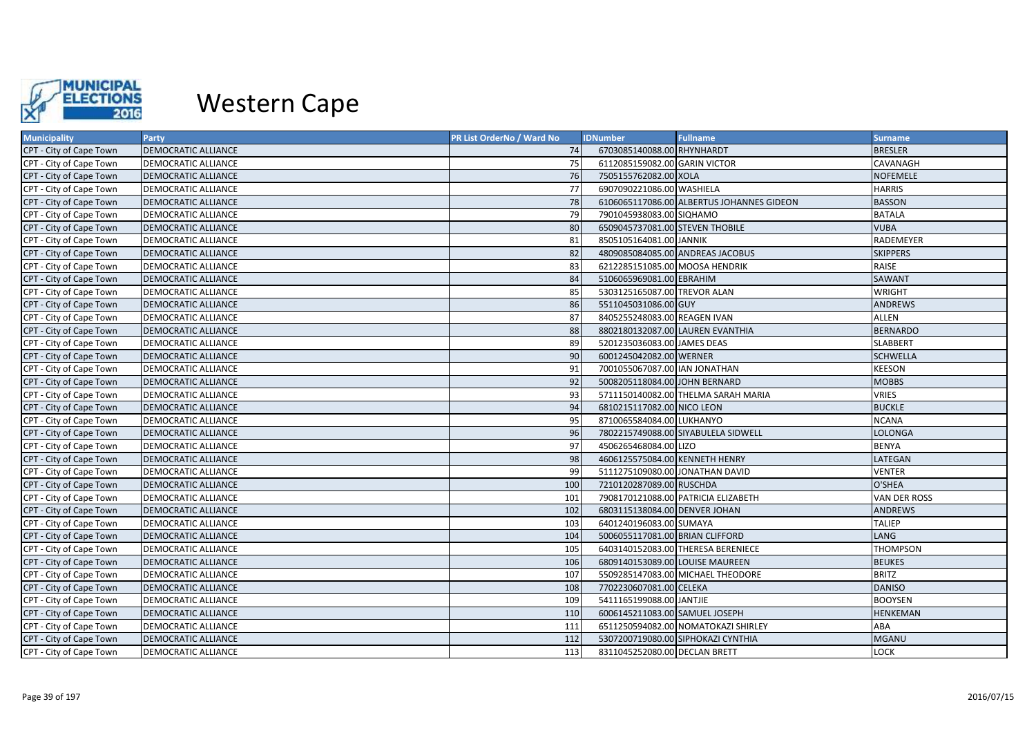# Western Cape

| Municipality | Party | PR List OrderNo / Ward No | IDNumber | Fullname | Surname |
|---|---|---|---|---|---|
| CPT - City of Cape Town | DEMOCRATIC ALLIANCE | 74 | 6703085140088.00 | RHYNHARDT | BRESLER |
| CPT - City of Cape Town | DEMOCRATIC ALLIANCE | 75 | 6112085159082.00 | GARIN VICTOR | CAVANAGH |
| CPT - City of Cape Town | DEMOCRATIC ALLIANCE | 76 | 7505155762082.00 | XOLA | NOFEMELE |
| CPT - City of Cape Town | DEMOCRATIC ALLIANCE | 77 | 6907090221086.00 | WASHIELA | HARRIS |
| CPT - City of Cape Town | DEMOCRATIC ALLIANCE | 78 | 6106065117086.00 | ALBERTUS JOHANNES GIDEON | BASSON |
| CPT - City of Cape Town | DEMOCRATIC ALLIANCE | 79 | 7901045938083.00 | SIQHAMO | BATALA |
| CPT - City of Cape Town | DEMOCRATIC ALLIANCE | 80 | 6509045737081.00 | STEVEN THOBILE | VUBA |
| CPT - City of Cape Town | DEMOCRATIC ALLIANCE | 81 | 8505105164081.00 | JANNIK | RADEMEYER |
| CPT - City of Cape Town | DEMOCRATIC ALLIANCE | 82 | 4809085084085.00 | ANDREAS JACOBUS | SKIPPERS |
| CPT - City of Cape Town | DEMOCRATIC ALLIANCE | 83 | 6212285151085.00 | MOOSA HENDRIK | RAISE |
| CPT - City of Cape Town | DEMOCRATIC ALLIANCE | 84 | 5106065969081.00 | EBRAHIM | SAWANT |
| CPT - City of Cape Town | DEMOCRATIC ALLIANCE | 85 | 5303125165087.00 | TREVOR ALAN | WRIGHT |
| CPT - City of Cape Town | DEMOCRATIC ALLIANCE | 86 | 5511045031086.00 | GUY | ANDREWS |
| CPT - City of Cape Town | DEMOCRATIC ALLIANCE | 87 | 8405255248083.00 | REAGEN IVAN | ALLEN |
| CPT - City of Cape Town | DEMOCRATIC ALLIANCE | 88 | 8802180132087.00 | LAUREN EVANTHIA | BERNARDO |
| CPT - City of Cape Town | DEMOCRATIC ALLIANCE | 89 | 5201235036083.00 | JAMES DEAS | SLABBERT |
| CPT - City of Cape Town | DEMOCRATIC ALLIANCE | 90 | 6001245042082.00 | WERNER | SCHWELLA |
| CPT - City of Cape Town | DEMOCRATIC ALLIANCE | 91 | 7001055067087.00 | IAN JONATHAN | KEESON |
| CPT - City of Cape Town | DEMOCRATIC ALLIANCE | 92 | 5008205118084.00 | JOHN BERNARD | MOBBS |
| CPT - City of Cape Town | DEMOCRATIC ALLIANCE | 93 | 5711150140082.00 | THELMA SARAH MARIA | VRIES |
| CPT - City of Cape Town | DEMOCRATIC ALLIANCE | 94 | 6810215117082.00 | NICO LEON | BUCKLE |
| CPT - City of Cape Town | DEMOCRATIC ALLIANCE | 95 | 8710065584084.00 | LUKHANYO | NCANA |
| CPT - City of Cape Town | DEMOCRATIC ALLIANCE | 96 | 7802215749088.00 | SIYABULELA SIDWELL | LOLONGA |
| CPT - City of Cape Town | DEMOCRATIC ALLIANCE | 97 | 4506265468084.00 | LIZO | BENYA |
| CPT - City of Cape Town | DEMOCRATIC ALLIANCE | 98 | 4606125575084.00 | KENNETH HENRY | LATEGAN |
| CPT - City of Cape Town | DEMOCRATIC ALLIANCE | 99 | 5111275109080.00 | JONATHAN DAVID | VENTER |
| CPT - City of Cape Town | DEMOCRATIC ALLIANCE | 100 | 7210120287089.00 | RUSCHDA | O'SHEA |
| CPT - City of Cape Town | DEMOCRATIC ALLIANCE | 101 | 7908170121088.00 | PATRICIA ELIZABETH | VAN DER ROSS |
| CPT - City of Cape Town | DEMOCRATIC ALLIANCE | 102 | 6803115138084.00 | DENVER JOHAN | ANDREWS |
| CPT - City of Cape Town | DEMOCRATIC ALLIANCE | 103 | 6401240196083.00 | SUMAYA | TALIEP |
| CPT - City of Cape Town | DEMOCRATIC ALLIANCE | 104 | 5006055117081.00 | BRIAN CLIFFORD | LANG |
| CPT - City of Cape Town | DEMOCRATIC ALLIANCE | 105 | 6403140152083.00 | THERESA BERENIECE | THOMPSON |
| CPT - City of Cape Town | DEMOCRATIC ALLIANCE | 106 | 6809140153089.00 | LOUISE MAUREEN | BEUKES |
| CPT - City of Cape Town | DEMOCRATIC ALLIANCE | 107 | 5509285147083.00 | MICHAEL THEODORE | BRITZ |
| CPT - City of Cape Town | DEMOCRATIC ALLIANCE | 108 | 7702230607081.00 | CELEKA | DANISO |
| CPT - City of Cape Town | DEMOCRATIC ALLIANCE | 109 | 5411165199088.00 | JANTJIE | BOOYSEN |
| CPT - City of Cape Town | DEMOCRATIC ALLIANCE | 110 | 6006145211083.00 | SAMUEL JOSEPH | HENKEMAN |
| CPT - City of Cape Town | DEMOCRATIC ALLIANCE | 111 | 6511250594082.00 | NOMATOKAZI SHIRLEY | ABA |
| CPT - City of Cape Town | DEMOCRATIC ALLIANCE | 112 | 5307200719080.00 | SIPHOKAZI CYNTHIA | MGANU |
| CPT - City of Cape Town | DEMOCRATIC ALLIANCE | 113 | 8311045252080.00 | DECLAN BRETT | LOCK |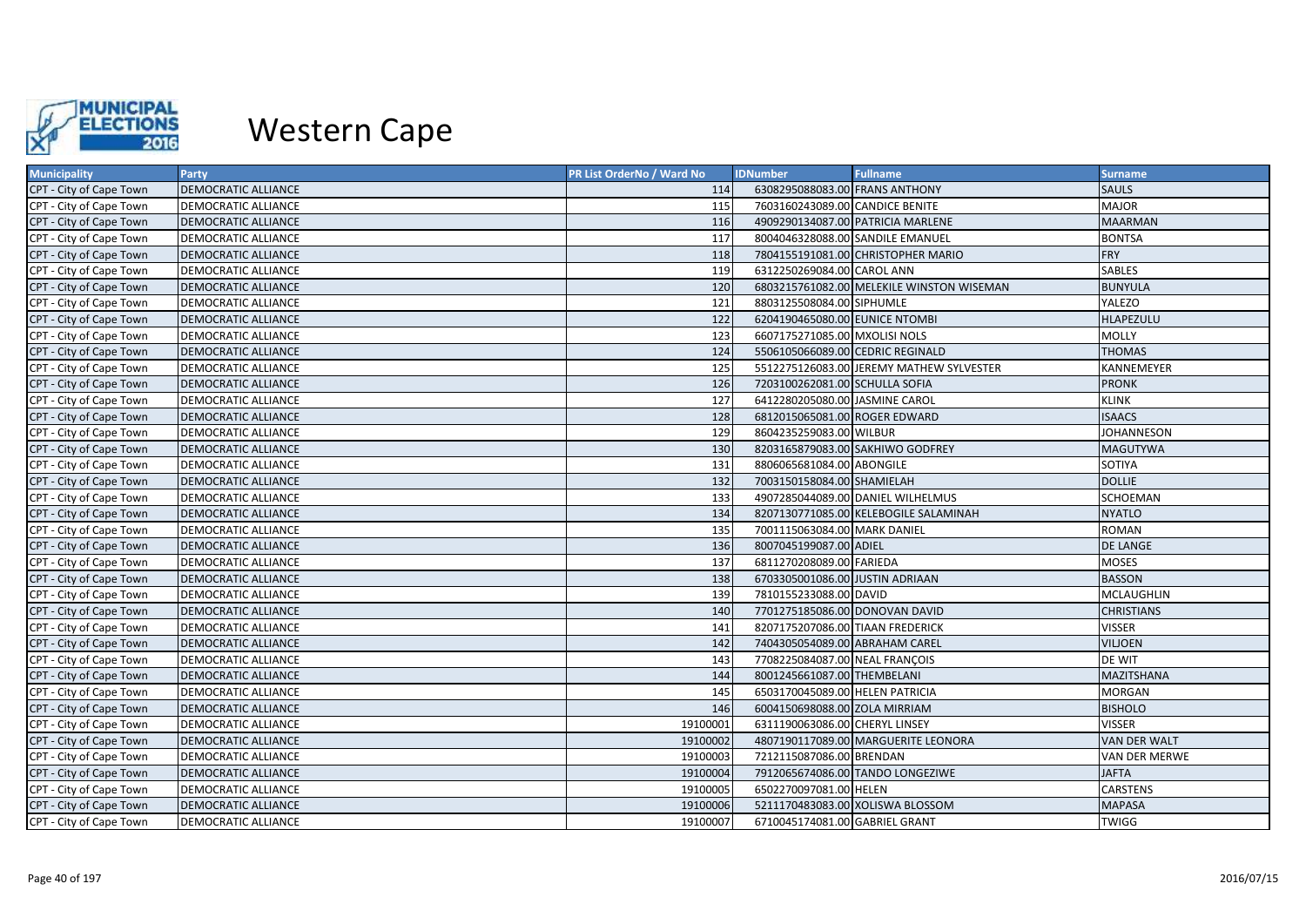# Western Cape

| Municipality | Party | PR List OrderNo / Ward No | IDNumber | Fullname | Surname |
|---|---|---|---|---|---|
| CPT - City of Cape Town | DEMOCRATIC ALLIANCE | 114 | 6308295088083.00 | FRANS ANTHONY | SAULS |
| CPT - City of Cape Town | DEMOCRATIC ALLIANCE | 115 | 7603160243089.00 | CANDICE BENITE | MAJOR |
| CPT - City of Cape Town | DEMOCRATIC ALLIANCE | 116 | 4909290134087.00 | PATRICIA MARLENE | MAARMAN |
| CPT - City of Cape Town | DEMOCRATIC ALLIANCE | 117 | 8004046328088.00 | SANDILE EMANUEL | BONTSA |
| CPT - City of Cape Town | DEMOCRATIC ALLIANCE | 118 | 7804155191081.00 | CHRISTOPHER MARIO | FRY |
| CPT - City of Cape Town | DEMOCRATIC ALLIANCE | 119 | 6312250269084.00 | CAROL ANN | SABLES |
| CPT - City of Cape Town | DEMOCRATIC ALLIANCE | 120 | 6803215761082.00 | MELEKILE WINSTON WISEMAN | BUNYULA |
| CPT - City of Cape Town | DEMOCRATIC ALLIANCE | 121 | 8803125508084.00 | SIPHUMLE | YALEZO |
| CPT - City of Cape Town | DEMOCRATIC ALLIANCE | 122 | 6204190465080.00 | EUNICE NTOMBI | HLAPEZULU |
| CPT - City of Cape Town | DEMOCRATIC ALLIANCE | 123 | 6607175271085.00 | MXOLISI NOLS | MOLLY |
| CPT - City of Cape Town | DEMOCRATIC ALLIANCE | 124 | 5506105066089.00 | CEDRIC REGINALD | THOMAS |
| CPT - City of Cape Town | DEMOCRATIC ALLIANCE | 125 | 5512275126083.00 | JEREMY MATHEW SYLVESTER | KANNEMEYER |
| CPT - City of Cape Town | DEMOCRATIC ALLIANCE | 126 | 7203100262081.00 | SCHULLA SOFIA | PRONK |
| CPT - City of Cape Town | DEMOCRATIC ALLIANCE | 127 | 6412280205080.00 | JASMINE CAROL | KLINK |
| CPT - City of Cape Town | DEMOCRATIC ALLIANCE | 128 | 6812015065081.00 | ROGER EDWARD | ISAACS |
| CPT - City of Cape Town | DEMOCRATIC ALLIANCE | 129 | 8604235259083.00 | WILBUR | JOHANNESON |
| CPT - City of Cape Town | DEMOCRATIC ALLIANCE | 130 | 8203165879083.00 | SAKHIWO GODFREY | MAGUTYWA |
| CPT - City of Cape Town | DEMOCRATIC ALLIANCE | 131 | 8806065681084.00 | ABONGILE | SOTIYA |
| CPT - City of Cape Town | DEMOCRATIC ALLIANCE | 132 | 7003150158084.00 | SHAMIELAH | DOLLIE |
| CPT - City of Cape Town | DEMOCRATIC ALLIANCE | 133 | 4907285044089.00 | DANIEL WILHELMUS | SCHOEMAN |
| CPT - City of Cape Town | DEMOCRATIC ALLIANCE | 134 | 8207130771085.00 | KELEBOGILE SALAMINAH | NYATLO |
| CPT - City of Cape Town | DEMOCRATIC ALLIANCE | 135 | 7001115063084.00 | MARK DANIEL | ROMAN |
| CPT - City of Cape Town | DEMOCRATIC ALLIANCE | 136 | 8007045199087.00 | ADIEL | DE LANGE |
| CPT - City of Cape Town | DEMOCRATIC ALLIANCE | 137 | 6811270208089.00 | FARIEDA | MOSES |
| CPT - City of Cape Town | DEMOCRATIC ALLIANCE | 138 | 6703305001086.00 | JUSTIN ADRIAAN | BASSON |
| CPT - City of Cape Town | DEMOCRATIC ALLIANCE | 139 | 7810155233088.00 | DAVID | MCLAUGHLIN |
| CPT - City of Cape Town | DEMOCRATIC ALLIANCE | 140 | 7701275185086.00 | DONOVAN DAVID | CHRISTIANS |
| CPT - City of Cape Town | DEMOCRATIC ALLIANCE | 141 | 8207175207086.00 | TIAAN FREDERICK | VISSER |
| CPT - City of Cape Town | DEMOCRATIC ALLIANCE | 142 | 7404305054089.00 | ABRAHAM CAREL | VILJOEN |
| CPT - City of Cape Town | DEMOCRATIC ALLIANCE | 143 | 7708225084087.00 | NEAL FRANÇOIS | DE WIT |
| CPT - City of Cape Town | DEMOCRATIC ALLIANCE | 144 | 8001245661087.00 | THEMBELANI | MAZITSHANA |
| CPT - City of Cape Town | DEMOCRATIC ALLIANCE | 145 | 6503170045089.00 | HELEN PATRICIA | MORGAN |
| CPT - City of Cape Town | DEMOCRATIC ALLIANCE | 146 | 6004150698088.00 | ZOLA MIRRIAM | BISHOLO |
| CPT - City of Cape Town | DEMOCRATIC ALLIANCE | 19100001 | 6311190063086.00 | CHERYL LINSEY | VISSER |
| CPT - City of Cape Town | DEMOCRATIC ALLIANCE | 19100002 | 4807190117089.00 | MARGUERITE LEONORA | VAN DER WALT |
| CPT - City of Cape Town | DEMOCRATIC ALLIANCE | 19100003 | 7212115087086.00 | BRENDAN | VAN DER MERWE |
| CPT - City of Cape Town | DEMOCRATIC ALLIANCE | 19100004 | 7912065674086.00 | TANDO LONGEZIWE | JAFTA |
| CPT - City of Cape Town | DEMOCRATIC ALLIANCE | 19100005 | 6502270097081.00 | HELEN | CARSTENS |
| CPT - City of Cape Town | DEMOCRATIC ALLIANCE | 19100006 | 5211170483083.00 | XOLISWA BLOSSOM | MAPASA |
| CPT - City of Cape Town | DEMOCRATIC ALLIANCE | 19100007 | 6710045174081.00 | GABRIEL GRANT | TWIGG |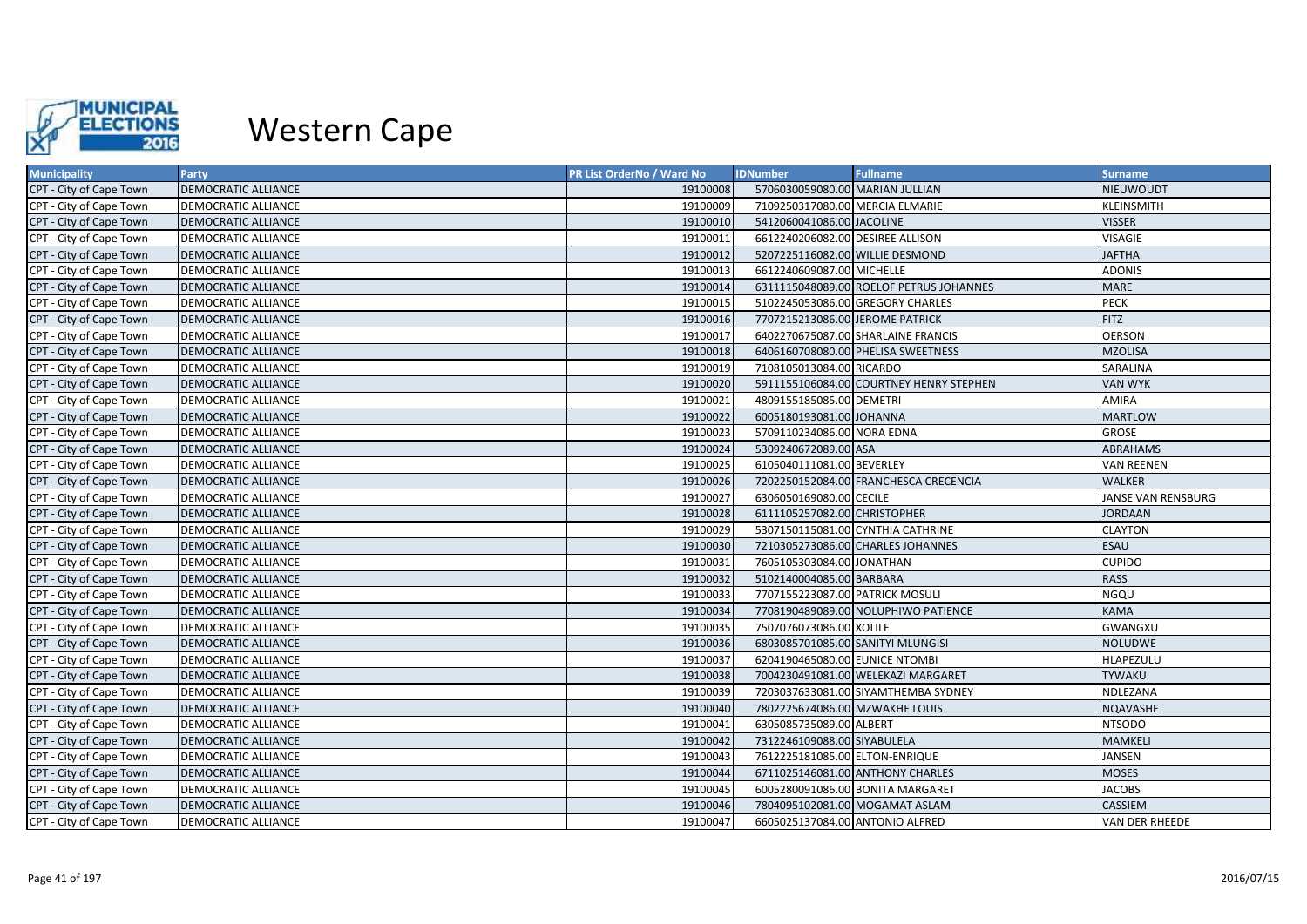# Western Cape

| Municipality | Party | PR List OrderNo / Ward No | IDNumber | Fullname | Surname |
|---|---|---|---|---|---|
| CPT - City of Cape Town | DEMOCRATIC ALLIANCE | 19100008 | 5706030059080.00 | MARIAN JULLIAN | NIEUWOUDT |
| CPT - City of Cape Town | DEMOCRATIC ALLIANCE | 19100009 | 7109250317080.00 | MERCIA ELMARIE | KLEINSMITH |
| CPT - City of Cape Town | DEMOCRATIC ALLIANCE | 19100010 | 5412060041086.00 | JACOLINE | VISSER |
| CPT - City of Cape Town | DEMOCRATIC ALLIANCE | 19100011 | 6612240206082.00 | DESIREE ALLISON | VISAGIE |
| CPT - City of Cape Town | DEMOCRATIC ALLIANCE | 19100012 | 5207225116082.00 | WILLIE DESMOND | JAFTHA |
| CPT - City of Cape Town | DEMOCRATIC ALLIANCE | 19100013 | 6612240609087.00 | MICHELLE | ADONIS |
| CPT - City of Cape Town | DEMOCRATIC ALLIANCE | 19100014 | 6311115048089.00 | ROELOF PETRUS JOHANNES | MARE |
| CPT - City of Cape Town | DEMOCRATIC ALLIANCE | 19100015 | 5102245053086.00 | GREGORY CHARLES | PECK |
| CPT - City of Cape Town | DEMOCRATIC ALLIANCE | 19100016 | 7707215213086.00 | JEROME PATRICK | FITZ |
| CPT - City of Cape Town | DEMOCRATIC ALLIANCE | 19100017 | 6402270675087.00 | SHARLAINE FRANCIS | OERSON |
| CPT - City of Cape Town | DEMOCRATIC ALLIANCE | 19100018 | 6406160708080.00 | PHELISA SWEETNESS | MZOLISA |
| CPT - City of Cape Town | DEMOCRATIC ALLIANCE | 19100019 | 7108105013084.00 | RICARDO | SARALINA |
| CPT - City of Cape Town | DEMOCRATIC ALLIANCE | 19100020 | 5911155106084.00 | COURTNEY HENRY STEPHEN | VAN WYK |
| CPT - City of Cape Town | DEMOCRATIC ALLIANCE | 19100021 | 4809155185085.00 | DEMETRI | AMIRA |
| CPT - City of Cape Town | DEMOCRATIC ALLIANCE | 19100022 | 6005180193081.00 | JOHANNA | MARTLOW |
| CPT - City of Cape Town | DEMOCRATIC ALLIANCE | 19100023 | 5709110234086.00 | NORA EDNA | GROSE |
| CPT - City of Cape Town | DEMOCRATIC ALLIANCE | 19100024 | 5309240672089.00 | ASA | ABRAHAMS |
| CPT - City of Cape Town | DEMOCRATIC ALLIANCE | 19100025 | 6105040111081.00 | BEVERLEY | VAN REENEN |
| CPT - City of Cape Town | DEMOCRATIC ALLIANCE | 19100026 | 7202250152084.00 | FRANCHESCA CRECENCIA | WALKER |
| CPT - City of Cape Town | DEMOCRATIC ALLIANCE | 19100027 | 6306050169080.00 | CECILE | JANSE VAN RENSBURG |
| CPT - City of Cape Town | DEMOCRATIC ALLIANCE | 19100028 | 6111105257082.00 | CHRISTOPHER | JORDAAN |
| CPT - City of Cape Town | DEMOCRATIC ALLIANCE | 19100029 | 5307150115081.00 | CYNTHIA CATHRINE | CLAYTON |
| CPT - City of Cape Town | DEMOCRATIC ALLIANCE | 19100030 | 7210305273086.00 | CHARLES JOHANNES | ESAU |
| CPT - City of Cape Town | DEMOCRATIC ALLIANCE | 19100031 | 7605105303084.00 | JONATHAN | CUPIDO |
| CPT - City of Cape Town | DEMOCRATIC ALLIANCE | 19100032 | 5102140004085.00 | BARBARA | RASS |
| CPT - City of Cape Town | DEMOCRATIC ALLIANCE | 19100033 | 7707155223087.00 | PATRICK MOSULI | NGQU |
| CPT - City of Cape Town | DEMOCRATIC ALLIANCE | 19100034 | 7708190489089.00 | NOLUPHIWO PATIENCE | KAMA |
| CPT - City of Cape Town | DEMOCRATIC ALLIANCE | 19100035 | 7507076073086.00 | XOLILE | GWANGXU |
| CPT - City of Cape Town | DEMOCRATIC ALLIANCE | 19100036 | 6803085701085.00 | SANITYI MLUNGISI | NOLUDWE |
| CPT - City of Cape Town | DEMOCRATIC ALLIANCE | 19100037 | 6204190465080.00 | EUNICE NTOMBI | HLAPEZULU |
| CPT - City of Cape Town | DEMOCRATIC ALLIANCE | 19100038 | 7004230491081.00 | WELEKAZI MARGARET | TYWAKU |
| CPT - City of Cape Town | DEMOCRATIC ALLIANCE | 19100039 | 7203037633081.00 | SIYAMTHEMBA SYDNEY | NDLEZANA |
| CPT - City of Cape Town | DEMOCRATIC ALLIANCE | 19100040 | 7802225674086.00 | MZWAKHE LOUIS | NQAVASHE |
| CPT - City of Cape Town | DEMOCRATIC ALLIANCE | 19100041 | 6305085735089.00 | ALBERT | NTSODO |
| CPT - City of Cape Town | DEMOCRATIC ALLIANCE | 19100042 | 7312246109088.00 | SIYABULELA | MAMKELI |
| CPT - City of Cape Town | DEMOCRATIC ALLIANCE | 19100043 | 7612225181085.00 | ELTON-ENRIQUE | JANSEN |
| CPT - City of Cape Town | DEMOCRATIC ALLIANCE | 19100044 | 6711025146081.00 | ANTHONY CHARLES | MOSES |
| CPT - City of Cape Town | DEMOCRATIC ALLIANCE | 19100045 | 6005280091086.00 | BONITA MARGARET | JACOBS |
| CPT - City of Cape Town | DEMOCRATIC ALLIANCE | 19100046 | 7804095102081.00 | MOGAMAT ASLAM | CASSIEM |
| CPT - City of Cape Town | DEMOCRATIC ALLIANCE | 19100047 | 6605025137084.00 | ANTONIO ALFRED | VAN DER RHEEDE |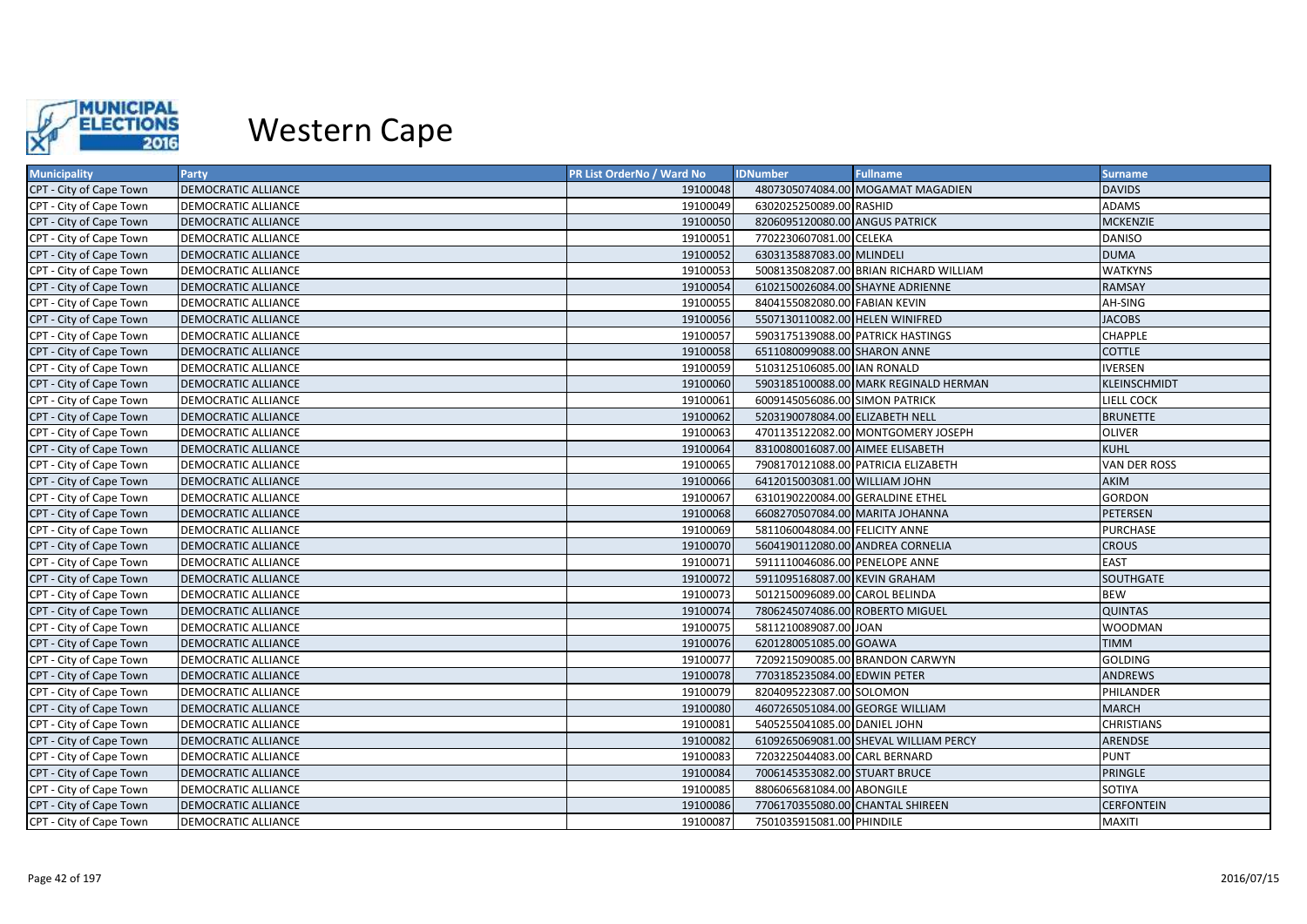# Western Cape

| Municipality | Party | PR List OrderNo / Ward No | IDNumber | Fullname | Surname |
|---|---|---|---|---|---|
| CPT - City of Cape Town | DEMOCRATIC ALLIANCE | 19100048 | 4807305074084.00 | MOGAMAT MAGADIEN | DAVIDS |
| CPT - City of Cape Town | DEMOCRATIC ALLIANCE | 19100049 | 6302025250089.00 | RASHID | ADAMS |
| CPT - City of Cape Town | DEMOCRATIC ALLIANCE | 19100050 | 8206095120080.00 | ANGUS PATRICK | MCKENZIE |
| CPT - City of Cape Town | DEMOCRATIC ALLIANCE | 19100051 | 7702230607081.00 | CELEKA | DANISO |
| CPT - City of Cape Town | DEMOCRATIC ALLIANCE | 19100052 | 6303135887083.00 | MLINDELI | DUMA |
| CPT - City of Cape Town | DEMOCRATIC ALLIANCE | 19100053 | 5008135082087.00 | BRIAN RICHARD WILLIAM | WATKYNS |
| CPT - City of Cape Town | DEMOCRATIC ALLIANCE | 19100054 | 6102150026084.00 | SHAYNE ADRIENNE | RAMSAY |
| CPT - City of Cape Town | DEMOCRATIC ALLIANCE | 19100055 | 8404155082080.00 | FABIAN KEVIN | AH-SING |
| CPT - City of Cape Town | DEMOCRATIC ALLIANCE | 19100056 | 5507130110082.00 | HELEN WINIFRED | JACOBS |
| CPT - City of Cape Town | DEMOCRATIC ALLIANCE | 19100057 | 5903175139088.00 | PATRICK HASTINGS | CHAPPLE |
| CPT - City of Cape Town | DEMOCRATIC ALLIANCE | 19100058 | 6511080099088.00 | SHARON ANNE | COTTLE |
| CPT - City of Cape Town | DEMOCRATIC ALLIANCE | 19100059 | 5103125106085.00 | IAN RONALD | IVERSEN |
| CPT - City of Cape Town | DEMOCRATIC ALLIANCE | 19100060 | 5903185100088.00 | MARK REGINALD HERMAN | KLEINSCHMIDT |
| CPT - City of Cape Town | DEMOCRATIC ALLIANCE | 19100061 | 6009145056086.00 | SIMON PATRICK | LIELL COCK |
| CPT - City of Cape Town | DEMOCRATIC ALLIANCE | 19100062 | 5203190078084.00 | ELIZABETH NELL | BRUNETTE |
| CPT - City of Cape Town | DEMOCRATIC ALLIANCE | 19100063 | 4701135122082.00 | MONTGOMERY JOSEPH | OLIVER |
| CPT - City of Cape Town | DEMOCRATIC ALLIANCE | 19100064 | 8310080016087.00 | AIMEE ELISABETH | KUHL |
| CPT - City of Cape Town | DEMOCRATIC ALLIANCE | 19100065 | 7908170121088.00 | PATRICIA ELIZABETH | VAN DER ROSS |
| CPT - City of Cape Town | DEMOCRATIC ALLIANCE | 19100066 | 6412015003081.00 | WILLIAM JOHN | AKIM |
| CPT - City of Cape Town | DEMOCRATIC ALLIANCE | 19100067 | 6310190220084.00 | GERALDINE ETHEL | GORDON |
| CPT - City of Cape Town | DEMOCRATIC ALLIANCE | 19100068 | 6608270507084.00 | MARITA JOHANNA | PETERSEN |
| CPT - City of Cape Town | DEMOCRATIC ALLIANCE | 19100069 | 5811060048084.00 | FELICITY ANNE | PURCHASE |
| CPT - City of Cape Town | DEMOCRATIC ALLIANCE | 19100070 | 5604190112080.00 | ANDREA CORNELIA | CROUS |
| CPT - City of Cape Town | DEMOCRATIC ALLIANCE | 19100071 | 5911110046086.00 | PENELOPE ANNE | EAST |
| CPT - City of Cape Town | DEMOCRATIC ALLIANCE | 19100072 | 5911095168087.00 | KEVIN GRAHAM | SOUTHGATE |
| CPT - City of Cape Town | DEMOCRATIC ALLIANCE | 19100073 | 5012150096089.00 | CAROL BELINDA | BEW |
| CPT - City of Cape Town | DEMOCRATIC ALLIANCE | 19100074 | 7806245074086.00 | ROBERTO MIGUEL | QUINTAS |
| CPT - City of Cape Town | DEMOCRATIC ALLIANCE | 19100075 | 5811210089087.00 | JOAN | WOODMAN |
| CPT - City of Cape Town | DEMOCRATIC ALLIANCE | 19100076 | 6201280051085.00 | GOAWA | TIMM |
| CPT - City of Cape Town | DEMOCRATIC ALLIANCE | 19100077 | 7209215090085.00 | BRANDON CARWYN | GOLDING |
| CPT - City of Cape Town | DEMOCRATIC ALLIANCE | 19100078 | 7703185235084.00 | EDWIN PETER | ANDREWS |
| CPT - City of Cape Town | DEMOCRATIC ALLIANCE | 19100079 | 8204095223087.00 | SOLOMON | PHILANDER |
| CPT - City of Cape Town | DEMOCRATIC ALLIANCE | 19100080 | 4607265051084.00 | GEORGE WILLIAM | MARCH |
| CPT - City of Cape Town | DEMOCRATIC ALLIANCE | 19100081 | 5405255041085.00 | DANIEL JOHN | CHRISTIANS |
| CPT - City of Cape Town | DEMOCRATIC ALLIANCE | 19100082 | 6109265069081.00 | SHEVAL WILLIAM PERCY | ARENDSE |
| CPT - City of Cape Town | DEMOCRATIC ALLIANCE | 19100083 | 7203225044083.00 | CARL BERNARD | PUNT |
| CPT - City of Cape Town | DEMOCRATIC ALLIANCE | 19100084 | 7006145353082.00 | STUART BRUCE | PRINGLE |
| CPT - City of Cape Town | DEMOCRATIC ALLIANCE | 19100085 | 8806065681084.00 | ABONGILE | SOTIYA |
| CPT - City of Cape Town | DEMOCRATIC ALLIANCE | 19100086 | 7706170355080.00 | CHANTAL SHIREEN | CERFONTEIN |
| CPT - City of Cape Town | DEMOCRATIC ALLIANCE | 19100087 | 7501035915081.00 | PHINDILE | MAXITI |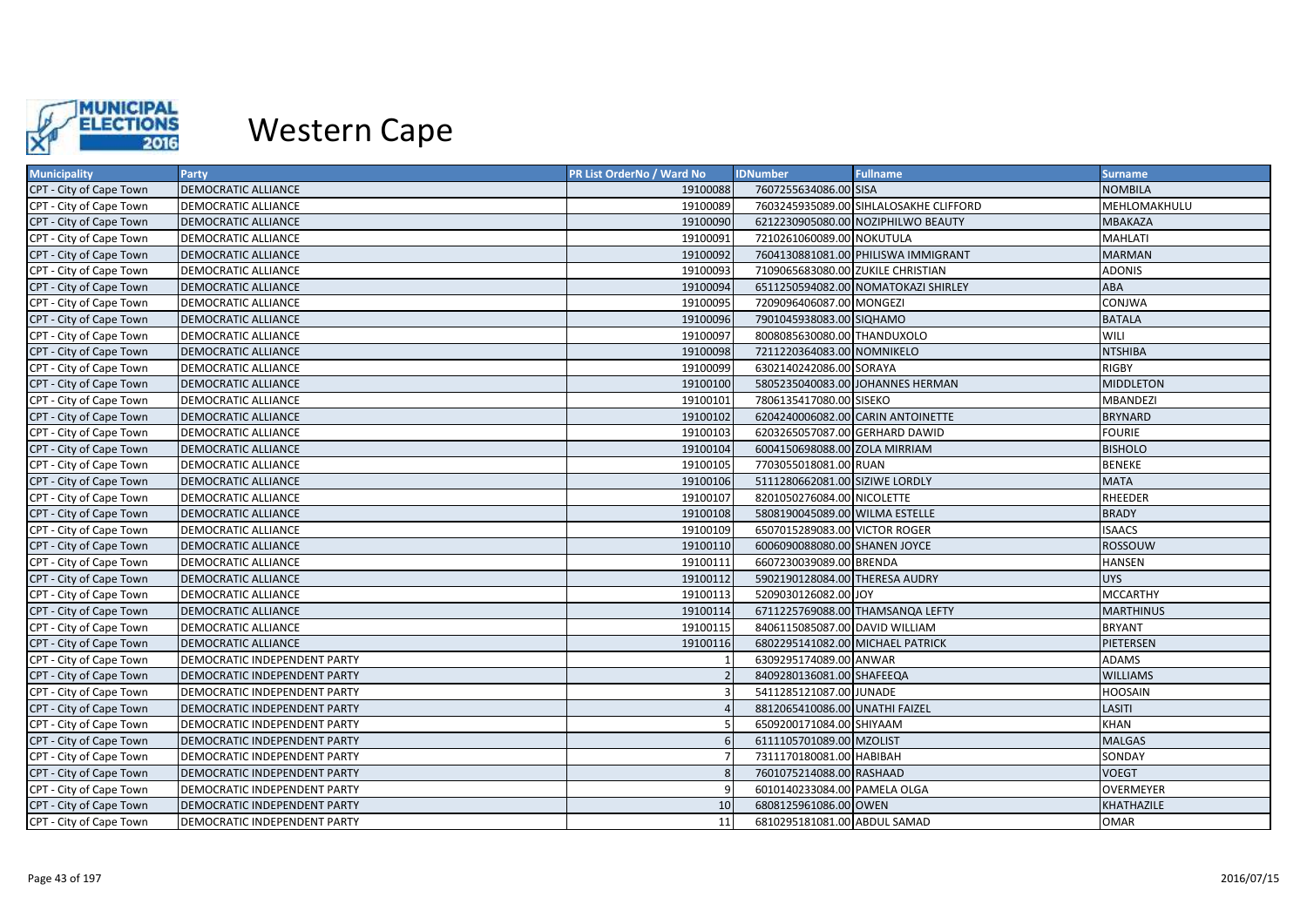# Western Cape

| Municipality | Party | PR List OrderNo / Ward No | IDNumber | Fullname | Surname |
|---|---|---|---|---|---|
| CPT - City of Cape Town | DEMOCRATIC ALLIANCE | 19100088 | 7607255634086.00 | SISA | NOMBILA |
| CPT - City of Cape Town | DEMOCRATIC ALLIANCE | 19100089 | 7603245935089.00 | SIHLALOSAKHE CLIFFORD | MEHLOMAKHULU |
| CPT - City of Cape Town | DEMOCRATIC ALLIANCE | 19100090 | 6212230905080.00 | NOZIPHILWO BEAUTY | MBAKAZA |
| CPT - City of Cape Town | DEMOCRATIC ALLIANCE | 19100091 | 7210261060089.00 | NOKUTULA | MAHLATI |
| CPT - City of Cape Town | DEMOCRATIC ALLIANCE | 19100092 | 7604130881081.00 | PHILISWA IMMIGRANT | MARMAN |
| CPT - City of Cape Town | DEMOCRATIC ALLIANCE | 19100093 | 7109065683080.00 | ZUKILE CHRISTIAN | ADONIS |
| CPT - City of Cape Town | DEMOCRATIC ALLIANCE | 19100094 | 6511250594082.00 | NOMATOKAZI SHIRLEY | ABA |
| CPT - City of Cape Town | DEMOCRATIC ALLIANCE | 19100095 | 7209096406087.00 | MONGEZI | CONJWA |
| CPT - City of Cape Town | DEMOCRATIC ALLIANCE | 19100096 | 7901045938083.00 | SIQHAMO | BATALA |
| CPT - City of Cape Town | DEMOCRATIC ALLIANCE | 19100097 | 8008085630080.00 | THANDUXOLO | WILI |
| CPT - City of Cape Town | DEMOCRATIC ALLIANCE | 19100098 | 7211220364083.00 | NOMNIKELO | NTSHIBA |
| CPT - City of Cape Town | DEMOCRATIC ALLIANCE | 19100099 | 6302140242086.00 | SORAYA | RIGBY |
| CPT - City of Cape Town | DEMOCRATIC ALLIANCE | 19100100 | 5805235040083.00 | JOHANNES HERMAN | MIDDLETON |
| CPT - City of Cape Town | DEMOCRATIC ALLIANCE | 19100101 | 7806135417080.00 | SISEKO | MBANDEZI |
| CPT - City of Cape Town | DEMOCRATIC ALLIANCE | 19100102 | 6204240006082.00 | CARIN ANTOINETTE | BRYNARD |
| CPT - City of Cape Town | DEMOCRATIC ALLIANCE | 19100103 | 6203265057087.00 | GERHARD DAWID | FOURIE |
| CPT - City of Cape Town | DEMOCRATIC ALLIANCE | 19100104 | 6004150698088.00 | ZOLA MIRRIAM | BISHOLO |
| CPT - City of Cape Town | DEMOCRATIC ALLIANCE | 19100105 | 7703055018081.00 | RUAN | BENEKE |
| CPT - City of Cape Town | DEMOCRATIC ALLIANCE | 19100106 | 5111280662081.00 | SIZIWE LORDLY | MATA |
| CPT - City of Cape Town | DEMOCRATIC ALLIANCE | 19100107 | 8201050276084.00 | NICOLETTE | RHEEDER |
| CPT - City of Cape Town | DEMOCRATIC ALLIANCE | 19100108 | 5808190045089.00 | WILMA ESTELLE | BRADY |
| CPT - City of Cape Town | DEMOCRATIC ALLIANCE | 19100109 | 6507015289083.00 | VICTOR ROGER | ISAACS |
| CPT - City of Cape Town | DEMOCRATIC ALLIANCE | 19100110 | 6006090088080.00 | SHANEN JOYCE | ROSSOUW |
| CPT - City of Cape Town | DEMOCRATIC ALLIANCE | 19100111 | 6607230039089.00 | BRENDA | HANSEN |
| CPT - City of Cape Town | DEMOCRATIC ALLIANCE | 19100112 | 5902190128084.00 | THERESA AUDRY | UYS |
| CPT - City of Cape Town | DEMOCRATIC ALLIANCE | 19100113 | 5209030126082.00 | JOY | MCCARTHY |
| CPT - City of Cape Town | DEMOCRATIC ALLIANCE | 19100114 | 6711225769088.00 | THAMSANQA LEFTY | MARTHINUS |
| CPT - City of Cape Town | DEMOCRATIC ALLIANCE | 19100115 | 8406115085087.00 | DAVID WILLIAM | BRYANT |
| CPT - City of Cape Town | DEMOCRATIC ALLIANCE | 19100116 | 6802295141082.00 | MICHAEL PATRICK | PIETERSEN |
| CPT - City of Cape Town | DEMOCRATIC INDEPENDENT PARTY | 1 | 6309295174089.00 | ANWAR | ADAMS |
| CPT - City of Cape Town | DEMOCRATIC INDEPENDENT PARTY | 2 | 8409280136081.00 | SHAFEEQA | WILLIAMS |
| CPT - City of Cape Town | DEMOCRATIC INDEPENDENT PARTY | 3 | 5411285121087.00 | JUNADE | HOOSAIN |
| CPT - City of Cape Town | DEMOCRATIC INDEPENDENT PARTY | 4 | 8812065410086.00 | UNATHI FAIZEL | LASITI |
| CPT - City of Cape Town | DEMOCRATIC INDEPENDENT PARTY | 5 | 6509200171084.00 | SHIYAAM | KHAN |
| CPT - City of Cape Town | DEMOCRATIC INDEPENDENT PARTY | 6 | 6111105701089.00 | MZOLIST | MALGAS |
| CPT - City of Cape Town | DEMOCRATIC INDEPENDENT PARTY | 7 | 7311170180081.00 | HABIBAH | SONDAY |
| CPT - City of Cape Town | DEMOCRATIC INDEPENDENT PARTY | 8 | 7601075214088.00 | RASHAAD | VOEGT |
| CPT - City of Cape Town | DEMOCRATIC INDEPENDENT PARTY | 9 | 6010140233084.00 | PAMELA OLGA | OVERMEYER |
| CPT - City of Cape Town | DEMOCRATIC INDEPENDENT PARTY | 10 | 6808125961086.00 | OWEN | KHATHAZILE |
| CPT - City of Cape Town | DEMOCRATIC INDEPENDENT PARTY | 11 | 6810295181081.00 | ABDUL SAMAD | OMAR |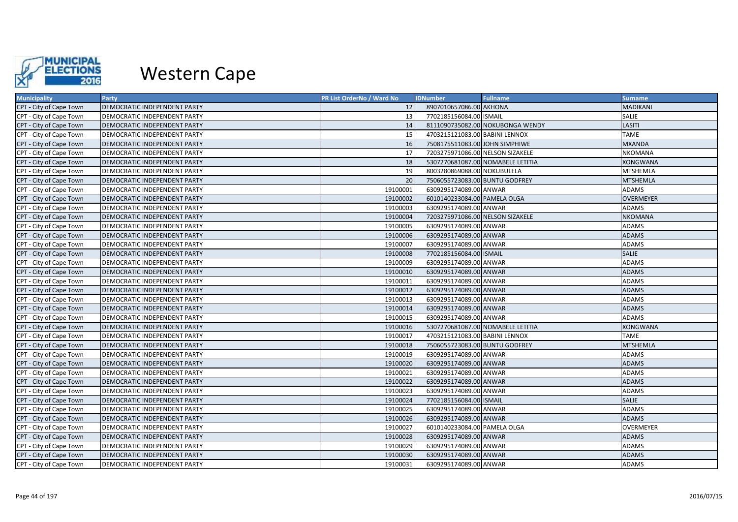# Western Cape

| Municipality | Party | PR List OrderNo / Ward No | IDNumber | Fullname | Surname |
|---|---|---|---|---|---|
| CPT - City of Cape Town | DEMOCRATIC INDEPENDENT PARTY | 12 | 8907010657086.00 | AKHONA | MADIKANI |
| CPT - City of Cape Town | DEMOCRATIC INDEPENDENT PARTY | 13 | 7702185156084.00 | ISMAIL | SALIE |
| CPT - City of Cape Town | DEMOCRATIC INDEPENDENT PARTY | 14 | 8111090735082.00 | NOKUBONGA WENDY | LASITI |
| CPT - City of Cape Town | DEMOCRATIC INDEPENDENT PARTY | 15 | 4703215121083.00 | BABINI LENNOX | TAME |
| CPT - City of Cape Town | DEMOCRATIC INDEPENDENT PARTY | 16 | 7508175511083.00 | JOHN SIMPHIWE | MXANDA |
| CPT - City of Cape Town | DEMOCRATIC INDEPENDENT PARTY | 17 | 7203275971086.00 | NELSON SIZAKELE | NKOMANA |
| CPT - City of Cape Town | DEMOCRATIC INDEPENDENT PARTY | 18 | 5307270681087.00 | NOMABELE LETITIA | XONGWANA |
| CPT - City of Cape Town | DEMOCRATIC INDEPENDENT PARTY | 19 | 8003280869088.00 | NOKUBULELA | MTSHEMLA |
| CPT - City of Cape Town | DEMOCRATIC INDEPENDENT PARTY | 20 | 7506055723083.00 | BUNTU GODFREY | MTSHEMLA |
| CPT - City of Cape Town | DEMOCRATIC INDEPENDENT PARTY | 19100001 | 6309295174089.00 | ANWAR | ADAMS |
| CPT - City of Cape Town | DEMOCRATIC INDEPENDENT PARTY | 19100002 | 6010140233084.00 | PAMELA OLGA | OVERMEYER |
| CPT - City of Cape Town | DEMOCRATIC INDEPENDENT PARTY | 19100003 | 6309295174089.00 | ANWAR | ADAMS |
| CPT - City of Cape Town | DEMOCRATIC INDEPENDENT PARTY | 19100004 | 7203275971086.00 | NELSON SIZAKELE | NKOMANA |
| CPT - City of Cape Town | DEMOCRATIC INDEPENDENT PARTY | 19100005 | 6309295174089.00 | ANWAR | ADAMS |
| CPT - City of Cape Town | DEMOCRATIC INDEPENDENT PARTY | 19100006 | 6309295174089.00 | ANWAR | ADAMS |
| CPT - City of Cape Town | DEMOCRATIC INDEPENDENT PARTY | 19100007 | 6309295174089.00 | ANWAR | ADAMS |
| CPT - City of Cape Town | DEMOCRATIC INDEPENDENT PARTY | 19100008 | 7702185156084.00 | ISMAIL | SALIE |
| CPT - City of Cape Town | DEMOCRATIC INDEPENDENT PARTY | 19100009 | 6309295174089.00 | ANWAR | ADAMS |
| CPT - City of Cape Town | DEMOCRATIC INDEPENDENT PARTY | 19100010 | 6309295174089.00 | ANWAR | ADAMS |
| CPT - City of Cape Town | DEMOCRATIC INDEPENDENT PARTY | 19100011 | 6309295174089.00 | ANWAR | ADAMS |
| CPT - City of Cape Town | DEMOCRATIC INDEPENDENT PARTY | 19100012 | 6309295174089.00 | ANWAR | ADAMS |
| CPT - City of Cape Town | DEMOCRATIC INDEPENDENT PARTY | 19100013 | 6309295174089.00 | ANWAR | ADAMS |
| CPT - City of Cape Town | DEMOCRATIC INDEPENDENT PARTY | 19100014 | 6309295174089.00 | ANWAR | ADAMS |
| CPT - City of Cape Town | DEMOCRATIC INDEPENDENT PARTY | 19100015 | 6309295174089.00 | ANWAR | ADAMS |
| CPT - City of Cape Town | DEMOCRATIC INDEPENDENT PARTY | 19100016 | 5307270681087.00 | NOMABELE LETITIA | XONGWANA |
| CPT - City of Cape Town | DEMOCRATIC INDEPENDENT PARTY | 19100017 | 4703215121083.00 | BABINI LENNOX | TAME |
| CPT - City of Cape Town | DEMOCRATIC INDEPENDENT PARTY | 19100018 | 7506055723083.00 | BUNTU GODFREY | MTSHEMLA |
| CPT - City of Cape Town | DEMOCRATIC INDEPENDENT PARTY | 19100019 | 6309295174089.00 | ANWAR | ADAMS |
| CPT - City of Cape Town | DEMOCRATIC INDEPENDENT PARTY | 19100020 | 6309295174089.00 | ANWAR | ADAMS |
| CPT - City of Cape Town | DEMOCRATIC INDEPENDENT PARTY | 19100021 | 6309295174089.00 | ANWAR | ADAMS |
| CPT - City of Cape Town | DEMOCRATIC INDEPENDENT PARTY | 19100022 | 6309295174089.00 | ANWAR | ADAMS |
| CPT - City of Cape Town | DEMOCRATIC INDEPENDENT PARTY | 19100023 | 6309295174089.00 | ANWAR | ADAMS |
| CPT - City of Cape Town | DEMOCRATIC INDEPENDENT PARTY | 19100024 | 7702185156084.00 | ISMAIL | SALIE |
| CPT - City of Cape Town | DEMOCRATIC INDEPENDENT PARTY | 19100025 | 6309295174089.00 | ANWAR | ADAMS |
| CPT - City of Cape Town | DEMOCRATIC INDEPENDENT PARTY | 19100026 | 6309295174089.00 | ANWAR | ADAMS |
| CPT - City of Cape Town | DEMOCRATIC INDEPENDENT PARTY | 19100027 | 6010140233084.00 | PAMELA OLGA | OVERMEYER |
| CPT - City of Cape Town | DEMOCRATIC INDEPENDENT PARTY | 19100028 | 6309295174089.00 | ANWAR | ADAMS |
| CPT - City of Cape Town | DEMOCRATIC INDEPENDENT PARTY | 19100029 | 6309295174089.00 | ANWAR | ADAMS |
| CPT - City of Cape Town | DEMOCRATIC INDEPENDENT PARTY | 19100030 | 6309295174089.00 | ANWAR | ADAMS |
| CPT - City of Cape Town | DEMOCRATIC INDEPENDENT PARTY | 19100031 | 6309295174089.00 | ANWAR | ADAMS |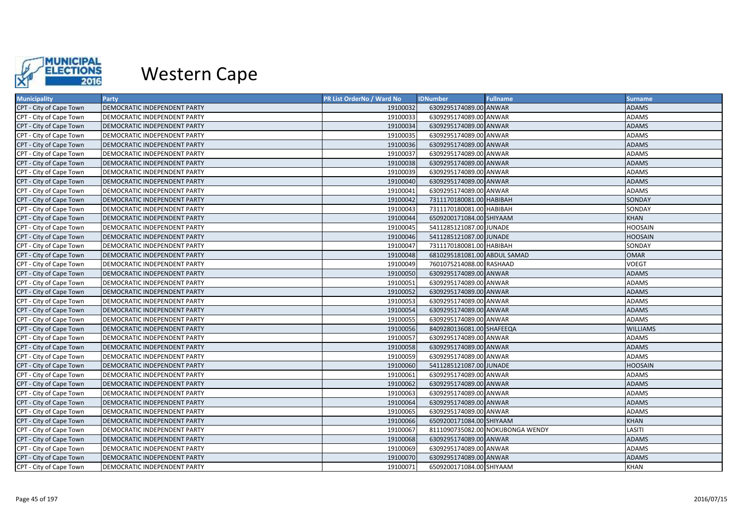# Western Cape

| Municipality | Party | PR List OrderNo / Ward No | IDNumber | Fullname | Surname |
|---|---|---|---|---|---|
| CPT - City of Cape Town | DEMOCRATIC INDEPENDENT PARTY | 19100032 | 6309295174089.00 | ANWAR | ADAMS |
| CPT - City of Cape Town | DEMOCRATIC INDEPENDENT PARTY | 19100033 | 6309295174089.00 | ANWAR | ADAMS |
| CPT - City of Cape Town | DEMOCRATIC INDEPENDENT PARTY | 19100034 | 6309295174089.00 | ANWAR | ADAMS |
| CPT - City of Cape Town | DEMOCRATIC INDEPENDENT PARTY | 19100035 | 6309295174089.00 | ANWAR | ADAMS |
| CPT - City of Cape Town | DEMOCRATIC INDEPENDENT PARTY | 19100036 | 6309295174089.00 | ANWAR | ADAMS |
| CPT - City of Cape Town | DEMOCRATIC INDEPENDENT PARTY | 19100037 | 6309295174089.00 | ANWAR | ADAMS |
| CPT - City of Cape Town | DEMOCRATIC INDEPENDENT PARTY | 19100038 | 6309295174089.00 | ANWAR | ADAMS |
| CPT - City of Cape Town | DEMOCRATIC INDEPENDENT PARTY | 19100039 | 6309295174089.00 | ANWAR | ADAMS |
| CPT - City of Cape Town | DEMOCRATIC INDEPENDENT PARTY | 19100040 | 6309295174089.00 | ANWAR | ADAMS |
| CPT - City of Cape Town | DEMOCRATIC INDEPENDENT PARTY | 19100041 | 6309295174089.00 | ANWAR | ADAMS |
| CPT - City of Cape Town | DEMOCRATIC INDEPENDENT PARTY | 19100042 | 7311170180081.00 | HABIBAH | SONDAY |
| CPT - City of Cape Town | DEMOCRATIC INDEPENDENT PARTY | 19100043 | 7311170180081.00 | HABIBAH | SONDAY |
| CPT - City of Cape Town | DEMOCRATIC INDEPENDENT PARTY | 19100044 | 6509200171084.00 | SHIYAAM | KHAN |
| CPT - City of Cape Town | DEMOCRATIC INDEPENDENT PARTY | 19100045 | 5411285121087.00 | JUNADE | HOOSAIN |
| CPT - City of Cape Town | DEMOCRATIC INDEPENDENT PARTY | 19100046 | 5411285121087.00 | JUNADE | HOOSAIN |
| CPT - City of Cape Town | DEMOCRATIC INDEPENDENT PARTY | 19100047 | 7311170180081.00 | HABIBAH | SONDAY |
| CPT - City of Cape Town | DEMOCRATIC INDEPENDENT PARTY | 19100048 | 6810295181081.00 | ABDUL SAMAD | OMAR |
| CPT - City of Cape Town | DEMOCRATIC INDEPENDENT PARTY | 19100049 | 7601075214088.00 | RASHAAD | VOEGT |
| CPT - City of Cape Town | DEMOCRATIC INDEPENDENT PARTY | 19100050 | 6309295174089.00 | ANWAR | ADAMS |
| CPT - City of Cape Town | DEMOCRATIC INDEPENDENT PARTY | 19100051 | 6309295174089.00 | ANWAR | ADAMS |
| CPT - City of Cape Town | DEMOCRATIC INDEPENDENT PARTY | 19100052 | 6309295174089.00 | ANWAR | ADAMS |
| CPT - City of Cape Town | DEMOCRATIC INDEPENDENT PARTY | 19100053 | 6309295174089.00 | ANWAR | ADAMS |
| CPT - City of Cape Town | DEMOCRATIC INDEPENDENT PARTY | 19100054 | 6309295174089.00 | ANWAR | ADAMS |
| CPT - City of Cape Town | DEMOCRATIC INDEPENDENT PARTY | 19100055 | 6309295174089.00 | ANWAR | ADAMS |
| CPT - City of Cape Town | DEMOCRATIC INDEPENDENT PARTY | 19100056 | 8409280136081.00 | SHAFEEQA | WILLIAMS |
| CPT - City of Cape Town | DEMOCRATIC INDEPENDENT PARTY | 19100057 | 6309295174089.00 | ANWAR | ADAMS |
| CPT - City of Cape Town | DEMOCRATIC INDEPENDENT PARTY | 19100058 | 6309295174089.00 | ANWAR | ADAMS |
| CPT - City of Cape Town | DEMOCRATIC INDEPENDENT PARTY | 19100059 | 6309295174089.00 | ANWAR | ADAMS |
| CPT - City of Cape Town | DEMOCRATIC INDEPENDENT PARTY | 19100060 | 5411285121087.00 | JUNADE | HOOSAIN |
| CPT - City of Cape Town | DEMOCRATIC INDEPENDENT PARTY | 19100061 | 6309295174089.00 | ANWAR | ADAMS |
| CPT - City of Cape Town | DEMOCRATIC INDEPENDENT PARTY | 19100062 | 6309295174089.00 | ANWAR | ADAMS |
| CPT - City of Cape Town | DEMOCRATIC INDEPENDENT PARTY | 19100063 | 6309295174089.00 | ANWAR | ADAMS |
| CPT - City of Cape Town | DEMOCRATIC INDEPENDENT PARTY | 19100064 | 6309295174089.00 | ANWAR | ADAMS |
| CPT - City of Cape Town | DEMOCRATIC INDEPENDENT PARTY | 19100065 | 6309295174089.00 | ANWAR | ADAMS |
| CPT - City of Cape Town | DEMOCRATIC INDEPENDENT PARTY | 19100066 | 6509200171084.00 | SHIYAAM | KHAN |
| CPT - City of Cape Town | DEMOCRATIC INDEPENDENT PARTY | 19100067 | 8111090735082.00 | NOKUBONGA WENDY | LASITI |
| CPT - City of Cape Town | DEMOCRATIC INDEPENDENT PARTY | 19100068 | 6309295174089.00 | ANWAR | ADAMS |
| CPT - City of Cape Town | DEMOCRATIC INDEPENDENT PARTY | 19100069 | 6309295174089.00 | ANWAR | ADAMS |
| CPT - City of Cape Town | DEMOCRATIC INDEPENDENT PARTY | 19100070 | 6309295174089.00 | ANWAR | ADAMS |
| CPT - City of Cape Town | DEMOCRATIC INDEPENDENT PARTY | 19100071 | 6509200171084.00 | SHIYAAM | KHAN |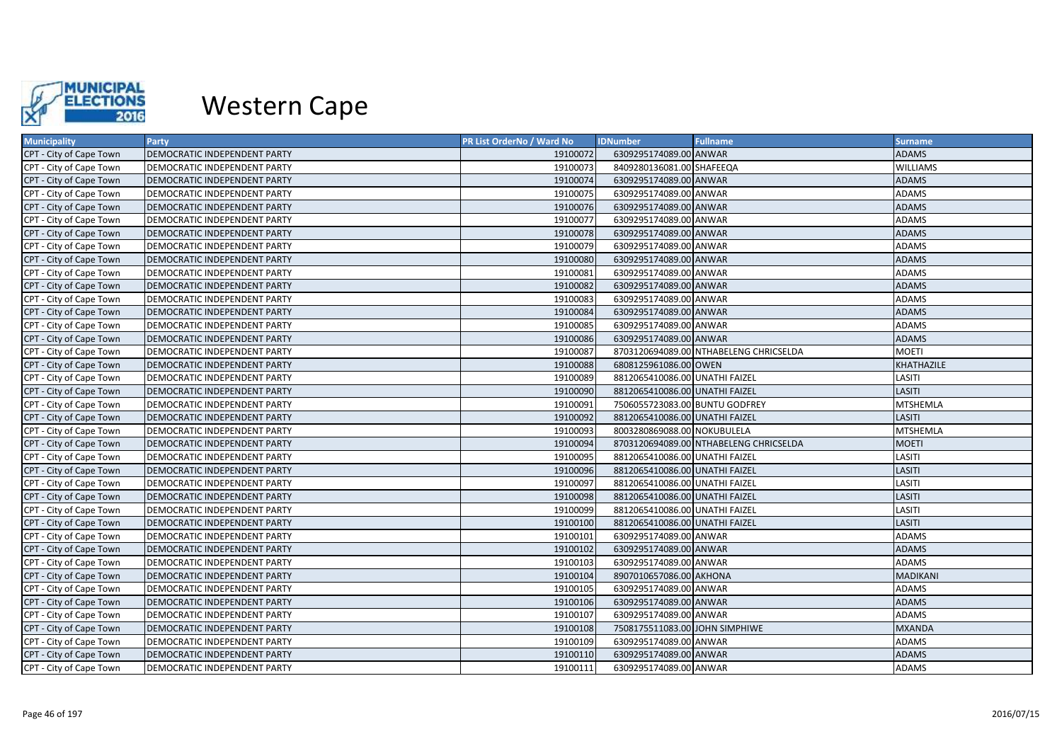# Western Cape

| Municipality | Party | PR List OrderNo / Ward No | IDNumber | Fullname | Surname |
|---|---|---|---|---|---|
| CPT - City of Cape Town | DEMOCRATIC INDEPENDENT PARTY | 19100072 | 6309295174089.00 | ANWAR | ADAMS |
| CPT - City of Cape Town | DEMOCRATIC INDEPENDENT PARTY | 19100073 | 8409280136081.00 | SHAFEEQA | WILLIAMS |
| CPT - City of Cape Town | DEMOCRATIC INDEPENDENT PARTY | 19100074 | 6309295174089.00 | ANWAR | ADAMS |
| CPT - City of Cape Town | DEMOCRATIC INDEPENDENT PARTY | 19100075 | 6309295174089.00 | ANWAR | ADAMS |
| CPT - City of Cape Town | DEMOCRATIC INDEPENDENT PARTY | 19100076 | 6309295174089.00 | ANWAR | ADAMS |
| CPT - City of Cape Town | DEMOCRATIC INDEPENDENT PARTY | 19100077 | 6309295174089.00 | ANWAR | ADAMS |
| CPT - City of Cape Town | DEMOCRATIC INDEPENDENT PARTY | 19100078 | 6309295174089.00 | ANWAR | ADAMS |
| CPT - City of Cape Town | DEMOCRATIC INDEPENDENT PARTY | 19100079 | 6309295174089.00 | ANWAR | ADAMS |
| CPT - City of Cape Town | DEMOCRATIC INDEPENDENT PARTY | 19100080 | 6309295174089.00 | ANWAR | ADAMS |
| CPT - City of Cape Town | DEMOCRATIC INDEPENDENT PARTY | 19100081 | 6309295174089.00 | ANWAR | ADAMS |
| CPT - City of Cape Town | DEMOCRATIC INDEPENDENT PARTY | 19100082 | 6309295174089.00 | ANWAR | ADAMS |
| CPT - City of Cape Town | DEMOCRATIC INDEPENDENT PARTY | 19100083 | 6309295174089.00 | ANWAR | ADAMS |
| CPT - City of Cape Town | DEMOCRATIC INDEPENDENT PARTY | 19100084 | 6309295174089.00 | ANWAR | ADAMS |
| CPT - City of Cape Town | DEMOCRATIC INDEPENDENT PARTY | 19100085 | 6309295174089.00 | ANWAR | ADAMS |
| CPT - City of Cape Town | DEMOCRATIC INDEPENDENT PARTY | 19100086 | 6309295174089.00 | ANWAR | ADAMS |
| CPT - City of Cape Town | DEMOCRATIC INDEPENDENT PARTY | 19100087 | 8703120694089.00 | NTHABELENG CHRICSELDA | MOETI |
| CPT - City of Cape Town | DEMOCRATIC INDEPENDENT PARTY | 19100088 | 6808125961086.00 | OWEN | KHATHAZILE |
| CPT - City of Cape Town | DEMOCRATIC INDEPENDENT PARTY | 19100089 | 8812065410086.00 | UNATHI FAIZEL | LASITI |
| CPT - City of Cape Town | DEMOCRATIC INDEPENDENT PARTY | 19100090 | 8812065410086.00 | UNATHI FAIZEL | LASITI |
| CPT - City of Cape Town | DEMOCRATIC INDEPENDENT PARTY | 19100091 | 7506055723083.00 | BUNTU GODFREY | MTSHEMLA |
| CPT - City of Cape Town | DEMOCRATIC INDEPENDENT PARTY | 19100092 | 8812065410086.00 | UNATHI FAIZEL | LASITI |
| CPT - City of Cape Town | DEMOCRATIC INDEPENDENT PARTY | 19100093 | 8003280869088.00 | NOKUBULELA | MTSHEMLA |
| CPT - City of Cape Town | DEMOCRATIC INDEPENDENT PARTY | 19100094 | 8703120694089.00 | NTHABELENG CHRICSELDA | MOETI |
| CPT - City of Cape Town | DEMOCRATIC INDEPENDENT PARTY | 19100095 | 8812065410086.00 | UNATHI FAIZEL | LASITI |
| CPT - City of Cape Town | DEMOCRATIC INDEPENDENT PARTY | 19100096 | 8812065410086.00 | UNATHI FAIZEL | LASITI |
| CPT - City of Cape Town | DEMOCRATIC INDEPENDENT PARTY | 19100097 | 8812065410086.00 | UNATHI FAIZEL | LASITI |
| CPT - City of Cape Town | DEMOCRATIC INDEPENDENT PARTY | 19100098 | 8812065410086.00 | UNATHI FAIZEL | LASITI |
| CPT - City of Cape Town | DEMOCRATIC INDEPENDENT PARTY | 19100099 | 8812065410086.00 | UNATHI FAIZEL | LASITI |
| CPT - City of Cape Town | DEMOCRATIC INDEPENDENT PARTY | 19100100 | 8812065410086.00 | UNATHI FAIZEL | LASITI |
| CPT - City of Cape Town | DEMOCRATIC INDEPENDENT PARTY | 19100101 | 6309295174089.00 | ANWAR | ADAMS |
| CPT - City of Cape Town | DEMOCRATIC INDEPENDENT PARTY | 19100102 | 6309295174089.00 | ANWAR | ADAMS |
| CPT - City of Cape Town | DEMOCRATIC INDEPENDENT PARTY | 19100103 | 6309295174089.00 | ANWAR | ADAMS |
| CPT - City of Cape Town | DEMOCRATIC INDEPENDENT PARTY | 19100104 | 8907010657086.00 | AKHONA | MADIKANI |
| CPT - City of Cape Town | DEMOCRATIC INDEPENDENT PARTY | 19100105 | 6309295174089.00 | ANWAR | ADAMS |
| CPT - City of Cape Town | DEMOCRATIC INDEPENDENT PARTY | 19100106 | 6309295174089.00 | ANWAR | ADAMS |
| CPT - City of Cape Town | DEMOCRATIC INDEPENDENT PARTY | 19100107 | 6309295174089.00 | ANWAR | ADAMS |
| CPT - City of Cape Town | DEMOCRATIC INDEPENDENT PARTY | 19100108 | 7508175511083.00 | JOHN SIMPHIWE | MXANDA |
| CPT - City of Cape Town | DEMOCRATIC INDEPENDENT PARTY | 19100109 | 6309295174089.00 | ANWAR | ADAMS |
| CPT - City of Cape Town | DEMOCRATIC INDEPENDENT PARTY | 19100110 | 6309295174089.00 | ANWAR | ADAMS |
| CPT - City of Cape Town | DEMOCRATIC INDEPENDENT PARTY | 19100111 | 6309295174089.00 | ANWAR | ADAMS |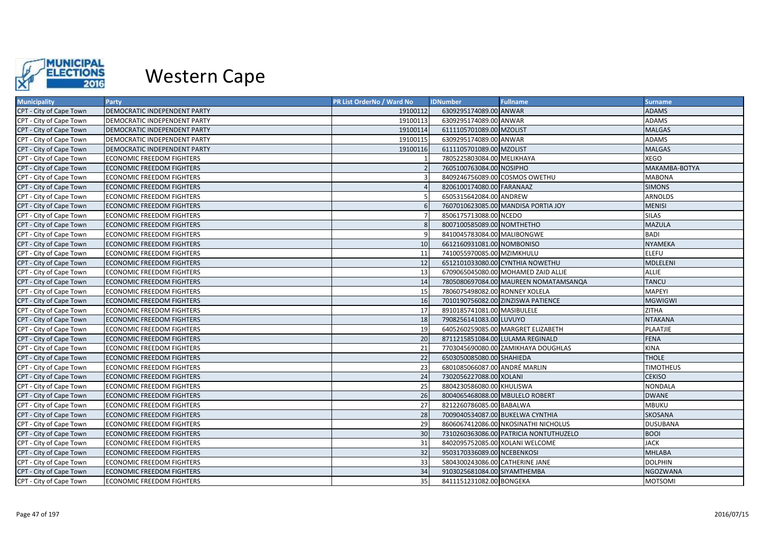# Western Cape

| Municipality | Party | PR List OrderNo / Ward No | IDNumber | Fullname | Surname |
|---|---|---|---|---|---|
| CPT - City of Cape Town | DEMOCRATIC INDEPENDENT PARTY | 19100112 | 6309295174089.00 | ANWAR | ADAMS |
| CPT - City of Cape Town | DEMOCRATIC INDEPENDENT PARTY | 19100113 | 6309295174089.00 | ANWAR | ADAMS |
| CPT - City of Cape Town | DEMOCRATIC INDEPENDENT PARTY | 19100114 | 6111105701089.00 | MZOLIST | MALGAS |
| CPT - City of Cape Town | DEMOCRATIC INDEPENDENT PARTY | 19100115 | 6309295174089.00 | ANWAR | ADAMS |
| CPT - City of Cape Town | DEMOCRATIC INDEPENDENT PARTY | 19100116 | 6111105701089.00 | MZOLIST | MALGAS |
| CPT - City of Cape Town | ECONOMIC FREEDOM FIGHTERS | 1 | 7805225803084.00 | MELIKHAYA | XEGO |
| CPT - City of Cape Town | ECONOMIC FREEDOM FIGHTERS | 2 | 7605100763084.00 | NOSIPHO | MAKAMBA-BOTYA |
| CPT - City of Cape Town | ECONOMIC FREEDOM FIGHTERS | 3 | 8409246756089.00 | COSMOS OWETHU | MABONA |
| CPT - City of Cape Town | ECONOMIC FREEDOM FIGHTERS | 4 | 8206100174080.00 | FARANAAZ | SIMONS |
| CPT - City of Cape Town | ECONOMIC FREEDOM FIGHTERS | 5 | 6505315642084.00 | ANDREW | ARNOLDS |
| CPT - City of Cape Town | ECONOMIC FREEDOM FIGHTERS | 6 | 7607010623085.00 | MANDISA PORTIA JOY | MENISI |
| CPT - City of Cape Town | ECONOMIC FREEDOM FIGHTERS | 7 | 8506175713088.00 | NCEDO | SILAS |
| CPT - City of Cape Town | ECONOMIC FREEDOM FIGHTERS | 8 | 8007100585089.00 | NOMTHETHO | MAZULA |
| CPT - City of Cape Town | ECONOMIC FREEDOM FIGHTERS | 9 | 8410045783084.00 | MALIBONGWE | BADI |
| CPT - City of Cape Town | ECONOMIC FREEDOM FIGHTERS | 10 | 6612160931081.00 | NOMBONISO | NYAMEKA |
| CPT - City of Cape Town | ECONOMIC FREEDOM FIGHTERS | 11 | 7410055970085.00 | MZIMKHULU | ELEFU |
| CPT - City of Cape Town | ECONOMIC FREEDOM FIGHTERS | 12 | 6512101033080.00 | CYNTHIA NOWETHU | MDLELENI |
| CPT - City of Cape Town | ECONOMIC FREEDOM FIGHTERS | 13 | 6709065045080.00 | MOHAMED ZAID ALLIE | ALLIE |
| CPT - City of Cape Town | ECONOMIC FREEDOM FIGHTERS | 14 | 7805080697084.00 | MAUREEN NOMATAMSANQA | TANCU |
| CPT - City of Cape Town | ECONOMIC FREEDOM FIGHTERS | 15 | 7806075498082.00 | RONNEY XOLELA | MAPEYI |
| CPT - City of Cape Town | ECONOMIC FREEDOM FIGHTERS | 16 | 7010190756082.00 | ZINZISWA PATIENCE | MGWIGWI |
| CPT - City of Cape Town | ECONOMIC FREEDOM FIGHTERS | 17 | 8910185741081.00 | MASIBULELE | ZITHA |
| CPT - City of Cape Town | ECONOMIC FREEDOM FIGHTERS | 18 | 7908256141083.00 | LUVUYO | NTAKANA |
| CPT - City of Cape Town | ECONOMIC FREEDOM FIGHTERS | 19 | 6405260259085.00 | MARGRET ELIZABETH | PLAATJIE |
| CPT - City of Cape Town | ECONOMIC FREEDOM FIGHTERS | 20 | 8711215851084.00 | LULAMA REGINALD | FENA |
| CPT - City of Cape Town | ECONOMIC FREEDOM FIGHTERS | 21 | 7703045690080.00 | ZAMIKHAYA DOUGHLAS | KINA |
| CPT - City of Cape Town | ECONOMIC FREEDOM FIGHTERS | 22 | 6503050085080.00 | SHAHIEDA | THOLE |
| CPT - City of Cape Town | ECONOMIC FREEDOM FIGHTERS | 23 | 6801085066087.00 | ANDRÉ MARLIN | TIMOTHEUS |
| CPT - City of Cape Town | ECONOMIC FREEDOM FIGHTERS | 24 | 7302056227088.00 | XOLANI | CEKISO |
| CPT - City of Cape Town | ECONOMIC FREEDOM FIGHTERS | 25 | 8804230586080.00 | KHULISWA | NONDALA |
| CPT - City of Cape Town | ECONOMIC FREEDOM FIGHTERS | 26 | 8004065468088.00 | MBULELO ROBERT | DWANE |
| CPT - City of Cape Town | ECONOMIC FREEDOM FIGHTERS | 27 | 8212260786085.00 | BABALWA | MBUKU |
| CPT - City of Cape Town | ECONOMIC FREEDOM FIGHTERS | 28 | 7009040534087.00 | BUKELWA CYNTHIA | SKOSANA |
| CPT - City of Cape Town | ECONOMIC FREEDOM FIGHTERS | 29 | 8606067412086.00 | NKOSINATHI NICHOLUS | DUSUBANA |
| CPT - City of Cape Town | ECONOMIC FREEDOM FIGHTERS | 30 | 7310260363086.00 | PATRICIA NONTUTHUZELO | BOOI |
| CPT - City of Cape Town | ECONOMIC FREEDOM FIGHTERS | 31 | 8402095752085.00 | XOLANI WELCOME | JACK |
| CPT - City of Cape Town | ECONOMIC FREEDOM FIGHTERS | 32 | 9503170336089.00 | NCEBENKOSI | MHLABA |
| CPT - City of Cape Town | ECONOMIC FREEDOM FIGHTERS | 33 | 5804300243086.00 | CATHERINE JANE | DOLPHIN |
| CPT - City of Cape Town | ECONOMIC FREEDOM FIGHTERS | 34 | 9103025681084.00 | SIYAMTHEMBA | NGOZWANA |
| CPT - City of Cape Town | ECONOMIC FREEDOM FIGHTERS | 35 | 8411151231082.00 | BONGEKA | MOTSOMI |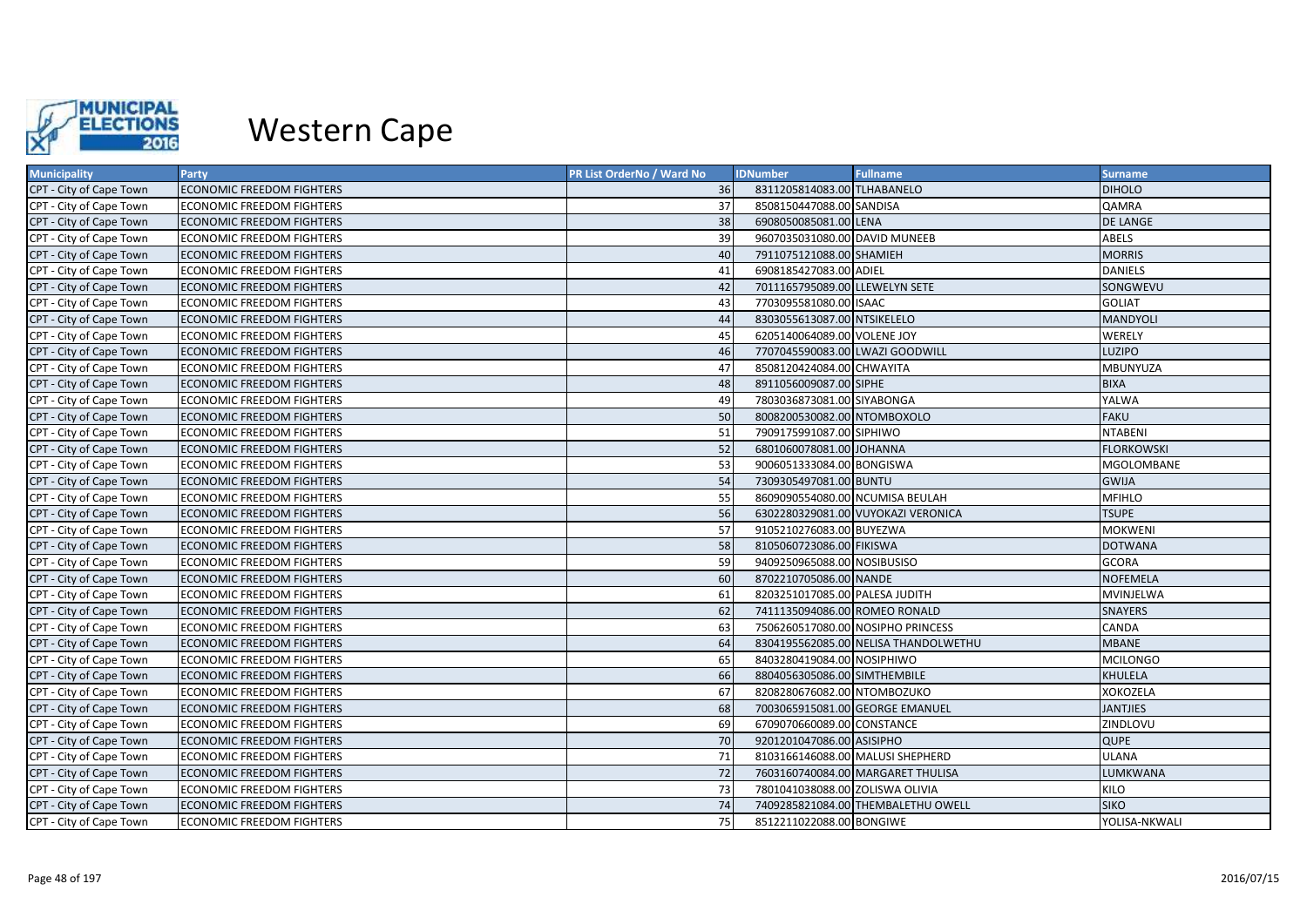# Western Cape

| Municipality | Party | PR List OrderNo / Ward No | IDNumber | Fullname | Surname |
|---|---|---|---|---|---|
| CPT - City of Cape Town | ECONOMIC FREEDOM FIGHTERS | 36 | 8311205814083.00 | TLHABANELO | DIHOLO |
| CPT - City of Cape Town | ECONOMIC FREEDOM FIGHTERS | 37 | 8508150447088.00 | SANDISA | QAMRA |
| CPT - City of Cape Town | ECONOMIC FREEDOM FIGHTERS | 38 | 6908050085081.00 | LENA | DE LANGE |
| CPT - City of Cape Town | ECONOMIC FREEDOM FIGHTERS | 39 | 9607035031080.00 | DAVID MUNEEB | ABELS |
| CPT - City of Cape Town | ECONOMIC FREEDOM FIGHTERS | 40 | 7911075121088.00 | SHAMIEH | MORRIS |
| CPT - City of Cape Town | ECONOMIC FREEDOM FIGHTERS | 41 | 6908185427083.00 | ADIEL | DANIELS |
| CPT - City of Cape Town | ECONOMIC FREEDOM FIGHTERS | 42 | 7011165795089.00 | LLEWELYN SETE | SONGWEVU |
| CPT - City of Cape Town | ECONOMIC FREEDOM FIGHTERS | 43 | 7703095581080.00 | ISAAC | GOLIAT |
| CPT - City of Cape Town | ECONOMIC FREEDOM FIGHTERS | 44 | 8303055613087.00 | NTSIKELELO | MANDYOLI |
| CPT - City of Cape Town | ECONOMIC FREEDOM FIGHTERS | 45 | 6205140064089.00 | VOLENE JOY | WERELY |
| CPT - City of Cape Town | ECONOMIC FREEDOM FIGHTERS | 46 | 7707045590083.00 | LWAZI GOODWILL | LUZIPO |
| CPT - City of Cape Town | ECONOMIC FREEDOM FIGHTERS | 47 | 8508120424084.00 | CHWAYITA | MBUNYUZA |
| CPT - City of Cape Town | ECONOMIC FREEDOM FIGHTERS | 48 | 8911056009087.00 | SIPHE | BIXA |
| CPT - City of Cape Town | ECONOMIC FREEDOM FIGHTERS | 49 | 7803036873081.00 | SIYABONGA | YALWA |
| CPT - City of Cape Town | ECONOMIC FREEDOM FIGHTERS | 50 | 8008200530082.00 | NTOMBOXOLO | FAKU |
| CPT - City of Cape Town | ECONOMIC FREEDOM FIGHTERS | 51 | 7909175991087.00 | SIPHIWO | NTABENI |
| CPT - City of Cape Town | ECONOMIC FREEDOM FIGHTERS | 52 | 6801060078081.00 | JOHANNA | FLORKOWSKI |
| CPT - City of Cape Town | ECONOMIC FREEDOM FIGHTERS | 53 | 9006051333084.00 | BONGISWA | MGOLOMBANE |
| CPT - City of Cape Town | ECONOMIC FREEDOM FIGHTERS | 54 | 7309305497081.00 | BUNTU | GWIJA |
| CPT - City of Cape Town | ECONOMIC FREEDOM FIGHTERS | 55 | 8609090554080.00 | NCUMISA BEULAH | MFIHLO |
| CPT - City of Cape Town | ECONOMIC FREEDOM FIGHTERS | 56 | 6302280329081.00 | VUYOKAZI VERONICA | TSUPE |
| CPT - City of Cape Town | ECONOMIC FREEDOM FIGHTERS | 57 | 9105210276083.00 | BUYEZWA | MOKWENI |
| CPT - City of Cape Town | ECONOMIC FREEDOM FIGHTERS | 58 | 8105060723086.00 | FIKISWA | DOTWANA |
| CPT - City of Cape Town | ECONOMIC FREEDOM FIGHTERS | 59 | 9409250965088.00 | NOSIBUSISO | GCORA |
| CPT - City of Cape Town | ECONOMIC FREEDOM FIGHTERS | 60 | 8702210705086.00 | NANDE | NOFEMELA |
| CPT - City of Cape Town | ECONOMIC FREEDOM FIGHTERS | 61 | 8203251017085.00 | PALESA JUDITH | MVINJELWA |
| CPT - City of Cape Town | ECONOMIC FREEDOM FIGHTERS | 62 | 7411135094086.00 | ROMEO RONALD | SNAYERS |
| CPT - City of Cape Town | ECONOMIC FREEDOM FIGHTERS | 63 | 7506260517080.00 | NOSIPHO PRINCESS | CANDA |
| CPT - City of Cape Town | ECONOMIC FREEDOM FIGHTERS | 64 | 8304195562085.00 | NELISA THANDOLWETHU | MBANE |
| CPT - City of Cape Town | ECONOMIC FREEDOM FIGHTERS | 65 | 8403280419084.00 | NOSIPHIWO | MCILONGO |
| CPT - City of Cape Town | ECONOMIC FREEDOM FIGHTERS | 66 | 8804056305086.00 | SIMTHEMBILE | KHULELA |
| CPT - City of Cape Town | ECONOMIC FREEDOM FIGHTERS | 67 | 8208280676082.00 | NTOMBOZUKO | XOKOZELA |
| CPT - City of Cape Town | ECONOMIC FREEDOM FIGHTERS | 68 | 7003065915081.00 | GEORGE EMANUEL | JANTJIES |
| CPT - City of Cape Town | ECONOMIC FREEDOM FIGHTERS | 69 | 6709070660089.00 | CONSTANCE | ZINDLOVU |
| CPT - City of Cape Town | ECONOMIC FREEDOM FIGHTERS | 70 | 9201201047086.00 | ASISIPHO | QUPE |
| CPT - City of Cape Town | ECONOMIC FREEDOM FIGHTERS | 71 | 8103166146088.00 | MALUSI SHEPHERD | ULANA |
| CPT - City of Cape Town | ECONOMIC FREEDOM FIGHTERS | 72 | 7603160740084.00 | MARGARET THULISA | LUMKWANA |
| CPT - City of Cape Town | ECONOMIC FREEDOM FIGHTERS | 73 | 7801041038088.00 | ZOLISWA OLIVIA | KILO |
| CPT - City of Cape Town | ECONOMIC FREEDOM FIGHTERS | 74 | 7409285821084.00 | THEMBALETHU OWELL | SIKO |
| CPT - City of Cape Town | ECONOMIC FREEDOM FIGHTERS | 75 | 8512211022088.00 | BONGIWE | YOLISA-NKWALI |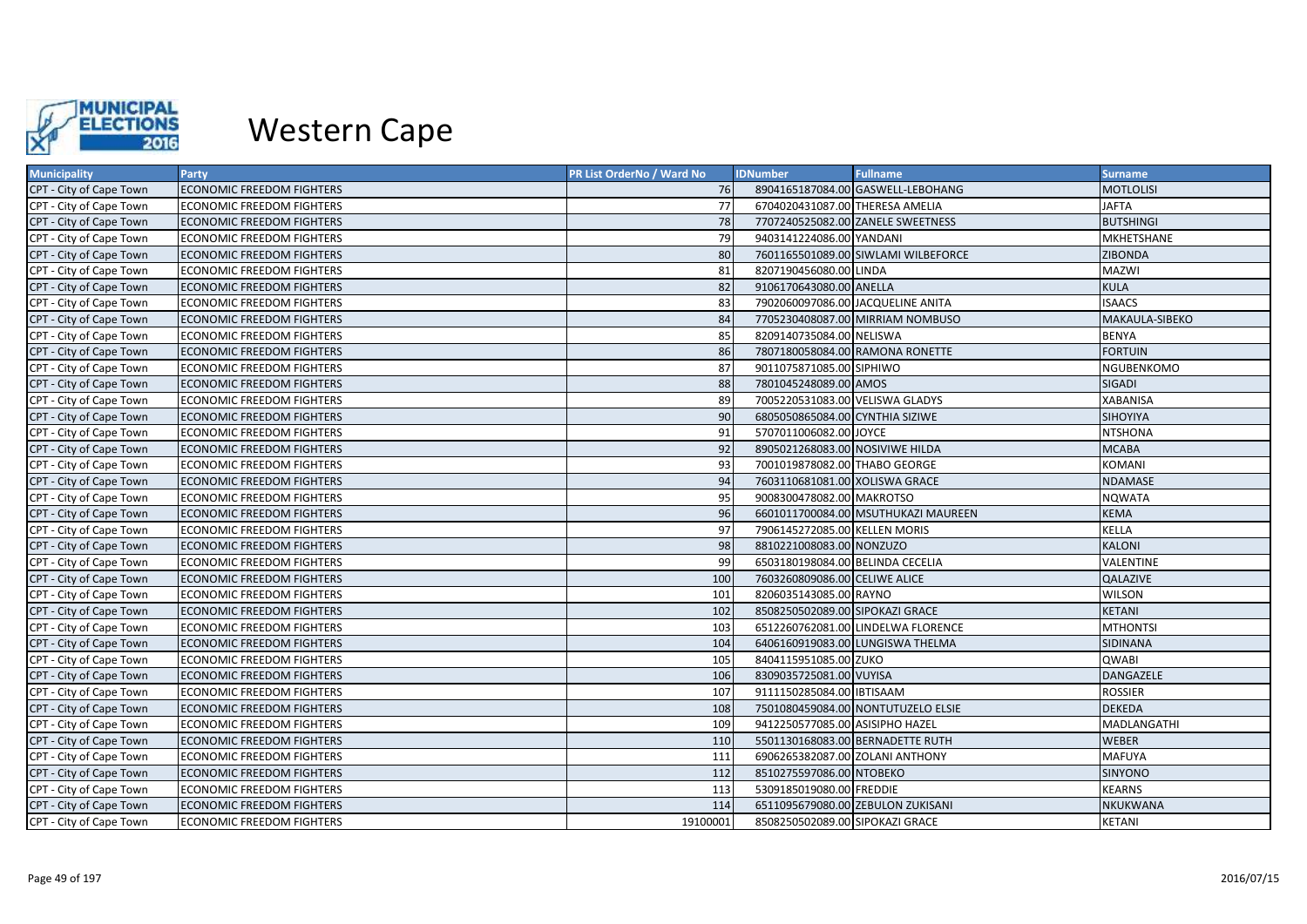# Western Cape

| Municipality | Party | PR List OrderNo / Ward No | IDNumber | Fullname | Surname |
|---|---|---|---|---|---|
| CPT - City of Cape Town | ECONOMIC FREEDOM FIGHTERS | 76 | 8904165187084.00 | GASWELL-LEBOHANG | MOTLOLISI |
| CPT - City of Cape Town | ECONOMIC FREEDOM FIGHTERS | 77 | 6704020431087.00 | THERESA AMELIA | JAFTA |
| CPT - City of Cape Town | ECONOMIC FREEDOM FIGHTERS | 78 | 7707240525082.00 | ZANELE SWEETNESS | BUTSHINGI |
| CPT - City of Cape Town | ECONOMIC FREEDOM FIGHTERS | 79 | 9403141224086.00 | YANDANI | MKHETSHANE |
| CPT - City of Cape Town | ECONOMIC FREEDOM FIGHTERS | 80 | 7601165501089.00 | SIWLAMI WILBEFORCE | ZIBONDA |
| CPT - City of Cape Town | ECONOMIC FREEDOM FIGHTERS | 81 | 8207190456080.00 | LINDA | MAZWI |
| CPT - City of Cape Town | ECONOMIC FREEDOM FIGHTERS | 82 | 9106170643080.00 | ANELLA | KULA |
| CPT - City of Cape Town | ECONOMIC FREEDOM FIGHTERS | 83 | 7902060097086.00 | JACQUELINE ANITA | ISAACS |
| CPT - City of Cape Town | ECONOMIC FREEDOM FIGHTERS | 84 | 7705230408087.00 | MIRRIAM NOMBUSO | MAKAULA-SIBEKO |
| CPT - City of Cape Town | ECONOMIC FREEDOM FIGHTERS | 85 | 8209140735084.00 | NELISWA | BENYA |
| CPT - City of Cape Town | ECONOMIC FREEDOM FIGHTERS | 86 | 7807180058084.00 | RAMONA RONETTE | FORTUIN |
| CPT - City of Cape Town | ECONOMIC FREEDOM FIGHTERS | 87 | 9011075871085.00 | SIPHIWO | NGUBENKOMO |
| CPT - City of Cape Town | ECONOMIC FREEDOM FIGHTERS | 88 | 7801045248089.00 | AMOS | SIGADI |
| CPT - City of Cape Town | ECONOMIC FREEDOM FIGHTERS | 89 | 7005220531083.00 | VELISWA GLADYS | XABANISA |
| CPT - City of Cape Town | ECONOMIC FREEDOM FIGHTERS | 90 | 6805050865084.00 | CYNTHIA SIZIWE | SIHOYIYA |
| CPT - City of Cape Town | ECONOMIC FREEDOM FIGHTERS | 91 | 5707011006082.00 | JOYCE | NTSHONA |
| CPT - City of Cape Town | ECONOMIC FREEDOM FIGHTERS | 92 | 8905021268083.00 | NOSIVIWE HILDA | MCABA |
| CPT - City of Cape Town | ECONOMIC FREEDOM FIGHTERS | 93 | 7001019878082.00 | THABO GEORGE | KOMANI |
| CPT - City of Cape Town | ECONOMIC FREEDOM FIGHTERS | 94 | 7603110681081.00 | XOLISWA GRACE | NDAMASE |
| CPT - City of Cape Town | ECONOMIC FREEDOM FIGHTERS | 95 | 9008300478082.00 | MAKROTSO | NQWATA |
| CPT - City of Cape Town | ECONOMIC FREEDOM FIGHTERS | 96 | 6601011700084.00 | MSUTHUKAZI MAUREEN | KEMA |
| CPT - City of Cape Town | ECONOMIC FREEDOM FIGHTERS | 97 | 7906145272085.00 | KELLEN MORIS | KELLA |
| CPT - City of Cape Town | ECONOMIC FREEDOM FIGHTERS | 98 | 8810221008083.00 | NONZUZO | KALONI |
| CPT - City of Cape Town | ECONOMIC FREEDOM FIGHTERS | 99 | 6503180198084.00 | BELINDA CECELIA | VALENTINE |
| CPT - City of Cape Town | ECONOMIC FREEDOM FIGHTERS | 100 | 7603260809086.00 | CELIWE ALICE | QALAZIVE |
| CPT - City of Cape Town | ECONOMIC FREEDOM FIGHTERS | 101 | 8206035143085.00 | RAYNO | WILSON |
| CPT - City of Cape Town | ECONOMIC FREEDOM FIGHTERS | 102 | 8508250502089.00 | SIPOKAZI GRACE | KETANI |
| CPT - City of Cape Town | ECONOMIC FREEDOM FIGHTERS | 103 | 6512260762081.00 | LINDELWA FLORENCE | MTHONTSI |
| CPT - City of Cape Town | ECONOMIC FREEDOM FIGHTERS | 104 | 6406160919083.00 | LUNGISWA THELMA | SIDINANA |
| CPT - City of Cape Town | ECONOMIC FREEDOM FIGHTERS | 105 | 8404115951085.00 | ZUKO | QWABI |
| CPT - City of Cape Town | ECONOMIC FREEDOM FIGHTERS | 106 | 8309035725081.00 | VUYISA | DANGAZELE |
| CPT - City of Cape Town | ECONOMIC FREEDOM FIGHTERS | 107 | 9111150285084.00 | IBTISAAM | ROSSIER |
| CPT - City of Cape Town | ECONOMIC FREEDOM FIGHTERS | 108 | 7501080459084.00 | NONTUTUZELO ELSIE | DEKEDA |
| CPT - City of Cape Town | ECONOMIC FREEDOM FIGHTERS | 109 | 9412250577085.00 | ASISIPHO HAZEL | MADLANGATHI |
| CPT - City of Cape Town | ECONOMIC FREEDOM FIGHTERS | 110 | 5501130168083.00 | BERNADETTE RUTH | WEBER |
| CPT - City of Cape Town | ECONOMIC FREEDOM FIGHTERS | 111 | 6906265382087.00 | ZOLANI ANTHONY | MAFUYA |
| CPT - City of Cape Town | ECONOMIC FREEDOM FIGHTERS | 112 | 8510275597086.00 | NTOBEKO | SINYONO |
| CPT - City of Cape Town | ECONOMIC FREEDOM FIGHTERS | 113 | 5309185019080.00 | FREDDIE | KEARNS |
| CPT - City of Cape Town | ECONOMIC FREEDOM FIGHTERS | 114 | 6511095679080.00 | ZEBULON ZUKISANI | NKUKWANA |
| CPT - City of Cape Town | ECONOMIC FREEDOM FIGHTERS | 19100001 | 8508250502089.00 | SIPOKAZI GRACE | KETANI |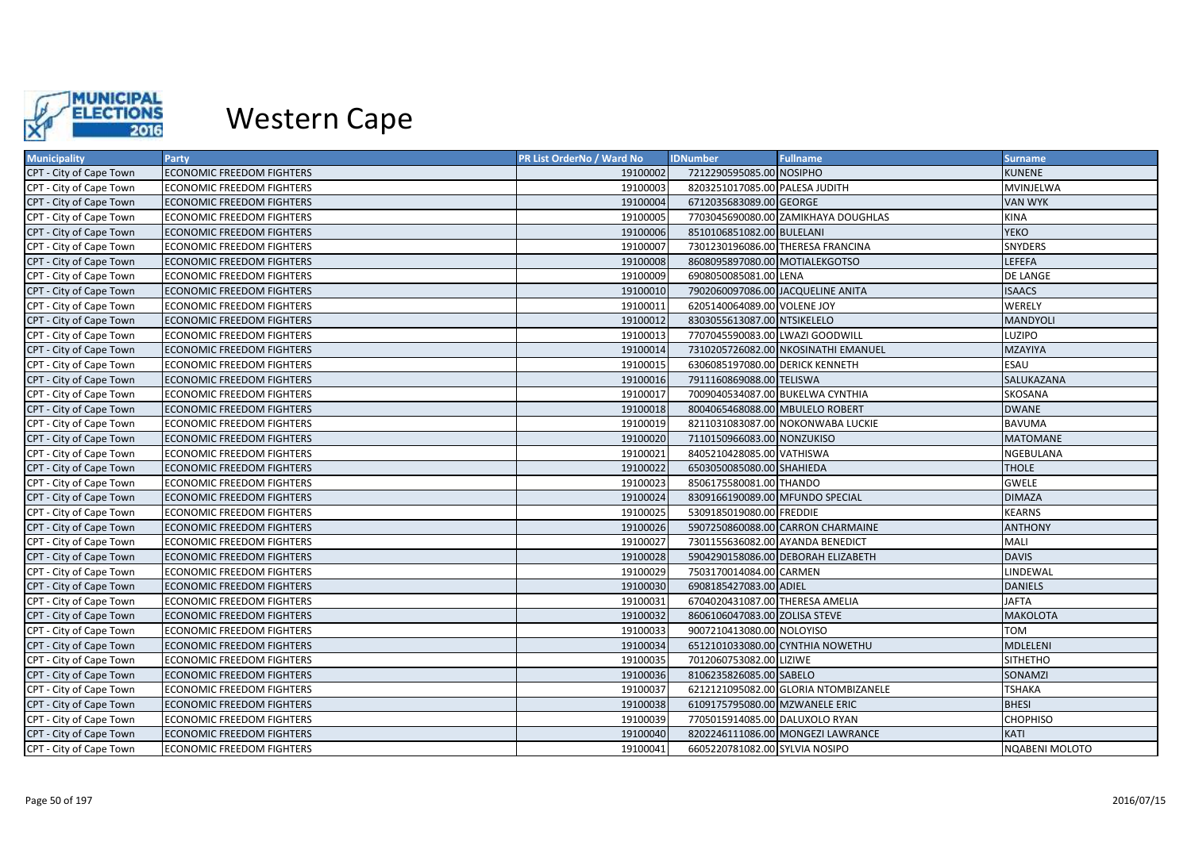# Western Cape

| Municipality | Party | PR List OrderNo / Ward No | IDNumber | Fullname | Surname |
|---|---|---|---|---|---|
| CPT - City of Cape Town | ECONOMIC FREEDOM FIGHTERS | 19100002 | 7212290595085.00 | NOSIPHO | KUNENE |
| CPT - City of Cape Town | ECONOMIC FREEDOM FIGHTERS | 19100003 | 8203251017085.00 | PALESA JUDITH | MVINJELWA |
| CPT - City of Cape Town | ECONOMIC FREEDOM FIGHTERS | 19100004 | 6712035683089.00 | GEORGE | VAN WYK |
| CPT - City of Cape Town | ECONOMIC FREEDOM FIGHTERS | 19100005 | 7703045690080.00 | ZAMIKHAYA DOUGHLAS | KINA |
| CPT - City of Cape Town | ECONOMIC FREEDOM FIGHTERS | 19100006 | 8510106851082.00 | BULELANI | YEKO |
| CPT - City of Cape Town | ECONOMIC FREEDOM FIGHTERS | 19100007 | 7301230196086.00 | THERESA FRANCINA | SNYDERS |
| CPT - City of Cape Town | ECONOMIC FREEDOM FIGHTERS | 19100008 | 8608095897080.00 | MOTIALEKGOTSO | LEFEFA |
| CPT - City of Cape Town | ECONOMIC FREEDOM FIGHTERS | 19100009 | 6908050085081.00 | LENA | DE LANGE |
| CPT - City of Cape Town | ECONOMIC FREEDOM FIGHTERS | 19100010 | 7902060097086.00 | JACQUELINE ANITA | ISAACS |
| CPT - City of Cape Town | ECONOMIC FREEDOM FIGHTERS | 19100011 | 6205140064089.00 | VOLENE JOY | WERELY |
| CPT - City of Cape Town | ECONOMIC FREEDOM FIGHTERS | 19100012 | 8303055613087.00 | NTSIKELELO | MANDYOLI |
| CPT - City of Cape Town | ECONOMIC FREEDOM FIGHTERS | 19100013 | 7707045590083.00 | LWAZI GOODWILL | LUZIPO |
| CPT - City of Cape Town | ECONOMIC FREEDOM FIGHTERS | 19100014 | 7310205726082.00 | NKOSINATHI EMANUEL | MZAYIYA |
| CPT - City of Cape Town | ECONOMIC FREEDOM FIGHTERS | 19100015 | 6306085197080.00 | DERICK KENNETH | ESAU |
| CPT - City of Cape Town | ECONOMIC FREEDOM FIGHTERS | 19100016 | 7911160869088.00 | TELISWA | SALUKAZANA |
| CPT - City of Cape Town | ECONOMIC FREEDOM FIGHTERS | 19100017 | 7009040534087.00 | BUKELWA CYNTHIA | SKOSANA |
| CPT - City of Cape Town | ECONOMIC FREEDOM FIGHTERS | 19100018 | 8004065468088.00 | MBULELO ROBERT | DWANE |
| CPT - City of Cape Town | ECONOMIC FREEDOM FIGHTERS | 19100019 | 8211031083087.00 | NOKONWABA LUCKIE | BAVUMA |
| CPT - City of Cape Town | ECONOMIC FREEDOM FIGHTERS | 19100020 | 7110150966083.00 | NONZUKISO | MATOMANE |
| CPT - City of Cape Town | ECONOMIC FREEDOM FIGHTERS | 19100021 | 8405210428085.00 | VATHISWA | NGEBULANA |
| CPT - City of Cape Town | ECONOMIC FREEDOM FIGHTERS | 19100022 | 6503050085080.00 | SHAHIEDA | THOLE |
| CPT - City of Cape Town | ECONOMIC FREEDOM FIGHTERS | 19100023 | 8506175580081.00 | THANDO | GWELE |
| CPT - City of Cape Town | ECONOMIC FREEDOM FIGHTERS | 19100024 | 8309166190089.00 | MFUNDO SPECIAL | DIMAZA |
| CPT - City of Cape Town | ECONOMIC FREEDOM FIGHTERS | 19100025 | 5309185019080.00 | FREDDIE | KEARNS |
| CPT - City of Cape Town | ECONOMIC FREEDOM FIGHTERS | 19100026 | 5907250860088.00 | CARRON CHARMAINE | ANTHONY |
| CPT - City of Cape Town | ECONOMIC FREEDOM FIGHTERS | 19100027 | 7301155636082.00 | AYANDA BENEDICT | MALI |
| CPT - City of Cape Town | ECONOMIC FREEDOM FIGHTERS | 19100028 | 5904290158086.00 | DEBORAH ELIZABETH | DAVIS |
| CPT - City of Cape Town | ECONOMIC FREEDOM FIGHTERS | 19100029 | 7503170014084.00 | CARMEN | LINDEWAL |
| CPT - City of Cape Town | ECONOMIC FREEDOM FIGHTERS | 19100030 | 6908185427083.00 | ADIEL | DANIELS |
| CPT - City of Cape Town | ECONOMIC FREEDOM FIGHTERS | 19100031 | 6704020431087.00 | THERESA AMELIA | JAFTA |
| CPT - City of Cape Town | ECONOMIC FREEDOM FIGHTERS | 19100032 | 8606106047083.00 | ZOLISA STEVE | MAKOLOTA |
| CPT - City of Cape Town | ECONOMIC FREEDOM FIGHTERS | 19100033 | 9007210413080.00 | NOLOYISO | TOM |
| CPT - City of Cape Town | ECONOMIC FREEDOM FIGHTERS | 19100034 | 6512101033080.00 | CYNTHIA NOWETHU | MDLELENI |
| CPT - City of Cape Town | ECONOMIC FREEDOM FIGHTERS | 19100035 | 7012060753082.00 | LIZIWE | SITHETHO |
| CPT - City of Cape Town | ECONOMIC FREEDOM FIGHTERS | 19100036 | 8106235826085.00 | SABELO | SONAMZI |
| CPT - City of Cape Town | ECONOMIC FREEDOM FIGHTERS | 19100037 | 6212121095082.00 | GLORIA NTOMBIZANELE | TSHAKA |
| CPT - City of Cape Town | ECONOMIC FREEDOM FIGHTERS | 19100038 | 6109175795080.00 | MZWANELE ERIC | BHESI |
| CPT - City of Cape Town | ECONOMIC FREEDOM FIGHTERS | 19100039 | 7705015914085.00 | DALUXOLO RYAN | CHOPHISO |
| CPT - City of Cape Town | ECONOMIC FREEDOM FIGHTERS | 19100040 | 8202246111086.00 | MONGEZI LAWRANCE | KATI |
| CPT - City of Cape Town | ECONOMIC FREEDOM FIGHTERS | 19100041 | 6605220781082.00 | SYLVIA NOSIPO | NQABENI MOLOTO |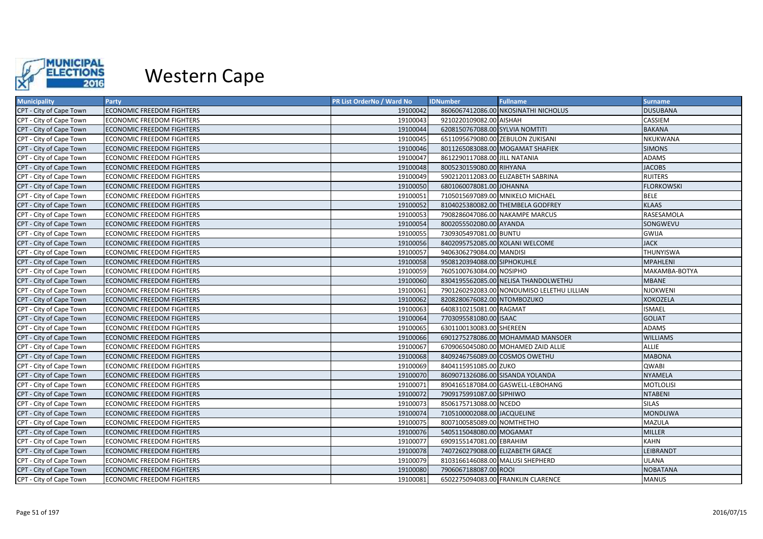# Western Cape

| Municipality | Party | PR List OrderNo / Ward No | IDNumber | Fullname | Surname |
|---|---|---|---|---|---|
| CPT - City of Cape Town | ECONOMIC FREEDOM FIGHTERS | 19100042 | 8606067412086.00 | NKOSINATHI NICHOLUS | DUSUBANA |
| CPT - City of Cape Town | ECONOMIC FREEDOM FIGHTERS | 19100043 | 9210220109082.00 | AISHAH | CASSIEM |
| CPT - City of Cape Town | ECONOMIC FREEDOM FIGHTERS | 19100044 | 6208150767088.00 | SYLVIA NOMTITI | BAKANA |
| CPT - City of Cape Town | ECONOMIC FREEDOM FIGHTERS | 19100045 | 6511095679080.00 | ZEBULON ZUKISANI | NKUKWANA |
| CPT - City of Cape Town | ECONOMIC FREEDOM FIGHTERS | 19100046 | 8011265083088.00 | MOGAMAT SHAFIEK | SIMONS |
| CPT - City of Cape Town | ECONOMIC FREEDOM FIGHTERS | 19100047 | 8612290117088.00 | JILL NATANIA | ADAMS |
| CPT - City of Cape Town | ECONOMIC FREEDOM FIGHTERS | 19100048 | 8005230159080.00 | RIHYANA | JACOBS |
| CPT - City of Cape Town | ECONOMIC FREEDOM FIGHTERS | 19100049 | 5902120112083.00 | ELIZABETH SABRINA | RUITERS |
| CPT - City of Cape Town | ECONOMIC FREEDOM FIGHTERS | 19100050 | 6801060078081.00 | JOHANNA | FLORKOWSKI |
| CPT - City of Cape Town | ECONOMIC FREEDOM FIGHTERS | 19100051 | 7105015697089.00 | MNIKELO MICHAEL | BELE |
| CPT - City of Cape Town | ECONOMIC FREEDOM FIGHTERS | 19100052 | 8104025380082.00 | THEMBELA GODFREY | KLAAS |
| CPT - City of Cape Town | ECONOMIC FREEDOM FIGHTERS | 19100053 | 7908286047086.00 | NAKAMPE MARCUS | RASESAMOLA |
| CPT - City of Cape Town | ECONOMIC FREEDOM FIGHTERS | 19100054 | 8002055502080.00 | AYANDA | SONGWEVU |
| CPT - City of Cape Town | ECONOMIC FREEDOM FIGHTERS | 19100055 | 7309305497081.00 | BUNTU | GWIJA |
| CPT - City of Cape Town | ECONOMIC FREEDOM FIGHTERS | 19100056 | 8402095752085.00 | XOLANI WELCOME | JACK |
| CPT - City of Cape Town | ECONOMIC FREEDOM FIGHTERS | 19100057 | 9406306279084.00 | MANDISI | THUNYISWA |
| CPT - City of Cape Town | ECONOMIC FREEDOM FIGHTERS | 19100058 | 9508120394088.00 | SIPHOKUHLE | MPAHLENI |
| CPT - City of Cape Town | ECONOMIC FREEDOM FIGHTERS | 19100059 | 7605100763084.00 | NOSIPHO | MAKAMBA-BOTYA |
| CPT - City of Cape Town | ECONOMIC FREEDOM FIGHTERS | 19100060 | 8304195562085.00 | NELISA THANDOLWETHU | MBANE |
| CPT - City of Cape Town | ECONOMIC FREEDOM FIGHTERS | 19100061 | 7901260292083.00 | NONDUMISO LELETHU LILLIAN | NJOKWENI |
| CPT - City of Cape Town | ECONOMIC FREEDOM FIGHTERS | 19100062 | 8208280676082.00 | NTOMBOZUKO | XOKOZELA |
| CPT - City of Cape Town | ECONOMIC FREEDOM FIGHTERS | 19100063 | 6408310215081.00 | RAGMAT | ISMAEL |
| CPT - City of Cape Town | ECONOMIC FREEDOM FIGHTERS | 19100064 | 7703095581080.00 | ISAAC | GOLIAT |
| CPT - City of Cape Town | ECONOMIC FREEDOM FIGHTERS | 19100065 | 6301100130083.00 | SHEREEN | ADAMS |
| CPT - City of Cape Town | ECONOMIC FREEDOM FIGHTERS | 19100066 | 6901275278086.00 | MOHAMMAD MANSOER | WILLIAMS |
| CPT - City of Cape Town | ECONOMIC FREEDOM FIGHTERS | 19100067 | 6709065045080.00 | MOHAMED ZAID ALLIE | ALLIE |
| CPT - City of Cape Town | ECONOMIC FREEDOM FIGHTERS | 19100068 | 8409246756089.00 | COSMOS OWETHU | MABONA |
| CPT - City of Cape Town | ECONOMIC FREEDOM FIGHTERS | 19100069 | 8404115951085.00 | ZUKO | QWABI |
| CPT - City of Cape Town | ECONOMIC FREEDOM FIGHTERS | 19100070 | 8609071326086.00 | SISANDA YOLANDA | NYAMELA |
| CPT - City of Cape Town | ECONOMIC FREEDOM FIGHTERS | 19100071 | 8904165187084.00 | GASWELL-LEBOHANG | MOTLOLISI |
| CPT - City of Cape Town | ECONOMIC FREEDOM FIGHTERS | 19100072 | 7909175991087.00 | SIPHIWO | NTABENI |
| CPT - City of Cape Town | ECONOMIC FREEDOM FIGHTERS | 19100073 | 8506175713088.00 | NCEDO | SILAS |
| CPT - City of Cape Town | ECONOMIC FREEDOM FIGHTERS | 19100074 | 7105100002088.00 | JACQUELINE | MONDLIWA |
| CPT - City of Cape Town | ECONOMIC FREEDOM FIGHTERS | 19100075 | 8007100585089.00 | NOMTHETHO | MAZULA |
| CPT - City of Cape Town | ECONOMIC FREEDOM FIGHTERS | 19100076 | 5405115048080.00 | MOGAMAT | MILLER |
| CPT - City of Cape Town | ECONOMIC FREEDOM FIGHTERS | 19100077 | 6909155147081.00 | EBRAHIM | KAHN |
| CPT - City of Cape Town | ECONOMIC FREEDOM FIGHTERS | 19100078 | 7407260279088.00 | ELIZABETH GRACE | LEIBRANDT |
| CPT - City of Cape Town | ECONOMIC FREEDOM FIGHTERS | 19100079 | 8103166146088.00 | MALUSI SHEPHERD | ULANA |
| CPT - City of Cape Town | ECONOMIC FREEDOM FIGHTERS | 19100080 | 7906067188087.00 | ROOI | NOBATANA |
| CPT - City of Cape Town | ECONOMIC FREEDOM FIGHTERS | 19100081 | 6502275094083.00 | FRANKLIN CLARENCE | MANUS |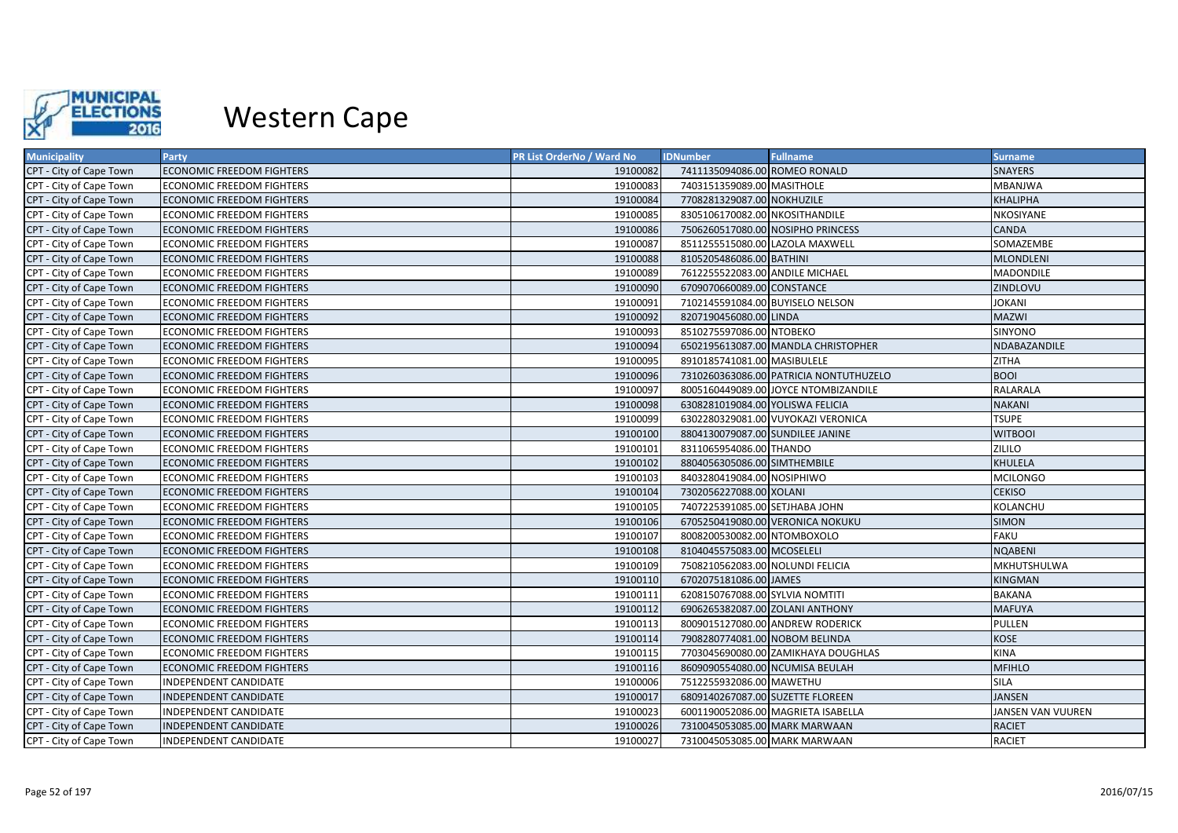# Western Cape

| Municipality | Party | PR List OrderNo / Ward No | IDNumber | Fullname | Surname |
|---|---|---|---|---|---|
| CPT - City of Cape Town | ECONOMIC FREEDOM FIGHTERS | 19100082 | 7411135094086.00 | ROMEO RONALD | SNAYERS |
| CPT - City of Cape Town | ECONOMIC FREEDOM FIGHTERS | 19100083 | 7403151359089.00 | MASITHOLE | MBANJWA |
| CPT - City of Cape Town | ECONOMIC FREEDOM FIGHTERS | 19100084 | 7708281329087.00 | NOKHUZILE | KHALIPHA |
| CPT - City of Cape Town | ECONOMIC FREEDOM FIGHTERS | 19100085 | 8305106170082.00 | NKOSITHANDILE | NKOSIYANE |
| CPT - City of Cape Town | ECONOMIC FREEDOM FIGHTERS | 19100086 | 7506260517080.00 | NOSIPHO PRINCESS | CANDA |
| CPT - City of Cape Town | ECONOMIC FREEDOM FIGHTERS | 19100087 | 8511255515080.00 | LAZOLA MAXWELL | SOMAZEMBE |
| CPT - City of Cape Town | ECONOMIC FREEDOM FIGHTERS | 19100088 | 8105205486086.00 | BATHINI | MLONDLENI |
| CPT - City of Cape Town | ECONOMIC FREEDOM FIGHTERS | 19100089 | 7612255522083.00 | ANDILE MICHAEL | MADONDILE |
| CPT - City of Cape Town | ECONOMIC FREEDOM FIGHTERS | 19100090 | 6709070660089.00 | CONSTANCE | ZINDLOVU |
| CPT - City of Cape Town | ECONOMIC FREEDOM FIGHTERS | 19100091 | 7102145591084.00 | BUYISELO NELSON | JOKANI |
| CPT - City of Cape Town | ECONOMIC FREEDOM FIGHTERS | 19100092 | 8207190456080.00 | LINDA | MAZWI |
| CPT - City of Cape Town | ECONOMIC FREEDOM FIGHTERS | 19100093 | 8510275597086.00 | NTOBEKO | SINYONO |
| CPT - City of Cape Town | ECONOMIC FREEDOM FIGHTERS | 19100094 | 6502195613087.00 | MANDLA CHRISTOPHER | NDABAZANDILE |
| CPT - City of Cape Town | ECONOMIC FREEDOM FIGHTERS | 19100095 | 8910185741081.00 | MASIBULELE | ZITHA |
| CPT - City of Cape Town | ECONOMIC FREEDOM FIGHTERS | 19100096 | 7310260363086.00 | PATRICIA NONTUTHUZELO | BOOI |
| CPT - City of Cape Town | ECONOMIC FREEDOM FIGHTERS | 19100097 | 8005160449089.00 | JOYCE NTOMBIZANDILE | RALARALA |
| CPT - City of Cape Town | ECONOMIC FREEDOM FIGHTERS | 19100098 | 6308281019084.00 | YOLISWA FELICIA | NAKANI |
| CPT - City of Cape Town | ECONOMIC FREEDOM FIGHTERS | 19100099 | 6302280329081.00 | VUYOKAZI VERONICA | TSUPE |
| CPT - City of Cape Town | ECONOMIC FREEDOM FIGHTERS | 19100100 | 8804130079087.00 | SUNDILEE JANINE | WITBOOI |
| CPT - City of Cape Town | ECONOMIC FREEDOM FIGHTERS | 19100101 | 8311065954086.00 | THANDO | ZILILO |
| CPT - City of Cape Town | ECONOMIC FREEDOM FIGHTERS | 19100102 | 8804056305086.00 | SIMTHEMBILE | KHULELA |
| CPT - City of Cape Town | ECONOMIC FREEDOM FIGHTERS | 19100103 | 8403280419084.00 | NOSIPHIWO | MCILONGO |
| CPT - City of Cape Town | ECONOMIC FREEDOM FIGHTERS | 19100104 | 7302056227088.00 | XOLANI | CEKISO |
| CPT - City of Cape Town | ECONOMIC FREEDOM FIGHTERS | 19100105 | 7407225391085.00 | SETJHABA JOHN | KOLANCHU |
| CPT - City of Cape Town | ECONOMIC FREEDOM FIGHTERS | 19100106 | 6705250419080.00 | VERONICA NOKUKU | SIMON |
| CPT - City of Cape Town | ECONOMIC FREEDOM FIGHTERS | 19100107 | 8008200530082.00 | NTOMBOXOLO | FAKU |
| CPT - City of Cape Town | ECONOMIC FREEDOM FIGHTERS | 19100108 | 8104045575083.00 | MCOSELELI | NQABENI |
| CPT - City of Cape Town | ECONOMIC FREEDOM FIGHTERS | 19100109 | 7508210562083.00 | NOLUNDI FELICIA | MKHUTSHULWA |
| CPT - City of Cape Town | ECONOMIC FREEDOM FIGHTERS | 19100110 | 6702075181086.00 | JAMES | KINGMAN |
| CPT - City of Cape Town | ECONOMIC FREEDOM FIGHTERS | 19100111 | 6208150767088.00 | SYLVIA NOMTITI | BAKANA |
| CPT - City of Cape Town | ECONOMIC FREEDOM FIGHTERS | 19100112 | 6906265382087.00 | ZOLANI ANTHONY | MAFUYA |
| CPT - City of Cape Town | ECONOMIC FREEDOM FIGHTERS | 19100113 | 8009015127080.00 | ANDREW RODERICK | PULLEN |
| CPT - City of Cape Town | ECONOMIC FREEDOM FIGHTERS | 19100114 | 7908280774081.00 | NOBOM BELINDA | KOSE |
| CPT - City of Cape Town | ECONOMIC FREEDOM FIGHTERS | 19100115 | 7703045690080.00 | ZAMIKHAYA DOUGHLAS | KINA |
| CPT - City of Cape Town | ECONOMIC FREEDOM FIGHTERS | 19100116 | 8609090554080.00 | NCUMISA BEULAH | MFIHLO |
| CPT - City of Cape Town | INDEPENDENT CANDIDATE | 19100006 | 7512255932086.00 | MAWETHU | SILA |
| CPT - City of Cape Town | INDEPENDENT CANDIDATE | 19100017 | 6809140267087.00 | SUZETTE FLOREEN | JANSEN |
| CPT - City of Cape Town | INDEPENDENT CANDIDATE | 19100023 | 6001190052086.00 | MAGRIETA ISABELLA | JANSEN VAN VUUREN |
| CPT - City of Cape Town | INDEPENDENT CANDIDATE | 19100026 | 7310045053085.00 | MARK MARWAAN | RACIET |
| CPT - City of Cape Town | INDEPENDENT CANDIDATE | 19100027 | 7310045053085.00 | MARK MARWAAN | RACIET |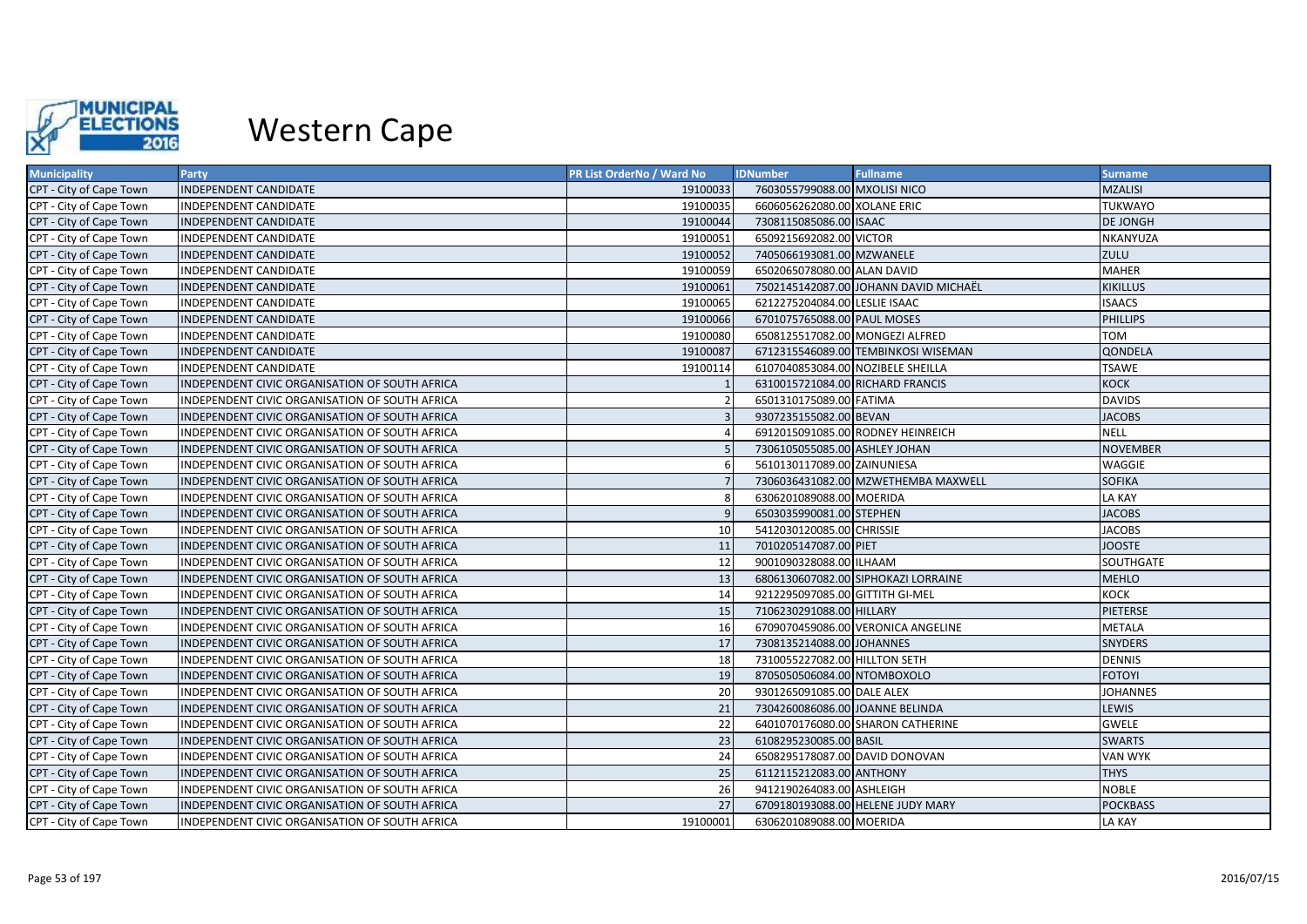# Western Cape

| Municipality | Party | PR List OrderNo / Ward No | IDNumber | Fullname | Surname |
|---|---|---|---|---|---|
| CPT - City of Cape Town | INDEPENDENT CANDIDATE | 19100033 | 7603055799088.00 | MXOLISI NICO | MZALISI |
| CPT - City of Cape Town | INDEPENDENT CANDIDATE | 19100035 | 6606056262080.00 | XOLANE ERIC | TUKWAYO |
| CPT - City of Cape Town | INDEPENDENT CANDIDATE | 19100044 | 7308115085086.00 | ISAAC | DE JONGH |
| CPT - City of Cape Town | INDEPENDENT CANDIDATE | 19100051 | 6509215692082.00 | VICTOR | NKANYUZA |
| CPT - City of Cape Town | INDEPENDENT CANDIDATE | 19100052 | 7405066193081.00 | MZWANELE | ZULU |
| CPT - City of Cape Town | INDEPENDENT CANDIDATE | 19100059 | 6502065078080.00 | ALAN DAVID | MAHER |
| CPT - City of Cape Town | INDEPENDENT CANDIDATE | 19100061 | 7502145142087.00 | JOHANN DAVID MICHAËL | KIKILLUS |
| CPT - City of Cape Town | INDEPENDENT CANDIDATE | 19100065 | 6212275204084.00 | LESLIE ISAAC | ISAACS |
| CPT - City of Cape Town | INDEPENDENT CANDIDATE | 19100066 | 6701075765088.00 | PAUL MOSES | PHILLIPS |
| CPT - City of Cape Town | INDEPENDENT CANDIDATE | 19100080 | 6508125517082.00 | MONGEZI ALFRED | TOM |
| CPT - City of Cape Town | INDEPENDENT CANDIDATE | 19100087 | 6712315546089.00 | TEMBINKOSI WISEMAN | QONDELA |
| CPT - City of Cape Town | INDEPENDENT CANDIDATE | 19100114 | 6107040853084.00 | NOZIBELE SHEILLA | TSAWE |
| CPT - City of Cape Town | INDEPENDENT CIVIC ORGANISATION OF SOUTH AFRICA | 1 | 6310015721084.00 | RICHARD FRANCIS | KOCK |
| CPT - City of Cape Town | INDEPENDENT CIVIC ORGANISATION OF SOUTH AFRICA | 2 | 6501310175089.00 | FATIMA | DAVIDS |
| CPT - City of Cape Town | INDEPENDENT CIVIC ORGANISATION OF SOUTH AFRICA | 3 | 9307235155082.00 | BEVAN | JACOBS |
| CPT - City of Cape Town | INDEPENDENT CIVIC ORGANISATION OF SOUTH AFRICA | 4 | 6912015091085.00 | RODNEY HEINREICH | NELL |
| CPT - City of Cape Town | INDEPENDENT CIVIC ORGANISATION OF SOUTH AFRICA | 5 | 7306105055085.00 | ASHLEY JOHAN | NOVEMBER |
| CPT - City of Cape Town | INDEPENDENT CIVIC ORGANISATION OF SOUTH AFRICA | 6 | 5610130117089.00 | ZAINUNIESA | WAGGIE |
| CPT - City of Cape Town | INDEPENDENT CIVIC ORGANISATION OF SOUTH AFRICA | 7 | 7306036431082.00 | MZWETHEMBA MAXWELL | SOFIKA |
| CPT - City of Cape Town | INDEPENDENT CIVIC ORGANISATION OF SOUTH AFRICA | 8 | 6306201089088.00 | MOERIDA | LA KAY |
| CPT - City of Cape Town | INDEPENDENT CIVIC ORGANISATION OF SOUTH AFRICA | 9 | 6503035990081.00 | STEPHEN | JACOBS |
| CPT - City of Cape Town | INDEPENDENT CIVIC ORGANISATION OF SOUTH AFRICA | 10 | 5412030120085.00 | CHRISSIE | JACOBS |
| CPT - City of Cape Town | INDEPENDENT CIVIC ORGANISATION OF SOUTH AFRICA | 11 | 7010205147087.00 | PIET | JOOSTE |
| CPT - City of Cape Town | INDEPENDENT CIVIC ORGANISATION OF SOUTH AFRICA | 12 | 9001090328088.00 | ILHAAM | SOUTHGATE |
| CPT - City of Cape Town | INDEPENDENT CIVIC ORGANISATION OF SOUTH AFRICA | 13 | 6806130607082.00 | SIPHOKAZI LORRAINE | MEHLO |
| CPT - City of Cape Town | INDEPENDENT CIVIC ORGANISATION OF SOUTH AFRICA | 14 | 9212295097085.00 | GITTITH GI-MEL | KOCK |
| CPT - City of Cape Town | INDEPENDENT CIVIC ORGANISATION OF SOUTH AFRICA | 15 | 7106230291088.00 | HILLARY | PIETERSE |
| CPT - City of Cape Town | INDEPENDENT CIVIC ORGANISATION OF SOUTH AFRICA | 16 | 6709070459086.00 | VERONICA ANGELINE | METALA |
| CPT - City of Cape Town | INDEPENDENT CIVIC ORGANISATION OF SOUTH AFRICA | 17 | 7308135214088.00 | JOHANNES | SNYDERS |
| CPT - City of Cape Town | INDEPENDENT CIVIC ORGANISATION OF SOUTH AFRICA | 18 | 7310055227082.00 | HILLTON SETH | DENNIS |
| CPT - City of Cape Town | INDEPENDENT CIVIC ORGANISATION OF SOUTH AFRICA | 19 | 8705050506084.00 | NTOMBOXOLO | FOTOYI |
| CPT - City of Cape Town | INDEPENDENT CIVIC ORGANISATION OF SOUTH AFRICA | 20 | 9301265091085.00 | DALE ALEX | JOHANNES |
| CPT - City of Cape Town | INDEPENDENT CIVIC ORGANISATION OF SOUTH AFRICA | 21 | 7304260086086.00 | JOANNE BELINDA | LEWIS |
| CPT - City of Cape Town | INDEPENDENT CIVIC ORGANISATION OF SOUTH AFRICA | 22 | 6401070176080.00 | SHARON CATHERINE | GWELE |
| CPT - City of Cape Town | INDEPENDENT CIVIC ORGANISATION OF SOUTH AFRICA | 23 | 6108295230085.00 | BASIL | SWARTS |
| CPT - City of Cape Town | INDEPENDENT CIVIC ORGANISATION OF SOUTH AFRICA | 24 | 6508295178087.00 | DAVID DONOVAN | VAN WYK |
| CPT - City of Cape Town | INDEPENDENT CIVIC ORGANISATION OF SOUTH AFRICA | 25 | 6112115212083.00 | ANTHONY | THYS |
| CPT - City of Cape Town | INDEPENDENT CIVIC ORGANISATION OF SOUTH AFRICA | 26 | 9412190264083.00 | ASHLEIGH | NOBLE |
| CPT - City of Cape Town | INDEPENDENT CIVIC ORGANISATION OF SOUTH AFRICA | 27 | 6709180193088.00 | HELENE JUDY MARY | POCKBASS |
| CPT - City of Cape Town | INDEPENDENT CIVIC ORGANISATION OF SOUTH AFRICA | 19100001 | 6306201089088.00 | MOERIDA | LA KAY |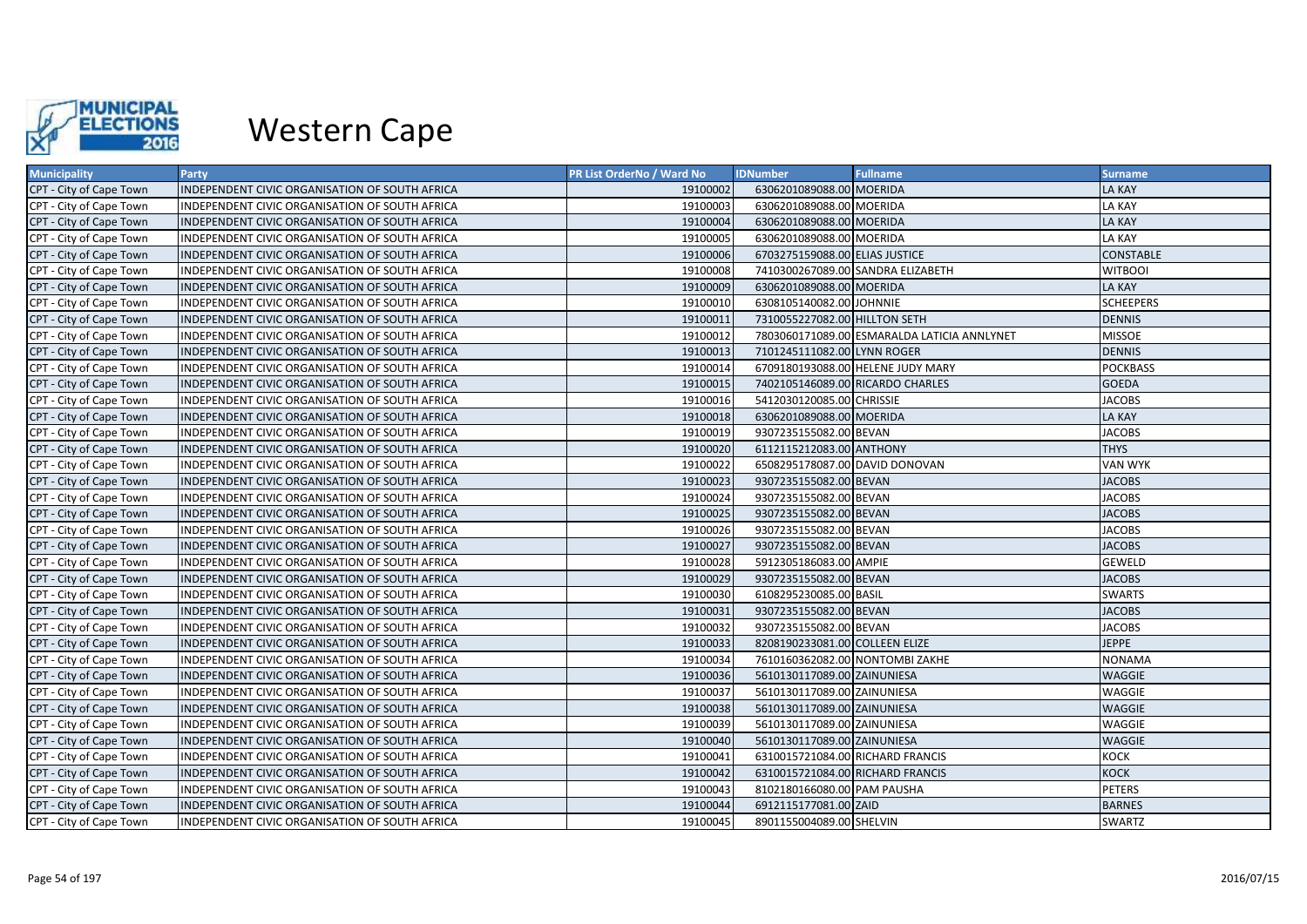# Western Cape

| Municipality | Party | PR List OrderNo / Ward No | IDNumber | Fullname | Surname |
|---|---|---|---|---|---|
| CPT - City of Cape Town | INDEPENDENT CIVIC ORGANISATION OF SOUTH AFRICA | 19100002 | 6306201089088.00 | MOERIDA | LA KAY |
| CPT - City of Cape Town | INDEPENDENT CIVIC ORGANISATION OF SOUTH AFRICA | 19100003 | 6306201089088.00 | MOERIDA | LA KAY |
| CPT - City of Cape Town | INDEPENDENT CIVIC ORGANISATION OF SOUTH AFRICA | 19100004 | 6306201089088.00 | MOERIDA | LA KAY |
| CPT - City of Cape Town | INDEPENDENT CIVIC ORGANISATION OF SOUTH AFRICA | 19100005 | 6306201089088.00 | MOERIDA | LA KAY |
| CPT - City of Cape Town | INDEPENDENT CIVIC ORGANISATION OF SOUTH AFRICA | 19100006 | 6703275159088.00 | ELIAS JUSTICE | CONSTABLE |
| CPT - City of Cape Town | INDEPENDENT CIVIC ORGANISATION OF SOUTH AFRICA | 19100008 | 7410300267089.00 | SANDRA ELIZABETH | WITBOOI |
| CPT - City of Cape Town | INDEPENDENT CIVIC ORGANISATION OF SOUTH AFRICA | 19100009 | 6306201089088.00 | MOERIDA | LA KAY |
| CPT - City of Cape Town | INDEPENDENT CIVIC ORGANISATION OF SOUTH AFRICA | 19100010 | 6308105140082.00 | JOHNNIE | SCHEEPERS |
| CPT - City of Cape Town | INDEPENDENT CIVIC ORGANISATION OF SOUTH AFRICA | 19100011 | 7310055227082.00 | HILLTON SETH | DENNIS |
| CPT - City of Cape Town | INDEPENDENT CIVIC ORGANISATION OF SOUTH AFRICA | 19100012 | 7803060171089.00 | ESMARALDA LATICIA ANNLYNET | MISSOE |
| CPT - City of Cape Town | INDEPENDENT CIVIC ORGANISATION OF SOUTH AFRICA | 19100013 | 7101245111082.00 | LYNN ROGER | DENNIS |
| CPT - City of Cape Town | INDEPENDENT CIVIC ORGANISATION OF SOUTH AFRICA | 19100014 | 6709180193088.00 | HELENE JUDY MARY | POCKBASS |
| CPT - City of Cape Town | INDEPENDENT CIVIC ORGANISATION OF SOUTH AFRICA | 19100015 | 7402105146089.00 | RICARDO CHARLES | GOEDA |
| CPT - City of Cape Town | INDEPENDENT CIVIC ORGANISATION OF SOUTH AFRICA | 19100016 | 5412030120085.00 | CHRISSIE | JACOBS |
| CPT - City of Cape Town | INDEPENDENT CIVIC ORGANISATION OF SOUTH AFRICA | 19100018 | 6306201089088.00 | MOERIDA | LA KAY |
| CPT - City of Cape Town | INDEPENDENT CIVIC ORGANISATION OF SOUTH AFRICA | 19100019 | 9307235155082.00 | BEVAN | JACOBS |
| CPT - City of Cape Town | INDEPENDENT CIVIC ORGANISATION OF SOUTH AFRICA | 19100020 | 6112115212083.00 | ANTHONY | THYS |
| CPT - City of Cape Town | INDEPENDENT CIVIC ORGANISATION OF SOUTH AFRICA | 19100022 | 6508295178087.00 | DAVID DONOVAN | VAN WYK |
| CPT - City of Cape Town | INDEPENDENT CIVIC ORGANISATION OF SOUTH AFRICA | 19100023 | 9307235155082.00 | BEVAN | JACOBS |
| CPT - City of Cape Town | INDEPENDENT CIVIC ORGANISATION OF SOUTH AFRICA | 19100024 | 9307235155082.00 | BEVAN | JACOBS |
| CPT - City of Cape Town | INDEPENDENT CIVIC ORGANISATION OF SOUTH AFRICA | 19100025 | 9307235155082.00 | BEVAN | JACOBS |
| CPT - City of Cape Town | INDEPENDENT CIVIC ORGANISATION OF SOUTH AFRICA | 19100026 | 9307235155082.00 | BEVAN | JACOBS |
| CPT - City of Cape Town | INDEPENDENT CIVIC ORGANISATION OF SOUTH AFRICA | 19100027 | 9307235155082.00 | BEVAN | JACOBS |
| CPT - City of Cape Town | INDEPENDENT CIVIC ORGANISATION OF SOUTH AFRICA | 19100028 | 5912305186083.00 | AMPIE | GEWELD |
| CPT - City of Cape Town | INDEPENDENT CIVIC ORGANISATION OF SOUTH AFRICA | 19100029 | 9307235155082.00 | BEVAN | JACOBS |
| CPT - City of Cape Town | INDEPENDENT CIVIC ORGANISATION OF SOUTH AFRICA | 19100030 | 6108295230085.00 | BASIL | SWARTS |
| CPT - City of Cape Town | INDEPENDENT CIVIC ORGANISATION OF SOUTH AFRICA | 19100031 | 9307235155082.00 | BEVAN | JACOBS |
| CPT - City of Cape Town | INDEPENDENT CIVIC ORGANISATION OF SOUTH AFRICA | 19100032 | 9307235155082.00 | BEVAN | JACOBS |
| CPT - City of Cape Town | INDEPENDENT CIVIC ORGANISATION OF SOUTH AFRICA | 19100033 | 8208190233081.00 | COLLEEN ELIZE | JEPPE |
| CPT - City of Cape Town | INDEPENDENT CIVIC ORGANISATION OF SOUTH AFRICA | 19100034 | 7610160362082.00 | NONTOMBI ZAKHE | NONAMA |
| CPT - City of Cape Town | INDEPENDENT CIVIC ORGANISATION OF SOUTH AFRICA | 19100036 | 5610130117089.00 | ZAINUNIESA | WAGGIE |
| CPT - City of Cape Town | INDEPENDENT CIVIC ORGANISATION OF SOUTH AFRICA | 19100037 | 5610130117089.00 | ZAINUNIESA | WAGGIE |
| CPT - City of Cape Town | INDEPENDENT CIVIC ORGANISATION OF SOUTH AFRICA | 19100038 | 5610130117089.00 | ZAINUNIESA | WAGGIE |
| CPT - City of Cape Town | INDEPENDENT CIVIC ORGANISATION OF SOUTH AFRICA | 19100039 | 5610130117089.00 | ZAINUNIESA | WAGGIE |
| CPT - City of Cape Town | INDEPENDENT CIVIC ORGANISATION OF SOUTH AFRICA | 19100040 | 5610130117089.00 | ZAINUNIESA | WAGGIE |
| CPT - City of Cape Town | INDEPENDENT CIVIC ORGANISATION OF SOUTH AFRICA | 19100041 | 6310015721084.00 | RICHARD FRANCIS | KOCK |
| CPT - City of Cape Town | INDEPENDENT CIVIC ORGANISATION OF SOUTH AFRICA | 19100042 | 6310015721084.00 | RICHARD FRANCIS | KOCK |
| CPT - City of Cape Town | INDEPENDENT CIVIC ORGANISATION OF SOUTH AFRICA | 19100043 | 8102180166080.00 | PAM PAUSHA | PETERS |
| CPT - City of Cape Town | INDEPENDENT CIVIC ORGANISATION OF SOUTH AFRICA | 19100044 | 6912115177081.00 | ZAID | BARNES |
| CPT - City of Cape Town | INDEPENDENT CIVIC ORGANISATION OF SOUTH AFRICA | 19100045 | 8901155004089.00 | SHELVIN | SWARTZ |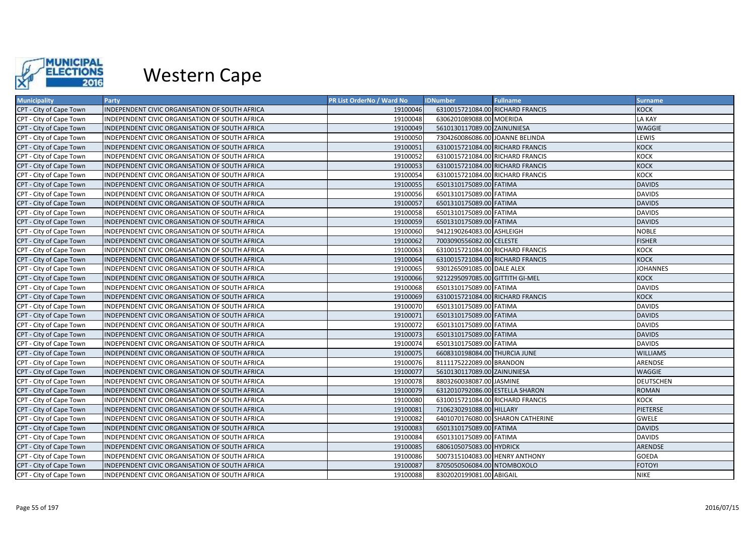# Western Cape

| Municipality | Party | PR List OrderNo / Ward No | IDNumber | Fullname | Surname |
|---|---|---|---|---|---|
| CPT - City of Cape Town | INDEPENDENT CIVIC ORGANISATION OF SOUTH AFRICA | 19100046 | 6310015721084.00 | RICHARD FRANCIS | KOCK |
| CPT - City of Cape Town | INDEPENDENT CIVIC ORGANISATION OF SOUTH AFRICA | 19100048 | 6306201089088.00 | MOERIDA | LA KAY |
| CPT - City of Cape Town | INDEPENDENT CIVIC ORGANISATION OF SOUTH AFRICA | 19100049 | 5610130117089.00 | ZAINUNIESA | WAGGIE |
| CPT - City of Cape Town | INDEPENDENT CIVIC ORGANISATION OF SOUTH AFRICA | 19100050 | 7304260086086.00 | JOANNE BELINDA | LEWIS |
| CPT - City of Cape Town | INDEPENDENT CIVIC ORGANISATION OF SOUTH AFRICA | 19100051 | 6310015721084.00 | RICHARD FRANCIS | KOCK |
| CPT - City of Cape Town | INDEPENDENT CIVIC ORGANISATION OF SOUTH AFRICA | 19100052 | 6310015721084.00 | RICHARD FRANCIS | KOCK |
| CPT - City of Cape Town | INDEPENDENT CIVIC ORGANISATION OF SOUTH AFRICA | 19100053 | 6310015721084.00 | RICHARD FRANCIS | KOCK |
| CPT - City of Cape Town | INDEPENDENT CIVIC ORGANISATION OF SOUTH AFRICA | 19100054 | 6310015721084.00 | RICHARD FRANCIS | KOCK |
| CPT - City of Cape Town | INDEPENDENT CIVIC ORGANISATION OF SOUTH AFRICA | 19100055 | 6501310175089.00 | FATIMA | DAVIDS |
| CPT - City of Cape Town | INDEPENDENT CIVIC ORGANISATION OF SOUTH AFRICA | 19100056 | 6501310175089.00 | FATIMA | DAVIDS |
| CPT - City of Cape Town | INDEPENDENT CIVIC ORGANISATION OF SOUTH AFRICA | 19100057 | 6501310175089.00 | FATIMA | DAVIDS |
| CPT - City of Cape Town | INDEPENDENT CIVIC ORGANISATION OF SOUTH AFRICA | 19100058 | 6501310175089.00 | FATIMA | DAVIDS |
| CPT - City of Cape Town | INDEPENDENT CIVIC ORGANISATION OF SOUTH AFRICA | 19100059 | 6501310175089.00 | FATIMA | DAVIDS |
| CPT - City of Cape Town | INDEPENDENT CIVIC ORGANISATION OF SOUTH AFRICA | 19100060 | 9412190264083.00 | ASHLEIGH | NOBLE |
| CPT - City of Cape Town | INDEPENDENT CIVIC ORGANISATION OF SOUTH AFRICA | 19100062 | 7003090556082.00 | CELESTE | FISHER |
| CPT - City of Cape Town | INDEPENDENT CIVIC ORGANISATION OF SOUTH AFRICA | 19100063 | 6310015721084.00 | RICHARD FRANCIS | KOCK |
| CPT - City of Cape Town | INDEPENDENT CIVIC ORGANISATION OF SOUTH AFRICA | 19100064 | 6310015721084.00 | RICHARD FRANCIS | KOCK |
| CPT - City of Cape Town | INDEPENDENT CIVIC ORGANISATION OF SOUTH AFRICA | 19100065 | 9301265091085.00 | DALE ALEX | JOHANNES |
| CPT - City of Cape Town | INDEPENDENT CIVIC ORGANISATION OF SOUTH AFRICA | 19100066 | 9212295097085.00 | GITTITH GI-MEL | KOCK |
| CPT - City of Cape Town | INDEPENDENT CIVIC ORGANISATION OF SOUTH AFRICA | 19100068 | 6501310175089.00 | FATIMA | DAVIDS |
| CPT - City of Cape Town | INDEPENDENT CIVIC ORGANISATION OF SOUTH AFRICA | 19100069 | 6310015721084.00 | RICHARD FRANCIS | KOCK |
| CPT - City of Cape Town | INDEPENDENT CIVIC ORGANISATION OF SOUTH AFRICA | 19100070 | 6501310175089.00 | FATIMA | DAVIDS |
| CPT - City of Cape Town | INDEPENDENT CIVIC ORGANISATION OF SOUTH AFRICA | 19100071 | 6501310175089.00 | FATIMA | DAVIDS |
| CPT - City of Cape Town | INDEPENDENT CIVIC ORGANISATION OF SOUTH AFRICA | 19100072 | 6501310175089.00 | FATIMA | DAVIDS |
| CPT - City of Cape Town | INDEPENDENT CIVIC ORGANISATION OF SOUTH AFRICA | 19100073 | 6501310175089.00 | FATIMA | DAVIDS |
| CPT - City of Cape Town | INDEPENDENT CIVIC ORGANISATION OF SOUTH AFRICA | 19100074 | 6501310175089.00 | FATIMA | DAVIDS |
| CPT - City of Cape Town | INDEPENDENT CIVIC ORGANISATION OF SOUTH AFRICA | 19100075 | 6608310198084.00 | THURCIA JUNE | WILLIAMS |
| CPT - City of Cape Town | INDEPENDENT CIVIC ORGANISATION OF SOUTH AFRICA | 19100076 | 8111175222089.00 | BRANDON | ARENDSE |
| CPT - City of Cape Town | INDEPENDENT CIVIC ORGANISATION OF SOUTH AFRICA | 19100077 | 5610130117089.00 | ZAINUNIESA | WAGGIE |
| CPT - City of Cape Town | INDEPENDENT CIVIC ORGANISATION OF SOUTH AFRICA | 19100078 | 8803260038087.00 | JASMINE | DEUTSCHEN |
| CPT - City of Cape Town | INDEPENDENT CIVIC ORGANISATION OF SOUTH AFRICA | 19100079 | 6312010792086.00 | ESTELLA SHARON | ROMAN |
| CPT - City of Cape Town | INDEPENDENT CIVIC ORGANISATION OF SOUTH AFRICA | 19100080 | 6310015721084.00 | RICHARD FRANCIS | KOCK |
| CPT - City of Cape Town | INDEPENDENT CIVIC ORGANISATION OF SOUTH AFRICA | 19100081 | 7106230291088.00 | HILLARY | PIETERSE |
| CPT - City of Cape Town | INDEPENDENT CIVIC ORGANISATION OF SOUTH AFRICA | 19100082 | 6401070176080.00 | SHARON CATHERINE | GWELE |
| CPT - City of Cape Town | INDEPENDENT CIVIC ORGANISATION OF SOUTH AFRICA | 19100083 | 6501310175089.00 | FATIMA | DAVIDS |
| CPT - City of Cape Town | INDEPENDENT CIVIC ORGANISATION OF SOUTH AFRICA | 19100084 | 6501310175089.00 | FATIMA | DAVIDS |
| CPT - City of Cape Town | INDEPENDENT CIVIC ORGANISATION OF SOUTH AFRICA | 19100085 | 6806105075083.00 | HYDRICK | ARENDSE |
| CPT - City of Cape Town | INDEPENDENT CIVIC ORGANISATION OF SOUTH AFRICA | 19100086 | 5007315104083.00 | HENRY ANTHONY | GOEDA |
| CPT - City of Cape Town | INDEPENDENT CIVIC ORGANISATION OF SOUTH AFRICA | 19100087 | 8705050506084.00 | NTOMBOXOLO | FOTOYI |
| CPT - City of Cape Town | INDEPENDENT CIVIC ORGANISATION OF SOUTH AFRICA | 19100088 | 8302020199081.00 | ABIGAIL | NIKE |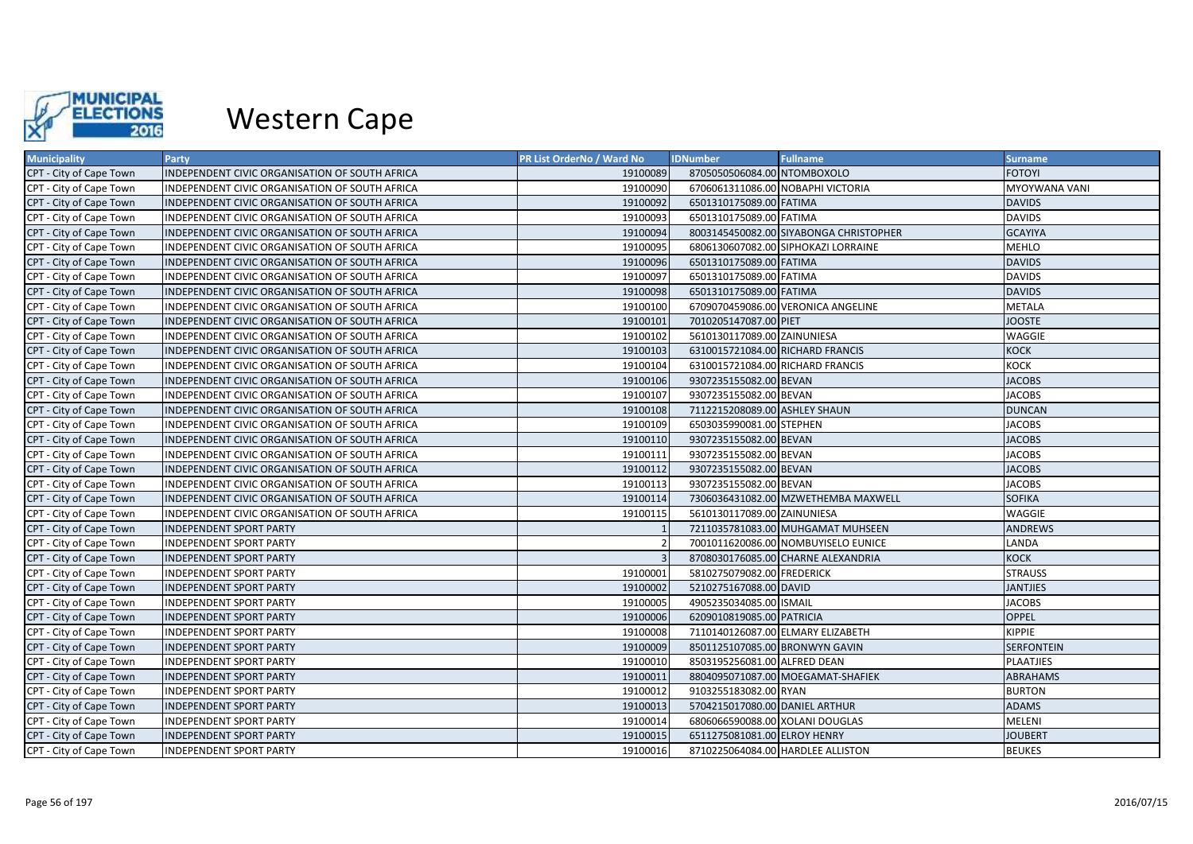# Western Cape

| Municipality | Party | PR List OrderNo / Ward No | IDNumber | Fullname | Surname |
|---|---|---|---|---|---|
| CPT - City of Cape Town | INDEPENDENT CIVIC ORGANISATION OF SOUTH AFRICA | 19100089 | 8705050506084.00 | NTOMBOXOLO | FOTOYI |
| CPT - City of Cape Town | INDEPENDENT CIVIC ORGANISATION OF SOUTH AFRICA | 19100090 | 6706061311086.00 | NOBAPHI VICTORIA | MYOYWANA VANI |
| CPT - City of Cape Town | INDEPENDENT CIVIC ORGANISATION OF SOUTH AFRICA | 19100092 | 6501310175089.00 | FATIMA | DAVIDS |
| CPT - City of Cape Town | INDEPENDENT CIVIC ORGANISATION OF SOUTH AFRICA | 19100093 | 6501310175089.00 | FATIMA | DAVIDS |
| CPT - City of Cape Town | INDEPENDENT CIVIC ORGANISATION OF SOUTH AFRICA | 19100094 | 8003145450082.00 | SIYABONGA CHRISTOPHER | GCAYIYA |
| CPT - City of Cape Town | INDEPENDENT CIVIC ORGANISATION OF SOUTH AFRICA | 19100095 | 6806130607082.00 | SIPHOKAZI LORRAINE | MEHLO |
| CPT - City of Cape Town | INDEPENDENT CIVIC ORGANISATION OF SOUTH AFRICA | 19100096 | 6501310175089.00 | FATIMA | DAVIDS |
| CPT - City of Cape Town | INDEPENDENT CIVIC ORGANISATION OF SOUTH AFRICA | 19100097 | 6501310175089.00 | FATIMA | DAVIDS |
| CPT - City of Cape Town | INDEPENDENT CIVIC ORGANISATION OF SOUTH AFRICA | 19100098 | 6501310175089.00 | FATIMA | DAVIDS |
| CPT - City of Cape Town | INDEPENDENT CIVIC ORGANISATION OF SOUTH AFRICA | 19100100 | 6709070459086.00 | VERONICA ANGELINE | METALA |
| CPT - City of Cape Town | INDEPENDENT CIVIC ORGANISATION OF SOUTH AFRICA | 19100101 | 7010205147087.00 | PIET | JOOSTE |
| CPT - City of Cape Town | INDEPENDENT CIVIC ORGANISATION OF SOUTH AFRICA | 19100102 | 5610130117089.00 | ZAINUNIESA | WAGGIE |
| CPT - City of Cape Town | INDEPENDENT CIVIC ORGANISATION OF SOUTH AFRICA | 19100103 | 6310015721084.00 | RICHARD FRANCIS | KOCK |
| CPT - City of Cape Town | INDEPENDENT CIVIC ORGANISATION OF SOUTH AFRICA | 19100104 | 6310015721084.00 | RICHARD FRANCIS | KOCK |
| CPT - City of Cape Town | INDEPENDENT CIVIC ORGANISATION OF SOUTH AFRICA | 19100106 | 9307235155082.00 | BEVAN | JACOBS |
| CPT - City of Cape Town | INDEPENDENT CIVIC ORGANISATION OF SOUTH AFRICA | 19100107 | 9307235155082.00 | BEVAN | JACOBS |
| CPT - City of Cape Town | INDEPENDENT CIVIC ORGANISATION OF SOUTH AFRICA | 19100108 | 7112215208089.00 | ASHLEY SHAUN | DUNCAN |
| CPT - City of Cape Town | INDEPENDENT CIVIC ORGANISATION OF SOUTH AFRICA | 19100109 | 6503035990081.00 | STEPHEN | JACOBS |
| CPT - City of Cape Town | INDEPENDENT CIVIC ORGANISATION OF SOUTH AFRICA | 19100110 | 9307235155082.00 | BEVAN | JACOBS |
| CPT - City of Cape Town | INDEPENDENT CIVIC ORGANISATION OF SOUTH AFRICA | 19100111 | 9307235155082.00 | BEVAN | JACOBS |
| CPT - City of Cape Town | INDEPENDENT CIVIC ORGANISATION OF SOUTH AFRICA | 19100112 | 9307235155082.00 | BEVAN | JACOBS |
| CPT - City of Cape Town | INDEPENDENT CIVIC ORGANISATION OF SOUTH AFRICA | 19100113 | 9307235155082.00 | BEVAN | JACOBS |
| CPT - City of Cape Town | INDEPENDENT CIVIC ORGANISATION OF SOUTH AFRICA | 19100114 | 7306036431082.00 | MZWETHEMBA MAXWELL | SOFIKA |
| CPT - City of Cape Town | INDEPENDENT CIVIC ORGANISATION OF SOUTH AFRICA | 19100115 | 5610130117089.00 | ZAINUNIESA | WAGGIE |
| CPT - City of Cape Town | INDEPENDENT SPORT PARTY | 1 | 7211035781083.00 | MUHGAMAT MUHSEEN | ANDREWS |
| CPT - City of Cape Town | INDEPENDENT SPORT PARTY | 2 | 7001011620086.00 | NOMBUYISELO EUNICE | LANDA |
| CPT - City of Cape Town | INDEPENDENT SPORT PARTY | 3 | 8708030176085.00 | CHARNE ALEXANDRIA | KOCK |
| CPT - City of Cape Town | INDEPENDENT SPORT PARTY | 19100001 | 5810275079082.00 | FREDERICK | STRAUSS |
| CPT - City of Cape Town | INDEPENDENT SPORT PARTY | 19100002 | 5210275167088.00 | DAVID | JANTJIES |
| CPT - City of Cape Town | INDEPENDENT SPORT PARTY | 19100005 | 4905235034085.00 | ISMAIL | JACOBS |
| CPT - City of Cape Town | INDEPENDENT SPORT PARTY | 19100006 | 6209010819085.00 | PATRICIA | OPPEL |
| CPT - City of Cape Town | INDEPENDENT SPORT PARTY | 19100008 | 7110140126087.00 | ELMARY ELIZABETH | KIPPIE |
| CPT - City of Cape Town | INDEPENDENT SPORT PARTY | 19100009 | 8501125107085.00 | BRONWYN GAVIN | SERFONTEIN |
| CPT - City of Cape Town | INDEPENDENT SPORT PARTY | 19100010 | 8503195256081.00 | ALFRED DEAN | PLAATJIES |
| CPT - City of Cape Town | INDEPENDENT SPORT PARTY | 19100011 | 8804095071087.00 | MOEGAMAT-SHAFIEK | ABRAHAMS |
| CPT - City of Cape Town | INDEPENDENT SPORT PARTY | 19100012 | 9103255183082.00 | RYAN | BURTON |
| CPT - City of Cape Town | INDEPENDENT SPORT PARTY | 19100013 | 5704215017080.00 | DANIEL ARTHUR | ADAMS |
| CPT - City of Cape Town | INDEPENDENT SPORT PARTY | 19100014 | 6806066590088.00 | XOLANI DOUGLAS | MELENI |
| CPT - City of Cape Town | INDEPENDENT SPORT PARTY | 19100015 | 6511275081081.00 | ELROY HENRY | JOUBERT |
| CPT - City of Cape Town | INDEPENDENT SPORT PARTY | 19100016 | 8710225064084.00 | HARDLEE ALLISTON | BEUKES |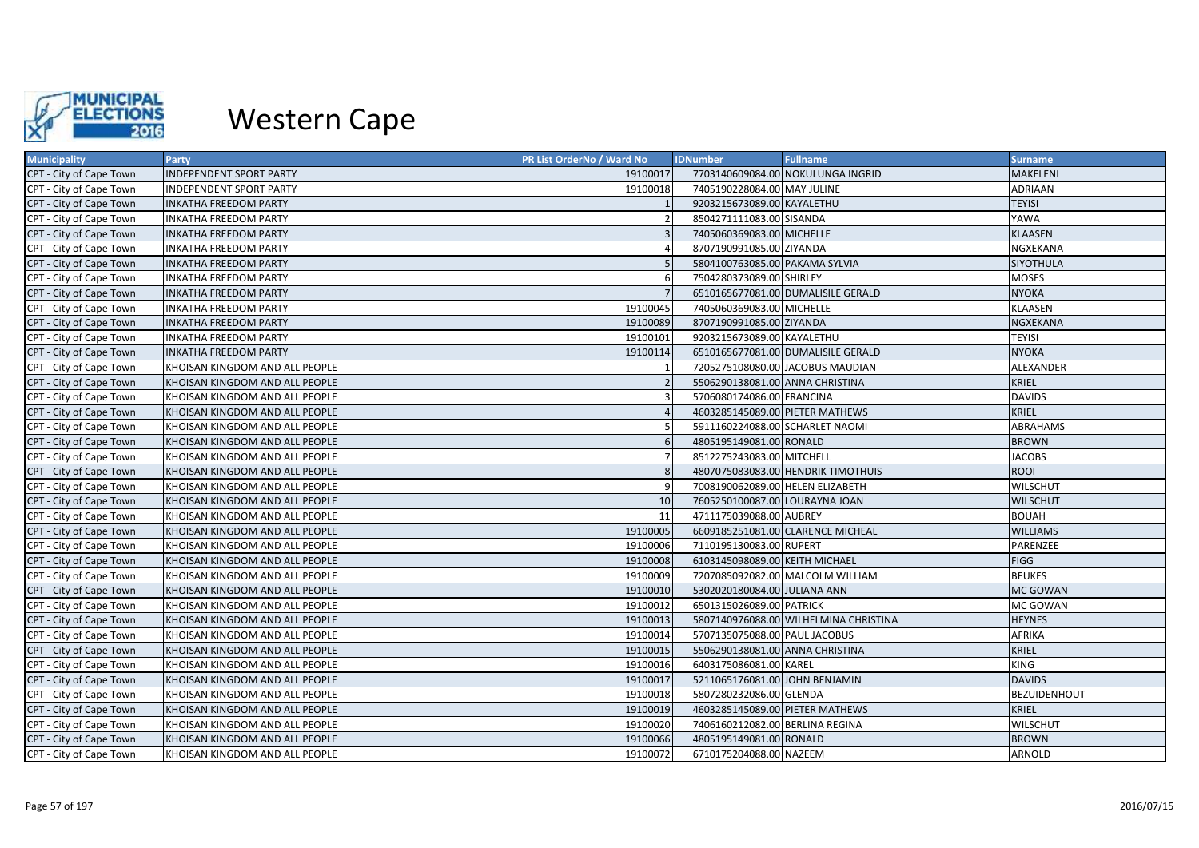# Western Cape

| Municipality | Party | PR List OrderNo / Ward No | IDNumber | Fullname | Surname |
|---|---|---|---|---|---|
| CPT - City of Cape Town | INDEPENDENT SPORT PARTY | 19100017 | 7703140609084.00 | NOKULUNGA INGRID | MAKELENI |
| CPT - City of Cape Town | INDEPENDENT SPORT PARTY | 19100018 | 7405190228084.00 | MAY JULINE | ADRIAAN |
| CPT - City of Cape Town | INKATHA FREEDOM PARTY | 1 | 9203215673089.00 | KAYALETHU | TEYISI |
| CPT - City of Cape Town | INKATHA FREEDOM PARTY | 2 | 8504271111083.00 | SISANDA | YAWA |
| CPT - City of Cape Town | INKATHA FREEDOM PARTY | 3 | 7405060369083.00 | MICHELLE | KLAASEN |
| CPT - City of Cape Town | INKATHA FREEDOM PARTY | 4 | 8707190991085.00 | ZIYANDA | NGXEKANA |
| CPT - City of Cape Town | INKATHA FREEDOM PARTY | 5 | 5804100763085.00 | PAKAMA SYLVIA | SIYOTHULA |
| CPT - City of Cape Town | INKATHA FREEDOM PARTY | 6 | 7504280373089.00 | SHIRLEY | MOSES |
| CPT - City of Cape Town | INKATHA FREEDOM PARTY | 7 | 6510165677081.00 | DUMALISILE GERALD | NYOKA |
| CPT - City of Cape Town | INKATHA FREEDOM PARTY | 19100045 | 7405060369083.00 | MICHELLE | KLAASEN |
| CPT - City of Cape Town | INKATHA FREEDOM PARTY | 19100089 | 8707190991085.00 | ZIYANDA | NGXEKANA |
| CPT - City of Cape Town | INKATHA FREEDOM PARTY | 19100101 | 9203215673089.00 | KAYALETHU | TEYISI |
| CPT - City of Cape Town | INKATHA FREEDOM PARTY | 19100114 | 6510165677081.00 | DUMALISILE GERALD | NYOKA |
| CPT - City of Cape Town | KHOISAN KINGDOM AND ALL PEOPLE | 1 | 7205275108080.00 | JACOBUS MAUDIAN | ALEXANDER |
| CPT - City of Cape Town | KHOISAN KINGDOM AND ALL PEOPLE | 2 | 5506290138081.00 | ANNA CHRISTINA | KRIEL |
| CPT - City of Cape Town | KHOISAN KINGDOM AND ALL PEOPLE | 3 | 5706080174086.00 | FRANCINA | DAVIDS |
| CPT - City of Cape Town | KHOISAN KINGDOM AND ALL PEOPLE | 4 | 4603285145089.00 | PIETER MATHEWS | KRIEL |
| CPT - City of Cape Town | KHOISAN KINGDOM AND ALL PEOPLE | 5 | 5911160224088.00 | SCHARLET NAOMI | ABRAHAMS |
| CPT - City of Cape Town | KHOISAN KINGDOM AND ALL PEOPLE | 6 | 4805195149081.00 | RONALD | BROWN |
| CPT - City of Cape Town | KHOISAN KINGDOM AND ALL PEOPLE | 7 | 8512275243083.00 | MITCHELL | JACOBS |
| CPT - City of Cape Town | KHOISAN KINGDOM AND ALL PEOPLE | 8 | 4807075083083.00 | HENDRIK TIMOTHUIS | ROOI |
| CPT - City of Cape Town | KHOISAN KINGDOM AND ALL PEOPLE | 9 | 7008190062089.00 | HELEN ELIZABETH | WILSCHUT |
| CPT - City of Cape Town | KHOISAN KINGDOM AND ALL PEOPLE | 10 | 7605250100087.00 | LOURAYNA JOAN | WILSCHUT |
| CPT - City of Cape Town | KHOISAN KINGDOM AND ALL PEOPLE | 11 | 4711175039088.00 | AUBREY | BOUAH |
| CPT - City of Cape Town | KHOISAN KINGDOM AND ALL PEOPLE | 19100005 | 6609185251081.00 | CLARENCE MICHEAL | WILLIAMS |
| CPT - City of Cape Town | KHOISAN KINGDOM AND ALL PEOPLE | 19100006 | 7110195130083.00 | RUPERT | PARENZEE |
| CPT - City of Cape Town | KHOISAN KINGDOM AND ALL PEOPLE | 19100008 | 6103145098089.00 | KEITH MICHAEL | FIGG |
| CPT - City of Cape Town | KHOISAN KINGDOM AND ALL PEOPLE | 19100009 | 7207085092082.00 | MALCOLM WILLIAM | BEUKES |
| CPT - City of Cape Town | KHOISAN KINGDOM AND ALL PEOPLE | 19100010 | 5302020180084.00 | JULIANA ANN | MC GOWAN |
| CPT - City of Cape Town | KHOISAN KINGDOM AND ALL PEOPLE | 19100012 | 6501315026089.00 | PATRICK | MC GOWAN |
| CPT - City of Cape Town | KHOISAN KINGDOM AND ALL PEOPLE | 19100013 | 5807140976088.00 | WILHELMINA CHRISTINA | HEYNES |
| CPT - City of Cape Town | KHOISAN KINGDOM AND ALL PEOPLE | 19100014 | 5707135075088.00 | PAUL JACOBUS | AFRIKA |
| CPT - City of Cape Town | KHOISAN KINGDOM AND ALL PEOPLE | 19100015 | 5506290138081.00 | ANNA CHRISTINA | KRIEL |
| CPT - City of Cape Town | KHOISAN KINGDOM AND ALL PEOPLE | 19100016 | 6403175086081.00 | KAREL | KING |
| CPT - City of Cape Town | KHOISAN KINGDOM AND ALL PEOPLE | 19100017 | 5211065176081.00 | JOHN BENJAMIN | DAVIDS |
| CPT - City of Cape Town | KHOISAN KINGDOM AND ALL PEOPLE | 19100018 | 5807280232086.00 | GLENDA | BEZUIDENHOUT |
| CPT - City of Cape Town | KHOISAN KINGDOM AND ALL PEOPLE | 19100019 | 4603285145089.00 | PIETER MATHEWS | KRIEL |
| CPT - City of Cape Town | KHOISAN KINGDOM AND ALL PEOPLE | 19100020 | 7406160212082.00 | BERLINA REGINA | WILSCHUT |
| CPT - City of Cape Town | KHOISAN KINGDOM AND ALL PEOPLE | 19100066 | 4805195149081.00 | RONALD | BROWN |
| CPT - City of Cape Town | KHOISAN KINGDOM AND ALL PEOPLE | 19100072 | 6710175204088.00 | NAZEEM | ARNOLD |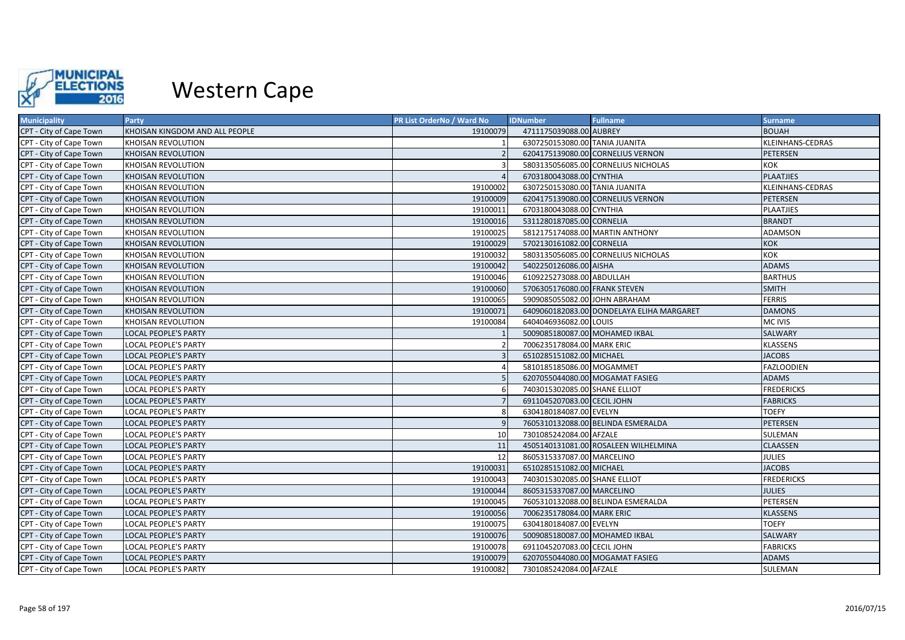# Western Cape

| Municipality | Party | PR List OrderNo / Ward No | IDNumber | Fullname | Surname |
|---|---|---|---|---|---|
| CPT - City of Cape Town | KHOISAN KINGDOM AND ALL PEOPLE | 19100079 | 4711175039088.00 | AUBREY | BOUAH |
| CPT - City of Cape Town | KHOISAN REVOLUTION | 1 | 6307250153080.00 | TANIA JUANITA | KLEINHANS-CEDRAS |
| CPT - City of Cape Town | KHOISAN REVOLUTION | 2 | 6204175139080.00 | CORNELIUS VERNON | PETERSEN |
| CPT - City of Cape Town | KHOISAN REVOLUTION | 3 | 5803135056085.00 | CORNELIUS NICHOLAS | KOK |
| CPT - City of Cape Town | KHOISAN REVOLUTION | 4 | 6703180043088.00 | CYNTHIA | PLAATJIES |
| CPT - City of Cape Town | KHOISAN REVOLUTION | 19100002 | 6307250153080.00 | TANIA JUANITA | KLEINHANS-CEDRAS |
| CPT - City of Cape Town | KHOISAN REVOLUTION | 19100009 | 6204175139080.00 | CORNELIUS VERNON | PETERSEN |
| CPT - City of Cape Town | KHOISAN REVOLUTION | 19100011 | 6703180043088.00 | CYNTHIA | PLAATJIES |
| CPT - City of Cape Town | KHOISAN REVOLUTION | 19100016 | 5311280187085.00 | CORNELIA | BRANDT |
| CPT - City of Cape Town | KHOISAN REVOLUTION | 19100025 | 5812175174088.00 | MARTIN ANTHONY | ADAMSON |
| CPT - City of Cape Town | KHOISAN REVOLUTION | 19100029 | 5702130161082.00 | CORNELIA | KOK |
| CPT - City of Cape Town | KHOISAN REVOLUTION | 19100032 | 5803135056085.00 | CORNELIUS NICHOLAS | KOK |
| CPT - City of Cape Town | KHOISAN REVOLUTION | 19100042 | 5402250126086.00 | AISHA | ADAMS |
| CPT - City of Cape Town | KHOISAN REVOLUTION | 19100046 | 6109225273088.00 | ABDULLAH | BARTHUS |
| CPT - City of Cape Town | KHOISAN REVOLUTION | 19100060 | 5706305176080.00 | FRANK STEVEN | SMITH |
| CPT - City of Cape Town | KHOISAN REVOLUTION | 19100065 | 5909085055082.00 | JOHN ABRAHAM | FERRIS |
| CPT - City of Cape Town | KHOISAN REVOLUTION | 19100071 | 6409060182083.00 | DONDELAYA ELIHA MARGARET | DAMONS |
| CPT - City of Cape Town | KHOISAN REVOLUTION | 19100084 | 6404046936082.00 | LOUIS | MC IVIS |
| CPT - City of Cape Town | LOCAL PEOPLE'S PARTY | 1 | 5009085180087.00 | MOHAMED IKBAL | SALWARY |
| CPT - City of Cape Town | LOCAL PEOPLE'S PARTY | 2 | 7006235178084.00 | MARK ERIC | KLASSENS |
| CPT - City of Cape Town | LOCAL PEOPLE'S PARTY | 3 | 6510285151082.00 | MICHAEL | JACOBS |
| CPT - City of Cape Town | LOCAL PEOPLE'S PARTY | 4 | 5810185185086.00 | MOGAMMET | FAZLOODIEN |
| CPT - City of Cape Town | LOCAL PEOPLE'S PARTY | 5 | 6207055044080.00 | MOGAMAT FASIEG | ADAMS |
| CPT - City of Cape Town | LOCAL PEOPLE'S PARTY | 6 | 7403015302085.00 | SHANE ELLIOT | FREDERICKS |
| CPT - City of Cape Town | LOCAL PEOPLE'S PARTY | 7 | 6911045207083.00 | CECIL JOHN | FABRICKS |
| CPT - City of Cape Town | LOCAL PEOPLE'S PARTY | 8 | 6304180184087.00 | EVELYN | TOEFY |
| CPT - City of Cape Town | LOCAL PEOPLE'S PARTY | 9 | 7605310132088.00 | BELINDA ESMERALDA | PETERSEN |
| CPT - City of Cape Town | LOCAL PEOPLE'S PARTY | 10 | 7301085242084.00 | AFZALE | SULEMAN |
| CPT - City of Cape Town | LOCAL PEOPLE'S PARTY | 11 | 4505140131081.00 | ROSALEEN WILHELMINA | CLAASSEN |
| CPT - City of Cape Town | LOCAL PEOPLE'S PARTY | 12 | 8605315337087.00 | MARCELINO | JULIES |
| CPT - City of Cape Town | LOCAL PEOPLE'S PARTY | 19100031 | 6510285151082.00 | MICHAEL | JACOBS |
| CPT - City of Cape Town | LOCAL PEOPLE'S PARTY | 19100043 | 7403015302085.00 | SHANE ELLIOT | FREDERICKS |
| CPT - City of Cape Town | LOCAL PEOPLE'S PARTY | 19100044 | 8605315337087.00 | MARCELINO | JULIES |
| CPT - City of Cape Town | LOCAL PEOPLE'S PARTY | 19100045 | 7605310132088.00 | BELINDA ESMERALDA | PETERSEN |
| CPT - City of Cape Town | LOCAL PEOPLE'S PARTY | 19100056 | 7006235178084.00 | MARK ERIC | KLASSENS |
| CPT - City of Cape Town | LOCAL PEOPLE'S PARTY | 19100075 | 6304180184087.00 | EVELYN | TOEFY |
| CPT - City of Cape Town | LOCAL PEOPLE'S PARTY | 19100076 | 5009085180087.00 | MOHAMED IKBAL | SALWARY |
| CPT - City of Cape Town | LOCAL PEOPLE'S PARTY | 19100078 | 6911045207083.00 | CECIL JOHN | FABRICKS |
| CPT - City of Cape Town | LOCAL PEOPLE'S PARTY | 19100079 | 6207055044080.00 | MOGAMAT FASIEG | ADAMS |
| CPT - City of Cape Town | LOCAL PEOPLE'S PARTY | 19100082 | 7301085242084.00 | AFZALE | SULEMAN |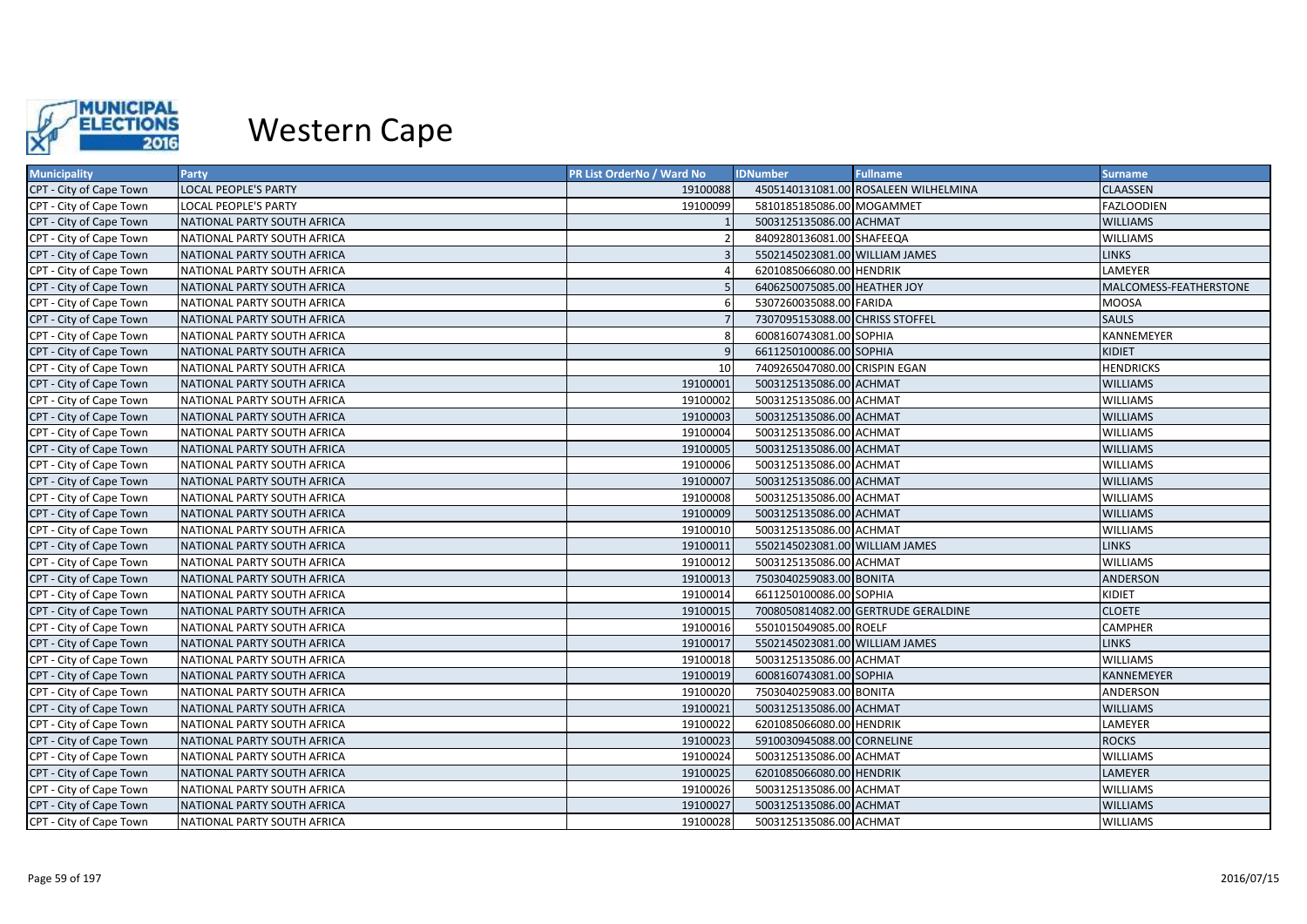# Western Cape

| Municipality | Party | PR List OrderNo / Ward No | IDNumber | Fullname | Surname |
|---|---|---|---|---|---|
| CPT - City of Cape Town | LOCAL PEOPLE'S PARTY | 19100088 | 4505140131081.00 | ROSALEEN WILHELMINA | CLAASSEN |
| CPT - City of Cape Town | LOCAL PEOPLE'S PARTY | 19100099 | 5810185185086.00 | MOGAMMET | FAZLOODIEN |
| CPT - City of Cape Town | NATIONAL PARTY SOUTH AFRICA | 1 | 5003125135086.00 | ACHMAT | WILLIAMS |
| CPT - City of Cape Town | NATIONAL PARTY SOUTH AFRICA | 2 | 8409280136081.00 | SHAFEEQA | WILLIAMS |
| CPT - City of Cape Town | NATIONAL PARTY SOUTH AFRICA | 3 | 5502145023081.00 | WILLIAM JAMES | LINKS |
| CPT - City of Cape Town | NATIONAL PARTY SOUTH AFRICA | 4 | 6201085066080.00 | HENDRIK | LAMEYER |
| CPT - City of Cape Town | NATIONAL PARTY SOUTH AFRICA | 5 | 6406250075085.00 | HEATHER JOY | MALCOMESS-FEATHERSTONE |
| CPT - City of Cape Town | NATIONAL PARTY SOUTH AFRICA | 6 | 5307260035088.00 | FARIDA | MOOSA |
| CPT - City of Cape Town | NATIONAL PARTY SOUTH AFRICA | 7 | 7307095153088.00 | CHRISS STOFFEL | SAULS |
| CPT - City of Cape Town | NATIONAL PARTY SOUTH AFRICA | 8 | 6008160743081.00 | SOPHIA | KANNEMEYER |
| CPT - City of Cape Town | NATIONAL PARTY SOUTH AFRICA | 9 | 6611250100086.00 | SOPHIA | KIDIET |
| CPT - City of Cape Town | NATIONAL PARTY SOUTH AFRICA | 10 | 7409265047080.00 | CRISPIN EGAN | HENDRICKS |
| CPT - City of Cape Town | NATIONAL PARTY SOUTH AFRICA | 19100001 | 5003125135086.00 | ACHMAT | WILLIAMS |
| CPT - City of Cape Town | NATIONAL PARTY SOUTH AFRICA | 19100002 | 5003125135086.00 | ACHMAT | WILLIAMS |
| CPT - City of Cape Town | NATIONAL PARTY SOUTH AFRICA | 19100003 | 5003125135086.00 | ACHMAT | WILLIAMS |
| CPT - City of Cape Town | NATIONAL PARTY SOUTH AFRICA | 19100004 | 5003125135086.00 | ACHMAT | WILLIAMS |
| CPT - City of Cape Town | NATIONAL PARTY SOUTH AFRICA | 19100005 | 5003125135086.00 | ACHMAT | WILLIAMS |
| CPT - City of Cape Town | NATIONAL PARTY SOUTH AFRICA | 19100006 | 5003125135086.00 | ACHMAT | WILLIAMS |
| CPT - City of Cape Town | NATIONAL PARTY SOUTH AFRICA | 19100007 | 5003125135086.00 | ACHMAT | WILLIAMS |
| CPT - City of Cape Town | NATIONAL PARTY SOUTH AFRICA | 19100008 | 5003125135086.00 | ACHMAT | WILLIAMS |
| CPT - City of Cape Town | NATIONAL PARTY SOUTH AFRICA | 19100009 | 5003125135086.00 | ACHMAT | WILLIAMS |
| CPT - City of Cape Town | NATIONAL PARTY SOUTH AFRICA | 19100010 | 5003125135086.00 | ACHMAT | WILLIAMS |
| CPT - City of Cape Town | NATIONAL PARTY SOUTH AFRICA | 19100011 | 5502145023081.00 | WILLIAM JAMES | LINKS |
| CPT - City of Cape Town | NATIONAL PARTY SOUTH AFRICA | 19100012 | 5003125135086.00 | ACHMAT | WILLIAMS |
| CPT - City of Cape Town | NATIONAL PARTY SOUTH AFRICA | 19100013 | 7503040259083.00 | BONITA | ANDERSON |
| CPT - City of Cape Town | NATIONAL PARTY SOUTH AFRICA | 19100014 | 6611250100086.00 | SOPHIA | KIDIET |
| CPT - City of Cape Town | NATIONAL PARTY SOUTH AFRICA | 19100015 | 7008050814082.00 | GERTRUDE GERALDINE | CLOETE |
| CPT - City of Cape Town | NATIONAL PARTY SOUTH AFRICA | 19100016 | 5501015049085.00 | ROELF | CAMPHER |
| CPT - City of Cape Town | NATIONAL PARTY SOUTH AFRICA | 19100017 | 5502145023081.00 | WILLIAM JAMES | LINKS |
| CPT - City of Cape Town | NATIONAL PARTY SOUTH AFRICA | 19100018 | 5003125135086.00 | ACHMAT | WILLIAMS |
| CPT - City of Cape Town | NATIONAL PARTY SOUTH AFRICA | 19100019 | 6008160743081.00 | SOPHIA | KANNEMEYER |
| CPT - City of Cape Town | NATIONAL PARTY SOUTH AFRICA | 19100020 | 7503040259083.00 | BONITA | ANDERSON |
| CPT - City of Cape Town | NATIONAL PARTY SOUTH AFRICA | 19100021 | 5003125135086.00 | ACHMAT | WILLIAMS |
| CPT - City of Cape Town | NATIONAL PARTY SOUTH AFRICA | 19100022 | 6201085066080.00 | HENDRIK | LAMEYER |
| CPT - City of Cape Town | NATIONAL PARTY SOUTH AFRICA | 19100023 | 5910030945088.00 | CORNELINE | ROCKS |
| CPT - City of Cape Town | NATIONAL PARTY SOUTH AFRICA | 19100024 | 5003125135086.00 | ACHMAT | WILLIAMS |
| CPT - City of Cape Town | NATIONAL PARTY SOUTH AFRICA | 19100025 | 6201085066080.00 | HENDRIK | LAMEYER |
| CPT - City of Cape Town | NATIONAL PARTY SOUTH AFRICA | 19100026 | 5003125135086.00 | ACHMAT | WILLIAMS |
| CPT - City of Cape Town | NATIONAL PARTY SOUTH AFRICA | 19100027 | 5003125135086.00 | ACHMAT | WILLIAMS |
| CPT - City of Cape Town | NATIONAL PARTY SOUTH AFRICA | 19100028 | 5003125135086.00 | ACHMAT | WILLIAMS |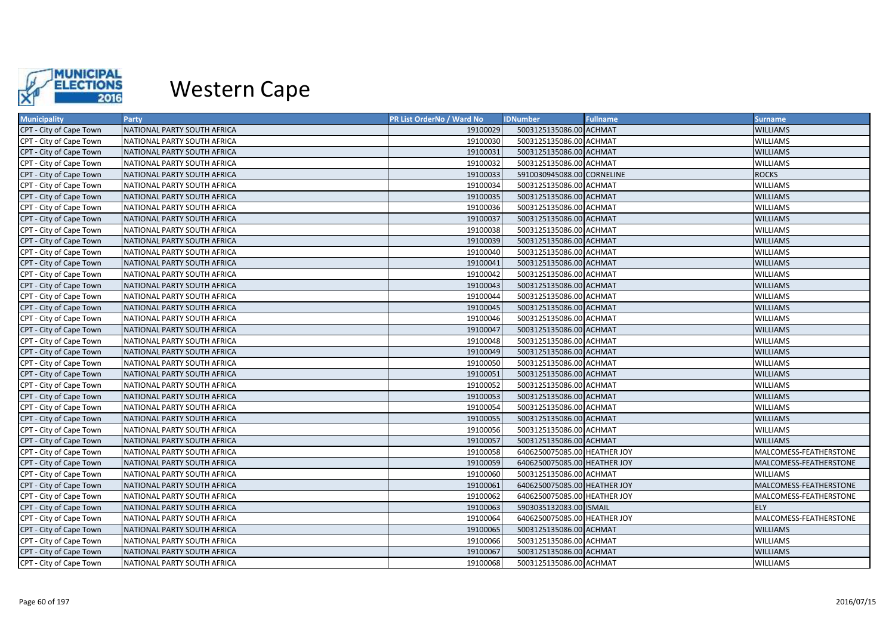# Western Cape

| Municipality | Party | PR List OrderNo / Ward No | IDNumber | Fullname | Surname |
|---|---|---|---|---|---|
| CPT - City of Cape Town | NATIONAL PARTY SOUTH AFRICA | 19100029 | 5003125135086.00 | ACHMAT | WILLIAMS |
| CPT - City of Cape Town | NATIONAL PARTY SOUTH AFRICA | 19100030 | 5003125135086.00 | ACHMAT | WILLIAMS |
| CPT - City of Cape Town | NATIONAL PARTY SOUTH AFRICA | 19100031 | 5003125135086.00 | ACHMAT | WILLIAMS |
| CPT - City of Cape Town | NATIONAL PARTY SOUTH AFRICA | 19100032 | 5003125135086.00 | ACHMAT | WILLIAMS |
| CPT - City of Cape Town | NATIONAL PARTY SOUTH AFRICA | 19100033 | 5910030945088.00 | CORNELINE | ROCKS |
| CPT - City of Cape Town | NATIONAL PARTY SOUTH AFRICA | 19100034 | 5003125135086.00 | ACHMAT | WILLIAMS |
| CPT - City of Cape Town | NATIONAL PARTY SOUTH AFRICA | 19100035 | 5003125135086.00 | ACHMAT | WILLIAMS |
| CPT - City of Cape Town | NATIONAL PARTY SOUTH AFRICA | 19100036 | 5003125135086.00 | ACHMAT | WILLIAMS |
| CPT - City of Cape Town | NATIONAL PARTY SOUTH AFRICA | 19100037 | 5003125135086.00 | ACHMAT | WILLIAMS |
| CPT - City of Cape Town | NATIONAL PARTY SOUTH AFRICA | 19100038 | 5003125135086.00 | ACHMAT | WILLIAMS |
| CPT - City of Cape Town | NATIONAL PARTY SOUTH AFRICA | 19100039 | 5003125135086.00 | ACHMAT | WILLIAMS |
| CPT - City of Cape Town | NATIONAL PARTY SOUTH AFRICA | 19100040 | 5003125135086.00 | ACHMAT | WILLIAMS |
| CPT - City of Cape Town | NATIONAL PARTY SOUTH AFRICA | 19100041 | 5003125135086.00 | ACHMAT | WILLIAMS |
| CPT - City of Cape Town | NATIONAL PARTY SOUTH AFRICA | 19100042 | 5003125135086.00 | ACHMAT | WILLIAMS |
| CPT - City of Cape Town | NATIONAL PARTY SOUTH AFRICA | 19100043 | 5003125135086.00 | ACHMAT | WILLIAMS |
| CPT - City of Cape Town | NATIONAL PARTY SOUTH AFRICA | 19100044 | 5003125135086.00 | ACHMAT | WILLIAMS |
| CPT - City of Cape Town | NATIONAL PARTY SOUTH AFRICA | 19100045 | 5003125135086.00 | ACHMAT | WILLIAMS |
| CPT - City of Cape Town | NATIONAL PARTY SOUTH AFRICA | 19100046 | 5003125135086.00 | ACHMAT | WILLIAMS |
| CPT - City of Cape Town | NATIONAL PARTY SOUTH AFRICA | 19100047 | 5003125135086.00 | ACHMAT | WILLIAMS |
| CPT - City of Cape Town | NATIONAL PARTY SOUTH AFRICA | 19100048 | 5003125135086.00 | ACHMAT | WILLIAMS |
| CPT - City of Cape Town | NATIONAL PARTY SOUTH AFRICA | 19100049 | 5003125135086.00 | ACHMAT | WILLIAMS |
| CPT - City of Cape Town | NATIONAL PARTY SOUTH AFRICA | 19100050 | 5003125135086.00 | ACHMAT | WILLIAMS |
| CPT - City of Cape Town | NATIONAL PARTY SOUTH AFRICA | 19100051 | 5003125135086.00 | ACHMAT | WILLIAMS |
| CPT - City of Cape Town | NATIONAL PARTY SOUTH AFRICA | 19100052 | 5003125135086.00 | ACHMAT | WILLIAMS |
| CPT - City of Cape Town | NATIONAL PARTY SOUTH AFRICA | 19100053 | 5003125135086.00 | ACHMAT | WILLIAMS |
| CPT - City of Cape Town | NATIONAL PARTY SOUTH AFRICA | 19100054 | 5003125135086.00 | ACHMAT | WILLIAMS |
| CPT - City of Cape Town | NATIONAL PARTY SOUTH AFRICA | 19100055 | 5003125135086.00 | ACHMAT | WILLIAMS |
| CPT - City of Cape Town | NATIONAL PARTY SOUTH AFRICA | 19100056 | 5003125135086.00 | ACHMAT | WILLIAMS |
| CPT - City of Cape Town | NATIONAL PARTY SOUTH AFRICA | 19100057 | 5003125135086.00 | ACHMAT | WILLIAMS |
| CPT - City of Cape Town | NATIONAL PARTY SOUTH AFRICA | 19100058 | 6406250075085.00 | HEATHER JOY | MALCOMESS-FEATHERSTONE |
| CPT - City of Cape Town | NATIONAL PARTY SOUTH AFRICA | 19100059 | 6406250075085.00 | HEATHER JOY | MALCOMESS-FEATHERSTONE |
| CPT - City of Cape Town | NATIONAL PARTY SOUTH AFRICA | 19100060 | 5003125135086.00 | ACHMAT | WILLIAMS |
| CPT - City of Cape Town | NATIONAL PARTY SOUTH AFRICA | 19100061 | 6406250075085.00 | HEATHER JOY | MALCOMESS-FEATHERSTONE |
| CPT - City of Cape Town | NATIONAL PARTY SOUTH AFRICA | 19100062 | 6406250075085.00 | HEATHER JOY | MALCOMESS-FEATHERSTONE |
| CPT - City of Cape Town | NATIONAL PARTY SOUTH AFRICA | 19100063 | 5903035132083.00 | ISMAIL | ELY |
| CPT - City of Cape Town | NATIONAL PARTY SOUTH AFRICA | 19100064 | 6406250075085.00 | HEATHER JOY | MALCOMESS-FEATHERSTONE |
| CPT - City of Cape Town | NATIONAL PARTY SOUTH AFRICA | 19100065 | 5003125135086.00 | ACHMAT | WILLIAMS |
| CPT - City of Cape Town | NATIONAL PARTY SOUTH AFRICA | 19100066 | 5003125135086.00 | ACHMAT | WILLIAMS |
| CPT - City of Cape Town | NATIONAL PARTY SOUTH AFRICA | 19100067 | 5003125135086.00 | ACHMAT | WILLIAMS |
| CPT - City of Cape Town | NATIONAL PARTY SOUTH AFRICA | 19100068 | 5003125135086.00 | ACHMAT | WILLIAMS |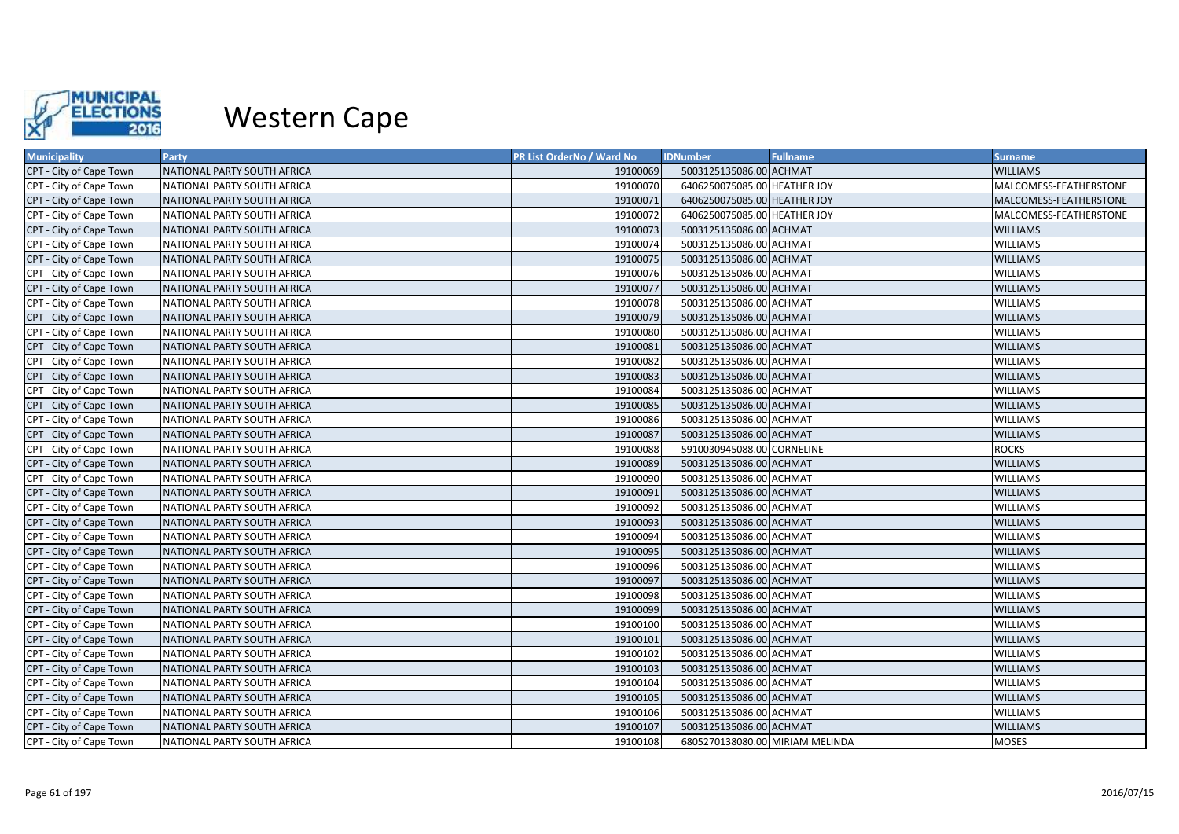# Western Cape

| Municipality | Party | PR List OrderNo / Ward No | IDNumber | Fullname | Surname |
| --- | --- | --- | --- | --- | --- |
| CPT - City of Cape Town | NATIONAL PARTY SOUTH AFRICA | 19100069 | 5003125135086.00 | ACHMAT | WILLIAMS |
| CPT - City of Cape Town | NATIONAL PARTY SOUTH AFRICA | 19100070 | 6406250075085.00 | HEATHER JOY | MALCOMESS-FEATHERSTONE |
| CPT - City of Cape Town | NATIONAL PARTY SOUTH AFRICA | 19100071 | 6406250075085.00 | HEATHER JOY | MALCOMESS-FEATHERSTONE |
| CPT - City of Cape Town | NATIONAL PARTY SOUTH AFRICA | 19100072 | 6406250075085.00 | HEATHER JOY | MALCOMESS-FEATHERSTONE |
| CPT - City of Cape Town | NATIONAL PARTY SOUTH AFRICA | 19100073 | 5003125135086.00 | ACHMAT | WILLIAMS |
| CPT - City of Cape Town | NATIONAL PARTY SOUTH AFRICA | 19100074 | 5003125135086.00 | ACHMAT | WILLIAMS |
| CPT - City of Cape Town | NATIONAL PARTY SOUTH AFRICA | 19100075 | 5003125135086.00 | ACHMAT | WILLIAMS |
| CPT - City of Cape Town | NATIONAL PARTY SOUTH AFRICA | 19100076 | 5003125135086.00 | ACHMAT | WILLIAMS |
| CPT - City of Cape Town | NATIONAL PARTY SOUTH AFRICA | 19100077 | 5003125135086.00 | ACHMAT | WILLIAMS |
| CPT - City of Cape Town | NATIONAL PARTY SOUTH AFRICA | 19100078 | 5003125135086.00 | ACHMAT | WILLIAMS |
| CPT - City of Cape Town | NATIONAL PARTY SOUTH AFRICA | 19100079 | 5003125135086.00 | ACHMAT | WILLIAMS |
| CPT - City of Cape Town | NATIONAL PARTY SOUTH AFRICA | 19100080 | 5003125135086.00 | ACHMAT | WILLIAMS |
| CPT - City of Cape Town | NATIONAL PARTY SOUTH AFRICA | 19100081 | 5003125135086.00 | ACHMAT | WILLIAMS |
| CPT - City of Cape Town | NATIONAL PARTY SOUTH AFRICA | 19100082 | 5003125135086.00 | ACHMAT | WILLIAMS |
| CPT - City of Cape Town | NATIONAL PARTY SOUTH AFRICA | 19100083 | 5003125135086.00 | ACHMAT | WILLIAMS |
| CPT - City of Cape Town | NATIONAL PARTY SOUTH AFRICA | 19100084 | 5003125135086.00 | ACHMAT | WILLIAMS |
| CPT - City of Cape Town | NATIONAL PARTY SOUTH AFRICA | 19100085 | 5003125135086.00 | ACHMAT | WILLIAMS |
| CPT - City of Cape Town | NATIONAL PARTY SOUTH AFRICA | 19100086 | 5003125135086.00 | ACHMAT | WILLIAMS |
| CPT - City of Cape Town | NATIONAL PARTY SOUTH AFRICA | 19100087 | 5003125135086.00 | ACHMAT | WILLIAMS |
| CPT - City of Cape Town | NATIONAL PARTY SOUTH AFRICA | 19100088 | 5910030945088.00 | CORNELINE | ROCKS |
| CPT - City of Cape Town | NATIONAL PARTY SOUTH AFRICA | 19100089 | 5003125135086.00 | ACHMAT | WILLIAMS |
| CPT - City of Cape Town | NATIONAL PARTY SOUTH AFRICA | 19100090 | 5003125135086.00 | ACHMAT | WILLIAMS |
| CPT - City of Cape Town | NATIONAL PARTY SOUTH AFRICA | 19100091 | 5003125135086.00 | ACHMAT | WILLIAMS |
| CPT - City of Cape Town | NATIONAL PARTY SOUTH AFRICA | 19100092 | 5003125135086.00 | ACHMAT | WILLIAMS |
| CPT - City of Cape Town | NATIONAL PARTY SOUTH AFRICA | 19100093 | 5003125135086.00 | ACHMAT | WILLIAMS |
| CPT - City of Cape Town | NATIONAL PARTY SOUTH AFRICA | 19100094 | 5003125135086.00 | ACHMAT | WILLIAMS |
| CPT - City of Cape Town | NATIONAL PARTY SOUTH AFRICA | 19100095 | 5003125135086.00 | ACHMAT | WILLIAMS |
| CPT - City of Cape Town | NATIONAL PARTY SOUTH AFRICA | 19100096 | 5003125135086.00 | ACHMAT | WILLIAMS |
| CPT - City of Cape Town | NATIONAL PARTY SOUTH AFRICA | 19100097 | 5003125135086.00 | ACHMAT | WILLIAMS |
| CPT - City of Cape Town | NATIONAL PARTY SOUTH AFRICA | 19100098 | 5003125135086.00 | ACHMAT | WILLIAMS |
| CPT - City of Cape Town | NATIONAL PARTY SOUTH AFRICA | 19100099 | 5003125135086.00 | ACHMAT | WILLIAMS |
| CPT - City of Cape Town | NATIONAL PARTY SOUTH AFRICA | 19100100 | 5003125135086.00 | ACHMAT | WILLIAMS |
| CPT - City of Cape Town | NATIONAL PARTY SOUTH AFRICA | 19100101 | 5003125135086.00 | ACHMAT | WILLIAMS |
| CPT - City of Cape Town | NATIONAL PARTY SOUTH AFRICA | 19100102 | 5003125135086.00 | ACHMAT | WILLIAMS |
| CPT - City of Cape Town | NATIONAL PARTY SOUTH AFRICA | 19100103 | 5003125135086.00 | ACHMAT | WILLIAMS |
| CPT - City of Cape Town | NATIONAL PARTY SOUTH AFRICA | 19100104 | 5003125135086.00 | ACHMAT | WILLIAMS |
| CPT - City of Cape Town | NATIONAL PARTY SOUTH AFRICA | 19100105 | 5003125135086.00 | ACHMAT | WILLIAMS |
| CPT - City of Cape Town | NATIONAL PARTY SOUTH AFRICA | 19100106 | 5003125135086.00 | ACHMAT | WILLIAMS |
| CPT - City of Cape Town | NATIONAL PARTY SOUTH AFRICA | 19100107 | 5003125135086.00 | ACHMAT | WILLIAMS |
| CPT - City of Cape Town | NATIONAL PARTY SOUTH AFRICA | 19100108 | 6805270138080.00 | MIRIAM MELINDA | MOSES |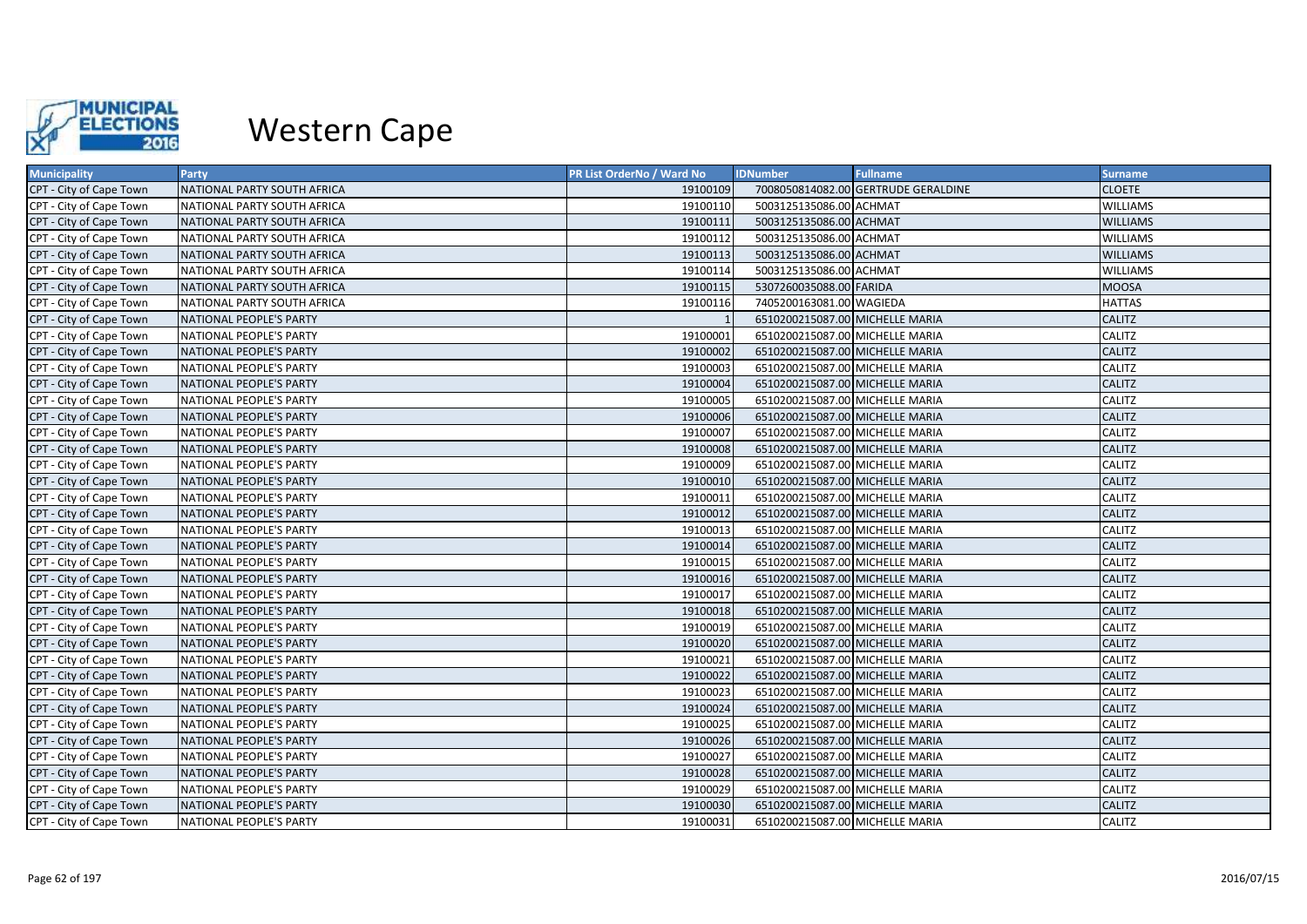# Western Cape

| Municipality | Party | PR List OrderNo / Ward No | IDNumber | Fullname | Surname |
|---|---|---|---|---|---|
| CPT - City of Cape Town | NATIONAL PARTY SOUTH AFRICA | 19100109 | 7008050814082.00 | GERTRUDE GERALDINE | CLOETE |
| CPT - City of Cape Town | NATIONAL PARTY SOUTH AFRICA | 19100110 | 5003125135086.00 | ACHMAT | WILLIAMS |
| CPT - City of Cape Town | NATIONAL PARTY SOUTH AFRICA | 19100111 | 5003125135086.00 | ACHMAT | WILLIAMS |
| CPT - City of Cape Town | NATIONAL PARTY SOUTH AFRICA | 19100112 | 5003125135086.00 | ACHMAT | WILLIAMS |
| CPT - City of Cape Town | NATIONAL PARTY SOUTH AFRICA | 19100113 | 5003125135086.00 | ACHMAT | WILLIAMS |
| CPT - City of Cape Town | NATIONAL PARTY SOUTH AFRICA | 19100114 | 5003125135086.00 | ACHMAT | WILLIAMS |
| CPT - City of Cape Town | NATIONAL PARTY SOUTH AFRICA | 19100115 | 5307260035088.00 | FARIDA | MOOSA |
| CPT - City of Cape Town | NATIONAL PARTY SOUTH AFRICA | 19100116 | 7405200163081.00 | WAGIEDA | HATTAS |
| CPT - City of Cape Town | NATIONAL PEOPLE'S PARTY | 1 | 6510200215087.00 | MICHELLE MARIA | CALITZ |
| CPT - City of Cape Town | NATIONAL PEOPLE'S PARTY | 19100001 | 6510200215087.00 | MICHELLE MARIA | CALITZ |
| CPT - City of Cape Town | NATIONAL PEOPLE'S PARTY | 19100002 | 6510200215087.00 | MICHELLE MARIA | CALITZ |
| CPT - City of Cape Town | NATIONAL PEOPLE'S PARTY | 19100003 | 6510200215087.00 | MICHELLE MARIA | CALITZ |
| CPT - City of Cape Town | NATIONAL PEOPLE'S PARTY | 19100004 | 6510200215087.00 | MICHELLE MARIA | CALITZ |
| CPT - City of Cape Town | NATIONAL PEOPLE'S PARTY | 19100005 | 6510200215087.00 | MICHELLE MARIA | CALITZ |
| CPT - City of Cape Town | NATIONAL PEOPLE'S PARTY | 19100006 | 6510200215087.00 | MICHELLE MARIA | CALITZ |
| CPT - City of Cape Town | NATIONAL PEOPLE'S PARTY | 19100007 | 6510200215087.00 | MICHELLE MARIA | CALITZ |
| CPT - City of Cape Town | NATIONAL PEOPLE'S PARTY | 19100008 | 6510200215087.00 | MICHELLE MARIA | CALITZ |
| CPT - City of Cape Town | NATIONAL PEOPLE'S PARTY | 19100009 | 6510200215087.00 | MICHELLE MARIA | CALITZ |
| CPT - City of Cape Town | NATIONAL PEOPLE'S PARTY | 19100010 | 6510200215087.00 | MICHELLE MARIA | CALITZ |
| CPT - City of Cape Town | NATIONAL PEOPLE'S PARTY | 19100011 | 6510200215087.00 | MICHELLE MARIA | CALITZ |
| CPT - City of Cape Town | NATIONAL PEOPLE'S PARTY | 19100012 | 6510200215087.00 | MICHELLE MARIA | CALITZ |
| CPT - City of Cape Town | NATIONAL PEOPLE'S PARTY | 19100013 | 6510200215087.00 | MICHELLE MARIA | CALITZ |
| CPT - City of Cape Town | NATIONAL PEOPLE'S PARTY | 19100014 | 6510200215087.00 | MICHELLE MARIA | CALITZ |
| CPT - City of Cape Town | NATIONAL PEOPLE'S PARTY | 19100015 | 6510200215087.00 | MICHELLE MARIA | CALITZ |
| CPT - City of Cape Town | NATIONAL PEOPLE'S PARTY | 19100016 | 6510200215087.00 | MICHELLE MARIA | CALITZ |
| CPT - City of Cape Town | NATIONAL PEOPLE'S PARTY | 19100017 | 6510200215087.00 | MICHELLE MARIA | CALITZ |
| CPT - City of Cape Town | NATIONAL PEOPLE'S PARTY | 19100018 | 6510200215087.00 | MICHELLE MARIA | CALITZ |
| CPT - City of Cape Town | NATIONAL PEOPLE'S PARTY | 19100019 | 6510200215087.00 | MICHELLE MARIA | CALITZ |
| CPT - City of Cape Town | NATIONAL PEOPLE'S PARTY | 19100020 | 6510200215087.00 | MICHELLE MARIA | CALITZ |
| CPT - City of Cape Town | NATIONAL PEOPLE'S PARTY | 19100021 | 6510200215087.00 | MICHELLE MARIA | CALITZ |
| CPT - City of Cape Town | NATIONAL PEOPLE'S PARTY | 19100022 | 6510200215087.00 | MICHELLE MARIA | CALITZ |
| CPT - City of Cape Town | NATIONAL PEOPLE'S PARTY | 19100023 | 6510200215087.00 | MICHELLE MARIA | CALITZ |
| CPT - City of Cape Town | NATIONAL PEOPLE'S PARTY | 19100024 | 6510200215087.00 | MICHELLE MARIA | CALITZ |
| CPT - City of Cape Town | NATIONAL PEOPLE'S PARTY | 19100025 | 6510200215087.00 | MICHELLE MARIA | CALITZ |
| CPT - City of Cape Town | NATIONAL PEOPLE'S PARTY | 19100026 | 6510200215087.00 | MICHELLE MARIA | CALITZ |
| CPT - City of Cape Town | NATIONAL PEOPLE'S PARTY | 19100027 | 6510200215087.00 | MICHELLE MARIA | CALITZ |
| CPT - City of Cape Town | NATIONAL PEOPLE'S PARTY | 19100028 | 6510200215087.00 | MICHELLE MARIA | CALITZ |
| CPT - City of Cape Town | NATIONAL PEOPLE'S PARTY | 19100029 | 6510200215087.00 | MICHELLE MARIA | CALITZ |
| CPT - City of Cape Town | NATIONAL PEOPLE'S PARTY | 19100030 | 6510200215087.00 | MICHELLE MARIA | CALITZ |
| CPT - City of Cape Town | NATIONAL PEOPLE'S PARTY | 19100031 | 6510200215087.00 | MICHELLE MARIA | CALITZ |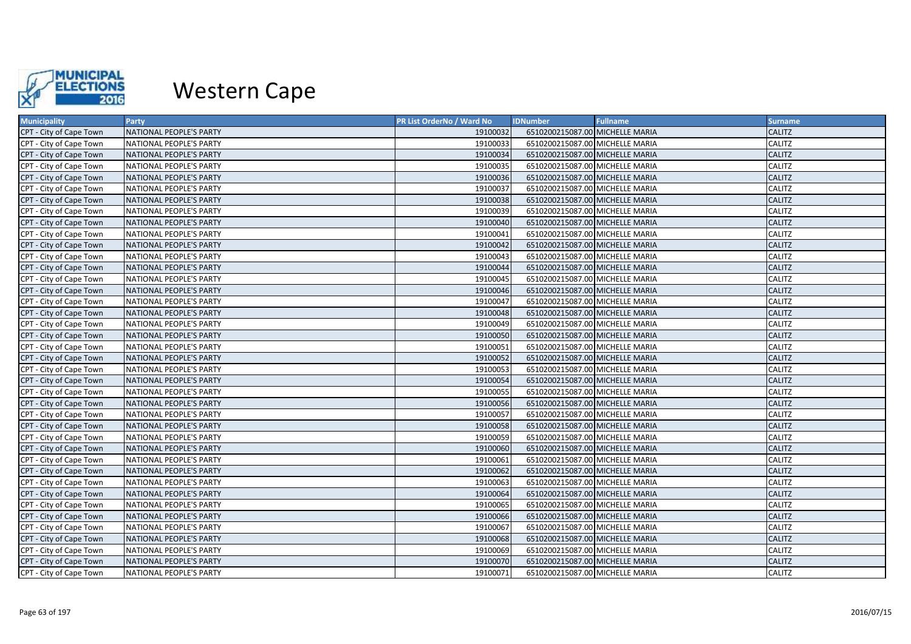# Western Cape

| Municipality | Party | PR List OrderNo / Ward No | IDNumber | Fullname | Surname |
|---|---|---|---|---|---|
| CPT - City of Cape Town | NATIONAL PEOPLE'S PARTY | 19100032 | 6510200215087.00 | MICHELLE MARIA | CALITZ |
| CPT - City of Cape Town | NATIONAL PEOPLE'S PARTY | 19100033 | 6510200215087.00 | MICHELLE MARIA | CALITZ |
| CPT - City of Cape Town | NATIONAL PEOPLE'S PARTY | 19100034 | 6510200215087.00 | MICHELLE MARIA | CALITZ |
| CPT - City of Cape Town | NATIONAL PEOPLE'S PARTY | 19100035 | 6510200215087.00 | MICHELLE MARIA | CALITZ |
| CPT - City of Cape Town | NATIONAL PEOPLE'S PARTY | 19100036 | 6510200215087.00 | MICHELLE MARIA | CALITZ |
| CPT - City of Cape Town | NATIONAL PEOPLE'S PARTY | 19100037 | 6510200215087.00 | MICHELLE MARIA | CALITZ |
| CPT - City of Cape Town | NATIONAL PEOPLE'S PARTY | 19100038 | 6510200215087.00 | MICHELLE MARIA | CALITZ |
| CPT - City of Cape Town | NATIONAL PEOPLE'S PARTY | 19100039 | 6510200215087.00 | MICHELLE MARIA | CALITZ |
| CPT - City of Cape Town | NATIONAL PEOPLE'S PARTY | 19100040 | 6510200215087.00 | MICHELLE MARIA | CALITZ |
| CPT - City of Cape Town | NATIONAL PEOPLE'S PARTY | 19100041 | 6510200215087.00 | MICHELLE MARIA | CALITZ |
| CPT - City of Cape Town | NATIONAL PEOPLE'S PARTY | 19100042 | 6510200215087.00 | MICHELLE MARIA | CALITZ |
| CPT - City of Cape Town | NATIONAL PEOPLE'S PARTY | 19100043 | 6510200215087.00 | MICHELLE MARIA | CALITZ |
| CPT - City of Cape Town | NATIONAL PEOPLE'S PARTY | 19100044 | 6510200215087.00 | MICHELLE MARIA | CALITZ |
| CPT - City of Cape Town | NATIONAL PEOPLE'S PARTY | 19100045 | 6510200215087.00 | MICHELLE MARIA | CALITZ |
| CPT - City of Cape Town | NATIONAL PEOPLE'S PARTY | 19100046 | 6510200215087.00 | MICHELLE MARIA | CALITZ |
| CPT - City of Cape Town | NATIONAL PEOPLE'S PARTY | 19100047 | 6510200215087.00 | MICHELLE MARIA | CALITZ |
| CPT - City of Cape Town | NATIONAL PEOPLE'S PARTY | 19100048 | 6510200215087.00 | MICHELLE MARIA | CALITZ |
| CPT - City of Cape Town | NATIONAL PEOPLE'S PARTY | 19100049 | 6510200215087.00 | MICHELLE MARIA | CALITZ |
| CPT - City of Cape Town | NATIONAL PEOPLE'S PARTY | 19100050 | 6510200215087.00 | MICHELLE MARIA | CALITZ |
| CPT - City of Cape Town | NATIONAL PEOPLE'S PARTY | 19100051 | 6510200215087.00 | MICHELLE MARIA | CALITZ |
| CPT - City of Cape Town | NATIONAL PEOPLE'S PARTY | 19100052 | 6510200215087.00 | MICHELLE MARIA | CALITZ |
| CPT - City of Cape Town | NATIONAL PEOPLE'S PARTY | 19100053 | 6510200215087.00 | MICHELLE MARIA | CALITZ |
| CPT - City of Cape Town | NATIONAL PEOPLE'S PARTY | 19100054 | 6510200215087.00 | MICHELLE MARIA | CALITZ |
| CPT - City of Cape Town | NATIONAL PEOPLE'S PARTY | 19100055 | 6510200215087.00 | MICHELLE MARIA | CALITZ |
| CPT - City of Cape Town | NATIONAL PEOPLE'S PARTY | 19100056 | 6510200215087.00 | MICHELLE MARIA | CALITZ |
| CPT - City of Cape Town | NATIONAL PEOPLE'S PARTY | 19100057 | 6510200215087.00 | MICHELLE MARIA | CALITZ |
| CPT - City of Cape Town | NATIONAL PEOPLE'S PARTY | 19100058 | 6510200215087.00 | MICHELLE MARIA | CALITZ |
| CPT - City of Cape Town | NATIONAL PEOPLE'S PARTY | 19100059 | 6510200215087.00 | MICHELLE MARIA | CALITZ |
| CPT - City of Cape Town | NATIONAL PEOPLE'S PARTY | 19100060 | 6510200215087.00 | MICHELLE MARIA | CALITZ |
| CPT - City of Cape Town | NATIONAL PEOPLE'S PARTY | 19100061 | 6510200215087.00 | MICHELLE MARIA | CALITZ |
| CPT - City of Cape Town | NATIONAL PEOPLE'S PARTY | 19100062 | 6510200215087.00 | MICHELLE MARIA | CALITZ |
| CPT - City of Cape Town | NATIONAL PEOPLE'S PARTY | 19100063 | 6510200215087.00 | MICHELLE MARIA | CALITZ |
| CPT - City of Cape Town | NATIONAL PEOPLE'S PARTY | 19100064 | 6510200215087.00 | MICHELLE MARIA | CALITZ |
| CPT - City of Cape Town | NATIONAL PEOPLE'S PARTY | 19100065 | 6510200215087.00 | MICHELLE MARIA | CALITZ |
| CPT - City of Cape Town | NATIONAL PEOPLE'S PARTY | 19100066 | 6510200215087.00 | MICHELLE MARIA | CALITZ |
| CPT - City of Cape Town | NATIONAL PEOPLE'S PARTY | 19100067 | 6510200215087.00 | MICHELLE MARIA | CALITZ |
| CPT - City of Cape Town | NATIONAL PEOPLE'S PARTY | 19100068 | 6510200215087.00 | MICHELLE MARIA | CALITZ |
| CPT - City of Cape Town | NATIONAL PEOPLE'S PARTY | 19100069 | 6510200215087.00 | MICHELLE MARIA | CALITZ |
| CPT - City of Cape Town | NATIONAL PEOPLE'S PARTY | 19100070 | 6510200215087.00 | MICHELLE MARIA | CALITZ |
| CPT - City of Cape Town | NATIONAL PEOPLE'S PARTY | 19100071 | 6510200215087.00 | MICHELLE MARIA | CALITZ |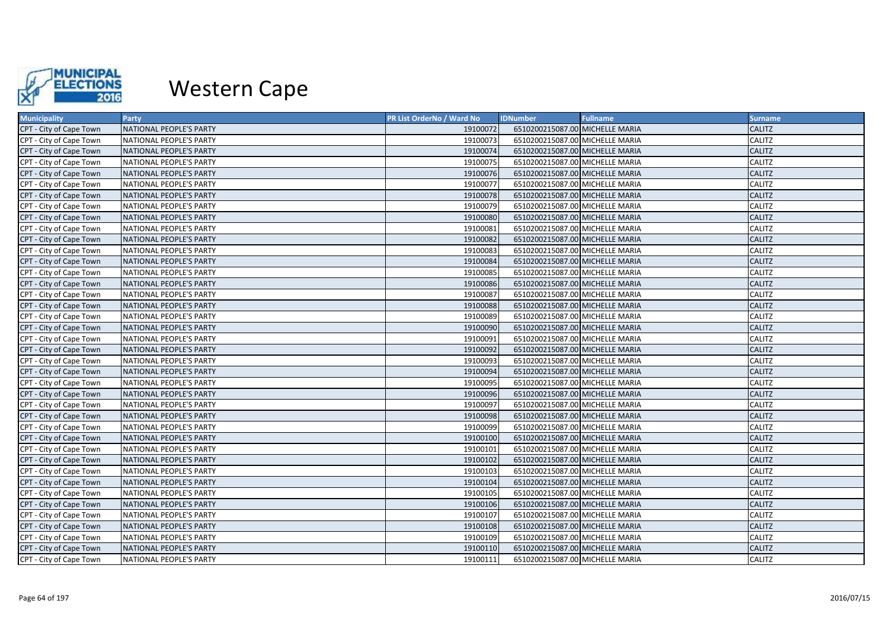# Western Cape

| Municipality | Party | PR List OrderNo / Ward No | IDNumber | Fullname | Surname |
|---|---|---|---|---|---|
| CPT - City of Cape Town | NATIONAL PEOPLE'S PARTY | 19100072 | 6510200215087.00 | MICHELLE MARIA | CALITZ |
| CPT - City of Cape Town | NATIONAL PEOPLE'S PARTY | 19100073 | 6510200215087.00 | MICHELLE MARIA | CALITZ |
| CPT - City of Cape Town | NATIONAL PEOPLE'S PARTY | 19100074 | 6510200215087.00 | MICHELLE MARIA | CALITZ |
| CPT - City of Cape Town | NATIONAL PEOPLE'S PARTY | 19100075 | 6510200215087.00 | MICHELLE MARIA | CALITZ |
| CPT - City of Cape Town | NATIONAL PEOPLE'S PARTY | 19100076 | 6510200215087.00 | MICHELLE MARIA | CALITZ |
| CPT - City of Cape Town | NATIONAL PEOPLE'S PARTY | 19100077 | 6510200215087.00 | MICHELLE MARIA | CALITZ |
| CPT - City of Cape Town | NATIONAL PEOPLE'S PARTY | 19100078 | 6510200215087.00 | MICHELLE MARIA | CALITZ |
| CPT - City of Cape Town | NATIONAL PEOPLE'S PARTY | 19100079 | 6510200215087.00 | MICHELLE MARIA | CALITZ |
| CPT - City of Cape Town | NATIONAL PEOPLE'S PARTY | 19100080 | 6510200215087.00 | MICHELLE MARIA | CALITZ |
| CPT - City of Cape Town | NATIONAL PEOPLE'S PARTY | 19100081 | 6510200215087.00 | MICHELLE MARIA | CALITZ |
| CPT - City of Cape Town | NATIONAL PEOPLE'S PARTY | 19100082 | 6510200215087.00 | MICHELLE MARIA | CALITZ |
| CPT - City of Cape Town | NATIONAL PEOPLE'S PARTY | 19100083 | 6510200215087.00 | MICHELLE MARIA | CALITZ |
| CPT - City of Cape Town | NATIONAL PEOPLE'S PARTY | 19100084 | 6510200215087.00 | MICHELLE MARIA | CALITZ |
| CPT - City of Cape Town | NATIONAL PEOPLE'S PARTY | 19100085 | 6510200215087.00 | MICHELLE MARIA | CALITZ |
| CPT - City of Cape Town | NATIONAL PEOPLE'S PARTY | 19100086 | 6510200215087.00 | MICHELLE MARIA | CALITZ |
| CPT - City of Cape Town | NATIONAL PEOPLE'S PARTY | 19100087 | 6510200215087.00 | MICHELLE MARIA | CALITZ |
| CPT - City of Cape Town | NATIONAL PEOPLE'S PARTY | 19100088 | 6510200215087.00 | MICHELLE MARIA | CALITZ |
| CPT - City of Cape Town | NATIONAL PEOPLE'S PARTY | 19100089 | 6510200215087.00 | MICHELLE MARIA | CALITZ |
| CPT - City of Cape Town | NATIONAL PEOPLE'S PARTY | 19100090 | 6510200215087.00 | MICHELLE MARIA | CALITZ |
| CPT - City of Cape Town | NATIONAL PEOPLE'S PARTY | 19100091 | 6510200215087.00 | MICHELLE MARIA | CALITZ |
| CPT - City of Cape Town | NATIONAL PEOPLE'S PARTY | 19100092 | 6510200215087.00 | MICHELLE MARIA | CALITZ |
| CPT - City of Cape Town | NATIONAL PEOPLE'S PARTY | 19100093 | 6510200215087.00 | MICHELLE MARIA | CALITZ |
| CPT - City of Cape Town | NATIONAL PEOPLE'S PARTY | 19100094 | 6510200215087.00 | MICHELLE MARIA | CALITZ |
| CPT - City of Cape Town | NATIONAL PEOPLE'S PARTY | 19100095 | 6510200215087.00 | MICHELLE MARIA | CALITZ |
| CPT - City of Cape Town | NATIONAL PEOPLE'S PARTY | 19100096 | 6510200215087.00 | MICHELLE MARIA | CALITZ |
| CPT - City of Cape Town | NATIONAL PEOPLE'S PARTY | 19100097 | 6510200215087.00 | MICHELLE MARIA | CALITZ |
| CPT - City of Cape Town | NATIONAL PEOPLE'S PARTY | 19100098 | 6510200215087.00 | MICHELLE MARIA | CALITZ |
| CPT - City of Cape Town | NATIONAL PEOPLE'S PARTY | 19100099 | 6510200215087.00 | MICHELLE MARIA | CALITZ |
| CPT - City of Cape Town | NATIONAL PEOPLE'S PARTY | 19100100 | 6510200215087.00 | MICHELLE MARIA | CALITZ |
| CPT - City of Cape Town | NATIONAL PEOPLE'S PARTY | 19100101 | 6510200215087.00 | MICHELLE MARIA | CALITZ |
| CPT - City of Cape Town | NATIONAL PEOPLE'S PARTY | 19100102 | 6510200215087.00 | MICHELLE MARIA | CALITZ |
| CPT - City of Cape Town | NATIONAL PEOPLE'S PARTY | 19100103 | 6510200215087.00 | MICHELLE MARIA | CALITZ |
| CPT - City of Cape Town | NATIONAL PEOPLE'S PARTY | 19100104 | 6510200215087.00 | MICHELLE MARIA | CALITZ |
| CPT - City of Cape Town | NATIONAL PEOPLE'S PARTY | 19100105 | 6510200215087.00 | MICHELLE MARIA | CALITZ |
| CPT - City of Cape Town | NATIONAL PEOPLE'S PARTY | 19100106 | 6510200215087.00 | MICHELLE MARIA | CALITZ |
| CPT - City of Cape Town | NATIONAL PEOPLE'S PARTY | 19100107 | 6510200215087.00 | MICHELLE MARIA | CALITZ |
| CPT - City of Cape Town | NATIONAL PEOPLE'S PARTY | 19100108 | 6510200215087.00 | MICHELLE MARIA | CALITZ |
| CPT - City of Cape Town | NATIONAL PEOPLE'S PARTY | 19100109 | 6510200215087.00 | MICHELLE MARIA | CALITZ |
| CPT - City of Cape Town | NATIONAL PEOPLE'S PARTY | 19100110 | 6510200215087.00 | MICHELLE MARIA | CALITZ |
| CPT - City of Cape Town | NATIONAL PEOPLE'S PARTY | 19100111 | 6510200215087.00 | MICHELLE MARIA | CALITZ |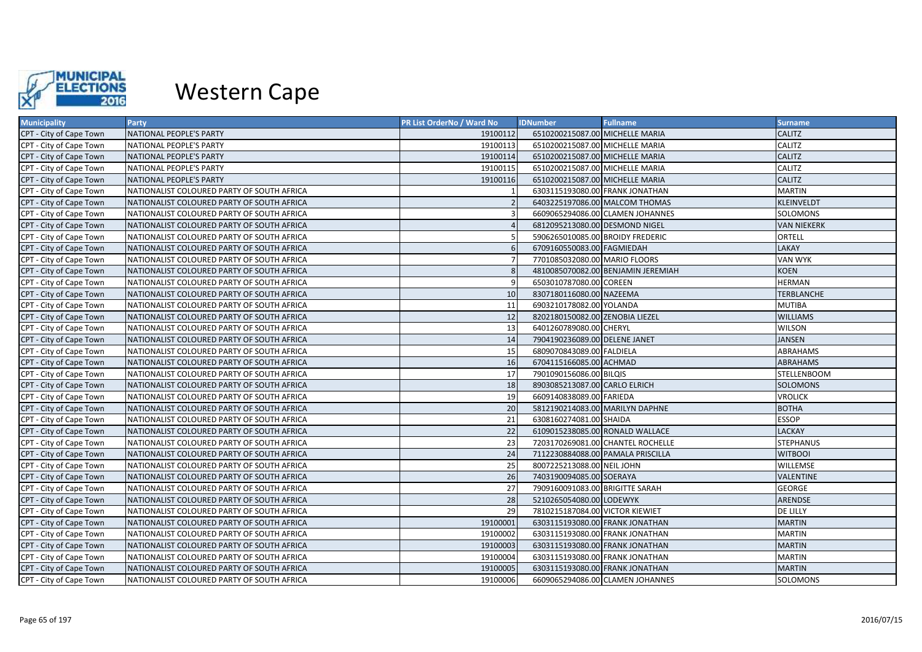# Western Cape

| Municipality | Party | PR List OrderNo / Ward No | IDNumber | Fullname | Surname |
|---|---|---|---|---|---|
| CPT - City of Cape Town | NATIONAL PEOPLE'S PARTY | 19100112 | 6510200215087.00 | MICHELLE MARIA | CALITZ |
| CPT - City of Cape Town | NATIONAL PEOPLE'S PARTY | 19100113 | 6510200215087.00 | MICHELLE MARIA | CALITZ |
| CPT - City of Cape Town | NATIONAL PEOPLE'S PARTY | 19100114 | 6510200215087.00 | MICHELLE MARIA | CALITZ |
| CPT - City of Cape Town | NATIONAL PEOPLE'S PARTY | 19100115 | 6510200215087.00 | MICHELLE MARIA | CALITZ |
| CPT - City of Cape Town | NATIONAL PEOPLE'S PARTY | 19100116 | 6510200215087.00 | MICHELLE MARIA | CALITZ |
| CPT - City of Cape Town | NATIONALIST COLOURED PARTY OF SOUTH AFRICA | 1 | 6303115193080.00 | FRANK JONATHAN | MARTIN |
| CPT - City of Cape Town | NATIONALIST COLOURED PARTY OF SOUTH AFRICA | 2 | 6403225197086.00 | MALCOM THOMAS | KLEINVELDT |
| CPT - City of Cape Town | NATIONALIST COLOURED PARTY OF SOUTH AFRICA | 3 | 6609065294086.00 | CLAMEN JOHANNES | SOLOMONS |
| CPT - City of Cape Town | NATIONALIST COLOURED PARTY OF SOUTH AFRICA | 4 | 6812095213080.00 | DESMOND NIGEL | VAN NIEKERK |
| CPT - City of Cape Town | NATIONALIST COLOURED PARTY OF SOUTH AFRICA | 5 | 5906265010085.00 | BROIDY FREDERIC | ORTELL |
| CPT - City of Cape Town | NATIONALIST COLOURED PARTY OF SOUTH AFRICA | 6 | 6709160550083.00 | FAGMIEDAH | LAKAY |
| CPT - City of Cape Town | NATIONALIST COLOURED PARTY OF SOUTH AFRICA | 7 | 7701085032080.00 | MARIO FLOORS | VAN WYK |
| CPT - City of Cape Town | NATIONALIST COLOURED PARTY OF SOUTH AFRICA | 8 | 4810085070082.00 | BENJAMIN JEREMIAH | KOEN |
| CPT - City of Cape Town | NATIONALIST COLOURED PARTY OF SOUTH AFRICA | 9 | 6503010787080.00 | COREEN | HERMAN |
| CPT - City of Cape Town | NATIONALIST COLOURED PARTY OF SOUTH AFRICA | 10 | 8307180116080.00 | NAZEEMA | TERBLANCHE |
| CPT - City of Cape Town | NATIONALIST COLOURED PARTY OF SOUTH AFRICA | 11 | 6903210178082.00 | YOLANDA | MUTIBA |
| CPT - City of Cape Town | NATIONALIST COLOURED PARTY OF SOUTH AFRICA | 12 | 8202180150082.00 | ZENOBIA LIEZEL | WILLIAMS |
| CPT - City of Cape Town | NATIONALIST COLOURED PARTY OF SOUTH AFRICA | 13 | 6401260789080.00 | CHERYL | WILSON |
| CPT - City of Cape Town | NATIONALIST COLOURED PARTY OF SOUTH AFRICA | 14 | 7904190236089.00 | DELENE JANET | JANSEN |
| CPT - City of Cape Town | NATIONALIST COLOURED PARTY OF SOUTH AFRICA | 15 | 6809070843089.00 | FALDIELA | ABRAHAMS |
| CPT - City of Cape Town | NATIONALIST COLOURED PARTY OF SOUTH AFRICA | 16 | 6704115166085.00 | ACHMAD | ABRAHAMS |
| CPT - City of Cape Town | NATIONALIST COLOURED PARTY OF SOUTH AFRICA | 17 | 7901090156086.00 | BILQIS | STELLENBOOM |
| CPT - City of Cape Town | NATIONALIST COLOURED PARTY OF SOUTH AFRICA | 18 | 8903085213087.00 | CARLO ELRICH | SOLOMONS |
| CPT - City of Cape Town | NATIONALIST COLOURED PARTY OF SOUTH AFRICA | 19 | 6609140838089.00 | FARIEDA | VROLICK |
| CPT - City of Cape Town | NATIONALIST COLOURED PARTY OF SOUTH AFRICA | 20 | 5812190214083.00 | MARILYN DAPHNE | BOTHA |
| CPT - City of Cape Town | NATIONALIST COLOURED PARTY OF SOUTH AFRICA | 21 | 6308160274081.00 | SHAIDA | ESSOP |
| CPT - City of Cape Town | NATIONALIST COLOURED PARTY OF SOUTH AFRICA | 22 | 6109015238085.00 | RONALD WALLACE | LACKAY |
| CPT - City of Cape Town | NATIONALIST COLOURED PARTY OF SOUTH AFRICA | 23 | 7203170269081.00 | CHANTEL ROCHELLE | STEPHANUS |
| CPT - City of Cape Town | NATIONALIST COLOURED PARTY OF SOUTH AFRICA | 24 | 7112230884088.00 | PAMALA PRISCILLA | WITBOOI |
| CPT - City of Cape Town | NATIONALIST COLOURED PARTY OF SOUTH AFRICA | 25 | 8007225213088.00 | NEIL JOHN | WILLEMSE |
| CPT - City of Cape Town | NATIONALIST COLOURED PARTY OF SOUTH AFRICA | 26 | 7403190094085.00 | SOERAYA | VALENTINE |
| CPT - City of Cape Town | NATIONALIST COLOURED PARTY OF SOUTH AFRICA | 27 | 7909160091083.00 | BRIGITTE SARAH | GEORGE |
| CPT - City of Cape Town | NATIONALIST COLOURED PARTY OF SOUTH AFRICA | 28 | 5210265054080.00 | LODEWYK | ARENDSE |
| CPT - City of Cape Town | NATIONALIST COLOURED PARTY OF SOUTH AFRICA | 29 | 7810215187084.00 | VICTOR KIEWIET | DE LILLY |
| CPT - City of Cape Town | NATIONALIST COLOURED PARTY OF SOUTH AFRICA | 19100001 | 6303115193080.00 | FRANK JONATHAN | MARTIN |
| CPT - City of Cape Town | NATIONALIST COLOURED PARTY OF SOUTH AFRICA | 19100002 | 6303115193080.00 | FRANK JONATHAN | MARTIN |
| CPT - City of Cape Town | NATIONALIST COLOURED PARTY OF SOUTH AFRICA | 19100003 | 6303115193080.00 | FRANK JONATHAN | MARTIN |
| CPT - City of Cape Town | NATIONALIST COLOURED PARTY OF SOUTH AFRICA | 19100004 | 6303115193080.00 | FRANK JONATHAN | MARTIN |
| CPT - City of Cape Town | NATIONALIST COLOURED PARTY OF SOUTH AFRICA | 19100005 | 6303115193080.00 | FRANK JONATHAN | MARTIN |
| CPT - City of Cape Town | NATIONALIST COLOURED PARTY OF SOUTH AFRICA | 19100006 | 6609065294086.00 | CLAMEN JOHANNES | SOLOMONS |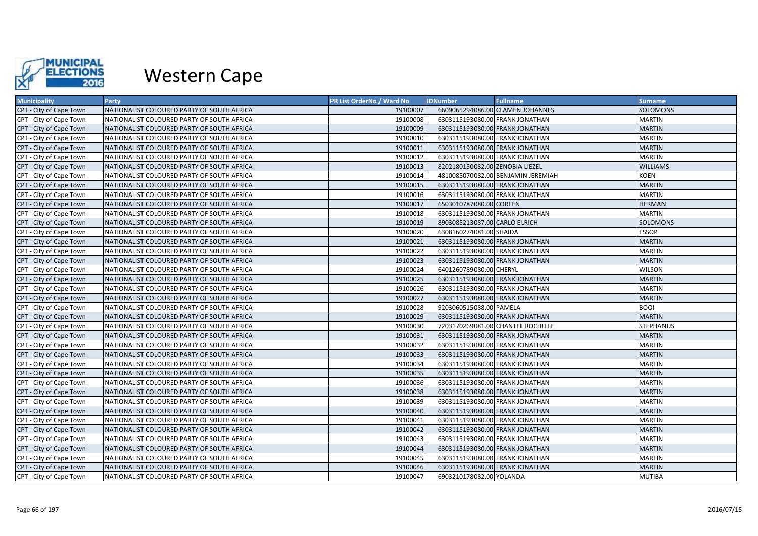# Western Cape

| Municipality | Party | PR List OrderNo / Ward No | IDNumber | Fullname | Surname |
|---|---|---|---|---|---|
| CPT - City of Cape Town | NATIONALIST COLOURED PARTY OF SOUTH AFRICA | 19100007 | 6609065294086.00 | CLAMEN JOHANNES | SOLOMONS |
| CPT - City of Cape Town | NATIONALIST COLOURED PARTY OF SOUTH AFRICA | 19100008 | 6303115193080.00 | FRANK JONATHAN | MARTIN |
| CPT - City of Cape Town | NATIONALIST COLOURED PARTY OF SOUTH AFRICA | 19100009 | 6303115193080.00 | FRANK JONATHAN | MARTIN |
| CPT - City of Cape Town | NATIONALIST COLOURED PARTY OF SOUTH AFRICA | 19100010 | 6303115193080.00 | FRANK JONATHAN | MARTIN |
| CPT - City of Cape Town | NATIONALIST COLOURED PARTY OF SOUTH AFRICA | 19100011 | 6303115193080.00 | FRANK JONATHAN | MARTIN |
| CPT - City of Cape Town | NATIONALIST COLOURED PARTY OF SOUTH AFRICA | 19100012 | 6303115193080.00 | FRANK JONATHAN | MARTIN |
| CPT - City of Cape Town | NATIONALIST COLOURED PARTY OF SOUTH AFRICA | 19100013 | 8202180150082.00 | ZENOBIA LIEZEL | WILLIAMS |
| CPT - City of Cape Town | NATIONALIST COLOURED PARTY OF SOUTH AFRICA | 19100014 | 4810085070082.00 | BENJAMIN JEREMIAH | KOEN |
| CPT - City of Cape Town | NATIONALIST COLOURED PARTY OF SOUTH AFRICA | 19100015 | 6303115193080.00 | FRANK JONATHAN | MARTIN |
| CPT - City of Cape Town | NATIONALIST COLOURED PARTY OF SOUTH AFRICA | 19100016 | 6303115193080.00 | FRANK JONATHAN | MARTIN |
| CPT - City of Cape Town | NATIONALIST COLOURED PARTY OF SOUTH AFRICA | 19100017 | 6503010787080.00 | COREEN | HERMAN |
| CPT - City of Cape Town | NATIONALIST COLOURED PARTY OF SOUTH AFRICA | 19100018 | 6303115193080.00 | FRANK JONATHAN | MARTIN |
| CPT - City of Cape Town | NATIONALIST COLOURED PARTY OF SOUTH AFRICA | 19100019 | 8903085213087.00 | CARLO ELRICH | SOLOMONS |
| CPT - City of Cape Town | NATIONALIST COLOURED PARTY OF SOUTH AFRICA | 19100020 | 6308160274081.00 | SHAIDA | ESSOP |
| CPT - City of Cape Town | NATIONALIST COLOURED PARTY OF SOUTH AFRICA | 19100021 | 6303115193080.00 | FRANK JONATHAN | MARTIN |
| CPT - City of Cape Town | NATIONALIST COLOURED PARTY OF SOUTH AFRICA | 19100022 | 6303115193080.00 | FRANK JONATHAN | MARTIN |
| CPT - City of Cape Town | NATIONALIST COLOURED PARTY OF SOUTH AFRICA | 19100023 | 6303115193080.00 | FRANK JONATHAN | MARTIN |
| CPT - City of Cape Town | NATIONALIST COLOURED PARTY OF SOUTH AFRICA | 19100024 | 6401260789080.00 | CHERYL | WILSON |
| CPT - City of Cape Town | NATIONALIST COLOURED PARTY OF SOUTH AFRICA | 19100025 | 6303115193080.00 | FRANK JONATHAN | MARTIN |
| CPT - City of Cape Town | NATIONALIST COLOURED PARTY OF SOUTH AFRICA | 19100026 | 6303115193080.00 | FRANK JONATHAN | MARTIN |
| CPT - City of Cape Town | NATIONALIST COLOURED PARTY OF SOUTH AFRICA | 19100027 | 6303115193080.00 | FRANK JONATHAN | MARTIN |
| CPT - City of Cape Town | NATIONALIST COLOURED PARTY OF SOUTH AFRICA | 19100028 | 9203060515088.00 | PAMELA | BOOI |
| CPT - City of Cape Town | NATIONALIST COLOURED PARTY OF SOUTH AFRICA | 19100029 | 6303115193080.00 | FRANK JONATHAN | MARTIN |
| CPT - City of Cape Town | NATIONALIST COLOURED PARTY OF SOUTH AFRICA | 19100030 | 7203170269081.00 | CHANTEL ROCHELLE | STEPHANUS |
| CPT - City of Cape Town | NATIONALIST COLOURED PARTY OF SOUTH AFRICA | 19100031 | 6303115193080.00 | FRANK JONATHAN | MARTIN |
| CPT - City of Cape Town | NATIONALIST COLOURED PARTY OF SOUTH AFRICA | 19100032 | 6303115193080.00 | FRANK JONATHAN | MARTIN |
| CPT - City of Cape Town | NATIONALIST COLOURED PARTY OF SOUTH AFRICA | 19100033 | 6303115193080.00 | FRANK JONATHAN | MARTIN |
| CPT - City of Cape Town | NATIONALIST COLOURED PARTY OF SOUTH AFRICA | 19100034 | 6303115193080.00 | FRANK JONATHAN | MARTIN |
| CPT - City of Cape Town | NATIONALIST COLOURED PARTY OF SOUTH AFRICA | 19100035 | 6303115193080.00 | FRANK JONATHAN | MARTIN |
| CPT - City of Cape Town | NATIONALIST COLOURED PARTY OF SOUTH AFRICA | 19100036 | 6303115193080.00 | FRANK JONATHAN | MARTIN |
| CPT - City of Cape Town | NATIONALIST COLOURED PARTY OF SOUTH AFRICA | 19100038 | 6303115193080.00 | FRANK JONATHAN | MARTIN |
| CPT - City of Cape Town | NATIONALIST COLOURED PARTY OF SOUTH AFRICA | 19100039 | 6303115193080.00 | FRANK JONATHAN | MARTIN |
| CPT - City of Cape Town | NATIONALIST COLOURED PARTY OF SOUTH AFRICA | 19100040 | 6303115193080.00 | FRANK JONATHAN | MARTIN |
| CPT - City of Cape Town | NATIONALIST COLOURED PARTY OF SOUTH AFRICA | 19100041 | 6303115193080.00 | FRANK JONATHAN | MARTIN |
| CPT - City of Cape Town | NATIONALIST COLOURED PARTY OF SOUTH AFRICA | 19100042 | 6303115193080.00 | FRANK JONATHAN | MARTIN |
| CPT - City of Cape Town | NATIONALIST COLOURED PARTY OF SOUTH AFRICA | 19100043 | 6303115193080.00 | FRANK JONATHAN | MARTIN |
| CPT - City of Cape Town | NATIONALIST COLOURED PARTY OF SOUTH AFRICA | 19100044 | 6303115193080.00 | FRANK JONATHAN | MARTIN |
| CPT - City of Cape Town | NATIONALIST COLOURED PARTY OF SOUTH AFRICA | 19100045 | 6303115193080.00 | FRANK JONATHAN | MARTIN |
| CPT - City of Cape Town | NATIONALIST COLOURED PARTY OF SOUTH AFRICA | 19100046 | 6303115193080.00 | FRANK JONATHAN | MARTIN |
| CPT - City of Cape Town | NATIONALIST COLOURED PARTY OF SOUTH AFRICA | 19100047 | 6903210178082.00 | YOLANDA | MUTIBA |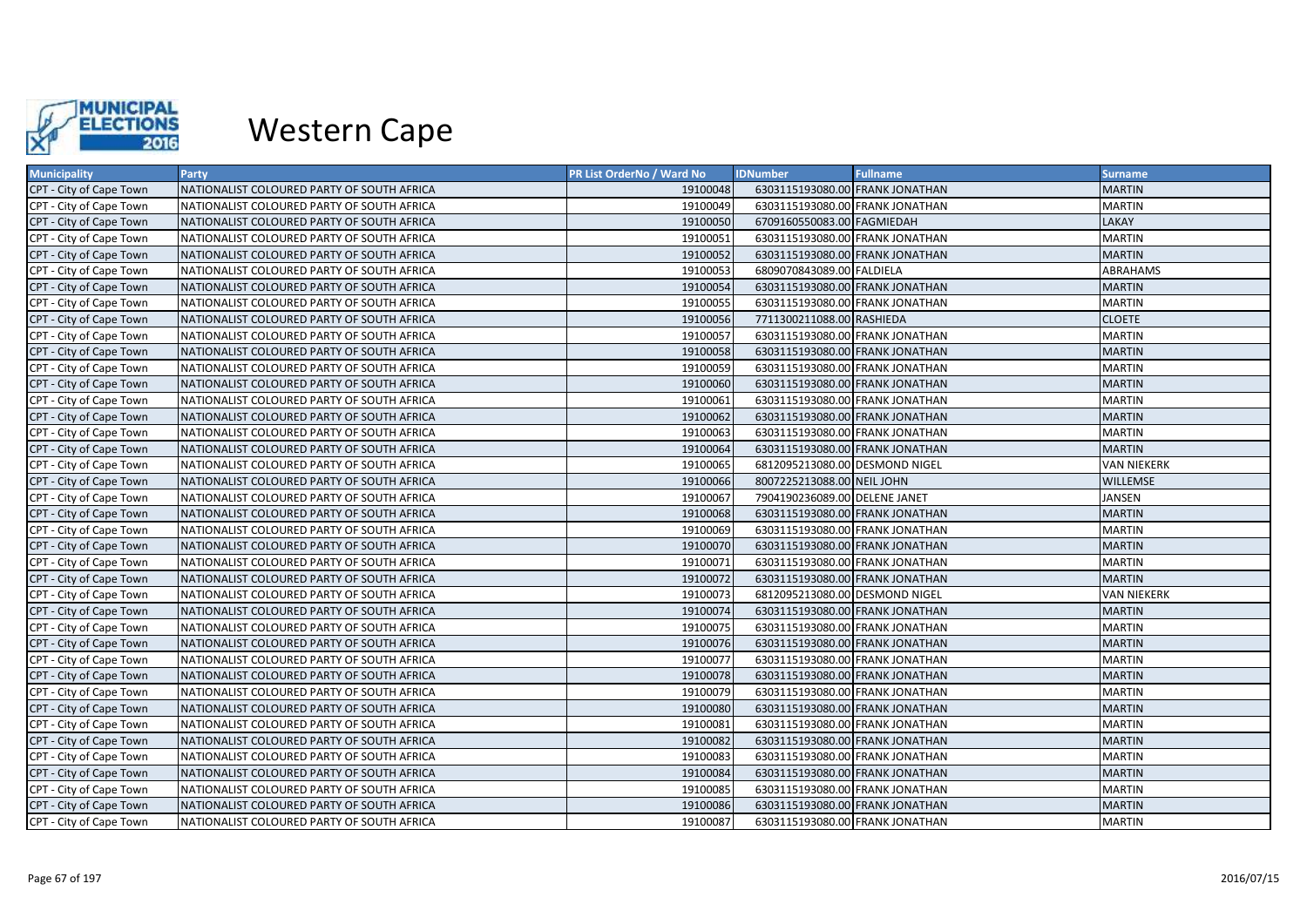# Western Cape

| Municipality | Party | PR List OrderNo / Ward No | IDNumber | Fullname | Surname |
|---|---|---|---|---|---|
| CPT - City of Cape Town | NATIONALIST COLOURED PARTY OF SOUTH AFRICA | 19100048 | 6303115193080.00 | FRANK JONATHAN | MARTIN |
| CPT - City of Cape Town | NATIONALIST COLOURED PARTY OF SOUTH AFRICA | 19100049 | 6303115193080.00 | FRANK JONATHAN | MARTIN |
| CPT - City of Cape Town | NATIONALIST COLOURED PARTY OF SOUTH AFRICA | 19100050 | 6709160550083.00 | FAGMIEDAH | LAKAY |
| CPT - City of Cape Town | NATIONALIST COLOURED PARTY OF SOUTH AFRICA | 19100051 | 6303115193080.00 | FRANK JONATHAN | MARTIN |
| CPT - City of Cape Town | NATIONALIST COLOURED PARTY OF SOUTH AFRICA | 19100052 | 6303115193080.00 | FRANK JONATHAN | MARTIN |
| CPT - City of Cape Town | NATIONALIST COLOURED PARTY OF SOUTH AFRICA | 19100053 | 6809070843089.00 | FALDIELA | ABRAHAMS |
| CPT - City of Cape Town | NATIONALIST COLOURED PARTY OF SOUTH AFRICA | 19100054 | 6303115193080.00 | FRANK JONATHAN | MARTIN |
| CPT - City of Cape Town | NATIONALIST COLOURED PARTY OF SOUTH AFRICA | 19100055 | 6303115193080.00 | FRANK JONATHAN | MARTIN |
| CPT - City of Cape Town | NATIONALIST COLOURED PARTY OF SOUTH AFRICA | 19100056 | 7711300211088.00 | RASHIEDA | CLOETE |
| CPT - City of Cape Town | NATIONALIST COLOURED PARTY OF SOUTH AFRICA | 19100057 | 6303115193080.00 | FRANK JONATHAN | MARTIN |
| CPT - City of Cape Town | NATIONALIST COLOURED PARTY OF SOUTH AFRICA | 19100058 | 6303115193080.00 | FRANK JONATHAN | MARTIN |
| CPT - City of Cape Town | NATIONALIST COLOURED PARTY OF SOUTH AFRICA | 19100059 | 6303115193080.00 | FRANK JONATHAN | MARTIN |
| CPT - City of Cape Town | NATIONALIST COLOURED PARTY OF SOUTH AFRICA | 19100060 | 6303115193080.00 | FRANK JONATHAN | MARTIN |
| CPT - City of Cape Town | NATIONALIST COLOURED PARTY OF SOUTH AFRICA | 19100061 | 6303115193080.00 | FRANK JONATHAN | MARTIN |
| CPT - City of Cape Town | NATIONALIST COLOURED PARTY OF SOUTH AFRICA | 19100062 | 6303115193080.00 | FRANK JONATHAN | MARTIN |
| CPT - City of Cape Town | NATIONALIST COLOURED PARTY OF SOUTH AFRICA | 19100063 | 6303115193080.00 | FRANK JONATHAN | MARTIN |
| CPT - City of Cape Town | NATIONALIST COLOURED PARTY OF SOUTH AFRICA | 19100064 | 6303115193080.00 | FRANK JONATHAN | MARTIN |
| CPT - City of Cape Town | NATIONALIST COLOURED PARTY OF SOUTH AFRICA | 19100065 | 6812095213080.00 | DESMOND NIGEL | VAN NIEKERK |
| CPT - City of Cape Town | NATIONALIST COLOURED PARTY OF SOUTH AFRICA | 19100066 | 8007225213088.00 | NEIL JOHN | WILLEMSE |
| CPT - City of Cape Town | NATIONALIST COLOURED PARTY OF SOUTH AFRICA | 19100067 | 7904190236089.00 | DELENE JANET | JANSEN |
| CPT - City of Cape Town | NATIONALIST COLOURED PARTY OF SOUTH AFRICA | 19100068 | 6303115193080.00 | FRANK JONATHAN | MARTIN |
| CPT - City of Cape Town | NATIONALIST COLOURED PARTY OF SOUTH AFRICA | 19100069 | 6303115193080.00 | FRANK JONATHAN | MARTIN |
| CPT - City of Cape Town | NATIONALIST COLOURED PARTY OF SOUTH AFRICA | 19100070 | 6303115193080.00 | FRANK JONATHAN | MARTIN |
| CPT - City of Cape Town | NATIONALIST COLOURED PARTY OF SOUTH AFRICA | 19100071 | 6303115193080.00 | FRANK JONATHAN | MARTIN |
| CPT - City of Cape Town | NATIONALIST COLOURED PARTY OF SOUTH AFRICA | 19100072 | 6303115193080.00 | FRANK JONATHAN | MARTIN |
| CPT - City of Cape Town | NATIONALIST COLOURED PARTY OF SOUTH AFRICA | 19100073 | 6812095213080.00 | DESMOND NIGEL | VAN NIEKERK |
| CPT - City of Cape Town | NATIONALIST COLOURED PARTY OF SOUTH AFRICA | 19100074 | 6303115193080.00 | FRANK JONATHAN | MARTIN |
| CPT - City of Cape Town | NATIONALIST COLOURED PARTY OF SOUTH AFRICA | 19100075 | 6303115193080.00 | FRANK JONATHAN | MARTIN |
| CPT - City of Cape Town | NATIONALIST COLOURED PARTY OF SOUTH AFRICA | 19100076 | 6303115193080.00 | FRANK JONATHAN | MARTIN |
| CPT - City of Cape Town | NATIONALIST COLOURED PARTY OF SOUTH AFRICA | 19100077 | 6303115193080.00 | FRANK JONATHAN | MARTIN |
| CPT - City of Cape Town | NATIONALIST COLOURED PARTY OF SOUTH AFRICA | 19100078 | 6303115193080.00 | FRANK JONATHAN | MARTIN |
| CPT - City of Cape Town | NATIONALIST COLOURED PARTY OF SOUTH AFRICA | 19100079 | 6303115193080.00 | FRANK JONATHAN | MARTIN |
| CPT - City of Cape Town | NATIONALIST COLOURED PARTY OF SOUTH AFRICA | 19100080 | 6303115193080.00 | FRANK JONATHAN | MARTIN |
| CPT - City of Cape Town | NATIONALIST COLOURED PARTY OF SOUTH AFRICA | 19100081 | 6303115193080.00 | FRANK JONATHAN | MARTIN |
| CPT - City of Cape Town | NATIONALIST COLOURED PARTY OF SOUTH AFRICA | 19100082 | 6303115193080.00 | FRANK JONATHAN | MARTIN |
| CPT - City of Cape Town | NATIONALIST COLOURED PARTY OF SOUTH AFRICA | 19100083 | 6303115193080.00 | FRANK JONATHAN | MARTIN |
| CPT - City of Cape Town | NATIONALIST COLOURED PARTY OF SOUTH AFRICA | 19100084 | 6303115193080.00 | FRANK JONATHAN | MARTIN |
| CPT - City of Cape Town | NATIONALIST COLOURED PARTY OF SOUTH AFRICA | 19100085 | 6303115193080.00 | FRANK JONATHAN | MARTIN |
| CPT - City of Cape Town | NATIONALIST COLOURED PARTY OF SOUTH AFRICA | 19100086 | 6303115193080.00 | FRANK JONATHAN | MARTIN |
| CPT - City of Cape Town | NATIONALIST COLOURED PARTY OF SOUTH AFRICA | 19100087 | 6303115193080.00 | FRANK JONATHAN | MARTIN |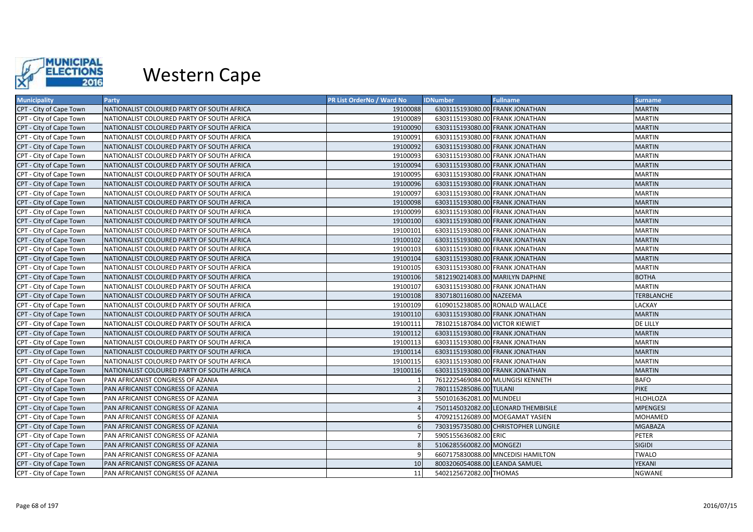# Western Cape

| Municipality | Party | PR List OrderNo / Ward No | IDNumber | Fullname | Surname |
|---|---|---|---|---|---|
| CPT - City of Cape Town | NATIONALIST COLOURED PARTY OF SOUTH AFRICA | 19100088 | 6303115193080.00 | FRANK JONATHAN | MARTIN |
| CPT - City of Cape Town | NATIONALIST COLOURED PARTY OF SOUTH AFRICA | 19100089 | 6303115193080.00 | FRANK JONATHAN | MARTIN |
| CPT - City of Cape Town | NATIONALIST COLOURED PARTY OF SOUTH AFRICA | 19100090 | 6303115193080.00 | FRANK JONATHAN | MARTIN |
| CPT - City of Cape Town | NATIONALIST COLOURED PARTY OF SOUTH AFRICA | 19100091 | 6303115193080.00 | FRANK JONATHAN | MARTIN |
| CPT - City of Cape Town | NATIONALIST COLOURED PARTY OF SOUTH AFRICA | 19100092 | 6303115193080.00 | FRANK JONATHAN | MARTIN |
| CPT - City of Cape Town | NATIONALIST COLOURED PARTY OF SOUTH AFRICA | 19100093 | 6303115193080.00 | FRANK JONATHAN | MARTIN |
| CPT - City of Cape Town | NATIONALIST COLOURED PARTY OF SOUTH AFRICA | 19100094 | 6303115193080.00 | FRANK JONATHAN | MARTIN |
| CPT - City of Cape Town | NATIONALIST COLOURED PARTY OF SOUTH AFRICA | 19100095 | 6303115193080.00 | FRANK JONATHAN | MARTIN |
| CPT - City of Cape Town | NATIONALIST COLOURED PARTY OF SOUTH AFRICA | 19100096 | 6303115193080.00 | FRANK JONATHAN | MARTIN |
| CPT - City of Cape Town | NATIONALIST COLOURED PARTY OF SOUTH AFRICA | 19100097 | 6303115193080.00 | FRANK JONATHAN | MARTIN |
| CPT - City of Cape Town | NATIONALIST COLOURED PARTY OF SOUTH AFRICA | 19100098 | 6303115193080.00 | FRANK JONATHAN | MARTIN |
| CPT - City of Cape Town | NATIONALIST COLOURED PARTY OF SOUTH AFRICA | 19100099 | 6303115193080.00 | FRANK JONATHAN | MARTIN |
| CPT - City of Cape Town | NATIONALIST COLOURED PARTY OF SOUTH AFRICA | 19100100 | 6303115193080.00 | FRANK JONATHAN | MARTIN |
| CPT - City of Cape Town | NATIONALIST COLOURED PARTY OF SOUTH AFRICA | 19100101 | 6303115193080.00 | FRANK JONATHAN | MARTIN |
| CPT - City of Cape Town | NATIONALIST COLOURED PARTY OF SOUTH AFRICA | 19100102 | 6303115193080.00 | FRANK JONATHAN | MARTIN |
| CPT - City of Cape Town | NATIONALIST COLOURED PARTY OF SOUTH AFRICA | 19100103 | 6303115193080.00 | FRANK JONATHAN | MARTIN |
| CPT - City of Cape Town | NATIONALIST COLOURED PARTY OF SOUTH AFRICA | 19100104 | 6303115193080.00 | FRANK JONATHAN | MARTIN |
| CPT - City of Cape Town | NATIONALIST COLOURED PARTY OF SOUTH AFRICA | 19100105 | 6303115193080.00 | FRANK JONATHAN | MARTIN |
| CPT - City of Cape Town | NATIONALIST COLOURED PARTY OF SOUTH AFRICA | 19100106 | 5812190214083.00 | MARILYN DAPHNE | BOTHA |
| CPT - City of Cape Town | NATIONALIST COLOURED PARTY OF SOUTH AFRICA | 19100107 | 6303115193080.00 | FRANK JONATHAN | MARTIN |
| CPT - City of Cape Town | NATIONALIST COLOURED PARTY OF SOUTH AFRICA | 19100108 | 8307180116080.00 | NAZEEMA | TERBLANCHE |
| CPT - City of Cape Town | NATIONALIST COLOURED PARTY OF SOUTH AFRICA | 19100109 | 6109015238085.00 | RONALD WALLACE | LACKAY |
| CPT - City of Cape Town | NATIONALIST COLOURED PARTY OF SOUTH AFRICA | 19100110 | 6303115193080.00 | FRANK JONATHAN | MARTIN |
| CPT - City of Cape Town | NATIONALIST COLOURED PARTY OF SOUTH AFRICA | 19100111 | 7810215187084.00 | VICTOR KIEWIET | DE LILLY |
| CPT - City of Cape Town | NATIONALIST COLOURED PARTY OF SOUTH AFRICA | 19100112 | 6303115193080.00 | FRANK JONATHAN | MARTIN |
| CPT - City of Cape Town | NATIONALIST COLOURED PARTY OF SOUTH AFRICA | 19100113 | 6303115193080.00 | FRANK JONATHAN | MARTIN |
| CPT - City of Cape Town | NATIONALIST COLOURED PARTY OF SOUTH AFRICA | 19100114 | 6303115193080.00 | FRANK JONATHAN | MARTIN |
| CPT - City of Cape Town | NATIONALIST COLOURED PARTY OF SOUTH AFRICA | 19100115 | 6303115193080.00 | FRANK JONATHAN | MARTIN |
| CPT - City of Cape Town | NATIONALIST COLOURED PARTY OF SOUTH AFRICA | 19100116 | 6303115193080.00 | FRANK JONATHAN | MARTIN |
| CPT - City of Cape Town | PAN AFRICANIST CONGRESS OF AZANIA | 1 | 7612225469084.00 | MLUNGISI KENNETH | BAFO |
| CPT - City of Cape Town | PAN AFRICANIST CONGRESS OF AZANIA | 2 | 7801115285086.00 | TULANI | PIKE |
| CPT - City of Cape Town | PAN AFRICANIST CONGRESS OF AZANIA | 3 | 5501016362081.00 | MLINDELI | HLOHLOZA |
| CPT - City of Cape Town | PAN AFRICANIST CONGRESS OF AZANIA | 4 | 7501145032082.00 | LEONARD THEMBISILE | MPENGESI |
| CPT - City of Cape Town | PAN AFRICANIST CONGRESS OF AZANIA | 5 | 4709215126089.00 | MOEGAMAT YASIEN | MOHAMED |
| CPT - City of Cape Town | PAN AFRICANIST CONGRESS OF AZANIA | 6 | 7303195735080.00 | CHRISTOPHER LUNGILE | MGABAZA |
| CPT - City of Cape Town | PAN AFRICANIST CONGRESS OF AZANIA | 7 | 5905155636082.00 | ERIC | PETER |
| CPT - City of Cape Town | PAN AFRICANIST CONGRESS OF AZANIA | 8 | 5106285560082.00 | MONGEZI | SIGIDI |
| CPT - City of Cape Town | PAN AFRICANIST CONGRESS OF AZANIA | 9 | 6607175830088.00 | MNCEDISI HAMILTON | TWALO |
| CPT - City of Cape Town | PAN AFRICANIST CONGRESS OF AZANIA | 10 | 8003206054088.00 | LEANDA SAMUEL | YEKANI |
| CPT - City of Cape Town | PAN AFRICANIST CONGRESS OF AZANIA | 11 | 5402125672082.00 | THOMAS | NGWANE |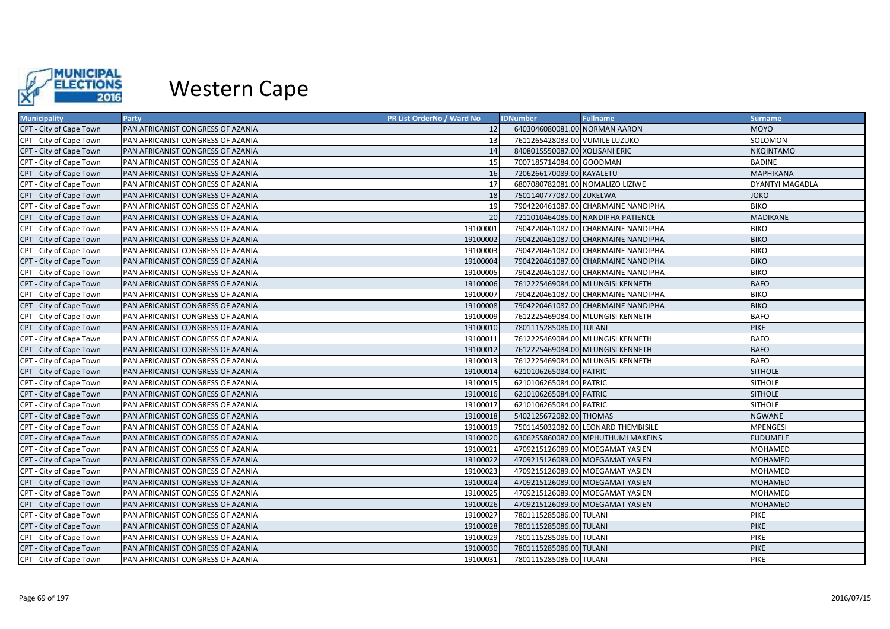# Western Cape

| Municipality | Party | PR List OrderNo / Ward No | IDNumber | Fullname | Surname |
|---|---|---|---|---|---|
| CPT - City of Cape Town | PAN AFRICANIST CONGRESS OF AZANIA | 12 | 6403046080081.00 | NORMAN AARON | MOYO |
| CPT - City of Cape Town | PAN AFRICANIST CONGRESS OF AZANIA | 13 | 7611265428083.00 | VUMILE LUZUKO | SOLOMON |
| CPT - City of Cape Town | PAN AFRICANIST CONGRESS OF AZANIA | 14 | 8408015550087.00 | XOLISANI ERIC | NKQINTAMO |
| CPT - City of Cape Town | PAN AFRICANIST CONGRESS OF AZANIA | 15 | 7007185714084.00 | GOODMAN | BADINE |
| CPT - City of Cape Town | PAN AFRICANIST CONGRESS OF AZANIA | 16 | 7206266170089.00 | KAYALETU | MAPHIKANA |
| CPT - City of Cape Town | PAN AFRICANIST CONGRESS OF AZANIA | 17 | 6807080782081.00 | NOMALIZO LIZIWE | DYANTYI MAGADLA |
| CPT - City of Cape Town | PAN AFRICANIST CONGRESS OF AZANIA | 18 | 7501140777087.00 | ZUKELWA | JOKO |
| CPT - City of Cape Town | PAN AFRICANIST CONGRESS OF AZANIA | 19 | 7904220461087.00 | CHARMAINE NANDIPHA | BIKO |
| CPT - City of Cape Town | PAN AFRICANIST CONGRESS OF AZANIA | 20 | 7211010464085.00 | NANDIPHA PATIENCE | MADIKANE |
| CPT - City of Cape Town | PAN AFRICANIST CONGRESS OF AZANIA | 19100001 | 7904220461087.00 | CHARMAINE NANDIPHA | BIKO |
| CPT - City of Cape Town | PAN AFRICANIST CONGRESS OF AZANIA | 19100002 | 7904220461087.00 | CHARMAINE NANDIPHA | BIKO |
| CPT - City of Cape Town | PAN AFRICANIST CONGRESS OF AZANIA | 19100003 | 7904220461087.00 | CHARMAINE NANDIPHA | BIKO |
| CPT - City of Cape Town | PAN AFRICANIST CONGRESS OF AZANIA | 19100004 | 7904220461087.00 | CHARMAINE NANDIPHA | BIKO |
| CPT - City of Cape Town | PAN AFRICANIST CONGRESS OF AZANIA | 19100005 | 7904220461087.00 | CHARMAINE NANDIPHA | BIKO |
| CPT - City of Cape Town | PAN AFRICANIST CONGRESS OF AZANIA | 19100006 | 7612225469084.00 | MLUNGISI KENNETH | BAFO |
| CPT - City of Cape Town | PAN AFRICANIST CONGRESS OF AZANIA | 19100007 | 7904220461087.00 | CHARMAINE NANDIPHA | BIKO |
| CPT - City of Cape Town | PAN AFRICANIST CONGRESS OF AZANIA | 19100008 | 7904220461087.00 | CHARMAINE NANDIPHA | BIKO |
| CPT - City of Cape Town | PAN AFRICANIST CONGRESS OF AZANIA | 19100009 | 7612225469084.00 | MLUNGISI KENNETH | BAFO |
| CPT - City of Cape Town | PAN AFRICANIST CONGRESS OF AZANIA | 19100010 | 7801115285086.00 | TULANI | PIKE |
| CPT - City of Cape Town | PAN AFRICANIST CONGRESS OF AZANIA | 19100011 | 7612225469084.00 | MLUNGISI KENNETH | BAFO |
| CPT - City of Cape Town | PAN AFRICANIST CONGRESS OF AZANIA | 19100012 | 7612225469084.00 | MLUNGISI KENNETH | BAFO |
| CPT - City of Cape Town | PAN AFRICANIST CONGRESS OF AZANIA | 19100013 | 7612225469084.00 | MLUNGISI KENNETH | BAFO |
| CPT - City of Cape Town | PAN AFRICANIST CONGRESS OF AZANIA | 19100014 | 6210106265084.00 | PATRIC | SITHOLE |
| CPT - City of Cape Town | PAN AFRICANIST CONGRESS OF AZANIA | 19100015 | 6210106265084.00 | PATRIC | SITHOLE |
| CPT - City of Cape Town | PAN AFRICANIST CONGRESS OF AZANIA | 19100016 | 6210106265084.00 | PATRIC | SITHOLE |
| CPT - City of Cape Town | PAN AFRICANIST CONGRESS OF AZANIA | 19100017 | 6210106265084.00 | PATRIC | SITHOLE |
| CPT - City of Cape Town | PAN AFRICANIST CONGRESS OF AZANIA | 19100018 | 5402125672082.00 | THOMAS | NGWANE |
| CPT - City of Cape Town | PAN AFRICANIST CONGRESS OF AZANIA | 19100019 | 7501145032082.00 | LEONARD THEMBISILE | MPENGESI |
| CPT - City of Cape Town | PAN AFRICANIST CONGRESS OF AZANIA | 19100020 | 6306255860087.00 | MPHUTHUMI MAKEINS | FUDUMELE |
| CPT - City of Cape Town | PAN AFRICANIST CONGRESS OF AZANIA | 19100021 | 4709215126089.00 | MOEGAMAT YASIEN | MOHAMED |
| CPT - City of Cape Town | PAN AFRICANIST CONGRESS OF AZANIA | 19100022 | 4709215126089.00 | MOEGAMAT YASIEN | MOHAMED |
| CPT - City of Cape Town | PAN AFRICANIST CONGRESS OF AZANIA | 19100023 | 4709215126089.00 | MOEGAMAT YASIEN | MOHAMED |
| CPT - City of Cape Town | PAN AFRICANIST CONGRESS OF AZANIA | 19100024 | 4709215126089.00 | MOEGAMAT YASIEN | MOHAMED |
| CPT - City of Cape Town | PAN AFRICANIST CONGRESS OF AZANIA | 19100025 | 4709215126089.00 | MOEGAMAT YASIEN | MOHAMED |
| CPT - City of Cape Town | PAN AFRICANIST CONGRESS OF AZANIA | 19100026 | 4709215126089.00 | MOEGAMAT YASIEN | MOHAMED |
| CPT - City of Cape Town | PAN AFRICANIST CONGRESS OF AZANIA | 19100027 | 7801115285086.00 | TULANI | PIKE |
| CPT - City of Cape Town | PAN AFRICANIST CONGRESS OF AZANIA | 19100028 | 7801115285086.00 | TULANI | PIKE |
| CPT - City of Cape Town | PAN AFRICANIST CONGRESS OF AZANIA | 19100029 | 7801115285086.00 | TULANI | PIKE |
| CPT - City of Cape Town | PAN AFRICANIST CONGRESS OF AZANIA | 19100030 | 7801115285086.00 | TULANI | PIKE |
| CPT - City of Cape Town | PAN AFRICANIST CONGRESS OF AZANIA | 19100031 | 7801115285086.00 | TULANI | PIKE |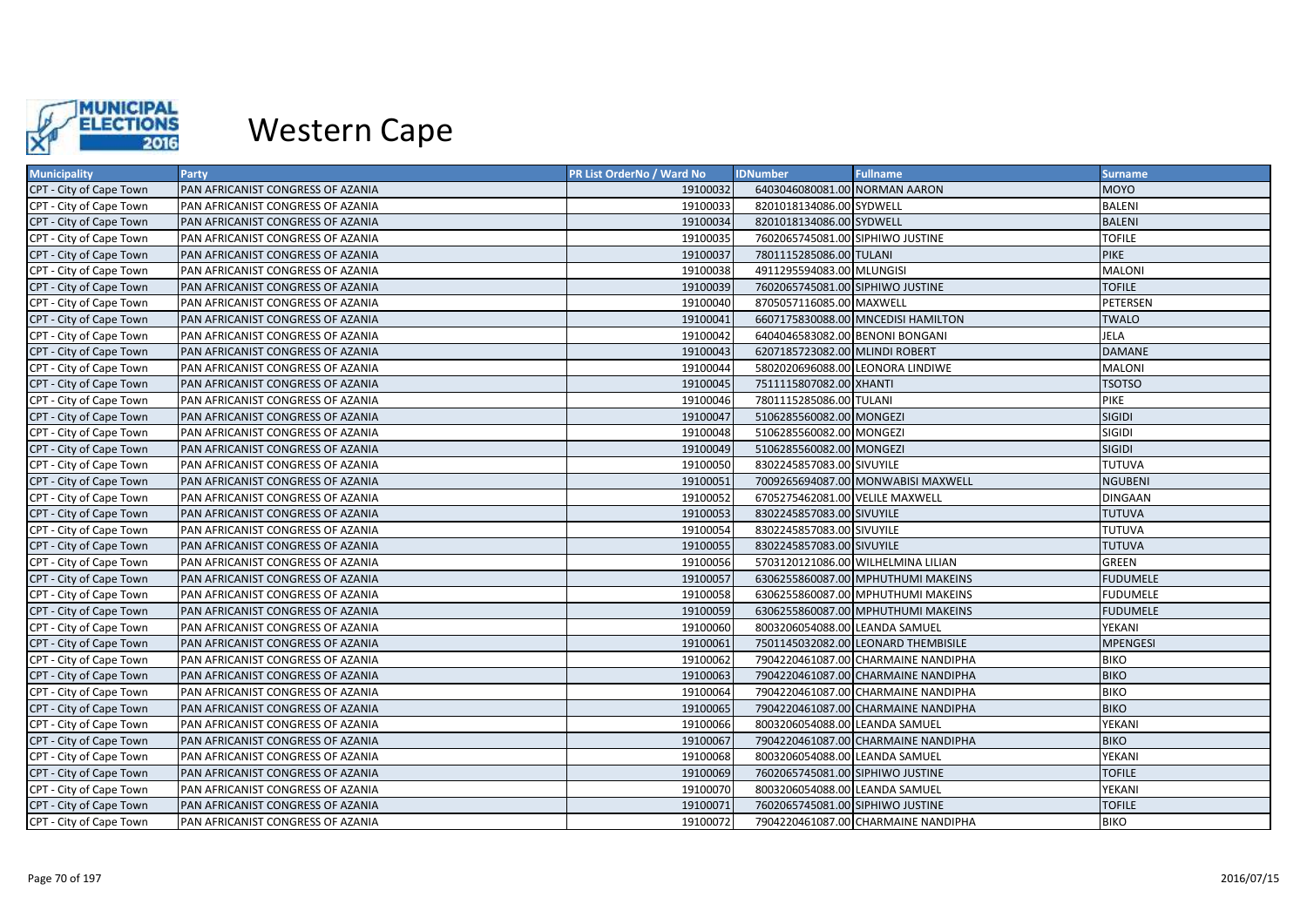# Western Cape

| Municipality | Party | PR List OrderNo / Ward No | IDNumber | Fullname | Surname |
|---|---|---|---|---|---|
| CPT - City of Cape Town | PAN AFRICANIST CONGRESS OF AZANIA | 19100032 | 6403046080081.00 | NORMAN AARON | MOYO |
| CPT - City of Cape Town | PAN AFRICANIST CONGRESS OF AZANIA | 19100033 | 8201018134086.00 | SYDWELL | BALENI |
| CPT - City of Cape Town | PAN AFRICANIST CONGRESS OF AZANIA | 19100034 | 8201018134086.00 | SYDWELL | BALENI |
| CPT - City of Cape Town | PAN AFRICANIST CONGRESS OF AZANIA | 19100035 | 7602065745081.00 | SIPHIWO JUSTINE | TOFILE |
| CPT - City of Cape Town | PAN AFRICANIST CONGRESS OF AZANIA | 19100037 | 7801115285086.00 | TULANI | PIKE |
| CPT - City of Cape Town | PAN AFRICANIST CONGRESS OF AZANIA | 19100038 | 4911295594083.00 | MLUNGISI | MALONI |
| CPT - City of Cape Town | PAN AFRICANIST CONGRESS OF AZANIA | 19100039 | 7602065745081.00 | SIPHIWO JUSTINE | TOFILE |
| CPT - City of Cape Town | PAN AFRICANIST CONGRESS OF AZANIA | 19100040 | 8705057116085.00 | MAXWELL | PETERSEN |
| CPT - City of Cape Town | PAN AFRICANIST CONGRESS OF AZANIA | 19100041 | 6607175830088.00 | MNCEDISI HAMILTON | TWALO |
| CPT - City of Cape Town | PAN AFRICANIST CONGRESS OF AZANIA | 19100042 | 6404046583082.00 | BENONI BONGANI | JELA |
| CPT - City of Cape Town | PAN AFRICANIST CONGRESS OF AZANIA | 19100043 | 6207185723082.00 | MLINDI ROBERT | DAMANE |
| CPT - City of Cape Town | PAN AFRICANIST CONGRESS OF AZANIA | 19100044 | 5802020696088.00 | LEONORA LINDIWE | MALONI |
| CPT - City of Cape Town | PAN AFRICANIST CONGRESS OF AZANIA | 19100045 | 7511115807082.00 | XHANTI | TSOTSO |
| CPT - City of Cape Town | PAN AFRICANIST CONGRESS OF AZANIA | 19100046 | 7801115285086.00 | TULANI | PIKE |
| CPT - City of Cape Town | PAN AFRICANIST CONGRESS OF AZANIA | 19100047 | 5106285560082.00 | MONGEZI | SIGIDI |
| CPT - City of Cape Town | PAN AFRICANIST CONGRESS OF AZANIA | 19100048 | 5106285560082.00 | MONGEZI | SIGIDI |
| CPT - City of Cape Town | PAN AFRICANIST CONGRESS OF AZANIA | 19100049 | 5106285560082.00 | MONGEZI | SIGIDI |
| CPT - City of Cape Town | PAN AFRICANIST CONGRESS OF AZANIA | 19100050 | 8302245857083.00 | SIVUYILE | TUTUVA |
| CPT - City of Cape Town | PAN AFRICANIST CONGRESS OF AZANIA | 19100051 | 7009265694087.00 | MONWABISI MAXWELL | NGUBENI |
| CPT - City of Cape Town | PAN AFRICANIST CONGRESS OF AZANIA | 19100052 | 6705275462081.00 | VELILE MAXWELL | DINGAAN |
| CPT - City of Cape Town | PAN AFRICANIST CONGRESS OF AZANIA | 19100053 | 8302245857083.00 | SIVUYILE | TUTUVA |
| CPT - City of Cape Town | PAN AFRICANIST CONGRESS OF AZANIA | 19100054 | 8302245857083.00 | SIVUYILE | TUTUVA |
| CPT - City of Cape Town | PAN AFRICANIST CONGRESS OF AZANIA | 19100055 | 8302245857083.00 | SIVUYILE | TUTUVA |
| CPT - City of Cape Town | PAN AFRICANIST CONGRESS OF AZANIA | 19100056 | 5703120121086.00 | WILHELMINA LILIAN | GREEN |
| CPT - City of Cape Town | PAN AFRICANIST CONGRESS OF AZANIA | 19100057 | 6306255860087.00 | MPHUTHUMI MAKEINS | FUDUMELE |
| CPT - City of Cape Town | PAN AFRICANIST CONGRESS OF AZANIA | 19100058 | 6306255860087.00 | MPHUTHUMI MAKEINS | FUDUMELE |
| CPT - City of Cape Town | PAN AFRICANIST CONGRESS OF AZANIA | 19100059 | 6306255860087.00 | MPHUTHUMI MAKEINS | FUDUMELE |
| CPT - City of Cape Town | PAN AFRICANIST CONGRESS OF AZANIA | 19100060 | 8003206054088.00 | LEANDA SAMUEL | YEKANI |
| CPT - City of Cape Town | PAN AFRICANIST CONGRESS OF AZANIA | 19100061 | 7501145032082.00 | LEONARD THEMBISILE | MPENGESI |
| CPT - City of Cape Town | PAN AFRICANIST CONGRESS OF AZANIA | 19100062 | 7904220461087.00 | CHARMAINE NANDIPHA | BIKO |
| CPT - City of Cape Town | PAN AFRICANIST CONGRESS OF AZANIA | 19100063 | 7904220461087.00 | CHARMAINE NANDIPHA | BIKO |
| CPT - City of Cape Town | PAN AFRICANIST CONGRESS OF AZANIA | 19100064 | 7904220461087.00 | CHARMAINE NANDIPHA | BIKO |
| CPT - City of Cape Town | PAN AFRICANIST CONGRESS OF AZANIA | 19100065 | 7904220461087.00 | CHARMAINE NANDIPHA | BIKO |
| CPT - City of Cape Town | PAN AFRICANIST CONGRESS OF AZANIA | 19100066 | 8003206054088.00 | LEANDA SAMUEL | YEKANI |
| CPT - City of Cape Town | PAN AFRICANIST CONGRESS OF AZANIA | 19100067 | 7904220461087.00 | CHARMAINE NANDIPHA | BIKO |
| CPT - City of Cape Town | PAN AFRICANIST CONGRESS OF AZANIA | 19100068 | 8003206054088.00 | LEANDA SAMUEL | YEKANI |
| CPT - City of Cape Town | PAN AFRICANIST CONGRESS OF AZANIA | 19100069 | 7602065745081.00 | SIPHIWO JUSTINE | TOFILE |
| CPT - City of Cape Town | PAN AFRICANIST CONGRESS OF AZANIA | 19100070 | 8003206054088.00 | LEANDA SAMUEL | YEKANI |
| CPT - City of Cape Town | PAN AFRICANIST CONGRESS OF AZANIA | 19100071 | 7602065745081.00 | SIPHIWO JUSTINE | TOFILE |
| CPT - City of Cape Town | PAN AFRICANIST CONGRESS OF AZANIA | 19100072 | 7904220461087.00 | CHARMAINE NANDIPHA | BIKO |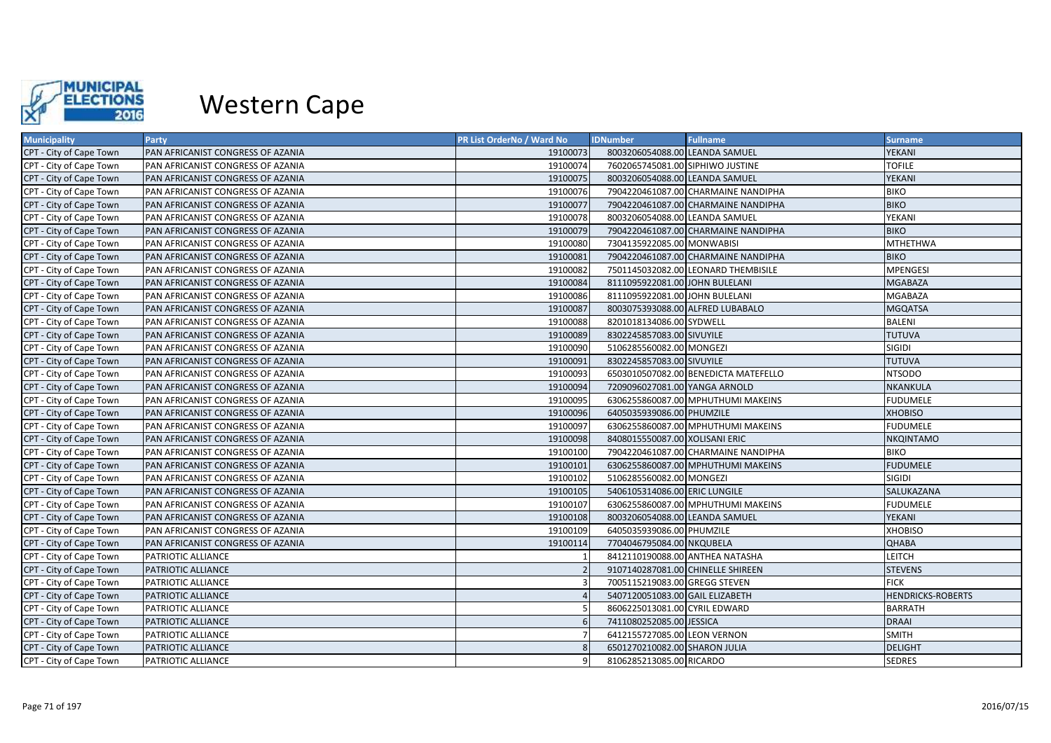# Western Cape

| Municipality | Party | PR List OrderNo / Ward No | IDNumber | Fullname | Surname |
|---|---|---|---|---|---|
| CPT - City of Cape Town | PAN AFRICANIST CONGRESS OF AZANIA | 19100073 | 8003206054088.00 | LEANDA SAMUEL | YEKANI |
| CPT - City of Cape Town | PAN AFRICANIST CONGRESS OF AZANIA | 19100074 | 7602065745081.00 | SIPHIWO JUSTINE | TOFILE |
| CPT - City of Cape Town | PAN AFRICANIST CONGRESS OF AZANIA | 19100075 | 8003206054088.00 | LEANDA SAMUEL | YEKANI |
| CPT - City of Cape Town | PAN AFRICANIST CONGRESS OF AZANIA | 19100076 | 7904220461087.00 | CHARMAINE NANDIPHA | BIKO |
| CPT - City of Cape Town | PAN AFRICANIST CONGRESS OF AZANIA | 19100077 | 7904220461087.00 | CHARMAINE NANDIPHA | BIKO |
| CPT - City of Cape Town | PAN AFRICANIST CONGRESS OF AZANIA | 19100078 | 8003206054088.00 | LEANDA SAMUEL | YEKANI |
| CPT - City of Cape Town | PAN AFRICANIST CONGRESS OF AZANIA | 19100079 | 7904220461087.00 | CHARMAINE NANDIPHA | BIKO |
| CPT - City of Cape Town | PAN AFRICANIST CONGRESS OF AZANIA | 19100080 | 7304135922085.00 | MONWABISI | MTHETHWA |
| CPT - City of Cape Town | PAN AFRICANIST CONGRESS OF AZANIA | 19100081 | 7904220461087.00 | CHARMAINE NANDIPHA | BIKO |
| CPT - City of Cape Town | PAN AFRICANIST CONGRESS OF AZANIA | 19100082 | 7501145032082.00 | LEONARD THEMBISILE | MPENGESI |
| CPT - City of Cape Town | PAN AFRICANIST CONGRESS OF AZANIA | 19100084 | 8111095922081.00 | JOHN BULELANI | MGABAZA |
| CPT - City of Cape Town | PAN AFRICANIST CONGRESS OF AZANIA | 19100086 | 8111095922081.00 | JOHN BULELANI | MGABAZA |
| CPT - City of Cape Town | PAN AFRICANIST CONGRESS OF AZANIA | 19100087 | 8003075393088.00 | ALFRED LUBABALO | MGQATSA |
| CPT - City of Cape Town | PAN AFRICANIST CONGRESS OF AZANIA | 19100088 | 8201018134086.00 | SYDWELL | BALENI |
| CPT - City of Cape Town | PAN AFRICANIST CONGRESS OF AZANIA | 19100089 | 8302245857083.00 | SIVUYILE | TUTUVA |
| CPT - City of Cape Town | PAN AFRICANIST CONGRESS OF AZANIA | 19100090 | 5106285560082.00 | MONGEZI | SIGIDI |
| CPT - City of Cape Town | PAN AFRICANIST CONGRESS OF AZANIA | 19100091 | 8302245857083.00 | SIVUYILE | TUTUVA |
| CPT - City of Cape Town | PAN AFRICANIST CONGRESS OF AZANIA | 19100093 | 6503010507082.00 | BENEDICTA MATEFELLO | NTSODO |
| CPT - City of Cape Town | PAN AFRICANIST CONGRESS OF AZANIA | 19100094 | 7209096027081.00 | YANGA ARNOLD | NKANKULA |
| CPT - City of Cape Town | PAN AFRICANIST CONGRESS OF AZANIA | 19100095 | 6306255860087.00 | MPHUTHUMI MAKEINS | FUDUMELE |
| CPT - City of Cape Town | PAN AFRICANIST CONGRESS OF AZANIA | 19100096 | 6405035939086.00 | PHUMZILE | XHOBISO |
| CPT - City of Cape Town | PAN AFRICANIST CONGRESS OF AZANIA | 19100097 | 6306255860087.00 | MPHUTHUMI MAKEINS | FUDUMELE |
| CPT - City of Cape Town | PAN AFRICANIST CONGRESS OF AZANIA | 19100098 | 8408015550087.00 | XOLISANI ERIC | NKQINTAMO |
| CPT - City of Cape Town | PAN AFRICANIST CONGRESS OF AZANIA | 19100100 | 7904220461087.00 | CHARMAINE NANDIPHA | BIKO |
| CPT - City of Cape Town | PAN AFRICANIST CONGRESS OF AZANIA | 19100101 | 6306255860087.00 | MPHUTHUMI MAKEINS | FUDUMELE |
| CPT - City of Cape Town | PAN AFRICANIST CONGRESS OF AZANIA | 19100102 | 5106285560082.00 | MONGEZI | SIGIDI |
| CPT - City of Cape Town | PAN AFRICANIST CONGRESS OF AZANIA | 19100105 | 5406105314086.00 | ERIC LUNGILE | SALUKAZANA |
| CPT - City of Cape Town | PAN AFRICANIST CONGRESS OF AZANIA | 19100107 | 6306255860087.00 | MPHUTHUMI MAKEINS | FUDUMELE |
| CPT - City of Cape Town | PAN AFRICANIST CONGRESS OF AZANIA | 19100108 | 8003206054088.00 | LEANDA SAMUEL | YEKANI |
| CPT - City of Cape Town | PAN AFRICANIST CONGRESS OF AZANIA | 19100109 | 6405035939086.00 | PHUMZILE | XHOBISO |
| CPT - City of Cape Town | PAN AFRICANIST CONGRESS OF AZANIA | 19100114 | 7704046795084.00 | NKQUBELA | QHABA |
| CPT - City of Cape Town | PATRIOTIC ALLIANCE | 1 | 8412110190088.00 | ANTHEA NATASHA | LEITCH |
| CPT - City of Cape Town | PATRIOTIC ALLIANCE | 2 | 9107140287081.00 | CHINELLE SHIREEN | STEVENS |
| CPT - City of Cape Town | PATRIOTIC ALLIANCE | 3 | 7005115219083.00 | GREGG STEVEN | FICK |
| CPT - City of Cape Town | PATRIOTIC ALLIANCE | 4 | 5407120051083.00 | GAIL ELIZABETH | HENDRICKS-ROBERTS |
| CPT - City of Cape Town | PATRIOTIC ALLIANCE | 5 | 8606225013081.00 | CYRIL EDWARD | BARRATH |
| CPT - City of Cape Town | PATRIOTIC ALLIANCE | 6 | 7411080252085.00 | JESSICA | DRAAI |
| CPT - City of Cape Town | PATRIOTIC ALLIANCE | 7 | 6412155727085.00 | LEON VERNON | SMITH |
| CPT - City of Cape Town | PATRIOTIC ALLIANCE | 8 | 6501270210082.00 | SHARON JULIA | DELIGHT |
| CPT - City of Cape Town | PATRIOTIC ALLIANCE | 9 | 8106285213085.00 | RICARDO | SEDRES |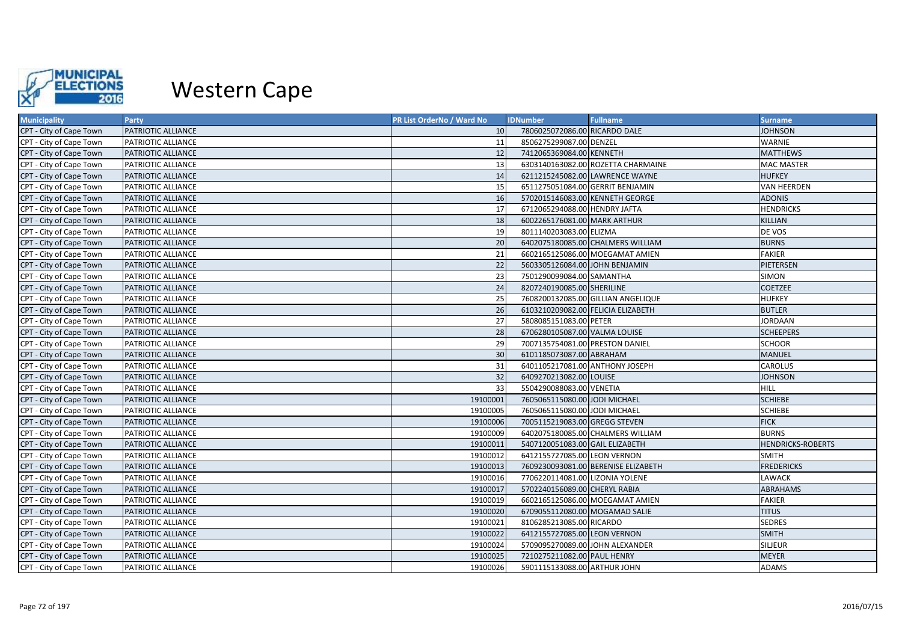# Western Cape

| Municipality | Party | PR List OrderNo / Ward No | IDNumber | Fullname | Surname |
|---|---|---|---|---|---|
| CPT - City of Cape Town | PATRIOTIC ALLIANCE | 10 | 7806025072086.00 | RICARDO DALE | JOHNSON |
| CPT - City of Cape Town | PATRIOTIC ALLIANCE | 11 | 8506275299087.00 | DENZEL | WARNIE |
| CPT - City of Cape Town | PATRIOTIC ALLIANCE | 12 | 7412065369084.00 | KENNETH | MATTHEWS |
| CPT - City of Cape Town | PATRIOTIC ALLIANCE | 13 | 6303140163082.00 | ROZETTA CHARMAINE | MAC MASTER |
| CPT - City of Cape Town | PATRIOTIC ALLIANCE | 14 | 6211215245082.00 | LAWRENCE WAYNE | HUFKEY |
| CPT - City of Cape Town | PATRIOTIC ALLIANCE | 15 | 6511275051084.00 | GERRIT BENJAMIN | VAN HEERDEN |
| CPT - City of Cape Town | PATRIOTIC ALLIANCE | 16 | 5702015146083.00 | KENNETH GEORGE | ADONIS |
| CPT - City of Cape Town | PATRIOTIC ALLIANCE | 17 | 6712065294088.00 | HENDRY JAFTA | HENDRICKS |
| CPT - City of Cape Town | PATRIOTIC ALLIANCE | 18 | 6002265176081.00 | MARK ARTHUR | KILLIAN |
| CPT - City of Cape Town | PATRIOTIC ALLIANCE | 19 | 8011140203083.00 | ELIZMA | DE VOS |
| CPT - City of Cape Town | PATRIOTIC ALLIANCE | 20 | 6402075180085.00 | CHALMERS WILLIAM | BURNS |
| CPT - City of Cape Town | PATRIOTIC ALLIANCE | 21 | 6602165125086.00 | MOEGAMAT AMIEN | FAKIER |
| CPT - City of Cape Town | PATRIOTIC ALLIANCE | 22 | 5603305126084.00 | JOHN BENJAMIN | PIETERSEN |
| CPT - City of Cape Town | PATRIOTIC ALLIANCE | 23 | 7501290099084.00 | SAMANTHA | SIMON |
| CPT - City of Cape Town | PATRIOTIC ALLIANCE | 24 | 8207240190085.00 | SHERILINE | COETZEE |
| CPT - City of Cape Town | PATRIOTIC ALLIANCE | 25 | 7608200132085.00 | GILLIAN ANGELIQUE | HUFKEY |
| CPT - City of Cape Town | PATRIOTIC ALLIANCE | 26 | 6103210209082.00 | FELICIA ELIZABETH | BUTLER |
| CPT - City of Cape Town | PATRIOTIC ALLIANCE | 27 | 5808085151083.00 | PETER | JORDAAN |
| CPT - City of Cape Town | PATRIOTIC ALLIANCE | 28 | 6706280105087.00 | VALMA LOUISE | SCHEEPERS |
| CPT - City of Cape Town | PATRIOTIC ALLIANCE | 29 | 7007135754081.00 | PRESTON DANIEL | SCHOOR |
| CPT - City of Cape Town | PATRIOTIC ALLIANCE | 30 | 6101185073087.00 | ABRAHAM | MANUEL |
| CPT - City of Cape Town | PATRIOTIC ALLIANCE | 31 | 6401105217081.00 | ANTHONY JOSEPH | CAROLUS |
| CPT - City of Cape Town | PATRIOTIC ALLIANCE | 32 | 6409270213082.00 | LOUISE | JOHNSON |
| CPT - City of Cape Town | PATRIOTIC ALLIANCE | 33 | 5504290088083.00 | VENETIA | HILL |
| CPT - City of Cape Town | PATRIOTIC ALLIANCE | 19100001 | 7605065115080.00 | JODI MICHAEL | SCHIEBE |
| CPT - City of Cape Town | PATRIOTIC ALLIANCE | 19100005 | 7605065115080.00 | JODI MICHAEL | SCHIEBE |
| CPT - City of Cape Town | PATRIOTIC ALLIANCE | 19100006 | 7005115219083.00 | GREGG STEVEN | FICK |
| CPT - City of Cape Town | PATRIOTIC ALLIANCE | 19100009 | 6402075180085.00 | CHALMERS WILLIAM | BURNS |
| CPT - City of Cape Town | PATRIOTIC ALLIANCE | 19100011 | 5407120051083.00 | GAIL ELIZABETH | HENDRICKS-ROBERTS |
| CPT - City of Cape Town | PATRIOTIC ALLIANCE | 19100012 | 6412155727085.00 | LEON VERNON | SMITH |
| CPT - City of Cape Town | PATRIOTIC ALLIANCE | 19100013 | 7609230093081.00 | BERENISE ELIZABETH | FREDERICKS |
| CPT - City of Cape Town | PATRIOTIC ALLIANCE | 19100016 | 7706220114081.00 | LIZONIA YOLENE | LAWACK |
| CPT - City of Cape Town | PATRIOTIC ALLIANCE | 19100017 | 5702240156089.00 | CHERYL RABIA | ABRAHAMS |
| CPT - City of Cape Town | PATRIOTIC ALLIANCE | 19100019 | 6602165125086.00 | MOEGAMAT AMIEN | FAKIER |
| CPT - City of Cape Town | PATRIOTIC ALLIANCE | 19100020 | 6709055112080.00 | MOGAMAD SALIE | TITUS |
| CPT - City of Cape Town | PATRIOTIC ALLIANCE | 19100021 | 8106285213085.00 | RICARDO | SEDRES |
| CPT - City of Cape Town | PATRIOTIC ALLIANCE | 19100022 | 6412155727085.00 | LEON VERNON | SMITH |
| CPT - City of Cape Town | PATRIOTIC ALLIANCE | 19100024 | 5709095270089.00 | JOHN ALEXANDER | SILJEUR |
| CPT - City of Cape Town | PATRIOTIC ALLIANCE | 19100025 | 7210275211082.00 | PAUL HENRY | MEYER |
| CPT - City of Cape Town | PATRIOTIC ALLIANCE | 19100026 | 5901115133088.00 | ARTHUR JOHN | ADAMS |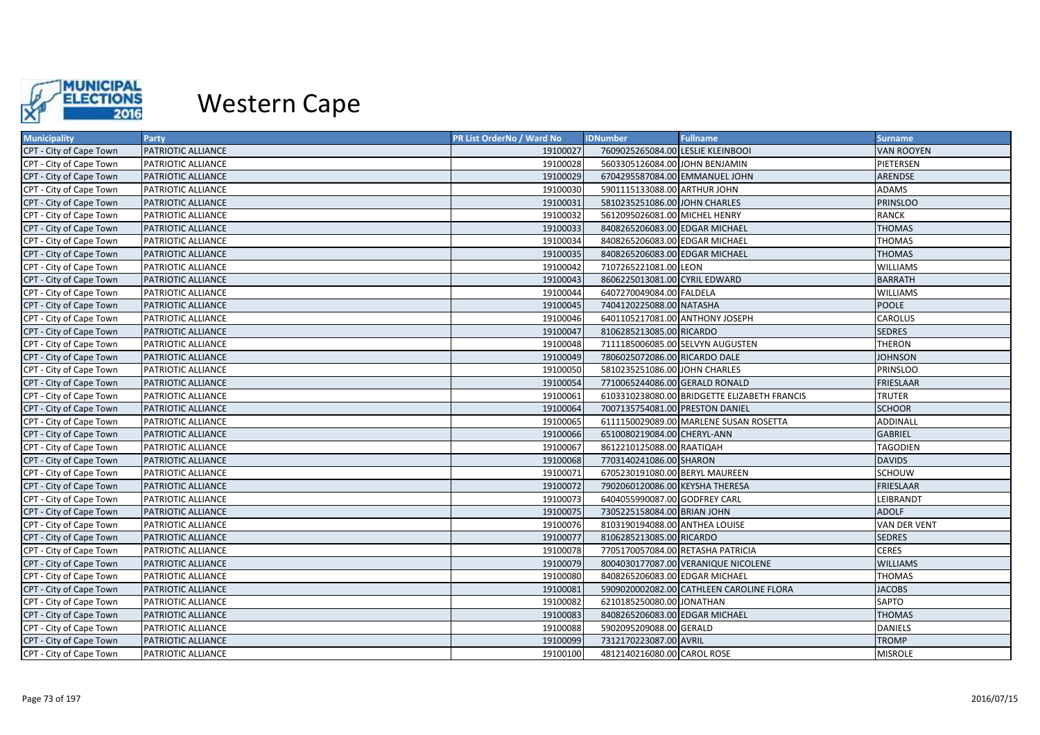# Western Cape

| Municipality | Party | PR List OrderNo / Ward No | IDNumber | Fullname | Surname |
|---|---|---|---|---|---|
| CPT - City of Cape Town | PATRIOTIC ALLIANCE | 19100027 | 7609025265084.00 | LESLIE KLEINBOOI | VAN ROOYEN |
| CPT - City of Cape Town | PATRIOTIC ALLIANCE | 19100028 | 5603305126084.00 | JOHN BENJAMIN | PIETERSEN |
| CPT - City of Cape Town | PATRIOTIC ALLIANCE | 19100029 | 6704295587084.00 | EMMANUEL JOHN | ARENDSE |
| CPT - City of Cape Town | PATRIOTIC ALLIANCE | 19100030 | 5901115133088.00 | ARTHUR JOHN | ADAMS |
| CPT - City of Cape Town | PATRIOTIC ALLIANCE | 19100031 | 5810235251086.00 | JOHN CHARLES | PRINSLOO |
| CPT - City of Cape Town | PATRIOTIC ALLIANCE | 19100032 | 5612095026081.00 | MICHEL HENRY | RANCK |
| CPT - City of Cape Town | PATRIOTIC ALLIANCE | 19100033 | 8408265206083.00 | EDGAR MICHAEL | THOMAS |
| CPT - City of Cape Town | PATRIOTIC ALLIANCE | 19100034 | 8408265206083.00 | EDGAR MICHAEL | THOMAS |
| CPT - City of Cape Town | PATRIOTIC ALLIANCE | 19100035 | 8408265206083.00 | EDGAR MICHAEL | THOMAS |
| CPT - City of Cape Town | PATRIOTIC ALLIANCE | 19100042 | 7107265221081.00 | LEON | WILLIAMS |
| CPT - City of Cape Town | PATRIOTIC ALLIANCE | 19100043 | 8606225013081.00 | CYRIL EDWARD | BARRATH |
| CPT - City of Cape Town | PATRIOTIC ALLIANCE | 19100044 | 6407270049084.00 | FALDELA | WILLIAMS |
| CPT - City of Cape Town | PATRIOTIC ALLIANCE | 19100045 | 7404120225088.00 | NATASHA | POOLE |
| CPT - City of Cape Town | PATRIOTIC ALLIANCE | 19100046 | 6401105217081.00 | ANTHONY JOSEPH | CAROLUS |
| CPT - City of Cape Town | PATRIOTIC ALLIANCE | 19100047 | 8106285213085.00 | RICARDO | SEDRES |
| CPT - City of Cape Town | PATRIOTIC ALLIANCE | 19100048 | 7111185006085.00 | SELVYN AUGUSTEN | THERON |
| CPT - City of Cape Town | PATRIOTIC ALLIANCE | 19100049 | 7806025072086.00 | RICARDO DALE | JOHNSON |
| CPT - City of Cape Town | PATRIOTIC ALLIANCE | 19100050 | 5810235251086.00 | JOHN CHARLES | PRINSLOO |
| CPT - City of Cape Town | PATRIOTIC ALLIANCE | 19100054 | 7710065244086.00 | GERALD RONALD | FRIESLAAR |
| CPT - City of Cape Town | PATRIOTIC ALLIANCE | 19100061 | 6103310238080.00 | BRIDGETTE ELIZABETH FRANCIS | TRUTER |
| CPT - City of Cape Town | PATRIOTIC ALLIANCE | 19100064 | 7007135754081.00 | PRESTON DANIEL | SCHOOR |
| CPT - City of Cape Town | PATRIOTIC ALLIANCE | 19100065 | 6111150029089.00 | MARLENE SUSAN ROSETTA | ADDINALL |
| CPT - City of Cape Town | PATRIOTIC ALLIANCE | 19100066 | 6510080219084.00 | CHERYL-ANN | GABRIEL |
| CPT - City of Cape Town | PATRIOTIC ALLIANCE | 19100067 | 8612210125088.00 | RAATIQAH | TAGODIEN |
| CPT - City of Cape Town | PATRIOTIC ALLIANCE | 19100068 | 7703140241086.00 | SHARON | DAVIDS |
| CPT - City of Cape Town | PATRIOTIC ALLIANCE | 19100071 | 6705230191080.00 | BERYL MAUREEN | SCHOUW |
| CPT - City of Cape Town | PATRIOTIC ALLIANCE | 19100072 | 7902060120086.00 | KEYSHA THERESA | FRIESLAAR |
| CPT - City of Cape Town | PATRIOTIC ALLIANCE | 19100073 | 6404055990087.00 | GODFREY CARL | LEIBRANDT |
| CPT - City of Cape Town | PATRIOTIC ALLIANCE | 19100075 | 7305225158084.00 | BRIAN JOHN | ADOLF |
| CPT - City of Cape Town | PATRIOTIC ALLIANCE | 19100076 | 8103190194088.00 | ANTHEA LOUISE | VAN DER VENT |
| CPT - City of Cape Town | PATRIOTIC ALLIANCE | 19100077 | 8106285213085.00 | RICARDO | SEDRES |
| CPT - City of Cape Town | PATRIOTIC ALLIANCE | 19100078 | 7705170057084.00 | RETASHA PATRICIA | CERES |
| CPT - City of Cape Town | PATRIOTIC ALLIANCE | 19100079 | 8004030177087.00 | VERANIQUE NICOLENE | WILLIAMS |
| CPT - City of Cape Town | PATRIOTIC ALLIANCE | 19100080 | 8408265206083.00 | EDGAR MICHAEL | THOMAS |
| CPT - City of Cape Town | PATRIOTIC ALLIANCE | 19100081 | 5909020002082.00 | CATHLEEN CAROLINE FLORA | JACOBS |
| CPT - City of Cape Town | PATRIOTIC ALLIANCE | 19100082 | 6210185250080.00 | JONATHAN | SAPTO |
| CPT - City of Cape Town | PATRIOTIC ALLIANCE | 19100083 | 8408265206083.00 | EDGAR MICHAEL | THOMAS |
| CPT - City of Cape Town | PATRIOTIC ALLIANCE | 19100088 | 5902095209088.00 | GERALD | DANIELS |
| CPT - City of Cape Town | PATRIOTIC ALLIANCE | 19100099 | 7312170223087.00 | AVRIL | TROMP |
| CPT - City of Cape Town | PATRIOTIC ALLIANCE | 19100100 | 4812140216080.00 | CAROL ROSE | MISROLE |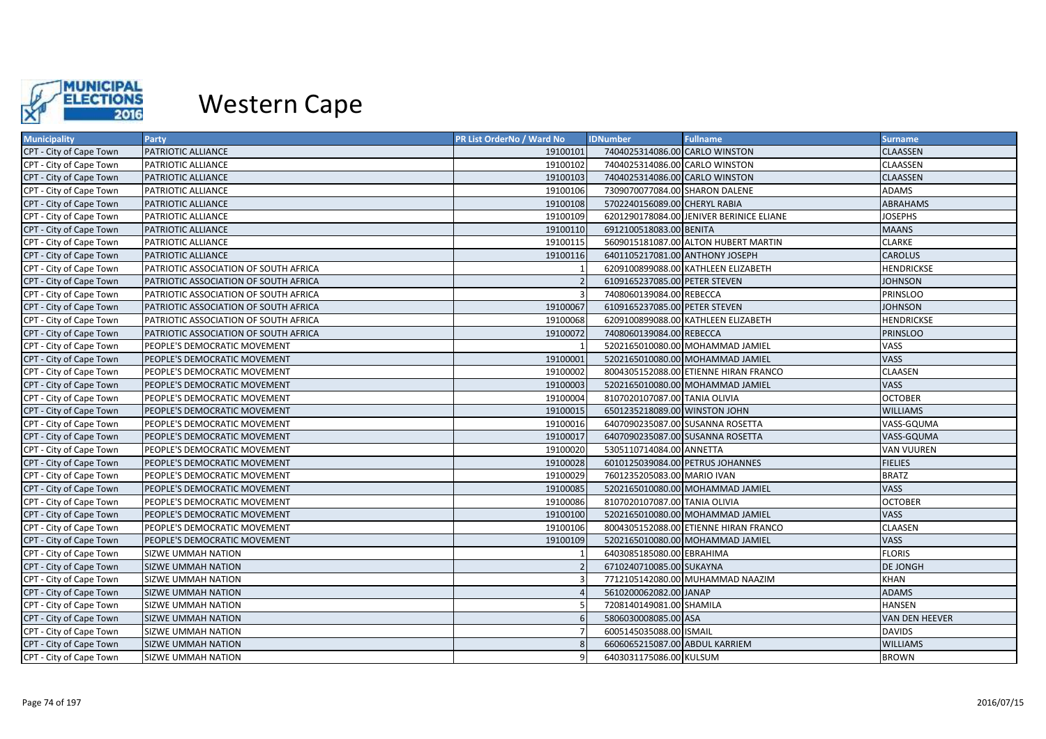# Western Cape

| Municipality | Party | PR List OrderNo / Ward No | IDNumber | Fullname | Surname |
|---|---|---|---|---|---|
| CPT - City of Cape Town | PATRIOTIC ALLIANCE | 19100101 | 7404025314086.00 | CARLO WINSTON | CLAASSEN |
| CPT - City of Cape Town | PATRIOTIC ALLIANCE | 19100102 | 7404025314086.00 | CARLO WINSTON | CLAASSEN |
| CPT - City of Cape Town | PATRIOTIC ALLIANCE | 19100103 | 7404025314086.00 | CARLO WINSTON | CLAASSEN |
| CPT - City of Cape Town | PATRIOTIC ALLIANCE | 19100106 | 7309070077084.00 | SHARON DALENE | ADAMS |
| CPT - City of Cape Town | PATRIOTIC ALLIANCE | 19100108 | 5702240156089.00 | CHERYL RABIA | ABRAHAMS |
| CPT - City of Cape Town | PATRIOTIC ALLIANCE | 19100109 | 6201290178084.00 | JENIVER BERINICE ELIANE | JOSEPHS |
| CPT - City of Cape Town | PATRIOTIC ALLIANCE | 19100110 | 6912100518083.00 | BENITA | MAANS |
| CPT - City of Cape Town | PATRIOTIC ALLIANCE | 19100115 | 5609015181087.00 | ALTON HUBERT MARTIN | CLARKE |
| CPT - City of Cape Town | PATRIOTIC ALLIANCE | 19100116 | 6401105217081.00 | ANTHONY JOSEPH | CAROLUS |
| CPT - City of Cape Town | PATRIOTIC ASSOCIATION OF SOUTH AFRICA | 1 | 6209100899088.00 | KATHLEEN ELIZABETH | HENDRICKSE |
| CPT - City of Cape Town | PATRIOTIC ASSOCIATION OF SOUTH AFRICA | 2 | 6109165237085.00 | PETER STEVEN | JOHNSON |
| CPT - City of Cape Town | PATRIOTIC ASSOCIATION OF SOUTH AFRICA | 3 | 7408060139084.00 | REBECCA | PRINSLOO |
| CPT - City of Cape Town | PATRIOTIC ASSOCIATION OF SOUTH AFRICA | 19100067 | 6109165237085.00 | PETER STEVEN | JOHNSON |
| CPT - City of Cape Town | PATRIOTIC ASSOCIATION OF SOUTH AFRICA | 19100068 | 6209100899088.00 | KATHLEEN ELIZABETH | HENDRICKSE |
| CPT - City of Cape Town | PATRIOTIC ASSOCIATION OF SOUTH AFRICA | 19100072 | 7408060139084.00 | REBECCA | PRINSLOO |
| CPT - City of Cape Town | PEOPLE'S DEMOCRATIC MOVEMENT | 1 | 5202165010080.00 | MOHAMMAD JAMIEL | VASS |
| CPT - City of Cape Town | PEOPLE'S DEMOCRATIC MOVEMENT | 19100001 | 5202165010080.00 | MOHAMMAD JAMIEL | VASS |
| CPT - City of Cape Town | PEOPLE'S DEMOCRATIC MOVEMENT | 19100002 | 8004305152088.00 | ETIENNE HIRAN FRANCO | CLAASEN |
| CPT - City of Cape Town | PEOPLE'S DEMOCRATIC MOVEMENT | 19100003 | 5202165010080.00 | MOHAMMAD JAMIEL | VASS |
| CPT - City of Cape Town | PEOPLE'S DEMOCRATIC MOVEMENT | 19100004 | 8107020107087.00 | TANIA OLIVIA | OCTOBER |
| CPT - City of Cape Town | PEOPLE'S DEMOCRATIC MOVEMENT | 19100015 | 6501235218089.00 | WINSTON JOHN | WILLIAMS |
| CPT - City of Cape Town | PEOPLE'S DEMOCRATIC MOVEMENT | 19100016 | 6407090235087.00 | SUSANNA ROSETTA | VASS-GQUMA |
| CPT - City of Cape Town | PEOPLE'S DEMOCRATIC MOVEMENT | 19100017 | 6407090235087.00 | SUSANNA ROSETTA | VASS-GQUMA |
| CPT - City of Cape Town | PEOPLE'S DEMOCRATIC MOVEMENT | 19100020 | 5305110714084.00 | ANNETTA | VAN VUUREN |
| CPT - City of Cape Town | PEOPLE'S DEMOCRATIC MOVEMENT | 19100028 | 6010125039084.00 | PETRUS JOHANNES | FIELIES |
| CPT - City of Cape Town | PEOPLE'S DEMOCRATIC MOVEMENT | 19100029 | 7601235205083.00 | MARIO IVAN | BRATZ |
| CPT - City of Cape Town | PEOPLE'S DEMOCRATIC MOVEMENT | 19100085 | 5202165010080.00 | MOHAMMAD JAMIEL | VASS |
| CPT - City of Cape Town | PEOPLE'S DEMOCRATIC MOVEMENT | 19100086 | 8107020107087.00 | TANIA OLIVIA | OCTOBER |
| CPT - City of Cape Town | PEOPLE'S DEMOCRATIC MOVEMENT | 19100100 | 5202165010080.00 | MOHAMMAD JAMIEL | VASS |
| CPT - City of Cape Town | PEOPLE'S DEMOCRATIC MOVEMENT | 19100106 | 8004305152088.00 | ETIENNE HIRAN FRANCO | CLAASEN |
| CPT - City of Cape Town | PEOPLE'S DEMOCRATIC MOVEMENT | 19100109 | 5202165010080.00 | MOHAMMAD JAMIEL | VASS |
| CPT - City of Cape Town | SIZWE UMMAH NATION | 1 | 6403085185080.00 | EBRAHIMA | FLORIS |
| CPT - City of Cape Town | SIZWE UMMAH NATION | 2 | 6710240710085.00 | SUKAYNA | DE JONGH |
| CPT - City of Cape Town | SIZWE UMMAH NATION | 3 | 7712105142080.00 | MUHAMMAD NAAZIM | KHAN |
| CPT - City of Cape Town | SIZWE UMMAH NATION | 4 | 5610200062082.00 | JANAP | ADAMS |
| CPT - City of Cape Town | SIZWE UMMAH NATION | 5 | 7208140149081.00 | SHAMILA | HANSEN |
| CPT - City of Cape Town | SIZWE UMMAH NATION | 6 | 5806030008085.00 | ASA | VAN DEN HEEVER |
| CPT - City of Cape Town | SIZWE UMMAH NATION | 7 | 6005145035088.00 | ISMAIL | DAVIDS |
| CPT - City of Cape Town | SIZWE UMMAH NATION | 8 | 6606065215087.00 | ABDUL KARRIEM | WILLIAMS |
| CPT - City of Cape Town | SIZWE UMMAH NATION | 9 | 6403031175086.00 | KULSUM | BROWN |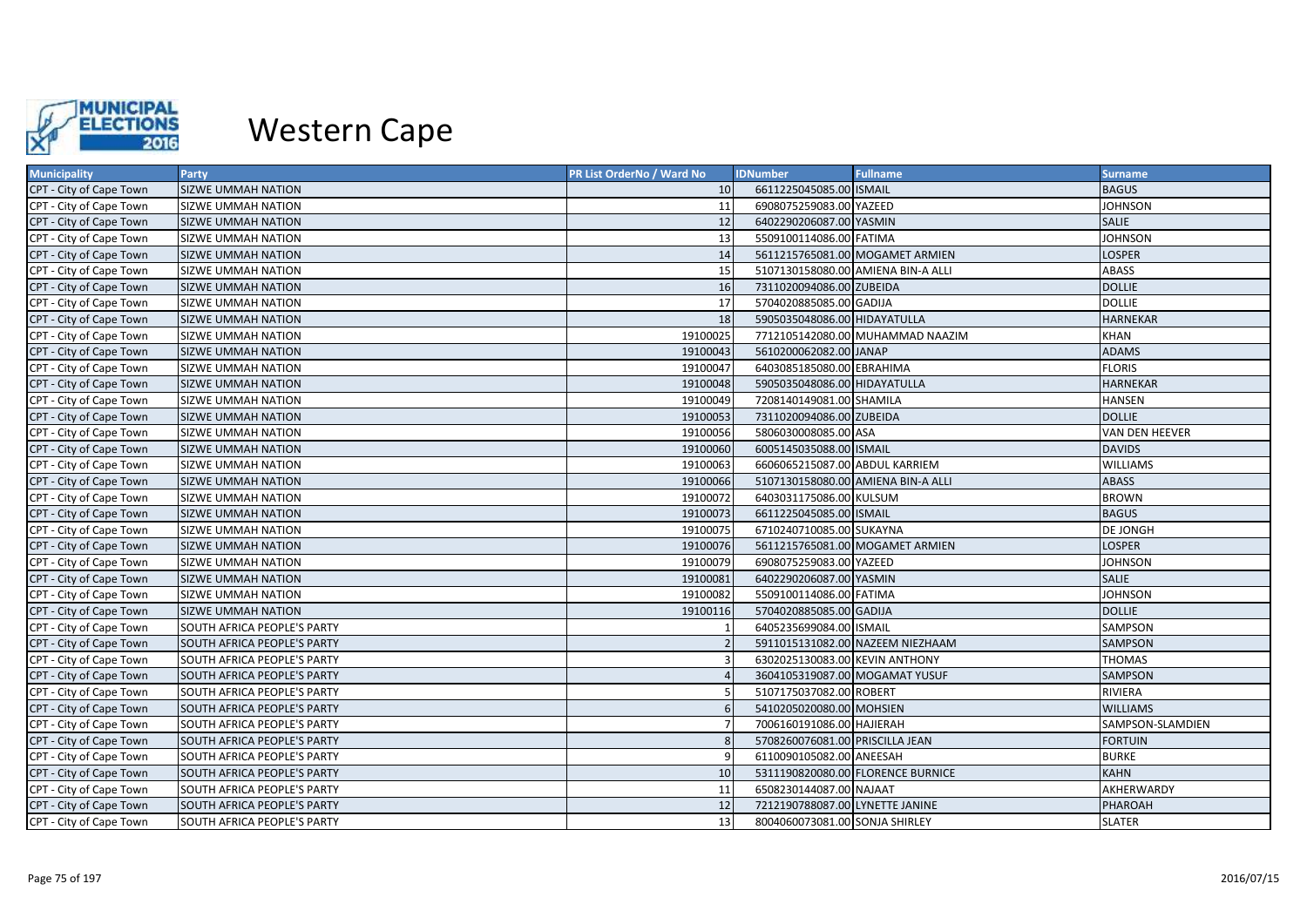# Western Cape

| Municipality | Party | PR List OrderNo / Ward No | IDNumber | Fullname | Surname |
|---|---|---|---|---|---|
| CPT - City of Cape Town | SIZWE UMMAH NATION | 10 | 6611225045085.00 | ISMAIL | BAGUS |
| CPT - City of Cape Town | SIZWE UMMAH NATION | 11 | 6908075259083.00 | YAZEED | JOHNSON |
| CPT - City of Cape Town | SIZWE UMMAH NATION | 12 | 6402290206087.00 | YASMIN | SALIE |
| CPT - City of Cape Town | SIZWE UMMAH NATION | 13 | 5509100114086.00 | FATIMA | JOHNSON |
| CPT - City of Cape Town | SIZWE UMMAH NATION | 14 | 5611215765081.00 | MOGAMET ARMIEN | LOSPER |
| CPT - City of Cape Town | SIZWE UMMAH NATION | 15 | 5107130158080.00 | AMIENA BIN-A ALLI | ABASS |
| CPT - City of Cape Town | SIZWE UMMAH NATION | 16 | 7311020094086.00 | ZUBEIDA | DOLLIE |
| CPT - City of Cape Town | SIZWE UMMAH NATION | 17 | 5704020885085.00 | GADIJA | DOLLIE |
| CPT - City of Cape Town | SIZWE UMMAH NATION | 18 | 5905035048086.00 | HIDAYATULLA | HARNEKAR |
| CPT - City of Cape Town | SIZWE UMMAH NATION | 19100025 | 7712105142080.00 | MUHAMMAD NAAZIM | KHAN |
| CPT - City of Cape Town | SIZWE UMMAH NATION | 19100043 | 5610200062082.00 | JANAP | ADAMS |
| CPT - City of Cape Town | SIZWE UMMAH NATION | 19100047 | 6403085185080.00 | EBRAHIMA | FLORIS |
| CPT - City of Cape Town | SIZWE UMMAH NATION | 19100048 | 5905035048086.00 | HIDAYATULLA | HARNEKAR |
| CPT - City of Cape Town | SIZWE UMMAH NATION | 19100049 | 7208140149081.00 | SHAMILA | HANSEN |
| CPT - City of Cape Town | SIZWE UMMAH NATION | 19100053 | 7311020094086.00 | ZUBEIDA | DOLLIE |
| CPT - City of Cape Town | SIZWE UMMAH NATION | 19100056 | 5806030008085.00 | ASA | VAN DEN HEEVER |
| CPT - City of Cape Town | SIZWE UMMAH NATION | 19100060 | 6005145035088.00 | ISMAIL | DAVIDS |
| CPT - City of Cape Town | SIZWE UMMAH NATION | 19100063 | 6606065215087.00 | ABDUL KARRIEM | WILLIAMS |
| CPT - City of Cape Town | SIZWE UMMAH NATION | 19100066 | 5107130158080.00 | AMIENA BIN-A ALLI | ABASS |
| CPT - City of Cape Town | SIZWE UMMAH NATION | 19100072 | 6403031175086.00 | KULSUM | BROWN |
| CPT - City of Cape Town | SIZWE UMMAH NATION | 19100073 | 6611225045085.00 | ISMAIL | BAGUS |
| CPT - City of Cape Town | SIZWE UMMAH NATION | 19100075 | 6710240710085.00 | SUKAYNA | DE JONGH |
| CPT - City of Cape Town | SIZWE UMMAH NATION | 19100076 | 5611215765081.00 | MOGAMET ARMIEN | LOSPER |
| CPT - City of Cape Town | SIZWE UMMAH NATION | 19100079 | 6908075259083.00 | YAZEED | JOHNSON |
| CPT - City of Cape Town | SIZWE UMMAH NATION | 19100081 | 6402290206087.00 | YASMIN | SALIE |
| CPT - City of Cape Town | SIZWE UMMAH NATION | 19100082 | 5509100114086.00 | FATIMA | JOHNSON |
| CPT - City of Cape Town | SIZWE UMMAH NATION | 19100116 | 5704020885085.00 | GADIJA | DOLLIE |
| CPT - City of Cape Town | SOUTH AFRICA PEOPLE'S PARTY | 1 | 6405235699084.00 | ISMAIL | SAMPSON |
| CPT - City of Cape Town | SOUTH AFRICA PEOPLE'S PARTY | 2 | 5911015131082.00 | NAZEEM NIEZHAAM | SAMPSON |
| CPT - City of Cape Town | SOUTH AFRICA PEOPLE'S PARTY | 3 | 6302025130083.00 | KEVIN ANTHONY | THOMAS |
| CPT - City of Cape Town | SOUTH AFRICA PEOPLE'S PARTY | 4 | 3604105319087.00 | MOGAMAT YUSUF | SAMPSON |
| CPT - City of Cape Town | SOUTH AFRICA PEOPLE'S PARTY | 5 | 5107175037082.00 | ROBERT | RIVIERA |
| CPT - City of Cape Town | SOUTH AFRICA PEOPLE'S PARTY | 6 | 5410205020080.00 | MOHSIEN | WILLIAMS |
| CPT - City of Cape Town | SOUTH AFRICA PEOPLE'S PARTY | 7 | 7006160191086.00 | HAJIERAH | SAMPSON-SLAMDIEN |
| CPT - City of Cape Town | SOUTH AFRICA PEOPLE'S PARTY | 8 | 5708260076081.00 | PRISCILLA JEAN | FORTUIN |
| CPT - City of Cape Town | SOUTH AFRICA PEOPLE'S PARTY | 9 | 6110090105082.00 | ANEESAH | BURKE |
| CPT - City of Cape Town | SOUTH AFRICA PEOPLE'S PARTY | 10 | 5311190820080.00 | FLORENCE BURNICE | KAHN |
| CPT - City of Cape Town | SOUTH AFRICA PEOPLE'S PARTY | 11 | 6508230144087.00 | NAJAAT | AKHERWARDY |
| CPT - City of Cape Town | SOUTH AFRICA PEOPLE'S PARTY | 12 | 7212190788087.00 | LYNETTE JANINE | PHAROAH |
| CPT - City of Cape Town | SOUTH AFRICA PEOPLE'S PARTY | 13 | 8004060073081.00 | SONJA SHIRLEY | SLATER |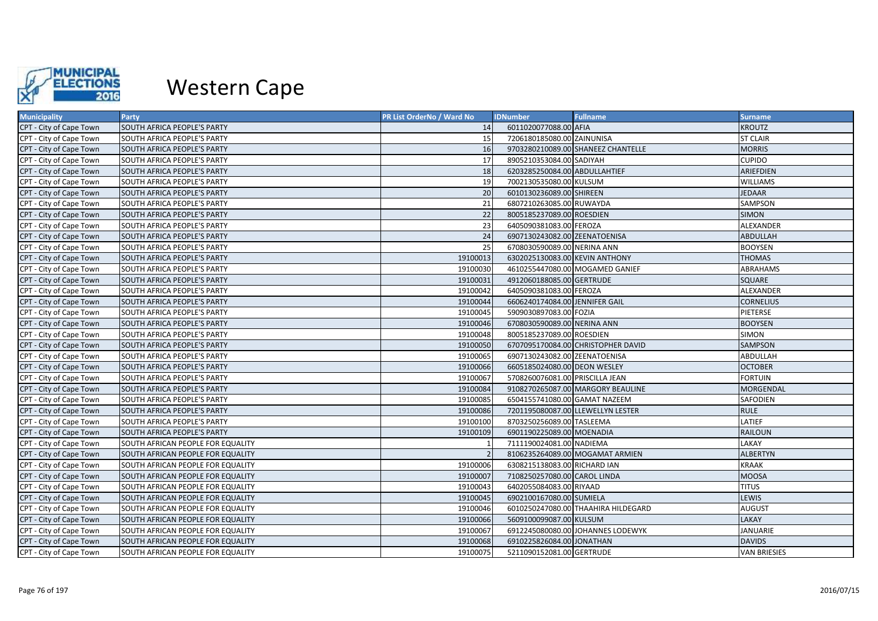# Western Cape

| Municipality | Party | PR List OrderNo / Ward No | IDNumber | Fullname | Surname |
|---|---|---|---|---|---|
| CPT - City of Cape Town | SOUTH AFRICA PEOPLE'S PARTY | 14 | 6011020077088.00 | AFIA | KROUTZ |
| CPT - City of Cape Town | SOUTH AFRICA PEOPLE'S PARTY | 15 | 7206180185080.00 | ZAINUNISA | ST CLAIR |
| CPT - City of Cape Town | SOUTH AFRICA PEOPLE'S PARTY | 16 | 9703280210089.00 | SHANEEZ CHANTELLE | MORRIS |
| CPT - City of Cape Town | SOUTH AFRICA PEOPLE'S PARTY | 17 | 8905210353084.00 | SADIYAH | CUPIDO |
| CPT - City of Cape Town | SOUTH AFRICA PEOPLE'S PARTY | 18 | 6203285250084.00 | ABDULLAHTIEF | ARIEFDIEN |
| CPT - City of Cape Town | SOUTH AFRICA PEOPLE'S PARTY | 19 | 7002130535080.00 | KULSUM | WILLIAMS |
| CPT - City of Cape Town | SOUTH AFRICA PEOPLE'S PARTY | 20 | 6010130236089.00 | SHIREEN | JEDAAR |
| CPT - City of Cape Town | SOUTH AFRICA PEOPLE'S PARTY | 21 | 6807210263085.00 | RUWAYDA | SAMPSON |
| CPT - City of Cape Town | SOUTH AFRICA PEOPLE'S PARTY | 22 | 8005185237089.00 | ROESDIEN | SIMON |
| CPT - City of Cape Town | SOUTH AFRICA PEOPLE'S PARTY | 23 | 6405090381083.00 | FEROZA | ALEXANDER |
| CPT - City of Cape Town | SOUTH AFRICA PEOPLE'S PARTY | 24 | 6907130243082.00 | ZEENATOENISA | ABDULLAH |
| CPT - City of Cape Town | SOUTH AFRICA PEOPLE'S PARTY | 25 | 6708030590089.00 | NERINA ANN | BOOYSEN |
| CPT - City of Cape Town | SOUTH AFRICA PEOPLE'S PARTY | 19100013 | 6302025130083.00 | KEVIN ANTHONY | THOMAS |
| CPT - City of Cape Town | SOUTH AFRICA PEOPLE'S PARTY | 19100030 | 4610255447080.00 | MOGAMED GANIEF | ABRAHAMS |
| CPT - City of Cape Town | SOUTH AFRICA PEOPLE'S PARTY | 19100031 | 4912060188085.00 | GERTRUDE | SQUARE |
| CPT - City of Cape Town | SOUTH AFRICA PEOPLE'S PARTY | 19100042 | 6405090381083.00 | FEROZA | ALEXANDER |
| CPT - City of Cape Town | SOUTH AFRICA PEOPLE'S PARTY | 19100044 | 6606240174084.00 | JENNIFER GAIL | CORNELIUS |
| CPT - City of Cape Town | SOUTH AFRICA PEOPLE'S PARTY | 19100045 | 5909030897083.00 | FOZIA | PIETERSE |
| CPT - City of Cape Town | SOUTH AFRICA PEOPLE'S PARTY | 19100046 | 6708030590089.00 | NERINA ANN | BOOYSEN |
| CPT - City of Cape Town | SOUTH AFRICA PEOPLE'S PARTY | 19100048 | 8005185237089.00 | ROESDIEN | SIMON |
| CPT - City of Cape Town | SOUTH AFRICA PEOPLE'S PARTY | 19100050 | 6707095170084.00 | CHRISTOPHER DAVID | SAMPSON |
| CPT - City of Cape Town | SOUTH AFRICA PEOPLE'S PARTY | 19100065 | 6907130243082.00 | ZEENATOENISA | ABDULLAH |
| CPT - City of Cape Town | SOUTH AFRICA PEOPLE'S PARTY | 19100066 | 6605185024080.00 | DEON WESLEY | OCTOBER |
| CPT - City of Cape Town | SOUTH AFRICA PEOPLE'S PARTY | 19100067 | 5708260076081.00 | PRISCILLA JEAN | FORTUIN |
| CPT - City of Cape Town | SOUTH AFRICA PEOPLE'S PARTY | 19100084 | 9108270265087.00 | MARGORY BEAULINE | MORGENDAL |
| CPT - City of Cape Town | SOUTH AFRICA PEOPLE'S PARTY | 19100085 | 6504155741080.00 | GAMAT NAZEEM | SAFODIEN |
| CPT - City of Cape Town | SOUTH AFRICA PEOPLE'S PARTY | 19100086 | 7201195080087.00 | LLEWELLYN LESTER | RULE |
| CPT - City of Cape Town | SOUTH AFRICA PEOPLE'S PARTY | 19100100 | 8703250256089.00 | TASLEEMA | LATIEF |
| CPT - City of Cape Town | SOUTH AFRICA PEOPLE'S PARTY | 19100109 | 6901190225089.00 | MOENADIA | RAILOUN |
| CPT - City of Cape Town | SOUTH AFRICAN PEOPLE FOR EQUALITY | 1 | 7111190024081.00 | NADIEMA | LAKAY |
| CPT - City of Cape Town | SOUTH AFRICAN PEOPLE FOR EQUALITY | 2 | 8106235264089.00 | MOGAMAT ARMIEN | ALBERTYN |
| CPT - City of Cape Town | SOUTH AFRICAN PEOPLE FOR EQUALITY | 19100006 | 6308215138083.00 | RICHARD IAN | KRAAK |
| CPT - City of Cape Town | SOUTH AFRICAN PEOPLE FOR EQUALITY | 19100007 | 7108250257080.00 | CAROL LINDA | MOOSA |
| CPT - City of Cape Town | SOUTH AFRICAN PEOPLE FOR EQUALITY | 19100043 | 6402055084083.00 | RIYAAD | TITUS |
| CPT - City of Cape Town | SOUTH AFRICAN PEOPLE FOR EQUALITY | 19100045 | 6902100167080.00 | SUMIELA | LEWIS |
| CPT - City of Cape Town | SOUTH AFRICAN PEOPLE FOR EQUALITY | 19100046 | 6010250247080.00 | THAAHIRA HILDEGARD | AUGUST |
| CPT - City of Cape Town | SOUTH AFRICAN PEOPLE FOR EQUALITY | 19100066 | 5609100099087.00 | KULSUM | LAKAY |
| CPT - City of Cape Town | SOUTH AFRICAN PEOPLE FOR EQUALITY | 19100067 | 6912245080080.00 | JOHANNES LODEWYK | JANUARIE |
| CPT - City of Cape Town | SOUTH AFRICAN PEOPLE FOR EQUALITY | 19100068 | 6910225826084.00 | JONATHAN | DAVIDS |
| CPT - City of Cape Town | SOUTH AFRICAN PEOPLE FOR EQUALITY | 19100075 | 5211090152081.00 | GERTRUDE | VAN BRIESIES |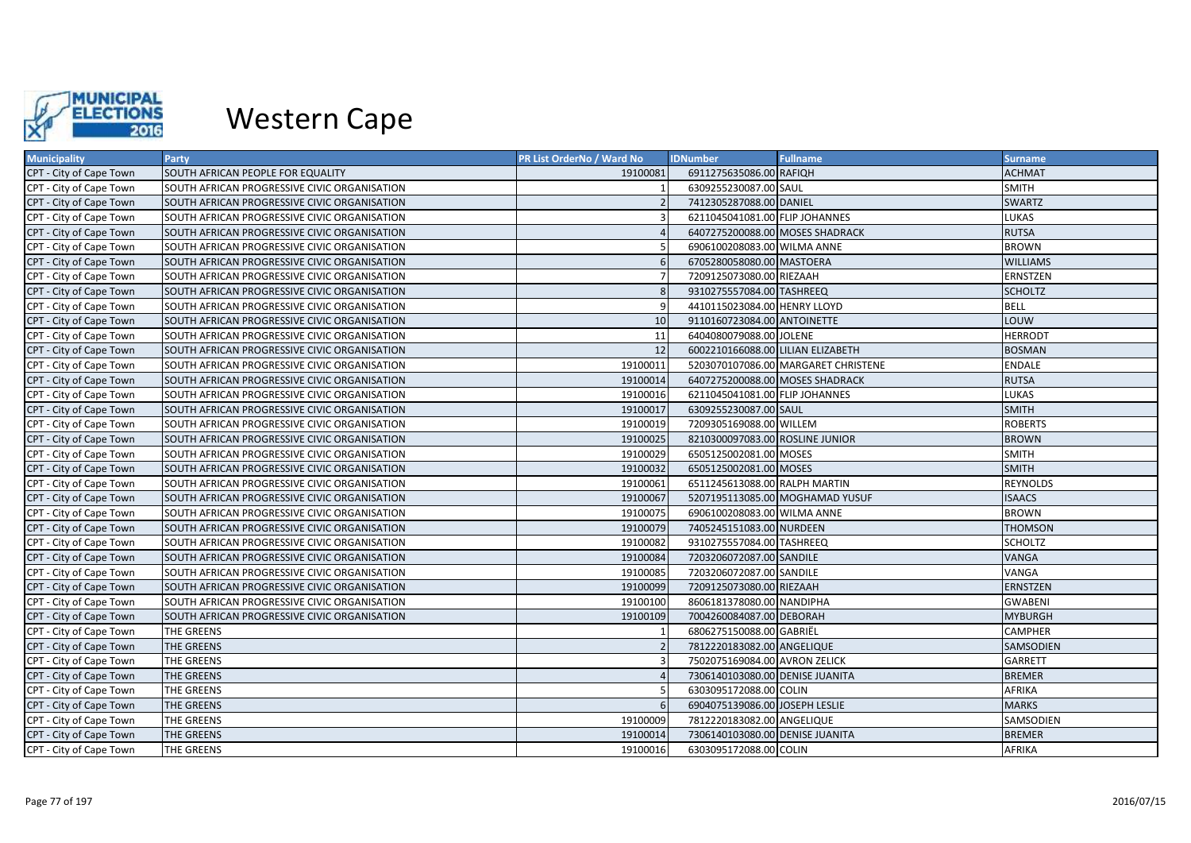# Western Cape

| Municipality | Party | PR List OrderNo / Ward No | IDNumber | Fullname | Surname |
|---|---|---|---|---|---|
| CPT - City of Cape Town | SOUTH AFRICAN PEOPLE FOR EQUALITY | 19100081 | 6911275635086.00 | RAFIQH | ACHMAT |
| CPT - City of Cape Town | SOUTH AFRICAN PROGRESSIVE CIVIC ORGANISATION | 1 | 6309255230087.00 | SAUL | SMITH |
| CPT - City of Cape Town | SOUTH AFRICAN PROGRESSIVE CIVIC ORGANISATION | 2 | 7412305287088.00 | DANIEL | SWARTZ |
| CPT - City of Cape Town | SOUTH AFRICAN PROGRESSIVE CIVIC ORGANISATION | 3 | 6211045041081.00 | FLIP JOHANNES | LUKAS |
| CPT - City of Cape Town | SOUTH AFRICAN PROGRESSIVE CIVIC ORGANISATION | 4 | 6407275200088.00 | MOSES SHADRACK | RUTSA |
| CPT - City of Cape Town | SOUTH AFRICAN PROGRESSIVE CIVIC ORGANISATION | 5 | 6906100208083.00 | WILMA ANNE | BROWN |
| CPT - City of Cape Town | SOUTH AFRICAN PROGRESSIVE CIVIC ORGANISATION | 6 | 6705280058080.00 | MASTOERA | WILLIAMS |
| CPT - City of Cape Town | SOUTH AFRICAN PROGRESSIVE CIVIC ORGANISATION | 7 | 7209125073080.00 | RIEZAAH | ERNSTZEN |
| CPT - City of Cape Town | SOUTH AFRICAN PROGRESSIVE CIVIC ORGANISATION | 8 | 9310275557084.00 | TASHREEQ | SCHOLTZ |
| CPT - City of Cape Town | SOUTH AFRICAN PROGRESSIVE CIVIC ORGANISATION | 9 | 4410115023084.00 | HENRY LLOYD | BELL |
| CPT - City of Cape Town | SOUTH AFRICAN PROGRESSIVE CIVIC ORGANISATION | 10 | 9110160723084.00 | ANTOINETTE | LOUW |
| CPT - City of Cape Town | SOUTH AFRICAN PROGRESSIVE CIVIC ORGANISATION | 11 | 6404080079088.00 | JOLENE | HERRODT |
| CPT - City of Cape Town | SOUTH AFRICAN PROGRESSIVE CIVIC ORGANISATION | 12 | 6002210166088.00 | LILIAN ELIZABETH | BOSMAN |
| CPT - City of Cape Town | SOUTH AFRICAN PROGRESSIVE CIVIC ORGANISATION | 19100011 | 5203070107086.00 | MARGARET CHRISTENE | ENDALE |
| CPT - City of Cape Town | SOUTH AFRICAN PROGRESSIVE CIVIC ORGANISATION | 19100014 | 6407275200088.00 | MOSES SHADRACK | RUTSA |
| CPT - City of Cape Town | SOUTH AFRICAN PROGRESSIVE CIVIC ORGANISATION | 19100016 | 6211045041081.00 | FLIP JOHANNES | LUKAS |
| CPT - City of Cape Town | SOUTH AFRICAN PROGRESSIVE CIVIC ORGANISATION | 19100017 | 6309255230087.00 | SAUL | SMITH |
| CPT - City of Cape Town | SOUTH AFRICAN PROGRESSIVE CIVIC ORGANISATION | 19100019 | 7209305169088.00 | WILLEM | ROBERTS |
| CPT - City of Cape Town | SOUTH AFRICAN PROGRESSIVE CIVIC ORGANISATION | 19100025 | 8210300097083.00 | ROSLINE JUNIOR | BROWN |
| CPT - City of Cape Town | SOUTH AFRICAN PROGRESSIVE CIVIC ORGANISATION | 19100029 | 6505125002081.00 | MOSES | SMITH |
| CPT - City of Cape Town | SOUTH AFRICAN PROGRESSIVE CIVIC ORGANISATION | 19100032 | 6505125002081.00 | MOSES | SMITH |
| CPT - City of Cape Town | SOUTH AFRICAN PROGRESSIVE CIVIC ORGANISATION | 19100061 | 6511245613088.00 | RALPH MARTIN | REYNOLDS |
| CPT - City of Cape Town | SOUTH AFRICAN PROGRESSIVE CIVIC ORGANISATION | 19100067 | 5207195113085.00 | MOGHAMAD YUSUF | ISAACS |
| CPT - City of Cape Town | SOUTH AFRICAN PROGRESSIVE CIVIC ORGANISATION | 19100075 | 6906100208083.00 | WILMA ANNE | BROWN |
| CPT - City of Cape Town | SOUTH AFRICAN PROGRESSIVE CIVIC ORGANISATION | 19100079 | 7405245151083.00 | NURDEEN | THOMSON |
| CPT - City of Cape Town | SOUTH AFRICAN PROGRESSIVE CIVIC ORGANISATION | 19100082 | 9310275557084.00 | TASHREEQ | SCHOLTZ |
| CPT - City of Cape Town | SOUTH AFRICAN PROGRESSIVE CIVIC ORGANISATION | 19100084 | 7203206072087.00 | SANDILE | VANGA |
| CPT - City of Cape Town | SOUTH AFRICAN PROGRESSIVE CIVIC ORGANISATION | 19100085 | 7203206072087.00 | SANDILE | VANGA |
| CPT - City of Cape Town | SOUTH AFRICAN PROGRESSIVE CIVIC ORGANISATION | 19100099 | 7209125073080.00 | RIEZAAH | ERNSTZEN |
| CPT - City of Cape Town | SOUTH AFRICAN PROGRESSIVE CIVIC ORGANISATION | 19100100 | 8606181378080.00 | NANDIPHA | GWABENI |
| CPT - City of Cape Town | SOUTH AFRICAN PROGRESSIVE CIVIC ORGANISATION | 19100109 | 7004260084087.00 | DEBORAH | MYBURGH |
| CPT - City of Cape Town | THE GREENS | 1 | 6806275150088.00 | GABRIËL | CAMPHER |
| CPT - City of Cape Town | THE GREENS | 2 | 7812220183082.00 | ANGELIQUE | SAMSODIEN |
| CPT - City of Cape Town | THE GREENS | 3 | 7502075169084.00 | AVRON ZELICK | GARRETT |
| CPT - City of Cape Town | THE GREENS | 4 | 7306140103080.00 | DENISE JUANITA | BREMER |
| CPT - City of Cape Town | THE GREENS | 5 | 6303095172088.00 | COLIN | AFRIKA |
| CPT - City of Cape Town | THE GREENS | 6 | 6904075139086.00 | JOSEPH LESLIE | MARKS |
| CPT - City of Cape Town | THE GREENS | 19100009 | 7812220183082.00 | ANGELIQUE | SAMSODIEN |
| CPT - City of Cape Town | THE GREENS | 19100014 | 7306140103080.00 | DENISE JUANITA | BREMER |
| CPT - City of Cape Town | THE GREENS | 19100016 | 6303095172088.00 | COLIN | AFRIKA |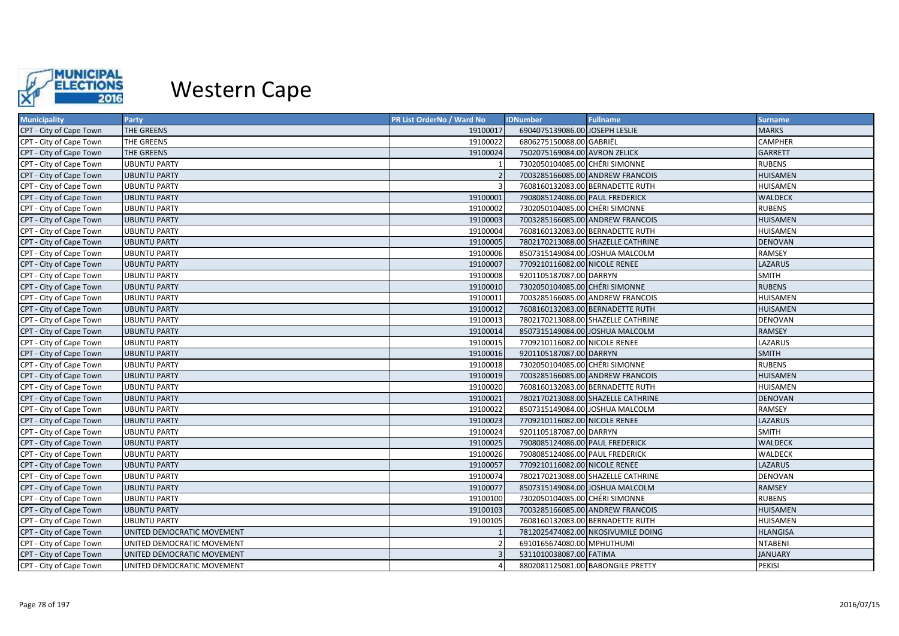# Western Cape

| Municipality | Party | PR List OrderNo / Ward No | IDNumber | Fullname | Surname |
| --- | --- | --- | --- | --- | --- |
| CPT - City of Cape Town | THE GREENS | 19100017 | 6904075139086.00 | JOSEPH LESLIE | MARKS |
| CPT - City of Cape Town | THE GREENS | 19100022 | 6806275150088.00 | GABRIËL | CAMPHER |
| CPT - City of Cape Town | THE GREENS | 19100024 | 7502075169084.00 | AVRON ZELICK | GARRETT |
| CPT - City of Cape Town | UBUNTU PARTY | 1 | 7302050104085.00 | CHÉRI SIMONNE | RUBENS |
| CPT - City of Cape Town | UBUNTU PARTY | 2 | 7003285166085.00 | ANDREW FRANCOIS | HUISAMEN |
| CPT - City of Cape Town | UBUNTU PARTY | 3 | 7608160132083.00 | BERNADETTE RUTH | HUISAMEN |
| CPT - City of Cape Town | UBUNTU PARTY | 19100001 | 7908085124086.00 | PAUL FREDERICK | WALDECK |
| CPT - City of Cape Town | UBUNTU PARTY | 19100002 | 7302050104085.00 | CHÉRI SIMONNE | RUBENS |
| CPT - City of Cape Town | UBUNTU PARTY | 19100003 | 7003285166085.00 | ANDREW FRANCOIS | HUISAMEN |
| CPT - City of Cape Town | UBUNTU PARTY | 19100004 | 7608160132083.00 | BERNADETTE RUTH | HUISAMEN |
| CPT - City of Cape Town | UBUNTU PARTY | 19100005 | 7802170213088.00 | SHAZELLE CATHRINE | DENOVAN |
| CPT - City of Cape Town | UBUNTU PARTY | 19100006 | 8507315149084.00 | JOSHUA MALCOLM | RAMSEY |
| CPT - City of Cape Town | UBUNTU PARTY | 19100007 | 7709210116082.00 | NICOLE RENEE | LAZARUS |
| CPT - City of Cape Town | UBUNTU PARTY | 19100008 | 9201105187087.00 | DARRYN | SMITH |
| CPT - City of Cape Town | UBUNTU PARTY | 19100010 | 7302050104085.00 | CHÉRI SIMONNE | RUBENS |
| CPT - City of Cape Town | UBUNTU PARTY | 19100011 | 7003285166085.00 | ANDREW FRANCOIS | HUISAMEN |
| CPT - City of Cape Town | UBUNTU PARTY | 19100012 | 7608160132083.00 | BERNADETTE RUTH | HUISAMEN |
| CPT - City of Cape Town | UBUNTU PARTY | 19100013 | 7802170213088.00 | SHAZELLE CATHRINE | DENOVAN |
| CPT - City of Cape Town | UBUNTU PARTY | 19100014 | 8507315149084.00 | JOSHUA MALCOLM | RAMSEY |
| CPT - City of Cape Town | UBUNTU PARTY | 19100015 | 7709210116082.00 | NICOLE RENEE | LAZARUS |
| CPT - City of Cape Town | UBUNTU PARTY | 19100016 | 9201105187087.00 | DARRYN | SMITH |
| CPT - City of Cape Town | UBUNTU PARTY | 19100018 | 7302050104085.00 | CHÉRI SIMONNE | RUBENS |
| CPT - City of Cape Town | UBUNTU PARTY | 19100019 | 7003285166085.00 | ANDREW FRANCOIS | HUISAMEN |
| CPT - City of Cape Town | UBUNTU PARTY | 19100020 | 7608160132083.00 | BERNADETTE RUTH | HUISAMEN |
| CPT - City of Cape Town | UBUNTU PARTY | 19100021 | 7802170213088.00 | SHAZELLE CATHRINE | DENOVAN |
| CPT - City of Cape Town | UBUNTU PARTY | 19100022 | 8507315149084.00 | JOSHUA MALCOLM | RAMSEY |
| CPT - City of Cape Town | UBUNTU PARTY | 19100023 | 7709210116082.00 | NICOLE RENEE | LAZARUS |
| CPT - City of Cape Town | UBUNTU PARTY | 19100024 | 9201105187087.00 | DARRYN | SMITH |
| CPT - City of Cape Town | UBUNTU PARTY | 19100025 | 7908085124086.00 | PAUL FREDERICK | WALDECK |
| CPT - City of Cape Town | UBUNTU PARTY | 19100026 | 7908085124086.00 | PAUL FREDERICK | WALDECK |
| CPT - City of Cape Town | UBUNTU PARTY | 19100057 | 7709210116082.00 | NICOLE RENEE | LAZARUS |
| CPT - City of Cape Town | UBUNTU PARTY | 19100074 | 7802170213088.00 | SHAZELLE CATHRINE | DENOVAN |
| CPT - City of Cape Town | UBUNTU PARTY | 19100077 | 8507315149084.00 | JOSHUA MALCOLM | RAMSEY |
| CPT - City of Cape Town | UBUNTU PARTY | 19100100 | 7302050104085.00 | CHÉRI SIMONNE | RUBENS |
| CPT - City of Cape Town | UBUNTU PARTY | 19100103 | 7003285166085.00 | ANDREW FRANCOIS | HUISAMEN |
| CPT - City of Cape Town | UBUNTU PARTY | 19100105 | 7608160132083.00 | BERNADETTE RUTH | HUISAMEN |
| CPT - City of Cape Town | UNITED DEMOCRATIC MOVEMENT | 1 | 7812025474082.00 | NKOSIVUMILE DOING | HLANGISA |
| CPT - City of Cape Town | UNITED DEMOCRATIC MOVEMENT | 2 | 6910165674080.00 | MPHUTHUMI | NTABENI |
| CPT - City of Cape Town | UNITED DEMOCRATIC MOVEMENT | 3 | 5311010038087.00 | FATIMA | JANUARY |
| CPT - City of Cape Town | UNITED DEMOCRATIC MOVEMENT | 4 | 8802081125081.00 | BABONGILE PRETTY | PEKISI |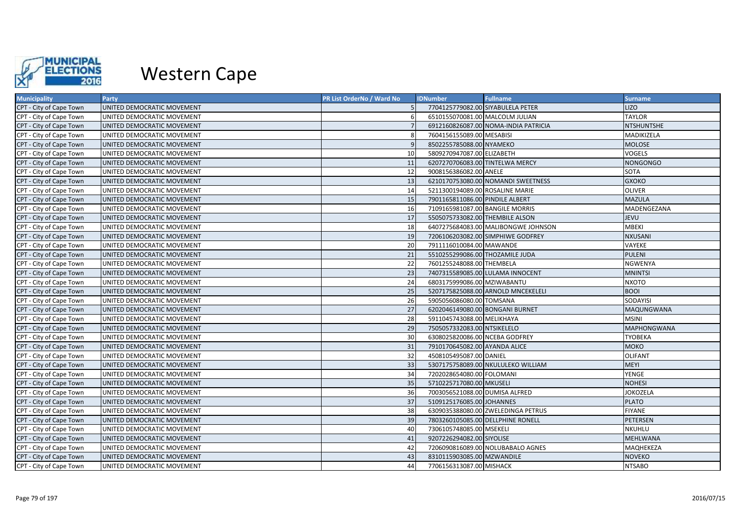# Western Cape

| Municipality | Party | PR List OrderNo / Ward No | IDNumber | Fullname | Surname |
|---|---|---|---|---|---|
| CPT - City of Cape Town | UNITED DEMOCRATIC MOVEMENT | 5 | 7704125779082.00 | SIYABULELA PETER | LIZO |
| CPT - City of Cape Town | UNITED DEMOCRATIC MOVEMENT | 6 | 6510155070081.00 | MALCOLM JULIAN | TAYLOR |
| CPT - City of Cape Town | UNITED DEMOCRATIC MOVEMENT | 7 | 6912160826087.00 | NOMA-INDIA PATRICIA | NTSHUNTSHE |
| CPT - City of Cape Town | UNITED DEMOCRATIC MOVEMENT | 8 | 7604156155089.00 | MESABISI | MADIKIZELA |
| CPT - City of Cape Town | UNITED DEMOCRATIC MOVEMENT | 9 | 8502255785088.00 | NYAMEKO | MOLOSE |
| CPT - City of Cape Town | UNITED DEMOCRATIC MOVEMENT | 10 | 5809270947087.00 | ELIZABETH | VOGELS |
| CPT - City of Cape Town | UNITED DEMOCRATIC MOVEMENT | 11 | 6207270706083.00 | TINTELWA MERCY | NONGONGO |
| CPT - City of Cape Town | UNITED DEMOCRATIC MOVEMENT | 12 | 9008156386082.00 | ANELE | SOTA |
| CPT - City of Cape Town | UNITED DEMOCRATIC MOVEMENT | 13 | 6210170753080.00 | NOMANDI SWEETNESS | GXOKO |
| CPT - City of Cape Town | UNITED DEMOCRATIC MOVEMENT | 14 | 5211300194089.00 | ROSALINE MARIE | OLIVER |
| CPT - City of Cape Town | UNITED DEMOCRATIC MOVEMENT | 15 | 7901165811086.00 | PINDILE ALBERT | MAZULA |
| CPT - City of Cape Town | UNITED DEMOCRATIC MOVEMENT | 16 | 7109165981087.00 | BANGILE MORRIS | MADENGEZANA |
| CPT - City of Cape Town | UNITED DEMOCRATIC MOVEMENT | 17 | 5505075733082.00 | THEMBILE ALSON | JEVU |
| CPT - City of Cape Town | UNITED DEMOCRATIC MOVEMENT | 18 | 6407275684083.00 | MALIBONGWE JOHNSON | MBEKI |
| CPT - City of Cape Town | UNITED DEMOCRATIC MOVEMENT | 19 | 7206106203082.00 | SIMPHIWE GODFREY | NXUSANI |
| CPT - City of Cape Town | UNITED DEMOCRATIC MOVEMENT | 20 | 7911116010084.00 | MAWANDE | VAYEKE |
| CPT - City of Cape Town | UNITED DEMOCRATIC MOVEMENT | 21 | 5510255299086.00 | THOZAMILE JUDA | PULENI |
| CPT - City of Cape Town | UNITED DEMOCRATIC MOVEMENT | 22 | 7601255248088.00 | THEMBELA | NGWENYA |
| CPT - City of Cape Town | UNITED DEMOCRATIC MOVEMENT | 23 | 7407315589085.00 | LULAMA INNOCENT | MNINTSI |
| CPT - City of Cape Town | UNITED DEMOCRATIC MOVEMENT | 24 | 6803175999086.00 | MZIWABANTU | NXOTO |
| CPT - City of Cape Town | UNITED DEMOCRATIC MOVEMENT | 25 | 5207175825088.00 | ARNOLD MNCEKELELI | BOOI |
| CPT - City of Cape Town | UNITED DEMOCRATIC MOVEMENT | 26 | 5905056086080.00 | TOMSANA | SODAYISI |
| CPT - City of Cape Town | UNITED DEMOCRATIC MOVEMENT | 27 | 6202046149080.00 | BONGANI BURNET | MAQUNGWANA |
| CPT - City of Cape Town | UNITED DEMOCRATIC MOVEMENT | 28 | 5911045743088.00 | MELIKHAYA | MSINI |
| CPT - City of Cape Town | UNITED DEMOCRATIC MOVEMENT | 29 | 7505057332083.00 | NTSIKELELO | MAPHONGWANA |
| CPT - City of Cape Town | UNITED DEMOCRATIC MOVEMENT | 30 | 6308025820086.00 | NCEBA GODFREY | TYOBEKA |
| CPT - City of Cape Town | UNITED DEMOCRATIC MOVEMENT | 31 | 7910170645082.00 | AYANDA ALICE | MOKO |
| CPT - City of Cape Town | UNITED DEMOCRATIC MOVEMENT | 32 | 4508105495087.00 | DANIEL | OLIFANT |
| CPT - City of Cape Town | UNITED DEMOCRATIC MOVEMENT | 33 | 5307175758089.00 | NKULULEKO WILLIAM | MEYI |
| CPT - City of Cape Town | UNITED DEMOCRATIC MOVEMENT | 34 | 7202028654080.00 | FOLOMANI | YENGE |
| CPT - City of Cape Town | UNITED DEMOCRATIC MOVEMENT | 35 | 5710225717080.00 | MKUSELI | NOHESI |
| CPT - City of Cape Town | UNITED DEMOCRATIC MOVEMENT | 36 | 7003056521088.00 | DUMISA ALFRED | JOKOZELA |
| CPT - City of Cape Town | UNITED DEMOCRATIC MOVEMENT | 37 | 5109125176085.00 | JOHANNES | PLATO |
| CPT - City of Cape Town | UNITED DEMOCRATIC MOVEMENT | 38 | 6309035388080.00 | ZWELEDINGA PETRUS | FIYANE |
| CPT - City of Cape Town | UNITED DEMOCRATIC MOVEMENT | 39 | 7803260105085.00 | DELLPHINE RONELL | PETERSEN |
| CPT - City of Cape Town | UNITED DEMOCRATIC MOVEMENT | 40 | 7306105748085.00 | MSEKELI | NKUHLU |
| CPT - City of Cape Town | UNITED DEMOCRATIC MOVEMENT | 41 | 9207226294082.00 | SIYOLISE | MEHLWANA |
| CPT - City of Cape Town | UNITED DEMOCRATIC MOVEMENT | 42 | 7206090816089.00 | NOLUBABALO AGNES | MAQHEKEZA |
| CPT - City of Cape Town | UNITED DEMOCRATIC MOVEMENT | 43 | 8310115903085.00 | MZWANDILE | NOVEKO |
| CPT - City of Cape Town | UNITED DEMOCRATIC MOVEMENT | 44 | 7706156313087.00 | MISHACK | NTSABO |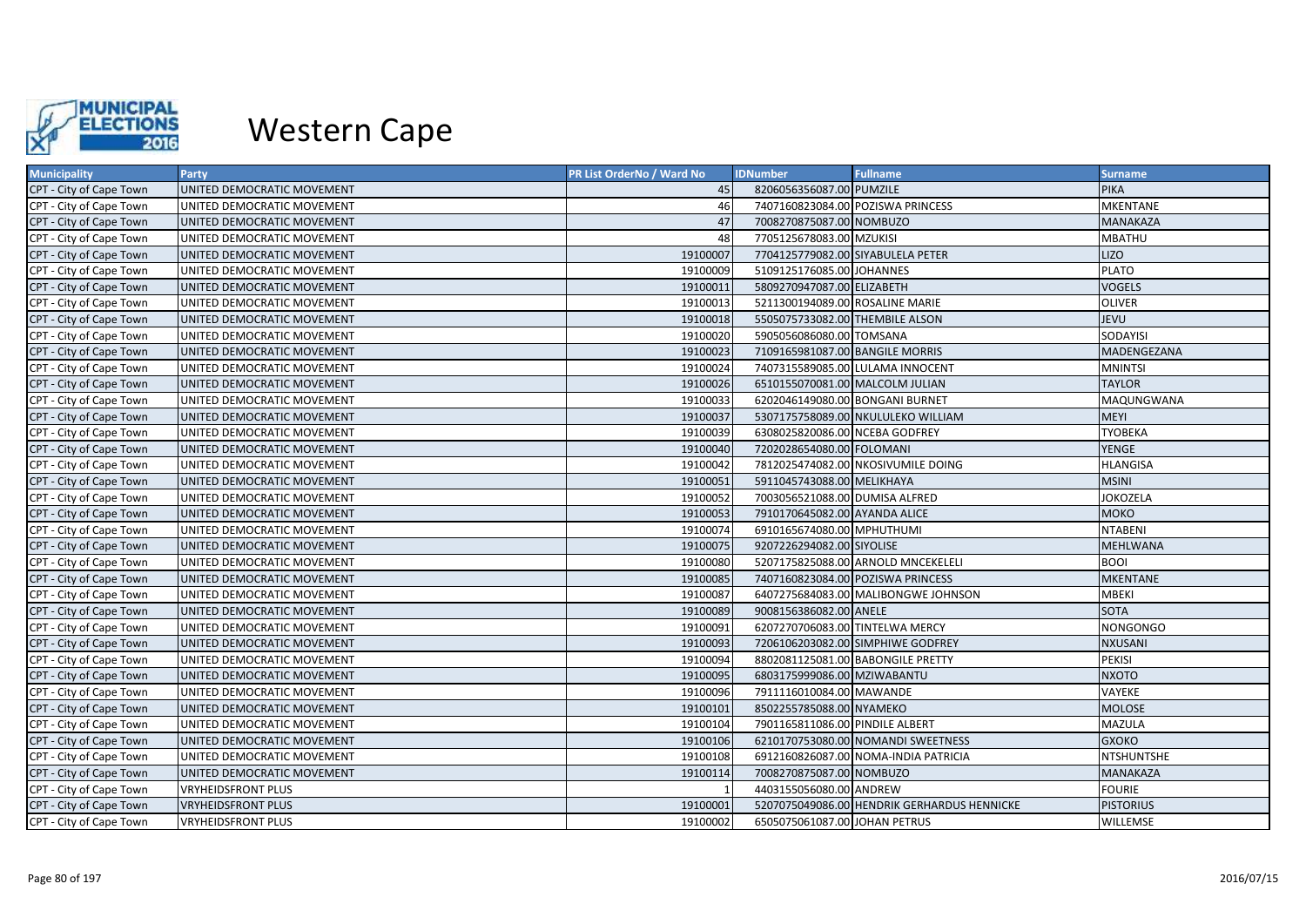# Western Cape

| Municipality | Party | PR List OrderNo / Ward No | IDNumber | Fullname | Surname |
|---|---|---|---|---|---|
| CPT - City of Cape Town | UNITED DEMOCRATIC MOVEMENT | 45 | 8206056356087.00 | PUMZILE | PIKA |
| CPT - City of Cape Town | UNITED DEMOCRATIC MOVEMENT | 46 | 7407160823084.00 | POZISWA PRINCESS | MKENTANE |
| CPT - City of Cape Town | UNITED DEMOCRATIC MOVEMENT | 47 | 7008270875087.00 | NOMBUZO | MANAKAZA |
| CPT - City of Cape Town | UNITED DEMOCRATIC MOVEMENT | 48 | 7705125678083.00 | MZUKISI | MBATHU |
| CPT - City of Cape Town | UNITED DEMOCRATIC MOVEMENT | 19100007 | 7704125779082.00 | SIYABULELA PETER | LIZO |
| CPT - City of Cape Town | UNITED DEMOCRATIC MOVEMENT | 19100009 | 5109125176085.00 | JOHANNES | PLATO |
| CPT - City of Cape Town | UNITED DEMOCRATIC MOVEMENT | 19100011 | 5809270947087.00 | ELIZABETH | VOGELS |
| CPT - City of Cape Town | UNITED DEMOCRATIC MOVEMENT | 19100013 | 5211300194089.00 | ROSALINE MARIE | OLIVER |
| CPT - City of Cape Town | UNITED DEMOCRATIC MOVEMENT | 19100018 | 5505075733082.00 | THEMBILE ALSON | JEVU |
| CPT - City of Cape Town | UNITED DEMOCRATIC MOVEMENT | 19100020 | 5905056086080.00 | TOMSANA | SODAYISI |
| CPT - City of Cape Town | UNITED DEMOCRATIC MOVEMENT | 19100023 | 7109165981087.00 | BANGILE MORRIS | MADENGEZANA |
| CPT - City of Cape Town | UNITED DEMOCRATIC MOVEMENT | 19100024 | 7407315589085.00 | LULAMA INNOCENT | MNINTSI |
| CPT - City of Cape Town | UNITED DEMOCRATIC MOVEMENT | 19100026 | 6510155070081.00 | MALCOLM JULIAN | TAYLOR |
| CPT - City of Cape Town | UNITED DEMOCRATIC MOVEMENT | 19100033 | 6202046149080.00 | BONGANI BURNET | MAQUNGWANA |
| CPT - City of Cape Town | UNITED DEMOCRATIC MOVEMENT | 19100037 | 5307175758089.00 | NKULULEKO WILLIAM | MEYI |
| CPT - City of Cape Town | UNITED DEMOCRATIC MOVEMENT | 19100039 | 6308025820086.00 | NCEBA GODFREY | TYOBEKA |
| CPT - City of Cape Town | UNITED DEMOCRATIC MOVEMENT | 19100040 | 7202028654080.00 | FOLOMANI | YENGE |
| CPT - City of Cape Town | UNITED DEMOCRATIC MOVEMENT | 19100042 | 7812025474082.00 | NKOSIVUMILE DOING | HLANGISA |
| CPT - City of Cape Town | UNITED DEMOCRATIC MOVEMENT | 19100051 | 5911045743088.00 | MELIKHAYA | MSINI |
| CPT - City of Cape Town | UNITED DEMOCRATIC MOVEMENT | 19100052 | 7003056521088.00 | DUMISA ALFRED | JOKOZELA |
| CPT - City of Cape Town | UNITED DEMOCRATIC MOVEMENT | 19100053 | 7910170645082.00 | AYANDA ALICE | MOKO |
| CPT - City of Cape Town | UNITED DEMOCRATIC MOVEMENT | 19100074 | 6910165674080.00 | MPHUTHUMI | NTABENI |
| CPT - City of Cape Town | UNITED DEMOCRATIC MOVEMENT | 19100075 | 9207226294082.00 | SIYOLISE | MEHLWANA |
| CPT - City of Cape Town | UNITED DEMOCRATIC MOVEMENT | 19100080 | 5207175825088.00 | ARNOLD MNCEKELELI | BOOI |
| CPT - City of Cape Town | UNITED DEMOCRATIC MOVEMENT | 19100085 | 7407160823084.00 | POZISWA PRINCESS | MKENTANE |
| CPT - City of Cape Town | UNITED DEMOCRATIC MOVEMENT | 19100087 | 6407275684083.00 | MALIBONGWE JOHNSON | MBEKI |
| CPT - City of Cape Town | UNITED DEMOCRATIC MOVEMENT | 19100089 | 9008156386082.00 | ANELE | SOTA |
| CPT - City of Cape Town | UNITED DEMOCRATIC MOVEMENT | 19100091 | 6207270706083.00 | TINTELWA MERCY | NONGONGO |
| CPT - City of Cape Town | UNITED DEMOCRATIC MOVEMENT | 19100093 | 7206106203082.00 | SIMPHIWE GODFREY | NXUSANI |
| CPT - City of Cape Town | UNITED DEMOCRATIC MOVEMENT | 19100094 | 8802081125081.00 | BABONGILE PRETTY | PEKISI |
| CPT - City of Cape Town | UNITED DEMOCRATIC MOVEMENT | 19100095 | 6803175999086.00 | MZIWABANTU | NXOTO |
| CPT - City of Cape Town | UNITED DEMOCRATIC MOVEMENT | 19100096 | 7911116010084.00 | MAWANDE | VAYEKE |
| CPT - City of Cape Town | UNITED DEMOCRATIC MOVEMENT | 19100101 | 8502255785088.00 | NYAMEKO | MOLOSE |
| CPT - City of Cape Town | UNITED DEMOCRATIC MOVEMENT | 19100104 | 7901165811086.00 | PINDILE ALBERT | MAZULA |
| CPT - City of Cape Town | UNITED DEMOCRATIC MOVEMENT | 19100106 | 6210170753080.00 | NOMANDI SWEETNESS | GXOKO |
| CPT - City of Cape Town | UNITED DEMOCRATIC MOVEMENT | 19100108 | 6912160826087.00 | NOMA-INDIA PATRICIA | NTSHUNTSHE |
| CPT - City of Cape Town | UNITED DEMOCRATIC MOVEMENT | 19100114 | 7008270875087.00 | NOMBUZO | MANAKAZA |
| CPT - City of Cape Town | VRYHEIDSFRONT PLUS | 1 | 4403155056080.00 | ANDREW | FOURIE |
| CPT - City of Cape Town | VRYHEIDSFRONT PLUS | 19100001 | 5207075049086.00 | HENDRIK GERHARDUS HENNICKE | PISTORIUS |
| CPT - City of Cape Town | VRYHEIDSFRONT PLUS | 19100002 | 6505075061087.00 | JOHAN PETRUS | WILLEMSE |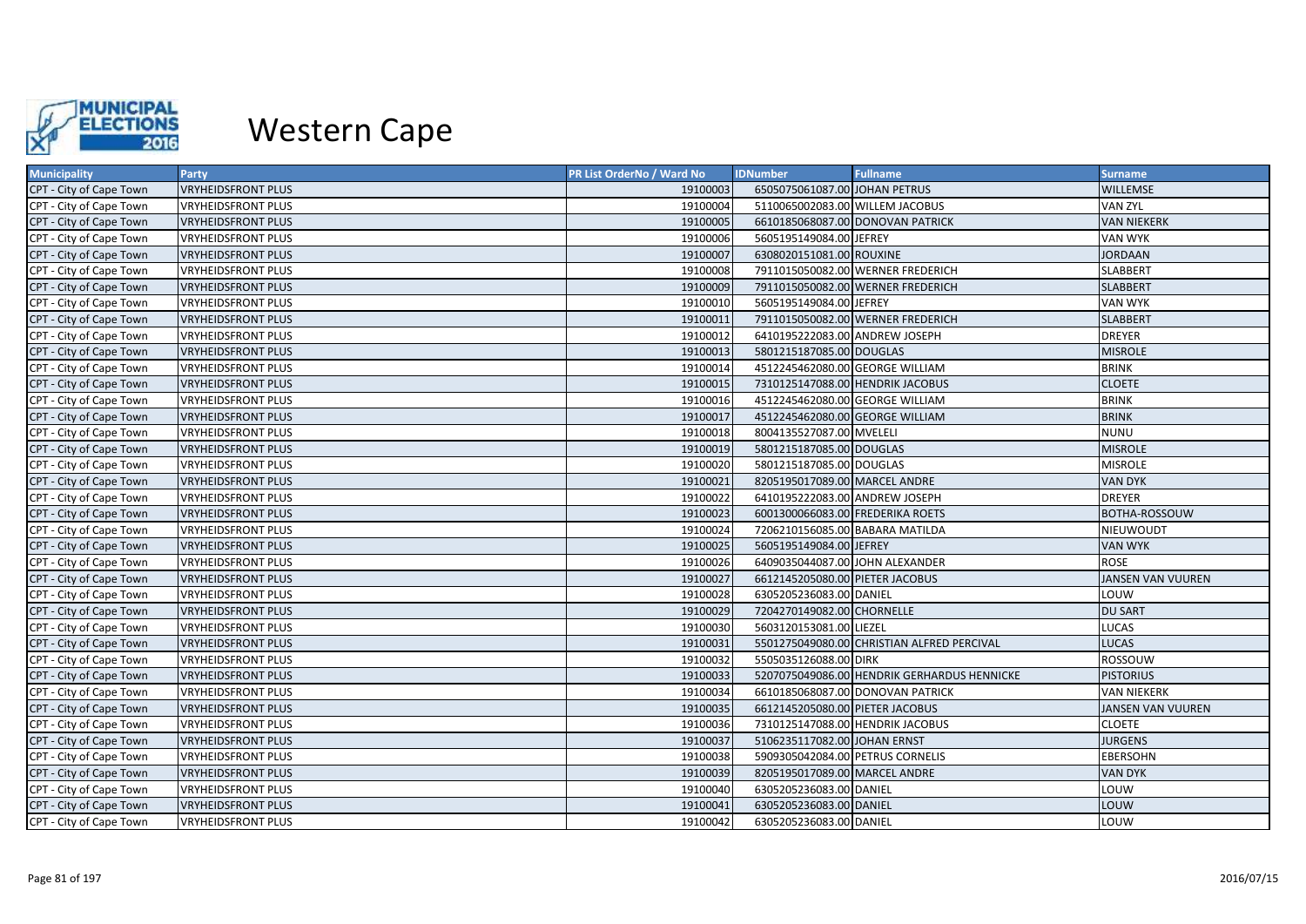# Western Cape

| Municipality | Party | PR List OrderNo / Ward No | IDNumber | Fullname | Surname |
|---|---|---|---|---|---|
| CPT - City of Cape Town | VRYHEIDSFRONT PLUS | 19100003 | 6505075061087.00 | JOHAN PETRUS | WILLEMSE |
| CPT - City of Cape Town | VRYHEIDSFRONT PLUS | 19100004 | 5110065002083.00 | WILLEM JACOBUS | VAN ZYL |
| CPT - City of Cape Town | VRYHEIDSFRONT PLUS | 19100005 | 6610185068087.00 | DONOVAN PATRICK | VAN NIEKERK |
| CPT - City of Cape Town | VRYHEIDSFRONT PLUS | 19100006 | 5605195149084.00 | JEFREY | VAN WYK |
| CPT - City of Cape Town | VRYHEIDSFRONT PLUS | 19100007 | 6308020151081.00 | ROUXINE | JORDAAN |
| CPT - City of Cape Town | VRYHEIDSFRONT PLUS | 19100008 | 7911015050082.00 | WERNER FREDERICH | SLABBERT |
| CPT - City of Cape Town | VRYHEIDSFRONT PLUS | 19100009 | 7911015050082.00 | WERNER FREDERICH | SLABBERT |
| CPT - City of Cape Town | VRYHEIDSFRONT PLUS | 19100010 | 5605195149084.00 | JEFREY | VAN WYK |
| CPT - City of Cape Town | VRYHEIDSFRONT PLUS | 19100011 | 7911015050082.00 | WERNER FREDERICH | SLABBERT |
| CPT - City of Cape Town | VRYHEIDSFRONT PLUS | 19100012 | 6410195222083.00 | ANDREW JOSEPH | DREYER |
| CPT - City of Cape Town | VRYHEIDSFRONT PLUS | 19100013 | 5801215187085.00 | DOUGLAS | MISROLE |
| CPT - City of Cape Town | VRYHEIDSFRONT PLUS | 19100014 | 4512245462080.00 | GEORGE WILLIAM | BRINK |
| CPT - City of Cape Town | VRYHEIDSFRONT PLUS | 19100015 | 7310125147088.00 | HENDRIK JACOBUS | CLOETE |
| CPT - City of Cape Town | VRYHEIDSFRONT PLUS | 19100016 | 4512245462080.00 | GEORGE WILLIAM | BRINK |
| CPT - City of Cape Town | VRYHEIDSFRONT PLUS | 19100017 | 4512245462080.00 | GEORGE WILLIAM | BRINK |
| CPT - City of Cape Town | VRYHEIDSFRONT PLUS | 19100018 | 8004135527087.00 | MVELELI | NUNU |
| CPT - City of Cape Town | VRYHEIDSFRONT PLUS | 19100019 | 5801215187085.00 | DOUGLAS | MISROLE |
| CPT - City of Cape Town | VRYHEIDSFRONT PLUS | 19100020 | 5801215187085.00 | DOUGLAS | MISROLE |
| CPT - City of Cape Town | VRYHEIDSFRONT PLUS | 19100021 | 8205195017089.00 | MARCEL ANDRE | VAN DYK |
| CPT - City of Cape Town | VRYHEIDSFRONT PLUS | 19100022 | 6410195222083.00 | ANDREW JOSEPH | DREYER |
| CPT - City of Cape Town | VRYHEIDSFRONT PLUS | 19100023 | 6001300066083.00 | FREDERIKA ROETS | BOTHA-ROSSOUW |
| CPT - City of Cape Town | VRYHEIDSFRONT PLUS | 19100024 | 7206210156085.00 | BABARA MATILDA | NIEUWOUDT |
| CPT - City of Cape Town | VRYHEIDSFRONT PLUS | 19100025 | 5605195149084.00 | JEFREY | VAN WYK |
| CPT - City of Cape Town | VRYHEIDSFRONT PLUS | 19100026 | 6409035044087.00 | JOHN ALEXANDER | ROSE |
| CPT - City of Cape Town | VRYHEIDSFRONT PLUS | 19100027 | 6612145205080.00 | PIETER JACOBUS | JANSEN VAN VUUREN |
| CPT - City of Cape Town | VRYHEIDSFRONT PLUS | 19100028 | 6305205236083.00 | DANIEL | LOUW |
| CPT - City of Cape Town | VRYHEIDSFRONT PLUS | 19100029 | 7204270149082.00 | CHORNELLE | DU SART |
| CPT - City of Cape Town | VRYHEIDSFRONT PLUS | 19100030 | 5603120153081.00 | LIEZEL | LUCAS |
| CPT - City of Cape Town | VRYHEIDSFRONT PLUS | 19100031 | 5501275049080.00 | CHRISTIAN ALFRED PERCIVAL | LUCAS |
| CPT - City of Cape Town | VRYHEIDSFRONT PLUS | 19100032 | 5505035126088.00 | DIRK | ROSSOUW |
| CPT - City of Cape Town | VRYHEIDSFRONT PLUS | 19100033 | 5207075049086.00 | HENDRIK GERHARDUS HENNICKE | PISTORIUS |
| CPT - City of Cape Town | VRYHEIDSFRONT PLUS | 19100034 | 6610185068087.00 | DONOVAN PATRICK | VAN NIEKERK |
| CPT - City of Cape Town | VRYHEIDSFRONT PLUS | 19100035 | 6612145205080.00 | PIETER JACOBUS | JANSEN VAN VUUREN |
| CPT - City of Cape Town | VRYHEIDSFRONT PLUS | 19100036 | 7310125147088.00 | HENDRIK JACOBUS | CLOETE |
| CPT - City of Cape Town | VRYHEIDSFRONT PLUS | 19100037 | 5106235117082.00 | JOHAN ERNST | JURGENS |
| CPT - City of Cape Town | VRYHEIDSFRONT PLUS | 19100038 | 5909305042084.00 | PETRUS CORNELIS | EBERSOHN |
| CPT - City of Cape Town | VRYHEIDSFRONT PLUS | 19100039 | 8205195017089.00 | MARCEL ANDRE | VAN DYK |
| CPT - City of Cape Town | VRYHEIDSFRONT PLUS | 19100040 | 6305205236083.00 | DANIEL | LOUW |
| CPT - City of Cape Town | VRYHEIDSFRONT PLUS | 19100041 | 6305205236083.00 | DANIEL | LOUW |
| CPT - City of Cape Town | VRYHEIDSFRONT PLUS | 19100042 | 6305205236083.00 | DANIEL | LOUW |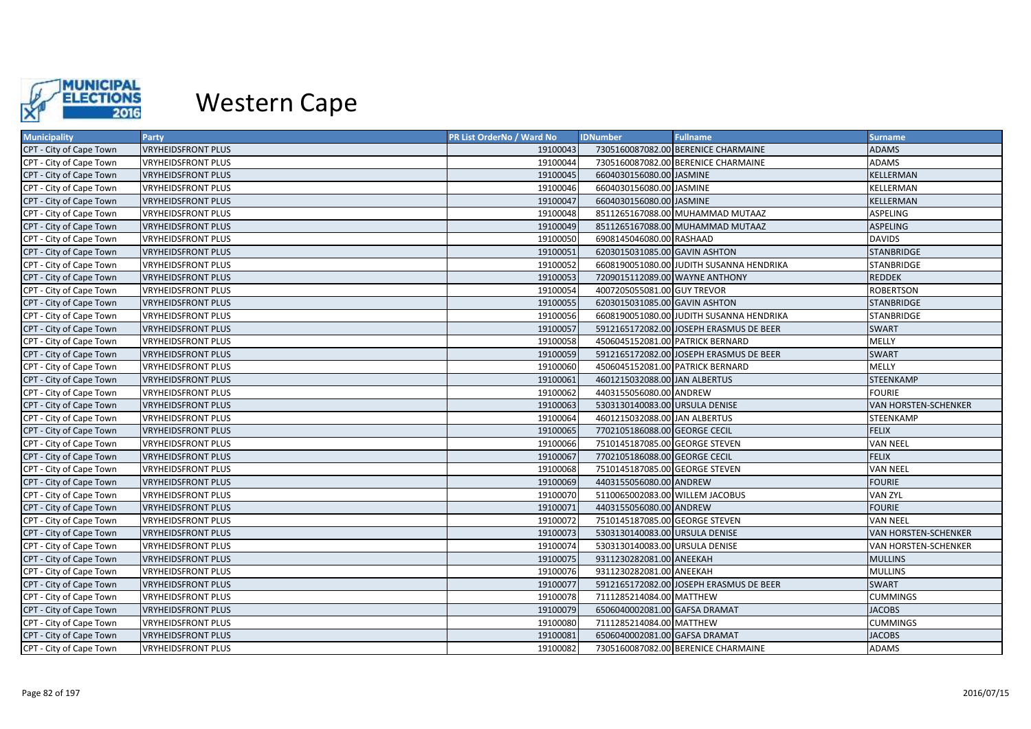# Western Cape

| Municipality | Party | PR List OrderNo / Ward No | IDNumber | Fullname | Surname |
|---|---|---|---|---|---|
| CPT - City of Cape Town | VRYHEIDSFRONT PLUS | 19100043 | 7305160087082.00 | BERENICE CHARMAINE | ADAMS |
| CPT - City of Cape Town | VRYHEIDSFRONT PLUS | 19100044 | 7305160087082.00 | BERENICE CHARMAINE | ADAMS |
| CPT - City of Cape Town | VRYHEIDSFRONT PLUS | 19100045 | 6604030156080.00 | JASMINE | KELLERMAN |
| CPT - City of Cape Town | VRYHEIDSFRONT PLUS | 19100046 | 6604030156080.00 | JASMINE | KELLERMAN |
| CPT - City of Cape Town | VRYHEIDSFRONT PLUS | 19100047 | 6604030156080.00 | JASMINE | KELLERMAN |
| CPT - City of Cape Town | VRYHEIDSFRONT PLUS | 19100048 | 8511265167088.00 | MUHAMMAD MUTAAZ | ASPELING |
| CPT - City of Cape Town | VRYHEIDSFRONT PLUS | 19100049 | 8511265167088.00 | MUHAMMAD MUTAAZ | ASPELING |
| CPT - City of Cape Town | VRYHEIDSFRONT PLUS | 19100050 | 6908145046080.00 | RASHAAD | DAVIDS |
| CPT - City of Cape Town | VRYHEIDSFRONT PLUS | 19100051 | 6203015031085.00 | GAVIN ASHTON | STANBRIDGE |
| CPT - City of Cape Town | VRYHEIDSFRONT PLUS | 19100052 | 6608190051080.00 | JUDITH SUSANNA HENDRIKA | STANBRIDGE |
| CPT - City of Cape Town | VRYHEIDSFRONT PLUS | 19100053 | 7209015112089.00 | WAYNE ANTHONY | REDDEK |
| CPT - City of Cape Town | VRYHEIDSFRONT PLUS | 19100054 | 4007205055081.00 | GUY TREVOR | ROBERTSON |
| CPT - City of Cape Town | VRYHEIDSFRONT PLUS | 19100055 | 6203015031085.00 | GAVIN ASHTON | STANBRIDGE |
| CPT - City of Cape Town | VRYHEIDSFRONT PLUS | 19100056 | 6608190051080.00 | JUDITH SUSANNA HENDRIKA | STANBRIDGE |
| CPT - City of Cape Town | VRYHEIDSFRONT PLUS | 19100057 | 5912165172082.00 | JOSEPH ERASMUS DE BEER | SWART |
| CPT - City of Cape Town | VRYHEIDSFRONT PLUS | 19100058 | 4506045152081.00 | PATRICK BERNARD | MELLY |
| CPT - City of Cape Town | VRYHEIDSFRONT PLUS | 19100059 | 5912165172082.00 | JOSEPH ERASMUS DE BEER | SWART |
| CPT - City of Cape Town | VRYHEIDSFRONT PLUS | 19100060 | 4506045152081.00 | PATRICK BERNARD | MELLY |
| CPT - City of Cape Town | VRYHEIDSFRONT PLUS | 19100061 | 4601215032088.00 | JAN ALBERTUS | STEENKAMP |
| CPT - City of Cape Town | VRYHEIDSFRONT PLUS | 19100062 | 4403155056080.00 | ANDREW | FOURIE |
| CPT - City of Cape Town | VRYHEIDSFRONT PLUS | 19100063 | 5303130140083.00 | URSULA DENISE | VAN HORSTEN-SCHENKER |
| CPT - City of Cape Town | VRYHEIDSFRONT PLUS | 19100064 | 4601215032088.00 | JAN ALBERTUS | STEENKAMP |
| CPT - City of Cape Town | VRYHEIDSFRONT PLUS | 19100065 | 7702105186088.00 | GEORGE CECIL | FELIX |
| CPT - City of Cape Town | VRYHEIDSFRONT PLUS | 19100066 | 7510145187085.00 | GEORGE STEVEN | VAN NEEL |
| CPT - City of Cape Town | VRYHEIDSFRONT PLUS | 19100067 | 7702105186088.00 | GEORGE CECIL | FELIX |
| CPT - City of Cape Town | VRYHEIDSFRONT PLUS | 19100068 | 7510145187085.00 | GEORGE STEVEN | VAN NEEL |
| CPT - City of Cape Town | VRYHEIDSFRONT PLUS | 19100069 | 4403155056080.00 | ANDREW | FOURIE |
| CPT - City of Cape Town | VRYHEIDSFRONT PLUS | 19100070 | 5110065002083.00 | WILLEM JACOBUS | VAN ZYL |
| CPT - City of Cape Town | VRYHEIDSFRONT PLUS | 19100071 | 4403155056080.00 | ANDREW | FOURIE |
| CPT - City of Cape Town | VRYHEIDSFRONT PLUS | 19100072 | 7510145187085.00 | GEORGE STEVEN | VAN NEEL |
| CPT - City of Cape Town | VRYHEIDSFRONT PLUS | 19100073 | 5303130140083.00 | URSULA DENISE | VAN HORSTEN-SCHENKER |
| CPT - City of Cape Town | VRYHEIDSFRONT PLUS | 19100074 | 5303130140083.00 | URSULA DENISE | VAN HORSTEN-SCHENKER |
| CPT - City of Cape Town | VRYHEIDSFRONT PLUS | 19100075 | 9311230282081.00 | ANEEKAH | MULLINS |
| CPT - City of Cape Town | VRYHEIDSFRONT PLUS | 19100076 | 9311230282081.00 | ANEEKAH | MULLINS |
| CPT - City of Cape Town | VRYHEIDSFRONT PLUS | 19100077 | 5912165172082.00 | JOSEPH ERASMUS DE BEER | SWART |
| CPT - City of Cape Town | VRYHEIDSFRONT PLUS | 19100078 | 7111285214084.00 | MATTHEW | CUMMINGS |
| CPT - City of Cape Town | VRYHEIDSFRONT PLUS | 19100079 | 6506040002081.00 | GAFSA DRAMAT | JACOBS |
| CPT - City of Cape Town | VRYHEIDSFRONT PLUS | 19100080 | 7111285214084.00 | MATTHEW | CUMMINGS |
| CPT - City of Cape Town | VRYHEIDSFRONT PLUS | 19100081 | 6506040002081.00 | GAFSA DRAMAT | JACOBS |
| CPT - City of Cape Town | VRYHEIDSFRONT PLUS | 19100082 | 7305160087082.00 | BERENICE CHARMAINE | ADAMS |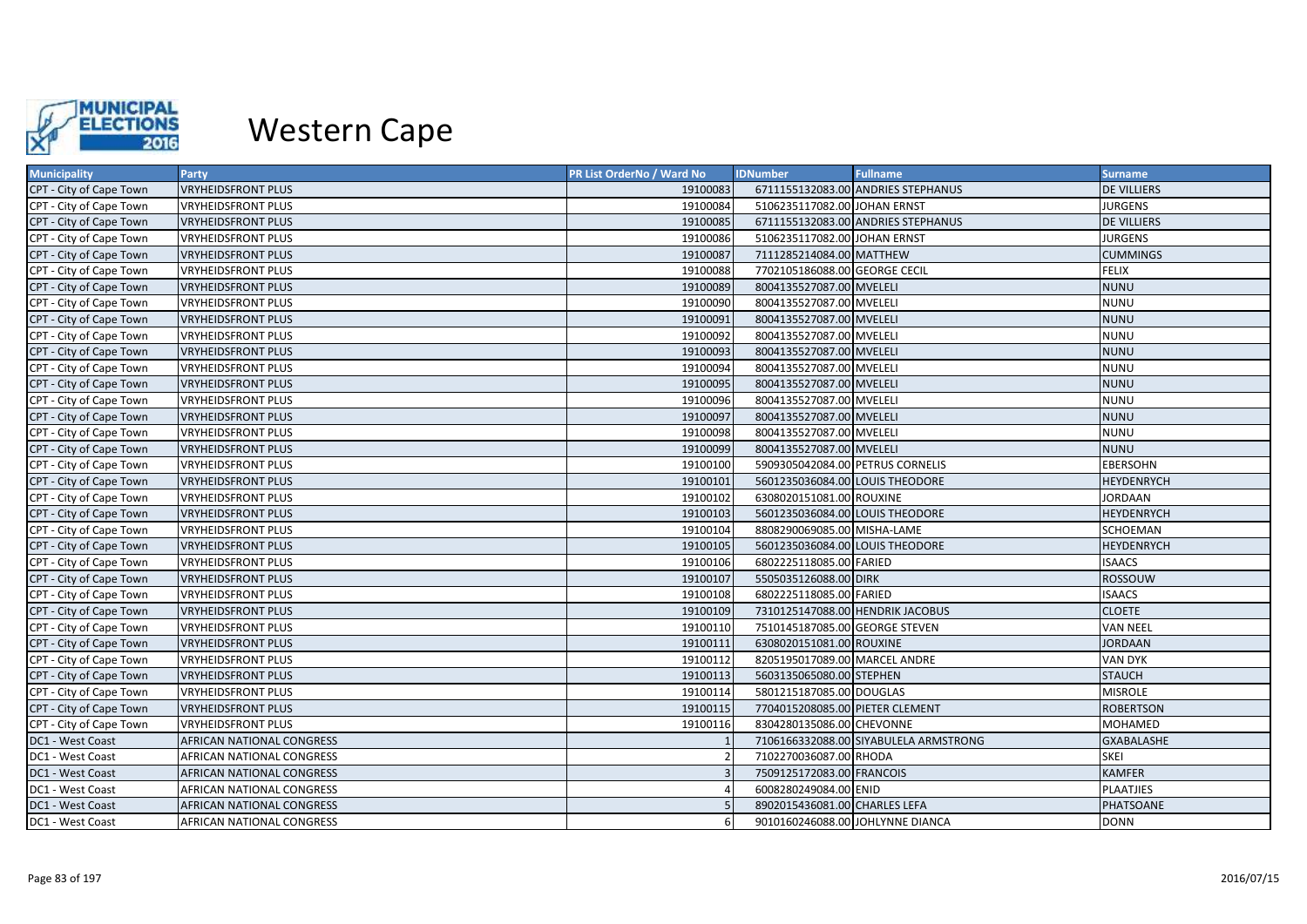# Western Cape

| Municipality | Party | PR List OrderNo / Ward No | IDNumber | Fullname | Surname |
|---|---|---|---|---|---|
| CPT - City of Cape Town | VRYHEIDSFRONT PLUS | 19100083 | 6711155132083.00 | ANDRIES STEPHANUS | DE VILLIERS |
| CPT - City of Cape Town | VRYHEIDSFRONT PLUS | 19100084 | 5106235117082.00 | JOHAN ERNST | JURGENS |
| CPT - City of Cape Town | VRYHEIDSFRONT PLUS | 19100085 | 6711155132083.00 | ANDRIES STEPHANUS | DE VILLIERS |
| CPT - City of Cape Town | VRYHEIDSFRONT PLUS | 19100086 | 5106235117082.00 | JOHAN ERNST | JURGENS |
| CPT - City of Cape Town | VRYHEIDSFRONT PLUS | 19100087 | 7111285214084.00 | MATTHEW | CUMMINGS |
| CPT - City of Cape Town | VRYHEIDSFRONT PLUS | 19100088 | 7702105186088.00 | GEORGE CECIL | FELIX |
| CPT - City of Cape Town | VRYHEIDSFRONT PLUS | 19100089 | 8004135527087.00 | MVELELI | NUNU |
| CPT - City of Cape Town | VRYHEIDSFRONT PLUS | 19100090 | 8004135527087.00 | MVELELI | NUNU |
| CPT - City of Cape Town | VRYHEIDSFRONT PLUS | 19100091 | 8004135527087.00 | MVELELI | NUNU |
| CPT - City of Cape Town | VRYHEIDSFRONT PLUS | 19100092 | 8004135527087.00 | MVELELI | NUNU |
| CPT - City of Cape Town | VRYHEIDSFRONT PLUS | 19100093 | 8004135527087.00 | MVELELI | NUNU |
| CPT - City of Cape Town | VRYHEIDSFRONT PLUS | 19100094 | 8004135527087.00 | MVELELI | NUNU |
| CPT - City of Cape Town | VRYHEIDSFRONT PLUS | 19100095 | 8004135527087.00 | MVELELI | NUNU |
| CPT - City of Cape Town | VRYHEIDSFRONT PLUS | 19100096 | 8004135527087.00 | MVELELI | NUNU |
| CPT - City of Cape Town | VRYHEIDSFRONT PLUS | 19100097 | 8004135527087.00 | MVELELI | NUNU |
| CPT - City of Cape Town | VRYHEIDSFRONT PLUS | 19100098 | 8004135527087.00 | MVELELI | NUNU |
| CPT - City of Cape Town | VRYHEIDSFRONT PLUS | 19100099 | 8004135527087.00 | MVELELI | NUNU |
| CPT - City of Cape Town | VRYHEIDSFRONT PLUS | 19100100 | 5909305042084.00 | PETRUS CORNELIS | EBERSOHN |
| CPT - City of Cape Town | VRYHEIDSFRONT PLUS | 19100101 | 5601235036084.00 | LOUIS THEODORE | HEYDENRYCH |
| CPT - City of Cape Town | VRYHEIDSFRONT PLUS | 19100102 | 6308020151081.00 | ROUXINE | JORDAAN |
| CPT - City of Cape Town | VRYHEIDSFRONT PLUS | 19100103 | 5601235036084.00 | LOUIS THEODORE | HEYDENRYCH |
| CPT - City of Cape Town | VRYHEIDSFRONT PLUS | 19100104 | 8808290069085.00 | MISHA-LAME | SCHOEMAN |
| CPT - City of Cape Town | VRYHEIDSFRONT PLUS | 19100105 | 5601235036084.00 | LOUIS THEODORE | HEYDENRYCH |
| CPT - City of Cape Town | VRYHEIDSFRONT PLUS | 19100106 | 6802225118085.00 | FARIED | ISAACS |
| CPT - City of Cape Town | VRYHEIDSFRONT PLUS | 19100107 | 5505035126088.00 | DIRK | ROSSOUW |
| CPT - City of Cape Town | VRYHEIDSFRONT PLUS | 19100108 | 6802225118085.00 | FARIED | ISAACS |
| CPT - City of Cape Town | VRYHEIDSFRONT PLUS | 19100109 | 7310125147088.00 | HENDRIK JACOBUS | CLOETE |
| CPT - City of Cape Town | VRYHEIDSFRONT PLUS | 19100110 | 7510145187085.00 | GEORGE STEVEN | VAN NEEL |
| CPT - City of Cape Town | VRYHEIDSFRONT PLUS | 19100111 | 6308020151081.00 | ROUXINE | JORDAAN |
| CPT - City of Cape Town | VRYHEIDSFRONT PLUS | 19100112 | 8205195017089.00 | MARCEL ANDRE | VAN DYK |
| CPT - City of Cape Town | VRYHEIDSFRONT PLUS | 19100113 | 5603135065080.00 | STEPHEN | STAUCH |
| CPT - City of Cape Town | VRYHEIDSFRONT PLUS | 19100114 | 5801215187085.00 | DOUGLAS | MISROLE |
| CPT - City of Cape Town | VRYHEIDSFRONT PLUS | 19100115 | 7704015208085.00 | PIETER CLEMENT | ROBERTSON |
| CPT - City of Cape Town | VRYHEIDSFRONT PLUS | 19100116 | 8304280135086.00 | CHEVONNE | MOHAMED |
| DC1 - West Coast | AFRICAN NATIONAL CONGRESS | 1 | 7106166332088.00 | SIYABULELA ARMSTRONG | GXABALASHE |
| DC1 - West Coast | AFRICAN NATIONAL CONGRESS | 2 | 7102270036087.00 | RHODA | SKEI |
| DC1 - West Coast | AFRICAN NATIONAL CONGRESS | 3 | 7509125172083.00 | FRANCOIS | KAMFER |
| DC1 - West Coast | AFRICAN NATIONAL CONGRESS | 4 | 6008280249084.00 | ENID | PLAATJIES |
| DC1 - West Coast | AFRICAN NATIONAL CONGRESS | 5 | 8902015436081.00 | CHARLES LEFA | PHATSOANE |
| DC1 - West Coast | AFRICAN NATIONAL CONGRESS | 6 | 9010160246088.00 | JOHLYNNE DIANCA | DONN |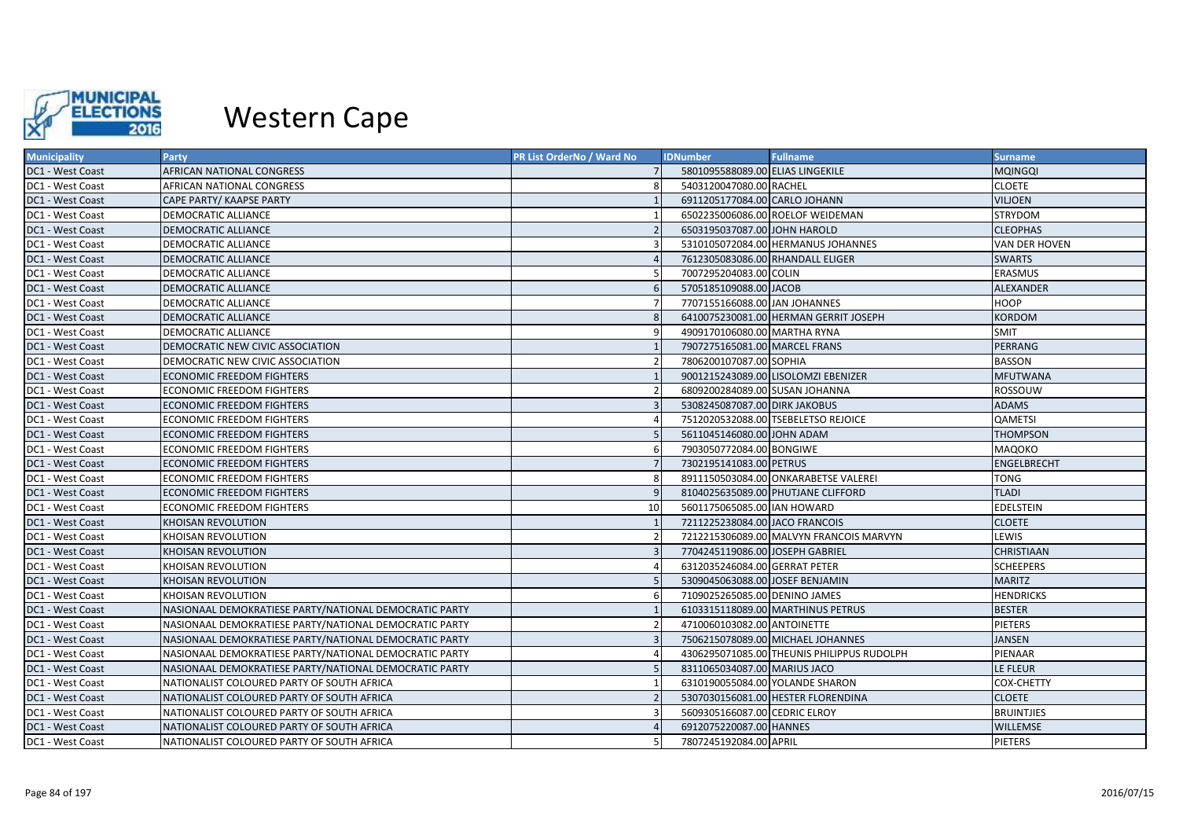# Western Cape

| Municipality | Party | PR List OrderNo / Ward No | IDNumber | Fullname | Surname |
|---|---|---|---|---|---|
| DC1 - West Coast | AFRICAN NATIONAL CONGRESS | 7 | 5801095588089.00 | ELIAS LINGEKILE | MQINGQI |
| DC1 - West Coast | AFRICAN NATIONAL CONGRESS | 8 | 5403120047080.00 | RACHEL | CLOETE |
| DC1 - West Coast | CAPE PARTY/ KAAPSE PARTY | 1 | 6911205177084.00 | CARLO JOHANN | VILJOEN |
| DC1 - West Coast | DEMOCRATIC ALLIANCE | 1 | 6502235006086.00 | ROELOF WEIDEMAN | STRYDOM |
| DC1 - West Coast | DEMOCRATIC ALLIANCE | 2 | 6503195037087.00 | JOHN HAROLD | CLEOPHAS |
| DC1 - West Coast | DEMOCRATIC ALLIANCE | 3 | 5310105072084.00 | HERMANUS JOHANNES | VAN DER HOVEN |
| DC1 - West Coast | DEMOCRATIC ALLIANCE | 4 | 7612305083086.00 | RHANDALL ELIGER | SWARTS |
| DC1 - West Coast | DEMOCRATIC ALLIANCE | 5 | 7007295204083.00 | COLIN | ERASMUS |
| DC1 - West Coast | DEMOCRATIC ALLIANCE | 6 | 5705185109088.00 | JACOB | ALEXANDER |
| DC1 - West Coast | DEMOCRATIC ALLIANCE | 7 | 7707155166088.00 | JAN JOHANNES | HOOP |
| DC1 - West Coast | DEMOCRATIC ALLIANCE | 8 | 6410075230081.00 | HERMAN GERRIT JOSEPH | KORDOM |
| DC1 - West Coast | DEMOCRATIC ALLIANCE | 9 | 4909170106080.00 | MARTHA RYNA | SMIT |
| DC1 - West Coast | DEMOCRATIC NEW CIVIC ASSOCIATION | 1 | 7907275165081.00 | MARCEL FRANS | PERRANG |
| DC1 - West Coast | DEMOCRATIC NEW CIVIC ASSOCIATION | 2 | 7806200107087.00 | SOPHIA | BASSON |
| DC1 - West Coast | ECONOMIC FREEDOM FIGHTERS | 1 | 9001215243089.00 | LISOLOMZI EBENIZER | MFUTWANA |
| DC1 - West Coast | ECONOMIC FREEDOM FIGHTERS | 2 | 6809200284089.00 | SUSAN JOHANNA | ROSSOUW |
| DC1 - West Coast | ECONOMIC FREEDOM FIGHTERS | 3 | 5308245087087.00 | DIRK JAKOBUS | ADAMS |
| DC1 - West Coast | ECONOMIC FREEDOM FIGHTERS | 4 | 7512020532088.00 | TSEBELETSO REJOICE | QAMETSI |
| DC1 - West Coast | ECONOMIC FREEDOM FIGHTERS | 5 | 5611045146080.00 | JOHN ADAM | THOMPSON |
| DC1 - West Coast | ECONOMIC FREEDOM FIGHTERS | 6 | 7903050772084.00 | BONGIWE | MAQOKO |
| DC1 - West Coast | ECONOMIC FREEDOM FIGHTERS | 7 | 7302195141083.00 | PETRUS | ENGELBRECHT |
| DC1 - West Coast | ECONOMIC FREEDOM FIGHTERS | 8 | 8911150503084.00 | ONKARABETSE VALEREI | TONG |
| DC1 - West Coast | ECONOMIC FREEDOM FIGHTERS | 9 | 8104025635089.00 | PHUTJANE CLIFFORD | TLADI |
| DC1 - West Coast | ECONOMIC FREEDOM FIGHTERS | 10 | 5601175065085.00 | IAN HOWARD | EDELSTEIN |
| DC1 - West Coast | KHOISAN REVOLUTION | 1 | 7211225238084.00 | JACO FRANCOIS | CLOETE |
| DC1 - West Coast | KHOISAN REVOLUTION | 2 | 7212215306089.00 | MALVYN FRANCOIS MARVYN | LEWIS |
| DC1 - West Coast | KHOISAN REVOLUTION | 3 | 7704245119086.00 | JOSEPH GABRIEL | CHRISTIAAN |
| DC1 - West Coast | KHOISAN REVOLUTION | 4 | 6312035246084.00 | GERRAT PETER | SCHEEPERS |
| DC1 - West Coast | KHOISAN REVOLUTION | 5 | 5309045063088.00 | JOSEF BENJAMIN | MARITZ |
| DC1 - West Coast | KHOISAN REVOLUTION | 6 | 7109025265085.00 | DENINO JAMES | HENDRICKS |
| DC1 - West Coast | NASIONAAL DEMOKRATIESE PARTY/NATIONAL DEMOCRATIC PARTY | 1 | 6103315118089.00 | MARTHINUS PETRUS | BESTER |
| DC1 - West Coast | NASIONAAL DEMOKRATIESE PARTY/NATIONAL DEMOCRATIC PARTY | 2 | 4710060103082.00 | ANTOINETTE | PIETERS |
| DC1 - West Coast | NASIONAAL DEMOKRATIESE PARTY/NATIONAL DEMOCRATIC PARTY | 3 | 7506215078089.00 | MICHAEL JOHANNES | JANSEN |
| DC1 - West Coast | NASIONAAL DEMOKRATIESE PARTY/NATIONAL DEMOCRATIC PARTY | 4 | 4306295071085.00 | THEUNIS PHILIPPUS RUDOLPH | PIENAAR |
| DC1 - West Coast | NASIONAAL DEMOKRATIESE PARTY/NATIONAL DEMOCRATIC PARTY | 5 | 8311065034087.00 | MARIUS JACO | LE FLEUR |
| DC1 - West Coast | NATIONALIST COLOURED PARTY OF SOUTH AFRICA | 1 | 6310190055084.00 | YOLANDE SHARON | COX-CHETTY |
| DC1 - West Coast | NATIONALIST COLOURED PARTY OF SOUTH AFRICA | 2 | 5307030156081.00 | HESTER FLORENDINA | CLOETE |
| DC1 - West Coast | NATIONALIST COLOURED PARTY OF SOUTH AFRICA | 3 | 5609305166087.00 | CEDRIC ELROY | BRUINTJIES |
| DC1 - West Coast | NATIONALIST COLOURED PARTY OF SOUTH AFRICA | 4 | 6912075220087.00 | HANNES | WILLEMSE |
| DC1 - West Coast | NATIONALIST COLOURED PARTY OF SOUTH AFRICA | 5 | 7807245192084.00 | APRIL | PIETERS |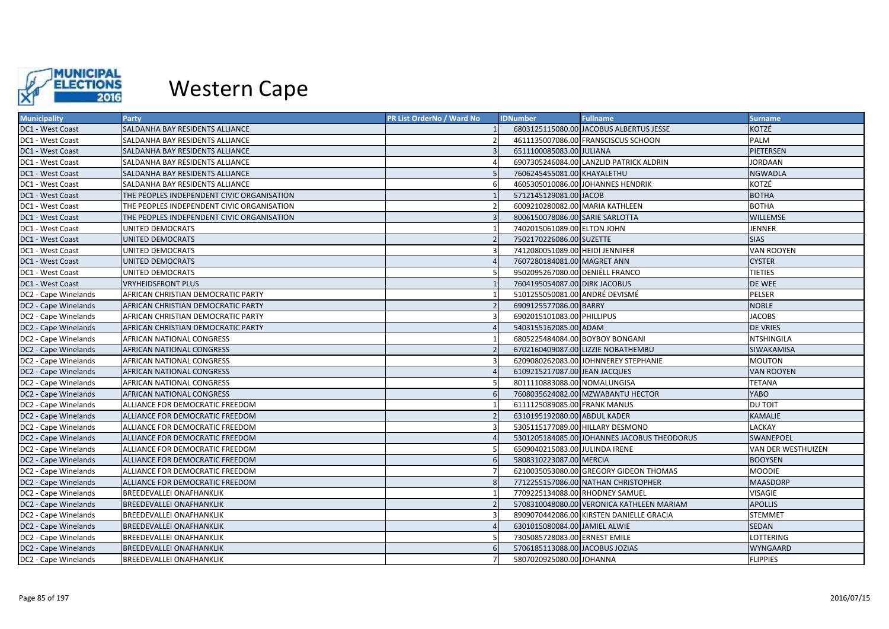# Western Cape

| Municipality | Party | PR List OrderNo / Ward No | IDNumber | Fullname | Surname |
|---|---|---|---|---|---|
| DC1 - West Coast | SALDANHA BAY RESIDENTS ALLIANCE | 1 | 6803125115080.00 | JACOBUS ALBERTUS JESSE | KOTZÉ |
| DC1 - West Coast | SALDANHA BAY RESIDENTS ALLIANCE | 2 | 4611135007086.00 | FRANSCISCUS SCHOON | PALM |
| DC1 - West Coast | SALDANHA BAY RESIDENTS ALLIANCE | 3 | 6511100085083.00 | JULIANA | PIETERSEN |
| DC1 - West Coast | SALDANHA BAY RESIDENTS ALLIANCE | 4 | 6907305246084.00 | LANZLID PATRICK ALDRIN | JORDAAN |
| DC1 - West Coast | SALDANHA BAY RESIDENTS ALLIANCE | 5 | 7606245455081.00 | KHAYALETHU | NGWADLA |
| DC1 - West Coast | SALDANHA BAY RESIDENTS ALLIANCE | 6 | 4605305010086.00 | JOHANNES HENDRIK | KOTZÉ |
| DC1 - West Coast | THE PEOPLES INDEPENDENT CIVIC ORGANISATION | 1 | 5712145129081.00 | JACOB | BOTHA |
| DC1 - West Coast | THE PEOPLES INDEPENDENT CIVIC ORGANISATION | 2 | 6009210280082.00 | MARIA KATHLEEN | BOTHA |
| DC1 - West Coast | THE PEOPLES INDEPENDENT CIVIC ORGANISATION | 3 | 8006150078086.00 | SARIE SARLOTTA | WILLEMSE |
| DC1 - West Coast | UNITED DEMOCRATS | 1 | 7402015061089.00 | ELTON JOHN | JENNER |
| DC1 - West Coast | UNITED DEMOCRATS | 2 | 7502170226086.00 | SUZETTE | SIAS |
| DC1 - West Coast | UNITED DEMOCRATS | 3 | 7412080051089.00 | HEIDI JENNIFER | VAN ROOYEN |
| DC1 - West Coast | UNITED DEMOCRATS | 4 | 7607280184081.00 | MAGRET ANN | CYSTER |
| DC1 - West Coast | UNITED DEMOCRATS | 5 | 9502095267080.00 | DENIËLL FRANCO | TIETIES |
| DC1 - West Coast | VRYHEIDSFRONT PLUS | 1 | 7604195054087.00 | DIRK JACOBUS | DE WEE |
| DC2 - Cape Winelands | AFRICAN CHRISTIAN DEMOCRATIC PARTY | 1 | 5101255050081.00 | ANDRÉ DEVISMÉ | PELSER |
| DC2 - Cape Winelands | AFRICAN CHRISTIAN DEMOCRATIC PARTY | 2 | 6909125577086.00 | BARRY | NOBLE |
| DC2 - Cape Winelands | AFRICAN CHRISTIAN DEMOCRATIC PARTY | 3 | 6902015101083.00 | PHILLIPUS | JACOBS |
| DC2 - Cape Winelands | AFRICAN CHRISTIAN DEMOCRATIC PARTY | 4 | 5403155162085.00 | ADAM | DE VRIES |
| DC2 - Cape Winelands | AFRICAN NATIONAL CONGRESS | 1 | 6805225484084.00 | BOYBOY BONGANI | NTSHINGILA |
| DC2 - Cape Winelands | AFRICAN NATIONAL CONGRESS | 2 | 6702160409087.00 | LIZZIE NOBATHEMBU | SIWAKAMISA |
| DC2 - Cape Winelands | AFRICAN NATIONAL CONGRESS | 3 | 6209080262083.00 | JOHNNEREY STEPHANIE | MOUTON |
| DC2 - Cape Winelands | AFRICAN NATIONAL CONGRESS | 4 | 6109215217087.00 | JEAN JACQUES | VAN ROOYEN |
| DC2 - Cape Winelands | AFRICAN NATIONAL CONGRESS | 5 | 8011110883088.00 | NOMALUNGISA | TETANA |
| DC2 - Cape Winelands | AFRICAN NATIONAL CONGRESS | 6 | 7608035624082.00 | MZWABANTU HECTOR | YABO |
| DC2 - Cape Winelands | ALLIANCE FOR DEMOCRATIC FREEDOM | 1 | 6111125089085.00 | FRANK MANUS | DU TOIT |
| DC2 - Cape Winelands | ALLIANCE FOR DEMOCRATIC FREEDOM | 2 | 6310195192080.00 | ABDUL KADER | KAMALIE |
| DC2 - Cape Winelands | ALLIANCE FOR DEMOCRATIC FREEDOM | 3 | 5305115177089.00 | HILLARY DESMOND | LACKAY |
| DC2 - Cape Winelands | ALLIANCE FOR DEMOCRATIC FREEDOM | 4 | 5301205184085.00 | JOHANNES JACOBUS THEODORUS | SWANEPOEL |
| DC2 - Cape Winelands | ALLIANCE FOR DEMOCRATIC FREEDOM | 5 | 6509040215083.00 | JULINDA IRENE | VAN DER WESTHUIZEN |
| DC2 - Cape Winelands | ALLIANCE FOR DEMOCRATIC FREEDOM | 6 | 5808310223087.00 | MERCIA | BOOYSEN |
| DC2 - Cape Winelands | ALLIANCE FOR DEMOCRATIC FREEDOM | 7 | 6210035053080.00 | GREGORY GIDEON THOMAS | MOODIE |
| DC2 - Cape Winelands | ALLIANCE FOR DEMOCRATIC FREEDOM | 8 | 7712255157086.00 | NATHAN CHRISTOPHER | MAASDORP |
| DC2 - Cape Winelands | BREEDEVALLEI ONAFHANKLIK | 1 | 7709225134088.00 | RHODNEY SAMUEL | VISAGIE |
| DC2 - Cape Winelands | BREEDEVALLEI ONAFHANKLIK | 2 | 5708310048080.00 | VERONICA KATHLEEN MARIAM | APOLLIS |
| DC2 - Cape Winelands | BREEDEVALLEI ONAFHANKLIK | 3 | 8909070442086.00 | KIRSTEN DANIELLE GRACIA | STEMMET |
| DC2 - Cape Winelands | BREEDEVALLEI ONAFHANKLIK | 4 | 6301015080084.00 | JAMIEL ALWIE | SEDAN |
| DC2 - Cape Winelands | BREEDEVALLEI ONAFHANKLIK | 5 | 7305085728083.00 | ERNEST EMILE | LOTTERING |
| DC2 - Cape Winelands | BREEDEVALLEI ONAFHANKLIK | 6 | 5706185113088.00 | JACOBUS JOZIAS | WYNGAARD |
| DC2 - Cape Winelands | BREEDEVALLEI ONAFHANKLIK | 7 | 5807020925080.00 | JOHANNA | FLIPPIES |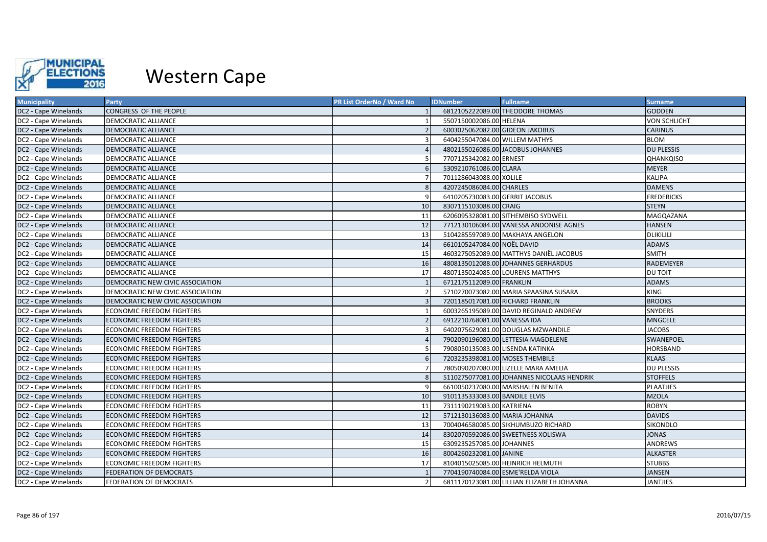# Western Cape

| Municipality | Party | PR List OrderNo / Ward No | IDNumber | Fullname | Surname |
|---|---|---|---|---|---|
| DC2 - Cape Winelands | CONGRESS OF THE PEOPLE | 1 | 6812105222089.00 | THEODORE THOMAS | GODDEN |
| DC2 - Cape Winelands | DEMOCRATIC ALLIANCE | 1 | 5507150002086.00 | HELENA | VON SCHLICHT |
| DC2 - Cape Winelands | DEMOCRATIC ALLIANCE | 2 | 6003025062082.00 | GIDEON JAKOBUS | CARINUS |
| DC2 - Cape Winelands | DEMOCRATIC ALLIANCE | 3 | 6404255047084.00 | WILLEM MATHYS | BLOM |
| DC2 - Cape Winelands | DEMOCRATIC ALLIANCE | 4 | 4802155026086.00 | JACOBUS JOHANNES | DU PLESSIS |
| DC2 - Cape Winelands | DEMOCRATIC ALLIANCE | 5 | 7707125342082.00 | ERNEST | QHANKQISO |
| DC2 - Cape Winelands | DEMOCRATIC ALLIANCE | 6 | 5309210761086.00 | CLARA | MEYER |
| DC2 - Cape Winelands | DEMOCRATIC ALLIANCE | 7 | 7011286043088.00 | XOLILE | KALIPA |
| DC2 - Cape Winelands | DEMOCRATIC ALLIANCE | 8 | 4207245086084.00 | CHARLES | DAMENS |
| DC2 - Cape Winelands | DEMOCRATIC ALLIANCE | 9 | 6410205730083.00 | GERRIT JACOBUS | FREDERICKS |
| DC2 - Cape Winelands | DEMOCRATIC ALLIANCE | 10 | 8307115103088.00 | CRAIG | STEYN |
| DC2 - Cape Winelands | DEMOCRATIC ALLIANCE | 11 | 6206095328081.00 | SITHEMBISO SYDWELL | MAGQAZANA |
| DC2 - Cape Winelands | DEMOCRATIC ALLIANCE | 12 | 7712130106084.00 | VANESSA ANDONISE AGNES | HANSEN |
| DC2 - Cape Winelands | DEMOCRATIC ALLIANCE | 13 | 5104285597089.00 | MAKHAYA ANGELON | DLIKILILI |
| DC2 - Cape Winelands | DEMOCRATIC ALLIANCE | 14 | 6610105247084.00 | NOËL DAVID | ADAMS |
| DC2 - Cape Winelands | DEMOCRATIC ALLIANCE | 15 | 4603275052089.00 | MATTHYS DANIËL JACOBUS | SMITH |
| DC2 - Cape Winelands | DEMOCRATIC ALLIANCE | 16 | 4808135012088.00 | JOHANNES GERHARDUS | RADEMEYER |
| DC2 - Cape Winelands | DEMOCRATIC ALLIANCE | 17 | 4807135024085.00 | LOURENS MATTHYS | DU TOIT |
| DC2 - Cape Winelands | DEMOCRATIC NEW CIVIC ASSOCIATION | 1 | 6712175112089.00 | FRANKLIN | ADAMS |
| DC2 - Cape Winelands | DEMOCRATIC NEW CIVIC ASSOCIATION | 2 | 5710270073082.00 | MARIA SPAASINA SUSARA | KING |
| DC2 - Cape Winelands | DEMOCRATIC NEW CIVIC ASSOCIATION | 3 | 7201185017081.00 | RICHARD FRANKLIN | BROOKS |
| DC2 - Cape Winelands | ECONOMIC FREEDOM FIGHTERS | 1 | 6003265195089.00 | DAVID REGINALD ANDREW | SNYDERS |
| DC2 - Cape Winelands | ECONOMIC FREEDOM FIGHTERS | 2 | 6912210768081.00 | VANESSA IDA | MNGCELE |
| DC2 - Cape Winelands | ECONOMIC FREEDOM FIGHTERS | 3 | 6402075629081.00 | DOUGLAS MZWANDILE | JACOBS |
| DC2 - Cape Winelands | ECONOMIC FREEDOM FIGHTERS | 4 | 7902090196080.00 | LETTESIA MAGDELENE | SWANEPOEL |
| DC2 - Cape Winelands | ECONOMIC FREEDOM FIGHTERS | 5 | 7908050135083.00 | LISENDA KATINKA | HORSBAND |
| DC2 - Cape Winelands | ECONOMIC FREEDOM FIGHTERS | 6 | 7203235398081.00 | MOSES THEMBILE | KLAAS |
| DC2 - Cape Winelands | ECONOMIC FREEDOM FIGHTERS | 7 | 7805090207080.00 | LIZELLE MARA AMELIA | DU PLESSIS |
| DC2 - Cape Winelands | ECONOMIC FREEDOM FIGHTERS | 8 | 5110275077081.00 | JOHANNES NICOLAAS HENDRIK | STOFFELS |
| DC2 - Cape Winelands | ECONOMIC FREEDOM FIGHTERS | 9 | 6610050237080.00 | MARSHALEN BENITA | PLAATJIES |
| DC2 - Cape Winelands | ECONOMIC FREEDOM FIGHTERS | 10 | 9101135333083.00 | BANDILE ELVIS | MZOLA |
| DC2 - Cape Winelands | ECONOMIC FREEDOM FIGHTERS | 11 | 7311190219083.00 | KATRIENA | ROBYN |
| DC2 - Cape Winelands | ECONOMIC FREEDOM FIGHTERS | 12 | 5712130136083.00 | MARIA JOHANNA | DAVIDS |
| DC2 - Cape Winelands | ECONOMIC FREEDOM FIGHTERS | 13 | 7004046580085.00 | SIKHUMBUZO RICHARD | SIKONDLO |
| DC2 - Cape Winelands | ECONOMIC FREEDOM FIGHTERS | 14 | 8302070592086.00 | SWEETNESS XOLISWA | JONAS |
| DC2 - Cape Winelands | ECONOMIC FREEDOM FIGHTERS | 15 | 6309235257085.00 | JOHANNES | ANDREWS |
| DC2 - Cape Winelands | ECONOMIC FREEDOM FIGHTERS | 16 | 8004260232081.00 | JANINE | ALKASTER |
| DC2 - Cape Winelands | ECONOMIC FREEDOM FIGHTERS | 17 | 8104015025085.00 | HEINRICH HELMUTH | STUBBS |
| DC2 - Cape Winelands | FEDERATION OF DEMOCRATS | 1 | 7704190740084.00 | ESME'RELDA VIOLA | JANSEN |
| DC2 - Cape Winelands | FEDERATION OF DEMOCRATS | 2 | 6811170123081.00 | LILLIAN ELIZABETH JOHANNA | JANTJIES |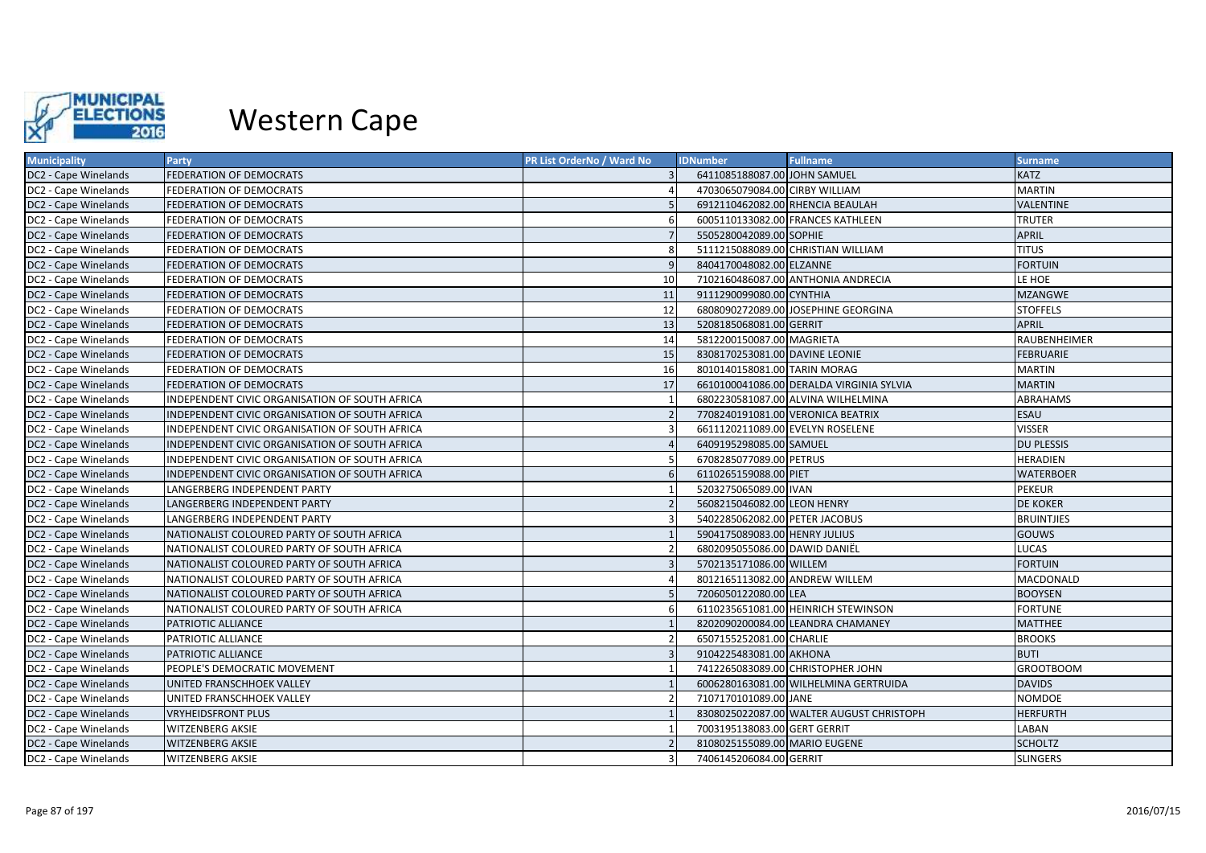# Western Cape

| Municipality | Party | PR List OrderNo / Ward No | IDNumber | Fullname | Surname |
|---|---|---|---|---|---|
| DC2 - Cape Winelands | FEDERATION OF DEMOCRATS | 3 | 6411085188087.00 | JOHN SAMUEL | KATZ |
| DC2 - Cape Winelands | FEDERATION OF DEMOCRATS | 4 | 4703065079084.00 | CIRBY WILLIAM | MARTIN |
| DC2 - Cape Winelands | FEDERATION OF DEMOCRATS | 5 | 6912110462082.00 | RHENCIA BEAULAH | VALENTINE |
| DC2 - Cape Winelands | FEDERATION OF DEMOCRATS | 6 | 6005110133082.00 | FRANCES KATHLEEN | TRUTER |
| DC2 - Cape Winelands | FEDERATION OF DEMOCRATS | 7 | 5505280042089.00 | SOPHIE | APRIL |
| DC2 - Cape Winelands | FEDERATION OF DEMOCRATS | 8 | 5111215088089.00 | CHRISTIAN WILLIAM | TITUS |
| DC2 - Cape Winelands | FEDERATION OF DEMOCRATS | 9 | 8404170048082.00 | ELZANNE | FORTUIN |
| DC2 - Cape Winelands | FEDERATION OF DEMOCRATS | 10 | 7102160486087.00 | ANTHONIA ANDRECIA | LE HOE |
| DC2 - Cape Winelands | FEDERATION OF DEMOCRATS | 11 | 9111290099080.00 | CYNTHIA | MZANGWE |
| DC2 - Cape Winelands | FEDERATION OF DEMOCRATS | 12 | 6808090272089.00 | JOSEPHINE GEORGINA | STOFFELS |
| DC2 - Cape Winelands | FEDERATION OF DEMOCRATS | 13 | 5208185068081.00 | GERRIT | APRIL |
| DC2 - Cape Winelands | FEDERATION OF DEMOCRATS | 14 | 5812200150087.00 | MAGRIETA | RAUBENHEIMER |
| DC2 - Cape Winelands | FEDERATION OF DEMOCRATS | 15 | 8308170253081.00 | DAVINE LEONIE | FEBRUARIE |
| DC2 - Cape Winelands | FEDERATION OF DEMOCRATS | 16 | 8010140158081.00 | TARIN MORAG | MARTIN |
| DC2 - Cape Winelands | FEDERATION OF DEMOCRATS | 17 | 6610100041086.00 | DERALDA VIRGINIA SYLVIA | MARTIN |
| DC2 - Cape Winelands | INDEPENDENT CIVIC ORGANISATION OF SOUTH AFRICA | 1 | 6802230581087.00 | ALVINA WILHELMINA | ABRAHAMS |
| DC2 - Cape Winelands | INDEPENDENT CIVIC ORGANISATION OF SOUTH AFRICA | 2 | 7708240191081.00 | VERONICA BEATRIX | ESAU |
| DC2 - Cape Winelands | INDEPENDENT CIVIC ORGANISATION OF SOUTH AFRICA | 3 | 6611120211089.00 | EVELYN ROSELENE | VISSER |
| DC2 - Cape Winelands | INDEPENDENT CIVIC ORGANISATION OF SOUTH AFRICA | 4 | 6409195298085.00 | SAMUEL | DU PLESSIS |
| DC2 - Cape Winelands | INDEPENDENT CIVIC ORGANISATION OF SOUTH AFRICA | 5 | 6708285077089.00 | PETRUS | HERADIEN |
| DC2 - Cape Winelands | INDEPENDENT CIVIC ORGANISATION OF SOUTH AFRICA | 6 | 6110265159088.00 | PIET | WATERBOER |
| DC2 - Cape Winelands | LANGERBERG INDEPENDENT PARTY | 1 | 5203275065089.00 | IVAN | PEKEUR |
| DC2 - Cape Winelands | LANGERBERG INDEPENDENT PARTY | 2 | 5608215046082.00 | LEON HENRY | DE KOKER |
| DC2 - Cape Winelands | LANGERBERG INDEPENDENT PARTY | 3 | 5402285062082.00 | PETER JACOBUS | BRUINTJIES |
| DC2 - Cape Winelands | NATIONALIST COLOURED PARTY OF SOUTH AFRICA | 1 | 5904175089083.00 | HENRY JULIUS | GOUWS |
| DC2 - Cape Winelands | NATIONALIST COLOURED PARTY OF SOUTH AFRICA | 2 | 6802095055086.00 | DAWID DANIËL | LUCAS |
| DC2 - Cape Winelands | NATIONALIST COLOURED PARTY OF SOUTH AFRICA | 3 | 5702135171086.00 | WILLEM | FORTUIN |
| DC2 - Cape Winelands | NATIONALIST COLOURED PARTY OF SOUTH AFRICA | 4 | 8012165113082.00 | ANDREW WILLEM | MACDONALD |
| DC2 - Cape Winelands | NATIONALIST COLOURED PARTY OF SOUTH AFRICA | 5 | 7206050122080.00 | LEA | BOOYSEN |
| DC2 - Cape Winelands | NATIONALIST COLOURED PARTY OF SOUTH AFRICA | 6 | 6110235651081.00 | HEINRICH STEWINSON | FORTUNE |
| DC2 - Cape Winelands | PATRIOTIC ALLIANCE | 1 | 8202090200084.00 | LEANDRA CHAMANEY | MATTHEE |
| DC2 - Cape Winelands | PATRIOTIC ALLIANCE | 2 | 6507155252081.00 | CHARLIE | BROOKS |
| DC2 - Cape Winelands | PATRIOTIC ALLIANCE | 3 | 9104225483081.00 | AKHONA | BUTI |
| DC2 - Cape Winelands | PEOPLE'S DEMOCRATIC MOVEMENT | 1 | 7412265083089.00 | CHRISTOPHER JOHN | GROOTBOOM |
| DC2 - Cape Winelands | UNITED FRANSCHHOEK VALLEY | 1 | 6006280163081.00 | WILHELMINA GERTRUIDA | DAVIDS |
| DC2 - Cape Winelands | UNITED FRANSCHHOEK VALLEY | 2 | 7107170101089.00 | JANE | NOMDOE |
| DC2 - Cape Winelands | VRYHEIDSFRONT PLUS | 1 | 8308025022087.00 | WALTER AUGUST CHRISTOPH | HERFURTH |
| DC2 - Cape Winelands | WITZENBERG AKSIE | 1 | 7003195138083.00 | GERT GERRIT | LABAN |
| DC2 - Cape Winelands | WITZENBERG AKSIE | 2 | 8108025155089.00 | MARIO EUGENE | SCHOLTZ |
| DC2 - Cape Winelands | WITZENBERG AKSIE | 3 | 7406145206084.00 | GERRIT | SLINGERS |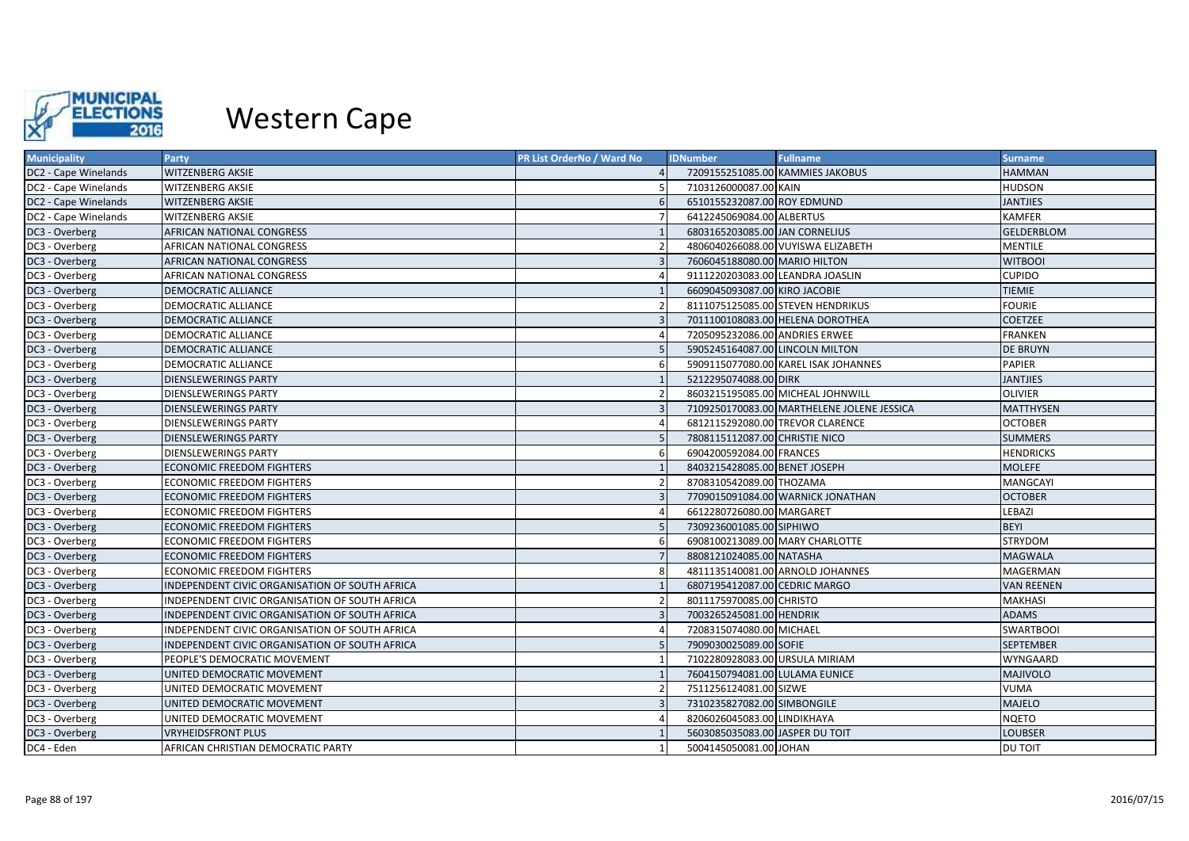# Western Cape

| Municipality | Party | PR List OrderNo / Ward No | IDNumber | Fullname | Surname |
|---|---|---|---|---|---|
| DC2 - Cape Winelands | WITZENBERG AKSIE | 4 | 7209155251085.00 | KAMMIES JAKOBUS | HAMMAN |
| DC2 - Cape Winelands | WITZENBERG AKSIE | 5 | 7103126000087.00 | KAIN | HUDSON |
| DC2 - Cape Winelands | WITZENBERG AKSIE | 6 | 6510155232087.00 | ROY EDMUND | JANTJIES |
| DC2 - Cape Winelands | WITZENBERG AKSIE | 7 | 6412245069084.00 | ALBERTUS | KAMFER |
| DC3 - Overberg | AFRICAN NATIONAL CONGRESS | 1 | 6803165203085.00 | JAN CORNELIUS | GELDERBLOM |
| DC3 - Overberg | AFRICAN NATIONAL CONGRESS | 2 | 4806040266088.00 | VUYISWA ELIZABETH | MENTILE |
| DC3 - Overberg | AFRICAN NATIONAL CONGRESS | 3 | 7606045188080.00 | MARIO HILTON | WITBOOI |
| DC3 - Overberg | AFRICAN NATIONAL CONGRESS | 4 | 9111220203083.00 | LEANDRA JOASLIN | CUPIDO |
| DC3 - Overberg | DEMOCRATIC ALLIANCE | 1 | 6609045093087.00 | KIRO JACOBIE | TIEMIE |
| DC3 - Overberg | DEMOCRATIC ALLIANCE | 2 | 8111075125085.00 | STEVEN HENDRIKUS | FOURIE |
| DC3 - Overberg | DEMOCRATIC ALLIANCE | 3 | 7011100108083.00 | HELENA DOROTHEA | COETZEE |
| DC3 - Overberg | DEMOCRATIC ALLIANCE | 4 | 7205095232086.00 | ANDRIES ERWEE | FRANKEN |
| DC3 - Overberg | DEMOCRATIC ALLIANCE | 5 | 5905245164087.00 | LINCOLN MILTON | DE BRUYN |
| DC3 - Overberg | DEMOCRATIC ALLIANCE | 6 | 5909115077080.00 | KAREL ISAK JOHANNES | PAPIER |
| DC3 - Overberg | DIENSLEWERINGS PARTY | 1 | 5212295074088.00 | DIRK | JANTJIES |
| DC3 - Overberg | DIENSLEWERINGS PARTY | 2 | 8603215195085.00 | MICHEAL JOHNWILL | OLIVIER |
| DC3 - Overberg | DIENSLEWERINGS PARTY | 3 | 7109250170083.00 | MARTHELENE JOLENE JESSICA | MATTHYSEN |
| DC3 - Overberg | DIENSLEWERINGS PARTY | 4 | 6812115292080.00 | TREVOR CLARENCE | OCTOBER |
| DC3 - Overberg | DIENSLEWERINGS PARTY | 5 | 7808115112087.00 | CHRISTIE NICO | SUMMERS |
| DC3 - Overberg | DIENSLEWERINGS PARTY | 6 | 6904200592084.00 | FRANCES | HENDRICKS |
| DC3 - Overberg | ECONOMIC FREEDOM FIGHTERS | 1 | 8403215428085.00 | BENET JOSEPH | MOLEFE |
| DC3 - Overberg | ECONOMIC FREEDOM FIGHTERS | 2 | 8708310542089.00 | THOZAMA | MANGCAYI |
| DC3 - Overberg | ECONOMIC FREEDOM FIGHTERS | 3 | 7709015091084.00 | WARNICK JONATHAN | OCTOBER |
| DC3 - Overberg | ECONOMIC FREEDOM FIGHTERS | 4 | 6612280726080.00 | MARGARET | LEBAZI |
| DC3 - Overberg | ECONOMIC FREEDOM FIGHTERS | 5 | 7309236001085.00 | SIPHIWO | BEYI |
| DC3 - Overberg | ECONOMIC FREEDOM FIGHTERS | 6 | 6908100213089.00 | MARY CHARLOTTE | STRYDOM |
| DC3 - Overberg | ECONOMIC FREEDOM FIGHTERS | 7 | 8808121024085.00 | NATASHA | MAGWALA |
| DC3 - Overberg | ECONOMIC FREEDOM FIGHTERS | 8 | 4811135140081.00 | ARNOLD JOHANNES | MAGERMAN |
| DC3 - Overberg | INDEPENDENT CIVIC ORGANISATION OF SOUTH AFRICA | 1 | 6807195412087.00 | CEDRIC MARGO | VAN REENEN |
| DC3 - Overberg | INDEPENDENT CIVIC ORGANISATION OF SOUTH AFRICA | 2 | 8011175970085.00 | CHRISTO | MAKHASI |
| DC3 - Overberg | INDEPENDENT CIVIC ORGANISATION OF SOUTH AFRICA | 3 | 7003265245081.00 | HENDRIK | ADAMS |
| DC3 - Overberg | INDEPENDENT CIVIC ORGANISATION OF SOUTH AFRICA | 4 | 7208315074080.00 | MICHAEL | SWARTBOOI |
| DC3 - Overberg | INDEPENDENT CIVIC ORGANISATION OF SOUTH AFRICA | 5 | 7909030025089.00 | SOFIE | SEPTEMBER |
| DC3 - Overberg | PEOPLE'S DEMOCRATIC MOVEMENT | 1 | 7102280928083.00 | URSULA MIRIAM | WYNGAARD |
| DC3 - Overberg | UNITED DEMOCRATIC MOVEMENT | 1 | 7604150794081.00 | LULAMA EUNICE | MAJIVOLO |
| DC3 - Overberg | UNITED DEMOCRATIC MOVEMENT | 2 | 7511256124081.00 | SIZWE | VUMA |
| DC3 - Overberg | UNITED DEMOCRATIC MOVEMENT | 3 | 7310235827082.00 | SIMBONGILE | MAJELO |
| DC3 - Overberg | UNITED DEMOCRATIC MOVEMENT | 4 | 8206026045083.00 | LINDIKHAYA | NQETO |
| DC3 - Overberg | VRYHEIDSFRONT PLUS | 1 | 5603085035083.00 | JASPER DU TOIT | LOUBSER |
| DC4 - Eden | AFRICAN CHRISTIAN DEMOCRATIC PARTY | 1 | 5004145050081.00 | JOHAN | DU TOIT |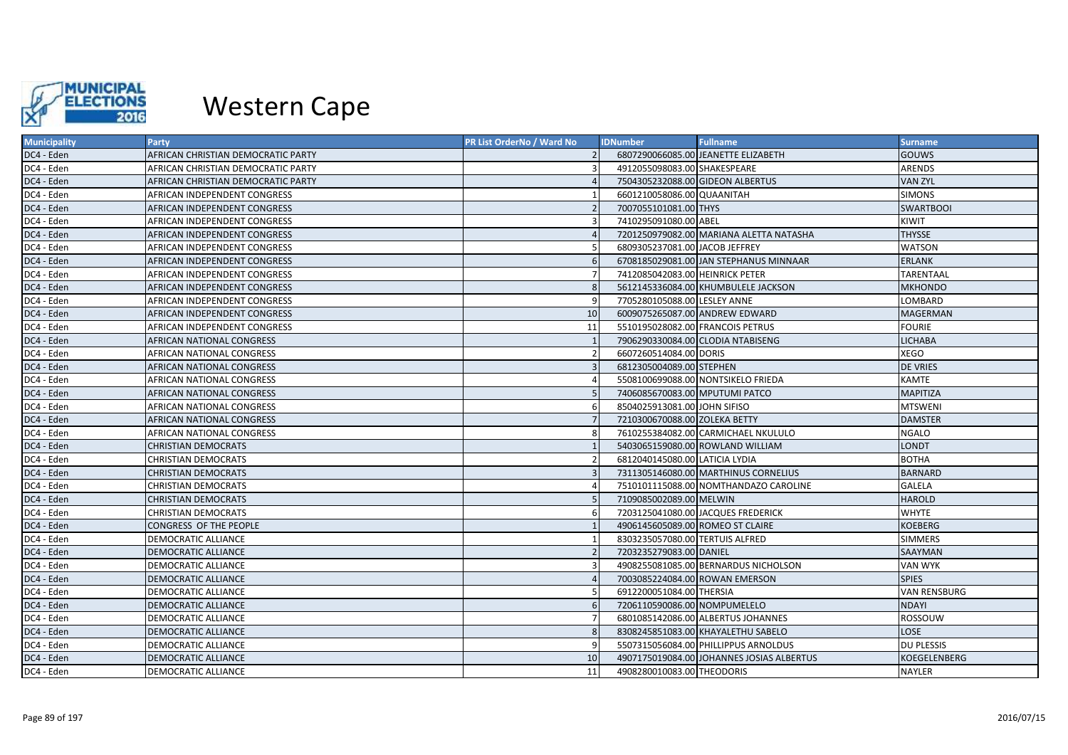# Western Cape

| Municipality | Party | PR List OrderNo / Ward No | IDNumber | Fullname | Surname |
|---|---|---|---|---|---|
| DC4 - Eden | AFRICAN CHRISTIAN DEMOCRATIC PARTY | 2 | 6807290066085.00 | JEANETTE ELIZABETH | GOUWS |
| DC4 - Eden | AFRICAN CHRISTIAN DEMOCRATIC PARTY | 3 | 4912055098083.00 | SHAKESPEARE | ARENDS |
| DC4 - Eden | AFRICAN CHRISTIAN DEMOCRATIC PARTY | 4 | 7504305232088.00 | GIDEON ALBERTUS | VAN ZYL |
| DC4 - Eden | AFRICAN INDEPENDENT CONGRESS | 1 | 6601210058086.00 | QUAANITAH | SIMONS |
| DC4 - Eden | AFRICAN INDEPENDENT CONGRESS | 2 | 7007055101081.00 | THYS | SWARTBOOI |
| DC4 - Eden | AFRICAN INDEPENDENT CONGRESS | 3 | 7410295091080.00 | ABEL | KIWIT |
| DC4 - Eden | AFRICAN INDEPENDENT CONGRESS | 4 | 7201250979082.00 | MARIANA ALETTA NATASHA | THYSSE |
| DC4 - Eden | AFRICAN INDEPENDENT CONGRESS | 5 | 6809305237081.00 | JACOB JEFFREY | WATSON |
| DC4 - Eden | AFRICAN INDEPENDENT CONGRESS | 6 | 6708185029081.00 | JAN STEPHANUS MINNAAR | ERLANK |
| DC4 - Eden | AFRICAN INDEPENDENT CONGRESS | 7 | 7412085042083.00 | HEINRICK PETER | TARENTAAL |
| DC4 - Eden | AFRICAN INDEPENDENT CONGRESS | 8 | 5612145336084.00 | KHUMBULELE JACKSON | MKHONDO |
| DC4 - Eden | AFRICAN INDEPENDENT CONGRESS | 9 | 7705280105088.00 | LESLEY ANNE | LOMBARD |
| DC4 - Eden | AFRICAN INDEPENDENT CONGRESS | 10 | 6009075265087.00 | ANDREW EDWARD | MAGERMAN |
| DC4 - Eden | AFRICAN INDEPENDENT CONGRESS | 11 | 5510195028082.00 | FRANCOIS PETRUS | FOURIE |
| DC4 - Eden | AFRICAN NATIONAL CONGRESS | 1 | 7906290330084.00 | CLODIA NTABISENG | LICHABA |
| DC4 - Eden | AFRICAN NATIONAL CONGRESS | 2 | 6607260514084.00 | DORIS | XEGO |
| DC4 - Eden | AFRICAN NATIONAL CONGRESS | 3 | 6812305004089.00 | STEPHEN | DE VRIES |
| DC4 - Eden | AFRICAN NATIONAL CONGRESS | 4 | 5508100699088.00 | NONTSIKELO FRIEDA | KAMTE |
| DC4 - Eden | AFRICAN NATIONAL CONGRESS | 5 | 7406085670083.00 | MPUTUMI PATCO | MAPITIZA |
| DC4 - Eden | AFRICAN NATIONAL CONGRESS | 6 | 8504025913081.00 | JOHN SIFISO | MTSWENI |
| DC4 - Eden | AFRICAN NATIONAL CONGRESS | 7 | 7210300670088.00 | ZOLEKA BETTY | DAMSTER |
| DC4 - Eden | AFRICAN NATIONAL CONGRESS | 8 | 7610255384082.00 | CARMICHAEL NKULULO | NGALO |
| DC4 - Eden | CHRISTIAN DEMOCRATS | 1 | 5403065159080.00 | ROWLAND WILLIAM | LONDT |
| DC4 - Eden | CHRISTIAN DEMOCRATS | 2 | 6812040145080.00 | LATICIA LYDIA | BOTHA |
| DC4 - Eden | CHRISTIAN DEMOCRATS | 3 | 7311305146080.00 | MARTHINUS CORNELIUS | BARNARD |
| DC4 - Eden | CHRISTIAN DEMOCRATS | 4 | 7510101115088.00 | NOMTHANDAZO CAROLINE | GALELA |
| DC4 - Eden | CHRISTIAN DEMOCRATS | 5 | 7109085002089.00 | MELWIN | HAROLD |
| DC4 - Eden | CHRISTIAN DEMOCRATS | 6 | 7203125041080.00 | JACQUES FREDERICK | WHYTE |
| DC4 - Eden | CONGRESS OF THE PEOPLE | 1 | 4906145605089.00 | ROMEO ST CLAIRE | KOEBERG |
| DC4 - Eden | DEMOCRATIC ALLIANCE | 1 | 8303235057080.00 | TERTUIS ALFRED | SIMMERS |
| DC4 - Eden | DEMOCRATIC ALLIANCE | 2 | 7203235279083.00 | DANIEL | SAAYMAN |
| DC4 - Eden | DEMOCRATIC ALLIANCE | 3 | 4908255081085.00 | BERNARDUS NICHOLSON | VAN WYK |
| DC4 - Eden | DEMOCRATIC ALLIANCE | 4 | 7003085224084.00 | ROWAN EMERSON | SPIES |
| DC4 - Eden | DEMOCRATIC ALLIANCE | 5 | 6912200051084.00 | THERSIA | VAN RENSBURG |
| DC4 - Eden | DEMOCRATIC ALLIANCE | 6 | 7206110590086.00 | NOMPUMELELO | NDAYI |
| DC4 - Eden | DEMOCRATIC ALLIANCE | 7 | 6801085142086.00 | ALBERTUS JOHANNES | ROSSOUW |
| DC4 - Eden | DEMOCRATIC ALLIANCE | 8 | 8308245851083.00 | KHAYALETHU SABELO | LOSE |
| DC4 - Eden | DEMOCRATIC ALLIANCE | 9 | 5507315056084.00 | PHILLIPPUS ARNOLDUS | DU PLESSIS |
| DC4 - Eden | DEMOCRATIC ALLIANCE | 10 | 4907175019084.00 | JOHANNES JOSIAS ALBERTUS | KOEGELENBERG |
| DC4 - Eden | DEMOCRATIC ALLIANCE | 11 | 4908280010083.00 | THEODORIS | NAYLER |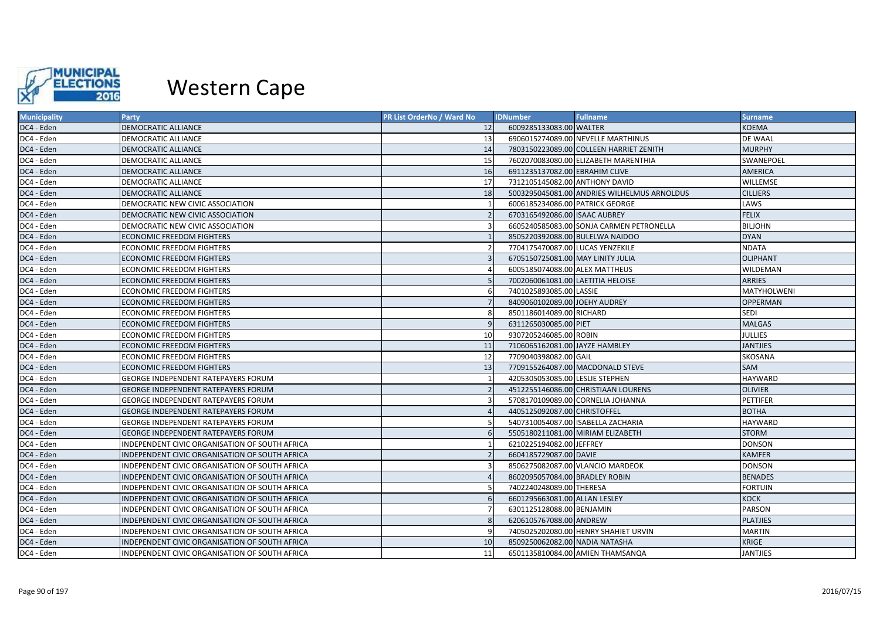# Western Cape

| Municipality | Party | PR List OrderNo / Ward No | IDNumber | Fullname | Surname |
|---|---|---|---|---|---|
| DC4 - Eden | DEMOCRATIC ALLIANCE | 12 | 6009285133083.00 | WALTER | KOEMA |
| DC4 - Eden | DEMOCRATIC ALLIANCE | 13 | 6906015274089.00 | NEVELLE MARTHINUS | DE WAAL |
| DC4 - Eden | DEMOCRATIC ALLIANCE | 14 | 7803150223089.00 | COLLEEN HARRIET ZENITH | MURPHY |
| DC4 - Eden | DEMOCRATIC ALLIANCE | 15 | 7602070083080.00 | ELIZABETH MARENTHIA | SWANEPOEL |
| DC4 - Eden | DEMOCRATIC ALLIANCE | 16 | 6911235137082.00 | EBRAHIM CLIVE | AMERICA |
| DC4 - Eden | DEMOCRATIC ALLIANCE | 17 | 7312105145082.00 | ANTHONY DAVID | WILLEMSE |
| DC4 - Eden | DEMOCRATIC ALLIANCE | 18 | 5003295045081.00 | ANDRIES WILHELMUS ARNOLDUS | CILLIERS |
| DC4 - Eden | DEMOCRATIC NEW CIVIC ASSOCIATION | 1 | 6006185234086.00 | PATRICK GEORGE | LAWS |
| DC4 - Eden | DEMOCRATIC NEW CIVIC ASSOCIATION | 2 | 6703165492086.00 | ISAAC AUBREY | FELIX |
| DC4 - Eden | DEMOCRATIC NEW CIVIC ASSOCIATION | 3 | 6605240585083.00 | SONJA CARMEN PETRONELLA | BILJOHN |
| DC4 - Eden | ECONOMIC FREEDOM FIGHTERS | 1 | 8505220392088.00 | BULELWA NAIDOO | DYAN |
| DC4 - Eden | ECONOMIC FREEDOM FIGHTERS | 2 | 7704175470087.00 | LUCAS YENZEKILE | NDATA |
| DC4 - Eden | ECONOMIC FREEDOM FIGHTERS | 3 | 6705150725081.00 | MAY LINITY JULIA | OLIPHANT |
| DC4 - Eden | ECONOMIC FREEDOM FIGHTERS | 4 | 6005185074088.00 | ALEX MATTHEUS | WILDEMAN |
| DC4 - Eden | ECONOMIC FREEDOM FIGHTERS | 5 | 7002060061081.00 | LAETITIA HELOISE | ARRIES |
| DC4 - Eden | ECONOMIC FREEDOM FIGHTERS | 6 | 7401025893085.00 | LASSIE | MATYHOLWENI |
| DC4 - Eden | ECONOMIC FREEDOM FIGHTERS | 7 | 8409060102089.00 | JOEHY AUDREY | OPPERMAN |
| DC4 - Eden | ECONOMIC FREEDOM FIGHTERS | 8 | 8501186014089.00 | RICHARD | SEDI |
| DC4 - Eden | ECONOMIC FREEDOM FIGHTERS | 9 | 6311265030085.00 | PIET | MALGAS |
| DC4 - Eden | ECONOMIC FREEDOM FIGHTERS | 10 | 9307205246085.00 | ROBIN | JULLIES |
| DC4 - Eden | ECONOMIC FREEDOM FIGHTERS | 11 | 7106065162081.00 | JAYZE HAMBLEY | JANTJIES |
| DC4 - Eden | ECONOMIC FREEDOM FIGHTERS | 12 | 7709040398082.00 | GAIL | SKOSANA |
| DC4 - Eden | ECONOMIC FREEDOM FIGHTERS | 13 | 7709155264087.00 | MACDONALD STEVE | SAM |
| DC4 - Eden | GEORGE INDEPENDENT RATEPAYERS FORUM | 1 | 4205305053085.00 | LESLIE STEPHEN | HAYWARD |
| DC4 - Eden | GEORGE INDEPENDENT RATEPAYERS FORUM | 2 | 4512255146086.00 | CHRISTIAAN LOURENS | OLIVIER |
| DC4 - Eden | GEORGE INDEPENDENT RATEPAYERS FORUM | 3 | 5708170109089.00 | CORNELIA JOHANNA | PETTIFER |
| DC4 - Eden | GEORGE INDEPENDENT RATEPAYERS FORUM | 4 | 4405125092087.00 | CHRISTOFFEL | BOTHA |
| DC4 - Eden | GEORGE INDEPENDENT RATEPAYERS FORUM | 5 | 5407310054087.00 | ISABELLA ZACHARIA | HAYWARD |
| DC4 - Eden | GEORGE INDEPENDENT RATEPAYERS FORUM | 6 | 5505180211081.00 | MIRIAM ELIZABETH | STORM |
| DC4 - Eden | INDEPENDENT CIVIC ORGANISATION OF SOUTH AFRICA | 1 | 6210225194082.00 | JEFFREY | DONSON |
| DC4 - Eden | INDEPENDENT CIVIC ORGANISATION OF SOUTH AFRICA | 2 | 6604185729087.00 | DAVIE | KAMFER |
| DC4 - Eden | INDEPENDENT CIVIC ORGANISATION OF SOUTH AFRICA | 3 | 8506275082087.00 | VLANCIO MARDEOK | DONSON |
| DC4 - Eden | INDEPENDENT CIVIC ORGANISATION OF SOUTH AFRICA | 4 | 8602095057084.00 | BRADLEY ROBIN | BENADES |
| DC4 - Eden | INDEPENDENT CIVIC ORGANISATION OF SOUTH AFRICA | 5 | 7402240248089.00 | THERESA | FORTUIN |
| DC4 - Eden | INDEPENDENT CIVIC ORGANISATION OF SOUTH AFRICA | 6 | 6601295663081.00 | ALLAN LESLEY | KOCK |
| DC4 - Eden | INDEPENDENT CIVIC ORGANISATION OF SOUTH AFRICA | 7 | 6301125128088.00 | BENJAMIN | PARSON |
| DC4 - Eden | INDEPENDENT CIVIC ORGANISATION OF SOUTH AFRICA | 8 | 6206105767088.00 | ANDREW | PLATJIES |
| DC4 - Eden | INDEPENDENT CIVIC ORGANISATION OF SOUTH AFRICA | 9 | 7405025202080.00 | HENRY SHAHIET URVIN | MARTIN |
| DC4 - Eden | INDEPENDENT CIVIC ORGANISATION OF SOUTH AFRICA | 10 | 8509250062082.00 | NADIA NATASHA | KRIGE |
| DC4 - Eden | INDEPENDENT CIVIC ORGANISATION OF SOUTH AFRICA | 11 | 6501135810084.00 | AMIEN THAMSANQA | JANTJIES |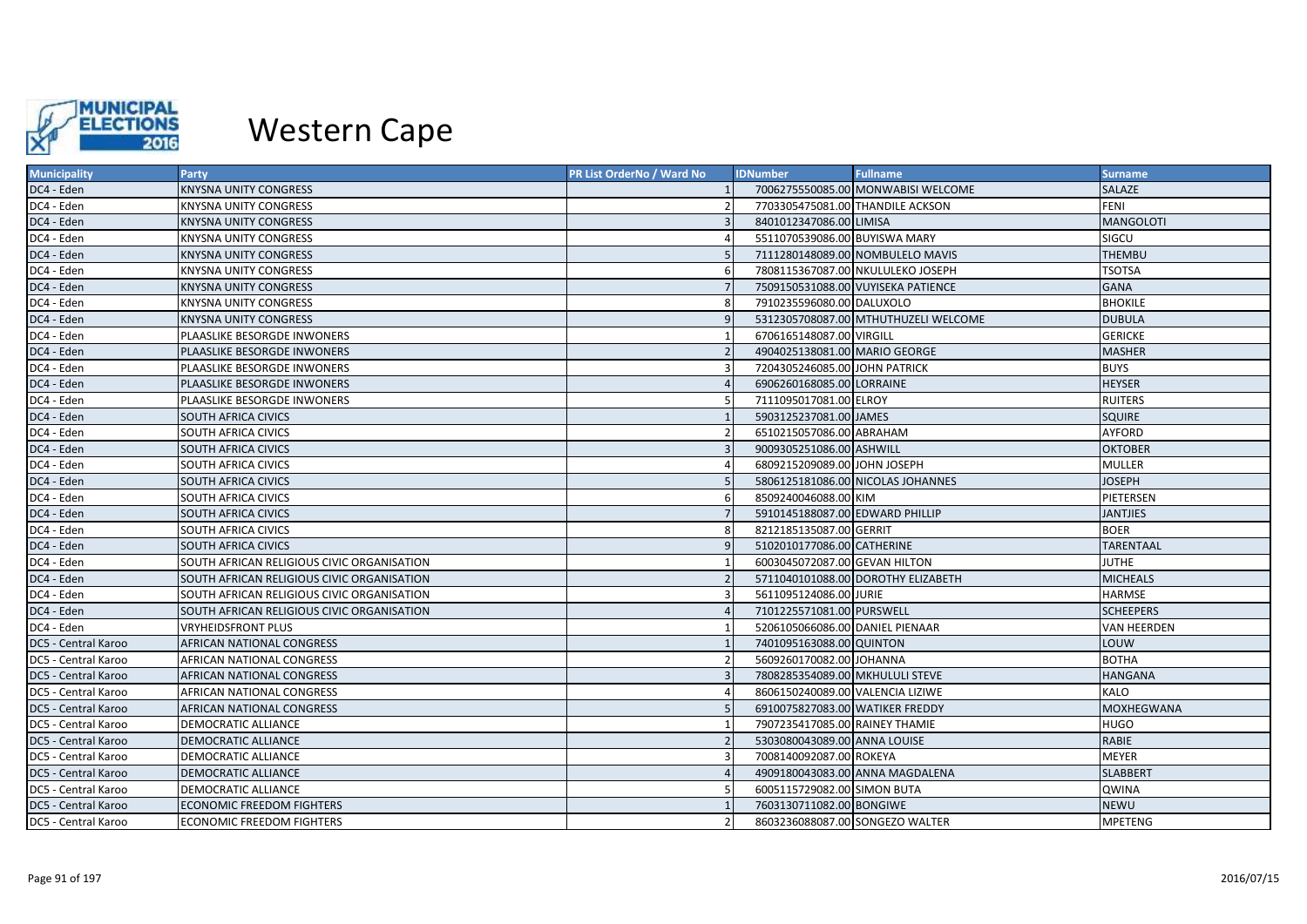# Western Cape

| Municipality | Party | PR List OrderNo / Ward No | IDNumber | Fullname | Surname |
|---|---|---|---|---|---|
| DC4 - Eden | KNYSNA UNITY CONGRESS | 1 | 7006275550085.00 | MONWABISI WELCOME | SALAZE |
| DC4 - Eden | KNYSNA UNITY CONGRESS | 2 | 7703305475081.00 | THANDILE ACKSON | FENI |
| DC4 - Eden | KNYSNA UNITY CONGRESS | 3 | 8401012347086.00 | LIMISA | MANGOLOTI |
| DC4 - Eden | KNYSNA UNITY CONGRESS | 4 | 5511070539086.00 | BUYISWA MARY | SIGCU |
| DC4 - Eden | KNYSNA UNITY CONGRESS | 5 | 7111280148089.00 | NOMBULELO MAVIS | THEMBU |
| DC4 - Eden | KNYSNA UNITY CONGRESS | 6 | 7808115367087.00 | NKULULEKO JOSEPH | TSOTSA |
| DC4 - Eden | KNYSNA UNITY CONGRESS | 7 | 7509150531088.00 | VUYISEKA PATIENCE | GANA |
| DC4 - Eden | KNYSNA UNITY CONGRESS | 8 | 7910235596080.00 | DALUXOLO | BHOKILE |
| DC4 - Eden | KNYSNA UNITY CONGRESS | 9 | 5312305708087.00 | MTHUTHUZELI WELCOME | DUBULA |
| DC4 - Eden | PLAASLIKE BESORGDE INWONERS | 1 | 6706165148087.00 | VIRGILL | GERICKE |
| DC4 - Eden | PLAASLIKE BESORGDE INWONERS | 2 | 4904025138081.00 | MARIO GEORGE | MASHER |
| DC4 - Eden | PLAASLIKE BESORGDE INWONERS | 3 | 7204305246085.00 | JOHN PATRICK | BUYS |
| DC4 - Eden | PLAASLIKE BESORGDE INWONERS | 4 | 6906260168085.00 | LORRAINE | HEYSER |
| DC4 - Eden | PLAASLIKE BESORGDE INWONERS | 5 | 7111095017081.00 | ELROY | RUITERS |
| DC4 - Eden | SOUTH AFRICA CIVICS | 1 | 5903125237081.00 | JAMES | SQUIRE |
| DC4 - Eden | SOUTH AFRICA CIVICS | 2 | 6510215057086.00 | ABRAHAM | AYFORD |
| DC4 - Eden | SOUTH AFRICA CIVICS | 3 | 9009305251086.00 | ASHWILL | OKTOBER |
| DC4 - Eden | SOUTH AFRICA CIVICS | 4 | 6809215209089.00 | JOHN JOSEPH | MULLER |
| DC4 - Eden | SOUTH AFRICA CIVICS | 5 | 5806125181086.00 | NICOLAS JOHANNES | JOSEPH |
| DC4 - Eden | SOUTH AFRICA CIVICS | 6 | 8509240046088.00 | KIM | PIETERSEN |
| DC4 - Eden | SOUTH AFRICA CIVICS | 7 | 5910145188087.00 | EDWARD PHILLIP | JANTJIES |
| DC4 - Eden | SOUTH AFRICA CIVICS | 8 | 8212185135087.00 | GERRIT | BOER |
| DC4 - Eden | SOUTH AFRICA CIVICS | 9 | 5102010177086.00 | CATHERINE | TARENTAAL |
| DC4 - Eden | SOUTH AFRICAN RELIGIOUS CIVIC ORGANISATION | 1 | 6003045072087.00 | GEVAN HILTON | JUTHE |
| DC4 - Eden | SOUTH AFRICAN RELIGIOUS CIVIC ORGANISATION | 2 | 5711040101088.00 | DOROTHY ELIZABETH | MICHEALS |
| DC4 - Eden | SOUTH AFRICAN RELIGIOUS CIVIC ORGANISATION | 3 | 5611095124086.00 | JURIE | HARMSE |
| DC4 - Eden | SOUTH AFRICAN RELIGIOUS CIVIC ORGANISATION | 4 | 7101225571081.00 | PURSWELL | SCHEEPERS |
| DC4 - Eden | VRYHEIDSFRONT PLUS | 1 | 5206105066086.00 | DANIEL PIENAAR | VAN HEERDEN |
| DC5 - Central Karoo | AFRICAN NATIONAL CONGRESS | 1 | 7401095163088.00 | QUINTON | LOUW |
| DC5 - Central Karoo | AFRICAN NATIONAL CONGRESS | 2 | 5609260170082.00 | JOHANNA | BOTHA |
| DC5 - Central Karoo | AFRICAN NATIONAL CONGRESS | 3 | 7808285354089.00 | MKHULULI STEVE | HANGANA |
| DC5 - Central Karoo | AFRICAN NATIONAL CONGRESS | 4 | 8606150240089.00 | VALENCIA LIZIWE | KALO |
| DC5 - Central Karoo | AFRICAN NATIONAL CONGRESS | 5 | 6910075827083.00 | WATIKER FREDDY | MOXHEGWANA |
| DC5 - Central Karoo | DEMOCRATIC ALLIANCE | 1 | 7907235417085.00 | RAINEY THAMIE | HUGO |
| DC5 - Central Karoo | DEMOCRATIC ALLIANCE | 2 | 5303080043089.00 | ANNA LOUISE | RABIE |
| DC5 - Central Karoo | DEMOCRATIC ALLIANCE | 3 | 7008140092087.00 | ROKEYA | MEYER |
| DC5 - Central Karoo | DEMOCRATIC ALLIANCE | 4 | 4909180043083.00 | ANNA MAGDALENA | SLABBERT |
| DC5 - Central Karoo | DEMOCRATIC ALLIANCE | 5 | 6005115729082.00 | SIMON BUTA | QWINA |
| DC5 - Central Karoo | ECONOMIC FREEDOM FIGHTERS | 1 | 7603130711082.00 | BONGIWE | NEWU |
| DC5 - Central Karoo | ECONOMIC FREEDOM FIGHTERS | 2 | 8603236088087.00 | SONGEZO WALTER | MPETENG |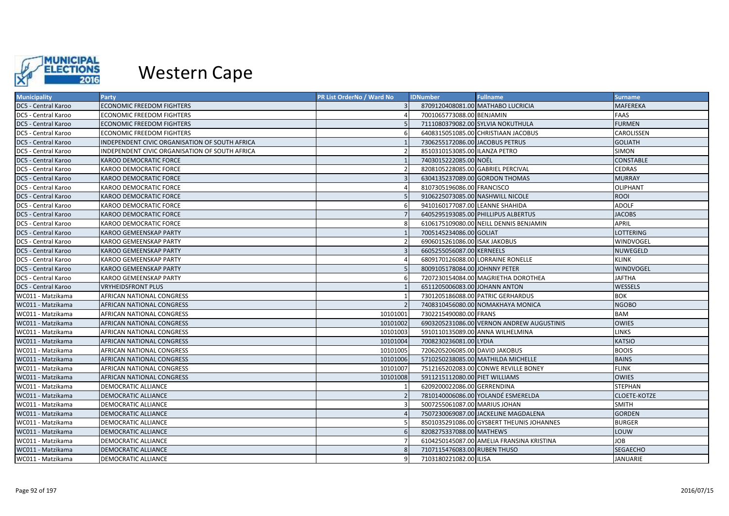# Western Cape

| Municipality | Party | PR List OrderNo / Ward No | IDNumber | Fullname | Surname |
|---|---|---|---|---|---|
| DC5 - Central Karoo | ECONOMIC FREEDOM FIGHTERS | 3 | 8709120408081.00 | MATHABO LUCRICIA | MAFEREKA |
| DC5 - Central Karoo | ECONOMIC FREEDOM FIGHTERS | 4 | 7001065773088.00 | BENJAMIN | FAAS |
| DC5 - Central Karoo | ECONOMIC FREEDOM FIGHTERS | 5 | 7111080379082.00 | SYLVIA NOKUTHULA | FURMEN |
| DC5 - Central Karoo | ECONOMIC FREEDOM FIGHTERS | 6 | 6408315051085.00 | CHRISTIAAN JACOBUS | CAROLISSEN |
| DC5 - Central Karoo | INDEPENDENT CIVIC ORGANISATION OF SOUTH AFRICA | 1 | 7306255172086.00 | JACOBUS PETRUS | GOLIATH |
| DC5 - Central Karoo | INDEPENDENT CIVIC ORGANISATION OF SOUTH AFRICA | 2 | 8510310153085.00 | ILANZA PETRO | SIMON |
| DC5 - Central Karoo | KAROO DEMOCRATIC FORCE | 1 | 7403015222085.00 | NOËL | CONSTABLE |
| DC5 - Central Karoo | KAROO DEMOCRATIC FORCE | 2 | 8208105228085.00 | GABRIEL PERCIVAL | CEDRAS |
| DC5 - Central Karoo | KAROO DEMOCRATIC FORCE | 3 | 6304135237089.00 | GORDON THOMAS | MURRAY |
| DC5 - Central Karoo | KAROO DEMOCRATIC FORCE | 4 | 8107305196086.00 | FRANCISCO | OLIPHANT |
| DC5 - Central Karoo | KAROO DEMOCRATIC FORCE | 5 | 9106225073085.00 | NASHWILL NICOLE | ROOI |
| DC5 - Central Karoo | KAROO DEMOCRATIC FORCE | 6 | 9410160177087.00 | LEANNE SHAHIDA | ADOLF |
| DC5 - Central Karoo | KAROO DEMOCRATIC FORCE | 7 | 6405295193085.00 | PHILLIPUS ALBERTUS | JACOBS |
| DC5 - Central Karoo | KAROO DEMOCRATIC FORCE | 8 | 6106175109080.00 | NEILL DENNIS BENJAMIN | APRIL |
| DC5 - Central Karoo | KAROO GEMEENSKAP PARTY | 1 | 7005145234086.00 | GOLIAT | LOTTERING |
| DC5 - Central Karoo | KAROO GEMEENSKAP PARTY | 2 | 6906015261086.00 | ISAK JAKOBUS | WINDVOGEL |
| DC5 - Central Karoo | KAROO GEMEENSKAP PARTY | 3 | 6605255056087.00 | KERNEELS | NUWEGELD |
| DC5 - Central Karoo | KAROO GEMEENSKAP PARTY | 4 | 6809170126088.00 | LORRAINE RONELLE | KLINK |
| DC5 - Central Karoo | KAROO GEMEENSKAP PARTY | 5 | 8009105178084.00 | JOHNNY PETER | WINDVOGEL |
| DC5 - Central Karoo | KAROO GEMEENSKAP PARTY | 6 | 7207230154084.00 | MAGRIETHA DOROTHEA | JAFTHA |
| DC5 - Central Karoo | VRYHEIDSFRONT PLUS | 1 | 6511205006083.00 | JOHANN ANTON | WESSELS |
| WC011 - Matzikama | AFRICAN NATIONAL CONGRESS | 1 | 7301205186088.00 | PATRIC GERHARDUS | BOK |
| WC011 - Matzikama | AFRICAN NATIONAL CONGRESS | 2 | 7408310456080.00 | NOMAKHAYA MONICA | NGOBO |
| WC011 - Matzikama | AFRICAN NATIONAL CONGRESS | 10101001 | 7302215490080.00 | FRANS | BAM |
| WC011 - Matzikama | AFRICAN NATIONAL CONGRESS | 10101002 | 6903205231086.00 | VERNON ANDREW AUGUSTINIS | OWIES |
| WC011 - Matzikama | AFRICAN NATIONAL CONGRESS | 10101003 | 5910110135089.00 | ANNA WILHELMINA | LINKS |
| WC011 - Matzikama | AFRICAN NATIONAL CONGRESS | 10101004 | 7008230236081.00 | LYDIA | KATSIO |
| WC011 - Matzikama | AFRICAN NATIONAL CONGRESS | 10101005 | 7206205206085.00 | DAVID JAKOBUS | BOOIS |
| WC011 - Matzikama | AFRICAN NATIONAL CONGRESS | 10101006 | 5710250238085.00 | MATHILDA MICHELLE | BAINS |
| WC011 - Matzikama | AFRICAN NATIONAL CONGRESS | 10101007 | 7512165202083.00 | CONWE REVILLE BONEY | FLINK |
| WC011 - Matzikama | AFRICAN NATIONAL CONGRESS | 10101008 | 5911215112080.00 | PIET WILLIAMS | OWIES |
| WC011 - Matzikama | DEMOCRATIC ALLIANCE | 1 | 6209200022086.00 | GERRENDINA | STEPHAN |
| WC011 - Matzikama | DEMOCRATIC ALLIANCE | 2 | 7810140006086.00 | YOLANDÉ ESMERELDA | CLOETE-KOTZE |
| WC011 - Matzikama | DEMOCRATIC ALLIANCE | 3 | 5007255061087.00 | MARIUS JOHAN | SMITH |
| WC011 - Matzikama | DEMOCRATIC ALLIANCE | 4 | 7507230069087.00 | JACKELINE MAGDALENA | GORDEN |
| WC011 - Matzikama | DEMOCRATIC ALLIANCE | 5 | 8501035291086.00 | GYSBERT THEUNIS JOHANNES | BURGER |
| WC011 - Matzikama | DEMOCRATIC ALLIANCE | 6 | 8208275337088.00 | MATHEWS | LOUW |
| WC011 - Matzikama | DEMOCRATIC ALLIANCE | 7 | 6104250145087.00 | AMELIA FRANSINA KRISTINA | JOB |
| WC011 - Matzikama | DEMOCRATIC ALLIANCE | 8 | 7107115476083.00 | RUBEN THUSO | SEGAECHO |
| WC011 - Matzikama | DEMOCRATIC ALLIANCE | 9 | 7103180221082.00 | ILISA | JANUARIE |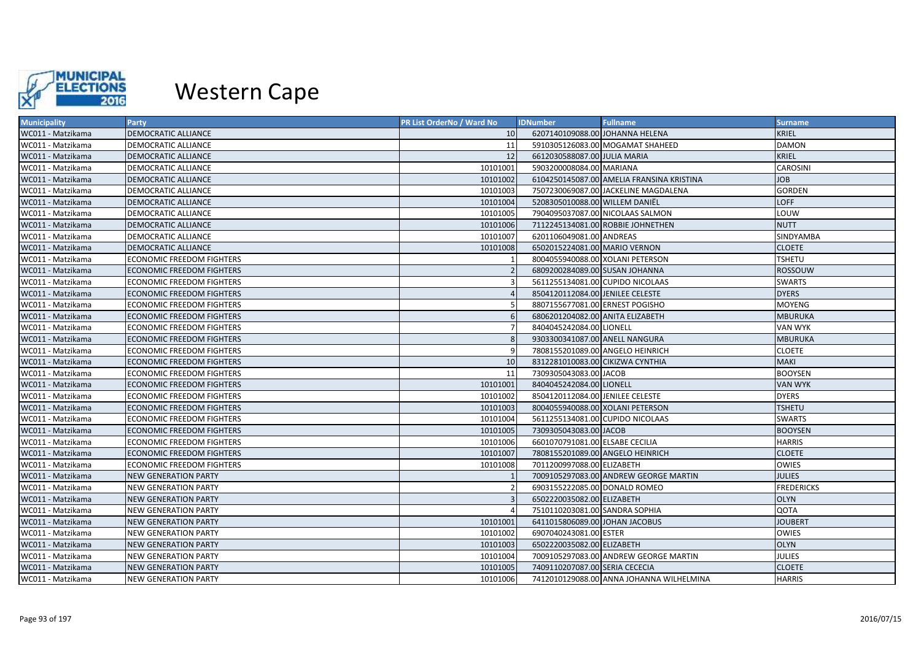# Western Cape

| Municipality | Party | PR List OrderNo / Ward No | IDNumber | Fullname | Surname |
|---|---|---|---|---|---|
| WC011 - Matzikama | DEMOCRATIC ALLIANCE | 10 | 6207140109088.00 | JOHANNA HELENA | KRIEL |
| WC011 - Matzikama | DEMOCRATIC ALLIANCE | 11 | 5910305126083.00 | MOGAMAT SHAHEED | DAMON |
| WC011 - Matzikama | DEMOCRATIC ALLIANCE | 12 | 6612030588087.00 | JULIA MARIA | KRIEL |
| WC011 - Matzikama | DEMOCRATIC ALLIANCE | 10101001 | 5903200008084.00 | MARIANA | CAROSINI |
| WC011 - Matzikama | DEMOCRATIC ALLIANCE | 10101002 | 6104250145087.00 | AMELIA FRANSINA KRISTINA | JOB |
| WC011 - Matzikama | DEMOCRATIC ALLIANCE | 10101003 | 7507230069087.00 | JACKELINE MAGDALENA | GORDEN |
| WC011 - Matzikama | DEMOCRATIC ALLIANCE | 10101004 | 5208305010088.00 | WILLEM DANIËL | LOFF |
| WC011 - Matzikama | DEMOCRATIC ALLIANCE | 10101005 | 7904095037087.00 | NICOLAAS SALMON | LOUW |
| WC011 - Matzikama | DEMOCRATIC ALLIANCE | 10101006 | 7112245134081.00 | ROBBIE JOHNETHEN | NUTT |
| WC011 - Matzikama | DEMOCRATIC ALLIANCE | 10101007 | 6201106049081.00 | ANDREAS | SINDYAMBA |
| WC011 - Matzikama | DEMOCRATIC ALLIANCE | 10101008 | 6502015224081.00 | MARIO VERNON | CLOETE |
| WC011 - Matzikama | ECONOMIC FREEDOM FIGHTERS | 1 | 8004055940088.00 | XOLANI PETERSON | TSHETU |
| WC011 - Matzikama | ECONOMIC FREEDOM FIGHTERS | 2 | 6809200284089.00 | SUSAN JOHANNA | ROSSOUW |
| WC011 - Matzikama | ECONOMIC FREEDOM FIGHTERS | 3 | 5611255134081.00 | CUPIDO NICOLAAS | SWARTS |
| WC011 - Matzikama | ECONOMIC FREEDOM FIGHTERS | 4 | 8504120112084.00 | JENILEE CELESTE | DYERS |
| WC011 - Matzikama | ECONOMIC FREEDOM FIGHTERS | 5 | 8807155677081.00 | ERNEST POGISHO | MOYENG |
| WC011 - Matzikama | ECONOMIC FREEDOM FIGHTERS | 6 | 6806201204082.00 | ANITA ELIZABETH | MBURUKA |
| WC011 - Matzikama | ECONOMIC FREEDOM FIGHTERS | 7 | 8404045242084.00 | LIONELL | VAN WYK |
| WC011 - Matzikama | ECONOMIC FREEDOM FIGHTERS | 8 | 9303300341087.00 | ANELL NANGURA | MBURUKA |
| WC011 - Matzikama | ECONOMIC FREEDOM FIGHTERS | 9 | 7808155201089.00 | ANGELO HEINRICH | CLOETE |
| WC011 - Matzikama | ECONOMIC FREEDOM FIGHTERS | 10 | 8312281010083.00 | CIKIZWA CYNTHIA | MAKI |
| WC011 - Matzikama | ECONOMIC FREEDOM FIGHTERS | 11 | 7309305043083.00 | JACOB | BOOYSEN |
| WC011 - Matzikama | ECONOMIC FREEDOM FIGHTERS | 10101001 | 8404045242084.00 | LIONELL | VAN WYK |
| WC011 - Matzikama | ECONOMIC FREEDOM FIGHTERS | 10101002 | 8504120112084.00 | JENILEE CELESTE | DYERS |
| WC011 - Matzikama | ECONOMIC FREEDOM FIGHTERS | 10101003 | 8004055940088.00 | XOLANI PETERSON | TSHETU |
| WC011 - Matzikama | ECONOMIC FREEDOM FIGHTERS | 10101004 | 5611255134081.00 | CUPIDO NICOLAAS | SWARTS |
| WC011 - Matzikama | ECONOMIC FREEDOM FIGHTERS | 10101005 | 7309305043083.00 | JACOB | BOOYSEN |
| WC011 - Matzikama | ECONOMIC FREEDOM FIGHTERS | 10101006 | 6601070791081.00 | ELSABE CECILIA | HARRIS |
| WC011 - Matzikama | ECONOMIC FREEDOM FIGHTERS | 10101007 | 7808155201089.00 | ANGELO HEINRICH | CLOETE |
| WC011 - Matzikama | ECONOMIC FREEDOM FIGHTERS | 10101008 | 7011200997088.00 | ELIZABETH | OWIES |
| WC011 - Matzikama | NEW GENERATION PARTY | 1 | 7009105297083.00 | ANDREW GEORGE MARTIN | JULIES |
| WC011 - Matzikama | NEW GENERATION PARTY | 2 | 6903155222085.00 | DONALD ROMEO | FREDERICKS |
| WC011 - Matzikama | NEW GENERATION PARTY | 3 | 6502220035082.00 | ELIZABETH | OLYN |
| WC011 - Matzikama | NEW GENERATION PARTY | 4 | 7510110203081.00 | SANDRA SOPHIA | QOTA |
| WC011 - Matzikama | NEW GENERATION PARTY | 10101001 | 6411015806089.00 | JOHAN JACOBUS | JOUBERT |
| WC011 - Matzikama | NEW GENERATION PARTY | 10101002 | 6907040243081.00 | ESTER | OWIES |
| WC011 - Matzikama | NEW GENERATION PARTY | 10101003 | 6502220035082.00 | ELIZABETH | OLYN |
| WC011 - Matzikama | NEW GENERATION PARTY | 10101004 | 7009105297083.00 | ANDREW GEORGE MARTIN | JULIES |
| WC011 - Matzikama | NEW GENERATION PARTY | 10101005 | 7409110207087.00 | SERIA CECECIA | CLOETE |
| WC011 - Matzikama | NEW GENERATION PARTY | 10101006 | 7412010129088.00 | ANNA JOHANNA WILHELMINA | HARRIS |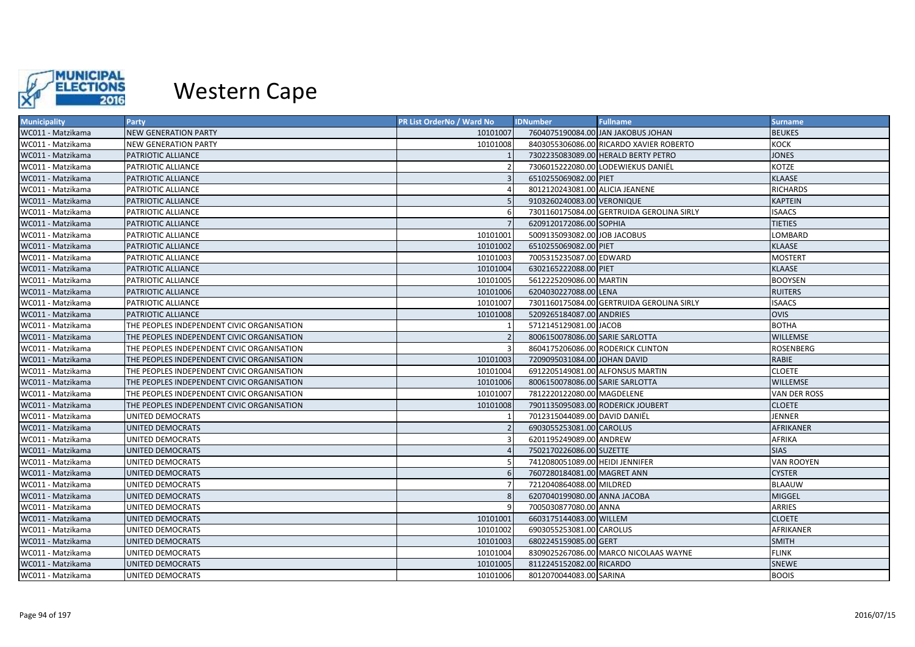# Western Cape

| Municipality | Party | PR List OrderNo / Ward No | IDNumber | Fullname | Surname |
|---|---|---|---|---|---|
| WC011 - Matzikama | NEW GENERATION PARTY | 10101007 | 7604075190084.00 | JAN JAKOBUS JOHAN | BEUKES |
| WC011 - Matzikama | NEW GENERATION PARTY | 10101008 | 8403055306086.00 | RICARDO XAVIER ROBERTO | KOCK |
| WC011 - Matzikama | PATRIOTIC ALLIANCE | 1 | 7302235083089.00 | HERALD BERTY PETRO | JONES |
| WC011 - Matzikama | PATRIOTIC ALLIANCE | 2 | 7306015222080.00 | LODEWIEKUS DANIËL | KOTZE |
| WC011 - Matzikama | PATRIOTIC ALLIANCE | 3 | 6510255069082.00 | PIET | KLAASE |
| WC011 - Matzikama | PATRIOTIC ALLIANCE | 4 | 8012120243081.00 | ALICIA JEANENE | RICHARDS |
| WC011 - Matzikama | PATRIOTIC ALLIANCE | 5 | 9103260240083.00 | VERONIQUE | KAPTEIN |
| WC011 - Matzikama | PATRIOTIC ALLIANCE | 6 | 7301160175084.00 | GERTRUIDA GEROLINA SIRLY | ISAACS |
| WC011 - Matzikama | PATRIOTIC ALLIANCE | 7 | 6209120172086.00 | SOPHIA | TIETIES |
| WC011 - Matzikama | PATRIOTIC ALLIANCE | 10101001 | 5009135093082.00 | JOB JACOBUS | LOMBARD |
| WC011 - Matzikama | PATRIOTIC ALLIANCE | 10101002 | 6510255069082.00 | PIET | KLAASE |
| WC011 - Matzikama | PATRIOTIC ALLIANCE | 10101003 | 7005315235087.00 | EDWARD | MOSTERT |
| WC011 - Matzikama | PATRIOTIC ALLIANCE | 10101004 | 6302165222088.00 | PIET | KLAASE |
| WC011 - Matzikama | PATRIOTIC ALLIANCE | 10101005 | 5612225209086.00 | MARTIN | BOOYSEN |
| WC011 - Matzikama | PATRIOTIC ALLIANCE | 10101006 | 6204030227088.00 | LENA | RUITERS |
| WC011 - Matzikama | PATRIOTIC ALLIANCE | 10101007 | 7301160175084.00 | GERTRUIDA GEROLINA SIRLY | ISAACS |
| WC011 - Matzikama | PATRIOTIC ALLIANCE | 10101008 | 5209265184087.00 | ANDRIES | OVIS |
| WC011 - Matzikama | THE PEOPLES INDEPENDENT CIVIC ORGANISATION | 1 | 5712145129081.00 | JACOB | BOTHA |
| WC011 - Matzikama | THE PEOPLES INDEPENDENT CIVIC ORGANISATION | 2 | 8006150078086.00 | SARIE SARLOTTA | WILLEMSE |
| WC011 - Matzikama | THE PEOPLES INDEPENDENT CIVIC ORGANISATION | 3 | 8604175206086.00 | RODERICK CLINTON | ROSENBERG |
| WC011 - Matzikama | THE PEOPLES INDEPENDENT CIVIC ORGANISATION | 10101003 | 7209095031084.00 | JOHAN DAVID | RABIE |
| WC011 - Matzikama | THE PEOPLES INDEPENDENT CIVIC ORGANISATION | 10101004 | 6912205149081.00 | ALFONSUS MARTIN | CLOETE |
| WC011 - Matzikama | THE PEOPLES INDEPENDENT CIVIC ORGANISATION | 10101006 | 8006150078086.00 | SARIE SARLOTTA | WILLEMSE |
| WC011 - Matzikama | THE PEOPLES INDEPENDENT CIVIC ORGANISATION | 10101007 | 7812220122080.00 | MAGDELENE | VAN DER ROSS |
| WC011 - Matzikama | THE PEOPLES INDEPENDENT CIVIC ORGANISATION | 10101008 | 7901135095083.00 | RODERICK JOUBERT | CLOETE |
| WC011 - Matzikama | UNITED DEMOCRATS | 1 | 7012315044089.00 | DAVID DANIËL | JENNER |
| WC011 - Matzikama | UNITED DEMOCRATS | 2 | 6903055253081.00 | CAROLUS | AFRIKANER |
| WC011 - Matzikama | UNITED DEMOCRATS | 3 | 6201195249089.00 | ANDREW | AFRIKA |
| WC011 - Matzikama | UNITED DEMOCRATS | 4 | 7502170226086.00 | SUZETTE | SIAS |
| WC011 - Matzikama | UNITED DEMOCRATS | 5 | 7412080051089.00 | HEIDI JENNIFER | VAN ROOYEN |
| WC011 - Matzikama | UNITED DEMOCRATS | 6 | 7607280184081.00 | MAGRET ANN | CYSTER |
| WC011 - Matzikama | UNITED DEMOCRATS | 7 | 7212040864088.00 | MILDRED | BLAAUW |
| WC011 - Matzikama | UNITED DEMOCRATS | 8 | 6207040199080.00 | ANNA JACOBA | MIGGEL |
| WC011 - Matzikama | UNITED DEMOCRATS | 9 | 7005030877080.00 | ANNA | ARRIES |
| WC011 - Matzikama | UNITED DEMOCRATS | 10101001 | 6603175144083.00 | WILLEM | CLOETE |
| WC011 - Matzikama | UNITED DEMOCRATS | 10101002 | 6903055253081.00 | CAROLUS | AFRIKANER |
| WC011 - Matzikama | UNITED DEMOCRATS | 10101003 | 6802245159085.00 | GERT | SMITH |
| WC011 - Matzikama | UNITED DEMOCRATS | 10101004 | 8309025267086.00 | MARCO NICOLAAS WAYNE | FLINK |
| WC011 - Matzikama | UNITED DEMOCRATS | 10101005 | 8112245152082.00 | RICARDO | SNEWE |
| WC011 - Matzikama | UNITED DEMOCRATS | 10101006 | 8012070044083.00 | SARINA | BOOIS |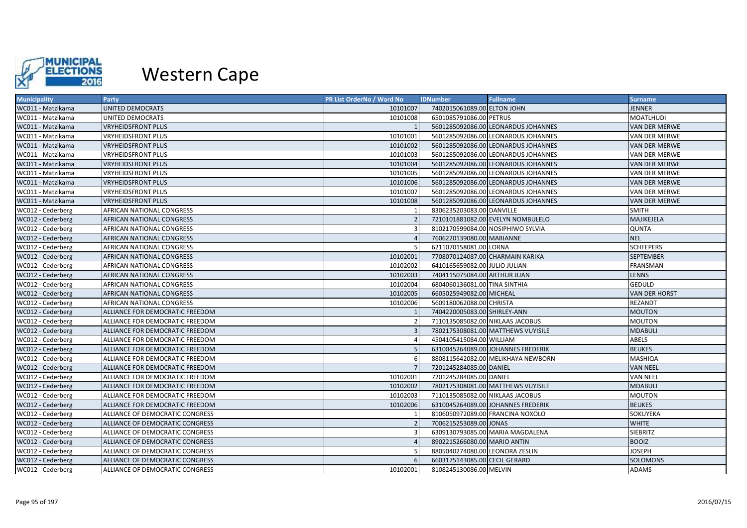# Western Cape

| Municipality | Party | PR List OrderNo / Ward No | IDNumber | Fullname | Surname |
|---|---|---|---|---|---|
| WC011 - Matzikama | UNITED DEMOCRATS | 10101007 | 7402015061089.00 | ELTON JOHN | JENNER |
| WC011 - Matzikama | UNITED DEMOCRATS | 10101008 | 6501085791086.00 | PETRUS | MOATLHUDI |
| WC011 - Matzikama | VRYHEIDSFRONT PLUS | 1 | 5601285092086.00 | LEONARDUS JOHANNES | VAN DER MERWE |
| WC011 - Matzikama | VRYHEIDSFRONT PLUS | 10101001 | 5601285092086.00 | LEONARDUS JOHANNES | VAN DER MERWE |
| WC011 - Matzikama | VRYHEIDSFRONT PLUS | 10101002 | 5601285092086.00 | LEONARDUS JOHANNES | VAN DER MERWE |
| WC011 - Matzikama | VRYHEIDSFRONT PLUS | 10101003 | 5601285092086.00 | LEONARDUS JOHANNES | VAN DER MERWE |
| WC011 - Matzikama | VRYHEIDSFRONT PLUS | 10101004 | 5601285092086.00 | LEONARDUS JOHANNES | VAN DER MERWE |
| WC011 - Matzikama | VRYHEIDSFRONT PLUS | 10101005 | 5601285092086.00 | LEONARDUS JOHANNES | VAN DER MERWE |
| WC011 - Matzikama | VRYHEIDSFRONT PLUS | 10101006 | 5601285092086.00 | LEONARDUS JOHANNES | VAN DER MERWE |
| WC011 - Matzikama | VRYHEIDSFRONT PLUS | 10101007 | 5601285092086.00 | LEONARDUS JOHANNES | VAN DER MERWE |
| WC011 - Matzikama | VRYHEIDSFRONT PLUS | 10101008 | 5601285092086.00 | LEONARDUS JOHANNES | VAN DER MERWE |
| WC012 - Cederberg | AFRICAN NATIONAL CONGRESS | 1 | 8306235203083.00 | DANVILLE | SMITH |
| WC012 - Cederberg | AFRICAN NATIONAL CONGRESS | 2 | 7210101881082.00 | EVELYN NOMBULELO | MAJIKEJELA |
| WC012 - Cederberg | AFRICAN NATIONAL CONGRESS | 3 | 8102170599084.00 | NOSIPHIWO SYLVIA | QUNTA |
| WC012 - Cederberg | AFRICAN NATIONAL CONGRESS | 4 | 7606220139080.00 | MARIANNE | NEL |
| WC012 - Cederberg | AFRICAN NATIONAL CONGRESS | 5 | 6211070158081.00 | LORNA | SCHEEPERS |
| WC012 - Cederberg | AFRICAN NATIONAL CONGRESS | 10102001 | 7708070124087.00 | CHARMAIN KARIKA | SEPTEMBER |
| WC012 - Cederberg | AFRICAN NATIONAL CONGRESS | 10102002 | 6410165659082.00 | JULIO JULIAN | FRANSMAN |
| WC012 - Cederberg | AFRICAN NATIONAL CONGRESS | 10102003 | 7404115075084.00 | ARTHUR JUAN | LENNS |
| WC012 - Cederberg | AFRICAN NATIONAL CONGRESS | 10102004 | 6804060136081.00 | TINA SINTHIA | GEDULD |
| WC012 - Cederberg | AFRICAN NATIONAL CONGRESS | 10102005 | 6605025949082.00 | MICHEAL | VAN DER HORST |
| WC012 - Cederberg | AFRICAN NATIONAL CONGRESS | 10102006 | 5609180062088.00 | CHRISTA | REZANDT |
| WC012 - Cederberg | ALLIANCE FOR DEMOCRATIC FREEDOM | 1 | 7404220005083.00 | SHIRLEY-ANN | MOUTON |
| WC012 - Cederberg | ALLIANCE FOR DEMOCRATIC FREEDOM | 2 | 7110135085082.00 | NIKLAAS JACOBUS | MOUTON |
| WC012 - Cederberg | ALLIANCE FOR DEMOCRATIC FREEDOM | 3 | 7802175308081.00 | MATTHEWS VUYISILE | MDABULI |
| WC012 - Cederberg | ALLIANCE FOR DEMOCRATIC FREEDOM | 4 | 4504105415084.00 | WILLIAM | ABELS |
| WC012 - Cederberg | ALLIANCE FOR DEMOCRATIC FREEDOM | 5 | 6310045264089.00 | JOHANNES FREDERIK | BEUKES |
| WC012 - Cederberg | ALLIANCE FOR DEMOCRATIC FREEDOM | 6 | 8808115642082.00 | MELIKHAYA NEWBORN | MASHIQA |
| WC012 - Cederberg | ALLIANCE FOR DEMOCRATIC FREEDOM | 7 | 7201245284085.00 | DANIEL | VAN NEEL |
| WC012 - Cederberg | ALLIANCE FOR DEMOCRATIC FREEDOM | 10102001 | 7201245284085.00 | DANIEL | VAN NEEL |
| WC012 - Cederberg | ALLIANCE FOR DEMOCRATIC FREEDOM | 10102002 | 7802175308081.00 | MATTHEWS VUYISILE | MDABULI |
| WC012 - Cederberg | ALLIANCE FOR DEMOCRATIC FREEDOM | 10102003 | 7110135085082.00 | NIKLAAS JACOBUS | MOUTON |
| WC012 - Cederberg | ALLIANCE FOR DEMOCRATIC FREEDOM | 10102006 | 6310045264089.00 | JOHANNES FREDERIK | BEUKES |
| WC012 - Cederberg | ALLIANCE OF DEMOCRATIC CONGRESS | 1 | 8106050972089.00 | FRANCINA NOXOLO | SOKUYEKA |
| WC012 - Cederberg | ALLIANCE OF DEMOCRATIC CONGRESS | 2 | 7006215253089.00 | JONAS | WHITE |
| WC012 - Cederberg | ALLIANCE OF DEMOCRATIC CONGRESS | 3 | 6309130793085.00 | MARIA MAGDALENA | SIEBRITZ |
| WC012 - Cederberg | ALLIANCE OF DEMOCRATIC CONGRESS | 4 | 8902215266080.00 | MARIO ANTIN | BOOIZ |
| WC012 - Cederberg | ALLIANCE OF DEMOCRATIC CONGRESS | 5 | 8805040274080.00 | LEONORA ZESLIN | JOSEPH |
| WC012 - Cederberg | ALLIANCE OF DEMOCRATIC CONGRESS | 6 | 6603175143085.00 | CECIL GERARD | SOLOMONS |
| WC012 - Cederberg | ALLIANCE OF DEMOCRATIC CONGRESS | 10102001 | 8108245130086.00 | MELVIN | ADAMS |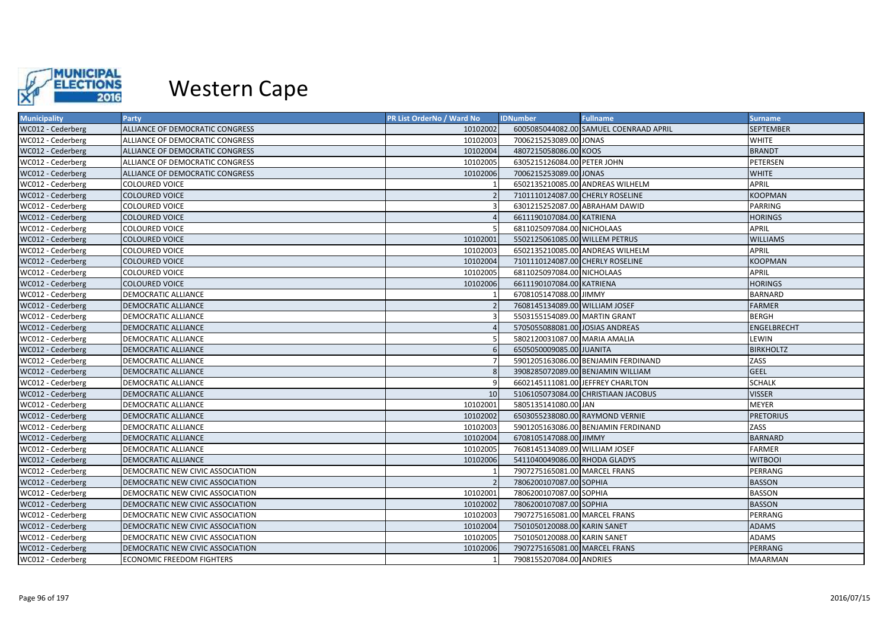# Western Cape

| Municipality | Party | PR List OrderNo / Ward No | IDNumber | Fullname | Surname |
|---|---|---|---|---|---|
| WC012 - Cederberg | ALLIANCE OF DEMOCRATIC CONGRESS | 10102002 | 6005085044082.00 | SAMUEL COENRAAD APRIL | SEPTEMBER |
| WC012 - Cederberg | ALLIANCE OF DEMOCRATIC CONGRESS | 10102003 | 7006215253089.00 | JONAS | WHITE |
| WC012 - Cederberg | ALLIANCE OF DEMOCRATIC CONGRESS | 10102004 | 4807215058086.00 | KOOS | BRANDT |
| WC012 - Cederberg | ALLIANCE OF DEMOCRATIC CONGRESS | 10102005 | 6305215126084.00 | PETER JOHN | PETERSEN |
| WC012 - Cederberg | ALLIANCE OF DEMOCRATIC CONGRESS | 10102006 | 7006215253089.00 | JONAS | WHITE |
| WC012 - Cederberg | COLOURED VOICE | 1 | 6502135210085.00 | ANDREAS WILHELM | APRIL |
| WC012 - Cederberg | COLOURED VOICE | 2 | 7101110124087.00 | CHERLY ROSELINE | KOOPMAN |
| WC012 - Cederberg | COLOURED VOICE | 3 | 6301215252087.00 | ABRAHAM DAWID | PARRING |
| WC012 - Cederberg | COLOURED VOICE | 4 | 6611190107084.00 | KATRIENA | HORINGS |
| WC012 - Cederberg | COLOURED VOICE | 5 | 6811025097084.00 | NICHOLAAS | APRIL |
| WC012 - Cederberg | COLOURED VOICE | 10102001 | 5502125061085.00 | WILLEM PETRUS | WILLIAMS |
| WC012 - Cederberg | COLOURED VOICE | 10102003 | 6502135210085.00 | ANDREAS WILHELM | APRIL |
| WC012 - Cederberg | COLOURED VOICE | 10102004 | 7101110124087.00 | CHERLY ROSELINE | KOOPMAN |
| WC012 - Cederberg | COLOURED VOICE | 10102005 | 6811025097084.00 | NICHOLAAS | APRIL |
| WC012 - Cederberg | COLOURED VOICE | 10102006 | 6611190107084.00 | KATRIENA | HORINGS |
| WC012 - Cederberg | DEMOCRATIC ALLIANCE | 1 | 6708105147088.00 | JIMMY | BARNARD |
| WC012 - Cederberg | DEMOCRATIC ALLIANCE | 2 | 7608145134089.00 | WILLIAM JOSEF | FARMER |
| WC012 - Cederberg | DEMOCRATIC ALLIANCE | 3 | 5503155154089.00 | MARTIN GRANT | BERGH |
| WC012 - Cederberg | DEMOCRATIC ALLIANCE | 4 | 5705055088081.00 | JOSIAS ANDREAS | ENGELBRECHT |
| WC012 - Cederberg | DEMOCRATIC ALLIANCE | 5 | 5802120031087.00 | MARIA AMALIA | LEWIN |
| WC012 - Cederberg | DEMOCRATIC ALLIANCE | 6 | 6505050009085.00 | JUANITA | BIRKHOLTZ |
| WC012 - Cederberg | DEMOCRATIC ALLIANCE | 7 | 5901205163086.00 | BENJAMIN FERDINAND | ZASS |
| WC012 - Cederberg | DEMOCRATIC ALLIANCE | 8 | 3908285072089.00 | BENJAMIN WILLIAM | GEEL |
| WC012 - Cederberg | DEMOCRATIC ALLIANCE | 9 | 6602145111081.00 | JEFFREY CHARLTON | SCHALK |
| WC012 - Cederberg | DEMOCRATIC ALLIANCE | 10 | 5106105073084.00 | CHRISTIAAN JACOBUS | VISSER |
| WC012 - Cederberg | DEMOCRATIC ALLIANCE | 10102001 | 5805135141080.00 | JAN | MEYER |
| WC012 - Cederberg | DEMOCRATIC ALLIANCE | 10102002 | 6503055238080.00 | RAYMOND VERNIE | PRETORIUS |
| WC012 - Cederberg | DEMOCRATIC ALLIANCE | 10102003 | 5901205163086.00 | BENJAMIN FERDINAND | ZASS |
| WC012 - Cederberg | DEMOCRATIC ALLIANCE | 10102004 | 6708105147088.00 | JIMMY | BARNARD |
| WC012 - Cederberg | DEMOCRATIC ALLIANCE | 10102005 | 7608145134089.00 | WILLIAM JOSEF | FARMER |
| WC012 - Cederberg | DEMOCRATIC ALLIANCE | 10102006 | 5411040049086.00 | RHODA GLADYS | WITBOOI |
| WC012 - Cederberg | DEMOCRATIC NEW CIVIC ASSOCIATION | 1 | 7907275165081.00 | MARCEL FRANS | PERRANG |
| WC012 - Cederberg | DEMOCRATIC NEW CIVIC ASSOCIATION | 2 | 7806200107087.00 | SOPHIA | BASSON |
| WC012 - Cederberg | DEMOCRATIC NEW CIVIC ASSOCIATION | 10102001 | 7806200107087.00 | SOPHIA | BASSON |
| WC012 - Cederberg | DEMOCRATIC NEW CIVIC ASSOCIATION | 10102002 | 7806200107087.00 | SOPHIA | BASSON |
| WC012 - Cederberg | DEMOCRATIC NEW CIVIC ASSOCIATION | 10102003 | 7907275165081.00 | MARCEL FRANS | PERRANG |
| WC012 - Cederberg | DEMOCRATIC NEW CIVIC ASSOCIATION | 10102004 | 7501050120088.00 | KARIN SANET | ADAMS |
| WC012 - Cederberg | DEMOCRATIC NEW CIVIC ASSOCIATION | 10102005 | 7501050120088.00 | KARIN SANET | ADAMS |
| WC012 - Cederberg | DEMOCRATIC NEW CIVIC ASSOCIATION | 10102006 | 7907275165081.00 | MARCEL FRANS | PERRANG |
| WC012 - Cederberg | ECONOMIC FREEDOM FIGHTERS | 1 | 7908155207084.00 | ANDRIES | MAARMAN |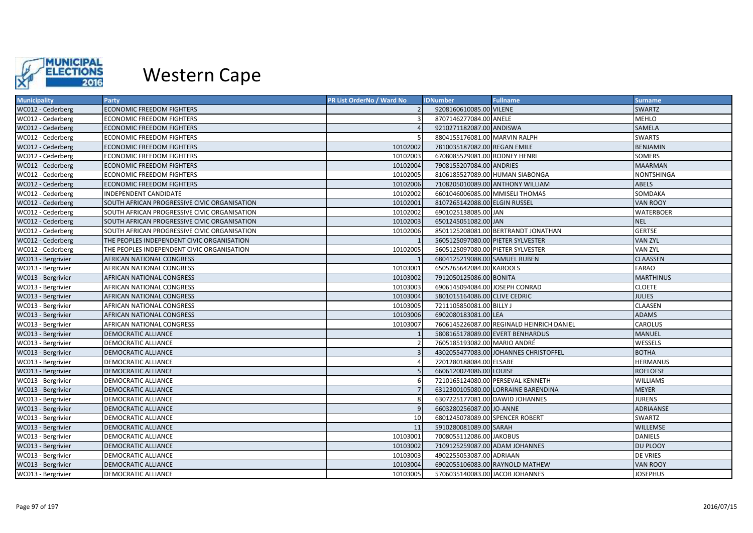# Western Cape

| Municipality | Party | PR List OrderNo / Ward No | IDNumber | Fullname | Surname |
|---|---|---|---|---|---|
| WC012 - Cederberg | ECONOMIC FREEDOM FIGHTERS | 2 | 9208160610085.00 | VILENE | SWARTZ |
| WC012 - Cederberg | ECONOMIC FREEDOM FIGHTERS | 3 | 8707146277084.00 | ANELE | MEHLO |
| WC012 - Cederberg | ECONOMIC FREEDOM FIGHTERS | 4 | 9210271182087.00 | ANDISWA | SAMELA |
| WC012 - Cederberg | ECONOMIC FREEDOM FIGHTERS | 5 | 8804155176081.00 | MARVIN RALPH | SWARTS |
| WC012 - Cederberg | ECONOMIC FREEDOM FIGHTERS | 10102002 | 7810035187082.00 | REGAN EMILE | BENJAMIN |
| WC012 - Cederberg | ECONOMIC FREEDOM FIGHTERS | 10102003 | 6708085529081.00 | RODNEY HENRI | SOMERS |
| WC012 - Cederberg | ECONOMIC FREEDOM FIGHTERS | 10102004 | 7908155207084.00 | ANDRIES | MAARMAN |
| WC012 - Cederberg | ECONOMIC FREEDOM FIGHTERS | 10102005 | 8106185527089.00 | HUMAN SIABONGA | NONTSHINGA |
| WC012 - Cederberg | ECONOMIC FREEDOM FIGHTERS | 10102006 | 7108205010089.00 | ANTHONY WILLIAM | ABELS |
| WC012 - Cederberg | INDEPENDENT CANDIDATE | 10102002 | 6601046006085.00 | MMISELI THOMAS | SOMDAKA |
| WC012 - Cederberg | SOUTH AFRICAN PROGRESSIVE CIVIC ORGANISATION | 10102001 | 8107265142088.00 | ELGIN RUSSEL | VAN ROOY |
| WC012 - Cederberg | SOUTH AFRICAN PROGRESSIVE CIVIC ORGANISATION | 10102002 | 6901025138085.00 | JAN | WATERBOER |
| WC012 - Cederberg | SOUTH AFRICAN PROGRESSIVE CIVIC ORGANISATION | 10102003 | 6501245051082.00 | JAN | NEL |
| WC012 - Cederberg | SOUTH AFRICAN PROGRESSIVE CIVIC ORGANISATION | 10102006 | 8501125208081.00 | BERTRANDT JONATHAN | GERTSE |
| WC012 - Cederberg | THE PEOPLES INDEPENDENT CIVIC ORGANISATION | 1 | 5605125097080.00 | PIETER SYLVESTER | VAN ZYL |
| WC012 - Cederberg | THE PEOPLES INDEPENDENT CIVIC ORGANISATION | 10102005 | 5605125097080.00 | PIETER SYLVESTER | VAN ZYL |
| WC013 - Bergrivier | AFRICAN NATIONAL CONGRESS | 1 | 6804125219088.00 | SAMUEL RUBEN | CLAASSEN |
| WC013 - Bergrivier | AFRICAN NATIONAL CONGRESS | 10103001 | 6505265642084.00 | KAROOLS | FARAO |
| WC013 - Bergrivier | AFRICAN NATIONAL CONGRESS | 10103002 | 7912050125086.00 | BONITA | MARTHINUS |
| WC013 - Bergrivier | AFRICAN NATIONAL CONGRESS | 10103003 | 6906145094084.00 | JOSEPH CONRAD | CLOETE |
| WC013 - Bergrivier | AFRICAN NATIONAL CONGRESS | 10103004 | 5801015164086.00 | CLIVE CEDRIC | JULIES |
| WC013 - Bergrivier | AFRICAN NATIONAL CONGRESS | 10103005 | 7211105850081.00 | BILLY J | CLAASEN |
| WC013 - Bergrivier | AFRICAN NATIONAL CONGRESS | 10103006 | 6902080183081.00 | LEA | ADAMS |
| WC013 - Bergrivier | AFRICAN NATIONAL CONGRESS | 10103007 | 7606145226087.00 | REGINALD HEINRICH DANIEL | CAROLUS |
| WC013 - Bergrivier | DEMOCRATIC ALLIANCE | 1 | 5808165178089.00 | EVERT BENHARDUS | MANUEL |
| WC013 - Bergrivier | DEMOCRATIC ALLIANCE | 2 | 7605185193082.00 | MARIO ANDRÉ | WESSELS |
| WC013 - Bergrivier | DEMOCRATIC ALLIANCE | 3 | 4302055477083.00 | JOHANNES CHRISTOFFEL | BOTHA |
| WC013 - Bergrivier | DEMOCRATIC ALLIANCE | 4 | 7201280188084.00 | ELSABE | HERMANUS |
| WC013 - Bergrivier | DEMOCRATIC ALLIANCE | 5 | 6606120024086.00 | LOUISE | ROELOFSE |
| WC013 - Bergrivier | DEMOCRATIC ALLIANCE | 6 | 7210165124080.00 | PERSEVAL KENNETH | WILLIAMS |
| WC013 - Bergrivier | DEMOCRATIC ALLIANCE | 7 | 6312300105080.00 | LORRAINE BARENDINA | MEYER |
| WC013 - Bergrivier | DEMOCRATIC ALLIANCE | 8 | 6307225177081.00 | DAWID JOHANNES | JURENS |
| WC013 - Bergrivier | DEMOCRATIC ALLIANCE | 9 | 6603280256087.00 | JO-ANNE | ADRIAANSE |
| WC013 - Bergrivier | DEMOCRATIC ALLIANCE | 10 | 6801245078089.00 | SPENCER ROBERT | SWARTZ |
| WC013 - Bergrivier | DEMOCRATIC ALLIANCE | 11 | 5910280081089.00 | SARAH | WILLEMSE |
| WC013 - Bergrivier | DEMOCRATIC ALLIANCE | 10103001 | 7008055112086.00 | JAKOBUS | DANIELS |
| WC013 - Bergrivier | DEMOCRATIC ALLIANCE | 10103002 | 7109125259087.00 | ADAM JOHANNES | DU PLOOY |
| WC013 - Bergrivier | DEMOCRATIC ALLIANCE | 10103003 | 4902255053087.00 | ADRIAAN | DE VRIES |
| WC013 - Bergrivier | DEMOCRATIC ALLIANCE | 10103004 | 6902055106083.00 | RAYNOLD MATHEW | VAN ROOY |
| WC013 - Bergrivier | DEMOCRATIC ALLIANCE | 10103005 | 5706035140083.00 | JACOB JOHANNES | JOSEPHUS |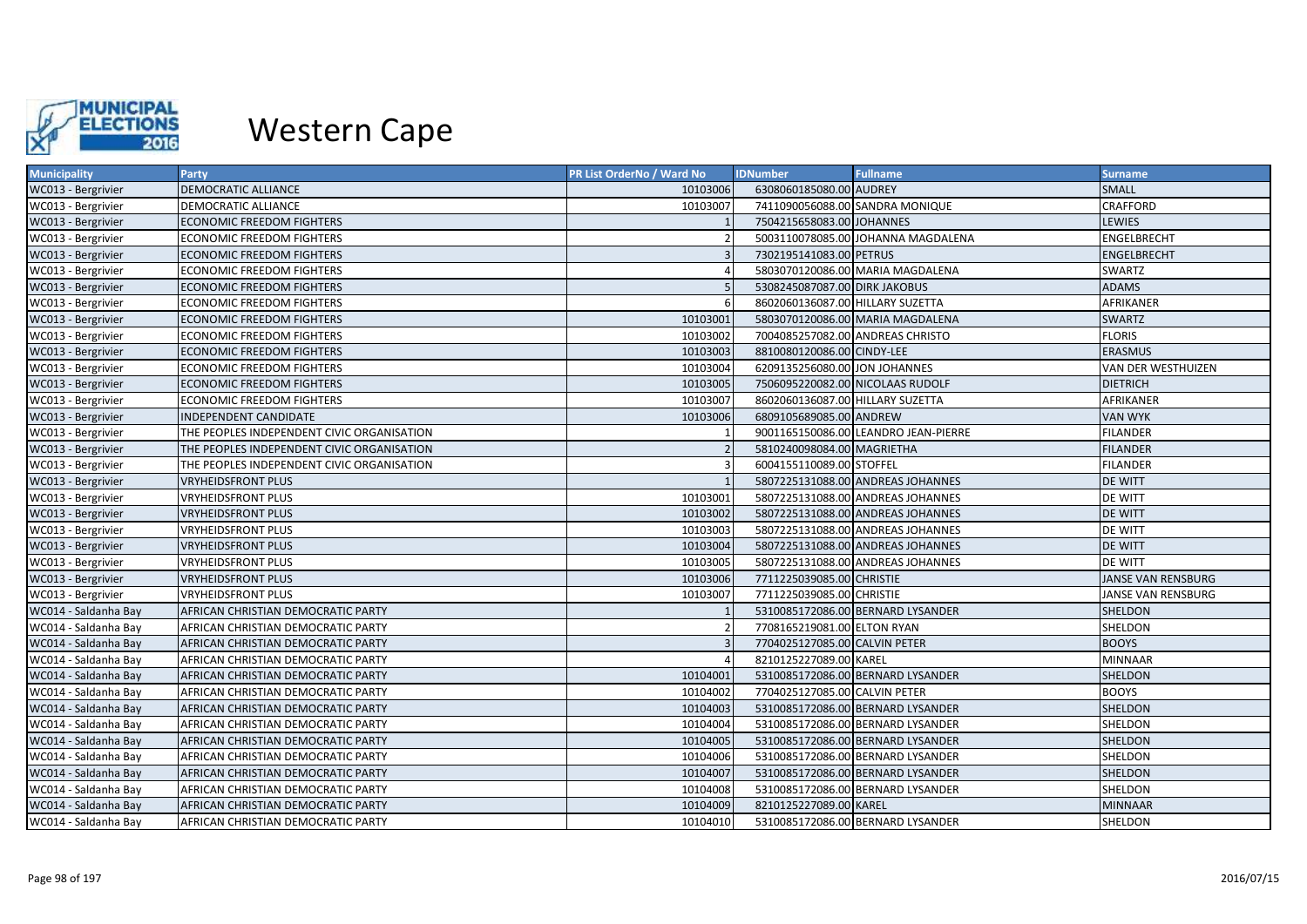# Western Cape

| Municipality | Party | PR List OrderNo / Ward No | IDNumber | Fullname | Surname |
|---|---|---|---|---|---|
| WC013 - Bergrivier | DEMOCRATIC ALLIANCE | 10103006 | 6308060185080.00 | AUDREY | SMALL |
| WC013 - Bergrivier | DEMOCRATIC ALLIANCE | 10103007 | 7411090056088.00 | SANDRA MONIQUE | CRAFFORD |
| WC013 - Bergrivier | ECONOMIC FREEDOM FIGHTERS | 1 | 7504215658083.00 | JOHANNES | LEWIES |
| WC013 - Bergrivier | ECONOMIC FREEDOM FIGHTERS | 2 | 5003110078085.00 | JOHANNA MAGDALENA | ENGELBRECHT |
| WC013 - Bergrivier | ECONOMIC FREEDOM FIGHTERS | 3 | 7302195141083.00 | PETRUS | ENGELBRECHT |
| WC013 - Bergrivier | ECONOMIC FREEDOM FIGHTERS | 4 | 5803070120086.00 | MARIA MAGDALENA | SWARTZ |
| WC013 - Bergrivier | ECONOMIC FREEDOM FIGHTERS | 5 | 5308245087087.00 | DIRK JAKOBUS | ADAMS |
| WC013 - Bergrivier | ECONOMIC FREEDOM FIGHTERS | 6 | 8602060136087.00 | HILLARY SUZETTA | AFRIKANER |
| WC013 - Bergrivier | ECONOMIC FREEDOM FIGHTERS | 10103001 | 5803070120086.00 | MARIA MAGDALENA | SWARTZ |
| WC013 - Bergrivier | ECONOMIC FREEDOM FIGHTERS | 10103002 | 7004085257082.00 | ANDREAS CHRISTO | FLORIS |
| WC013 - Bergrivier | ECONOMIC FREEDOM FIGHTERS | 10103003 | 8810080120086.00 | CINDY-LEE | ERASMUS |
| WC013 - Bergrivier | ECONOMIC FREEDOM FIGHTERS | 10103004 | 6209135256080.00 | JON JOHANNES | VAN DER WESTHUIZEN |
| WC013 - Bergrivier | ECONOMIC FREEDOM FIGHTERS | 10103005 | 7506095220082.00 | NICOLAAS RUDOLF | DIETRICH |
| WC013 - Bergrivier | ECONOMIC FREEDOM FIGHTERS | 10103007 | 8602060136087.00 | HILLARY SUZETTA | AFRIKANER |
| WC013 - Bergrivier | INDEPENDENT CANDIDATE | 10103006 | 6809105689085.00 | ANDREW | VAN WYK |
| WC013 - Bergrivier | THE PEOPLES INDEPENDENT CIVIC ORGANISATION | 1 | 9001165150086.00 | LEANDRO JEAN-PIERRE | FILANDER |
| WC013 - Bergrivier | THE PEOPLES INDEPENDENT CIVIC ORGANISATION | 2 | 5810240098084.00 | MAGRIETHA | FILANDER |
| WC013 - Bergrivier | THE PEOPLES INDEPENDENT CIVIC ORGANISATION | 3 | 6004155110089.00 | STOFFEL | FILANDER |
| WC013 - Bergrivier | VRYHEIDSFRONT PLUS | 1 | 5807225131088.00 | ANDREAS JOHANNES | DE WITT |
| WC013 - Bergrivier | VRYHEIDSFRONT PLUS | 10103001 | 5807225131088.00 | ANDREAS JOHANNES | DE WITT |
| WC013 - Bergrivier | VRYHEIDSFRONT PLUS | 10103002 | 5807225131088.00 | ANDREAS JOHANNES | DE WITT |
| WC013 - Bergrivier | VRYHEIDSFRONT PLUS | 10103003 | 5807225131088.00 | ANDREAS JOHANNES | DE WITT |
| WC013 - Bergrivier | VRYHEIDSFRONT PLUS | 10103004 | 5807225131088.00 | ANDREAS JOHANNES | DE WITT |
| WC013 - Bergrivier | VRYHEIDSFRONT PLUS | 10103005 | 5807225131088.00 | ANDREAS JOHANNES | DE WITT |
| WC013 - Bergrivier | VRYHEIDSFRONT PLUS | 10103006 | 7711225039085.00 | CHRISTIE | JANSE VAN RENSBURG |
| WC013 - Bergrivier | VRYHEIDSFRONT PLUS | 10103007 | 7711225039085.00 | CHRISTIE | JANSE VAN RENSBURG |
| WC014 - Saldanha Bay | AFRICAN CHRISTIAN DEMOCRATIC PARTY | 1 | 5310085172086.00 | BERNARD LYSANDER | SHELDON |
| WC014 - Saldanha Bay | AFRICAN CHRISTIAN DEMOCRATIC PARTY | 2 | 7708165219081.00 | ELTON RYAN | SHELDON |
| WC014 - Saldanha Bay | AFRICAN CHRISTIAN DEMOCRATIC PARTY | 3 | 7704025127085.00 | CALVIN PETER | BOOYS |
| WC014 - Saldanha Bay | AFRICAN CHRISTIAN DEMOCRATIC PARTY | 4 | 8210125227089.00 | KAREL | MINNAAR |
| WC014 - Saldanha Bay | AFRICAN CHRISTIAN DEMOCRATIC PARTY | 10104001 | 5310085172086.00 | BERNARD LYSANDER | SHELDON |
| WC014 - Saldanha Bay | AFRICAN CHRISTIAN DEMOCRATIC PARTY | 10104002 | 7704025127085.00 | CALVIN PETER | BOOYS |
| WC014 - Saldanha Bay | AFRICAN CHRISTIAN DEMOCRATIC PARTY | 10104003 | 5310085172086.00 | BERNARD LYSANDER | SHELDON |
| WC014 - Saldanha Bay | AFRICAN CHRISTIAN DEMOCRATIC PARTY | 10104004 | 5310085172086.00 | BERNARD LYSANDER | SHELDON |
| WC014 - Saldanha Bay | AFRICAN CHRISTIAN DEMOCRATIC PARTY | 10104005 | 5310085172086.00 | BERNARD LYSANDER | SHELDON |
| WC014 - Saldanha Bay | AFRICAN CHRISTIAN DEMOCRATIC PARTY | 10104006 | 5310085172086.00 | BERNARD LYSANDER | SHELDON |
| WC014 - Saldanha Bay | AFRICAN CHRISTIAN DEMOCRATIC PARTY | 10104007 | 5310085172086.00 | BERNARD LYSANDER | SHELDON |
| WC014 - Saldanha Bay | AFRICAN CHRISTIAN DEMOCRATIC PARTY | 10104008 | 5310085172086.00 | BERNARD LYSANDER | SHELDON |
| WC014 - Saldanha Bay | AFRICAN CHRISTIAN DEMOCRATIC PARTY | 10104009 | 8210125227089.00 | KAREL | MINNAAR |
| WC014 - Saldanha Bay | AFRICAN CHRISTIAN DEMOCRATIC PARTY | 10104010 | 5310085172086.00 | BERNARD LYSANDER | SHELDON |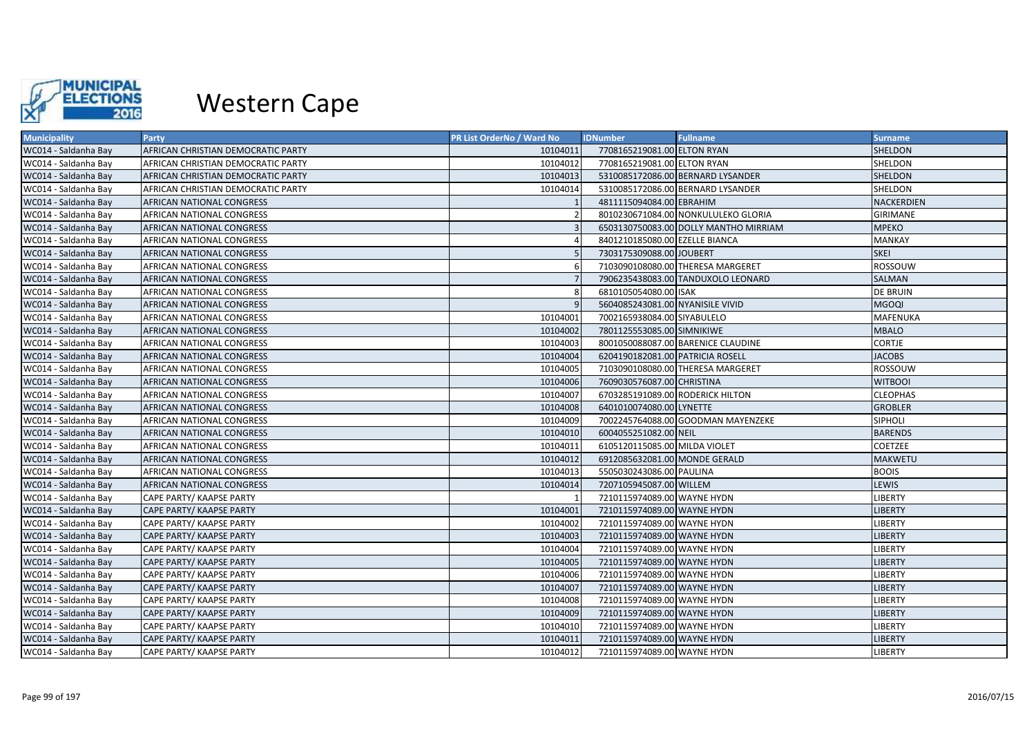# Western Cape

| Municipality | Party | PR List OrderNo / Ward No | IDNumber | Fullname | Surname |
|---|---|---|---|---|---|
| WC014 - Saldanha Bay | AFRICAN CHRISTIAN DEMOCRATIC PARTY | 10104011 | 7708165219081.00 | ELTON RYAN | SHELDON |
| WC014 - Saldanha Bay | AFRICAN CHRISTIAN DEMOCRATIC PARTY | 10104012 | 7708165219081.00 | ELTON RYAN | SHELDON |
| WC014 - Saldanha Bay | AFRICAN CHRISTIAN DEMOCRATIC PARTY | 10104013 | 5310085172086.00 | BERNARD LYSANDER | SHELDON |
| WC014 - Saldanha Bay | AFRICAN CHRISTIAN DEMOCRATIC PARTY | 10104014 | 5310085172086.00 | BERNARD LYSANDER | SHELDON |
| WC014 - Saldanha Bay | AFRICAN NATIONAL CONGRESS | 1 | 4811115094084.00 | EBRAHIM | NACKERDIEN |
| WC014 - Saldanha Bay | AFRICAN NATIONAL CONGRESS | 2 | 8010230671084.00 | NONKULULEKO GLORIA | GIRIMANE |
| WC014 - Saldanha Bay | AFRICAN NATIONAL CONGRESS | 3 | 6503130750083.00 | DOLLY MANTHO MIRRIAM | MPEKO |
| WC014 - Saldanha Bay | AFRICAN NATIONAL CONGRESS | 4 | 8401210185080.00 | EZELLE BIANCA | MANKAY |
| WC014 - Saldanha Bay | AFRICAN NATIONAL CONGRESS | 5 | 7303175309088.00 | JOUBERT | SKEI |
| WC014 - Saldanha Bay | AFRICAN NATIONAL CONGRESS | 6 | 7103090108080.00 | THERESA MARGERET | ROSSOUW |
| WC014 - Saldanha Bay | AFRICAN NATIONAL CONGRESS | 7 | 7906235438083.00 | TANDUXOLO LEONARD | SALMAN |
| WC014 - Saldanha Bay | AFRICAN NATIONAL CONGRESS | 8 | 6810105054080.00 | ISAK | DE BRUIN |
| WC014 - Saldanha Bay | AFRICAN NATIONAL CONGRESS | 9 | 5604085243081.00 | NYANISILE VIVID | MGOQI |
| WC014 - Saldanha Bay | AFRICAN NATIONAL CONGRESS | 10104001 | 7002165938084.00 | SIYABULELO | MAFENUKA |
| WC014 - Saldanha Bay | AFRICAN NATIONAL CONGRESS | 10104002 | 7801125553085.00 | SIMNIKIWE | MBALO |
| WC014 - Saldanha Bay | AFRICAN NATIONAL CONGRESS | 10104003 | 8001050088087.00 | BARENICE CLAUDINE | CORTJE |
| WC014 - Saldanha Bay | AFRICAN NATIONAL CONGRESS | 10104004 | 6204190182081.00 | PATRICIA ROSELL | JACOBS |
| WC014 - Saldanha Bay | AFRICAN NATIONAL CONGRESS | 10104005 | 7103090108080.00 | THERESA MARGERET | ROSSOUW |
| WC014 - Saldanha Bay | AFRICAN NATIONAL CONGRESS | 10104006 | 7609030576087.00 | CHRISTINA | WITBOOI |
| WC014 - Saldanha Bay | AFRICAN NATIONAL CONGRESS | 10104007 | 6703285191089.00 | RODERICK HILTON | CLEOPHAS |
| WC014 - Saldanha Bay | AFRICAN NATIONAL CONGRESS | 10104008 | 6401010074080.00 | LYNETTE | GROBLER |
| WC014 - Saldanha Bay | AFRICAN NATIONAL CONGRESS | 10104009 | 7002245764088.00 | GOODMAN MAYENZEKE | SIPHOLI |
| WC014 - Saldanha Bay | AFRICAN NATIONAL CONGRESS | 10104010 | 6004055251082.00 | NEIL | BARENDS |
| WC014 - Saldanha Bay | AFRICAN NATIONAL CONGRESS | 10104011 | 6105120115085.00 | MILDA VIOLET | COETZEE |
| WC014 - Saldanha Bay | AFRICAN NATIONAL CONGRESS | 10104012 | 6912085632081.00 | MONDE GERALD | MAKWETU |
| WC014 - Saldanha Bay | AFRICAN NATIONAL CONGRESS | 10104013 | 5505030243086.00 | PAULINA | BOOIS |
| WC014 - Saldanha Bay | AFRICAN NATIONAL CONGRESS | 10104014 | 7207105945087.00 | WILLEM | LEWIS |
| WC014 - Saldanha Bay | CAPE PARTY/ KAAPSE PARTY | 1 | 7210115974089.00 | WAYNE HYDN | LIBERTY |
| WC014 - Saldanha Bay | CAPE PARTY/ KAAPSE PARTY | 10104001 | 7210115974089.00 | WAYNE HYDN | LIBERTY |
| WC014 - Saldanha Bay | CAPE PARTY/ KAAPSE PARTY | 10104002 | 7210115974089.00 | WAYNE HYDN | LIBERTY |
| WC014 - Saldanha Bay | CAPE PARTY/ KAAPSE PARTY | 10104003 | 7210115974089.00 | WAYNE HYDN | LIBERTY |
| WC014 - Saldanha Bay | CAPE PARTY/ KAAPSE PARTY | 10104004 | 7210115974089.00 | WAYNE HYDN | LIBERTY |
| WC014 - Saldanha Bay | CAPE PARTY/ KAAPSE PARTY | 10104005 | 7210115974089.00 | WAYNE HYDN | LIBERTY |
| WC014 - Saldanha Bay | CAPE PARTY/ KAAPSE PARTY | 10104006 | 7210115974089.00 | WAYNE HYDN | LIBERTY |
| WC014 - Saldanha Bay | CAPE PARTY/ KAAPSE PARTY | 10104007 | 7210115974089.00 | WAYNE HYDN | LIBERTY |
| WC014 - Saldanha Bay | CAPE PARTY/ KAAPSE PARTY | 10104008 | 7210115974089.00 | WAYNE HYDN | LIBERTY |
| WC014 - Saldanha Bay | CAPE PARTY/ KAAPSE PARTY | 10104009 | 7210115974089.00 | WAYNE HYDN | LIBERTY |
| WC014 - Saldanha Bay | CAPE PARTY/ KAAPSE PARTY | 10104010 | 7210115974089.00 | WAYNE HYDN | LIBERTY |
| WC014 - Saldanha Bay | CAPE PARTY/ KAAPSE PARTY | 10104011 | 7210115974089.00 | WAYNE HYDN | LIBERTY |
| WC014 - Saldanha Bay | CAPE PARTY/ KAAPSE PARTY | 10104012 | 7210115974089.00 | WAYNE HYDN | LIBERTY |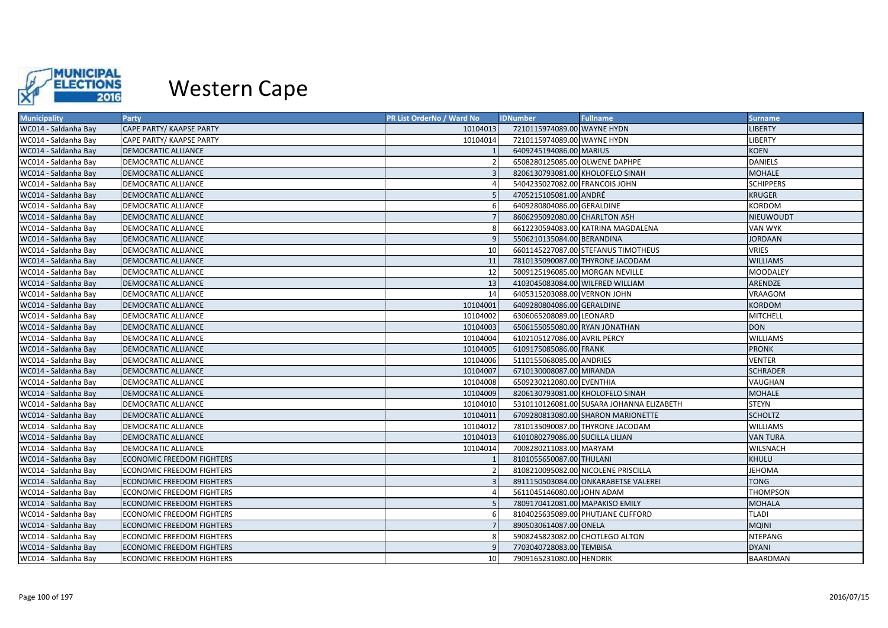# Western Cape

| Municipality | Party | PR List OrderNo / Ward No | IDNumber | Fullname | Surname |
|---|---|---|---|---|---|
| WC014 - Saldanha Bay | CAPE PARTY/ KAAPSE PARTY | 10104013 | 7210115974089.00 | WAYNE HYDN | LIBERTY |
| WC014 - Saldanha Bay | CAPE PARTY/ KAAPSE PARTY | 10104014 | 7210115974089.00 | WAYNE HYDN | LIBERTY |
| WC014 - Saldanha Bay | DEMOCRATIC ALLIANCE | 1 | 6409245194086.00 | MARIUS | KOEN |
| WC014 - Saldanha Bay | DEMOCRATIC ALLIANCE | 2 | 6508280125085.00 | OLWENE DAPHPE | DANIELS |
| WC014 - Saldanha Bay | DEMOCRATIC ALLIANCE | 3 | 8206130793081.00 | KHOLOFELO SINAH | MOHALE |
| WC014 - Saldanha Bay | DEMOCRATIC ALLIANCE | 4 | 5404235027082.00 | FRANCOIS JOHN | SCHIPPERS |
| WC014 - Saldanha Bay | DEMOCRATIC ALLIANCE | 5 | 4705215105081.00 | ANDRÉ | KRUGER |
| WC014 - Saldanha Bay | DEMOCRATIC ALLIANCE | 6 | 6409280804086.00 | GERALDINE | KORDOM |
| WC014 - Saldanha Bay | DEMOCRATIC ALLIANCE | 7 | 8606295092080.00 | CHARLTON ASH | NIEUWOUDT |
| WC014 - Saldanha Bay | DEMOCRATIC ALLIANCE | 8 | 6612230594083.00 | KATRINA MAGDALENA | VAN WYK |
| WC014 - Saldanha Bay | DEMOCRATIC ALLIANCE | 9 | 5506210135084.00 | BERANDINA | JORDAAN |
| WC014 - Saldanha Bay | DEMOCRATIC ALLIANCE | 10 | 6601145227087.00 | STEFANUS TIMOTHEUS | VRIES |
| WC014 - Saldanha Bay | DEMOCRATIC ALLIANCE | 11 | 7810135090087.00 | THYRONE JACODAM | WILLIAMS |
| WC014 - Saldanha Bay | DEMOCRATIC ALLIANCE | 12 | 5009125196085.00 | MORGAN NEVILLE | MOODALEY |
| WC014 - Saldanha Bay | DEMOCRATIC ALLIANCE | 13 | 4103045083084.00 | WILFRED WILLIAM | ARENDZE |
| WC014 - Saldanha Bay | DEMOCRATIC ALLIANCE | 14 | 6405315203088.00 | VERNON JOHN | VRAAGOM |
| WC014 - Saldanha Bay | DEMOCRATIC ALLIANCE | 10104001 | 6409280804086.00 | GERALDINE | KORDOM |
| WC014 - Saldanha Bay | DEMOCRATIC ALLIANCE | 10104002 | 6306065208089.00 | LEONARD | MITCHELL |
| WC014 - Saldanha Bay | DEMOCRATIC ALLIANCE | 10104003 | 6506155055080.00 | RYAN JONATHAN | DON |
| WC014 - Saldanha Bay | DEMOCRATIC ALLIANCE | 10104004 | 6102105127086.00 | AVRIL PERCY | WILLIAMS |
| WC014 - Saldanha Bay | DEMOCRATIC ALLIANCE | 10104005 | 6109175085086.00 | FRANK | PRONK |
| WC014 - Saldanha Bay | DEMOCRATIC ALLIANCE | 10104006 | 5110155068085.00 | ANDRIES | VENTER |
| WC014 - Saldanha Bay | DEMOCRATIC ALLIANCE | 10104007 | 6710130008087.00 | MIRANDA | SCHRADER |
| WC014 - Saldanha Bay | DEMOCRATIC ALLIANCE | 10104008 | 6509230212080.00 | EVENTHIA | VAUGHAN |
| WC014 - Saldanha Bay | DEMOCRATIC ALLIANCE | 10104009 | 8206130793081.00 | KHOLOFELO SINAH | MOHALE |
| WC014 - Saldanha Bay | DEMOCRATIC ALLIANCE | 10104010 | 5310110126081.00 | SUSARA JOHANNA ELIZABETH | STEYN |
| WC014 - Saldanha Bay | DEMOCRATIC ALLIANCE | 10104011 | 6709280813080.00 | SHARON MARIONETTE | SCHOLTZ |
| WC014 - Saldanha Bay | DEMOCRATIC ALLIANCE | 10104012 | 7810135090087.00 | THYRONE JACODAM | WILLIAMS |
| WC014 - Saldanha Bay | DEMOCRATIC ALLIANCE | 10104013 | 6101080279086.00 | SUCILLA LILIAN | VAN TURA |
| WC014 - Saldanha Bay | DEMOCRATIC ALLIANCE | 10104014 | 7008280211083.00 | MARYAM | WILSNACH |
| WC014 - Saldanha Bay | ECONOMIC FREEDOM FIGHTERS | 1 | 8101055650087.00 | THULANI | KHULU |
| WC014 - Saldanha Bay | ECONOMIC FREEDOM FIGHTERS | 2 | 8108210095082.00 | NICOLENE PRISCILLA | JEHOMA |
| WC014 - Saldanha Bay | ECONOMIC FREEDOM FIGHTERS | 3 | 8911150503084.00 | ONKARABETSE VALEREI | TONG |
| WC014 - Saldanha Bay | ECONOMIC FREEDOM FIGHTERS | 4 | 5611045146080.00 | JOHN ADAM | THOMPSON |
| WC014 - Saldanha Bay | ECONOMIC FREEDOM FIGHTERS | 5 | 7809170412081.00 | MAPAKISO EMILY | MOHALA |
| WC014 - Saldanha Bay | ECONOMIC FREEDOM FIGHTERS | 6 | 8104025635089.00 | PHUTJANE CLIFFORD | TLADI |
| WC014 - Saldanha Bay | ECONOMIC FREEDOM FIGHTERS | 7 | 8905030614087.00 | ONELA | MQINI |
| WC014 - Saldanha Bay | ECONOMIC FREEDOM FIGHTERS | 8 | 5908245823082.00 | CHOTLEGO ALTON | NTEPANG |
| WC014 - Saldanha Bay | ECONOMIC FREEDOM FIGHTERS | 9 | 7703040728083.00 | TEMBISA | DYANI |
| WC014 - Saldanha Bay | ECONOMIC FREEDOM FIGHTERS | 10 | 7909165231080.00 | HENDRIK | BAARDMAN |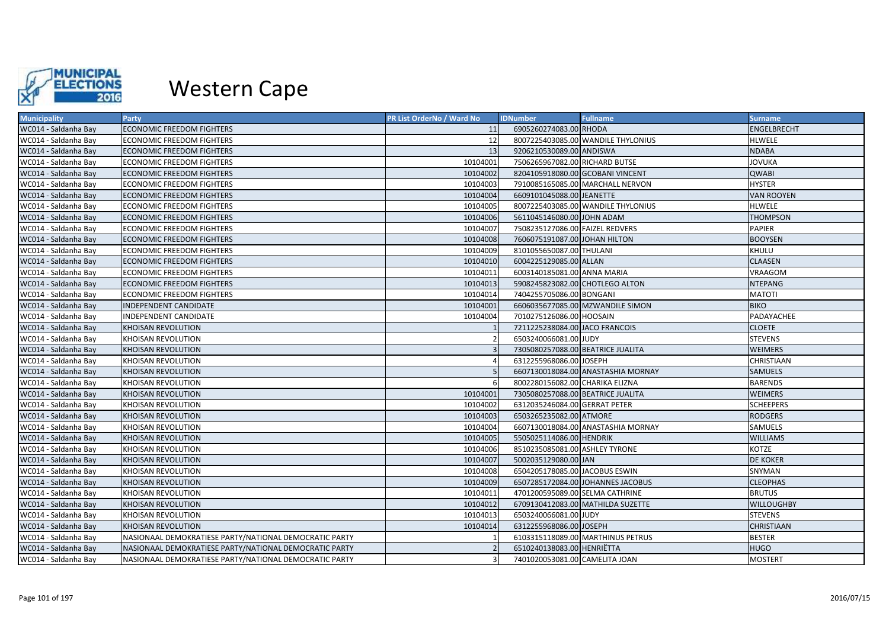# Western Cape

| Municipality | Party | PR List OrderNo / Ward No | IDNumber | Fullname | Surname |
|---|---|---|---|---|---|
| WC014 - Saldanha Bay | ECONOMIC FREEDOM FIGHTERS | 11 | 6905260274083.00 | RHODA | ENGELBRECHT |
| WC014 - Saldanha Bay | ECONOMIC FREEDOM FIGHTERS | 12 | 8007225403085.00 | WANDILE THYLONIUS | HLWELE |
| WC014 - Saldanha Bay | ECONOMIC FREEDOM FIGHTERS | 13 | 9206210530089.00 | ANDISWA | NDABA |
| WC014 - Saldanha Bay | ECONOMIC FREEDOM FIGHTERS | 10104001 | 7506265967082.00 | RICHARD BUTSE | JOVUKA |
| WC014 - Saldanha Bay | ECONOMIC FREEDOM FIGHTERS | 10104002 | 8204105918080.00 | GCOBANI VINCENT | QWABI |
| WC014 - Saldanha Bay | ECONOMIC FREEDOM FIGHTERS | 10104003 | 7910085165085.00 | MARCHALL NERVON | HYSTER |
| WC014 - Saldanha Bay | ECONOMIC FREEDOM FIGHTERS | 10104004 | 6609101045088.00 | JEANETTE | VAN ROOYEN |
| WC014 - Saldanha Bay | ECONOMIC FREEDOM FIGHTERS | 10104005 | 8007225403085.00 | WANDILE THYLONIUS | HLWELE |
| WC014 - Saldanha Bay | ECONOMIC FREEDOM FIGHTERS | 10104006 | 5611045146080.00 | JOHN ADAM | THOMPSON |
| WC014 - Saldanha Bay | ECONOMIC FREEDOM FIGHTERS | 10104007 | 7508235127086.00 | FAIZEL REDVERS | PAPIER |
| WC014 - Saldanha Bay | ECONOMIC FREEDOM FIGHTERS | 10104008 | 7606075191087.00 | JOHAN HILTON | BOOYSEN |
| WC014 - Saldanha Bay | ECONOMIC FREEDOM FIGHTERS | 10104009 | 8101055650087.00 | THULANI | KHULU |
| WC014 - Saldanha Bay | ECONOMIC FREEDOM FIGHTERS | 10104010 | 6004225129085.00 | ALLAN | CLAASEN |
| WC014 - Saldanha Bay | ECONOMIC FREEDOM FIGHTERS | 10104011 | 6003140185081.00 | ANNA MARIA | VRAAGOM |
| WC014 - Saldanha Bay | ECONOMIC FREEDOM FIGHTERS | 10104013 | 5908245823082.00 | CHOTLEGO ALTON | NTEPANG |
| WC014 - Saldanha Bay | ECONOMIC FREEDOM FIGHTERS | 10104014 | 7404255705086.00 | BONGANI | MATOTI |
| WC014 - Saldanha Bay | INDEPENDENT CANDIDATE | 10104001 | 6606035677085.00 | MZWANDILE SIMON | BIKO |
| WC014 - Saldanha Bay | INDEPENDENT CANDIDATE | 10104004 | 7010275126086.00 | HOOSAIN | PADAYACHEE |
| WC014 - Saldanha Bay | KHOISAN REVOLUTION | 1 | 7211225238084.00 | JACO FRANCOIS | CLOETE |
| WC014 - Saldanha Bay | KHOISAN REVOLUTION | 2 | 6503240066081.00 | JUDY | STEVENS |
| WC014 - Saldanha Bay | KHOISAN REVOLUTION | 3 | 7305080257088.00 | BEATRICE JUALITA | WEIMERS |
| WC014 - Saldanha Bay | KHOISAN REVOLUTION | 4 | 6312255968086.00 | JOSEPH | CHRISTIAAN |
| WC014 - Saldanha Bay | KHOISAN REVOLUTION | 5 | 6607130018084.00 | ANASTASHIA MORNAY | SAMUELS |
| WC014 - Saldanha Bay | KHOISAN REVOLUTION | 6 | 8002280156082.00 | CHARIKA ELIZNA | BARENDS |
| WC014 - Saldanha Bay | KHOISAN REVOLUTION | 10104001 | 7305080257088.00 | BEATRICE JUALITA | WEIMERS |
| WC014 - Saldanha Bay | KHOISAN REVOLUTION | 10104002 | 6312035246084.00 | GERRAT PETER | SCHEEPERS |
| WC014 - Saldanha Bay | KHOISAN REVOLUTION | 10104003 | 6503265235082.00 | ATMORE | RODGERS |
| WC014 - Saldanha Bay | KHOISAN REVOLUTION | 10104004 | 6607130018084.00 | ANASTASHIA MORNAY | SAMUELS |
| WC014 - Saldanha Bay | KHOISAN REVOLUTION | 10104005 | 5505025114086.00 | HENDRIK | WILLIAMS |
| WC014 - Saldanha Bay | KHOISAN REVOLUTION | 10104006 | 8510235085081.00 | ASHLEY TYRONE | KOTZE |
| WC014 - Saldanha Bay | KHOISAN REVOLUTION | 10104007 | 5002035129080.00 | JAN | DE KOKER |
| WC014 - Saldanha Bay | KHOISAN REVOLUTION | 10104008 | 6504205178085.00 | JACOBUS ESWIN | SNYMAN |
| WC014 - Saldanha Bay | KHOISAN REVOLUTION | 10104009 | 6507285172084.00 | JOHANNES JACOBUS | CLEOPHAS |
| WC014 - Saldanha Bay | KHOISAN REVOLUTION | 10104011 | 4701200595089.00 | SELMA CATHRINE | BRUTUS |
| WC014 - Saldanha Bay | KHOISAN REVOLUTION | 10104012 | 6709130412083.00 | MATHILDA SUZETTE | WILLOUGHBY |
| WC014 - Saldanha Bay | KHOISAN REVOLUTION | 10104013 | 6503240066081.00 | JUDY | STEVENS |
| WC014 - Saldanha Bay | KHOISAN REVOLUTION | 10104014 | 6312255968086.00 | JOSEPH | CHRISTIAAN |
| WC014 - Saldanha Bay | NASIONAAL DEMOKRATIESE PARTY/NATIONAL DEMOCRATIC PARTY | 1 | 6103315118089.00 | MARTHINUS PETRUS | BESTER |
| WC014 - Saldanha Bay | NASIONAAL DEMOKRATIESE PARTY/NATIONAL DEMOCRATIC PARTY | 2 | 6510240138083.00 | HENRIËTTA | HUGO |
| WC014 - Saldanha Bay | NASIONAAL DEMOKRATIESE PARTY/NATIONAL DEMOCRATIC PARTY | 3 | 7401020053081.00 | CAMELITA JOAN | MOSTERT |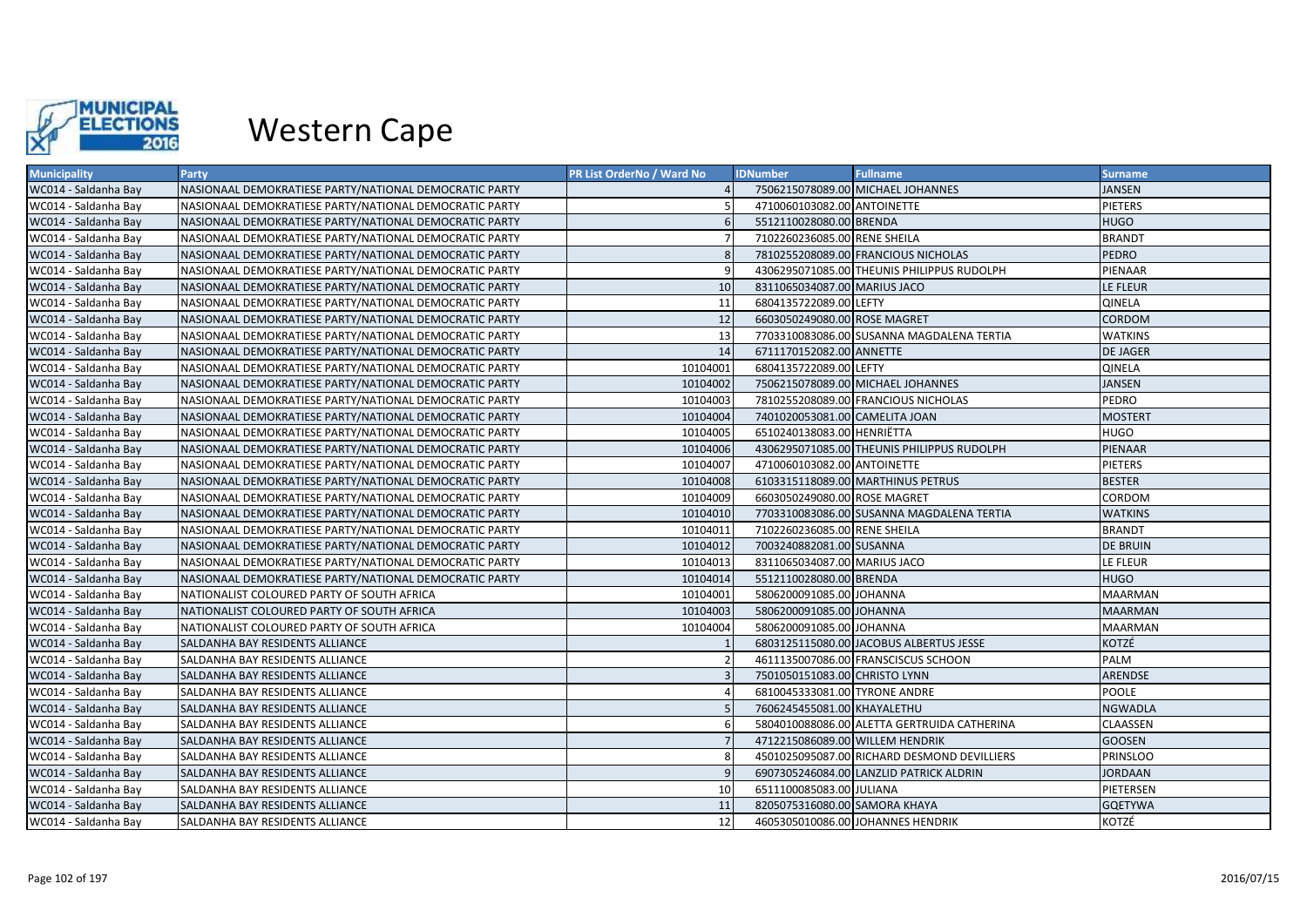# Western Cape

| Municipality | Party | PR List OrderNo / Ward No | IDNumber | Fullname | Surname |
|---|---|---|---|---|---|
| WC014 - Saldanha Bay | NASIONAAL DEMOKRATIESE PARTY/NATIONAL DEMOCRATIC PARTY | 4 | 7506215078089.00 | MICHAEL JOHANNES | JANSEN |
| WC014 - Saldanha Bay | NASIONAAL DEMOKRATIESE PARTY/NATIONAL DEMOCRATIC PARTY | 5 | 4710060103082.00 | ANTOINETTE | PIETERS |
| WC014 - Saldanha Bay | NASIONAAL DEMOKRATIESE PARTY/NATIONAL DEMOCRATIC PARTY | 6 | 5512110028080.00 | BRENDA | HUGO |
| WC014 - Saldanha Bay | NASIONAAL DEMOKRATIESE PARTY/NATIONAL DEMOCRATIC PARTY | 7 | 7102260236085.00 | RENE SHEILA | BRANDT |
| WC014 - Saldanha Bay | NASIONAAL DEMOKRATIESE PARTY/NATIONAL DEMOCRATIC PARTY | 8 | 7810255208089.00 | FRANCIOUS NICHOLAS | PEDRO |
| WC014 - Saldanha Bay | NASIONAAL DEMOKRATIESE PARTY/NATIONAL DEMOCRATIC PARTY | 9 | 4306295071085.00 | THEUNIS PHILIPPUS RUDOLPH | PIENAAR |
| WC014 - Saldanha Bay | NASIONAAL DEMOKRATIESE PARTY/NATIONAL DEMOCRATIC PARTY | 10 | 8311065034087.00 | MARIUS JACO | LE FLEUR |
| WC014 - Saldanha Bay | NASIONAAL DEMOKRATIESE PARTY/NATIONAL DEMOCRATIC PARTY | 11 | 6804135722089.00 | LEFTY | QINELA |
| WC014 - Saldanha Bay | NASIONAAL DEMOKRATIESE PARTY/NATIONAL DEMOCRATIC PARTY | 12 | 6603050249080.00 | ROSE MAGRET | CORDOM |
| WC014 - Saldanha Bay | NASIONAAL DEMOKRATIESE PARTY/NATIONAL DEMOCRATIC PARTY | 13 | 7703310083086.00 | SUSANNA MAGDALENA TERTIA | WATKINS |
| WC014 - Saldanha Bay | NASIONAAL DEMOKRATIESE PARTY/NATIONAL DEMOCRATIC PARTY | 14 | 6711170152082.00 | ANNETTE | DE JAGER |
| WC014 - Saldanha Bay | NASIONAAL DEMOKRATIESE PARTY/NATIONAL DEMOCRATIC PARTY | 10104001 | 6804135722089.00 | LEFTY | QINELA |
| WC014 - Saldanha Bay | NASIONAAL DEMOKRATIESE PARTY/NATIONAL DEMOCRATIC PARTY | 10104002 | 7506215078089.00 | MICHAEL JOHANNES | JANSEN |
| WC014 - Saldanha Bay | NASIONAAL DEMOKRATIESE PARTY/NATIONAL DEMOCRATIC PARTY | 10104003 | 7810255208089.00 | FRANCIOUS NICHOLAS | PEDRO |
| WC014 - Saldanha Bay | NASIONAAL DEMOKRATIESE PARTY/NATIONAL DEMOCRATIC PARTY | 10104004 | 7401020053081.00 | CAMELITA JOAN | MOSTERT |
| WC014 - Saldanha Bay | NASIONAAL DEMOKRATIESE PARTY/NATIONAL DEMOCRATIC PARTY | 10104005 | 6510240138083.00 | HENRIËTTA | HUGO |
| WC014 - Saldanha Bay | NASIONAAL DEMOKRATIESE PARTY/NATIONAL DEMOCRATIC PARTY | 10104006 | 4306295071085.00 | THEUNIS PHILIPPUS RUDOLPH | PIENAAR |
| WC014 - Saldanha Bay | NASIONAAL DEMOKRATIESE PARTY/NATIONAL DEMOCRATIC PARTY | 10104007 | 4710060103082.00 | ANTOINETTE | PIETERS |
| WC014 - Saldanha Bay | NASIONAAL DEMOKRATIESE PARTY/NATIONAL DEMOCRATIC PARTY | 10104008 | 6103315118089.00 | MARTHINUS PETRUS | BESTER |
| WC014 - Saldanha Bay | NASIONAAL DEMOKRATIESE PARTY/NATIONAL DEMOCRATIC PARTY | 10104009 | 6603050249080.00 | ROSE MAGRET | CORDOM |
| WC014 - Saldanha Bay | NASIONAAL DEMOKRATIESE PARTY/NATIONAL DEMOCRATIC PARTY | 10104010 | 7703310083086.00 | SUSANNA MAGDALENA TERTIA | WATKINS |
| WC014 - Saldanha Bay | NASIONAAL DEMOKRATIESE PARTY/NATIONAL DEMOCRATIC PARTY | 10104011 | 7102260236085.00 | RENE SHEILA | BRANDT |
| WC014 - Saldanha Bay | NASIONAAL DEMOKRATIESE PARTY/NATIONAL DEMOCRATIC PARTY | 10104012 | 7003240882081.00 | SUSANNA | DE BRUIN |
| WC014 - Saldanha Bay | NASIONAAL DEMOKRATIESE PARTY/NATIONAL DEMOCRATIC PARTY | 10104013 | 8311065034087.00 | MARIUS JACO | LE FLEUR |
| WC014 - Saldanha Bay | NASIONAAL DEMOKRATIESE PARTY/NATIONAL DEMOCRATIC PARTY | 10104014 | 5512110028080.00 | BRENDA | HUGO |
| WC014 - Saldanha Bay | NATIONALIST COLOURED PARTY OF SOUTH AFRICA | 10104001 | 5806200091085.00 | JOHANNA | MAARMAN |
| WC014 - Saldanha Bay | NATIONALIST COLOURED PARTY OF SOUTH AFRICA | 10104003 | 5806200091085.00 | JOHANNA | MAARMAN |
| WC014 - Saldanha Bay | NATIONALIST COLOURED PARTY OF SOUTH AFRICA | 10104004 | 5806200091085.00 | JOHANNA | MAARMAN |
| WC014 - Saldanha Bay | SALDANHA BAY RESIDENTS ALLIANCE | 1 | 6803125115080.00 | JACOBUS ALBERTUS JESSE | KOTZÉ |
| WC014 - Saldanha Bay | SALDANHA BAY RESIDENTS ALLIANCE | 2 | 4611135007086.00 | FRANSCISCUS SCHOON | PALM |
| WC014 - Saldanha Bay | SALDANHA BAY RESIDENTS ALLIANCE | 3 | 7501050151083.00 | CHRISTO LYNN | ARENDSE |
| WC014 - Saldanha Bay | SALDANHA BAY RESIDENTS ALLIANCE | 4 | 6810045333081.00 | TYRONE ANDRE | POOLE |
| WC014 - Saldanha Bay | SALDANHA BAY RESIDENTS ALLIANCE | 5 | 7606245455081.00 | KHAYALETHU | NGWADLA |
| WC014 - Saldanha Bay | SALDANHA BAY RESIDENTS ALLIANCE | 6 | 5804010088086.00 | ALETTA GERTRUIDA CATHERINA | CLAASSEN |
| WC014 - Saldanha Bay | SALDANHA BAY RESIDENTS ALLIANCE | 7 | 4712215086089.00 | WILLEM HENDRIK | GOOSEN |
| WC014 - Saldanha Bay | SALDANHA BAY RESIDENTS ALLIANCE | 8 | 4501025095087.00 | RICHARD DESMOND DEVILLIERS | PRINSLOO |
| WC014 - Saldanha Bay | SALDANHA BAY RESIDENTS ALLIANCE | 9 | 6907305246084.00 | LANZLID PATRICK ALDRIN | JORDAAN |
| WC014 - Saldanha Bay | SALDANHA BAY RESIDENTS ALLIANCE | 10 | 6511100085083.00 | JULIANA | PIETERSEN |
| WC014 - Saldanha Bay | SALDANHA BAY RESIDENTS ALLIANCE | 11 | 8205075316080.00 | SAMORA KHAYA | GQETYWA |
| WC014 - Saldanha Bay | SALDANHA BAY RESIDENTS ALLIANCE | 12 | 4605305010086.00 | JOHANNES HENDRIK | KOTZÉ |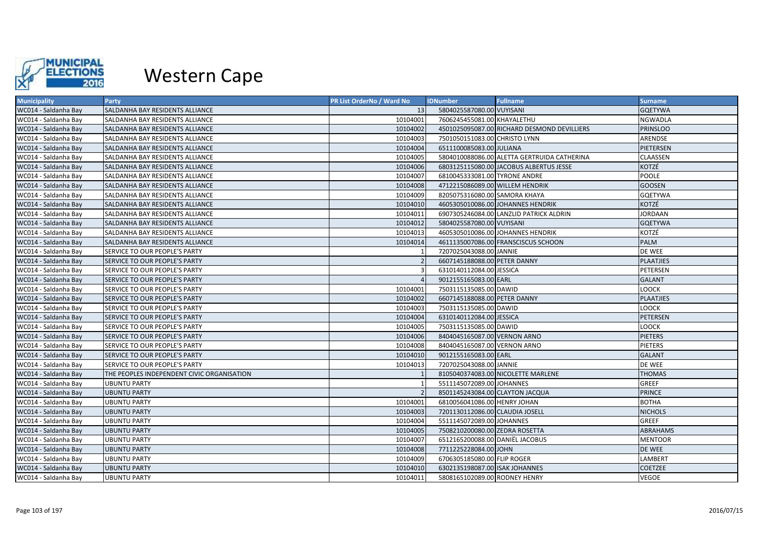# Western Cape

| Municipality | Party | PR List OrderNo / Ward No | IDNumber | Fullname | Surname |
|---|---|---|---|---|---|
| WC014 - Saldanha Bay | SALDANHA BAY RESIDENTS ALLIANCE | 13 | 5804025587080.00 | VUYISANI | GQETYWA |
| WC014 - Saldanha Bay | SALDANHA BAY RESIDENTS ALLIANCE | 10104001 | 7606245455081.00 | KHAYALETHU | NGWADLA |
| WC014 - Saldanha Bay | SALDANHA BAY RESIDENTS ALLIANCE | 10104002 | 4501025095087.00 | RICHARD DESMOND DEVILLIERS | PRINSLOO |
| WC014 - Saldanha Bay | SALDANHA BAY RESIDENTS ALLIANCE | 10104003 | 7501050151083.00 | CHRISTO LYNN | ARENDSE |
| WC014 - Saldanha Bay | SALDANHA BAY RESIDENTS ALLIANCE | 10104004 | 6511100085083.00 | JULIANA | PIETERSEN |
| WC014 - Saldanha Bay | SALDANHA BAY RESIDENTS ALLIANCE | 10104005 | 5804010088086.00 | ALETTA GERTRUIDA CATHERINA | CLAASSEN |
| WC014 - Saldanha Bay | SALDANHA BAY RESIDENTS ALLIANCE | 10104006 | 6803125115080.00 | JACOBUS ALBERTUS JESSE | KOTZÉ |
| WC014 - Saldanha Bay | SALDANHA BAY RESIDENTS ALLIANCE | 10104007 | 6810045333081.00 | TYRONE ANDRE | POOLE |
| WC014 - Saldanha Bay | SALDANHA BAY RESIDENTS ALLIANCE | 10104008 | 4712215086089.00 | WILLEM HENDRIK | GOOSEN |
| WC014 - Saldanha Bay | SALDANHA BAY RESIDENTS ALLIANCE | 10104009 | 8205075316080.00 | SAMORA KHAYA | GQETYWA |
| WC014 - Saldanha Bay | SALDANHA BAY RESIDENTS ALLIANCE | 10104010 | 4605305010086.00 | JOHANNES HENDRIK | KOTZÉ |
| WC014 - Saldanha Bay | SALDANHA BAY RESIDENTS ALLIANCE | 10104011 | 6907305246084.00 | LANZLID PATRICK ALDRIN | JORDAAN |
| WC014 - Saldanha Bay | SALDANHA BAY RESIDENTS ALLIANCE | 10104012 | 5804025587080.00 | VUYISANI | GQETYWA |
| WC014 - Saldanha Bay | SALDANHA BAY RESIDENTS ALLIANCE | 10104013 | 4605305010086.00 | JOHANNES HENDRIK | KOTZÉ |
| WC014 - Saldanha Bay | SALDANHA BAY RESIDENTS ALLIANCE | 10104014 | 4611135007086.00 | FRANSCISCUS SCHOON | PALM |
| WC014 - Saldanha Bay | SERVICE TO OUR PEOPLE'S PARTY | 1 | 7207025043088.00 | JANNIE | DE WEE |
| WC014 - Saldanha Bay | SERVICE TO OUR PEOPLE'S PARTY | 2 | 6607145188088.00 | PETER DANNY | PLAATJIES |
| WC014 - Saldanha Bay | SERVICE TO OUR PEOPLE'S PARTY | 3 | 6310140112084.00 | JESSICA | PETERSEN |
| WC014 - Saldanha Bay | SERVICE TO OUR PEOPLE'S PARTY | 4 | 9012155165083.00 | EARL | GALANT |
| WC014 - Saldanha Bay | SERVICE TO OUR PEOPLE'S PARTY | 10104001 | 7503115135085.00 | DAWID | LOOCK |
| WC014 - Saldanha Bay | SERVICE TO OUR PEOPLE'S PARTY | 10104002 | 6607145188088.00 | PETER DANNY | PLAATJIES |
| WC014 - Saldanha Bay | SERVICE TO OUR PEOPLE'S PARTY | 10104003 | 7503115135085.00 | DAWID | LOOCK |
| WC014 - Saldanha Bay | SERVICE TO OUR PEOPLE'S PARTY | 10104004 | 6310140112084.00 | JESSICA | PETERSEN |
| WC014 - Saldanha Bay | SERVICE TO OUR PEOPLE'S PARTY | 10104005 | 7503115135085.00 | DAWID | LOOCK |
| WC014 - Saldanha Bay | SERVICE TO OUR PEOPLE'S PARTY | 10104006 | 8404045165087.00 | VERNON ARNO | PIETERS |
| WC014 - Saldanha Bay | SERVICE TO OUR PEOPLE'S PARTY | 10104008 | 8404045165087.00 | VERNON ARNO | PIETERS |
| WC014 - Saldanha Bay | SERVICE TO OUR PEOPLE'S PARTY | 10104010 | 9012155165083.00 | EARL | GALANT |
| WC014 - Saldanha Bay | SERVICE TO OUR PEOPLE'S PARTY | 10104013 | 7207025043088.00 | JANNIE | DE WEE |
| WC014 - Saldanha Bay | THE PEOPLES INDEPENDENT CIVIC ORGANISATION | 1 | 8105040374083.00 | NICOLETTE MARLENE | THOMAS |
| WC014 - Saldanha Bay | UBUNTU PARTY | 1 | 5511145072089.00 | JOHANNES | GREEF |
| WC014 - Saldanha Bay | UBUNTU PARTY | 2 | 8501145243084.00 | CLAYTON JACQUA | PRINCE |
| WC014 - Saldanha Bay | UBUNTU PARTY | 10104001 | 6810056041086.00 | HENRY JOHAN | BOTHA |
| WC014 - Saldanha Bay | UBUNTU PARTY | 10104003 | 7201130112086.00 | CLAUDIA JOSELL | NICHOLS |
| WC014 - Saldanha Bay | UBUNTU PARTY | 10104004 | 5511145072089.00 | JOHANNES | GREEF |
| WC014 - Saldanha Bay | UBUNTU PARTY | 10104005 | 7508210200080.00 | ZEDRA ROSETTA | ABRAHAMS |
| WC014 - Saldanha Bay | UBUNTU PARTY | 10104007 | 6512165200088.00 | DANIËL JACOBUS | MENTOOR |
| WC014 - Saldanha Bay | UBUNTU PARTY | 10104008 | 7711225228084.00 | JOHN | DE WEE |
| WC014 - Saldanha Bay | UBUNTU PARTY | 10104009 | 6706305185080.00 | FLIP ROGER | LAMBERT |
| WC014 - Saldanha Bay | UBUNTU PARTY | 10104010 | 6302135198087.00 | ISAK JOHANNES | COETZEE |
| WC014 - Saldanha Bay | UBUNTU PARTY | 10104011 | 5808165102089.00 | RODNEY HENRY | VEGOE |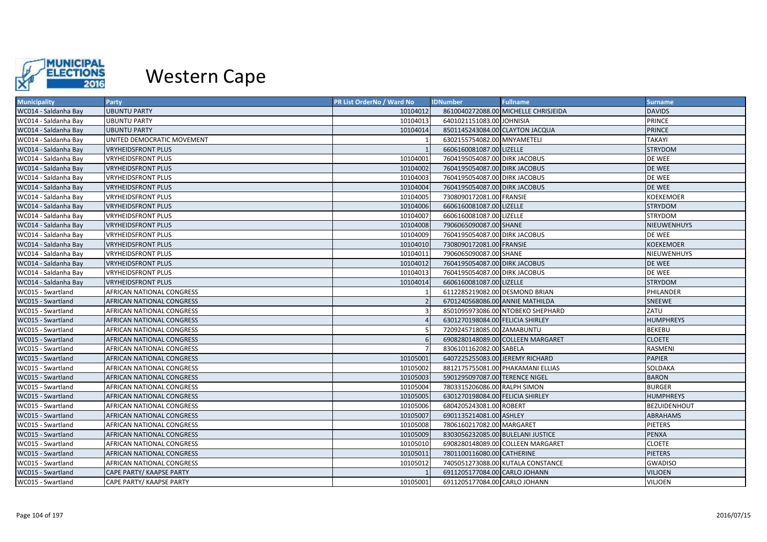# Western Cape

| Municipality | Party | PR List OrderNo / Ward No | IDNumber | Fullname | Surname |
|---|---|---|---|---|---|
| WC014 - Saldanha Bay | UBUNTU PARTY | 10104012 | 8610040272088.00 | MICHELLE CHRISJEIDA | DAVIDS |
| WC014 - Saldanha Bay | UBUNTU PARTY | 10104013 | 6401021151083.00 | JOHNISIA | PRINCE |
| WC014 - Saldanha Bay | UBUNTU PARTY | 10104014 | 8501145243084.00 | CLAYTON JACQUA | PRINCE |
| WC014 - Saldanha Bay | UNITED DEMOCRATIC MOVEMENT | 1 | 6302155754082.00 | MNYAMETELI | TAKAYI |
| WC014 - Saldanha Bay | VRYHEIDSFRONT PLUS | 1 | 6606160081087.00 | LIZELLE | STRYDOM |
| WC014 - Saldanha Bay | VRYHEIDSFRONT PLUS | 10104001 | 7604195054087.00 | DIRK JACOBUS | DE WEE |
| WC014 - Saldanha Bay | VRYHEIDSFRONT PLUS | 10104002 | 7604195054087.00 | DIRK JACOBUS | DE WEE |
| WC014 - Saldanha Bay | VRYHEIDSFRONT PLUS | 10104003 | 7604195054087.00 | DIRK JACOBUS | DE WEE |
| WC014 - Saldanha Bay | VRYHEIDSFRONT PLUS | 10104004 | 7604195054087.00 | DIRK JACOBUS | DE WEE |
| WC014 - Saldanha Bay | VRYHEIDSFRONT PLUS | 10104005 | 7308090172081.00 | FRANSIE | KOEKEMOER |
| WC014 - Saldanha Bay | VRYHEIDSFRONT PLUS | 10104006 | 6606160081087.00 | LIZELLE | STRYDOM |
| WC014 - Saldanha Bay | VRYHEIDSFRONT PLUS | 10104007 | 6606160081087.00 | LIZELLE | STRYDOM |
| WC014 - Saldanha Bay | VRYHEIDSFRONT PLUS | 10104008 | 7906065090087.00 | SHANE | NIEUWENHUYS |
| WC014 - Saldanha Bay | VRYHEIDSFRONT PLUS | 10104009 | 7604195054087.00 | DIRK JACOBUS | DE WEE |
| WC014 - Saldanha Bay | VRYHEIDSFRONT PLUS | 10104010 | 7308090172081.00 | FRANSIE | KOEKEMOER |
| WC014 - Saldanha Bay | VRYHEIDSFRONT PLUS | 10104011 | 7906065090087.00 | SHANE | NIEUWENHUYS |
| WC014 - Saldanha Bay | VRYHEIDSFRONT PLUS | 10104012 | 7604195054087.00 | DIRK JACOBUS | DE WEE |
| WC014 - Saldanha Bay | VRYHEIDSFRONT PLUS | 10104013 | 7604195054087.00 | DIRK JACOBUS | DE WEE |
| WC014 - Saldanha Bay | VRYHEIDSFRONT PLUS | 10104014 | 6606160081087.00 | LIZELLE | STRYDOM |
| WC015 - Swartland | AFRICAN NATIONAL CONGRESS | 1 | 6112285219082.00 | DESMOND BRIAN | PHILANDER |
| WC015 - Swartland | AFRICAN NATIONAL CONGRESS | 2 | 6701240568086.00 | ANNIE MATHILDA | SNEEWE |
| WC015 - Swartland | AFRICAN NATIONAL CONGRESS | 3 | 8501095973086.00 | NTOBEKO SHEPHARD | ZATU |
| WC015 - Swartland | AFRICAN NATIONAL CONGRESS | 4 | 6301270198084.00 | FELICIA SHIRLEY | HUMPHREYS |
| WC015 - Swartland | AFRICAN NATIONAL CONGRESS | 5 | 7209245718085.00 | ZAMABUNTU | BEKEBU |
| WC015 - Swartland | AFRICAN NATIONAL CONGRESS | 6 | 6908280148089.00 | COLLEEN MARGARET | CLOETE |
| WC015 - Swartland | AFRICAN NATIONAL CONGRESS | 7 | 8306101162082.00 | SABELA | RASMENI |
| WC015 - Swartland | AFRICAN NATIONAL CONGRESS | 10105001 | 6407225255083.00 | JEREMY RICHARD | PAPIER |
| WC015 - Swartland | AFRICAN NATIONAL CONGRESS | 10105002 | 8812175755081.00 | PHAKAMANI ELLIAS | SOLDAKA |
| WC015 - Swartland | AFRICAN NATIONAL CONGRESS | 10105003 | 5901295097087.00 | TERENCE NIGEL | BARON |
| WC015 - Swartland | AFRICAN NATIONAL CONGRESS | 10105004 | 7803315206086.00 | RALPH SIMON | BURGER |
| WC015 - Swartland | AFRICAN NATIONAL CONGRESS | 10105005 | 6301270198084.00 | FELICIA SHIRLEY | HUMPHREYS |
| WC015 - Swartland | AFRICAN NATIONAL CONGRESS | 10105006 | 6804205243081.00 | ROBERT | BEZUIDENHOUT |
| WC015 - Swartland | AFRICAN NATIONAL CONGRESS | 10105007 | 6901135214081.00 | ASHLEY | ABRAHAMS |
| WC015 - Swartland | AFRICAN NATIONAL CONGRESS | 10105008 | 7806160217082.00 | MARGARET | PIETERS |
| WC015 - Swartland | AFRICAN NATIONAL CONGRESS | 10105009 | 8303056232085.00 | BULELANI JUSTICE | PENXA |
| WC015 - Swartland | AFRICAN NATIONAL CONGRESS | 10105010 | 6908280148089.00 | COLLEEN MARGARET | CLOETE |
| WC015 - Swartland | AFRICAN NATIONAL CONGRESS | 10105011 | 7801100116080.00 | CATHERINE | PIETERS |
| WC015 - Swartland | AFRICAN NATIONAL CONGRESS | 10105012 | 7405051273088.00 | KUTALA CONSTANCE | GWADISO |
| WC015 - Swartland | CAPE PARTY/ KAAPSE PARTY | 1 | 6911205177084.00 | CARLO JOHANN | VILJOEN |
| WC015 - Swartland | CAPE PARTY/ KAAPSE PARTY | 10105001 | 6911205177084.00 | CARLO JOHANN | VILJOEN |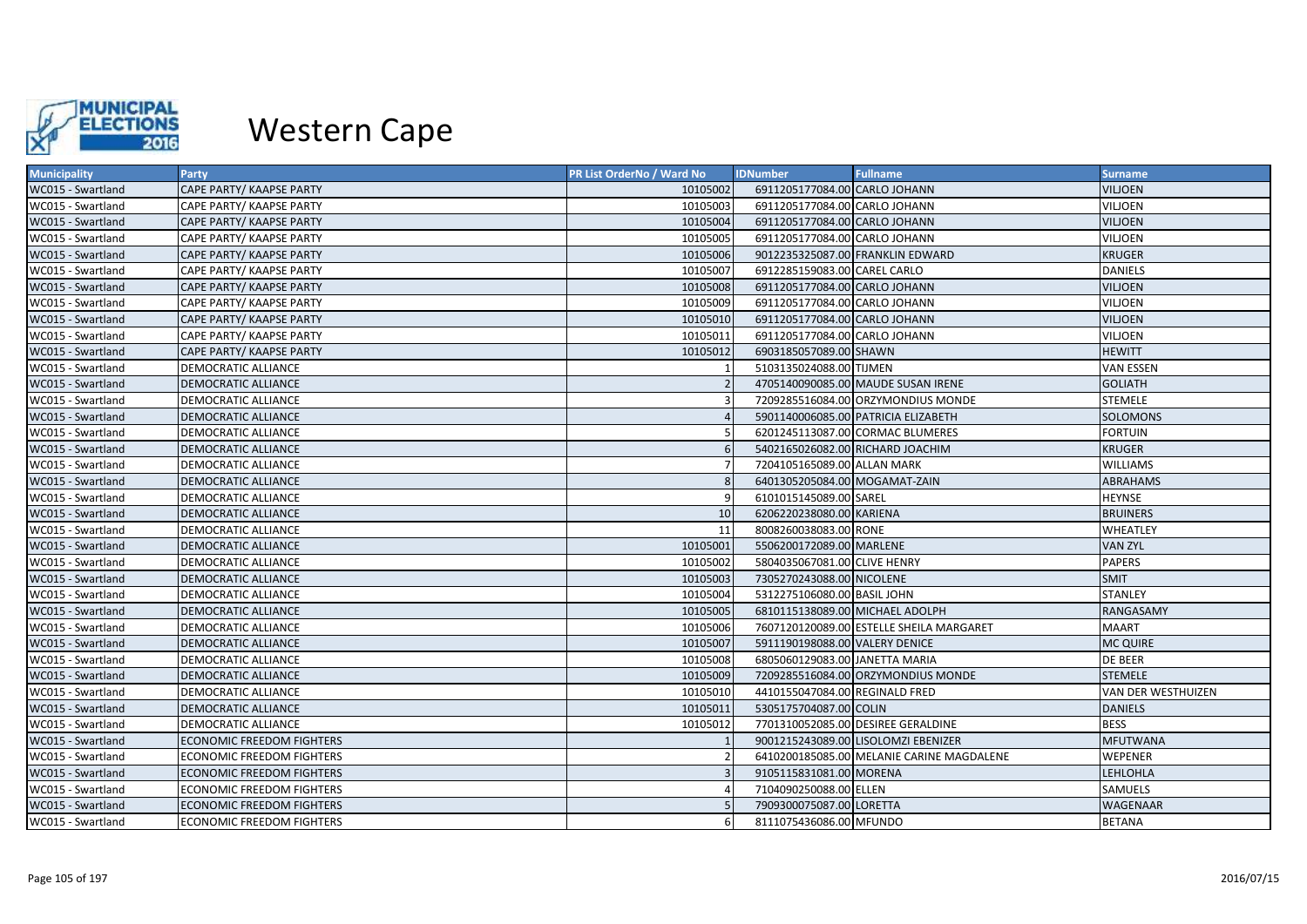# Western Cape

| Municipality | Party | PR List OrderNo / Ward No | IDNumber | Fullname | Surname |
|---|---|---|---|---|---|
| WC015 - Swartland | CAPE PARTY/ KAAPSE PARTY | 10105002 | 6911205177084.00 | CARLO JOHANN | VILJOEN |
| WC015 - Swartland | CAPE PARTY/ KAAPSE PARTY | 10105003 | 6911205177084.00 | CARLO JOHANN | VILJOEN |
| WC015 - Swartland | CAPE PARTY/ KAAPSE PARTY | 10105004 | 6911205177084.00 | CARLO JOHANN | VILJOEN |
| WC015 - Swartland | CAPE PARTY/ KAAPSE PARTY | 10105005 | 6911205177084.00 | CARLO JOHANN | VILJOEN |
| WC015 - Swartland | CAPE PARTY/ KAAPSE PARTY | 10105006 | 9012235325087.00 | FRANKLIN EDWARD | KRUGER |
| WC015 - Swartland | CAPE PARTY/ KAAPSE PARTY | 10105007 | 6912285159083.00 | CAREL CARLO | DANIELS |
| WC015 - Swartland | CAPE PARTY/ KAAPSE PARTY | 10105008 | 6911205177084.00 | CARLO JOHANN | VILJOEN |
| WC015 - Swartland | CAPE PARTY/ KAAPSE PARTY | 10105009 | 6911205177084.00 | CARLO JOHANN | VILJOEN |
| WC015 - Swartland | CAPE PARTY/ KAAPSE PARTY | 10105010 | 6911205177084.00 | CARLO JOHANN | VILJOEN |
| WC015 - Swartland | CAPE PARTY/ KAAPSE PARTY | 10105011 | 6911205177084.00 | CARLO JOHANN | VILJOEN |
| WC015 - Swartland | CAPE PARTY/ KAAPSE PARTY | 10105012 | 6903185057089.00 | SHAWN | HEWITT |
| WC015 - Swartland | DEMOCRATIC ALLIANCE | 1 | 5103135024088.00 | TIJMEN | VAN ESSEN |
| WC015 - Swartland | DEMOCRATIC ALLIANCE | 2 | 4705140090085.00 | MAUDE SUSAN IRENE | GOLIATH |
| WC015 - Swartland | DEMOCRATIC ALLIANCE | 3 | 7209285516084.00 | ORZYMONDIUS MONDE | STEMELE |
| WC015 - Swartland | DEMOCRATIC ALLIANCE | 4 | 5901140006085.00 | PATRICIA ELIZABETH | SOLOMONS |
| WC015 - Swartland | DEMOCRATIC ALLIANCE | 5 | 6201245113087.00 | CORMAC BLUMERES | FORTUIN |
| WC015 - Swartland | DEMOCRATIC ALLIANCE | 6 | 5402165026082.00 | RICHARD JOACHIM | KRUGER |
| WC015 - Swartland | DEMOCRATIC ALLIANCE | 7 | 7204105165089.00 | ALLAN MARK | WILLIAMS |
| WC015 - Swartland | DEMOCRATIC ALLIANCE | 8 | 6401305205084.00 | MOGAMAT-ZAIN | ABRAHAMS |
| WC015 - Swartland | DEMOCRATIC ALLIANCE | 9 | 6101015145089.00 | SAREL | HEYNSE |
| WC015 - Swartland | DEMOCRATIC ALLIANCE | 10 | 6206220238080.00 | KARIENA | BRUINERS |
| WC015 - Swartland | DEMOCRATIC ALLIANCE | 11 | 8008260038083.00 | RONE | WHEATLEY |
| WC015 - Swartland | DEMOCRATIC ALLIANCE | 10105001 | 5506200172089.00 | MARLENE | VAN ZYL |
| WC015 - Swartland | DEMOCRATIC ALLIANCE | 10105002 | 5804035067081.00 | CLIVE HENRY | PAPERS |
| WC015 - Swartland | DEMOCRATIC ALLIANCE | 10105003 | 7305270243088.00 | NICOLENE | SMIT |
| WC015 - Swartland | DEMOCRATIC ALLIANCE | 10105004 | 5312275106080.00 | BASIL JOHN | STANLEY |
| WC015 - Swartland | DEMOCRATIC ALLIANCE | 10105005 | 6810115138089.00 | MICHAEL ADOLPH | RANGASAMY |
| WC015 - Swartland | DEMOCRATIC ALLIANCE | 10105006 | 7607120120089.00 | ESTELLE SHEILA MARGARET | MAART |
| WC015 - Swartland | DEMOCRATIC ALLIANCE | 10105007 | 5911190198088.00 | VALERY DENICE | MC QUIRE |
| WC015 - Swartland | DEMOCRATIC ALLIANCE | 10105008 | 6805060129083.00 | JANETTA MARIA | DE BEER |
| WC015 - Swartland | DEMOCRATIC ALLIANCE | 10105009 | 7209285516084.00 | ORZYMONDIUS MONDE | STEMELE |
| WC015 - Swartland | DEMOCRATIC ALLIANCE | 10105010 | 4410155047084.00 | REGINALD FRED | VAN DER WESTHUIZEN |
| WC015 - Swartland | DEMOCRATIC ALLIANCE | 10105011 | 5305175704087.00 | COLIN | DANIELS |
| WC015 - Swartland | DEMOCRATIC ALLIANCE | 10105012 | 7701310052085.00 | DESIREE GERALDINE | BESS |
| WC015 - Swartland | ECONOMIC FREEDOM FIGHTERS | 1 | 9001215243089.00 | LISOLOMZI EBENIZER | MFUTWANA |
| WC015 - Swartland | ECONOMIC FREEDOM FIGHTERS | 2 | 6410200185085.00 | MELANIE CARINE MAGDALENE | WEPENER |
| WC015 - Swartland | ECONOMIC FREEDOM FIGHTERS | 3 | 9105115831081.00 | MORENA | LEHLOHLA |
| WC015 - Swartland | ECONOMIC FREEDOM FIGHTERS | 4 | 7104090250088.00 | ELLEN | SAMUELS |
| WC015 - Swartland | ECONOMIC FREEDOM FIGHTERS | 5 | 7909300075087.00 | LORETTA | WAGENAAR |
| WC015 - Swartland | ECONOMIC FREEDOM FIGHTERS | 6 | 8111075436086.00 | MFUNDO | BETANA |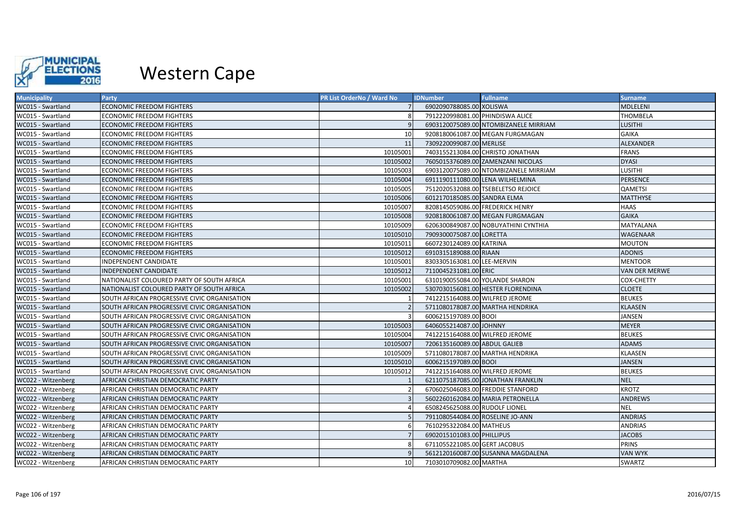# Western Cape

| Municipality | Party | PR List OrderNo / Ward No | IDNumber | Fullname | Surname |
|---|---|---|---|---|---|
| WC015 - Swartland | ECONOMIC FREEDOM FIGHTERS | 7 | 6902090788085.00 | XOLISWA | MDLELENI |
| WC015 - Swartland | ECONOMIC FREEDOM FIGHTERS | 8 | 7912220998081.00 | PHINDISWA ALICE | THOMBELA |
| WC015 - Swartland | ECONOMIC FREEDOM FIGHTERS | 9 | 6903120075089.00 | NTOMBIZANELE MIRRIAM | LUSITHI |
| WC015 - Swartland | ECONOMIC FREEDOM FIGHTERS | 10 | 9208180061087.00 | MEGAN FURGMAGAN | GAIKA |
| WC015 - Swartland | ECONOMIC FREEDOM FIGHTERS | 11 | 7309220099087.00 | MERLISE | ALEXANDER |
| WC015 - Swartland | ECONOMIC FREEDOM FIGHTERS | 10105001 | 7403155213084.00 | CHRISTO JONATHAN | FRANS |
| WC015 - Swartland | ECONOMIC FREEDOM FIGHTERS | 10105002 | 7605015376089.00 | ZAMENZANI NICOLAS | DYASI |
| WC015 - Swartland | ECONOMIC FREEDOM FIGHTERS | 10105003 | 6903120075089.00 | NTOMBIZANELE MIRRIAM | LUSITHI |
| WC015 - Swartland | ECONOMIC FREEDOM FIGHTERS | 10105004 | 6911190111080.00 | LENA WILHELMINA | PERSENCE |
| WC015 - Swartland | ECONOMIC FREEDOM FIGHTERS | 10105005 | 7512020532088.00 | TSEBELETSO REJOICE | QAMETSI |
| WC015 - Swartland | ECONOMIC FREEDOM FIGHTERS | 10105006 | 6012170185085.00 | SANDRA ELMA | MATTHYSE |
| WC015 - Swartland | ECONOMIC FREEDOM FIGHTERS | 10105007 | 8208145059086.00 | FREDERICK HENRY | HAAS |
| WC015 - Swartland | ECONOMIC FREEDOM FIGHTERS | 10105008 | 9208180061087.00 | MEGAN FURGMAGAN | GAIKA |
| WC015 - Swartland | ECONOMIC FREEDOM FIGHTERS | 10105009 | 6206300849087.00 | NOBUYATHINI CYNTHIA | MATYALANA |
| WC015 - Swartland | ECONOMIC FREEDOM FIGHTERS | 10105010 | 7909300075087.00 | LORETTA | WAGENAAR |
| WC015 - Swartland | ECONOMIC FREEDOM FIGHTERS | 10105011 | 6607230124089.00 | KATRINA | MOUTON |
| WC015 - Swartland | ECONOMIC FREEDOM FIGHTERS | 10105012 | 6910315189088.00 | RIAAN | ADONIS |
| WC015 - Swartland | INDEPENDENT CANDIDATE | 10105001 | 8303305163081.00 | LEE-MERVIN | MENTOOR |
| WC015 - Swartland | INDEPENDENT CANDIDATE | 10105012 | 7110045231081.00 | ERIC | VAN DER MERWE |
| WC015 - Swartland | NATIONALIST COLOURED PARTY OF SOUTH AFRICA | 10105001 | 6310190055084.00 | YOLANDE SHARON | COX-CHETTY |
| WC015 - Swartland | NATIONALIST COLOURED PARTY OF SOUTH AFRICA | 10105002 | 5307030156081.00 | HESTER FLORENDINA | CLOETE |
| WC015 - Swartland | SOUTH AFRICAN PROGRESSIVE CIVIC ORGANISATION | 1 | 7412215164088.00 | WILFRED JEROME | BEUKES |
| WC015 - Swartland | SOUTH AFRICAN PROGRESSIVE CIVIC ORGANISATION | 2 | 5711080178087.00 | MARTHA HENDRIKA | KLAASEN |
| WC015 - Swartland | SOUTH AFRICAN PROGRESSIVE CIVIC ORGANISATION | 3 | 6006215197089.00 | BOOI | JANSEN |
| WC015 - Swartland | SOUTH AFRICAN PROGRESSIVE CIVIC ORGANISATION | 10105003 | 6406055214087.00 | JOHNNY | MEYER |
| WC015 - Swartland | SOUTH AFRICAN PROGRESSIVE CIVIC ORGANISATION | 10105004 | 7412215164088.00 | WILFRED JEROME | BEUKES |
| WC015 - Swartland | SOUTH AFRICAN PROGRESSIVE CIVIC ORGANISATION | 10105007 | 7206135160089.00 | ABDUL GALIEB | ADAMS |
| WC015 - Swartland | SOUTH AFRICAN PROGRESSIVE CIVIC ORGANISATION | 10105009 | 5711080178087.00 | MARTHA HENDRIKA | KLAASEN |
| WC015 - Swartland | SOUTH AFRICAN PROGRESSIVE CIVIC ORGANISATION | 10105010 | 6006215197089.00 | BOOI | JANSEN |
| WC015 - Swartland | SOUTH AFRICAN PROGRESSIVE CIVIC ORGANISATION | 10105012 | 7412215164088.00 | WILFRED JEROME | BEUKES |
| WC022 - Witzenberg | AFRICAN CHRISTIAN DEMOCRATIC PARTY | 1 | 6211075187085.00 | JONATHAN FRANKLIN | NEL |
| WC022 - Witzenberg | AFRICAN CHRISTIAN DEMOCRATIC PARTY | 2 | 6706025046083.00 | FREDDIE STANFORD | KROTZ |
| WC022 - Witzenberg | AFRICAN CHRISTIAN DEMOCRATIC PARTY | 3 | 5602260162084.00 | MARIA PETRONELLA | ANDREWS |
| WC022 - Witzenberg | AFRICAN CHRISTIAN DEMOCRATIC PARTY | 4 | 6508245625088.00 | RUDOLF LIONEL | NEL |
| WC022 - Witzenberg | AFRICAN CHRISTIAN DEMOCRATIC PARTY | 5 | 7911080544084.00 | ROSELINE JO-ANN | ANDRIAS |
| WC022 - Witzenberg | AFRICAN CHRISTIAN DEMOCRATIC PARTY | 6 | 7610295322084.00 | MATHEUS | ANDRIAS |
| WC022 - Witzenberg | AFRICAN CHRISTIAN DEMOCRATIC PARTY | 7 | 6902015101083.00 | PHILLIPUS | JACOBS |
| WC022 - Witzenberg | AFRICAN CHRISTIAN DEMOCRATIC PARTY | 8 | 6711055221085.00 | GERT JACOBUS | PRINS |
| WC022 - Witzenberg | AFRICAN CHRISTIAN DEMOCRATIC PARTY | 9 | 5612120160087.00 | SUSANNA MAGDALENA | VAN WYK |
| WC022 - Witzenberg | AFRICAN CHRISTIAN DEMOCRATIC PARTY | 10 | 7103010709082.00 | MARTHA | SWARTZ |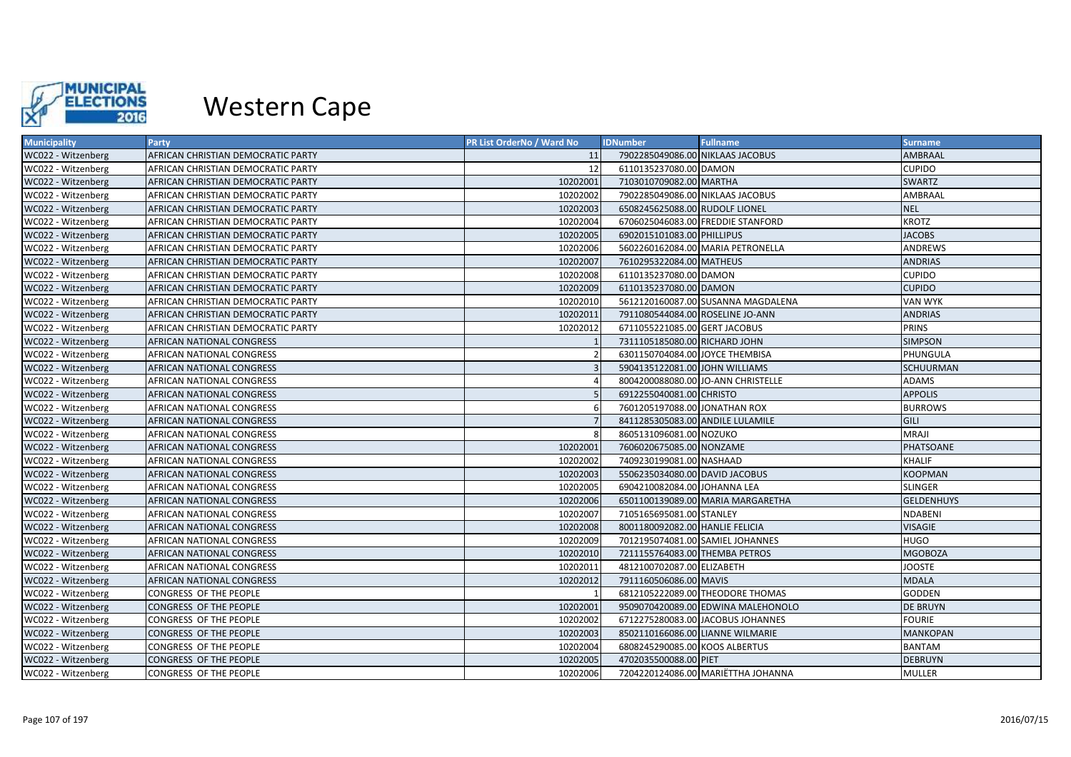# Western Cape

| Municipality | Party | PR List OrderNo / Ward No | IDNumber | Fullname | Surname |
|---|---|---|---|---|---|
| WC022 - Witzenberg | AFRICAN CHRISTIAN DEMOCRATIC PARTY | 11 | 7902285049086.00 | NIKLAAS JACOBUS | AMBRAAL |
| WC022 - Witzenberg | AFRICAN CHRISTIAN DEMOCRATIC PARTY | 12 | 6110135237080.00 | DAMON | CUPIDO |
| WC022 - Witzenberg | AFRICAN CHRISTIAN DEMOCRATIC PARTY | 10202001 | 7103010709082.00 | MARTHA | SWARTZ |
| WC022 - Witzenberg | AFRICAN CHRISTIAN DEMOCRATIC PARTY | 10202002 | 7902285049086.00 | NIKLAAS JACOBUS | AMBRAAL |
| WC022 - Witzenberg | AFRICAN CHRISTIAN DEMOCRATIC PARTY | 10202003 | 6508245625088.00 | RUDOLF LIONEL | NEL |
| WC022 - Witzenberg | AFRICAN CHRISTIAN DEMOCRATIC PARTY | 10202004 | 6706025046083.00 | FREDDIE STANFORD | KROTZ |
| WC022 - Witzenberg | AFRICAN CHRISTIAN DEMOCRATIC PARTY | 10202005 | 6902015101083.00 | PHILLIPUS | JACOBS |
| WC022 - Witzenberg | AFRICAN CHRISTIAN DEMOCRATIC PARTY | 10202006 | 5602260162084.00 | MARIA PETRONELLA | ANDREWS |
| WC022 - Witzenberg | AFRICAN CHRISTIAN DEMOCRATIC PARTY | 10202007 | 7610295322084.00 | MATHEUS | ANDRIAS |
| WC022 - Witzenberg | AFRICAN CHRISTIAN DEMOCRATIC PARTY | 10202008 | 6110135237080.00 | DAMON | CUPIDO |
| WC022 - Witzenberg | AFRICAN CHRISTIAN DEMOCRATIC PARTY | 10202009 | 6110135237080.00 | DAMON | CUPIDO |
| WC022 - Witzenberg | AFRICAN CHRISTIAN DEMOCRATIC PARTY | 10202010 | 5612120160087.00 | SUSANNA MAGDALENA | VAN WYK |
| WC022 - Witzenberg | AFRICAN CHRISTIAN DEMOCRATIC PARTY | 10202011 | 7911080544084.00 | ROSELINE JO-ANN | ANDRIAS |
| WC022 - Witzenberg | AFRICAN CHRISTIAN DEMOCRATIC PARTY | 10202012 | 6711055221085.00 | GERT JACOBUS | PRINS |
| WC022 - Witzenberg | AFRICAN NATIONAL CONGRESS | 1 | 7311105185080.00 | RICHARD JOHN | SIMPSON |
| WC022 - Witzenberg | AFRICAN NATIONAL CONGRESS | 2 | 6301150704084.00 | JOYCE THEMBISA | PHUNGULA |
| WC022 - Witzenberg | AFRICAN NATIONAL CONGRESS | 3 | 5904135122081.00 | JOHN WILLIAMS | SCHUURMAN |
| WC022 - Witzenberg | AFRICAN NATIONAL CONGRESS | 4 | 8004200088080.00 | JO-ANN CHRISTELLE | ADAMS |
| WC022 - Witzenberg | AFRICAN NATIONAL CONGRESS | 5 | 6912255040081.00 | CHRISTO | APPOLIS |
| WC022 - Witzenberg | AFRICAN NATIONAL CONGRESS | 6 | 7601205197088.00 | JONATHAN ROX | BURROWS |
| WC022 - Witzenberg | AFRICAN NATIONAL CONGRESS | 7 | 8411285305083.00 | ANDILE LULAMILE | GILI |
| WC022 - Witzenberg | AFRICAN NATIONAL CONGRESS | 8 | 8605131096081.00 | NOZUKO | MRAJI |
| WC022 - Witzenberg | AFRICAN NATIONAL CONGRESS | 10202001 | 7606020675085.00 | NONZAME | PHATSOANE |
| WC022 - Witzenberg | AFRICAN NATIONAL CONGRESS | 10202002 | 7409230199081.00 | NASHAAD | KHALIF |
| WC022 - Witzenberg | AFRICAN NATIONAL CONGRESS | 10202003 | 5506235034080.00 | DAVID JACOBUS | KOOPMAN |
| WC022 - Witzenberg | AFRICAN NATIONAL CONGRESS | 10202005 | 6904210082084.00 | JOHANNA LEA | SLINGER |
| WC022 - Witzenberg | AFRICAN NATIONAL CONGRESS | 10202006 | 6501100139089.00 | MARIA MARGARETHA | GELDENHUYS |
| WC022 - Witzenberg | AFRICAN NATIONAL CONGRESS | 10202007 | 7105165695081.00 | STANLEY | NDABENI |
| WC022 - Witzenberg | AFRICAN NATIONAL CONGRESS | 10202008 | 8001180092082.00 | HANLIE FELICIA | VISAGIE |
| WC022 - Witzenberg | AFRICAN NATIONAL CONGRESS | 10202009 | 7012195074081.00 | SAMIEL JOHANNES | HUGO |
| WC022 - Witzenberg | AFRICAN NATIONAL CONGRESS | 10202010 | 7211155764083.00 | THEMBA PETROS | MGOBOZA |
| WC022 - Witzenberg | AFRICAN NATIONAL CONGRESS | 10202011 | 4812100702087.00 | ELIZABETH | JOOSTE |
| WC022 - Witzenberg | AFRICAN NATIONAL CONGRESS | 10202012 | 7911160506086.00 | MAVIS | MDALA |
| WC022 - Witzenberg | CONGRESS OF THE PEOPLE | 1 | 6812105222089.00 | THEODORE THOMAS | GODDEN |
| WC022 - Witzenberg | CONGRESS OF THE PEOPLE | 10202001 | 9509070420089.00 | EDWINA MALEHONOLO | DE BRUYN |
| WC022 - Witzenberg | CONGRESS OF THE PEOPLE | 10202002 | 6712275280083.00 | JACOBUS JOHANNES | FOURIE |
| WC022 - Witzenberg | CONGRESS OF THE PEOPLE | 10202003 | 8502110166086.00 | LIANNE WILMARIE | MANKOPAN |
| WC022 - Witzenberg | CONGRESS OF THE PEOPLE | 10202004 | 6808245290085.00 | KOOS ALBERTUS | BANTAM |
| WC022 - Witzenberg | CONGRESS OF THE PEOPLE | 10202005 | 4702035500088.00 | PIET | DEBRUYN |
| WC022 - Witzenberg | CONGRESS OF THE PEOPLE | 10202006 | 7204220124086.00 | MARIËTTHA JOHANNA | MULLER |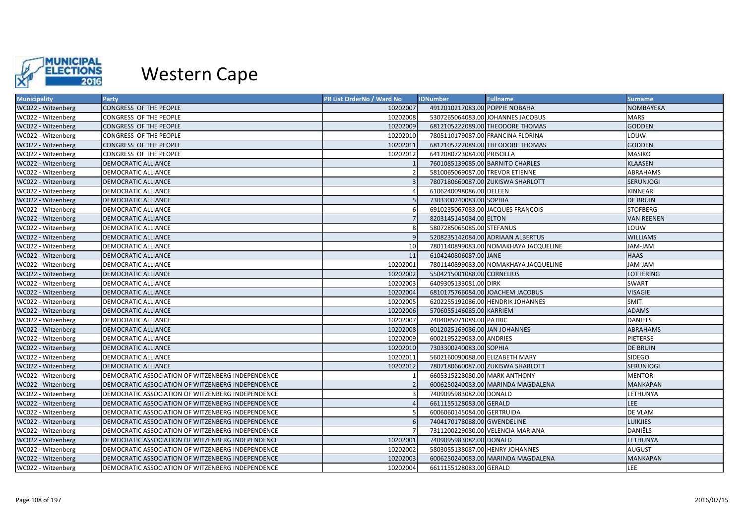# Western Cape

| Municipality | Party | PR List OrderNo / Ward No | IDNumber | Fullname | Surname |
|---|---|---|---|---|---|
| WC022 - Witzenberg | CONGRESS OF THE PEOPLE | 10202007 | 4912010217083.00 | POPPIE NOBAHA | NOMBAYEKA |
| WC022 - Witzenberg | CONGRESS OF THE PEOPLE | 10202008 | 5307265064083.00 | JOHANNES JACOBUS | MARS |
| WC022 - Witzenberg | CONGRESS OF THE PEOPLE | 10202009 | 6812105222089.00 | THEODORE THOMAS | GODDEN |
| WC022 - Witzenberg | CONGRESS OF THE PEOPLE | 10202010 | 7805110179087.00 | FRANCINA FLORINA | LOUW |
| WC022 - Witzenberg | CONGRESS OF THE PEOPLE | 10202011 | 6812105222089.00 | THEODORE THOMAS | GODDEN |
| WC022 - Witzenberg | CONGRESS OF THE PEOPLE | 10202012 | 6412080723084.00 | PRISCILLA | MASIKO |
| WC022 - Witzenberg | DEMOCRATIC ALLIANCE | 1 | 7601085139085.00 | BARNITO CHARLES | KLAASEN |
| WC022 - Witzenberg | DEMOCRATIC ALLIANCE | 2 | 5810065069087.00 | TREVOR ETIENNE | ABRAHAMS |
| WC022 - Witzenberg | DEMOCRATIC ALLIANCE | 3 | 7807180660087.00 | ZUKISWA SHARLOTT | SERUNJOGI |
| WC022 - Witzenberg | DEMOCRATIC ALLIANCE | 4 | 6106240098086.00 | DELEEN | KINNEAR |
| WC022 - Witzenberg | DEMOCRATIC ALLIANCE | 5 | 7303300240083.00 | SOPHIA | DE BRUIN |
| WC022 - Witzenberg | DEMOCRATIC ALLIANCE | 6 | 6910235067083.00 | JACQUES FRANCOIS | STOFBERG |
| WC022 - Witzenberg | DEMOCRATIC ALLIANCE | 7 | 8203145145084.00 | ELTON | VAN REENEN |
| WC022 - Witzenberg | DEMOCRATIC ALLIANCE | 8 | 5807285065085.00 | STEFANUS | LOUW |
| WC022 - Witzenberg | DEMOCRATIC ALLIANCE | 9 | 5208235142084.00 | ADRIAAN ALBERTUS | WILLIAMS |
| WC022 - Witzenberg | DEMOCRATIC ALLIANCE | 10 | 7801140899083.00 | NOMAKHAYA JACQUELINE | JAM-JAM |
| WC022 - Witzenberg | DEMOCRATIC ALLIANCE | 11 | 6104240806087.00 | JANE | HAAS |
| WC022 - Witzenberg | DEMOCRATIC ALLIANCE | 10202001 | 7801140899083.00 | NOMAKHAYA JACQUELINE | JAM-JAM |
| WC022 - Witzenberg | DEMOCRATIC ALLIANCE | 10202002 | 5504215001088.00 | CORNELIUS | LOTTERING |
| WC022 - Witzenberg | DEMOCRATIC ALLIANCE | 10202003 | 6409305133081.00 | DIRK | SWART |
| WC022 - Witzenberg | DEMOCRATIC ALLIANCE | 10202004 | 6810175766084.00 | JOACHEM JACOBUS | VISAGIE |
| WC022 - Witzenberg | DEMOCRATIC ALLIANCE | 10202005 | 6202255192086.00 | HENDRIK JOHANNES | SMIT |
| WC022 - Witzenberg | DEMOCRATIC ALLIANCE | 10202006 | 5706055146085.00 | KARRIEM | ADAMS |
| WC022 - Witzenberg | DEMOCRATIC ALLIANCE | 10202007 | 7404085071089.00 | PATRIC | DANIELS |
| WC022 - Witzenberg | DEMOCRATIC ALLIANCE | 10202008 | 6012025169086.00 | JAN JOHANNES | ABRAHAMS |
| WC022 - Witzenberg | DEMOCRATIC ALLIANCE | 10202009 | 6002195229083.00 | ANDRIES | PIETERSE |
| WC022 - Witzenberg | DEMOCRATIC ALLIANCE | 10202010 | 7303300240083.00 | SOPHIA | DE BRUIN |
| WC022 - Witzenberg | DEMOCRATIC ALLIANCE | 10202011 | 5602160090088.00 | ELIZABETH MARY | SIDEGO |
| WC022 - Witzenberg | DEMOCRATIC ALLIANCE | 10202012 | 7807180660087.00 | ZUKISWA SHARLOTT | SERUNJOGI |
| WC022 - Witzenberg | DEMOCRATIC ASSOCIATION OF WITZENBERG INDEPENDENCE | 1 | 6605315228080.00 | MARK ANTHONY | MENTOR |
| WC022 - Witzenberg | DEMOCRATIC ASSOCIATION OF WITZENBERG INDEPENDENCE | 2 | 6006250240083.00 | MARINDA MAGDALENA | MANKAPAN |
| WC022 - Witzenberg | DEMOCRATIC ASSOCIATION OF WITZENBERG INDEPENDENCE | 3 | 7409095983082.00 | DONALD | LETHUNYA |
| WC022 - Witzenberg | DEMOCRATIC ASSOCIATION OF WITZENBERG INDEPENDENCE | 4 | 6611155128083.00 | GERALD | LEE |
| WC022 - Witzenberg | DEMOCRATIC ASSOCIATION OF WITZENBERG INDEPENDENCE | 5 | 6006060145084.00 | GERTRUIDA | DE VLAM |
| WC022 - Witzenberg | DEMOCRATIC ASSOCIATION OF WITZENBERG INDEPENDENCE | 6 | 7404170178088.00 | GWENDELINE | LUIKJIES |
| WC022 - Witzenberg | DEMOCRATIC ASSOCIATION OF WITZENBERG INDEPENDENCE | 7 | 7311200229080.00 | VELENCIA MARIANA | DANIËLS |
| WC022 - Witzenberg | DEMOCRATIC ASSOCIATION OF WITZENBERG INDEPENDENCE | 10202001 | 7409095983082.00 | DONALD | LETHUNYA |
| WC022 - Witzenberg | DEMOCRATIC ASSOCIATION OF WITZENBERG INDEPENDENCE | 10202002 | 5803055138087.00 | HENRY JOHANNES | AUGUST |
| WC022 - Witzenberg | DEMOCRATIC ASSOCIATION OF WITZENBERG INDEPENDENCE | 10202003 | 6006250240083.00 | MARINDA MAGDALENA | MANKAPAN |
| WC022 - Witzenberg | DEMOCRATIC ASSOCIATION OF WITZENBERG INDEPENDENCE | 10202004 | 6611155128083.00 | GERALD | LEE |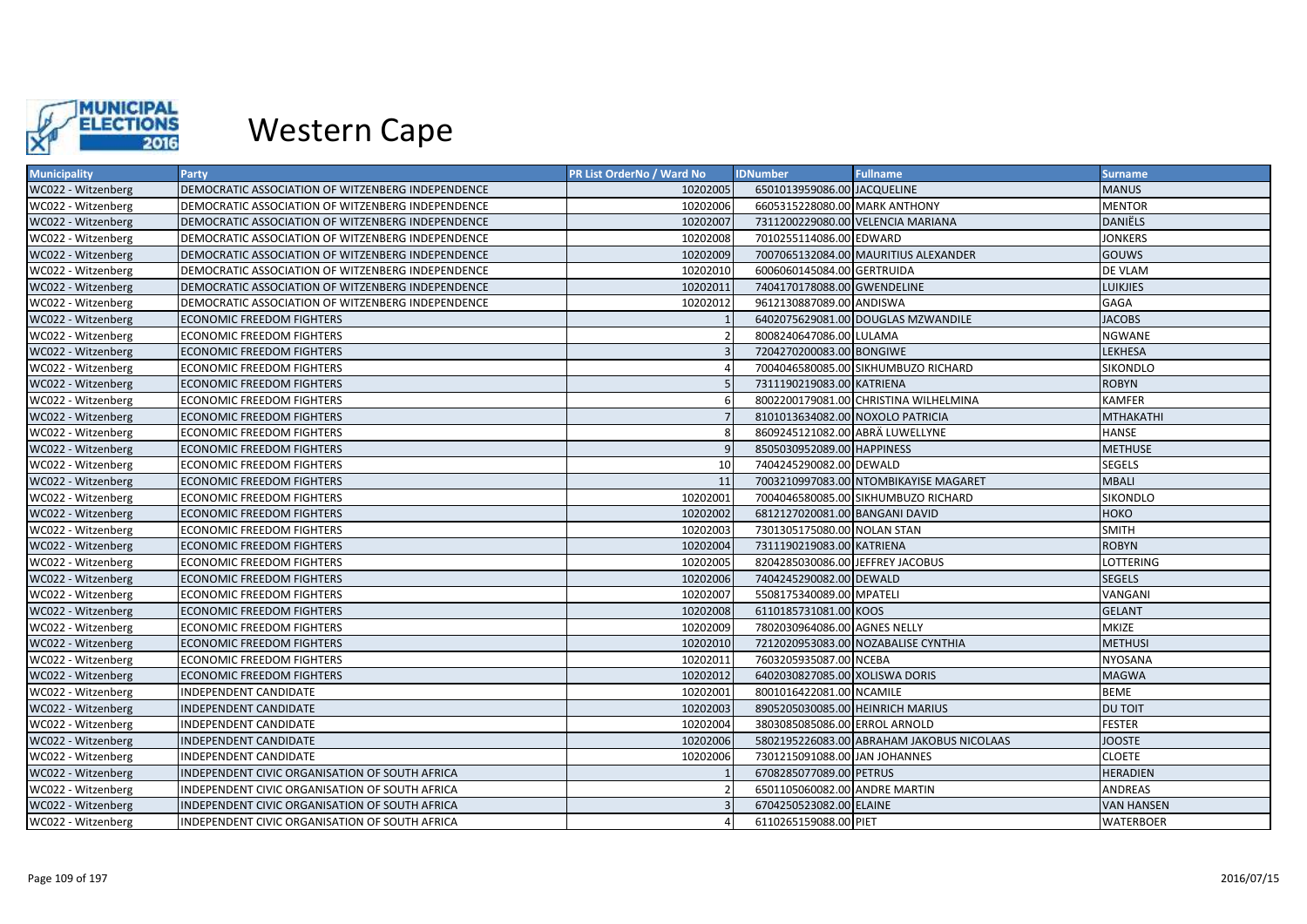# Western Cape

| Municipality | Party | PR List OrderNo / Ward No | IDNumber | Fullname | Surname |
|---|---|---|---|---|---|
| WC022 - Witzenberg | DEMOCRATIC ASSOCIATION OF WITZENBERG INDEPENDENCE | 10202005 | 6501013959086.00 | JACQUELINE | MANUS |
| WC022 - Witzenberg | DEMOCRATIC ASSOCIATION OF WITZENBERG INDEPENDENCE | 10202006 | 6605315228080.00 | MARK ANTHONY | MENTOR |
| WC022 - Witzenberg | DEMOCRATIC ASSOCIATION OF WITZENBERG INDEPENDENCE | 10202007 | 7311200229080.00 | VELENCIA MARIANA | DANIËLS |
| WC022 - Witzenberg | DEMOCRATIC ASSOCIATION OF WITZENBERG INDEPENDENCE | 10202008 | 7010255114086.00 | EDWARD | JONKERS |
| WC022 - Witzenberg | DEMOCRATIC ASSOCIATION OF WITZENBERG INDEPENDENCE | 10202009 | 7007065132084.00 | MAURITIUS ALEXANDER | GOUWS |
| WC022 - Witzenberg | DEMOCRATIC ASSOCIATION OF WITZENBERG INDEPENDENCE | 10202010 | 6006060145084.00 | GERTRUIDA | DE VLAM |
| WC022 - Witzenberg | DEMOCRATIC ASSOCIATION OF WITZENBERG INDEPENDENCE | 10202011 | 7404170178088.00 | GWENDELINE | LUIKJIES |
| WC022 - Witzenberg | DEMOCRATIC ASSOCIATION OF WITZENBERG INDEPENDENCE | 10202012 | 9612130887089.00 | ANDISWA | GAGA |
| WC022 - Witzenberg | ECONOMIC FREEDOM FIGHTERS | 1 | 6402075629081.00 | DOUGLAS MZWANDILE | JACOBS |
| WC022 - Witzenberg | ECONOMIC FREEDOM FIGHTERS | 2 | 8008240647086.00 | LULAMA | NGWANE |
| WC022 - Witzenberg | ECONOMIC FREEDOM FIGHTERS | 3 | 7204270200083.00 | BONGIWE | LEKHESA |
| WC022 - Witzenberg | ECONOMIC FREEDOM FIGHTERS | 4 | 7004046580085.00 | SIKHUMBUZO RICHARD | SIKONDLO |
| WC022 - Witzenberg | ECONOMIC FREEDOM FIGHTERS | 5 | 7311190219083.00 | KATRIENA | ROBYN |
| WC022 - Witzenberg | ECONOMIC FREEDOM FIGHTERS | 6 | 8002200179081.00 | CHRISTINA WILHELMINA | KAMFER |
| WC022 - Witzenberg | ECONOMIC FREEDOM FIGHTERS | 7 | 8101013634082.00 | NOXOLO PATRICIA | MTHAKATHI |
| WC022 - Witzenberg | ECONOMIC FREEDOM FIGHTERS | 8 | 8609245121082.00 | ABRÄ LUWELLYNE | HANSE |
| WC022 - Witzenberg | ECONOMIC FREEDOM FIGHTERS | 9 | 8505030952089.00 | HAPPINESS | METHUSE |
| WC022 - Witzenberg | ECONOMIC FREEDOM FIGHTERS | 10 | 7404245290082.00 | DEWALD | SEGELS |
| WC022 - Witzenberg | ECONOMIC FREEDOM FIGHTERS | 11 | 7003210997083.00 | NTOMBIKAYISE MAGARET | MBALI |
| WC022 - Witzenberg | ECONOMIC FREEDOM FIGHTERS | 10202001 | 7004046580085.00 | SIKHUMBUZO RICHARD | SIKONDLO |
| WC022 - Witzenberg | ECONOMIC FREEDOM FIGHTERS | 10202002 | 6812127020081.00 | BANGANI DAVID | HOKO |
| WC022 - Witzenberg | ECONOMIC FREEDOM FIGHTERS | 10202003 | 7301305175080.00 | NOLAN STAN | SMITH |
| WC022 - Witzenberg | ECONOMIC FREEDOM FIGHTERS | 10202004 | 7311190219083.00 | KATRIENA | ROBYN |
| WC022 - Witzenberg | ECONOMIC FREEDOM FIGHTERS | 10202005 | 8204285030086.00 | JEFFREY JACOBUS | LOTTERING |
| WC022 - Witzenberg | ECONOMIC FREEDOM FIGHTERS | 10202006 | 7404245290082.00 | DEWALD | SEGELS |
| WC022 - Witzenberg | ECONOMIC FREEDOM FIGHTERS | 10202007 | 5508175340089.00 | MPATELI | VANGANI |
| WC022 - Witzenberg | ECONOMIC FREEDOM FIGHTERS | 10202008 | 6110185731081.00 | KOOS | GELANT |
| WC022 - Witzenberg | ECONOMIC FREEDOM FIGHTERS | 10202009 | 7802030964086.00 | AGNES NELLY | MKIZE |
| WC022 - Witzenberg | ECONOMIC FREEDOM FIGHTERS | 10202010 | 7212020953083.00 | NOZABALISE CYNTHIA | METHUSI |
| WC022 - Witzenberg | ECONOMIC FREEDOM FIGHTERS | 10202011 | 7603205935087.00 | NCEBA | NYOSANA |
| WC022 - Witzenberg | ECONOMIC FREEDOM FIGHTERS | 10202012 | 6402030827085.00 | XOLISWA DORIS | MAGWA |
| WC022 - Witzenberg | INDEPENDENT CANDIDATE | 10202001 | 8001016422081.00 | NCAMILE | BEME |
| WC022 - Witzenberg | INDEPENDENT CANDIDATE | 10202003 | 8905205030085.00 | HEINRICH MARIUS | DU TOIT |
| WC022 - Witzenberg | INDEPENDENT CANDIDATE | 10202004 | 3803085085086.00 | ERROL ARNOLD | FESTER |
| WC022 - Witzenberg | INDEPENDENT CANDIDATE | 10202006 | 5802195226083.00 | ABRAHAM JAKOBUS NICOLAAS | JOOSTE |
| WC022 - Witzenberg | INDEPENDENT CANDIDATE | 10202006 | 7301215091088.00 | JAN JOHANNES | CLOETE |
| WC022 - Witzenberg | INDEPENDENT CIVIC ORGANISATION OF SOUTH AFRICA | 1 | 6708285077089.00 | PETRUS | HERADIEN |
| WC022 - Witzenberg | INDEPENDENT CIVIC ORGANISATION OF SOUTH AFRICA | 2 | 6501105060082.00 | ANDRE MARTIN | ANDREAS |
| WC022 - Witzenberg | INDEPENDENT CIVIC ORGANISATION OF SOUTH AFRICA | 3 | 6704250523082.00 | ELAINE | VAN HANSEN |
| WC022 - Witzenberg | INDEPENDENT CIVIC ORGANISATION OF SOUTH AFRICA | 4 | 6110265159088.00 | PIET | WATERBOER |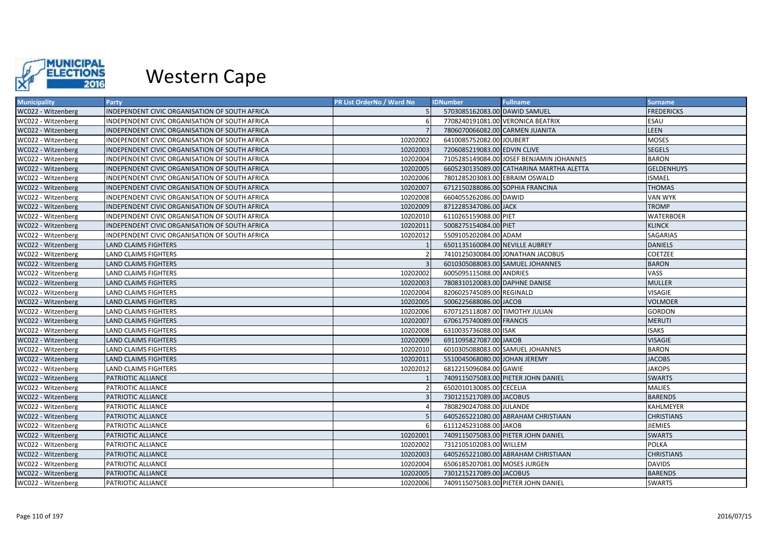# Western Cape

| Municipality | Party | PR List OrderNo / Ward No | IDNumber | Fullname | Surname |
|---|---|---|---|---|---|
| WC022 - Witzenberg | INDEPENDENT CIVIC ORGANISATION OF SOUTH AFRICA | 5 | 5703085162083.00 | DAWID SAMUEL | FREDERICKS |
| WC022 - Witzenberg | INDEPENDENT CIVIC ORGANISATION OF SOUTH AFRICA | 6 | 7708240191081.00 | VERONICA BEATRIX | ESAU |
| WC022 - Witzenberg | INDEPENDENT CIVIC ORGANISATION OF SOUTH AFRICA | 7 | 7806070066082.00 | CARMEN JUANITA | LEEN |
| WC022 - Witzenberg | INDEPENDENT CIVIC ORGANISATION OF SOUTH AFRICA | 10202002 | 6410085752082.00 | JOUBERT | MOSES |
| WC022 - Witzenberg | INDEPENDENT CIVIC ORGANISATION OF SOUTH AFRICA | 10202003 | 7206085219083.00 | EDVIN CLIVE | SEGELS |
| WC022 - Witzenberg | INDEPENDENT CIVIC ORGANISATION OF SOUTH AFRICA | 10202004 | 7105285149084.00 | JOSEF BENJAMIN JOHANNES | BARON |
| WC022 - Witzenberg | INDEPENDENT CIVIC ORGANISATION OF SOUTH AFRICA | 10202005 | 6605230135089.00 | CATHARINA MARTHA ALETTA | GELDENHUYS |
| WC022 - Witzenberg | INDEPENDENT CIVIC ORGANISATION OF SOUTH AFRICA | 10202006 | 7801285203083.00 | EBRAIM OSWALD | ISMAEL |
| WC022 - Witzenberg | INDEPENDENT CIVIC ORGANISATION OF SOUTH AFRICA | 10202007 | 6712150288086.00 | SOPHIA FRANCINA | THOMAS |
| WC022 - Witzenberg | INDEPENDENT CIVIC ORGANISATION OF SOUTH AFRICA | 10202008 | 6604055262086.00 | DAWID | VAN WYK |
| WC022 - Witzenberg | INDEPENDENT CIVIC ORGANISATION OF SOUTH AFRICA | 10202009 | 8712285347086.00 | JACK | TROMP |
| WC022 - Witzenberg | INDEPENDENT CIVIC ORGANISATION OF SOUTH AFRICA | 10202010 | 6110265159088.00 | PIET | WATERBOER |
| WC022 - Witzenberg | INDEPENDENT CIVIC ORGANISATION OF SOUTH AFRICA | 10202011 | 5008275154084.00 | PIET | KLINCK |
| WC022 - Witzenberg | INDEPENDENT CIVIC ORGANISATION OF SOUTH AFRICA | 10202012 | 5509105202084.00 | ADAM | SAGARIAS |
| WC022 - Witzenberg | LAND CLAIMS FIGHTERS | 1 | 6501135160084.00 | NEVILLE AUBREY | DANIELS |
| WC022 - Witzenberg | LAND CLAIMS FIGHTERS | 2 | 7410125030084.00 | JONATHAN JACOBUS | COETZEE |
| WC022 - Witzenberg | LAND CLAIMS FIGHTERS | 3 | 6010305088083.00 | SAMUEL JOHANNES | BARON |
| WC022 - Witzenberg | LAND CLAIMS FIGHTERS | 10202002 | 6005095115088.00 | ANDRIES | VASS |
| WC022 - Witzenberg | LAND CLAIMS FIGHTERS | 10202003 | 7808310120083.00 | DAPHNE DANISE | MULLER |
| WC022 - Witzenberg | LAND CLAIMS FIGHTERS | 10202004 | 8206025745089.00 | REGINALD | VISAGIE |
| WC022 - Witzenberg | LAND CLAIMS FIGHTERS | 10202005 | 5006225688086.00 | JACOB | VOLMOER |
| WC022 - Witzenberg | LAND CLAIMS FIGHTERS | 10202006 | 6707125118087.00 | TIMOTHY JULIAN | GORDON |
| WC022 - Witzenberg | LAND CLAIMS FIGHTERS | 10202007 | 6706175740089.00 | FRANCIS | MERUTI |
| WC022 - Witzenberg | LAND CLAIMS FIGHTERS | 10202008 | 6310035736088.00 | ISAK | ISAKS |
| WC022 - Witzenberg | LAND CLAIMS FIGHTERS | 10202009 | 6911095827087.00 | JAKOB | VISAGIE |
| WC022 - Witzenberg | LAND CLAIMS FIGHTERS | 10202010 | 6010305088083.00 | SAMUEL JOHANNES | BARON |
| WC022 - Witzenberg | LAND CLAIMS FIGHTERS | 10202011 | 5510045068080.00 | JOHAN JEREMY | JACOBS |
| WC022 - Witzenberg | LAND CLAIMS FIGHTERS | 10202012 | 6812215096084.00 | GAWIE | JAKOPS |
| WC022 - Witzenberg | PATRIOTIC ALLIANCE | 1 | 7409115075083.00 | PIETER JOHN DANIEL | SWARTS |
| WC022 - Witzenberg | PATRIOTIC ALLIANCE | 2 | 6502010130085.00 | CECELIA | MALIES |
| WC022 - Witzenberg | PATRIOTIC ALLIANCE | 3 | 7301215217089.00 | JACOBUS | BARENDS |
| WC022 - Witzenberg | PATRIOTIC ALLIANCE | 4 | 7808290247088.00 | JULANDE | KAHLMEYER |
| WC022 - Witzenberg | PATRIOTIC ALLIANCE | 5 | 6405265221080.00 | ABRAHAM CHRISTIAAN | CHRISTIANS |
| WC022 - Witzenberg | PATRIOTIC ALLIANCE | 6 | 6111245231088.00 | JAKOB | JIEMIES |
| WC022 - Witzenberg | PATRIOTIC ALLIANCE | 10202001 | 7409115075083.00 | PIETER JOHN DANIEL | SWARTS |
| WC022 - Witzenberg | PATRIOTIC ALLIANCE | 10202002 | 7312105102083.00 | WILLEM | POLKA |
| WC022 - Witzenberg | PATRIOTIC ALLIANCE | 10202003 | 6405265221080.00 | ABRAHAM CHRISTIAAN | CHRISTIANS |
| WC022 - Witzenberg | PATRIOTIC ALLIANCE | 10202004 | 6506185207081.00 | MOSES JURGEN | DAVIDS |
| WC022 - Witzenberg | PATRIOTIC ALLIANCE | 10202005 | 7301215217089.00 | JACOBUS | BARENDS |
| WC022 - Witzenberg | PATRIOTIC ALLIANCE | 10202006 | 7409115075083.00 | PIETER JOHN DANIEL | SWARTS |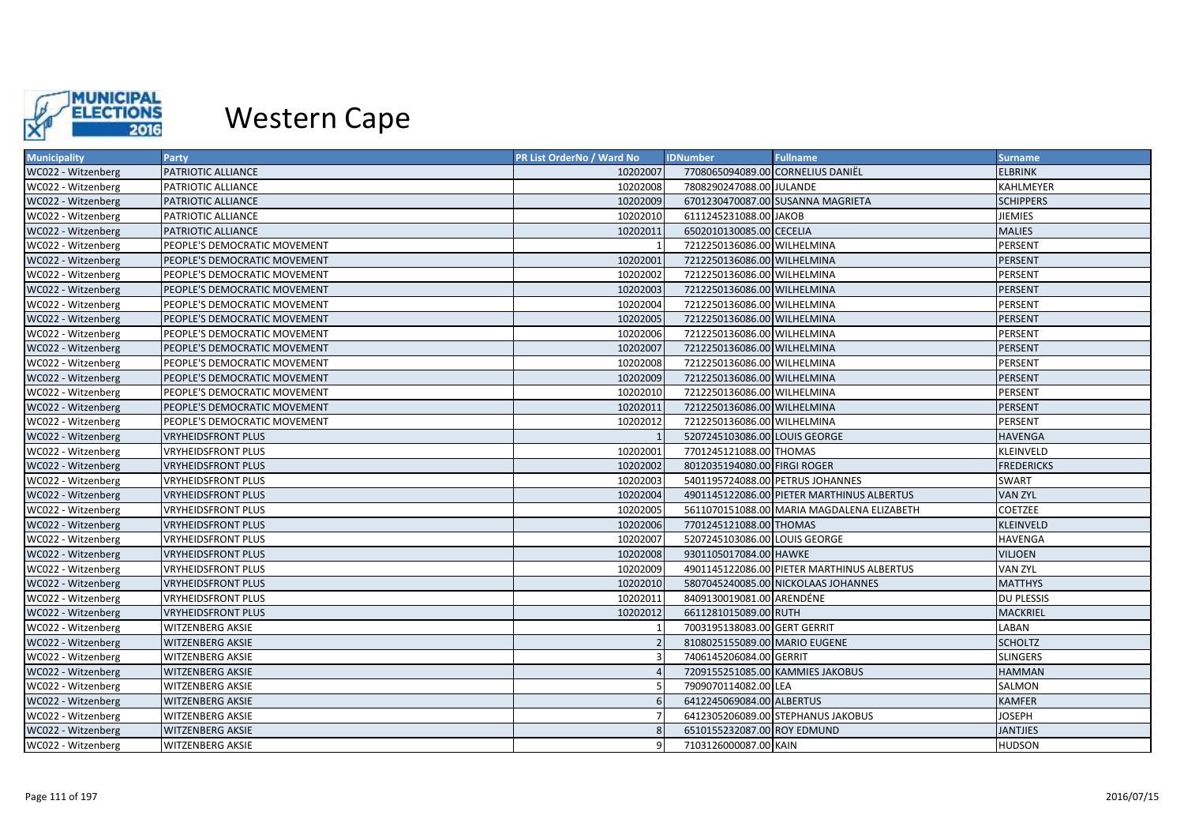# Western Cape

| Municipality | Party | PR List OrderNo / Ward No | IDNumber | Fullname | Surname |
|---|---|---|---|---|---|
| WC022 - Witzenberg | PATRIOTIC ALLIANCE | 10202007 | 7708065094089.00 | CORNELIUS DANIËL | ELBRINK |
| WC022 - Witzenberg | PATRIOTIC ALLIANCE | 10202008 | 7808290247088.00 | JULANDE | KAHLMEYER |
| WC022 - Witzenberg | PATRIOTIC ALLIANCE | 10202009 | 6701230470087.00 | SUSANNA MAGRIETA | SCHIPPERS |
| WC022 - Witzenberg | PATRIOTIC ALLIANCE | 10202010 | 6111245231088.00 | JAKOB | JIEMIES |
| WC022 - Witzenberg | PATRIOTIC ALLIANCE | 10202011 | 6502010130085.00 | CECELIA | MALIES |
| WC022 - Witzenberg | PEOPLE'S DEMOCRATIC MOVEMENT | 1 | 7212250136086.00 | WILHELMINA | PERSENT |
| WC022 - Witzenberg | PEOPLE'S DEMOCRATIC MOVEMENT | 10202001 | 7212250136086.00 | WILHELMINA | PERSENT |
| WC022 - Witzenberg | PEOPLE'S DEMOCRATIC MOVEMENT | 10202002 | 7212250136086.00 | WILHELMINA | PERSENT |
| WC022 - Witzenberg | PEOPLE'S DEMOCRATIC MOVEMENT | 10202003 | 7212250136086.00 | WILHELMINA | PERSENT |
| WC022 - Witzenberg | PEOPLE'S DEMOCRATIC MOVEMENT | 10202004 | 7212250136086.00 | WILHELMINA | PERSENT |
| WC022 - Witzenberg | PEOPLE'S DEMOCRATIC MOVEMENT | 10202005 | 7212250136086.00 | WILHELMINA | PERSENT |
| WC022 - Witzenberg | PEOPLE'S DEMOCRATIC MOVEMENT | 10202006 | 7212250136086.00 | WILHELMINA | PERSENT |
| WC022 - Witzenberg | PEOPLE'S DEMOCRATIC MOVEMENT | 10202007 | 7212250136086.00 | WILHELMINA | PERSENT |
| WC022 - Witzenberg | PEOPLE'S DEMOCRATIC MOVEMENT | 10202008 | 7212250136086.00 | WILHELMINA | PERSENT |
| WC022 - Witzenberg | PEOPLE'S DEMOCRATIC MOVEMENT | 10202009 | 7212250136086.00 | WILHELMINA | PERSENT |
| WC022 - Witzenberg | PEOPLE'S DEMOCRATIC MOVEMENT | 10202010 | 7212250136086.00 | WILHELMINA | PERSENT |
| WC022 - Witzenberg | PEOPLE'S DEMOCRATIC MOVEMENT | 10202011 | 7212250136086.00 | WILHELMINA | PERSENT |
| WC022 - Witzenberg | PEOPLE'S DEMOCRATIC MOVEMENT | 10202012 | 7212250136086.00 | WILHELMINA | PERSENT |
| WC022 - Witzenberg | VRYHEIDSFRONT PLUS | 1 | 5207245103086.00 | LOUIS GEORGE | HAVENGA |
| WC022 - Witzenberg | VRYHEIDSFRONT PLUS | 10202001 | 7701245121088.00 | THOMAS | KLEINVELD |
| WC022 - Witzenberg | VRYHEIDSFRONT PLUS | 10202002 | 8012035194080.00 | FIRGI ROGER | FREDERICKS |
| WC022 - Witzenberg | VRYHEIDSFRONT PLUS | 10202003 | 5401195724088.00 | PETRUS JOHANNES | SWART |
| WC022 - Witzenberg | VRYHEIDSFRONT PLUS | 10202004 | 4901145122086.00 | PIETER MARTHINUS ALBERTUS | VAN ZYL |
| WC022 - Witzenberg | VRYHEIDSFRONT PLUS | 10202005 | 5611070151088.00 | MARIA MAGDALENA ELIZABETH | COETZEE |
| WC022 - Witzenberg | VRYHEIDSFRONT PLUS | 10202006 | 7701245121088.00 | THOMAS | KLEINVELD |
| WC022 - Witzenberg | VRYHEIDSFRONT PLUS | 10202007 | 5207245103086.00 | LOUIS GEORGE | HAVENGA |
| WC022 - Witzenberg | VRYHEIDSFRONT PLUS | 10202008 | 9301105017084.00 | HAWKE | VILJOEN |
| WC022 - Witzenberg | VRYHEIDSFRONT PLUS | 10202009 | 4901145122086.00 | PIETER MARTHINUS ALBERTUS | VAN ZYL |
| WC022 - Witzenberg | VRYHEIDSFRONT PLUS | 10202010 | 5807045240085.00 | NICKOLAAS JOHANNES | MATTHYS |
| WC022 - Witzenberg | VRYHEIDSFRONT PLUS | 10202011 | 8409130019081.00 | ARENDÉNE | DU PLESSIS |
| WC022 - Witzenberg | VRYHEIDSFRONT PLUS | 10202012 | 6611281015089.00 | RUTH | MACKRIEL |
| WC022 - Witzenberg | WITZENBERG AKSIE | 1 | 7003195138083.00 | GERT GERRIT | LABAN |
| WC022 - Witzenberg | WITZENBERG AKSIE | 2 | 8108025155089.00 | MARIO EUGENE | SCHOLTZ |
| WC022 - Witzenberg | WITZENBERG AKSIE | 3 | 7406145206084.00 | GERRIT | SLINGERS |
| WC022 - Witzenberg | WITZENBERG AKSIE | 4 | 7209155251085.00 | KAMMIES JAKOBUS | HAMMAN |
| WC022 - Witzenberg | WITZENBERG AKSIE | 5 | 7909070114082.00 | LEA | SALMON |
| WC022 - Witzenberg | WITZENBERG AKSIE | 6 | 6412245069084.00 | ALBERTUS | KAMFER |
| WC022 - Witzenberg | WITZENBERG AKSIE | 7 | 6412305206089.00 | STEPHANUS JAKOBUS | JOSEPH |
| WC022 - Witzenberg | WITZENBERG AKSIE | 8 | 6510155232087.00 | ROY EDMUND | JANTJIES |
| WC022 - Witzenberg | WITZENBERG AKSIE | 9 | 7103126000087.00 | KAIN | HUDSON |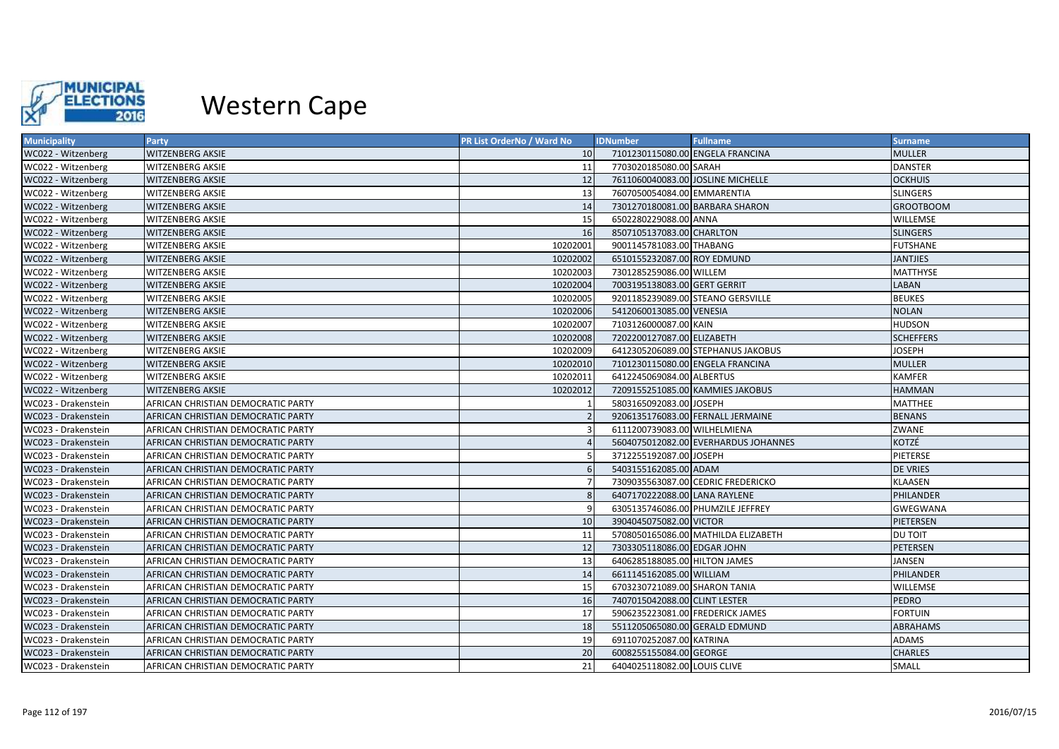# Western Cape

| Municipality | Party | PR List OrderNo / Ward No | IDNumber | Fullname | Surname |
|---|---|---|---|---|---|
| WC022 - Witzenberg | WITZENBERG AKSIE | 10 | 7101230115080.00 | ENGELA FRANCINA | MULLER |
| WC022 - Witzenberg | WITZENBERG AKSIE | 11 | 7703020185080.00 | SARAH | DANSTER |
| WC022 - Witzenberg | WITZENBERG AKSIE | 12 | 7611060040083.00 | JOSLINE MICHELLE | OCKHUIS |
| WC022 - Witzenberg | WITZENBERG AKSIE | 13 | 7607050054084.00 | EMMARENTIA | SLINGERS |
| WC022 - Witzenberg | WITZENBERG AKSIE | 14 | 7301270180081.00 | BARBARA SHARON | GROOTBOOM |
| WC022 - Witzenberg | WITZENBERG AKSIE | 15 | 6502280229088.00 | ANNA | WILLEMSE |
| WC022 - Witzenberg | WITZENBERG AKSIE | 16 | 8507105137083.00 | CHARLTON | SLINGERS |
| WC022 - Witzenberg | WITZENBERG AKSIE | 10202001 | 9001145781083.00 | THABANG | FUTSHANE |
| WC022 - Witzenberg | WITZENBERG AKSIE | 10202002 | 6510155232087.00 | ROY EDMUND | JANTJIES |
| WC022 - Witzenberg | WITZENBERG AKSIE | 10202003 | 7301285259086.00 | WILLEM | MATTHYSE |
| WC022 - Witzenberg | WITZENBERG AKSIE | 10202004 | 7003195138083.00 | GERT GERRIT | LABAN |
| WC022 - Witzenberg | WITZENBERG AKSIE | 10202005 | 9201185239089.00 | STEANO GERSVILLE | BEUKES |
| WC022 - Witzenberg | WITZENBERG AKSIE | 10202006 | 5412060013085.00 | VENESIA | NOLAN |
| WC022 - Witzenberg | WITZENBERG AKSIE | 10202007 | 7103126000087.00 | KAIN | HUDSON |
| WC022 - Witzenberg | WITZENBERG AKSIE | 10202008 | 7202200127087.00 | ELIZABETH | SCHEFFERS |
| WC022 - Witzenberg | WITZENBERG AKSIE | 10202009 | 6412305206089.00 | STEPHANUS JAKOBUS | JOSEPH |
| WC022 - Witzenberg | WITZENBERG AKSIE | 10202010 | 7101230115080.00 | ENGELA FRANCINA | MULLER |
| WC022 - Witzenberg | WITZENBERG AKSIE | 10202011 | 6412245069084.00 | ALBERTUS | KAMFER |
| WC022 - Witzenberg | WITZENBERG AKSIE | 10202012 | 7209155251085.00 | KAMMIES JAKOBUS | HAMMAN |
| WC023 - Drakenstein | AFRICAN CHRISTIAN DEMOCRATIC PARTY | 1 | 5803165092083.00 | JOSEPH | MATTHEE |
| WC023 - Drakenstein | AFRICAN CHRISTIAN DEMOCRATIC PARTY | 2 | 9206135176083.00 | FERNALL JERMAINE | BENANS |
| WC023 - Drakenstein | AFRICAN CHRISTIAN DEMOCRATIC PARTY | 3 | 6111200739083.00 | WILHELMIENA | ZWANE |
| WC023 - Drakenstein | AFRICAN CHRISTIAN DEMOCRATIC PARTY | 4 | 5604075012082.00 | EVERHARDUS JOHANNES | KOTZÉ |
| WC023 - Drakenstein | AFRICAN CHRISTIAN DEMOCRATIC PARTY | 5 | 3712255192087.00 | JOSEPH | PIETERSE |
| WC023 - Drakenstein | AFRICAN CHRISTIAN DEMOCRATIC PARTY | 6 | 5403155162085.00 | ADAM | DE VRIES |
| WC023 - Drakenstein | AFRICAN CHRISTIAN DEMOCRATIC PARTY | 7 | 7309035563087.00 | CEDRIC FREDERICKO | KLAASEN |
| WC023 - Drakenstein | AFRICAN CHRISTIAN DEMOCRATIC PARTY | 8 | 6407170222088.00 | LANA RAYLENE | PHILANDER |
| WC023 - Drakenstein | AFRICAN CHRISTIAN DEMOCRATIC PARTY | 9 | 6305135746086.00 | PHUMZILE JEFFREY | GWEGWANA |
| WC023 - Drakenstein | AFRICAN CHRISTIAN DEMOCRATIC PARTY | 10 | 3904045075082.00 | VICTOR | PIETERSEN |
| WC023 - Drakenstein | AFRICAN CHRISTIAN DEMOCRATIC PARTY | 11 | 5708050165086.00 | MATHILDA ELIZABETH | DU TOIT |
| WC023 - Drakenstein | AFRICAN CHRISTIAN DEMOCRATIC PARTY | 12 | 7303305118086.00 | EDGAR JOHN | PETERSEN |
| WC023 - Drakenstein | AFRICAN CHRISTIAN DEMOCRATIC PARTY | 13 | 6406285188085.00 | HILTON JAMES | JANSEN |
| WC023 - Drakenstein | AFRICAN CHRISTIAN DEMOCRATIC PARTY | 14 | 6611145162085.00 | WILLIAM | PHILANDER |
| WC023 - Drakenstein | AFRICAN CHRISTIAN DEMOCRATIC PARTY | 15 | 6703230721089.00 | SHARON TANIA | WILLEMSE |
| WC023 - Drakenstein | AFRICAN CHRISTIAN DEMOCRATIC PARTY | 16 | 7407015042088.00 | CLINT LESTER | PEDRO |
| WC023 - Drakenstein | AFRICAN CHRISTIAN DEMOCRATIC PARTY | 17 | 5906235223081.00 | FREDERICK JAMES | FORTUIN |
| WC023 - Drakenstein | AFRICAN CHRISTIAN DEMOCRATIC PARTY | 18 | 5511205065080.00 | GERALD EDMUND | ABRAHAMS |
| WC023 - Drakenstein | AFRICAN CHRISTIAN DEMOCRATIC PARTY | 19 | 6911070252087.00 | KATRINA | ADAMS |
| WC023 - Drakenstein | AFRICAN CHRISTIAN DEMOCRATIC PARTY | 20 | 6008255155084.00 | GEORGE | CHARLES |
| WC023 - Drakenstein | AFRICAN CHRISTIAN DEMOCRATIC PARTY | 21 | 6404025118082.00 | LOUIS CLIVE | SMALL |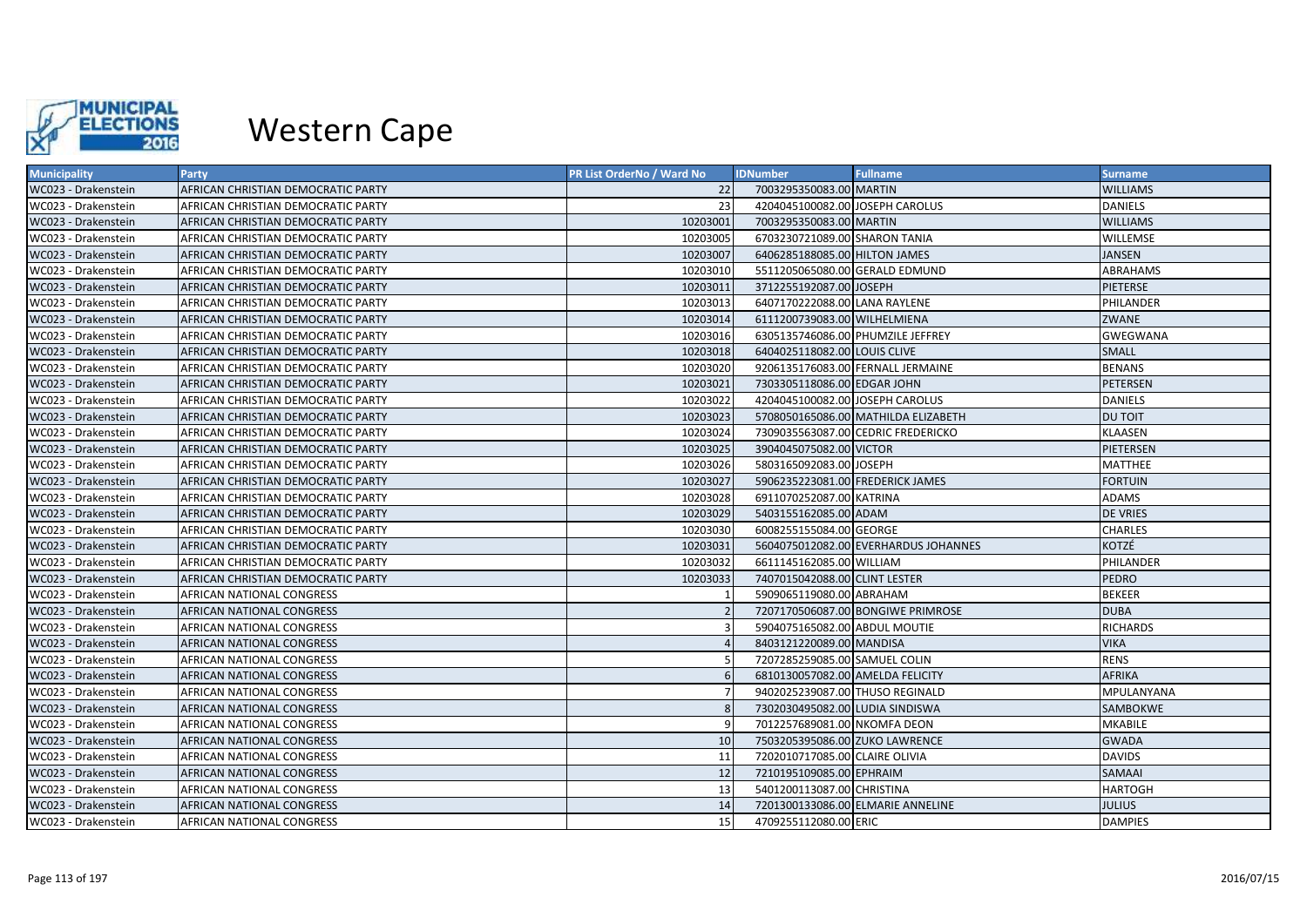# Western Cape

| Municipality | Party | PR List OrderNo / Ward No | IDNumber | Fullname | Surname |
|---|---|---|---|---|---|
| WC023 - Drakenstein | AFRICAN CHRISTIAN DEMOCRATIC PARTY | 22 | 7003295350083.00 | MARTIN | WILLIAMS |
| WC023 - Drakenstein | AFRICAN CHRISTIAN DEMOCRATIC PARTY | 23 | 4204045100082.00 | JOSEPH CAROLUS | DANIELS |
| WC023 - Drakenstein | AFRICAN CHRISTIAN DEMOCRATIC PARTY | 10203001 | 7003295350083.00 | MARTIN | WILLIAMS |
| WC023 - Drakenstein | AFRICAN CHRISTIAN DEMOCRATIC PARTY | 10203005 | 6703230721089.00 | SHARON TANIA | WILLEMSE |
| WC023 - Drakenstein | AFRICAN CHRISTIAN DEMOCRATIC PARTY | 10203007 | 6406285188085.00 | HILTON JAMES | JANSEN |
| WC023 - Drakenstein | AFRICAN CHRISTIAN DEMOCRATIC PARTY | 10203010 | 5511205065080.00 | GERALD EDMUND | ABRAHAMS |
| WC023 - Drakenstein | AFRICAN CHRISTIAN DEMOCRATIC PARTY | 10203011 | 3712255192087.00 | JOSEPH | PIETERSE |
| WC023 - Drakenstein | AFRICAN CHRISTIAN DEMOCRATIC PARTY | 10203013 | 6407170222088.00 | LANA RAYLENE | PHILANDER |
| WC023 - Drakenstein | AFRICAN CHRISTIAN DEMOCRATIC PARTY | 10203014 | 6111200739083.00 | WILHELMIENA | ZWANE |
| WC023 - Drakenstein | AFRICAN CHRISTIAN DEMOCRATIC PARTY | 10203016 | 6305135746086.00 | PHUMZILE JEFFREY | GWEGWANA |
| WC023 - Drakenstein | AFRICAN CHRISTIAN DEMOCRATIC PARTY | 10203018 | 6404025118082.00 | LOUIS CLIVE | SMALL |
| WC023 - Drakenstein | AFRICAN CHRISTIAN DEMOCRATIC PARTY | 10203020 | 9206135176083.00 | FERNALL JERMAINE | BENANS |
| WC023 - Drakenstein | AFRICAN CHRISTIAN DEMOCRATIC PARTY | 10203021 | 7303305118086.00 | EDGAR JOHN | PETERSEN |
| WC023 - Drakenstein | AFRICAN CHRISTIAN DEMOCRATIC PARTY | 10203022 | 4204045100082.00 | JOSEPH CAROLUS | DANIELS |
| WC023 - Drakenstein | AFRICAN CHRISTIAN DEMOCRATIC PARTY | 10203023 | 5708050165086.00 | MATHILDA ELIZABETH | DU TOIT |
| WC023 - Drakenstein | AFRICAN CHRISTIAN DEMOCRATIC PARTY | 10203024 | 7309035563087.00 | CEDRIC FREDERICKO | KLAASEN |
| WC023 - Drakenstein | AFRICAN CHRISTIAN DEMOCRATIC PARTY | 10203025 | 3904045075082.00 | VICTOR | PIETERSEN |
| WC023 - Drakenstein | AFRICAN CHRISTIAN DEMOCRATIC PARTY | 10203026 | 5803165092083.00 | JOSEPH | MATTHEE |
| WC023 - Drakenstein | AFRICAN CHRISTIAN DEMOCRATIC PARTY | 10203027 | 5906235223081.00 | FREDERICK JAMES | FORTUIN |
| WC023 - Drakenstein | AFRICAN CHRISTIAN DEMOCRATIC PARTY | 10203028 | 6911070252087.00 | KATRINA | ADAMS |
| WC023 - Drakenstein | AFRICAN CHRISTIAN DEMOCRATIC PARTY | 10203029 | 5403155162085.00 | ADAM | DE VRIES |
| WC023 - Drakenstein | AFRICAN CHRISTIAN DEMOCRATIC PARTY | 10203030 | 6008255155084.00 | GEORGE | CHARLES |
| WC023 - Drakenstein | AFRICAN CHRISTIAN DEMOCRATIC PARTY | 10203031 | 5604075012082.00 | EVERHARDUS JOHANNES | KOTZÉ |
| WC023 - Drakenstein | AFRICAN CHRISTIAN DEMOCRATIC PARTY | 10203032 | 6611145162085.00 | WILLIAM | PHILANDER |
| WC023 - Drakenstein | AFRICAN CHRISTIAN DEMOCRATIC PARTY | 10203033 | 7407015042088.00 | CLINT LESTER | PEDRO |
| WC023 - Drakenstein | AFRICAN NATIONAL CONGRESS | 1 | 5909065119080.00 | ABRAHAM | BEKEER |
| WC023 - Drakenstein | AFRICAN NATIONAL CONGRESS | 2 | 7207170506087.00 | BONGIWE PRIMROSE | DUBA |
| WC023 - Drakenstein | AFRICAN NATIONAL CONGRESS | 3 | 5904075165082.00 | ABDUL MOUTIE | RICHARDS |
| WC023 - Drakenstein | AFRICAN NATIONAL CONGRESS | 4 | 8403121220089.00 | MANDISA | VIKA |
| WC023 - Drakenstein | AFRICAN NATIONAL CONGRESS | 5 | 7207285259085.00 | SAMUEL COLIN | RENS |
| WC023 - Drakenstein | AFRICAN NATIONAL CONGRESS | 6 | 6810130057082.00 | AMELDA FELICITY | AFRIKA |
| WC023 - Drakenstein | AFRICAN NATIONAL CONGRESS | 7 | 9402025239087.00 | THUSO REGINALD | MPULANYANA |
| WC023 - Drakenstein | AFRICAN NATIONAL CONGRESS | 8 | 7302030495082.00 | LUDIA SINDISWA | SAMBOKWE |
| WC023 - Drakenstein | AFRICAN NATIONAL CONGRESS | 9 | 7012257689081.00 | NKOMFA DEON | MKABILE |
| WC023 - Drakenstein | AFRICAN NATIONAL CONGRESS | 10 | 7503205395086.00 | ZUKO LAWRENCE | GWADA |
| WC023 - Drakenstein | AFRICAN NATIONAL CONGRESS | 11 | 7202010717085.00 | CLAIRE OLIVIA | DAVIDS |
| WC023 - Drakenstein | AFRICAN NATIONAL CONGRESS | 12 | 7210195109085.00 | EPHRAIM | SAMAAI |
| WC023 - Drakenstein | AFRICAN NATIONAL CONGRESS | 13 | 5401200113087.00 | CHRISTINA | HARTOGH |
| WC023 - Drakenstein | AFRICAN NATIONAL CONGRESS | 14 | 7201300133086.00 | ELMARIE ANNELINE | JULIUS |
| WC023 - Drakenstein | AFRICAN NATIONAL CONGRESS | 15 | 4709255112080.00 | ERIC | DAMPIES |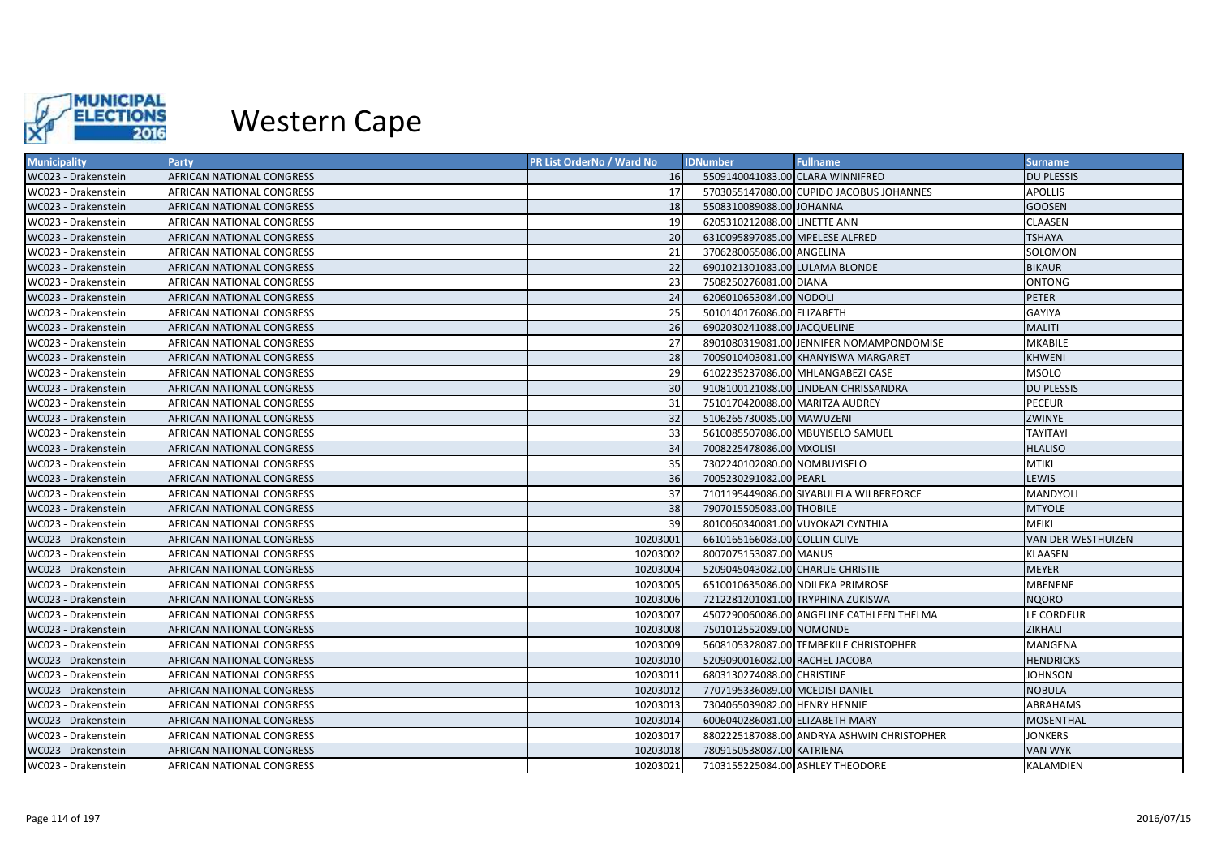# Western Cape

| Municipality | Party | PR List OrderNo / Ward No | IDNumber | Fullname | Surname |
|---|---|---|---|---|---|
| WC023 - Drakenstein | AFRICAN NATIONAL CONGRESS | 16 | 5509140041083.00 | CLARA WINNIFRED | DU PLESSIS |
| WC023 - Drakenstein | AFRICAN NATIONAL CONGRESS | 17 | 5703055147080.00 | CUPIDO JACOBUS JOHANNES | APOLLIS |
| WC023 - Drakenstein | AFRICAN NATIONAL CONGRESS | 18 | 5508310089088.00 | JOHANNA | GOOSEN |
| WC023 - Drakenstein | AFRICAN NATIONAL CONGRESS | 19 | 6205310212088.00 | LINETTE ANN | CLAASEN |
| WC023 - Drakenstein | AFRICAN NATIONAL CONGRESS | 20 | 6310095897085.00 | MPELESE ALFRED | TSHAYA |
| WC023 - Drakenstein | AFRICAN NATIONAL CONGRESS | 21 | 3706280065086.00 | ANGELINA | SOLOMON |
| WC023 - Drakenstein | AFRICAN NATIONAL CONGRESS | 22 | 6901021301083.00 | LULAMA BLONDE | BIKAUR |
| WC023 - Drakenstein | AFRICAN NATIONAL CONGRESS | 23 | 7508250276081.00 | DIANA | ONTONG |
| WC023 - Drakenstein | AFRICAN NATIONAL CONGRESS | 24 | 6206010653084.00 | NODOLI | PETER |
| WC023 - Drakenstein | AFRICAN NATIONAL CONGRESS | 25 | 5010140176086.00 | ELIZABETH | GAYIYA |
| WC023 - Drakenstein | AFRICAN NATIONAL CONGRESS | 26 | 6902030241088.00 | JACQUELINE | MALITI |
| WC023 - Drakenstein | AFRICAN NATIONAL CONGRESS | 27 | 8901080319081.00 | JENNIFER NOMAMPONDOMISE | MKABILE |
| WC023 - Drakenstein | AFRICAN NATIONAL CONGRESS | 28 | 7009010403081.00 | KHANYISWA MARGARET | KHWENI |
| WC023 - Drakenstein | AFRICAN NATIONAL CONGRESS | 29 | 6102235237086.00 | MHLANGABEZI CASE | MSOLO |
| WC023 - Drakenstein | AFRICAN NATIONAL CONGRESS | 30 | 9108100121088.00 | LINDEAN CHRISSANDRA | DU PLESSIS |
| WC023 - Drakenstein | AFRICAN NATIONAL CONGRESS | 31 | 7510170420088.00 | MARITZA AUDREY | PECEUR |
| WC023 - Drakenstein | AFRICAN NATIONAL CONGRESS | 32 | 5106265730085.00 | MAWUZENI | ZWINYE |
| WC023 - Drakenstein | AFRICAN NATIONAL CONGRESS | 33 | 5610085507086.00 | MBUYISELO SAMUEL | TAYITAYI |
| WC023 - Drakenstein | AFRICAN NATIONAL CONGRESS | 34 | 7008225478086.00 | MXOLISI | HLALISO |
| WC023 - Drakenstein | AFRICAN NATIONAL CONGRESS | 35 | 7302240102080.00 | NOMBUYISELO | MTIKI |
| WC023 - Drakenstein | AFRICAN NATIONAL CONGRESS | 36 | 7005230291082.00 | PEARL | LEWIS |
| WC023 - Drakenstein | AFRICAN NATIONAL CONGRESS | 37 | 7101195449086.00 | SIYABULELA WILBERFORCE | MANDYOLI |
| WC023 - Drakenstein | AFRICAN NATIONAL CONGRESS | 38 | 7907015505083.00 | THOBILE | MTYOLE |
| WC023 - Drakenstein | AFRICAN NATIONAL CONGRESS | 39 | 8010060340081.00 | VUYOKAZI CYNTHIA | MFIKI |
| WC023 - Drakenstein | AFRICAN NATIONAL CONGRESS | 10203001 | 6610165166083.00 | COLLIN CLIVE | VAN DER WESTHUIZEN |
| WC023 - Drakenstein | AFRICAN NATIONAL CONGRESS | 10203002 | 8007075153087.00 | MANUS | KLAASEN |
| WC023 - Drakenstein | AFRICAN NATIONAL CONGRESS | 10203004 | 5209045043082.00 | CHARLIE CHRISTIE | MEYER |
| WC023 - Drakenstein | AFRICAN NATIONAL CONGRESS | 10203005 | 6510010635086.00 | NDILEKA PRIMROSE | MBENENE |
| WC023 - Drakenstein | AFRICAN NATIONAL CONGRESS | 10203006 | 7212281201081.00 | TRYPHINA ZUKISWA | NQORO |
| WC023 - Drakenstein | AFRICAN NATIONAL CONGRESS | 10203007 | 4507290060086.00 | ANGELINE CATHLEEN THELMA | LE CORDEUR |
| WC023 - Drakenstein | AFRICAN NATIONAL CONGRESS | 10203008 | 7501012552089.00 | NOMONDE | ZIKHALI |
| WC023 - Drakenstein | AFRICAN NATIONAL CONGRESS | 10203009 | 5608105328087.00 | TEMBEKILE CHRISTOPHER | MANGENA |
| WC023 - Drakenstein | AFRICAN NATIONAL CONGRESS | 10203010 | 5209090016082.00 | RACHEL JACOBA | HENDRICKS |
| WC023 - Drakenstein | AFRICAN NATIONAL CONGRESS | 10203011 | 6803130274088.00 | CHRISTINE | JOHNSON |
| WC023 - Drakenstein | AFRICAN NATIONAL CONGRESS | 10203012 | 7707195336089.00 | MCEDISI DANIEL | NOBULA |
| WC023 - Drakenstein | AFRICAN NATIONAL CONGRESS | 10203013 | 7304065039082.00 | HENRY HENNIE | ABRAHAMS |
| WC023 - Drakenstein | AFRICAN NATIONAL CONGRESS | 10203014 | 6006040286081.00 | ELIZABETH MARY | MOSENTHAL |
| WC023 - Drakenstein | AFRICAN NATIONAL CONGRESS | 10203017 | 8802225187088.00 | ANDRYA ASHWIN CHRISTOPHER | JONKERS |
| WC023 - Drakenstein | AFRICAN NATIONAL CONGRESS | 10203018 | 7809150538087.00 | KATRIENA | VAN WYK |
| WC023 - Drakenstein | AFRICAN NATIONAL CONGRESS | 10203021 | 7103155225084.00 | ASHLEY THEODORE | KALAMDIEN |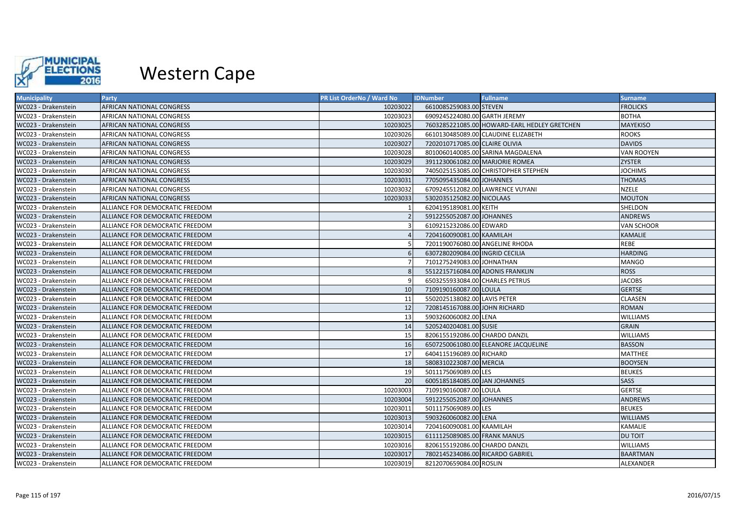# Western Cape

| Municipality | Party | PR List OrderNo / Ward No | IDNumber | Fullname | Surname |
|---|---|---|---|---|---|
| WC023 - Drakenstein | AFRICAN NATIONAL CONGRESS | 10203022 | 6610085259083.00 | STEVEN | FROLICKS |
| WC023 - Drakenstein | AFRICAN NATIONAL CONGRESS | 10203023 | 6909245224080.00 | GARTH JEREMY | BOTHA |
| WC023 - Drakenstein | AFRICAN NATIONAL CONGRESS | 10203025 | 7603285221085.00 | HOWARD-EARL HEDLEY GRETCHEN | MAYEKISO |
| WC023 - Drakenstein | AFRICAN NATIONAL CONGRESS | 10203026 | 6610130485089.00 | CLAUDINE ELIZABETH | ROOKS |
| WC023 - Drakenstein | AFRICAN NATIONAL CONGRESS | 10203027 | 7202010717085.00 | CLAIRE OLIVIA | DAVIDS |
| WC023 - Drakenstein | AFRICAN NATIONAL CONGRESS | 10203028 | 8010060140085.00 | SARINA MAGDALENA | VAN ROOYEN |
| WC023 - Drakenstein | AFRICAN NATIONAL CONGRESS | 10203029 | 3911230061082.00 | MARJORIE ROMEA | ZYSTER |
| WC023 - Drakenstein | AFRICAN NATIONAL CONGRESS | 10203030 | 7405025153085.00 | CHRISTOPHER STEPHEN | JOCHIMS |
| WC023 - Drakenstein | AFRICAN NATIONAL CONGRESS | 10203031 | 7705095435084.00 | JOHANNES | THOMAS |
| WC023 - Drakenstein | AFRICAN NATIONAL CONGRESS | 10203032 | 6709245512082.00 | LAWRENCE VUYANI | NZELE |
| WC023 - Drakenstein | AFRICAN NATIONAL CONGRESS | 10203033 | 5302035125082.00 | NICOLAAS | MOUTON |
| WC023 - Drakenstein | ALLIANCE FOR DEMOCRATIC FREEDOM | 1 | 6204195189081.00 | KEITH | SHELDON |
| WC023 - Drakenstein | ALLIANCE FOR DEMOCRATIC FREEDOM | 2 | 5912255052087.00 | JOHANNES | ANDREWS |
| WC023 - Drakenstein | ALLIANCE FOR DEMOCRATIC FREEDOM | 3 | 6109215232086.00 | EDWARD | VAN SCHOOR |
| WC023 - Drakenstein | ALLIANCE FOR DEMOCRATIC FREEDOM | 4 | 7204160090081.00 | KAAMILAH | KAMALIE |
| WC023 - Drakenstein | ALLIANCE FOR DEMOCRATIC FREEDOM | 5 | 7201190076080.00 | ANGELINE RHODA | REBE |
| WC023 - Drakenstein | ALLIANCE FOR DEMOCRATIC FREEDOM | 6 | 6307280209084.00 | INGRID CECILIA | HARDING |
| WC023 - Drakenstein | ALLIANCE FOR DEMOCRATIC FREEDOM | 7 | 7101275249083.00 | JOHNATHAN | MANGO |
| WC023 - Drakenstein | ALLIANCE FOR DEMOCRATIC FREEDOM | 8 | 5512215716084.00 | ADONIS FRANKLIN | ROSS |
| WC023 - Drakenstein | ALLIANCE FOR DEMOCRATIC FREEDOM | 9 | 6503255933084.00 | CHARLES PETRUS | JACOBS |
| WC023 - Drakenstein | ALLIANCE FOR DEMOCRATIC FREEDOM | 10 | 7109190160087.00 | LOULA | GERTSE |
| WC023 - Drakenstein | ALLIANCE FOR DEMOCRATIC FREEDOM | 11 | 5502025138082.00 | LAVIS PETER | CLAASEN |
| WC023 - Drakenstein | ALLIANCE FOR DEMOCRATIC FREEDOM | 12 | 7208145167088.00 | JOHN RICHARD | ROMAN |
| WC023 - Drakenstein | ALLIANCE FOR DEMOCRATIC FREEDOM | 13 | 5903260060082.00 | LENA | WILLIAMS |
| WC023 - Drakenstein | ALLIANCE FOR DEMOCRATIC FREEDOM | 14 | 5205240204081.00 | SUSIE | GRAIN |
| WC023 - Drakenstein | ALLIANCE FOR DEMOCRATIC FREEDOM | 15 | 8206155192086.00 | CHARDO DANZIL | WILLIAMS |
| WC023 - Drakenstein | ALLIANCE FOR DEMOCRATIC FREEDOM | 16 | 6507250061080.00 | ELEANORE JACQUELINE | BASSON |
| WC023 - Drakenstein | ALLIANCE FOR DEMOCRATIC FREEDOM | 17 | 6404115196089.00 | RICHARD | MATTHEE |
| WC023 - Drakenstein | ALLIANCE FOR DEMOCRATIC FREEDOM | 18 | 5808310223087.00 | MERCIA | BOOYSEN |
| WC023 - Drakenstein | ALLIANCE FOR DEMOCRATIC FREEDOM | 19 | 5011175069089.00 | LES | BEUKES |
| WC023 - Drakenstein | ALLIANCE FOR DEMOCRATIC FREEDOM | 20 | 6005185184085.00 | JAN JOHANNES | SASS |
| WC023 - Drakenstein | ALLIANCE FOR DEMOCRATIC FREEDOM | 10203003 | 7109190160087.00 | LOULA | GERTSE |
| WC023 - Drakenstein | ALLIANCE FOR DEMOCRATIC FREEDOM | 10203004 | 5912255052087.00 | JOHANNES | ANDREWS |
| WC023 - Drakenstein | ALLIANCE FOR DEMOCRATIC FREEDOM | 10203011 | 5011175069089.00 | LES | BEUKES |
| WC023 - Drakenstein | ALLIANCE FOR DEMOCRATIC FREEDOM | 10203013 | 5903260060082.00 | LENA | WILLIAMS |
| WC023 - Drakenstein | ALLIANCE FOR DEMOCRATIC FREEDOM | 10203014 | 7204160090081.00 | KAAMILAH | KAMALIE |
| WC023 - Drakenstein | ALLIANCE FOR DEMOCRATIC FREEDOM | 10203015 | 6111125089085.00 | FRANK MANUS | DU TOIT |
| WC023 - Drakenstein | ALLIANCE FOR DEMOCRATIC FREEDOM | 10203016 | 8206155192086.00 | CHARDO DANZIL | WILLIAMS |
| WC023 - Drakenstein | ALLIANCE FOR DEMOCRATIC FREEDOM | 10203017 | 7802145234086.00 | RICARDO GABRIEL | BAARTMAN |
| WC023 - Drakenstein | ALLIANCE FOR DEMOCRATIC FREEDOM | 10203019 | 8212070659084.00 | ROSLIN | ALEXANDER |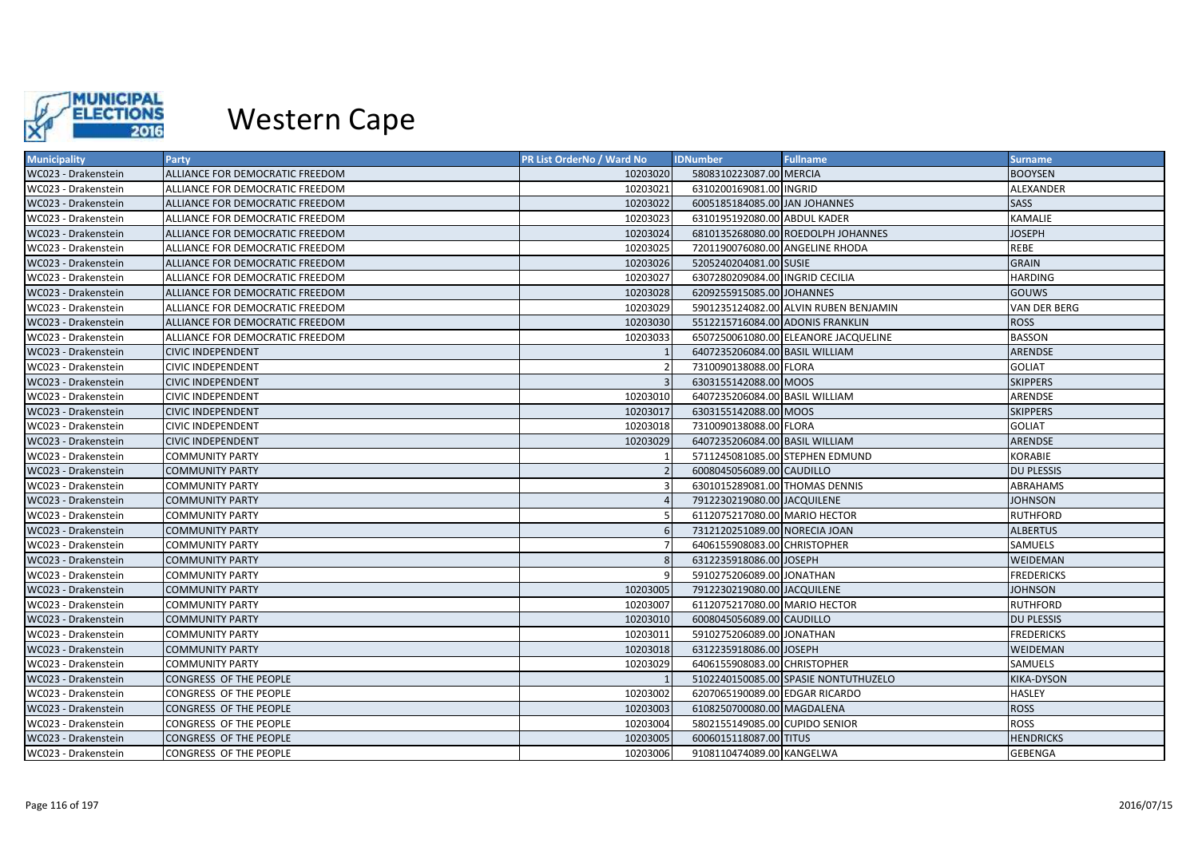# Western Cape

| Municipality | Party | PR List OrderNo / Ward No | IDNumber | Fullname | Surname |
|---|---|---|---|---|---|
| WC023 - Drakenstein | ALLIANCE FOR DEMOCRATIC FREEDOM | 10203020 | 5808310223087.00 | MERCIA | BOOYSEN |
| WC023 - Drakenstein | ALLIANCE FOR DEMOCRATIC FREEDOM | 10203021 | 6310200169081.00 | INGRID | ALEXANDER |
| WC023 - Drakenstein | ALLIANCE FOR DEMOCRATIC FREEDOM | 10203022 | 6005185184085.00 | JAN JOHANNES | SASS |
| WC023 - Drakenstein | ALLIANCE FOR DEMOCRATIC FREEDOM | 10203023 | 6310195192080.00 | ABDUL KADER | KAMALIE |
| WC023 - Drakenstein | ALLIANCE FOR DEMOCRATIC FREEDOM | 10203024 | 6810135268080.00 | ROEDOLPH JOHANNES | JOSEPH |
| WC023 - Drakenstein | ALLIANCE FOR DEMOCRATIC FREEDOM | 10203025 | 7201190076080.00 | ANGELINE RHODA | REBE |
| WC023 - Drakenstein | ALLIANCE FOR DEMOCRATIC FREEDOM | 10203026 | 5205240204081.00 | SUSIE | GRAIN |
| WC023 - Drakenstein | ALLIANCE FOR DEMOCRATIC FREEDOM | 10203027 | 6307280209084.00 | INGRID CECILIA | HARDING |
| WC023 - Drakenstein | ALLIANCE FOR DEMOCRATIC FREEDOM | 10203028 | 6209255915085.00 | JOHANNES | GOUWS |
| WC023 - Drakenstein | ALLIANCE FOR DEMOCRATIC FREEDOM | 10203029 | 5901235124082.00 | ALVIN RUBEN BENJAMIN | VAN DER BERG |
| WC023 - Drakenstein | ALLIANCE FOR DEMOCRATIC FREEDOM | 10203030 | 5512215716084.00 | ADONIS FRANKLIN | ROSS |
| WC023 - Drakenstein | ALLIANCE FOR DEMOCRATIC FREEDOM | 10203033 | 6507250061080.00 | ELEANORE JACQUELINE | BASSON |
| WC023 - Drakenstein | CIVIC INDEPENDENT | 1 | 6407235206084.00 | BASIL WILLIAM | ARENDSE |
| WC023 - Drakenstein | CIVIC INDEPENDENT | 2 | 7310090138088.00 | FLORA | GOLIAT |
| WC023 - Drakenstein | CIVIC INDEPENDENT | 3 | 6303155142088.00 | MOOS | SKIPPERS |
| WC023 - Drakenstein | CIVIC INDEPENDENT | 10203010 | 6407235206084.00 | BASIL WILLIAM | ARENDSE |
| WC023 - Drakenstein | CIVIC INDEPENDENT | 10203017 | 6303155142088.00 | MOOS | SKIPPERS |
| WC023 - Drakenstein | CIVIC INDEPENDENT | 10203018 | 7310090138088.00 | FLORA | GOLIAT |
| WC023 - Drakenstein | CIVIC INDEPENDENT | 10203029 | 6407235206084.00 | BASIL WILLIAM | ARENDSE |
| WC023 - Drakenstein | COMMUNITY PARTY | 1 | 5711245081085.00 | STEPHEN EDMUND | KORABIE |
| WC023 - Drakenstein | COMMUNITY PARTY | 2 | 6008045056089.00 | CAUDILLO | DU PLESSIS |
| WC023 - Drakenstein | COMMUNITY PARTY | 3 | 6301015289081.00 | THOMAS DENNIS | ABRAHAMS |
| WC023 - Drakenstein | COMMUNITY PARTY | 4 | 7912230219080.00 | JACQUILENE | JOHNSON |
| WC023 - Drakenstein | COMMUNITY PARTY | 5 | 6112075217080.00 | MARIO HECTOR | RUTHFORD |
| WC023 - Drakenstein | COMMUNITY PARTY | 6 | 7312120251089.00 | NORECIA JOAN | ALBERTUS |
| WC023 - Drakenstein | COMMUNITY PARTY | 7 | 6406155908083.00 | CHRISTOPHER | SAMUELS |
| WC023 - Drakenstein | COMMUNITY PARTY | 8 | 6312235918086.00 | JOSEPH | WEIDEMAN |
| WC023 - Drakenstein | COMMUNITY PARTY | 9 | 5910275206089.00 | JONATHAN | FREDERICKS |
| WC023 - Drakenstein | COMMUNITY PARTY | 10203005 | 7912230219080.00 | JACQUILENE | JOHNSON |
| WC023 - Drakenstein | COMMUNITY PARTY | 10203007 | 6112075217080.00 | MARIO HECTOR | RUTHFORD |
| WC023 - Drakenstein | COMMUNITY PARTY | 10203010 | 6008045056089.00 | CAUDILLO | DU PLESSIS |
| WC023 - Drakenstein | COMMUNITY PARTY | 10203011 | 5910275206089.00 | JONATHAN | FREDERICKS |
| WC023 - Drakenstein | COMMUNITY PARTY | 10203018 | 6312235918086.00 | JOSEPH | WEIDEMAN |
| WC023 - Drakenstein | COMMUNITY PARTY | 10203029 | 6406155908083.00 | CHRISTOPHER | SAMUELS |
| WC023 - Drakenstein | CONGRESS OF THE PEOPLE | 1 | 5102240150085.00 | SPASIE NONTUTHUZELO | KIKA-DYSON |
| WC023 - Drakenstein | CONGRESS OF THE PEOPLE | 10203002 | 6207065190089.00 | EDGAR RICARDO | HASLEY |
| WC023 - Drakenstein | CONGRESS OF THE PEOPLE | 10203003 | 6108250700080.00 | MAGDALENA | ROSS |
| WC023 - Drakenstein | CONGRESS OF THE PEOPLE | 10203004 | 5802155149085.00 | CUPIDO SENIOR | ROSS |
| WC023 - Drakenstein | CONGRESS OF THE PEOPLE | 10203005 | 6006015118087.00 | TITUS | HENDRICKS |
| WC023 - Drakenstein | CONGRESS OF THE PEOPLE | 10203006 | 9108110474089.00 | KANGELWA | GEBENGA |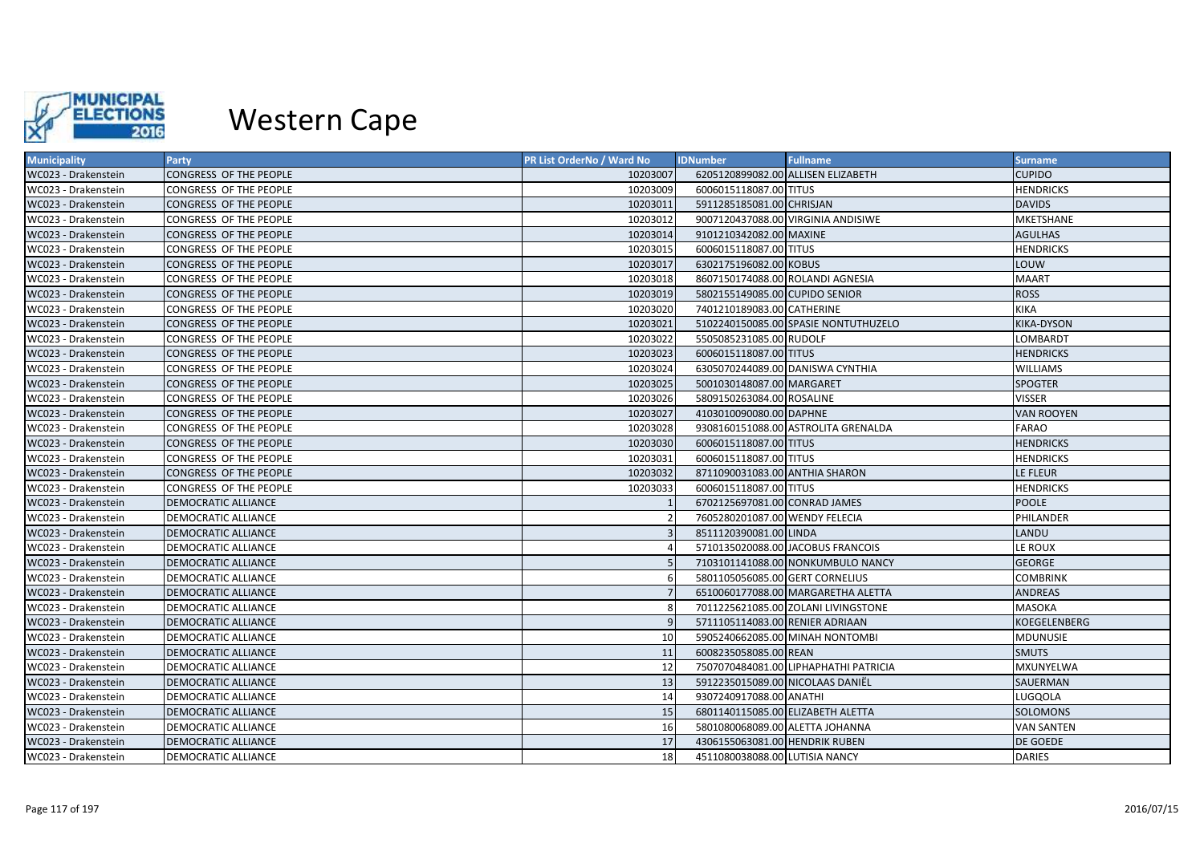# Western Cape

| Municipality | Party | PR List OrderNo / Ward No | IDNumber | Fullname | Surname |
|---|---|---|---|---|---|
| WC023 - Drakenstein | CONGRESS OF THE PEOPLE | 10203007 | 6205120899082.00 | ALLISEN ELIZABETH | CUPIDO |
| WC023 - Drakenstein | CONGRESS OF THE PEOPLE | 10203009 | 6006015118087.00 | TITUS | HENDRICKS |
| WC023 - Drakenstein | CONGRESS OF THE PEOPLE | 10203011 | 5911285185081.00 | CHRISJAN | DAVIDS |
| WC023 - Drakenstein | CONGRESS OF THE PEOPLE | 10203012 | 9007120437088.00 | VIRGINIA ANDISIWE | MKETSHANE |
| WC023 - Drakenstein | CONGRESS OF THE PEOPLE | 10203014 | 9101210342082.00 | MAXINE | AGULHAS |
| WC023 - Drakenstein | CONGRESS OF THE PEOPLE | 10203015 | 6006015118087.00 | TITUS | HENDRICKS |
| WC023 - Drakenstein | CONGRESS OF THE PEOPLE | 10203017 | 6302175196082.00 | KOBUS | LOUW |
| WC023 - Drakenstein | CONGRESS OF THE PEOPLE | 10203018 | 8607150174088.00 | ROLANDI AGNESIA | MAART |
| WC023 - Drakenstein | CONGRESS OF THE PEOPLE | 10203019 | 5802155149085.00 | CUPIDO SENIOR | ROSS |
| WC023 - Drakenstein | CONGRESS OF THE PEOPLE | 10203020 | 7401210189083.00 | CATHERINE | KIKA |
| WC023 - Drakenstein | CONGRESS OF THE PEOPLE | 10203021 | 5102240150085.00 | SPASIE NONTUTHUZELO | KIKA-DYSON |
| WC023 - Drakenstein | CONGRESS OF THE PEOPLE | 10203022 | 5505085231085.00 | RUDOLF | LOMBARDT |
| WC023 - Drakenstein | CONGRESS OF THE PEOPLE | 10203023 | 6006015118087.00 | TITUS | HENDRICKS |
| WC023 - Drakenstein | CONGRESS OF THE PEOPLE | 10203024 | 6305070244089.00 | DANISWA CYNTHIA | WILLIAMS |
| WC023 - Drakenstein | CONGRESS OF THE PEOPLE | 10203025 | 5001030148087.00 | MARGARET | SPOGTER |
| WC023 - Drakenstein | CONGRESS OF THE PEOPLE | 10203026 | 5809150263084.00 | ROSALINE | VISSER |
| WC023 - Drakenstein | CONGRESS OF THE PEOPLE | 10203027 | 4103010090080.00 | DAPHNE | VAN ROOYEN |
| WC023 - Drakenstein | CONGRESS OF THE PEOPLE | 10203028 | 9308160151088.00 | ASTROLITA GRENALDA | FARAO |
| WC023 - Drakenstein | CONGRESS OF THE PEOPLE | 10203030 | 6006015118087.00 | TITUS | HENDRICKS |
| WC023 - Drakenstein | CONGRESS OF THE PEOPLE | 10203031 | 6006015118087.00 | TITUS | HENDRICKS |
| WC023 - Drakenstein | CONGRESS OF THE PEOPLE | 10203032 | 8711090031083.00 | ANTHIA SHARON | LE FLEUR |
| WC023 - Drakenstein | CONGRESS OF THE PEOPLE | 10203033 | 6006015118087.00 | TITUS | HENDRICKS |
| WC023 - Drakenstein | DEMOCRATIC ALLIANCE | 1 | 6702125697081.00 | CONRAD JAMES | POOLE |
| WC023 - Drakenstein | DEMOCRATIC ALLIANCE | 2 | 7605280201087.00 | WENDY FELECIA | PHILANDER |
| WC023 - Drakenstein | DEMOCRATIC ALLIANCE | 3 | 8511120390081.00 | LINDA | LANDU |
| WC023 - Drakenstein | DEMOCRATIC ALLIANCE | 4 | 5710135020088.00 | JACOBUS FRANCOIS | LE ROUX |
| WC023 - Drakenstein | DEMOCRATIC ALLIANCE | 5 | 7103101141088.00 | NONKUMBULO NANCY | GEORGE |
| WC023 - Drakenstein | DEMOCRATIC ALLIANCE | 6 | 5801105056085.00 | GERT CORNELIUS | COMBRINK |
| WC023 - Drakenstein | DEMOCRATIC ALLIANCE | 7 | 6510060177088.00 | MARGARETHA ALETTA | ANDREAS |
| WC023 - Drakenstein | DEMOCRATIC ALLIANCE | 8 | 7011225621085.00 | ZOLANI LIVINGSTONE | MASOKA |
| WC023 - Drakenstein | DEMOCRATIC ALLIANCE | 9 | 5711105114083.00 | RENIER ADRIAAN | KOEGELENBERG |
| WC023 - Drakenstein | DEMOCRATIC ALLIANCE | 10 | 5905240662085.00 | MINAH NONTOMBI | MDUNUSIE |
| WC023 - Drakenstein | DEMOCRATIC ALLIANCE | 11 | 6008235058085.00 | REAN | SMUTS |
| WC023 - Drakenstein | DEMOCRATIC ALLIANCE | 12 | 7507070484081.00 | LIPHAPHATHI PATRICIA | MXUNYELWA |
| WC023 - Drakenstein | DEMOCRATIC ALLIANCE | 13 | 5912235015089.00 | NICOLAAS DANIËL | SAUERMAN |
| WC023 - Drakenstein | DEMOCRATIC ALLIANCE | 14 | 9307240917088.00 | ANATHI | LUGQOLA |
| WC023 - Drakenstein | DEMOCRATIC ALLIANCE | 15 | 6801140115085.00 | ELIZABETH ALETTA | SOLOMONS |
| WC023 - Drakenstein | DEMOCRATIC ALLIANCE | 16 | 5801080068089.00 | ALETTA JOHANNA | VAN SANTEN |
| WC023 - Drakenstein | DEMOCRATIC ALLIANCE | 17 | 4306155063081.00 | HENDRIK RUBEN | DE GOEDE |
| WC023 - Drakenstein | DEMOCRATIC ALLIANCE | 18 | 4511080038088.00 | LUTISIA NANCY | DARIES |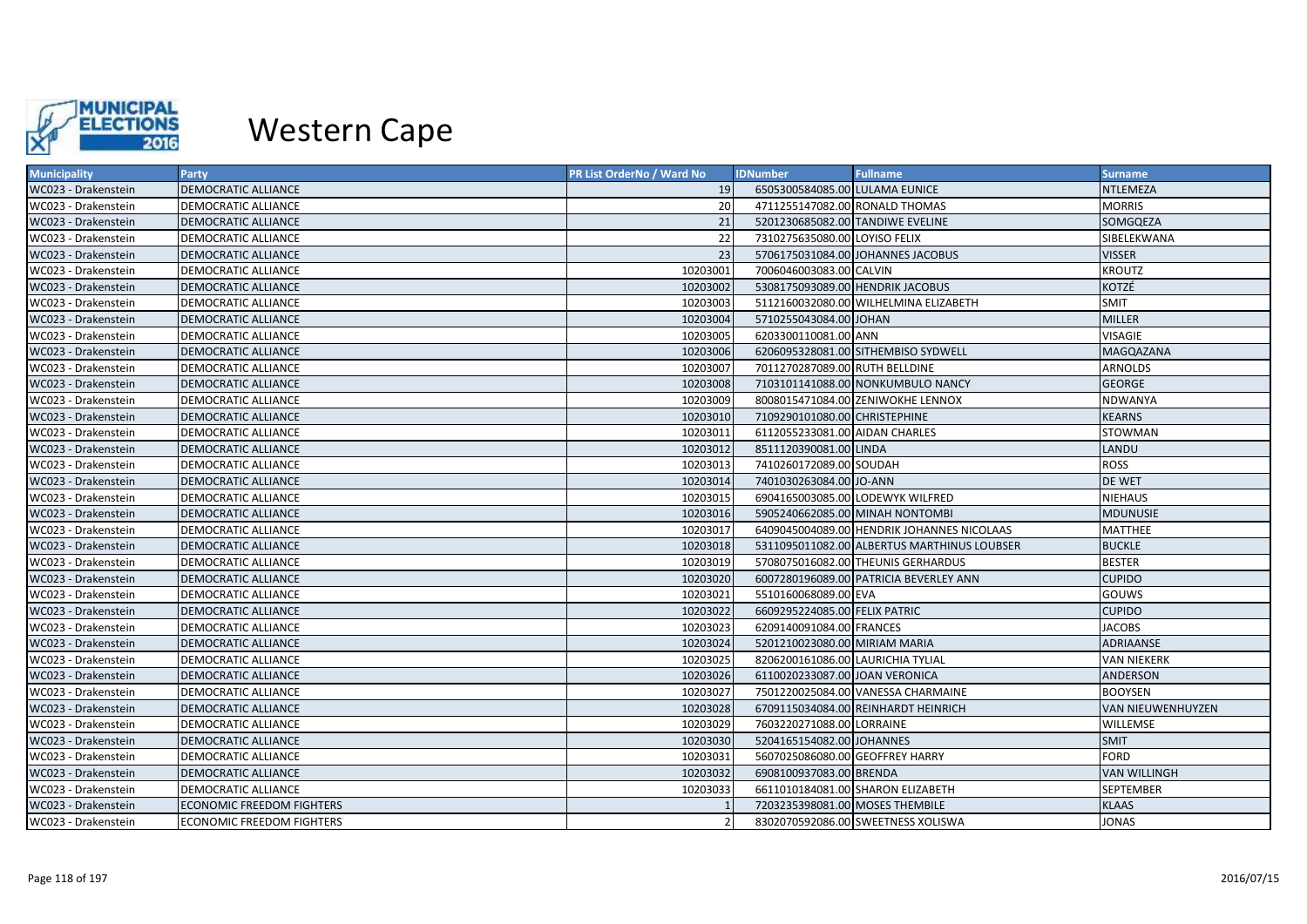# Western Cape

| Municipality | Party | PR List OrderNo / Ward No | IDNumber | Fullname | Surname |
|---|---|---|---|---|---|
| WC023 - Drakenstein | DEMOCRATIC ALLIANCE | 19 | 6505300584085.00 | LULAMA EUNICE | NTLEMEZA |
| WC023 - Drakenstein | DEMOCRATIC ALLIANCE | 20 | 4711255147082.00 | RONALD THOMAS | MORRIS |
| WC023 - Drakenstein | DEMOCRATIC ALLIANCE | 21 | 5201230685082.00 | TANDIWE EVELINE | SOMGQEZA |
| WC023 - Drakenstein | DEMOCRATIC ALLIANCE | 22 | 7310275635080.00 | LOYISO FELIX | SIBELEKWANA |
| WC023 - Drakenstein | DEMOCRATIC ALLIANCE | 23 | 5706175031084.00 | JOHANNES JACOBUS | VISSER |
| WC023 - Drakenstein | DEMOCRATIC ALLIANCE | 10203001 | 7006046003083.00 | CALVIN | KROUTZ |
| WC023 - Drakenstein | DEMOCRATIC ALLIANCE | 10203002 | 5308175093089.00 | HENDRIK JACOBUS | KOTZÉ |
| WC023 - Drakenstein | DEMOCRATIC ALLIANCE | 10203003 | 5112160032080.00 | WILHELMINA ELIZABETH | SMIT |
| WC023 - Drakenstein | DEMOCRATIC ALLIANCE | 10203004 | 5710255043084.00 | JOHAN | MILLER |
| WC023 - Drakenstein | DEMOCRATIC ALLIANCE | 10203005 | 6203300110081.00 | ANN | VISAGIE |
| WC023 - Drakenstein | DEMOCRATIC ALLIANCE | 10203006 | 6206095328081.00 | SITHEMBISO SYDWELL | MAGQAZANA |
| WC023 - Drakenstein | DEMOCRATIC ALLIANCE | 10203007 | 7011270287089.00 | RUTH BELLDINE | ARNOLDS |
| WC023 - Drakenstein | DEMOCRATIC ALLIANCE | 10203008 | 7103101141088.00 | NONKUMBULO NANCY | GEORGE |
| WC023 - Drakenstein | DEMOCRATIC ALLIANCE | 10203009 | 8008015471084.00 | ZENIWOKHE LENNOX | NDWANYA |
| WC023 - Drakenstein | DEMOCRATIC ALLIANCE | 10203010 | 7109290101080.00 | CHRISTEPHINE | KEARNS |
| WC023 - Drakenstein | DEMOCRATIC ALLIANCE | 10203011 | 6112055233081.00 | AIDAN CHARLES | STOWMAN |
| WC023 - Drakenstein | DEMOCRATIC ALLIANCE | 10203012 | 8511120390081.00 | LINDA | LANDU |
| WC023 - Drakenstein | DEMOCRATIC ALLIANCE | 10203013 | 7410260172089.00 | SOUDAH | ROSS |
| WC023 - Drakenstein | DEMOCRATIC ALLIANCE | 10203014 | 7401030263084.00 | JO-ANN | DE WET |
| WC023 - Drakenstein | DEMOCRATIC ALLIANCE | 10203015 | 6904165003085.00 | LODEWYK WILFRED | NIEHAUS |
| WC023 - Drakenstein | DEMOCRATIC ALLIANCE | 10203016 | 5905240662085.00 | MINAH NONTOMBI | MDUNUSIE |
| WC023 - Drakenstein | DEMOCRATIC ALLIANCE | 10203017 | 6409045004089.00 | HENDRIK JOHANNES NICOLAAS | MATTHEE |
| WC023 - Drakenstein | DEMOCRATIC ALLIANCE | 10203018 | 5311095011082.00 | ALBERTUS MARTHINUS LOUBSER | BUCKLE |
| WC023 - Drakenstein | DEMOCRATIC ALLIANCE | 10203019 | 5708075016082.00 | THEUNIS GERHARDUS | BESTER |
| WC023 - Drakenstein | DEMOCRATIC ALLIANCE | 10203020 | 6007280196089.00 | PATRICIA BEVERLEY ANN | CUPIDO |
| WC023 - Drakenstein | DEMOCRATIC ALLIANCE | 10203021 | 5510160068089.00 | EVA | GOUWS |
| WC023 - Drakenstein | DEMOCRATIC ALLIANCE | 10203022 | 6609295224085.00 | FELIX PATRIC | CUPIDO |
| WC023 - Drakenstein | DEMOCRATIC ALLIANCE | 10203023 | 6209140091084.00 | FRANCES | JACOBS |
| WC023 - Drakenstein | DEMOCRATIC ALLIANCE | 10203024 | 5201210023080.00 | MIRIAM MARIA | ADRIAANSE |
| WC023 - Drakenstein | DEMOCRATIC ALLIANCE | 10203025 | 8206200161086.00 | LAURICHIA TYLIAL | VAN NIEKERK |
| WC023 - Drakenstein | DEMOCRATIC ALLIANCE | 10203026 | 6110020233087.00 | JOAN VERONICA | ANDERSON |
| WC023 - Drakenstein | DEMOCRATIC ALLIANCE | 10203027 | 7501220025084.00 | VANESSA CHARMAINE | BOOYSEN |
| WC023 - Drakenstein | DEMOCRATIC ALLIANCE | 10203028 | 6709115034084.00 | REINHARDT HEINRICH | VAN NIEUWENHUYZEN |
| WC023 - Drakenstein | DEMOCRATIC ALLIANCE | 10203029 | 7603220271088.00 | LORRAINE | WILLEMSE |
| WC023 - Drakenstein | DEMOCRATIC ALLIANCE | 10203030 | 5204165154082.00 | JOHANNES | SMIT |
| WC023 - Drakenstein | DEMOCRATIC ALLIANCE | 10203031 | 5607025086080.00 | GEOFFREY HARRY | FORD |
| WC023 - Drakenstein | DEMOCRATIC ALLIANCE | 10203032 | 6908100937083.00 | BRENDA | VAN WILLINGH |
| WC023 - Drakenstein | DEMOCRATIC ALLIANCE | 10203033 | 6611010184081.00 | SHARON ELIZABETH | SEPTEMBER |
| WC023 - Drakenstein | ECONOMIC FREEDOM FIGHTERS | 1 | 7203235398081.00 | MOSES THEMBILE | KLAAS |
| WC023 - Drakenstein | ECONOMIC FREEDOM FIGHTERS | 2 | 8302070592086.00 | SWEETNESS XOLISWA | JONAS |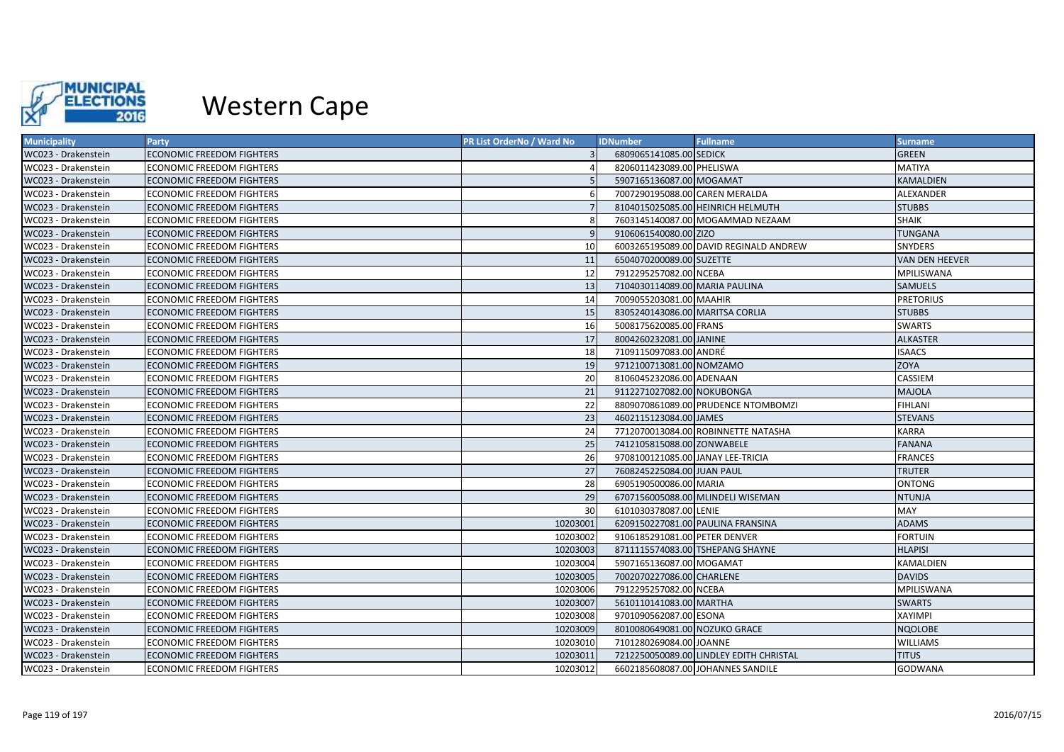# Western Cape

| Municipality | Party | PR List OrderNo / Ward No | IDNumber | Fullname | Surname |
|---|---|---|---|---|---|
| WC023 - Drakenstein | ECONOMIC FREEDOM FIGHTERS | 3 | 6809065141085.00 | SEDICK | GREEN |
| WC023 - Drakenstein | ECONOMIC FREEDOM FIGHTERS | 4 | 8206011423089.00 | PHELISWA | MATIYA |
| WC023 - Drakenstein | ECONOMIC FREEDOM FIGHTERS | 5 | 5907165136087.00 | MOGAMAT | KAMALDIEN |
| WC023 - Drakenstein | ECONOMIC FREEDOM FIGHTERS | 6 | 7007290195088.00 | CAREN MERALDA | ALEXANDER |
| WC023 - Drakenstein | ECONOMIC FREEDOM FIGHTERS | 7 | 8104015025085.00 | HEINRICH HELMUTH | STUBBS |
| WC023 - Drakenstein | ECONOMIC FREEDOM FIGHTERS | 8 | 7603145140087.00 | MOGAMMAD NEZAAM | SHAIK |
| WC023 - Drakenstein | ECONOMIC FREEDOM FIGHTERS | 9 | 9106061540080.00 | ZIZO | TUNGANA |
| WC023 - Drakenstein | ECONOMIC FREEDOM FIGHTERS | 10 | 6003265195089.00 | DAVID REGINALD ANDREW | SNYDERS |
| WC023 - Drakenstein | ECONOMIC FREEDOM FIGHTERS | 11 | 6504070200089.00 | SUZETTE | VAN DEN HEEVER |
| WC023 - Drakenstein | ECONOMIC FREEDOM FIGHTERS | 12 | 7912295257082.00 | NCEBA | MPILISWANA |
| WC023 - Drakenstein | ECONOMIC FREEDOM FIGHTERS | 13 | 7104030114089.00 | MARIA PAULINA | SAMUELS |
| WC023 - Drakenstein | ECONOMIC FREEDOM FIGHTERS | 14 | 7009055203081.00 | MAAHIR | PRETORIUS |
| WC023 - Drakenstein | ECONOMIC FREEDOM FIGHTERS | 15 | 8305240143086.00 | MARITSA CORLIA | STUBBS |
| WC023 - Drakenstein | ECONOMIC FREEDOM FIGHTERS | 16 | 5008175620085.00 | FRANS | SWARTS |
| WC023 - Drakenstein | ECONOMIC FREEDOM FIGHTERS | 17 | 8004260232081.00 | JANINE | ALKASTER |
| WC023 - Drakenstein | ECONOMIC FREEDOM FIGHTERS | 18 | 7109115097083.00 | ANDRÉ | ISAACS |
| WC023 - Drakenstein | ECONOMIC FREEDOM FIGHTERS | 19 | 9712100713081.00 | NOMZAMO | ZOYA |
| WC023 - Drakenstein | ECONOMIC FREEDOM FIGHTERS | 20 | 8106045232086.00 | ADENAAN | CASSIEM |
| WC023 - Drakenstein | ECONOMIC FREEDOM FIGHTERS | 21 | 9112271027082.00 | NOKUBONGA | MAJOLA |
| WC023 - Drakenstein | ECONOMIC FREEDOM FIGHTERS | 22 | 8809070861089.00 | PRUDENCE NTOMBOMZI | FIHLANI |
| WC023 - Drakenstein | ECONOMIC FREEDOM FIGHTERS | 23 | 4602115123084.00 | JAMES | STEVANS |
| WC023 - Drakenstein | ECONOMIC FREEDOM FIGHTERS | 24 | 7712070013084.00 | ROBINNETTE NATASHA | KARRA |
| WC023 - Drakenstein | ECONOMIC FREEDOM FIGHTERS | 25 | 7412105815088.00 | ZONWABELE | FANANA |
| WC023 - Drakenstein | ECONOMIC FREEDOM FIGHTERS | 26 | 9708100121085.00 | JANAY LEE-TRICIA | FRANCES |
| WC023 - Drakenstein | ECONOMIC FREEDOM FIGHTERS | 27 | 7608245225084.00 | JUAN PAUL | TRUTER |
| WC023 - Drakenstein | ECONOMIC FREEDOM FIGHTERS | 28 | 6905190500086.00 | MARIA | ONTONG |
| WC023 - Drakenstein | ECONOMIC FREEDOM FIGHTERS | 29 | 6707156005088.00 | MLINDELI WISEMAN | NTUNJA |
| WC023 - Drakenstein | ECONOMIC FREEDOM FIGHTERS | 30 | 6101030378087.00 | LENIE | MAY |
| WC023 - Drakenstein | ECONOMIC FREEDOM FIGHTERS | 10203001 | 6209150227081.00 | PAULINA FRANSINA | ADAMS |
| WC023 - Drakenstein | ECONOMIC FREEDOM FIGHTERS | 10203002 | 9106185291081.00 | PETER DENVER | FORTUIN |
| WC023 - Drakenstein | ECONOMIC FREEDOM FIGHTERS | 10203003 | 8711115574083.00 | TSHEPANG SHAYNE | HLAPISI |
| WC023 - Drakenstein | ECONOMIC FREEDOM FIGHTERS | 10203004 | 5907165136087.00 | MOGAMAT | KAMALDIEN |
| WC023 - Drakenstein | ECONOMIC FREEDOM FIGHTERS | 10203005 | 7002070227086.00 | CHARLENE | DAVIDS |
| WC023 - Drakenstein | ECONOMIC FREEDOM FIGHTERS | 10203006 | 7912295257082.00 | NCEBA | MPILISWANA |
| WC023 - Drakenstein | ECONOMIC FREEDOM FIGHTERS | 10203007 | 5610110141083.00 | MARTHA | SWARTS |
| WC023 - Drakenstein | ECONOMIC FREEDOM FIGHTERS | 10203008 | 9701090562087.00 | ESONA | XAYIMPI |
| WC023 - Drakenstein | ECONOMIC FREEDOM FIGHTERS | 10203009 | 8010080649081.00 | NOZUKO GRACE | NQOLOBE |
| WC023 - Drakenstein | ECONOMIC FREEDOM FIGHTERS | 10203010 | 7101280269084.00 | JOANNE | WILLIAMS |
| WC023 - Drakenstein | ECONOMIC FREEDOM FIGHTERS | 10203011 | 7212250050089.00 | LINDLEY EDITH CHRISTAL | TITUS |
| WC023 - Drakenstein | ECONOMIC FREEDOM FIGHTERS | 10203012 | 6602185608087.00 | JOHANNES SANDILE | GODWANA |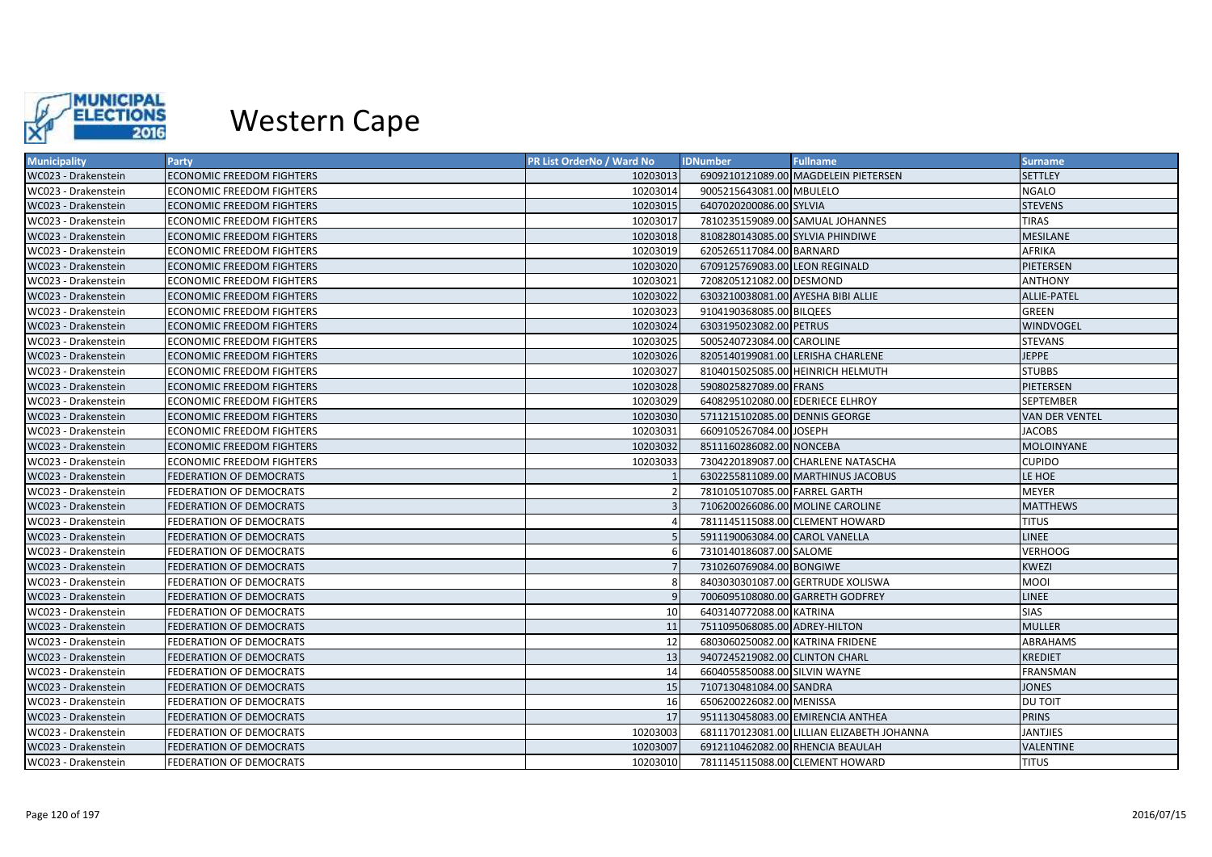# Western Cape

| Municipality | Party | PR List OrderNo / Ward No | IDNumber | Fullname | Surname |
|---|---|---|---|---|---|
| WC023 - Drakenstein | ECONOMIC FREEDOM FIGHTERS | 10203013 | 6909210121089.00 | MAGDELEIN PIETERSEN | SETTLEY |
| WC023 - Drakenstein | ECONOMIC FREEDOM FIGHTERS | 10203014 | 9005215643081.00 | MBULELO | NGALO |
| WC023 - Drakenstein | ECONOMIC FREEDOM FIGHTERS | 10203015 | 6407020200086.00 | SYLVIA | STEVENS |
| WC023 - Drakenstein | ECONOMIC FREEDOM FIGHTERS | 10203017 | 7810235159089.00 | SAMUAL JOHANNES | TIRAS |
| WC023 - Drakenstein | ECONOMIC FREEDOM FIGHTERS | 10203018 | 8108280143085.00 | SYLVIA PHINDIWE | MESILANE |
| WC023 - Drakenstein | ECONOMIC FREEDOM FIGHTERS | 10203019 | 6205265117084.00 | BARNARD | AFRIKA |
| WC023 - Drakenstein | ECONOMIC FREEDOM FIGHTERS | 10203020 | 6709125769083.00 | LEON REGINALD | PIETERSEN |
| WC023 - Drakenstein | ECONOMIC FREEDOM FIGHTERS | 10203021 | 7208205121082.00 | DESMOND | ANTHONY |
| WC023 - Drakenstein | ECONOMIC FREEDOM FIGHTERS | 10203022 | 6303210038081.00 | AYESHA BIBI ALLIE | ALLIE-PATEL |
| WC023 - Drakenstein | ECONOMIC FREEDOM FIGHTERS | 10203023 | 9104190368085.00 | BILQEES | GREEN |
| WC023 - Drakenstein | ECONOMIC FREEDOM FIGHTERS | 10203024 | 6303195023082.00 | PETRUS | WINDVOGEL |
| WC023 - Drakenstein | ECONOMIC FREEDOM FIGHTERS | 10203025 | 5005240723084.00 | CAROLINE | STEVANS |
| WC023 - Drakenstein | ECONOMIC FREEDOM FIGHTERS | 10203026 | 8205140199081.00 | LERISHA CHARLENE | JEPPE |
| WC023 - Drakenstein | ECONOMIC FREEDOM FIGHTERS | 10203027 | 8104015025085.00 | HEINRICH HELMUTH | STUBBS |
| WC023 - Drakenstein | ECONOMIC FREEDOM FIGHTERS | 10203028 | 5908025827089.00 | FRANS | PIETERSEN |
| WC023 - Drakenstein | ECONOMIC FREEDOM FIGHTERS | 10203029 | 6408295102080.00 | EDERIECE ELHROY | SEPTEMBER |
| WC023 - Drakenstein | ECONOMIC FREEDOM FIGHTERS | 10203030 | 5711215102085.00 | DENNIS GEORGE | VAN DER VENTEL |
| WC023 - Drakenstein | ECONOMIC FREEDOM FIGHTERS | 10203031 | 6609105267084.00 | JOSEPH | JACOBS |
| WC023 - Drakenstein | ECONOMIC FREEDOM FIGHTERS | 10203032 | 8511160286082.00 | NONCEBA | MOLOINYANE |
| WC023 - Drakenstein | ECONOMIC FREEDOM FIGHTERS | 10203033 | 7304220189087.00 | CHARLENE NATASCHA | CUPIDO |
| WC023 - Drakenstein | FEDERATION OF DEMOCRATS | 1 | 6302255811089.00 | MARTHINUS JACOBUS | LE HOE |
| WC023 - Drakenstein | FEDERATION OF DEMOCRATS | 2 | 7810105107085.00 | FARREL GARTH | MEYER |
| WC023 - Drakenstein | FEDERATION OF DEMOCRATS | 3 | 7106200266086.00 | MOLINE CAROLINE | MATTHEWS |
| WC023 - Drakenstein | FEDERATION OF DEMOCRATS | 4 | 7811145115088.00 | CLEMENT HOWARD | TITUS |
| WC023 - Drakenstein | FEDERATION OF DEMOCRATS | 5 | 5911190063084.00 | CAROL VANELLA | LINEE |
| WC023 - Drakenstein | FEDERATION OF DEMOCRATS | 6 | 7310140186087.00 | SALOME | VERHOOG |
| WC023 - Drakenstein | FEDERATION OF DEMOCRATS | 7 | 7310260769084.00 | BONGIWE | KWEZI |
| WC023 - Drakenstein | FEDERATION OF DEMOCRATS | 8 | 8403030301087.00 | GERTRUDE XOLISWA | MOOI |
| WC023 - Drakenstein | FEDERATION OF DEMOCRATS | 9 | 7006095108080.00 | GARRETH GODFREY | LINEE |
| WC023 - Drakenstein | FEDERATION OF DEMOCRATS | 10 | 6403140772088.00 | KATRINA | SIAS |
| WC023 - Drakenstein | FEDERATION OF DEMOCRATS | 11 | 7511095068085.00 | ADREY-HILTON | MULLER |
| WC023 - Drakenstein | FEDERATION OF DEMOCRATS | 12 | 6803060250082.00 | KATRINA FRIDENE | ABRAHAMS |
| WC023 - Drakenstein | FEDERATION OF DEMOCRATS | 13 | 9407245219082.00 | CLINTON CHARL | KREDIET |
| WC023 - Drakenstein | FEDERATION OF DEMOCRATS | 14 | 6604055850088.00 | SILVIN WAYNE | FRANSMAN |
| WC023 - Drakenstein | FEDERATION OF DEMOCRATS | 15 | 7107130481084.00 | SANDRA | JONES |
| WC023 - Drakenstein | FEDERATION OF DEMOCRATS | 16 | 6506200226082.00 | MENISSA | DU TOIT |
| WC023 - Drakenstein | FEDERATION OF DEMOCRATS | 17 | 9511130458083.00 | EMIRENCIA ANTHEA | PRINS |
| WC023 - Drakenstein | FEDERATION OF DEMOCRATS | 10203003 | 6811170123081.00 | LILLIAN ELIZABETH JOHANNA | JANTJIES |
| WC023 - Drakenstein | FEDERATION OF DEMOCRATS | 10203007 | 6912110462082.00 | RHENCIA BEAULAH | VALENTINE |
| WC023 - Drakenstein | FEDERATION OF DEMOCRATS | 10203010 | 7811145115088.00 | CLEMENT HOWARD | TITUS |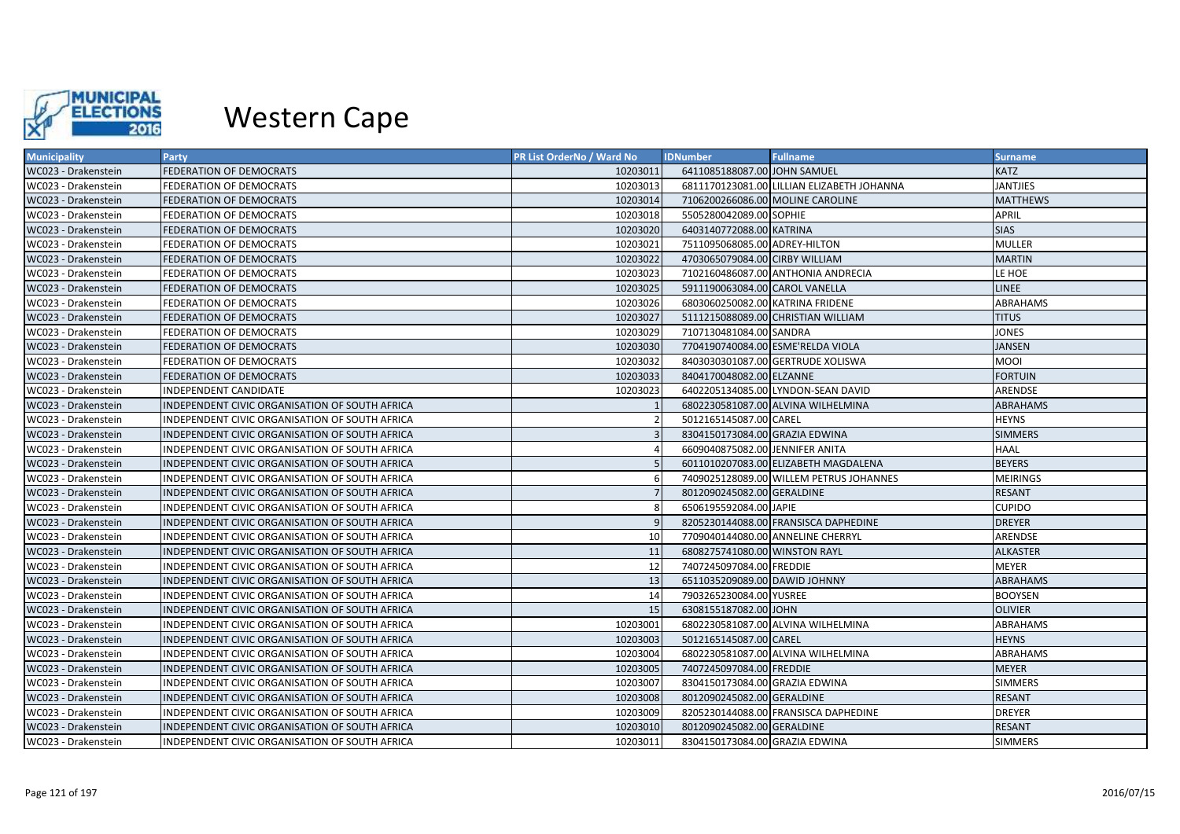# Western Cape

| Municipality | Party | PR List OrderNo / Ward No | IDNumber | Fullname | Surname |
|---|---|---|---|---|---|
| WC023 - Drakenstein | FEDERATION OF DEMOCRATS | 10203011 | 6411085188087.00 | JOHN SAMUEL | KATZ |
| WC023 - Drakenstein | FEDERATION OF DEMOCRATS | 10203013 | 6811170123081.00 | LILLIAN ELIZABETH JOHANNA | JANTJIES |
| WC023 - Drakenstein | FEDERATION OF DEMOCRATS | 10203014 | 7106200266086.00 | MOLINE CAROLINE | MATTHEWS |
| WC023 - Drakenstein | FEDERATION OF DEMOCRATS | 10203018 | 5505280042089.00 | SOPHIE | APRIL |
| WC023 - Drakenstein | FEDERATION OF DEMOCRATS | 10203020 | 6403140772088.00 | KATRINA | SIAS |
| WC023 - Drakenstein | FEDERATION OF DEMOCRATS | 10203021 | 7511095068085.00 | ADREY-HILTON | MULLER |
| WC023 - Drakenstein | FEDERATION OF DEMOCRATS | 10203022 | 4703065079084.00 | CIRBY WILLIAM | MARTIN |
| WC023 - Drakenstein | FEDERATION OF DEMOCRATS | 10203023 | 7102160486087.00 | ANTHONIA ANDRECIA | LE HOE |
| WC023 - Drakenstein | FEDERATION OF DEMOCRATS | 10203025 | 5911190063084.00 | CAROL VANELLA | LINEE |
| WC023 - Drakenstein | FEDERATION OF DEMOCRATS | 10203026 | 6803060250082.00 | KATRINA FRIDENE | ABRAHAMS |
| WC023 - Drakenstein | FEDERATION OF DEMOCRATS | 10203027 | 5111215088089.00 | CHRISTIAN WILLIAM | TITUS |
| WC023 - Drakenstein | FEDERATION OF DEMOCRATS | 10203029 | 7107130481084.00 | SANDRA | JONES |
| WC023 - Drakenstein | FEDERATION OF DEMOCRATS | 10203030 | 7704190740084.00 | ESME'RELDA VIOLA | JANSEN |
| WC023 - Drakenstein | FEDERATION OF DEMOCRATS | 10203032 | 8403030301087.00 | GERTRUDE XOLISWA | MOOI |
| WC023 - Drakenstein | FEDERATION OF DEMOCRATS | 10203033 | 8404170048082.00 | ELZANNE | FORTUIN |
| WC023 - Drakenstein | INDEPENDENT CANDIDATE | 10203023 | 6402205134085.00 | LYNDON-SEAN DAVID | ARENDSE |
| WC023 - Drakenstein | INDEPENDENT CIVIC ORGANISATION OF SOUTH AFRICA | 1 | 6802230581087.00 | ALVINA WILHELMINA | ABRAHAMS |
| WC023 - Drakenstein | INDEPENDENT CIVIC ORGANISATION OF SOUTH AFRICA | 2 | 5012165145087.00 | CAREL | HEYNS |
| WC023 - Drakenstein | INDEPENDENT CIVIC ORGANISATION OF SOUTH AFRICA | 3 | 8304150173084.00 | GRAZIA EDWINA | SIMMERS |
| WC023 - Drakenstein | INDEPENDENT CIVIC ORGANISATION OF SOUTH AFRICA | 4 | 6609040875082.00 | JENNIFER ANITA | HAAL |
| WC023 - Drakenstein | INDEPENDENT CIVIC ORGANISATION OF SOUTH AFRICA | 5 | 6011010207083.00 | ELIZABETH MAGDALENA | BEYERS |
| WC023 - Drakenstein | INDEPENDENT CIVIC ORGANISATION OF SOUTH AFRICA | 6 | 7409025128089.00 | WILLEM PETRUS JOHANNES | MEIRINGS |
| WC023 - Drakenstein | INDEPENDENT CIVIC ORGANISATION OF SOUTH AFRICA | 7 | 8012090245082.00 | GERALDINE | RESANT |
| WC023 - Drakenstein | INDEPENDENT CIVIC ORGANISATION OF SOUTH AFRICA | 8 | 6506195592084.00 | JAPIE | CUPIDO |
| WC023 - Drakenstein | INDEPENDENT CIVIC ORGANISATION OF SOUTH AFRICA | 9 | 8205230144088.00 | FRANSISCA DAPHEDINE | DREYER |
| WC023 - Drakenstein | INDEPENDENT CIVIC ORGANISATION OF SOUTH AFRICA | 10 | 7709040144080.00 | ANNELINE CHERRYL | ARENDSE |
| WC023 - Drakenstein | INDEPENDENT CIVIC ORGANISATION OF SOUTH AFRICA | 11 | 6808275741080.00 | WINSTON RAYL | ALKASTER |
| WC023 - Drakenstein | INDEPENDENT CIVIC ORGANISATION OF SOUTH AFRICA | 12 | 7407245097084.00 | FREDDIE | MEYER |
| WC023 - Drakenstein | INDEPENDENT CIVIC ORGANISATION OF SOUTH AFRICA | 13 | 6511035209089.00 | DAWID JOHNNY | ABRAHAMS |
| WC023 - Drakenstein | INDEPENDENT CIVIC ORGANISATION OF SOUTH AFRICA | 14 | 7903265230084.00 | YUSREE | BOOYSEN |
| WC023 - Drakenstein | INDEPENDENT CIVIC ORGANISATION OF SOUTH AFRICA | 15 | 6308155187082.00 | JOHN | OLIVIER |
| WC023 - Drakenstein | INDEPENDENT CIVIC ORGANISATION OF SOUTH AFRICA | 10203001 | 6802230581087.00 | ALVINA WILHELMINA | ABRAHAMS |
| WC023 - Drakenstein | INDEPENDENT CIVIC ORGANISATION OF SOUTH AFRICA | 10203003 | 5012165145087.00 | CAREL | HEYNS |
| WC023 - Drakenstein | INDEPENDENT CIVIC ORGANISATION OF SOUTH AFRICA | 10203004 | 6802230581087.00 | ALVINA WILHELMINA | ABRAHAMS |
| WC023 - Drakenstein | INDEPENDENT CIVIC ORGANISATION OF SOUTH AFRICA | 10203005 | 7407245097084.00 | FREDDIE | MEYER |
| WC023 - Drakenstein | INDEPENDENT CIVIC ORGANISATION OF SOUTH AFRICA | 10203007 | 8304150173084.00 | GRAZIA EDWINA | SIMMERS |
| WC023 - Drakenstein | INDEPENDENT CIVIC ORGANISATION OF SOUTH AFRICA | 10203008 | 8012090245082.00 | GERALDINE | RESANT |
| WC023 - Drakenstein | INDEPENDENT CIVIC ORGANISATION OF SOUTH AFRICA | 10203009 | 8205230144088.00 | FRANSISCA DAPHEDINE | DREYER |
| WC023 - Drakenstein | INDEPENDENT CIVIC ORGANISATION OF SOUTH AFRICA | 10203010 | 8012090245082.00 | GERALDINE | RESANT |
| WC023 - Drakenstein | INDEPENDENT CIVIC ORGANISATION OF SOUTH AFRICA | 10203011 | 8304150173084.00 | GRAZIA EDWINA | SIMMERS |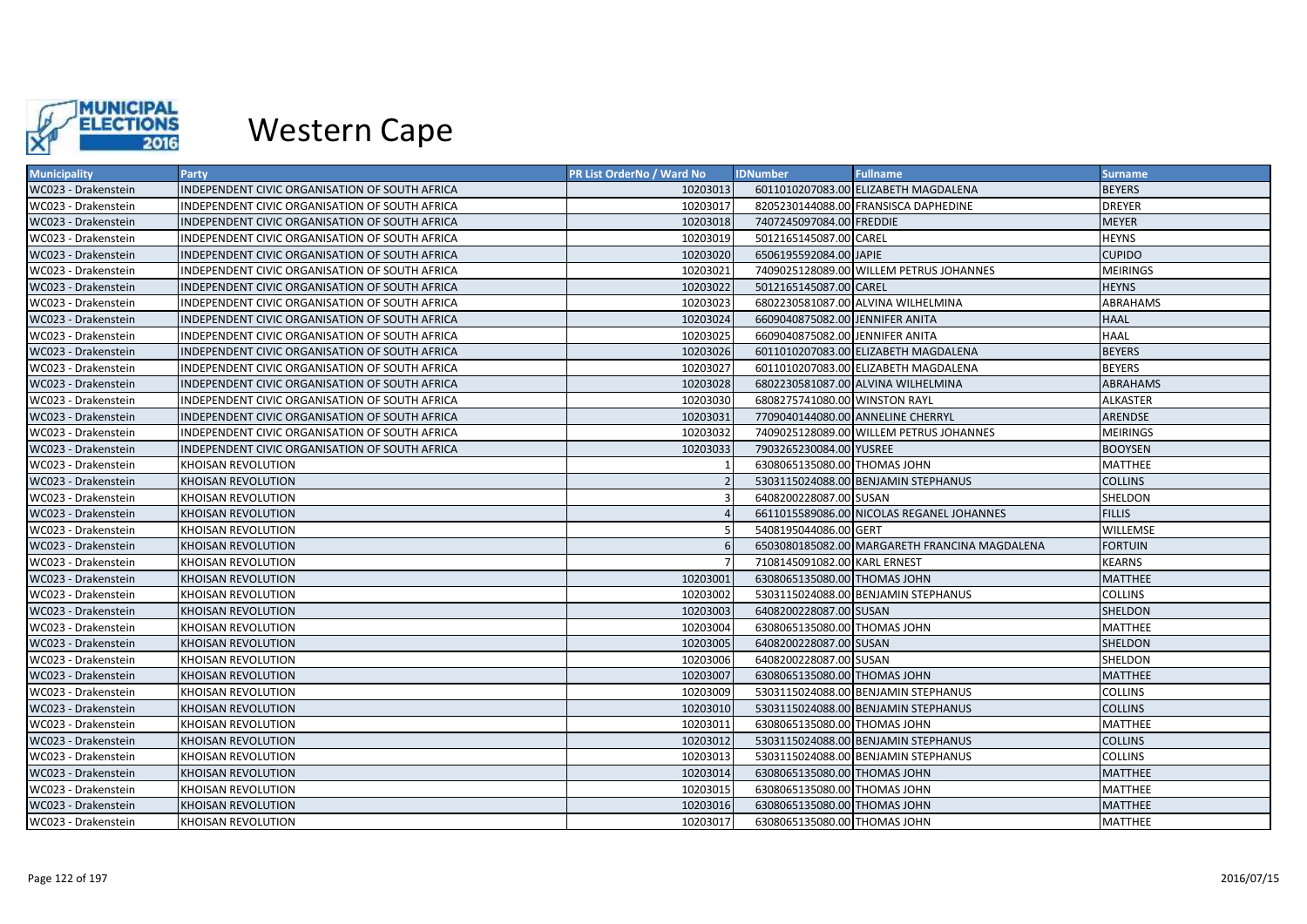# Western Cape

| Municipality | Party | PR List OrderNo / Ward No | IDNumber | Fullname | Surname |
| --- | --- | --- | --- | --- | --- |
| WC023 - Drakenstein | INDEPENDENT CIVIC ORGANISATION OF SOUTH AFRICA | 10203013 | 6011010207083.00 | ELIZABETH MAGDALENA | BEYERS |
| WC023 - Drakenstein | INDEPENDENT CIVIC ORGANISATION OF SOUTH AFRICA | 10203017 | 8205230144088.00 | FRANSISCA DAPHEDINE | DREYER |
| WC023 - Drakenstein | INDEPENDENT CIVIC ORGANISATION OF SOUTH AFRICA | 10203018 | 7407245097084.00 | FREDDIE | MEYER |
| WC023 - Drakenstein | INDEPENDENT CIVIC ORGANISATION OF SOUTH AFRICA | 10203019 | 5012165145087.00 | CAREL | HEYNS |
| WC023 - Drakenstein | INDEPENDENT CIVIC ORGANISATION OF SOUTH AFRICA | 10203020 | 6506195592084.00 | JAPIE | CUPIDO |
| WC023 - Drakenstein | INDEPENDENT CIVIC ORGANISATION OF SOUTH AFRICA | 10203021 | 7409025128089.00 | WILLEM PETRUS JOHANNES | MEIRINGS |
| WC023 - Drakenstein | INDEPENDENT CIVIC ORGANISATION OF SOUTH AFRICA | 10203022 | 5012165145087.00 | CAREL | HEYNS |
| WC023 - Drakenstein | INDEPENDENT CIVIC ORGANISATION OF SOUTH AFRICA | 10203023 | 6802230581087.00 | ALVINA WILHELMINA | ABRAHAMS |
| WC023 - Drakenstein | INDEPENDENT CIVIC ORGANISATION OF SOUTH AFRICA | 10203024 | 6609040875082.00 | JENNIFER ANITA | HAAL |
| WC023 - Drakenstein | INDEPENDENT CIVIC ORGANISATION OF SOUTH AFRICA | 10203025 | 6609040875082.00 | JENNIFER ANITA | HAAL |
| WC023 - Drakenstein | INDEPENDENT CIVIC ORGANISATION OF SOUTH AFRICA | 10203026 | 6011010207083.00 | ELIZABETH MAGDALENA | BEYERS |
| WC023 - Drakenstein | INDEPENDENT CIVIC ORGANISATION OF SOUTH AFRICA | 10203027 | 6011010207083.00 | ELIZABETH MAGDALENA | BEYERS |
| WC023 - Drakenstein | INDEPENDENT CIVIC ORGANISATION OF SOUTH AFRICA | 10203028 | 6802230581087.00 | ALVINA WILHELMINA | ABRAHAMS |
| WC023 - Drakenstein | INDEPENDENT CIVIC ORGANISATION OF SOUTH AFRICA | 10203030 | 6808275741080.00 | WINSTON RAYL | ALKASTER |
| WC023 - Drakenstein | INDEPENDENT CIVIC ORGANISATION OF SOUTH AFRICA | 10203031 | 7709040144080.00 | ANNELINE CHERRYL | ARENDSE |
| WC023 - Drakenstein | INDEPENDENT CIVIC ORGANISATION OF SOUTH AFRICA | 10203032 | 7409025128089.00 | WILLEM PETRUS JOHANNES | MEIRINGS |
| WC023 - Drakenstein | INDEPENDENT CIVIC ORGANISATION OF SOUTH AFRICA | 10203033 | 7903265230084.00 | YUSREE | BOOYSEN |
| WC023 - Drakenstein | KHOISAN REVOLUTION | 1 | 6308065135080.00 | THOMAS JOHN | MATTHEE |
| WC023 - Drakenstein | KHOISAN REVOLUTION | 2 | 5303115024088.00 | BENJAMIN STEPHANUS | COLLINS |
| WC023 - Drakenstein | KHOISAN REVOLUTION | 3 | 6408200228087.00 | SUSAN | SHELDON |
| WC023 - Drakenstein | KHOISAN REVOLUTION | 4 | 6611015589086.00 | NICOLAS REGANEL JOHANNES | FILLIS |
| WC023 - Drakenstein | KHOISAN REVOLUTION | 5 | 5408195044086.00 | GERT | WILLEMSE |
| WC023 - Drakenstein | KHOISAN REVOLUTION | 6 | 6503080185082.00 | MARGARETH FRANCINA MAGDALENA | FORTUIN |
| WC023 - Drakenstein | KHOISAN REVOLUTION | 7 | 7108145091082.00 | KARL ERNEST | KEARNS |
| WC023 - Drakenstein | KHOISAN REVOLUTION | 10203001 | 6308065135080.00 | THOMAS JOHN | MATTHEE |
| WC023 - Drakenstein | KHOISAN REVOLUTION | 10203002 | 5303115024088.00 | BENJAMIN STEPHANUS | COLLINS |
| WC023 - Drakenstein | KHOISAN REVOLUTION | 10203003 | 6408200228087.00 | SUSAN | SHELDON |
| WC023 - Drakenstein | KHOISAN REVOLUTION | 10203004 | 6308065135080.00 | THOMAS JOHN | MATTHEE |
| WC023 - Drakenstein | KHOISAN REVOLUTION | 10203005 | 6408200228087.00 | SUSAN | SHELDON |
| WC023 - Drakenstein | KHOISAN REVOLUTION | 10203006 | 6408200228087.00 | SUSAN | SHELDON |
| WC023 - Drakenstein | KHOISAN REVOLUTION | 10203007 | 6308065135080.00 | THOMAS JOHN | MATTHEE |
| WC023 - Drakenstein | KHOISAN REVOLUTION | 10203009 | 5303115024088.00 | BENJAMIN STEPHANUS | COLLINS |
| WC023 - Drakenstein | KHOISAN REVOLUTION | 10203010 | 5303115024088.00 | BENJAMIN STEPHANUS | COLLINS |
| WC023 - Drakenstein | KHOISAN REVOLUTION | 10203011 | 6308065135080.00 | THOMAS JOHN | MATTHEE |
| WC023 - Drakenstein | KHOISAN REVOLUTION | 10203012 | 5303115024088.00 | BENJAMIN STEPHANUS | COLLINS |
| WC023 - Drakenstein | KHOISAN REVOLUTION | 10203013 | 5303115024088.00 | BENJAMIN STEPHANUS | COLLINS |
| WC023 - Drakenstein | KHOISAN REVOLUTION | 10203014 | 6308065135080.00 | THOMAS JOHN | MATTHEE |
| WC023 - Drakenstein | KHOISAN REVOLUTION | 10203015 | 6308065135080.00 | THOMAS JOHN | MATTHEE |
| WC023 - Drakenstein | KHOISAN REVOLUTION | 10203016 | 6308065135080.00 | THOMAS JOHN | MATTHEE |
| WC023 - Drakenstein | KHOISAN REVOLUTION | 10203017 | 6308065135080.00 | THOMAS JOHN | MATTHEE |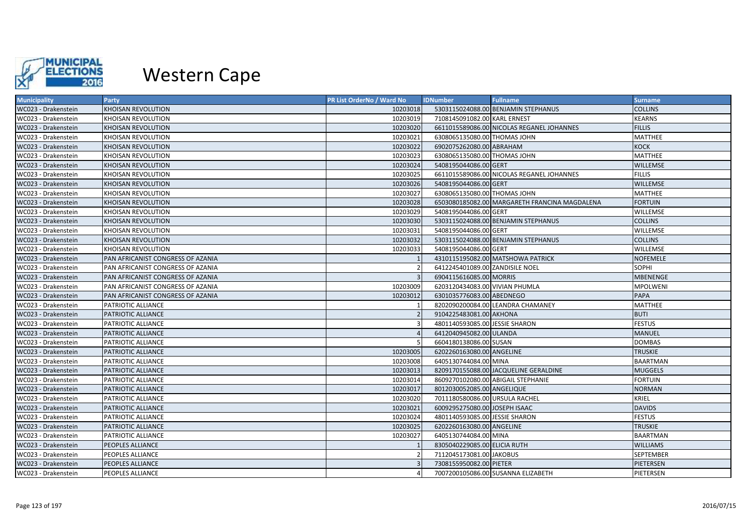# Western Cape

| Municipality | Party | PR List OrderNo / Ward No | IDNumber | Fullname | Surname |
|---|---|---|---|---|---|
| WC023 - Drakenstein | KHOISAN REVOLUTION | 10203018 | 5303115024088.00 | BENJAMIN STEPHANUS | COLLINS |
| WC023 - Drakenstein | KHOISAN REVOLUTION | 10203019 | 7108145091082.00 | KARL ERNEST | KEARNS |
| WC023 - Drakenstein | KHOISAN REVOLUTION | 10203020 | 6611015589086.00 | NICOLAS REGANEL JOHANNES | FILLIS |
| WC023 - Drakenstein | KHOISAN REVOLUTION | 10203021 | 6308065135080.00 | THOMAS JOHN | MATTHEE |
| WC023 - Drakenstein | KHOISAN REVOLUTION | 10203022 | 6902075262080.00 | ABRAHAM | KOCK |
| WC023 - Drakenstein | KHOISAN REVOLUTION | 10203023 | 6308065135080.00 | THOMAS JOHN | MATTHEE |
| WC023 - Drakenstein | KHOISAN REVOLUTION | 10203024 | 5408195044086.00 | GERT | WILLEMSE |
| WC023 - Drakenstein | KHOISAN REVOLUTION | 10203025 | 6611015589086.00 | NICOLAS REGANEL JOHANNES | FILLIS |
| WC023 - Drakenstein | KHOISAN REVOLUTION | 10203026 | 5408195044086.00 | GERT | WILLEMSE |
| WC023 - Drakenstein | KHOISAN REVOLUTION | 10203027 | 6308065135080.00 | THOMAS JOHN | MATTHEE |
| WC023 - Drakenstein | KHOISAN REVOLUTION | 10203028 | 6503080185082.00 | MARGARETH FRANCINA MAGDALENA | FORTUIN |
| WC023 - Drakenstein | KHOISAN REVOLUTION | 10203029 | 5408195044086.00 | GERT | WILLEMSE |
| WC023 - Drakenstein | KHOISAN REVOLUTION | 10203030 | 5303115024088.00 | BENJAMIN STEPHANUS | COLLINS |
| WC023 - Drakenstein | KHOISAN REVOLUTION | 10203031 | 5408195044086.00 | GERT | WILLEMSE |
| WC023 - Drakenstein | KHOISAN REVOLUTION | 10203032 | 5303115024088.00 | BENJAMIN STEPHANUS | COLLINS |
| WC023 - Drakenstein | KHOISAN REVOLUTION | 10203033 | 5408195044086.00 | GERT | WILLEMSE |
| WC023 - Drakenstein | PAN AFRICANIST CONGRESS OF AZANIA | 1 | 4310115195082.00 | MATSHOWA PATRICK | NOFEMELE |
| WC023 - Drakenstein | PAN AFRICANIST CONGRESS OF AZANIA | 2 | 6412245401089.00 | ZANDISILE NOEL | SOPHI |
| WC023 - Drakenstein | PAN AFRICANIST CONGRESS OF AZANIA | 3 | 6904115616085.00 | MORRIS | MBENENGE |
| WC023 - Drakenstein | PAN AFRICANIST CONGRESS OF AZANIA | 10203009 | 6203120434083.00 | VIVIAN PHUMLA | MPOLWENI |
| WC023 - Drakenstein | PAN AFRICANIST CONGRESS OF AZANIA | 10203012 | 6301035776083.00 | ABEDNEGO | PAPA |
| WC023 - Drakenstein | PATRIOTIC ALLIANCE | 1 | 8202090200084.00 | LEANDRA CHAMANEY | MATTHEE |
| WC023 - Drakenstein | PATRIOTIC ALLIANCE | 2 | 9104225483081.00 | AKHONA | BUTI |
| WC023 - Drakenstein | PATRIOTIC ALLIANCE | 3 | 4801140593085.00 | JESSIE SHARON | FESTUS |
| WC023 - Drakenstein | PATRIOTIC ALLIANCE | 4 | 6412040945082.00 | ULANDA | MANUEL |
| WC023 - Drakenstein | PATRIOTIC ALLIANCE | 5 | 6604180138086.00 | SUSAN | DOMBAS |
| WC023 - Drakenstein | PATRIOTIC ALLIANCE | 10203005 | 6202260163080.00 | ANGELINE | TRUSKIE |
| WC023 - Drakenstein | PATRIOTIC ALLIANCE | 10203008 | 6405130744084.00 | MINA | BAARTMAN |
| WC023 - Drakenstein | PATRIOTIC ALLIANCE | 10203013 | 8209170155088.00 | JACQUELINE GERALDINE | MUGGELS |
| WC023 - Drakenstein | PATRIOTIC ALLIANCE | 10203014 | 8609270102080.00 | ABIGAIL STEPHANIE | FORTUIN |
| WC023 - Drakenstein | PATRIOTIC ALLIANCE | 10203017 | 8012030052085.00 | ANGELIQUE | NORMAN |
| WC023 - Drakenstein | PATRIOTIC ALLIANCE | 10203020 | 7011180580086.00 | URSULA RACHEL | KRIEL |
| WC023 - Drakenstein | PATRIOTIC ALLIANCE | 10203021 | 6009295275080.00 | JOSEPH ISAAC | DAVIDS |
| WC023 - Drakenstein | PATRIOTIC ALLIANCE | 10203024 | 4801140593085.00 | JESSIE SHARON | FESTUS |
| WC023 - Drakenstein | PATRIOTIC ALLIANCE | 10203025 | 6202260163080.00 | ANGELINE | TRUSKIE |
| WC023 - Drakenstein | PATRIOTIC ALLIANCE | 10203027 | 6405130744084.00 | MINA | BAARTMAN |
| WC023 - Drakenstein | PEOPLES ALLIANCE | 1 | 8305040229085.00 | ELICIA RUTH | WILLIAMS |
| WC023 - Drakenstein | PEOPLES ALLIANCE | 2 | 7112045173081.00 | JAKOBUS | SEPTEMBER |
| WC023 - Drakenstein | PEOPLES ALLIANCE | 3 | 7308155950082.00 | PIETER | PIETERSEN |
| WC023 - Drakenstein | PEOPLES ALLIANCE | 4 | 7007200105086.00 | SUSANNA ELIZABETH | PIETERSEN |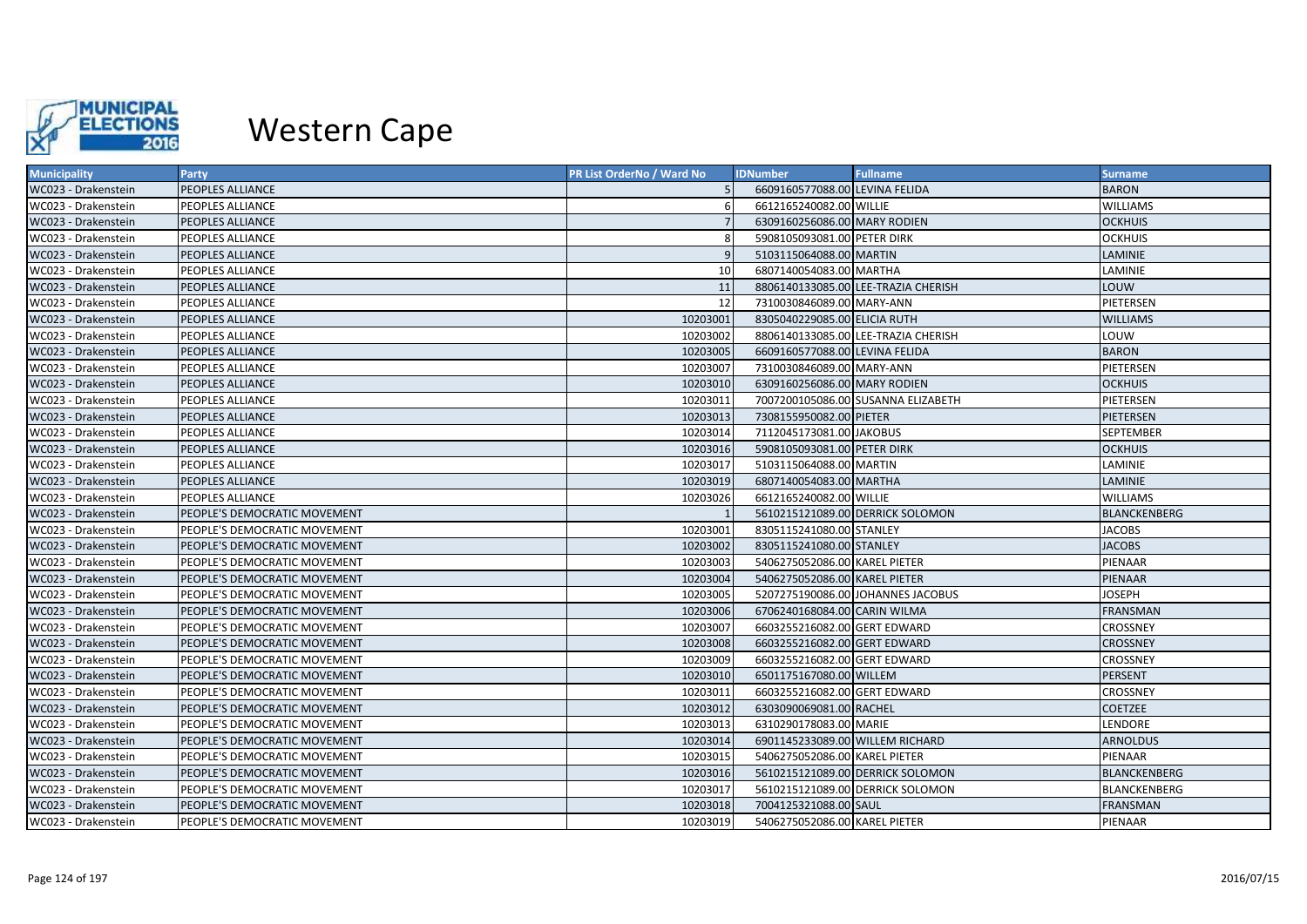# Western Cape

| Municipality | Party | PR List OrderNo / Ward No | IDNumber | Fullname | Surname |
|---|---|---|---|---|---|
| WC023 - Drakenstein | PEOPLES ALLIANCE | 5 | 6609160577088.00 | LEVINA FELIDA | BARON |
| WC023 - Drakenstein | PEOPLES ALLIANCE | 6 | 6612165240082.00 | WILLIE | WILLIAMS |
| WC023 - Drakenstein | PEOPLES ALLIANCE | 7 | 6309160256086.00 | MARY RODIEN | OCKHUIS |
| WC023 - Drakenstein | PEOPLES ALLIANCE | 8 | 5908105093081.00 | PETER DIRK | OCKHUIS |
| WC023 - Drakenstein | PEOPLES ALLIANCE | 9 | 5103115064088.00 | MARTIN | LAMINIE |
| WC023 - Drakenstein | PEOPLES ALLIANCE | 10 | 6807140054083.00 | MARTHA | LAMINIE |
| WC023 - Drakenstein | PEOPLES ALLIANCE | 11 | 8806140133085.00 | LEE-TRAZIA CHERISH | LOUW |
| WC023 - Drakenstein | PEOPLES ALLIANCE | 12 | 7310030846089.00 | MARY-ANN | PIETERSEN |
| WC023 - Drakenstein | PEOPLES ALLIANCE | 10203001 | 8305040229085.00 | ELICIA RUTH | WILLIAMS |
| WC023 - Drakenstein | PEOPLES ALLIANCE | 10203002 | 8806140133085.00 | LEE-TRAZIA CHERISH | LOUW |
| WC023 - Drakenstein | PEOPLES ALLIANCE | 10203005 | 6609160577088.00 | LEVINA FELIDA | BARON |
| WC023 - Drakenstein | PEOPLES ALLIANCE | 10203007 | 7310030846089.00 | MARY-ANN | PIETERSEN |
| WC023 - Drakenstein | PEOPLES ALLIANCE | 10203010 | 6309160256086.00 | MARY RODIEN | OCKHUIS |
| WC023 - Drakenstein | PEOPLES ALLIANCE | 10203011 | 7007200105086.00 | SUSANNA ELIZABETH | PIETERSEN |
| WC023 - Drakenstein | PEOPLES ALLIANCE | 10203013 | 7308155950082.00 | PIETER | PIETERSEN |
| WC023 - Drakenstein | PEOPLES ALLIANCE | 10203014 | 7112045173081.00 | JAKOBUS | SEPTEMBER |
| WC023 - Drakenstein | PEOPLES ALLIANCE | 10203016 | 5908105093081.00 | PETER DIRK | OCKHUIS |
| WC023 - Drakenstein | PEOPLES ALLIANCE | 10203017 | 5103115064088.00 | MARTIN | LAMINIE |
| WC023 - Drakenstein | PEOPLES ALLIANCE | 10203019 | 6807140054083.00 | MARTHA | LAMINIE |
| WC023 - Drakenstein | PEOPLES ALLIANCE | 10203026 | 6612165240082.00 | WILLIE | WILLIAMS |
| WC023 - Drakenstein | PEOPLE'S DEMOCRATIC MOVEMENT | 1 | 5610215121089.00 | DERRICK SOLOMON | BLANCKENBERG |
| WC023 - Drakenstein | PEOPLE'S DEMOCRATIC MOVEMENT | 10203001 | 8305115241080.00 | STANLEY | JACOBS |
| WC023 - Drakenstein | PEOPLE'S DEMOCRATIC MOVEMENT | 10203002 | 8305115241080.00 | STANLEY | JACOBS |
| WC023 - Drakenstein | PEOPLE'S DEMOCRATIC MOVEMENT | 10203003 | 5406275052086.00 | KAREL PIETER | PIENAAR |
| WC023 - Drakenstein | PEOPLE'S DEMOCRATIC MOVEMENT | 10203004 | 5406275052086.00 | KAREL PIETER | PIENAAR |
| WC023 - Drakenstein | PEOPLE'S DEMOCRATIC MOVEMENT | 10203005 | 5207275190086.00 | JOHANNES JACOBUS | JOSEPH |
| WC023 - Drakenstein | PEOPLE'S DEMOCRATIC MOVEMENT | 10203006 | 6706240168084.00 | CARIN WILMA | FRANSMAN |
| WC023 - Drakenstein | PEOPLE'S DEMOCRATIC MOVEMENT | 10203007 | 6603255216082.00 | GERT EDWARD | CROSSNEY |
| WC023 - Drakenstein | PEOPLE'S DEMOCRATIC MOVEMENT | 10203008 | 6603255216082.00 | GERT EDWARD | CROSSNEY |
| WC023 - Drakenstein | PEOPLE'S DEMOCRATIC MOVEMENT | 10203009 | 6603255216082.00 | GERT EDWARD | CROSSNEY |
| WC023 - Drakenstein | PEOPLE'S DEMOCRATIC MOVEMENT | 10203010 | 6501175167080.00 | WILLEM | PERSENT |
| WC023 - Drakenstein | PEOPLE'S DEMOCRATIC MOVEMENT | 10203011 | 6603255216082.00 | GERT EDWARD | CROSSNEY |
| WC023 - Drakenstein | PEOPLE'S DEMOCRATIC MOVEMENT | 10203012 | 6303090069081.00 | RACHEL | COETZEE |
| WC023 - Drakenstein | PEOPLE'S DEMOCRATIC MOVEMENT | 10203013 | 6310290178083.00 | MARIE | LENDORE |
| WC023 - Drakenstein | PEOPLE'S DEMOCRATIC MOVEMENT | 10203014 | 6901145233089.00 | WILLEM RICHARD | ARNOLDUS |
| WC023 - Drakenstein | PEOPLE'S DEMOCRATIC MOVEMENT | 10203015 | 5406275052086.00 | KAREL PIETER | PIENAAR |
| WC023 - Drakenstein | PEOPLE'S DEMOCRATIC MOVEMENT | 10203016 | 5610215121089.00 | DERRICK SOLOMON | BLANCKENBERG |
| WC023 - Drakenstein | PEOPLE'S DEMOCRATIC MOVEMENT | 10203017 | 5610215121089.00 | DERRICK SOLOMON | BLANCKENBERG |
| WC023 - Drakenstein | PEOPLE'S DEMOCRATIC MOVEMENT | 10203018 | 7004125321088.00 | SAUL | FRANSMAN |
| WC023 - Drakenstein | PEOPLE'S DEMOCRATIC MOVEMENT | 10203019 | 5406275052086.00 | KAREL PIETER | PIENAAR |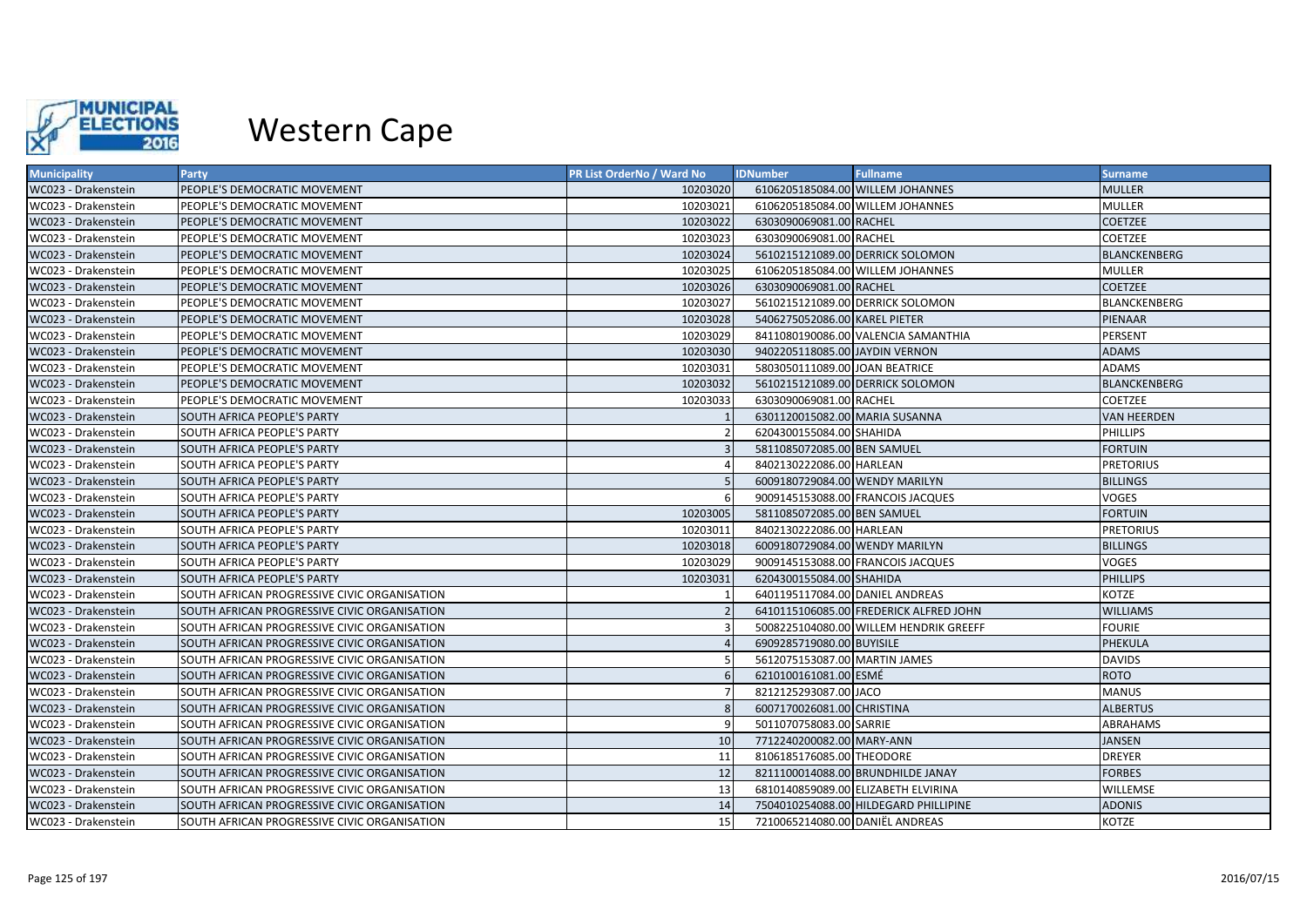# Western Cape

| Municipality | Party | PR List OrderNo / Ward No | IDNumber | Fullname | Surname |
| --- | --- | --- | --- | --- | --- |
| WC023 - Drakenstein | PEOPLE'S DEMOCRATIC MOVEMENT | 10203020 | 6106205185084.00 | WILLEM JOHANNES | MULLER |
| WC023 - Drakenstein | PEOPLE'S DEMOCRATIC MOVEMENT | 10203021 | 6106205185084.00 | WILLEM JOHANNES | MULLER |
| WC023 - Drakenstein | PEOPLE'S DEMOCRATIC MOVEMENT | 10203022 | 6303090069081.00 | RACHEL | COETZEE |
| WC023 - Drakenstein | PEOPLE'S DEMOCRATIC MOVEMENT | 10203023 | 6303090069081.00 | RACHEL | COETZEE |
| WC023 - Drakenstein | PEOPLE'S DEMOCRATIC MOVEMENT | 10203024 | 5610215121089.00 | DERRICK SOLOMON | BLANCKENBERG |
| WC023 - Drakenstein | PEOPLE'S DEMOCRATIC MOVEMENT | 10203025 | 6106205185084.00 | WILLEM JOHANNES | MULLER |
| WC023 - Drakenstein | PEOPLE'S DEMOCRATIC MOVEMENT | 10203026 | 6303090069081.00 | RACHEL | COETZEE |
| WC023 - Drakenstein | PEOPLE'S DEMOCRATIC MOVEMENT | 10203027 | 5610215121089.00 | DERRICK SOLOMON | BLANCKENBERG |
| WC023 - Drakenstein | PEOPLE'S DEMOCRATIC MOVEMENT | 10203028 | 5406275052086.00 | KAREL PIETER | PIENAAR |
| WC023 - Drakenstein | PEOPLE'S DEMOCRATIC MOVEMENT | 10203029 | 8411080190086.00 | VALENCIA SAMANTHIA | PERSENT |
| WC023 - Drakenstein | PEOPLE'S DEMOCRATIC MOVEMENT | 10203030 | 9402205118085.00 | JAYDIN VERNON | ADAMS |
| WC023 - Drakenstein | PEOPLE'S DEMOCRATIC MOVEMENT | 10203031 | 5803050111089.00 | JOAN BEATRICE | ADAMS |
| WC023 - Drakenstein | PEOPLE'S DEMOCRATIC MOVEMENT | 10203032 | 5610215121089.00 | DERRICK SOLOMON | BLANCKENBERG |
| WC023 - Drakenstein | PEOPLE'S DEMOCRATIC MOVEMENT | 10203033 | 6303090069081.00 | RACHEL | COETZEE |
| WC023 - Drakenstein | SOUTH AFRICA PEOPLE'S PARTY | 1 | 6301120015082.00 | MARIA SUSANNA | VAN HEERDEN |
| WC023 - Drakenstein | SOUTH AFRICA PEOPLE'S PARTY | 2 | 6204300155084.00 | SHAHIDA | PHILLIPS |
| WC023 - Drakenstein | SOUTH AFRICA PEOPLE'S PARTY | 3 | 5811085072085.00 | BEN SAMUEL | FORTUIN |
| WC023 - Drakenstein | SOUTH AFRICA PEOPLE'S PARTY | 4 | 8402130222086.00 | HARLEAN | PRETORIUS |
| WC023 - Drakenstein | SOUTH AFRICA PEOPLE'S PARTY | 5 | 6009180729084.00 | WENDY MARILYN | BILLINGS |
| WC023 - Drakenstein | SOUTH AFRICA PEOPLE'S PARTY | 6 | 9009145153088.00 | FRANCOIS JACQUES | VOGES |
| WC023 - Drakenstein | SOUTH AFRICA PEOPLE'S PARTY | 10203005 | 5811085072085.00 | BEN SAMUEL | FORTUIN |
| WC023 - Drakenstein | SOUTH AFRICA PEOPLE'S PARTY | 10203011 | 8402130222086.00 | HARLEAN | PRETORIUS |
| WC023 - Drakenstein | SOUTH AFRICA PEOPLE'S PARTY | 10203018 | 6009180729084.00 | WENDY MARILYN | BILLINGS |
| WC023 - Drakenstein | SOUTH AFRICA PEOPLE'S PARTY | 10203029 | 9009145153088.00 | FRANCOIS JACQUES | VOGES |
| WC023 - Drakenstein | SOUTH AFRICA PEOPLE'S PARTY | 10203031 | 6204300155084.00 | SHAHIDA | PHILLIPS |
| WC023 - Drakenstein | SOUTH AFRICAN PROGRESSIVE CIVIC ORGANISATION | 1 | 6401195117084.00 | DANIEL ANDREAS | KOTZE |
| WC023 - Drakenstein | SOUTH AFRICAN PROGRESSIVE CIVIC ORGANISATION | 2 | 6410115106085.00 | FREDERICK ALFRED JOHN | WILLIAMS |
| WC023 - Drakenstein | SOUTH AFRICAN PROGRESSIVE CIVIC ORGANISATION | 3 | 5008225104080.00 | WILLEM HENDRIK GREEFF | FOURIE |
| WC023 - Drakenstein | SOUTH AFRICAN PROGRESSIVE CIVIC ORGANISATION | 4 | 6909285719080.00 | BUYISILE | PHEKULA |
| WC023 - Drakenstein | SOUTH AFRICAN PROGRESSIVE CIVIC ORGANISATION | 5 | 5612075153087.00 | MARTIN JAMES | DAVIDS |
| WC023 - Drakenstein | SOUTH AFRICAN PROGRESSIVE CIVIC ORGANISATION | 6 | 6210100161081.00 | ESMÉ | ROTO |
| WC023 - Drakenstein | SOUTH AFRICAN PROGRESSIVE CIVIC ORGANISATION | 7 | 8212125293087.00 | JACO | MANUS |
| WC023 - Drakenstein | SOUTH AFRICAN PROGRESSIVE CIVIC ORGANISATION | 8 | 6007170026081.00 | CHRISTINA | ALBERTUS |
| WC023 - Drakenstein | SOUTH AFRICAN PROGRESSIVE CIVIC ORGANISATION | 9 | 5011070758083.00 | SARRIE | ABRAHAMS |
| WC023 - Drakenstein | SOUTH AFRICAN PROGRESSIVE CIVIC ORGANISATION | 10 | 7712240200082.00 | MARY-ANN | JANSEN |
| WC023 - Drakenstein | SOUTH AFRICAN PROGRESSIVE CIVIC ORGANISATION | 11 | 8106185176085.00 | THEODORE | DREYER |
| WC023 - Drakenstein | SOUTH AFRICAN PROGRESSIVE CIVIC ORGANISATION | 12 | 8211100014088.00 | BRUNDHILDE JANAY | FORBES |
| WC023 - Drakenstein | SOUTH AFRICAN PROGRESSIVE CIVIC ORGANISATION | 13 | 6810140859089.00 | ELIZABETH ELVIRINA | WILLEMSE |
| WC023 - Drakenstein | SOUTH AFRICAN PROGRESSIVE CIVIC ORGANISATION | 14 | 7504010254088.00 | HILDEGARD PHILLIPINE | ADONIS |
| WC023 - Drakenstein | SOUTH AFRICAN PROGRESSIVE CIVIC ORGANISATION | 15 | 7210065214080.00 | DANIËL ANDREAS | KOTZE |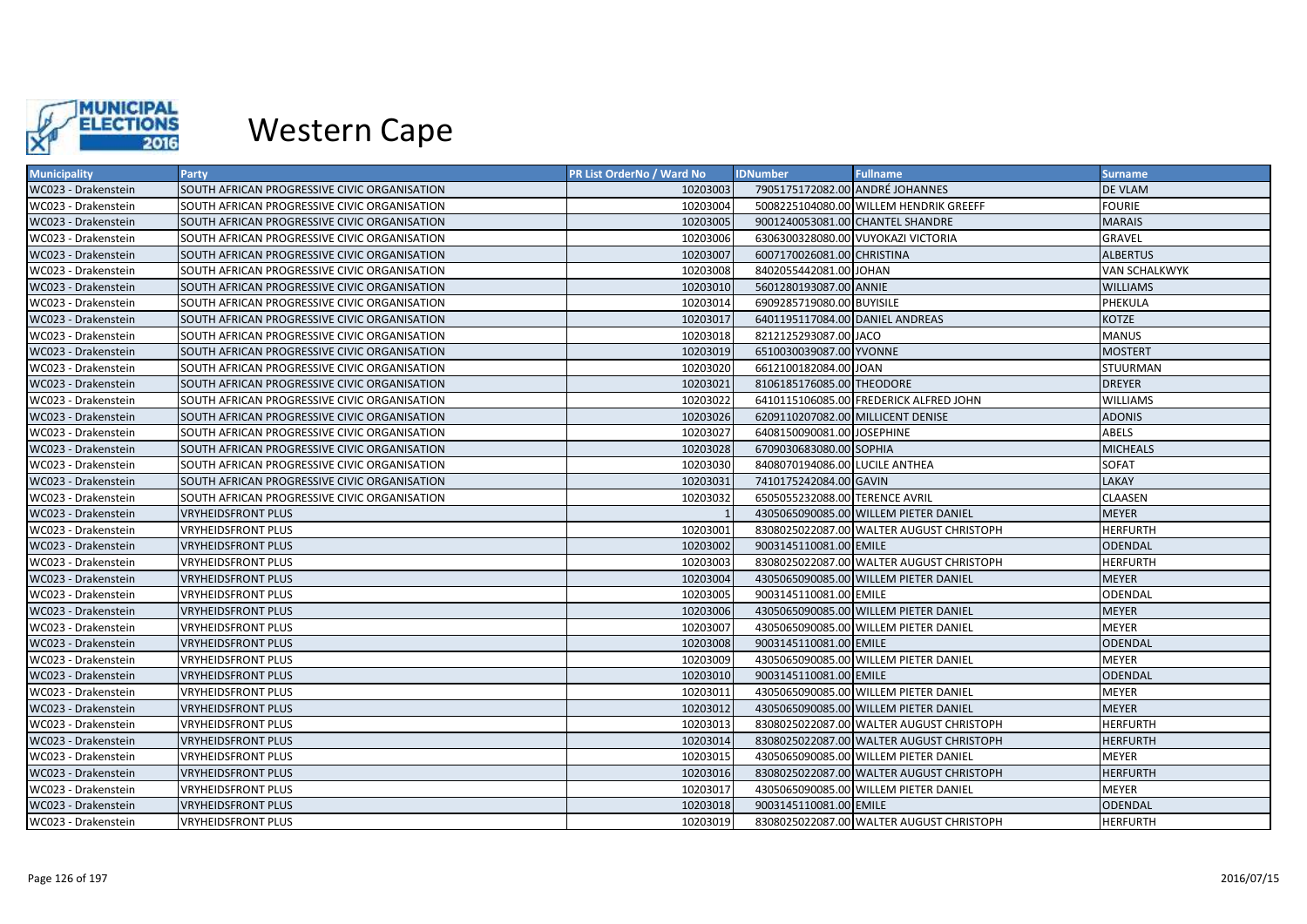# Western Cape

| Municipality | Party | PR List OrderNo / Ward No | IDNumber | Fullname | Surname |
|---|---|---|---|---|---|
| WC023 - Drakenstein | SOUTH AFRICAN PROGRESSIVE CIVIC ORGANISATION | 10203003 | 7905175172082.00 | ANDRÉ JOHANNES | DE VLAM |
| WC023 - Drakenstein | SOUTH AFRICAN PROGRESSIVE CIVIC ORGANISATION | 10203004 | 5008225104080.00 | WILLEM HENDRIK GREEFF | FOURIE |
| WC023 - Drakenstein | SOUTH AFRICAN PROGRESSIVE CIVIC ORGANISATION | 10203005 | 9001240053081.00 | CHANTEL SHANDRE | MARAIS |
| WC023 - Drakenstein | SOUTH AFRICAN PROGRESSIVE CIVIC ORGANISATION | 10203006 | 6306300328080.00 | VUYOKAZI VICTORIA | GRAVEL |
| WC023 - Drakenstein | SOUTH AFRICAN PROGRESSIVE CIVIC ORGANISATION | 10203007 | 6007170026081.00 | CHRISTINA | ALBERTUS |
| WC023 - Drakenstein | SOUTH AFRICAN PROGRESSIVE CIVIC ORGANISATION | 10203008 | 8402055442081.00 | JOHAN | VAN SCHALKWYK |
| WC023 - Drakenstein | SOUTH AFRICAN PROGRESSIVE CIVIC ORGANISATION | 10203010 | 5601280193087.00 | ANNIE | WILLIAMS |
| WC023 - Drakenstein | SOUTH AFRICAN PROGRESSIVE CIVIC ORGANISATION | 10203014 | 6909285719080.00 | BUYISILE | PHEKULA |
| WC023 - Drakenstein | SOUTH AFRICAN PROGRESSIVE CIVIC ORGANISATION | 10203017 | 6401195117084.00 | DANIEL ANDREAS | KOTZE |
| WC023 - Drakenstein | SOUTH AFRICAN PROGRESSIVE CIVIC ORGANISATION | 10203018 | 8212125293087.00 | JACO | MANUS |
| WC023 - Drakenstein | SOUTH AFRICAN PROGRESSIVE CIVIC ORGANISATION | 10203019 | 6510030039087.00 | YVONNE | MOSTERT |
| WC023 - Drakenstein | SOUTH AFRICAN PROGRESSIVE CIVIC ORGANISATION | 10203020 | 6612100182084.00 | JOAN | STUURMAN |
| WC023 - Drakenstein | SOUTH AFRICAN PROGRESSIVE CIVIC ORGANISATION | 10203021 | 8106185176085.00 | THEODORE | DREYER |
| WC023 - Drakenstein | SOUTH AFRICAN PROGRESSIVE CIVIC ORGANISATION | 10203022 | 6410115106085.00 | FREDERICK ALFRED JOHN | WILLIAMS |
| WC023 - Drakenstein | SOUTH AFRICAN PROGRESSIVE CIVIC ORGANISATION | 10203026 | 6209110207082.00 | MILLICENT DENISE | ADONIS |
| WC023 - Drakenstein | SOUTH AFRICAN PROGRESSIVE CIVIC ORGANISATION | 10203027 | 6408150090081.00 | JOSEPHINE | ABELS |
| WC023 - Drakenstein | SOUTH AFRICAN PROGRESSIVE CIVIC ORGANISATION | 10203028 | 6709030683080.00 | SOPHIA | MICHEALS |
| WC023 - Drakenstein | SOUTH AFRICAN PROGRESSIVE CIVIC ORGANISATION | 10203030 | 8408070194086.00 | LUCILE ANTHEA | SOFAT |
| WC023 - Drakenstein | SOUTH AFRICAN PROGRESSIVE CIVIC ORGANISATION | 10203031 | 7410175242084.00 | GAVIN | LAKAY |
| WC023 - Drakenstein | SOUTH AFRICAN PROGRESSIVE CIVIC ORGANISATION | 10203032 | 6505055232088.00 | TERENCE AVRIL | CLAASEN |
| WC023 - Drakenstein | VRYHEIDSFRONT PLUS | 1 | 4305065090085.00 | WILLEM PIETER DANIEL | MEYER |
| WC023 - Drakenstein | VRYHEIDSFRONT PLUS | 10203001 | 8308025022087.00 | WALTER AUGUST CHRISTOPH | HERFURTH |
| WC023 - Drakenstein | VRYHEIDSFRONT PLUS | 10203002 | 9003145110081.00 | EMILE | ODENDAL |
| WC023 - Drakenstein | VRYHEIDSFRONT PLUS | 10203003 | 8308025022087.00 | WALTER AUGUST CHRISTOPH | HERFURTH |
| WC023 - Drakenstein | VRYHEIDSFRONT PLUS | 10203004 | 4305065090085.00 | WILLEM PIETER DANIEL | MEYER |
| WC023 - Drakenstein | VRYHEIDSFRONT PLUS | 10203005 | 9003145110081.00 | EMILE | ODENDAL |
| WC023 - Drakenstein | VRYHEIDSFRONT PLUS | 10203006 | 4305065090085.00 | WILLEM PIETER DANIEL | MEYER |
| WC023 - Drakenstein | VRYHEIDSFRONT PLUS | 10203007 | 4305065090085.00 | WILLEM PIETER DANIEL | MEYER |
| WC023 - Drakenstein | VRYHEIDSFRONT PLUS | 10203008 | 9003145110081.00 | EMILE | ODENDAL |
| WC023 - Drakenstein | VRYHEIDSFRONT PLUS | 10203009 | 4305065090085.00 | WILLEM PIETER DANIEL | MEYER |
| WC023 - Drakenstein | VRYHEIDSFRONT PLUS | 10203010 | 9003145110081.00 | EMILE | ODENDAL |
| WC023 - Drakenstein | VRYHEIDSFRONT PLUS | 10203011 | 4305065090085.00 | WILLEM PIETER DANIEL | MEYER |
| WC023 - Drakenstein | VRYHEIDSFRONT PLUS | 10203012 | 4305065090085.00 | WILLEM PIETER DANIEL | MEYER |
| WC023 - Drakenstein | VRYHEIDSFRONT PLUS | 10203013 | 8308025022087.00 | WALTER AUGUST CHRISTOPH | HERFURTH |
| WC023 - Drakenstein | VRYHEIDSFRONT PLUS | 10203014 | 8308025022087.00 | WALTER AUGUST CHRISTOPH | HERFURTH |
| WC023 - Drakenstein | VRYHEIDSFRONT PLUS | 10203015 | 4305065090085.00 | WILLEM PIETER DANIEL | MEYER |
| WC023 - Drakenstein | VRYHEIDSFRONT PLUS | 10203016 | 8308025022087.00 | WALTER AUGUST CHRISTOPH | HERFURTH |
| WC023 - Drakenstein | VRYHEIDSFRONT PLUS | 10203017 | 4305065090085.00 | WILLEM PIETER DANIEL | MEYER |
| WC023 - Drakenstein | VRYHEIDSFRONT PLUS | 10203018 | 9003145110081.00 | EMILE | ODENDAL |
| WC023 - Drakenstein | VRYHEIDSFRONT PLUS | 10203019 | 8308025022087.00 | WALTER AUGUST CHRISTOPH | HERFURTH |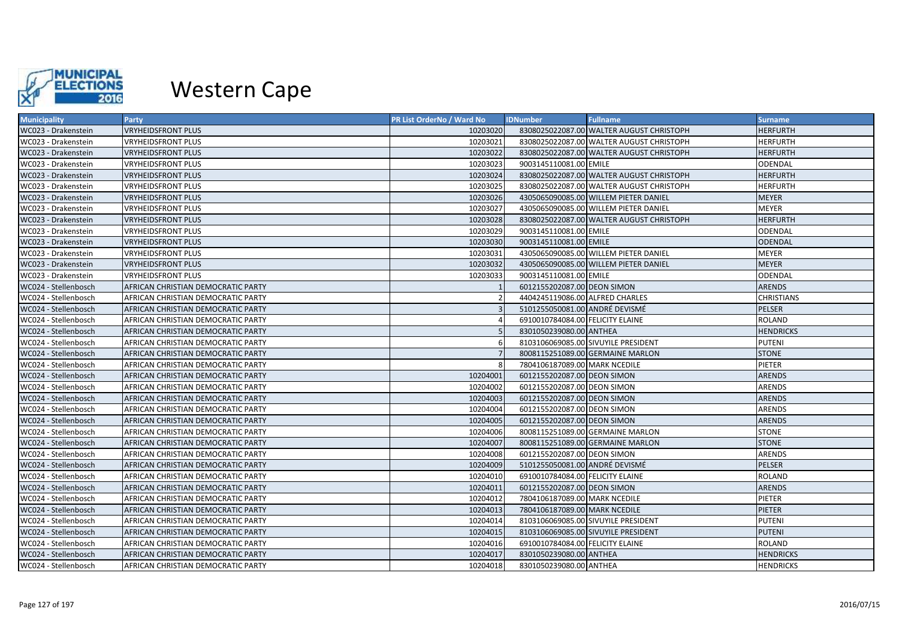# Western Cape

| Municipality | Party | PR List OrderNo / Ward No | IDNumber | Fullname | Surname |
|---|---|---|---|---|---|
| WC023 - Drakenstein | VRYHEIDSFRONT PLUS | 10203020 | 8308025022087.00 | WALTER AUGUST CHRISTOPH | HERFURTH |
| WC023 - Drakenstein | VRYHEIDSFRONT PLUS | 10203021 | 8308025022087.00 | WALTER AUGUST CHRISTOPH | HERFURTH |
| WC023 - Drakenstein | VRYHEIDSFRONT PLUS | 10203022 | 8308025022087.00 | WALTER AUGUST CHRISTOPH | HERFURTH |
| WC023 - Drakenstein | VRYHEIDSFRONT PLUS | 10203023 | 9003145110081.00 | EMILE | ODENDAL |
| WC023 - Drakenstein | VRYHEIDSFRONT PLUS | 10203024 | 8308025022087.00 | WALTER AUGUST CHRISTOPH | HERFURTH |
| WC023 - Drakenstein | VRYHEIDSFRONT PLUS | 10203025 | 8308025022087.00 | WALTER AUGUST CHRISTOPH | HERFURTH |
| WC023 - Drakenstein | VRYHEIDSFRONT PLUS | 10203026 | 4305065090085.00 | WILLEM PIETER DANIEL | MEYER |
| WC023 - Drakenstein | VRYHEIDSFRONT PLUS | 10203027 | 4305065090085.00 | WILLEM PIETER DANIEL | MEYER |
| WC023 - Drakenstein | VRYHEIDSFRONT PLUS | 10203028 | 8308025022087.00 | WALTER AUGUST CHRISTOPH | HERFURTH |
| WC023 - Drakenstein | VRYHEIDSFRONT PLUS | 10203029 | 9003145110081.00 | EMILE | ODENDAL |
| WC023 - Drakenstein | VRYHEIDSFRONT PLUS | 10203030 | 9003145110081.00 | EMILE | ODENDAL |
| WC023 - Drakenstein | VRYHEIDSFRONT PLUS | 10203031 | 4305065090085.00 | WILLEM PIETER DANIEL | MEYER |
| WC023 - Drakenstein | VRYHEIDSFRONT PLUS | 10203032 | 4305065090085.00 | WILLEM PIETER DANIEL | MEYER |
| WC023 - Drakenstein | VRYHEIDSFRONT PLUS | 10203033 | 9003145110081.00 | EMILE | ODENDAL |
| WC024 - Stellenbosch | AFRICAN CHRISTIAN DEMOCRATIC PARTY | 1 | 6012155202087.00 | DEON SIMON | ARENDS |
| WC024 - Stellenbosch | AFRICAN CHRISTIAN DEMOCRATIC PARTY | 2 | 4404245119086.00 | ALFRED CHARLES | CHRISTIANS |
| WC024 - Stellenbosch | AFRICAN CHRISTIAN DEMOCRATIC PARTY | 3 | 5101255050081.00 | ANDRÉ DEVISMÉ | PELSER |
| WC024 - Stellenbosch | AFRICAN CHRISTIAN DEMOCRATIC PARTY | 4 | 6910010784084.00 | FELICITY ELAINE | ROLAND |
| WC024 - Stellenbosch | AFRICAN CHRISTIAN DEMOCRATIC PARTY | 5 | 8301050239080.00 | ANTHEA | HENDRICKS |
| WC024 - Stellenbosch | AFRICAN CHRISTIAN DEMOCRATIC PARTY | 6 | 8103106069085.00 | SIVUYILE PRESIDENT | PUTENI |
| WC024 - Stellenbosch | AFRICAN CHRISTIAN DEMOCRATIC PARTY | 7 | 8008115251089.00 | GERMAINE MARLON | STONE |
| WC024 - Stellenbosch | AFRICAN CHRISTIAN DEMOCRATIC PARTY | 8 | 7804106187089.00 | MARK NCEDILE | PIETER |
| WC024 - Stellenbosch | AFRICAN CHRISTIAN DEMOCRATIC PARTY | 10204001 | 6012155202087.00 | DEON SIMON | ARENDS |
| WC024 - Stellenbosch | AFRICAN CHRISTIAN DEMOCRATIC PARTY | 10204002 | 6012155202087.00 | DEON SIMON | ARENDS |
| WC024 - Stellenbosch | AFRICAN CHRISTIAN DEMOCRATIC PARTY | 10204003 | 6012155202087.00 | DEON SIMON | ARENDS |
| WC024 - Stellenbosch | AFRICAN CHRISTIAN DEMOCRATIC PARTY | 10204004 | 6012155202087.00 | DEON SIMON | ARENDS |
| WC024 - Stellenbosch | AFRICAN CHRISTIAN DEMOCRATIC PARTY | 10204005 | 6012155202087.00 | DEON SIMON | ARENDS |
| WC024 - Stellenbosch | AFRICAN CHRISTIAN DEMOCRATIC PARTY | 10204006 | 8008115251089.00 | GERMAINE MARLON | STONE |
| WC024 - Stellenbosch | AFRICAN CHRISTIAN DEMOCRATIC PARTY | 10204007 | 8008115251089.00 | GERMAINE MARLON | STONE |
| WC024 - Stellenbosch | AFRICAN CHRISTIAN DEMOCRATIC PARTY | 10204008 | 6012155202087.00 | DEON SIMON | ARENDS |
| WC024 - Stellenbosch | AFRICAN CHRISTIAN DEMOCRATIC PARTY | 10204009 | 5101255050081.00 | ANDRÉ DEVISMÉ | PELSER |
| WC024 - Stellenbosch | AFRICAN CHRISTIAN DEMOCRATIC PARTY | 10204010 | 6910010784084.00 | FELICITY ELAINE | ROLAND |
| WC024 - Stellenbosch | AFRICAN CHRISTIAN DEMOCRATIC PARTY | 10204011 | 6012155202087.00 | DEON SIMON | ARENDS |
| WC024 - Stellenbosch | AFRICAN CHRISTIAN DEMOCRATIC PARTY | 10204012 | 7804106187089.00 | MARK NCEDILE | PIETER |
| WC024 - Stellenbosch | AFRICAN CHRISTIAN DEMOCRATIC PARTY | 10204013 | 7804106187089.00 | MARK NCEDILE | PIETER |
| WC024 - Stellenbosch | AFRICAN CHRISTIAN DEMOCRATIC PARTY | 10204014 | 8103106069085.00 | SIVUYILE PRESIDENT | PUTENI |
| WC024 - Stellenbosch | AFRICAN CHRISTIAN DEMOCRATIC PARTY | 10204015 | 8103106069085.00 | SIVUYILE PRESIDENT | PUTENI |
| WC024 - Stellenbosch | AFRICAN CHRISTIAN DEMOCRATIC PARTY | 10204016 | 6910010784084.00 | FELICITY ELAINE | ROLAND |
| WC024 - Stellenbosch | AFRICAN CHRISTIAN DEMOCRATIC PARTY | 10204017 | 8301050239080.00 | ANTHEA | HENDRICKS |
| WC024 - Stellenbosch | AFRICAN CHRISTIAN DEMOCRATIC PARTY | 10204018 | 8301050239080.00 | ANTHEA | HENDRICKS |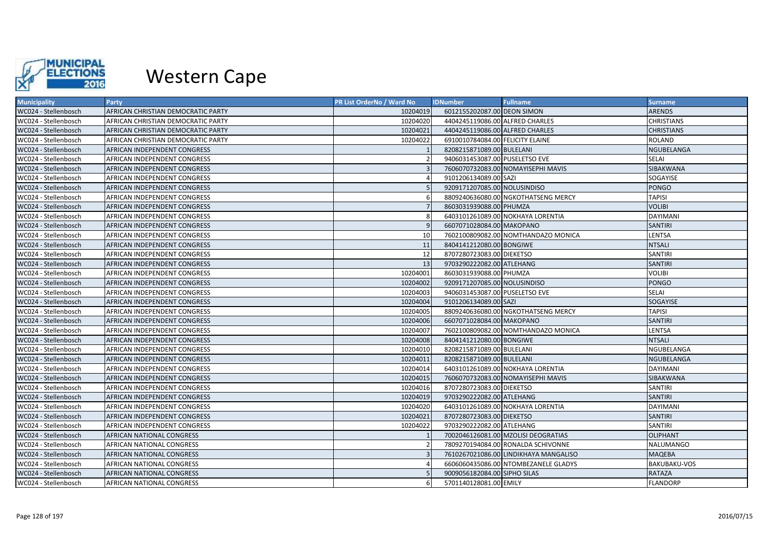# Western Cape

| Municipality | Party | PR List OrderNo / Ward No | IDNumber | Fullname | Surname |
|---|---|---|---|---|---|
| WC024 - Stellenbosch | AFRICAN CHRISTIAN DEMOCRATIC PARTY | 10204019 | 6012155202087.00 | DEON SIMON | ARENDS |
| WC024 - Stellenbosch | AFRICAN CHRISTIAN DEMOCRATIC PARTY | 10204020 | 4404245119086.00 | ALFRED CHARLES | CHRISTIANS |
| WC024 - Stellenbosch | AFRICAN CHRISTIAN DEMOCRATIC PARTY | 10204021 | 4404245119086.00 | ALFRED CHARLES | CHRISTIANS |
| WC024 - Stellenbosch | AFRICAN CHRISTIAN DEMOCRATIC PARTY | 10204022 | 6910010784084.00 | FELICITY ELAINE | ROLAND |
| WC024 - Stellenbosch | AFRICAN INDEPENDENT CONGRESS | 1 | 8208215871089.00 | BULELANI | NGUBELANGA |
| WC024 - Stellenbosch | AFRICAN INDEPENDENT CONGRESS | 2 | 9406031453087.00 | PUSELETSO EVE | SELAI |
| WC024 - Stellenbosch | AFRICAN INDEPENDENT CONGRESS | 3 | 7606070732083.00 | NOMAYISEPHI MAVIS | SIBAKWANA |
| WC024 - Stellenbosch | AFRICAN INDEPENDENT CONGRESS | 4 | 9101206134089.00 | SAZI | SOGAYISE |
| WC024 - Stellenbosch | AFRICAN INDEPENDENT CONGRESS | 5 | 9209171207085.00 | NOLUSINDISO | PONGO |
| WC024 - Stellenbosch | AFRICAN INDEPENDENT CONGRESS | 6 | 8809240636080.00 | NGKOTHATSENG MERCY | TAPISI |
| WC024 - Stellenbosch | AFRICAN INDEPENDENT CONGRESS | 7 | 8603031939088.00 | PHUMZA | VOLIBI |
| WC024 - Stellenbosch | AFRICAN INDEPENDENT CONGRESS | 8 | 6403101261089.00 | NOKHAYA LORENTIA | DAYIMANI |
| WC024 - Stellenbosch | AFRICAN INDEPENDENT CONGRESS | 9 | 6607071028084.00 | MAKOPANO | SANTIRI |
| WC024 - Stellenbosch | AFRICAN INDEPENDENT CONGRESS | 10 | 7602100809082.00 | NOMTHANDAZO MONICA | LENTSA |
| WC024 - Stellenbosch | AFRICAN INDEPENDENT CONGRESS | 11 | 8404141212080.00 | BONGIWE | NTSALI |
| WC024 - Stellenbosch | AFRICAN INDEPENDENT CONGRESS | 12 | 8707280723083.00 | DIEKETSO | SANTIRI |
| WC024 - Stellenbosch | AFRICAN INDEPENDENT CONGRESS | 13 | 9703290222082.00 | ATLEHANG | SANTIRI |
| WC024 - Stellenbosch | AFRICAN INDEPENDENT CONGRESS | 10204001 | 8603031939088.00 | PHUMZA | VOLIBI |
| WC024 - Stellenbosch | AFRICAN INDEPENDENT CONGRESS | 10204002 | 9209171207085.00 | NOLUSINDISO | PONGO |
| WC024 - Stellenbosch | AFRICAN INDEPENDENT CONGRESS | 10204003 | 9406031453087.00 | PUSELETSO EVE | SELAI |
| WC024 - Stellenbosch | AFRICAN INDEPENDENT CONGRESS | 10204004 | 9101206134089.00 | SAZI | SOGAYISE |
| WC024 - Stellenbosch | AFRICAN INDEPENDENT CONGRESS | 10204005 | 8809240636080.00 | NGKOTHATSENG MERCY | TAPISI |
| WC024 - Stellenbosch | AFRICAN INDEPENDENT CONGRESS | 10204006 | 6607071028084.00 | MAKOPANO | SANTIRI |
| WC024 - Stellenbosch | AFRICAN INDEPENDENT CONGRESS | 10204007 | 7602100809082.00 | NOMTHANDAZO MONICA | LENTSA |
| WC024 - Stellenbosch | AFRICAN INDEPENDENT CONGRESS | 10204008 | 8404141212080.00 | BONGIWE | NTSALI |
| WC024 - Stellenbosch | AFRICAN INDEPENDENT CONGRESS | 10204010 | 8208215871089.00 | BULELANI | NGUBELANGA |
| WC024 - Stellenbosch | AFRICAN INDEPENDENT CONGRESS | 10204011 | 8208215871089.00 | BULELANI | NGUBELANGA |
| WC024 - Stellenbosch | AFRICAN INDEPENDENT CONGRESS | 10204014 | 6403101261089.00 | NOKHAYA LORENTIA | DAYIMANI |
| WC024 - Stellenbosch | AFRICAN INDEPENDENT CONGRESS | 10204015 | 7606070732083.00 | NOMAYISEPHI MAVIS | SIBAKWANA |
| WC024 - Stellenbosch | AFRICAN INDEPENDENT CONGRESS | 10204016 | 8707280723083.00 | DIEKETSO | SANTIRI |
| WC024 - Stellenbosch | AFRICAN INDEPENDENT CONGRESS | 10204019 | 9703290222082.00 | ATLEHANG | SANTIRI |
| WC024 - Stellenbosch | AFRICAN INDEPENDENT CONGRESS | 10204020 | 6403101261089.00 | NOKHAYA LORENTIA | DAYIMANI |
| WC024 - Stellenbosch | AFRICAN INDEPENDENT CONGRESS | 10204021 | 8707280723083.00 | DIEKETSO | SANTIRI |
| WC024 - Stellenbosch | AFRICAN INDEPENDENT CONGRESS | 10204022 | 9703290222082.00 | ATLEHANG | SANTIRI |
| WC024 - Stellenbosch | AFRICAN NATIONAL CONGRESS | 1 | 7002046126081.00 | MZOLISI DEOGRATIAS | OLIPHANT |
| WC024 - Stellenbosch | AFRICAN NATIONAL CONGRESS | 2 | 7809270194084.00 | RONALDA SCHIVONNE | NALUMANGO |
| WC024 - Stellenbosch | AFRICAN NATIONAL CONGRESS | 3 | 7610267021086.00 | LINDIKHAYA MANGALISO | MAQEBA |
| WC024 - Stellenbosch | AFRICAN NATIONAL CONGRESS | 4 | 6606060435086.00 | NTOMBEZANELE GLADYS | BAKUBAKU-VOS |
| WC024 - Stellenbosch | AFRICAN NATIONAL CONGRESS | 5 | 9009056182084.00 | SIPHO SILAS | RATAZA |
| WC024 - Stellenbosch | AFRICAN NATIONAL CONGRESS | 6 | 5701140128081.00 | EMILY | FLANDORP |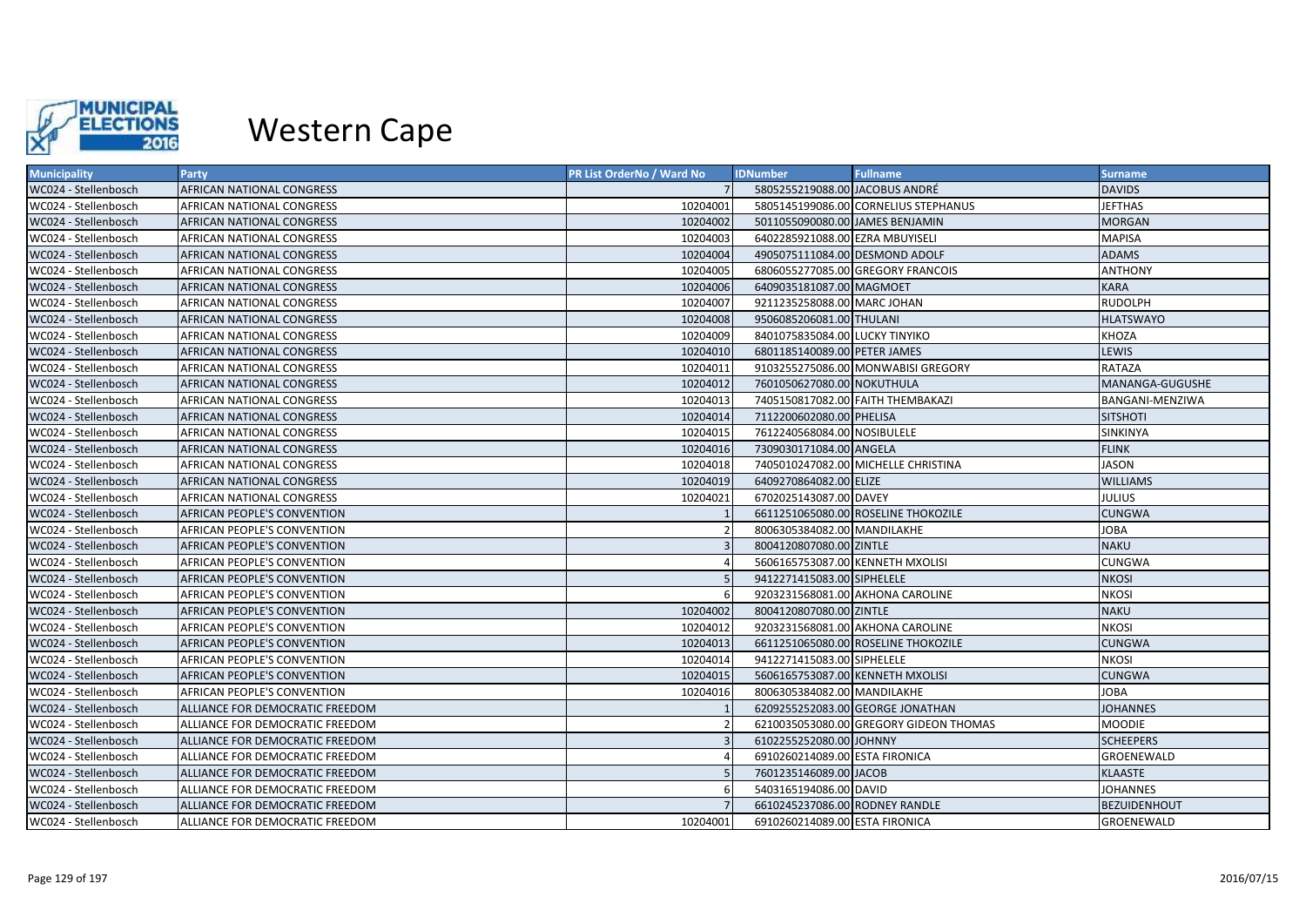# Western Cape

| Municipality | Party | PR List OrderNo / Ward No | IDNumber | Fullname | Surname |
|---|---|---|---|---|---|
| WC024 - Stellenbosch | AFRICAN NATIONAL CONGRESS | 7 | 5805255219088.00 | JACOBUS ANDRÉ | DAVIDS |
| WC024 - Stellenbosch | AFRICAN NATIONAL CONGRESS | 10204001 | 5805145199086.00 | CORNELIUS STEPHANUS | JEFTHAS |
| WC024 - Stellenbosch | AFRICAN NATIONAL CONGRESS | 10204002 | 5011055090080.00 | JAMES BENJAMIN | MORGAN |
| WC024 - Stellenbosch | AFRICAN NATIONAL CONGRESS | 10204003 | 6402285921088.00 | EZRA MBUYISELI | MAPISA |
| WC024 - Stellenbosch | AFRICAN NATIONAL CONGRESS | 10204004 | 4905075111084.00 | DESMOND ADOLF | ADAMS |
| WC024 - Stellenbosch | AFRICAN NATIONAL CONGRESS | 10204005 | 6806055277085.00 | GREGORY FRANCOIS | ANTHONY |
| WC024 - Stellenbosch | AFRICAN NATIONAL CONGRESS | 10204006 | 6409035181087.00 | MAGMOET | KARA |
| WC024 - Stellenbosch | AFRICAN NATIONAL CONGRESS | 10204007 | 9211235258088.00 | MARC JOHAN | RUDOLPH |
| WC024 - Stellenbosch | AFRICAN NATIONAL CONGRESS | 10204008 | 9506085206081.00 | THULANI | HLATSWAYO |
| WC024 - Stellenbosch | AFRICAN NATIONAL CONGRESS | 10204009 | 8401075835084.00 | LUCKY TINYIKO | KHOZA |
| WC024 - Stellenbosch | AFRICAN NATIONAL CONGRESS | 10204010 | 6801185140089.00 | PETER JAMES | LEWIS |
| WC024 - Stellenbosch | AFRICAN NATIONAL CONGRESS | 10204011 | 9103255275086.00 | MONWABISI GREGORY | RATAZA |
| WC024 - Stellenbosch | AFRICAN NATIONAL CONGRESS | 10204012 | 7601050627080.00 | NOKUTHULA | MANANGA-GUGUSHE |
| WC024 - Stellenbosch | AFRICAN NATIONAL CONGRESS | 10204013 | 7405150817082.00 | FAITH THEMBAKAZI | BANGANI-MENZIWA |
| WC024 - Stellenbosch | AFRICAN NATIONAL CONGRESS | 10204014 | 7112200602080.00 | PHELISA | SITSHOTI |
| WC024 - Stellenbosch | AFRICAN NATIONAL CONGRESS | 10204015 | 7612240568084.00 | NOSIBULELE | SINKINYA |
| WC024 - Stellenbosch | AFRICAN NATIONAL CONGRESS | 10204016 | 7309030171084.00 | ANGELA | FLINK |
| WC024 - Stellenbosch | AFRICAN NATIONAL CONGRESS | 10204018 | 7405010247082.00 | MICHELLE CHRISTINA | JASON |
| WC024 - Stellenbosch | AFRICAN NATIONAL CONGRESS | 10204019 | 6409270864082.00 | ELIZE | WILLIAMS |
| WC024 - Stellenbosch | AFRICAN NATIONAL CONGRESS | 10204021 | 6702025143087.00 | DAVEY | JULIUS |
| WC024 - Stellenbosch | AFRICAN PEOPLE'S CONVENTION | 1 | 6611251065080.00 | ROSELINE THOKOZILE | CUNGWA |
| WC024 - Stellenbosch | AFRICAN PEOPLE'S CONVENTION | 2 | 8006305384082.00 | MANDILAKHE | JOBA |
| WC024 - Stellenbosch | AFRICAN PEOPLE'S CONVENTION | 3 | 8004120807080.00 | ZINTLE | NAKU |
| WC024 - Stellenbosch | AFRICAN PEOPLE'S CONVENTION | 4 | 5606165753087.00 | KENNETH MXOLISI | CUNGWA |
| WC024 - Stellenbosch | AFRICAN PEOPLE'S CONVENTION | 5 | 9412271415083.00 | SIPHELELE | NKOSI |
| WC024 - Stellenbosch | AFRICAN PEOPLE'S CONVENTION | 6 | 9203231568081.00 | AKHONA CAROLINE | NKOSI |
| WC024 - Stellenbosch | AFRICAN PEOPLE'S CONVENTION | 10204002 | 8004120807080.00 | ZINTLE | NAKU |
| WC024 - Stellenbosch | AFRICAN PEOPLE'S CONVENTION | 10204012 | 9203231568081.00 | AKHONA CAROLINE | NKOSI |
| WC024 - Stellenbosch | AFRICAN PEOPLE'S CONVENTION | 10204013 | 6611251065080.00 | ROSELINE THOKOZILE | CUNGWA |
| WC024 - Stellenbosch | AFRICAN PEOPLE'S CONVENTION | 10204014 | 9412271415083.00 | SIPHELELE | NKOSI |
| WC024 - Stellenbosch | AFRICAN PEOPLE'S CONVENTION | 10204015 | 5606165753087.00 | KENNETH MXOLISI | CUNGWA |
| WC024 - Stellenbosch | AFRICAN PEOPLE'S CONVENTION | 10204016 | 8006305384082.00 | MANDILAKHE | JOBA |
| WC024 - Stellenbosch | ALLIANCE FOR DEMOCRATIC FREEDOM | 1 | 6209255252083.00 | GEORGE JONATHAN | JOHANNES |
| WC024 - Stellenbosch | ALLIANCE FOR DEMOCRATIC FREEDOM | 2 | 6210035053080.00 | GREGORY GIDEON THOMAS | MOODIE |
| WC024 - Stellenbosch | ALLIANCE FOR DEMOCRATIC FREEDOM | 3 | 6102255252080.00 | JOHNNY | SCHEEPERS |
| WC024 - Stellenbosch | ALLIANCE FOR DEMOCRATIC FREEDOM | 4 | 6910260214089.00 | ESTA FIRONICA | GROENEWALD |
| WC024 - Stellenbosch | ALLIANCE FOR DEMOCRATIC FREEDOM | 5 | 7601235146089.00 | JACOB | KLAASTE |
| WC024 - Stellenbosch | ALLIANCE FOR DEMOCRATIC FREEDOM | 6 | 5403165194086.00 | DAVID | JOHANNES |
| WC024 - Stellenbosch | ALLIANCE FOR DEMOCRATIC FREEDOM | 7 | 6610245237086.00 | RODNEY RANDLE | BEZUIDENHOUT |
| WC024 - Stellenbosch | ALLIANCE FOR DEMOCRATIC FREEDOM | 10204001 | 6910260214089.00 | ESTA FIRONICA | GROENEWALD |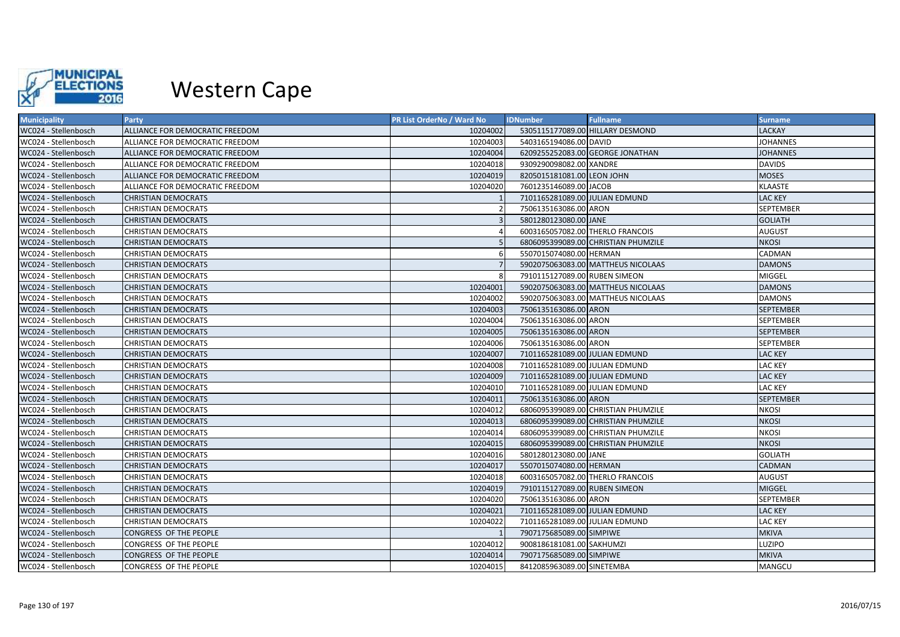# Western Cape

| Municipality | Party | PR List OrderNo / Ward No | IDNumber | Fullname | Surname |
|---|---|---|---|---|---|
| WC024 - Stellenbosch | ALLIANCE FOR DEMOCRATIC FREEDOM | 10204002 | 5305115177089.00 | HILLARY DESMOND | LACKAY |
| WC024 - Stellenbosch | ALLIANCE FOR DEMOCRATIC FREEDOM | 10204003 | 5403165194086.00 | DAVID | JOHANNES |
| WC024 - Stellenbosch | ALLIANCE FOR DEMOCRATIC FREEDOM | 10204004 | 6209255252083.00 | GEORGE JONATHAN | JOHANNES |
| WC024 - Stellenbosch | ALLIANCE FOR DEMOCRATIC FREEDOM | 10204018 | 9309290098082.00 | XANDRE | DAVIDS |
| WC024 - Stellenbosch | ALLIANCE FOR DEMOCRATIC FREEDOM | 10204019 | 8205015181081.00 | LEON JOHN | MOSES |
| WC024 - Stellenbosch | ALLIANCE FOR DEMOCRATIC FREEDOM | 10204020 | 7601235146089.00 | JACOB | KLAASTE |
| WC024 - Stellenbosch | CHRISTIAN DEMOCRATS | 1 | 7101165281089.00 | JULIAN EDMUND | LAC KEY |
| WC024 - Stellenbosch | CHRISTIAN DEMOCRATS | 2 | 7506135163086.00 | ARON | SEPTEMBER |
| WC024 - Stellenbosch | CHRISTIAN DEMOCRATS | 3 | 5801280123080.00 | JANE | GOLIATH |
| WC024 - Stellenbosch | CHRISTIAN DEMOCRATS | 4 | 6003165057082.00 | THERLO FRANCOIS | AUGUST |
| WC024 - Stellenbosch | CHRISTIAN DEMOCRATS | 5 | 6806095399089.00 | CHRISTIAN PHUMZILE | NKOSI |
| WC024 - Stellenbosch | CHRISTIAN DEMOCRATS | 6 | 5507015074080.00 | HERMAN | CADMAN |
| WC024 - Stellenbosch | CHRISTIAN DEMOCRATS | 7 | 5902075063083.00 | MATTHEUS NICOLAAS | DAMONS |
| WC024 - Stellenbosch | CHRISTIAN DEMOCRATS | 8 | 7910115127089.00 | RUBEN SIMEON | MIGGEL |
| WC024 - Stellenbosch | CHRISTIAN DEMOCRATS | 10204001 | 5902075063083.00 | MATTHEUS NICOLAAS | DAMONS |
| WC024 - Stellenbosch | CHRISTIAN DEMOCRATS | 10204002 | 5902075063083.00 | MATTHEUS NICOLAAS | DAMONS |
| WC024 - Stellenbosch | CHRISTIAN DEMOCRATS | 10204003 | 7506135163086.00 | ARON | SEPTEMBER |
| WC024 - Stellenbosch | CHRISTIAN DEMOCRATS | 10204004 | 7506135163086.00 | ARON | SEPTEMBER |
| WC024 - Stellenbosch | CHRISTIAN DEMOCRATS | 10204005 | 7506135163086.00 | ARON | SEPTEMBER |
| WC024 - Stellenbosch | CHRISTIAN DEMOCRATS | 10204006 | 7506135163086.00 | ARON | SEPTEMBER |
| WC024 - Stellenbosch | CHRISTIAN DEMOCRATS | 10204007 | 7101165281089.00 | JULIAN EDMUND | LAC KEY |
| WC024 - Stellenbosch | CHRISTIAN DEMOCRATS | 10204008 | 7101165281089.00 | JULIAN EDMUND | LAC KEY |
| WC024 - Stellenbosch | CHRISTIAN DEMOCRATS | 10204009 | 7101165281089.00 | JULIAN EDMUND | LAC KEY |
| WC024 - Stellenbosch | CHRISTIAN DEMOCRATS | 10204010 | 7101165281089.00 | JULIAN EDMUND | LAC KEY |
| WC024 - Stellenbosch | CHRISTIAN DEMOCRATS | 10204011 | 7506135163086.00 | ARON | SEPTEMBER |
| WC024 - Stellenbosch | CHRISTIAN DEMOCRATS | 10204012 | 6806095399089.00 | CHRISTIAN PHUMZILE | NKOSI |
| WC024 - Stellenbosch | CHRISTIAN DEMOCRATS | 10204013 | 6806095399089.00 | CHRISTIAN PHUMZILE | NKOSI |
| WC024 - Stellenbosch | CHRISTIAN DEMOCRATS | 10204014 | 6806095399089.00 | CHRISTIAN PHUMZILE | NKOSI |
| WC024 - Stellenbosch | CHRISTIAN DEMOCRATS | 10204015 | 6806095399089.00 | CHRISTIAN PHUMZILE | NKOSI |
| WC024 - Stellenbosch | CHRISTIAN DEMOCRATS | 10204016 | 5801280123080.00 | JANE | GOLIATH |
| WC024 - Stellenbosch | CHRISTIAN DEMOCRATS | 10204017 | 5507015074080.00 | HERMAN | CADMAN |
| WC024 - Stellenbosch | CHRISTIAN DEMOCRATS | 10204018 | 6003165057082.00 | THERLO FRANCOIS | AUGUST |
| WC024 - Stellenbosch | CHRISTIAN DEMOCRATS | 10204019 | 7910115127089.00 | RUBEN SIMEON | MIGGEL |
| WC024 - Stellenbosch | CHRISTIAN DEMOCRATS | 10204020 | 7506135163086.00 | ARON | SEPTEMBER |
| WC024 - Stellenbosch | CHRISTIAN DEMOCRATS | 10204021 | 7101165281089.00 | JULIAN EDMUND | LAC KEY |
| WC024 - Stellenbosch | CHRISTIAN DEMOCRATS | 10204022 | 7101165281089.00 | JULIAN EDMUND | LAC KEY |
| WC024 - Stellenbosch | CONGRESS OF THE PEOPLE | 1 | 7907175685089.00 | SIMPIWE | MKIVA |
| WC024 - Stellenbosch | CONGRESS OF THE PEOPLE | 10204012 | 9008186181081.00 | SAKHUMZI | LUZIPO |
| WC024 - Stellenbosch | CONGRESS OF THE PEOPLE | 10204014 | 7907175685089.00 | SIMPIWE | MKIVA |
| WC024 - Stellenbosch | CONGRESS OF THE PEOPLE | 10204015 | 8412085963089.00 | SINETEMBA | MANGCU |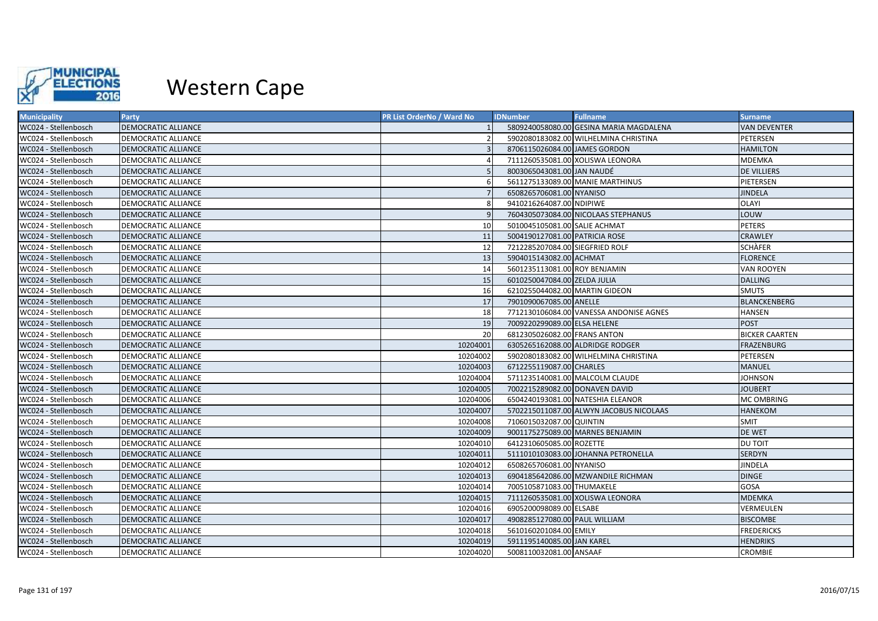# Western Cape

| Municipality | Party | PR List OrderNo / Ward No | IDNumber | Fullname | Surname |
|---|---|---|---|---|---|
| WC024 - Stellenbosch | DEMOCRATIC ALLIANCE | 1 | 5809240058080.00 | GESINA MARIA MAGDALENA | VAN DEVENTER |
| WC024 - Stellenbosch | DEMOCRATIC ALLIANCE | 2 | 5902080183082.00 | WILHELMINA CHRISTINA | PETERSEN |
| WC024 - Stellenbosch | DEMOCRATIC ALLIANCE | 3 | 8706115026084.00 | JAMES GORDON | HAMILTON |
| WC024 - Stellenbosch | DEMOCRATIC ALLIANCE | 4 | 7111260535081.00 | XOLISWA LEONORA | MDEMKA |
| WC024 - Stellenbosch | DEMOCRATIC ALLIANCE | 5 | 8003065043081.00 | JAN NAUDÉ | DE VILLIERS |
| WC024 - Stellenbosch | DEMOCRATIC ALLIANCE | 6 | 5611275133089.00 | MANIE MARTHINUS | PIETERSEN |
| WC024 - Stellenbosch | DEMOCRATIC ALLIANCE | 7 | 6508265706081.00 | NYANISO | JINDELA |
| WC024 - Stellenbosch | DEMOCRATIC ALLIANCE | 8 | 9410216264087.00 | NDIPIWE | OLAYI |
| WC024 - Stellenbosch | DEMOCRATIC ALLIANCE | 9 | 7604305073084.00 | NICOLAAS STEPHANUS | LOUW |
| WC024 - Stellenbosch | DEMOCRATIC ALLIANCE | 10 | 5010045105081.00 | SALIE ACHMAT | PETERS |
| WC024 - Stellenbosch | DEMOCRATIC ALLIANCE | 11 | 5004190127081.00 | PATRICIA ROSE | CRAWLEY |
| WC024 - Stellenbosch | DEMOCRATIC ALLIANCE | 12 | 7212285207084.00 | SIEGFRIED ROLF | SCHÀFER |
| WC024 - Stellenbosch | DEMOCRATIC ALLIANCE | 13 | 5904015143082.00 | ACHMAT | FLORENCE |
| WC024 - Stellenbosch | DEMOCRATIC ALLIANCE | 14 | 5601235113081.00 | ROY BENJAMIN | VAN ROOYEN |
| WC024 - Stellenbosch | DEMOCRATIC ALLIANCE | 15 | 6010250047084.00 | ZELDA JULIA | DALLING |
| WC024 - Stellenbosch | DEMOCRATIC ALLIANCE | 16 | 6210255044082.00 | MARTIN GIDEON | SMUTS |
| WC024 - Stellenbosch | DEMOCRATIC ALLIANCE | 17 | 7901090067085.00 | ANELLE | BLANCKENBERG |
| WC024 - Stellenbosch | DEMOCRATIC ALLIANCE | 18 | 7712130106084.00 | VANESSA ANDONISE AGNES | HANSEN |
| WC024 - Stellenbosch | DEMOCRATIC ALLIANCE | 19 | 7009220299089.00 | ELSA HELENE | POST |
| WC024 - Stellenbosch | DEMOCRATIC ALLIANCE | 20 | 6812305026082.00 | FRANS ANTON | BICKER CAARTEN |
| WC024 - Stellenbosch | DEMOCRATIC ALLIANCE | 10204001 | 6305265162088.00 | ALDRIDGE RODGER | FRAZENBURG |
| WC024 - Stellenbosch | DEMOCRATIC ALLIANCE | 10204002 | 5902080183082.00 | WILHELMINA CHRISTINA | PETERSEN |
| WC024 - Stellenbosch | DEMOCRATIC ALLIANCE | 10204003 | 6712255119087.00 | CHARLES | MANUEL |
| WC024 - Stellenbosch | DEMOCRATIC ALLIANCE | 10204004 | 5711235140081.00 | MALCOLM CLAUDE | JOHNSON |
| WC024 - Stellenbosch | DEMOCRATIC ALLIANCE | 10204005 | 7002215289082.00 | DONAVEN DAVID | JOUBERT |
| WC024 - Stellenbosch | DEMOCRATIC ALLIANCE | 10204006 | 6504240193081.00 | NATESHIA ELEANOR | MC OMBRING |
| WC024 - Stellenbosch | DEMOCRATIC ALLIANCE | 10204007 | 5702215011087.00 | ALWYN JACOBUS NICOLAAS | HANEKOM |
| WC024 - Stellenbosch | DEMOCRATIC ALLIANCE | 10204008 | 7106015032087.00 | QUINTIN | SMIT |
| WC024 - Stellenbosch | DEMOCRATIC ALLIANCE | 10204009 | 9001175275089.00 | MARNES BENJAMIN | DE WET |
| WC024 - Stellenbosch | DEMOCRATIC ALLIANCE | 10204010 | 6412310605085.00 | ROZETTE | DU TOIT |
| WC024 - Stellenbosch | DEMOCRATIC ALLIANCE | 10204011 | 5111010103083.00 | JOHANNA PETRONELLA | SERDYN |
| WC024 - Stellenbosch | DEMOCRATIC ALLIANCE | 10204012 | 6508265706081.00 | NYANISO | JINDELA |
| WC024 - Stellenbosch | DEMOCRATIC ALLIANCE | 10204013 | 6904185642086.00 | MZWANDILE RICHMAN | DINGE |
| WC024 - Stellenbosch | DEMOCRATIC ALLIANCE | 10204014 | 7005105871083.00 | THUMAKELE | GOSA |
| WC024 - Stellenbosch | DEMOCRATIC ALLIANCE | 10204015 | 7111260535081.00 | XOLISWA LEONORA | MDEMKA |
| WC024 - Stellenbosch | DEMOCRATIC ALLIANCE | 10204016 | 6905200098089.00 | ELSABE | VERMEULEN |
| WC024 - Stellenbosch | DEMOCRATIC ALLIANCE | 10204017 | 4908285127080.00 | PAUL WILLIAM | BISCOMBE |
| WC024 - Stellenbosch | DEMOCRATIC ALLIANCE | 10204018 | 5610160201084.00 | EMILY | FREDERICKS |
| WC024 - Stellenbosch | DEMOCRATIC ALLIANCE | 10204019 | 5911195140085.00 | JAN KAREL | HENDRIKS |
| WC024 - Stellenbosch | DEMOCRATIC ALLIANCE | 10204020 | 5008110032081.00 | ANSAAF | CROMBIE |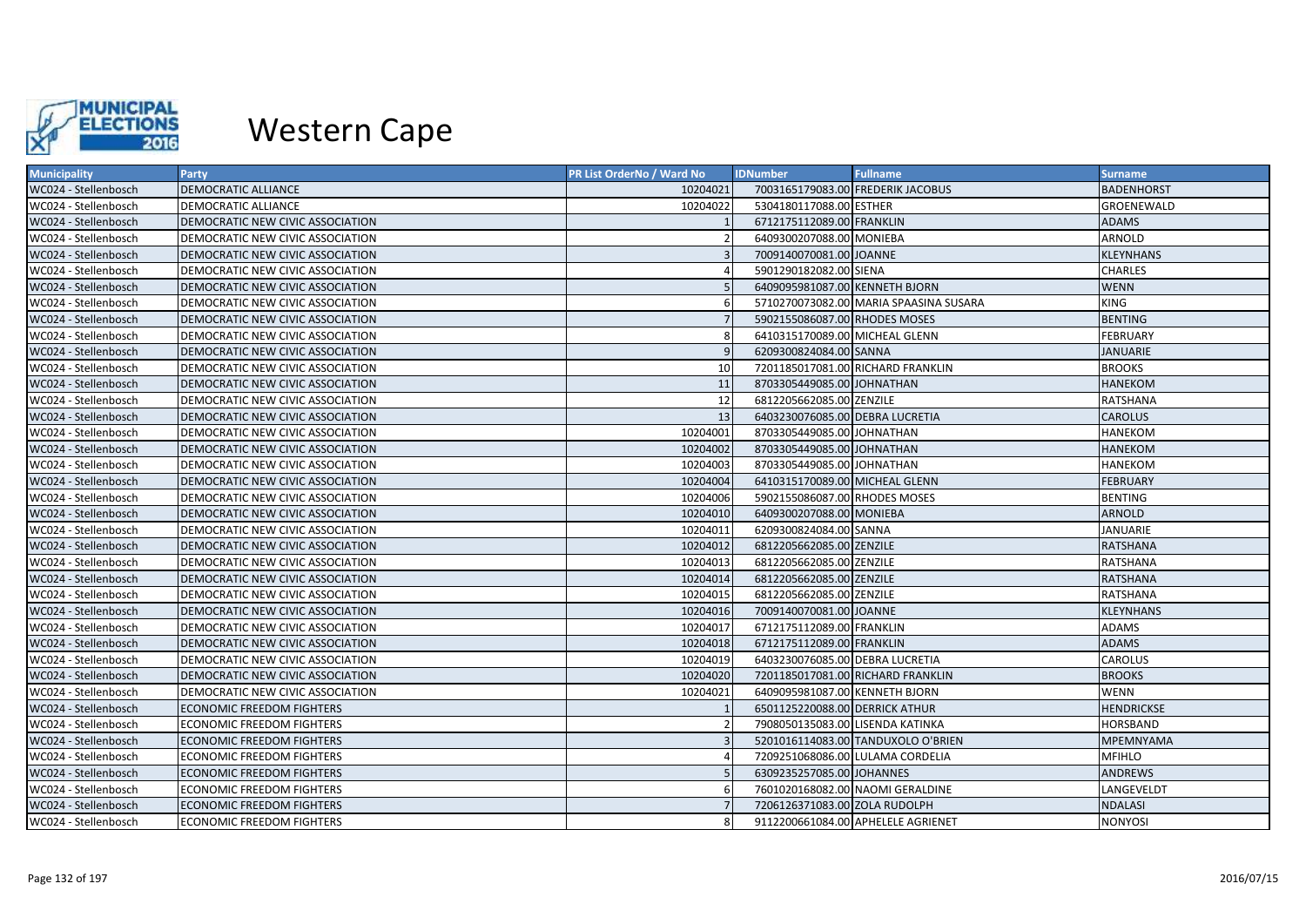# Western Cape

| Municipality | Party | PR List OrderNo / Ward No | IDNumber | Fullname | Surname |
|---|---|---|---|---|---|
| WC024 - Stellenbosch | DEMOCRATIC ALLIANCE | 10204021 | 7003165179083.00 | FREDERIK JACOBUS | BADENHORST |
| WC024 - Stellenbosch | DEMOCRATIC ALLIANCE | 10204022 | 5304180117088.00 | ESTHER | GROENEWALD |
| WC024 - Stellenbosch | DEMOCRATIC NEW CIVIC ASSOCIATION | 1 | 6712175112089.00 | FRANKLIN | ADAMS |
| WC024 - Stellenbosch | DEMOCRATIC NEW CIVIC ASSOCIATION | 2 | 6409300207088.00 | MONIEBA | ARNOLD |
| WC024 - Stellenbosch | DEMOCRATIC NEW CIVIC ASSOCIATION | 3 | 7009140070081.00 | JOANNE | KLEYNHANS |
| WC024 - Stellenbosch | DEMOCRATIC NEW CIVIC ASSOCIATION | 4 | 5901290182082.00 | SIENA | CHARLES |
| WC024 - Stellenbosch | DEMOCRATIC NEW CIVIC ASSOCIATION | 5 | 6409095981087.00 | KENNETH BJORN | WENN |
| WC024 - Stellenbosch | DEMOCRATIC NEW CIVIC ASSOCIATION | 6 | 5710270073082.00 | MARIA SPAASINA SUSARA | KING |
| WC024 - Stellenbosch | DEMOCRATIC NEW CIVIC ASSOCIATION | 7 | 5902155086087.00 | RHODES MOSES | BENTING |
| WC024 - Stellenbosch | DEMOCRATIC NEW CIVIC ASSOCIATION | 8 | 6410315170089.00 | MICHEAL GLENN | FEBRUARY |
| WC024 - Stellenbosch | DEMOCRATIC NEW CIVIC ASSOCIATION | 9 | 6209300824084.00 | SANNA | JANUARIE |
| WC024 - Stellenbosch | DEMOCRATIC NEW CIVIC ASSOCIATION | 10 | 7201185017081.00 | RICHARD FRANKLIN | BROOKS |
| WC024 - Stellenbosch | DEMOCRATIC NEW CIVIC ASSOCIATION | 11 | 8703305449085.00 | JOHNATHAN | HANEKOM |
| WC024 - Stellenbosch | DEMOCRATIC NEW CIVIC ASSOCIATION | 12 | 6812205662085.00 | ZENZILE | RATSHANA |
| WC024 - Stellenbosch | DEMOCRATIC NEW CIVIC ASSOCIATION | 13 | 6403230076085.00 | DEBRA LUCRETIA | CAROLUS |
| WC024 - Stellenbosch | DEMOCRATIC NEW CIVIC ASSOCIATION | 10204001 | 8703305449085.00 | JOHNATHAN | HANEKOM |
| WC024 - Stellenbosch | DEMOCRATIC NEW CIVIC ASSOCIATION | 10204002 | 8703305449085.00 | JOHNATHAN | HANEKOM |
| WC024 - Stellenbosch | DEMOCRATIC NEW CIVIC ASSOCIATION | 10204003 | 8703305449085.00 | JOHNATHAN | HANEKOM |
| WC024 - Stellenbosch | DEMOCRATIC NEW CIVIC ASSOCIATION | 10204004 | 6410315170089.00 | MICHEAL GLENN | FEBRUARY |
| WC024 - Stellenbosch | DEMOCRATIC NEW CIVIC ASSOCIATION | 10204006 | 5902155086087.00 | RHODES MOSES | BENTING |
| WC024 - Stellenbosch | DEMOCRATIC NEW CIVIC ASSOCIATION | 10204010 | 6409300207088.00 | MONIEBA | ARNOLD |
| WC024 - Stellenbosch | DEMOCRATIC NEW CIVIC ASSOCIATION | 10204011 | 6209300824084.00 | SANNA | JANUARIE |
| WC024 - Stellenbosch | DEMOCRATIC NEW CIVIC ASSOCIATION | 10204012 | 6812205662085.00 | ZENZILE | RATSHANA |
| WC024 - Stellenbosch | DEMOCRATIC NEW CIVIC ASSOCIATION | 10204013 | 6812205662085.00 | ZENZILE | RATSHANA |
| WC024 - Stellenbosch | DEMOCRATIC NEW CIVIC ASSOCIATION | 10204014 | 6812205662085.00 | ZENZILE | RATSHANA |
| WC024 - Stellenbosch | DEMOCRATIC NEW CIVIC ASSOCIATION | 10204015 | 6812205662085.00 | ZENZILE | RATSHANA |
| WC024 - Stellenbosch | DEMOCRATIC NEW CIVIC ASSOCIATION | 10204016 | 7009140070081.00 | JOANNE | KLEYNHANS |
| WC024 - Stellenbosch | DEMOCRATIC NEW CIVIC ASSOCIATION | 10204017 | 6712175112089.00 | FRANKLIN | ADAMS |
| WC024 - Stellenbosch | DEMOCRATIC NEW CIVIC ASSOCIATION | 10204018 | 6712175112089.00 | FRANKLIN | ADAMS |
| WC024 - Stellenbosch | DEMOCRATIC NEW CIVIC ASSOCIATION | 10204019 | 6403230076085.00 | DEBRA LUCRETIA | CAROLUS |
| WC024 - Stellenbosch | DEMOCRATIC NEW CIVIC ASSOCIATION | 10204020 | 7201185017081.00 | RICHARD FRANKLIN | BROOKS |
| WC024 - Stellenbosch | DEMOCRATIC NEW CIVIC ASSOCIATION | 10204021 | 6409095981087.00 | KENNETH BJORN | WENN |
| WC024 - Stellenbosch | ECONOMIC FREEDOM FIGHTERS | 1 | 6501125220088.00 | DERRICK ATHUR | HENDRICKSE |
| WC024 - Stellenbosch | ECONOMIC FREEDOM FIGHTERS | 2 | 7908050135083.00 | LISENDA KATINKA | HORSBAND |
| WC024 - Stellenbosch | ECONOMIC FREEDOM FIGHTERS | 3 | 5201016114083.00 | TANDUXOLO O'BRIEN | MPEMNYAMA |
| WC024 - Stellenbosch | ECONOMIC FREEDOM FIGHTERS | 4 | 7209251068086.00 | LULAMA CORDELIA | MFIHLO |
| WC024 - Stellenbosch | ECONOMIC FREEDOM FIGHTERS | 5 | 6309235257085.00 | JOHANNES | ANDREWS |
| WC024 - Stellenbosch | ECONOMIC FREEDOM FIGHTERS | 6 | 7601020168082.00 | NAOMI GERALDINE | LANGEVELDT |
| WC024 - Stellenbosch | ECONOMIC FREEDOM FIGHTERS | 7 | 7206126371083.00 | ZOLA RUDOLPH | NDALASI |
| WC024 - Stellenbosch | ECONOMIC FREEDOM FIGHTERS | 8 | 9112200661084.00 | APHELELE AGRIENET | NONYOSI |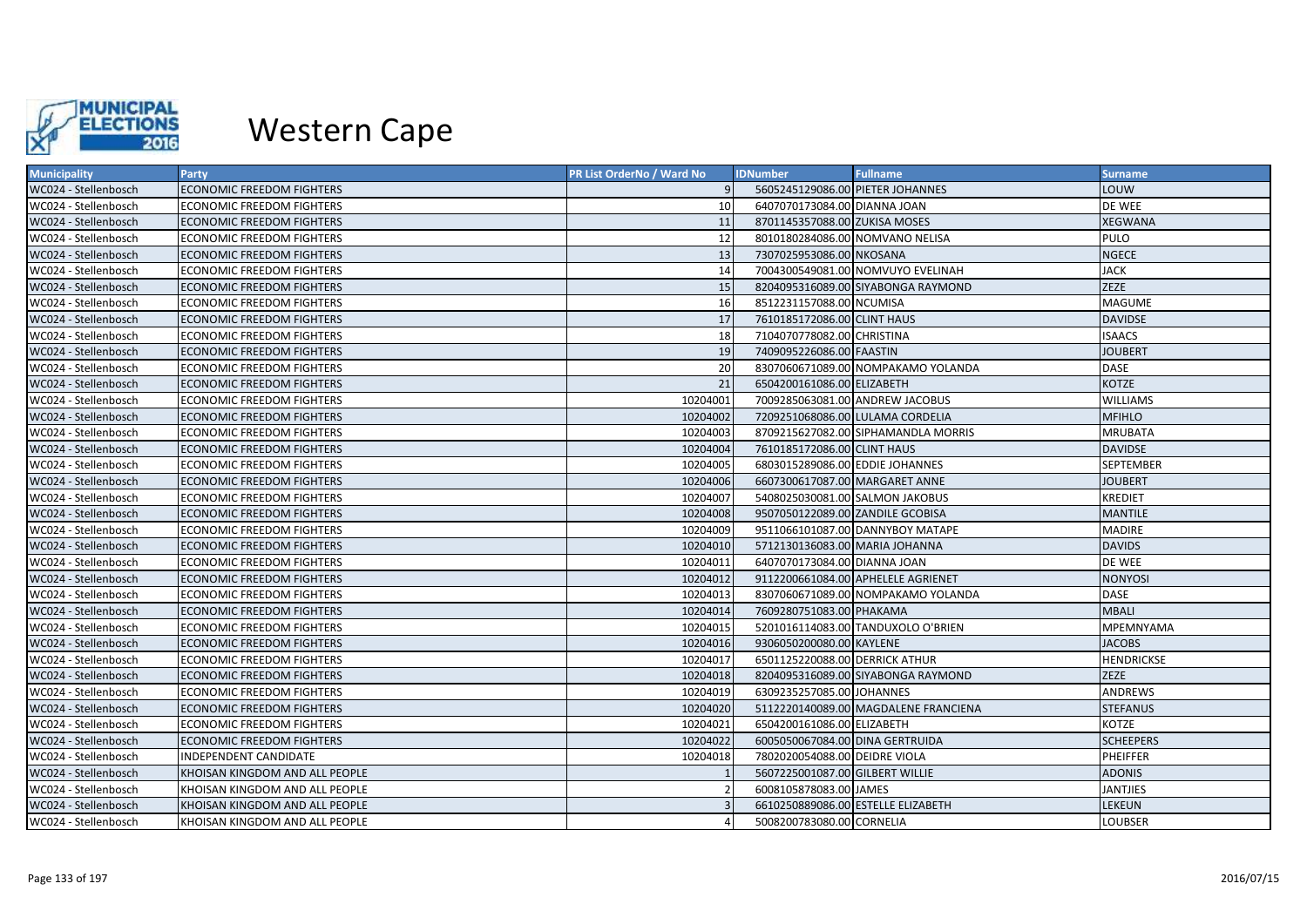# Western Cape

| Municipality | Party | PR List OrderNo / Ward No | IDNumber | Fullname | Surname |
| --- | --- | --- | --- | --- | --- |
| WC024 - Stellenbosch | ECONOMIC FREEDOM FIGHTERS | 9 | 5605245129086.00 | PIETER JOHANNES | LOUW |
| WC024 - Stellenbosch | ECONOMIC FREEDOM FIGHTERS | 10 | 6407070173084.00 | DIANNA JOAN | DE WEE |
| WC024 - Stellenbosch | ECONOMIC FREEDOM FIGHTERS | 11 | 8701145357088.00 | ZUKISA MOSES | XEGWANA |
| WC024 - Stellenbosch | ECONOMIC FREEDOM FIGHTERS | 12 | 8010180284086.00 | NOMVANO NELISA | PULO |
| WC024 - Stellenbosch | ECONOMIC FREEDOM FIGHTERS | 13 | 7307025953086.00 | NKOSANA | NGECE |
| WC024 - Stellenbosch | ECONOMIC FREEDOM FIGHTERS | 14 | 7004300549081.00 | NOMVUYO EVELINAH | JACK |
| WC024 - Stellenbosch | ECONOMIC FREEDOM FIGHTERS | 15 | 8204095316089.00 | SIYABONGA RAYMOND | ZEZE |
| WC024 - Stellenbosch | ECONOMIC FREEDOM FIGHTERS | 16 | 8512231157088.00 | NCUMISA | MAGUME |
| WC024 - Stellenbosch | ECONOMIC FREEDOM FIGHTERS | 17 | 7610185172086.00 | CLINT HAUS | DAVIDSE |
| WC024 - Stellenbosch | ECONOMIC FREEDOM FIGHTERS | 18 | 7104070778082.00 | CHRISTINA | ISAACS |
| WC024 - Stellenbosch | ECONOMIC FREEDOM FIGHTERS | 19 | 7409095226086.00 | FAASTIN | JOUBERT |
| WC024 - Stellenbosch | ECONOMIC FREEDOM FIGHTERS | 20 | 8307060671089.00 | NOMPAKAMO YOLANDA | DASE |
| WC024 - Stellenbosch | ECONOMIC FREEDOM FIGHTERS | 21 | 6504200161086.00 | ELIZABETH | KOTZE |
| WC024 - Stellenbosch | ECONOMIC FREEDOM FIGHTERS | 10204001 | 7009285063081.00 | ANDREW JACOBUS | WILLIAMS |
| WC024 - Stellenbosch | ECONOMIC FREEDOM FIGHTERS | 10204002 | 7209251068086.00 | LULAMA CORDELIA | MFIHLO |
| WC024 - Stellenbosch | ECONOMIC FREEDOM FIGHTERS | 10204003 | 8709215627082.00 | SIPHAMANDLA MORRIS | MRUBATA |
| WC024 - Stellenbosch | ECONOMIC FREEDOM FIGHTERS | 10204004 | 7610185172086.00 | CLINT HAUS | DAVIDSE |
| WC024 - Stellenbosch | ECONOMIC FREEDOM FIGHTERS | 10204005 | 6803015289086.00 | EDDIE JOHANNES | SEPTEMBER |
| WC024 - Stellenbosch | ECONOMIC FREEDOM FIGHTERS | 10204006 | 6607300617087.00 | MARGARET ANNE | JOUBERT |
| WC024 - Stellenbosch | ECONOMIC FREEDOM FIGHTERS | 10204007 | 5408025030081.00 | SALMON JAKOBUS | KREDIET |
| WC024 - Stellenbosch | ECONOMIC FREEDOM FIGHTERS | 10204008 | 9507050122089.00 | ZANDILE GCOBISA | MANTILE |
| WC024 - Stellenbosch | ECONOMIC FREEDOM FIGHTERS | 10204009 | 9511066101087.00 | DANNYBOY MATAPE | MADIRE |
| WC024 - Stellenbosch | ECONOMIC FREEDOM FIGHTERS | 10204010 | 5712130136083.00 | MARIA JOHANNA | DAVIDS |
| WC024 - Stellenbosch | ECONOMIC FREEDOM FIGHTERS | 10204011 | 6407070173084.00 | DIANNA JOAN | DE WEE |
| WC024 - Stellenbosch | ECONOMIC FREEDOM FIGHTERS | 10204012 | 9112200661084.00 | APHELELE AGRIENET | NONYOSI |
| WC024 - Stellenbosch | ECONOMIC FREEDOM FIGHTERS | 10204013 | 8307060671089.00 | NOMPAKAMO YOLANDA | DASE |
| WC024 - Stellenbosch | ECONOMIC FREEDOM FIGHTERS | 10204014 | 7609280751083.00 | PHAKAMA | MBALI |
| WC024 - Stellenbosch | ECONOMIC FREEDOM FIGHTERS | 10204015 | 5201016114083.00 | TANDUXOLO O'BRIEN | MPEMNYAMA |
| WC024 - Stellenbosch | ECONOMIC FREEDOM FIGHTERS | 10204016 | 9306050200080.00 | KAYLENE | JACOBS |
| WC024 - Stellenbosch | ECONOMIC FREEDOM FIGHTERS | 10204017 | 6501125220088.00 | DERRICK ATHUR | HENDRICKSE |
| WC024 - Stellenbosch | ECONOMIC FREEDOM FIGHTERS | 10204018 | 8204095316089.00 | SIYABONGA RAYMOND | ZEZE |
| WC024 - Stellenbosch | ECONOMIC FREEDOM FIGHTERS | 10204019 | 6309235257085.00 | JOHANNES | ANDREWS |
| WC024 - Stellenbosch | ECONOMIC FREEDOM FIGHTERS | 10204020 | 5112220140089.00 | MAGDALENE FRANCIENA | STEFANUS |
| WC024 - Stellenbosch | ECONOMIC FREEDOM FIGHTERS | 10204021 | 6504200161086.00 | ELIZABETH | KOTZE |
| WC024 - Stellenbosch | ECONOMIC FREEDOM FIGHTERS | 10204022 | 6005050067084.00 | DINA GERTRUIDA | SCHEEPERS |
| WC024 - Stellenbosch | INDEPENDENT CANDIDATE | 10204018 | 7802020054088.00 | DEIDRE VIOLA | PHEIFFER |
| WC024 - Stellenbosch | KHOISAN KINGDOM AND ALL PEOPLE | 1 | 5607225001087.00 | GILBERT WILLIE | ADONIS |
| WC024 - Stellenbosch | KHOISAN KINGDOM AND ALL PEOPLE | 2 | 6008105878083.00 | JAMES | JANTJIES |
| WC024 - Stellenbosch | KHOISAN KINGDOM AND ALL PEOPLE | 3 | 6610250889086.00 | ESTELLE ELIZABETH | LEKEUN |
| WC024 - Stellenbosch | KHOISAN KINGDOM AND ALL PEOPLE | 4 | 5008200783080.00 | CORNELIA | LOUBSER |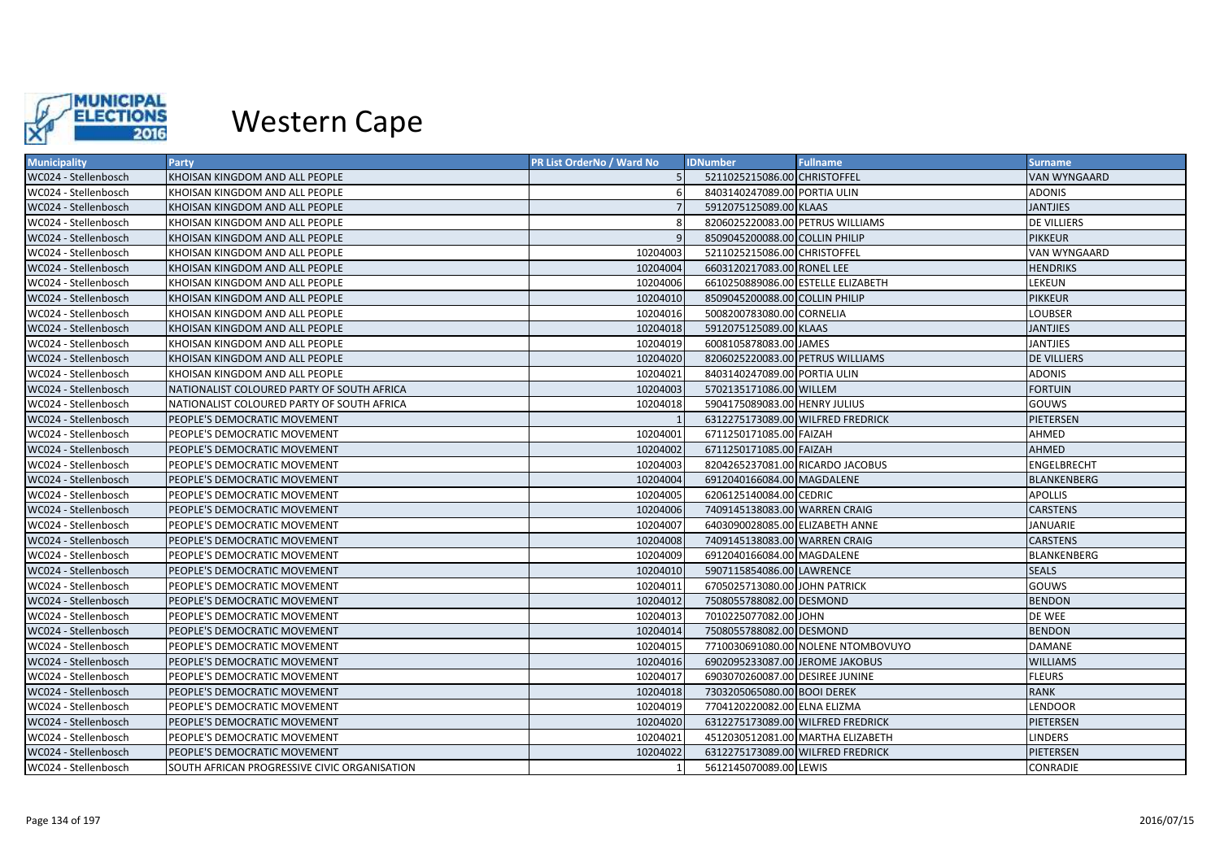# Western Cape

| Municipality | Party | PR List OrderNo / Ward No | IDNumber | Fullname | Surname |
|---|---|---|---|---|---|
| WC024 - Stellenbosch | KHOISAN KINGDOM AND ALL PEOPLE | 5 | 5211025215086.00 | CHRISTOFFEL | VAN WYNGAARD |
| WC024 - Stellenbosch | KHOISAN KINGDOM AND ALL PEOPLE | 6 | 8403140247089.00 | PORTIA ULIN | ADONIS |
| WC024 - Stellenbosch | KHOISAN KINGDOM AND ALL PEOPLE | 7 | 5912075125089.00 | KLAAS | JANTJIES |
| WC024 - Stellenbosch | KHOISAN KINGDOM AND ALL PEOPLE | 8 | 8206025220083.00 | PETRUS WILLIAMS | DE VILLIERS |
| WC024 - Stellenbosch | KHOISAN KINGDOM AND ALL PEOPLE | 9 | 8509045200088.00 | COLLIN PHILIP | PIKKEUR |
| WC024 - Stellenbosch | KHOISAN KINGDOM AND ALL PEOPLE | 10204003 | 5211025215086.00 | CHRISTOFFEL | VAN WYNGAARD |
| WC024 - Stellenbosch | KHOISAN KINGDOM AND ALL PEOPLE | 10204004 | 6603120217083.00 | RONEL LEE | HENDRIKS |
| WC024 - Stellenbosch | KHOISAN KINGDOM AND ALL PEOPLE | 10204006 | 6610250889086.00 | ESTELLE ELIZABETH | LEKEUN |
| WC024 - Stellenbosch | KHOISAN KINGDOM AND ALL PEOPLE | 10204010 | 8509045200088.00 | COLLIN PHILIP | PIKKEUR |
| WC024 - Stellenbosch | KHOISAN KINGDOM AND ALL PEOPLE | 10204016 | 5008200783080.00 | CORNELIA | LOUBSER |
| WC024 - Stellenbosch | KHOISAN KINGDOM AND ALL PEOPLE | 10204018 | 5912075125089.00 | KLAAS | JANTJIES |
| WC024 - Stellenbosch | KHOISAN KINGDOM AND ALL PEOPLE | 10204019 | 6008105878083.00 | JAMES | JANTJIES |
| WC024 - Stellenbosch | KHOISAN KINGDOM AND ALL PEOPLE | 10204020 | 8206025220083.00 | PETRUS WILLIAMS | DE VILLIERS |
| WC024 - Stellenbosch | KHOISAN KINGDOM AND ALL PEOPLE | 10204021 | 8403140247089.00 | PORTIA ULIN | ADONIS |
| WC024 - Stellenbosch | NATIONALIST COLOURED PARTY OF SOUTH AFRICA | 10204003 | 5702135171086.00 | WILLEM | FORTUIN |
| WC024 - Stellenbosch | NATIONALIST COLOURED PARTY OF SOUTH AFRICA | 10204018 | 5904175089083.00 | HENRY JULIUS | GOUWS |
| WC024 - Stellenbosch | PEOPLE'S DEMOCRATIC MOVEMENT | 1 | 6312275173089.00 | WILFRED FREDRICK | PIETERSEN |
| WC024 - Stellenbosch | PEOPLE'S DEMOCRATIC MOVEMENT | 10204001 | 6711250171085.00 | FAIZAH | AHMED |
| WC024 - Stellenbosch | PEOPLE'S DEMOCRATIC MOVEMENT | 10204002 | 6711250171085.00 | FAIZAH | AHMED |
| WC024 - Stellenbosch | PEOPLE'S DEMOCRATIC MOVEMENT | 10204003 | 8204265237081.00 | RICARDO JACOBUS | ENGELBRECHT |
| WC024 - Stellenbosch | PEOPLE'S DEMOCRATIC MOVEMENT | 10204004 | 6912040166084.00 | MAGDALENE | BLANKENBERG |
| WC024 - Stellenbosch | PEOPLE'S DEMOCRATIC MOVEMENT | 10204005 | 6206125140084.00 | CEDRIC | APOLLIS |
| WC024 - Stellenbosch | PEOPLE'S DEMOCRATIC MOVEMENT | 10204006 | 7409145138083.00 | WARREN CRAIG | CARSTENS |
| WC024 - Stellenbosch | PEOPLE'S DEMOCRATIC MOVEMENT | 10204007 | 6403090028085.00 | ELIZABETH ANNE | JANUARIE |
| WC024 - Stellenbosch | PEOPLE'S DEMOCRATIC MOVEMENT | 10204008 | 7409145138083.00 | WARREN CRAIG | CARSTENS |
| WC024 - Stellenbosch | PEOPLE'S DEMOCRATIC MOVEMENT | 10204009 | 6912040166084.00 | MAGDALENE | BLANKENBERG |
| WC024 - Stellenbosch | PEOPLE'S DEMOCRATIC MOVEMENT | 10204010 | 5907115854086.00 | LAWRENCE | SEALS |
| WC024 - Stellenbosch | PEOPLE'S DEMOCRATIC MOVEMENT | 10204011 | 6705025713080.00 | JOHN PATRICK | GOUWS |
| WC024 - Stellenbosch | PEOPLE'S DEMOCRATIC MOVEMENT | 10204012 | 7508055788082.00 | DESMOND | BENDON |
| WC024 - Stellenbosch | PEOPLE'S DEMOCRATIC MOVEMENT | 10204013 | 7010225077082.00 | JOHN | DE WEE |
| WC024 - Stellenbosch | PEOPLE'S DEMOCRATIC MOVEMENT | 10204014 | 7508055788082.00 | DESMOND | BENDON |
| WC024 - Stellenbosch | PEOPLE'S DEMOCRATIC MOVEMENT | 10204015 | 7710030691080.00 | NOLENE NTOMBOVUYO | DAMANE |
| WC024 - Stellenbosch | PEOPLE'S DEMOCRATIC MOVEMENT | 10204016 | 6902095233087.00 | JEROME JAKOBUS | WILLIAMS |
| WC024 - Stellenbosch | PEOPLE'S DEMOCRATIC MOVEMENT | 10204017 | 6903070260087.00 | DESIREE JUNINE | FLEURS |
| WC024 - Stellenbosch | PEOPLE'S DEMOCRATIC MOVEMENT | 10204018 | 7303205065080.00 | BOOI DEREK | RANK |
| WC024 - Stellenbosch | PEOPLE'S DEMOCRATIC MOVEMENT | 10204019 | 7704120220082.00 | ELNA ELIZMA | LENDOOR |
| WC024 - Stellenbosch | PEOPLE'S DEMOCRATIC MOVEMENT | 10204020 | 6312275173089.00 | WILFRED FREDRICK | PIETERSEN |
| WC024 - Stellenbosch | PEOPLE'S DEMOCRATIC MOVEMENT | 10204021 | 4512030512081.00 | MARTHA ELIZABETH | LINDERS |
| WC024 - Stellenbosch | PEOPLE'S DEMOCRATIC MOVEMENT | 10204022 | 6312275173089.00 | WILFRED FREDRICK | PIETERSEN |
| WC024 - Stellenbosch | SOUTH AFRICAN PROGRESSIVE CIVIC ORGANISATION | 1 | 5612145070089.00 | LEWIS | CONRADIE |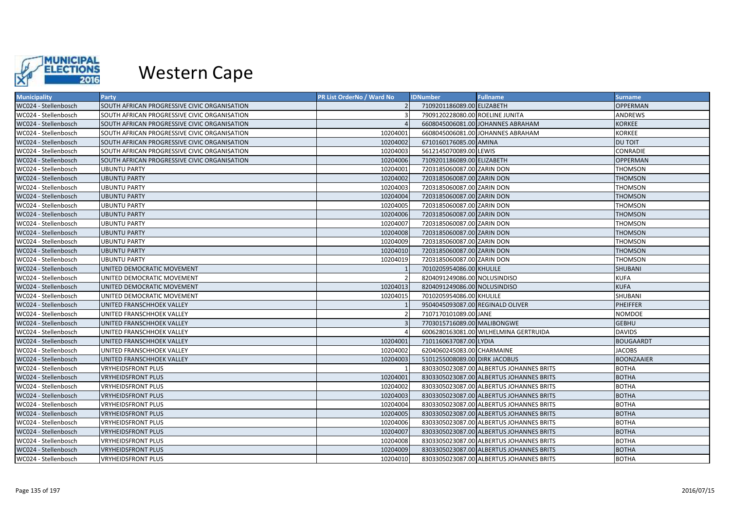# Western Cape

| Municipality | Party | PR List OrderNo / Ward No | IDNumber | Fullname | Surname |
|---|---|---|---|---|---|
| WC024 - Stellenbosch | SOUTH AFRICAN PROGRESSIVE CIVIC ORGANISATION | 2 | 7109201186089.00 | ELIZABETH | OPPERMAN |
| WC024 - Stellenbosch | SOUTH AFRICAN PROGRESSIVE CIVIC ORGANISATION | 3 | 7909120228080.00 | ROELINE JUNITA | ANDREWS |
| WC024 - Stellenbosch | SOUTH AFRICAN PROGRESSIVE CIVIC ORGANISATION | 4 | 6608045006081.00 | JOHANNES ABRAHAM | KORKEE |
| WC024 - Stellenbosch | SOUTH AFRICAN PROGRESSIVE CIVIC ORGANISATION | 10204001 | 6608045006081.00 | JOHANNES ABRAHAM | KORKEE |
| WC024 - Stellenbosch | SOUTH AFRICAN PROGRESSIVE CIVIC ORGANISATION | 10204002 | 6710160176085.00 | AMINA | DU TOIT |
| WC024 - Stellenbosch | SOUTH AFRICAN PROGRESSIVE CIVIC ORGANISATION | 10204003 | 5612145070089.00 | LEWIS | CONRADIE |
| WC024 - Stellenbosch | SOUTH AFRICAN PROGRESSIVE CIVIC ORGANISATION | 10204006 | 7109201186089.00 | ELIZABETH | OPPERMAN |
| WC024 - Stellenbosch | UBUNTU PARTY | 10204001 | 7203185060087.00 | ZARIN DON | THOMSON |
| WC024 - Stellenbosch | UBUNTU PARTY | 10204002 | 7203185060087.00 | ZARIN DON | THOMSON |
| WC024 - Stellenbosch | UBUNTU PARTY | 10204003 | 7203185060087.00 | ZARIN DON | THOMSON |
| WC024 - Stellenbosch | UBUNTU PARTY | 10204004 | 7203185060087.00 | ZARIN DON | THOMSON |
| WC024 - Stellenbosch | UBUNTU PARTY | 10204005 | 7203185060087.00 | ZARIN DON | THOMSON |
| WC024 - Stellenbosch | UBUNTU PARTY | 10204006 | 7203185060087.00 | ZARIN DON | THOMSON |
| WC024 - Stellenbosch | UBUNTU PARTY | 10204007 | 7203185060087.00 | ZARIN DON | THOMSON |
| WC024 - Stellenbosch | UBUNTU PARTY | 10204008 | 7203185060087.00 | ZARIN DON | THOMSON |
| WC024 - Stellenbosch | UBUNTU PARTY | 10204009 | 7203185060087.00 | ZARIN DON | THOMSON |
| WC024 - Stellenbosch | UBUNTU PARTY | 10204010 | 7203185060087.00 | ZARIN DON | THOMSON |
| WC024 - Stellenbosch | UBUNTU PARTY | 10204019 | 7203185060087.00 | ZARIN DON | THOMSON |
| WC024 - Stellenbosch | UNITED DEMOCRATIC MOVEMENT | 1 | 7010205954086.00 | KHULILE | SHUBANI |
| WC024 - Stellenbosch | UNITED DEMOCRATIC MOVEMENT | 2 | 8204091249086.00 | NOLUSINDISO | KUFA |
| WC024 - Stellenbosch | UNITED DEMOCRATIC MOVEMENT | 10204013 | 8204091249086.00 | NOLUSINDISO | KUFA |
| WC024 - Stellenbosch | UNITED DEMOCRATIC MOVEMENT | 10204015 | 7010205954086.00 | KHULILE | SHUBANI |
| WC024 - Stellenbosch | UNITED FRANSCHHOEK VALLEY | 1 | 9504045093087.00 | REGINALD OLIVER | PHEIFFER |
| WC024 - Stellenbosch | UNITED FRANSCHHOEK VALLEY | 2 | 7107170101089.00 | JANE | NOMDOE |
| WC024 - Stellenbosch | UNITED FRANSCHHOEK VALLEY | 3 | 7703015716089.00 | MALIBONGWE | GEBHU |
| WC024 - Stellenbosch | UNITED FRANSCHHOEK VALLEY | 4 | 6006280163081.00 | WILHELMINA GERTRUIDA | DAVIDS |
| WC024 - Stellenbosch | UNITED FRANSCHHOEK VALLEY | 10204001 | 7101160637087.00 | LYDIA | BOUGAARDT |
| WC024 - Stellenbosch | UNITED FRANSCHHOEK VALLEY | 10204002 | 6204060245083.00 | CHARMAINE | JACOBS |
| WC024 - Stellenbosch | UNITED FRANSCHHOEK VALLEY | 10204003 | 5101255008089.00 | DIRK JACOBUS | BOONZAAIER |
| WC024 - Stellenbosch | VRYHEIDSFRONT PLUS | 1 | 8303305023087.00 | ALBERTUS JOHANNES BRITS | BOTHA |
| WC024 - Stellenbosch | VRYHEIDSFRONT PLUS | 10204001 | 8303305023087.00 | ALBERTUS JOHANNES BRITS | BOTHA |
| WC024 - Stellenbosch | VRYHEIDSFRONT PLUS | 10204002 | 8303305023087.00 | ALBERTUS JOHANNES BRITS | BOTHA |
| WC024 - Stellenbosch | VRYHEIDSFRONT PLUS | 10204003 | 8303305023087.00 | ALBERTUS JOHANNES BRITS | BOTHA |
| WC024 - Stellenbosch | VRYHEIDSFRONT PLUS | 10204004 | 8303305023087.00 | ALBERTUS JOHANNES BRITS | BOTHA |
| WC024 - Stellenbosch | VRYHEIDSFRONT PLUS | 10204005 | 8303305023087.00 | ALBERTUS JOHANNES BRITS | BOTHA |
| WC024 - Stellenbosch | VRYHEIDSFRONT PLUS | 10204006 | 8303305023087.00 | ALBERTUS JOHANNES BRITS | BOTHA |
| WC024 - Stellenbosch | VRYHEIDSFRONT PLUS | 10204007 | 8303305023087.00 | ALBERTUS JOHANNES BRITS | BOTHA |
| WC024 - Stellenbosch | VRYHEIDSFRONT PLUS | 10204008 | 8303305023087.00 | ALBERTUS JOHANNES BRITS | BOTHA |
| WC024 - Stellenbosch | VRYHEIDSFRONT PLUS | 10204009 | 8303305023087.00 | ALBERTUS JOHANNES BRITS | BOTHA |
| WC024 - Stellenbosch | VRYHEIDSFRONT PLUS | 10204010 | 8303305023087.00 | ALBERTUS JOHANNES BRITS | BOTHA |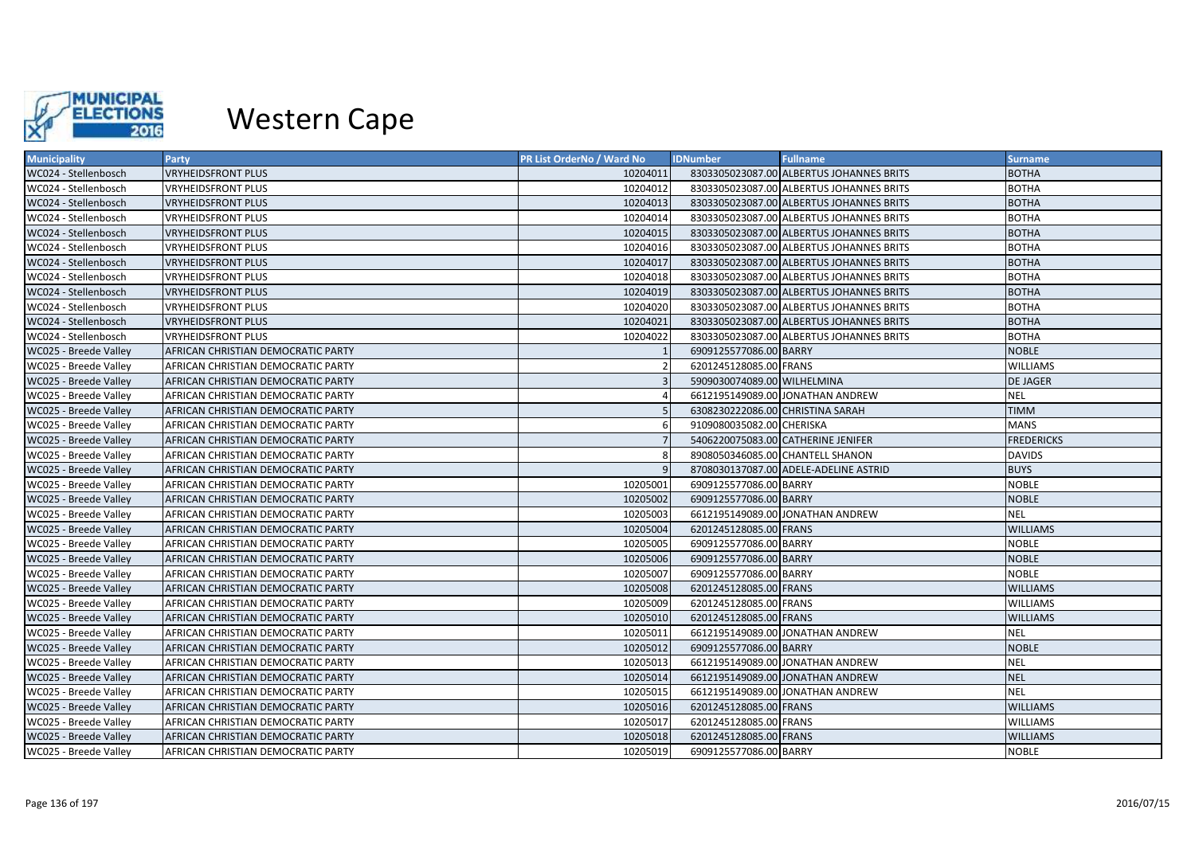# Western Cape

| Municipality | Party | PR List OrderNo / Ward No | IDNumber | Fullname | Surname |
| --- | --- | --- | --- | --- | --- |
| WC024 - Stellenbosch | VRYHEIDSFRONT PLUS | 10204011 | 8303305023087.00 | ALBERTUS JOHANNES BRITS | BOTHA |
| WC024 - Stellenbosch | VRYHEIDSFRONT PLUS | 10204012 | 8303305023087.00 | ALBERTUS JOHANNES BRITS | BOTHA |
| WC024 - Stellenbosch | VRYHEIDSFRONT PLUS | 10204013 | 8303305023087.00 | ALBERTUS JOHANNES BRITS | BOTHA |
| WC024 - Stellenbosch | VRYHEIDSFRONT PLUS | 10204014 | 8303305023087.00 | ALBERTUS JOHANNES BRITS | BOTHA |
| WC024 - Stellenbosch | VRYHEIDSFRONT PLUS | 10204015 | 8303305023087.00 | ALBERTUS JOHANNES BRITS | BOTHA |
| WC024 - Stellenbosch | VRYHEIDSFRONT PLUS | 10204016 | 8303305023087.00 | ALBERTUS JOHANNES BRITS | BOTHA |
| WC024 - Stellenbosch | VRYHEIDSFRONT PLUS | 10204017 | 8303305023087.00 | ALBERTUS JOHANNES BRITS | BOTHA |
| WC024 - Stellenbosch | VRYHEIDSFRONT PLUS | 10204018 | 8303305023087.00 | ALBERTUS JOHANNES BRITS | BOTHA |
| WC024 - Stellenbosch | VRYHEIDSFRONT PLUS | 10204019 | 8303305023087.00 | ALBERTUS JOHANNES BRITS | BOTHA |
| WC024 - Stellenbosch | VRYHEIDSFRONT PLUS | 10204020 | 8303305023087.00 | ALBERTUS JOHANNES BRITS | BOTHA |
| WC024 - Stellenbosch | VRYHEIDSFRONT PLUS | 10204021 | 8303305023087.00 | ALBERTUS JOHANNES BRITS | BOTHA |
| WC024 - Stellenbosch | VRYHEIDSFRONT PLUS | 10204022 | 8303305023087.00 | ALBERTUS JOHANNES BRITS | BOTHA |
| WC025 - Breede Valley | AFRICAN CHRISTIAN DEMOCRATIC PARTY | 1 | 6909125577086.00 | BARRY | NOBLE |
| WC025 - Breede Valley | AFRICAN CHRISTIAN DEMOCRATIC PARTY | 2 | 6201245128085.00 | FRANS | WILLIAMS |
| WC025 - Breede Valley | AFRICAN CHRISTIAN DEMOCRATIC PARTY | 3 | 5909030074089.00 | WILHELMINA | DE JAGER |
| WC025 - Breede Valley | AFRICAN CHRISTIAN DEMOCRATIC PARTY | 4 | 6612195149089.00 | JONATHAN ANDREW | NEL |
| WC025 - Breede Valley | AFRICAN CHRISTIAN DEMOCRATIC PARTY | 5 | 6308230222086.00 | CHRISTINA SARAH | TIMM |
| WC025 - Breede Valley | AFRICAN CHRISTIAN DEMOCRATIC PARTY | 6 | 9109080035082.00 | CHERISKA | MANS |
| WC025 - Breede Valley | AFRICAN CHRISTIAN DEMOCRATIC PARTY | 7 | 5406220075083.00 | CATHERINE JENIFER | FREDERICKS |
| WC025 - Breede Valley | AFRICAN CHRISTIAN DEMOCRATIC PARTY | 8 | 8908050346085.00 | CHANTELL SHANON | DAVIDS |
| WC025 - Breede Valley | AFRICAN CHRISTIAN DEMOCRATIC PARTY | 9 | 8708030137087.00 | ADELE-ADELINE ASTRID | BUYS |
| WC025 - Breede Valley | AFRICAN CHRISTIAN DEMOCRATIC PARTY | 10205001 | 6909125577086.00 | BARRY | NOBLE |
| WC025 - Breede Valley | AFRICAN CHRISTIAN DEMOCRATIC PARTY | 10205002 | 6909125577086.00 | BARRY | NOBLE |
| WC025 - Breede Valley | AFRICAN CHRISTIAN DEMOCRATIC PARTY | 10205003 | 6612195149089.00 | JONATHAN ANDREW | NEL |
| WC025 - Breede Valley | AFRICAN CHRISTIAN DEMOCRATIC PARTY | 10205004 | 6201245128085.00 | FRANS | WILLIAMS |
| WC025 - Breede Valley | AFRICAN CHRISTIAN DEMOCRATIC PARTY | 10205005 | 6909125577086.00 | BARRY | NOBLE |
| WC025 - Breede Valley | AFRICAN CHRISTIAN DEMOCRATIC PARTY | 10205006 | 6909125577086.00 | BARRY | NOBLE |
| WC025 - Breede Valley | AFRICAN CHRISTIAN DEMOCRATIC PARTY | 10205007 | 6909125577086.00 | BARRY | NOBLE |
| WC025 - Breede Valley | AFRICAN CHRISTIAN DEMOCRATIC PARTY | 10205008 | 6201245128085.00 | FRANS | WILLIAMS |
| WC025 - Breede Valley | AFRICAN CHRISTIAN DEMOCRATIC PARTY | 10205009 | 6201245128085.00 | FRANS | WILLIAMS |
| WC025 - Breede Valley | AFRICAN CHRISTIAN DEMOCRATIC PARTY | 10205010 | 6201245128085.00 | FRANS | WILLIAMS |
| WC025 - Breede Valley | AFRICAN CHRISTIAN DEMOCRATIC PARTY | 10205011 | 6612195149089.00 | JONATHAN ANDREW | NEL |
| WC025 - Breede Valley | AFRICAN CHRISTIAN DEMOCRATIC PARTY | 10205012 | 6909125577086.00 | BARRY | NOBLE |
| WC025 - Breede Valley | AFRICAN CHRISTIAN DEMOCRATIC PARTY | 10205013 | 6612195149089.00 | JONATHAN ANDREW | NEL |
| WC025 - Breede Valley | AFRICAN CHRISTIAN DEMOCRATIC PARTY | 10205014 | 6612195149089.00 | JONATHAN ANDREW | NEL |
| WC025 - Breede Valley | AFRICAN CHRISTIAN DEMOCRATIC PARTY | 10205015 | 6612195149089.00 | JONATHAN ANDREW | NEL |
| WC025 - Breede Valley | AFRICAN CHRISTIAN DEMOCRATIC PARTY | 10205016 | 6201245128085.00 | FRANS | WILLIAMS |
| WC025 - Breede Valley | AFRICAN CHRISTIAN DEMOCRATIC PARTY | 10205017 | 6201245128085.00 | FRANS | WILLIAMS |
| WC025 - Breede Valley | AFRICAN CHRISTIAN DEMOCRATIC PARTY | 10205018 | 6201245128085.00 | FRANS | WILLIAMS |
| WC025 - Breede Valley | AFRICAN CHRISTIAN DEMOCRATIC PARTY | 10205019 | 6909125577086.00 | BARRY | NOBLE |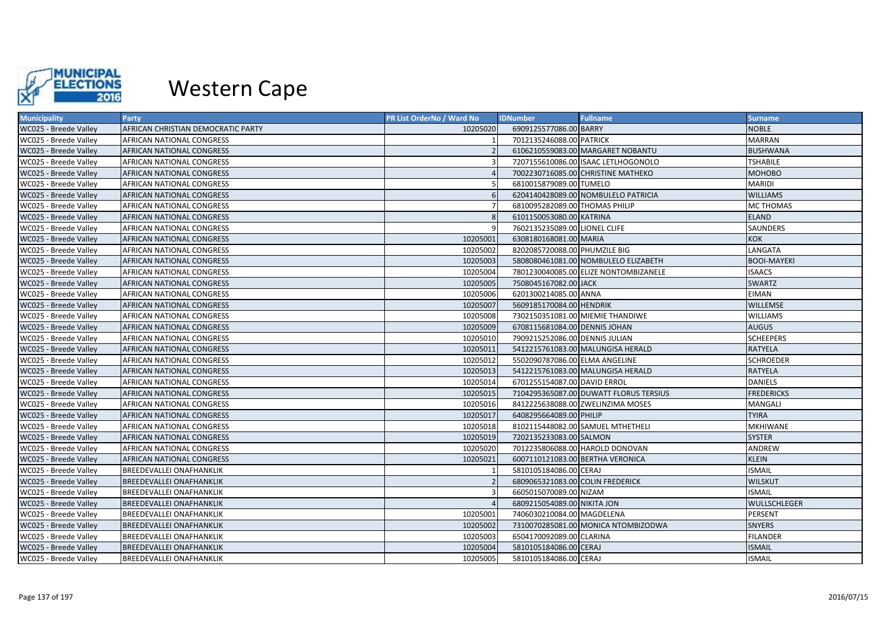# Western Cape

| Municipality | Party | PR List OrderNo / Ward No | IDNumber | Fullname | Surname |
|---|---|---|---|---|---|
| WC025 - Breede Valley | AFRICAN CHRISTIAN DEMOCRATIC PARTY | 10205020 | 6909125577086.00 | BARRY | NOBLE |
| WC025 - Breede Valley | AFRICAN NATIONAL CONGRESS | 1 | 7012135246088.00 | PATRICK | MARRAN |
| WC025 - Breede Valley | AFRICAN NATIONAL CONGRESS | 2 | 6106210559083.00 | MARGARET NOBANTU | BUSHWANA |
| WC025 - Breede Valley | AFRICAN NATIONAL CONGRESS | 3 | 7207155610086.00 | ISAAC LETLHOGONOLO | TSHABILE |
| WC025 - Breede Valley | AFRICAN NATIONAL CONGRESS | 4 | 7002230716085.00 | CHRISTINE MATHEKO | MOHOBO |
| WC025 - Breede Valley | AFRICAN NATIONAL CONGRESS | 5 | 6810015879089.00 | TUMELO | MARIDI |
| WC025 - Breede Valley | AFRICAN NATIONAL CONGRESS | 6 | 6204140428089.00 | NOMBULELO PATRICIA | WILLIAMS |
| WC025 - Breede Valley | AFRICAN NATIONAL CONGRESS | 7 | 6810095282089.00 | THOMAS PHILIP | MC THOMAS |
| WC025 - Breede Valley | AFRICAN NATIONAL CONGRESS | 8 | 6101150053080.00 | KATRINA | ELAND |
| WC025 - Breede Valley | AFRICAN NATIONAL CONGRESS | 9 | 7602135235089.00 | LIONEL CLIFE | SAUNDERS |
| WC025 - Breede Valley | AFRICAN NATIONAL CONGRESS | 10205001 | 6308180168081.00 | MARIA | KOK |
| WC025 - Breede Valley | AFRICAN NATIONAL CONGRESS | 10205002 | 8202085720088.00 | PHUMZILE BIG | LANGATA |
| WC025 - Breede Valley | AFRICAN NATIONAL CONGRESS | 10205003 | 5808080461081.00 | NOMBULELO ELIZABETH | BOOI-MAYEKI |
| WC025 - Breede Valley | AFRICAN NATIONAL CONGRESS | 10205004 | 7801230040085.00 | ELIZE NONTOMBIZANELE | ISAACS |
| WC025 - Breede Valley | AFRICAN NATIONAL CONGRESS | 10205005 | 7508045167082.00 | JACK | SWARTZ |
| WC025 - Breede Valley | AFRICAN NATIONAL CONGRESS | 10205006 | 6201300214085.00 | ANNA | EIMAN |
| WC025 - Breede Valley | AFRICAN NATIONAL CONGRESS | 10205007 | 5609185170084.00 | HENDRIK | WILLEMSE |
| WC025 - Breede Valley | AFRICAN NATIONAL CONGRESS | 10205008 | 7302150351081.00 | MIEMIE THANDIWE | WILLIAMS |
| WC025 - Breede Valley | AFRICAN NATIONAL CONGRESS | 10205009 | 6708115681084.00 | DENNIS JOHAN | AUGUS |
| WC025 - Breede Valley | AFRICAN NATIONAL CONGRESS | 10205010 | 7909215252086.00 | DENNIS JULIAN | SCHEEPERS |
| WC025 - Breede Valley | AFRICAN NATIONAL CONGRESS | 10205011 | 5412215761083.00 | MALUNGISA HERALD | RATYELA |
| WC025 - Breede Valley | AFRICAN NATIONAL CONGRESS | 10205012 | 5502090787086.00 | ELMA ANGELINE | SCHROEDER |
| WC025 - Breede Valley | AFRICAN NATIONAL CONGRESS | 10205013 | 5412215761083.00 | MALUNGISA HERALD | RATYELA |
| WC025 - Breede Valley | AFRICAN NATIONAL CONGRESS | 10205014 | 6701255154087.00 | DAVID ERROL | DANIELS |
| WC025 - Breede Valley | AFRICAN NATIONAL CONGRESS | 10205015 | 7104295365087.00 | DUWATT FLORUS TERSIUS | FREDERICKS |
| WC025 - Breede Valley | AFRICAN NATIONAL CONGRESS | 10205016 | 8412225638088.00 | ZWELINZIMA MOSES | MANGALI |
| WC025 - Breede Valley | AFRICAN NATIONAL CONGRESS | 10205017 | 6408295664089.00 | PHILIP | TYIRA |
| WC025 - Breede Valley | AFRICAN NATIONAL CONGRESS | 10205018 | 8102115448082.00 | SAMUEL MTHETHELI | MKHIWANE |
| WC025 - Breede Valley | AFRICAN NATIONAL CONGRESS | 10205019 | 7202135233083.00 | SALMON | SYSTER |
| WC025 - Breede Valley | AFRICAN NATIONAL CONGRESS | 10205020 | 7012235806088.00 | HAROLD DONOVAN | ANDREW |
| WC025 - Breede Valley | AFRICAN NATIONAL CONGRESS | 10205021 | 6007110121083.00 | BERTHA VERONICA | KLEIN |
| WC025 - Breede Valley | BREEDEVALLEI ONAFHANKLIK | 1 | 5810105184086.00 | CERAJ | ISMAIL |
| WC025 - Breede Valley | BREEDEVALLEI ONAFHANKLIK | 2 | 6809065321083.00 | COLIN FREDERICK | WILSKUT |
| WC025 - Breede Valley | BREEDEVALLEI ONAFHANKLIK | 3 | 6605015070089.00 | NIZAM | ISMAIL |
| WC025 - Breede Valley | BREEDEVALLEI ONAFHANKLIK | 4 | 6809215054089.00 | NIKITA JON | WULLSCHLEGER |
| WC025 - Breede Valley | BREEDEVALLEI ONAFHANKLIK | 10205001 | 7406030210084.00 | MAGDELENA | PERSENT |
| WC025 - Breede Valley | BREEDEVALLEI ONAFHANKLIK | 10205002 | 7310070285081.00 | MONICA NTOMBIZODWA | SNYERS |
| WC025 - Breede Valley | BREEDEVALLEI ONAFHANKLIK | 10205003 | 6504170092089.00 | CLARINA | FILANDER |
| WC025 - Breede Valley | BREEDEVALLEI ONAFHANKLIK | 10205004 | 5810105184086.00 | CERAJ | ISMAIL |
| WC025 - Breede Valley | BREEDEVALLEI ONAFHANKLIK | 10205005 | 5810105184086.00 | CERAJ | ISMAIL |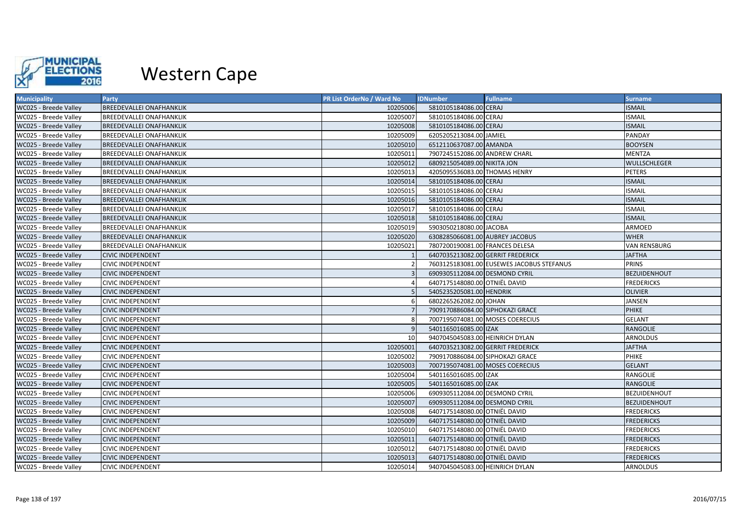# Western Cape

| Municipality | Party | PR List OrderNo / Ward No | IDNumber | Fullname | Surname |
|---|---|---|---|---|---|
| WC025 - Breede Valley | BREEDEVALLEI ONAFHANKLIK | 10205006 | 5810105184086.00 | CERAJ | ISMAIL |
| WC025 - Breede Valley | BREEDEVALLEI ONAFHANKLIK | 10205007 | 5810105184086.00 | CERAJ | ISMAIL |
| WC025 - Breede Valley | BREEDEVALLEI ONAFHANKLIK | 10205008 | 5810105184086.00 | CERAJ | ISMAIL |
| WC025 - Breede Valley | BREEDEVALLEI ONAFHANKLIK | 10205009 | 6205205213084.00 | JAMIEL | PANDAY |
| WC025 - Breede Valley | BREEDEVALLEI ONAFHANKLIK | 10205010 | 6512110637087.00 | AMANDA | BOOYSEN |
| WC025 - Breede Valley | BREEDEVALLEI ONAFHANKLIK | 10205011 | 7907245152086.00 | ANDREW CHARL | MENTZA |
| WC025 - Breede Valley | BREEDEVALLEI ONAFHANKLIK | 10205012 | 6809215054089.00 | NIKITA JON | WULLSCHLEGER |
| WC025 - Breede Valley | BREEDEVALLEI ONAFHANKLIK | 10205013 | 4205095536083.00 | THOMAS HENRY | PETERS |
| WC025 - Breede Valley | BREEDEVALLEI ONAFHANKLIK | 10205014 | 5810105184086.00 | CERAJ | ISMAIL |
| WC025 - Breede Valley | BREEDEVALLEI ONAFHANKLIK | 10205015 | 5810105184086.00 | CERAJ | ISMAIL |
| WC025 - Breede Valley | BREEDEVALLEI ONAFHANKLIK | 10205016 | 5810105184086.00 | CERAJ | ISMAIL |
| WC025 - Breede Valley | BREEDEVALLEI ONAFHANKLIK | 10205017 | 5810105184086.00 | CERAJ | ISMAIL |
| WC025 - Breede Valley | BREEDEVALLEI ONAFHANKLIK | 10205018 | 5810105184086.00 | CERAJ | ISMAIL |
| WC025 - Breede Valley | BREEDEVALLEI ONAFHANKLIK | 10205019 | 5903050218080.00 | JACOBA | ARMOED |
| WC025 - Breede Valley | BREEDEVALLEI ONAFHANKLIK | 10205020 | 6308285066081.00 | AUBREY JACOBUS | WHER |
| WC025 - Breede Valley | BREEDEVALLEI ONAFHANKLIK | 10205021 | 7807200190081.00 | FRANCES DELESA | VAN RENSBURG |
| WC025 - Breede Valley | CIVIC INDEPENDENT | 1 | 6407035213082.00 | GERRIT FREDERICK | JAFTHA |
| WC025 - Breede Valley | CIVIC INDEPENDENT | 2 | 7603125183081.00 | EUSEWES JACOBUS STEFANUS | PRINS |
| WC025 - Breede Valley | CIVIC INDEPENDENT | 3 | 6909305112084.00 | DESMOND CYRIL | BEZUIDENHOUT |
| WC025 - Breede Valley | CIVIC INDEPENDENT | 4 | 6407175148080.00 | OTNIËL DAVID | FREDERICKS |
| WC025 - Breede Valley | CIVIC INDEPENDENT | 5 | 5405235205081.00 | HENDRIK | OLIVIER |
| WC025 - Breede Valley | CIVIC INDEPENDENT | 6 | 6802265262082.00 | JOHAN | JANSEN |
| WC025 - Breede Valley | CIVIC INDEPENDENT | 7 | 7909170886084.00 | SIPHOKAZI GRACE | PHIKE |
| WC025 - Breede Valley | CIVIC INDEPENDENT | 8 | 7007195074081.00 | MOSES COERECIUS | GELANT |
| WC025 - Breede Valley | CIVIC INDEPENDENT | 9 | 5401165016085.00 | IZAK | RANGOLIE |
| WC025 - Breede Valley | CIVIC INDEPENDENT | 10 | 9407045045083.00 | HEINRICH DYLAN | ARNOLDUS |
| WC025 - Breede Valley | CIVIC INDEPENDENT | 10205001 | 6407035213082.00 | GERRIT FREDERICK | JAFTHA |
| WC025 - Breede Valley | CIVIC INDEPENDENT | 10205002 | 7909170886084.00 | SIPHOKAZI GRACE | PHIKE |
| WC025 - Breede Valley | CIVIC INDEPENDENT | 10205003 | 7007195074081.00 | MOSES COERECIUS | GELANT |
| WC025 - Breede Valley | CIVIC INDEPENDENT | 10205004 | 5401165016085.00 | IZAK | RANGOLIE |
| WC025 - Breede Valley | CIVIC INDEPENDENT | 10205005 | 5401165016085.00 | IZAK | RANGOLIE |
| WC025 - Breede Valley | CIVIC INDEPENDENT | 10205006 | 6909305112084.00 | DESMOND CYRIL | BEZUIDENHOUT |
| WC025 - Breede Valley | CIVIC INDEPENDENT | 10205007 | 6909305112084.00 | DESMOND CYRIL | BEZUIDENHOUT |
| WC025 - Breede Valley | CIVIC INDEPENDENT | 10205008 | 6407175148080.00 | OTNIËL DAVID | FREDERICKS |
| WC025 - Breede Valley | CIVIC INDEPENDENT | 10205009 | 6407175148080.00 | OTNIËL DAVID | FREDERICKS |
| WC025 - Breede Valley | CIVIC INDEPENDENT | 10205010 | 6407175148080.00 | OTNIËL DAVID | FREDERICKS |
| WC025 - Breede Valley | CIVIC INDEPENDENT | 10205011 | 6407175148080.00 | OTNIËL DAVID | FREDERICKS |
| WC025 - Breede Valley | CIVIC INDEPENDENT | 10205012 | 6407175148080.00 | OTNIËL DAVID | FREDERICKS |
| WC025 - Breede Valley | CIVIC INDEPENDENT | 10205013 | 6407175148080.00 | OTNIËL DAVID | FREDERICKS |
| WC025 - Breede Valley | CIVIC INDEPENDENT | 10205014 | 9407045045083.00 | HEINRICH DYLAN | ARNOLDUS |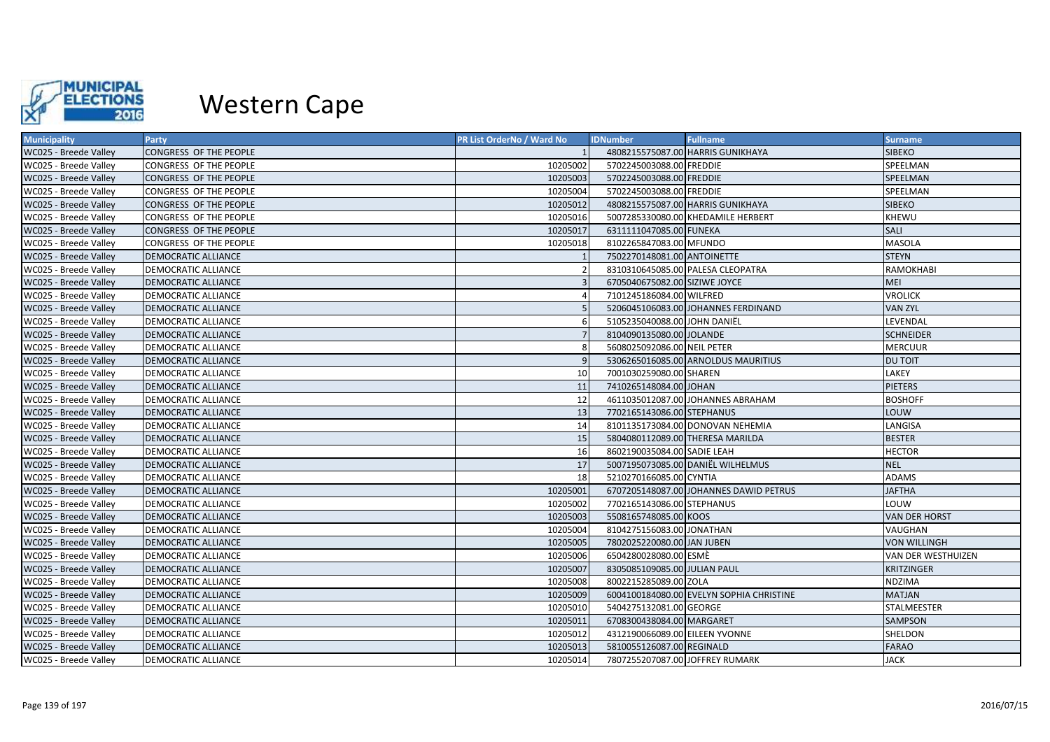# Western Cape

| Municipality | Party | PR List OrderNo / Ward No | IDNumber | Fullname | Surname |
|---|---|---|---|---|---|
| WC025 - Breede Valley | CONGRESS OF THE PEOPLE | 1 | 4808215575087.00 | HARRIS GUNIKHAYA | SIBEKO |
| WC025 - Breede Valley | CONGRESS OF THE PEOPLE | 10205002 | 5702245003088.00 | FREDDIE | SPEELMAN |
| WC025 - Breede Valley | CONGRESS OF THE PEOPLE | 10205003 | 5702245003088.00 | FREDDIE | SPEELMAN |
| WC025 - Breede Valley | CONGRESS OF THE PEOPLE | 10205004 | 5702245003088.00 | FREDDIE | SPEELMAN |
| WC025 - Breede Valley | CONGRESS OF THE PEOPLE | 10205012 | 4808215575087.00 | HARRIS GUNIKHAYA | SIBEKO |
| WC025 - Breede Valley | CONGRESS OF THE PEOPLE | 10205016 | 5007285330080.00 | KHEDAMILE HERBERT | KHEWU |
| WC025 - Breede Valley | CONGRESS OF THE PEOPLE | 10205017 | 6311111047085.00 | FUNEKA | SALI |
| WC025 - Breede Valley | CONGRESS OF THE PEOPLE | 10205018 | 8102265847083.00 | MFUNDO | MASOLA |
| WC025 - Breede Valley | DEMOCRATIC ALLIANCE | 1 | 7502270148081.00 | ANTOINETTE | STEYN |
| WC025 - Breede Valley | DEMOCRATIC ALLIANCE | 2 | 8310310645085.00 | PALESA CLEOPATRA | RAMOKHABI |
| WC025 - Breede Valley | DEMOCRATIC ALLIANCE | 3 | 6705040675082.00 | SIZIWE JOYCE | MEI |
| WC025 - Breede Valley | DEMOCRATIC ALLIANCE | 4 | 7101245186084.00 | WILFRED | VROLICK |
| WC025 - Breede Valley | DEMOCRATIC ALLIANCE | 5 | 5206045106083.00 | JOHANNES FERDINAND | VAN ZYL |
| WC025 - Breede Valley | DEMOCRATIC ALLIANCE | 6 | 5105235040088.00 | JOHN DANIËL | LEVENDAL |
| WC025 - Breede Valley | DEMOCRATIC ALLIANCE | 7 | 8104090135080.00 | JOLANDE | SCHNEIDER |
| WC025 - Breede Valley | DEMOCRATIC ALLIANCE | 8 | 5608025092086.00 | NEIL PETER | MERCUUR |
| WC025 - Breede Valley | DEMOCRATIC ALLIANCE | 9 | 5306265016085.00 | ARNOLDUS MAURITIUS | DU TOIT |
| WC025 - Breede Valley | DEMOCRATIC ALLIANCE | 10 | 7001030259080.00 | SHAREN | LAKEY |
| WC025 - Breede Valley | DEMOCRATIC ALLIANCE | 11 | 7410265148084.00 | JOHAN | PIETERS |
| WC025 - Breede Valley | DEMOCRATIC ALLIANCE | 12 | 4611035012087.00 | JOHANNES ABRAHAM | BOSHOFF |
| WC025 - Breede Valley | DEMOCRATIC ALLIANCE | 13 | 7702165143086.00 | STEPHANUS | LOUW |
| WC025 - Breede Valley | DEMOCRATIC ALLIANCE | 14 | 8101135173084.00 | DONOVAN NEHEMIA | LANGISA |
| WC025 - Breede Valley | DEMOCRATIC ALLIANCE | 15 | 5804080112089.00 | THERESA MARILDA | BESTER |
| WC025 - Breede Valley | DEMOCRATIC ALLIANCE | 16 | 8602190035084.00 | SADIE LEAH | HECTOR |
| WC025 - Breede Valley | DEMOCRATIC ALLIANCE | 17 | 5007195073085.00 | DANIËL WILHELMUS | NEL |
| WC025 - Breede Valley | DEMOCRATIC ALLIANCE | 18 | 5210270166085.00 | CYNTIA | ADAMS |
| WC025 - Breede Valley | DEMOCRATIC ALLIANCE | 10205001 | 6707205148087.00 | JOHANNES DAWID PETRUS | JAFTHA |
| WC025 - Breede Valley | DEMOCRATIC ALLIANCE | 10205002 | 7702165143086.00 | STEPHANUS | LOUW |
| WC025 - Breede Valley | DEMOCRATIC ALLIANCE | 10205003 | 5508165748085.00 | KOOS | VAN DER HORST |
| WC025 - Breede Valley | DEMOCRATIC ALLIANCE | 10205004 | 8104275156083.00 | JONATHAN | VAUGHAN |
| WC025 - Breede Valley | DEMOCRATIC ALLIANCE | 10205005 | 7802025220080.00 | JAN JUBEN | VON WILLINGH |
| WC025 - Breede Valley | DEMOCRATIC ALLIANCE | 10205006 | 6504280028080.00 | ESMÈ | VAN DER WESTHUIZEN |
| WC025 - Breede Valley | DEMOCRATIC ALLIANCE | 10205007 | 8305085109085.00 | JULIAN PAUL | KRITZINGER |
| WC025 - Breede Valley | DEMOCRATIC ALLIANCE | 10205008 | 8002215285089.00 | ZOLA | NDZIMA |
| WC025 - Breede Valley | DEMOCRATIC ALLIANCE | 10205009 | 6004100184080.00 | EVELYN SOPHIA CHRISTINE | MATJAN |
| WC025 - Breede Valley | DEMOCRATIC ALLIANCE | 10205010 | 5404275132081.00 | GEORGE | STALMEESTER |
| WC025 - Breede Valley | DEMOCRATIC ALLIANCE | 10205011 | 6708300438084.00 | MARGARET | SAMPSON |
| WC025 - Breede Valley | DEMOCRATIC ALLIANCE | 10205012 | 4312190066089.00 | EILEEN YVONNE | SHELDON |
| WC025 - Breede Valley | DEMOCRATIC ALLIANCE | 10205013 | 5810055126087.00 | REGINALD | FARAO |
| WC025 - Breede Valley | DEMOCRATIC ALLIANCE | 10205014 | 7807255207087.00 | JOFFREY RUMARK | JACK |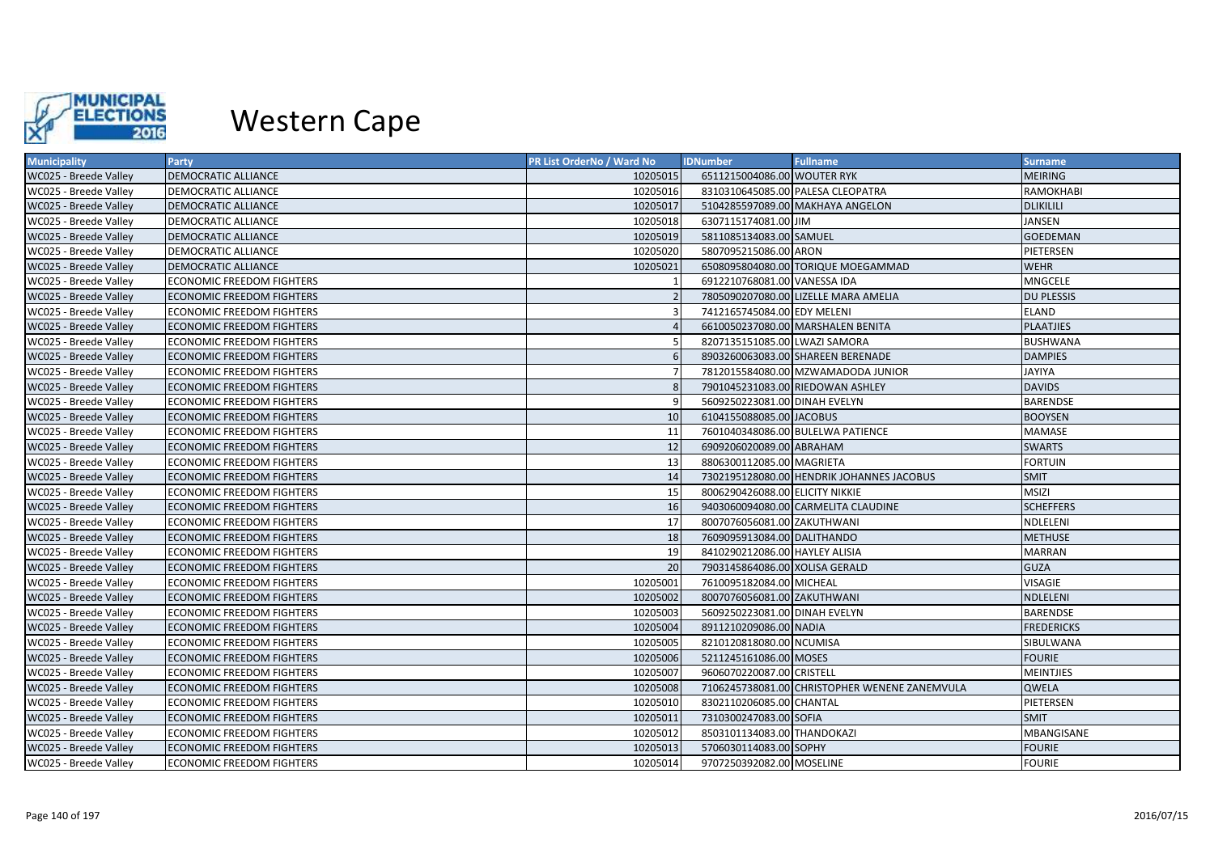# Western Cape

| Municipality | Party | PR List OrderNo / Ward No | IDNumber | Fullname | Surname |
|---|---|---|---|---|---|
| WC025 - Breede Valley | DEMOCRATIC ALLIANCE | 10205015 | 6511215004086.00 | WOUTER RYK | MEIRING |
| WC025 - Breede Valley | DEMOCRATIC ALLIANCE | 10205016 | 8310310645085.00 | PALESA CLEOPATRA | RAMOKHABI |
| WC025 - Breede Valley | DEMOCRATIC ALLIANCE | 10205017 | 5104285597089.00 | MAKHAYA ANGELON | DLIKILILI |
| WC025 - Breede Valley | DEMOCRATIC ALLIANCE | 10205018 | 6307115174081.00 | JIM | JANSEN |
| WC025 - Breede Valley | DEMOCRATIC ALLIANCE | 10205019 | 5811085134083.00 | SAMUEL | GOEDEMAN |
| WC025 - Breede Valley | DEMOCRATIC ALLIANCE | 10205020 | 5807095215086.00 | ARON | PIETERSEN |
| WC025 - Breede Valley | DEMOCRATIC ALLIANCE | 10205021 | 6508095804080.00 | TORIQUE MOEGAMMAD | WEHR |
| WC025 - Breede Valley | ECONOMIC FREEDOM FIGHTERS | 1 | 6912210768081.00 | VANESSA IDA | MNGCELE |
| WC025 - Breede Valley | ECONOMIC FREEDOM FIGHTERS | 2 | 7805090207080.00 | LIZELLE MARA AMELIA | DU PLESSIS |
| WC025 - Breede Valley | ECONOMIC FREEDOM FIGHTERS | 3 | 7412165745084.00 | EDY MELENI | ELAND |
| WC025 - Breede Valley | ECONOMIC FREEDOM FIGHTERS | 4 | 6610050237080.00 | MARSHALEN BENITA | PLAATJIES |
| WC025 - Breede Valley | ECONOMIC FREEDOM FIGHTERS | 5 | 8207135151085.00 | LWAZI SAMORA | BUSHWANA |
| WC025 - Breede Valley | ECONOMIC FREEDOM FIGHTERS | 6 | 8903260063083.00 | SHAREEN BERENADE | DAMPIES |
| WC025 - Breede Valley | ECONOMIC FREEDOM FIGHTERS | 7 | 7812015584080.00 | MZWAMADODA JUNIOR | JAYIYA |
| WC025 - Breede Valley | ECONOMIC FREEDOM FIGHTERS | 8 | 7901045231083.00 | RIEDOWAN ASHLEY | DAVIDS |
| WC025 - Breede Valley | ECONOMIC FREEDOM FIGHTERS | 9 | 5609250223081.00 | DINAH EVELYN | BARENDSE |
| WC025 - Breede Valley | ECONOMIC FREEDOM FIGHTERS | 10 | 6104155088085.00 | JACOBUS | BOOYSEN |
| WC025 - Breede Valley | ECONOMIC FREEDOM FIGHTERS | 11 | 7601040348086.00 | BULELWA PATIENCE | MAMASE |
| WC025 - Breede Valley | ECONOMIC FREEDOM FIGHTERS | 12 | 6909206020089.00 | ABRAHAM | SWARTS |
| WC025 - Breede Valley | ECONOMIC FREEDOM FIGHTERS | 13 | 8806300112085.00 | MAGRIETA | FORTUIN |
| WC025 - Breede Valley | ECONOMIC FREEDOM FIGHTERS | 14 | 7302195128080.00 | HENDRIK JOHANNES JACOBUS | SMIT |
| WC025 - Breede Valley | ECONOMIC FREEDOM FIGHTERS | 15 | 8006290426088.00 | ELICITY NIKKIE | MSIZI |
| WC025 - Breede Valley | ECONOMIC FREEDOM FIGHTERS | 16 | 9403060094080.00 | CARMELITA CLAUDINE | SCHEFFERS |
| WC025 - Breede Valley | ECONOMIC FREEDOM FIGHTERS | 17 | 8007076056081.00 | ZAKUTHWANI | NDLELENI |
| WC025 - Breede Valley | ECONOMIC FREEDOM FIGHTERS | 18 | 7609095913084.00 | DALITHANDO | METHUSE |
| WC025 - Breede Valley | ECONOMIC FREEDOM FIGHTERS | 19 | 8410290212086.00 | HAYLEY ALISIA | MARRAN |
| WC025 - Breede Valley | ECONOMIC FREEDOM FIGHTERS | 20 | 7903145864086.00 | XOLISA GERALD | GUZA |
| WC025 - Breede Valley | ECONOMIC FREEDOM FIGHTERS | 10205001 | 7610095182084.00 | MICHEAL | VISAGIE |
| WC025 - Breede Valley | ECONOMIC FREEDOM FIGHTERS | 10205002 | 8007076056081.00 | ZAKUTHWANI | NDLELENI |
| WC025 - Breede Valley | ECONOMIC FREEDOM FIGHTERS | 10205003 | 5609250223081.00 | DINAH EVELYN | BARENDSE |
| WC025 - Breede Valley | ECONOMIC FREEDOM FIGHTERS | 10205004 | 8911210209086.00 | NADIA | FREDERICKS |
| WC025 - Breede Valley | ECONOMIC FREEDOM FIGHTERS | 10205005 | 8210120818080.00 | NCUMISA | SIBULWANA |
| WC025 - Breede Valley | ECONOMIC FREEDOM FIGHTERS | 10205006 | 5211245161086.00 | MOSES | FOURIE |
| WC025 - Breede Valley | ECONOMIC FREEDOM FIGHTERS | 10205007 | 9606070220087.00 | CRISTELL | MEINTJIES |
| WC025 - Breede Valley | ECONOMIC FREEDOM FIGHTERS | 10205008 | 7106245738081.00 | CHRISTOPHER WENENE ZANEMVULA | QWELA |
| WC025 - Breede Valley | ECONOMIC FREEDOM FIGHTERS | 10205010 | 8302110206085.00 | CHANTAL | PIETERSEN |
| WC025 - Breede Valley | ECONOMIC FREEDOM FIGHTERS | 10205011 | 7310300247083.00 | SOFIA | SMIT |
| WC025 - Breede Valley | ECONOMIC FREEDOM FIGHTERS | 10205012 | 8503101134083.00 | THANDOKAZI | MBANGISANE |
| WC025 - Breede Valley | ECONOMIC FREEDOM FIGHTERS | 10205013 | 5706030114083.00 | SOPHY | FOURIE |
| WC025 - Breede Valley | ECONOMIC FREEDOM FIGHTERS | 10205014 | 9707250392082.00 | MOSELINE | FOURIE |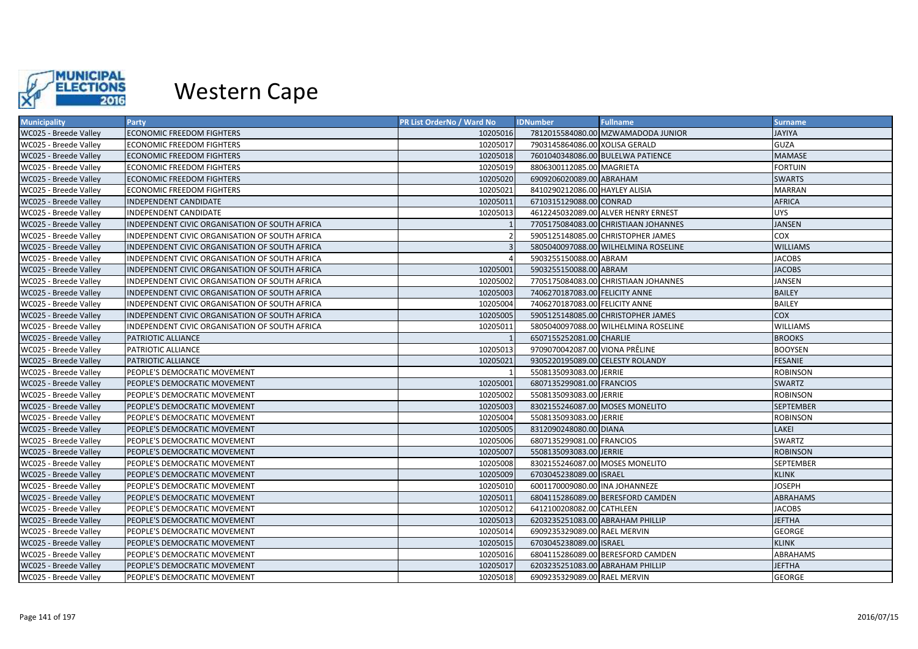# Western Cape

| Municipality | Party | PR List OrderNo / Ward No | IDNumber | Fullname | Surname |
|---|---|---|---|---|---|
| WC025 - Breede Valley | ECONOMIC FREEDOM FIGHTERS | 10205016 | 7812015584080.00 | MZWAMADODA JUNIOR | JAYIYA |
| WC025 - Breede Valley | ECONOMIC FREEDOM FIGHTERS | 10205017 | 7903145864086.00 | XOLISA GERALD | GUZA |
| WC025 - Breede Valley | ECONOMIC FREEDOM FIGHTERS | 10205018 | 7601040348086.00 | BULELWA PATIENCE | MAMASE |
| WC025 - Breede Valley | ECONOMIC FREEDOM FIGHTERS | 10205019 | 8806300112085.00 | MAGRIETA | FORTUIN |
| WC025 - Breede Valley | ECONOMIC FREEDOM FIGHTERS | 10205020 | 6909206020089.00 | ABRAHAM | SWARTS |
| WC025 - Breede Valley | ECONOMIC FREEDOM FIGHTERS | 10205021 | 8410290212086.00 | HAYLEY ALISIA | MARRAN |
| WC025 - Breede Valley | INDEPENDENT CANDIDATE | 10205011 | 6710315129088.00 | CONRAD | AFRICA |
| WC025 - Breede Valley | INDEPENDENT CANDIDATE | 10205013 | 4612245032089.00 | ALVER HENRY ERNEST | UYS |
| WC025 - Breede Valley | INDEPENDENT CIVIC ORGANISATION OF SOUTH AFRICA | 1 | 7705175084083.00 | CHRISTIAAN JOHANNES | JANSEN |
| WC025 - Breede Valley | INDEPENDENT CIVIC ORGANISATION OF SOUTH AFRICA | 2 | 5905125148085.00 | CHRISTOPHER JAMES | COX |
| WC025 - Breede Valley | INDEPENDENT CIVIC ORGANISATION OF SOUTH AFRICA | 3 | 5805040097088.00 | WILHELMINA ROSELINE | WILLIAMS |
| WC025 - Breede Valley | INDEPENDENT CIVIC ORGANISATION OF SOUTH AFRICA | 4 | 5903255150088.00 | ABRAM | JACOBS |
| WC025 - Breede Valley | INDEPENDENT CIVIC ORGANISATION OF SOUTH AFRICA | 10205001 | 5903255150088.00 | ABRAM | JACOBS |
| WC025 - Breede Valley | INDEPENDENT CIVIC ORGANISATION OF SOUTH AFRICA | 10205002 | 7705175084083.00 | CHRISTIAAN JOHANNES | JANSEN |
| WC025 - Breede Valley | INDEPENDENT CIVIC ORGANISATION OF SOUTH AFRICA | 10205003 | 7406270187083.00 | FELICITY ANNE | BAILEY |
| WC025 - Breede Valley | INDEPENDENT CIVIC ORGANISATION OF SOUTH AFRICA | 10205004 | 7406270187083.00 | FELICITY ANNE | BAILEY |
| WC025 - Breede Valley | INDEPENDENT CIVIC ORGANISATION OF SOUTH AFRICA | 10205005 | 5905125148085.00 | CHRISTOPHER JAMES | COX |
| WC025 - Breede Valley | INDEPENDENT CIVIC ORGANISATION OF SOUTH AFRICA | 10205011 | 5805040097088.00 | WILHELMINA ROSELINE | WILLIAMS |
| WC025 - Breede Valley | PATRIOTIC ALLIANCE | 1 | 6507155252081.00 | CHARLIE | BROOKS |
| WC025 - Breede Valley | PATRIOTIC ALLIANCE | 10205013 | 9709070042087.00 | VIONA PRÊLINE | BOOYSEN |
| WC025 - Breede Valley | PATRIOTIC ALLIANCE | 10205021 | 9305220195089.00 | CELESTY ROLANDY | FESANIE |
| WC025 - Breede Valley | PEOPLE'S DEMOCRATIC MOVEMENT | 1 | 5508135093083.00 | JERRIE | ROBINSON |
| WC025 - Breede Valley | PEOPLE'S DEMOCRATIC MOVEMENT | 10205001 | 6807135299081.00 | FRANCIOS | SWARTZ |
| WC025 - Breede Valley | PEOPLE'S DEMOCRATIC MOVEMENT | 10205002 | 5508135093083.00 | JERRIE | ROBINSON |
| WC025 - Breede Valley | PEOPLE'S DEMOCRATIC MOVEMENT | 10205003 | 8302155246087.00 | MOSES MONELITO | SEPTEMBER |
| WC025 - Breede Valley | PEOPLE'S DEMOCRATIC MOVEMENT | 10205004 | 5508135093083.00 | JERRIE | ROBINSON |
| WC025 - Breede Valley | PEOPLE'S DEMOCRATIC MOVEMENT | 10205005 | 8312090248080.00 | DIANA | LAKEI |
| WC025 - Breede Valley | PEOPLE'S DEMOCRATIC MOVEMENT | 10205006 | 6807135299081.00 | FRANCIOS | SWARTZ |
| WC025 - Breede Valley | PEOPLE'S DEMOCRATIC MOVEMENT | 10205007 | 5508135093083.00 | JERRIE | ROBINSON |
| WC025 - Breede Valley | PEOPLE'S DEMOCRATIC MOVEMENT | 10205008 | 8302155246087.00 | MOSES MONELITO | SEPTEMBER |
| WC025 - Breede Valley | PEOPLE'S DEMOCRATIC MOVEMENT | 10205009 | 6703045238089.00 | ISRAEL | KLINK |
| WC025 - Breede Valley | PEOPLE'S DEMOCRATIC MOVEMENT | 10205010 | 6001170009080.00 | INA JOHANNEZE | JOSEPH |
| WC025 - Breede Valley | PEOPLE'S DEMOCRATIC MOVEMENT | 10205011 | 6804115286089.00 | BERESFORD CAMDEN | ABRAHAMS |
| WC025 - Breede Valley | PEOPLE'S DEMOCRATIC MOVEMENT | 10205012 | 6412100208082.00 | CATHLEEN | JACOBS |
| WC025 - Breede Valley | PEOPLE'S DEMOCRATIC MOVEMENT | 10205013 | 6203235251083.00 | ABRAHAM PHILLIP | JEFTHA |
| WC025 - Breede Valley | PEOPLE'S DEMOCRATIC MOVEMENT | 10205014 | 6909235329089.00 | RAEL MERVIN | GEORGE |
| WC025 - Breede Valley | PEOPLE'S DEMOCRATIC MOVEMENT | 10205015 | 6703045238089.00 | ISRAEL | KLINK |
| WC025 - Breede Valley | PEOPLE'S DEMOCRATIC MOVEMENT | 10205016 | 6804115286089.00 | BERESFORD CAMDEN | ABRAHAMS |
| WC025 - Breede Valley | PEOPLE'S DEMOCRATIC MOVEMENT | 10205017 | 6203235251083.00 | ABRAHAM PHILLIP | JEFTHA |
| WC025 - Breede Valley | PEOPLE'S DEMOCRATIC MOVEMENT | 10205018 | 6909235329089.00 | RAEL MERVIN | GEORGE |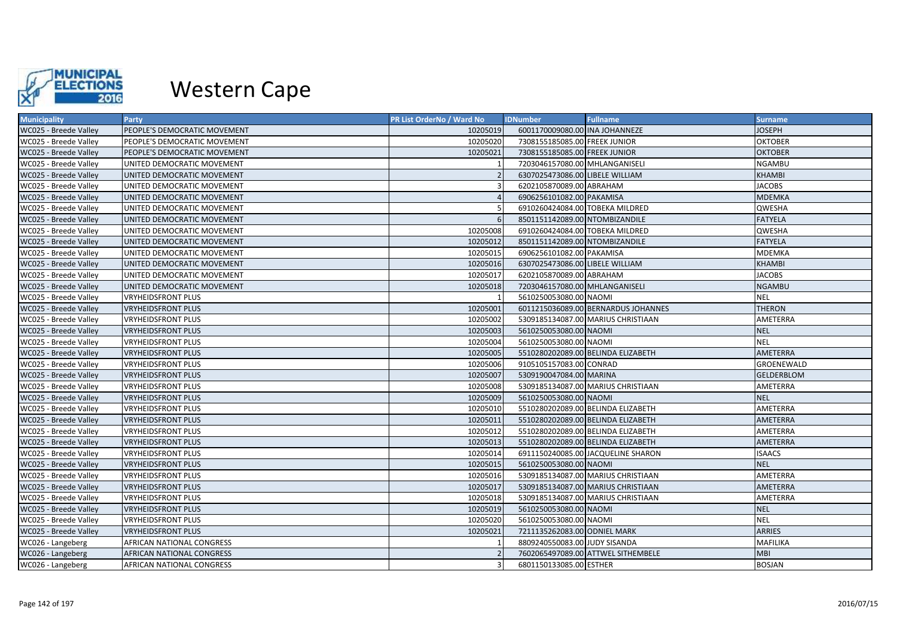# Western Cape

| Municipality | Party | PR List OrderNo / Ward No | IDNumber | Fullname | Surname |
|---|---|---|---|---|---|
| WC025 - Breede Valley | PEOPLE'S DEMOCRATIC MOVEMENT | 10205019 | 6001170009080.00 | INA JOHANNEZE | JOSEPH |
| WC025 - Breede Valley | PEOPLE'S DEMOCRATIC MOVEMENT | 10205020 | 7308155185085.00 | FREEK JUNIOR | OKTOBER |
| WC025 - Breede Valley | PEOPLE'S DEMOCRATIC MOVEMENT | 10205021 | 7308155185085.00 | FREEK JUNIOR | OKTOBER |
| WC025 - Breede Valley | UNITED DEMOCRATIC MOVEMENT | 1 | 7203046157080.00 | MHLANGANISELI | NGAMBU |
| WC025 - Breede Valley | UNITED DEMOCRATIC MOVEMENT | 2 | 6307025473086.00 | LIBELE WILLIAM | KHAMBI |
| WC025 - Breede Valley | UNITED DEMOCRATIC MOVEMENT | 3 | 6202105870089.00 | ABRAHAM | JACOBS |
| WC025 - Breede Valley | UNITED DEMOCRATIC MOVEMENT | 4 | 6906256101082.00 | PAKAMISA | MDEMKA |
| WC025 - Breede Valley | UNITED DEMOCRATIC MOVEMENT | 5 | 6910260424084.00 | TOBEKA MILDRED | QWESHA |
| WC025 - Breede Valley | UNITED DEMOCRATIC MOVEMENT | 6 | 8501151142089.00 | NTOMBIZANDILE | FATYELA |
| WC025 - Breede Valley | UNITED DEMOCRATIC MOVEMENT | 10205008 | 6910260424084.00 | TOBEKA MILDRED | QWESHA |
| WC025 - Breede Valley | UNITED DEMOCRATIC MOVEMENT | 10205012 | 8501151142089.00 | NTOMBIZANDILE | FATYELA |
| WC025 - Breede Valley | UNITED DEMOCRATIC MOVEMENT | 10205015 | 6906256101082.00 | PAKAMISA | MDEMKA |
| WC025 - Breede Valley | UNITED DEMOCRATIC MOVEMENT | 10205016 | 6307025473086.00 | LIBELE WILLIAM | KHAMBI |
| WC025 - Breede Valley | UNITED DEMOCRATIC MOVEMENT | 10205017 | 6202105870089.00 | ABRAHAM | JACOBS |
| WC025 - Breede Valley | UNITED DEMOCRATIC MOVEMENT | 10205018 | 7203046157080.00 | MHLANGANISELI | NGAMBU |
| WC025 - Breede Valley | VRYHEIDSFRONT PLUS | 1 | 5610250053080.00 | NAOMI | NEL |
| WC025 - Breede Valley | VRYHEIDSFRONT PLUS | 10205001 | 6011215036089.00 | BERNARDUS JOHANNES | THERON |
| WC025 - Breede Valley | VRYHEIDSFRONT PLUS | 10205002 | 5309185134087.00 | MARIUS CHRISTIAAN | AMETERRA |
| WC025 - Breede Valley | VRYHEIDSFRONT PLUS | 10205003 | 5610250053080.00 | NAOMI | NEL |
| WC025 - Breede Valley | VRYHEIDSFRONT PLUS | 10205004 | 5610250053080.00 | NAOMI | NEL |
| WC025 - Breede Valley | VRYHEIDSFRONT PLUS | 10205005 | 5510280202089.00 | BELINDA ELIZABETH | AMETERRA |
| WC025 - Breede Valley | VRYHEIDSFRONT PLUS | 10205006 | 9105105157083.00 | CONRAD | GROENEWALD |
| WC025 - Breede Valley | VRYHEIDSFRONT PLUS | 10205007 | 5309190047084.00 | MARINA | GELDERBLOM |
| WC025 - Breede Valley | VRYHEIDSFRONT PLUS | 10205008 | 5309185134087.00 | MARIUS CHRISTIAAN | AMETERRA |
| WC025 - Breede Valley | VRYHEIDSFRONT PLUS | 10205009 | 5610250053080.00 | NAOMI | NEL |
| WC025 - Breede Valley | VRYHEIDSFRONT PLUS | 10205010 | 5510280202089.00 | BELINDA ELIZABETH | AMETERRA |
| WC025 - Breede Valley | VRYHEIDSFRONT PLUS | 10205011 | 5510280202089.00 | BELINDA ELIZABETH | AMETERRA |
| WC025 - Breede Valley | VRYHEIDSFRONT PLUS | 10205012 | 5510280202089.00 | BELINDA ELIZABETH | AMETERRA |
| WC025 - Breede Valley | VRYHEIDSFRONT PLUS | 10205013 | 5510280202089.00 | BELINDA ELIZABETH | AMETERRA |
| WC025 - Breede Valley | VRYHEIDSFRONT PLUS | 10205014 | 6911150240085.00 | JACQUELINE SHARON | ISAACS |
| WC025 - Breede Valley | VRYHEIDSFRONT PLUS | 10205015 | 5610250053080.00 | NAOMI | NEL |
| WC025 - Breede Valley | VRYHEIDSFRONT PLUS | 10205016 | 5309185134087.00 | MARIUS CHRISTIAAN | AMETERRA |
| WC025 - Breede Valley | VRYHEIDSFRONT PLUS | 10205017 | 5309185134087.00 | MARIUS CHRISTIAAN | AMETERRA |
| WC025 - Breede Valley | VRYHEIDSFRONT PLUS | 10205018 | 5309185134087.00 | MARIUS CHRISTIAAN | AMETERRA |
| WC025 - Breede Valley | VRYHEIDSFRONT PLUS | 10205019 | 5610250053080.00 | NAOMI | NEL |
| WC025 - Breede Valley | VRYHEIDSFRONT PLUS | 10205020 | 5610250053080.00 | NAOMI | NEL |
| WC025 - Breede Valley | VRYHEIDSFRONT PLUS | 10205021 | 7211135262083.00 | ODNIEL MARK | ARRIES |
| WC026 - Langeberg | AFRICAN NATIONAL CONGRESS | 1 | 8809240550083.00 | JUDY SISANDA | MAFILIKA |
| WC026 - Langeberg | AFRICAN NATIONAL CONGRESS | 2 | 7602065497089.00 | ATTWEL SITHEMBELE | MBI |
| WC026 - Langeberg | AFRICAN NATIONAL CONGRESS | 3 | 6801150133085.00 | ESTHER | BOSJAN |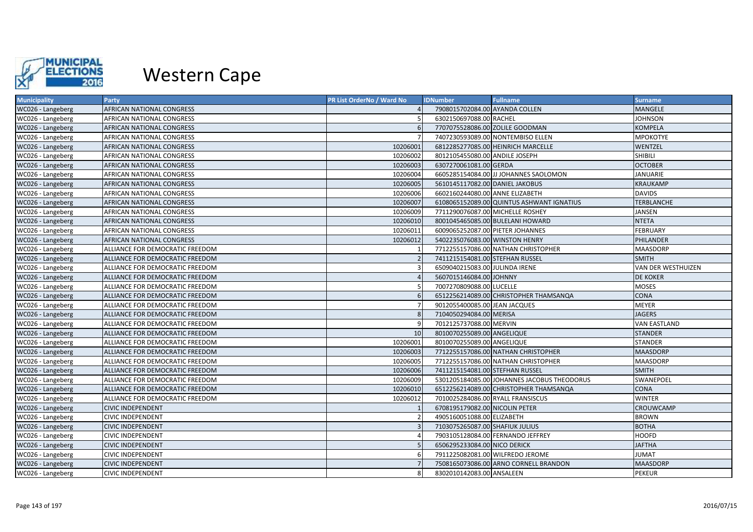# Western Cape

| Municipality | Party | PR List OrderNo / Ward No | IDNumber | Fullname | Surname |
| --- | --- | --- | --- | --- | --- |
| WC026 - Langeberg | AFRICAN NATIONAL CONGRESS | 4 | 7908015702084.00 | AYANDA COLLEN | MANGELE |
| WC026 - Langeberg | AFRICAN NATIONAL CONGRESS | 5 | 6302150697088.00 | RACHEL | JOHNSON |
| WC026 - Langeberg | AFRICAN NATIONAL CONGRESS | 6 | 7707075528086.00 | ZOLILE GOODMAN | KOMPELA |
| WC026 - Langeberg | AFRICAN NATIONAL CONGRESS | 7 | 7407230593089.00 | NONTEMBISO ELLEN | MPOKOTYE |
| WC026 - Langeberg | AFRICAN NATIONAL CONGRESS | 10206001 | 6812285277085.00 | HEINRICH MARCELLE | WENTZEL |
| WC026 - Langeberg | AFRICAN NATIONAL CONGRESS | 10206002 | 8012105455080.00 | ANDILE JOSEPH | SHIBILI |
| WC026 - Langeberg | AFRICAN NATIONAL CONGRESS | 10206003 | 6307270061081.00 | GERDA | OCTOBER |
| WC026 - Langeberg | AFRICAN NATIONAL CONGRESS | 10206004 | 6605285154084.00 | JJ JOHANNES SAOLOMON | JANUARIE |
| WC026 - Langeberg | AFRICAN NATIONAL CONGRESS | 10206005 | 5610145117082.00 | DANIEL JAKOBUS | KRAUKAMP |
| WC026 - Langeberg | AFRICAN NATIONAL CONGRESS | 10206006 | 6602160244080.00 | ANNE ELIZABETH | DAVIDS |
| WC026 - Langeberg | AFRICAN NATIONAL CONGRESS | 10206007 | 6108065152089.00 | QUINTUS ASHWANT IGNATIUS | TERBLANCHE |
| WC026 - Langeberg | AFRICAN NATIONAL CONGRESS | 10206009 | 7711290076087.00 | MICHELLE ROSHEY | JANSEN |
| WC026 - Langeberg | AFRICAN NATIONAL CONGRESS | 10206010 | 8001045465085.00 | BULELANI HOWARD | NTETA |
| WC026 - Langeberg | AFRICAN NATIONAL CONGRESS | 10206011 | 6009065252087.00 | PIETER JOHANNES | FEBRUARY |
| WC026 - Langeberg | AFRICAN NATIONAL CONGRESS | 10206012 | 5402235076083.00 | WINSTON HENRY | PHILANDER |
| WC026 - Langeberg | ALLIANCE FOR DEMOCRATIC FREEDOM | 1 | 7712255157086.00 | NATHAN CHRISTOPHER | MAASDORP |
| WC026 - Langeberg | ALLIANCE FOR DEMOCRATIC FREEDOM | 2 | 7411215154081.00 | STEFHAN RUSSEL | SMITH |
| WC026 - Langeberg | ALLIANCE FOR DEMOCRATIC FREEDOM | 3 | 6509040215083.00 | JULINDA IRENE | VAN DER WESTHUIZEN |
| WC026 - Langeberg | ALLIANCE FOR DEMOCRATIC FREEDOM | 4 | 5607015146084.00 | JOHNNY | DE KOKER |
| WC026 - Langeberg | ALLIANCE FOR DEMOCRATIC FREEDOM | 5 | 7007270809088.00 | LUCELLE | MOSES |
| WC026 - Langeberg | ALLIANCE FOR DEMOCRATIC FREEDOM | 6 | 6512256214089.00 | CHRISTOPHER THAMSANQA | CONA |
| WC026 - Langeberg | ALLIANCE FOR DEMOCRATIC FREEDOM | 7 | 9012055400085.00 | JEAN JACQUES | MEYER |
| WC026 - Langeberg | ALLIANCE FOR DEMOCRATIC FREEDOM | 8 | 7104050294084.00 | MERISA | JAGERS |
| WC026 - Langeberg | ALLIANCE FOR DEMOCRATIC FREEDOM | 9 | 7012125737088.00 | MERVIN | VAN EASTLAND |
| WC026 - Langeberg | ALLIANCE FOR DEMOCRATIC FREEDOM | 10 | 8010070255089.00 | ANGELIQUE | STANDER |
| WC026 - Langeberg | ALLIANCE FOR DEMOCRATIC FREEDOM | 10206001 | 8010070255089.00 | ANGELIQUE | STANDER |
| WC026 - Langeberg | ALLIANCE FOR DEMOCRATIC FREEDOM | 10206003 | 7712255157086.00 | NATHAN CHRISTOPHER | MAASDORP |
| WC026 - Langeberg | ALLIANCE FOR DEMOCRATIC FREEDOM | 10206005 | 7712255157086.00 | NATHAN CHRISTOPHER | MAASDORP |
| WC026 - Langeberg | ALLIANCE FOR DEMOCRATIC FREEDOM | 10206006 | 7411215154081.00 | STEFHAN RUSSEL | SMITH |
| WC026 - Langeberg | ALLIANCE FOR DEMOCRATIC FREEDOM | 10206009 | 5301205184085.00 | JOHANNES JACOBUS THEODORUS | SWANEPOEL |
| WC026 - Langeberg | ALLIANCE FOR DEMOCRATIC FREEDOM | 10206010 | 6512256214089.00 | CHRISTOPHER THAMSANQA | CONA |
| WC026 - Langeberg | ALLIANCE FOR DEMOCRATIC FREEDOM | 10206012 | 7010025284086.00 | RYALL FRANSISCUS | WINTER |
| WC026 - Langeberg | CIVIC INDEPENDENT | 1 | 6708195179082.00 | NICOLIN PETER | CROUWCAMP |
| WC026 - Langeberg | CIVIC INDEPENDENT | 2 | 4905160051088.00 | ELIZABETH | BROWN |
| WC026 - Langeberg | CIVIC INDEPENDENT | 3 | 7103075265087.00 | SHAFIUK JULIUS | BOTHA |
| WC026 - Langeberg | CIVIC INDEPENDENT | 4 | 7903105128084.00 | FERNANDO JEFFREY | HOOFD |
| WC026 - Langeberg | CIVIC INDEPENDENT | 5 | 6506295233084.00 | NICO DERICK | JAFTHA |
| WC026 - Langeberg | CIVIC INDEPENDENT | 6 | 7911225082081.00 | WILFREDO JEROME | JUMAT |
| WC026 - Langeberg | CIVIC INDEPENDENT | 7 | 7508165073086.00 | ARNO CORNELL BRANDON | MAASDORP |
| WC026 - Langeberg | CIVIC INDEPENDENT | 8 | 8302010142083.00 | ANSALEEN | PEKEUR |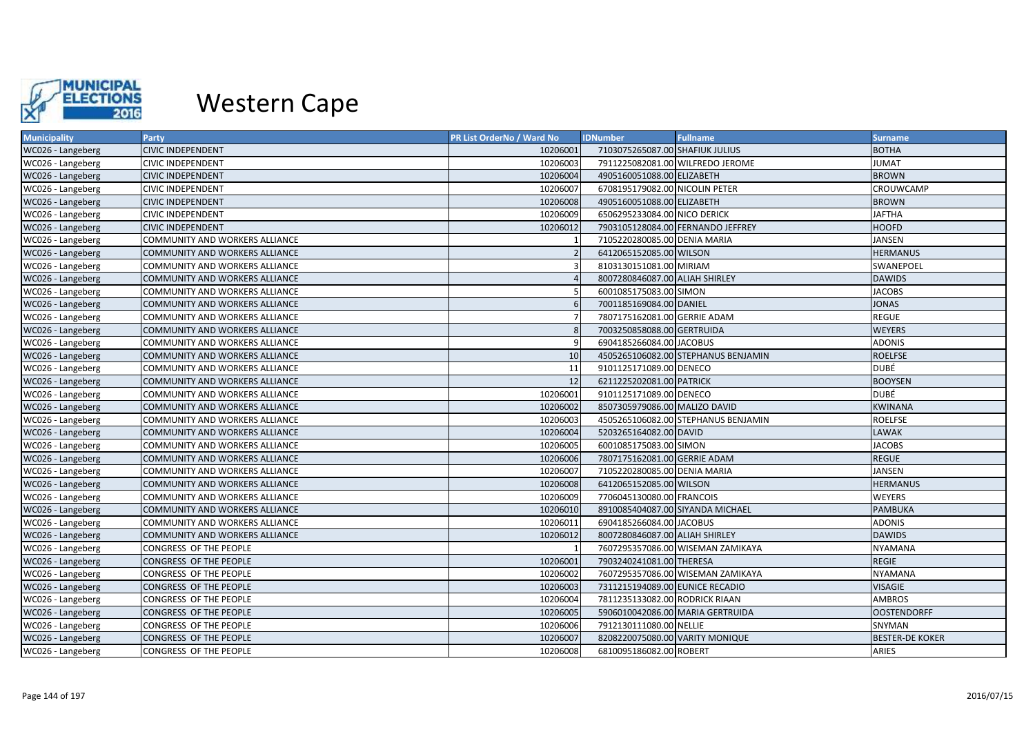# Western Cape

| Municipality | Party | PR List OrderNo / Ward No | IDNumber | Fullname | Surname |
|---|---|---|---|---|---|
| WC026 - Langeberg | CIVIC INDEPENDENT | 10206001 | 7103075265087.00 | SHAFIUK JULIUS | BOTHA |
| WC026 - Langeberg | CIVIC INDEPENDENT | 10206003 | 7911225082081.00 | WILFREDO JEROME | JUMAT |
| WC026 - Langeberg | CIVIC INDEPENDENT | 10206004 | 4905160051088.00 | ELIZABETH | BROWN |
| WC026 - Langeberg | CIVIC INDEPENDENT | 10206007 | 6708195179082.00 | NICOLIN PETER | CROUWCAMP |
| WC026 - Langeberg | CIVIC INDEPENDENT | 10206008 | 4905160051088.00 | ELIZABETH | BROWN |
| WC026 - Langeberg | CIVIC INDEPENDENT | 10206009 | 6506295233084.00 | NICO DERICK | JAFTHA |
| WC026 - Langeberg | CIVIC INDEPENDENT | 10206012 | 7903105128084.00 | FERNANDO JEFFREY | HOOFD |
| WC026 - Langeberg | COMMUNITY AND WORKERS ALLIANCE | 1 | 7105220280085.00 | DENIA MARIA | JANSEN |
| WC026 - Langeberg | COMMUNITY AND WORKERS ALLIANCE | 2 | 6412065152085.00 | WILSON | HERMANUS |
| WC026 - Langeberg | COMMUNITY AND WORKERS ALLIANCE | 3 | 8103130151081.00 | MIRIAM | SWANEPOEL |
| WC026 - Langeberg | COMMUNITY AND WORKERS ALLIANCE | 4 | 8007280846087.00 | ALIAH SHIRLEY | DAWIDS |
| WC026 - Langeberg | COMMUNITY AND WORKERS ALLIANCE | 5 | 6001085175083.00 | SIMON | JACOBS |
| WC026 - Langeberg | COMMUNITY AND WORKERS ALLIANCE | 6 | 7001185169084.00 | DANIEL | JONAS |
| WC026 - Langeberg | COMMUNITY AND WORKERS ALLIANCE | 7 | 7807175162081.00 | GERRIE ADAM | REGUE |
| WC026 - Langeberg | COMMUNITY AND WORKERS ALLIANCE | 8 | 7003250858088.00 | GERTRUIDA | WEYERS |
| WC026 - Langeberg | COMMUNITY AND WORKERS ALLIANCE | 9 | 6904185266084.00 | JACOBUS | ADONIS |
| WC026 - Langeberg | COMMUNITY AND WORKERS ALLIANCE | 10 | 4505265106082.00 | STEPHANUS BENJAMIN | ROELFSE |
| WC026 - Langeberg | COMMUNITY AND WORKERS ALLIANCE | 11 | 9101125171089.00 | DENECO | DUBÉ |
| WC026 - Langeberg | COMMUNITY AND WORKERS ALLIANCE | 12 | 6211225202081.00 | PATRICK | BOOYSEN |
| WC026 - Langeberg | COMMUNITY AND WORKERS ALLIANCE | 10206001 | 9101125171089.00 | DENECO | DUBÉ |
| WC026 - Langeberg | COMMUNITY AND WORKERS ALLIANCE | 10206002 | 8507305979086.00 | MALIZO DAVID | KWINANA |
| WC026 - Langeberg | COMMUNITY AND WORKERS ALLIANCE | 10206003 | 4505265106082.00 | STEPHANUS BENJAMIN | ROELFSE |
| WC026 - Langeberg | COMMUNITY AND WORKERS ALLIANCE | 10206004 | 5203265164082.00 | DAVID | LAWAK |
| WC026 - Langeberg | COMMUNITY AND WORKERS ALLIANCE | 10206005 | 6001085175083.00 | SIMON | JACOBS |
| WC026 - Langeberg | COMMUNITY AND WORKERS ALLIANCE | 10206006 | 7807175162081.00 | GERRIE ADAM | REGUE |
| WC026 - Langeberg | COMMUNITY AND WORKERS ALLIANCE | 10206007 | 7105220280085.00 | DENIA MARIA | JANSEN |
| WC026 - Langeberg | COMMUNITY AND WORKERS ALLIANCE | 10206008 | 6412065152085.00 | WILSON | HERMANUS |
| WC026 - Langeberg | COMMUNITY AND WORKERS ALLIANCE | 10206009 | 7706045130080.00 | FRANCOIS | WEYERS |
| WC026 - Langeberg | COMMUNITY AND WORKERS ALLIANCE | 10206010 | 8910085404087.00 | SIYANDA MICHAEL | PAMBUKA |
| WC026 - Langeberg | COMMUNITY AND WORKERS ALLIANCE | 10206011 | 6904185266084.00 | JACOBUS | ADONIS |
| WC026 - Langeberg | COMMUNITY AND WORKERS ALLIANCE | 10206012 | 8007280846087.00 | ALIAH SHIRLEY | DAWIDS |
| WC026 - Langeberg | CONGRESS OF THE PEOPLE | 1 | 7607295357086.00 | WISEMAN ZAMIKAYA | NYAMANA |
| WC026 - Langeberg | CONGRESS OF THE PEOPLE | 10206001 | 7903240241081.00 | THERESA | REGIE |
| WC026 - Langeberg | CONGRESS OF THE PEOPLE | 10206002 | 7607295357086.00 | WISEMAN ZAMIKAYA | NYAMANA |
| WC026 - Langeberg | CONGRESS OF THE PEOPLE | 10206003 | 7311215194089.00 | EUNICE RECADIO | VISAGIE |
| WC026 - Langeberg | CONGRESS OF THE PEOPLE | 10206004 | 7811235133082.00 | RODRICK RIAAN | AMBROS |
| WC026 - Langeberg | CONGRESS OF THE PEOPLE | 10206005 | 5906010042086.00 | MARIA GERTRUIDA | OOSTENDORFF |
| WC026 - Langeberg | CONGRESS OF THE PEOPLE | 10206006 | 7912130111080.00 | NELLIE | SNYMAN |
| WC026 - Langeberg | CONGRESS OF THE PEOPLE | 10206007 | 8208220075080.00 | VARITY MONIQUE | BESTER-DE KOKER |
| WC026 - Langeberg | CONGRESS OF THE PEOPLE | 10206008 | 6810095186082.00 | ROBERT | ARIES |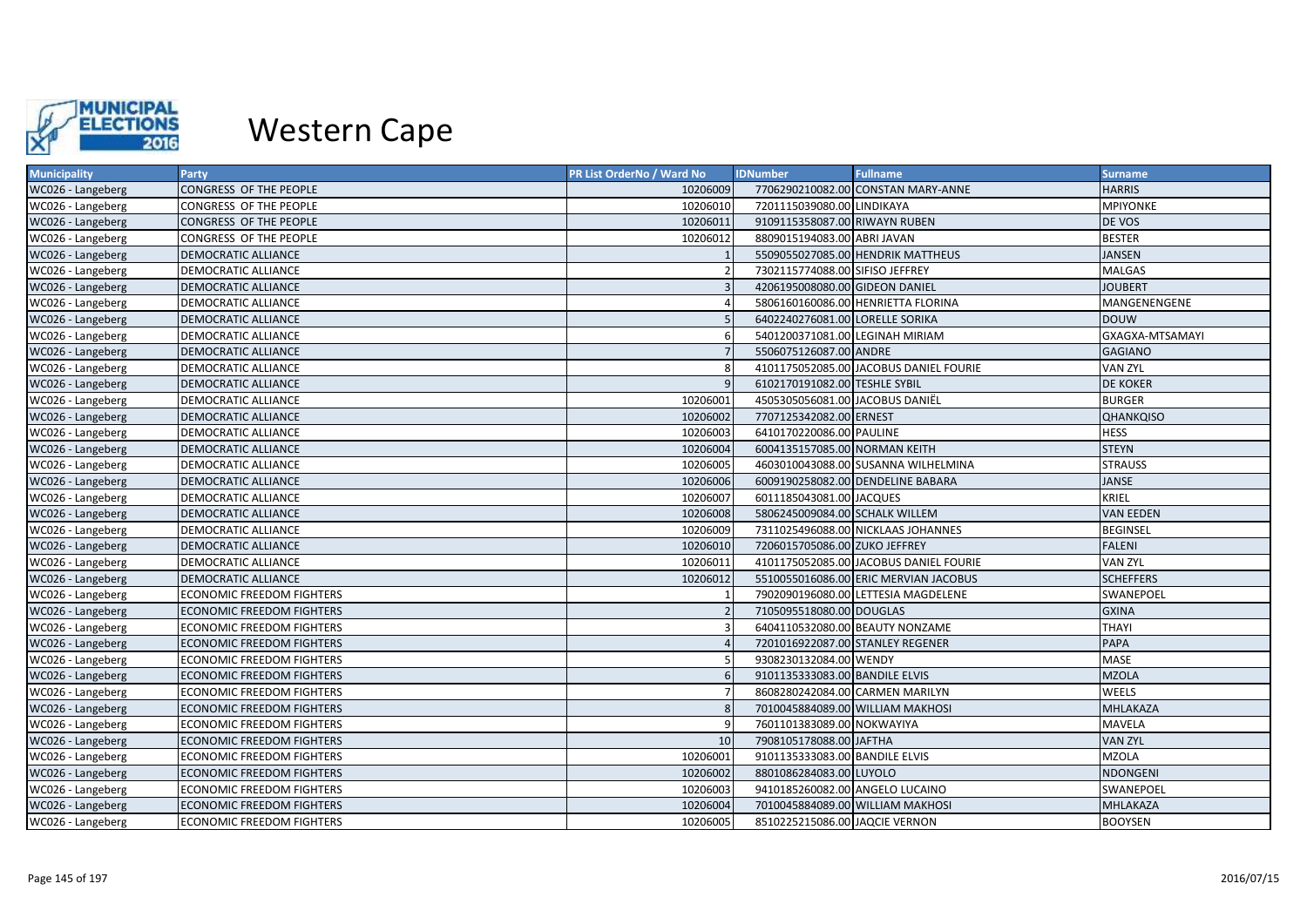# Western Cape

| Municipality | Party | PR List OrderNo / Ward No | IDNumber | Fullname | Surname |
|---|---|---|---|---|---|
| WC026 - Langeberg | CONGRESS OF THE PEOPLE | 10206009 | 7706290210082.00 | CONSTAN MARY-ANNE | HARRIS |
| WC026 - Langeberg | CONGRESS OF THE PEOPLE | 10206010 | 7201115039080.00 | LINDIKAYA | MPIYONKE |
| WC026 - Langeberg | CONGRESS OF THE PEOPLE | 10206011 | 9109115358087.00 | RIWAYN RUBEN | DE VOS |
| WC026 - Langeberg | CONGRESS OF THE PEOPLE | 10206012 | 8809015194083.00 | ABRI JAVAN | BESTER |
| WC026 - Langeberg | DEMOCRATIC ALLIANCE | 1 | 5509055027085.00 | HENDRIK MATTHEUS | JANSEN |
| WC026 - Langeberg | DEMOCRATIC ALLIANCE | 2 | 7302115774088.00 | SIFISO JEFFREY | MALGAS |
| WC026 - Langeberg | DEMOCRATIC ALLIANCE | 3 | 4206195008080.00 | GIDEON DANIEL | JOUBERT |
| WC026 - Langeberg | DEMOCRATIC ALLIANCE | 4 | 5806160160086.00 | HENRIETTA FLORINA | MANGENENGENE |
| WC026 - Langeberg | DEMOCRATIC ALLIANCE | 5 | 6402240276081.00 | LORELLE SORIKA | DOUW |
| WC026 - Langeberg | DEMOCRATIC ALLIANCE | 6 | 5401200371081.00 | LEGINAH MIRIAM | GXAGXA-MTSAMAYI |
| WC026 - Langeberg | DEMOCRATIC ALLIANCE | 7 | 5506075126087.00 | ANDRE | GAGIANO |
| WC026 - Langeberg | DEMOCRATIC ALLIANCE | 8 | 4101175052085.00 | JACOBUS DANIEL FOURIE | VAN ZYL |
| WC026 - Langeberg | DEMOCRATIC ALLIANCE | 9 | 6102170191082.00 | TESHLE SYBIL | DE KOKER |
| WC026 - Langeberg | DEMOCRATIC ALLIANCE | 10206001 | 4505305056081.00 | JACOBUS DANIËL | BURGER |
| WC026 - Langeberg | DEMOCRATIC ALLIANCE | 10206002 | 7707125342082.00 | ERNEST | QHANKQISO |
| WC026 - Langeberg | DEMOCRATIC ALLIANCE | 10206003 | 6410170220086.00 | PAULINE | HESS |
| WC026 - Langeberg | DEMOCRATIC ALLIANCE | 10206004 | 6004135157085.00 | NORMAN KEITH | STEYN |
| WC026 - Langeberg | DEMOCRATIC ALLIANCE | 10206005 | 4603010043088.00 | SUSANNA WILHELMINA | STRAUSS |
| WC026 - Langeberg | DEMOCRATIC ALLIANCE | 10206006 | 6009190258082.00 | DENDELINE BABARA | JANSE |
| WC026 - Langeberg | DEMOCRATIC ALLIANCE | 10206007 | 6011185043081.00 | JACQUES | KRIEL |
| WC026 - Langeberg | DEMOCRATIC ALLIANCE | 10206008 | 5806245009084.00 | SCHALK WILLEM | VAN EEDEN |
| WC026 - Langeberg | DEMOCRATIC ALLIANCE | 10206009 | 7311025496088.00 | NICKLAAS JOHANNES | BEGINSEL |
| WC026 - Langeberg | DEMOCRATIC ALLIANCE | 10206010 | 7206015705086.00 | ZUKO JEFFREY | FALENI |
| WC026 - Langeberg | DEMOCRATIC ALLIANCE | 10206011 | 4101175052085.00 | JACOBUS DANIEL FOURIE | VAN ZYL |
| WC026 - Langeberg | DEMOCRATIC ALLIANCE | 10206012 | 5510055016086.00 | ERIC MERVIAN JACOBUS | SCHEFFERS |
| WC026 - Langeberg | ECONOMIC FREEDOM FIGHTERS | 1 | 7902090196080.00 | LETTESIA MAGDELENE | SWANEPOEL |
| WC026 - Langeberg | ECONOMIC FREEDOM FIGHTERS | 2 | 7105095518080.00 | DOUGLAS | GXINA |
| WC026 - Langeberg | ECONOMIC FREEDOM FIGHTERS | 3 | 6404110532080.00 | BEAUTY NONZAME | THAYI |
| WC026 - Langeberg | ECONOMIC FREEDOM FIGHTERS | 4 | 7201016922087.00 | STANLEY REGENER | PAPA |
| WC026 - Langeberg | ECONOMIC FREEDOM FIGHTERS | 5 | 9308230132084.00 | WENDY | MASE |
| WC026 - Langeberg | ECONOMIC FREEDOM FIGHTERS | 6 | 9101135333083.00 | BANDILE ELVIS | MZOLA |
| WC026 - Langeberg | ECONOMIC FREEDOM FIGHTERS | 7 | 8608280242084.00 | CARMEN MARILYN | WEELS |
| WC026 - Langeberg | ECONOMIC FREEDOM FIGHTERS | 8 | 7010045884089.00 | WILLIAM MAKHOSI | MHLAKAZA |
| WC026 - Langeberg | ECONOMIC FREEDOM FIGHTERS | 9 | 7601101383089.00 | NOKWAYIYA | MAVELA |
| WC026 - Langeberg | ECONOMIC FREEDOM FIGHTERS | 10 | 7908105178088.00 | JAFTHA | VAN ZYL |
| WC026 - Langeberg | ECONOMIC FREEDOM FIGHTERS | 10206001 | 9101135333083.00 | BANDILE ELVIS | MZOLA |
| WC026 - Langeberg | ECONOMIC FREEDOM FIGHTERS | 10206002 | 8801086284083.00 | LUYOLO | NDONGENI |
| WC026 - Langeberg | ECONOMIC FREEDOM FIGHTERS | 10206003 | 9410185260082.00 | ANGELO LUCAINO | SWANEPOEL |
| WC026 - Langeberg | ECONOMIC FREEDOM FIGHTERS | 10206004 | 7010045884089.00 | WILLIAM MAKHOSI | MHLAKAZA |
| WC026 - Langeberg | ECONOMIC FREEDOM FIGHTERS | 10206005 | 8510225215086.00 | JAQCIE VERNON | BOOYSEN |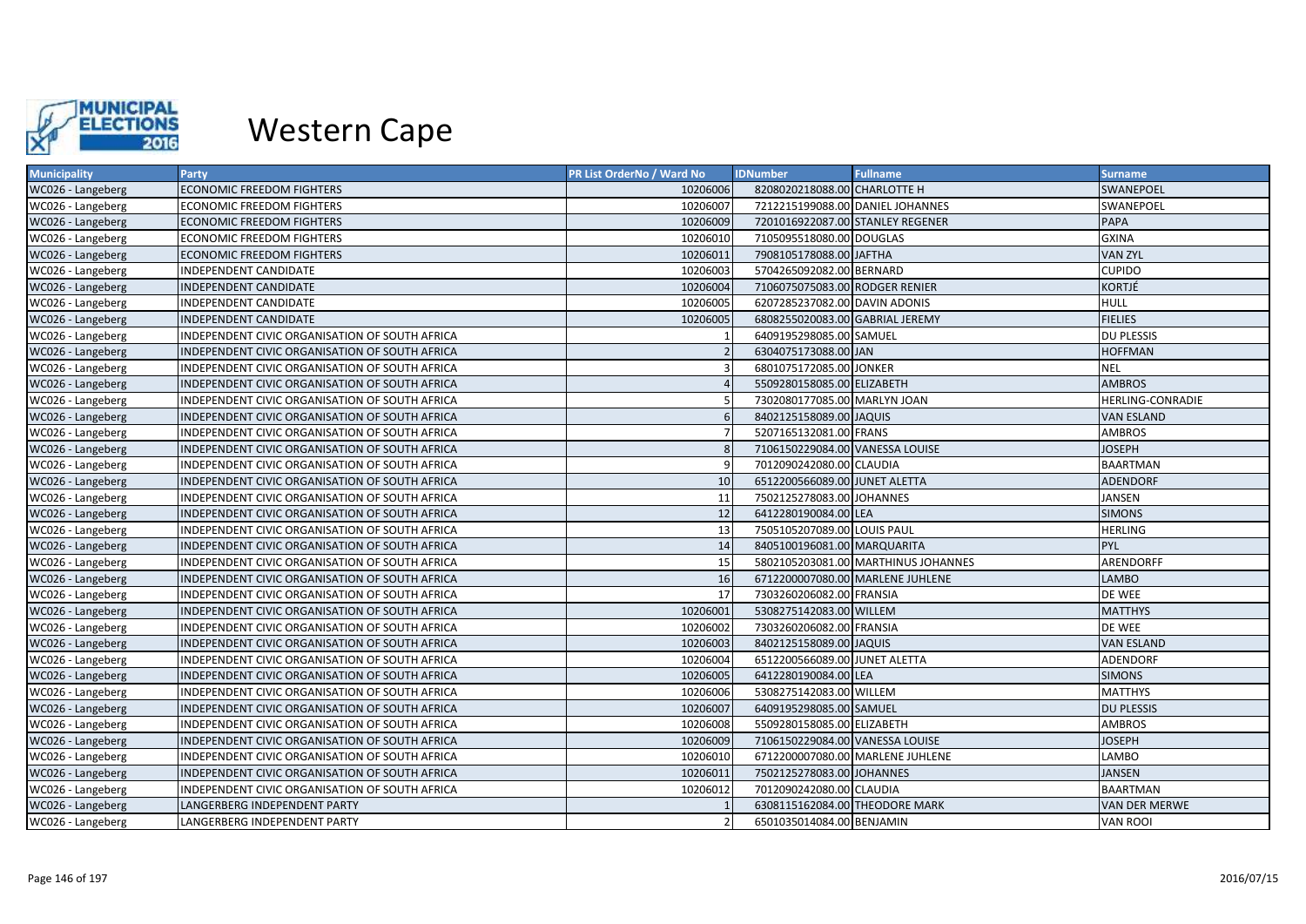# Western Cape

| Municipality | Party | PR List OrderNo / Ward No | IDNumber | Fullname | Surname |
| --- | --- | --- | --- | --- | --- |
| WC026 - Langeberg | ECONOMIC FREEDOM FIGHTERS | 10206006 | 8208020218088.00 | CHARLOTTE H | SWANEPOEL |
| WC026 - Langeberg | ECONOMIC FREEDOM FIGHTERS | 10206007 | 7212215199088.00 | DANIEL JOHANNES | SWANEPOEL |
| WC026 - Langeberg | ECONOMIC FREEDOM FIGHTERS | 10206009 | 7201016922087.00 | STANLEY REGENER | PAPA |
| WC026 - Langeberg | ECONOMIC FREEDOM FIGHTERS | 10206010 | 7105095518080.00 | DOUGLAS | GXINA |
| WC026 - Langeberg | ECONOMIC FREEDOM FIGHTERS | 10206011 | 7908105178088.00 | JAFTHA | VAN ZYL |
| WC026 - Langeberg | INDEPENDENT CANDIDATE | 10206003 | 5704265092082.00 | BERNARD | CUPIDO |
| WC026 - Langeberg | INDEPENDENT CANDIDATE | 10206004 | 7106075075083.00 | RODGER RENIER | KORTJÉ |
| WC026 - Langeberg | INDEPENDENT CANDIDATE | 10206005 | 6207285237082.00 | DAVIN ADONIS | HULL |
| WC026 - Langeberg | INDEPENDENT CANDIDATE | 10206005 | 6808255020083.00 | GABRIAL JEREMY | FIELIES |
| WC026 - Langeberg | INDEPENDENT CIVIC ORGANISATION OF SOUTH AFRICA | 1 | 6409195298085.00 | SAMUEL | DU PLESSIS |
| WC026 - Langeberg | INDEPENDENT CIVIC ORGANISATION OF SOUTH AFRICA | 2 | 6304075173088.00 | JAN | HOFFMAN |
| WC026 - Langeberg | INDEPENDENT CIVIC ORGANISATION OF SOUTH AFRICA | 3 | 6801075172085.00 | JONKER | NEL |
| WC026 - Langeberg | INDEPENDENT CIVIC ORGANISATION OF SOUTH AFRICA | 4 | 5509280158085.00 | ELIZABETH | AMBROS |
| WC026 - Langeberg | INDEPENDENT CIVIC ORGANISATION OF SOUTH AFRICA | 5 | 7302080177085.00 | MARLYN JOAN | HERLING-CONRADIE |
| WC026 - Langeberg | INDEPENDENT CIVIC ORGANISATION OF SOUTH AFRICA | 6 | 8402125158089.00 | JAQUIS | VAN ESLAND |
| WC026 - Langeberg | INDEPENDENT CIVIC ORGANISATION OF SOUTH AFRICA | 7 | 5207165132081.00 | FRANS | AMBROS |
| WC026 - Langeberg | INDEPENDENT CIVIC ORGANISATION OF SOUTH AFRICA | 8 | 7106150229084.00 | VANESSA LOUISE | JOSEPH |
| WC026 - Langeberg | INDEPENDENT CIVIC ORGANISATION OF SOUTH AFRICA | 9 | 7012090242080.00 | CLAUDIA | BAARTMAN |
| WC026 - Langeberg | INDEPENDENT CIVIC ORGANISATION OF SOUTH AFRICA | 10 | 6512200566089.00 | JUNET ALETTA | ADENDORF |
| WC026 - Langeberg | INDEPENDENT CIVIC ORGANISATION OF SOUTH AFRICA | 11 | 7502125278083.00 | JOHANNES | JANSEN |
| WC026 - Langeberg | INDEPENDENT CIVIC ORGANISATION OF SOUTH AFRICA | 12 | 6412280190084.00 | LEA | SIMONS |
| WC026 - Langeberg | INDEPENDENT CIVIC ORGANISATION OF SOUTH AFRICA | 13 | 7505105207089.00 | LOUIS PAUL | HERLING |
| WC026 - Langeberg | INDEPENDENT CIVIC ORGANISATION OF SOUTH AFRICA | 14 | 8405100196081.00 | MARQUARITA | PYL |
| WC026 - Langeberg | INDEPENDENT CIVIC ORGANISATION OF SOUTH AFRICA | 15 | 5802105203081.00 | MARTHINUS JOHANNES | ARENDORFF |
| WC026 - Langeberg | INDEPENDENT CIVIC ORGANISATION OF SOUTH AFRICA | 16 | 6712200007080.00 | MARLENE JUHLENE | LAMBO |
| WC026 - Langeberg | INDEPENDENT CIVIC ORGANISATION OF SOUTH AFRICA | 17 | 7303260206082.00 | FRANSIA | DE WEE |
| WC026 - Langeberg | INDEPENDENT CIVIC ORGANISATION OF SOUTH AFRICA | 10206001 | 5308275142083.00 | WILLEM | MATTHYS |
| WC026 - Langeberg | INDEPENDENT CIVIC ORGANISATION OF SOUTH AFRICA | 10206002 | 7303260206082.00 | FRANSIA | DE WEE |
| WC026 - Langeberg | INDEPENDENT CIVIC ORGANISATION OF SOUTH AFRICA | 10206003 | 8402125158089.00 | JAQUIS | VAN ESLAND |
| WC026 - Langeberg | INDEPENDENT CIVIC ORGANISATION OF SOUTH AFRICA | 10206004 | 6512200566089.00 | JUNET ALETTA | ADENDORF |
| WC026 - Langeberg | INDEPENDENT CIVIC ORGANISATION OF SOUTH AFRICA | 10206005 | 6412280190084.00 | LEA | SIMONS |
| WC026 - Langeberg | INDEPENDENT CIVIC ORGANISATION OF SOUTH AFRICA | 10206006 | 5308275142083.00 | WILLEM | MATTHYS |
| WC026 - Langeberg | INDEPENDENT CIVIC ORGANISATION OF SOUTH AFRICA | 10206007 | 6409195298085.00 | SAMUEL | DU PLESSIS |
| WC026 - Langeberg | INDEPENDENT CIVIC ORGANISATION OF SOUTH AFRICA | 10206008 | 5509280158085.00 | ELIZABETH | AMBROS |
| WC026 - Langeberg | INDEPENDENT CIVIC ORGANISATION OF SOUTH AFRICA | 10206009 | 7106150229084.00 | VANESSA LOUISE | JOSEPH |
| WC026 - Langeberg | INDEPENDENT CIVIC ORGANISATION OF SOUTH AFRICA | 10206010 | 6712200007080.00 | MARLENE JUHLENE | LAMBO |
| WC026 - Langeberg | INDEPENDENT CIVIC ORGANISATION OF SOUTH AFRICA | 10206011 | 7502125278083.00 | JOHANNES | JANSEN |
| WC026 - Langeberg | INDEPENDENT CIVIC ORGANISATION OF SOUTH AFRICA | 10206012 | 7012090242080.00 | CLAUDIA | BAARTMAN |
| WC026 - Langeberg | LANGERBERG INDEPENDENT PARTY | 1 | 6308115162084.00 | THEODORE MARK | VAN DER MERWE |
| WC026 - Langeberg | LANGERBERG INDEPENDENT PARTY | 2 | 6501035014084.00 | BENJAMIN | VAN ROOI |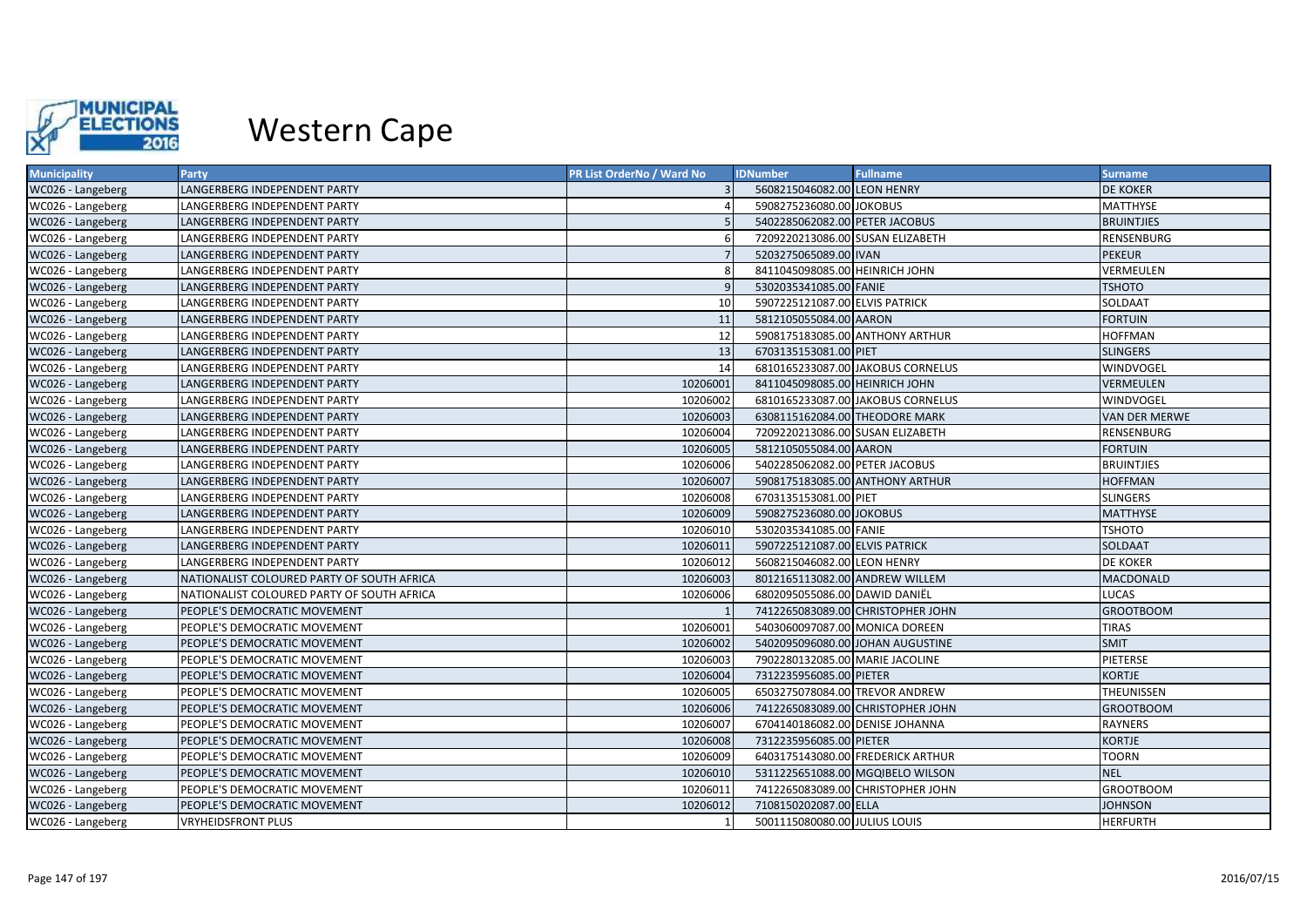# Western Cape

| Municipality | Party | PR List OrderNo / Ward No | IDNumber | Fullname | Surname |
|---|---|---|---|---|---|
| WC026 - Langeberg | LANGERBERG INDEPENDENT PARTY | 3 | 5608215046082.00 | LEON HENRY | DE KOKER |
| WC026 - Langeberg | LANGERBERG INDEPENDENT PARTY | 4 | 5908275236080.00 | JOKOBUS | MATTHYSE |
| WC026 - Langeberg | LANGERBERG INDEPENDENT PARTY | 5 | 5402285062082.00 | PETER JACOBUS | BRUINTJIES |
| WC026 - Langeberg | LANGERBERG INDEPENDENT PARTY | 6 | 7209220213086.00 | SUSAN ELIZABETH | RENSENBURG |
| WC026 - Langeberg | LANGERBERG INDEPENDENT PARTY | 7 | 5203275065089.00 | IVAN | PEKEUR |
| WC026 - Langeberg | LANGERBERG INDEPENDENT PARTY | 8 | 8411045098085.00 | HEINRICH JOHN | VERMEULEN |
| WC026 - Langeberg | LANGERBERG INDEPENDENT PARTY | 9 | 5302035341085.00 | FANIE | TSHOTO |
| WC026 - Langeberg | LANGERBERG INDEPENDENT PARTY | 10 | 5907225121087.00 | ELVIS PATRICK | SOLDAAT |
| WC026 - Langeberg | LANGERBERG INDEPENDENT PARTY | 11 | 5812105055084.00 | AARON | FORTUIN |
| WC026 - Langeberg | LANGERBERG INDEPENDENT PARTY | 12 | 5908175183085.00 | ANTHONY ARTHUR | HOFFMAN |
| WC026 - Langeberg | LANGERBERG INDEPENDENT PARTY | 13 | 6703135153081.00 | PIET | SLINGERS |
| WC026 - Langeberg | LANGERBERG INDEPENDENT PARTY | 14 | 6810165233087.00 | JAKOBUS CORNELUS | WINDVOGEL |
| WC026 - Langeberg | LANGERBERG INDEPENDENT PARTY | 10206001 | 8411045098085.00 | HEINRICH JOHN | VERMEULEN |
| WC026 - Langeberg | LANGERBERG INDEPENDENT PARTY | 10206002 | 6810165233087.00 | JAKOBUS CORNELUS | WINDVOGEL |
| WC026 - Langeberg | LANGERBERG INDEPENDENT PARTY | 10206003 | 6308115162084.00 | THEODORE MARK | VAN DER MERWE |
| WC026 - Langeberg | LANGERBERG INDEPENDENT PARTY | 10206004 | 7209220213086.00 | SUSAN ELIZABETH | RENSENBURG |
| WC026 - Langeberg | LANGERBERG INDEPENDENT PARTY | 10206005 | 5812105055084.00 | AARON | FORTUIN |
| WC026 - Langeberg | LANGERBERG INDEPENDENT PARTY | 10206006 | 5402285062082.00 | PETER JACOBUS | BRUINTJIES |
| WC026 - Langeberg | LANGERBERG INDEPENDENT PARTY | 10206007 | 5908175183085.00 | ANTHONY ARTHUR | HOFFMAN |
| WC026 - Langeberg | LANGERBERG INDEPENDENT PARTY | 10206008 | 6703135153081.00 | PIET | SLINGERS |
| WC026 - Langeberg | LANGERBERG INDEPENDENT PARTY | 10206009 | 5908275236080.00 | JOKOBUS | MATTHYSE |
| WC026 - Langeberg | LANGERBERG INDEPENDENT PARTY | 10206010 | 5302035341085.00 | FANIE | TSHOTO |
| WC026 - Langeberg | LANGERBERG INDEPENDENT PARTY | 10206011 | 5907225121087.00 | ELVIS PATRICK | SOLDAAT |
| WC026 - Langeberg | LANGERBERG INDEPENDENT PARTY | 10206012 | 5608215046082.00 | LEON HENRY | DE KOKER |
| WC026 - Langeberg | NATIONALIST COLOURED PARTY OF SOUTH AFRICA | 10206003 | 8012165113082.00 | ANDREW WILLEM | MACDONALD |
| WC026 - Langeberg | NATIONALIST COLOURED PARTY OF SOUTH AFRICA | 10206006 | 6802095055086.00 | DAWID DANIËL | LUCAS |
| WC026 - Langeberg | PEOPLE'S DEMOCRATIC MOVEMENT | 1 | 7412265083089.00 | CHRISTOPHER JOHN | GROOTBOOM |
| WC026 - Langeberg | PEOPLE'S DEMOCRATIC MOVEMENT | 10206001 | 5403060097087.00 | MONICA DOREEN | TIRAS |
| WC026 - Langeberg | PEOPLE'S DEMOCRATIC MOVEMENT | 10206002 | 5402095096080.00 | JOHAN AUGUSTINE | SMIT |
| WC026 - Langeberg | PEOPLE'S DEMOCRATIC MOVEMENT | 10206003 | 7902280132085.00 | MARIE JACOLINE | PIETERSE |
| WC026 - Langeberg | PEOPLE'S DEMOCRATIC MOVEMENT | 10206004 | 7312235956085.00 | PIETER | KORTJE |
| WC026 - Langeberg | PEOPLE'S DEMOCRATIC MOVEMENT | 10206005 | 6503275078084.00 | TREVOR ANDREW | THEUNISSEN |
| WC026 - Langeberg | PEOPLE'S DEMOCRATIC MOVEMENT | 10206006 | 7412265083089.00 | CHRISTOPHER JOHN | GROOTBOOM |
| WC026 - Langeberg | PEOPLE'S DEMOCRATIC MOVEMENT | 10206007 | 6704140186082.00 | DENISE JOHANNA | RAYNERS |
| WC026 - Langeberg | PEOPLE'S DEMOCRATIC MOVEMENT | 10206008 | 7312235956085.00 | PIETER | KORTJE |
| WC026 - Langeberg | PEOPLE'S DEMOCRATIC MOVEMENT | 10206009 | 6403175143080.00 | FREDERICK ARTHUR | TOORN |
| WC026 - Langeberg | PEOPLE'S DEMOCRATIC MOVEMENT | 10206010 | 5311225651088.00 | MGQIBELO WILSON | NEL |
| WC026 - Langeberg | PEOPLE'S DEMOCRATIC MOVEMENT | 10206011 | 7412265083089.00 | CHRISTOPHER JOHN | GROOTBOOM |
| WC026 - Langeberg | PEOPLE'S DEMOCRATIC MOVEMENT | 10206012 | 7108150202087.00 | ELLA | JOHNSON |
| WC026 - Langeberg | VRYHEIDSFRONT PLUS | 1 | 5001115080080.00 | JULIUS LOUIS | HERFURTH |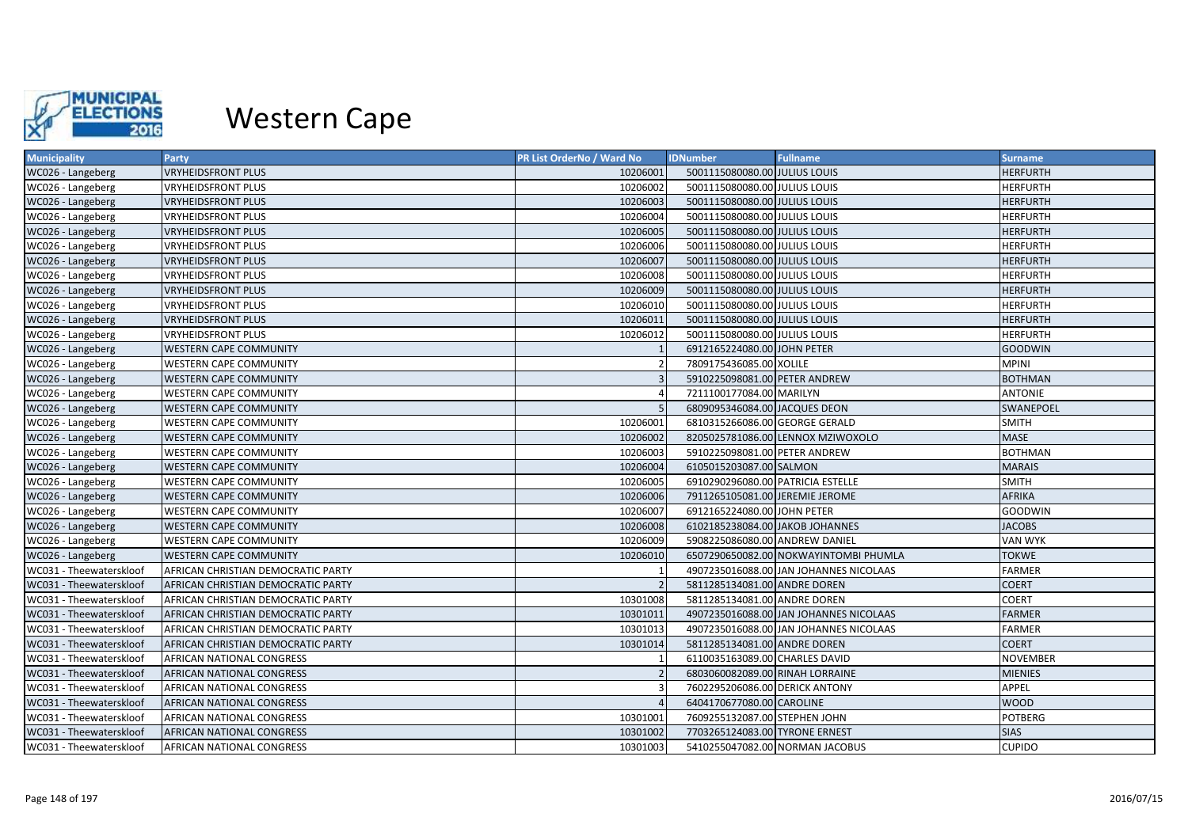# Western Cape

| Municipality | Party | PR List OrderNo / Ward No | IDNumber | Fullname | Surname |
|---|---|---|---|---|---|
| WC026 - Langeberg | VRYHEIDSFRONT PLUS | 10206001 | 5001115080080.00 | JULIUS LOUIS | HERFURTH |
| WC026 - Langeberg | VRYHEIDSFRONT PLUS | 10206002 | 5001115080080.00 | JULIUS LOUIS | HERFURTH |
| WC026 - Langeberg | VRYHEIDSFRONT PLUS | 10206003 | 5001115080080.00 | JULIUS LOUIS | HERFURTH |
| WC026 - Langeberg | VRYHEIDSFRONT PLUS | 10206004 | 5001115080080.00 | JULIUS LOUIS | HERFURTH |
| WC026 - Langeberg | VRYHEIDSFRONT PLUS | 10206005 | 5001115080080.00 | JULIUS LOUIS | HERFURTH |
| WC026 - Langeberg | VRYHEIDSFRONT PLUS | 10206006 | 5001115080080.00 | JULIUS LOUIS | HERFURTH |
| WC026 - Langeberg | VRYHEIDSFRONT PLUS | 10206007 | 5001115080080.00 | JULIUS LOUIS | HERFURTH |
| WC026 - Langeberg | VRYHEIDSFRONT PLUS | 10206008 | 5001115080080.00 | JULIUS LOUIS | HERFURTH |
| WC026 - Langeberg | VRYHEIDSFRONT PLUS | 10206009 | 5001115080080.00 | JULIUS LOUIS | HERFURTH |
| WC026 - Langeberg | VRYHEIDSFRONT PLUS | 10206010 | 5001115080080.00 | JULIUS LOUIS | HERFURTH |
| WC026 - Langeberg | VRYHEIDSFRONT PLUS | 10206011 | 5001115080080.00 | JULIUS LOUIS | HERFURTH |
| WC026 - Langeberg | VRYHEIDSFRONT PLUS | 10206012 | 5001115080080.00 | JULIUS LOUIS | HERFURTH |
| WC026 - Langeberg | WESTERN CAPE COMMUNITY | 1 | 6912165224080.00 | JOHN PETER | GOODWIN |
| WC026 - Langeberg | WESTERN CAPE COMMUNITY | 2 | 7809175436085.00 | XOLILE | MPINI |
| WC026 - Langeberg | WESTERN CAPE COMMUNITY | 3 | 5910225098081.00 | PETER ANDREW | BOTHMAN |
| WC026 - Langeberg | WESTERN CAPE COMMUNITY | 4 | 7211100177084.00 | MARILYN | ANTONIE |
| WC026 - Langeberg | WESTERN CAPE COMMUNITY | 5 | 6809095346084.00 | JACQUES DEON | SWANEPOEL |
| WC026 - Langeberg | WESTERN CAPE COMMUNITY | 10206001 | 6810315266086.00 | GEORGE GERALD | SMITH |
| WC026 - Langeberg | WESTERN CAPE COMMUNITY | 10206002 | 8205025781086.00 | LENNOX MZIWOXOLO | MASE |
| WC026 - Langeberg | WESTERN CAPE COMMUNITY | 10206003 | 5910225098081.00 | PETER ANDREW | BOTHMAN |
| WC026 - Langeberg | WESTERN CAPE COMMUNITY | 10206004 | 6105015203087.00 | SALMON | MARAIS |
| WC026 - Langeberg | WESTERN CAPE COMMUNITY | 10206005 | 6910290296080.00 | PATRICIA ESTELLE | SMITH |
| WC026 - Langeberg | WESTERN CAPE COMMUNITY | 10206006 | 7911265105081.00 | JEREMIE JEROME | AFRIKA |
| WC026 - Langeberg | WESTERN CAPE COMMUNITY | 10206007 | 6912165224080.00 | JOHN PETER | GOODWIN |
| WC026 - Langeberg | WESTERN CAPE COMMUNITY | 10206008 | 6102185238084.00 | JAKOB JOHANNES | JACOBS |
| WC026 - Langeberg | WESTERN CAPE COMMUNITY | 10206009 | 5908225086080.00 | ANDREW DANIEL | VAN WYK |
| WC026 - Langeberg | WESTERN CAPE COMMUNITY | 10206010 | 6507290650082.00 | NOKWAYINTOMBI PHUMLA | TOKWE |
| WC031 - Theewaterskloof | AFRICAN CHRISTIAN DEMOCRATIC PARTY | 1 | 4907235016088.00 | JAN JOHANNES NICOLAAS | FARMER |
| WC031 - Theewaterskloof | AFRICAN CHRISTIAN DEMOCRATIC PARTY | 2 | 5811285134081.00 | ANDRE DOREN | COERT |
| WC031 - Theewaterskloof | AFRICAN CHRISTIAN DEMOCRATIC PARTY | 10301008 | 5811285134081.00 | ANDRE DOREN | COERT |
| WC031 - Theewaterskloof | AFRICAN CHRISTIAN DEMOCRATIC PARTY | 10301011 | 4907235016088.00 | JAN JOHANNES NICOLAAS | FARMER |
| WC031 - Theewaterskloof | AFRICAN CHRISTIAN DEMOCRATIC PARTY | 10301013 | 4907235016088.00 | JAN JOHANNES NICOLAAS | FARMER |
| WC031 - Theewaterskloof | AFRICAN CHRISTIAN DEMOCRATIC PARTY | 10301014 | 5811285134081.00 | ANDRE DOREN | COERT |
| WC031 - Theewaterskloof | AFRICAN NATIONAL CONGRESS | 1 | 6110035163089.00 | CHARLES DAVID | NOVEMBER |
| WC031 - Theewaterskloof | AFRICAN NATIONAL CONGRESS | 2 | 6803060082089.00 | RINAH LORRAINE | MIENIES |
| WC031 - Theewaterskloof | AFRICAN NATIONAL CONGRESS | 3 | 7602295206086.00 | DERICK ANTONY | APPEL |
| WC031 - Theewaterskloof | AFRICAN NATIONAL CONGRESS | 4 | 6404170677080.00 | CAROLINE | WOOD |
| WC031 - Theewaterskloof | AFRICAN NATIONAL CONGRESS | 10301001 | 7609255132087.00 | STEPHEN JOHN | POTBERG |
| WC031 - Theewaterskloof | AFRICAN NATIONAL CONGRESS | 10301002 | 7703265124083.00 | TYRONE ERNEST | SIAS |
| WC031 - Theewaterskloof | AFRICAN NATIONAL CONGRESS | 10301003 | 5410255047082.00 | NORMAN JACOBUS | CUPIDO |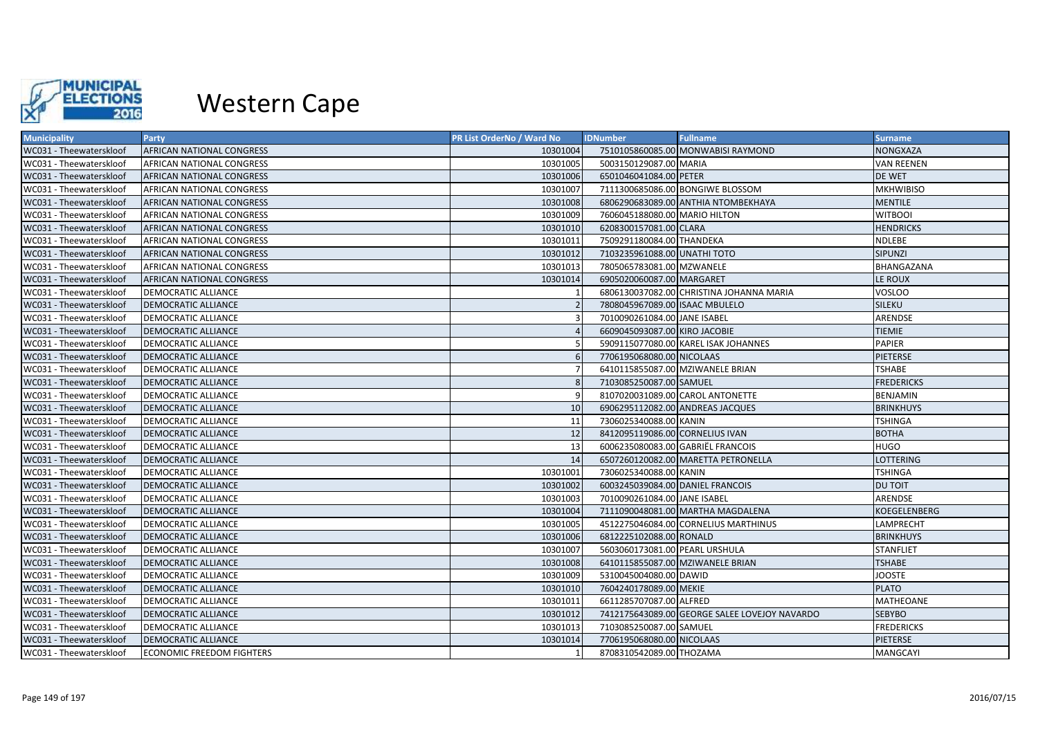# Western Cape

| Municipality | Party | PR List OrderNo / Ward No | IDNumber | Fullname | Surname |
|---|---|---|---|---|---|
| WC031 - Theewaterskloof | AFRICAN NATIONAL CONGRESS | 10301004 | 7510105860085.00 | MONWABISI RAYMOND | NONGXAZA |
| WC031 - Theewaterskloof | AFRICAN NATIONAL CONGRESS | 10301005 | 5003150129087.00 | MARIA | VAN REENEN |
| WC031 - Theewaterskloof | AFRICAN NATIONAL CONGRESS | 10301006 | 6501046041084.00 | PETER | DE WET |
| WC031 - Theewaterskloof | AFRICAN NATIONAL CONGRESS | 10301007 | 7111300685086.00 | BONGIWE BLOSSOM | MKHWIBISO |
| WC031 - Theewaterskloof | AFRICAN NATIONAL CONGRESS | 10301008 | 6806290683089.00 | ANTHIA NTOMBEKHAYA | MENTILE |
| WC031 - Theewaterskloof | AFRICAN NATIONAL CONGRESS | 10301009 | 7606045188080.00 | MARIO HILTON | WITBOOI |
| WC031 - Theewaterskloof | AFRICAN NATIONAL CONGRESS | 10301010 | 6208300157081.00 | CLARA | HENDRICKS |
| WC031 - Theewaterskloof | AFRICAN NATIONAL CONGRESS | 10301011 | 7509291180084.00 | THANDEKA | NDLEBE |
| WC031 - Theewaterskloof | AFRICAN NATIONAL CONGRESS | 10301012 | 7103235961088.00 | UNATHI TOTO | SIPUNZI |
| WC031 - Theewaterskloof | AFRICAN NATIONAL CONGRESS | 10301013 | 7805065783081.00 | MZWANELE | BHANGAZANA |
| WC031 - Theewaterskloof | AFRICAN NATIONAL CONGRESS | 10301014 | 6905020060087.00 | MARGARET | LE ROUX |
| WC031 - Theewaterskloof | DEMOCRATIC ALLIANCE | 1 | 6806130037082.00 | CHRISTINA JOHANNA MARIA | VOSLOO |
| WC031 - Theewaterskloof | DEMOCRATIC ALLIANCE | 2 | 7808045967089.00 | ISAAC MBULELO | SILEKU |
| WC031 - Theewaterskloof | DEMOCRATIC ALLIANCE | 3 | 7010090261084.00 | JANE ISABEL | ARENDSE |
| WC031 - Theewaterskloof | DEMOCRATIC ALLIANCE | 4 | 6609045093087.00 | KIRO JACOBIE | TIEMIE |
| WC031 - Theewaterskloof | DEMOCRATIC ALLIANCE | 5 | 5909115077080.00 | KAREL ISAK JOHANNES | PAPIER |
| WC031 - Theewaterskloof | DEMOCRATIC ALLIANCE | 6 | 7706195068080.00 | NICOLAAS | PIETERSE |
| WC031 - Theewaterskloof | DEMOCRATIC ALLIANCE | 7 | 6410115855087.00 | MZIWANELE BRIAN | TSHABE |
| WC031 - Theewaterskloof | DEMOCRATIC ALLIANCE | 8 | 7103085250087.00 | SAMUEL | FREDERICKS |
| WC031 - Theewaterskloof | DEMOCRATIC ALLIANCE | 9 | 8107020031089.00 | CAROL ANTONETTE | BENJAMIN |
| WC031 - Theewaterskloof | DEMOCRATIC ALLIANCE | 10 | 6906295112082.00 | ANDREAS JACQUES | BRINKHUYS |
| WC031 - Theewaterskloof | DEMOCRATIC ALLIANCE | 11 | 7306025340088.00 | KANIN | TSHINGA |
| WC031 - Theewaterskloof | DEMOCRATIC ALLIANCE | 12 | 8412095119086.00 | CORNELIUS IVAN | BOTHA |
| WC031 - Theewaterskloof | DEMOCRATIC ALLIANCE | 13 | 6006235080083.00 | GABRIËL FRANCOIS | HUGO |
| WC031 - Theewaterskloof | DEMOCRATIC ALLIANCE | 14 | 6507260120082.00 | MARETTA PETRONELLA | LOTTERING |
| WC031 - Theewaterskloof | DEMOCRATIC ALLIANCE | 10301001 | 7306025340088.00 | KANIN | TSHINGA |
| WC031 - Theewaterskloof | DEMOCRATIC ALLIANCE | 10301002 | 6003245039084.00 | DANIEL FRANCOIS | DU TOIT |
| WC031 - Theewaterskloof | DEMOCRATIC ALLIANCE | 10301003 | 7010090261084.00 | JANE ISABEL | ARENDSE |
| WC031 - Theewaterskloof | DEMOCRATIC ALLIANCE | 10301004 | 7111090048081.00 | MARTHA MAGDALENA | KOEGELENBERG |
| WC031 - Theewaterskloof | DEMOCRATIC ALLIANCE | 10301005 | 4512275046084.00 | CORNELIUS MARTHINUS | LAMPRECHT |
| WC031 - Theewaterskloof | DEMOCRATIC ALLIANCE | 10301006 | 6812225102088.00 | RONALD | BRINKHUYS |
| WC031 - Theewaterskloof | DEMOCRATIC ALLIANCE | 10301007 | 5603060173081.00 | PEARL URSHULA | STANFLIET |
| WC031 - Theewaterskloof | DEMOCRATIC ALLIANCE | 10301008 | 6410115855087.00 | MZIWANELE BRIAN | TSHABE |
| WC031 - Theewaterskloof | DEMOCRATIC ALLIANCE | 10301009 | 5310045004080.00 | DAWID | JOOSTE |
| WC031 - Theewaterskloof | DEMOCRATIC ALLIANCE | 10301010 | 7604240178089.00 | MEKIE | PLATO |
| WC031 - Theewaterskloof | DEMOCRATIC ALLIANCE | 10301011 | 6611285707087.00 | ALFRED | MATHEOANE |
| WC031 - Theewaterskloof | DEMOCRATIC ALLIANCE | 10301012 | 7412175643089.00 | GEORGE SALEE LOVEJOY NAVARDO | SEBYBO |
| WC031 - Theewaterskloof | DEMOCRATIC ALLIANCE | 10301013 | 7103085250087.00 | SAMUEL | FREDERICKS |
| WC031 - Theewaterskloof | DEMOCRATIC ALLIANCE | 10301014 | 7706195068080.00 | NICOLAAS | PIETERSE |
| WC031 - Theewaterskloof | ECONOMIC FREEDOM FIGHTERS | 1 | 8708310542089.00 | THOZAMA | MANGCAYI |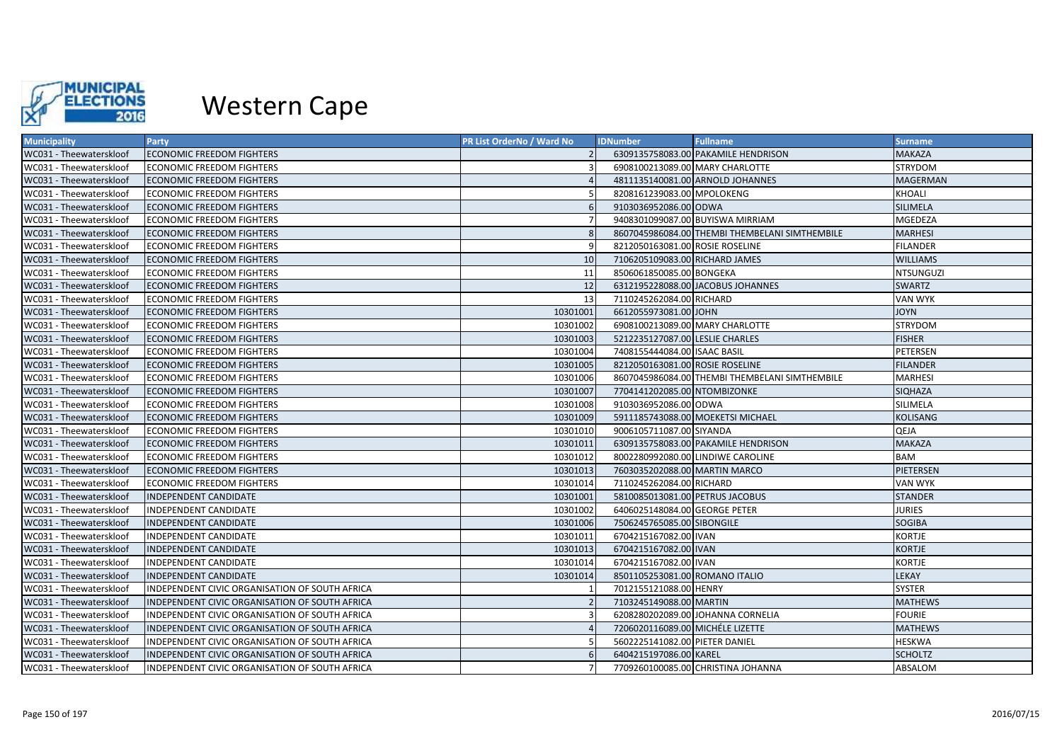# Western Cape

| Municipality | Party | PR List OrderNo / Ward No | IDNumber | Fullname | Surname |
|---|---|---|---|---|---|
| WC031 - Theewaterskloof | ECONOMIC FREEDOM FIGHTERS | 2 | 6309135758083.00 | PAKAMILE HENDRISON | MAKAZA |
| WC031 - Theewaterskloof | ECONOMIC FREEDOM FIGHTERS | 3 | 6908100213089.00 | MARY CHARLOTTE | STRYDOM |
| WC031 - Theewaterskloof | ECONOMIC FREEDOM FIGHTERS | 4 | 4811135140081.00 | ARNOLD JOHANNES | MAGERMAN |
| WC031 - Theewaterskloof | ECONOMIC FREEDOM FIGHTERS | 5 | 8208161239083.00 | MPOLOKENG | KHOALI |
| WC031 - Theewaterskloof | ECONOMIC FREEDOM FIGHTERS | 6 | 9103036952086.00 | ODWA | SILIMELA |
| WC031 - Theewaterskloof | ECONOMIC FREEDOM FIGHTERS | 7 | 9408301099087.00 | BUYISWA MIRRIAM | MGEDEZA |
| WC031 - Theewaterskloof | ECONOMIC FREEDOM FIGHTERS | 8 | 8607045986084.00 | THEMBI THEMBELANI SIMTHEMBILE | MARHESI |
| WC031 - Theewaterskloof | ECONOMIC FREEDOM FIGHTERS | 9 | 8212050163081.00 | ROSIE ROSELINE | FILANDER |
| WC031 - Theewaterskloof | ECONOMIC FREEDOM FIGHTERS | 10 | 7106205109083.00 | RICHARD JAMES | WILLIAMS |
| WC031 - Theewaterskloof | ECONOMIC FREEDOM FIGHTERS | 11 | 8506061850085.00 | BONGEKA | NTSUNGUZI |
| WC031 - Theewaterskloof | ECONOMIC FREEDOM FIGHTERS | 12 | 6312195228088.00 | JACOBUS JOHANNES | SWARTZ |
| WC031 - Theewaterskloof | ECONOMIC FREEDOM FIGHTERS | 13 | 7110245262084.00 | RICHARD | VAN WYK |
| WC031 - Theewaterskloof | ECONOMIC FREEDOM FIGHTERS | 10301001 | 6612055973081.00 | JOHN | JOYN |
| WC031 - Theewaterskloof | ECONOMIC FREEDOM FIGHTERS | 10301002 | 6908100213089.00 | MARY CHARLOTTE | STRYDOM |
| WC031 - Theewaterskloof | ECONOMIC FREEDOM FIGHTERS | 10301003 | 5212235127087.00 | LESLIE CHARLES | FISHER |
| WC031 - Theewaterskloof | ECONOMIC FREEDOM FIGHTERS | 10301004 | 7408155444084.00 | ISAAC BASIL | PETERSEN |
| WC031 - Theewaterskloof | ECONOMIC FREEDOM FIGHTERS | 10301005 | 8212050163081.00 | ROSIE ROSELINE | FILANDER |
| WC031 - Theewaterskloof | ECONOMIC FREEDOM FIGHTERS | 10301006 | 8607045986084.00 | THEMBI THEMBELANI SIMTHEMBILE | MARHESI |
| WC031 - Theewaterskloof | ECONOMIC FREEDOM FIGHTERS | 10301007 | 7704141202085.00 | NTOMBIZONKE | SIQHAZA |
| WC031 - Theewaterskloof | ECONOMIC FREEDOM FIGHTERS | 10301008 | 9103036952086.00 | ODWA | SILIMELA |
| WC031 - Theewaterskloof | ECONOMIC FREEDOM FIGHTERS | 10301009 | 5911185743088.00 | MOEKETSI MICHAEL | KOLISANG |
| WC031 - Theewaterskloof | ECONOMIC FREEDOM FIGHTERS | 10301010 | 9006105711087.00 | SIYANDA | QEJA |
| WC031 - Theewaterskloof | ECONOMIC FREEDOM FIGHTERS | 10301011 | 6309135758083.00 | PAKAMILE HENDRISON | MAKAZA |
| WC031 - Theewaterskloof | ECONOMIC FREEDOM FIGHTERS | 10301012 | 8002280992080.00 | LINDIWE CAROLINE | BAM |
| WC031 - Theewaterskloof | ECONOMIC FREEDOM FIGHTERS | 10301013 | 7603035202088.00 | MARTIN MARCO | PIETERSEN |
| WC031 - Theewaterskloof | ECONOMIC FREEDOM FIGHTERS | 10301014 | 7110245262084.00 | RICHARD | VAN WYK |
| WC031 - Theewaterskloof | INDEPENDENT CANDIDATE | 10301001 | 5810085013081.00 | PETRUS JACOBUS | STANDER |
| WC031 - Theewaterskloof | INDEPENDENT CANDIDATE | 10301002 | 6406025148084.00 | GEORGE PETER | JURIES |
| WC031 - Theewaterskloof | INDEPENDENT CANDIDATE | 10301006 | 7506245765085.00 | SIBONGILE | SOGIBA |
| WC031 - Theewaterskloof | INDEPENDENT CANDIDATE | 10301011 | 6704215167082.00 | IVAN | KORTJE |
| WC031 - Theewaterskloof | INDEPENDENT CANDIDATE | 10301013 | 6704215167082.00 | IVAN | KORTJE |
| WC031 - Theewaterskloof | INDEPENDENT CANDIDATE | 10301014 | 6704215167082.00 | IVAN | KORTJE |
| WC031 - Theewaterskloof | INDEPENDENT CANDIDATE | 10301014 | 8501105253081.00 | ROMANO ITALIO | LEKAY |
| WC031 - Theewaterskloof | INDEPENDENT CIVIC ORGANISATION OF SOUTH AFRICA | 1 | 7012155121088.00 | HENRY | SYSTER |
| WC031 - Theewaterskloof | INDEPENDENT CIVIC ORGANISATION OF SOUTH AFRICA | 2 | 7103245149088.00 | MARTIN | MATHEWS |
| WC031 - Theewaterskloof | INDEPENDENT CIVIC ORGANISATION OF SOUTH AFRICA | 3 | 6208280202089.00 | JOHANNA CORNELIA | FOURIE |
| WC031 - Theewaterskloof | INDEPENDENT CIVIC ORGANISATION OF SOUTH AFRICA | 4 | 7206020116089.00 | MICHÉLE LIZETTE | MATHEWS |
| WC031 - Theewaterskloof | INDEPENDENT CIVIC ORGANISATION OF SOUTH AFRICA | 5 | 5602225141082.00 | PIETER DANIEL | HESKWA |
| WC031 - Theewaterskloof | INDEPENDENT CIVIC ORGANISATION OF SOUTH AFRICA | 6 | 6404215197086.00 | KAREL | SCHOLTZ |
| WC031 - Theewaterskloof | INDEPENDENT CIVIC ORGANISATION OF SOUTH AFRICA | 7 | 7709260100085.00 | CHRISTINA JOHANNA | ABSALOM |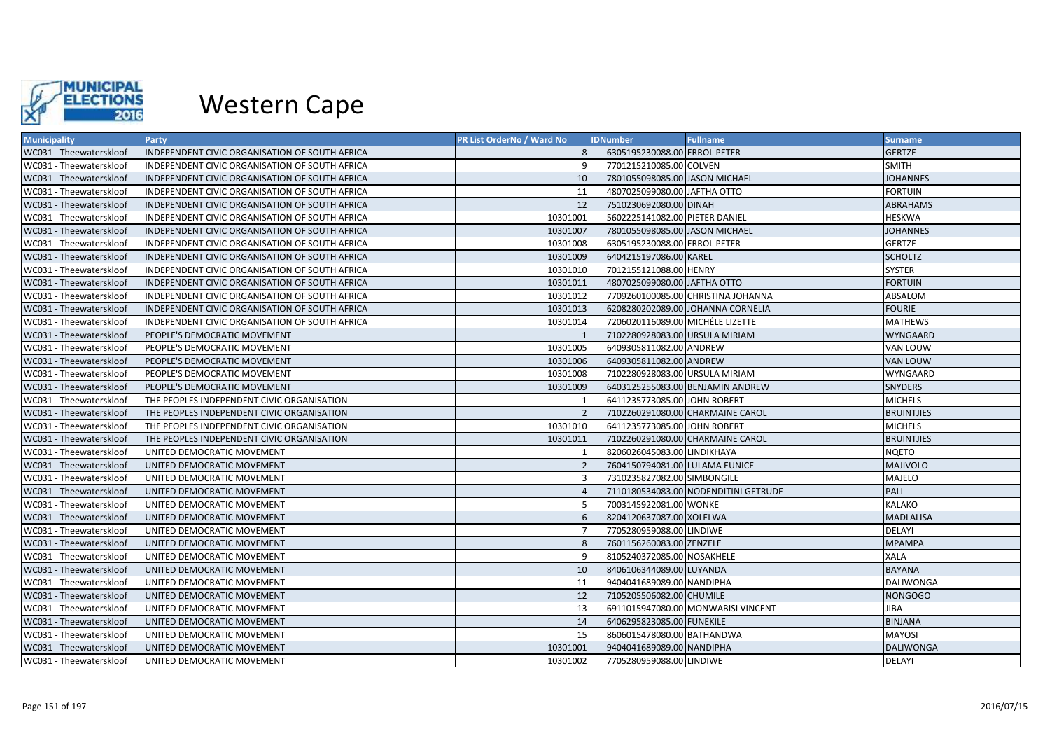# Western Cape

| Municipality | Party | PR List OrderNo / Ward No | IDNumber | Fullname | Surname |
|---|---|---|---|---|---|
| WC031 - Theewaterskloof | INDEPENDENT CIVIC ORGANISATION OF SOUTH AFRICA | 8 | 6305195230088.00 | ERROL PETER | GERTZE |
| WC031 - Theewaterskloof | INDEPENDENT CIVIC ORGANISATION OF SOUTH AFRICA | 9 | 7701215210085.00 | COLVEN | SMITH |
| WC031 - Theewaterskloof | INDEPENDENT CIVIC ORGANISATION OF SOUTH AFRICA | 10 | 7801055098085.00 | JASON MICHAEL | JOHANNES |
| WC031 - Theewaterskloof | INDEPENDENT CIVIC ORGANISATION OF SOUTH AFRICA | 11 | 4807025099080.00 | JAFTHA OTTO | FORTUIN |
| WC031 - Theewaterskloof | INDEPENDENT CIVIC ORGANISATION OF SOUTH AFRICA | 12 | 7510230692080.00 | DINAH | ABRAHAMS |
| WC031 - Theewaterskloof | INDEPENDENT CIVIC ORGANISATION OF SOUTH AFRICA | 10301001 | 5602225141082.00 | PIETER DANIEL | HESKWA |
| WC031 - Theewaterskloof | INDEPENDENT CIVIC ORGANISATION OF SOUTH AFRICA | 10301007 | 7801055098085.00 | JASON MICHAEL | JOHANNES |
| WC031 - Theewaterskloof | INDEPENDENT CIVIC ORGANISATION OF SOUTH AFRICA | 10301008 | 6305195230088.00 | ERROL PETER | GERTZE |
| WC031 - Theewaterskloof | INDEPENDENT CIVIC ORGANISATION OF SOUTH AFRICA | 10301009 | 6404215197086.00 | KAREL | SCHOLTZ |
| WC031 - Theewaterskloof | INDEPENDENT CIVIC ORGANISATION OF SOUTH AFRICA | 10301010 | 7012155121088.00 | HENRY | SYSTER |
| WC031 - Theewaterskloof | INDEPENDENT CIVIC ORGANISATION OF SOUTH AFRICA | 10301011 | 4807025099080.00 | JAFTHA OTTO | FORTUIN |
| WC031 - Theewaterskloof | INDEPENDENT CIVIC ORGANISATION OF SOUTH AFRICA | 10301012 | 7709260100085.00 | CHRISTINA JOHANNA | ABSALOM |
| WC031 - Theewaterskloof | INDEPENDENT CIVIC ORGANISATION OF SOUTH AFRICA | 10301013 | 6208280202089.00 | JOHANNA CORNELIA | FOURIE |
| WC031 - Theewaterskloof | INDEPENDENT CIVIC ORGANISATION OF SOUTH AFRICA | 10301014 | 7206020116089.00 | MICHÉLE LIZETTE | MATHEWS |
| WC031 - Theewaterskloof | PEOPLE'S DEMOCRATIC MOVEMENT | 1 | 7102280928083.00 | URSULA MIRIAM | WYNGAARD |
| WC031 - Theewaterskloof | PEOPLE'S DEMOCRATIC MOVEMENT | 10301005 | 6409305811082.00 | ANDREW | VAN LOUW |
| WC031 - Theewaterskloof | PEOPLE'S DEMOCRATIC MOVEMENT | 10301006 | 6409305811082.00 | ANDREW | VAN LOUW |
| WC031 - Theewaterskloof | PEOPLE'S DEMOCRATIC MOVEMENT | 10301008 | 7102280928083.00 | URSULA MIRIAM | WYNGAARD |
| WC031 - Theewaterskloof | PEOPLE'S DEMOCRATIC MOVEMENT | 10301009 | 6403125255083.00 | BENJAMIN ANDREW | SNYDERS |
| WC031 - Theewaterskloof | THE PEOPLES INDEPENDENT CIVIC ORGANISATION | 1 | 6411235773085.00 | JOHN ROBERT | MICHELS |
| WC031 - Theewaterskloof | THE PEOPLES INDEPENDENT CIVIC ORGANISATION | 2 | 7102260291080.00 | CHARMAINE CAROL | BRUINTJIES |
| WC031 - Theewaterskloof | THE PEOPLES INDEPENDENT CIVIC ORGANISATION | 10301010 | 6411235773085.00 | JOHN ROBERT | MICHELS |
| WC031 - Theewaterskloof | THE PEOPLES INDEPENDENT CIVIC ORGANISATION | 10301011 | 7102260291080.00 | CHARMAINE CAROL | BRUINTJIES |
| WC031 - Theewaterskloof | UNITED DEMOCRATIC MOVEMENT | 1 | 8206026045083.00 | LINDIKHAYA | NQETO |
| WC031 - Theewaterskloof | UNITED DEMOCRATIC MOVEMENT | 2 | 7604150794081.00 | LULAMA EUNICE | MAJIVOLO |
| WC031 - Theewaterskloof | UNITED DEMOCRATIC MOVEMENT | 3 | 7310235827082.00 | SIMBONGILE | MAJELO |
| WC031 - Theewaterskloof | UNITED DEMOCRATIC MOVEMENT | 4 | 7110180534083.00 | NODENDITINI GETRUDE | PALI |
| WC031 - Theewaterskloof | UNITED DEMOCRATIC MOVEMENT | 5 | 7003145922081.00 | WONKE | KALAKO |
| WC031 - Theewaterskloof | UNITED DEMOCRATIC MOVEMENT | 6 | 8204120637087.00 | XOLELWA | MADLALISA |
| WC031 - Theewaterskloof | UNITED DEMOCRATIC MOVEMENT | 7 | 7705280959088.00 | LINDIWE | DELAYI |
| WC031 - Theewaterskloof | UNITED DEMOCRATIC MOVEMENT | 8 | 7601156260083.00 | ZENZELE | MPAMPA |
| WC031 - Theewaterskloof | UNITED DEMOCRATIC MOVEMENT | 9 | 8105240372085.00 | NOSAKHELE | XALA |
| WC031 - Theewaterskloof | UNITED DEMOCRATIC MOVEMENT | 10 | 8406106344089.00 | LUYANDA | BAYANA |
| WC031 - Theewaterskloof | UNITED DEMOCRATIC MOVEMENT | 11 | 9404041689089.00 | NANDIPHA | DALIWONGA |
| WC031 - Theewaterskloof | UNITED DEMOCRATIC MOVEMENT | 12 | 7105205506082.00 | CHUMILE | NONGOGO |
| WC031 - Theewaterskloof | UNITED DEMOCRATIC MOVEMENT | 13 | 6911015947080.00 | MONWABISI VINCENT | JIBA |
| WC031 - Theewaterskloof | UNITED DEMOCRATIC MOVEMENT | 14 | 6406295823085.00 | FUNEKILE | BINJANA |
| WC031 - Theewaterskloof | UNITED DEMOCRATIC MOVEMENT | 15 | 8606015478080.00 | BATHANDWA | MAYOSI |
| WC031 - Theewaterskloof | UNITED DEMOCRATIC MOVEMENT | 10301001 | 9404041689089.00 | NANDIPHA | DALIWONGA |
| WC031 - Theewaterskloof | UNITED DEMOCRATIC MOVEMENT | 10301002 | 7705280959088.00 | LINDIWE | DELAYI |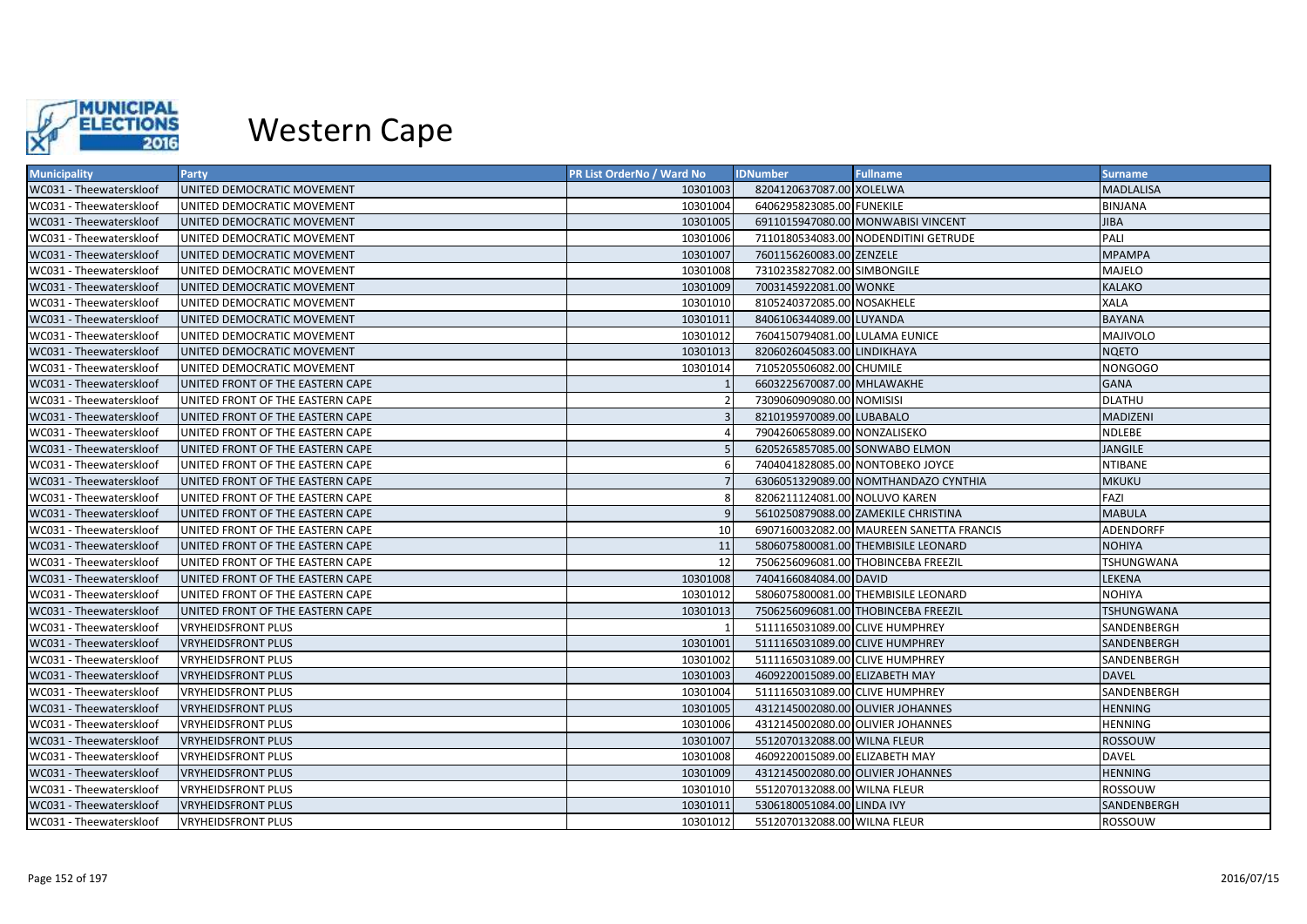# Western Cape

| Municipality | Party | PR List OrderNo / Ward No | IDNumber | Fullname | Surname |
|---|---|---|---|---|---|
| WC031 - Theewaterskloof | UNITED DEMOCRATIC MOVEMENT | 10301003 | 8204120637087.00 | XOLELWA | MADLALISA |
| WC031 - Theewaterskloof | UNITED DEMOCRATIC MOVEMENT | 10301004 | 6406295823085.00 | FUNEKILE | BINJANA |
| WC031 - Theewaterskloof | UNITED DEMOCRATIC MOVEMENT | 10301005 | 6911015947080.00 | MONWABISI VINCENT | JIBA |
| WC031 - Theewaterskloof | UNITED DEMOCRATIC MOVEMENT | 10301006 | 7110180534083.00 | NODENDITINI GETRUDE | PALI |
| WC031 - Theewaterskloof | UNITED DEMOCRATIC MOVEMENT | 10301007 | 7601156260083.00 | ZENZELE | MPAMPA |
| WC031 - Theewaterskloof | UNITED DEMOCRATIC MOVEMENT | 10301008 | 7310235827082.00 | SIMBONGILE | MAJELO |
| WC031 - Theewaterskloof | UNITED DEMOCRATIC MOVEMENT | 10301009 | 7003145922081.00 | WONKE | KALAKO |
| WC031 - Theewaterskloof | UNITED DEMOCRATIC MOVEMENT | 10301010 | 8105240372085.00 | NOSAKHELE | XALA |
| WC031 - Theewaterskloof | UNITED DEMOCRATIC MOVEMENT | 10301011 | 8406106344089.00 | LUYANDA | BAYANA |
| WC031 - Theewaterskloof | UNITED DEMOCRATIC MOVEMENT | 10301012 | 7604150794081.00 | LULAMA EUNICE | MAJIVOLO |
| WC031 - Theewaterskloof | UNITED DEMOCRATIC MOVEMENT | 10301013 | 8206026045083.00 | LINDIKHAYA | NQETO |
| WC031 - Theewaterskloof | UNITED DEMOCRATIC MOVEMENT | 10301014 | 7105205506082.00 | CHUMILE | NONGOGO |
| WC031 - Theewaterskloof | UNITED FRONT OF THE EASTERN CAPE | 1 | 6603225670087.00 | MHLAWAKHE | GANA |
| WC031 - Theewaterskloof | UNITED FRONT OF THE EASTERN CAPE | 2 | 7309060909080.00 | NOMISISI | DLATHU |
| WC031 - Theewaterskloof | UNITED FRONT OF THE EASTERN CAPE | 3 | 8210195970089.00 | LUBABALO | MADIZENI |
| WC031 - Theewaterskloof | UNITED FRONT OF THE EASTERN CAPE | 4 | 7904260658089.00 | NONZALISEKO | NDLEBE |
| WC031 - Theewaterskloof | UNITED FRONT OF THE EASTERN CAPE | 5 | 6205265857085.00 | SONWABO ELMON | JANGILE |
| WC031 - Theewaterskloof | UNITED FRONT OF THE EASTERN CAPE | 6 | 7404041828085.00 | NONTOBEKO JOYCE | NTIBANE |
| WC031 - Theewaterskloof | UNITED FRONT OF THE EASTERN CAPE | 7 | 6306051329089.00 | NOMTHANDAZO CYNTHIA | MKUKU |
| WC031 - Theewaterskloof | UNITED FRONT OF THE EASTERN CAPE | 8 | 8206211124081.00 | NOLUVO KAREN | FAZI |
| WC031 - Theewaterskloof | UNITED FRONT OF THE EASTERN CAPE | 9 | 5610250879088.00 | ZAMEKILE CHRISTINA | MABULA |
| WC031 - Theewaterskloof | UNITED FRONT OF THE EASTERN CAPE | 10 | 6907160032082.00 | MAUREEN SANETTA FRANCIS | ADENDORFF |
| WC031 - Theewaterskloof | UNITED FRONT OF THE EASTERN CAPE | 11 | 5806075800081.00 | THEMBISILE LEONARD | NOHIYA |
| WC031 - Theewaterskloof | UNITED FRONT OF THE EASTERN CAPE | 12 | 7506256096081.00 | THOBINCEBA FREEZIL | TSHUNGWANA |
| WC031 - Theewaterskloof | UNITED FRONT OF THE EASTERN CAPE | 10301008 | 7404166084084.00 | DAVID | LEKENA |
| WC031 - Theewaterskloof | UNITED FRONT OF THE EASTERN CAPE | 10301012 | 5806075800081.00 | THEMBISILE LEONARD | NOHIYA |
| WC031 - Theewaterskloof | UNITED FRONT OF THE EASTERN CAPE | 10301013 | 7506256096081.00 | THOBINCEBA FREEZIL | TSHUNGWANA |
| WC031 - Theewaterskloof | VRYHEIDSFRONT PLUS | 1 | 5111165031089.00 | CLIVE HUMPHREY | SANDENBERGH |
| WC031 - Theewaterskloof | VRYHEIDSFRONT PLUS | 10301001 | 5111165031089.00 | CLIVE HUMPHREY | SANDENBERGH |
| WC031 - Theewaterskloof | VRYHEIDSFRONT PLUS | 10301002 | 5111165031089.00 | CLIVE HUMPHREY | SANDENBERGH |
| WC031 - Theewaterskloof | VRYHEIDSFRONT PLUS | 10301003 | 4609220015089.00 | ELIZABETH MAY | DAVEL |
| WC031 - Theewaterskloof | VRYHEIDSFRONT PLUS | 10301004 | 5111165031089.00 | CLIVE HUMPHREY | SANDENBERGH |
| WC031 - Theewaterskloof | VRYHEIDSFRONT PLUS | 10301005 | 4312145002080.00 | OLIVIER JOHANNES | HENNING |
| WC031 - Theewaterskloof | VRYHEIDSFRONT PLUS | 10301006 | 4312145002080.00 | OLIVIER JOHANNES | HENNING |
| WC031 - Theewaterskloof | VRYHEIDSFRONT PLUS | 10301007 | 5512070132088.00 | WILNA FLEUR | ROSSOUW |
| WC031 - Theewaterskloof | VRYHEIDSFRONT PLUS | 10301008 | 4609220015089.00 | ELIZABETH MAY | DAVEL |
| WC031 - Theewaterskloof | VRYHEIDSFRONT PLUS | 10301009 | 4312145002080.00 | OLIVIER JOHANNES | HENNING |
| WC031 - Theewaterskloof | VRYHEIDSFRONT PLUS | 10301010 | 5512070132088.00 | WILNA FLEUR | ROSSOUW |
| WC031 - Theewaterskloof | VRYHEIDSFRONT PLUS | 10301011 | 5306180051084.00 | LINDA IVY | SANDENBERGH |
| WC031 - Theewaterskloof | VRYHEIDSFRONT PLUS | 10301012 | 5512070132088.00 | WILNA FLEUR | ROSSOUW |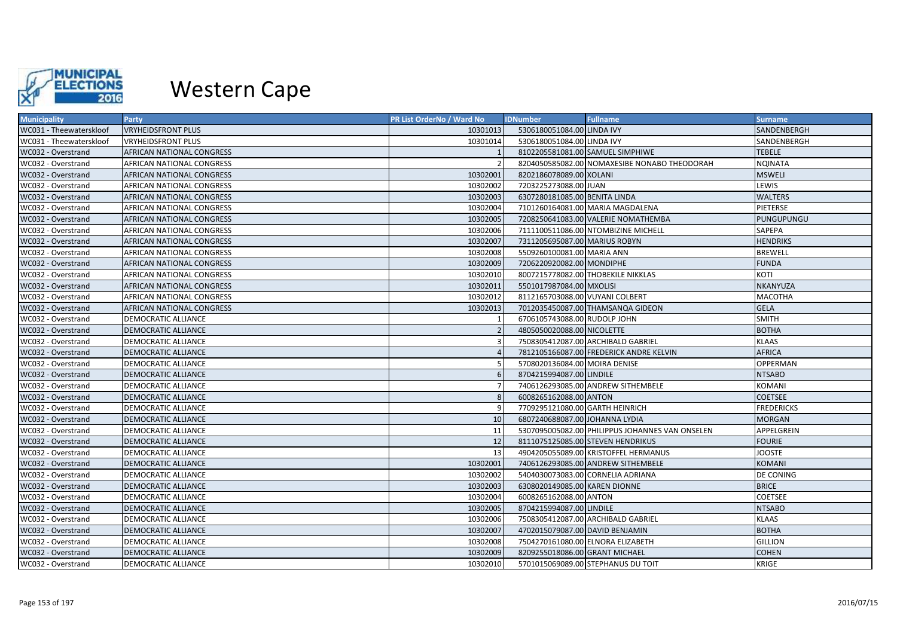# Western Cape

| Municipality | Party | PR List OrderNo / Ward No | IDNumber | Fullname | Surname |
|---|---|---|---|---|---|
| WC031 - Theewaterskloof | VRYHEIDSFRONT PLUS | 10301013 | 5306180051084.00 | LINDA IVY | SANDENBERGH |
| WC031 - Theewaterskloof | VRYHEIDSFRONT PLUS | 10301014 | 5306180051084.00 | LINDA IVY | SANDENBERGH |
| WC032 - Overstrand | AFRICAN NATIONAL CONGRESS | 1 | 8102205581081.00 | SAMUEL SIMPHIWE | TEBELE |
| WC032 - Overstrand | AFRICAN NATIONAL CONGRESS | 2 | 8204050585082.00 | NOMAXESIBE NONABO THEODORAH | NQINATA |
| WC032 - Overstrand | AFRICAN NATIONAL CONGRESS | 10302001 | 8202186078089.00 | XOLANI | MSWELI |
| WC032 - Overstrand | AFRICAN NATIONAL CONGRESS | 10302002 | 7203225273088.00 | JUAN | LEWIS |
| WC032 - Overstrand | AFRICAN NATIONAL CONGRESS | 10302003 | 6307280181085.00 | BENITA LINDA | WALTERS |
| WC032 - Overstrand | AFRICAN NATIONAL CONGRESS | 10302004 | 7101260164081.00 | MARIA MAGDALENA | PIETERSE |
| WC032 - Overstrand | AFRICAN NATIONAL CONGRESS | 10302005 | 7208250641083.00 | VALERIE NOMATHEMBA | PUNGUPUNGU |
| WC032 - Overstrand | AFRICAN NATIONAL CONGRESS | 10302006 | 7111100511086.00 | NTOMBIZINE MICHELL | SAPEPA |
| WC032 - Overstrand | AFRICAN NATIONAL CONGRESS | 10302007 | 7311205695087.00 | MARIUS ROBYN | HENDRIKS |
| WC032 - Overstrand | AFRICAN NATIONAL CONGRESS | 10302008 | 5509260100081.00 | MARIA ANN | BREWELL |
| WC032 - Overstrand | AFRICAN NATIONAL CONGRESS | 10302009 | 7206220920082.00 | MONDIPHE | FUNDA |
| WC032 - Overstrand | AFRICAN NATIONAL CONGRESS | 10302010 | 8007215778082.00 | THOBEKILE NIKKLAS | KOTI |
| WC032 - Overstrand | AFRICAN NATIONAL CONGRESS | 10302011 | 5501017987084.00 | MXOLISI | NKANYUZA |
| WC032 - Overstrand | AFRICAN NATIONAL CONGRESS | 10302012 | 8112165703088.00 | VUYANI COLBERT | MACOTHA |
| WC032 - Overstrand | AFRICAN NATIONAL CONGRESS | 10302013 | 7012035450087.00 | THAMSANQA GIDEON | GELA |
| WC032 - Overstrand | DEMOCRATIC ALLIANCE | 1 | 6706105743088.00 | RUDOLP JOHN | SMITH |
| WC032 - Overstrand | DEMOCRATIC ALLIANCE | 2 | 4805050020088.00 | NICOLETTE | BOTHA |
| WC032 - Overstrand | DEMOCRATIC ALLIANCE | 3 | 7508305412087.00 | ARCHIBALD GABRIEL | KLAAS |
| WC032 - Overstrand | DEMOCRATIC ALLIANCE | 4 | 7812105166087.00 | FREDERICK ANDRE KELVIN | AFRICA |
| WC032 - Overstrand | DEMOCRATIC ALLIANCE | 5 | 5708020136084.00 | MOIRA DENISE | OPPERMAN |
| WC032 - Overstrand | DEMOCRATIC ALLIANCE | 6 | 8704215994087.00 | LINDILE | NTSABO |
| WC032 - Overstrand | DEMOCRATIC ALLIANCE | 7 | 7406126293085.00 | ANDREW SITHEMBELE | KOMANI |
| WC032 - Overstrand | DEMOCRATIC ALLIANCE | 8 | 6008265162088.00 | ANTON | COETSEE |
| WC032 - Overstrand | DEMOCRATIC ALLIANCE | 9 | 7709295121080.00 | GARTH HEINRICH | FREDERICKS |
| WC032 - Overstrand | DEMOCRATIC ALLIANCE | 10 | 6807240688087.00 | JOHANNA LYDIA | MORGAN |
| WC032 - Overstrand | DEMOCRATIC ALLIANCE | 11 | 5307095005082.00 | PHILIPPUS JOHANNES VAN ONSELEN | APPELGREIN |
| WC032 - Overstrand | DEMOCRATIC ALLIANCE | 12 | 8111075125085.00 | STEVEN HENDRIKUS | FOURIE |
| WC032 - Overstrand | DEMOCRATIC ALLIANCE | 13 | 4904205055089.00 | KRISTOFFEL HERMANUS | JOOSTE |
| WC032 - Overstrand | DEMOCRATIC ALLIANCE | 10302001 | 7406126293085.00 | ANDREW SITHEMBELE | KOMANI |
| WC032 - Overstrand | DEMOCRATIC ALLIANCE | 10302002 | 5404030073083.00 | CORNELIA ADRIANA | DE CONING |
| WC032 - Overstrand | DEMOCRATIC ALLIANCE | 10302003 | 6308020149085.00 | KAREN DIONNE | BRICE |
| WC032 - Overstrand | DEMOCRATIC ALLIANCE | 10302004 | 6008265162088.00 | ANTON | COETSEE |
| WC032 - Overstrand | DEMOCRATIC ALLIANCE | 10302005 | 8704215994087.00 | LINDILE | NTSABO |
| WC032 - Overstrand | DEMOCRATIC ALLIANCE | 10302006 | 7508305412087.00 | ARCHIBALD GABRIEL | KLAAS |
| WC032 - Overstrand | DEMOCRATIC ALLIANCE | 10302007 | 4702015079087.00 | DAVID BENJAMIN | BOTHA |
| WC032 - Overstrand | DEMOCRATIC ALLIANCE | 10302008 | 7504270161080.00 | ELNORA ELIZABETH | GILLION |
| WC032 - Overstrand | DEMOCRATIC ALLIANCE | 10302009 | 8209255018086.00 | GRANT MICHAEL | COHEN |
| WC032 - Overstrand | DEMOCRATIC ALLIANCE | 10302010 | 5701015069089.00 | STEPHANUS DU TOIT | KRIGE |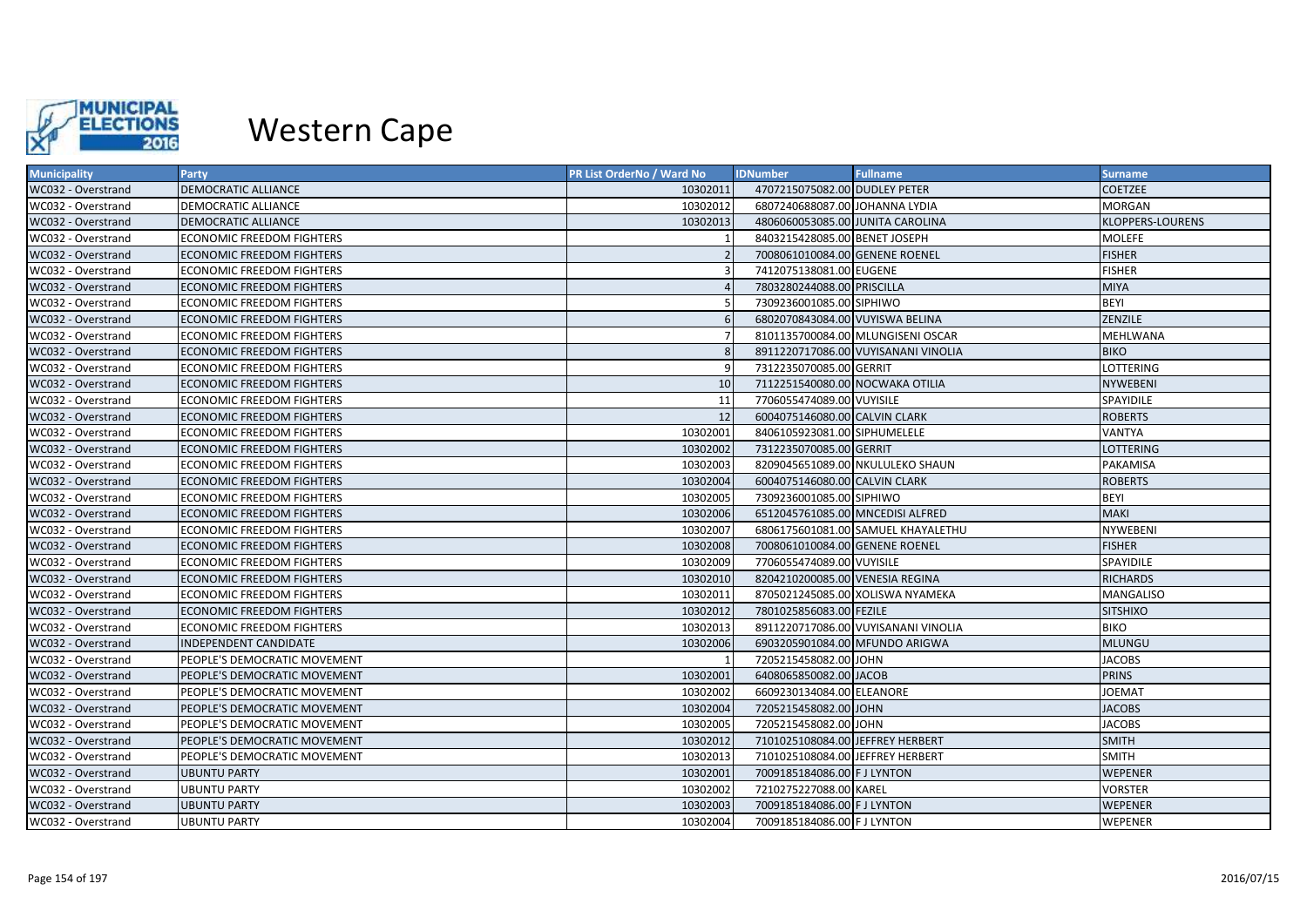# Western Cape

| Municipality | Party | PR List OrderNo / Ward No | IDNumber | Fullname | Surname |
|---|---|---|---|---|---|
| WC032 - Overstrand | DEMOCRATIC ALLIANCE | 10302011 | 4707215075082.00 | DUDLEY PETER | COETZEE |
| WC032 - Overstrand | DEMOCRATIC ALLIANCE | 10302012 | 6807240688087.00 | JOHANNA LYDIA | MORGAN |
| WC032 - Overstrand | DEMOCRATIC ALLIANCE | 10302013 | 4806060053085.00 | JUNITA CAROLINA | KLOPPERS-LOURENS |
| WC032 - Overstrand | ECONOMIC FREEDOM FIGHTERS | 1 | 8403215428085.00 | BENET JOSEPH | MOLEFE |
| WC032 - Overstrand | ECONOMIC FREEDOM FIGHTERS | 2 | 7008061010084.00 | GENENE ROENEL | FISHER |
| WC032 - Overstrand | ECONOMIC FREEDOM FIGHTERS | 3 | 7412075138081.00 | EUGENE | FISHER |
| WC032 - Overstrand | ECONOMIC FREEDOM FIGHTERS | 4 | 7803280244088.00 | PRISCILLA | MIYA |
| WC032 - Overstrand | ECONOMIC FREEDOM FIGHTERS | 5 | 7309236001085.00 | SIPHIWO | BEYI |
| WC032 - Overstrand | ECONOMIC FREEDOM FIGHTERS | 6 | 6802070843084.00 | VUYISWA BELINA | ZENZILE |
| WC032 - Overstrand | ECONOMIC FREEDOM FIGHTERS | 7 | 8101135700084.00 | MLUNGISENI OSCAR | MEHLWANA |
| WC032 - Overstrand | ECONOMIC FREEDOM FIGHTERS | 8 | 8911220717086.00 | VUYISANANI VINOLIA | BIKO |
| WC032 - Overstrand | ECONOMIC FREEDOM FIGHTERS | 9 | 7312235070085.00 | GERRIT | LOTTERING |
| WC032 - Overstrand | ECONOMIC FREEDOM FIGHTERS | 10 | 7112251540080.00 | NOCWAKA OTILIA | NYWEBENI |
| WC032 - Overstrand | ECONOMIC FREEDOM FIGHTERS | 11 | 7706055474089.00 | VUYISILE | SPAYIDILE |
| WC032 - Overstrand | ECONOMIC FREEDOM FIGHTERS | 12 | 6004075146080.00 | CALVIN CLARK | ROBERTS |
| WC032 - Overstrand | ECONOMIC FREEDOM FIGHTERS | 10302001 | 8406105923081.00 | SIPHUMELELE | VANTYA |
| WC032 - Overstrand | ECONOMIC FREEDOM FIGHTERS | 10302002 | 7312235070085.00 | GERRIT | LOTTERING |
| WC032 - Overstrand | ECONOMIC FREEDOM FIGHTERS | 10302003 | 8209045651089.00 | NKULULEKO SHAUN | PAKAMISA |
| WC032 - Overstrand | ECONOMIC FREEDOM FIGHTERS | 10302004 | 6004075146080.00 | CALVIN CLARK | ROBERTS |
| WC032 - Overstrand | ECONOMIC FREEDOM FIGHTERS | 10302005 | 7309236001085.00 | SIPHIWO | BEYI |
| WC032 - Overstrand | ECONOMIC FREEDOM FIGHTERS | 10302006 | 6512045761085.00 | MNCEDISI ALFRED | MAKI |
| WC032 - Overstrand | ECONOMIC FREEDOM FIGHTERS | 10302007 | 6806175601081.00 | SAMUEL KHAYALETHU | NYWEBENI |
| WC032 - Overstrand | ECONOMIC FREEDOM FIGHTERS | 10302008 | 7008061010084.00 | GENENE ROENEL | FISHER |
| WC032 - Overstrand | ECONOMIC FREEDOM FIGHTERS | 10302009 | 7706055474089.00 | VUYISILE | SPAYIDILE |
| WC032 - Overstrand | ECONOMIC FREEDOM FIGHTERS | 10302010 | 8204210200085.00 | VENESIA REGINA | RICHARDS |
| WC032 - Overstrand | ECONOMIC FREEDOM FIGHTERS | 10302011 | 8705021245085.00 | XOLISWA NYAMEKA | MANGALISO |
| WC032 - Overstrand | ECONOMIC FREEDOM FIGHTERS | 10302012 | 7801025856083.00 | FEZILE | SITSHIXO |
| WC032 - Overstrand | ECONOMIC FREEDOM FIGHTERS | 10302013 | 8911220717086.00 | VUYISANANI VINOLIA | BIKO |
| WC032 - Overstrand | INDEPENDENT CANDIDATE | 10302006 | 6903205901084.00 | MFUNDO ARIGWA | MLUNGU |
| WC032 - Overstrand | PEOPLE'S DEMOCRATIC MOVEMENT | 1 | 7205215458082.00 | JOHN | JACOBS |
| WC032 - Overstrand | PEOPLE'S DEMOCRATIC MOVEMENT | 10302001 | 6408065850082.00 | JACOB | PRINS |
| WC032 - Overstrand | PEOPLE'S DEMOCRATIC MOVEMENT | 10302002 | 6609230134084.00 | ELEANORE | JOEMAT |
| WC032 - Overstrand | PEOPLE'S DEMOCRATIC MOVEMENT | 10302004 | 7205215458082.00 | JOHN | JACOBS |
| WC032 - Overstrand | PEOPLE'S DEMOCRATIC MOVEMENT | 10302005 | 7205215458082.00 | JOHN | JACOBS |
| WC032 - Overstrand | PEOPLE'S DEMOCRATIC MOVEMENT | 10302012 | 7101025108084.00 | JEFFREY HERBERT | SMITH |
| WC032 - Overstrand | PEOPLE'S DEMOCRATIC MOVEMENT | 10302013 | 7101025108084.00 | JEFFREY HERBERT | SMITH |
| WC032 - Overstrand | UBUNTU PARTY | 10302001 | 7009185184086.00 | F J LYNTON | WEPENER |
| WC032 - Overstrand | UBUNTU PARTY | 10302002 | 7210275227088.00 | KAREL | VORSTER |
| WC032 - Overstrand | UBUNTU PARTY | 10302003 | 7009185184086.00 | F J LYNTON | WEPENER |
| WC032 - Overstrand | UBUNTU PARTY | 10302004 | 7009185184086.00 | F J LYNTON | WEPENER |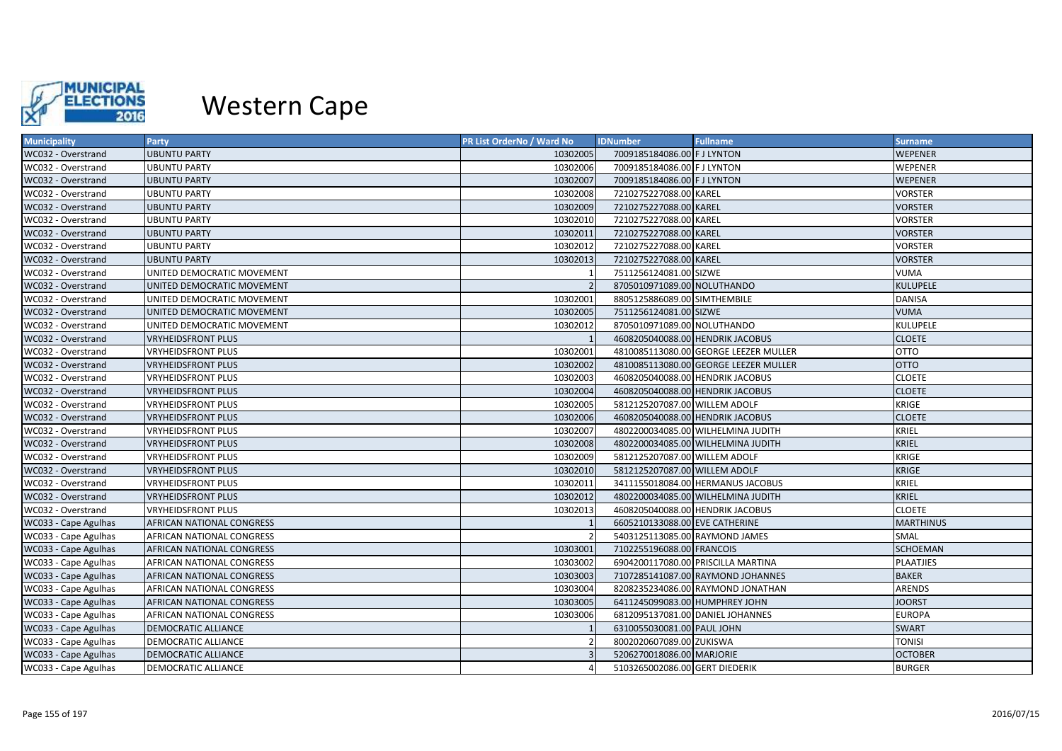# Western Cape

| Municipality | Party | PR List OrderNo / Ward No | IDNumber | Fullname | Surname |
|---|---|---|---|---|---|
| WC032 - Overstrand | UBUNTU PARTY | 10302005 | 7009185184086.00 | F J LYNTON | WEPENER |
| WC032 - Overstrand | UBUNTU PARTY | 10302006 | 7009185184086.00 | F J LYNTON | WEPENER |
| WC032 - Overstrand | UBUNTU PARTY | 10302007 | 7009185184086.00 | F J LYNTON | WEPENER |
| WC032 - Overstrand | UBUNTU PARTY | 10302008 | 7210275227088.00 | KAREL | VORSTER |
| WC032 - Overstrand | UBUNTU PARTY | 10302009 | 7210275227088.00 | KAREL | VORSTER |
| WC032 - Overstrand | UBUNTU PARTY | 10302010 | 7210275227088.00 | KAREL | VORSTER |
| WC032 - Overstrand | UBUNTU PARTY | 10302011 | 7210275227088.00 | KAREL | VORSTER |
| WC032 - Overstrand | UBUNTU PARTY | 10302012 | 7210275227088.00 | KAREL | VORSTER |
| WC032 - Overstrand | UBUNTU PARTY | 10302013 | 7210275227088.00 | KAREL | VORSTER |
| WC032 - Overstrand | UNITED DEMOCRATIC MOVEMENT | 1 | 7511256124081.00 | SIZWE | VUMA |
| WC032 - Overstrand | UNITED DEMOCRATIC MOVEMENT | 2 | 8705010971089.00 | NOLUTHANDO | KULUPELE |
| WC032 - Overstrand | UNITED DEMOCRATIC MOVEMENT | 10302001 | 8805125886089.00 | SIMTHEMBILE | DANISA |
| WC032 - Overstrand | UNITED DEMOCRATIC MOVEMENT | 10302005 | 7511256124081.00 | SIZWE | VUMA |
| WC032 - Overstrand | UNITED DEMOCRATIC MOVEMENT | 10302012 | 8705010971089.00 | NOLUTHANDO | KULUPELE |
| WC032 - Overstrand | VRYHEIDSFRONT PLUS | 1 | 4608205040088.00 | HENDRIK JACOBUS | CLOETE |
| WC032 - Overstrand | VRYHEIDSFRONT PLUS | 10302001 | 4810085113080.00 | GEORGE LEEZER MULLER | OTTO |
| WC032 - Overstrand | VRYHEIDSFRONT PLUS | 10302002 | 4810085113080.00 | GEORGE LEEZER MULLER | OTTO |
| WC032 - Overstrand | VRYHEIDSFRONT PLUS | 10302003 | 4608205040088.00 | HENDRIK JACOBUS | CLOETE |
| WC032 - Overstrand | VRYHEIDSFRONT PLUS | 10302004 | 4608205040088.00 | HENDRIK JACOBUS | CLOETE |
| WC032 - Overstrand | VRYHEIDSFRONT PLUS | 10302005 | 5812125207087.00 | WILLEM ADOLF | KRIGE |
| WC032 - Overstrand | VRYHEIDSFRONT PLUS | 10302006 | 4608205040088.00 | HENDRIK JACOBUS | CLOETE |
| WC032 - Overstrand | VRYHEIDSFRONT PLUS | 10302007 | 4802200034085.00 | WILHELMINA JUDITH | KRIEL |
| WC032 - Overstrand | VRYHEIDSFRONT PLUS | 10302008 | 4802200034085.00 | WILHELMINA JUDITH | KRIEL |
| WC032 - Overstrand | VRYHEIDSFRONT PLUS | 10302009 | 5812125207087.00 | WILLEM ADOLF | KRIGE |
| WC032 - Overstrand | VRYHEIDSFRONT PLUS | 10302010 | 5812125207087.00 | WILLEM ADOLF | KRIGE |
| WC032 - Overstrand | VRYHEIDSFRONT PLUS | 10302011 | 3411155018084.00 | HERMANUS JACOBUS | KRIEL |
| WC032 - Overstrand | VRYHEIDSFRONT PLUS | 10302012 | 4802200034085.00 | WILHELMINA JUDITH | KRIEL |
| WC032 - Overstrand | VRYHEIDSFRONT PLUS | 10302013 | 4608205040088.00 | HENDRIK JACOBUS | CLOETE |
| WC033 - Cape Agulhas | AFRICAN NATIONAL CONGRESS | 1 | 6605210133088.00 | EVE CATHERINE | MARTHINUS |
| WC033 - Cape Agulhas | AFRICAN NATIONAL CONGRESS | 2 | 5403125113085.00 | RAYMOND JAMES | SMAL |
| WC033 - Cape Agulhas | AFRICAN NATIONAL CONGRESS | 10303001 | 7102255196088.00 | FRANCOIS | SCHOEMAN |
| WC033 - Cape Agulhas | AFRICAN NATIONAL CONGRESS | 10303002 | 6904200117080.00 | PRISCILLA MARTINA | PLAATJIES |
| WC033 - Cape Agulhas | AFRICAN NATIONAL CONGRESS | 10303003 | 7107285141087.00 | RAYMOND JOHANNES | BAKER |
| WC033 - Cape Agulhas | AFRICAN NATIONAL CONGRESS | 10303004 | 8208235234086.00 | RAYMOND JONATHAN | ARENDS |
| WC033 - Cape Agulhas | AFRICAN NATIONAL CONGRESS | 10303005 | 6411245099083.00 | HUMPHREY JOHN | JOORST |
| WC033 - Cape Agulhas | AFRICAN NATIONAL CONGRESS | 10303006 | 6812095137081.00 | DANIEL JOHANNES | EUROPA |
| WC033 - Cape Agulhas | DEMOCRATIC ALLIANCE | 1 | 6310055030081.00 | PAUL JOHN | SWART |
| WC033 - Cape Agulhas | DEMOCRATIC ALLIANCE | 2 | 8002020607089.00 | ZUKISWA | TONISI |
| WC033 - Cape Agulhas | DEMOCRATIC ALLIANCE | 3 | 5206270018086.00 | MARJORIE | OCTOBER |
| WC033 - Cape Agulhas | DEMOCRATIC ALLIANCE | 4 | 5103265002086.00 | GERT DIEDERIK | BURGER |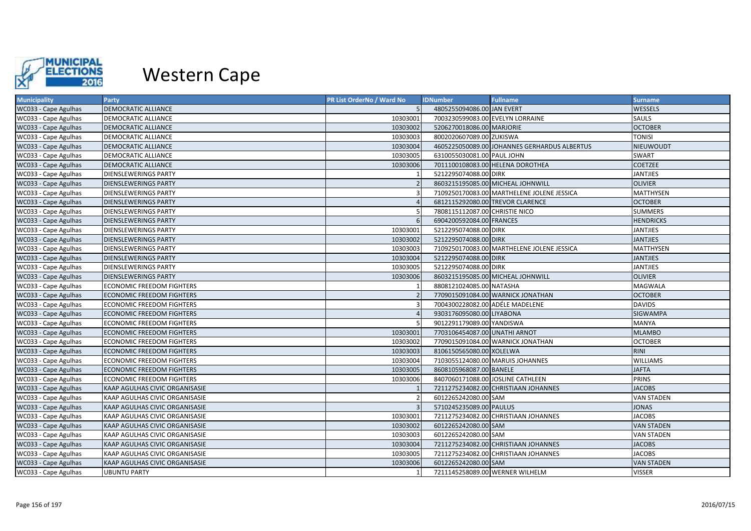# Western Cape

| Municipality | Party | PR List OrderNo / Ward No | IDNumber | Fullname | Surname |
|---|---|---|---|---|---|
| WC033 - Cape Agulhas | DEMOCRATIC ALLIANCE | 5 | 4805255094086.00 | JAN EVERT | WESSELS |
| WC033 - Cape Agulhas | DEMOCRATIC ALLIANCE | 10303001 | 7003230599083.00 | EVELYN LORRAINE | SAULS |
| WC033 - Cape Agulhas | DEMOCRATIC ALLIANCE | 10303002 | 5206270018086.00 | MARJORIE | OCTOBER |
| WC033 - Cape Agulhas | DEMOCRATIC ALLIANCE | 10303003 | 8002020607089.00 | ZUKISWA | TONISI |
| WC033 - Cape Agulhas | DEMOCRATIC ALLIANCE | 10303004 | 4605225050089.00 | JOHANNES GERHARDUS ALBERTUS | NIEUWOUDT |
| WC033 - Cape Agulhas | DEMOCRATIC ALLIANCE | 10303005 | 6310055030081.00 | PAUL JOHN | SWART |
| WC033 - Cape Agulhas | DEMOCRATIC ALLIANCE | 10303006 | 7011100108083.00 | HELENA DOROTHEA | COETZEE |
| WC033 - Cape Agulhas | DIENSLEWERINGS PARTY | 1 | 5212295074088.00 | DIRK | JANTJIES |
| WC033 - Cape Agulhas | DIENSLEWERINGS PARTY | 2 | 8603215195085.00 | MICHEAL JOHNWILL | OLIVIER |
| WC033 - Cape Agulhas | DIENSLEWERINGS PARTY | 3 | 7109250170083.00 | MARTHELENE JOLENE JESSICA | MATTHYSEN |
| WC033 - Cape Agulhas | DIENSLEWERINGS PARTY | 4 | 6812115292080.00 | TREVOR CLARENCE | OCTOBER |
| WC033 - Cape Agulhas | DIENSLEWERINGS PARTY | 5 | 7808115112087.00 | CHRISTIE NICO | SUMMERS |
| WC033 - Cape Agulhas | DIENSLEWERINGS PARTY | 6 | 6904200592084.00 | FRANCES | HENDRICKS |
| WC033 - Cape Agulhas | DIENSLEWERINGS PARTY | 10303001 | 5212295074088.00 | DIRK | JANTJIES |
| WC033 - Cape Agulhas | DIENSLEWERINGS PARTY | 10303002 | 5212295074088.00 | DIRK | JANTJIES |
| WC033 - Cape Agulhas | DIENSLEWERINGS PARTY | 10303003 | 7109250170083.00 | MARTHELENE JOLENE JESSICA | MATTHYSEN |
| WC033 - Cape Agulhas | DIENSLEWERINGS PARTY | 10303004 | 5212295074088.00 | DIRK | JANTJIES |
| WC033 - Cape Agulhas | DIENSLEWERINGS PARTY | 10303005 | 5212295074088.00 | DIRK | JANTJIES |
| WC033 - Cape Agulhas | DIENSLEWERINGS PARTY | 10303006 | 8603215195085.00 | MICHEAL JOHNWILL | OLIVIER |
| WC033 - Cape Agulhas | ECONOMIC FREEDOM FIGHTERS | 1 | 8808121024085.00 | NATASHA | MAGWALA |
| WC033 - Cape Agulhas | ECONOMIC FREEDOM FIGHTERS | 2 | 7709015091084.00 | WARNICK JONATHAN | OCTOBER |
| WC033 - Cape Agulhas | ECONOMIC FREEDOM FIGHTERS | 3 | 7004300228082.00 | ADÉLE MADELENE | DAVIDS |
| WC033 - Cape Agulhas | ECONOMIC FREEDOM FIGHTERS | 4 | 9303176095080.00 | LIYABONA | SIGWAMPA |
| WC033 - Cape Agulhas | ECONOMIC FREEDOM FIGHTERS | 5 | 9012291179089.00 | YANDISWA | MANYA |
| WC033 - Cape Agulhas | ECONOMIC FREEDOM FIGHTERS | 10303001 | 7703106454087.00 | UNATHI ARNOT | MLAMBO |
| WC033 - Cape Agulhas | ECONOMIC FREEDOM FIGHTERS | 10303002 | 7709015091084.00 | WARNICK JONATHAN | OCTOBER |
| WC033 - Cape Agulhas | ECONOMIC FREEDOM FIGHTERS | 10303003 | 8106150565080.00 | XOLELWA | RINI |
| WC033 - Cape Agulhas | ECONOMIC FREEDOM FIGHTERS | 10303004 | 7103055124080.00 | MARUIS JOHANNES | WILLIAMS |
| WC033 - Cape Agulhas | ECONOMIC FREEDOM FIGHTERS | 10303005 | 8608105968087.00 | BANELE | JAFTA |
| WC033 - Cape Agulhas | ECONOMIC FREEDOM FIGHTERS | 10303006 | 8407060171088.00 | JOSLINE CATHLEEN | PRINS |
| WC033 - Cape Agulhas | KAAP AGULHAS CIVIC ORGANISASIE | 1 | 7211275234082.00 | CHRISTIAAN JOHANNES | JACOBS |
| WC033 - Cape Agulhas | KAAP AGULHAS CIVIC ORGANISASIE | 2 | 6012265242080.00 | SAM | VAN STADEN |
| WC033 - Cape Agulhas | KAAP AGULHAS CIVIC ORGANISASIE | 3 | 5710245235089.00 | PAULUS | JONAS |
| WC033 - Cape Agulhas | KAAP AGULHAS CIVIC ORGANISASIE | 10303001 | 7211275234082.00 | CHRISTIAAN JOHANNES | JACOBS |
| WC033 - Cape Agulhas | KAAP AGULHAS CIVIC ORGANISASIE | 10303002 | 6012265242080.00 | SAM | VAN STADEN |
| WC033 - Cape Agulhas | KAAP AGULHAS CIVIC ORGANISASIE | 10303003 | 6012265242080.00 | SAM | VAN STADEN |
| WC033 - Cape Agulhas | KAAP AGULHAS CIVIC ORGANISASIE | 10303004 | 7211275234082.00 | CHRISTIAAN JOHANNES | JACOBS |
| WC033 - Cape Agulhas | KAAP AGULHAS CIVIC ORGANISASIE | 10303005 | 7211275234082.00 | CHRISTIAAN JOHANNES | JACOBS |
| WC033 - Cape Agulhas | KAAP AGULHAS CIVIC ORGANISASIE | 10303006 | 6012265242080.00 | SAM | VAN STADEN |
| WC033 - Cape Agulhas | UBUNTU PARTY | 1 | 7211145258089.00 | WERNER WILHELM | VISSER |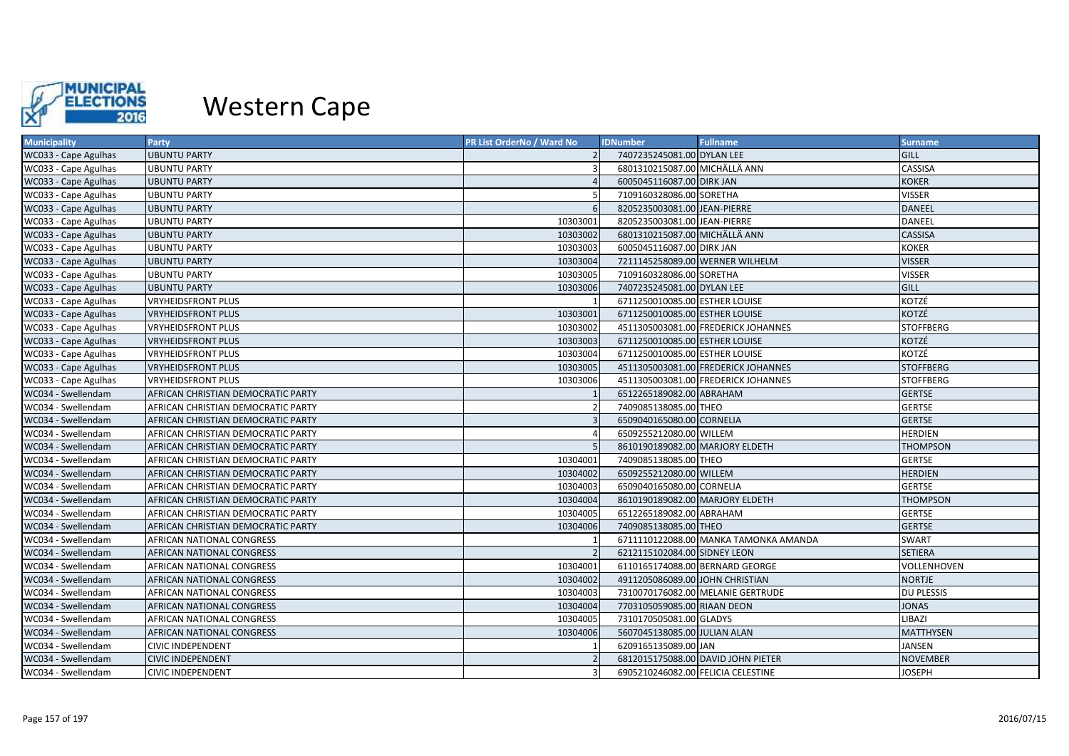# Western Cape

| Municipality | Party | PR List OrderNo / Ward No | IDNumber | Fullname | Surname |
|---|---|---|---|---|---|
| WC033 - Cape Agulhas | UBUNTU PARTY | 2 | 7407235245081.00 | DYLAN LEE | GILL |
| WC033 - Cape Agulhas | UBUNTU PARTY | 3 | 6801310215087.00 | MICHÄLLÄ ANN | CASSISA |
| WC033 - Cape Agulhas | UBUNTU PARTY | 4 | 6005045116087.00 | DIRK JAN | KOKER |
| WC033 - Cape Agulhas | UBUNTU PARTY | 5 | 7109160328086.00 | SORETHA | VISSER |
| WC033 - Cape Agulhas | UBUNTU PARTY | 6 | 8205235003081.00 | JEAN-PIERRE | DANEEL |
| WC033 - Cape Agulhas | UBUNTU PARTY | 10303001 | 8205235003081.00 | JEAN-PIERRE | DANEEL |
| WC033 - Cape Agulhas | UBUNTU PARTY | 10303002 | 6801310215087.00 | MICHÄLLÄ ANN | CASSISA |
| WC033 - Cape Agulhas | UBUNTU PARTY | 10303003 | 6005045116087.00 | DIRK JAN | KOKER |
| WC033 - Cape Agulhas | UBUNTU PARTY | 10303004 | 7211145258089.00 | WERNER WILHELM | VISSER |
| WC033 - Cape Agulhas | UBUNTU PARTY | 10303005 | 7109160328086.00 | SORETHA | VISSER |
| WC033 - Cape Agulhas | UBUNTU PARTY | 10303006 | 7407235245081.00 | DYLAN LEE | GILL |
| WC033 - Cape Agulhas | VRYHEIDSFRONT PLUS | 1 | 6711250010085.00 | ESTHER LOUISE | KOTZÉ |
| WC033 - Cape Agulhas | VRYHEIDSFRONT PLUS | 10303001 | 6711250010085.00 | ESTHER LOUISE | KOTZÉ |
| WC033 - Cape Agulhas | VRYHEIDSFRONT PLUS | 10303002 | 4511305003081.00 | FREDERICK JOHANNES | STOFFBERG |
| WC033 - Cape Agulhas | VRYHEIDSFRONT PLUS | 10303003 | 6711250010085.00 | ESTHER LOUISE | KOTZÉ |
| WC033 - Cape Agulhas | VRYHEIDSFRONT PLUS | 10303004 | 6711250010085.00 | ESTHER LOUISE | KOTZÉ |
| WC033 - Cape Agulhas | VRYHEIDSFRONT PLUS | 10303005 | 4511305003081.00 | FREDERICK JOHANNES | STOFFBERG |
| WC033 - Cape Agulhas | VRYHEIDSFRONT PLUS | 10303006 | 4511305003081.00 | FREDERICK JOHANNES | STOFFBERG |
| WC034 - Swellendam | AFRICAN CHRISTIAN DEMOCRATIC PARTY | 1 | 6512265189082.00 | ABRAHAM | GERTSE |
| WC034 - Swellendam | AFRICAN CHRISTIAN DEMOCRATIC PARTY | 2 | 7409085138085.00 | THEO | GERTSE |
| WC034 - Swellendam | AFRICAN CHRISTIAN DEMOCRATIC PARTY | 3 | 6509040165080.00 | CORNELIA | GERTSE |
| WC034 - Swellendam | AFRICAN CHRISTIAN DEMOCRATIC PARTY | 4 | 6509255212080.00 | WILLEM | HERDIEN |
| WC034 - Swellendam | AFRICAN CHRISTIAN DEMOCRATIC PARTY | 5 | 8610190189082.00 | MARJORY ELDETH | THOMPSON |
| WC034 - Swellendam | AFRICAN CHRISTIAN DEMOCRATIC PARTY | 10304001 | 7409085138085.00 | THEO | GERTSE |
| WC034 - Swellendam | AFRICAN CHRISTIAN DEMOCRATIC PARTY | 10304002 | 6509255212080.00 | WILLEM | HERDIEN |
| WC034 - Swellendam | AFRICAN CHRISTIAN DEMOCRATIC PARTY | 10304003 | 6509040165080.00 | CORNELIA | GERTSE |
| WC034 - Swellendam | AFRICAN CHRISTIAN DEMOCRATIC PARTY | 10304004 | 8610190189082.00 | MARJORY ELDETH | THOMPSON |
| WC034 - Swellendam | AFRICAN CHRISTIAN DEMOCRATIC PARTY | 10304005 | 6512265189082.00 | ABRAHAM | GERTSE |
| WC034 - Swellendam | AFRICAN CHRISTIAN DEMOCRATIC PARTY | 10304006 | 7409085138085.00 | THEO | GERTSE |
| WC034 - Swellendam | AFRICAN NATIONAL CONGRESS | 1 | 6711110122088.00 | MANKA TAMONKA AMANDA | SWART |
| WC034 - Swellendam | AFRICAN NATIONAL CONGRESS | 2 | 6212115102084.00 | SIDNEY LEON | SETIERA |
| WC034 - Swellendam | AFRICAN NATIONAL CONGRESS | 10304001 | 6110165174088.00 | BERNARD GEORGE | VOLLENHOVEN |
| WC034 - Swellendam | AFRICAN NATIONAL CONGRESS | 10304002 | 4911205086089.00 | JOHN CHRISTIAN | NORTJE |
| WC034 - Swellendam | AFRICAN NATIONAL CONGRESS | 10304003 | 7310070176082.00 | MELANIE GERTRUDE | DU PLESSIS |
| WC034 - Swellendam | AFRICAN NATIONAL CONGRESS | 10304004 | 7703105059085.00 | RIAAN DEON | JONAS |
| WC034 - Swellendam | AFRICAN NATIONAL CONGRESS | 10304005 | 7310170505081.00 | GLADYS | LIBAZI |
| WC034 - Swellendam | AFRICAN NATIONAL CONGRESS | 10304006 | 5607045138085.00 | JULIAN ALAN | MATTHYSEN |
| WC034 - Swellendam | CIVIC INDEPENDENT | 1 | 6209165135089.00 | JAN | JANSEN |
| WC034 - Swellendam | CIVIC INDEPENDENT | 2 | 6812015175088.00 | DAVID JOHN PIETER | NOVEMBER |
| WC034 - Swellendam | CIVIC INDEPENDENT | 3 | 6905210246082.00 | FELICIA CELESTINE | JOSEPH |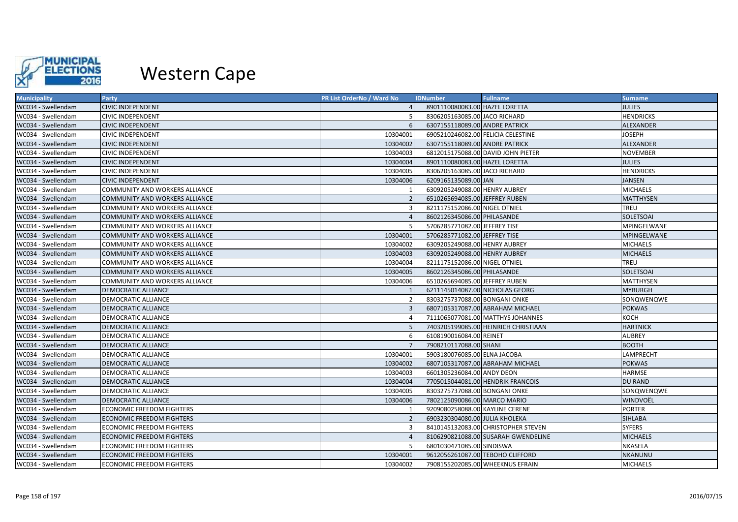# Western Cape

| Municipality | Party | PR List OrderNo / Ward No | IDNumber | Fullname | Surname |
|---|---|---|---|---|---|
| WC034 - Swellendam | CIVIC INDEPENDENT | 4 | 8901110080083.00 | HAZEL LORETTA | JULIES |
| WC034 - Swellendam | CIVIC INDEPENDENT | 5 | 8306205163085.00 | JACO RICHARD | HENDRICKS |
| WC034 - Swellendam | CIVIC INDEPENDENT | 6 | 6307155118089.00 | ANDRE PATRICK | ALEXANDER |
| WC034 - Swellendam | CIVIC INDEPENDENT | 10304001 | 6905210246082.00 | FELICIA CELESTINE | JOSEPH |
| WC034 - Swellendam | CIVIC INDEPENDENT | 10304002 | 6307155118089.00 | ANDRE PATRICK | ALEXANDER |
| WC034 - Swellendam | CIVIC INDEPENDENT | 10304003 | 6812015175088.00 | DAVID JOHN PIETER | NOVEMBER |
| WC034 - Swellendam | CIVIC INDEPENDENT | 10304004 | 8901110080083.00 | HAZEL LORETTA | JULIES |
| WC034 - Swellendam | CIVIC INDEPENDENT | 10304005 | 8306205163085.00 | JACO RICHARD | HENDRICKS |
| WC034 - Swellendam | CIVIC INDEPENDENT | 10304006 | 6209165135089.00 | JAN | JANSEN |
| WC034 - Swellendam | COMMUNITY AND WORKERS ALLIANCE | 1 | 6309205249088.00 | HENRY AUBREY | MICHAELS |
| WC034 - Swellendam | COMMUNITY AND WORKERS ALLIANCE | 2 | 6510265694085.00 | JEFFREY RUBEN | MATTHYSEN |
| WC034 - Swellendam | COMMUNITY AND WORKERS ALLIANCE | 3 | 8211175152086.00 | NIGEL OTNIEL | TREU |
| WC034 - Swellendam | COMMUNITY AND WORKERS ALLIANCE | 4 | 8602126345086.00 | PHILASANDE | SOLETSOAI |
| WC034 - Swellendam | COMMUNITY AND WORKERS ALLIANCE | 5 | 5706285771082.00 | JEFFREY TISE | MPINGELWANE |
| WC034 - Swellendam | COMMUNITY AND WORKERS ALLIANCE | 10304001 | 5706285771082.00 | JEFFREY TISE | MPINGELWANE |
| WC034 - Swellendam | COMMUNITY AND WORKERS ALLIANCE | 10304002 | 6309205249088.00 | HENRY AUBREY | MICHAELS |
| WC034 - Swellendam | COMMUNITY AND WORKERS ALLIANCE | 10304003 | 6309205249088.00 | HENRY AUBREY | MICHAELS |
| WC034 - Swellendam | COMMUNITY AND WORKERS ALLIANCE | 10304004 | 8211175152086.00 | NIGEL OTNIEL | TREU |
| WC034 - Swellendam | COMMUNITY AND WORKERS ALLIANCE | 10304005 | 8602126345086.00 | PHILASANDE | SOLETSOAI |
| WC034 - Swellendam | COMMUNITY AND WORKERS ALLIANCE | 10304006 | 6510265694085.00 | JEFFREY RUBEN | MATTHYSEN |
| WC034 - Swellendam | DEMOCRATIC ALLIANCE | 1 | 6211145014087.00 | NICHOLAS GEORG | MYBURGH |
| WC034 - Swellendam | DEMOCRATIC ALLIANCE | 2 | 8303275737088.00 | BONGANI ONKE | SONQWENQWE |
| WC034 - Swellendam | DEMOCRATIC ALLIANCE | 3 | 6807105317087.00 | ABRAHAM MICHAEL | POKWAS |
| WC034 - Swellendam | DEMOCRATIC ALLIANCE | 4 | 7111065077081.00 | MATTHYS JOHANNES | KOCH |
| WC034 - Swellendam | DEMOCRATIC ALLIANCE | 5 | 7403205199085.00 | HEINRICH CHRISTIAAN | HARTNICK |
| WC034 - Swellendam | DEMOCRATIC ALLIANCE | 6 | 6108190016084.00 | REINET | AUBREY |
| WC034 - Swellendam | DEMOCRATIC ALLIANCE | 7 | 7908210117088.00 | SHANI | BOOTH |
| WC034 - Swellendam | DEMOCRATIC ALLIANCE | 10304001 | 5903180076085.00 | ELNA JACOBA | LAMPRECHT |
| WC034 - Swellendam | DEMOCRATIC ALLIANCE | 10304002 | 6807105317087.00 | ABRAHAM MICHAEL | POKWAS |
| WC034 - Swellendam | DEMOCRATIC ALLIANCE | 10304003 | 6601305236084.00 | ANDY DEON | HARMSE |
| WC034 - Swellendam | DEMOCRATIC ALLIANCE | 10304004 | 7705015044081.00 | HENDRIK FRANCOIS | DU RAND |
| WC034 - Swellendam | DEMOCRATIC ALLIANCE | 10304005 | 8303275737088.00 | BONGANI ONKE | SONQWENQWE |
| WC034 - Swellendam | DEMOCRATIC ALLIANCE | 10304006 | 7802125090086.00 | MARCO MARIO | WINDVOËL |
| WC034 - Swellendam | ECONOMIC FREEDOM FIGHTERS | 1 | 9209080258088.00 | KAYLINE CERENE | PORTER |
| WC034 - Swellendam | ECONOMIC FREEDOM FIGHTERS | 2 | 6903230304080.00 | JULIA KHOLEKA | SIHLABA |
| WC034 - Swellendam | ECONOMIC FREEDOM FIGHTERS | 3 | 8410145132083.00 | CHRISTOPHER STEVEN | SYFERS |
| WC034 - Swellendam | ECONOMIC FREEDOM FIGHTERS | 4 | 8106290821088.00 | SUSARAH GWENDELINE | MICHAELS |
| WC034 - Swellendam | ECONOMIC FREEDOM FIGHTERS | 5 | 6801030471085.00 | SINDISWA | NKASELA |
| WC034 - Swellendam | ECONOMIC FREEDOM FIGHTERS | 10304001 | 9612056261087.00 | TEBOHO CLIFFORD | NKANUNU |
| WC034 - Swellendam | ECONOMIC FREEDOM FIGHTERS | 10304002 | 7908155202085.00 | WHEEKNUS EFRAIN | MICHAELS |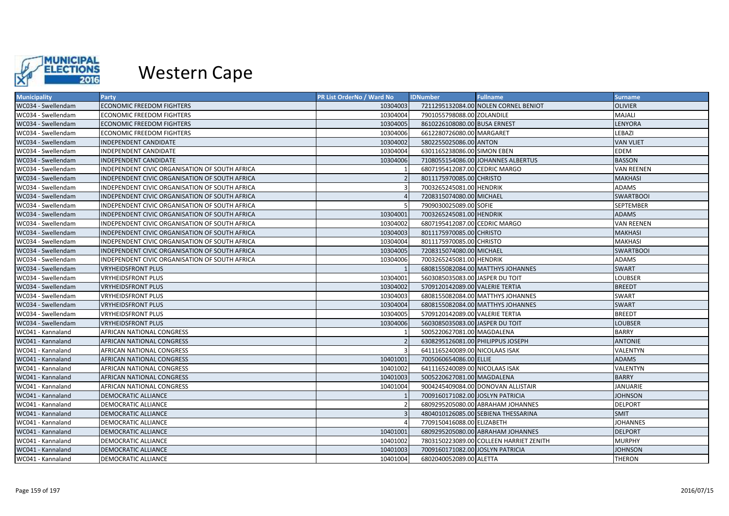# Western Cape

| Municipality | Party | PR List OrderNo / Ward No | IDNumber | Fullname | Surname |
|---|---|---|---|---|---|
| WC034 - Swellendam | ECONOMIC FREEDOM FIGHTERS | 10304003 | 7211295132084.00 | NOLEN CORNEL BENIOT | OLIVIER |
| WC034 - Swellendam | ECONOMIC FREEDOM FIGHTERS | 10304004 | 7901055798088.00 | ZOLANDILE | MAJALI |
| WC034 - Swellendam | ECONOMIC FREEDOM FIGHTERS | 10304005 | 8610226108080.00 | BUSA ERNEST | LENYORA |
| WC034 - Swellendam | ECONOMIC FREEDOM FIGHTERS | 10304006 | 6612280726080.00 | MARGARET | LEBAZI |
| WC034 - Swellendam | INDEPENDENT CANDIDATE | 10304002 | 5802255025086.00 | ANTON | VAN VLIET |
| WC034 - Swellendam | INDEPENDENT CANDIDATE | 10304004 | 6301165238086.00 | SIMON EBEN | EDEM |
| WC034 - Swellendam | INDEPENDENT CANDIDATE | 10304006 | 7108055154086.00 | JOHANNES ALBERTUS | BASSON |
| WC034 - Swellendam | INDEPENDENT CIVIC ORGANISATION OF SOUTH AFRICA | 1 | 6807195412087.00 | CEDRIC MARGO | VAN REENEN |
| WC034 - Swellendam | INDEPENDENT CIVIC ORGANISATION OF SOUTH AFRICA | 2 | 8011175970085.00 | CHRISTO | MAKHASI |
| WC034 - Swellendam | INDEPENDENT CIVIC ORGANISATION OF SOUTH AFRICA | 3 | 7003265245081.00 | HENDRIK | ADAMS |
| WC034 - Swellendam | INDEPENDENT CIVIC ORGANISATION OF SOUTH AFRICA | 4 | 7208315074080.00 | MICHAEL | SWARTBOOI |
| WC034 - Swellendam | INDEPENDENT CIVIC ORGANISATION OF SOUTH AFRICA | 5 | 7909030025089.00 | SOFIE | SEPTEMBER |
| WC034 - Swellendam | INDEPENDENT CIVIC ORGANISATION OF SOUTH AFRICA | 10304001 | 7003265245081.00 | HENDRIK | ADAMS |
| WC034 - Swellendam | INDEPENDENT CIVIC ORGANISATION OF SOUTH AFRICA | 10304002 | 6807195412087.00 | CEDRIC MARGO | VAN REENEN |
| WC034 - Swellendam | INDEPENDENT CIVIC ORGANISATION OF SOUTH AFRICA | 10304003 | 8011175970085.00 | CHRISTO | MAKHASI |
| WC034 - Swellendam | INDEPENDENT CIVIC ORGANISATION OF SOUTH AFRICA | 10304004 | 8011175970085.00 | CHRISTO | MAKHASI |
| WC034 - Swellendam | INDEPENDENT CIVIC ORGANISATION OF SOUTH AFRICA | 10304005 | 7208315074080.00 | MICHAEL | SWARTBOOI |
| WC034 - Swellendam | INDEPENDENT CIVIC ORGANISATION OF SOUTH AFRICA | 10304006 | 7003265245081.00 | HENDRIK | ADAMS |
| WC034 - Swellendam | VRYHEIDSFRONT PLUS | 1 | 6808155082084.00 | MATTHYS JOHANNES | SWART |
| WC034 - Swellendam | VRYHEIDSFRONT PLUS | 10304001 | 5603085035083.00 | JASPER DU TOIT | LOUBSER |
| WC034 - Swellendam | VRYHEIDSFRONT PLUS | 10304002 | 5709120142089.00 | VALERIE TERTIA | BREEDT |
| WC034 - Swellendam | VRYHEIDSFRONT PLUS | 10304003 | 6808155082084.00 | MATTHYS JOHANNES | SWART |
| WC034 - Swellendam | VRYHEIDSFRONT PLUS | 10304004 | 6808155082084.00 | MATTHYS JOHANNES | SWART |
| WC034 - Swellendam | VRYHEIDSFRONT PLUS | 10304005 | 5709120142089.00 | VALERIE TERTIA | BREEDT |
| WC034 - Swellendam | VRYHEIDSFRONT PLUS | 10304006 | 5603085035083.00 | JASPER DU TOIT | LOUBSER |
| WC041 - Kannaland | AFRICAN NATIONAL CONGRESS | 1 | 5005220627081.00 | MAGDALENA | BARRY |
| WC041 - Kannaland | AFRICAN NATIONAL CONGRESS | 2 | 6308295126081.00 | PHILIPPUS JOSEPH | ANTONIE |
| WC041 - Kannaland | AFRICAN NATIONAL CONGRESS | 3 | 6411165240089.00 | NICOLAAS ISAK | VALENTYN |
| WC041 - Kannaland | AFRICAN NATIONAL CONGRESS | 10401001 | 7005060654086.00 | ELLIE | ADAMS |
| WC041 - Kannaland | AFRICAN NATIONAL CONGRESS | 10401002 | 6411165240089.00 | NICOLAAS ISAK | VALENTYN |
| WC041 - Kannaland | AFRICAN NATIONAL CONGRESS | 10401003 | 5005220627081.00 | MAGDALENA | BARRY |
| WC041 - Kannaland | AFRICAN NATIONAL CONGRESS | 10401004 | 9004245409084.00 | DONOVAN ALLISTAIR | JANUARIE |
| WC041 - Kannaland | DEMOCRATIC ALLIANCE | 1 | 7009160171082.00 | JOSLYN PATRICIA | JOHNSON |
| WC041 - Kannaland | DEMOCRATIC ALLIANCE | 2 | 6809295205080.00 | ABRAHAM JOHANNES | DELPORT |
| WC041 - Kannaland | DEMOCRATIC ALLIANCE | 3 | 4804010126085.00 | SEBIENA THESSARINA | SMIT |
| WC041 - Kannaland | DEMOCRATIC ALLIANCE | 4 | 7709150416088.00 | ELIZABETH | JOHANNES |
| WC041 - Kannaland | DEMOCRATIC ALLIANCE | 10401001 | 6809295205080.00 | ABRAHAM JOHANNES | DELPORT |
| WC041 - Kannaland | DEMOCRATIC ALLIANCE | 10401002 | 7803150223089.00 | COLLEEN HARRIET ZENITH | MURPHY |
| WC041 - Kannaland | DEMOCRATIC ALLIANCE | 10401003 | 7009160171082.00 | JOSLYN PATRICIA | JOHNSON |
| WC041 - Kannaland | DEMOCRATIC ALLIANCE | 10401004 | 6802040052089.00 | ALETTA | THERON |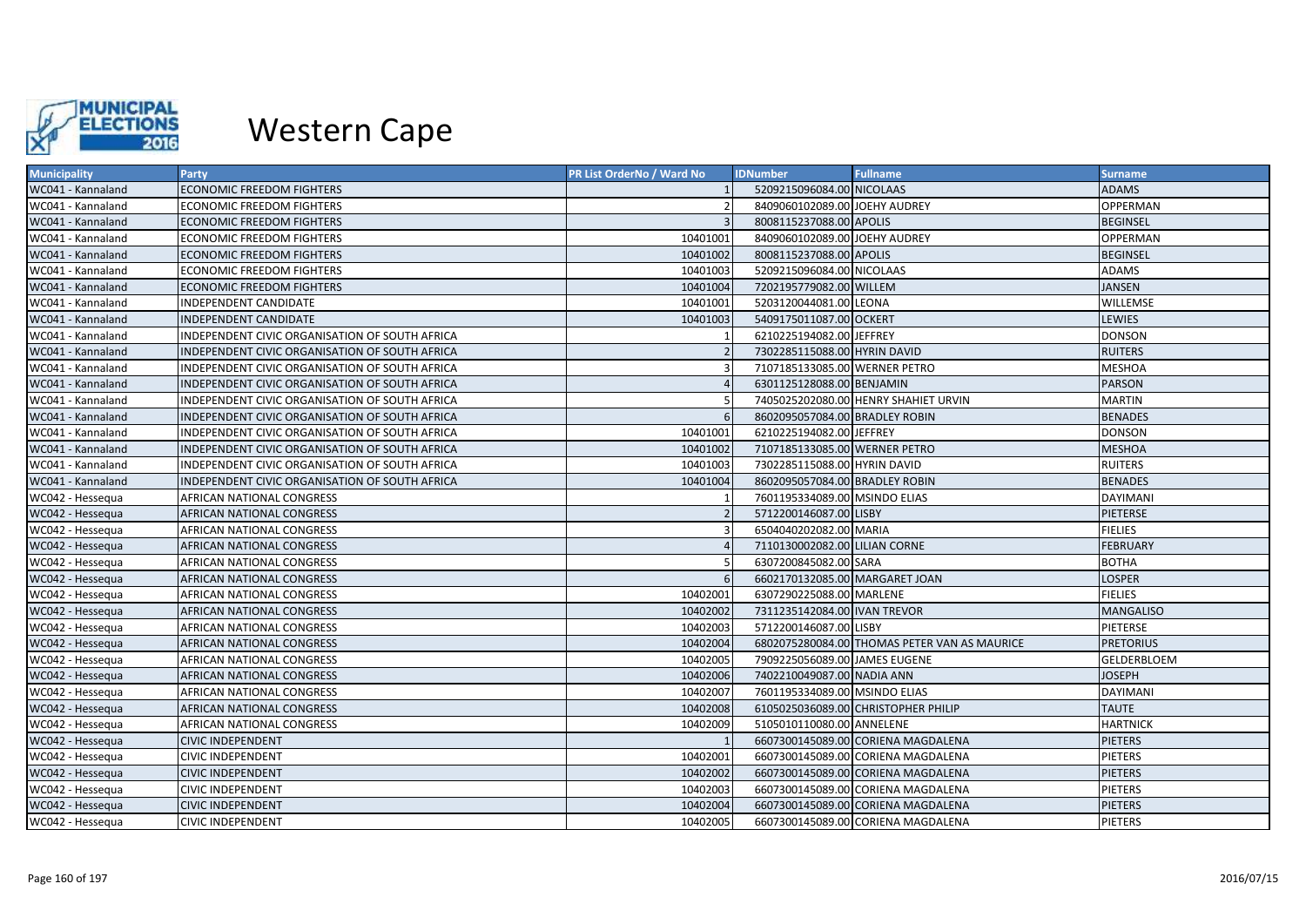# Western Cape

| Municipality | Party | PR List OrderNo / Ward No | IDNumber | Fullname | Surname |
|---|---|---|---|---|---|
| WC041 - Kannaland | ECONOMIC FREEDOM FIGHTERS | 1 | 5209215096084.00 | NICOLAAS | ADAMS |
| WC041 - Kannaland | ECONOMIC FREEDOM FIGHTERS | 2 | 8409060102089.00 | JOEHY AUDREY | OPPERMAN |
| WC041 - Kannaland | ECONOMIC FREEDOM FIGHTERS | 3 | 8008115237088.00 | APOLIS | BEGINSEL |
| WC041 - Kannaland | ECONOMIC FREEDOM FIGHTERS | 10401001 | 8409060102089.00 | JOEHY AUDREY | OPPERMAN |
| WC041 - Kannaland | ECONOMIC FREEDOM FIGHTERS | 10401002 | 8008115237088.00 | APOLIS | BEGINSEL |
| WC041 - Kannaland | ECONOMIC FREEDOM FIGHTERS | 10401003 | 5209215096084.00 | NICOLAAS | ADAMS |
| WC041 - Kannaland | ECONOMIC FREEDOM FIGHTERS | 10401004 | 7202195779082.00 | WILLEM | JANSEN |
| WC041 - Kannaland | INDEPENDENT CANDIDATE | 10401001 | 5203120044081.00 | LEONA | WILLEMSE |
| WC041 - Kannaland | INDEPENDENT CANDIDATE | 10401003 | 5409175011087.00 | OCKERT | LEWIES |
| WC041 - Kannaland | INDEPENDENT CIVIC ORGANISATION OF SOUTH AFRICA | 1 | 6210225194082.00 | JEFFREY | DONSON |
| WC041 - Kannaland | INDEPENDENT CIVIC ORGANISATION OF SOUTH AFRICA | 2 | 7302285115088.00 | HYRIN DAVID | RUITERS |
| WC041 - Kannaland | INDEPENDENT CIVIC ORGANISATION OF SOUTH AFRICA | 3 | 7107185133085.00 | WERNER PETRO | MESHOA |
| WC041 - Kannaland | INDEPENDENT CIVIC ORGANISATION OF SOUTH AFRICA | 4 | 6301125128088.00 | BENJAMIN | PARSON |
| WC041 - Kannaland | INDEPENDENT CIVIC ORGANISATION OF SOUTH AFRICA | 5 | 7405025202080.00 | HENRY SHAHIET URVIN | MARTIN |
| WC041 - Kannaland | INDEPENDENT CIVIC ORGANISATION OF SOUTH AFRICA | 6 | 8602095057084.00 | BRADLEY ROBIN | BENADES |
| WC041 - Kannaland | INDEPENDENT CIVIC ORGANISATION OF SOUTH AFRICA | 10401001 | 6210225194082.00 | JEFFREY | DONSON |
| WC041 - Kannaland | INDEPENDENT CIVIC ORGANISATION OF SOUTH AFRICA | 10401002 | 7107185133085.00 | WERNER PETRO | MESHOA |
| WC041 - Kannaland | INDEPENDENT CIVIC ORGANISATION OF SOUTH AFRICA | 10401003 | 7302285115088.00 | HYRIN DAVID | RUITERS |
| WC041 - Kannaland | INDEPENDENT CIVIC ORGANISATION OF SOUTH AFRICA | 10401004 | 8602095057084.00 | BRADLEY ROBIN | BENADES |
| WC042 - Hessequa | AFRICAN NATIONAL CONGRESS | 1 | 7601195334089.00 | MSINDO ELIAS | DAYIMANI |
| WC042 - Hessequa | AFRICAN NATIONAL CONGRESS | 2 | 5712200146087.00 | LISBY | PIETERSE |
| WC042 - Hessequa | AFRICAN NATIONAL CONGRESS | 3 | 6504040202082.00 | MARIA | FIELIES |
| WC042 - Hessequa | AFRICAN NATIONAL CONGRESS | 4 | 7110130002082.00 | LILIAN CORNE | FEBRUARY |
| WC042 - Hessequa | AFRICAN NATIONAL CONGRESS | 5 | 6307200845082.00 | SARA | BOTHA |
| WC042 - Hessequa | AFRICAN NATIONAL CONGRESS | 6 | 6602170132085.00 | MARGARET JOAN | LOSPER |
| WC042 - Hessequa | AFRICAN NATIONAL CONGRESS | 10402001 | 6307290225088.00 | MARLENE | FIELIES |
| WC042 - Hessequa | AFRICAN NATIONAL CONGRESS | 10402002 | 7311235142084.00 | IVAN TREVOR | MANGALISO |
| WC042 - Hessequa | AFRICAN NATIONAL CONGRESS | 10402003 | 5712200146087.00 | LISBY | PIETERSE |
| WC042 - Hessequa | AFRICAN NATIONAL CONGRESS | 10402004 | 6802075280084.00 | THOMAS PETER VAN AS MAURICE | PRETORIUS |
| WC042 - Hessequa | AFRICAN NATIONAL CONGRESS | 10402005 | 7909225056089.00 | JAMES EUGENE | GELDERBLOEM |
| WC042 - Hessequa | AFRICAN NATIONAL CONGRESS | 10402006 | 7402210049087.00 | NADIA ANN | JOSEPH |
| WC042 - Hessequa | AFRICAN NATIONAL CONGRESS | 10402007 | 7601195334089.00 | MSINDO ELIAS | DAYIMANI |
| WC042 - Hessequa | AFRICAN NATIONAL CONGRESS | 10402008 | 6105025036089.00 | CHRISTOPHER PHILIP | TAUTE |
| WC042 - Hessequa | AFRICAN NATIONAL CONGRESS | 10402009 | 5105010110080.00 | ANNELENE | HARTNICK |
| WC042 - Hessequa | CIVIC INDEPENDENT | 1 | 6607300145089.00 | CORIENA MAGDALENA | PIETERS |
| WC042 - Hessequa | CIVIC INDEPENDENT | 10402001 | 6607300145089.00 | CORIENA MAGDALENA | PIETERS |
| WC042 - Hessequa | CIVIC INDEPENDENT | 10402002 | 6607300145089.00 | CORIENA MAGDALENA | PIETERS |
| WC042 - Hessequa | CIVIC INDEPENDENT | 10402003 | 6607300145089.00 | CORIENA MAGDALENA | PIETERS |
| WC042 - Hessequa | CIVIC INDEPENDENT | 10402004 | 6607300145089.00 | CORIENA MAGDALENA | PIETERS |
| WC042 - Hessequa | CIVIC INDEPENDENT | 10402005 | 6607300145089.00 | CORIENA MAGDALENA | PIETERS |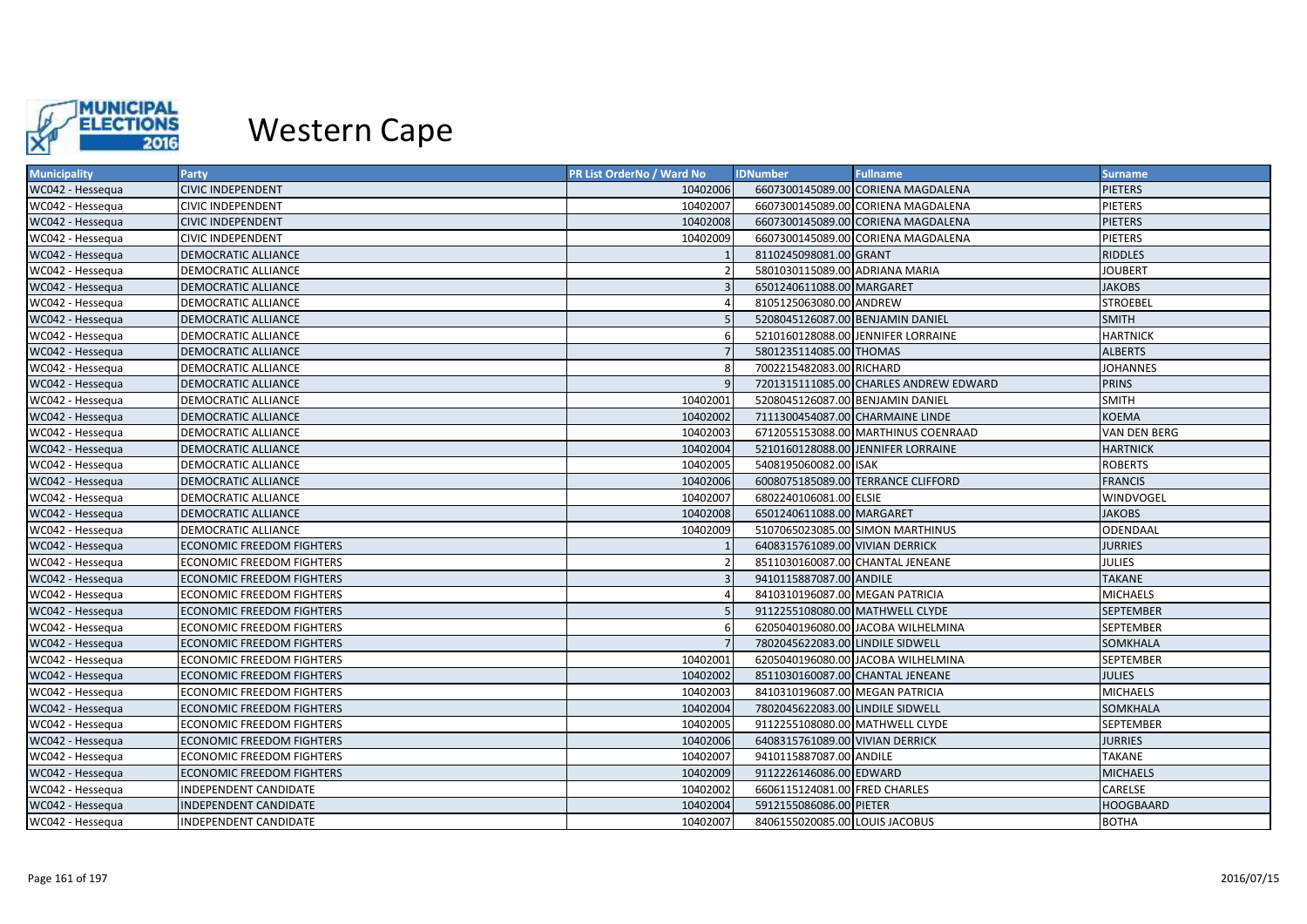# Western Cape

| Municipality | Party | PR List OrderNo / Ward No | IDNumber | Fullname | Surname |
|---|---|---|---|---|---|
| WC042 - Hessequa | CIVIC INDEPENDENT | 10402006 | 6607300145089.00 | CORIENA MAGDALENA | PIETERS |
| WC042 - Hessequa | CIVIC INDEPENDENT | 10402007 | 6607300145089.00 | CORIENA MAGDALENA | PIETERS |
| WC042 - Hessequa | CIVIC INDEPENDENT | 10402008 | 6607300145089.00 | CORIENA MAGDALENA | PIETERS |
| WC042 - Hessequa | CIVIC INDEPENDENT | 10402009 | 6607300145089.00 | CORIENA MAGDALENA | PIETERS |
| WC042 - Hessequa | DEMOCRATIC ALLIANCE | 1 | 8110245098081.00 | GRANT | RIDDLES |
| WC042 - Hessequa | DEMOCRATIC ALLIANCE | 2 | 5801030115089.00 | ADRIANA MARIA | JOUBERT |
| WC042 - Hessequa | DEMOCRATIC ALLIANCE | 3 | 6501240611088.00 | MARGARET | JAKOBS |
| WC042 - Hessequa | DEMOCRATIC ALLIANCE | 4 | 8105125063080.00 | ANDREW | STROEBEL |
| WC042 - Hessequa | DEMOCRATIC ALLIANCE | 5 | 5208045126087.00 | BENJAMIN DANIEL | SMITH |
| WC042 - Hessequa | DEMOCRATIC ALLIANCE | 6 | 5210160128088.00 | JENNIFER LORRAINE | HARTNICK |
| WC042 - Hessequa | DEMOCRATIC ALLIANCE | 7 | 5801235114085.00 | THOMAS | ALBERTS |
| WC042 - Hessequa | DEMOCRATIC ALLIANCE | 8 | 7002215482083.00 | RICHARD | JOHANNES |
| WC042 - Hessequa | DEMOCRATIC ALLIANCE | 9 | 7201315111085.00 | CHARLES ANDREW EDWARD | PRINS |
| WC042 - Hessequa | DEMOCRATIC ALLIANCE | 10402001 | 5208045126087.00 | BENJAMIN DANIEL | SMITH |
| WC042 - Hessequa | DEMOCRATIC ALLIANCE | 10402002 | 7111300454087.00 | CHARMAINE LINDE | KOEMA |
| WC042 - Hessequa | DEMOCRATIC ALLIANCE | 10402003 | 6712055153088.00 | MARTHINUS COENRAAD | VAN DEN BERG |
| WC042 - Hessequa | DEMOCRATIC ALLIANCE | 10402004 | 5210160128088.00 | JENNIFER LORRAINE | HARTNICK |
| WC042 - Hessequa | DEMOCRATIC ALLIANCE | 10402005 | 5408195060082.00 | ISAK | ROBERTS |
| WC042 - Hessequa | DEMOCRATIC ALLIANCE | 10402006 | 6008075185089.00 | TERRANCE CLIFFORD | FRANCIS |
| WC042 - Hessequa | DEMOCRATIC ALLIANCE | 10402007 | 6802240106081.00 | ELSIE | WINDVOGEL |
| WC042 - Hessequa | DEMOCRATIC ALLIANCE | 10402008 | 6501240611088.00 | MARGARET | JAKOBS |
| WC042 - Hessequa | DEMOCRATIC ALLIANCE | 10402009 | 5107065023085.00 | SIMON MARTHINUS | ODENDAAL |
| WC042 - Hessequa | ECONOMIC FREEDOM FIGHTERS | 1 | 6408315761089.00 | VIVIAN DERRICK | JURRIES |
| WC042 - Hessequa | ECONOMIC FREEDOM FIGHTERS | 2 | 8511030160087.00 | CHANTAL JENEANE | JULIES |
| WC042 - Hessequa | ECONOMIC FREEDOM FIGHTERS | 3 | 9410115887087.00 | ANDILE | TAKANE |
| WC042 - Hessequa | ECONOMIC FREEDOM FIGHTERS | 4 | 8410310196087.00 | MEGAN PATRICIA | MICHAELS |
| WC042 - Hessequa | ECONOMIC FREEDOM FIGHTERS | 5 | 9112255108080.00 | MATHWELL CLYDE | SEPTEMBER |
| WC042 - Hessequa | ECONOMIC FREEDOM FIGHTERS | 6 | 6205040196080.00 | JACOBA WILHELMINA | SEPTEMBER |
| WC042 - Hessequa | ECONOMIC FREEDOM FIGHTERS | 7 | 7802045622083.00 | LINDILE SIDWELL | SOMKHALA |
| WC042 - Hessequa | ECONOMIC FREEDOM FIGHTERS | 10402001 | 6205040196080.00 | JACOBA WILHELMINA | SEPTEMBER |
| WC042 - Hessequa | ECONOMIC FREEDOM FIGHTERS | 10402002 | 8511030160087.00 | CHANTAL JENEANE | JULIES |
| WC042 - Hessequa | ECONOMIC FREEDOM FIGHTERS | 10402003 | 8410310196087.00 | MEGAN PATRICIA | MICHAELS |
| WC042 - Hessequa | ECONOMIC FREEDOM FIGHTERS | 10402004 | 7802045622083.00 | LINDILE SIDWELL | SOMKHALA |
| WC042 - Hessequa | ECONOMIC FREEDOM FIGHTERS | 10402005 | 9112255108080.00 | MATHWELL CLYDE | SEPTEMBER |
| WC042 - Hessequa | ECONOMIC FREEDOM FIGHTERS | 10402006 | 6408315761089.00 | VIVIAN DERRICK | JURRIES |
| WC042 - Hessequa | ECONOMIC FREEDOM FIGHTERS | 10402007 | 9410115887087.00 | ANDILE | TAKANE |
| WC042 - Hessequa | ECONOMIC FREEDOM FIGHTERS | 10402009 | 9112226146086.00 | EDWARD | MICHAELS |
| WC042 - Hessequa | INDEPENDENT CANDIDATE | 10402002 | 6606115124081.00 | FRED CHARLES | CARELSE |
| WC042 - Hessequa | INDEPENDENT CANDIDATE | 10402004 | 5912155086086.00 | PIETER | HOOGBAARD |
| WC042 - Hessequa | INDEPENDENT CANDIDATE | 10402007 | 8406155020085.00 | LOUIS JACOBUS | BOTHA |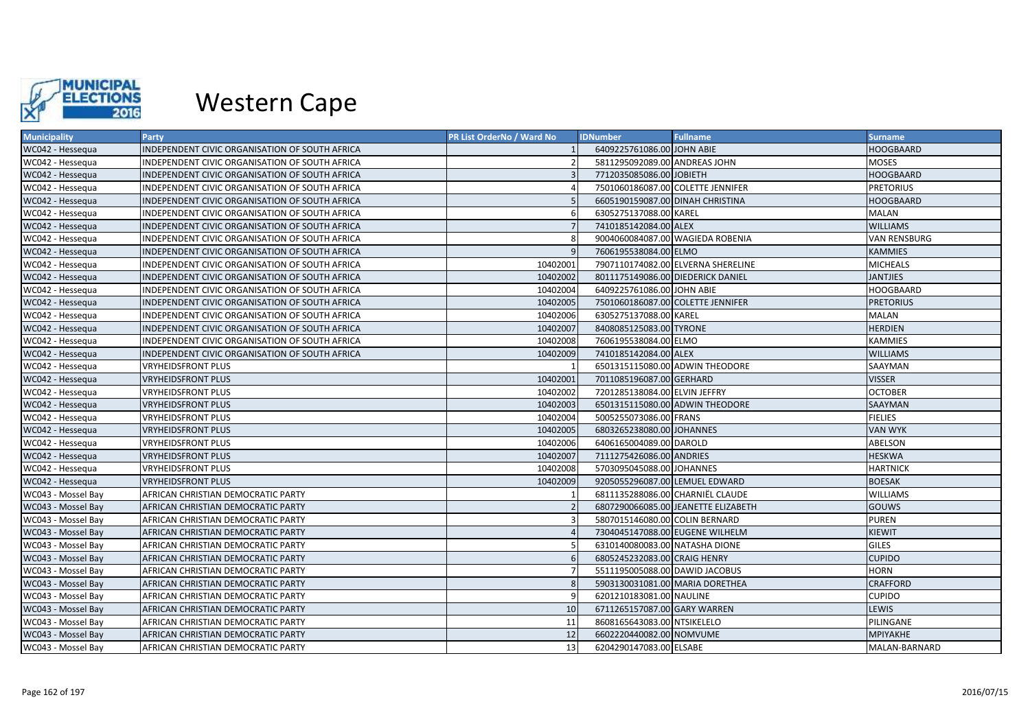# Western Cape

| Municipality | Party | PR List OrderNo / Ward No | IDNumber | Fullname | Surname |
|---|---|---|---|---|---|
| WC042 - Hessequa | INDEPENDENT CIVIC ORGANISATION OF SOUTH AFRICA | 1 | 6409225761086.00 | JOHN ABIE | HOOGBAARD |
| WC042 - Hessequa | INDEPENDENT CIVIC ORGANISATION OF SOUTH AFRICA | 2 | 5811295092089.00 | ANDREAS JOHN | MOSES |
| WC042 - Hessequa | INDEPENDENT CIVIC ORGANISATION OF SOUTH AFRICA | 3 | 7712035085086.00 | JOBIETH | HOOGBAARD |
| WC042 - Hessequa | INDEPENDENT CIVIC ORGANISATION OF SOUTH AFRICA | 4 | 7501060186087.00 | COLETTE JENNIFER | PRETORIUS |
| WC042 - Hessequa | INDEPENDENT CIVIC ORGANISATION OF SOUTH AFRICA | 5 | 6605190159087.00 | DINAH CHRISTINA | HOOGBAARD |
| WC042 - Hessequa | INDEPENDENT CIVIC ORGANISATION OF SOUTH AFRICA | 6 | 6305275137088.00 | KAREL | MALAN |
| WC042 - Hessequa | INDEPENDENT CIVIC ORGANISATION OF SOUTH AFRICA | 7 | 7410185142084.00 | ALEX | WILLIAMS |
| WC042 - Hessequa | INDEPENDENT CIVIC ORGANISATION OF SOUTH AFRICA | 8 | 9004060084087.00 | WAGIEDA ROBENIA | VAN RENSBURG |
| WC042 - Hessequa | INDEPENDENT CIVIC ORGANISATION OF SOUTH AFRICA | 9 | 7606195538084.00 | ELMO | KAMMIES |
| WC042 - Hessequa | INDEPENDENT CIVIC ORGANISATION OF SOUTH AFRICA | 10402001 | 7907110174082.00 | ELVERNA SHERELINE | MICHEALS |
| WC042 - Hessequa | INDEPENDENT CIVIC ORGANISATION OF SOUTH AFRICA | 10402002 | 8011175149086.00 | DIEDERICK DANIEL | JANTJIES |
| WC042 - Hessequa | INDEPENDENT CIVIC ORGANISATION OF SOUTH AFRICA | 10402004 | 6409225761086.00 | JOHN ABIE | HOOGBAARD |
| WC042 - Hessequa | INDEPENDENT CIVIC ORGANISATION OF SOUTH AFRICA | 10402005 | 7501060186087.00 | COLETTE JENNIFER | PRETORIUS |
| WC042 - Hessequa | INDEPENDENT CIVIC ORGANISATION OF SOUTH AFRICA | 10402006 | 6305275137088.00 | KAREL | MALAN |
| WC042 - Hessequa | INDEPENDENT CIVIC ORGANISATION OF SOUTH AFRICA | 10402007 | 8408085125083.00 | TYRONE | HERDIEN |
| WC042 - Hessequa | INDEPENDENT CIVIC ORGANISATION OF SOUTH AFRICA | 10402008 | 7606195538084.00 | ELMO | KAMMIES |
| WC042 - Hessequa | INDEPENDENT CIVIC ORGANISATION OF SOUTH AFRICA | 10402009 | 7410185142084.00 | ALEX | WILLIAMS |
| WC042 - Hessequa | VRYHEIDSFRONT PLUS | 1 | 6501315115080.00 | ADWIN THEODORE | SAAYMAN |
| WC042 - Hessequa | VRYHEIDSFRONT PLUS | 10402001 | 7011085196087.00 | GERHARD | VISSER |
| WC042 - Hessequa | VRYHEIDSFRONT PLUS | 10402002 | 7201285138084.00 | ELVIN JEFFRY | OCTOBER |
| WC042 - Hessequa | VRYHEIDSFRONT PLUS | 10402003 | 6501315115080.00 | ADWIN THEODORE | SAAYMAN |
| WC042 - Hessequa | VRYHEIDSFRONT PLUS | 10402004 | 5005255073086.00 | FRANS | FIELIES |
| WC042 - Hessequa | VRYHEIDSFRONT PLUS | 10402005 | 6803265238080.00 | JOHANNES | VAN WYK |
| WC042 - Hessequa | VRYHEIDSFRONT PLUS | 10402006 | 6406165004089.00 | DAROLD | ABELSON |
| WC042 - Hessequa | VRYHEIDSFRONT PLUS | 10402007 | 7111275426086.00 | ANDRIES | HESKWA |
| WC042 - Hessequa | VRYHEIDSFRONT PLUS | 10402008 | 5703095045088.00 | JOHANNES | HARTNICK |
| WC042 - Hessequa | VRYHEIDSFRONT PLUS | 10402009 | 9205055296087.00 | LEMUEL EDWARD | BOESAK |
| WC043 - Mossel Bay | AFRICAN CHRISTIAN DEMOCRATIC PARTY | 1 | 6811135288086.00 | CHARNIÉL CLAUDE | WILLIAMS |
| WC043 - Mossel Bay | AFRICAN CHRISTIAN DEMOCRATIC PARTY | 2 | 6807290066085.00 | JEANETTE ELIZABETH | GOUWS |
| WC043 - Mossel Bay | AFRICAN CHRISTIAN DEMOCRATIC PARTY | 3 | 5807015146080.00 | COLIN BERNARD | PUREN |
| WC043 - Mossel Bay | AFRICAN CHRISTIAN DEMOCRATIC PARTY | 4 | 7304045147088.00 | EUGENE WILHELM | KIEWIT |
| WC043 - Mossel Bay | AFRICAN CHRISTIAN DEMOCRATIC PARTY | 5 | 6310140080083.00 | NATASHA DIONE | GILES |
| WC043 - Mossel Bay | AFRICAN CHRISTIAN DEMOCRATIC PARTY | 6 | 6805245232083.00 | CRAIG HENRY | CUPIDO |
| WC043 - Mossel Bay | AFRICAN CHRISTIAN DEMOCRATIC PARTY | 7 | 5511195005088.00 | DAWID JACOBUS | HORN |
| WC043 - Mossel Bay | AFRICAN CHRISTIAN DEMOCRATIC PARTY | 8 | 5903130031081.00 | MARIA DORETHEA | CRAFFORD |
| WC043 - Mossel Bay | AFRICAN CHRISTIAN DEMOCRATIC PARTY | 9 | 6201210183081.00 | NAULINE | CUPIDO |
| WC043 - Mossel Bay | AFRICAN CHRISTIAN DEMOCRATIC PARTY | 10 | 6711265157087.00 | GARY WARREN | LEWIS |
| WC043 - Mossel Bay | AFRICAN CHRISTIAN DEMOCRATIC PARTY | 11 | 8608165643083.00 | NTSIKELELO | PILINGANE |
| WC043 - Mossel Bay | AFRICAN CHRISTIAN DEMOCRATIC PARTY | 12 | 6602220440082.00 | NOMVUME | MPIYAKHE |
| WC043 - Mossel Bay | AFRICAN CHRISTIAN DEMOCRATIC PARTY | 13 | 6204290147083.00 | ELSABE | MALAN-BARNARD |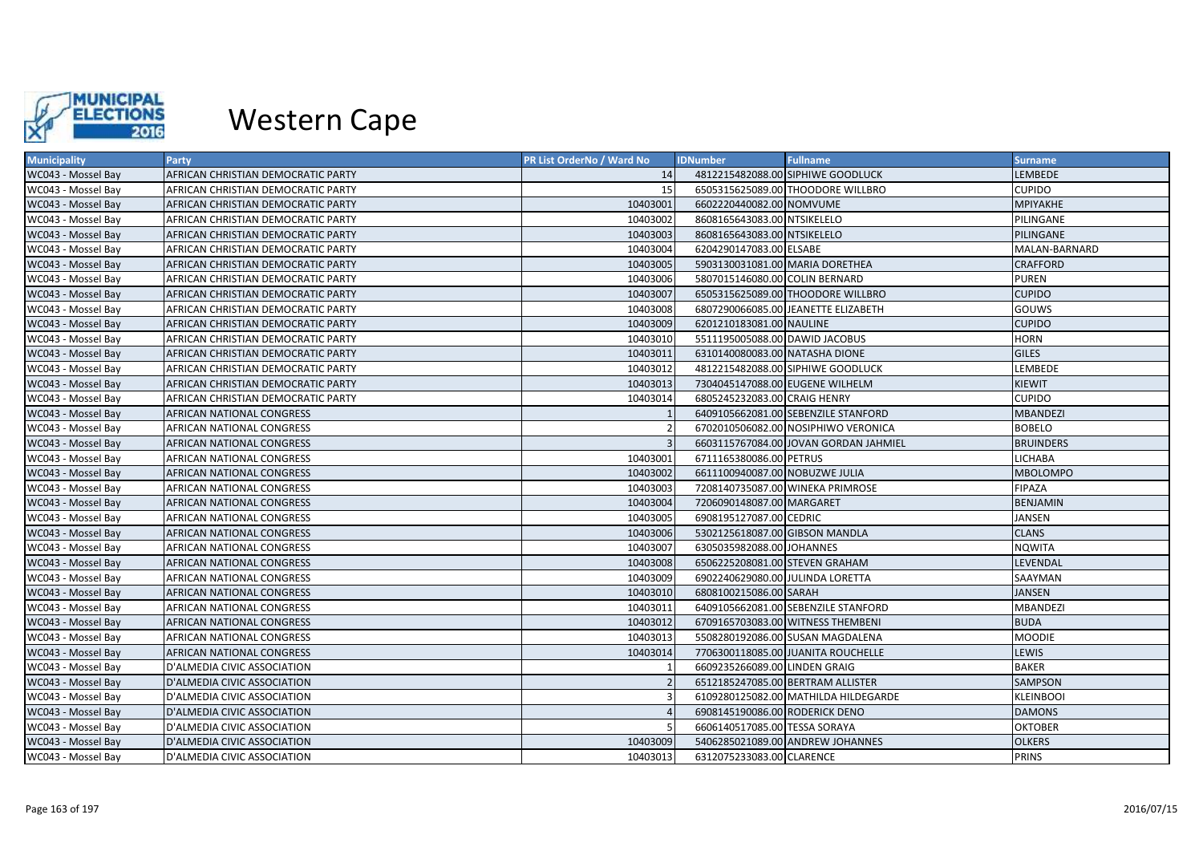# Western Cape

| Municipality | Party | PR List OrderNo / Ward No | IDNumber | Fullname | Surname |
|---|---|---|---|---|---|
| WC043 - Mossel Bay | AFRICAN CHRISTIAN DEMOCRATIC PARTY | 14 | 4812215482088.00 | SIPHIWE GOODLUCK | LEMBEDE |
| WC043 - Mossel Bay | AFRICAN CHRISTIAN DEMOCRATIC PARTY | 15 | 6505315625089.00 | THOODORE WILLBRO | CUPIDO |
| WC043 - Mossel Bay | AFRICAN CHRISTIAN DEMOCRATIC PARTY | 10403001 | 6602220440082.00 | NOMVUME | MPIYAKHE |
| WC043 - Mossel Bay | AFRICAN CHRISTIAN DEMOCRATIC PARTY | 10403002 | 8608165643083.00 | NTSIKELELO | PILINGANE |
| WC043 - Mossel Bay | AFRICAN CHRISTIAN DEMOCRATIC PARTY | 10403003 | 8608165643083.00 | NTSIKELELO | PILINGANE |
| WC043 - Mossel Bay | AFRICAN CHRISTIAN DEMOCRATIC PARTY | 10403004 | 6204290147083.00 | ELSABE | MALAN-BARNARD |
| WC043 - Mossel Bay | AFRICAN CHRISTIAN DEMOCRATIC PARTY | 10403005 | 5903130031081.00 | MARIA DORETHEA | CRAFFORD |
| WC043 - Mossel Bay | AFRICAN CHRISTIAN DEMOCRATIC PARTY | 10403006 | 5807015146080.00 | COLIN BERNARD | PUREN |
| WC043 - Mossel Bay | AFRICAN CHRISTIAN DEMOCRATIC PARTY | 10403007 | 6505315625089.00 | THOODORE WILLBRO | CUPIDO |
| WC043 - Mossel Bay | AFRICAN CHRISTIAN DEMOCRATIC PARTY | 10403008 | 6807290066085.00 | JEANETTE ELIZABETH | GOUWS |
| WC043 - Mossel Bay | AFRICAN CHRISTIAN DEMOCRATIC PARTY | 10403009 | 6201210183081.00 | NAULINE | CUPIDO |
| WC043 - Mossel Bay | AFRICAN CHRISTIAN DEMOCRATIC PARTY | 10403010 | 5511195005088.00 | DAWID JACOBUS | HORN |
| WC043 - Mossel Bay | AFRICAN CHRISTIAN DEMOCRATIC PARTY | 10403011 | 6310140080083.00 | NATASHA DIONE | GILES |
| WC043 - Mossel Bay | AFRICAN CHRISTIAN DEMOCRATIC PARTY | 10403012 | 4812215482088.00 | SIPHIWE GOODLUCK | LEMBEDE |
| WC043 - Mossel Bay | AFRICAN CHRISTIAN DEMOCRATIC PARTY | 10403013 | 7304045147088.00 | EUGENE WILHELM | KIEWIT |
| WC043 - Mossel Bay | AFRICAN CHRISTIAN DEMOCRATIC PARTY | 10403014 | 6805245232083.00 | CRAIG HENRY | CUPIDO |
| WC043 - Mossel Bay | AFRICAN NATIONAL CONGRESS | 1 | 6409105662081.00 | SEBENZILE STANFORD | MBANDEZI |
| WC043 - Mossel Bay | AFRICAN NATIONAL CONGRESS | 2 | 6702010506082.00 | NOSIPHIWO VERONICA | BOBELO |
| WC043 - Mossel Bay | AFRICAN NATIONAL CONGRESS | 3 | 6603115767084.00 | JOVAN GORDAN JAHMIEL | BRUINDERS |
| WC043 - Mossel Bay | AFRICAN NATIONAL CONGRESS | 10403001 | 6711165380086.00 | PETRUS | LICHABA |
| WC043 - Mossel Bay | AFRICAN NATIONAL CONGRESS | 10403002 | 6611100940087.00 | NOBUZWE JULIA | MBOLOMPO |
| WC043 - Mossel Bay | AFRICAN NATIONAL CONGRESS | 10403003 | 7208140735087.00 | WINEKA PRIMROSE | FIPAZA |
| WC043 - Mossel Bay | AFRICAN NATIONAL CONGRESS | 10403004 | 7206090148087.00 | MARGARET | BENJAMIN |
| WC043 - Mossel Bay | AFRICAN NATIONAL CONGRESS | 10403005 | 6908195127087.00 | CEDRIC | JANSEN |
| WC043 - Mossel Bay | AFRICAN NATIONAL CONGRESS | 10403006 | 5302125618087.00 | GIBSON MANDLA | CLANS |
| WC043 - Mossel Bay | AFRICAN NATIONAL CONGRESS | 10403007 | 6305035982088.00 | JOHANNES | NQWITA |
| WC043 - Mossel Bay | AFRICAN NATIONAL CONGRESS | 10403008 | 6506225208081.00 | STEVEN GRAHAM | LEVENDAL |
| WC043 - Mossel Bay | AFRICAN NATIONAL CONGRESS | 10403009 | 6902240629080.00 | JULINDA LORETTA | SAAYMAN |
| WC043 - Mossel Bay | AFRICAN NATIONAL CONGRESS | 10403010 | 6808100215086.00 | SARAH | JANSEN |
| WC043 - Mossel Bay | AFRICAN NATIONAL CONGRESS | 10403011 | 6409105662081.00 | SEBENZILE STANFORD | MBANDEZI |
| WC043 - Mossel Bay | AFRICAN NATIONAL CONGRESS | 10403012 | 6709165703083.00 | WITNESS THEMBENI | BUDA |
| WC043 - Mossel Bay | AFRICAN NATIONAL CONGRESS | 10403013 | 5508280192086.00 | SUSAN MAGDALENA | MOODIE |
| WC043 - Mossel Bay | AFRICAN NATIONAL CONGRESS | 10403014 | 7706300118085.00 | JUANITA ROUCHELLE | LEWIS |
| WC043 - Mossel Bay | D'ALMEDIA CIVIC ASSOCIATION | 1 | 6609235266089.00 | LINDEN GRAIG | BAKER |
| WC043 - Mossel Bay | D'ALMEDIA CIVIC ASSOCIATION | 2 | 6512185247085.00 | BERTRAM ALLISTER | SAMPSON |
| WC043 - Mossel Bay | D'ALMEDIA CIVIC ASSOCIATION | 3 | 6109280125082.00 | MATHILDA HILDEGARDE | KLEINBOOI |
| WC043 - Mossel Bay | D'ALMEDIA CIVIC ASSOCIATION | 4 | 6908145190086.00 | RODERICK DENO | DAMONS |
| WC043 - Mossel Bay | D'ALMEDIA CIVIC ASSOCIATION | 5 | 6606140517085.00 | TESSA SORAYA | OKTOBER |
| WC043 - Mossel Bay | D'ALMEDIA CIVIC ASSOCIATION | 10403009 | 5406285021089.00 | ANDREW JOHANNES | OLKERS |
| WC043 - Mossel Bay | D'ALMEDIA CIVIC ASSOCIATION | 10403013 | 6312075233083.00 | CLARENCE | PRINS |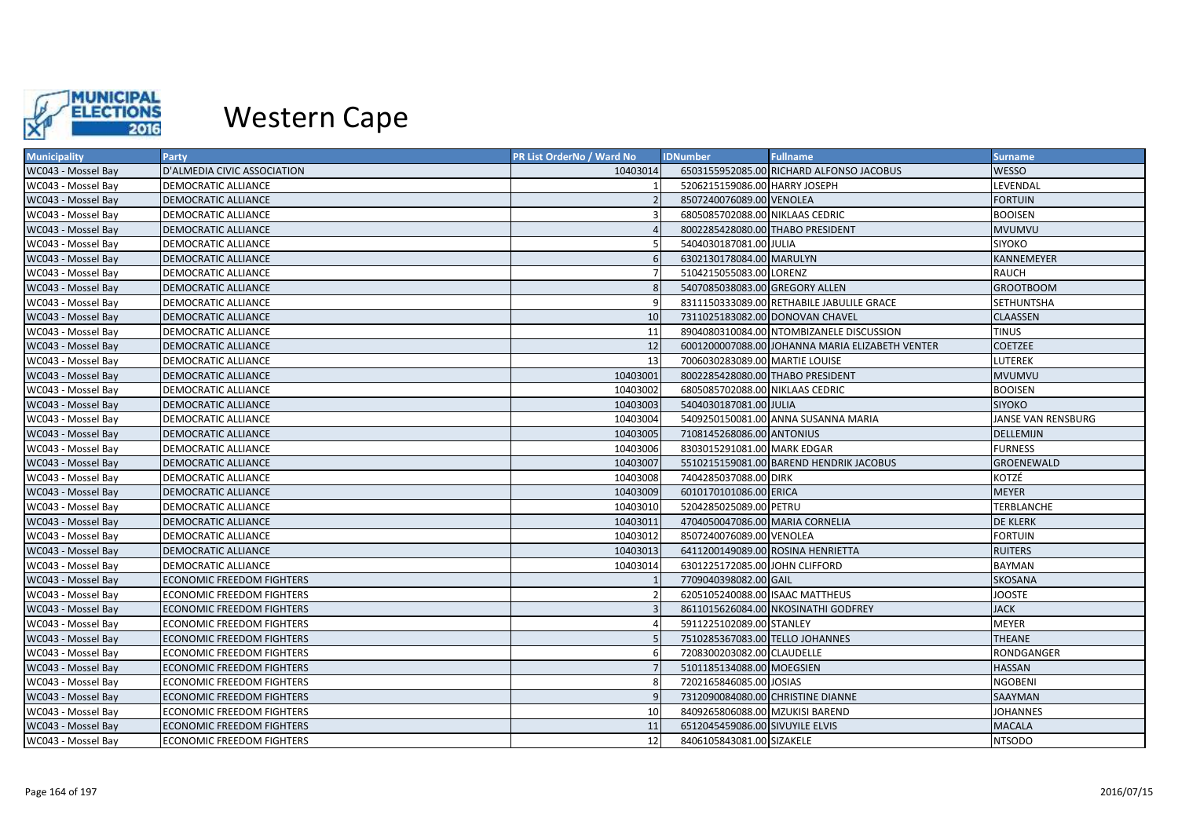# Western Cape

| Municipality | Party | PR List OrderNo / Ward No | IDNumber | Fullname | Surname |
|---|---|---|---|---|---|
| WC043 - Mossel Bay | D'ALMEDIA CIVIC ASSOCIATION | 10403014 | 6503155952085.00 | RICHARD ALFONSO JACOBUS | WESSO |
| WC043 - Mossel Bay | DEMOCRATIC ALLIANCE | 1 | 5206215159086.00 | HARRY JOSEPH | LEVENDAL |
| WC043 - Mossel Bay | DEMOCRATIC ALLIANCE | 2 | 8507240076089.00 | VENOLEA | FORTUIN |
| WC043 - Mossel Bay | DEMOCRATIC ALLIANCE | 3 | 6805085702088.00 | NIKLAAS CEDRIC | BOOISEN |
| WC043 - Mossel Bay | DEMOCRATIC ALLIANCE | 4 | 8002285428080.00 | THABO PRESIDENT | MVUMVU |
| WC043 - Mossel Bay | DEMOCRATIC ALLIANCE | 5 | 5404030187081.00 | JULIA | SIYOKO |
| WC043 - Mossel Bay | DEMOCRATIC ALLIANCE | 6 | 6302130178084.00 | MARULYN | KANNEMEYER |
| WC043 - Mossel Bay | DEMOCRATIC ALLIANCE | 7 | 5104215055083.00 | LORENZ | RAUCH |
| WC043 - Mossel Bay | DEMOCRATIC ALLIANCE | 8 | 5407085038083.00 | GREGORY ALLEN | GROOTBOOM |
| WC043 - Mossel Bay | DEMOCRATIC ALLIANCE | 9 | 8311150333089.00 | RETHABILE JABULILE GRACE | SETHUNTSHA |
| WC043 - Mossel Bay | DEMOCRATIC ALLIANCE | 10 | 7311025183082.00 | DONOVAN CHAVEL | CLAASSEN |
| WC043 - Mossel Bay | DEMOCRATIC ALLIANCE | 11 | 8904080310084.00 | NTOMBIZANELE DISCUSSION | TINUS |
| WC043 - Mossel Bay | DEMOCRATIC ALLIANCE | 12 | 6001200007088.00 | JOHANNA MARIA ELIZABETH VENTER | COETZEE |
| WC043 - Mossel Bay | DEMOCRATIC ALLIANCE | 13 | 7006030283089.00 | MARTIE LOUISE | LUTEREK |
| WC043 - Mossel Bay | DEMOCRATIC ALLIANCE | 10403001 | 8002285428080.00 | THABO PRESIDENT | MVUMVU |
| WC043 - Mossel Bay | DEMOCRATIC ALLIANCE | 10403002 | 6805085702088.00 | NIKLAAS CEDRIC | BOOISEN |
| WC043 - Mossel Bay | DEMOCRATIC ALLIANCE | 10403003 | 5404030187081.00 | JULIA | SIYOKO |
| WC043 - Mossel Bay | DEMOCRATIC ALLIANCE | 10403004 | 5409250150081.00 | ANNA SUSANNA MARIA | JANSE VAN RENSBURG |
| WC043 - Mossel Bay | DEMOCRATIC ALLIANCE | 10403005 | 7108145268086.00 | ANTONIUS | DELLEMIJN |
| WC043 - Mossel Bay | DEMOCRATIC ALLIANCE | 10403006 | 8303015291081.00 | MARK EDGAR | FURNESS |
| WC043 - Mossel Bay | DEMOCRATIC ALLIANCE | 10403007 | 5510215159081.00 | BAREND HENDRIK JACOBUS | GROENEWALD |
| WC043 - Mossel Bay | DEMOCRATIC ALLIANCE | 10403008 | 7404285037088.00 | DIRK | KOTZÉ |
| WC043 - Mossel Bay | DEMOCRATIC ALLIANCE | 10403009 | 6010170101086.00 | ERICA | MEYER |
| WC043 - Mossel Bay | DEMOCRATIC ALLIANCE | 10403010 | 5204285025089.00 | PETRU | TERBLANCHE |
| WC043 - Mossel Bay | DEMOCRATIC ALLIANCE | 10403011 | 4704050047086.00 | MARIA CORNELIA | DE KLERK |
| WC043 - Mossel Bay | DEMOCRATIC ALLIANCE | 10403012 | 8507240076089.00 | VENOLEA | FORTUIN |
| WC043 - Mossel Bay | DEMOCRATIC ALLIANCE | 10403013 | 6411200149089.00 | ROSINA HENRIETTA | RUITERS |
| WC043 - Mossel Bay | DEMOCRATIC ALLIANCE | 10403014 | 6301225172085.00 | JOHN CLIFFORD | BAYMAN |
| WC043 - Mossel Bay | ECONOMIC FREEDOM FIGHTERS | 1 | 7709040398082.00 | GAIL | SKOSANA |
| WC043 - Mossel Bay | ECONOMIC FREEDOM FIGHTERS | 2 | 6205105240088.00 | ISAAC MATTHEUS | JOOSTE |
| WC043 - Mossel Bay | ECONOMIC FREEDOM FIGHTERS | 3 | 8611015626084.00 | NKOSINATHI GODFREY | JACK |
| WC043 - Mossel Bay | ECONOMIC FREEDOM FIGHTERS | 4 | 5911225102089.00 | STANLEY | MEYER |
| WC043 - Mossel Bay | ECONOMIC FREEDOM FIGHTERS | 5 | 7510285367083.00 | TELLO JOHANNES | THEANE |
| WC043 - Mossel Bay | ECONOMIC FREEDOM FIGHTERS | 6 | 7208300203082.00 | CLAUDELLE | RONDGANGER |
| WC043 - Mossel Bay | ECONOMIC FREEDOM FIGHTERS | 7 | 5101185134088.00 | MOEGSIEN | HASSAN |
| WC043 - Mossel Bay | ECONOMIC FREEDOM FIGHTERS | 8 | 7202165846085.00 | JOSIAS | NGOBENI |
| WC043 - Mossel Bay | ECONOMIC FREEDOM FIGHTERS | 9 | 7312090084080.00 | CHRISTINE DIANNE | SAAYMAN |
| WC043 - Mossel Bay | ECONOMIC FREEDOM FIGHTERS | 10 | 8409265806088.00 | MZUKISI BAREND | JOHANNES |
| WC043 - Mossel Bay | ECONOMIC FREEDOM FIGHTERS | 11 | 6512045459086.00 | SIVUYILE ELVIS | MACALA |
| WC043 - Mossel Bay | ECONOMIC FREEDOM FIGHTERS | 12 | 8406105843081.00 | SIZAKELE | NTSODO |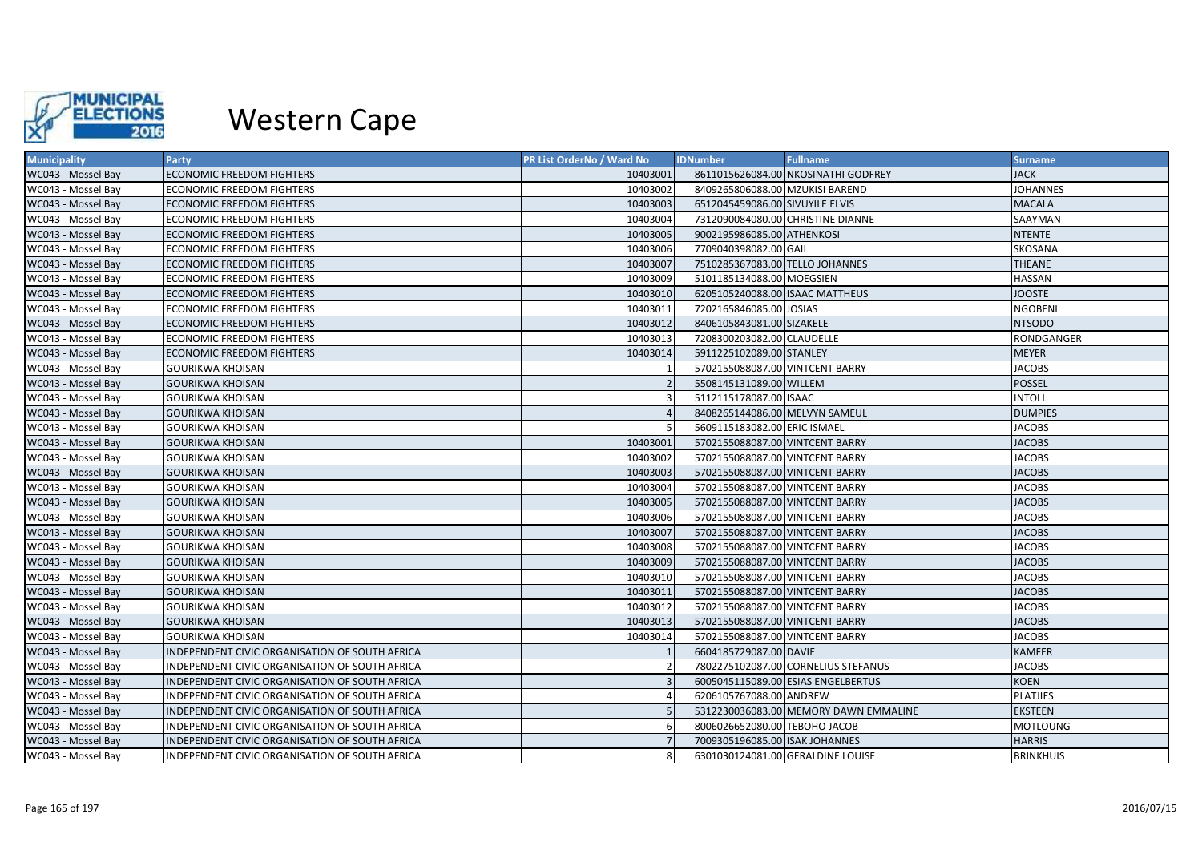# Western Cape

| Municipality | Party | PR List OrderNo / Ward No | IDNumber | Fullname | Surname |
|---|---|---|---|---|---|
| WC043 - Mossel Bay | ECONOMIC FREEDOM FIGHTERS | 10403001 | 8611015626084.00 | NKOSINATHI GODFREY | JACK |
| WC043 - Mossel Bay | ECONOMIC FREEDOM FIGHTERS | 10403002 | 8409265806088.00 | MZUKISI BAREND | JOHANNES |
| WC043 - Mossel Bay | ECONOMIC FREEDOM FIGHTERS | 10403003 | 6512045459086.00 | SIVUYILE ELVIS | MACALA |
| WC043 - Mossel Bay | ECONOMIC FREEDOM FIGHTERS | 10403004 | 7312090084080.00 | CHRISTINE DIANNE | SAAYMAN |
| WC043 - Mossel Bay | ECONOMIC FREEDOM FIGHTERS | 10403005 | 9002195986085.00 | ATHENKOSI | NTENTE |
| WC043 - Mossel Bay | ECONOMIC FREEDOM FIGHTERS | 10403006 | 7709040398082.00 | GAIL | SKOSANA |
| WC043 - Mossel Bay | ECONOMIC FREEDOM FIGHTERS | 10403007 | 7510285367083.00 | TELLO JOHANNES | THEANE |
| WC043 - Mossel Bay | ECONOMIC FREEDOM FIGHTERS | 10403009 | 5101185134088.00 | MOEGSIEN | HASSAN |
| WC043 - Mossel Bay | ECONOMIC FREEDOM FIGHTERS | 10403010 | 6205105240088.00 | ISAAC MATTHEUS | JOOSTE |
| WC043 - Mossel Bay | ECONOMIC FREEDOM FIGHTERS | 10403011 | 7202165846085.00 | JOSIAS | NGOBENI |
| WC043 - Mossel Bay | ECONOMIC FREEDOM FIGHTERS | 10403012 | 8406105843081.00 | SIZAKELE | NTSODO |
| WC043 - Mossel Bay | ECONOMIC FREEDOM FIGHTERS | 10403013 | 7208300203082.00 | CLAUDELLE | RONDGANGER |
| WC043 - Mossel Bay | ECONOMIC FREEDOM FIGHTERS | 10403014 | 5911225102089.00 | STANLEY | MEYER |
| WC043 - Mossel Bay | GOURIKWA KHOISAN | 1 | 5702155088087.00 | VINTCENT BARRY | JACOBS |
| WC043 - Mossel Bay | GOURIKWA KHOISAN | 2 | 5508145131089.00 | WILLEM | POSSEL |
| WC043 - Mossel Bay | GOURIKWA KHOISAN | 3 | 5112115178087.00 | ISAAC | INTOLL |
| WC043 - Mossel Bay | GOURIKWA KHOISAN | 4 | 8408265144086.00 | MELVYN SAMEUL | DUMPIES |
| WC043 - Mossel Bay | GOURIKWA KHOISAN | 5 | 5609115183082.00 | ERIC ISMAEL | JACOBS |
| WC043 - Mossel Bay | GOURIKWA KHOISAN | 10403001 | 5702155088087.00 | VINTCENT BARRY | JACOBS |
| WC043 - Mossel Bay | GOURIKWA KHOISAN | 10403002 | 5702155088087.00 | VINTCENT BARRY | JACOBS |
| WC043 - Mossel Bay | GOURIKWA KHOISAN | 10403003 | 5702155088087.00 | VINTCENT BARRY | JACOBS |
| WC043 - Mossel Bay | GOURIKWA KHOISAN | 10403004 | 5702155088087.00 | VINTCENT BARRY | JACOBS |
| WC043 - Mossel Bay | GOURIKWA KHOISAN | 10403005 | 5702155088087.00 | VINTCENT BARRY | JACOBS |
| WC043 - Mossel Bay | GOURIKWA KHOISAN | 10403006 | 5702155088087.00 | VINTCENT BARRY | JACOBS |
| WC043 - Mossel Bay | GOURIKWA KHOISAN | 10403007 | 5702155088087.00 | VINTCENT BARRY | JACOBS |
| WC043 - Mossel Bay | GOURIKWA KHOISAN | 10403008 | 5702155088087.00 | VINTCENT BARRY | JACOBS |
| WC043 - Mossel Bay | GOURIKWA KHOISAN | 10403009 | 5702155088087.00 | VINTCENT BARRY | JACOBS |
| WC043 - Mossel Bay | GOURIKWA KHOISAN | 10403010 | 5702155088087.00 | VINTCENT BARRY | JACOBS |
| WC043 - Mossel Bay | GOURIKWA KHOISAN | 10403011 | 5702155088087.00 | VINTCENT BARRY | JACOBS |
| WC043 - Mossel Bay | GOURIKWA KHOISAN | 10403012 | 5702155088087.00 | VINTCENT BARRY | JACOBS |
| WC043 - Mossel Bay | GOURIKWA KHOISAN | 10403013 | 5702155088087.00 | VINTCENT BARRY | JACOBS |
| WC043 - Mossel Bay | GOURIKWA KHOISAN | 10403014 | 5702155088087.00 | VINTCENT BARRY | JACOBS |
| WC043 - Mossel Bay | INDEPENDENT CIVIC ORGANISATION OF SOUTH AFRICA | 1 | 6604185729087.00 | DAVIE | KAMFER |
| WC043 - Mossel Bay | INDEPENDENT CIVIC ORGANISATION OF SOUTH AFRICA | 2 | 7802275102087.00 | CORNELIUS STEFANUS | JACOBS |
| WC043 - Mossel Bay | INDEPENDENT CIVIC ORGANISATION OF SOUTH AFRICA | 3 | 6005045115089.00 | ESIAS ENGELBERTUS | KOEN |
| WC043 - Mossel Bay | INDEPENDENT CIVIC ORGANISATION OF SOUTH AFRICA | 4 | 6206105767088.00 | ANDREW | PLATJIES |
| WC043 - Mossel Bay | INDEPENDENT CIVIC ORGANISATION OF SOUTH AFRICA | 5 | 5312230036083.00 | MEMORY DAWN EMMALINE | EKSTEEN |
| WC043 - Mossel Bay | INDEPENDENT CIVIC ORGANISATION OF SOUTH AFRICA | 6 | 8006026652080.00 | TEBOHO JACOB | MOTLOUNG |
| WC043 - Mossel Bay | INDEPENDENT CIVIC ORGANISATION OF SOUTH AFRICA | 7 | 7009305196085.00 | ISAK JOHANNES | HARRIS |
| WC043 - Mossel Bay | INDEPENDENT CIVIC ORGANISATION OF SOUTH AFRICA | 8 | 6301030124081.00 | GERALDINE LOUISE | BRINKHUIS |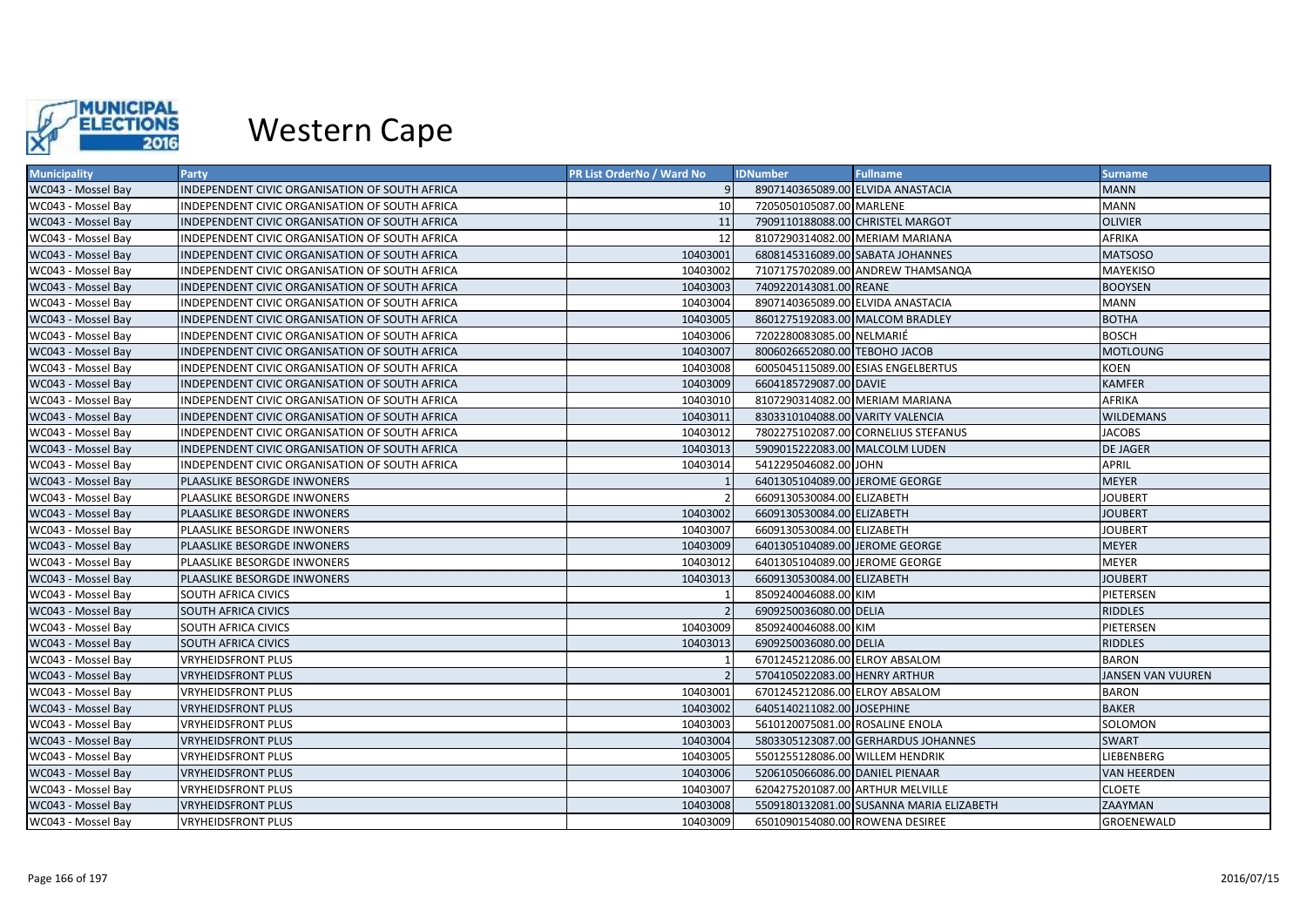# Western Cape

| Municipality | Party | PR List OrderNo / Ward No | IDNumber | Fullname | Surname |
|---|---|---|---|---|---|
| WC043 - Mossel Bay | INDEPENDENT CIVIC ORGANISATION OF SOUTH AFRICA | 9 | 8907140365089.00 | ELVIDA ANASTACIA | MANN |
| WC043 - Mossel Bay | INDEPENDENT CIVIC ORGANISATION OF SOUTH AFRICA | 10 | 7205050105087.00 | MARLENE | MANN |
| WC043 - Mossel Bay | INDEPENDENT CIVIC ORGANISATION OF SOUTH AFRICA | 11 | 7909110188088.00 | CHRISTEL MARGOT | OLIVIER |
| WC043 - Mossel Bay | INDEPENDENT CIVIC ORGANISATION OF SOUTH AFRICA | 12 | 8107290314082.00 | MERIAM MARIANA | AFRIKA |
| WC043 - Mossel Bay | INDEPENDENT CIVIC ORGANISATION OF SOUTH AFRICA | 10403001 | 6808145316089.00 | SABATA JOHANNES | MATSOSO |
| WC043 - Mossel Bay | INDEPENDENT CIVIC ORGANISATION OF SOUTH AFRICA | 10403002 | 7107175702089.00 | ANDREW THAMSANQA | MAYEKISO |
| WC043 - Mossel Bay | INDEPENDENT CIVIC ORGANISATION OF SOUTH AFRICA | 10403003 | 7409220143081.00 | REANE | BOOYSEN |
| WC043 - Mossel Bay | INDEPENDENT CIVIC ORGANISATION OF SOUTH AFRICA | 10403004 | 8907140365089.00 | ELVIDA ANASTACIA | MANN |
| WC043 - Mossel Bay | INDEPENDENT CIVIC ORGANISATION OF SOUTH AFRICA | 10403005 | 8601275192083.00 | MALCOM BRADLEY | BOTHA |
| WC043 - Mossel Bay | INDEPENDENT CIVIC ORGANISATION OF SOUTH AFRICA | 10403006 | 7202280083085.00 | NELMARIÉ | BOSCH |
| WC043 - Mossel Bay | INDEPENDENT CIVIC ORGANISATION OF SOUTH AFRICA | 10403007 | 8006026652080.00 | TEBOHO JACOB | MOTLOUNG |
| WC043 - Mossel Bay | INDEPENDENT CIVIC ORGANISATION OF SOUTH AFRICA | 10403008 | 6005045115089.00 | ESIAS ENGELBERTUS | KOEN |
| WC043 - Mossel Bay | INDEPENDENT CIVIC ORGANISATION OF SOUTH AFRICA | 10403009 | 6604185729087.00 | DAVIE | KAMFER |
| WC043 - Mossel Bay | INDEPENDENT CIVIC ORGANISATION OF SOUTH AFRICA | 10403010 | 8107290314082.00 | MERIAM MARIANA | AFRIKA |
| WC043 - Mossel Bay | INDEPENDENT CIVIC ORGANISATION OF SOUTH AFRICA | 10403011 | 8303310104088.00 | VARITY VALENCIA | WILDEMANS |
| WC043 - Mossel Bay | INDEPENDENT CIVIC ORGANISATION OF SOUTH AFRICA | 10403012 | 7802275102087.00 | CORNELIUS STEFANUS | JACOBS |
| WC043 - Mossel Bay | INDEPENDENT CIVIC ORGANISATION OF SOUTH AFRICA | 10403013 | 5909015222083.00 | MALCOLM LUDEN | DE JAGER |
| WC043 - Mossel Bay | INDEPENDENT CIVIC ORGANISATION OF SOUTH AFRICA | 10403014 | 5412295046082.00 | JOHN | APRIL |
| WC043 - Mossel Bay | PLAASLIKE BESORGDE INWONERS | 1 | 6401305104089.00 | JEROME GEORGE | MEYER |
| WC043 - Mossel Bay | PLAASLIKE BESORGDE INWONERS | 2 | 6609130530084.00 | ELIZABETH | JOUBERT |
| WC043 - Mossel Bay | PLAASLIKE BESORGDE INWONERS | 10403002 | 6609130530084.00 | ELIZABETH | JOUBERT |
| WC043 - Mossel Bay | PLAASLIKE BESORGDE INWONERS | 10403007 | 6609130530084.00 | ELIZABETH | JOUBERT |
| WC043 - Mossel Bay | PLAASLIKE BESORGDE INWONERS | 10403009 | 6401305104089.00 | JEROME GEORGE | MEYER |
| WC043 - Mossel Bay | PLAASLIKE BESORGDE INWONERS | 10403012 | 6401305104089.00 | JEROME GEORGE | MEYER |
| WC043 - Mossel Bay | PLAASLIKE BESORGDE INWONERS | 10403013 | 6609130530084.00 | ELIZABETH | JOUBERT |
| WC043 - Mossel Bay | SOUTH AFRICA CIVICS | 1 | 8509240046088.00 | KIM | PIETERSEN |
| WC043 - Mossel Bay | SOUTH AFRICA CIVICS | 2 | 6909250036080.00 | DELIA | RIDDLES |
| WC043 - Mossel Bay | SOUTH AFRICA CIVICS | 10403009 | 8509240046088.00 | KIM | PIETERSEN |
| WC043 - Mossel Bay | SOUTH AFRICA CIVICS | 10403013 | 6909250036080.00 | DELIA | RIDDLES |
| WC043 - Mossel Bay | VRYHEIDSFRONT PLUS | 1 | 6701245212086.00 | ELROY ABSALOM | BARON |
| WC043 - Mossel Bay | VRYHEIDSFRONT PLUS | 2 | 5704105022083.00 | HENRY ARTHUR | JANSEN VAN VUUREN |
| WC043 - Mossel Bay | VRYHEIDSFRONT PLUS | 10403001 | 6701245212086.00 | ELROY ABSALOM | BARON |
| WC043 - Mossel Bay | VRYHEIDSFRONT PLUS | 10403002 | 6405140211082.00 | JOSEPHINE | BAKER |
| WC043 - Mossel Bay | VRYHEIDSFRONT PLUS | 10403003 | 5610120075081.00 | ROSALINE ENOLA | SOLOMON |
| WC043 - Mossel Bay | VRYHEIDSFRONT PLUS | 10403004 | 5803305123087.00 | GERHARDUS JOHANNES | SWART |
| WC043 - Mossel Bay | VRYHEIDSFRONT PLUS | 10403005 | 5501255128086.00 | WILLEM HENDRIK | LIEBENBERG |
| WC043 - Mossel Bay | VRYHEIDSFRONT PLUS | 10403006 | 5206105066086.00 | DANIEL PIENAAR | VAN HEERDEN |
| WC043 - Mossel Bay | VRYHEIDSFRONT PLUS | 10403007 | 6204275201087.00 | ARTHUR MELVILLE | CLOETE |
| WC043 - Mossel Bay | VRYHEIDSFRONT PLUS | 10403008 | 5509180132081.00 | SUSANNA MARIA ELIZABETH | ZAAYMAN |
| WC043 - Mossel Bay | VRYHEIDSFRONT PLUS | 10403009 | 6501090154080.00 | ROWENA DESIREE | GROENEWALD |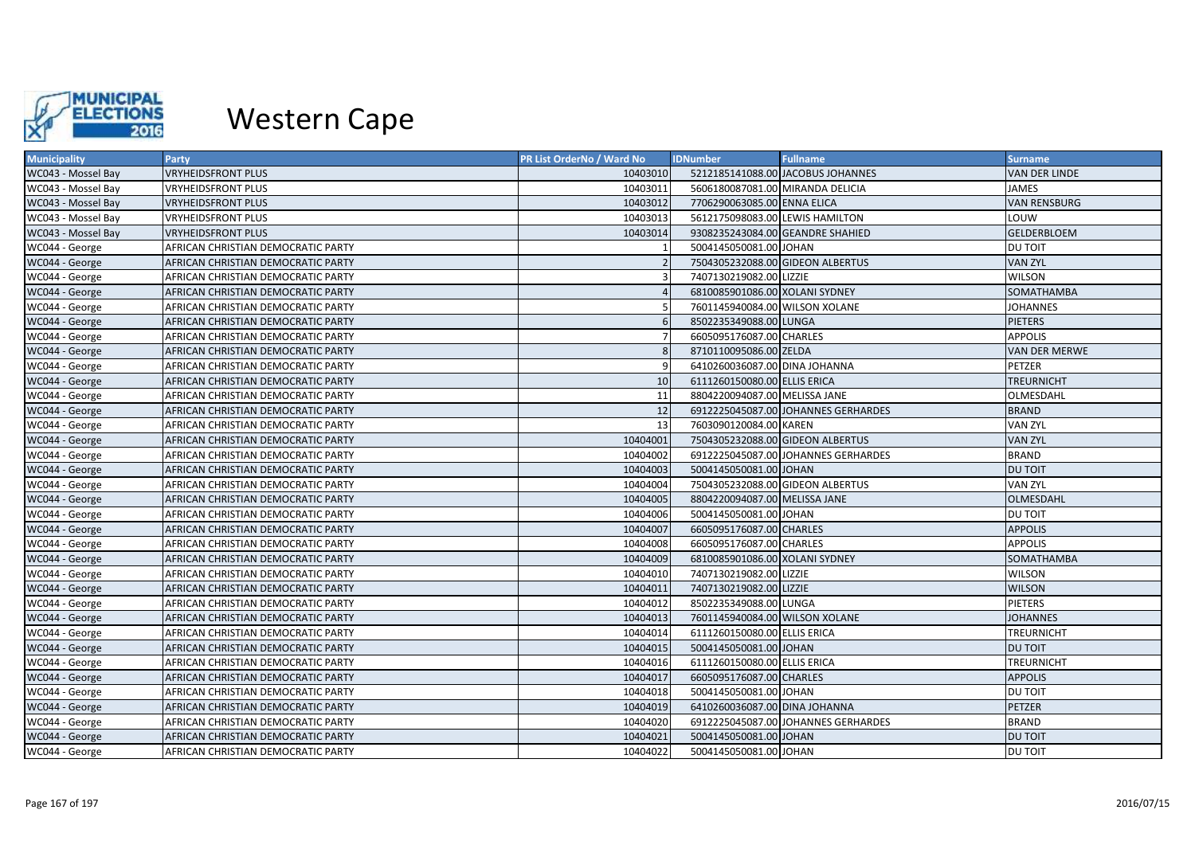# Western Cape

| Municipality | Party | PR List OrderNo / Ward No | IDNumber | Fullname | Surname |
|---|---|---|---|---|---|
| WC043 - Mossel Bay | VRYHEIDSFRONT PLUS | 10403010 | 5212185141088.00 | JACOBUS JOHANNES | VAN DER LINDE |
| WC043 - Mossel Bay | VRYHEIDSFRONT PLUS | 10403011 | 5606180087081.00 | MIRANDA DELICIA | JAMES |
| WC043 - Mossel Bay | VRYHEIDSFRONT PLUS | 10403012 | 7706290063085.00 | ENNA ELICA | VAN RENSBURG |
| WC043 - Mossel Bay | VRYHEIDSFRONT PLUS | 10403013 | 5612175098083.00 | LEWIS HAMILTON | LOUW |
| WC043 - Mossel Bay | VRYHEIDSFRONT PLUS | 10403014 | 9308235243084.00 | GEANDRE SHAHIED | GELDERBLOEM |
| WC044 - George | AFRICAN CHRISTIAN DEMOCRATIC PARTY | 1 | 5004145050081.00 | JOHAN | DU TOIT |
| WC044 - George | AFRICAN CHRISTIAN DEMOCRATIC PARTY | 2 | 7504305232088.00 | GIDEON ALBERTUS | VAN ZYL |
| WC044 - George | AFRICAN CHRISTIAN DEMOCRATIC PARTY | 3 | 7407130219082.00 | LIZZIE | WILSON |
| WC044 - George | AFRICAN CHRISTIAN DEMOCRATIC PARTY | 4 | 6810085901086.00 | XOLANI SYDNEY | SOMATHAMBA |
| WC044 - George | AFRICAN CHRISTIAN DEMOCRATIC PARTY | 5 | 7601145940084.00 | WILSON XOLANE | JOHANNES |
| WC044 - George | AFRICAN CHRISTIAN DEMOCRATIC PARTY | 6 | 8502235349088.00 | LUNGA | PIETERS |
| WC044 - George | AFRICAN CHRISTIAN DEMOCRATIC PARTY | 7 | 6605095176087.00 | CHARLES | APPOLIS |
| WC044 - George | AFRICAN CHRISTIAN DEMOCRATIC PARTY | 8 | 8710110095086.00 | ZELDA | VAN DER MERWE |
| WC044 - George | AFRICAN CHRISTIAN DEMOCRATIC PARTY | 9 | 6410260036087.00 | DINA JOHANNA | PETZER |
| WC044 - George | AFRICAN CHRISTIAN DEMOCRATIC PARTY | 10 | 6111260150080.00 | ELLIS ERICA | TREURNICHT |
| WC044 - George | AFRICAN CHRISTIAN DEMOCRATIC PARTY | 11 | 8804220094087.00 | MELISSA JANE | OLMESDAHL |
| WC044 - George | AFRICAN CHRISTIAN DEMOCRATIC PARTY | 12 | 6912225045087.00 | JOHANNES GERHARDES | BRAND |
| WC044 - George | AFRICAN CHRISTIAN DEMOCRATIC PARTY | 13 | 7603090120084.00 | KAREN | VAN ZYL |
| WC044 - George | AFRICAN CHRISTIAN DEMOCRATIC PARTY | 10404001 | 7504305232088.00 | GIDEON ALBERTUS | VAN ZYL |
| WC044 - George | AFRICAN CHRISTIAN DEMOCRATIC PARTY | 10404002 | 6912225045087.00 | JOHANNES GERHARDES | BRAND |
| WC044 - George | AFRICAN CHRISTIAN DEMOCRATIC PARTY | 10404003 | 5004145050081.00 | JOHAN | DU TOIT |
| WC044 - George | AFRICAN CHRISTIAN DEMOCRATIC PARTY | 10404004 | 7504305232088.00 | GIDEON ALBERTUS | VAN ZYL |
| WC044 - George | AFRICAN CHRISTIAN DEMOCRATIC PARTY | 10404005 | 8804220094087.00 | MELISSA JANE | OLMESDAHL |
| WC044 - George | AFRICAN CHRISTIAN DEMOCRATIC PARTY | 10404006 | 5004145050081.00 | JOHAN | DU TOIT |
| WC044 - George | AFRICAN CHRISTIAN DEMOCRATIC PARTY | 10404007 | 6605095176087.00 | CHARLES | APPOLIS |
| WC044 - George | AFRICAN CHRISTIAN DEMOCRATIC PARTY | 10404008 | 6605095176087.00 | CHARLES | APPOLIS |
| WC044 - George | AFRICAN CHRISTIAN DEMOCRATIC PARTY | 10404009 | 6810085901086.00 | XOLANI SYDNEY | SOMATHAMBA |
| WC044 - George | AFRICAN CHRISTIAN DEMOCRATIC PARTY | 10404010 | 7407130219082.00 | LIZZIE | WILSON |
| WC044 - George | AFRICAN CHRISTIAN DEMOCRATIC PARTY | 10404011 | 7407130219082.00 | LIZZIE | WILSON |
| WC044 - George | AFRICAN CHRISTIAN DEMOCRATIC PARTY | 10404012 | 8502235349088.00 | LUNGA | PIETERS |
| WC044 - George | AFRICAN CHRISTIAN DEMOCRATIC PARTY | 10404013 | 7601145940084.00 | WILSON XOLANE | JOHANNES |
| WC044 - George | AFRICAN CHRISTIAN DEMOCRATIC PARTY | 10404014 | 6111260150080.00 | ELLIS ERICA | TREURNICHT |
| WC044 - George | AFRICAN CHRISTIAN DEMOCRATIC PARTY | 10404015 | 5004145050081.00 | JOHAN | DU TOIT |
| WC044 - George | AFRICAN CHRISTIAN DEMOCRATIC PARTY | 10404016 | 6111260150080.00 | ELLIS ERICA | TREURNICHT |
| WC044 - George | AFRICAN CHRISTIAN DEMOCRATIC PARTY | 10404017 | 6605095176087.00 | CHARLES | APPOLIS |
| WC044 - George | AFRICAN CHRISTIAN DEMOCRATIC PARTY | 10404018 | 5004145050081.00 | JOHAN | DU TOIT |
| WC044 - George | AFRICAN CHRISTIAN DEMOCRATIC PARTY | 10404019 | 6410260036087.00 | DINA JOHANNA | PETZER |
| WC044 - George | AFRICAN CHRISTIAN DEMOCRATIC PARTY | 10404020 | 6912225045087.00 | JOHANNES GERHARDES | BRAND |
| WC044 - George | AFRICAN CHRISTIAN DEMOCRATIC PARTY | 10404021 | 5004145050081.00 | JOHAN | DU TOIT |
| WC044 - George | AFRICAN CHRISTIAN DEMOCRATIC PARTY | 10404022 | 5004145050081.00 | JOHAN | DU TOIT |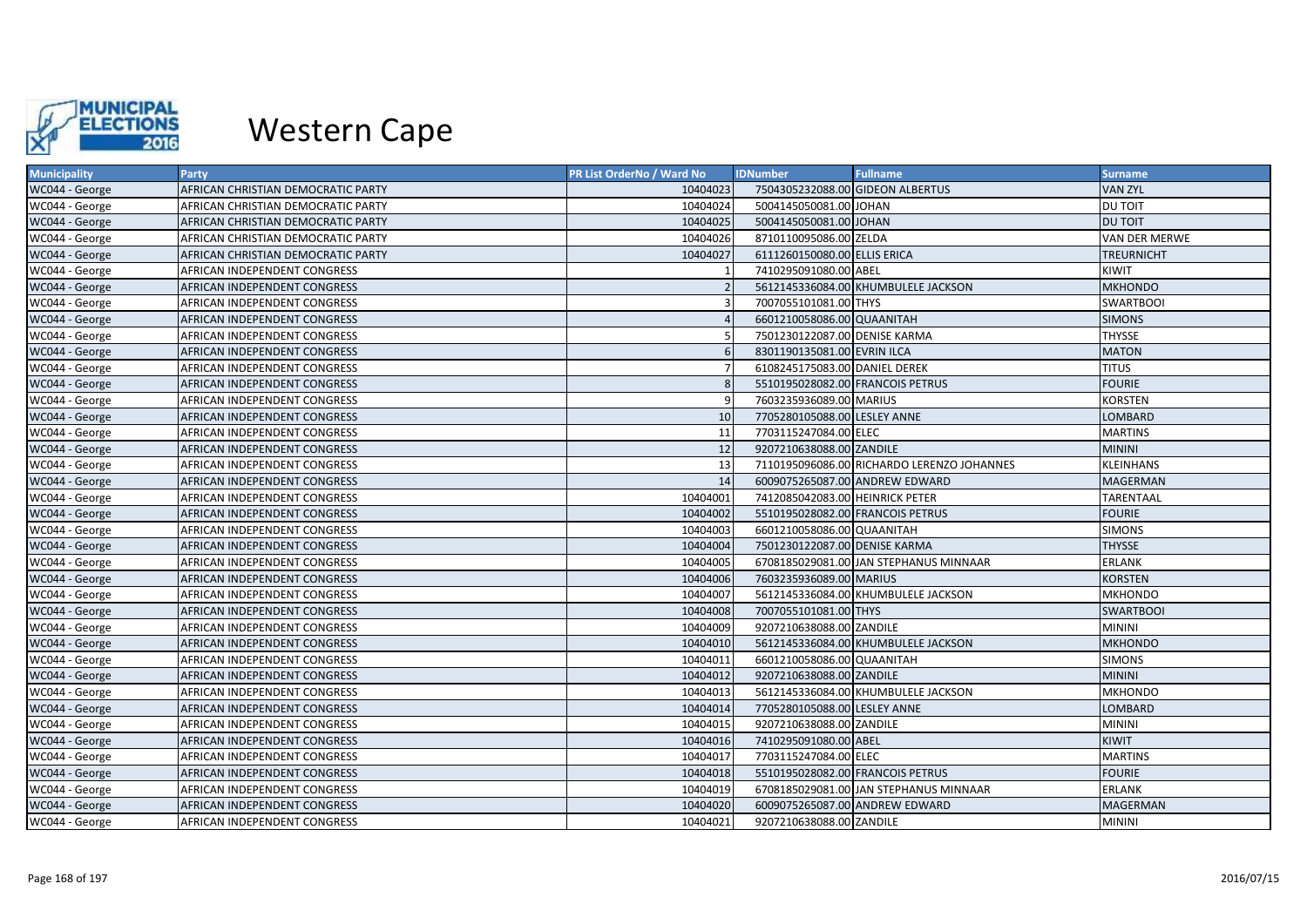# Western Cape

| Municipality | Party | PR List OrderNo / Ward No | IDNumber | Fullname | Surname |
|---|---|---|---|---|---|
| WC044 - George | AFRICAN CHRISTIAN DEMOCRATIC PARTY | 10404023 | 7504305232088.00 | GIDEON ALBERTUS | VAN ZYL |
| WC044 - George | AFRICAN CHRISTIAN DEMOCRATIC PARTY | 10404024 | 5004145050081.00 | JOHAN | DU TOIT |
| WC044 - George | AFRICAN CHRISTIAN DEMOCRATIC PARTY | 10404025 | 5004145050081.00 | JOHAN | DU TOIT |
| WC044 - George | AFRICAN CHRISTIAN DEMOCRATIC PARTY | 10404026 | 8710110095086.00 | ZELDA | VAN DER MERWE |
| WC044 - George | AFRICAN CHRISTIAN DEMOCRATIC PARTY | 10404027 | 6111260150080.00 | ELLIS ERICA | TREURNICHT |
| WC044 - George | AFRICAN INDEPENDENT CONGRESS | 1 | 7410295091080.00 | ABEL | KIWIT |
| WC044 - George | AFRICAN INDEPENDENT CONGRESS | 2 | 5612145336084.00 | KHUMBULELE JACKSON | MKHONDO |
| WC044 - George | AFRICAN INDEPENDENT CONGRESS | 3 | 7007055101081.00 | THYS | SWARTBOOI |
| WC044 - George | AFRICAN INDEPENDENT CONGRESS | 4 | 6601210058086.00 | QUAANITAH | SIMONS |
| WC044 - George | AFRICAN INDEPENDENT CONGRESS | 5 | 7501230122087.00 | DENISE KARMA | THYSSE |
| WC044 - George | AFRICAN INDEPENDENT CONGRESS | 6 | 8301190135081.00 | EVRIN ILCA | MATON |
| WC044 - George | AFRICAN INDEPENDENT CONGRESS | 7 | 6108245175083.00 | DANIEL DEREK | TITUS |
| WC044 - George | AFRICAN INDEPENDENT CONGRESS | 8 | 5510195028082.00 | FRANCOIS PETRUS | FOURIE |
| WC044 - George | AFRICAN INDEPENDENT CONGRESS | 9 | 7603235936089.00 | MARIUS | KORSTEN |
| WC044 - George | AFRICAN INDEPENDENT CONGRESS | 10 | 7705280105088.00 | LESLEY ANNE | LOMBARD |
| WC044 - George | AFRICAN INDEPENDENT CONGRESS | 11 | 7703115247084.00 | ELEC | MARTINS |
| WC044 - George | AFRICAN INDEPENDENT CONGRESS | 12 | 9207210638088.00 | ZANDILE | MININI |
| WC044 - George | AFRICAN INDEPENDENT CONGRESS | 13 | 7110195096086.00 | RICHARDO LERENZO JOHANNES | KLEINHANS |
| WC044 - George | AFRICAN INDEPENDENT CONGRESS | 14 | 6009075265087.00 | ANDREW EDWARD | MAGERMAN |
| WC044 - George | AFRICAN INDEPENDENT CONGRESS | 10404001 | 7412085042083.00 | HEINRICK PETER | TARENTAAL |
| WC044 - George | AFRICAN INDEPENDENT CONGRESS | 10404002 | 5510195028082.00 | FRANCOIS PETRUS | FOURIE |
| WC044 - George | AFRICAN INDEPENDENT CONGRESS | 10404003 | 6601210058086.00 | QUAANITAH | SIMONS |
| WC044 - George | AFRICAN INDEPENDENT CONGRESS | 10404004 | 7501230122087.00 | DENISE KARMA | THYSSE |
| WC044 - George | AFRICAN INDEPENDENT CONGRESS | 10404005 | 6708185029081.00 | JAN STEPHANUS MINNAAR | ERLANK |
| WC044 - George | AFRICAN INDEPENDENT CONGRESS | 10404006 | 7603235936089.00 | MARIUS | KORSTEN |
| WC044 - George | AFRICAN INDEPENDENT CONGRESS | 10404007 | 5612145336084.00 | KHUMBULELE JACKSON | MKHONDO |
| WC044 - George | AFRICAN INDEPENDENT CONGRESS | 10404008 | 7007055101081.00 | THYS | SWARTBOOI |
| WC044 - George | AFRICAN INDEPENDENT CONGRESS | 10404009 | 9207210638088.00 | ZANDILE | MININI |
| WC044 - George | AFRICAN INDEPENDENT CONGRESS | 10404010 | 5612145336084.00 | KHUMBULELE JACKSON | MKHONDO |
| WC044 - George | AFRICAN INDEPENDENT CONGRESS | 10404011 | 6601210058086.00 | QUAANITAH | SIMONS |
| WC044 - George | AFRICAN INDEPENDENT CONGRESS | 10404012 | 9207210638088.00 | ZANDILE | MININI |
| WC044 - George | AFRICAN INDEPENDENT CONGRESS | 10404013 | 5612145336084.00 | KHUMBULELE JACKSON | MKHONDO |
| WC044 - George | AFRICAN INDEPENDENT CONGRESS | 10404014 | 7705280105088.00 | LESLEY ANNE | LOMBARD |
| WC044 - George | AFRICAN INDEPENDENT CONGRESS | 10404015 | 9207210638088.00 | ZANDILE | MININI |
| WC044 - George | AFRICAN INDEPENDENT CONGRESS | 10404016 | 7410295091080.00 | ABEL | KIWIT |
| WC044 - George | AFRICAN INDEPENDENT CONGRESS | 10404017 | 7703115247084.00 | ELEC | MARTINS |
| WC044 - George | AFRICAN INDEPENDENT CONGRESS | 10404018 | 5510195028082.00 | FRANCOIS PETRUS | FOURIE |
| WC044 - George | AFRICAN INDEPENDENT CONGRESS | 10404019 | 6708185029081.00 | JAN STEPHANUS MINNAAR | ERLANK |
| WC044 - George | AFRICAN INDEPENDENT CONGRESS | 10404020 | 6009075265087.00 | ANDREW EDWARD | MAGERMAN |
| WC044 - George | AFRICAN INDEPENDENT CONGRESS | 10404021 | 9207210638088.00 | ZANDILE | MININI |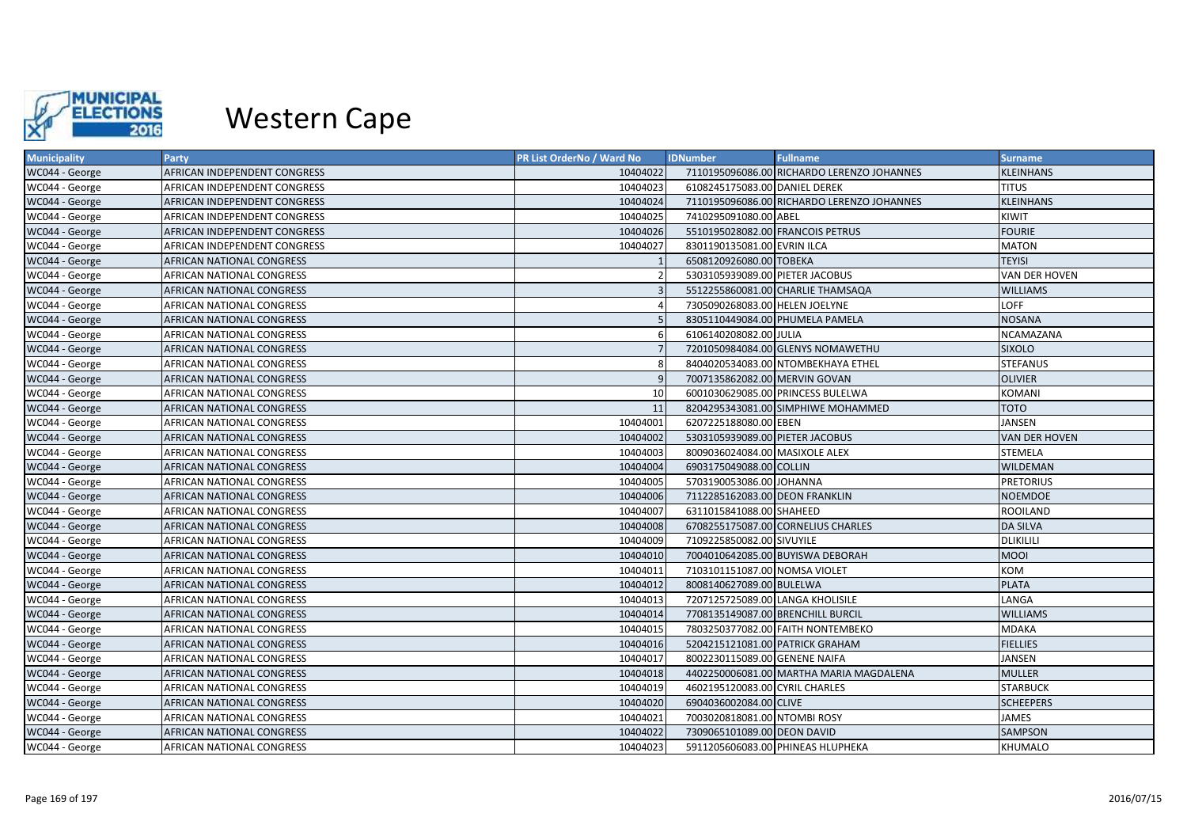# Western Cape

| Municipality | Party | PR List OrderNo / Ward No | IDNumber | Fullname | Surname |
|---|---|---|---|---|---|
| WC044 - George | AFRICAN INDEPENDENT CONGRESS | 10404022 | 7110195096086.00 | RICHARDO LERENZO JOHANNES | KLEINHANS |
| WC044 - George | AFRICAN INDEPENDENT CONGRESS | 10404023 | 6108245175083.00 | DANIEL DEREK | TITUS |
| WC044 - George | AFRICAN INDEPENDENT CONGRESS | 10404024 | 7110195096086.00 | RICHARDO LERENZO JOHANNES | KLEINHANS |
| WC044 - George | AFRICAN INDEPENDENT CONGRESS | 10404025 | 7410295091080.00 | ABEL | KIWIT |
| WC044 - George | AFRICAN INDEPENDENT CONGRESS | 10404026 | 5510195028082.00 | FRANCOIS PETRUS | FOURIE |
| WC044 - George | AFRICAN INDEPENDENT CONGRESS | 10404027 | 8301190135081.00 | EVRIN ILCA | MATON |
| WC044 - George | AFRICAN NATIONAL CONGRESS | 1 | 6508120926080.00 | TOBEKA | TEYISI |
| WC044 - George | AFRICAN NATIONAL CONGRESS | 2 | 5303105939089.00 | PIETER JACOBUS | VAN DER HOVEN |
| WC044 - George | AFRICAN NATIONAL CONGRESS | 3 | 5512255860081.00 | CHARLIE THAMSAQA | WILLIAMS |
| WC044 - George | AFRICAN NATIONAL CONGRESS | 4 | 7305090268083.00 | HELEN JOELYNE | LOFF |
| WC044 - George | AFRICAN NATIONAL CONGRESS | 5 | 8305110449084.00 | PHUMELA PAMELA | NOSANA |
| WC044 - George | AFRICAN NATIONAL CONGRESS | 6 | 6106140208082.00 | JULIA | NCAMAZANA |
| WC044 - George | AFRICAN NATIONAL CONGRESS | 7 | 7201050984084.00 | GLENYS NOMAWETHU | SIXOLO |
| WC044 - George | AFRICAN NATIONAL CONGRESS | 8 | 8404020534083.00 | NTOMBEKHAYA ETHEL | STEFANUS |
| WC044 - George | AFRICAN NATIONAL CONGRESS | 9 | 7007135862082.00 | MERVIN GOVAN | OLIVIER |
| WC044 - George | AFRICAN NATIONAL CONGRESS | 10 | 6001030629085.00 | PRINCESS BULELWA | KOMANI |
| WC044 - George | AFRICAN NATIONAL CONGRESS | 11 | 8204295343081.00 | SIMPHIWE MOHAMMED | TOTO |
| WC044 - George | AFRICAN NATIONAL CONGRESS | 10404001 | 6207225188080.00 | EBEN | JANSEN |
| WC044 - George | AFRICAN NATIONAL CONGRESS | 10404002 | 5303105939089.00 | PIETER JACOBUS | VAN DER HOVEN |
| WC044 - George | AFRICAN NATIONAL CONGRESS | 10404003 | 8009036024084.00 | MASIXOLE ALEX | STEMELA |
| WC044 - George | AFRICAN NATIONAL CONGRESS | 10404004 | 6903175049088.00 | COLLIN | WILDEMAN |
| WC044 - George | AFRICAN NATIONAL CONGRESS | 10404005 | 5703190053086.00 | JOHANNA | PRETORIUS |
| WC044 - George | AFRICAN NATIONAL CONGRESS | 10404006 | 7112285162083.00 | DEON FRANKLIN | NOEMDOE |
| WC044 - George | AFRICAN NATIONAL CONGRESS | 10404007 | 6311015841088.00 | SHAHEED | ROOILAND |
| WC044 - George | AFRICAN NATIONAL CONGRESS | 10404008 | 6708255175087.00 | CORNELIUS CHARLES | DA SILVA |
| WC044 - George | AFRICAN NATIONAL CONGRESS | 10404009 | 7109225850082.00 | SIVUYILE | DLIKILILI |
| WC044 - George | AFRICAN NATIONAL CONGRESS | 10404010 | 7004010642085.00 | BUYISWA DEBORAH | MOOI |
| WC044 - George | AFRICAN NATIONAL CONGRESS | 10404011 | 7103101151087.00 | NOMSA VIOLET | KOM |
| WC044 - George | AFRICAN NATIONAL CONGRESS | 10404012 | 8008140627089.00 | BULELWA | PLATA |
| WC044 - George | AFRICAN NATIONAL CONGRESS | 10404013 | 7207125725089.00 | LANGA KHOLISILE | LANGA |
| WC044 - George | AFRICAN NATIONAL CONGRESS | 10404014 | 7708135149087.00 | BRENCHILL BURCIL | WILLIAMS |
| WC044 - George | AFRICAN NATIONAL CONGRESS | 10404015 | 7803250377082.00 | FAITH NONTEMBEKO | MDAKA |
| WC044 - George | AFRICAN NATIONAL CONGRESS | 10404016 | 5204215121081.00 | PATRICK GRAHAM | FIELLIES |
| WC044 - George | AFRICAN NATIONAL CONGRESS | 10404017 | 8002230115089.00 | GENENE NAIFA | JANSEN |
| WC044 - George | AFRICAN NATIONAL CONGRESS | 10404018 | 4402250006081.00 | MARTHA MARIA MAGDALENA | MULLER |
| WC044 - George | AFRICAN NATIONAL CONGRESS | 10404019 | 4602195120083.00 | CYRIL CHARLES | STARBUCK |
| WC044 - George | AFRICAN NATIONAL CONGRESS | 10404020 | 6904036002084.00 | CLIVE | SCHEEPERS |
| WC044 - George | AFRICAN NATIONAL CONGRESS | 10404021 | 7003020818081.00 | NTOMBI ROSY | JAMES |
| WC044 - George | AFRICAN NATIONAL CONGRESS | 10404022 | 7309065101089.00 | DEON DAVID | SAMPSON |
| WC044 - George | AFRICAN NATIONAL CONGRESS | 10404023 | 5911205606083.00 | PHINEAS HLUPHEKA | KHUMALO |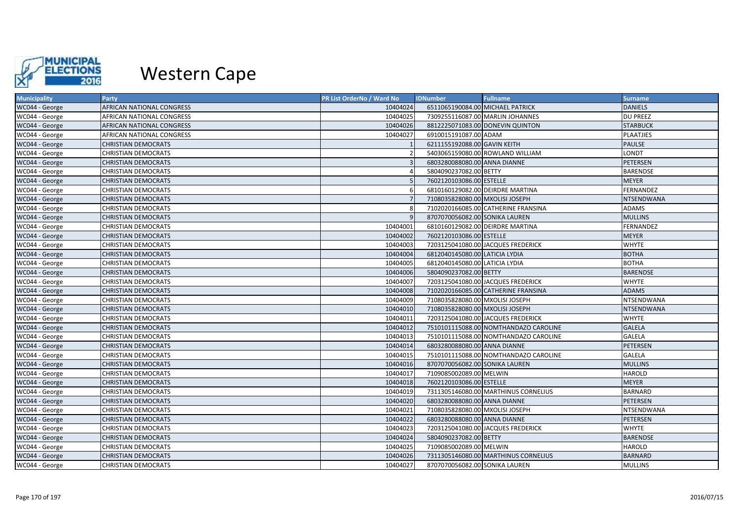# Western Cape

| Municipality | Party | PR List OrderNo / Ward No | IDNumber | Fullname | Surname |
|---|---|---|---|---|---|
| WC044 - George | AFRICAN NATIONAL CONGRESS | 10404024 | 6511065190084.00 | MICHAEL PATRICK | DANIELS |
| WC044 - George | AFRICAN NATIONAL CONGRESS | 10404025 | 7309255116087.00 | MARLIN JOHANNES | DU PREEZ |
| WC044 - George | AFRICAN NATIONAL CONGRESS | 10404026 | 8812225071083.00 | DONEVIN QUINTON | STARBUCK |
| WC044 - George | AFRICAN NATIONAL CONGRESS | 10404027 | 6910015191087.00 | ADAM | PLAATJIES |
| WC044 - George | CHRISTIAN DEMOCRATS | 1 | 6211155192088.00 | GAVIN KEITH | PAULSE |
| WC044 - George | CHRISTIAN DEMOCRATS | 2 | 5403065159080.00 | ROWLAND WILLIAM | LONDT |
| WC044 - George | CHRISTIAN DEMOCRATS | 3 | 6803280088080.00 | ANNA DIANNE | PETERSEN |
| WC044 - George | CHRISTIAN DEMOCRATS | 4 | 5804090237082.00 | BETTY | BARENDSE |
| WC044 - George | CHRISTIAN DEMOCRATS | 5 | 7602120103086.00 | ESTELLE | MEYER |
| WC044 - George | CHRISTIAN DEMOCRATS | 6 | 6810160129082.00 | DEIRDRE MARTINA | FERNANDEZ |
| WC044 - George | CHRISTIAN DEMOCRATS | 7 | 7108035828080.00 | MXOLISI JOSEPH | NTSENDWANA |
| WC044 - George | CHRISTIAN DEMOCRATS | 8 | 7102020166085.00 | CATHERINE FRANSINA | ADAMS |
| WC044 - George | CHRISTIAN DEMOCRATS | 9 | 8707070056082.00 | SONIKA LAUREN | MULLINS |
| WC044 - George | CHRISTIAN DEMOCRATS | 10404001 | 6810160129082.00 | DEIRDRE MARTINA | FERNANDEZ |
| WC044 - George | CHRISTIAN DEMOCRATS | 10404002 | 7602120103086.00 | ESTELLE | MEYER |
| WC044 - George | CHRISTIAN DEMOCRATS | 10404003 | 7203125041080.00 | JACQUES FREDERICK | WHYTE |
| WC044 - George | CHRISTIAN DEMOCRATS | 10404004 | 6812040145080.00 | LATICIA LYDIA | BOTHA |
| WC044 - George | CHRISTIAN DEMOCRATS | 10404005 | 6812040145080.00 | LATICIA LYDIA | BOTHA |
| WC044 - George | CHRISTIAN DEMOCRATS | 10404006 | 5804090237082.00 | BETTY | BARENDSE |
| WC044 - George | CHRISTIAN DEMOCRATS | 10404007 | 7203125041080.00 | JACQUES FREDERICK | WHYTE |
| WC044 - George | CHRISTIAN DEMOCRATS | 10404008 | 7102020166085.00 | CATHERINE FRANSINA | ADAMS |
| WC044 - George | CHRISTIAN DEMOCRATS | 10404009 | 7108035828080.00 | MXOLISI JOSEPH | NTSENDWANA |
| WC044 - George | CHRISTIAN DEMOCRATS | 10404010 | 7108035828080.00 | MXOLISI JOSEPH | NTSENDWANA |
| WC044 - George | CHRISTIAN DEMOCRATS | 10404011 | 7203125041080.00 | JACQUES FREDERICK | WHYTE |
| WC044 - George | CHRISTIAN DEMOCRATS | 10404012 | 7510101115088.00 | NOMTHANDAZO CAROLINE | GALELA |
| WC044 - George | CHRISTIAN DEMOCRATS | 10404013 | 7510101115088.00 | NOMTHANDAZO CAROLINE | GALELA |
| WC044 - George | CHRISTIAN DEMOCRATS | 10404014 | 6803280088080.00 | ANNA DIANNE | PETERSEN |
| WC044 - George | CHRISTIAN DEMOCRATS | 10404015 | 7510101115088.00 | NOMTHANDAZO CAROLINE | GALELA |
| WC044 - George | CHRISTIAN DEMOCRATS | 10404016 | 8707070056082.00 | SONIKA LAUREN | MULLINS |
| WC044 - George | CHRISTIAN DEMOCRATS | 10404017 | 7109085002089.00 | MELWIN | HAROLD |
| WC044 - George | CHRISTIAN DEMOCRATS | 10404018 | 7602120103086.00 | ESTELLE | MEYER |
| WC044 - George | CHRISTIAN DEMOCRATS | 10404019 | 7311305146080.00 | MARTHINUS CORNELIUS | BARNARD |
| WC044 - George | CHRISTIAN DEMOCRATS | 10404020 | 6803280088080.00 | ANNA DIANNE | PETERSEN |
| WC044 - George | CHRISTIAN DEMOCRATS | 10404021 | 7108035828080.00 | MXOLISI JOSEPH | NTSENDWANA |
| WC044 - George | CHRISTIAN DEMOCRATS | 10404022 | 6803280088080.00 | ANNA DIANNE | PETERSEN |
| WC044 - George | CHRISTIAN DEMOCRATS | 10404023 | 7203125041080.00 | JACQUES FREDERICK | WHYTE |
| WC044 - George | CHRISTIAN DEMOCRATS | 10404024 | 5804090237082.00 | BETTY | BARENDSE |
| WC044 - George | CHRISTIAN DEMOCRATS | 10404025 | 7109085002089.00 | MELWIN | HAROLD |
| WC044 - George | CHRISTIAN DEMOCRATS | 10404026 | 7311305146080.00 | MARTHINUS CORNELIUS | BARNARD |
| WC044 - George | CHRISTIAN DEMOCRATS | 10404027 | 8707070056082.00 | SONIKA LAUREN | MULLINS |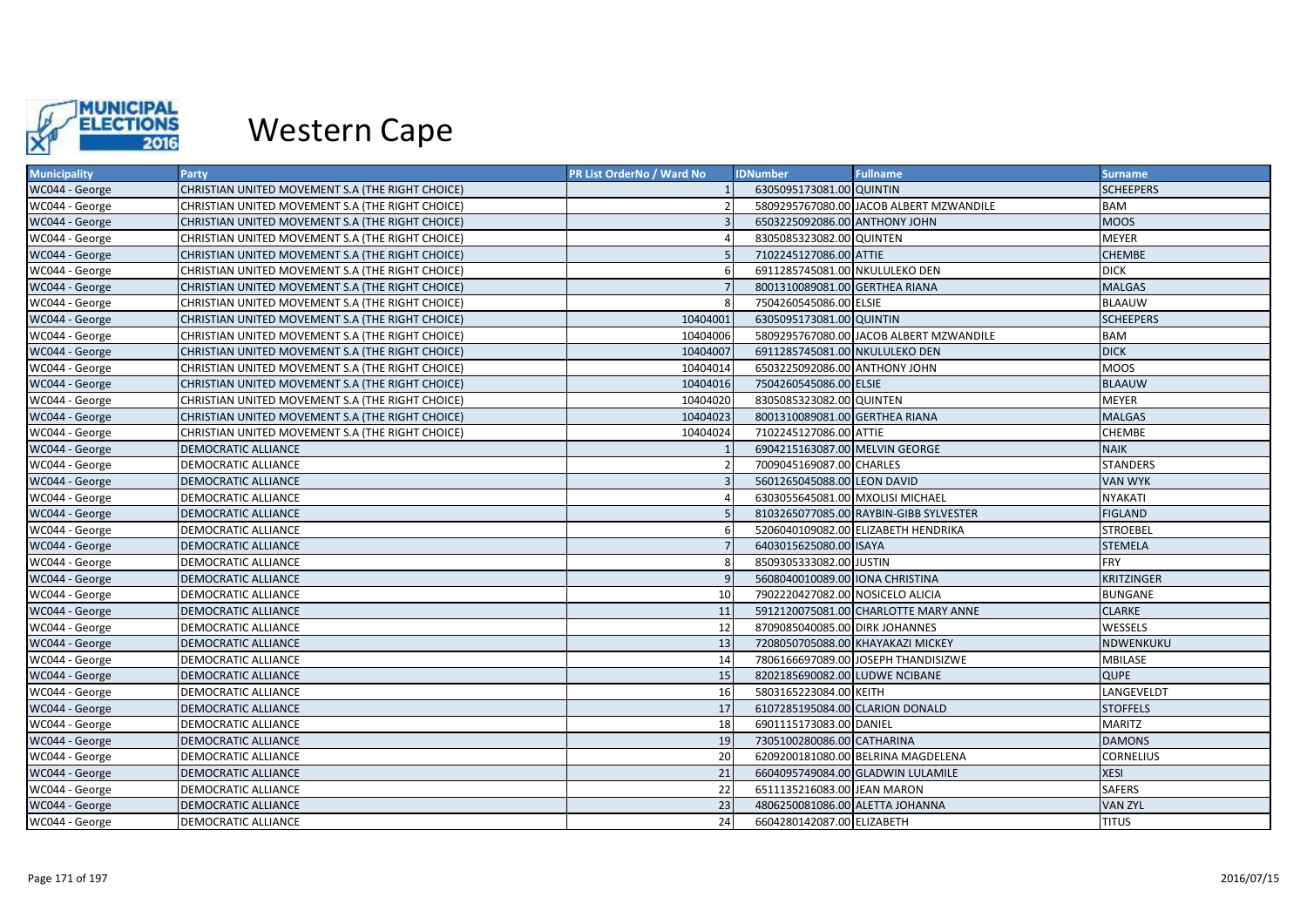# Western Cape

| Municipality | Party | PR List OrderNo / Ward No | IDNumber | Fullname | Surname |
|---|---|---|---|---|---|
| WC044 - George | CHRISTIAN UNITED MOVEMENT S.A (THE RIGHT CHOICE) | 1 | 6305095173081.00 | QUINTIN | SCHEEPERS |
| WC044 - George | CHRISTIAN UNITED MOVEMENT S.A (THE RIGHT CHOICE) | 2 | 5809295767080.00 | JACOB ALBERT MZWANDILE | BAM |
| WC044 - George | CHRISTIAN UNITED MOVEMENT S.A (THE RIGHT CHOICE) | 3 | 6503225092086.00 | ANTHONY JOHN | MOOS |
| WC044 - George | CHRISTIAN UNITED MOVEMENT S.A (THE RIGHT CHOICE) | 4 | 8305085323082.00 | QUINTEN | MEYER |
| WC044 - George | CHRISTIAN UNITED MOVEMENT S.A (THE RIGHT CHOICE) | 5 | 7102245127086.00 | ATTIE | CHEMBE |
| WC044 - George | CHRISTIAN UNITED MOVEMENT S.A (THE RIGHT CHOICE) | 6 | 6911285745081.00 | NKULULEKO DEN | DICK |
| WC044 - George | CHRISTIAN UNITED MOVEMENT S.A (THE RIGHT CHOICE) | 7 | 8001310089081.00 | GERTHEA RIANA | MALGAS |
| WC044 - George | CHRISTIAN UNITED MOVEMENT S.A (THE RIGHT CHOICE) | 8 | 7504260545086.00 | ELSIE | BLAAUW |
| WC044 - George | CHRISTIAN UNITED MOVEMENT S.A (THE RIGHT CHOICE) | 10404001 | 6305095173081.00 | QUINTIN | SCHEEPERS |
| WC044 - George | CHRISTIAN UNITED MOVEMENT S.A (THE RIGHT CHOICE) | 10404006 | 5809295767080.00 | JACOB ALBERT MZWANDILE | BAM |
| WC044 - George | CHRISTIAN UNITED MOVEMENT S.A (THE RIGHT CHOICE) | 10404007 | 6911285745081.00 | NKULULEKO DEN | DICK |
| WC044 - George | CHRISTIAN UNITED MOVEMENT S.A (THE RIGHT CHOICE) | 10404014 | 6503225092086.00 | ANTHONY JOHN | MOOS |
| WC044 - George | CHRISTIAN UNITED MOVEMENT S.A (THE RIGHT CHOICE) | 10404016 | 7504260545086.00 | ELSIE | BLAAUW |
| WC044 - George | CHRISTIAN UNITED MOVEMENT S.A (THE RIGHT CHOICE) | 10404020 | 8305085323082.00 | QUINTEN | MEYER |
| WC044 - George | CHRISTIAN UNITED MOVEMENT S.A (THE RIGHT CHOICE) | 10404023 | 8001310089081.00 | GERTHEA RIANA | MALGAS |
| WC044 - George | CHRISTIAN UNITED MOVEMENT S.A (THE RIGHT CHOICE) | 10404024 | 7102245127086.00 | ATTIE | CHEMBE |
| WC044 - George | DEMOCRATIC ALLIANCE | 1 | 6904215163087.00 | MELVIN GEORGE | NAIK |
| WC044 - George | DEMOCRATIC ALLIANCE | 2 | 7009045169087.00 | CHARLES | STANDERS |
| WC044 - George | DEMOCRATIC ALLIANCE | 3 | 5601265045088.00 | LEON DAVID | VAN WYK |
| WC044 - George | DEMOCRATIC ALLIANCE | 4 | 6303055645081.00 | MXOLISI MICHAEL | NYAKATI |
| WC044 - George | DEMOCRATIC ALLIANCE | 5 | 8103265077085.00 | RAYBIN-GIBB SYLVESTER | FIGLAND |
| WC044 - George | DEMOCRATIC ALLIANCE | 6 | 5206040109082.00 | ELIZABETH HENDRIKA | STROEBEL |
| WC044 - George | DEMOCRATIC ALLIANCE | 7 | 6403015625080.00 | ISAYA | STEMELA |
| WC044 - George | DEMOCRATIC ALLIANCE | 8 | 8509305333082.00 | JUSTIN | FRY |
| WC044 - George | DEMOCRATIC ALLIANCE | 9 | 5608040010089.00 | IONA CHRISTINA | KRITZINGER |
| WC044 - George | DEMOCRATIC ALLIANCE | 10 | 7902220427082.00 | NOSICELO ALICIA | BUNGANE |
| WC044 - George | DEMOCRATIC ALLIANCE | 11 | 5912120075081.00 | CHARLOTTE MARY ANNE | CLARKE |
| WC044 - George | DEMOCRATIC ALLIANCE | 12 | 8709085040085.00 | DIRK JOHANNES | WESSELS |
| WC044 - George | DEMOCRATIC ALLIANCE | 13 | 7208050705088.00 | KHAYAKAZI MICKEY | NDWENKUKU |
| WC044 - George | DEMOCRATIC ALLIANCE | 14 | 7806166697089.00 | JOSEPH THANDISIZWE | MBILASE |
| WC044 - George | DEMOCRATIC ALLIANCE | 15 | 8202185690082.00 | LUDWE NCIBANE | QUPE |
| WC044 - George | DEMOCRATIC ALLIANCE | 16 | 5803165223084.00 | KEITH | LANGEVELDT |
| WC044 - George | DEMOCRATIC ALLIANCE | 17 | 6107285195084.00 | CLARION DONALD | STOFFELS |
| WC044 - George | DEMOCRATIC ALLIANCE | 18 | 6901115173083.00 | DANIEL | MARITZ |
| WC044 - George | DEMOCRATIC ALLIANCE | 19 | 7305100280086.00 | CATHARINA | DAMONS |
| WC044 - George | DEMOCRATIC ALLIANCE | 20 | 6209200181080.00 | BELRINA MAGDELENA | CORNELIUS |
| WC044 - George | DEMOCRATIC ALLIANCE | 21 | 6604095749084.00 | GLADWIN LULAMILE | XESI |
| WC044 - George | DEMOCRATIC ALLIANCE | 22 | 6511135216083.00 | JEAN MARON | SAFERS |
| WC044 - George | DEMOCRATIC ALLIANCE | 23 | 4806250081086.00 | ALETTA JOHANNA | VAN ZYL |
| WC044 - George | DEMOCRATIC ALLIANCE | 24 | 6604280142087.00 | ELIZABETH | TITUS |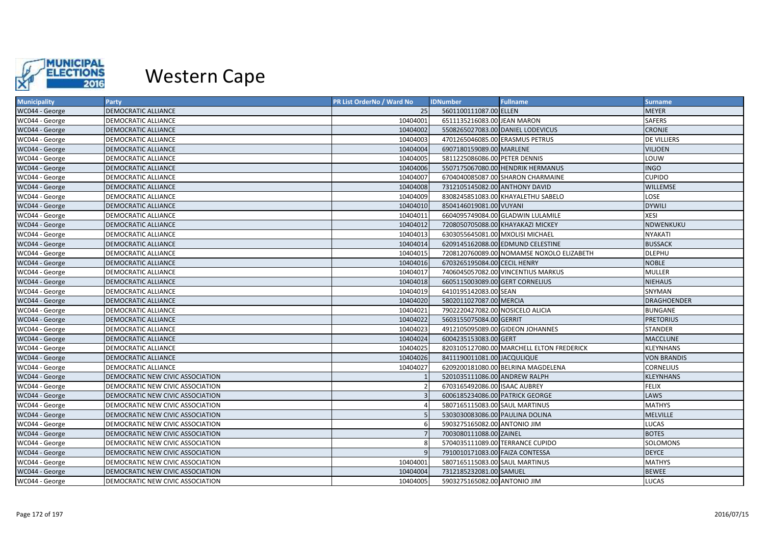# Western Cape

| Municipality | Party | PR List OrderNo / Ward No | IDNumber | Fullname | Surname |
|---|---|---|---|---|---|
| WC044 - George | DEMOCRATIC ALLIANCE | 25 | 5601100111087.00 | ELLEN | MEYER |
| WC044 - George | DEMOCRATIC ALLIANCE | 10404001 | 6511135216083.00 | JEAN MARON | SAFERS |
| WC044 - George | DEMOCRATIC ALLIANCE | 10404002 | 5508265027083.00 | DANIEL LODEVICUS | CRONJE |
| WC044 - George | DEMOCRATIC ALLIANCE | 10404003 | 4701265046085.00 | ERASMUS PETRUS | DE VILLIERS |
| WC044 - George | DEMOCRATIC ALLIANCE | 10404004 | 6907180159089.00 | MARLENE | VILJOEN |
| WC044 - George | DEMOCRATIC ALLIANCE | 10404005 | 5811225086086.00 | PETER DENNIS | LOUW |
| WC044 - George | DEMOCRATIC ALLIANCE | 10404006 | 5507175067080.00 | HENDRIK HERMANUS | INGO |
| WC044 - George | DEMOCRATIC ALLIANCE | 10404007 | 6704040085087.00 | SHARON CHARMAINE | CUPIDO |
| WC044 - George | DEMOCRATIC ALLIANCE | 10404008 | 7312105145082.00 | ANTHONY DAVID | WILLEMSE |
| WC044 - George | DEMOCRATIC ALLIANCE | 10404009 | 8308245851083.00 | KHAYALETHU SABELO | LOSE |
| WC044 - George | DEMOCRATIC ALLIANCE | 10404010 | 8504146019081.00 | VUYANI | DYWILI |
| WC044 - George | DEMOCRATIC ALLIANCE | 10404011 | 6604095749084.00 | GLADWIN LULAMILE | XESI |
| WC044 - George | DEMOCRATIC ALLIANCE | 10404012 | 7208050705088.00 | KHAYAKAZI MICKEY | NDWENKUKU |
| WC044 - George | DEMOCRATIC ALLIANCE | 10404013 | 6303055645081.00 | MXOLISI MICHAEL | NYAKATI |
| WC044 - George | DEMOCRATIC ALLIANCE | 10404014 | 6209145162088.00 | EDMUND CELESTINE | BUSSACK |
| WC044 - George | DEMOCRATIC ALLIANCE | 10404015 | 7208120760089.00 | NOMAMSE NOXOLO ELIZABETH | DLEPHU |
| WC044 - George | DEMOCRATIC ALLIANCE | 10404016 | 6703265195084.00 | CECIL HENRY | NOBLE |
| WC044 - George | DEMOCRATIC ALLIANCE | 10404017 | 7406045057082.00 | VINCENTIUS MARKUS | MULLER |
| WC044 - George | DEMOCRATIC ALLIANCE | 10404018 | 6605115003089.00 | GERT CORNELIUS | NIEHAUS |
| WC044 - George | DEMOCRATIC ALLIANCE | 10404019 | 6410195142083.00 | SEAN | SNYMAN |
| WC044 - George | DEMOCRATIC ALLIANCE | 10404020 | 5802011027087.00 | MERCIA | DRAGHOENDER |
| WC044 - George | DEMOCRATIC ALLIANCE | 10404021 | 7902220427082.00 | NOSICELO ALICIA | BUNGANE |
| WC044 - George | DEMOCRATIC ALLIANCE | 10404022 | 5603155075084.00 | GERRIT | PRETORIUS |
| WC044 - George | DEMOCRATIC ALLIANCE | 10404023 | 4912105095089.00 | GIDEON JOHANNES | STANDER |
| WC044 - George | DEMOCRATIC ALLIANCE | 10404024 | 6004235153083.00 | GERT | MACCLUNE |
| WC044 - George | DEMOCRATIC ALLIANCE | 10404025 | 8203105127080.00 | MARCHELL ELTON FREDERICK | KLEYNHANS |
| WC044 - George | DEMOCRATIC ALLIANCE | 10404026 | 8411190011081.00 | JACQULIQUE | VON BRANDIS |
| WC044 - George | DEMOCRATIC ALLIANCE | 10404027 | 6209200181080.00 | BELRINA MAGDELENA | CORNELIUS |
| WC044 - George | DEMOCRATIC NEW CIVIC ASSOCIATION | 1 | 5201035111086.00 | ANDREW RALPH | KLEYNHANS |
| WC044 - George | DEMOCRATIC NEW CIVIC ASSOCIATION | 2 | 6703165492086.00 | ISAAC AUBREY | FELIX |
| WC044 - George | DEMOCRATIC NEW CIVIC ASSOCIATION | 3 | 6006185234086.00 | PATRICK GEORGE | LAWS |
| WC044 - George | DEMOCRATIC NEW CIVIC ASSOCIATION | 4 | 5807165115083.00 | SAUL MARTINUS | MATHYS |
| WC044 - George | DEMOCRATIC NEW CIVIC ASSOCIATION | 5 | 5303030083086.00 | PAULINA DOLINA | MELVILLE |
| WC044 - George | DEMOCRATIC NEW CIVIC ASSOCIATION | 6 | 5903275165082.00 | ANTONIO JIM | LUCAS |
| WC044 - George | DEMOCRATIC NEW CIVIC ASSOCIATION | 7 | 7003080111088.00 | ZAINEL | BOTES |
| WC044 - George | DEMOCRATIC NEW CIVIC ASSOCIATION | 8 | 5704035111089.00 | TERRANCE CUPIDO | SOLOMONS |
| WC044 - George | DEMOCRATIC NEW CIVIC ASSOCIATION | 9 | 7910010171083.00 | FAIZA CONTESSA | DEYCE |
| WC044 - George | DEMOCRATIC NEW CIVIC ASSOCIATION | 10404001 | 5807165115083.00 | SAUL MARTINUS | MATHYS |
| WC044 - George | DEMOCRATIC NEW CIVIC ASSOCIATION | 10404004 | 7312185232081.00 | SAMUEL | BEWEE |
| WC044 - George | DEMOCRATIC NEW CIVIC ASSOCIATION | 10404005 | 5903275165082.00 | ANTONIO JIM | LUCAS |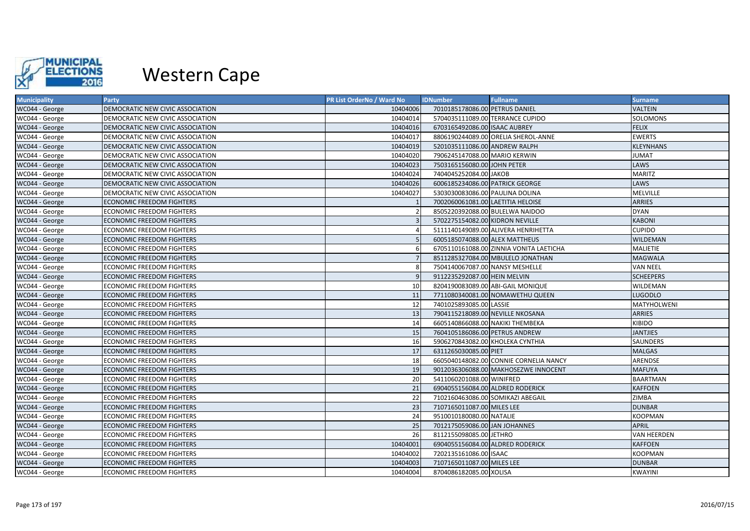# Western Cape

| Municipality | Party | PR List OrderNo / Ward No | IDNumber | Fullname | Surname |
|---|---|---|---|---|---|
| WC044 - George | DEMOCRATIC NEW CIVIC ASSOCIATION | 10404006 | 7010185178086.00 | PETRUS DANIEL | VALTEIN |
| WC044 - George | DEMOCRATIC NEW CIVIC ASSOCIATION | 10404014 | 5704035111089.00 | TERRANCE CUPIDO | SOLOMONS |
| WC044 - George | DEMOCRATIC NEW CIVIC ASSOCIATION | 10404016 | 6703165492086.00 | ISAAC AUBREY | FELIX |
| WC044 - George | DEMOCRATIC NEW CIVIC ASSOCIATION | 10404017 | 8806190244089.00 | ORELIA SHEROL-ANNE | EWERTS |
| WC044 - George | DEMOCRATIC NEW CIVIC ASSOCIATION | 10404019 | 5201035111086.00 | ANDREW RALPH | KLEYNHANS |
| WC044 - George | DEMOCRATIC NEW CIVIC ASSOCIATION | 10404020 | 7906245147088.00 | MARIO KERWIN | JUMAT |
| WC044 - George | DEMOCRATIC NEW CIVIC ASSOCIATION | 10404023 | 7503165156080.00 | JOHN PETER | LAWS |
| WC044 - George | DEMOCRATIC NEW CIVIC ASSOCIATION | 10404024 | 7404045252084.00 | JAKOB | MARITZ |
| WC044 - George | DEMOCRATIC NEW CIVIC ASSOCIATION | 10404026 | 6006185234086.00 | PATRICK GEORGE | LAWS |
| WC044 - George | DEMOCRATIC NEW CIVIC ASSOCIATION | 10404027 | 5303030083086.00 | PAULINA DOLINA | MELVILLE |
| WC044 - George | ECONOMIC FREEDOM FIGHTERS | 1 | 7002060061081.00 | LAETITIA HELOISE | ARRIES |
| WC044 - George | ECONOMIC FREEDOM FIGHTERS | 2 | 8505220392088.00 | BULELWA NAIDOO | DYAN |
| WC044 - George | ECONOMIC FREEDOM FIGHTERS | 3 | 5702275154082.00 | KIDRON NEVILLE | KABONI |
| WC044 - George | ECONOMIC FREEDOM FIGHTERS | 4 | 5111140149089.00 | ALIVERA HENRIHETTA | CUPIDO |
| WC044 - George | ECONOMIC FREEDOM FIGHTERS | 5 | 6005185074088.00 | ALEX MATTHEUS | WILDEMAN |
| WC044 - George | ECONOMIC FREEDOM FIGHTERS | 6 | 6705110161088.00 | ZINNIA VONITA LAETICHA | MALIETIE |
| WC044 - George | ECONOMIC FREEDOM FIGHTERS | 7 | 8511285327084.00 | MBULELO JONATHAN | MAGWALA |
| WC044 - George | ECONOMIC FREEDOM FIGHTERS | 8 | 7504140067087.00 | NANSY MESHELLE | VAN NEEL |
| WC044 - George | ECONOMIC FREEDOM FIGHTERS | 9 | 9112235292087.00 | HEIN MELVIN | SCHEEPERS |
| WC044 - George | ECONOMIC FREEDOM FIGHTERS | 10 | 8204190083089.00 | ABI-GAIL MONIQUE | WILDEMAN |
| WC044 - George | ECONOMIC FREEDOM FIGHTERS | 11 | 7711080340081.00 | NOMAWETHU QUEEN | LUGODLO |
| WC044 - George | ECONOMIC FREEDOM FIGHTERS | 12 | 7401025893085.00 | LASSIE | MATYHOLWENI |
| WC044 - George | ECONOMIC FREEDOM FIGHTERS | 13 | 7904115218089.00 | NEVILLE NKOSANA | ARRIES |
| WC044 - George | ECONOMIC FREEDOM FIGHTERS | 14 | 6605140866088.00 | NAKIKI THEMBEKA | KIBIDO |
| WC044 - George | ECONOMIC FREEDOM FIGHTERS | 15 | 7604105186086.00 | PETRUS ANDREW | JANTJIES |
| WC044 - George | ECONOMIC FREEDOM FIGHTERS | 16 | 5906270843082.00 | KHOLEKA CYNTHIA | SAUNDERS |
| WC044 - George | ECONOMIC FREEDOM FIGHTERS | 17 | 6311265030085.00 | PIET | MALGAS |
| WC044 - George | ECONOMIC FREEDOM FIGHTERS | 18 | 6605040148082.00 | CONNIE CORNELIA NANCY | ARENDSE |
| WC044 - George | ECONOMIC FREEDOM FIGHTERS | 19 | 9012036306088.00 | MAKHOSEZWE INNOCENT | MAFUYA |
| WC044 - George | ECONOMIC FREEDOM FIGHTERS | 20 | 5411060201088.00 | WINIFRED | BAARTMAN |
| WC044 - George | ECONOMIC FREEDOM FIGHTERS | 21 | 6904055156084.00 | ALDRED RODERICK | KAFFOEN |
| WC044 - George | ECONOMIC FREEDOM FIGHTERS | 22 | 7102160463086.00 | SOMIKAZI ABEGAIL | ZIMBA |
| WC044 - George | ECONOMIC FREEDOM FIGHTERS | 23 | 7107165011087.00 | MILES LEE | DUNBAR |
| WC044 - George | ECONOMIC FREEDOM FIGHTERS | 24 | 9510010180080.00 | NATALIE | KOOPMAN |
| WC044 - George | ECONOMIC FREEDOM FIGHTERS | 25 | 7012175059086.00 | JAN JOHANNES | APRIL |
| WC044 - George | ECONOMIC FREEDOM FIGHTERS | 26 | 8112155098085.00 | JETHRO | VAN HEERDEN |
| WC044 - George | ECONOMIC FREEDOM FIGHTERS | 10404001 | 6904055156084.00 | ALDRED RODERICK | KAFFOEN |
| WC044 - George | ECONOMIC FREEDOM FIGHTERS | 10404002 | 7202135161086.00 | ISAAC | KOOPMAN |
| WC044 - George | ECONOMIC FREEDOM FIGHTERS | 10404003 | 7107165011087.00 | MILES LEE | DUNBAR |
| WC044 - George | ECONOMIC FREEDOM FIGHTERS | 10404004 | 8704086182085.00 | XOLISA | KWAYINI |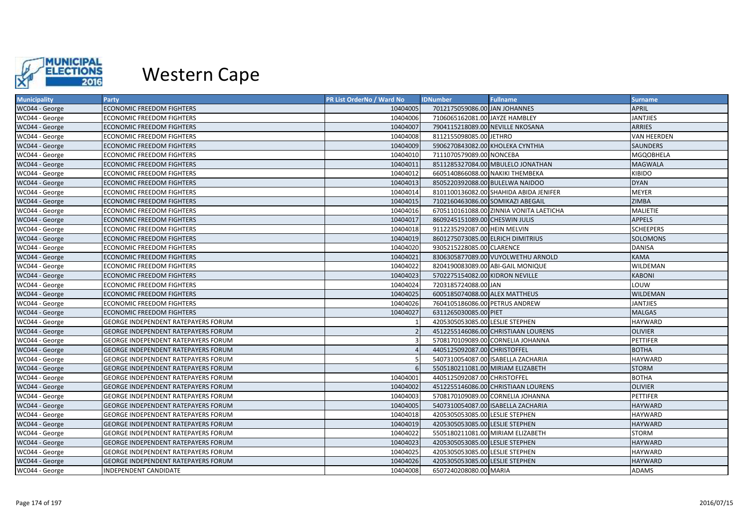# Western Cape

| Municipality | Party | PR List OrderNo / Ward No | IDNumber | Fullname | Surname |
|---|---|---|---|---|---|
| WC044 - George | ECONOMIC FREEDOM FIGHTERS | 10404005 | 7012175059086.00 | JAN JOHANNES | APRIL |
| WC044 - George | ECONOMIC FREEDOM FIGHTERS | 10404006 | 7106065162081.00 | JAYZE HAMBLEY | JANTJIES |
| WC044 - George | ECONOMIC FREEDOM FIGHTERS | 10404007 | 7904115218089.00 | NEVILLE NKOSANA | ARRIES |
| WC044 - George | ECONOMIC FREEDOM FIGHTERS | 10404008 | 8112155098085.00 | JETHRO | VAN HEERDEN |
| WC044 - George | ECONOMIC FREEDOM FIGHTERS | 10404009 | 5906270843082.00 | KHOLEKA CYNTHIA | SAUNDERS |
| WC044 - George | ECONOMIC FREEDOM FIGHTERS | 10404010 | 7111070579089.00 | NONCEBA | MGQOBHELA |
| WC044 - George | ECONOMIC FREEDOM FIGHTERS | 10404011 | 8511285327084.00 | MBULELO JONATHAN | MAGWALA |
| WC044 - George | ECONOMIC FREEDOM FIGHTERS | 10404012 | 6605140866088.00 | NAKIKI THEMBEKA | KIBIDO |
| WC044 - George | ECONOMIC FREEDOM FIGHTERS | 10404013 | 8505220392088.00 | BULELWA NAIDOO | DYAN |
| WC044 - George | ECONOMIC FREEDOM FIGHTERS | 10404014 | 8101100136082.00 | SHAHIDA ABIDA JENIFER | MEYER |
| WC044 - George | ECONOMIC FREEDOM FIGHTERS | 10404015 | 7102160463086.00 | SOMIKAZI ABEGAIL | ZIMBA |
| WC044 - George | ECONOMIC FREEDOM FIGHTERS | 10404016 | 6705110161088.00 | ZINNIA VONITA LAETICHA | MALIETIE |
| WC044 - George | ECONOMIC FREEDOM FIGHTERS | 10404017 | 8609245151089.00 | CHESWIN JULIS | APPELS |
| WC044 - George | ECONOMIC FREEDOM FIGHTERS | 10404018 | 9112235292087.00 | HEIN MELVIN | SCHEEPERS |
| WC044 - George | ECONOMIC FREEDOM FIGHTERS | 10404019 | 8601275073085.00 | ELRICH DIMITRIUS | SOLOMONS |
| WC044 - George | ECONOMIC FREEDOM FIGHTERS | 10404020 | 9305215228085.00 | CLARENCE | DANISA |
| WC044 - George | ECONOMIC FREEDOM FIGHTERS | 10404021 | 8306305877089.00 | VUYOLWETHU ARNOLD | KAMA |
| WC044 - George | ECONOMIC FREEDOM FIGHTERS | 10404022 | 8204190083089.00 | ABI-GAIL MONIQUE | WILDEMAN |
| WC044 - George | ECONOMIC FREEDOM FIGHTERS | 10404023 | 5702275154082.00 | KIDRON NEVILLE | KABONI |
| WC044 - George | ECONOMIC FREEDOM FIGHTERS | 10404024 | 7203185724088.00 | JAN | LOUW |
| WC044 - George | ECONOMIC FREEDOM FIGHTERS | 10404025 | 6005185074088.00 | ALEX MATTHEUS | WILDEMAN |
| WC044 - George | ECONOMIC FREEDOM FIGHTERS | 10404026 | 7604105186086.00 | PETRUS ANDREW | JANTJIES |
| WC044 - George | ECONOMIC FREEDOM FIGHTERS | 10404027 | 6311265030085.00 | PIET | MALGAS |
| WC044 - George | GEORGE INDEPENDENT RATEPAYERS FORUM | 1 | 4205305053085.00 | LESLIE STEPHEN | HAYWARD |
| WC044 - George | GEORGE INDEPENDENT RATEPAYERS FORUM | 2 | 4512255146086.00 | CHRISTIAAN LOURENS | OLIVIER |
| WC044 - George | GEORGE INDEPENDENT RATEPAYERS FORUM | 3 | 5708170109089.00 | CORNELIA JOHANNA | PETTIFER |
| WC044 - George | GEORGE INDEPENDENT RATEPAYERS FORUM | 4 | 4405125092087.00 | CHRISTOFFEL | BOTHA |
| WC044 - George | GEORGE INDEPENDENT RATEPAYERS FORUM | 5 | 5407310054087.00 | ISABELLA ZACHARIA | HAYWARD |
| WC044 - George | GEORGE INDEPENDENT RATEPAYERS FORUM | 6 | 5505180211081.00 | MIRIAM ELIZABETH | STORM |
| WC044 - George | GEORGE INDEPENDENT RATEPAYERS FORUM | 10404001 | 4405125092087.00 | CHRISTOFFEL | BOTHA |
| WC044 - George | GEORGE INDEPENDENT RATEPAYERS FORUM | 10404002 | 4512255146086.00 | CHRISTIAAN LOURENS | OLIVIER |
| WC044 - George | GEORGE INDEPENDENT RATEPAYERS FORUM | 10404003 | 5708170109089.00 | CORNELIA JOHANNA | PETTIFER |
| WC044 - George | GEORGE INDEPENDENT RATEPAYERS FORUM | 10404005 | 5407310054087.00 | ISABELLA ZACHARIA | HAYWARD |
| WC044 - George | GEORGE INDEPENDENT RATEPAYERS FORUM | 10404018 | 4205305053085.00 | LESLIE STEPHEN | HAYWARD |
| WC044 - George | GEORGE INDEPENDENT RATEPAYERS FORUM | 10404019 | 4205305053085.00 | LESLIE STEPHEN | HAYWARD |
| WC044 - George | GEORGE INDEPENDENT RATEPAYERS FORUM | 10404022 | 5505180211081.00 | MIRIAM ELIZABETH | STORM |
| WC044 - George | GEORGE INDEPENDENT RATEPAYERS FORUM | 10404023 | 4205305053085.00 | LESLIE STEPHEN | HAYWARD |
| WC044 - George | GEORGE INDEPENDENT RATEPAYERS FORUM | 10404025 | 4205305053085.00 | LESLIE STEPHEN | HAYWARD |
| WC044 - George | GEORGE INDEPENDENT RATEPAYERS FORUM | 10404026 | 4205305053085.00 | LESLIE STEPHEN | HAYWARD |
| WC044 - George | INDEPENDENT CANDIDATE | 10404008 | 6507240208080.00 | MARIA | ADAMS |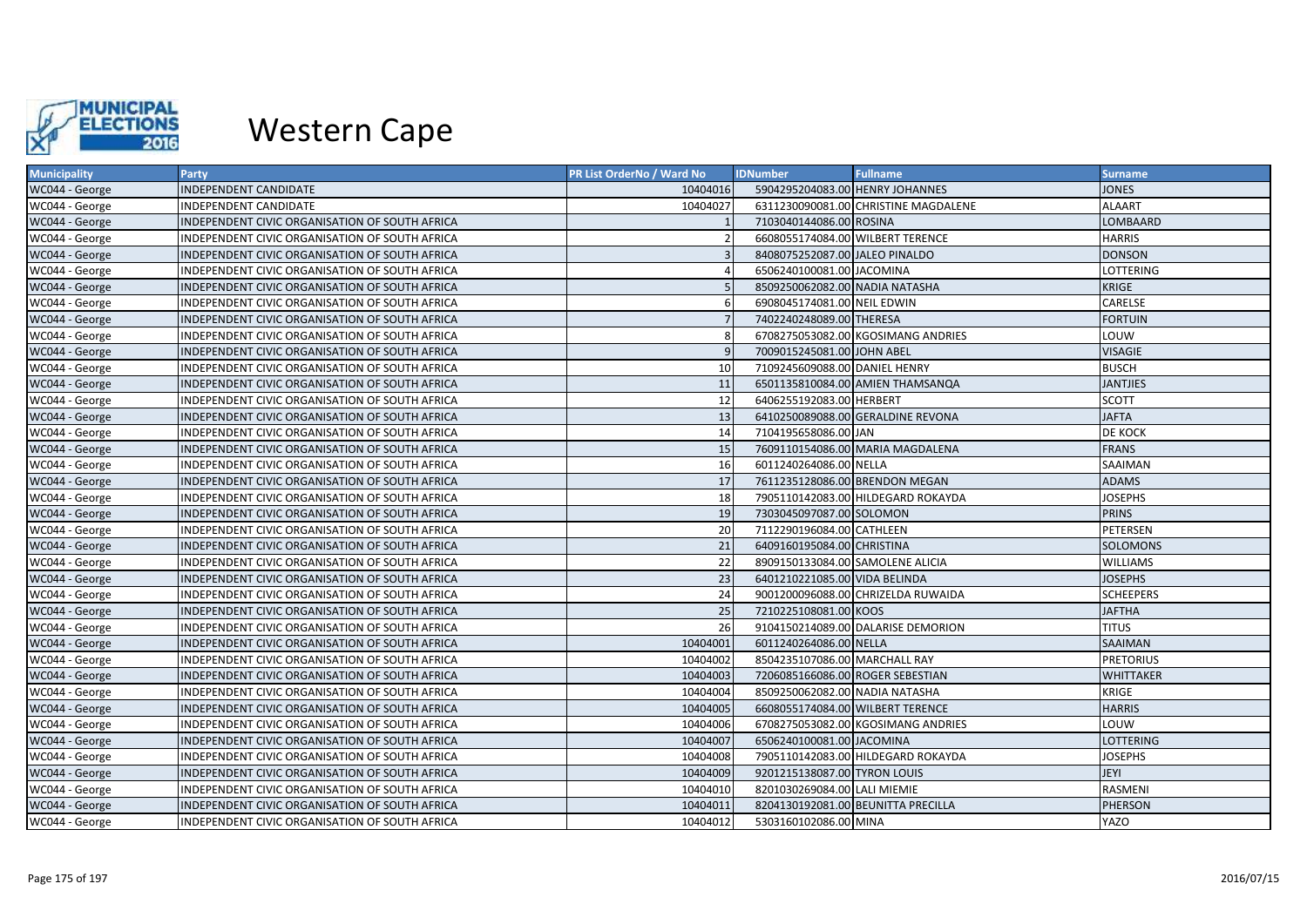# Western Cape

| Municipality | Party | PR List OrderNo / Ward No | IDNumber | Fullname | Surname |
|---|---|---|---|---|---|
| WC044 - George | INDEPENDENT CANDIDATE | 10404016 | 5904295204083.00 | HENRY JOHANNES | JONES |
| WC044 - George | INDEPENDENT CANDIDATE | 10404027 | 6311230090081.00 | CHRISTINE MAGDALENE | ALAART |
| WC044 - George | INDEPENDENT CIVIC ORGANISATION OF SOUTH AFRICA | 1 | 7103040144086.00 | ROSINA | LOMBAARD |
| WC044 - George | INDEPENDENT CIVIC ORGANISATION OF SOUTH AFRICA | 2 | 6608055174084.00 | WILBERT TERENCE | HARRIS |
| WC044 - George | INDEPENDENT CIVIC ORGANISATION OF SOUTH AFRICA | 3 | 8408075252087.00 | JALEO PINALDO | DONSON |
| WC044 - George | INDEPENDENT CIVIC ORGANISATION OF SOUTH AFRICA | 4 | 6506240100081.00 | JACOMINA | LOTTERING |
| WC044 - George | INDEPENDENT CIVIC ORGANISATION OF SOUTH AFRICA | 5 | 8509250062082.00 | NADIA NATASHA | KRIGE |
| WC044 - George | INDEPENDENT CIVIC ORGANISATION OF SOUTH AFRICA | 6 | 6908045174081.00 | NEIL EDWIN | CARELSE |
| WC044 - George | INDEPENDENT CIVIC ORGANISATION OF SOUTH AFRICA | 7 | 7402240248089.00 | THERESA | FORTUIN |
| WC044 - George | INDEPENDENT CIVIC ORGANISATION OF SOUTH AFRICA | 8 | 6708275053082.00 | KGOSIMANG ANDRIES | LOUW |
| WC044 - George | INDEPENDENT CIVIC ORGANISATION OF SOUTH AFRICA | 9 | 7009015245081.00 | JOHN ABEL | VISAGIE |
| WC044 - George | INDEPENDENT CIVIC ORGANISATION OF SOUTH AFRICA | 10 | 7109245609088.00 | DANIEL HENRY | BUSCH |
| WC044 - George | INDEPENDENT CIVIC ORGANISATION OF SOUTH AFRICA | 11 | 6501135810084.00 | AMIEN THAMSANQA | JANTJIES |
| WC044 - George | INDEPENDENT CIVIC ORGANISATION OF SOUTH AFRICA | 12 | 6406255192083.00 | HERBERT | SCOTT |
| WC044 - George | INDEPENDENT CIVIC ORGANISATION OF SOUTH AFRICA | 13 | 6410250089088.00 | GERALDINE REVONA | JAFTA |
| WC044 - George | INDEPENDENT CIVIC ORGANISATION OF SOUTH AFRICA | 14 | 7104195658086.00 | JAN | DE KOCK |
| WC044 - George | INDEPENDENT CIVIC ORGANISATION OF SOUTH AFRICA | 15 | 7609110154086.00 | MARIA MAGDALENA | FRANS |
| WC044 - George | INDEPENDENT CIVIC ORGANISATION OF SOUTH AFRICA | 16 | 6011240264086.00 | NELLA | SAAIMAN |
| WC044 - George | INDEPENDENT CIVIC ORGANISATION OF SOUTH AFRICA | 17 | 7611235128086.00 | BRENDON MEGAN | ADAMS |
| WC044 - George | INDEPENDENT CIVIC ORGANISATION OF SOUTH AFRICA | 18 | 7905110142083.00 | HILDEGARD ROKAYDA | JOSEPHS |
| WC044 - George | INDEPENDENT CIVIC ORGANISATION OF SOUTH AFRICA | 19 | 7303045097087.00 | SOLOMON | PRINS |
| WC044 - George | INDEPENDENT CIVIC ORGANISATION OF SOUTH AFRICA | 20 | 7112290196084.00 | CATHLEEN | PETERSEN |
| WC044 - George | INDEPENDENT CIVIC ORGANISATION OF SOUTH AFRICA | 21 | 6409160195084.00 | CHRISTINA | SOLOMONS |
| WC044 - George | INDEPENDENT CIVIC ORGANISATION OF SOUTH AFRICA | 22 | 8909150133084.00 | SAMOLENE ALICIA | WILLIAMS |
| WC044 - George | INDEPENDENT CIVIC ORGANISATION OF SOUTH AFRICA | 23 | 6401210221085.00 | VIDA BELINDA | JOSEPHS |
| WC044 - George | INDEPENDENT CIVIC ORGANISATION OF SOUTH AFRICA | 24 | 9001200096088.00 | CHRIZELDA RUWAIDA | SCHEEPERS |
| WC044 - George | INDEPENDENT CIVIC ORGANISATION OF SOUTH AFRICA | 25 | 7210225108081.00 | KOOS | JAFTHA |
| WC044 - George | INDEPENDENT CIVIC ORGANISATION OF SOUTH AFRICA | 26 | 9104150214089.00 | DALARISE DEMORION | TITUS |
| WC044 - George | INDEPENDENT CIVIC ORGANISATION OF SOUTH AFRICA | 10404001 | 6011240264086.00 | NELLA | SAAIMAN |
| WC044 - George | INDEPENDENT CIVIC ORGANISATION OF SOUTH AFRICA | 10404002 | 8504235107086.00 | MARCHALL RAY | PRETORIUS |
| WC044 - George | INDEPENDENT CIVIC ORGANISATION OF SOUTH AFRICA | 10404003 | 7206085166086.00 | ROGER SEBESTIAN | WHITTAKER |
| WC044 - George | INDEPENDENT CIVIC ORGANISATION OF SOUTH AFRICA | 10404004 | 8509250062082.00 | NADIA NATASHA | KRIGE |
| WC044 - George | INDEPENDENT CIVIC ORGANISATION OF SOUTH AFRICA | 10404005 | 6608055174084.00 | WILBERT TERENCE | HARRIS |
| WC044 - George | INDEPENDENT CIVIC ORGANISATION OF SOUTH AFRICA | 10404006 | 6708275053082.00 | KGOSIMANG ANDRIES | LOUW |
| WC044 - George | INDEPENDENT CIVIC ORGANISATION OF SOUTH AFRICA | 10404007 | 6506240100081.00 | JACOMINA | LOTTERING |
| WC044 - George | INDEPENDENT CIVIC ORGANISATION OF SOUTH AFRICA | 10404008 | 7905110142083.00 | HILDEGARD ROKAYDA | JOSEPHS |
| WC044 - George | INDEPENDENT CIVIC ORGANISATION OF SOUTH AFRICA | 10404009 | 9201215138087.00 | TYRON LOUIS | JEYI |
| WC044 - George | INDEPENDENT CIVIC ORGANISATION OF SOUTH AFRICA | 10404010 | 8201030269084.00 | LALI MIEMIE | RASMENI |
| WC044 - George | INDEPENDENT CIVIC ORGANISATION OF SOUTH AFRICA | 10404011 | 8204130192081.00 | BEUNITTA PRECILLA | PHERSON |
| WC044 - George | INDEPENDENT CIVIC ORGANISATION OF SOUTH AFRICA | 10404012 | 5303160102086.00 | MINA | YAZO |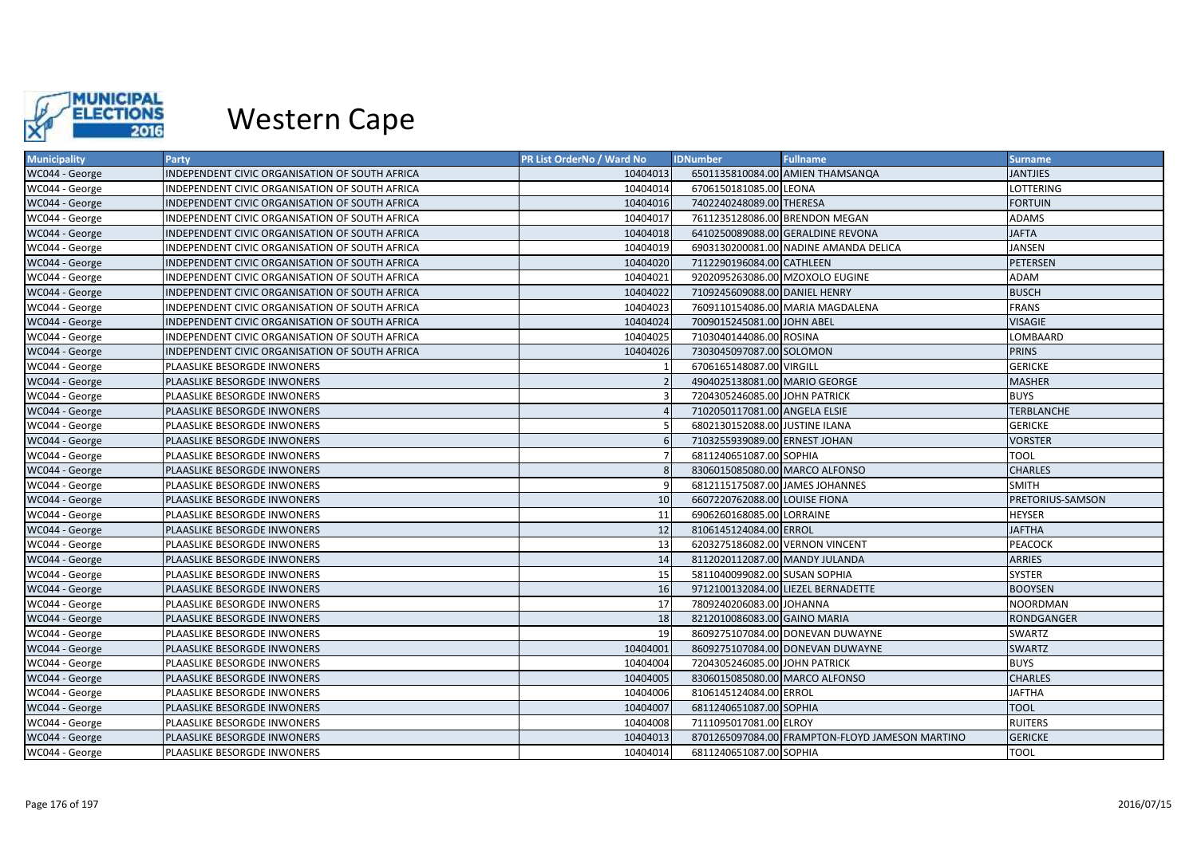# Western Cape

| Municipality | Party | PR List OrderNo / Ward No | IDNumber | Fullname | Surname |
|---|---|---|---|---|---|
| WC044 - George | INDEPENDENT CIVIC ORGANISATION OF SOUTH AFRICA | 10404013 | 6501135810084.00 | AMIEN THAMSANQA | JANTJIES |
| WC044 - George | INDEPENDENT CIVIC ORGANISATION OF SOUTH AFRICA | 10404014 | 6706150181085.00 | LEONA | LOTTERING |
| WC044 - George | INDEPENDENT CIVIC ORGANISATION OF SOUTH AFRICA | 10404016 | 7402240248089.00 | THERESA | FORTUIN |
| WC044 - George | INDEPENDENT CIVIC ORGANISATION OF SOUTH AFRICA | 10404017 | 7611235128086.00 | BRENDON MEGAN | ADAMS |
| WC044 - George | INDEPENDENT CIVIC ORGANISATION OF SOUTH AFRICA | 10404018 | 6410250089088.00 | GERALDINE REVONA | JAFTA |
| WC044 - George | INDEPENDENT CIVIC ORGANISATION OF SOUTH AFRICA | 10404019 | 6903130200081.00 | NADINE AMANDA DELICA | JANSEN |
| WC044 - George | INDEPENDENT CIVIC ORGANISATION OF SOUTH AFRICA | 10404020 | 7112290196084.00 | CATHLEEN | PETERSEN |
| WC044 - George | INDEPENDENT CIVIC ORGANISATION OF SOUTH AFRICA | 10404021 | 9202095263086.00 | MZOXOLO EUGINE | ADAM |
| WC044 - George | INDEPENDENT CIVIC ORGANISATION OF SOUTH AFRICA | 10404022 | 7109245609088.00 | DANIEL HENRY | BUSCH |
| WC044 - George | INDEPENDENT CIVIC ORGANISATION OF SOUTH AFRICA | 10404023 | 7609110154086.00 | MARIA MAGDALENA | FRANS |
| WC044 - George | INDEPENDENT CIVIC ORGANISATION OF SOUTH AFRICA | 10404024 | 7009015245081.00 | JOHN ABEL | VISAGIE |
| WC044 - George | INDEPENDENT CIVIC ORGANISATION OF SOUTH AFRICA | 10404025 | 7103040144086.00 | ROSINA | LOMBAARD |
| WC044 - George | INDEPENDENT CIVIC ORGANISATION OF SOUTH AFRICA | 10404026 | 7303045097087.00 | SOLOMON | PRINS |
| WC044 - George | PLAASLIKE BESORGDE INWONERS | 1 | 6706165148087.00 | VIRGILL | GERICKE |
| WC044 - George | PLAASLIKE BESORGDE INWONERS | 2 | 4904025138081.00 | MARIO GEORGE | MASHER |
| WC044 - George | PLAASLIKE BESORGDE INWONERS | 3 | 7204305246085.00 | JOHN PATRICK | BUYS |
| WC044 - George | PLAASLIKE BESORGDE INWONERS | 4 | 7102050117081.00 | ANGELA ELSIE | TERBLANCHE |
| WC044 - George | PLAASLIKE BESORGDE INWONERS | 5 | 6802130152088.00 | JUSTINE ILANA | GERICKE |
| WC044 - George | PLAASLIKE BESORGDE INWONERS | 6 | 7103255939089.00 | ERNEST JOHAN | VORSTER |
| WC044 - George | PLAASLIKE BESORGDE INWONERS | 7 | 6811240651087.00 | SOPHIA | TOOL |
| WC044 - George | PLAASLIKE BESORGDE INWONERS | 8 | 8306015085080.00 | MARCO ALFONSO | CHARLES |
| WC044 - George | PLAASLIKE BESORGDE INWONERS | 9 | 6812115175087.00 | JAMES JOHANNES | SMITH |
| WC044 - George | PLAASLIKE BESORGDE INWONERS | 10 | 6607220762088.00 | LOUISE FIONA | PRETORIUS-SAMSON |
| WC044 - George | PLAASLIKE BESORGDE INWONERS | 11 | 6906260168085.00 | LORRAINE | HEYSER |
| WC044 - George | PLAASLIKE BESORGDE INWONERS | 12 | 8106145124084.00 | ERROL | JAFTHA |
| WC044 - George | PLAASLIKE BESORGDE INWONERS | 13 | 6203275186082.00 | VERNON VINCENT | PEACOCK |
| WC044 - George | PLAASLIKE BESORGDE INWONERS | 14 | 8112020112087.00 | MANDY JULANDA | ARRIES |
| WC044 - George | PLAASLIKE BESORGDE INWONERS | 15 | 5811040099082.00 | SUSAN SOPHIA | SYSTER |
| WC044 - George | PLAASLIKE BESORGDE INWONERS | 16 | 9712100132084.00 | LIEZEL BERNADETTE | BOOYSEN |
| WC044 - George | PLAASLIKE BESORGDE INWONERS | 17 | 7809240206083.00 | JOHANNA | NOORDMAN |
| WC044 - George | PLAASLIKE BESORGDE INWONERS | 18 | 8212010086083.00 | GAINO MARIA | RONDGANGER |
| WC044 - George | PLAASLIKE BESORGDE INWONERS | 19 | 8609275107084.00 | DONEVAN DUWAYNE | SWARTZ |
| WC044 - George | PLAASLIKE BESORGDE INWONERS | 10404001 | 8609275107084.00 | DONEVAN DUWAYNE | SWARTZ |
| WC044 - George | PLAASLIKE BESORGDE INWONERS | 10404004 | 7204305246085.00 | JOHN PATRICK | BUYS |
| WC044 - George | PLAASLIKE BESORGDE INWONERS | 10404005 | 8306015085080.00 | MARCO ALFONSO | CHARLES |
| WC044 - George | PLAASLIKE BESORGDE INWONERS | 10404006 | 8106145124084.00 | ERROL | JAFTHA |
| WC044 - George | PLAASLIKE BESORGDE INWONERS | 10404007 | 6811240651087.00 | SOPHIA | TOOL |
| WC044 - George | PLAASLIKE BESORGDE INWONERS | 10404008 | 7111095017081.00 | ELROY | RUITERS |
| WC044 - George | PLAASLIKE BESORGDE INWONERS | 10404013 | 8701265097084.00 | FRAMPTON-FLOYD JAMESON MARTINO | GERICKE |
| WC044 - George | PLAASLIKE BESORGDE INWONERS | 10404014 | 6811240651087.00 | SOPHIA | TOOL |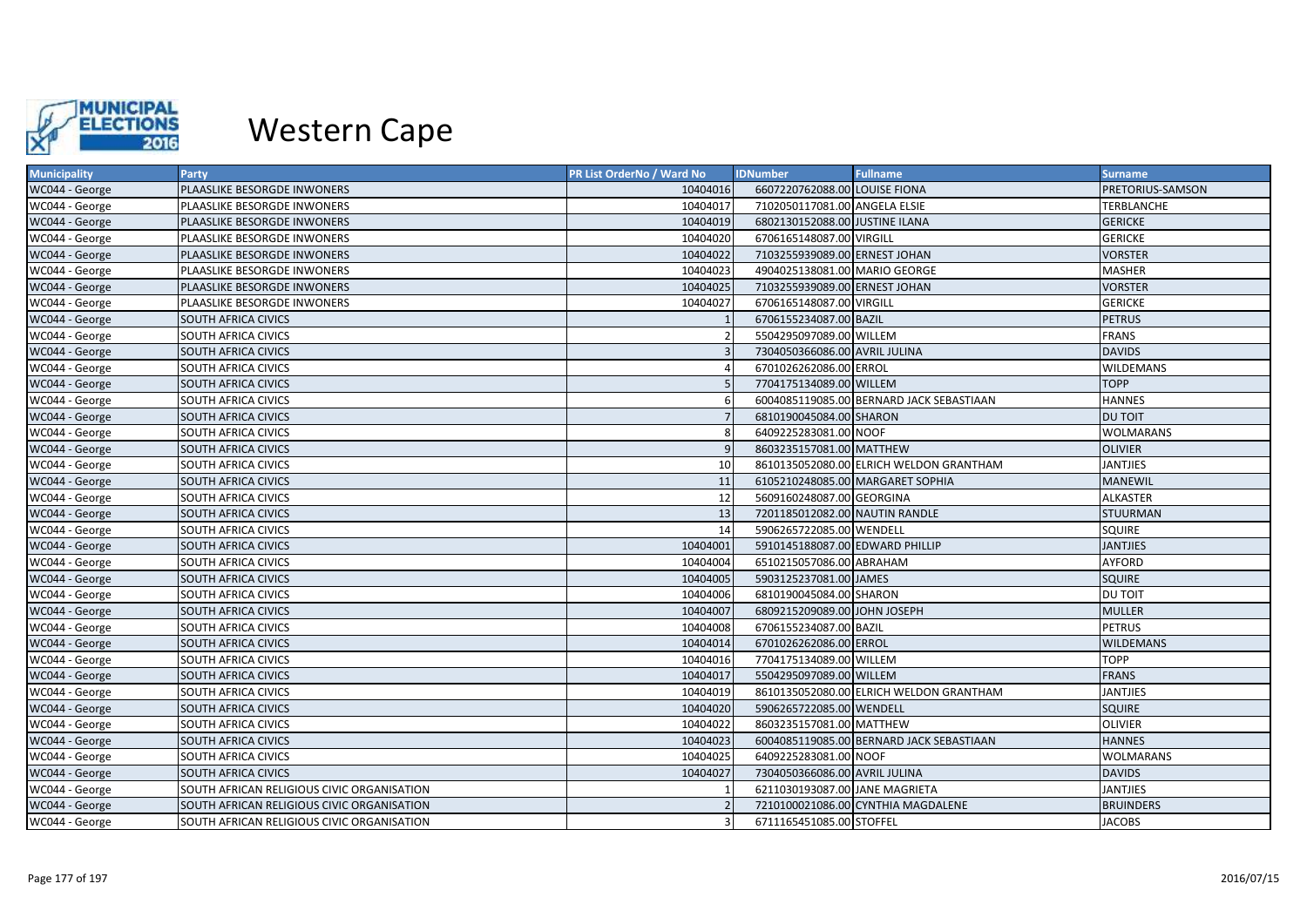# Western Cape

| Municipality | Party | PR List OrderNo / Ward No | IDNumber | Fullname | Surname |
|---|---|---|---|---|---|
| WC044 - George | PLAASLIKE BESORGDE INWONERS | 10404016 | 6607220762088.00 | LOUISE FIONA | PRETORIUS-SAMSON |
| WC044 - George | PLAASLIKE BESORGDE INWONERS | 10404017 | 7102050117081.00 | ANGELA ELSIE | TERBLANCHE |
| WC044 - George | PLAASLIKE BESORGDE INWONERS | 10404019 | 6802130152088.00 | JUSTINE ILANA | GERICKE |
| WC044 - George | PLAASLIKE BESORGDE INWONERS | 10404020 | 6706165148087.00 | VIRGILL | GERICKE |
| WC044 - George | PLAASLIKE BESORGDE INWONERS | 10404022 | 7103255939089.00 | ERNEST JOHAN | VORSTER |
| WC044 - George | PLAASLIKE BESORGDE INWONERS | 10404023 | 4904025138081.00 | MARIO GEORGE | MASHER |
| WC044 - George | PLAASLIKE BESORGDE INWONERS | 10404025 | 7103255939089.00 | ERNEST JOHAN | VORSTER |
| WC044 - George | PLAASLIKE BESORGDE INWONERS | 10404027 | 6706165148087.00 | VIRGILL | GERICKE |
| WC044 - George | SOUTH AFRICA CIVICS | 1 | 6706155234087.00 | BAZIL | PETRUS |
| WC044 - George | SOUTH AFRICA CIVICS | 2 | 5504295097089.00 | WILLEM | FRANS |
| WC044 - George | SOUTH AFRICA CIVICS | 3 | 7304050366086.00 | AVRIL JULINA | DAVIDS |
| WC044 - George | SOUTH AFRICA CIVICS | 4 | 6701026262086.00 | ERROL | WILDEMANS |
| WC044 - George | SOUTH AFRICA CIVICS | 5 | 7704175134089.00 | WILLEM | TOPP |
| WC044 - George | SOUTH AFRICA CIVICS | 6 | 6004085119085.00 | BERNARD JACK SEBASTIAAN | HANNES |
| WC044 - George | SOUTH AFRICA CIVICS | 7 | 6810190045084.00 | SHARON | DU TOIT |
| WC044 - George | SOUTH AFRICA CIVICS | 8 | 6409225283081.00 | NOOF | WOLMARANS |
| WC044 - George | SOUTH AFRICA CIVICS | 9 | 8603235157081.00 | MATTHEW | OLIVIER |
| WC044 - George | SOUTH AFRICA CIVICS | 10 | 8610135052080.00 | ELRICH WELDON GRANTHAM | JANTJIES |
| WC044 - George | SOUTH AFRICA CIVICS | 11 | 6105210248085.00 | MARGARET SOPHIA | MANEWIL |
| WC044 - George | SOUTH AFRICA CIVICS | 12 | 5609160248087.00 | GEORGINA | ALKASTER |
| WC044 - George | SOUTH AFRICA CIVICS | 13 | 7201185012082.00 | NAUTIN RANDLE | STUURMAN |
| WC044 - George | SOUTH AFRICA CIVICS | 14 | 5906265722085.00 | WENDELL | SQUIRE |
| WC044 - George | SOUTH AFRICA CIVICS | 10404001 | 5910145188087.00 | EDWARD PHILLIP | JANTJIES |
| WC044 - George | SOUTH AFRICA CIVICS | 10404004 | 6510215057086.00 | ABRAHAM | AYFORD |
| WC044 - George | SOUTH AFRICA CIVICS | 10404005 | 5903125237081.00 | JAMES | SQUIRE |
| WC044 - George | SOUTH AFRICA CIVICS | 10404006 | 6810190045084.00 | SHARON | DU TOIT |
| WC044 - George | SOUTH AFRICA CIVICS | 10404007 | 6809215209089.00 | JOHN JOSEPH | MULLER |
| WC044 - George | SOUTH AFRICA CIVICS | 10404008 | 6706155234087.00 | BAZIL | PETRUS |
| WC044 - George | SOUTH AFRICA CIVICS | 10404014 | 6701026262086.00 | ERROL | WILDEMANS |
| WC044 - George | SOUTH AFRICA CIVICS | 10404016 | 7704175134089.00 | WILLEM | TOPP |
| WC044 - George | SOUTH AFRICA CIVICS | 10404017 | 5504295097089.00 | WILLEM | FRANS |
| WC044 - George | SOUTH AFRICA CIVICS | 10404019 | 8610135052080.00 | ELRICH WELDON GRANTHAM | JANTJIES |
| WC044 - George | SOUTH AFRICA CIVICS | 10404020 | 5906265722085.00 | WENDELL | SQUIRE |
| WC044 - George | SOUTH AFRICA CIVICS | 10404022 | 8603235157081.00 | MATTHEW | OLIVIER |
| WC044 - George | SOUTH AFRICA CIVICS | 10404023 | 6004085119085.00 | BERNARD JACK SEBASTIAAN | HANNES |
| WC044 - George | SOUTH AFRICA CIVICS | 10404025 | 6409225283081.00 | NOOF | WOLMARANS |
| WC044 - George | SOUTH AFRICA CIVICS | 10404027 | 7304050366086.00 | AVRIL JULINA | DAVIDS |
| WC044 - George | SOUTH AFRICAN RELIGIOUS CIVIC ORGANISATION | 1 | 6211030193087.00 | JANE MAGRIETA | JANTJIES |
| WC044 - George | SOUTH AFRICAN RELIGIOUS CIVIC ORGANISATION | 2 | 7210100021086.00 | CYNTHIA MAGDALENE | BRUINDERS |
| WC044 - George | SOUTH AFRICAN RELIGIOUS CIVIC ORGANISATION | 3 | 6711165451085.00 | STOFFEL | JACOBS |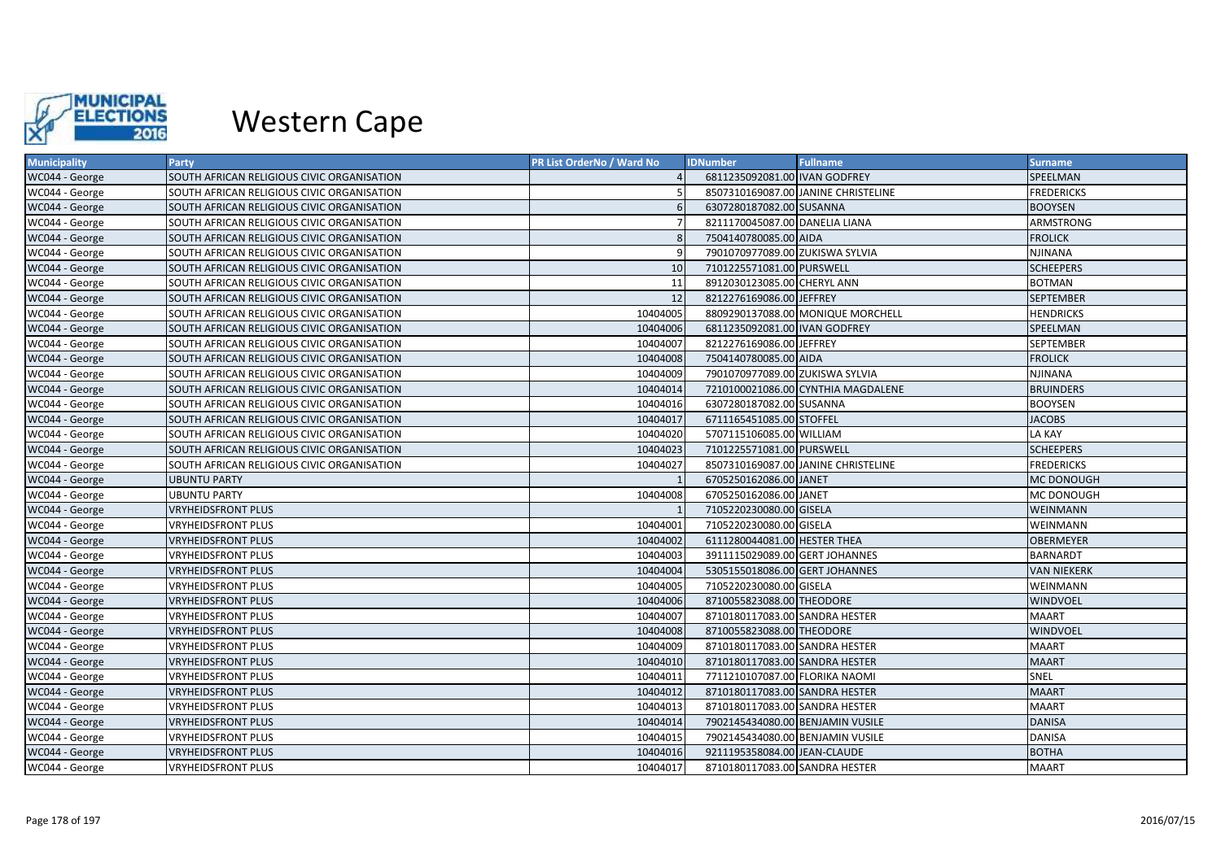# Western Cape

| Municipality | Party | PR List OrderNo / Ward No | IDNumber | Fullname | Surname |
|---|---|---|---|---|---|
| WC044 - George | SOUTH AFRICAN RELIGIOUS CIVIC ORGANISATION | 4 | 6811235092081.00 | IVAN GODFREY | SPEELMAN |
| WC044 - George | SOUTH AFRICAN RELIGIOUS CIVIC ORGANISATION | 5 | 8507310169087.00 | JANINE CHRISTELINE | FREDERICKS |
| WC044 - George | SOUTH AFRICAN RELIGIOUS CIVIC ORGANISATION | 6 | 6307280187082.00 | SUSANNA | BOOYSEN |
| WC044 - George | SOUTH AFRICAN RELIGIOUS CIVIC ORGANISATION | 7 | 8211170045087.00 | DANELIA LIANA | ARMSTRONG |
| WC044 - George | SOUTH AFRICAN RELIGIOUS CIVIC ORGANISATION | 8 | 7504140780085.00 | AIDA | FROLICK |
| WC044 - George | SOUTH AFRICAN RELIGIOUS CIVIC ORGANISATION | 9 | 7901070977089.00 | ZUKISWA SYLVIA | NJINANA |
| WC044 - George | SOUTH AFRICAN RELIGIOUS CIVIC ORGANISATION | 10 | 7101225571081.00 | PURSWELL | SCHEEPERS |
| WC044 - George | SOUTH AFRICAN RELIGIOUS CIVIC ORGANISATION | 11 | 8912030123085.00 | CHERYL ANN | BOTMAN |
| WC044 - George | SOUTH AFRICAN RELIGIOUS CIVIC ORGANISATION | 12 | 8212276169086.00 | JEFFREY | SEPTEMBER |
| WC044 - George | SOUTH AFRICAN RELIGIOUS CIVIC ORGANISATION | 10404005 | 8809290137088.00 | MONIQUE MORCHELL | HENDRICKS |
| WC044 - George | SOUTH AFRICAN RELIGIOUS CIVIC ORGANISATION | 10404006 | 6811235092081.00 | IVAN GODFREY | SPEELMAN |
| WC044 - George | SOUTH AFRICAN RELIGIOUS CIVIC ORGANISATION | 10404007 | 8212276169086.00 | JEFFREY | SEPTEMBER |
| WC044 - George | SOUTH AFRICAN RELIGIOUS CIVIC ORGANISATION | 10404008 | 7504140780085.00 | AIDA | FROLICK |
| WC044 - George | SOUTH AFRICAN RELIGIOUS CIVIC ORGANISATION | 10404009 | 7901070977089.00 | ZUKISWA SYLVIA | NJINANA |
| WC044 - George | SOUTH AFRICAN RELIGIOUS CIVIC ORGANISATION | 10404014 | 7210100021086.00 | CYNTHIA MAGDALENE | BRUINDERS |
| WC044 - George | SOUTH AFRICAN RELIGIOUS CIVIC ORGANISATION | 10404016 | 6307280187082.00 | SUSANNA | BOOYSEN |
| WC044 - George | SOUTH AFRICAN RELIGIOUS CIVIC ORGANISATION | 10404017 | 6711165451085.00 | STOFFEL | JACOBS |
| WC044 - George | SOUTH AFRICAN RELIGIOUS CIVIC ORGANISATION | 10404020 | 5707115106085.00 | WILLIAM | LA KAY |
| WC044 - George | SOUTH AFRICAN RELIGIOUS CIVIC ORGANISATION | 10404023 | 7101225571081.00 | PURSWELL | SCHEEPERS |
| WC044 - George | SOUTH AFRICAN RELIGIOUS CIVIC ORGANISATION | 10404027 | 8507310169087.00 | JANINE CHRISTELINE | FREDERICKS |
| WC044 - George | UBUNTU PARTY | 1 | 6705250162086.00 | JANET | MC DONOUGH |
| WC044 - George | UBUNTU PARTY | 10404008 | 6705250162086.00 | JANET | MC DONOUGH |
| WC044 - George | VRYHEIDSFRONT PLUS | 1 | 7105220230080.00 | GISELA | WEINMANN |
| WC044 - George | VRYHEIDSFRONT PLUS | 10404001 | 7105220230080.00 | GISELA | WEINMANN |
| WC044 - George | VRYHEIDSFRONT PLUS | 10404002 | 6111280044081.00 | HESTER THEA | OBERMEYER |
| WC044 - George | VRYHEIDSFRONT PLUS | 10404003 | 3911115029089.00 | GERT JOHANNES | BARNARDT |
| WC044 - George | VRYHEIDSFRONT PLUS | 10404004 | 5305155018086.00 | GERT JOHANNES | VAN NIEKERK |
| WC044 - George | VRYHEIDSFRONT PLUS | 10404005 | 7105220230080.00 | GISELA | WEINMANN |
| WC044 - George | VRYHEIDSFRONT PLUS | 10404006 | 8710055823088.00 | THEODORE | WINDVOEL |
| WC044 - George | VRYHEIDSFRONT PLUS | 10404007 | 8710180117083.00 | SANDRA HESTER | MAART |
| WC044 - George | VRYHEIDSFRONT PLUS | 10404008 | 8710055823088.00 | THEODORE | WINDVOEL |
| WC044 - George | VRYHEIDSFRONT PLUS | 10404009 | 8710180117083.00 | SANDRA HESTER | MAART |
| WC044 - George | VRYHEIDSFRONT PLUS | 10404010 | 8710180117083.00 | SANDRA HESTER | MAART |
| WC044 - George | VRYHEIDSFRONT PLUS | 10404011 | 7711210107087.00 | FLORIKA NAOMI | SNEL |
| WC044 - George | VRYHEIDSFRONT PLUS | 10404012 | 8710180117083.00 | SANDRA HESTER | MAART |
| WC044 - George | VRYHEIDSFRONT PLUS | 10404013 | 8710180117083.00 | SANDRA HESTER | MAART |
| WC044 - George | VRYHEIDSFRONT PLUS | 10404014 | 7902145434080.00 | BENJAMIN VUSILE | DANISA |
| WC044 - George | VRYHEIDSFRONT PLUS | 10404015 | 7902145434080.00 | BENJAMIN VUSILE | DANISA |
| WC044 - George | VRYHEIDSFRONT PLUS | 10404016 | 9211195358084.00 | JEAN-CLAUDE | BOTHA |
| WC044 - George | VRYHEIDSFRONT PLUS | 10404017 | 8710180117083.00 | SANDRA HESTER | MAART |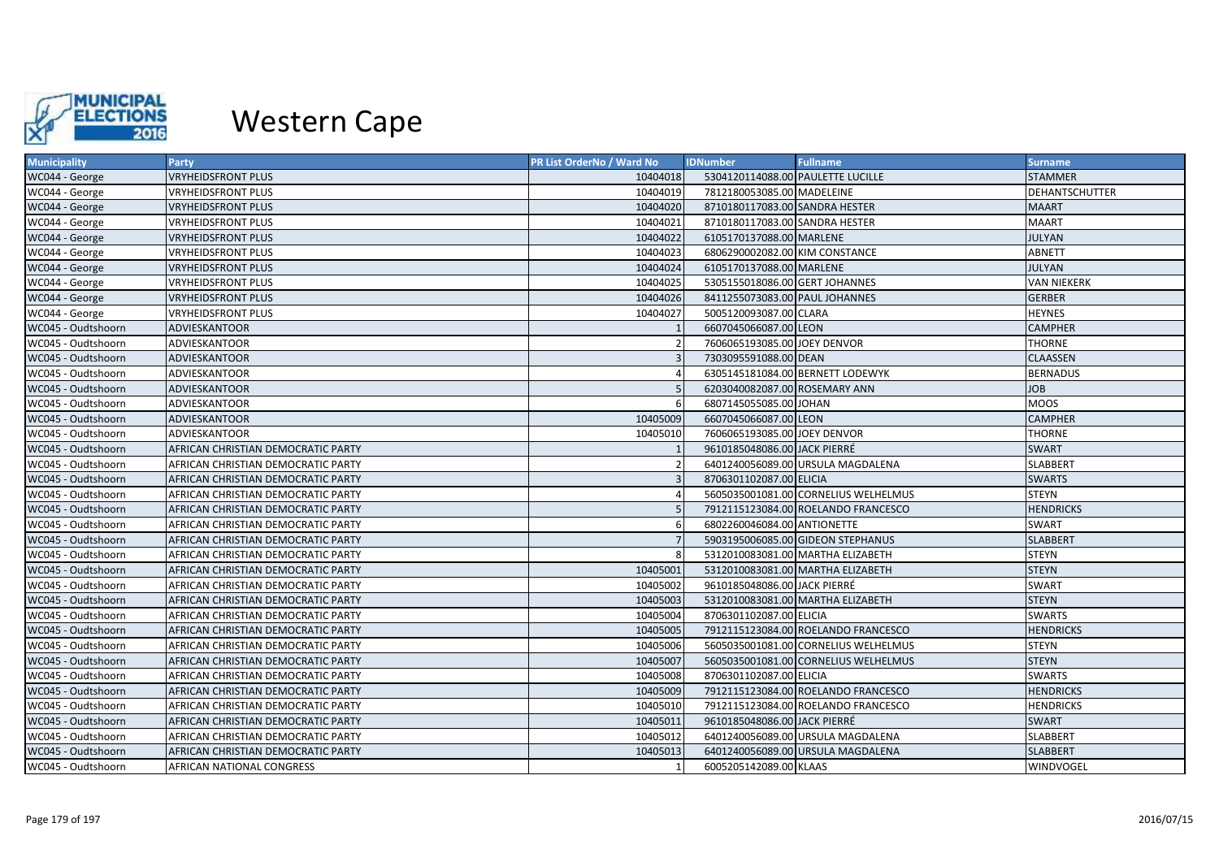# Western Cape

| Municipality | Party | PR List OrderNo / Ward No | IDNumber | Fullname | Surname |
|---|---|---|---|---|---|
| WC044 - George | VRYHEIDSFRONT PLUS | 10404018 | 5304120114088.00 | PAULETTE LUCILLE | STAMMER |
| WC044 - George | VRYHEIDSFRONT PLUS | 10404019 | 7812180053085.00 | MADELEINE | DEHANTSCHUTTER |
| WC044 - George | VRYHEIDSFRONT PLUS | 10404020 | 8710180117083.00 | SANDRA HESTER | MAART |
| WC044 - George | VRYHEIDSFRONT PLUS | 10404021 | 8710180117083.00 | SANDRA HESTER | MAART |
| WC044 - George | VRYHEIDSFRONT PLUS | 10404022 | 6105170137088.00 | MARLENE | JULYAN |
| WC044 - George | VRYHEIDSFRONT PLUS | 10404023 | 6806290002082.00 | KIM CONSTANCE | ABNETT |
| WC044 - George | VRYHEIDSFRONT PLUS | 10404024 | 6105170137088.00 | MARLENE | JULYAN |
| WC044 - George | VRYHEIDSFRONT PLUS | 10404025 | 5305155018086.00 | GERT JOHANNES | VAN NIEKERK |
| WC044 - George | VRYHEIDSFRONT PLUS | 10404026 | 8411255073083.00 | PAUL JOHANNES | GERBER |
| WC044 - George | VRYHEIDSFRONT PLUS | 10404027 | 5005120093087.00 | CLARA | HEYNES |
| WC045 - Oudtshoorn | ADVIESKANTOOR | 1 | 6607045066087.00 | LEON | CAMPHER |
| WC045 - Oudtshoorn | ADVIESKANTOOR | 2 | 7606065193085.00 | JOEY DENVOR | THORNE |
| WC045 - Oudtshoorn | ADVIESKANTOOR | 3 | 7303095591088.00 | DEAN | CLAASSEN |
| WC045 - Oudtshoorn | ADVIESKANTOOR | 4 | 6305145181084.00 | BERNETT LODEWYK | BERNADUS |
| WC045 - Oudtshoorn | ADVIESKANTOOR | 5 | 6203040082087.00 | ROSEMARY ANN | JOB |
| WC045 - Oudtshoorn | ADVIESKANTOOR | 6 | 6807145055085.00 | JOHAN | MOOS |
| WC045 - Oudtshoorn | ADVIESKANTOOR | 10405009 | 6607045066087.00 | LEON | CAMPHER |
| WC045 - Oudtshoorn | ADVIESKANTOOR | 10405010 | 7606065193085.00 | JOEY DENVOR | THORNE |
| WC045 - Oudtshoorn | AFRICAN CHRISTIAN DEMOCRATIC PARTY | 1 | 9610185048086.00 | JACK PIERRÉ | SWART |
| WC045 - Oudtshoorn | AFRICAN CHRISTIAN DEMOCRATIC PARTY | 2 | 6401240056089.00 | URSULA MAGDALENA | SLABBERT |
| WC045 - Oudtshoorn | AFRICAN CHRISTIAN DEMOCRATIC PARTY | 3 | 8706301102087.00 | ELICIA | SWARTS |
| WC045 - Oudtshoorn | AFRICAN CHRISTIAN DEMOCRATIC PARTY | 4 | 5605035001081.00 | CORNELIUS WELHELMUS | STEYN |
| WC045 - Oudtshoorn | AFRICAN CHRISTIAN DEMOCRATIC PARTY | 5 | 7912115123084.00 | ROELANDO FRANCESCO | HENDRICKS |
| WC045 - Oudtshoorn | AFRICAN CHRISTIAN DEMOCRATIC PARTY | 6 | 6802260046084.00 | ANTIONETTE | SWART |
| WC045 - Oudtshoorn | AFRICAN CHRISTIAN DEMOCRATIC PARTY | 7 | 5903195006085.00 | GIDEON STEPHANUS | SLABBERT |
| WC045 - Oudtshoorn | AFRICAN CHRISTIAN DEMOCRATIC PARTY | 8 | 5312010083081.00 | MARTHA ELIZABETH | STEYN |
| WC045 - Oudtshoorn | AFRICAN CHRISTIAN DEMOCRATIC PARTY | 10405001 | 5312010083081.00 | MARTHA ELIZABETH | STEYN |
| WC045 - Oudtshoorn | AFRICAN CHRISTIAN DEMOCRATIC PARTY | 10405002 | 9610185048086.00 | JACK PIERRÉ | SWART |
| WC045 - Oudtshoorn | AFRICAN CHRISTIAN DEMOCRATIC PARTY | 10405003 | 5312010083081.00 | MARTHA ELIZABETH | STEYN |
| WC045 - Oudtshoorn | AFRICAN CHRISTIAN DEMOCRATIC PARTY | 10405004 | 8706301102087.00 | ELICIA | SWARTS |
| WC045 - Oudtshoorn | AFRICAN CHRISTIAN DEMOCRATIC PARTY | 10405005 | 7912115123084.00 | ROELANDO FRANCESCO | HENDRICKS |
| WC045 - Oudtshoorn | AFRICAN CHRISTIAN DEMOCRATIC PARTY | 10405006 | 5605035001081.00 | CORNELIUS WELHELMUS | STEYN |
| WC045 - Oudtshoorn | AFRICAN CHRISTIAN DEMOCRATIC PARTY | 10405007 | 5605035001081.00 | CORNELIUS WELHELMUS | STEYN |
| WC045 - Oudtshoorn | AFRICAN CHRISTIAN DEMOCRATIC PARTY | 10405008 | 8706301102087.00 | ELICIA | SWARTS |
| WC045 - Oudtshoorn | AFRICAN CHRISTIAN DEMOCRATIC PARTY | 10405009 | 7912115123084.00 | ROELANDO FRANCESCO | HENDRICKS |
| WC045 - Oudtshoorn | AFRICAN CHRISTIAN DEMOCRATIC PARTY | 10405010 | 7912115123084.00 | ROELANDO FRANCESCO | HENDRICKS |
| WC045 - Oudtshoorn | AFRICAN CHRISTIAN DEMOCRATIC PARTY | 10405011 | 9610185048086.00 | JACK PIERRÉ | SWART |
| WC045 - Oudtshoorn | AFRICAN CHRISTIAN DEMOCRATIC PARTY | 10405012 | 6401240056089.00 | URSULA MAGDALENA | SLABBERT |
| WC045 - Oudtshoorn | AFRICAN CHRISTIAN DEMOCRATIC PARTY | 10405013 | 6401240056089.00 | URSULA MAGDALENA | SLABBERT |
| WC045 - Oudtshoorn | AFRICAN NATIONAL CONGRESS | 1 | 6005205142089.00 | KLAAS | WINDVOGEL |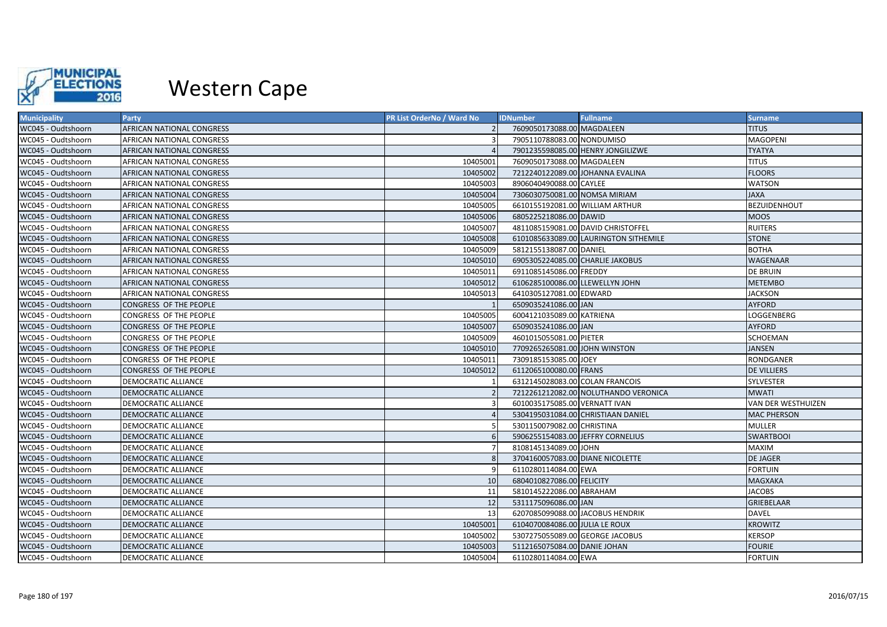# Western Cape

| Municipality | Party | PR List OrderNo / Ward No | IDNumber | Fullname | Surname |
|---|---|---|---|---|---|
| WC045 - Oudtshoorn | AFRICAN NATIONAL CONGRESS | 2 | 7609050173088.00 | MAGDALEEN | TITUS |
| WC045 - Oudtshoorn | AFRICAN NATIONAL CONGRESS | 3 | 7905110788083.00 | NONDUMISO | MAGOPENI |
| WC045 - Oudtshoorn | AFRICAN NATIONAL CONGRESS | 4 | 7901235598085.00 | HENRY JONGILIZWE | TYATYA |
| WC045 - Oudtshoorn | AFRICAN NATIONAL CONGRESS | 10405001 | 7609050173088.00 | MAGDALEEN | TITUS |
| WC045 - Oudtshoorn | AFRICAN NATIONAL CONGRESS | 10405002 | 7212240122089.00 | JOHANNA EVALINA | FLOORS |
| WC045 - Oudtshoorn | AFRICAN NATIONAL CONGRESS | 10405003 | 8906040490088.00 | CAYLEE | WATSON |
| WC045 - Oudtshoorn | AFRICAN NATIONAL CONGRESS | 10405004 | 7306030750081.00 | NOMSA MIRIAM | JAXA |
| WC045 - Oudtshoorn | AFRICAN NATIONAL CONGRESS | 10405005 | 6610155192081.00 | WILLIAM ARTHUR | BEZUIDENHOUT |
| WC045 - Oudtshoorn | AFRICAN NATIONAL CONGRESS | 10405006 | 6805225218086.00 | DAWID | MOOS |
| WC045 - Oudtshoorn | AFRICAN NATIONAL CONGRESS | 10405007 | 4811085159081.00 | DAVID CHRISTOFFEL | RUITERS |
| WC045 - Oudtshoorn | AFRICAN NATIONAL CONGRESS | 10405008 | 6101085633089.00 | LAURINGTON SITHEMILE | STONE |
| WC045 - Oudtshoorn | AFRICAN NATIONAL CONGRESS | 10405009 | 5812155138087.00 | DANIEL | BOTHA |
| WC045 - Oudtshoorn | AFRICAN NATIONAL CONGRESS | 10405010 | 6905305224085.00 | CHARLIE JAKOBUS | WAGENAAR |
| WC045 - Oudtshoorn | AFRICAN NATIONAL CONGRESS | 10405011 | 6911085145086.00 | FREDDY | DE BRUIN |
| WC045 - Oudtshoorn | AFRICAN NATIONAL CONGRESS | 10405012 | 6106285100086.00 | LLEWELLYN JOHN | METEMBO |
| WC045 - Oudtshoorn | AFRICAN NATIONAL CONGRESS | 10405013 | 6410305127081.00 | EDWARD | JACKSON |
| WC045 - Oudtshoorn | CONGRESS OF THE PEOPLE | 1 | 6509035241086.00 | JAN | AYFORD |
| WC045 - Oudtshoorn | CONGRESS OF THE PEOPLE | 10405005 | 6004121035089.00 | KATRIENA | LOGGENBERG |
| WC045 - Oudtshoorn | CONGRESS OF THE PEOPLE | 10405007 | 6509035241086.00 | JAN | AYFORD |
| WC045 - Oudtshoorn | CONGRESS OF THE PEOPLE | 10405009 | 4601015055081.00 | PIETER | SCHOEMAN |
| WC045 - Oudtshoorn | CONGRESS OF THE PEOPLE | 10405010 | 7709265265081.00 | JOHN WINSTON | JANSEN |
| WC045 - Oudtshoorn | CONGRESS OF THE PEOPLE | 10405011 | 7309185153085.00 | JOEY | RONDGANER |
| WC045 - Oudtshoorn | CONGRESS OF THE PEOPLE | 10405012 | 6112065100080.00 | FRANS | DE VILLIERS |
| WC045 - Oudtshoorn | DEMOCRATIC ALLIANCE | 1 | 6312145028083.00 | COLAN FRANCOIS | SYLVESTER |
| WC045 - Oudtshoorn | DEMOCRATIC ALLIANCE | 2 | 7212261212082.00 | NOLUTHANDO VERONICA | MWATI |
| WC045 - Oudtshoorn | DEMOCRATIC ALLIANCE | 3 | 6010035175085.00 | VERNATT IVAN | VAN DER WESTHUIZEN |
| WC045 - Oudtshoorn | DEMOCRATIC ALLIANCE | 4 | 5304195031084.00 | CHRISTIAAN DANIEL | MAC PHERSON |
| WC045 - Oudtshoorn | DEMOCRATIC ALLIANCE | 5 | 5301150079082.00 | CHRISTINA | MULLER |
| WC045 - Oudtshoorn | DEMOCRATIC ALLIANCE | 6 | 5906255154083.00 | JEFFRY CORNELIUS | SWARTBOOI |
| WC045 - Oudtshoorn | DEMOCRATIC ALLIANCE | 7 | 8108145134089.00 | JOHN | MAXIM |
| WC045 - Oudtshoorn | DEMOCRATIC ALLIANCE | 8 | 3704160057083.00 | DIANE NICOLETTE | DE JAGER |
| WC045 - Oudtshoorn | DEMOCRATIC ALLIANCE | 9 | 6110280114084.00 | EWA | FORTUIN |
| WC045 - Oudtshoorn | DEMOCRATIC ALLIANCE | 10 | 6804010827086.00 | FELICITY | MAGXAKA |
| WC045 - Oudtshoorn | DEMOCRATIC ALLIANCE | 11 | 5810145222086.00 | ABRAHAM | JACOBS |
| WC045 - Oudtshoorn | DEMOCRATIC ALLIANCE | 12 | 5311175096086.00 | JAN | GRIEBELAAR |
| WC045 - Oudtshoorn | DEMOCRATIC ALLIANCE | 13 | 6207085099088.00 | JACOBUS HENDRIK | DAVEL |
| WC045 - Oudtshoorn | DEMOCRATIC ALLIANCE | 10405001 | 6104070084086.00 | JULIA LE ROUX | KROWITZ |
| WC045 - Oudtshoorn | DEMOCRATIC ALLIANCE | 10405002 | 5307275055089.00 | GEORGE JACOBUS | KERSOP |
| WC045 - Oudtshoorn | DEMOCRATIC ALLIANCE | 10405003 | 5112165075084.00 | DANIE JOHAN | FOURIE |
| WC045 - Oudtshoorn | DEMOCRATIC ALLIANCE | 10405004 | 6110280114084.00 | EWA | FORTUIN |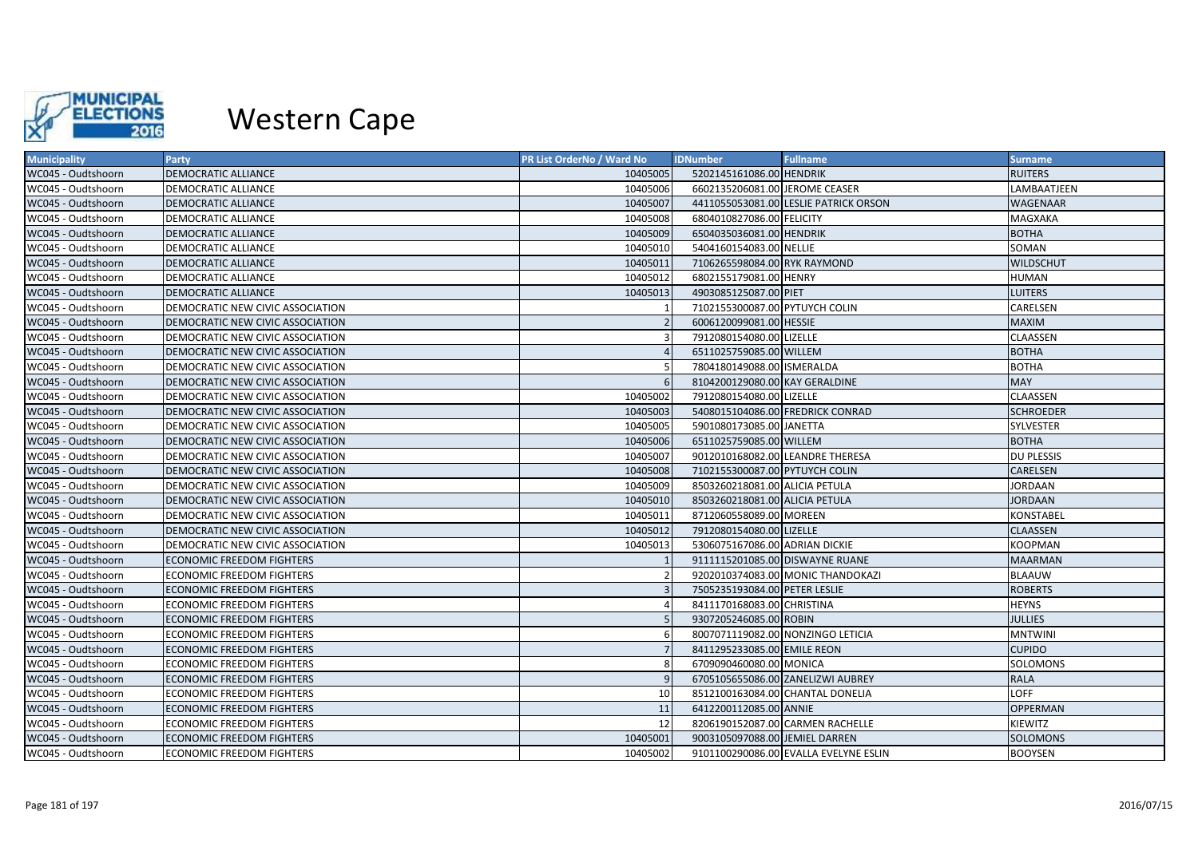# Western Cape

| Municipality | Party | PR List OrderNo / Ward No | IDNumber | Fullname | Surname |
|---|---|---|---|---|---|
| WC045 - Oudtshoorn | DEMOCRATIC ALLIANCE | 10405005 | 5202145161086.00 | HENDRIK | RUITERS |
| WC045 - Oudtshoorn | DEMOCRATIC ALLIANCE | 10405006 | 6602135206081.00 | JEROME CEASER | LAMBAATJEEN |
| WC045 - Oudtshoorn | DEMOCRATIC ALLIANCE | 10405007 | 4411055053081.00 | LESLIE PATRICK ORSON | WAGENAAR |
| WC045 - Oudtshoorn | DEMOCRATIC ALLIANCE | 10405008 | 6804010827086.00 | FELICITY | MAGXAKA |
| WC045 - Oudtshoorn | DEMOCRATIC ALLIANCE | 10405009 | 6504035036081.00 | HENDRIK | BOTHA |
| WC045 - Oudtshoorn | DEMOCRATIC ALLIANCE | 10405010 | 5404160154083.00 | NELLIE | SOMAN |
| WC045 - Oudtshoorn | DEMOCRATIC ALLIANCE | 10405011 | 7106265598084.00 | RYK RAYMOND | WILDSCHUT |
| WC045 - Oudtshoorn | DEMOCRATIC ALLIANCE | 10405012 | 6802155179081.00 | HENRY | HUMAN |
| WC045 - Oudtshoorn | DEMOCRATIC ALLIANCE | 10405013 | 4903085125087.00 | PIET | LUITERS |
| WC045 - Oudtshoorn | DEMOCRATIC NEW CIVIC ASSOCIATION | 1 | 7102155300087.00 | PYTUYCH COLIN | CARELSEN |
| WC045 - Oudtshoorn | DEMOCRATIC NEW CIVIC ASSOCIATION | 2 | 6006120099081.00 | HESSIE | MAXIM |
| WC045 - Oudtshoorn | DEMOCRATIC NEW CIVIC ASSOCIATION | 3 | 7912080154080.00 | LIZELLE | CLAASSEN |
| WC045 - Oudtshoorn | DEMOCRATIC NEW CIVIC ASSOCIATION | 4 | 6511025759085.00 | WILLEM | BOTHA |
| WC045 - Oudtshoorn | DEMOCRATIC NEW CIVIC ASSOCIATION | 5 | 7804180149088.00 | ISMERALDA | BOTHA |
| WC045 - Oudtshoorn | DEMOCRATIC NEW CIVIC ASSOCIATION | 6 | 8104200129080.00 | KAY GERALDINE | MAY |
| WC045 - Oudtshoorn | DEMOCRATIC NEW CIVIC ASSOCIATION | 10405002 | 7912080154080.00 | LIZELLE | CLAASSEN |
| WC045 - Oudtshoorn | DEMOCRATIC NEW CIVIC ASSOCIATION | 10405003 | 5408015104086.00 | FREDRICK CONRAD | SCHROEDER |
| WC045 - Oudtshoorn | DEMOCRATIC NEW CIVIC ASSOCIATION | 10405005 | 5901080173085.00 | JANETTA | SYLVESTER |
| WC045 - Oudtshoorn | DEMOCRATIC NEW CIVIC ASSOCIATION | 10405006 | 6511025759085.00 | WILLEM | BOTHA |
| WC045 - Oudtshoorn | DEMOCRATIC NEW CIVIC ASSOCIATION | 10405007 | 9012010168082.00 | LEANDRE THERESA | DU PLESSIS |
| WC045 - Oudtshoorn | DEMOCRATIC NEW CIVIC ASSOCIATION | 10405008 | 7102155300087.00 | PYTUYCH COLIN | CARELSEN |
| WC045 - Oudtshoorn | DEMOCRATIC NEW CIVIC ASSOCIATION | 10405009 | 8503260218081.00 | ALICIA PETULA | JORDAAN |
| WC045 - Oudtshoorn | DEMOCRATIC NEW CIVIC ASSOCIATION | 10405010 | 8503260218081.00 | ALICIA PETULA | JORDAAN |
| WC045 - Oudtshoorn | DEMOCRATIC NEW CIVIC ASSOCIATION | 10405011 | 8712060558089.00 | MOREEN | KONSTABEL |
| WC045 - Oudtshoorn | DEMOCRATIC NEW CIVIC ASSOCIATION | 10405012 | 7912080154080.00 | LIZELLE | CLAASSEN |
| WC045 - Oudtshoorn | DEMOCRATIC NEW CIVIC ASSOCIATION | 10405013 | 5306075167086.00 | ADRIAN DICKIE | KOOPMAN |
| WC045 - Oudtshoorn | ECONOMIC FREEDOM FIGHTERS | 1 | 9111115201085.00 | DISWAYNE RUANE | MAARMAN |
| WC045 - Oudtshoorn | ECONOMIC FREEDOM FIGHTERS | 2 | 9202010374083.00 | MONIC THANDOKAZI | BLAAUW |
| WC045 - Oudtshoorn | ECONOMIC FREEDOM FIGHTERS | 3 | 7505235193084.00 | PETER LESLIE | ROBERTS |
| WC045 - Oudtshoorn | ECONOMIC FREEDOM FIGHTERS | 4 | 8411170168083.00 | CHRISTINA | HEYNS |
| WC045 - Oudtshoorn | ECONOMIC FREEDOM FIGHTERS | 5 | 9307205246085.00 | ROBIN | JULLIES |
| WC045 - Oudtshoorn | ECONOMIC FREEDOM FIGHTERS | 6 | 8007071119082.00 | NONZINGO LETICIA | MNTWINI |
| WC045 - Oudtshoorn | ECONOMIC FREEDOM FIGHTERS | 7 | 8411295233085.00 | EMILE REON | CUPIDO |
| WC045 - Oudtshoorn | ECONOMIC FREEDOM FIGHTERS | 8 | 6709090460080.00 | MONICA | SOLOMONS |
| WC045 - Oudtshoorn | ECONOMIC FREEDOM FIGHTERS | 9 | 6705105655086.00 | ZANELIZWI AUBREY | RALA |
| WC045 - Oudtshoorn | ECONOMIC FREEDOM FIGHTERS | 10 | 8512100163084.00 | CHANTAL DONELIA | LOFF |
| WC045 - Oudtshoorn | ECONOMIC FREEDOM FIGHTERS | 11 | 6412200112085.00 | ANNIE | OPPERMAN |
| WC045 - Oudtshoorn | ECONOMIC FREEDOM FIGHTERS | 12 | 8206190152087.00 | CARMEN RACHELLE | KIEWITZ |
| WC045 - Oudtshoorn | ECONOMIC FREEDOM FIGHTERS | 10405001 | 9003105097088.00 | JEMIEL DARREN | SOLOMONS |
| WC045 - Oudtshoorn | ECONOMIC FREEDOM FIGHTERS | 10405002 | 9101100290086.00 | EVALLA EVELYNE ESLIN | BOOYSEN |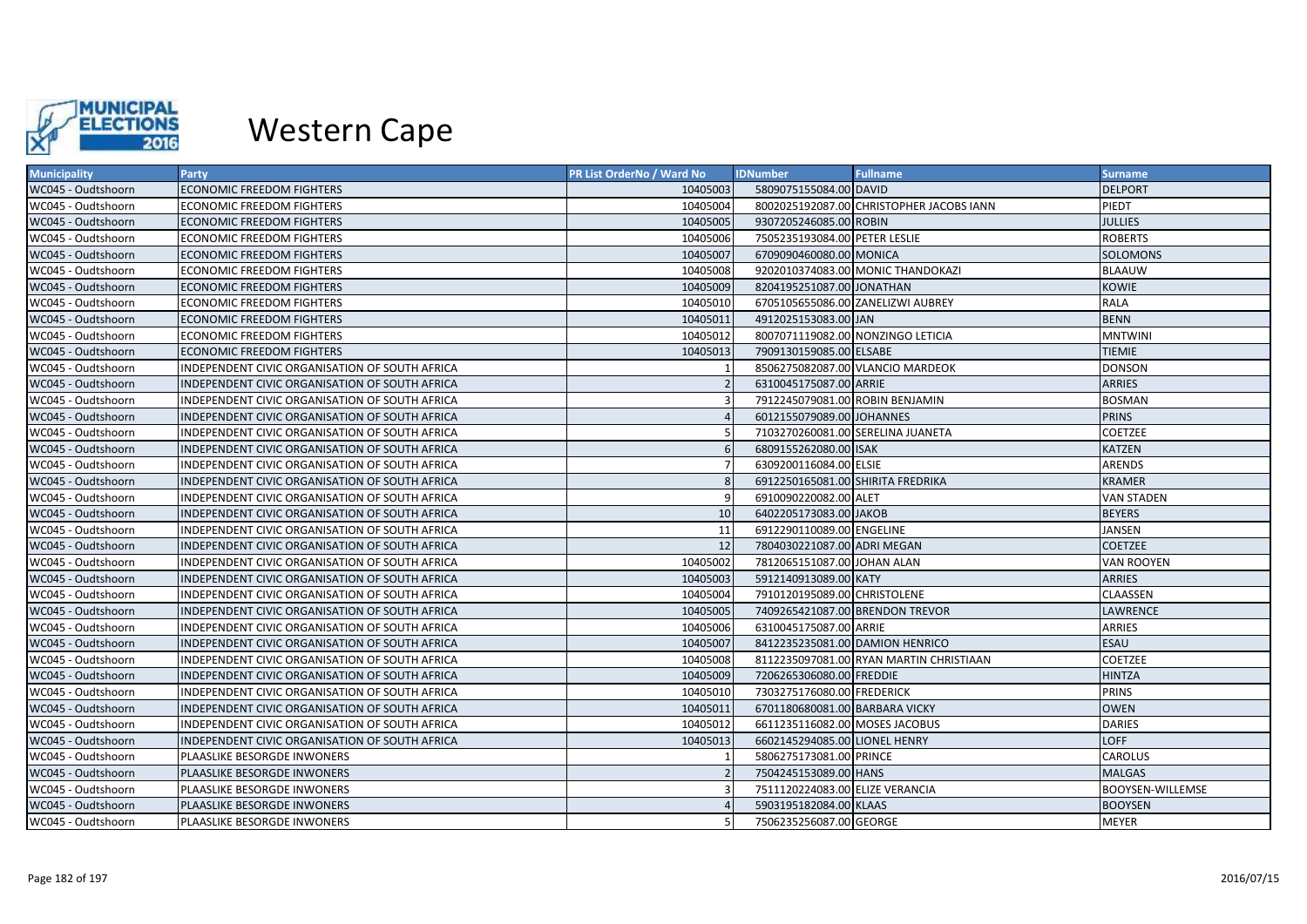# Western Cape

| Municipality | Party | PR List OrderNo / Ward No | IDNumber | Fullname | Surname |
|---|---|---|---|---|---|
| WC045 - Oudtshoorn | ECONOMIC FREEDOM FIGHTERS | 10405003 | 5809075155084.00 | DAVID | DELPORT |
| WC045 - Oudtshoorn | ECONOMIC FREEDOM FIGHTERS | 10405004 | 8002025192087.00 | CHRISTOPHER JACOBS IANN | PIEDT |
| WC045 - Oudtshoorn | ECONOMIC FREEDOM FIGHTERS | 10405005 | 9307205246085.00 | ROBIN | JULLIES |
| WC045 - Oudtshoorn | ECONOMIC FREEDOM FIGHTERS | 10405006 | 7505235193084.00 | PETER LESLIE | ROBERTS |
| WC045 - Oudtshoorn | ECONOMIC FREEDOM FIGHTERS | 10405007 | 6709090460080.00 | MONICA | SOLOMONS |
| WC045 - Oudtshoorn | ECONOMIC FREEDOM FIGHTERS | 10405008 | 9202010374083.00 | MONIC THANDOKAZI | BLAAUW |
| WC045 - Oudtshoorn | ECONOMIC FREEDOM FIGHTERS | 10405009 | 8204195251087.00 | JONATHAN | KOWIE |
| WC045 - Oudtshoorn | ECONOMIC FREEDOM FIGHTERS | 10405010 | 6705105655086.00 | ZANELIZWI AUBREY | RALA |
| WC045 - Oudtshoorn | ECONOMIC FREEDOM FIGHTERS | 10405011 | 4912025153083.00 | JAN | BENN |
| WC045 - Oudtshoorn | ECONOMIC FREEDOM FIGHTERS | 10405012 | 8007071119082.00 | NONZINGO LETICIA | MNTWINI |
| WC045 - Oudtshoorn | ECONOMIC FREEDOM FIGHTERS | 10405013 | 7909130159085.00 | ELSABE | TIEMIE |
| WC045 - Oudtshoorn | INDEPENDENT CIVIC ORGANISATION OF SOUTH AFRICA | 1 | 8506275082087.00 | VLANCIO MARDEOK | DONSON |
| WC045 - Oudtshoorn | INDEPENDENT CIVIC ORGANISATION OF SOUTH AFRICA | 2 | 6310045175087.00 | ARRIE | ARRIES |
| WC045 - Oudtshoorn | INDEPENDENT CIVIC ORGANISATION OF SOUTH AFRICA | 3 | 7912245079081.00 | ROBIN BENJAMIN | BOSMAN |
| WC045 - Oudtshoorn | INDEPENDENT CIVIC ORGANISATION OF SOUTH AFRICA | 4 | 6012155079089.00 | JOHANNES | PRINS |
| WC045 - Oudtshoorn | INDEPENDENT CIVIC ORGANISATION OF SOUTH AFRICA | 5 | 7103270260081.00 | SERELINA JUANETA | COETZEE |
| WC045 - Oudtshoorn | INDEPENDENT CIVIC ORGANISATION OF SOUTH AFRICA | 6 | 6809155262080.00 | ISAK | KATZEN |
| WC045 - Oudtshoorn | INDEPENDENT CIVIC ORGANISATION OF SOUTH AFRICA | 7 | 6309200116084.00 | ELSIE | ARENDS |
| WC045 - Oudtshoorn | INDEPENDENT CIVIC ORGANISATION OF SOUTH AFRICA | 8 | 6912250165081.00 | SHIRITA FREDRIKA | KRAMER |
| WC045 - Oudtshoorn | INDEPENDENT CIVIC ORGANISATION OF SOUTH AFRICA | 9 | 6910090220082.00 | ALET | VAN STADEN |
| WC045 - Oudtshoorn | INDEPENDENT CIVIC ORGANISATION OF SOUTH AFRICA | 10 | 6402205173083.00 | JAKOB | BEYERS |
| WC045 - Oudtshoorn | INDEPENDENT CIVIC ORGANISATION OF SOUTH AFRICA | 11 | 6912290110089.00 | ENGELINE | JANSEN |
| WC045 - Oudtshoorn | INDEPENDENT CIVIC ORGANISATION OF SOUTH AFRICA | 12 | 7804030221087.00 | ADRI MEGAN | COETZEE |
| WC045 - Oudtshoorn | INDEPENDENT CIVIC ORGANISATION OF SOUTH AFRICA | 10405002 | 7812065151087.00 | JOHAN ALAN | VAN ROOYEN |
| WC045 - Oudtshoorn | INDEPENDENT CIVIC ORGANISATION OF SOUTH AFRICA | 10405003 | 5912140913089.00 | KATY | ARRIES |
| WC045 - Oudtshoorn | INDEPENDENT CIVIC ORGANISATION OF SOUTH AFRICA | 10405004 | 7910120195089.00 | CHRISTOLENE | CLAASSEN |
| WC045 - Oudtshoorn | INDEPENDENT CIVIC ORGANISATION OF SOUTH AFRICA | 10405005 | 7409265421087.00 | BRENDON TREVOR | LAWRENCE |
| WC045 - Oudtshoorn | INDEPENDENT CIVIC ORGANISATION OF SOUTH AFRICA | 10405006 | 6310045175087.00 | ARRIE | ARRIES |
| WC045 - Oudtshoorn | INDEPENDENT CIVIC ORGANISATION OF SOUTH AFRICA | 10405007 | 8412235235081.00 | DAMION HENRICO | ESAU |
| WC045 - Oudtshoorn | INDEPENDENT CIVIC ORGANISATION OF SOUTH AFRICA | 10405008 | 8112235097081.00 | RYAN MARTIN CHRISTIAAN | COETZEE |
| WC045 - Oudtshoorn | INDEPENDENT CIVIC ORGANISATION OF SOUTH AFRICA | 10405009 | 7206265306080.00 | FREDDIE | HINTZA |
| WC045 - Oudtshoorn | INDEPENDENT CIVIC ORGANISATION OF SOUTH AFRICA | 10405010 | 7303275176080.00 | FREDERICK | PRINS |
| WC045 - Oudtshoorn | INDEPENDENT CIVIC ORGANISATION OF SOUTH AFRICA | 10405011 | 6701180680081.00 | BARBARA VICKY | OWEN |
| WC045 - Oudtshoorn | INDEPENDENT CIVIC ORGANISATION OF SOUTH AFRICA | 10405012 | 6611235116082.00 | MOSES JACOBUS | DARIES |
| WC045 - Oudtshoorn | INDEPENDENT CIVIC ORGANISATION OF SOUTH AFRICA | 10405013 | 6602145294085.00 | LIONEL HENRY | LOFF |
| WC045 - Oudtshoorn | PLAASLIKE BESORGDE INWONERS | 1 | 5806275173081.00 | PRINCE | CAROLUS |
| WC045 - Oudtshoorn | PLAASLIKE BESORGDE INWONERS | 2 | 7504245153089.00 | HANS | MALGAS |
| WC045 - Oudtshoorn | PLAASLIKE BESORGDE INWONERS | 3 | 7511120224083.00 | ELIZE VERANCIA | BOOYSEN-WILLEMSE |
| WC045 - Oudtshoorn | PLAASLIKE BESORGDE INWONERS | 4 | 5903195182084.00 | KLAAS | BOOYSEN |
| WC045 - Oudtshoorn | PLAASLIKE BESORGDE INWONERS | 5 | 7506235256087.00 | GEORGE | MEYER |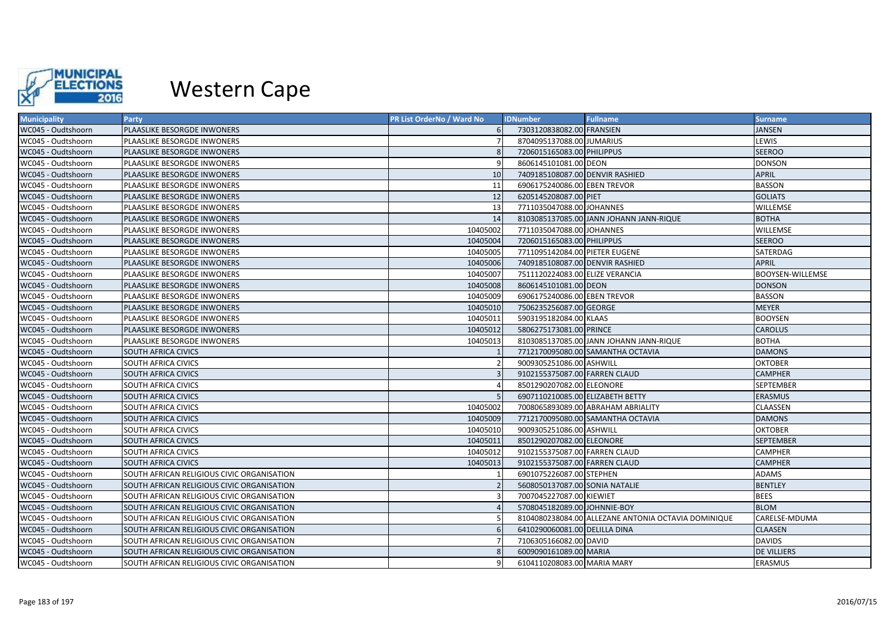# Western Cape

| Municipality | Party | PR List OrderNo / Ward No | IDNumber | Fullname | Surname |
|---|---|---|---|---|---|
| WC045 - Oudtshoorn | PLAASLIKE BESORGDE INWONERS | 6 | 7303120838082.00 | FRANSIEN | JANSEN |
| WC045 - Oudtshoorn | PLAASLIKE BESORGDE INWONERS | 7 | 8704095137088.00 | JUMARIUS | LEWIS |
| WC045 - Oudtshoorn | PLAASLIKE BESORGDE INWONERS | 8 | 7206015165083.00 | PHILIPPUS | SEEROO |
| WC045 - Oudtshoorn | PLAASLIKE BESORGDE INWONERS | 9 | 8606145101081.00 | DEON | DONSON |
| WC045 - Oudtshoorn | PLAASLIKE BESORGDE INWONERS | 10 | 7409185108087.00 | DENVIR RASHIED | APRIL |
| WC045 - Oudtshoorn | PLAASLIKE BESORGDE INWONERS | 11 | 6906175240086.00 | EBEN TREVOR | BASSON |
| WC045 - Oudtshoorn | PLAASLIKE BESORGDE INWONERS | 12 | 6205145208087.00 | PIET | GOLIATS |
| WC045 - Oudtshoorn | PLAASLIKE BESORGDE INWONERS | 13 | 7711035047088.00 | JOHANNES | WILLEMSE |
| WC045 - Oudtshoorn | PLAASLIKE BESORGDE INWONERS | 14 | 8103085137085.00 | JANN JOHANN JANN-RIQUE | BOTHA |
| WC045 - Oudtshoorn | PLAASLIKE BESORGDE INWONERS | 10405002 | 7711035047088.00 | JOHANNES | WILLEMSE |
| WC045 - Oudtshoorn | PLAASLIKE BESORGDE INWONERS | 10405004 | 7206015165083.00 | PHILIPPUS | SEEROO |
| WC045 - Oudtshoorn | PLAASLIKE BESORGDE INWONERS | 10405005 | 7711095142084.00 | PIETER EUGENE | SATERDAG |
| WC045 - Oudtshoorn | PLAASLIKE BESORGDE INWONERS | 10405006 | 7409185108087.00 | DENVIR RASHIED | APRIL |
| WC045 - Oudtshoorn | PLAASLIKE BESORGDE INWONERS | 10405007 | 7511120224083.00 | ELIZE VERANCIA | BOOYSEN-WILLEMSE |
| WC045 - Oudtshoorn | PLAASLIKE BESORGDE INWONERS | 10405008 | 8606145101081.00 | DEON | DONSON |
| WC045 - Oudtshoorn | PLAASLIKE BESORGDE INWONERS | 10405009 | 6906175240086.00 | EBEN TREVOR | BASSON |
| WC045 - Oudtshoorn | PLAASLIKE BESORGDE INWONERS | 10405010 | 7506235256087.00 | GEORGE | MEYER |
| WC045 - Oudtshoorn | PLAASLIKE BESORGDE INWONERS | 10405011 | 5903195182084.00 | KLAAS | BOOYSEN |
| WC045 - Oudtshoorn | PLAASLIKE BESORGDE INWONERS | 10405012 | 5806275173081.00 | PRINCE | CAROLUS |
| WC045 - Oudtshoorn | PLAASLIKE BESORGDE INWONERS | 10405013 | 8103085137085.00 | JANN JOHANN JANN-RIQUE | BOTHA |
| WC045 - Oudtshoorn | SOUTH AFRICA CIVICS | 1 | 7712170095080.00 | SAMANTHA OCTAVIA | DAMONS |
| WC045 - Oudtshoorn | SOUTH AFRICA CIVICS | 2 | 9009305251086.00 | ASHWILL | OKTOBER |
| WC045 - Oudtshoorn | SOUTH AFRICA CIVICS | 3 | 9102155375087.00 | FARREN CLAUD | CAMPHER |
| WC045 - Oudtshoorn | SOUTH AFRICA CIVICS | 4 | 8501290207082.00 | ELEONORE | SEPTEMBER |
| WC045 - Oudtshoorn | SOUTH AFRICA CIVICS | 5 | 6907110210085.00 | ELIZABETH BETTY | ERASMUS |
| WC045 - Oudtshoorn | SOUTH AFRICA CIVICS | 10405002 | 7008065893089.00 | ABRAHAM ABRIALITY | CLAASSEN |
| WC045 - Oudtshoorn | SOUTH AFRICA CIVICS | 10405009 | 7712170095080.00 | SAMANTHA OCTAVIA | DAMONS |
| WC045 - Oudtshoorn | SOUTH AFRICA CIVICS | 10405010 | 9009305251086.00 | ASHWILL | OKTOBER |
| WC045 - Oudtshoorn | SOUTH AFRICA CIVICS | 10405011 | 8501290207082.00 | ELEONORE | SEPTEMBER |
| WC045 - Oudtshoorn | SOUTH AFRICA CIVICS | 10405012 | 9102155375087.00 | FARREN CLAUD | CAMPHER |
| WC045 - Oudtshoorn | SOUTH AFRICA CIVICS | 10405013 | 9102155375087.00 | FARREN CLAUD | CAMPHER |
| WC045 - Oudtshoorn | SOUTH AFRICAN RELIGIOUS CIVIC ORGANISATION | 1 | 6901075226087.00 | STEPHEN | ADAMS |
| WC045 - Oudtshoorn | SOUTH AFRICAN RELIGIOUS CIVIC ORGANISATION | 2 | 5608050137087.00 | SONIA NATALIE | BENTLEY |
| WC045 - Oudtshoorn | SOUTH AFRICAN RELIGIOUS CIVIC ORGANISATION | 3 | 7007045227087.00 | KIEWIET | BEES |
| WC045 - Oudtshoorn | SOUTH AFRICAN RELIGIOUS CIVIC ORGANISATION | 4 | 5708045182089.00 | JOHNNIE-BOY | BLOM |
| WC045 - Oudtshoorn | SOUTH AFRICAN RELIGIOUS CIVIC ORGANISATION | 5 | 8104080238084.00 | ALLEZANE ANTONIA OCTAVIA DOMINIQUE | CARELSE-MDUMA |
| WC045 - Oudtshoorn | SOUTH AFRICAN RELIGIOUS CIVIC ORGANISATION | 6 | 6410290060081.00 | DELILLA DINA | CLAASEN |
| WC045 - Oudtshoorn | SOUTH AFRICAN RELIGIOUS CIVIC ORGANISATION | 7 | 7106305166082.00 | DAVID | DAVIDS |
| WC045 - Oudtshoorn | SOUTH AFRICAN RELIGIOUS CIVIC ORGANISATION | 8 | 6009090161089.00 | MARIA | DE VILLIERS |
| WC045 - Oudtshoorn | SOUTH AFRICAN RELIGIOUS CIVIC ORGANISATION | 9 | 6104110208083.00 | MARIA MARY | ERASMUS |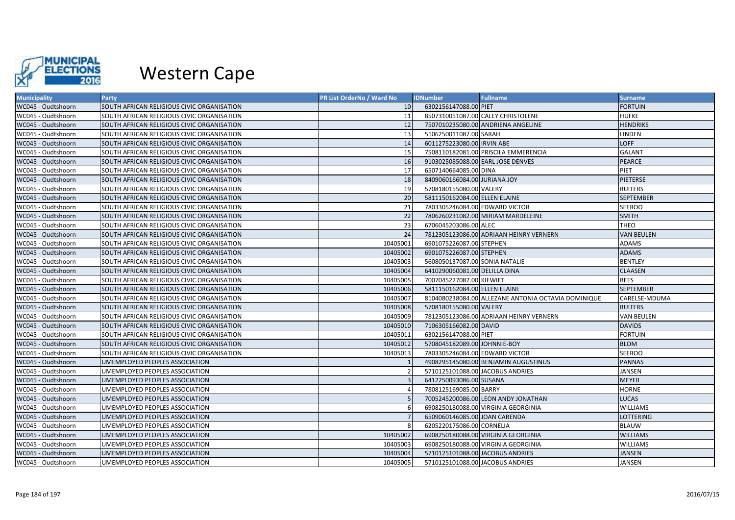# Western Cape

| Municipality | Party | PR List OrderNo / Ward No | IDNumber | Fullname | Surname |
|---|---|---|---|---|---|
| WC045 - Oudtshoorn | SOUTH AFRICAN RELIGIOUS CIVIC ORGANISATION | 10 | 6302156147088.00 | PIET | FORTUIN |
| WC045 - Oudtshoorn | SOUTH AFRICAN RELIGIOUS CIVIC ORGANISATION | 11 | 8507310051087.00 | CALEY CHRISTOLENE | HUFKE |
| WC045 - Oudtshoorn | SOUTH AFRICAN RELIGIOUS CIVIC ORGANISATION | 12 | 7507010235080.00 | ANDRIENA ANGELINE | HENDRIKS |
| WC045 - Oudtshoorn | SOUTH AFRICAN RELIGIOUS CIVIC ORGANISATION | 13 | 5106250011087.00 | SARAH | LINDEN |
| WC045 - Oudtshoorn | SOUTH AFRICAN RELIGIOUS CIVIC ORGANISATION | 14 | 6011275223080.00 | IRVIN ABE | LOFF |
| WC045 - Oudtshoorn | SOUTH AFRICAN RELIGIOUS CIVIC ORGANISATION | 15 | 7508110182081.00 | PRISCILA EMMERENCIA | GALANT |
| WC045 - Oudtshoorn | SOUTH AFRICAN RELIGIOUS CIVIC ORGANISATION | 16 | 9103025085088.00 | EARL JOSE DENVES | PEARCE |
| WC045 - Oudtshoorn | SOUTH AFRICAN RELIGIOUS CIVIC ORGANISATION | 17 | 6507140664085.00 | DINA | PIET |
| WC045 - Oudtshoorn | SOUTH AFRICAN RELIGIOUS CIVIC ORGANISATION | 18 | 8409060166084.00 | JURIANA JOY | PIETERSE |
| WC045 - Oudtshoorn | SOUTH AFRICAN RELIGIOUS CIVIC ORGANISATION | 19 | 5708180155080.00 | VALERY | RUITERS |
| WC045 - Oudtshoorn | SOUTH AFRICAN RELIGIOUS CIVIC ORGANISATION | 20 | 5811150162084.00 | ELLEN ELAINE | SEPTEMBER |
| WC045 - Oudtshoorn | SOUTH AFRICAN RELIGIOUS CIVIC ORGANISATION | 21 | 7803305246084.00 | EDWARD VICTOR | SEEROO |
| WC045 - Oudtshoorn | SOUTH AFRICAN RELIGIOUS CIVIC ORGANISATION | 22 | 7806260231082.00 | MIRIAM MARDELEINE | SMITH |
| WC045 - Oudtshoorn | SOUTH AFRICAN RELIGIOUS CIVIC ORGANISATION | 23 | 6706045203086.00 | ALEC | THEO |
| WC045 - Oudtshoorn | SOUTH AFRICAN RELIGIOUS CIVIC ORGANISATION | 24 | 7812305123086.00 | ADRIAAN HEINRY VERNERN | VAN BEULEN |
| WC045 - Oudtshoorn | SOUTH AFRICAN RELIGIOUS CIVIC ORGANISATION | 10405001 | 6901075226087.00 | STEPHEN | ADAMS |
| WC045 - Oudtshoorn | SOUTH AFRICAN RELIGIOUS CIVIC ORGANISATION | 10405002 | 6901075226087.00 | STEPHEN | ADAMS |
| WC045 - Oudtshoorn | SOUTH AFRICAN RELIGIOUS CIVIC ORGANISATION | 10405003 | 5608050137087.00 | SONIA NATALIE | BENTLEY |
| WC045 - Oudtshoorn | SOUTH AFRICAN RELIGIOUS CIVIC ORGANISATION | 10405004 | 6410290060081.00 | DELILLA DINA | CLAASEN |
| WC045 - Oudtshoorn | SOUTH AFRICAN RELIGIOUS CIVIC ORGANISATION | 10405005 | 7007045227087.00 | KIEWIET | BEES |
| WC045 - Oudtshoorn | SOUTH AFRICAN RELIGIOUS CIVIC ORGANISATION | 10405006 | 5811150162084.00 | ELLEN ELAINE | SEPTEMBER |
| WC045 - Oudtshoorn | SOUTH AFRICAN RELIGIOUS CIVIC ORGANISATION | 10405007 | 8104080238084.00 | ALLEZANE ANTONIA OCTAVIA DOMINIQUE | CARELSE-MDUMA |
| WC045 - Oudtshoorn | SOUTH AFRICAN RELIGIOUS CIVIC ORGANISATION | 10405008 | 5708180155080.00 | VALERY | RUITERS |
| WC045 - Oudtshoorn | SOUTH AFRICAN RELIGIOUS CIVIC ORGANISATION | 10405009 | 7812305123086.00 | ADRIAAN HEINRY VERNERN | VAN BEULEN |
| WC045 - Oudtshoorn | SOUTH AFRICAN RELIGIOUS CIVIC ORGANISATION | 10405010 | 7106305166082.00 | DAVID | DAVIDS |
| WC045 - Oudtshoorn | SOUTH AFRICAN RELIGIOUS CIVIC ORGANISATION | 10405011 | 6302156147088.00 | PIET | FORTUIN |
| WC045 - Oudtshoorn | SOUTH AFRICAN RELIGIOUS CIVIC ORGANISATION | 10405012 | 5708045182089.00 | JOHNNIE-BOY | BLOM |
| WC045 - Oudtshoorn | SOUTH AFRICAN RELIGIOUS CIVIC ORGANISATION | 10405013 | 7803305246084.00 | EDWARD VICTOR | SEEROO |
| WC045 - Oudtshoorn | UMEMPLOYED PEOPLES ASSOCIATION | 1 | 4908295145080.00 | BENJAMIN AUGUSTINUS | PANNAS |
| WC045 - Oudtshoorn | UMEMPLOYED PEOPLES ASSOCIATION | 2 | 5710125101088.00 | JACOBUS ANDRIES | JANSEN |
| WC045 - Oudtshoorn | UMEMPLOYED PEOPLES ASSOCIATION | 3 | 6412250093086.00 | SUSANA | MEYER |
| WC045 - Oudtshoorn | UMEMPLOYED PEOPLES ASSOCIATION | 4 | 7808125169085.00 | BARRY | HORNE |
| WC045 - Oudtshoorn | UMEMPLOYED PEOPLES ASSOCIATION | 5 | 7005245200086.00 | LEON ANDY JONATHAN | LUCAS |
| WC045 - Oudtshoorn | UMEMPLOYED PEOPLES ASSOCIATION | 6 | 6908250180088.00 | VIRGINIA GEORGINIA | WILLIAMS |
| WC045 - Oudtshoorn | UMEMPLOYED PEOPLES ASSOCIATION | 7 | 6509060146085.00 | JOAN CARENDA | LOTTERING |
| WC045 - Oudtshoorn | UMEMPLOYED PEOPLES ASSOCIATION | 8 | 6205220175086.00 | CORNELIA | BLAUW |
| WC045 - Oudtshoorn | UMEMPLOYED PEOPLES ASSOCIATION | 10405002 | 6908250180088.00 | VIRGINIA GEORGINIA | WILLIAMS |
| WC045 - Oudtshoorn | UMEMPLOYED PEOPLES ASSOCIATION | 10405003 | 6908250180088.00 | VIRGINIA GEORGINIA | WILLIAMS |
| WC045 - Oudtshoorn | UMEMPLOYED PEOPLES ASSOCIATION | 10405004 | 5710125101088.00 | JACOBUS ANDRIES | JANSEN |
| WC045 - Oudtshoorn | UMEMPLOYED PEOPLES ASSOCIATION | 10405005 | 5710125101088.00 | JACOBUS ANDRIES | JANSEN |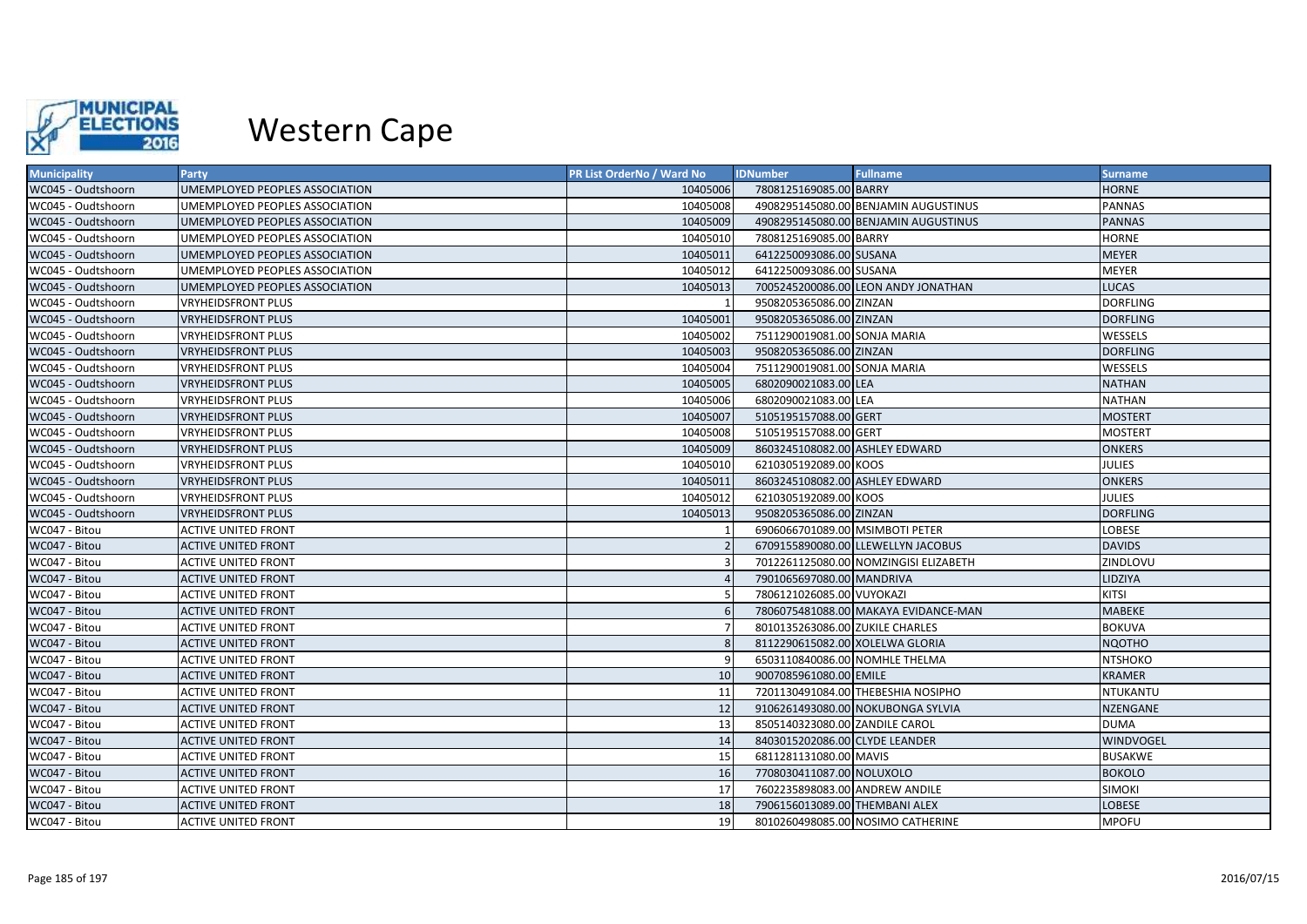# Western Cape

| Municipality | Party | PR List OrderNo / Ward No | IDNumber | Fullname | Surname |
|---|---|---|---|---|---|
| WC045 - Oudtshoorn | UMEMPLOYED PEOPLES ASSOCIATION | 10405006 | 7808125169085.00 | BARRY | HORNE |
| WC045 - Oudtshoorn | UMEMPLOYED PEOPLES ASSOCIATION | 10405008 | 4908295145080.00 | BENJAMIN AUGUSTINUS | PANNAS |
| WC045 - Oudtshoorn | UMEMPLOYED PEOPLES ASSOCIATION | 10405009 | 4908295145080.00 | BENJAMIN AUGUSTINUS | PANNAS |
| WC045 - Oudtshoorn | UMEMPLOYED PEOPLES ASSOCIATION | 10405010 | 7808125169085.00 | BARRY | HORNE |
| WC045 - Oudtshoorn | UMEMPLOYED PEOPLES ASSOCIATION | 10405011 | 6412250093086.00 | SUSANA | MEYER |
| WC045 - Oudtshoorn | UMEMPLOYED PEOPLES ASSOCIATION | 10405012 | 6412250093086.00 | SUSANA | MEYER |
| WC045 - Oudtshoorn | UMEMPLOYED PEOPLES ASSOCIATION | 10405013 | 7005245200086.00 | LEON ANDY JONATHAN | LUCAS |
| WC045 - Oudtshoorn | VRYHEIDSFRONT PLUS | 1 | 9508205365086.00 | ZINZAN | DORFLING |
| WC045 - Oudtshoorn | VRYHEIDSFRONT PLUS | 10405001 | 9508205365086.00 | ZINZAN | DORFLING |
| WC045 - Oudtshoorn | VRYHEIDSFRONT PLUS | 10405002 | 7511290019081.00 | SONJA MARIA | WESSELS |
| WC045 - Oudtshoorn | VRYHEIDSFRONT PLUS | 10405003 | 9508205365086.00 | ZINZAN | DORFLING |
| WC045 - Oudtshoorn | VRYHEIDSFRONT PLUS | 10405004 | 7511290019081.00 | SONJA MARIA | WESSELS |
| WC045 - Oudtshoorn | VRYHEIDSFRONT PLUS | 10405005 | 6802090021083.00 | LEA | NATHAN |
| WC045 - Oudtshoorn | VRYHEIDSFRONT PLUS | 10405006 | 6802090021083.00 | LEA | NATHAN |
| WC045 - Oudtshoorn | VRYHEIDSFRONT PLUS | 10405007 | 5105195157088.00 | GERT | MOSTERT |
| WC045 - Oudtshoorn | VRYHEIDSFRONT PLUS | 10405008 | 5105195157088.00 | GERT | MOSTERT |
| WC045 - Oudtshoorn | VRYHEIDSFRONT PLUS | 10405009 | 8603245108082.00 | ASHLEY EDWARD | ONKERS |
| WC045 - Oudtshoorn | VRYHEIDSFRONT PLUS | 10405010 | 6210305192089.00 | KOOS | JULIES |
| WC045 - Oudtshoorn | VRYHEIDSFRONT PLUS | 10405011 | 8603245108082.00 | ASHLEY EDWARD | ONKERS |
| WC045 - Oudtshoorn | VRYHEIDSFRONT PLUS | 10405012 | 6210305192089.00 | KOOS | JULIES |
| WC045 - Oudtshoorn | VRYHEIDSFRONT PLUS | 10405013 | 9508205365086.00 | ZINZAN | DORFLING |
| WC047 - Bitou | ACTIVE UNITED FRONT | 1 | 6906066701089.00 | MSIMBOTI PETER | LOBESE |
| WC047 - Bitou | ACTIVE UNITED FRONT | 2 | 6709155890080.00 | LLEWELLYN JACOBUS | DAVIDS |
| WC047 - Bitou | ACTIVE UNITED FRONT | 3 | 7012261125080.00 | NOMZINGISI ELIZABETH | ZINDLOVU |
| WC047 - Bitou | ACTIVE UNITED FRONT | 4 | 7901065697080.00 | MANDRIVA | LIDZIYA |
| WC047 - Bitou | ACTIVE UNITED FRONT | 5 | 7806121026085.00 | VUYOKAZI | KITSI |
| WC047 - Bitou | ACTIVE UNITED FRONT | 6 | 7806075481088.00 | MAKAYA EVIDANCE-MAN | MABEKE |
| WC047 - Bitou | ACTIVE UNITED FRONT | 7 | 8010135263086.00 | ZUKILE CHARLES | BOKUVA |
| WC047 - Bitou | ACTIVE UNITED FRONT | 8 | 8112290615082.00 | XOLELWA GLORIA | NQOTHO |
| WC047 - Bitou | ACTIVE UNITED FRONT | 9 | 6503110840086.00 | NOMHLE THELMA | NTSHOKO |
| WC047 - Bitou | ACTIVE UNITED FRONT | 10 | 9007085961080.00 | EMILE | KRAMER |
| WC047 - Bitou | ACTIVE UNITED FRONT | 11 | 7201130491084.00 | THEBESHIA NOSIPHO | NTUKANTU |
| WC047 - Bitou | ACTIVE UNITED FRONT | 12 | 9106261493080.00 | NOKUBONGA SYLVIA | NZENGANE |
| WC047 - Bitou | ACTIVE UNITED FRONT | 13 | 8505140323080.00 | ZANDILE CAROL | DUMA |
| WC047 - Bitou | ACTIVE UNITED FRONT | 14 | 8403015202086.00 | CLYDE LEANDER | WINDVOGEL |
| WC047 - Bitou | ACTIVE UNITED FRONT | 15 | 6811281131080.00 | MAVIS | BUSAKWE |
| WC047 - Bitou | ACTIVE UNITED FRONT | 16 | 7708030411087.00 | NOLUXOLO | BOKOLO |
| WC047 - Bitou | ACTIVE UNITED FRONT | 17 | 7602235898083.00 | ANDREW ANDILE | SIMOKI |
| WC047 - Bitou | ACTIVE UNITED FRONT | 18 | 7906156013089.00 | THEMBANI ALEX | LOBESE |
| WC047 - Bitou | ACTIVE UNITED FRONT | 19 | 8010260498085.00 | NOSIMO CATHERINE | MPOFU |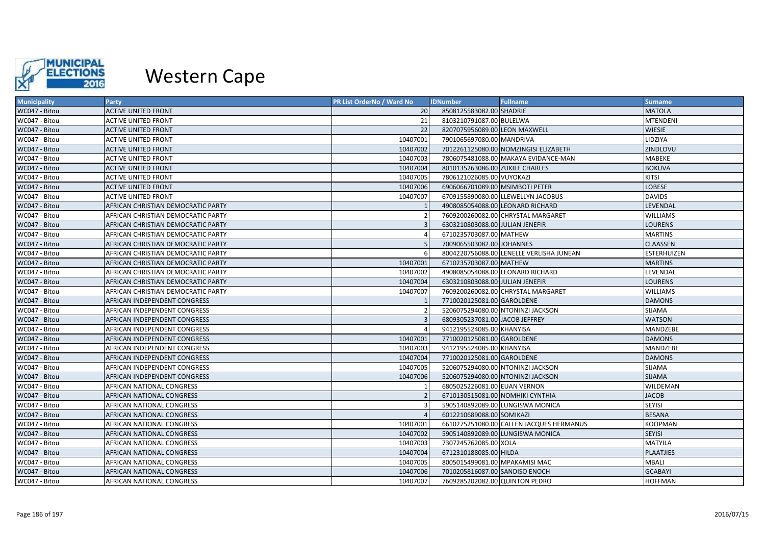# Western Cape

| Municipality | Party | PR List OrderNo / Ward No | IDNumber | Fullname | Surname |
|---|---|---|---|---|---|
| WC047 - Bitou | ACTIVE UNITED FRONT | 20 | 8508125583082.00 | SHADRIE | MATOLA |
| WC047 - Bitou | ACTIVE UNITED FRONT | 21 | 8103210791087.00 | BULELWA | MTENDENI |
| WC047 - Bitou | ACTIVE UNITED FRONT | 22 | 8207075956089.00 | LEON MAXWELL | WIESIE |
| WC047 - Bitou | ACTIVE UNITED FRONT | 10407001 | 7901065697080.00 | MANDRIVA | LIDZIYA |
| WC047 - Bitou | ACTIVE UNITED FRONT | 10407002 | 7012261125080.00 | NOMZINGISI ELIZABETH | ZINDLOVU |
| WC047 - Bitou | ACTIVE UNITED FRONT | 10407003 | 7806075481088.00 | MAKAYA EVIDANCE-MAN | MABEKE |
| WC047 - Bitou | ACTIVE UNITED FRONT | 10407004 | 8010135263086.00 | ZUKILE CHARLES | BOKUVA |
| WC047 - Bitou | ACTIVE UNITED FRONT | 10407005 | 7806121026085.00 | VUYOKAZI | KITSI |
| WC047 - Bitou | ACTIVE UNITED FRONT | 10407006 | 6906066701089.00 | MSIMBOTI PETER | LOBESE |
| WC047 - Bitou | ACTIVE UNITED FRONT | 10407007 | 6709155890080.00 | LLEWELLYN JACOBUS | DAVIDS |
| WC047 - Bitou | AFRICAN CHRISTIAN DEMOCRATIC PARTY | 1 | 4908085054088.00 | LEONARD RICHARD | LEVENDAL |
| WC047 - Bitou | AFRICAN CHRISTIAN DEMOCRATIC PARTY | 2 | 7609200260082.00 | CHRYSTAL MARGARET | WILLIAMS |
| WC047 - Bitou | AFRICAN CHRISTIAN DEMOCRATIC PARTY | 3 | 6303210803088.00 | JULIAN JENEFIR | LOURENS |
| WC047 - Bitou | AFRICAN CHRISTIAN DEMOCRATIC PARTY | 4 | 6710235703087.00 | MATHEW | MARTINS |
| WC047 - Bitou | AFRICAN CHRISTIAN DEMOCRATIC PARTY | 5 | 7009065503082.00 | JOHANNES | CLAASSEN |
| WC047 - Bitou | AFRICAN CHRISTIAN DEMOCRATIC PARTY | 6 | 8004220756088.00 | LENELLE VERLISHA JUNEAN | ESTERHUIZEN |
| WC047 - Bitou | AFRICAN CHRISTIAN DEMOCRATIC PARTY | 10407001 | 6710235703087.00 | MATHEW | MARTINS |
| WC047 - Bitou | AFRICAN CHRISTIAN DEMOCRATIC PARTY | 10407002 | 4908085054088.00 | LEONARD RICHARD | LEVENDAL |
| WC047 - Bitou | AFRICAN CHRISTIAN DEMOCRATIC PARTY | 10407004 | 6303210803088.00 | JULIAN JENEFIR | LOURENS |
| WC047 - Bitou | AFRICAN CHRISTIAN DEMOCRATIC PARTY | 10407007 | 7609200260082.00 | CHRYSTAL MARGARET | WILLIAMS |
| WC047 - Bitou | AFRICAN INDEPENDENT CONGRESS | 1 | 7710020125081.00 | GAROLDENE | DAMONS |
| WC047 - Bitou | AFRICAN INDEPENDENT CONGRESS | 2 | 5206075294080.00 | NTONINZI JACKSON | SIJAMA |
| WC047 - Bitou | AFRICAN INDEPENDENT CONGRESS | 3 | 6809305237081.00 | JACOB JEFFREY | WATSON |
| WC047 - Bitou | AFRICAN INDEPENDENT CONGRESS | 4 | 9412195524085.00 | KHANYISA | MANDZEBE |
| WC047 - Bitou | AFRICAN INDEPENDENT CONGRESS | 10407001 | 7710020125081.00 | GAROLDENE | DAMONS |
| WC047 - Bitou | AFRICAN INDEPENDENT CONGRESS | 10407003 | 9412195524085.00 | KHANYISA | MANDZEBE |
| WC047 - Bitou | AFRICAN INDEPENDENT CONGRESS | 10407004 | 7710020125081.00 | GAROLDENE | DAMONS |
| WC047 - Bitou | AFRICAN INDEPENDENT CONGRESS | 10407005 | 5206075294080.00 | NTONINZI JACKSON | SIJAMA |
| WC047 - Bitou | AFRICAN INDEPENDENT CONGRESS | 10407006 | 5206075294080.00 | NTONINZI JACKSON | SIJAMA |
| WC047 - Bitou | AFRICAN NATIONAL CONGRESS | 1 | 6805025226081.00 | EUAN VERNON | WILDEMAN |
| WC047 - Bitou | AFRICAN NATIONAL CONGRESS | 2 | 6710130515081.00 | NOMHIKI CYNTHIA | JACOB |
| WC047 - Bitou | AFRICAN NATIONAL CONGRESS | 3 | 5905140892089.00 | LUNGISWA MONICA | SEYISI |
| WC047 - Bitou | AFRICAN NATIONAL CONGRESS | 4 | 6012210689088.00 | SOMIKAZI | BESANA |
| WC047 - Bitou | AFRICAN NATIONAL CONGRESS | 10407001 | 6610275251080.00 | CALLEN JACQUES HERMANUS | KOOPMAN |
| WC047 - Bitou | AFRICAN NATIONAL CONGRESS | 10407002 | 5905140892089.00 | LUNGISWA MONICA | SEYISI |
| WC047 - Bitou | AFRICAN NATIONAL CONGRESS | 10407003 | 7307245762085.00 | XOLA | MATYILA |
| WC047 - Bitou | AFRICAN NATIONAL CONGRESS | 10407004 | 6712310188085.00 | HILDA | PLAATJIES |
| WC047 - Bitou | AFRICAN NATIONAL CONGRESS | 10407005 | 8005015499081.00 | MPAKAMISI MAC | MBALI |
| WC047 - Bitou | AFRICAN NATIONAL CONGRESS | 10407006 | 7010205816087.00 | SANDISO ENOCH | GCABAYI |
| WC047 - Bitou | AFRICAN NATIONAL CONGRESS | 10407007 | 7609285202082.00 | QUINTON PEDRO | HOFFMAN |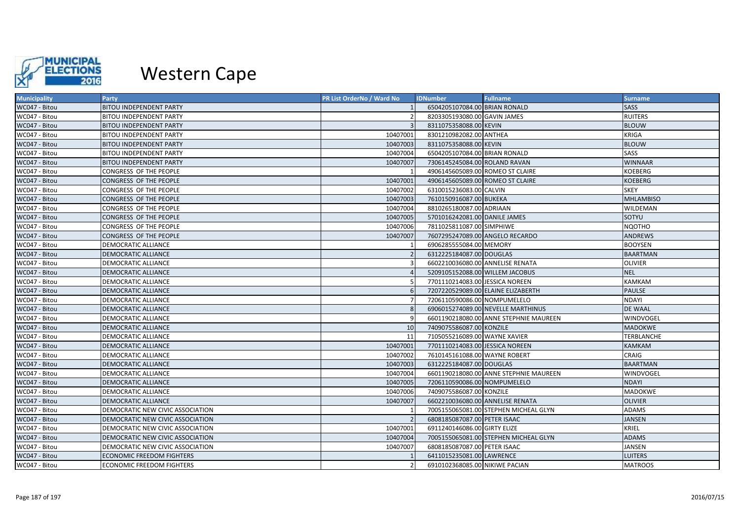# Western Cape

| Municipality | Party | PR List OrderNo / Ward No | IDNumber | Fullname | Surname |
|---|---|---|---|---|---|
| WC047 - Bitou | BITOU INDEPENDENT PARTY | 1 | 6504205107084.00 | BRIAN RONALD | SASS |
| WC047 - Bitou | BITOU INDEPENDENT PARTY | 2 | 8203305193080.00 | GAVIN JAMES | RUITERS |
| WC047 - Bitou | BITOU INDEPENDENT PARTY | 3 | 8311075358088.00 | KEVIN | BLOUW |
| WC047 - Bitou | BITOU INDEPENDENT PARTY | 10407001 | 8301210982082.00 | ANTHEA | KRIGA |
| WC047 - Bitou | BITOU INDEPENDENT PARTY | 10407003 | 8311075358088.00 | KEVIN | BLOUW |
| WC047 - Bitou | BITOU INDEPENDENT PARTY | 10407004 | 6504205107084.00 | BRIAN RONALD | SASS |
| WC047 - Bitou | BITOU INDEPENDENT PARTY | 10407007 | 7306145245084.00 | ROLAND RAVAN | WINNAAR |
| WC047 - Bitou | CONGRESS OF THE PEOPLE | 1 | 4906145605089.00 | ROMEO ST CLAIRE | KOEBERG |
| WC047 - Bitou | CONGRESS OF THE PEOPLE | 10407001 | 4906145605089.00 | ROMEO ST CLAIRE | KOEBERG |
| WC047 - Bitou | CONGRESS OF THE PEOPLE | 10407002 | 6310015236083.00 | CALVIN | SKEY |
| WC047 - Bitou | CONGRESS OF THE PEOPLE | 10407003 | 7610150916087.00 | BUKEKA | MHLAMBISO |
| WC047 - Bitou | CONGRESS OF THE PEOPLE | 10407004 | 8810265180087.00 | ADRIAAN | WILDEMAN |
| WC047 - Bitou | CONGRESS OF THE PEOPLE | 10407005 | 5701016242081.00 | DANILE JAMES | SOTYU |
| WC047 - Bitou | CONGRESS OF THE PEOPLE | 10407006 | 7811025811087.00 | SIMPHIWE | NQOTHO |
| WC047 - Bitou | CONGRESS OF THE PEOPLE | 10407007 | 7607295247089.00 | ANGELO RECARDO | ANDREWS |
| WC047 - Bitou | DEMOCRATIC ALLIANCE | 1 | 6906285555084.00 | MEMORY | BOOYSEN |
| WC047 - Bitou | DEMOCRATIC ALLIANCE | 2 | 6312225184087.00 | DOUGLAS | BAARTMAN |
| WC047 - Bitou | DEMOCRATIC ALLIANCE | 3 | 6602210036080.00 | ANNELISE RENATA | OLIVIER |
| WC047 - Bitou | DEMOCRATIC ALLIANCE | 4 | 5209105152088.00 | WILLEM JACOBUS | NEL |
| WC047 - Bitou | DEMOCRATIC ALLIANCE | 5 | 7701110214083.00 | JESSICA NOREEN | KAMKAM |
| WC047 - Bitou | DEMOCRATIC ALLIANCE | 6 | 7207220529089.00 | ELAINE ELIZABERTH | PAULSE |
| WC047 - Bitou | DEMOCRATIC ALLIANCE | 7 | 7206110590086.00 | NOMPUMELELO | NDAYI |
| WC047 - Bitou | DEMOCRATIC ALLIANCE | 8 | 6906015274089.00 | NEVELLE MARTHINUS | DE WAAL |
| WC047 - Bitou | DEMOCRATIC ALLIANCE | 9 | 6601190218080.00 | ANNE STEPHNIE MAUREEN | WINDVOGEL |
| WC047 - Bitou | DEMOCRATIC ALLIANCE | 10 | 7409075586087.00 | KONZILE | MADOKWE |
| WC047 - Bitou | DEMOCRATIC ALLIANCE | 11 | 7105055216089.00 | WAYNE XAVIER | TERBLANCHE |
| WC047 - Bitou | DEMOCRATIC ALLIANCE | 10407001 | 7701110214083.00 | JESSICA NOREEN | KAMKAM |
| WC047 - Bitou | DEMOCRATIC ALLIANCE | 10407002 | 7610145161088.00 | WAYNE ROBERT | CRAIG |
| WC047 - Bitou | DEMOCRATIC ALLIANCE | 10407003 | 6312225184087.00 | DOUGLAS | BAARTMAN |
| WC047 - Bitou | DEMOCRATIC ALLIANCE | 10407004 | 6601190218080.00 | ANNE STEPHNIE MAUREEN | WINDVOGEL |
| WC047 - Bitou | DEMOCRATIC ALLIANCE | 10407005 | 7206110590086.00 | NOMPUMELELO | NDAYI |
| WC047 - Bitou | DEMOCRATIC ALLIANCE | 10407006 | 7409075586087.00 | KONZILE | MADOKWE |
| WC047 - Bitou | DEMOCRATIC ALLIANCE | 10407007 | 6602210036080.00 | ANNELISE RENATA | OLIVIER |
| WC047 - Bitou | DEMOCRATIC NEW CIVIC ASSOCIATION | 1 | 7005155065081.00 | STEPHEN MICHEAL GLYN | ADAMS |
| WC047 - Bitou | DEMOCRATIC NEW CIVIC ASSOCIATION | 2 | 6808185087087.00 | PETER ISAAC | JANSEN |
| WC047 - Bitou | DEMOCRATIC NEW CIVIC ASSOCIATION | 10407001 | 6911240146086.00 | GIRTY ELIZE | KRIEL |
| WC047 - Bitou | DEMOCRATIC NEW CIVIC ASSOCIATION | 10407004 | 7005155065081.00 | STEPHEN MICHEAL GLYN | ADAMS |
| WC047 - Bitou | DEMOCRATIC NEW CIVIC ASSOCIATION | 10407007 | 6808185087087.00 | PETER ISAAC | JANSEN |
| WC047 - Bitou | ECONOMIC FREEDOM FIGHTERS | 1 | 6411015235081.00 | LAWRENCE | LUITERS |
| WC047 - Bitou | ECONOMIC FREEDOM FIGHTERS | 2 | 6910102368085.00 | NIKIWE PACIAN | MATROOS |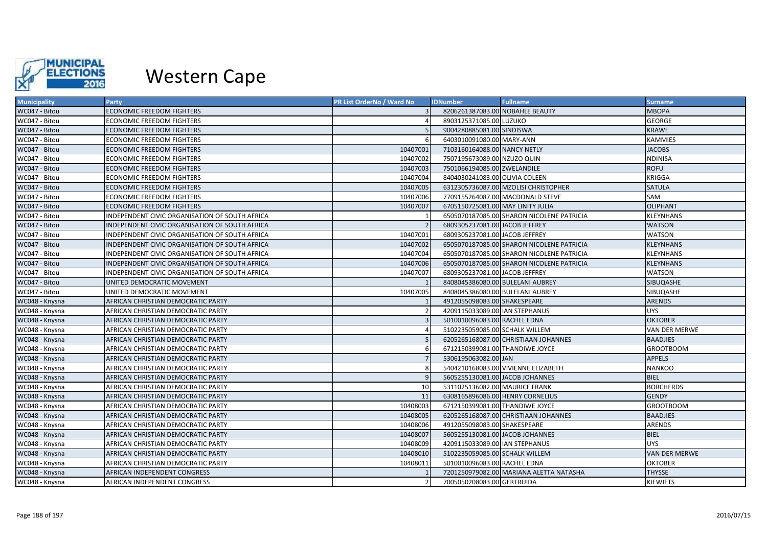# Western Cape

| Municipality | Party | PR List OrderNo / Ward No | IDNumber | Fullname | Surname |
| --- | --- | --- | --- | --- | --- |
| WC047 - Bitou | ECONOMIC FREEDOM FIGHTERS | 3 | 8206261387083.00 | NOBAHLE BEAUTY | MBOPA |
| WC047 - Bitou | ECONOMIC FREEDOM FIGHTERS | 4 | 8903125371085.00 | LUZUKO | GEORGE |
| WC047 - Bitou | ECONOMIC FREEDOM FIGHTERS | 5 | 9004280885081.00 | SINDISWA | KRAWE |
| WC047 - Bitou | ECONOMIC FREEDOM FIGHTERS | 6 | 6403010091080.00 | MARY-ANN | KAMMIES |
| WC047 - Bitou | ECONOMIC FREEDOM FIGHTERS | 10407001 | 7103160164088.00 | NANCY NETLY | JACOBS |
| WC047 - Bitou | ECONOMIC FREEDOM FIGHTERS | 10407002 | 7507195673089.00 | NZUZO QUIN | NDINISA |
| WC047 - Bitou | ECONOMIC FREEDOM FIGHTERS | 10407003 | 7501066194085.00 | ZWELANDILE | ROFU |
| WC047 - Bitou | ECONOMIC FREEDOM FIGHTERS | 10407004 | 8404030241083.00 | OLIVIA COLEEN | KRIGGA |
| WC047 - Bitou | ECONOMIC FREEDOM FIGHTERS | 10407005 | 6312305736087.00 | MZOLISI CHRISTOPHER | SATULA |
| WC047 - Bitou | ECONOMIC FREEDOM FIGHTERS | 10407006 | 7709155264087.00 | MACDONALD STEVE | SAM |
| WC047 - Bitou | ECONOMIC FREEDOM FIGHTERS | 10407007 | 6705150725081.00 | MAY LINITY JULIA | OLIPHANT |
| WC047 - Bitou | INDEPENDENT CIVIC ORGANISATION OF SOUTH AFRICA | 1 | 6505070187085.00 | SHARON NICOLENE PATRICIA | KLEYNHANS |
| WC047 - Bitou | INDEPENDENT CIVIC ORGANISATION OF SOUTH AFRICA | 2 | 6809305237081.00 | JACOB JEFFREY | WATSON |
| WC047 - Bitou | INDEPENDENT CIVIC ORGANISATION OF SOUTH AFRICA | 10407001 | 6809305237081.00 | JACOB JEFFREY | WATSON |
| WC047 - Bitou | INDEPENDENT CIVIC ORGANISATION OF SOUTH AFRICA | 10407002 | 6505070187085.00 | SHARON NICOLENE PATRICIA | KLEYNHANS |
| WC047 - Bitou | INDEPENDENT CIVIC ORGANISATION OF SOUTH AFRICA | 10407004 | 6505070187085.00 | SHARON NICOLENE PATRICIA | KLEYNHANS |
| WC047 - Bitou | INDEPENDENT CIVIC ORGANISATION OF SOUTH AFRICA | 10407006 | 6505070187085.00 | SHARON NICOLENE PATRICIA | KLEYNHANS |
| WC047 - Bitou | INDEPENDENT CIVIC ORGANISATION OF SOUTH AFRICA | 10407007 | 6809305237081.00 | JACOB JEFFREY | WATSON |
| WC047 - Bitou | UNITED DEMOCRATIC MOVEMENT | 1 | 8408045386080.00 | BULELANI AUBREY | SIBUQASHE |
| WC047 - Bitou | UNITED DEMOCRATIC MOVEMENT | 10407005 | 8408045386080.00 | BULELANI AUBREY | SIBUQASHE |
| WC048 - Knysna | AFRICAN CHRISTIAN DEMOCRATIC PARTY | 1 | 4912055098083.00 | SHAKESPEARE | ARENDS |
| WC048 - Knysna | AFRICAN CHRISTIAN DEMOCRATIC PARTY | 2 | 4209115033089.00 | IAN STEPHANUS | UYS |
| WC048 - Knysna | AFRICAN CHRISTIAN DEMOCRATIC PARTY | 3 | 5010010096083.00 | RACHEL EDNA | OKTOBER |
| WC048 - Knysna | AFRICAN CHRISTIAN DEMOCRATIC PARTY | 4 | 5102235059085.00 | SCHALK WILLEM | VAN DER MERWE |
| WC048 - Knysna | AFRICAN CHRISTIAN DEMOCRATIC PARTY | 5 | 6205265168087.00 | CHRISTIAAN JOHANNES | BAADJIES |
| WC048 - Knysna | AFRICAN CHRISTIAN DEMOCRATIC PARTY | 6 | 6712150399081.00 | THANDIWE JOYCE | GROOTBOOM |
| WC048 - Knysna | AFRICAN CHRISTIAN DEMOCRATIC PARTY | 7 | 5306195063082.00 | JAN | APPELS |
| WC048 - Knysna | AFRICAN CHRISTIAN DEMOCRATIC PARTY | 8 | 5404210168083.00 | VIVIENNE ELIZABETH | NANKOO |
| WC048 - Knysna | AFRICAN CHRISTIAN DEMOCRATIC PARTY | 9 | 5605255130081.00 | JACOB JOHANNES | BIEL |
| WC048 - Knysna | AFRICAN CHRISTIAN DEMOCRATIC PARTY | 10 | 5311025136082.00 | MAURICE FRANK | BORCHERDS |
| WC048 - Knysna | AFRICAN CHRISTIAN DEMOCRATIC PARTY | 11 | 6308165896086.00 | HENRY CORNELIUS | GENDY |
| WC048 - Knysna | AFRICAN CHRISTIAN DEMOCRATIC PARTY | 10408003 | 6712150399081.00 | THANDIWE JOYCE | GROOTBOOM |
| WC048 - Knysna | AFRICAN CHRISTIAN DEMOCRATIC PARTY | 10408005 | 6205265168087.00 | CHRISTIAAN JOHANNES | BAADJIES |
| WC048 - Knysna | AFRICAN CHRISTIAN DEMOCRATIC PARTY | 10408006 | 4912055098083.00 | SHAKESPEARE | ARENDS |
| WC048 - Knysna | AFRICAN CHRISTIAN DEMOCRATIC PARTY | 10408007 | 5605255130081.00 | JACOB JOHANNES | BIEL |
| WC048 - Knysna | AFRICAN CHRISTIAN DEMOCRATIC PARTY | 10408009 | 4209115033089.00 | IAN STEPHANUS | UYS |
| WC048 - Knysna | AFRICAN CHRISTIAN DEMOCRATIC PARTY | 10408010 | 5102235059085.00 | SCHALK WILLEM | VAN DER MERWE |
| WC048 - Knysna | AFRICAN CHRISTIAN DEMOCRATIC PARTY | 10408011 | 5010010096083.00 | RACHEL EDNA | OKTOBER |
| WC048 - Knysna | AFRICAN INDEPENDENT CONGRESS | 1 | 7201250979082.00 | MARIANA ALETTA NATASHA | THYSSE |
| WC048 - Knysna | AFRICAN INDEPENDENT CONGRESS | 2 | 7005050208083.00 | GERTRUIDA | KIEWIETS |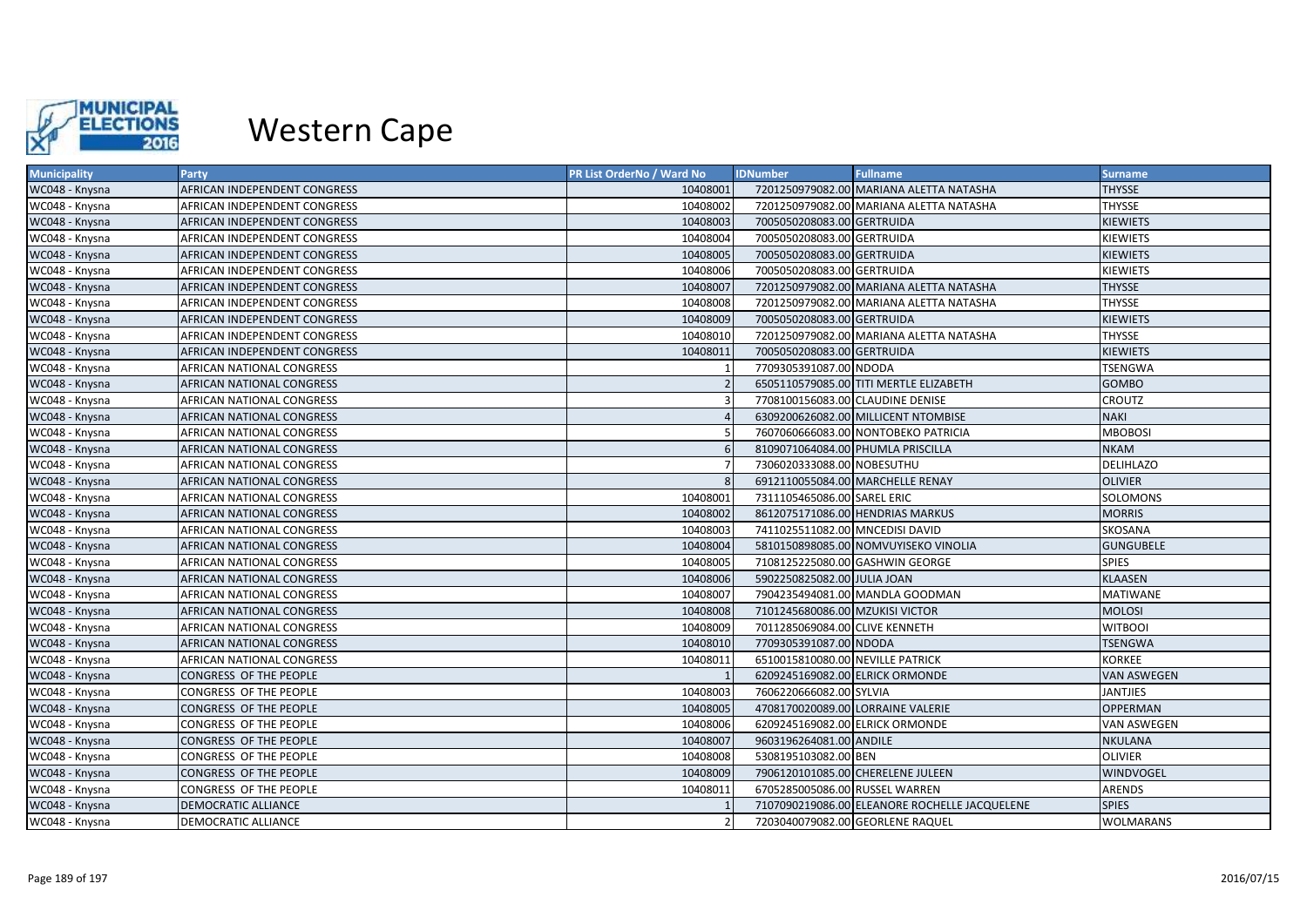# Western Cape

| Municipality | Party | PR List OrderNo / Ward No | IDNumber | Fullname | Surname |
|---|---|---|---|---|---|
| WC048 - Knysna | AFRICAN INDEPENDENT CONGRESS | 10408001 | 7201250979082.00 | MARIANA ALETTA NATASHA | THYSSE |
| WC048 - Knysna | AFRICAN INDEPENDENT CONGRESS | 10408002 | 7201250979082.00 | MARIANA ALETTA NATASHA | THYSSE |
| WC048 - Knysna | AFRICAN INDEPENDENT CONGRESS | 10408003 | 7005050208083.00 | GERTRUIDA | KIEWIETS |
| WC048 - Knysna | AFRICAN INDEPENDENT CONGRESS | 10408004 | 7005050208083.00 | GERTRUIDA | KIEWIETS |
| WC048 - Knysna | AFRICAN INDEPENDENT CONGRESS | 10408005 | 7005050208083.00 | GERTRUIDA | KIEWIETS |
| WC048 - Knysna | AFRICAN INDEPENDENT CONGRESS | 10408006 | 7005050208083.00 | GERTRUIDA | KIEWIETS |
| WC048 - Knysna | AFRICAN INDEPENDENT CONGRESS | 10408007 | 7201250979082.00 | MARIANA ALETTA NATASHA | THYSSE |
| WC048 - Knysna | AFRICAN INDEPENDENT CONGRESS | 10408008 | 7201250979082.00 | MARIANA ALETTA NATASHA | THYSSE |
| WC048 - Knysna | AFRICAN INDEPENDENT CONGRESS | 10408009 | 7005050208083.00 | GERTRUIDA | KIEWIETS |
| WC048 - Knysna | AFRICAN INDEPENDENT CONGRESS | 10408010 | 7201250979082.00 | MARIANA ALETTA NATASHA | THYSSE |
| WC048 - Knysna | AFRICAN INDEPENDENT CONGRESS | 10408011 | 7005050208083.00 | GERTRUIDA | KIEWIETS |
| WC048 - Knysna | AFRICAN NATIONAL CONGRESS | 1 | 7709305391087.00 | NDODA | TSENGWA |
| WC048 - Knysna | AFRICAN NATIONAL CONGRESS | 2 | 6505110579085.00 | TITI MERTLE ELIZABETH | GOMBO |
| WC048 - Knysna | AFRICAN NATIONAL CONGRESS | 3 | 7708100156083.00 | CLAUDINE DENISE | CROUTZ |
| WC048 - Knysna | AFRICAN NATIONAL CONGRESS | 4 | 6309200626082.00 | MILLICENT NTOMBISE | NAKI |
| WC048 - Knysna | AFRICAN NATIONAL CONGRESS | 5 | 7607060666083.00 | NONTOBEKO PATRICIA | MBOBOSI |
| WC048 - Knysna | AFRICAN NATIONAL CONGRESS | 6 | 8109071064084.00 | PHUMLA PRISCILLA | NKAM |
| WC048 - Knysna | AFRICAN NATIONAL CONGRESS | 7 | 7306020333088.00 | NOBESUTHU | DELIHLAZO |
| WC048 - Knysna | AFRICAN NATIONAL CONGRESS | 8 | 6912110055084.00 | MARCHELLE RENAY | OLIVIER |
| WC048 - Knysna | AFRICAN NATIONAL CONGRESS | 10408001 | 7311105465086.00 | SAREL ERIC | SOLOMONS |
| WC048 - Knysna | AFRICAN NATIONAL CONGRESS | 10408002 | 8612075171086.00 | HENDRIAS MARKUS | MORRIS |
| WC048 - Knysna | AFRICAN NATIONAL CONGRESS | 10408003 | 7411025511082.00 | MNCEDISI DAVID | SKOSANA |
| WC048 - Knysna | AFRICAN NATIONAL CONGRESS | 10408004 | 5810150898085.00 | NOMVUYISEKO VINOLIA | GUNGUBELE |
| WC048 - Knysna | AFRICAN NATIONAL CONGRESS | 10408005 | 7108125225080.00 | GASHWIN GEORGE | SPIES |
| WC048 - Knysna | AFRICAN NATIONAL CONGRESS | 10408006 | 5902250825082.00 | JULIA JOAN | KLAASEN |
| WC048 - Knysna | AFRICAN NATIONAL CONGRESS | 10408007 | 7904235494081.00 | MANDLA GOODMAN | MATIWANE |
| WC048 - Knysna | AFRICAN NATIONAL CONGRESS | 10408008 | 7101245680086.00 | MZUKISI VICTOR | MOLOSI |
| WC048 - Knysna | AFRICAN NATIONAL CONGRESS | 10408009 | 7011285069084.00 | CLIVE KENNETH | WITBOOI |
| WC048 - Knysna | AFRICAN NATIONAL CONGRESS | 10408010 | 7709305391087.00 | NDODA | TSENGWA |
| WC048 - Knysna | AFRICAN NATIONAL CONGRESS | 10408011 | 6510015810080.00 | NEVILLE PATRICK | KORKEE |
| WC048 - Knysna | CONGRESS OF THE PEOPLE | 1 | 6209245169082.00 | ELRICK ORMONDE | VAN ASWEGEN |
| WC048 - Knysna | CONGRESS OF THE PEOPLE | 10408003 | 7606220666082.00 | SYLVIA | JANTJIES |
| WC048 - Knysna | CONGRESS OF THE PEOPLE | 10408005 | 4708170020089.00 | LORRAINE VALERIE | OPPERMAN |
| WC048 - Knysna | CONGRESS OF THE PEOPLE | 10408006 | 6209245169082.00 | ELRICK ORMONDE | VAN ASWEGEN |
| WC048 - Knysna | CONGRESS OF THE PEOPLE | 10408007 | 9603196264081.00 | ANDILE | NKULANA |
| WC048 - Knysna | CONGRESS OF THE PEOPLE | 10408008 | 5308195103082.00 | BEN | OLIVIER |
| WC048 - Knysna | CONGRESS OF THE PEOPLE | 10408009 | 7906120101085.00 | CHERELENE JULEEN | WINDVOGEL |
| WC048 - Knysna | CONGRESS OF THE PEOPLE | 10408011 | 6705285005086.00 | RUSSEL WARREN | ARENDS |
| WC048 - Knysna | DEMOCRATIC ALLIANCE | 1 | 7107090219086.00 | ELEANORE ROCHELLE JACQUELENE | SPIES |
| WC048 - Knysna | DEMOCRATIC ALLIANCE | 2 | 7203040079082.00 | GEORLENE RAQUEL | WOLMARANS |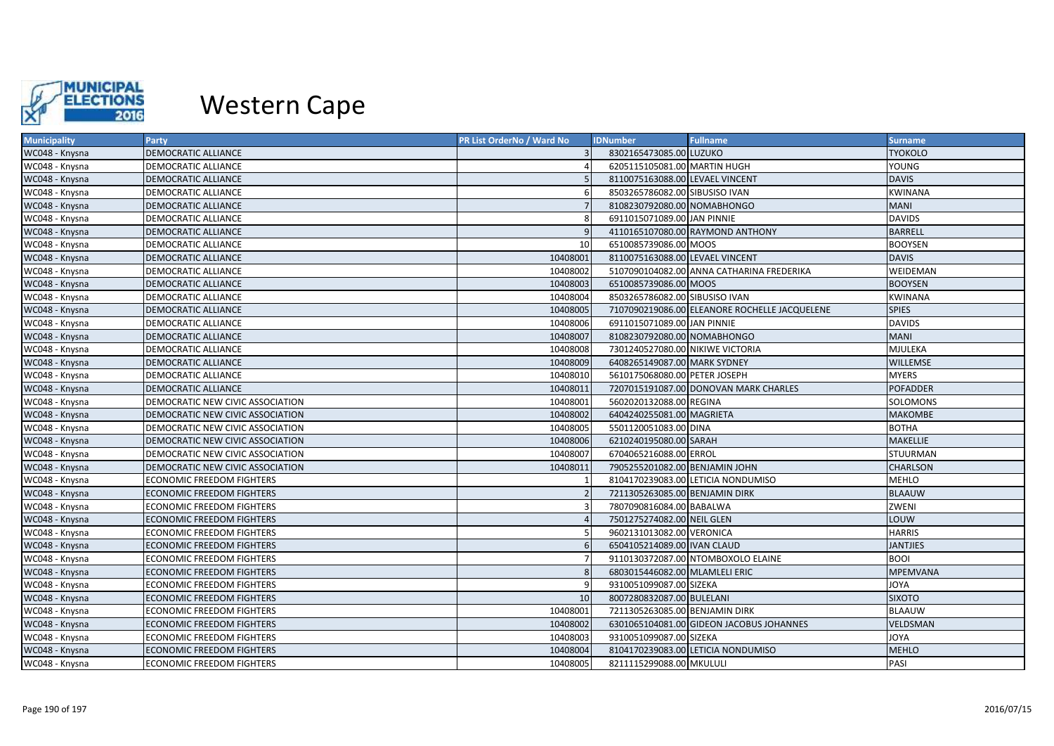# Western Cape

| Municipality | Party | PR List OrderNo / Ward No | IDNumber | Fullname | Surname |
|---|---|---|---|---|---|
| WC048 - Knysna | DEMOCRATIC ALLIANCE | 3 | 8302165473085.00 | LUZUKO | TYOKOLO |
| WC048 - Knysna | DEMOCRATIC ALLIANCE | 4 | 6205115105081.00 | MARTIN HUGH | YOUNG |
| WC048 - Knysna | DEMOCRATIC ALLIANCE | 5 | 8110075163088.00 | LEVAEL VINCENT | DAVIS |
| WC048 - Knysna | DEMOCRATIC ALLIANCE | 6 | 8503265786082.00 | SIBUSISO IVAN | KWINANA |
| WC048 - Knysna | DEMOCRATIC ALLIANCE | 7 | 8108230792080.00 | NOMABHONGO | MANI |
| WC048 - Knysna | DEMOCRATIC ALLIANCE | 8 | 6911015071089.00 | JAN PINNIE | DAVIDS |
| WC048 - Knysna | DEMOCRATIC ALLIANCE | 9 | 4110165107080.00 | RAYMOND ANTHONY | BARRELL |
| WC048 - Knysna | DEMOCRATIC ALLIANCE | 10 | 6510085739086.00 | MOOS | BOOYSEN |
| WC048 - Knysna | DEMOCRATIC ALLIANCE | 10408001 | 8110075163088.00 | LEVAEL VINCENT | DAVIS |
| WC048 - Knysna | DEMOCRATIC ALLIANCE | 10408002 | 5107090104082.00 | ANNA CATHARINA FREDERIKA | WEIDEMAN |
| WC048 - Knysna | DEMOCRATIC ALLIANCE | 10408003 | 6510085739086.00 | MOOS | BOOYSEN |
| WC048 - Knysna | DEMOCRATIC ALLIANCE | 10408004 | 8503265786082.00 | SIBUSISO IVAN | KWINANA |
| WC048 - Knysna | DEMOCRATIC ALLIANCE | 10408005 | 7107090219086.00 | ELEANORE ROCHELLE JACQUELENE | SPIES |
| WC048 - Knysna | DEMOCRATIC ALLIANCE | 10408006 | 6911015071089.00 | JAN PINNIE | DAVIDS |
| WC048 - Knysna | DEMOCRATIC ALLIANCE | 10408007 | 8108230792080.00 | NOMABHONGO | MANI |
| WC048 - Knysna | DEMOCRATIC ALLIANCE | 10408008 | 7301240527080.00 | NIKIWE VICTORIA | MJULEKA |
| WC048 - Knysna | DEMOCRATIC ALLIANCE | 10408009 | 6408265149087.00 | MARK SYDNEY | WILLEMSE |
| WC048 - Knysna | DEMOCRATIC ALLIANCE | 10408010 | 5610175068080.00 | PETER JOSEPH | MYERS |
| WC048 - Knysna | DEMOCRATIC ALLIANCE | 10408011 | 7207015191087.00 | DONOVAN MARK CHARLES | POFADDER |
| WC048 - Knysna | DEMOCRATIC NEW CIVIC ASSOCIATION | 10408001 | 5602020132088.00 | REGINA | SOLOMONS |
| WC048 - Knysna | DEMOCRATIC NEW CIVIC ASSOCIATION | 10408002 | 6404240255081.00 | MAGRIETA | MAKOMBE |
| WC048 - Knysna | DEMOCRATIC NEW CIVIC ASSOCIATION | 10408005 | 5501120051083.00 | DINA | BOTHA |
| WC048 - Knysna | DEMOCRATIC NEW CIVIC ASSOCIATION | 10408006 | 6210240195080.00 | SARAH | MAKELLIE |
| WC048 - Knysna | DEMOCRATIC NEW CIVIC ASSOCIATION | 10408007 | 6704065216088.00 | ERROL | STUURMAN |
| WC048 - Knysna | DEMOCRATIC NEW CIVIC ASSOCIATION | 10408011 | 7905255201082.00 | BENJAMIN JOHN | CHARLSON |
| WC048 - Knysna | ECONOMIC FREEDOM FIGHTERS | 1 | 8104170239083.00 | LETICIA NONDUMISO | MEHLO |
| WC048 - Knysna | ECONOMIC FREEDOM FIGHTERS | 2 | 7211305263085.00 | BENJAMIN DIRK | BLAAUW |
| WC048 - Knysna | ECONOMIC FREEDOM FIGHTERS | 3 | 7807090816084.00 | BABALWA | ZWENI |
| WC048 - Knysna | ECONOMIC FREEDOM FIGHTERS | 4 | 7501275274082.00 | NEIL GLEN | LOUW |
| WC048 - Knysna | ECONOMIC FREEDOM FIGHTERS | 5 | 9602131013082.00 | VERONICA | HARRIS |
| WC048 - Knysna | ECONOMIC FREEDOM FIGHTERS | 6 | 6504105214089.00 | IVAN CLAUD | JANTJIES |
| WC048 - Knysna | ECONOMIC FREEDOM FIGHTERS | 7 | 9110130372087.00 | NTOMBOXOLO ELAINE | BOOI |
| WC048 - Knysna | ECONOMIC FREEDOM FIGHTERS | 8 | 6803015446082.00 | MLAMLELI ERIC | MPEMVANA |
| WC048 - Knysna | ECONOMIC FREEDOM FIGHTERS | 9 | 9310051099087.00 | SIZEKA | JOYA |
| WC048 - Knysna | ECONOMIC FREEDOM FIGHTERS | 10 | 8007280832087.00 | BULELANI | SIXOTO |
| WC048 - Knysna | ECONOMIC FREEDOM FIGHTERS | 10408001 | 7211305263085.00 | BENJAMIN DIRK | BLAAUW |
| WC048 - Knysna | ECONOMIC FREEDOM FIGHTERS | 10408002 | 6301065104081.00 | GIDEON JACOBUS JOHANNES | VELDSMAN |
| WC048 - Knysna | ECONOMIC FREEDOM FIGHTERS | 10408003 | 9310051099087.00 | SIZEKA | JOYA |
| WC048 - Knysna | ECONOMIC FREEDOM FIGHTERS | 10408004 | 8104170239083.00 | LETICIA NONDUMISO | MEHLO |
| WC048 - Knysna | ECONOMIC FREEDOM FIGHTERS | 10408005 | 8211115299088.00 | MKULULI | PASI |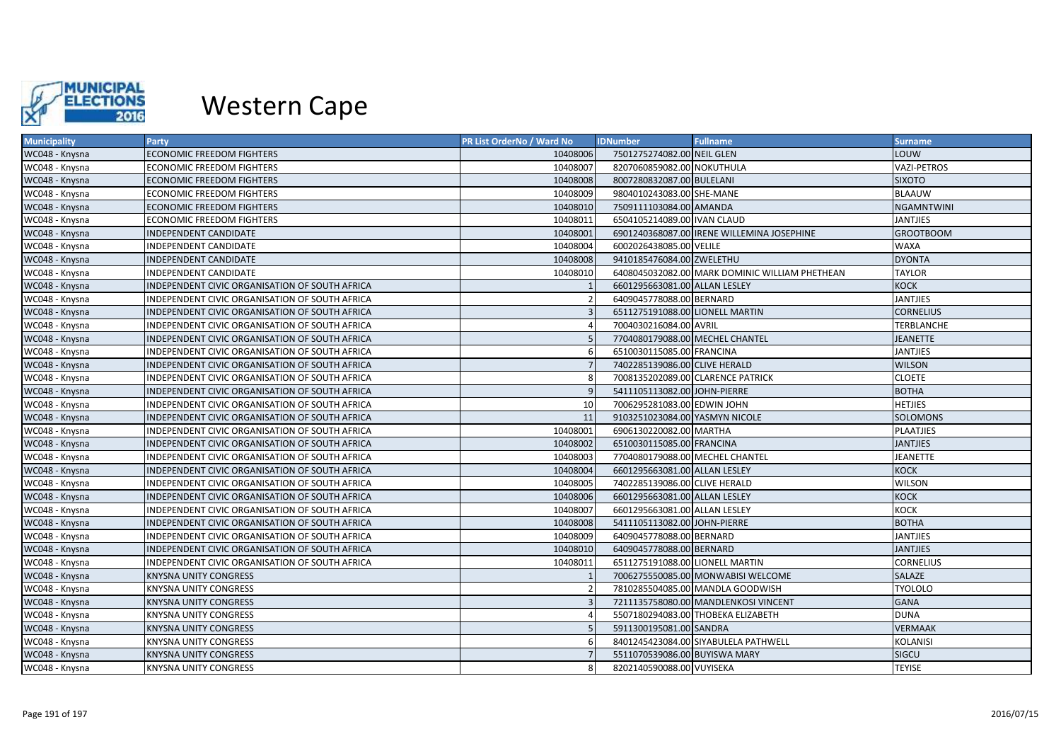# Western Cape

| Municipality | Party | PR List OrderNo / Ward No | IDNumber | Fullname | Surname |
|---|---|---|---|---|---|
| WC048 - Knysna | ECONOMIC FREEDOM FIGHTERS | 10408006 | 7501275274082.00 | NEIL GLEN | LOUW |
| WC048 - Knysna | ECONOMIC FREEDOM FIGHTERS | 10408007 | 8207060859082.00 | NOKUTHULA | VAZI-PETROS |
| WC048 - Knysna | ECONOMIC FREEDOM FIGHTERS | 10408008 | 8007280832087.00 | BULELANI | SIXOTO |
| WC048 - Knysna | ECONOMIC FREEDOM FIGHTERS | 10408009 | 9804010243083.00 | SHE-MANE | BLAAUW |
| WC048 - Knysna | ECONOMIC FREEDOM FIGHTERS | 10408010 | 7509111103084.00 | AMANDA | NGAMNTWINI |
| WC048 - Knysna | ECONOMIC FREEDOM FIGHTERS | 10408011 | 6504105214089.00 | IVAN CLAUD | JANTJIES |
| WC048 - Knysna | INDEPENDENT CANDIDATE | 10408001 | 6901240368087.00 | IRENE WILLEMINA JOSEPHINE | GROOTBOOM |
| WC048 - Knysna | INDEPENDENT CANDIDATE | 10408004 | 6002026438085.00 | VELILE | WAXA |
| WC048 - Knysna | INDEPENDENT CANDIDATE | 10408008 | 9410185476084.00 | ZWELETHU | DYONTA |
| WC048 - Knysna | INDEPENDENT CANDIDATE | 10408010 | 6408045032082.00 | MARK DOMINIC WILLIAM PHETHEAN | TAYLOR |
| WC048 - Knysna | INDEPENDENT CIVIC ORGANISATION OF SOUTH AFRICA | 1 | 6601295663081.00 | ALLAN LESLEY | KOCK |
| WC048 - Knysna | INDEPENDENT CIVIC ORGANISATION OF SOUTH AFRICA | 2 | 6409045778088.00 | BERNARD | JANTJIES |
| WC048 - Knysna | INDEPENDENT CIVIC ORGANISATION OF SOUTH AFRICA | 3 | 6511275191088.00 | LIONELL MARTIN | CORNELIUS |
| WC048 - Knysna | INDEPENDENT CIVIC ORGANISATION OF SOUTH AFRICA | 4 | 7004030216084.00 | AVRIL | TERBLANCHE |
| WC048 - Knysna | INDEPENDENT CIVIC ORGANISATION OF SOUTH AFRICA | 5 | 7704080179088.00 | MECHEL CHANTEL | JEANETTE |
| WC048 - Knysna | INDEPENDENT CIVIC ORGANISATION OF SOUTH AFRICA | 6 | 6510030115085.00 | FRANCINA | JANTJIES |
| WC048 - Knysna | INDEPENDENT CIVIC ORGANISATION OF SOUTH AFRICA | 7 | 7402285139086.00 | CLIVE HERALD | WILSON |
| WC048 - Knysna | INDEPENDENT CIVIC ORGANISATION OF SOUTH AFRICA | 8 | 7008135202089.00 | CLARENCE PATRICK | CLOETE |
| WC048 - Knysna | INDEPENDENT CIVIC ORGANISATION OF SOUTH AFRICA | 9 | 5411105113082.00 | JOHN-PIERRE | BOTHA |
| WC048 - Knysna | INDEPENDENT CIVIC ORGANISATION OF SOUTH AFRICA | 10 | 7006295281083.00 | EDWIN JOHN | HETJIES |
| WC048 - Knysna | INDEPENDENT CIVIC ORGANISATION OF SOUTH AFRICA | 11 | 9103251023084.00 | YASMYN NICOLE | SOLOMONS |
| WC048 - Knysna | INDEPENDENT CIVIC ORGANISATION OF SOUTH AFRICA | 10408001 | 6906130220082.00 | MARTHA | PLAATJIES |
| WC048 - Knysna | INDEPENDENT CIVIC ORGANISATION OF SOUTH AFRICA | 10408002 | 6510030115085.00 | FRANCINA | JANTJIES |
| WC048 - Knysna | INDEPENDENT CIVIC ORGANISATION OF SOUTH AFRICA | 10408003 | 7704080179088.00 | MECHEL CHANTEL | JEANETTE |
| WC048 - Knysna | INDEPENDENT CIVIC ORGANISATION OF SOUTH AFRICA | 10408004 | 6601295663081.00 | ALLAN LESLEY | KOCK |
| WC048 - Knysna | INDEPENDENT CIVIC ORGANISATION OF SOUTH AFRICA | 10408005 | 7402285139086.00 | CLIVE HERALD | WILSON |
| WC048 - Knysna | INDEPENDENT CIVIC ORGANISATION OF SOUTH AFRICA | 10408006 | 6601295663081.00 | ALLAN LESLEY | KOCK |
| WC048 - Knysna | INDEPENDENT CIVIC ORGANISATION OF SOUTH AFRICA | 10408007 | 6601295663081.00 | ALLAN LESLEY | KOCK |
| WC048 - Knysna | INDEPENDENT CIVIC ORGANISATION OF SOUTH AFRICA | 10408008 | 5411105113082.00 | JOHN-PIERRE | BOTHA |
| WC048 - Knysna | INDEPENDENT CIVIC ORGANISATION OF SOUTH AFRICA | 10408009 | 6409045778088.00 | BERNARD | JANTJIES |
| WC048 - Knysna | INDEPENDENT CIVIC ORGANISATION OF SOUTH AFRICA | 10408010 | 6409045778088.00 | BERNARD | JANTJIES |
| WC048 - Knysna | INDEPENDENT CIVIC ORGANISATION OF SOUTH AFRICA | 10408011 | 6511275191088.00 | LIONELL MARTIN | CORNELIUS |
| WC048 - Knysna | KNYSNA UNITY CONGRESS | 1 | 7006275550085.00 | MONWABISI WELCOME | SALAZE |
| WC048 - Knysna | KNYSNA UNITY CONGRESS | 2 | 7810285504085.00 | MANDLA GOODWISH | TYOLOLO |
| WC048 - Knysna | KNYSNA UNITY CONGRESS | 3 | 7211135758080.00 | MANDLENKOSI VINCENT | GANA |
| WC048 - Knysna | KNYSNA UNITY CONGRESS | 4 | 5507180294083.00 | THOBEKA ELIZABETH | DUNA |
| WC048 - Knysna | KNYSNA UNITY CONGRESS | 5 | 5911300195081.00 | SANDRA | VERMAAK |
| WC048 - Knysna | KNYSNA UNITY CONGRESS | 6 | 8401245423084.00 | SIYABULELA PATHWELL | KOLANISI |
| WC048 - Knysna | KNYSNA UNITY CONGRESS | 7 | 5511070539086.00 | BUYISWA MARY | SIGCU |
| WC048 - Knysna | KNYSNA UNITY CONGRESS | 8 | 8202140590088.00 | VUYISEKA | TEYISE |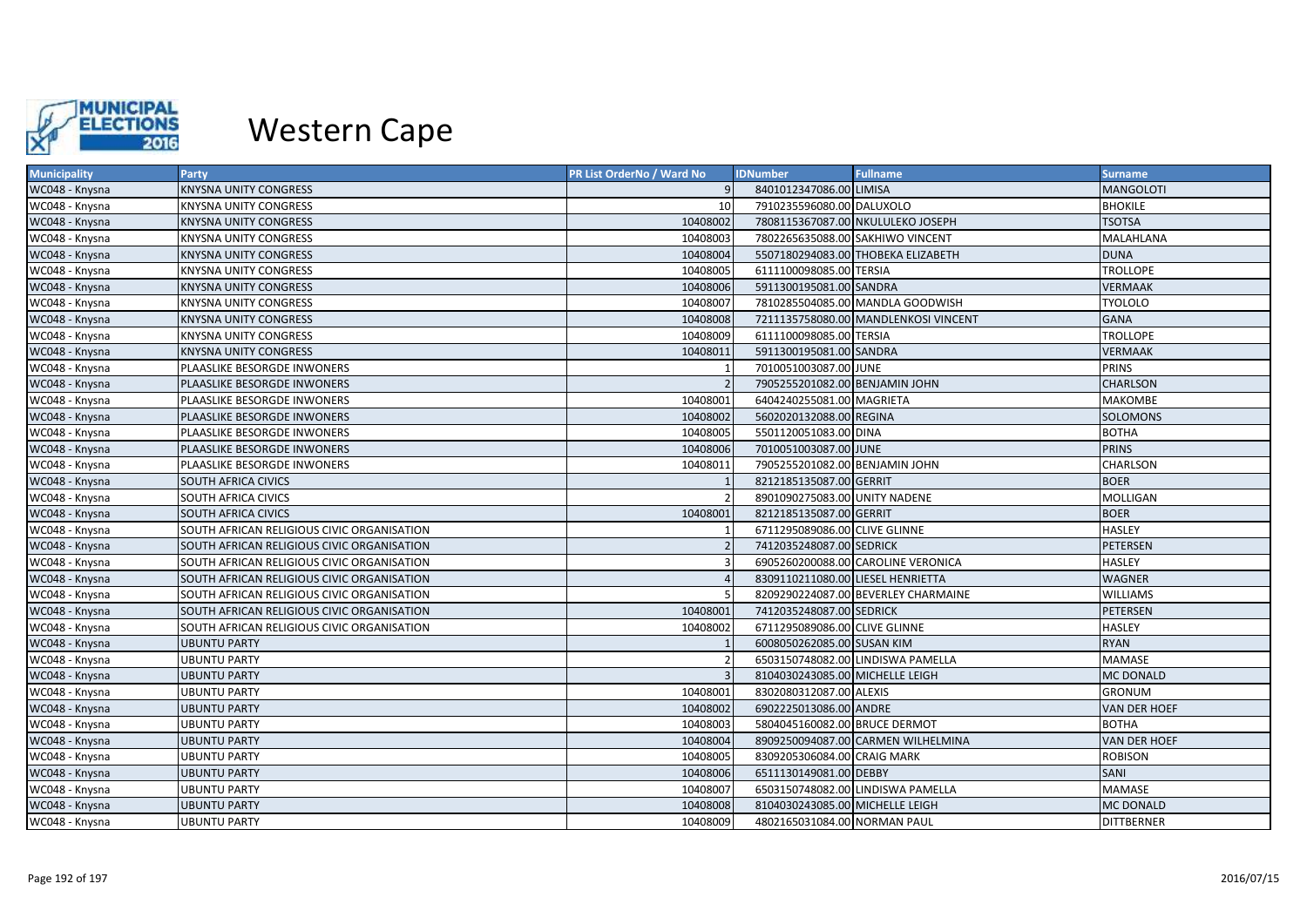# Western Cape

| Municipality | Party | PR List OrderNo / Ward No | IDNumber | Fullname | Surname |
|---|---|---|---|---|---|
| WC048 - Knysna | KNYSNA UNITY CONGRESS | 9 | 8401012347086.00 | LIMISA | MANGOLOTI |
| WC048 - Knysna | KNYSNA UNITY CONGRESS | 10 | 7910235596080.00 | DALUXOLO | BHOKILE |
| WC048 - Knysna | KNYSNA UNITY CONGRESS | 10408002 | 7808115367087.00 | NKULULEKO JOSEPH | TSOTSA |
| WC048 - Knysna | KNYSNA UNITY CONGRESS | 10408003 | 7802265635088.00 | SAKHIWO VINCENT | MALAHLANA |
| WC048 - Knysna | KNYSNA UNITY CONGRESS | 10408004 | 5507180294083.00 | THOBEKA ELIZABETH | DUNA |
| WC048 - Knysna | KNYSNA UNITY CONGRESS | 10408005 | 6111100098085.00 | TERSIA | TROLLOPE |
| WC048 - Knysna | KNYSNA UNITY CONGRESS | 10408006 | 5911300195081.00 | SANDRA | VERMAAK |
| WC048 - Knysna | KNYSNA UNITY CONGRESS | 10408007 | 7810285504085.00 | MANDLA GOODWISH | TYOLOLO |
| WC048 - Knysna | KNYSNA UNITY CONGRESS | 10408008 | 7211135758080.00 | MANDLENKOSI VINCENT | GANA |
| WC048 - Knysna | KNYSNA UNITY CONGRESS | 10408009 | 6111100098085.00 | TERSIA | TROLLOPE |
| WC048 - Knysna | KNYSNA UNITY CONGRESS | 10408011 | 5911300195081.00 | SANDRA | VERMAAK |
| WC048 - Knysna | PLAASLIKE BESORGDE INWONERS | 1 | 7010051003087.00 | JUNE | PRINS |
| WC048 - Knysna | PLAASLIKE BESORGDE INWONERS | 2 | 7905255201082.00 | BENJAMIN JOHN | CHARLSON |
| WC048 - Knysna | PLAASLIKE BESORGDE INWONERS | 10408001 | 6404240255081.00 | MAGRIETA | MAKOMBE |
| WC048 - Knysna | PLAASLIKE BESORGDE INWONERS | 10408002 | 5602020132088.00 | REGINA | SOLOMONS |
| WC048 - Knysna | PLAASLIKE BESORGDE INWONERS | 10408005 | 5501120051083.00 | DINA | BOTHA |
| WC048 - Knysna | PLAASLIKE BESORGDE INWONERS | 10408006 | 7010051003087.00 | JUNE | PRINS |
| WC048 - Knysna | PLAASLIKE BESORGDE INWONERS | 10408011 | 7905255201082.00 | BENJAMIN JOHN | CHARLSON |
| WC048 - Knysna | SOUTH AFRICA CIVICS | 1 | 8212185135087.00 | GERRIT | BOER |
| WC048 - Knysna | SOUTH AFRICA CIVICS | 2 | 8901090275083.00 | UNITY NADENE | MOLLIGAN |
| WC048 - Knysna | SOUTH AFRICA CIVICS | 10408001 | 8212185135087.00 | GERRIT | BOER |
| WC048 - Knysna | SOUTH AFRICAN RELIGIOUS CIVIC ORGANISATION | 1 | 6711295089086.00 | CLIVE GLINNE | HASLEY |
| WC048 - Knysna | SOUTH AFRICAN RELIGIOUS CIVIC ORGANISATION | 2 | 7412035248087.00 | SEDRICK | PETERSEN |
| WC048 - Knysna | SOUTH AFRICAN RELIGIOUS CIVIC ORGANISATION | 3 | 6905260200088.00 | CAROLINE VERONICA | HASLEY |
| WC048 - Knysna | SOUTH AFRICAN RELIGIOUS CIVIC ORGANISATION | 4 | 8309110211080.00 | LIESEL HENRIETTA | WAGNER |
| WC048 - Knysna | SOUTH AFRICAN RELIGIOUS CIVIC ORGANISATION | 5 | 8209290224087.00 | BEVERLEY CHARMAINE | WILLIAMS |
| WC048 - Knysna | SOUTH AFRICAN RELIGIOUS CIVIC ORGANISATION | 10408001 | 7412035248087.00 | SEDRICK | PETERSEN |
| WC048 - Knysna | SOUTH AFRICAN RELIGIOUS CIVIC ORGANISATION | 10408002 | 6711295089086.00 | CLIVE GLINNE | HASLEY |
| WC048 - Knysna | UBUNTU PARTY | 1 | 6008050262085.00 | SUSAN KIM | RYAN |
| WC048 - Knysna | UBUNTU PARTY | 2 | 6503150748082.00 | LINDISWA PAMELLA | MAMASE |
| WC048 - Knysna | UBUNTU PARTY | 3 | 8104030243085.00 | MICHELLE LEIGH | MC DONALD |
| WC048 - Knysna | UBUNTU PARTY | 10408001 | 8302080312087.00 | ALEXIS | GRONUM |
| WC048 - Knysna | UBUNTU PARTY | 10408002 | 6902225013086.00 | ANDRE | VAN DER HOEF |
| WC048 - Knysna | UBUNTU PARTY | 10408003 | 5804045160082.00 | BRUCE DERMOT | BOTHA |
| WC048 - Knysna | UBUNTU PARTY | 10408004 | 8909250094087.00 | CARMEN WILHELMINA | VAN DER HOEF |
| WC048 - Knysna | UBUNTU PARTY | 10408005 | 8309205306084.00 | CRAIG MARK | ROBISON |
| WC048 - Knysna | UBUNTU PARTY | 10408006 | 6511130149081.00 | DEBBY | SANI |
| WC048 - Knysna | UBUNTU PARTY | 10408007 | 6503150748082.00 | LINDISWA PAMELLA | MAMASE |
| WC048 - Knysna | UBUNTU PARTY | 10408008 | 8104030243085.00 | MICHELLE LEIGH | MC DONALD |
| WC048 - Knysna | UBUNTU PARTY | 10408009 | 4802165031084.00 | NORMAN PAUL | DITTBERNER |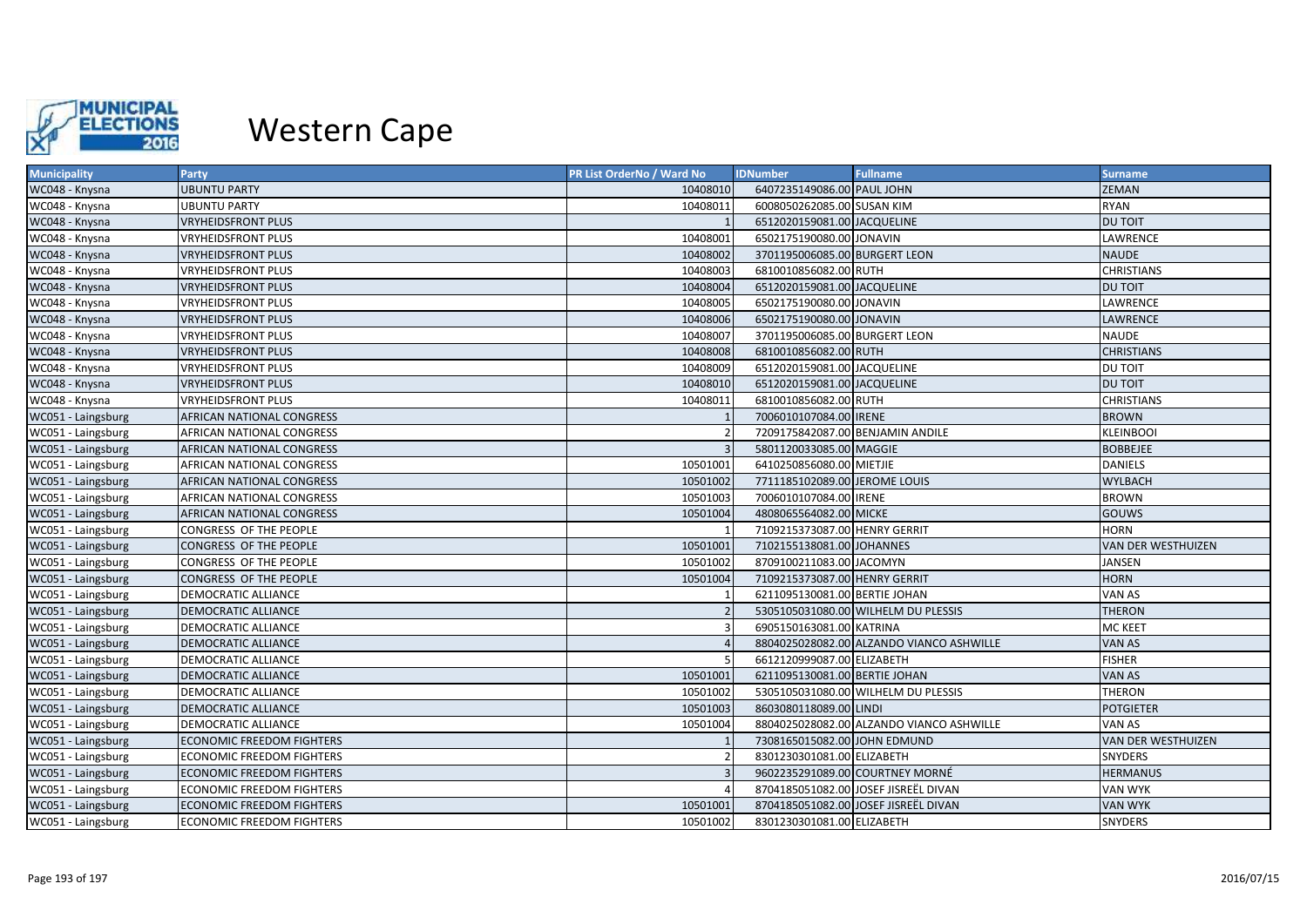# Western Cape

| Municipality | Party | PR List OrderNo / Ward No | IDNumber | Fullname | Surname |
|---|---|---|---|---|---|
| WC048 - Knysna | UBUNTU PARTY | 10408010 | 6407235149086.00 | PAUL JOHN | ZEMAN |
| WC048 - Knysna | UBUNTU PARTY | 10408011 | 6008050262085.00 | SUSAN KIM | RYAN |
| WC048 - Knysna | VRYHEIDSFRONT PLUS | 1 | 6512020159081.00 | JACQUELINE | DU TOIT |
| WC048 - Knysna | VRYHEIDSFRONT PLUS | 10408001 | 6502175190080.00 | JONAVIN | LAWRENCE |
| WC048 - Knysna | VRYHEIDSFRONT PLUS | 10408002 | 3701195006085.00 | BURGERT LEON | NAUDE |
| WC048 - Knysna | VRYHEIDSFRONT PLUS | 10408003 | 6810010856082.00 | RUTH | CHRISTIANS |
| WC048 - Knysna | VRYHEIDSFRONT PLUS | 10408004 | 6512020159081.00 | JACQUELINE | DU TOIT |
| WC048 - Knysna | VRYHEIDSFRONT PLUS | 10408005 | 6502175190080.00 | JONAVIN | LAWRENCE |
| WC048 - Knysna | VRYHEIDSFRONT PLUS | 10408006 | 6502175190080.00 | JONAVIN | LAWRENCE |
| WC048 - Knysna | VRYHEIDSFRONT PLUS | 10408007 | 3701195006085.00 | BURGERT LEON | NAUDE |
| WC048 - Knysna | VRYHEIDSFRONT PLUS | 10408008 | 6810010856082.00 | RUTH | CHRISTIANS |
| WC048 - Knysna | VRYHEIDSFRONT PLUS | 10408009 | 6512020159081.00 | JACQUELINE | DU TOIT |
| WC048 - Knysna | VRYHEIDSFRONT PLUS | 10408010 | 6512020159081.00 | JACQUELINE | DU TOIT |
| WC048 - Knysna | VRYHEIDSFRONT PLUS | 10408011 | 6810010856082.00 | RUTH | CHRISTIANS |
| WC051 - Laingsburg | AFRICAN NATIONAL CONGRESS | 1 | 7006010107084.00 | IRENE | BROWN |
| WC051 - Laingsburg | AFRICAN NATIONAL CONGRESS | 2 | 7209175842087.00 | BENJAMIN ANDILE | KLEINBOOI |
| WC051 - Laingsburg | AFRICAN NATIONAL CONGRESS | 3 | 5801120033085.00 | MAGGIE | BOBBEJEE |
| WC051 - Laingsburg | AFRICAN NATIONAL CONGRESS | 10501001 | 6410250856080.00 | MIETJIE | DANIELS |
| WC051 - Laingsburg | AFRICAN NATIONAL CONGRESS | 10501002 | 7711185102089.00 | JEROME LOUIS | WYLBACH |
| WC051 - Laingsburg | AFRICAN NATIONAL CONGRESS | 10501003 | 7006010107084.00 | IRENE | BROWN |
| WC051 - Laingsburg | AFRICAN NATIONAL CONGRESS | 10501004 | 4808065564082.00 | MICKE | GOUWS |
| WC051 - Laingsburg | CONGRESS OF THE PEOPLE | 1 | 7109215373087.00 | HENRY GERRIT | HORN |
| WC051 - Laingsburg | CONGRESS OF THE PEOPLE | 10501001 | 7102155138081.00 | JOHANNES | VAN DER WESTHUIZEN |
| WC051 - Laingsburg | CONGRESS OF THE PEOPLE | 10501002 | 8709100211083.00 | JACOMYN | JANSEN |
| WC051 - Laingsburg | CONGRESS OF THE PEOPLE | 10501004 | 7109215373087.00 | HENRY GERRIT | HORN |
| WC051 - Laingsburg | DEMOCRATIC ALLIANCE | 1 | 6211095130081.00 | BERTIE JOHAN | VAN AS |
| WC051 - Laingsburg | DEMOCRATIC ALLIANCE | 2 | 5305105031080.00 | WILHELM DU PLESSIS | THERON |
| WC051 - Laingsburg | DEMOCRATIC ALLIANCE | 3 | 6905150163081.00 | KATRINA | MC KEET |
| WC051 - Laingsburg | DEMOCRATIC ALLIANCE | 4 | 8804025028082.00 | ALZANDO VIANCO ASHWILLE | VAN AS |
| WC051 - Laingsburg | DEMOCRATIC ALLIANCE | 5 | 6612120999087.00 | ELIZABETH | FISHER |
| WC051 - Laingsburg | DEMOCRATIC ALLIANCE | 10501001 | 6211095130081.00 | BERTIE JOHAN | VAN AS |
| WC051 - Laingsburg | DEMOCRATIC ALLIANCE | 10501002 | 5305105031080.00 | WILHELM DU PLESSIS | THERON |
| WC051 - Laingsburg | DEMOCRATIC ALLIANCE | 10501003 | 8603080118089.00 | LINDI | POTGIETER |
| WC051 - Laingsburg | DEMOCRATIC ALLIANCE | 10501004 | 8804025028082.00 | ALZANDO VIANCO ASHWILLE | VAN AS |
| WC051 - Laingsburg | ECONOMIC FREEDOM FIGHTERS | 1 | 7308165015082.00 | JOHN EDMUND | VAN DER WESTHUIZEN |
| WC051 - Laingsburg | ECONOMIC FREEDOM FIGHTERS | 2 | 8301230301081.00 | ELIZABETH | SNYDERS |
| WC051 - Laingsburg | ECONOMIC FREEDOM FIGHTERS | 3 | 9602235291089.00 | COURTNEY MORNÉ | HERMANUS |
| WC051 - Laingsburg | ECONOMIC FREEDOM FIGHTERS | 4 | 8704185051082.00 | JOSEF JISREËL DIVAN | VAN WYK |
| WC051 - Laingsburg | ECONOMIC FREEDOM FIGHTERS | 10501001 | 8704185051082.00 | JOSEF JISREËL DIVAN | VAN WYK |
| WC051 - Laingsburg | ECONOMIC FREEDOM FIGHTERS | 10501002 | 8301230301081.00 | ELIZABETH | SNYDERS |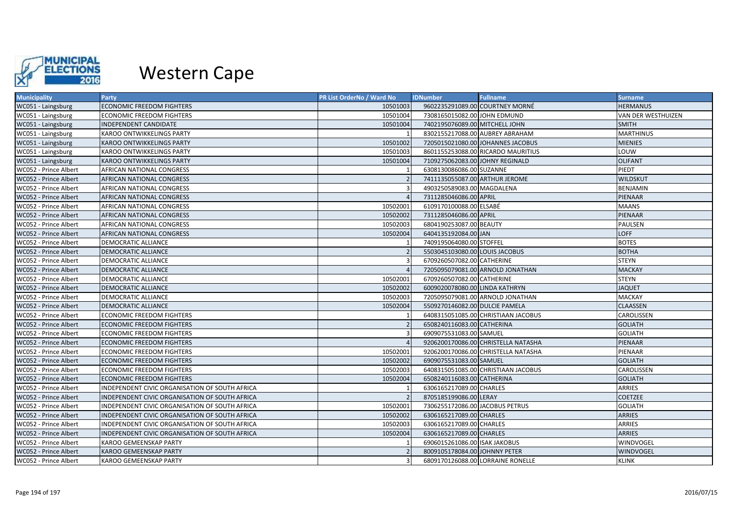# Western Cape

| Municipality | Party | PR List OrderNo / Ward No | IDNumber | Fullname | Surname |
|---|---|---|---|---|---|
| WC051 - Laingsburg | ECONOMIC FREEDOM FIGHTERS | 10501003 | 9602235291089.00 | COURTNEY MORNÉ | HERMANUS |
| WC051 - Laingsburg | ECONOMIC FREEDOM FIGHTERS | 10501004 | 7308165015082.00 | JOHN EDMUND | VAN DER WESTHUIZEN |
| WC051 - Laingsburg | INDEPENDENT CANDIDATE | 10501004 | 7402195076089.00 | MITCHELL JOHN | SMITH |
| WC051 - Laingsburg | KAROO ONTWIKKELINGS PARTY | 1 | 8302155217088.00 | AUBREY ABRAHAM | MARTHINUS |
| WC051 - Laingsburg | KAROO ONTWIKKELINGS PARTY | 10501002 | 7205015021080.00 | JOHANNES JACOBUS | MIENIES |
| WC051 - Laingsburg | KAROO ONTWIKKELINGS PARTY | 10501003 | 8601155253088.00 | RICARDO MAURITIUS | LOUW |
| WC051 - Laingsburg | KAROO ONTWIKKELINGS PARTY | 10501004 | 7109275062083.00 | JOHNY REGINALD | OLIFANT |
| WC052 - Prince Albert | AFRICAN NATIONAL CONGRESS | 1 | 6308130086086.00 | SUZANNE | PIEDT |
| WC052 - Prince Albert | AFRICAN NATIONAL CONGRESS | 2 | 7411135055087.00 | ARTHUR JEROME | WILDSKUT |
| WC052 - Prince Albert | AFRICAN NATIONAL CONGRESS | 3 | 4903250589083.00 | MAGDALENA | BENJAMIN |
| WC052 - Prince Albert | AFRICAN NATIONAL CONGRESS | 4 | 7311285046086.00 | APRIL | PIENAAR |
| WC052 - Prince Albert | AFRICAN NATIONAL CONGRESS | 10502001 | 6109170100088.00 | ELSABÉ | MAANS |
| WC052 - Prince Albert | AFRICAN NATIONAL CONGRESS | 10502002 | 7311285046086.00 | APRIL | PIENAAR |
| WC052 - Prince Albert | AFRICAN NATIONAL CONGRESS | 10502003 | 6804190253087.00 | BEAUTY | PAULSEN |
| WC052 - Prince Albert | AFRICAN NATIONAL CONGRESS | 10502004 | 6404135192084.00 | JAN | LOFF |
| WC052 - Prince Albert | DEMOCRATIC ALLIANCE | 1 | 7409195064080.00 | STOFFEL | BOTES |
| WC052 - Prince Albert | DEMOCRATIC ALLIANCE | 2 | 5503045103080.00 | LOUIS JACOBUS | BOTHA |
| WC052 - Prince Albert | DEMOCRATIC ALLIANCE | 3 | 6709260507082.00 | CATHERINE | STEYN |
| WC052 - Prince Albert | DEMOCRATIC ALLIANCE | 4 | 7205095079081.00 | ARNOLD JONATHAN | MACKAY |
| WC052 - Prince Albert | DEMOCRATIC ALLIANCE | 10502001 | 6709260507082.00 | CATHERINE | STEYN |
| WC052 - Prince Albert | DEMOCRATIC ALLIANCE | 10502002 | 6009020078080.00 | LINDA KATHRYN | JAQUET |
| WC052 - Prince Albert | DEMOCRATIC ALLIANCE | 10502003 | 7205095079081.00 | ARNOLD JONATHAN | MACKAY |
| WC052 - Prince Albert | DEMOCRATIC ALLIANCE | 10502004 | 5509270146082.00 | DULCIE PAMELA | CLAASSEN |
| WC052 - Prince Albert | ECONOMIC FREEDOM FIGHTERS | 1 | 6408315051085.00 | CHRISTIAAN JACOBUS | CAROLISSEN |
| WC052 - Prince Albert | ECONOMIC FREEDOM FIGHTERS | 2 | 6508240116083.00 | CATHERINA | GOLIATH |
| WC052 - Prince Albert | ECONOMIC FREEDOM FIGHTERS | 3 | 6909075531083.00 | SAMUEL | GOLIATH |
| WC052 - Prince Albert | ECONOMIC FREEDOM FIGHTERS | 4 | 9206200170086.00 | CHRISTELLA NATASHA | PIENAAR |
| WC052 - Prince Albert | ECONOMIC FREEDOM FIGHTERS | 10502001 | 9206200170086.00 | CHRISTELLA NATASHA | PIENAAR |
| WC052 - Prince Albert | ECONOMIC FREEDOM FIGHTERS | 10502002 | 6909075531083.00 | SAMUEL | GOLIATH |
| WC052 - Prince Albert | ECONOMIC FREEDOM FIGHTERS | 10502003 | 6408315051085.00 | CHRISTIAAN JACOBUS | CAROLISSEN |
| WC052 - Prince Albert | ECONOMIC FREEDOM FIGHTERS | 10502004 | 6508240116083.00 | CATHERINA | GOLIATH |
| WC052 - Prince Albert | INDEPENDENT CIVIC ORGANISATION OF SOUTH AFRICA | 1 | 6306165217089.00 | CHARLES | ARRIES |
| WC052 - Prince Albert | INDEPENDENT CIVIC ORGANISATION OF SOUTH AFRICA | 2 | 8705185199086.00 | LERAY | COETZEE |
| WC052 - Prince Albert | INDEPENDENT CIVIC ORGANISATION OF SOUTH AFRICA | 10502001 | 7306255172086.00 | JACOBUS PETRUS | GOLIATH |
| WC052 - Prince Albert | INDEPENDENT CIVIC ORGANISATION OF SOUTH AFRICA | 10502002 | 6306165217089.00 | CHARLES | ARRIES |
| WC052 - Prince Albert | INDEPENDENT CIVIC ORGANISATION OF SOUTH AFRICA | 10502003 | 6306165217089.00 | CHARLES | ARRIES |
| WC052 - Prince Albert | INDEPENDENT CIVIC ORGANISATION OF SOUTH AFRICA | 10502004 | 6306165217089.00 | CHARLES | ARRIES |
| WC052 - Prince Albert | KAROO GEMEENSKAP PARTY | 1 | 6906015261086.00 | ISAK JAKOBUS | WINDVOGEL |
| WC052 - Prince Albert | KAROO GEMEENSKAP PARTY | 2 | 8009105178084.00 | JOHNNY PETER | WINDVOGEL |
| WC052 - Prince Albert | KAROO GEMEENSKAP PARTY | 3 | 6809170126088.00 | LORRAINE RONELLE | KLINK |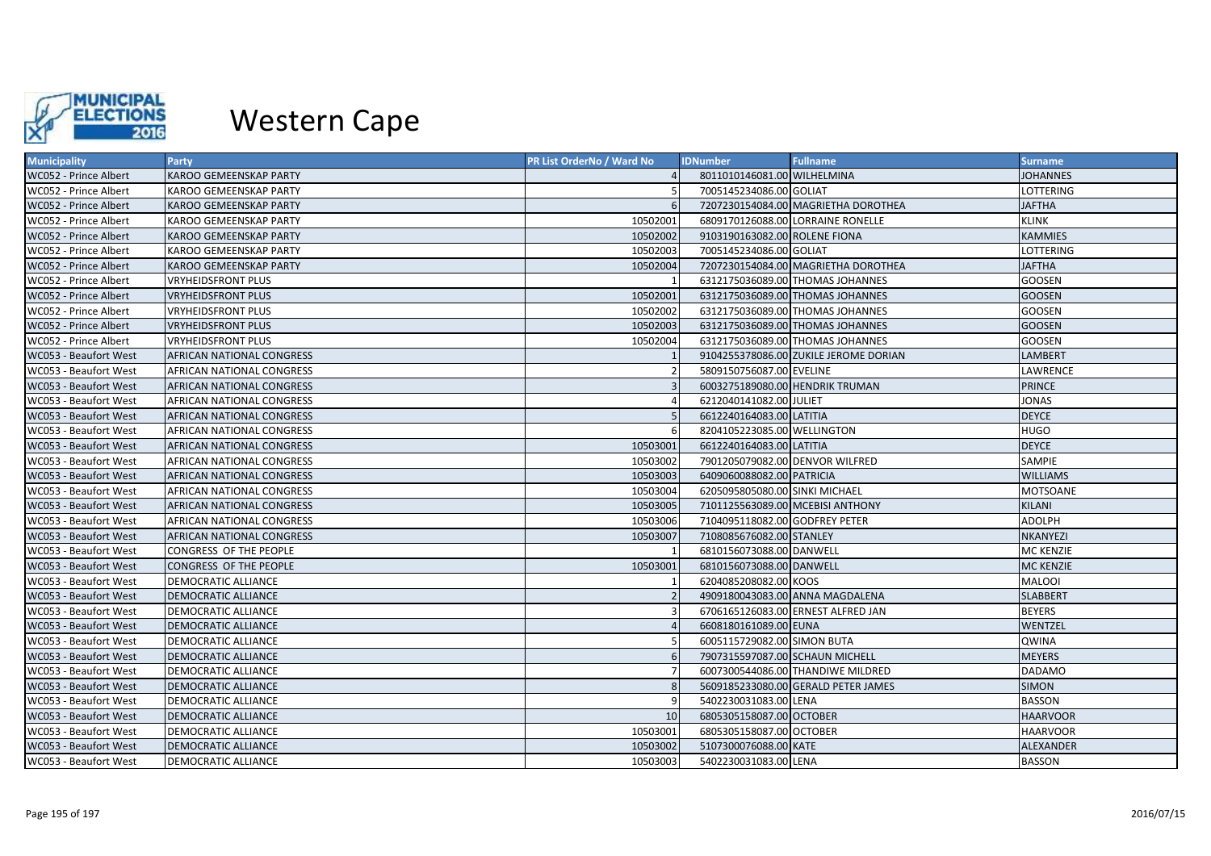# Western Cape

| Municipality | Party | PR List OrderNo / Ward No | IDNumber | Fullname | Surname |
|---|---|---|---|---|---|
| WC052 - Prince Albert | KAROO GEMEENSKAP PARTY | 4 | 8011010146081.00 | WILHELMINA | JOHANNES |
| WC052 - Prince Albert | KAROO GEMEENSKAP PARTY | 5 | 7005145234086.00 | GOLIAT | LOTTERING |
| WC052 - Prince Albert | KAROO GEMEENSKAP PARTY | 6 | 7207230154084.00 | MAGRIETHA DOROTHEA | JAFTHA |
| WC052 - Prince Albert | KAROO GEMEENSKAP PARTY | 10502001 | 6809170126088.00 | LORRAINE RONELLE | KLINK |
| WC052 - Prince Albert | KAROO GEMEENSKAP PARTY | 10502002 | 9103190163082.00 | ROLENE FIONA | KAMMIES |
| WC052 - Prince Albert | KAROO GEMEENSKAP PARTY | 10502003 | 7005145234086.00 | GOLIAT | LOTTERING |
| WC052 - Prince Albert | KAROO GEMEENSKAP PARTY | 10502004 | 7207230154084.00 | MAGRIETHA DOROTHEA | JAFTHA |
| WC052 - Prince Albert | VRYHEIDSFRONT PLUS | 1 | 6312175036089.00 | THOMAS JOHANNES | GOOSEN |
| WC052 - Prince Albert | VRYHEIDSFRONT PLUS | 10502001 | 6312175036089.00 | THOMAS JOHANNES | GOOSEN |
| WC052 - Prince Albert | VRYHEIDSFRONT PLUS | 10502002 | 6312175036089.00 | THOMAS JOHANNES | GOOSEN |
| WC052 - Prince Albert | VRYHEIDSFRONT PLUS | 10502003 | 6312175036089.00 | THOMAS JOHANNES | GOOSEN |
| WC052 - Prince Albert | VRYHEIDSFRONT PLUS | 10502004 | 6312175036089.00 | THOMAS JOHANNES | GOOSEN |
| WC053 - Beaufort West | AFRICAN NATIONAL CONGRESS | 1 | 9104255378086.00 | ZUKILE JEROME DORIAN | LAMBERT |
| WC053 - Beaufort West | AFRICAN NATIONAL CONGRESS | 2 | 5809150756087.00 | EVELINE | LAWRENCE |
| WC053 - Beaufort West | AFRICAN NATIONAL CONGRESS | 3 | 6003275189080.00 | HENDRIK TRUMAN | PRINCE |
| WC053 - Beaufort West | AFRICAN NATIONAL CONGRESS | 4 | 6212040141082.00 | JULIET | JONAS |
| WC053 - Beaufort West | AFRICAN NATIONAL CONGRESS | 5 | 6612240164083.00 | LATITIA | DEYCE |
| WC053 - Beaufort West | AFRICAN NATIONAL CONGRESS | 6 | 8204105223085.00 | WELLINGTON | HUGO |
| WC053 - Beaufort West | AFRICAN NATIONAL CONGRESS | 10503001 | 6612240164083.00 | LATITIA | DEYCE |
| WC053 - Beaufort West | AFRICAN NATIONAL CONGRESS | 10503002 | 7901205079082.00 | DENVOR WILFRED | SAMPIE |
| WC053 - Beaufort West | AFRICAN NATIONAL CONGRESS | 10503003 | 6409060088082.00 | PATRICIA | WILLIAMS |
| WC053 - Beaufort West | AFRICAN NATIONAL CONGRESS | 10503004 | 6205095805080.00 | SINKI MICHAEL | MOTSOANE |
| WC053 - Beaufort West | AFRICAN NATIONAL CONGRESS | 10503005 | 7101125563089.00 | MCEBISI ANTHONY | KILANI |
| WC053 - Beaufort West | AFRICAN NATIONAL CONGRESS | 10503006 | 7104095118082.00 | GODFREY PETER | ADOLPH |
| WC053 - Beaufort West | AFRICAN NATIONAL CONGRESS | 10503007 | 7108085676082.00 | STANLEY | NKANYEZI |
| WC053 - Beaufort West | CONGRESS OF THE PEOPLE | 1 | 6810156073088.00 | DANWELL | MC KENZIE |
| WC053 - Beaufort West | CONGRESS OF THE PEOPLE | 10503001 | 6810156073088.00 | DANWELL | MC KENZIE |
| WC053 - Beaufort West | DEMOCRATIC ALLIANCE | 1 | 6204085208082.00 | KOOS | MALOOI |
| WC053 - Beaufort West | DEMOCRATIC ALLIANCE | 2 | 4909180043083.00 | ANNA MAGDALENA | SLABBERT |
| WC053 - Beaufort West | DEMOCRATIC ALLIANCE | 3 | 6706165126083.00 | ERNEST ALFRED JAN | BEYERS |
| WC053 - Beaufort West | DEMOCRATIC ALLIANCE | 4 | 6608180161089.00 | EUNA | WENTZEL |
| WC053 - Beaufort West | DEMOCRATIC ALLIANCE | 5 | 6005115729082.00 | SIMON BUTA | QWINA |
| WC053 - Beaufort West | DEMOCRATIC ALLIANCE | 6 | 7907315597087.00 | SCHAUN MICHELL | MEYERS |
| WC053 - Beaufort West | DEMOCRATIC ALLIANCE | 7 | 6007300544086.00 | THANDIWE MILDRED | DADAMO |
| WC053 - Beaufort West | DEMOCRATIC ALLIANCE | 8 | 5609185233080.00 | GERALD PETER JAMES | SIMON |
| WC053 - Beaufort West | DEMOCRATIC ALLIANCE | 9 | 5402230031083.00 | LENA | BASSON |
| WC053 - Beaufort West | DEMOCRATIC ALLIANCE | 10 | 6805305158087.00 | OCTOBER | HAARVOOR |
| WC053 - Beaufort West | DEMOCRATIC ALLIANCE | 10503001 | 6805305158087.00 | OCTOBER | HAARVOOR |
| WC053 - Beaufort West | DEMOCRATIC ALLIANCE | 10503002 | 5107300076088.00 | KATE | ALEXANDER |
| WC053 - Beaufort West | DEMOCRATIC ALLIANCE | 10503003 | 5402230031083.00 | LENA | BASSON |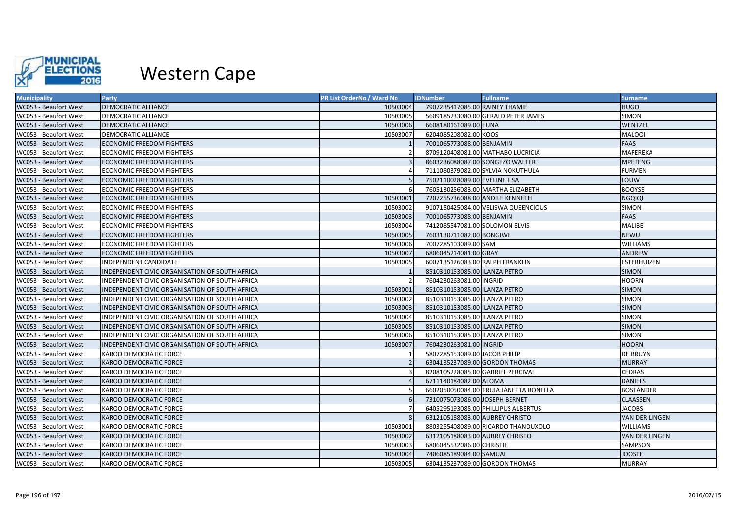# Western Cape

| Municipality | Party | PR List OrderNo / Ward No | IDNumber | Fullname | Surname |
|---|---|---|---|---|---|
| WC053 - Beaufort West | DEMOCRATIC ALLIANCE | 10503004 | 7907235417085.00 | RAINEY THAMIE | HUGO |
| WC053 - Beaufort West | DEMOCRATIC ALLIANCE | 10503005 | 5609185233080.00 | GERALD PETER JAMES | SIMON |
| WC053 - Beaufort West | DEMOCRATIC ALLIANCE | 10503006 | 6608180161089.00 | EUNA | WENTZEL |
| WC053 - Beaufort West | DEMOCRATIC ALLIANCE | 10503007 | 6204085208082.00 | KOOS | MALOOI |
| WC053 - Beaufort West | ECONOMIC FREEDOM FIGHTERS | 1 | 7001065773088.00 | BENJAMIN | FAAS |
| WC053 - Beaufort West | ECONOMIC FREEDOM FIGHTERS | 2 | 8709120408081.00 | MATHABO LUCRICIA | MAFEREKA |
| WC053 - Beaufort West | ECONOMIC FREEDOM FIGHTERS | 3 | 8603236088087.00 | SONGEZO WALTER | MPETENG |
| WC053 - Beaufort West | ECONOMIC FREEDOM FIGHTERS | 4 | 7111080379082.00 | SYLVIA NOKUTHULA | FURMEN |
| WC053 - Beaufort West | ECONOMIC FREEDOM FIGHTERS | 5 | 7502110028089.00 | EVELINE ILSA | LOUW |
| WC053 - Beaufort West | ECONOMIC FREEDOM FIGHTERS | 6 | 7605130256083.00 | MARTHA ELIZABETH | BOOYSE |
| WC053 - Beaufort West | ECONOMIC FREEDOM FIGHTERS | 10503001 | 7207255736088.00 | ANDILE KENNETH | NGQIQI |
| WC053 - Beaufort West | ECONOMIC FREEDOM FIGHTERS | 10503002 | 9107150425084.00 | VELISWA QUEENCIOUS | SIMON |
| WC053 - Beaufort West | ECONOMIC FREEDOM FIGHTERS | 10503003 | 7001065773088.00 | BENJAMIN | FAAS |
| WC053 - Beaufort West | ECONOMIC FREEDOM FIGHTERS | 10503004 | 7412085547081.00 | SOLOMON ELVIS | MALIBE |
| WC053 - Beaufort West | ECONOMIC FREEDOM FIGHTERS | 10503005 | 7603130711082.00 | BONGIWE | NEWU |
| WC053 - Beaufort West | ECONOMIC FREEDOM FIGHTERS | 10503006 | 7007285103089.00 | SAM | WILLIAMS |
| WC053 - Beaufort West | ECONOMIC FREEDOM FIGHTERS | 10503007 | 6806045214081.00 | GRAY | ANDREW |
| WC053 - Beaufort West | INDEPENDENT CANDIDATE | 10503005 | 6007135126083.00 | RALPH FRANKLIN | ESTERHUIZEN |
| WC053 - Beaufort West | INDEPENDENT CIVIC ORGANISATION OF SOUTH AFRICA | 1 | 8510310153085.00 | ILANZA PETRO | SIMON |
| WC053 - Beaufort West | INDEPENDENT CIVIC ORGANISATION OF SOUTH AFRICA | 2 | 7604230263081.00 | INGRID | HOORN |
| WC053 - Beaufort West | INDEPENDENT CIVIC ORGANISATION OF SOUTH AFRICA | 10503001 | 8510310153085.00 | ILANZA PETRO | SIMON |
| WC053 - Beaufort West | INDEPENDENT CIVIC ORGANISATION OF SOUTH AFRICA | 10503002 | 8510310153085.00 | ILANZA PETRO | SIMON |
| WC053 - Beaufort West | INDEPENDENT CIVIC ORGANISATION OF SOUTH AFRICA | 10503003 | 8510310153085.00 | ILANZA PETRO | SIMON |
| WC053 - Beaufort West | INDEPENDENT CIVIC ORGANISATION OF SOUTH AFRICA | 10503004 | 8510310153085.00 | ILANZA PETRO | SIMON |
| WC053 - Beaufort West | INDEPENDENT CIVIC ORGANISATION OF SOUTH AFRICA | 10503005 | 8510310153085.00 | ILANZA PETRO | SIMON |
| WC053 - Beaufort West | INDEPENDENT CIVIC ORGANISATION OF SOUTH AFRICA | 10503006 | 8510310153085.00 | ILANZA PETRO | SIMON |
| WC053 - Beaufort West | INDEPENDENT CIVIC ORGANISATION OF SOUTH AFRICA | 10503007 | 7604230263081.00 | INGRID | HOORN |
| WC053 - Beaufort West | KAROO DEMOCRATIC FORCE | 1 | 5807285153089.00 | JACOB PHILIP | DE BRUYN |
| WC053 - Beaufort West | KAROO DEMOCRATIC FORCE | 2 | 6304135237089.00 | GORDON THOMAS | MURRAY |
| WC053 - Beaufort West | KAROO DEMOCRATIC FORCE | 3 | 8208105228085.00 | GABRIEL PERCIVAL | CEDRAS |
| WC053 - Beaufort West | KAROO DEMOCRATIC FORCE | 4 | 6711140184082.00 | ALOMA | DANIELS |
| WC053 - Beaufort West | KAROO DEMOCRATIC FORCE | 5 | 6602050050084.00 | TRUIA JANETTA RONELLA | BOSTANDER |
| WC053 - Beaufort West | KAROO DEMOCRATIC FORCE | 6 | 7310075073086.00 | JOSEPH BERNET | CLAASSEN |
| WC053 - Beaufort West | KAROO DEMOCRATIC FORCE | 7 | 6405295193085.00 | PHILLIPUS ALBERTUS | JACOBS |
| WC053 - Beaufort West | KAROO DEMOCRATIC FORCE | 8 | 6312105188083.00 | AUBREY CHRISTO | VAN DER LINGEN |
| WC053 - Beaufort West | KAROO DEMOCRATIC FORCE | 10503001 | 8803255408089.00 | RICARDO THANDUXOLO | WILLIAMS |
| WC053 - Beaufort West | KAROO DEMOCRATIC FORCE | 10503002 | 6312105188083.00 | AUBREY CHRISTO | VAN DER LINGEN |
| WC053 - Beaufort West | KAROO DEMOCRATIC FORCE | 10503003 | 6806045532086.00 | CHRISTIE | SAMPSON |
| WC053 - Beaufort West | KAROO DEMOCRATIC FORCE | 10503004 | 7406085189084.00 | SAMUAL | JOOSTE |
| WC053 - Beaufort West | KAROO DEMOCRATIC FORCE | 10503005 | 6304135237089.00 | GORDON THOMAS | MURRAY |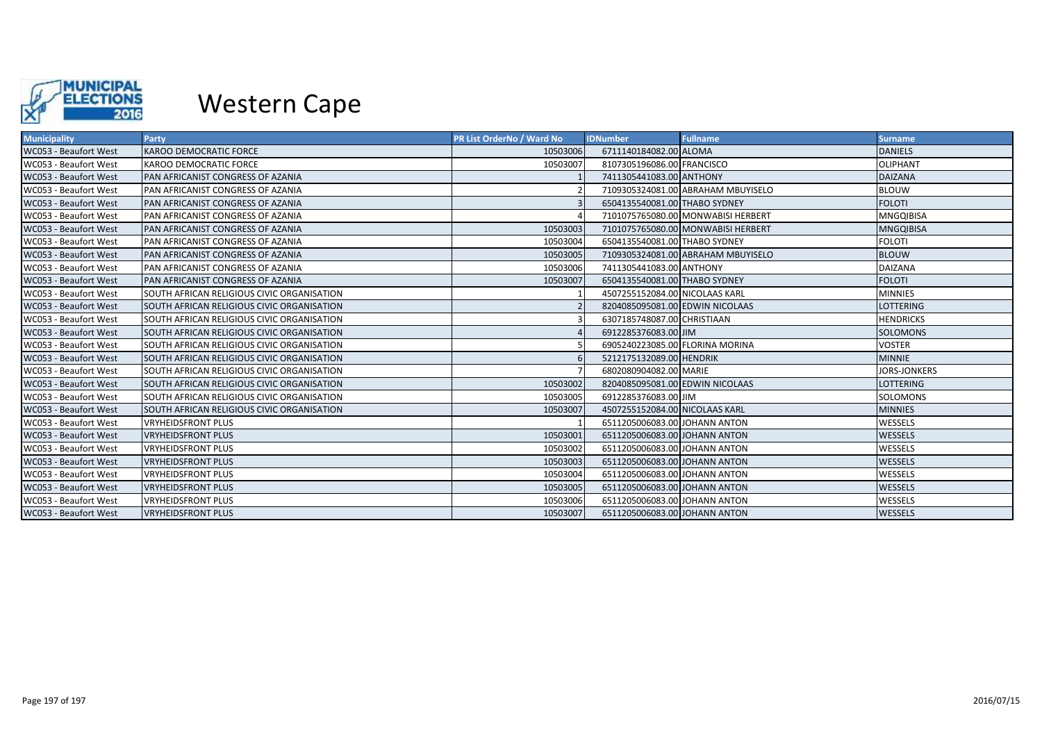# Western Cape

| Municipality | Party | PR List OrderNo / Ward No | IDNumber | Fullname | Surname |
|---|---|---|---|---|---|
| WC053 - Beaufort West | KAROO DEMOCRATIC FORCE | 10503006 | 6711140184082.00 | ALOMA | DANIELS |
| WC053 - Beaufort West | KAROO DEMOCRATIC FORCE | 10503007 | 8107305196086.00 | FRANCISCO | OLIPHANT |
| WC053 - Beaufort West | PAN AFRICANIST CONGRESS OF AZANIA | 1 | 7411305441083.00 | ANTHONY | DAIZANA |
| WC053 - Beaufort West | PAN AFRICANIST CONGRESS OF AZANIA | 2 | 7109305324081.00 | ABRAHAM MBUYISELO | BLOUW |
| WC053 - Beaufort West | PAN AFRICANIST CONGRESS OF AZANIA | 3 | 6504135540081.00 | THABO SYDNEY | FOLOTI |
| WC053 - Beaufort West | PAN AFRICANIST CONGRESS OF AZANIA | 4 | 7101075765080.00 | MONWABISI HERBERT | MNGQIBISA |
| WC053 - Beaufort West | PAN AFRICANIST CONGRESS OF AZANIA | 10503003 | 7101075765080.00 | MONWABISI HERBERT | MNGQIBISA |
| WC053 - Beaufort West | PAN AFRICANIST CONGRESS OF AZANIA | 10503004 | 6504135540081.00 | THABO SYDNEY | FOLOTI |
| WC053 - Beaufort West | PAN AFRICANIST CONGRESS OF AZANIA | 10503005 | 7109305324081.00 | ABRAHAM MBUYISELO | BLOUW |
| WC053 - Beaufort West | PAN AFRICANIST CONGRESS OF AZANIA | 10503006 | 7411305441083.00 | ANTHONY | DAIZANA |
| WC053 - Beaufort West | PAN AFRICANIST CONGRESS OF AZANIA | 10503007 | 6504135540081.00 | THABO SYDNEY | FOLOTI |
| WC053 - Beaufort West | SOUTH AFRICAN RELIGIOUS CIVIC ORGANISATION | 1 | 4507255152084.00 | NICOLAAS KARL | MINNIES |
| WC053 - Beaufort West | SOUTH AFRICAN RELIGIOUS CIVIC ORGANISATION | 2 | 8204085095081.00 | EDWIN NICOLAAS | LOTTERING |
| WC053 - Beaufort West | SOUTH AFRICAN RELIGIOUS CIVIC ORGANISATION | 3 | 6307185748087.00 | CHRISTIAAN | HENDRICKS |
| WC053 - Beaufort West | SOUTH AFRICAN RELIGIOUS CIVIC ORGANISATION | 4 | 6912285376083.00 | JIM | SOLOMONS |
| WC053 - Beaufort West | SOUTH AFRICAN RELIGIOUS CIVIC ORGANISATION | 5 | 6905240223085.00 | FLORINA MORINA | VOSTER |
| WC053 - Beaufort West | SOUTH AFRICAN RELIGIOUS CIVIC ORGANISATION | 6 | 5212175132089.00 | HENDRIK | MINNIE |
| WC053 - Beaufort West | SOUTH AFRICAN RELIGIOUS CIVIC ORGANISATION | 7 | 6802080904082.00 | MARIE | JORS-JONKERS |
| WC053 - Beaufort West | SOUTH AFRICAN RELIGIOUS CIVIC ORGANISATION | 10503002 | 8204085095081.00 | EDWIN NICOLAAS | LOTTERING |
| WC053 - Beaufort West | SOUTH AFRICAN RELIGIOUS CIVIC ORGANISATION | 10503005 | 6912285376083.00 | JIM | SOLOMONS |
| WC053 - Beaufort West | SOUTH AFRICAN RELIGIOUS CIVIC ORGANISATION | 10503007 | 4507255152084.00 | NICOLAAS KARL | MINNIES |
| WC053 - Beaufort West | VRYHEIDSFRONT PLUS | 1 | 6511205006083.00 | JOHANN ANTON | WESSELS |
| WC053 - Beaufort West | VRYHEIDSFRONT PLUS | 10503001 | 6511205006083.00 | JOHANN ANTON | WESSELS |
| WC053 - Beaufort West | VRYHEIDSFRONT PLUS | 10503002 | 6511205006083.00 | JOHANN ANTON | WESSELS |
| WC053 - Beaufort West | VRYHEIDSFRONT PLUS | 10503003 | 6511205006083.00 | JOHANN ANTON | WESSELS |
| WC053 - Beaufort West | VRYHEIDSFRONT PLUS | 10503004 | 6511205006083.00 | JOHANN ANTON | WESSELS |
| WC053 - Beaufort West | VRYHEIDSFRONT PLUS | 10503005 | 6511205006083.00 | JOHANN ANTON | WESSELS |
| WC053 - Beaufort West | VRYHEIDSFRONT PLUS | 10503006 | 6511205006083.00 | JOHANN ANTON | WESSELS |
| WC053 - Beaufort West | VRYHEIDSFRONT PLUS | 10503007 | 6511205006083.00 | JOHANN ANTON | WESSELS |